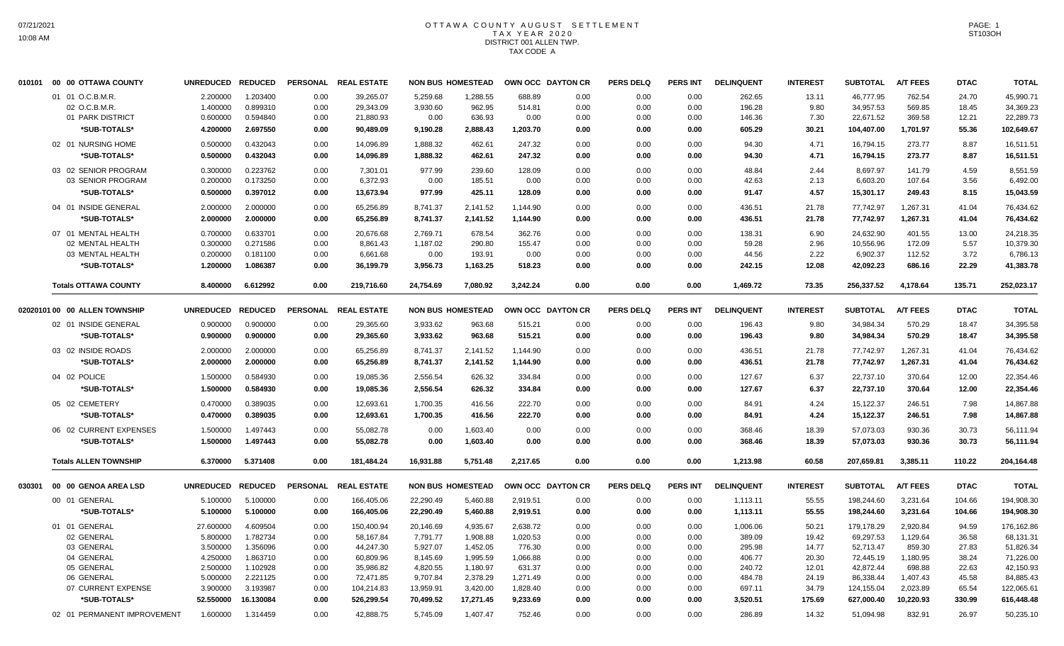# OTTAWA COUNTY AUGUST SETTLEMENT
## TAX YEAR 2020
## DISTRICT 001 ALLEN TWP.
## TAX CODE A

| | | UNREDUCED | REDUCED | PERSONAL | REAL ESTATE | NON BUS | HOMESTEAD | OWN OCC | DAYTON CR | PERS DELQ | PERS INT | DELINQUENT | INTEREST | SUBTOTAL | A/T FEES | DTAC | TOTAL |
|---|---|---|---|---|---|---|---|---|---|---|---|---|---|---|---|---|---|
| 010101 | 00 00 OTTAWA COUNTY | UNREDUCED | REDUCED | PERSONAL | REAL ESTATE | NON BUS | HOMESTEAD | OWN OCC | DAYTON CR | PERS DELQ | PERS INT | DELINQUENT | INTEREST | SUBTOTAL | A/T FEES | DTAC | TOTAL |
| | 01 01 O.C.B.M.R. | 2.200000 | 1.203400 | 0.00 | 39,265.07 | 5,259.68 | 1,288.55 | 688.89 | 0.00 | 0.00 | 0.00 | 262.65 | 13.11 | 46,777.95 | 762.54 | 24.70 | 45,990.71 |
| | 02 O.C.B.M.R. | 1.400000 | 0.899310 | 0.00 | 29,343.09 | 3,930.60 | 962.95 | 514.81 | 0.00 | 0.00 | 0.00 | 196.28 | 9.80 | 34,957.53 | 569.85 | 18.45 | 34,369.23 |
| | 01 PARK DISTRICT | 0.600000 | 0.594840 | 0.00 | 21,880.93 | 0.00 | 636.93 | 0.00 | 0.00 | 0.00 | 0.00 | 146.36 | 7.30 | 22,671.52 | 369.58 | 12.21 | 22,289.73 |
| | *SUB-TOTALS* | 4.200000 | 2.697550 | 0.00 | 90,489.09 | 9,190.28 | 2,888.43 | 1,203.70 | 0.00 | 0.00 | 0.00 | 605.29 | 30.21 | 104,407.00 | 1,701.97 | 55.36 | 102,649.67 |
| | 02 01 NURSING HOME | 0.500000 | 0.432043 | 0.00 | 14,096.89 | 1,888.32 | 462.61 | 247.32 | 0.00 | 0.00 | 0.00 | 94.30 | 4.71 | 16,794.15 | 273.77 | 8.87 | 16,511.51 |
| | *SUB-TOTALS* | 0.500000 | 0.432043 | 0.00 | 14,096.89 | 1,888.32 | 462.61 | 247.32 | 0.00 | 0.00 | 0.00 | 94.30 | 4.71 | 16,794.15 | 273.77 | 8.87 | 16,511.51 |
| | 03 02 SENIOR PROGRAM | 0.300000 | 0.223762 | 0.00 | 7,301.01 | 977.99 | 239.60 | 128.09 | 0.00 | 0.00 | 0.00 | 48.84 | 2.44 | 8,697.97 | 141.79 | 4.59 | 8,551.59 |
| | 03 SENIOR PROGRAM | 0.200000 | 0.173250 | 0.00 | 6,372.93 | 0.00 | 185.51 | 0.00 | 0.00 | 0.00 | 0.00 | 42.63 | 2.13 | 6,603.20 | 107.64 | 3.56 | 6,492.00 |
| | *SUB-TOTALS* | 0.500000 | 0.397012 | 0.00 | 13,673.94 | 977.99 | 425.11 | 128.09 | 0.00 | 0.00 | 0.00 | 91.47 | 4.57 | 15,301.17 | 249.43 | 8.15 | 15,043.59 |
| | 04 01 INSIDE GENERAL | 2.000000 | 2.000000 | 0.00 | 65,256.89 | 8,741.37 | 2,141.52 | 1,144.90 | 0.00 | 0.00 | 0.00 | 436.51 | 21.78 | 77,742.97 | 1,267.31 | 41.04 | 76,434.62 |
| | *SUB-TOTALS* | 2.000000 | 2.000000 | 0.00 | 65,256.89 | 8,741.37 | 2,141.52 | 1,144.90 | 0.00 | 0.00 | 0.00 | 436.51 | 21.78 | 77,742.97 | 1,267.31 | 41.04 | 76,434.62 |
| | 07 01 MENTAL HEALTH | 0.700000 | 0.633701 | 0.00 | 20,676.68 | 2,769.71 | 678.54 | 362.76 | 0.00 | 0.00 | 0.00 | 138.31 | 6.90 | 24,632.90 | 401.55 | 13.00 | 24,218.35 |
| | 02 MENTAL HEALTH | 0.300000 | 0.271586 | 0.00 | 8,861.43 | 1,187.02 | 290.80 | 155.47 | 0.00 | 0.00 | 0.00 | 59.28 | 2.96 | 10,556.96 | 172.09 | 5.57 | 10,379.30 |
| | 03 MENTAL HEALTH | 0.200000 | 0.181100 | 0.00 | 6,661.68 | 0.00 | 193.91 | 0.00 | 0.00 | 0.00 | 0.00 | 44.56 | 2.22 | 6,902.37 | 112.52 | 3.72 | 6,786.13 |
| | *SUB-TOTALS* | 1.200000 | 1.086387 | 0.00 | 36,199.79 | 3,956.73 | 1,163.25 | 518.23 | 0.00 | 0.00 | 0.00 | 242.15 | 12.08 | 42,092.23 | 686.16 | 22.29 | 41,383.78 |
| | **Totals OTTAWA COUNTY** | 8.400000 | 6.612992 | 0.00 | 219,716.60 | 24,754.69 | 7,080.92 | 3,242.24 | 0.00 | 0.00 | 0.00 | 1,469.72 | 73.35 | 256,337.52 | 4,178.64 | 135.71 | 252,023.17 |
| 02020101 | 00 00 ALLEN TOWNSHIP | UNREDUCED | REDUCED | PERSONAL | REAL ESTATE | NON BUS | HOMESTEAD | OWN OCC | DAYTON CR | PERS DELQ | PERS INT | DELINQUENT | INTEREST | SUBTOTAL | A/T FEES | DTAC | TOTAL |
| | 02 01 INSIDE GENERAL | 0.900000 | 0.900000 | 0.00 | 29,365.60 | 3,933.62 | 963.68 | 515.21 | 0.00 | 0.00 | 0.00 | 196.43 | 9.80 | 34,984.34 | 570.29 | 18.47 | 34,395.58 |
| | *SUB-TOTALS* | 0.900000 | 0.900000 | 0.00 | 29,365.60 | 3,933.62 | 963.68 | 515.21 | 0.00 | 0.00 | 0.00 | 196.43 | 9.80 | 34,984.34 | 570.29 | 18.47 | 34,395.58 |
| | 03 02 INSIDE ROADS | 2.000000 | 2.000000 | 0.00 | 65,256.89 | 8,741.37 | 2,141.52 | 1,144.90 | 0.00 | 0.00 | 0.00 | 436.51 | 21.78 | 77,742.97 | 1,267.31 | 41.04 | 76,434.62 |
| | *SUB-TOTALS* | 2.000000 | 2.000000 | 0.00 | 65,256.89 | 8,741.37 | 2,141.52 | 1,144.90 | 0.00 | 0.00 | 0.00 | 436.51 | 21.78 | 77,742.97 | 1,267.31 | 41.04 | 76,434.62 |
| | 04 02 POLICE | 1.500000 | 0.584930 | 0.00 | 19,085.36 | 2,556.54 | 626.32 | 334.84 | 0.00 | 0.00 | 0.00 | 127.67 | 6.37 | 22,737.10 | 370.64 | 12.00 | 22,354.46 |
| | *SUB-TOTALS* | 1.500000 | 0.584930 | 0.00 | 19,085.36 | 2,556.54 | 626.32 | 334.84 | 0.00 | 0.00 | 0.00 | 127.67 | 6.37 | 22,737.10 | 370.64 | 12.00 | 22,354.46 |
| | 05 02 CEMETERY | 0.470000 | 0.389035 | 0.00 | 12,693.61 | 1,700.35 | 416.56 | 222.70 | 0.00 | 0.00 | 0.00 | 84.91 | 4.24 | 15,122.37 | 246.51 | 7.98 | 14,867.88 |
| | *SUB-TOTALS* | 0.470000 | 0.389035 | 0.00 | 12,693.61 | 1,700.35 | 416.56 | 222.70 | 0.00 | 0.00 | 0.00 | 84.91 | 4.24 | 15,122.37 | 246.51 | 7.98 | 14,867.88 |
| | 06 02 CURRENT EXPENSES | 1.500000 | 1.497443 | 0.00 | 55,082.78 | 0.00 | 1,603.40 | 0.00 | 0.00 | 0.00 | 0.00 | 368.46 | 18.39 | 57,073.03 | 930.36 | 30.73 | 56,111.94 |
| | *SUB-TOTALS* | 1.500000 | 1.497443 | 0.00 | 55,082.78 | 0.00 | 1,603.40 | 0.00 | 0.00 | 0.00 | 0.00 | 368.46 | 18.39 | 57,073.03 | 930.36 | 30.73 | 56,111.94 |
| | **Totals ALLEN TOWNSHIP** | 6.370000 | 5.371408 | 0.00 | 181,484.24 | 16,931.88 | 5,751.48 | 2,217.65 | 0.00 | 0.00 | 0.00 | 1,213.98 | 60.58 | 207,659.81 | 3,385.11 | 110.22 | 204,164.48 |
| 030301 | 00 00 GENOA AREA LSD | UNREDUCED | REDUCED | PERSONAL | REAL ESTATE | NON BUS | HOMESTEAD | OWN OCC | DAYTON CR | PERS DELQ | PERS INT | DELINQUENT | INTEREST | SUBTOTAL | A/T FEES | DTAC | TOTAL |
| | 00 01 GENERAL | 5.100000 | 5.100000 | 0.00 | 166,405.06 | 22,290.49 | 5,460.88 | 2,919.51 | 0.00 | 0.00 | 0.00 | 1,113.11 | 55.55 | 198,244.60 | 3,231.64 | 104.66 | 194,908.30 |
| | *SUB-TOTALS* | 5.100000 | 5.100000 | 0.00 | 166,405.06 | 22,290.49 | 5,460.88 | 2,919.51 | 0.00 | 0.00 | 0.00 | 1,113.11 | 55.55 | 198,244.60 | 3,231.64 | 104.66 | 194,908.30 |
| | 01 01 GENERAL | 27.600000 | 4.609504 | 0.00 | 150,400.94 | 20,146.69 | 4,935.67 | 2,638.72 | 0.00 | 0.00 | 0.00 | 1,006.06 | 50.21 | 179,178.29 | 2,920.84 | 94.59 | 176,162.86 |
| | 02 GENERAL | 5.800000 | 1.782734 | 0.00 | 58,167.84 | 7,791.77 | 1,908.88 | 1,020.53 | 0.00 | 0.00 | 0.00 | 389.09 | 19.42 | 69,297.53 | 1,129.64 | 36.58 | 68,131.31 |
| | 03 GENERAL | 3.500000 | 1.356096 | 0.00 | 44,247.30 | 5,927.07 | 1,452.05 | 776.30 | 0.00 | 0.00 | 0.00 | 295.98 | 14.77 | 52,713.47 | 859.30 | 27.83 | 51,826.34 |
| | 04 GENERAL | 4.250000 | 1.863710 | 0.00 | 60,809.96 | 8,145.69 | 1,995.59 | 1,066.88 | 0.00 | 0.00 | 0.00 | 406.77 | 20.30 | 72,445.19 | 1,180.95 | 38.24 | 71,226.00 |
| | 05 GENERAL | 2.500000 | 1.102928 | 0.00 | 35,986.82 | 4,820.55 | 1,180.97 | 631.37 | 0.00 | 0.00 | 0.00 | 240.72 | 12.01 | 42,872.44 | 698.88 | 22.63 | 42,150.93 |
| | 06 GENERAL | 5.000000 | 2.221125 | 0.00 | 72,471.85 | 9,707.84 | 2,378.29 | 1,271.49 | 0.00 | 0.00 | 0.00 | 484.78 | 24.19 | 86,338.44 | 1,407.43 | 45.58 | 84,885.43 |
| | 07 CURRENT EXPENSE | 3.900000 | 3.193987 | 0.00 | 104,214.83 | 13,959.91 | 3,420.00 | 1,828.40 | 0.00 | 0.00 | 0.00 | 697.11 | 34.79 | 124,155.04 | 2,023.89 | 65.54 | 122,065.61 |
| | *SUB-TOTALS* | 52.550000 | 16.130084 | 0.00 | 526,299.54 | 70,499.52 | 17,271.45 | 9,233.69 | 0.00 | 0.00 | 0.00 | 3,520.51 | 175.69 | 627,000.40 | 10,220.93 | 330.99 | 616,448.48 |
| | 02 01 PERMANENT IMPROVEMENT | 1.600000 | 1.314459 | 0.00 | 42,888.75 | 5,745.09 | 1,407.47 | 752.46 | 0.00 | 0.00 | 0.00 | 286.89 | 14.32 | 51,094.98 | 832.91 | 26.97 | 50,235.10 |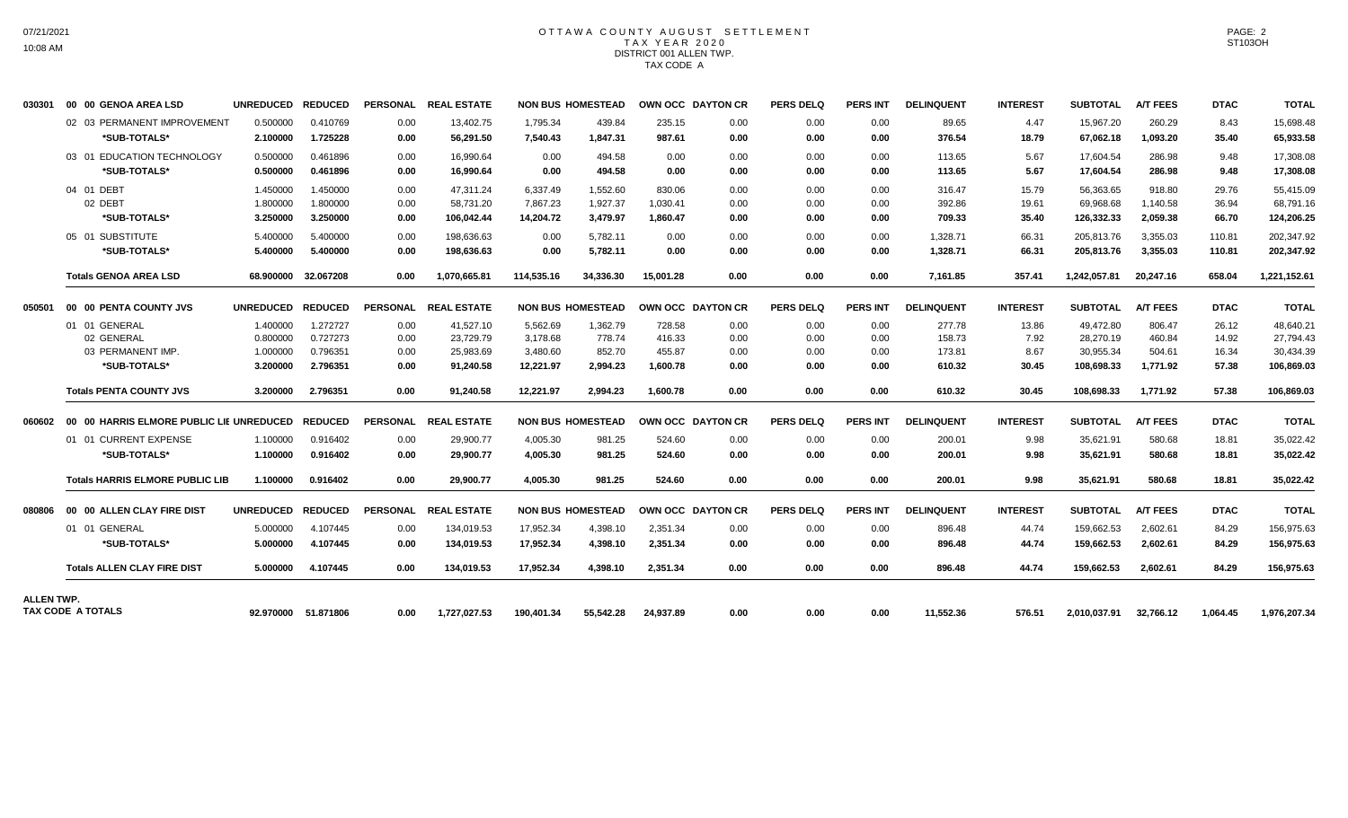# OTTAWA COUNTY AUGUST SETTLEMENT
## TAX YEAR 2020
### DISTRICT 001 ALLEN TWP.
### TAX CODE A

| | | UNREDUCED | REDUCED | PERSONAL | REAL ESTATE | NON BUS | HOMESTEAD | OWN OCC | DAYTON CR | PERS DELQ | PERS INT | DELINQUENT | INTEREST | SUBTOTAL | A/T FEES | DTAC | TOTAL |
|---|---|---|---|---|---|---|---|---|---|---|---|---|---|---|---|---|---|
| 030301 | 00 00 GENOA AREA LSD | | | | | | | | | | | | | | | | |
| | 02 03 PERMANENT IMPROVEMENT | 0.500000 | 0.410769 | 0.00 | 13,402.75 | 1,795.34 | 439.84 | 235.15 | 0.00 | 0.00 | 0.00 | 89.65 | 4.47 | 15,967.20 | 260.29 | 8.43 | 15,698.48 |
| | ***SUB-TOTALS*** | **2.100000** | **1.725228** | **0.00** | **56,291.50** | **7,540.43** | **1,847.31** | **987.61** | **0.00** | **0.00** | **0.00** | **376.54** | **18.79** | **67,062.18** | **1,093.20** | **35.40** | **65,933.58** |
| | 03 01 EDUCATION TECHNOLOGY | 0.500000 | 0.461896 | 0.00 | 16,990.64 | 0.00 | 494.58 | 0.00 | 0.00 | 0.00 | 0.00 | 113.65 | 5.67 | 17,604.54 | 286.98 | 9.48 | 17,308.08 |
| | ***SUB-TOTALS*** | **0.500000** | **0.461896** | **0.00** | **16,990.64** | **0.00** | **494.58** | **0.00** | **0.00** | **0.00** | **0.00** | **113.65** | **5.67** | **17,604.54** | **286.98** | **9.48** | **17,308.08** |
| | 04 01 DEBT | 1.450000 | 1.450000 | 0.00 | 47,311.24 | 6,337.49 | 1,552.60 | 830.06 | 0.00 | 0.00 | 0.00 | 316.47 | 15.79 | 56,363.65 | 918.80 | 29.76 | 55,415.09 |
| | 02 DEBT | 1.800000 | 1.800000 | 0.00 | 58,731.20 | 7,867.23 | 1,927.37 | 1,030.41 | 0.00 | 0.00 | 0.00 | 392.86 | 19.61 | 69,968.68 | 1,140.58 | 36.94 | 68,791.16 |
| | ***SUB-TOTALS*** | **3.250000** | **3.250000** | **0.00** | **106,042.44** | **14,204.72** | **3,479.97** | **1,860.47** | **0.00** | **0.00** | **0.00** | **709.33** | **35.40** | **126,332.33** | **2,059.38** | **66.70** | **124,206.25** |
| | 05 01 SUBSTITUTE | 5.400000 | 5.400000 | 0.00 | 198,636.63 | 0.00 | 5,782.11 | 0.00 | 0.00 | 0.00 | 0.00 | 1,328.71 | 66.31 | 205,813.76 | 3,355.03 | 110.81 | 202,347.92 |
| | ***SUB-TOTALS*** | **5.400000** | **5.400000** | **0.00** | **198,636.63** | **0.00** | **5,782.11** | **0.00** | **0.00** | **0.00** | **0.00** | **1,328.71** | **66.31** | **205,813.76** | **3,355.03** | **110.81** | **202,347.92** |
| | **Totals GENOA AREA LSD** | **68.900000** | **32.067208** | **0.00** | **1,070,665.81** | **114,535.16** | **34,336.30** | **15,001.28** | **0.00** | **0.00** | **0.00** | **7,161.85** | **357.41** | **1,242,057.81** | **20,247.16** | **658.04** | **1,221,152.61** |
| 050501 | 00 00 PENTA COUNTY JVS | UNREDUCED | REDUCED | PERSONAL | REAL ESTATE | NON BUS | HOMESTEAD | OWN OCC | DAYTON CR | PERS DELQ | PERS INT | DELINQUENT | INTEREST | SUBTOTAL | A/T FEES | DTAC | TOTAL |
| | 01 01 GENERAL | 1.400000 | 1.272727 | 0.00 | 41,527.10 | 5,562.69 | 1,362.79 | 728.58 | 0.00 | 0.00 | 0.00 | 277.78 | 13.86 | 49,472.80 | 806.47 | 26.12 | 48,640.21 |
| | 02 GENERAL | 0.800000 | 0.727273 | 0.00 | 23,729.79 | 3,178.68 | 778.74 | 416.33 | 0.00 | 0.00 | 0.00 | 158.73 | 7.92 | 28,270.19 | 460.84 | 14.92 | 27,794.43 |
| | 03 PERMANENT IMP. | 1.000000 | 0.796351 | 0.00 | 25,983.69 | 3,480.60 | 852.70 | 455.87 | 0.00 | 0.00 | 0.00 | 173.81 | 8.67 | 30,955.34 | 504.61 | 16.34 | 30,434.39 |
| | ***SUB-TOTALS*** | **3.200000** | **2.796351** | **0.00** | **91,240.58** | **12,221.97** | **2,994.23** | **1,600.78** | **0.00** | **0.00** | **0.00** | **610.32** | **30.45** | **108,698.33** | **1,771.92** | **57.38** | **106,869.03** |
| | **Totals PENTA COUNTY JVS** | **3.200000** | **2.796351** | **0.00** | **91,240.58** | **12,221.97** | **2,994.23** | **1,600.78** | **0.00** | **0.00** | **0.00** | **610.32** | **30.45** | **108,698.33** | **1,771.92** | **57.38** | **106,869.03** |
| 060602 | 00 00 HARRIS ELMORE PUBLIC LIB | UNREDUCED | REDUCED | PERSONAL | REAL ESTATE | NON BUS | HOMESTEAD | OWN OCC | DAYTON CR | PERS DELQ | PERS INT | DELINQUENT | INTEREST | SUBTOTAL | A/T FEES | DTAC | TOTAL |
| | 01 01 CURRENT EXPENSE | 1.100000 | 0.916402 | 0.00 | 29,900.77 | 4,005.30 | 981.25 | 524.60 | 0.00 | 0.00 | 0.00 | 200.01 | 9.98 | 35,621.91 | 580.68 | 18.81 | 35,022.42 |
| | ***SUB-TOTALS*** | **1.100000** | **0.916402** | **0.00** | **29,900.77** | **4,005.30** | **981.25** | **524.60** | **0.00** | **0.00** | **0.00** | **200.01** | **9.98** | **35,621.91** | **580.68** | **18.81** | **35,022.42** |
| | **Totals HARRIS ELMORE PUBLIC LIB** | **1.100000** | **0.916402** | **0.00** | **29,900.77** | **4,005.30** | **981.25** | **524.60** | **0.00** | **0.00** | **0.00** | **200.01** | **9.98** | **35,621.91** | **580.68** | **18.81** | **35,022.42** |
| 080806 | 00 00 ALLEN CLAY FIRE DIST | UNREDUCED | REDUCED | PERSONAL | REAL ESTATE | NON BUS | HOMESTEAD | OWN OCC | DAYTON CR | PERS DELQ | PERS INT | DELINQUENT | INTEREST | SUBTOTAL | A/T FEES | DTAC | TOTAL |
| | 01 01 GENERAL | 5.000000 | 4.107445 | 0.00 | 134,019.53 | 17,952.34 | 4,398.10 | 2,351.34 | 0.00 | 0.00 | 0.00 | 896.48 | 44.74 | 159,662.53 | 2,602.61 | 84.29 | 156,975.63 |
| | ***SUB-TOTALS*** | **5.000000** | **4.107445** | **0.00** | **134,019.53** | **17,952.34** | **4,398.10** | **2,351.34** | **0.00** | **0.00** | **0.00** | **896.48** | **44.74** | **159,662.53** | **2,602.61** | **84.29** | **156,975.63** |
| | **Totals ALLEN CLAY FIRE DIST** | **5.000000** | **4.107445** | **0.00** | **134,019.53** | **17,952.34** | **4,398.10** | **2,351.34** | **0.00** | **0.00** | **0.00** | **896.48** | **44.74** | **159,662.53** | **2,602.61** | **84.29** | **156,975.63** |
| **ALLEN TWP. TAX CODE A TOTALS** | | **92.970000** | **51.871806** | **0.00** | **1,727,027.53** | **190,401.34** | **55,542.28** | **24,937.89** | **0.00** | **0.00** | **0.00** | **11,552.36** | **576.51** | **2,010,037.91** | **32,766.12** | **1,064.45** | **1,976,207.34** |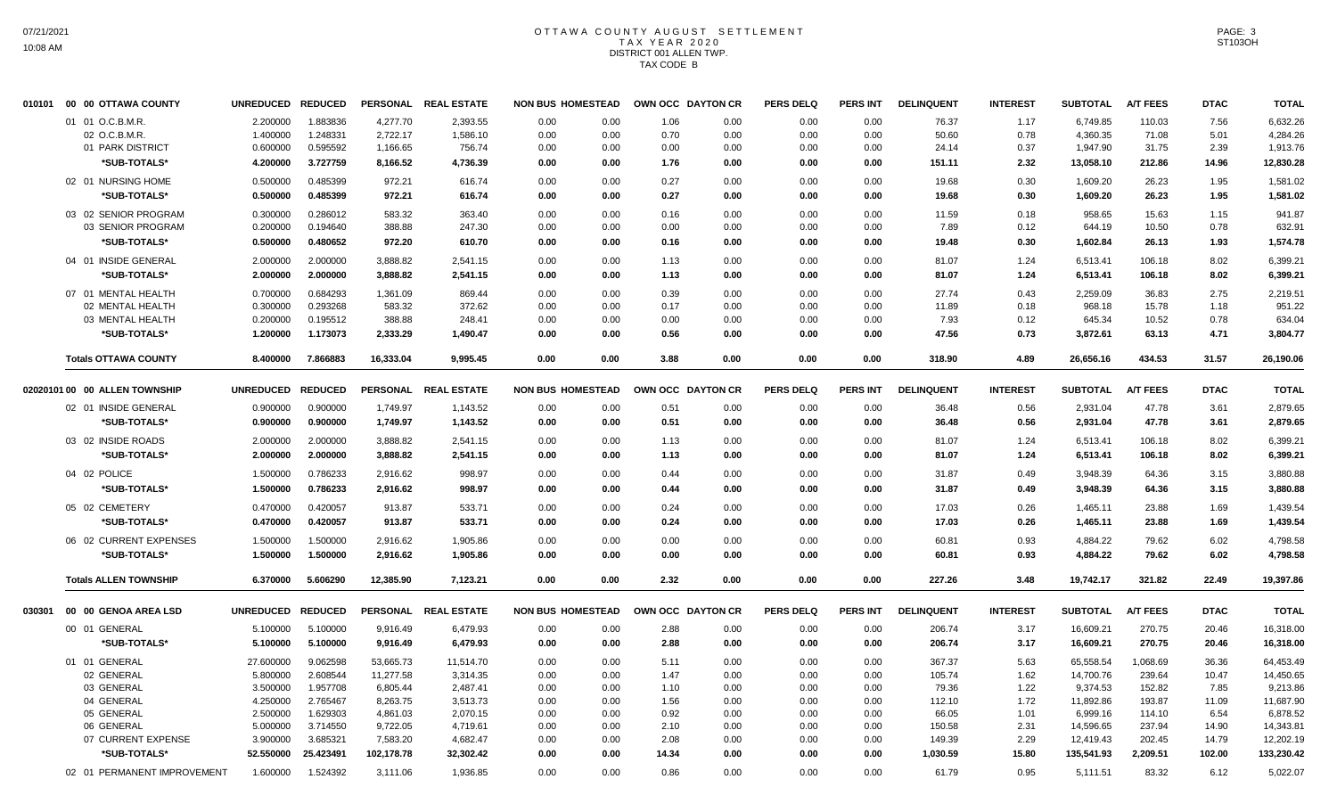# OTTAWA COUNTY AUGUST SETTLEMENT
## TAX YEAR 2020
## DISTRICT 001 ALLEN TWP.
## TAX CODE B

| | UNREDUCED | REDUCED | PERSONAL | REAL ESTATE | NON BUS | HOMESTEAD | OWN OCC | DAYTON CR | PERS DELQ | PERS INT | DELINQUENT | INTEREST | SUBTOTAL | A/T FEES | DTAC | TOTAL |
|---|---|---|---|---|---|---|---|---|---|---|---|---|---|---|---|---|
| **010101 00 00 OTTAWA COUNTY** | | | | | | | | | | | | | | | | |
| 01 01 O.C.B.M.R. | 2.200000 | 1.883836 | 4,277.70 | 2,393.55 | 0.00 | 0.00 | 1.06 | 0.00 | 0.00 | 0.00 | 76.37 | 1.17 | 6,749.85 | 110.03 | 7.56 | 6,632.26 |
| 02 O.C.B.M.R. | 1.400000 | 1.248331 | 2,722.17 | 1,586.10 | 0.00 | 0.00 | 0.70 | 0.00 | 0.00 | 0.00 | 50.60 | 0.78 | 4,360.35 | 71.08 | 5.01 | 4,284.26 |
| 01 PARK DISTRICT | 0.600000 | 0.595592 | 1,166.65 | 756.74 | 0.00 | 0.00 | 0.00 | 0.00 | 0.00 | 0.00 | 24.14 | 0.37 | 1,947.90 | 31.75 | 2.39 | 1,913.76 |
| ***SUB-TOTALS*** | **4.200000** | **3.727759** | **8,166.52** | **4,736.39** | **0.00** | **0.00** | **1.76** | **0.00** | **0.00** | **0.00** | **151.11** | **2.32** | **13,058.10** | **212.86** | **14.96** | **12,830.28** |
| 02 01 NURSING HOME | 0.500000 | 0.485399 | 972.21 | 616.74 | 0.00 | 0.00 | 0.27 | 0.00 | 0.00 | 0.00 | 19.68 | 0.30 | 1,609.20 | 26.23 | 1.95 | 1,581.02 |
| ***SUB-TOTALS*** | **0.500000** | **0.485399** | **972.21** | **616.74** | **0.00** | **0.00** | **0.27** | **0.00** | **0.00** | **0.00** | **19.68** | **0.30** | **1,609.20** | **26.23** | **1.95** | **1,581.02** |
| 03 02 SENIOR PROGRAM | 0.300000 | 0.286012 | 583.32 | 363.40 | 0.00 | 0.00 | 0.16 | 0.00 | 0.00 | 0.00 | 11.59 | 0.18 | 958.65 | 15.63 | 1.15 | 941.87 |
| 03 SENIOR PROGRAM | 0.200000 | 0.194640 | 388.88 | 247.30 | 0.00 | 0.00 | 0.00 | 0.00 | 0.00 | 0.00 | 7.89 | 0.12 | 644.19 | 10.50 | 0.78 | 632.91 |
| ***SUB-TOTALS*** | **0.500000** | **0.480652** | **972.20** | **610.70** | **0.00** | **0.00** | **0.16** | **0.00** | **0.00** | **0.00** | **19.48** | **0.30** | **1,602.84** | **26.13** | **1.93** | **1,574.78** |
| 04 01 INSIDE GENERAL | 2.000000 | 2.000000 | 3,888.82 | 2,541.15 | 0.00 | 0.00 | 1.13 | 0.00 | 0.00 | 0.00 | 81.07 | 1.24 | 6,513.41 | 106.18 | 8.02 | 6,399.21 |
| ***SUB-TOTALS*** | **2.000000** | **2.000000** | **3,888.82** | **2,541.15** | **0.00** | **0.00** | **1.13** | **0.00** | **0.00** | **0.00** | **81.07** | **1.24** | **6,513.41** | **106.18** | **8.02** | **6,399.21** |
| 07 01 MENTAL HEALTH | 0.700000 | 0.684293 | 1,361.09 | 869.44 | 0.00 | 0.00 | 0.39 | 0.00 | 0.00 | 0.00 | 27.74 | 0.43 | 2,259.09 | 36.83 | 2.75 | 2,219.51 |
| 02 MENTAL HEALTH | 0.300000 | 0.293268 | 583.32 | 372.62 | 0.00 | 0.00 | 0.17 | 0.00 | 0.00 | 0.00 | 11.89 | 0.18 | 968.18 | 15.78 | 1.18 | 951.22 |
| 03 MENTAL HEALTH | 0.200000 | 0.195512 | 388.88 | 248.41 | 0.00 | 0.00 | 0.00 | 0.00 | 0.00 | 0.00 | 7.93 | 0.12 | 645.34 | 10.52 | 0.78 | 634.04 |
| ***SUB-TOTALS*** | **1.200000** | **1.173073** | **2,333.29** | **1,490.47** | **0.00** | **0.00** | **0.56** | **0.00** | **0.00** | **0.00** | **47.56** | **0.73** | **3,872.61** | **63.13** | **4.71** | **3,804.77** |
| **Totals OTTAWA COUNTY** | **8.400000** | **7.866883** | **16,333.04** | **9,995.45** | **0.00** | **0.00** | **3.88** | **0.00** | **0.00** | **0.00** | **318.90** | **4.89** | **26,656.16** | **434.53** | **31.57** | **26,190.06** |
| **02020101 00 00 ALLEN TOWNSHIP** | | | | | | | | | | | | | | | | |
| 02 01 INSIDE GENERAL | 0.900000 | 0.900000 | 1,749.97 | 1,143.52 | 0.00 | 0.00 | 0.51 | 0.00 | 0.00 | 0.00 | 36.48 | 0.56 | 2,931.04 | 47.78 | 3.61 | 2,879.65 |
| ***SUB-TOTALS*** | **0.900000** | **0.900000** | **1,749.97** | **1,143.52** | **0.00** | **0.00** | **0.51** | **0.00** | **0.00** | **0.00** | **36.48** | **0.56** | **2,931.04** | **47.78** | **3.61** | **2,879.65** |
| 03 02 INSIDE ROADS | 2.000000 | 2.000000 | 3,888.82 | 2,541.15 | 0.00 | 0.00 | 1.13 | 0.00 | 0.00 | 0.00 | 81.07 | 1.24 | 6,513.41 | 106.18 | 8.02 | 6,399.21 |
| ***SUB-TOTALS*** | **2.000000** | **2.000000** | **3,888.82** | **2,541.15** | **0.00** | **0.00** | **1.13** | **0.00** | **0.00** | **0.00** | **81.07** | **1.24** | **6,513.41** | **106.18** | **8.02** | **6,399.21** |
| 04 02 POLICE | 1.500000 | 0.786233 | 2,916.62 | 998.97 | 0.00 | 0.00 | 0.44 | 0.00 | 0.00 | 0.00 | 31.87 | 0.49 | 3,948.39 | 64.36 | 3.15 | 3,880.88 |
| ***SUB-TOTALS*** | **1.500000** | **0.786233** | **2,916.62** | **998.97** | **0.00** | **0.00** | **0.44** | **0.00** | **0.00** | **0.00** | **31.87** | **0.49** | **3,948.39** | **64.36** | **3.15** | **3,880.88** |
| 05 02 CEMETERY | 0.470000 | 0.420057 | 913.87 | 533.71 | 0.00 | 0.00 | 0.24 | 0.00 | 0.00 | 0.00 | 17.03 | 0.26 | 1,465.11 | 23.88 | 1.69 | 1,439.54 |
| ***SUB-TOTALS*** | **0.470000** | **0.420057** | **913.87** | **533.71** | **0.00** | **0.00** | **0.24** | **0.00** | **0.00** | **0.00** | **17.03** | **0.26** | **1,465.11** | **23.88** | **1.69** | **1,439.54** |
| 06 02 CURRENT EXPENSES | 1.500000 | 1.500000 | 2,916.62 | 1,905.86 | 0.00 | 0.00 | 0.00 | 0.00 | 0.00 | 0.00 | 60.81 | 0.93 | 4,884.22 | 79.62 | 6.02 | 4,798.58 |
| ***SUB-TOTALS*** | **1.500000** | **1.500000** | **2,916.62** | **1,905.86** | **0.00** | **0.00** | **0.00** | **0.00** | **0.00** | **0.00** | **60.81** | **0.93** | **4,884.22** | **79.62** | **6.02** | **4,798.58** |
| **Totals ALLEN TOWNSHIP** | **6.370000** | **5.606290** | **12,385.90** | **7,123.21** | **0.00** | **0.00** | **2.32** | **0.00** | **0.00** | **0.00** | **227.26** | **3.48** | **19,742.17** | **321.82** | **22.49** | **19,397.86** |
| **030301 00 00 GENOA AREA LSD** | | | | | | | | | | | | | | | | |
| 00 01 GENERAL | 5.100000 | 5.100000 | 9,916.49 | 6,479.93 | 0.00 | 0.00 | 2.88 | 0.00 | 0.00 | 0.00 | 206.74 | 3.17 | 16,609.21 | 270.75 | 20.46 | 16,318.00 |
| ***SUB-TOTALS*** | **5.100000** | **5.100000** | **9,916.49** | **6,479.93** | **0.00** | **0.00** | **2.88** | **0.00** | **0.00** | **0.00** | **206.74** | **3.17** | **16,609.21** | **270.75** | **20.46** | **16,318.00** |
| 01 01 GENERAL | 27.600000 | 9.062598 | 53,665.73 | 11,514.70 | 0.00 | 0.00 | 5.11 | 0.00 | 0.00 | 0.00 | 367.37 | 5.63 | 65,558.54 | 1,068.69 | 36.36 | 64,453.49 |
| 02 GENERAL | 5.800000 | 2.608544 | 11,277.58 | 3,314.35 | 0.00 | 0.00 | 1.47 | 0.00 | 0.00 | 0.00 | 105.74 | 1.62 | 14,700.76 | 239.64 | 10.47 | 14,450.65 |
| 03 GENERAL | 3.500000 | 1.957708 | 6,805.44 | 2,487.41 | 0.00 | 0.00 | 1.10 | 0.00 | 0.00 | 0.00 | 79.36 | 1.22 | 9,374.53 | 152.82 | 7.85 | 9,213.86 |
| 04 GENERAL | 4.250000 | 2.765467 | 8,263.75 | 3,513.73 | 0.00 | 0.00 | 1.56 | 0.00 | 0.00 | 0.00 | 112.10 | 1.72 | 11,892.86 | 193.87 | 11.09 | 11,687.90 |
| 05 GENERAL | 2.500000 | 1.629303 | 4,861.03 | 2,070.15 | 0.00 | 0.00 | 0.92 | 0.00 | 0.00 | 0.00 | 66.05 | 1.01 | 6,999.16 | 114.10 | 6.54 | 6,878.52 |
| 06 GENERAL | 5.000000 | 3.714550 | 9,722.05 | 4,719.61 | 0.00 | 0.00 | 2.10 | 0.00 | 0.00 | 0.00 | 150.58 | 2.31 | 14,596.65 | 237.94 | 14.90 | 14,343.81 |
| 07 CURRENT EXPENSE | 3.900000 | 3.685321 | 7,583.20 | 4,682.47 | 0.00 | 0.00 | 2.08 | 0.00 | 0.00 | 0.00 | 149.39 | 2.29 | 12,419.43 | 202.45 | 14.79 | 12,202.19 |
| ***SUB-TOTALS*** | **52.550000** | **25.423491** | **102,178.78** | **32,302.42** | **0.00** | **0.00** | **14.34** | **0.00** | **0.00** | **0.00** | **1,030.59** | **15.80** | **135,541.93** | **2,209.51** | **102.00** | **133,230.42** |
| 02 01 PERMANENT IMPROVEMENT | 1.600000 | 1.524392 | 3,111.06 | 1,936.85 | 0.00 | 0.00 | 0.86 | 0.00 | 0.00 | 0.00 | 61.79 | 0.95 | 5,111.51 | 83.32 | 6.12 | 5,022.07 |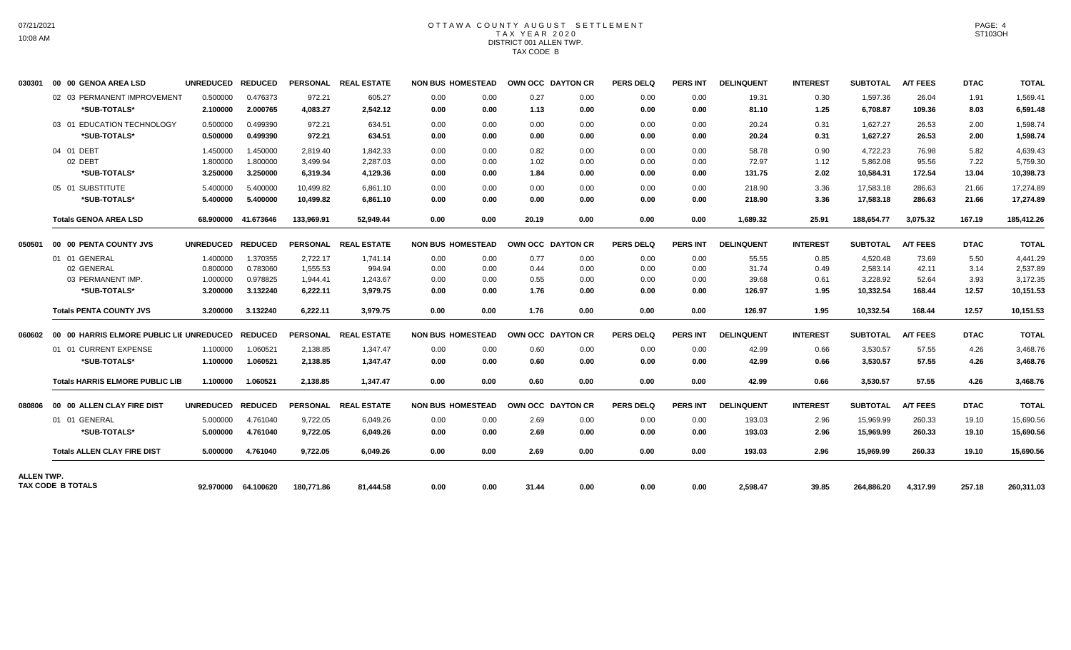07/21/2021
10:08 AM

# OTTAWA COUNTY AUGUST SETTLEMENT
## TAX YEAR 2020
### DISTRICT 001 ALLEN TWP.
### TAX CODE B

PAGE: 4
ST103OH

| | | UNREDUCED | REDUCED | PERSONAL | REAL ESTATE | NON BUS | HOMESTEAD | OWN OCC | DAYTON CR | PERS DELQ | PERS INT | DELINQUENT | INTEREST | SUBTOTAL | A/T FEES | DTAC | TOTAL |
|---|---|---|---|---|---|---|---|---|---|---|---|---|---|---|---|---|---|
| 030301 | 00 00 GENOA AREA LSD | | | | | | | | | | | | | | | | |
| | 02 03 PERMANENT IMPROVEMENT | 0.500000 | 0.476373 | 972.21 | 605.27 | 0.00 | 0.00 | 0.27 | 0.00 | 0.00 | 0.00 | 19.31 | 0.30 | 1,597.36 | 26.04 | 1.91 | 1,569.41 |
| | *SUB-TOTALS* | 2.100000 | 2.000765 | 4,083.27 | 2,542.12 | 0.00 | 0.00 | 1.13 | 0.00 | 0.00 | 0.00 | 81.10 | 1.25 | 6,708.87 | 109.36 | 8.03 | 6,591.48 |
| | 03 01 EDUCATION TECHNOLOGY | 0.500000 | 0.499390 | 972.21 | 634.51 | 0.00 | 0.00 | 0.00 | 0.00 | 0.00 | 0.00 | 20.24 | 0.31 | 1,627.27 | 26.53 | 2.00 | 1,598.74 |
| | *SUB-TOTALS* | 0.500000 | 0.499390 | 972.21 | 634.51 | 0.00 | 0.00 | 0.00 | 0.00 | 0.00 | 0.00 | 20.24 | 0.31 | 1,627.27 | 26.53 | 2.00 | 1,598.74 |
| | 04 01 DEBT | 1.450000 | 1.450000 | 2,819.40 | 1,842.33 | 0.00 | 0.00 | 0.82 | 0.00 | 0.00 | 0.00 | 58.78 | 0.90 | 4,722.23 | 76.98 | 5.82 | 4,639.43 |
| | 02 DEBT | 1.800000 | 1.800000 | 3,499.94 | 2,287.03 | 0.00 | 0.00 | 1.02 | 0.00 | 0.00 | 0.00 | 72.97 | 1.12 | 5,862.08 | 95.56 | 7.22 | 5,759.30 |
| | *SUB-TOTALS* | 3.250000 | 3.250000 | 6,319.34 | 4,129.36 | 0.00 | 0.00 | 1.84 | 0.00 | 0.00 | 0.00 | 131.75 | 2.02 | 10,584.31 | 172.54 | 13.04 | 10,398.73 |
| | 05 01 SUBSTITUTE | 5.400000 | 5.400000 | 10,499.82 | 6,861.10 | 0.00 | 0.00 | 0.00 | 0.00 | 0.00 | 0.00 | 218.90 | 3.36 | 17,583.18 | 286.63 | 21.66 | 17,274.89 |
| | *SUB-TOTALS* | 5.400000 | 5.400000 | 10,499.82 | 6,861.10 | 0.00 | 0.00 | 0.00 | 0.00 | 0.00 | 0.00 | 218.90 | 3.36 | 17,583.18 | 286.63 | 21.66 | 17,274.89 |
| | **Totals GENOA AREA LSD** | 68.900000 | 41.673646 | 133,969.91 | 52,949.44 | 0.00 | 0.00 | 20.19 | 0.00 | 0.00 | 0.00 | 1,689.32 | 25.91 | 188,654.77 | 3,075.32 | 167.19 | 185,412.26 |
| 050501 | 00 00 PENTA COUNTY JVS | UNREDUCED | REDUCED | PERSONAL | REAL ESTATE | NON BUS | HOMESTEAD | OWN OCC | DAYTON CR | PERS DELQ | PERS INT | DELINQUENT | INTEREST | SUBTOTAL | A/T FEES | DTAC | TOTAL |
| | 01 01 GENERAL | 1.400000 | 1.370355 | 2,722.17 | 1,741.14 | 0.00 | 0.00 | 0.77 | 0.00 | 0.00 | 0.00 | 55.55 | 0.85 | 4,520.48 | 73.69 | 5.50 | 4,441.29 |
| | 02 GENERAL | 0.800000 | 0.783060 | 1,555.53 | 994.94 | 0.00 | 0.00 | 0.44 | 0.00 | 0.00 | 0.00 | 31.74 | 0.49 | 2,583.14 | 42.11 | 3.14 | 2,537.89 |
| | 03 PERMANENT IMP. | 1.000000 | 0.978825 | 1,944.41 | 1,243.67 | 0.00 | 0.00 | 0.55 | 0.00 | 0.00 | 0.00 | 39.68 | 0.61 | 3,228.92 | 52.64 | 3.93 | 3,172.35 |
| | *SUB-TOTALS* | 3.200000 | 3.132240 | 6,222.11 | 3,979.75 | 0.00 | 0.00 | 1.76 | 0.00 | 0.00 | 0.00 | 126.97 | 1.95 | 10,332.54 | 168.44 | 12.57 | 10,151.53 |
| | **Totals PENTA COUNTY JVS** | 3.200000 | 3.132240 | 6,222.11 | 3,979.75 | 0.00 | 0.00 | 1.76 | 0.00 | 0.00 | 0.00 | 126.97 | 1.95 | 10,332.54 | 168.44 | 12.57 | 10,151.53 |
| 060602 | 00 00 HARRIS ELMORE PUBLIC LIE | UNREDUCED | REDUCED | PERSONAL | REAL ESTATE | NON BUS | HOMESTEAD | OWN OCC | DAYTON CR | PERS DELQ | PERS INT | DELINQUENT | INTEREST | SUBTOTAL | A/T FEES | DTAC | TOTAL |
| | 01 01 CURRENT EXPENSE | 1.100000 | 1.060521 | 2,138.85 | 1,347.47 | 0.00 | 0.00 | 0.60 | 0.00 | 0.00 | 0.00 | 42.99 | 0.66 | 3,530.57 | 57.55 | 4.26 | 3,468.76 |
| | *SUB-TOTALS* | 1.100000 | 1.060521 | 2,138.85 | 1,347.47 | 0.00 | 0.00 | 0.60 | 0.00 | 0.00 | 0.00 | 42.99 | 0.66 | 3,530.57 | 57.55 | 4.26 | 3,468.76 |
| | **Totals HARRIS ELMORE PUBLIC LIB** | 1.100000 | 1.060521 | 2,138.85 | 1,347.47 | 0.00 | 0.00 | 0.60 | 0.00 | 0.00 | 0.00 | 42.99 | 0.66 | 3,530.57 | 57.55 | 4.26 | 3,468.76 |
| 080806 | 00 00 ALLEN CLAY FIRE DIST | UNREDUCED | REDUCED | PERSONAL | REAL ESTATE | NON BUS | HOMESTEAD | OWN OCC | DAYTON CR | PERS DELQ | PERS INT | DELINQUENT | INTEREST | SUBTOTAL | A/T FEES | DTAC | TOTAL |
| | 01 01 GENERAL | 5.000000 | 4.761040 | 9,722.05 | 6,049.26 | 0.00 | 0.00 | 2.69 | 0.00 | 0.00 | 0.00 | 193.03 | 2.96 | 15,969.99 | 260.33 | 19.10 | 15,690.56 |
| | *SUB-TOTALS* | 5.000000 | 4.761040 | 9,722.05 | 6,049.26 | 0.00 | 0.00 | 2.69 | 0.00 | 0.00 | 0.00 | 193.03 | 2.96 | 15,969.99 | 260.33 | 19.10 | 15,690.56 |
| | **Totals ALLEN CLAY FIRE DIST** | 5.000000 | 4.761040 | 9,722.05 | 6,049.26 | 0.00 | 0.00 | 2.69 | 0.00 | 0.00 | 0.00 | 193.03 | 2.96 | 15,969.99 | 260.33 | 19.10 | 15,690.56 |
| **ALLEN TWP. TAX CODE B TOTALS** | | 92.970000 | 64.100620 | 180,771.86 | 81,444.58 | 0.00 | 0.00 | 31.44 | 0.00 | 0.00 | 0.00 | 2,598.47 | 39.85 | 264,886.20 | 4,317.99 | 257.18 | 260,311.03 |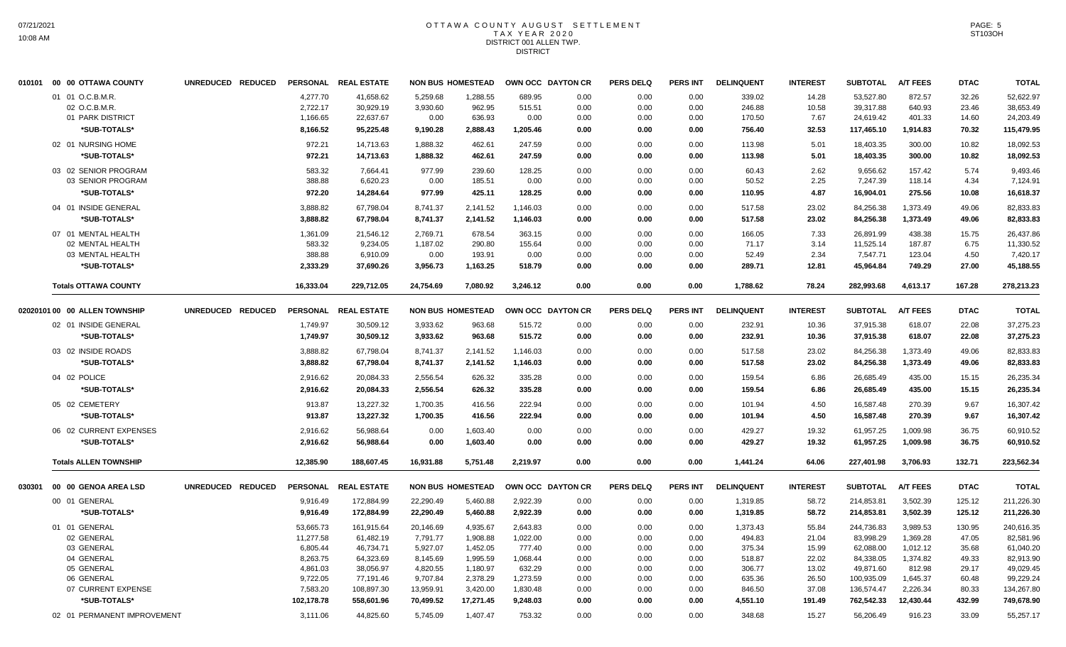# OTTAWA COUNTY AUGUST SETTLEMENT
## TAX YEAR 2020
## DISTRICT 001 ALLEN TWP.
## DISTRICT

| | UNREDUCED | REDUCED | PERSONAL | REAL ESTATE | NON BUS | HOMESTEAD | OWN OCC | DAYTON CR | PERS DELQ | PERS INT | DELINQUENT | INTEREST | SUBTOTAL | A/T FEES | DTAC | TOTAL |
|---|---|---|---|---|---|---|---|---|---|---|---|---|---|---|---|---|
| **010101 00 00 OTTAWA COUNTY** | | | | | | | | | | | | | | | | |
| 01 01 O.C.B.M.R. | | | 4,277.70 | 41,658.62 | 5,259.68 | 1,288.55 | 689.95 | 0.00 | 0.00 | 0.00 | 339.02 | 14.28 | 53,527.80 | 872.57 | 32.26 | 52,622.97 |
| 02 O.C.B.M.R. | | | 2,722.17 | 30,929.19 | 3,930.60 | 962.95 | 515.51 | 0.00 | 0.00 | 0.00 | 246.88 | 10.58 | 39,317.88 | 640.93 | 23.46 | 38,653.49 |
| 01 PARK DISTRICT | | | 1,166.65 | 22,637.67 | 0.00 | 636.93 | 0.00 | 0.00 | 0.00 | 0.00 | 170.50 | 7.67 | 24,619.42 | 401.33 | 14.60 | 24,203.49 |
| *SUB-TOTALS* | | | 8,166.52 | 95,225.48 | 9,190.28 | 2,888.43 | 1,205.46 | 0.00 | 0.00 | 0.00 | 756.40 | 32.53 | 117,465.10 | 1,914.83 | 70.32 | 115,479.95 |
| 02 01 NURSING HOME | | | 972.21 | 14,713.63 | 1,888.32 | 462.61 | 247.59 | 0.00 | 0.00 | 0.00 | 113.98 | 5.01 | 18,403.35 | 300.00 | 10.82 | 18,092.53 |
| *SUB-TOTALS* | | | 972.21 | 14,713.63 | 1,888.32 | 462.61 | 247.59 | 0.00 | 0.00 | 0.00 | 113.98 | 5.01 | 18,403.35 | 300.00 | 10.82 | 18,092.53 |
| 03 02 SENIOR PROGRAM | | | 583.32 | 7,664.41 | 977.99 | 239.60 | 128.25 | 0.00 | 0.00 | 0.00 | 60.43 | 2.62 | 9,656.62 | 157.42 | 5.74 | 9,493.46 |
| 03 SENIOR PROGRAM | | | 388.88 | 6,620.23 | 0.00 | 185.51 | 0.00 | 0.00 | 0.00 | 0.00 | 50.52 | 2.25 | 7,247.39 | 118.14 | 4.34 | 7,124.91 |
| *SUB-TOTALS* | | | 972.20 | 14,284.64 | 977.99 | 425.11 | 128.25 | 0.00 | 0.00 | 0.00 | 110.95 | 4.87 | 16,904.01 | 275.56 | 10.08 | 16,618.37 |
| 04 01 INSIDE GENERAL | | | 3,888.82 | 67,798.04 | 8,741.37 | 2,141.52 | 1,146.03 | 0.00 | 0.00 | 0.00 | 517.58 | 23.02 | 84,256.38 | 1,373.49 | 49.06 | 82,833.83 |
| *SUB-TOTALS* | | | 3,888.82 | 67,798.04 | 8,741.37 | 2,141.52 | 1,146.03 | 0.00 | 0.00 | 0.00 | 517.58 | 23.02 | 84,256.38 | 1,373.49 | 49.06 | 82,833.83 |
| 07 01 MENTAL HEALTH | | | 1,361.09 | 21,546.12 | 2,769.71 | 678.54 | 363.15 | 0.00 | 0.00 | 0.00 | 166.05 | 7.33 | 26,891.99 | 438.38 | 15.75 | 26,437.86 |
| 02 MENTAL HEALTH | | | 583.32 | 9,234.05 | 1,187.02 | 290.80 | 155.64 | 0.00 | 0.00 | 0.00 | 71.17 | 3.14 | 11,525.14 | 187.87 | 6.75 | 11,330.52 |
| 03 MENTAL HEALTH | | | 388.88 | 6,910.09 | 0.00 | 193.91 | 0.00 | 0.00 | 0.00 | 0.00 | 52.49 | 2.34 | 7,547.71 | 123.04 | 4.50 | 7,420.17 |
| *SUB-TOTALS* | | | 2,333.29 | 37,690.26 | 3,956.73 | 1,163.25 | 518.79 | 0.00 | 0.00 | 0.00 | 289.71 | 12.81 | 45,964.84 | 749.29 | 27.00 | 45,188.55 |
| **Totals OTTAWA COUNTY** | | | 16,333.04 | 229,712.05 | 24,754.69 | 7,080.92 | 3,246.12 | 0.00 | 0.00 | 0.00 | 1,788.62 | 78.24 | 282,993.68 | 4,613.17 | 167.28 | 278,213.23 |
| **02020101 00 00 ALLEN TOWNSHIP** | | | | | | | | | | | | | | | | |
| 02 01 INSIDE GENERAL | | | 1,749.97 | 30,509.12 | 3,933.62 | 963.68 | 515.72 | 0.00 | 0.00 | 0.00 | 232.91 | 10.36 | 37,915.38 | 618.07 | 22.08 | 37,275.23 |
| *SUB-TOTALS* | | | 1,749.97 | 30,509.12 | 3,933.62 | 963.68 | 515.72 | 0.00 | 0.00 | 0.00 | 232.91 | 10.36 | 37,915.38 | 618.07 | 22.08 | 37,275.23 |
| 03 02 INSIDE ROADS | | | 3,888.82 | 67,798.04 | 8,741.37 | 2,141.52 | 1,146.03 | 0.00 | 0.00 | 0.00 | 517.58 | 23.02 | 84,256.38 | 1,373.49 | 49.06 | 82,833.83 |
| *SUB-TOTALS* | | | 3,888.82 | 67,798.04 | 8,741.37 | 2,141.52 | 1,146.03 | 0.00 | 0.00 | 0.00 | 517.58 | 23.02 | 84,256.38 | 1,373.49 | 49.06 | 82,833.83 |
| 04 02 POLICE | | | 2,916.62 | 20,084.33 | 2,556.54 | 626.32 | 335.28 | 0.00 | 0.00 | 0.00 | 159.54 | 6.86 | 26,685.49 | 435.00 | 15.15 | 26,235.34 |
| *SUB-TOTALS* | | | 2,916.62 | 20,084.33 | 2,556.54 | 626.32 | 335.28 | 0.00 | 0.00 | 0.00 | 159.54 | 6.86 | 26,685.49 | 435.00 | 15.15 | 26,235.34 |
| 05 02 CEMETERY | | | 913.87 | 13,227.32 | 1,700.35 | 416.56 | 222.94 | 0.00 | 0.00 | 0.00 | 101.94 | 4.50 | 16,587.48 | 270.39 | 9.67 | 16,307.42 |
| *SUB-TOTALS* | | | 913.87 | 13,227.32 | 1,700.35 | 416.56 | 222.94 | 0.00 | 0.00 | 0.00 | 101.94 | 4.50 | 16,587.48 | 270.39 | 9.67 | 16,307.42 |
| 06 02 CURRENT EXPENSES | | | 2,916.62 | 56,988.64 | 0.00 | 1,603.40 | 0.00 | 0.00 | 0.00 | 0.00 | 429.27 | 19.32 | 61,957.25 | 1,009.98 | 36.75 | 60,910.52 |
| *SUB-TOTALS* | | | 2,916.62 | 56,988.64 | 0.00 | 1,603.40 | 0.00 | 0.00 | 0.00 | 0.00 | 429.27 | 19.32 | 61,957.25 | 1,009.98 | 36.75 | 60,910.52 |
| **Totals ALLEN TOWNSHIP** | | | 12,385.90 | 188,607.45 | 16,931.88 | 5,751.48 | 2,219.97 | 0.00 | 0.00 | 0.00 | 1,441.24 | 64.06 | 227,401.98 | 3,706.93 | 132.71 | 223,562.34 |
| **030301 00 00 GENOA AREA LSD** | | | | | | | | | | | | | | | | |
| 00 01 GENERAL | | | 9,916.49 | 172,884.99 | 22,290.49 | 5,460.88 | 2,922.39 | 0.00 | 0.00 | 0.00 | 1,319.85 | 58.72 | 214,853.81 | 3,502.39 | 125.12 | 211,226.30 |
| *SUB-TOTALS* | | | 9,916.49 | 172,884.99 | 22,290.49 | 5,460.88 | 2,922.39 | 0.00 | 0.00 | 0.00 | 1,319.85 | 58.72 | 214,853.81 | 3,502.39 | 125.12 | 211,226.30 |
| 01 01 GENERAL | | | 53,665.73 | 161,915.64 | 20,146.69 | 4,935.67 | 2,643.83 | 0.00 | 0.00 | 0.00 | 1,373.43 | 55.84 | 244,736.83 | 3,989.53 | 130.95 | 240,616.35 |
| 02 GENERAL | | | 11,277.58 | 61,482.19 | 7,791.77 | 1,908.88 | 1,022.00 | 0.00 | 0.00 | 0.00 | 494.83 | 21.04 | 83,998.29 | 1,369.28 | 47.05 | 82,581.96 |
| 03 GENERAL | | | 6,805.44 | 46,734.71 | 5,927.07 | 1,452.05 | 777.40 | 0.00 | 0.00 | 0.00 | 375.34 | 15.99 | 62,088.00 | 1,012.12 | 35.68 | 61,040.20 |
| 04 GENERAL | | | 8,263.75 | 64,323.69 | 8,145.69 | 1,995.59 | 1,068.44 | 0.00 | 0.00 | 0.00 | 518.87 | 22.02 | 84,338.05 | 1,374.82 | 49.33 | 82,913.90 |
| 05 GENERAL | | | 4,861.03 | 38,056.97 | 4,820.55 | 1,180.97 | 632.29 | 0.00 | 0.00 | 0.00 | 306.77 | 13.02 | 49,871.60 | 812.98 | 29.17 | 49,029.45 |
| 06 GENERAL | | | 9,722.05 | 77,191.46 | 9,707.84 | 2,378.29 | 1,273.59 | 0.00 | 0.00 | 0.00 | 635.36 | 26.50 | 100,935.09 | 1,645.37 | 60.48 | 99,229.24 |
| 07 CURRENT EXPENSE | | | 7,583.20 | 108,897.30 | 13,959.91 | 3,420.00 | 1,830.48 | 0.00 | 0.00 | 0.00 | 846.50 | 37.08 | 136,574.47 | 2,226.34 | 80.33 | 134,267.80 |
| *SUB-TOTALS* | | | 102,178.78 | 558,601.96 | 70,499.52 | 17,271.45 | 9,248.03 | 0.00 | 0.00 | 0.00 | 4,551.10 | 191.49 | 762,542.33 | 12,430.44 | 432.99 | 749,678.90 |
| 02 01 PERMANENT IMPROVEMENT | | | 3,111.06 | 44,825.60 | 5,745.09 | 1,407.47 | 753.32 | 0.00 | 0.00 | 0.00 | 348.68 | 15.27 | 56,206.49 | 916.23 | 33.09 | 55,257.17 |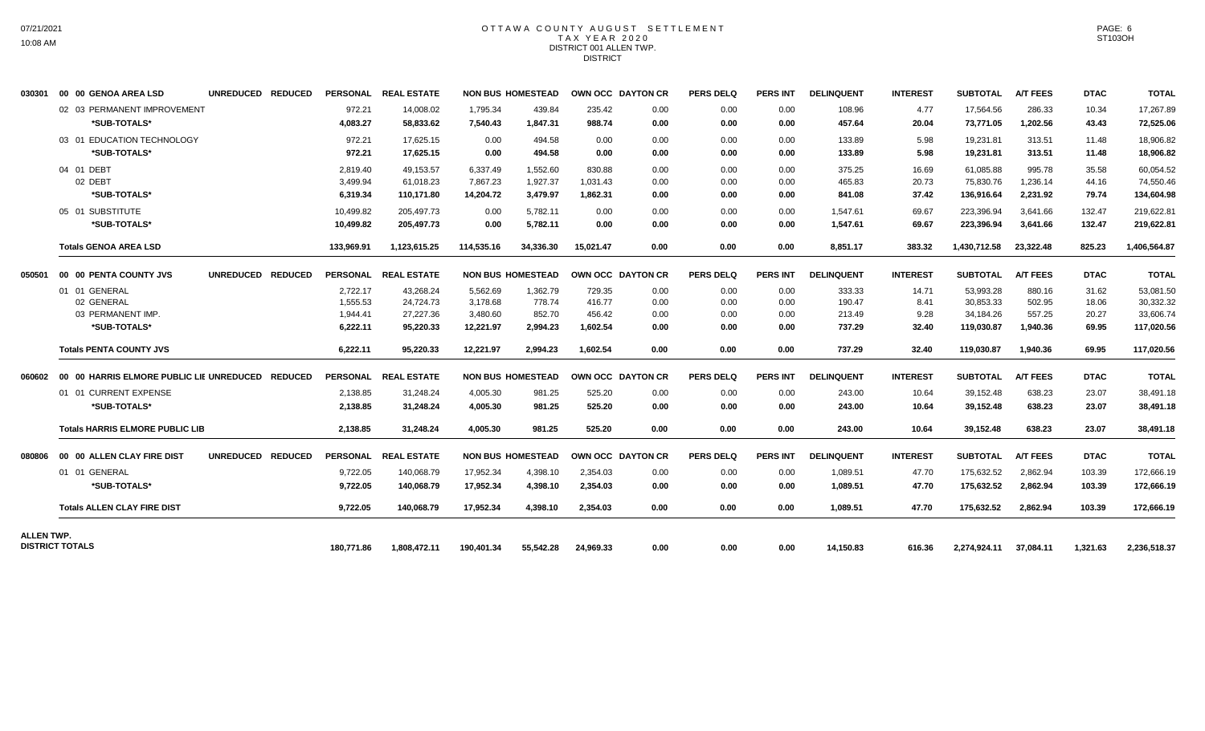# OTTAWA COUNTY AUGUST SETTLEMENT
## TAX YEAR 2020
## DISTRICT 001 ALLEN TWP.
## DISTRICT

| | | UNREDUCED | REDUCED | PERSONAL | REAL ESTATE | NON BUS | HOMESTEAD | OWN OCC | DAYTON CR | PERS DELQ | PERS INT | DELINQUENT | INTEREST | SUBTOTAL | A/T FEES | DTAC | TOTAL |
|---|---|---|---|---|---|---|---|---|---|---|---|---|---|---|---|---|---|
| 030301 | 00 00 GENOA AREA LSD | | | | | | | | | | | | | | | | |
| | 02 03 PERMANENT IMPROVEMENT | | | 972.21 | 14,008.02 | 1,795.34 | 439.84 | 235.42 | 0.00 | 0.00 | 0.00 | 108.96 | 4.77 | 17,564.56 | 286.33 | 10.34 | 17,267.89 |
| | *SUB-TOTALS* | | | 4,083.27 | 58,833.62 | 7,540.43 | 1,847.31 | 988.74 | 0.00 | 0.00 | 0.00 | 457.64 | 20.04 | 73,771.05 | 1,202.56 | 43.43 | 72,525.06 |
| | 03 01 EDUCATION TECHNOLOGY | | | 972.21 | 17,625.15 | 0.00 | 494.58 | 0.00 | 0.00 | 0.00 | 0.00 | 133.89 | 5.98 | 19,231.81 | 313.51 | 11.48 | 18,906.82 |
| | *SUB-TOTALS* | | | 972.21 | 17,625.15 | 0.00 | 494.58 | 0.00 | 0.00 | 0.00 | 0.00 | 133.89 | 5.98 | 19,231.81 | 313.51 | 11.48 | 18,906.82 |
| | 04 01 DEBT | | | 2,819.40 | 49,153.57 | 6,337.49 | 1,552.60 | 830.88 | 0.00 | 0.00 | 0.00 | 375.25 | 16.69 | 61,085.88 | 995.78 | 35.58 | 60,054.52 |
| | 02 DEBT | | | 3,499.94 | 61,018.23 | 7,867.23 | 1,927.37 | 1,031.43 | 0.00 | 0.00 | 0.00 | 465.83 | 20.73 | 75,830.76 | 1,236.14 | 44.16 | 74,550.46 |
| | *SUB-TOTALS* | | | 6,319.34 | 110,171.80 | 14,204.72 | 3,479.97 | 1,862.31 | 0.00 | 0.00 | 0.00 | 841.08 | 37.42 | 136,916.64 | 2,231.92 | 79.74 | 134,604.98 |
| | 05 01 SUBSTITUTE | | | 10,499.82 | 205,497.73 | 0.00 | 5,782.11 | 0.00 | 0.00 | 0.00 | 0.00 | 1,547.61 | 69.67 | 223,396.94 | 3,641.66 | 132.47 | 219,622.81 |
| | *SUB-TOTALS* | | | 10,499.82 | 205,497.73 | 0.00 | 5,782.11 | 0.00 | 0.00 | 0.00 | 0.00 | 1,547.61 | 69.67 | 223,396.94 | 3,641.66 | 132.47 | 219,622.81 |
| | **Totals GENOA AREA LSD** | | | 133,969.91 | 1,123,615.25 | 114,535.16 | 34,336.30 | 15,021.47 | 0.00 | 0.00 | 0.00 | 8,851.17 | 383.32 | 1,430,712.58 | 23,322.48 | 825.23 | 1,406,564.87 |
| 050501 | 00 00 PENTA COUNTY JVS | UNREDUCED | REDUCED | PERSONAL | REAL ESTATE | NON BUS | HOMESTEAD | OWN OCC | DAYTON CR | PERS DELQ | PERS INT | DELINQUENT | INTEREST | SUBTOTAL | A/T FEES | DTAC | TOTAL |
| | 01 01 GENERAL | | | 2,722.17 | 43,268.24 | 5,562.69 | 1,362.79 | 729.35 | 0.00 | 0.00 | 0.00 | 333.33 | 14.71 | 53,993.28 | 880.16 | 31.62 | 53,081.50 |
| | 02 GENERAL | | | 1,555.53 | 24,724.73 | 3,178.68 | 778.74 | 416.77 | 0.00 | 0.00 | 0.00 | 190.47 | 8.41 | 30,853.33 | 502.95 | 18.06 | 30,332.32 |
| | 03 PERMANENT IMP. | | | 1,944.41 | 27,227.36 | 3,480.60 | 852.70 | 456.42 | 0.00 | 0.00 | 0.00 | 213.49 | 9.28 | 34,184.26 | 557.25 | 20.27 | 33,606.74 |
| | *SUB-TOTALS* | | | 6,222.11 | 95,220.33 | 12,221.97 | 2,994.23 | 1,602.54 | 0.00 | 0.00 | 0.00 | 737.29 | 32.40 | 119,030.87 | 1,940.36 | 69.95 | 117,020.56 |
| | **Totals PENTA COUNTY JVS** | | | 6,222.11 | 95,220.33 | 12,221.97 | 2,994.23 | 1,602.54 | 0.00 | 0.00 | 0.00 | 737.29 | 32.40 | 119,030.87 | 1,940.36 | 69.95 | 117,020.56 |
| 060602 | 00 00 HARRIS ELMORE PUBLIC LIE | UNREDUCED | REDUCED | PERSONAL | REAL ESTATE | NON BUS | HOMESTEAD | OWN OCC | DAYTON CR | PERS DELQ | PERS INT | DELINQUENT | INTEREST | SUBTOTAL | A/T FEES | DTAC | TOTAL |
| | 01 01 CURRENT EXPENSE | | | 2,138.85 | 31,248.24 | 4,005.30 | 981.25 | 525.20 | 0.00 | 0.00 | 0.00 | 243.00 | 10.64 | 39,152.48 | 638.23 | 23.07 | 38,491.18 |
| | *SUB-TOTALS* | | | 2,138.85 | 31,248.24 | 4,005.30 | 981.25 | 525.20 | 0.00 | 0.00 | 0.00 | 243.00 | 10.64 | 39,152.48 | 638.23 | 23.07 | 38,491.18 |
| | **Totals HARRIS ELMORE PUBLIC LIB** | | | 2,138.85 | 31,248.24 | 4,005.30 | 981.25 | 525.20 | 0.00 | 0.00 | 0.00 | 243.00 | 10.64 | 39,152.48 | 638.23 | 23.07 | 38,491.18 |
| 080806 | 00 00 ALLEN CLAY FIRE DIST | UNREDUCED | REDUCED | PERSONAL | REAL ESTATE | NON BUS | HOMESTEAD | OWN OCC | DAYTON CR | PERS DELQ | PERS INT | DELINQUENT | INTEREST | SUBTOTAL | A/T FEES | DTAC | TOTAL |
| | 01 01 GENERAL | | | 9,722.05 | 140,068.79 | 17,952.34 | 4,398.10 | 2,354.03 | 0.00 | 0.00 | 0.00 | 1,089.51 | 47.70 | 175,632.52 | 2,862.94 | 103.39 | 172,666.19 |
| | *SUB-TOTALS* | | | 9,722.05 | 140,068.79 | 17,952.34 | 4,398.10 | 2,354.03 | 0.00 | 0.00 | 0.00 | 1,089.51 | 47.70 | 175,632.52 | 2,862.94 | 103.39 | 172,666.19 |
| | **Totals ALLEN CLAY FIRE DIST** | | | 9,722.05 | 140,068.79 | 17,952.34 | 4,398.10 | 2,354.03 | 0.00 | 0.00 | 0.00 | 1,089.51 | 47.70 | 175,632.52 | 2,862.94 | 103.39 | 172,666.19 |
| **ALLEN TWP. DISTRICT TOTALS** | | | | 180,771.86 | 1,808,472.11 | 190,401.34 | 55,542.28 | 24,969.33 | 0.00 | 0.00 | 0.00 | 14,150.83 | 616.36 | 2,274,924.11 | 37,084.11 | 1,321.63 | 2,236,518.37 |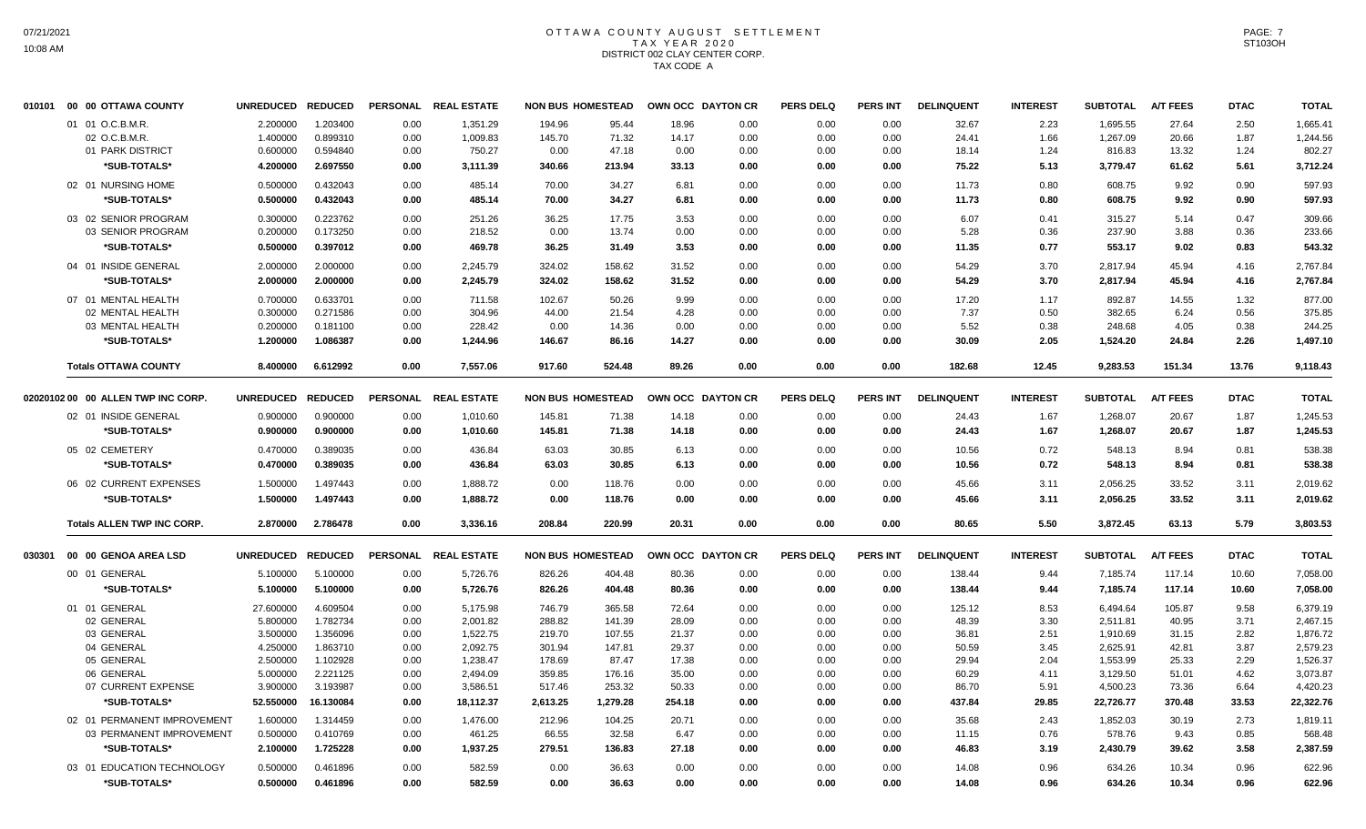# OTTAWA COUNTY AUGUST SETTLEMENT
## TAX YEAR 2020
### DISTRICT 002 CLAY CENTER CORP.
### TAX CODE A

| 010101 00 00 OTTAWA COUNTY | UNREDUCED | REDUCED | PERSONAL | REAL ESTATE | NON BUS | HOMESTEAD | OWN OCC | DAYTON CR | PERS DELQ | PERS INT | DELINQUENT | INTEREST | SUBTOTAL | A/T FEES | DTAC | TOTAL |
|---|---|---|---|---|---|---|---|---|---|---|---|---|---|---|---|---|
| 01 01 O.C.B.M.R. | 2.200000 | 1.203400 | 0.00 | 1,351.29 | 194.96 | 95.44 | 18.96 | 0.00 | 0.00 | 0.00 | 32.67 | 2.23 | 1,695.55 | 27.64 | 2.50 | 1,665.41 |
| 02 O.C.B.M.R. | 1.400000 | 0.899310 | 0.00 | 1,009.83 | 145.70 | 71.32 | 14.17 | 0.00 | 0.00 | 0.00 | 24.41 | 1.66 | 1,267.09 | 20.66 | 1.87 | 1,244.56 |
| 01 PARK DISTRICT | 0.600000 | 0.594840 | 0.00 | 750.27 | 0.00 | 47.18 | 0.00 | 0.00 | 0.00 | 0.00 | 18.14 | 1.24 | 816.83 | 13.32 | 1.24 | 802.27 |
| *SUB-TOTALS* | 4.200000 | 2.697550 | 0.00 | 3,111.39 | 340.66 | 213.94 | 33.13 | 0.00 | 0.00 | 0.00 | 75.22 | 5.13 | 3,779.47 | 61.62 | 5.61 | 3,712.24 |
| 02 01 NURSING HOME | 0.500000 | 0.432043 | 0.00 | 485.14 | 70.00 | 34.27 | 6.81 | 0.00 | 0.00 | 0.00 | 11.73 | 0.80 | 608.75 | 9.92 | 0.90 | 597.93 |
| *SUB-TOTALS* | 0.500000 | 0.432043 | 0.00 | 485.14 | 70.00 | 34.27 | 6.81 | 0.00 | 0.00 | 0.00 | 11.73 | 0.80 | 608.75 | 9.92 | 0.90 | 597.93 |
| 03 02 SENIOR PROGRAM | 0.300000 | 0.223762 | 0.00 | 251.26 | 36.25 | 17.75 | 3.53 | 0.00 | 0.00 | 0.00 | 6.07 | 0.41 | 315.27 | 5.14 | 0.47 | 309.66 |
| 03 SENIOR PROGRAM | 0.200000 | 0.173250 | 0.00 | 218.52 | 0.00 | 13.74 | 0.00 | 0.00 | 0.00 | 0.00 | 5.28 | 0.36 | 237.90 | 3.88 | 0.36 | 233.66 |
| *SUB-TOTALS* | 0.500000 | 0.397012 | 0.00 | 469.78 | 36.25 | 31.49 | 3.53 | 0.00 | 0.00 | 0.00 | 11.35 | 0.77 | 553.17 | 9.02 | 0.83 | 543.32 |
| 04 01 INSIDE GENERAL | 2.000000 | 2.000000 | 0.00 | 2,245.79 | 324.02 | 158.62 | 31.52 | 0.00 | 0.00 | 0.00 | 54.29 | 3.70 | 2,817.94 | 45.94 | 4.16 | 2,767.84 |
| *SUB-TOTALS* | 2.000000 | 2.000000 | 0.00 | 2,245.79 | 324.02 | 158.62 | 31.52 | 0.00 | 0.00 | 0.00 | 54.29 | 3.70 | 2,817.94 | 45.94 | 4.16 | 2,767.84 |
| 07 01 MENTAL HEALTH | 0.700000 | 0.633701 | 0.00 | 711.58 | 102.67 | 50.26 | 9.99 | 0.00 | 0.00 | 0.00 | 17.20 | 1.17 | 892.87 | 14.55 | 1.32 | 877.00 |
| 02 MENTAL HEALTH | 0.300000 | 0.271586 | 0.00 | 304.96 | 44.00 | 21.54 | 4.28 | 0.00 | 0.00 | 0.00 | 7.37 | 0.50 | 382.65 | 6.24 | 0.56 | 375.85 |
| 03 MENTAL HEALTH | 0.200000 | 0.181100 | 0.00 | 228.42 | 0.00 | 14.36 | 0.00 | 0.00 | 0.00 | 0.00 | 5.52 | 0.38 | 248.68 | 4.05 | 0.38 | 244.25 |
| *SUB-TOTALS* | 1.200000 | 1.086387 | 0.00 | 1,244.96 | 146.67 | 86.16 | 14.27 | 0.00 | 0.00 | 0.00 | 30.09 | 2.05 | 1,524.20 | 24.84 | 2.26 | 1,497.10 |
| **Totals OTTAWA COUNTY** | 8.400000 | 6.612992 | 0.00 | 7,557.06 | 917.60 | 524.48 | 89.26 | 0.00 | 0.00 | 0.00 | 182.68 | 12.45 | 9,283.53 | 151.34 | 13.76 | 9,118.43 |

| 020201 02 00 00 ALLEN TWP INC CORP. | UNREDUCED | REDUCED | PERSONAL | REAL ESTATE | NON BUS | HOMESTEAD | OWN OCC | DAYTON CR | PERS DELQ | PERS INT | DELINQUENT | INTEREST | SUBTOTAL | A/T FEES | DTAC | TOTAL |
|---|---|---|---|---|---|---|---|---|---|---|---|---|---|---|---|---|
| 02 01 INSIDE GENERAL | 0.900000 | 0.900000 | 0.00 | 1,010.60 | 145.81 | 71.38 | 14.18 | 0.00 | 0.00 | 0.00 | 24.43 | 1.67 | 1,268.07 | 20.67 | 1.87 | 1,245.53 |
| *SUB-TOTALS* | 0.900000 | 0.900000 | 0.00 | 1,010.60 | 145.81 | 71.38 | 14.18 | 0.00 | 0.00 | 0.00 | 24.43 | 1.67 | 1,268.07 | 20.67 | 1.87 | 1,245.53 |
| 05 02 CEMETERY | 0.470000 | 0.389035 | 0.00 | 436.84 | 63.03 | 30.85 | 6.13 | 0.00 | 0.00 | 0.00 | 10.56 | 0.72 | 548.13 | 8.94 | 0.81 | 538.38 |
| *SUB-TOTALS* | 0.470000 | 0.389035 | 0.00 | 436.84 | 63.03 | 30.85 | 6.13 | 0.00 | 0.00 | 0.00 | 10.56 | 0.72 | 548.13 | 8.94 | 0.81 | 538.38 |
| 06 02 CURRENT EXPENSES | 1.500000 | 1.497443 | 0.00 | 1,888.72 | 0.00 | 118.76 | 0.00 | 0.00 | 0.00 | 0.00 | 45.66 | 3.11 | 2,056.25 | 33.52 | 3.11 | 2,019.62 |
| *SUB-TOTALS* | 1.500000 | 1.497443 | 0.00 | 1,888.72 | 0.00 | 118.76 | 0.00 | 0.00 | 0.00 | 0.00 | 45.66 | 3.11 | 2,056.25 | 33.52 | 3.11 | 2,019.62 |
| **Totals ALLEN TWP INC CORP.** | 2.870000 | 2.786478 | 0.00 | 3,336.16 | 208.84 | 220.99 | 20.31 | 0.00 | 0.00 | 0.00 | 80.65 | 5.50 | 3,872.45 | 63.13 | 5.79 | 3,803.53 |

| 030301 00 00 GENOA AREA LSD | UNREDUCED | REDUCED | PERSONAL | REAL ESTATE | NON BUS | HOMESTEAD | OWN OCC | DAYTON CR | PERS DELQ | PERS INT | DELINQUENT | INTEREST | SUBTOTAL | A/T FEES | DTAC | TOTAL |
|---|---|---|---|---|---|---|---|---|---|---|---|---|---|---|---|---|
| 00 01 GENERAL | 5.100000 | 5.100000 | 0.00 | 5,726.76 | 826.26 | 404.48 | 80.36 | 0.00 | 0.00 | 0.00 | 138.44 | 9.44 | 7,185.74 | 117.14 | 10.60 | 7,058.00 |
| *SUB-TOTALS* | 5.100000 | 5.100000 | 0.00 | 5,726.76 | 826.26 | 404.48 | 80.36 | 0.00 | 0.00 | 0.00 | 138.44 | 9.44 | 7,185.74 | 117.14 | 10.60 | 7,058.00 |
| 01 01 GENERAL | 27.600000 | 4.609504 | 0.00 | 5,175.98 | 746.79 | 365.58 | 72.64 | 0.00 | 0.00 | 0.00 | 125.12 | 8.53 | 6,494.64 | 105.87 | 9.58 | 6,379.19 |
| 02 GENERAL | 5.800000 | 1.782734 | 0.00 | 2,001.82 | 288.82 | 141.39 | 28.09 | 0.00 | 0.00 | 0.00 | 48.39 | 3.30 | 2,511.81 | 40.95 | 3.71 | 2,467.15 |
| 03 GENERAL | 3.500000 | 1.356096 | 0.00 | 1,522.75 | 219.70 | 107.55 | 21.37 | 0.00 | 0.00 | 0.00 | 36.81 | 2.51 | 1,910.69 | 31.15 | 2.82 | 1,876.72 |
| 04 GENERAL | 4.250000 | 1.863710 | 0.00 | 2,092.75 | 301.94 | 147.81 | 29.37 | 0.00 | 0.00 | 0.00 | 50.59 | 3.45 | 2,625.91 | 42.81 | 3.87 | 2,579.23 |
| 05 GENERAL | 2.500000 | 1.102928 | 0.00 | 1,238.47 | 178.69 | 87.47 | 17.38 | 0.00 | 0.00 | 0.00 | 29.94 | 2.04 | 1,553.99 | 25.33 | 2.29 | 1,526.37 |
| 06 GENERAL | 5.000000 | 2.221125 | 0.00 | 2,494.09 | 359.85 | 176.16 | 35.00 | 0.00 | 0.00 | 0.00 | 60.29 | 4.11 | 3,129.50 | 51.01 | 4.62 | 3,073.87 |
| 07 CURRENT EXPENSE | 3.900000 | 3.193987 | 0.00 | 3,586.51 | 517.46 | 253.32 | 50.33 | 0.00 | 0.00 | 0.00 | 86.70 | 5.91 | 4,500.23 | 73.36 | 6.64 | 4,420.23 |
| *SUB-TOTALS* | 52.550000 | 16.130084 | 0.00 | 18,112.37 | 2,613.25 | 1,279.28 | 254.18 | 0.00 | 0.00 | 0.00 | 437.84 | 29.85 | 22,726.77 | 370.48 | 33.53 | 22,322.76 |
| 02 01 PERMANENT IMPROVEMENT | 1.600000 | 1.314459 | 0.00 | 1,476.00 | 212.96 | 104.25 | 20.71 | 0.00 | 0.00 | 0.00 | 35.68 | 2.43 | 1,852.03 | 30.19 | 2.73 | 1,819.11 |
| 03 PERMANENT IMPROVEMENT | 0.500000 | 0.410769 | 0.00 | 461.25 | 66.55 | 32.58 | 6.47 | 0.00 | 0.00 | 0.00 | 11.15 | 0.76 | 578.76 | 9.43 | 0.85 | 568.48 |
| *SUB-TOTALS* | 2.100000 | 1.725228 | 0.00 | 1,937.25 | 279.51 | 136.83 | 27.18 | 0.00 | 0.00 | 0.00 | 46.83 | 3.19 | 2,430.79 | 39.62 | 3.58 | 2,387.59 |
| 03 01 EDUCATION TECHNOLOGY | 0.500000 | 0.461896 | 0.00 | 582.59 | 0.00 | 36.63 | 0.00 | 0.00 | 0.00 | 0.00 | 14.08 | 0.96 | 634.26 | 10.34 | 0.96 | 622.96 |
| *SUB-TOTALS* | 0.500000 | 0.461896 | 0.00 | 582.59 | 0.00 | 36.63 | 0.00 | 0.00 | 0.00 | 0.00 | 14.08 | 0.96 | 634.26 | 10.34 | 0.96 | 622.96 |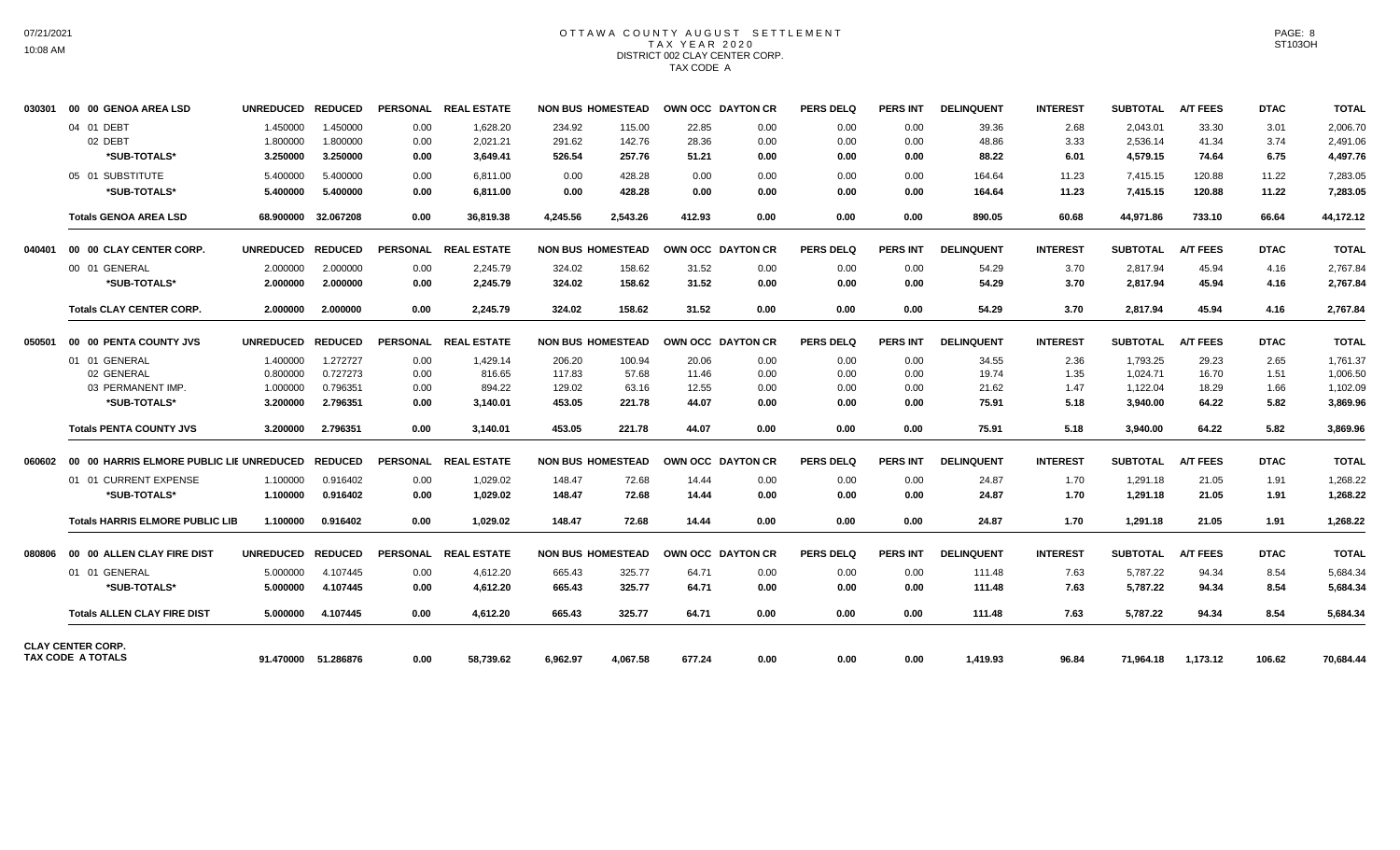# OTTAWA COUNTY AUGUST SETTLEMENT
## TAX YEAR 2020
### DISTRICT 002 CLAY CENTER CORP.
### TAX CODE A

| | | UNREDUCED | REDUCED | PERSONAL | REAL ESTATE | NON BUS | HOMESTEAD | OWN OCC | DAYTON CR | PERS DELQ | PERS INT | DELINQUENT | INTEREST | SUBTOTAL | A/T FEES | DTAC | TOTAL |
|---|---|---|---|---|---|---|---|---|---|---|---|---|---|---|---|---|---|
| 030301 | **00 00 GENOA AREA LSD** | **UNREDUCED** | **REDUCED** | **PERSONAL** | **REAL ESTATE** | **NON BUS** | **HOMESTEAD** | **OWN OCC** | **DAYTON CR** | **PERS DELQ** | **PERS INT** | **DELINQUENT** | **INTEREST** | **SUBTOTAL** | **A/T FEES** | **DTAC** | **TOTAL** |
| | 04 01 DEBT | 1.450000 | 1.450000 | 0.00 | 1,628.20 | 234.92 | 115.00 | 22.85 | 0.00 | 0.00 | 0.00 | 39.36 | 2.68 | 2,043.01 | 33.30 | 3.01 | 2,006.70 |
| | 02 DEBT | 1.800000 | 1.800000 | 0.00 | 2,021.21 | 291.62 | 142.76 | 28.36 | 0.00 | 0.00 | 0.00 | 48.86 | 3.33 | 2,536.14 | 41.34 | 3.74 | 2,491.06 |
| | **\*SUB-TOTALS\*** | **3.250000** | **3.250000** | **0.00** | **3,649.41** | **526.54** | **257.76** | **51.21** | **0.00** | **0.00** | **0.00** | **88.22** | **6.01** | **4,579.15** | **74.64** | **6.75** | **4,497.76** |
| | 05 01 SUBSTITUTE | 5.400000 | 5.400000 | 0.00 | 6,811.00 | 0.00 | 428.28 | 0.00 | 0.00 | 0.00 | 0.00 | 164.64 | 11.23 | 7,415.15 | 120.88 | 11.22 | 7,283.05 |
| | **\*SUB-TOTALS\*** | **5.400000** | **5.400000** | **0.00** | **6,811.00** | **0.00** | **428.28** | **0.00** | **0.00** | **0.00** | **0.00** | **164.64** | **11.23** | **7,415.15** | **120.88** | **11.22** | **7,283.05** |
| | **Totals GENOA AREA LSD** | **68.900000** | **32.067208** | **0.00** | **36,819.38** | **4,245.56** | **2,543.26** | **412.93** | **0.00** | **0.00** | **0.00** | **890.05** | **60.68** | **44,971.86** | **733.10** | **66.64** | **44,172.12** |
| 040401 | **00 00 CLAY CENTER CORP.** | **UNREDUCED** | **REDUCED** | **PERSONAL** | **REAL ESTATE** | **NON BUS** | **HOMESTEAD** | **OWN OCC** | **DAYTON CR** | **PERS DELQ** | **PERS INT** | **DELINQUENT** | **INTEREST** | **SUBTOTAL** | **A/T FEES** | **DTAC** | **TOTAL** |
| | 00 01 GENERAL | 2.000000 | 2.000000 | 0.00 | 2,245.79 | 324.02 | 158.62 | 31.52 | 0.00 | 0.00 | 0.00 | 54.29 | 3.70 | 2,817.94 | 45.94 | 4.16 | 2,767.84 |
| | **\*SUB-TOTALS\*** | **2.000000** | **2.000000** | **0.00** | **2,245.79** | **324.02** | **158.62** | **31.52** | **0.00** | **0.00** | **0.00** | **54.29** | **3.70** | **2,817.94** | **45.94** | **4.16** | **2,767.84** |
| | **Totals CLAY CENTER CORP.** | **2.000000** | **2.000000** | **0.00** | **2,245.79** | **324.02** | **158.62** | **31.52** | **0.00** | **0.00** | **0.00** | **54.29** | **3.70** | **2,817.94** | **45.94** | **4.16** | **2,767.84** |
| 050501 | **00 00 PENTA COUNTY JVS** | **UNREDUCED** | **REDUCED** | **PERSONAL** | **REAL ESTATE** | **NON BUS** | **HOMESTEAD** | **OWN OCC** | **DAYTON CR** | **PERS DELQ** | **PERS INT** | **DELINQUENT** | **INTEREST** | **SUBTOTAL** | **A/T FEES** | **DTAC** | **TOTAL** |
| | 01 01 GENERAL | 1.400000 | 1.272727 | 0.00 | 1,429.14 | 206.20 | 100.94 | 20.06 | 0.00 | 0.00 | 0.00 | 34.55 | 2.36 | 1,793.25 | 29.23 | 2.65 | 1,761.37 |
| | 02 GENERAL | 0.800000 | 0.727273 | 0.00 | 816.65 | 117.83 | 57.68 | 11.46 | 0.00 | 0.00 | 0.00 | 19.74 | 1.35 | 1,024.71 | 16.70 | 1.51 | 1,006.50 |
| | 03 PERMANENT IMP. | 1.000000 | 0.796351 | 0.00 | 894.22 | 129.02 | 63.16 | 12.55 | 0.00 | 0.00 | 0.00 | 21.62 | 1.47 | 1,122.04 | 18.29 | 1.66 | 1,102.09 |
| | **\*SUB-TOTALS\*** | **3.200000** | **2.796351** | **0.00** | **3,140.01** | **453.05** | **221.78** | **44.07** | **0.00** | **0.00** | **0.00** | **75.91** | **5.18** | **3,940.00** | **64.22** | **5.82** | **3,869.96** |
| | **Totals PENTA COUNTY JVS** | **3.200000** | **2.796351** | **0.00** | **3,140.01** | **453.05** | **221.78** | **44.07** | **0.00** | **0.00** | **0.00** | **75.91** | **5.18** | **3,940.00** | **64.22** | **5.82** | **3,869.96** |
| 060602 | **00 00 HARRIS ELMORE PUBLIC LIB** | **UNREDUCED** | **REDUCED** | **PERSONAL** | **REAL ESTATE** | **NON BUS** | **HOMESTEAD** | **OWN OCC** | **DAYTON CR** | **PERS DELQ** | **PERS INT** | **DELINQUENT** | **INTEREST** | **SUBTOTAL** | **A/T FEES** | **DTAC** | **TOTAL** |
| | 01 01 CURRENT EXPENSE | 1.100000 | 0.916402 | 0.00 | 1,029.02 | 148.47 | 72.68 | 14.44 | 0.00 | 0.00 | 0.00 | 24.87 | 1.70 | 1,291.18 | 21.05 | 1.91 | 1,268.22 |
| | **\*SUB-TOTALS\*** | **1.100000** | **0.916402** | **0.00** | **1,029.02** | **148.47** | **72.68** | **14.44** | **0.00** | **0.00** | **0.00** | **24.87** | **1.70** | **1,291.18** | **21.05** | **1.91** | **1,268.22** |
| | **Totals HARRIS ELMORE PUBLIC LIB** | **1.100000** | **0.916402** | **0.00** | **1,029.02** | **148.47** | **72.68** | **14.44** | **0.00** | **0.00** | **0.00** | **24.87** | **1.70** | **1,291.18** | **21.05** | **1.91** | **1,268.22** |
| 080806 | **00 00 ALLEN CLAY FIRE DIST** | **UNREDUCED** | **REDUCED** | **PERSONAL** | **REAL ESTATE** | **NON BUS** | **HOMESTEAD** | **OWN OCC** | **DAYTON CR** | **PERS DELQ** | **PERS INT** | **DELINQUENT** | **INTEREST** | **SUBTOTAL** | **A/T FEES** | **DTAC** | **TOTAL** |
| | 01 01 GENERAL | 5.000000 | 4.107445 | 0.00 | 4,612.20 | 665.43 | 325.77 | 64.71 | 0.00 | 0.00 | 0.00 | 111.48 | 7.63 | 5,787.22 | 94.34 | 8.54 | 5,684.34 |
| | **\*SUB-TOTALS\*** | **5.000000** | **4.107445** | **0.00** | **4,612.20** | **665.43** | **325.77** | **64.71** | **0.00** | **0.00** | **0.00** | **111.48** | **7.63** | **5,787.22** | **94.34** | **8.54** | **5,684.34** |
| | **Totals ALLEN CLAY FIRE DIST** | **5.000000** | **4.107445** | **0.00** | **4,612.20** | **665.43** | **325.77** | **64.71** | **0.00** | **0.00** | **0.00** | **111.48** | **7.63** | **5,787.22** | **94.34** | **8.54** | **5,684.34** |
| | **CLAY CENTER CORP. TAX CODE A TOTALS** | **91.470000** | **51.286876** | **0.00** | **58,739.62** | **6,962.97** | **4,067.58** | **677.24** | **0.00** | **0.00** | **0.00** | **1,419.93** | **96.84** | **71,964.18** | **1,173.12** | **106.62** | **70,684.44** |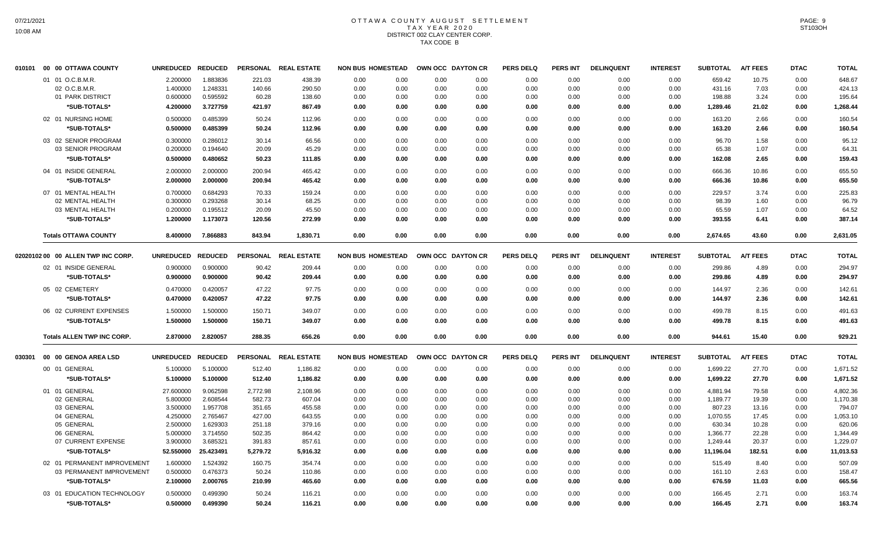# OTTAWA COUNTY AUGUST SETTLEMENT
## TAX YEAR 2020
## DISTRICT 002 CLAY CENTER CORP.
## TAX CODE B

07/21/2021
10:08 AM

ST103OH

| 010101 00 00 OTTAWA COUNTY | UNREDUCED | REDUCED | PERSONAL | REAL ESTATE | NON BUS | HOMESTEAD | OWN OCC | DAYTON CR | PERS DELQ | PERS INT | DELINQUENT | INTEREST | SUBTOTAL | A/T FEES | DTAC | TOTAL |
|---|---|---|---|---|---|---|---|---|---|---|---|---|---|---|---|---|
| 01 01 O.C.B.M.R. | 2.200000 | 1.883836 | 221.03 | 438.39 | 0.00 | 0.00 | 0.00 | 0.00 | 0.00 | 0.00 | 0.00 | 0.00 | 659.42 | 10.75 | 0.00 | 648.67 |
| 02 O.C.B.M.R. | 1.400000 | 1.248331 | 140.66 | 290.50 | 0.00 | 0.00 | 0.00 | 0.00 | 0.00 | 0.00 | 0.00 | 0.00 | 431.16 | 7.03 | 0.00 | 424.13 |
| 01 PARK DISTRICT | 0.600000 | 0.595592 | 60.28 | 138.60 | 0.00 | 0.00 | 0.00 | 0.00 | 0.00 | 0.00 | 0.00 | 0.00 | 198.88 | 3.24 | 0.00 | 195.64 |
| *SUB-TOTALS* | 4.200000 | 3.727759 | 421.97 | 867.49 | 0.00 | 0.00 | 0.00 | 0.00 | 0.00 | 0.00 | 0.00 | 0.00 | 1,289.46 | 21.02 | 0.00 | 1,268.44 |
| 02 01 NURSING HOME | 0.500000 | 0.485399 | 50.24 | 112.96 | 0.00 | 0.00 | 0.00 | 0.00 | 0.00 | 0.00 | 0.00 | 0.00 | 163.20 | 2.66 | 0.00 | 160.54 |
| *SUB-TOTALS* | 0.500000 | 0.485399 | 50.24 | 112.96 | 0.00 | 0.00 | 0.00 | 0.00 | 0.00 | 0.00 | 0.00 | 0.00 | 163.20 | 2.66 | 0.00 | 160.54 |
| 03 02 SENIOR PROGRAM | 0.300000 | 0.286012 | 30.14 | 66.56 | 0.00 | 0.00 | 0.00 | 0.00 | 0.00 | 0.00 | 0.00 | 0.00 | 96.70 | 1.58 | 0.00 | 95.12 |
| 03 SENIOR PROGRAM | 0.200000 | 0.194640 | 20.09 | 45.29 | 0.00 | 0.00 | 0.00 | 0.00 | 0.00 | 0.00 | 0.00 | 0.00 | 65.38 | 1.07 | 0.00 | 64.31 |
| *SUB-TOTALS* | 0.500000 | 0.480652 | 50.23 | 111.85 | 0.00 | 0.00 | 0.00 | 0.00 | 0.00 | 0.00 | 0.00 | 0.00 | 162.08 | 2.65 | 0.00 | 159.43 |
| 04 01 INSIDE GENERAL | 2.000000 | 2.000000 | 200.94 | 465.42 | 0.00 | 0.00 | 0.00 | 0.00 | 0.00 | 0.00 | 0.00 | 0.00 | 666.36 | 10.86 | 0.00 | 655.50 |
| *SUB-TOTALS* | 2.000000 | 2.000000 | 200.94 | 465.42 | 0.00 | 0.00 | 0.00 | 0.00 | 0.00 | 0.00 | 0.00 | 0.00 | 666.36 | 10.86 | 0.00 | 655.50 |
| 07 01 MENTAL HEALTH | 0.700000 | 0.684293 | 70.33 | 159.24 | 0.00 | 0.00 | 0.00 | 0.00 | 0.00 | 0.00 | 0.00 | 0.00 | 229.57 | 3.74 | 0.00 | 225.83 |
| 02 MENTAL HEALTH | 0.300000 | 0.293268 | 30.14 | 68.25 | 0.00 | 0.00 | 0.00 | 0.00 | 0.00 | 0.00 | 0.00 | 0.00 | 98.39 | 1.60 | 0.00 | 96.79 |
| 03 MENTAL HEALTH | 0.200000 | 0.195512 | 20.09 | 45.50 | 0.00 | 0.00 | 0.00 | 0.00 | 0.00 | 0.00 | 0.00 | 0.00 | 65.59 | 1.07 | 0.00 | 64.52 |
| *SUB-TOTALS* | 1.200000 | 1.173073 | 120.56 | 272.99 | 0.00 | 0.00 | 0.00 | 0.00 | 0.00 | 0.00 | 0.00 | 0.00 | 393.55 | 6.41 | 0.00 | 387.14 |
| **Totals OTTAWA COUNTY** | 8.400000 | 7.866883 | 843.94 | 1,830.71 | 0.00 | 0.00 | 0.00 | 0.00 | 0.00 | 0.00 | 0.00 | 0.00 | 2,674.65 | 43.60 | 0.00 | 2,631.05 |

| 02020102 00 00 ALLEN TWP INC CORP. | UNREDUCED | REDUCED | PERSONAL | REAL ESTATE | NON BUS | HOMESTEAD | OWN OCC | DAYTON CR | PERS DELQ | PERS INT | DELINQUENT | INTEREST | SUBTOTAL | A/T FEES | DTAC | TOTAL |
|---|---|---|---|---|---|---|---|---|---|---|---|---|---|---|---|---|
| 02 01 INSIDE GENERAL | 0.900000 | 0.900000 | 90.42 | 209.44 | 0.00 | 0.00 | 0.00 | 0.00 | 0.00 | 0.00 | 0.00 | 0.00 | 299.86 | 4.89 | 0.00 | 294.97 |
| *SUB-TOTALS* | 0.900000 | 0.900000 | 90.42 | 209.44 | 0.00 | 0.00 | 0.00 | 0.00 | 0.00 | 0.00 | 0.00 | 0.00 | 299.86 | 4.89 | 0.00 | 294.97 |
| 05 02 CEMETERY | 0.470000 | 0.420057 | 47.22 | 97.75 | 0.00 | 0.00 | 0.00 | 0.00 | 0.00 | 0.00 | 0.00 | 0.00 | 144.97 | 2.36 | 0.00 | 142.61 |
| *SUB-TOTALS* | 0.470000 | 0.420057 | 47.22 | 97.75 | 0.00 | 0.00 | 0.00 | 0.00 | 0.00 | 0.00 | 0.00 | 0.00 | 144.97 | 2.36 | 0.00 | 142.61 |
| 06 02 CURRENT EXPENSES | 1.500000 | 1.500000 | 150.71 | 349.07 | 0.00 | 0.00 | 0.00 | 0.00 | 0.00 | 0.00 | 0.00 | 0.00 | 499.78 | 8.15 | 0.00 | 491.63 |
| *SUB-TOTALS* | 1.500000 | 1.500000 | 150.71 | 349.07 | 0.00 | 0.00 | 0.00 | 0.00 | 0.00 | 0.00 | 0.00 | 0.00 | 499.78 | 8.15 | 0.00 | 491.63 |
| **Totals ALLEN TWP INC CORP.** | 2.870000 | 2.820057 | 288.35 | 656.26 | 0.00 | 0.00 | 0.00 | 0.00 | 0.00 | 0.00 | 0.00 | 0.00 | 944.61 | 15.40 | 0.00 | 929.21 |

| 030301 00 00 GENOA AREA LSD | UNREDUCED | REDUCED | PERSONAL | REAL ESTATE | NON BUS | HOMESTEAD | OWN OCC | DAYTON CR | PERS DELQ | PERS INT | DELINQUENT | INTEREST | SUBTOTAL | A/T FEES | DTAC | TOTAL |
|---|---|---|---|---|---|---|---|---|---|---|---|---|---|---|---|---|
| 00 01 GENERAL | 5.100000 | 5.100000 | 512.40 | 1,186.82 | 0.00 | 0.00 | 0.00 | 0.00 | 0.00 | 0.00 | 0.00 | 0.00 | 1,699.22 | 27.70 | 0.00 | 1,671.52 |
| *SUB-TOTALS* | 5.100000 | 5.100000 | 512.40 | 1,186.82 | 0.00 | 0.00 | 0.00 | 0.00 | 0.00 | 0.00 | 0.00 | 0.00 | 1,699.22 | 27.70 | 0.00 | 1,671.52 |
| 01 01 GENERAL | 27.600000 | 9.062598 | 2,772.98 | 2,108.96 | 0.00 | 0.00 | 0.00 | 0.00 | 0.00 | 0.00 | 0.00 | 0.00 | 4,881.94 | 79.58 | 0.00 | 4,802.36 |
| 02 GENERAL | 5.800000 | 2.608544 | 582.73 | 607.04 | 0.00 | 0.00 | 0.00 | 0.00 | 0.00 | 0.00 | 0.00 | 0.00 | 1,189.77 | 19.39 | 0.00 | 1,170.38 |
| 03 GENERAL | 3.500000 | 1.957708 | 351.65 | 455.58 | 0.00 | 0.00 | 0.00 | 0.00 | 0.00 | 0.00 | 0.00 | 0.00 | 807.23 | 13.16 | 0.00 | 794.07 |
| 04 GENERAL | 4.250000 | 2.765467 | 427.00 | 643.55 | 0.00 | 0.00 | 0.00 | 0.00 | 0.00 | 0.00 | 0.00 | 0.00 | 1,070.55 | 17.45 | 0.00 | 1,053.10 |
| 05 GENERAL | 2.500000 | 1.629303 | 251.18 | 379.16 | 0.00 | 0.00 | 0.00 | 0.00 | 0.00 | 0.00 | 0.00 | 0.00 | 630.34 | 10.28 | 0.00 | 620.06 |
| 06 GENERAL | 5.000000 | 3.714550 | 502.35 | 864.42 | 0.00 | 0.00 | 0.00 | 0.00 | 0.00 | 0.00 | 0.00 | 0.00 | 1,366.77 | 22.28 | 0.00 | 1,344.49 |
| 07 CURRENT EXPENSE | 3.900000 | 3.685321 | 391.83 | 857.61 | 0.00 | 0.00 | 0.00 | 0.00 | 0.00 | 0.00 | 0.00 | 0.00 | 1,249.44 | 20.37 | 0.00 | 1,229.07 |
| *SUB-TOTALS* | 52.550000 | 25.423491 | 5,279.72 | 5,916.32 | 0.00 | 0.00 | 0.00 | 0.00 | 0.00 | 0.00 | 0.00 | 0.00 | 11,196.04 | 182.51 | 0.00 | 11,013.53 |
| 02 01 PERMANENT IMPROVEMENT | 1.600000 | 1.524392 | 160.75 | 354.74 | 0.00 | 0.00 | 0.00 | 0.00 | 0.00 | 0.00 | 0.00 | 0.00 | 515.49 | 8.40 | 0.00 | 507.09 |
| 03 PERMANENT IMPROVEMENT | 0.500000 | 0.476373 | 50.24 | 110.86 | 0.00 | 0.00 | 0.00 | 0.00 | 0.00 | 0.00 | 0.00 | 0.00 | 161.10 | 2.63 | 0.00 | 158.47 |
| *SUB-TOTALS* | 2.100000 | 2.000765 | 210.99 | 465.60 | 0.00 | 0.00 | 0.00 | 0.00 | 0.00 | 0.00 | 0.00 | 0.00 | 676.59 | 11.03 | 0.00 | 665.56 |
| 03 01 EDUCATION TECHNOLOGY | 0.500000 | 0.499390 | 50.24 | 116.21 | 0.00 | 0.00 | 0.00 | 0.00 | 0.00 | 0.00 | 0.00 | 0.00 | 166.45 | 2.71 | 0.00 | 163.74 |
| *SUB-TOTALS* | 0.500000 | 0.499390 | 50.24 | 116.21 | 0.00 | 0.00 | 0.00 | 0.00 | 0.00 | 0.00 | 0.00 | 0.00 | 166.45 | 2.71 | 0.00 | 163.74 |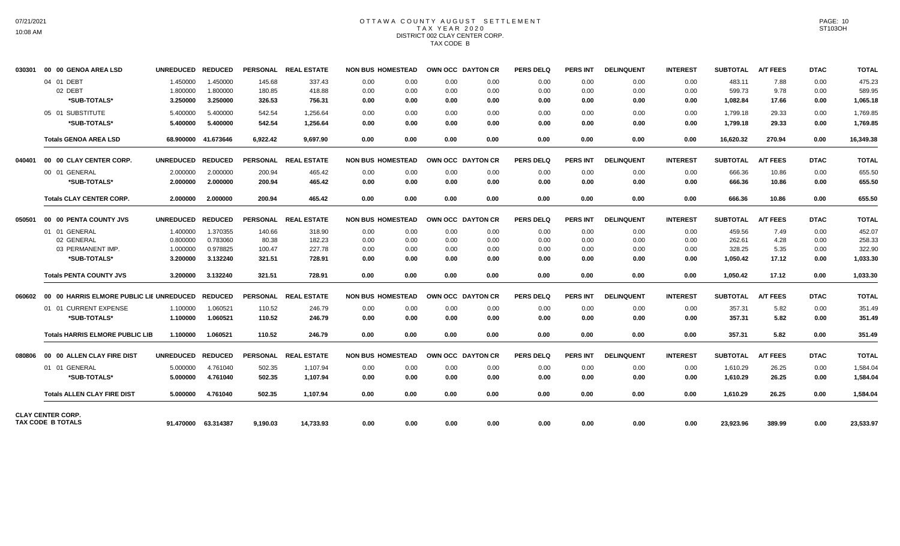# OTTAWA COUNTY AUGUST SETTLEMENT
## TAX YEAR 2020
## DISTRICT 002 CLAY CENTER CORP.
## TAX CODE B

| | | UNREDUCED | REDUCED | PERSONAL | REAL ESTATE | NON BUS | HOMESTEAD | OWN OCC | DAYTON CR | PERS DELQ | PERS INT | DELINQUENT | INTEREST | SUBTOTAL | A/T FEES | DTAC | TOTAL |
|---|---|---|---|---|---|---|---|---|---|---|---|---|---|---|---|---|---|
| 030301 | 00 00 GENOA AREA LSD | UNREDUCED | REDUCED | PERSONAL | REAL ESTATE | NON BUS | HOMESTEAD | OWN OCC | DAYTON CR | PERS DELQ | PERS INT | DELINQUENT | INTEREST | SUBTOTAL | A/T FEES | DTAC | TOTAL |
| | 04 01 DEBT | 1.450000 | 1.450000 | 145.68 | 337.43 | 0.00 | 0.00 | 0.00 | 0.00 | 0.00 | 0.00 | 0.00 | 0.00 | 483.11 | 7.88 | 0.00 | 475.23 |
| | 02 DEBT | 1.800000 | 1.800000 | 180.85 | 418.88 | 0.00 | 0.00 | 0.00 | 0.00 | 0.00 | 0.00 | 0.00 | 0.00 | 599.73 | 9.78 | 0.00 | 589.95 |
| | **\*SUB-TOTALS\*** | **3.250000** | **3.250000** | **326.53** | **756.31** | **0.00** | **0.00** | **0.00** | **0.00** | **0.00** | **0.00** | **0.00** | **0.00** | **1,082.84** | **17.66** | **0.00** | **1,065.18** |
| | 05 01 SUBSTITUTE | 5.400000 | 5.400000 | 542.54 | 1,256.64 | 0.00 | 0.00 | 0.00 | 0.00 | 0.00 | 0.00 | 0.00 | 0.00 | 1,799.18 | 29.33 | 0.00 | 1,769.85 |
| | **\*SUB-TOTALS\*** | **5.400000** | **5.400000** | **542.54** | **1,256.64** | **0.00** | **0.00** | **0.00** | **0.00** | **0.00** | **0.00** | **0.00** | **0.00** | **1,799.18** | **29.33** | **0.00** | **1,769.85** |
| | **Totals GENOA AREA LSD** | **68.900000** | **41.673646** | **6,922.42** | **9,697.90** | **0.00** | **0.00** | **0.00** | **0.00** | **0.00** | **0.00** | **0.00** | **0.00** | **16,620.32** | **270.94** | **0.00** | **16,349.38** |
| 040401 | 00 00 CLAY CENTER CORP. | UNREDUCED | REDUCED | PERSONAL | REAL ESTATE | NON BUS | HOMESTEAD | OWN OCC | DAYTON CR | PERS DELQ | PERS INT | DELINQUENT | INTEREST | SUBTOTAL | A/T FEES | DTAC | TOTAL |
| | 00 01 GENERAL | 2.000000 | 2.000000 | 200.94 | 465.42 | 0.00 | 0.00 | 0.00 | 0.00 | 0.00 | 0.00 | 0.00 | 0.00 | 666.36 | 10.86 | 0.00 | 655.50 |
| | **\*SUB-TOTALS\*** | **2.000000** | **2.000000** | **200.94** | **465.42** | **0.00** | **0.00** | **0.00** | **0.00** | **0.00** | **0.00** | **0.00** | **0.00** | **666.36** | **10.86** | **0.00** | **655.50** |
| | **Totals CLAY CENTER CORP.** | **2.000000** | **2.000000** | **200.94** | **465.42** | **0.00** | **0.00** | **0.00** | **0.00** | **0.00** | **0.00** | **0.00** | **0.00** | **666.36** | **10.86** | **0.00** | **655.50** |
| 050501 | 00 00 PENTA COUNTY JVS | UNREDUCED | REDUCED | PERSONAL | REAL ESTATE | NON BUS | HOMESTEAD | OWN OCC | DAYTON CR | PERS DELQ | PERS INT | DELINQUENT | INTEREST | SUBTOTAL | A/T FEES | DTAC | TOTAL |
| | 01 01 GENERAL | 1.400000 | 1.370355 | 140.66 | 318.90 | 0.00 | 0.00 | 0.00 | 0.00 | 0.00 | 0.00 | 0.00 | 0.00 | 459.56 | 7.49 | 0.00 | 452.07 |
| | 02 GENERAL | 0.800000 | 0.783060 | 80.38 | 182.23 | 0.00 | 0.00 | 0.00 | 0.00 | 0.00 | 0.00 | 0.00 | 0.00 | 262.61 | 4.28 | 0.00 | 258.33 |
| | 03 PERMANENT IMP. | 1.000000 | 0.978825 | 100.47 | 227.78 | 0.00 | 0.00 | 0.00 | 0.00 | 0.00 | 0.00 | 0.00 | 0.00 | 328.25 | 5.35 | 0.00 | 322.90 |
| | **\*SUB-TOTALS\*** | **3.200000** | **3.132240** | **321.51** | **728.91** | **0.00** | **0.00** | **0.00** | **0.00** | **0.00** | **0.00** | **0.00** | **0.00** | **1,050.42** | **17.12** | **0.00** | **1,033.30** |
| | **Totals PENTA COUNTY JVS** | **3.200000** | **3.132240** | **321.51** | **728.91** | **0.00** | **0.00** | **0.00** | **0.00** | **0.00** | **0.00** | **0.00** | **0.00** | **1,050.42** | **17.12** | **0.00** | **1,033.30** |
| 060602 | 00 00 HARRIS ELMORE PUBLIC LIB | UNREDUCED | REDUCED | PERSONAL | REAL ESTATE | NON BUS | HOMESTEAD | OWN OCC | DAYTON CR | PERS DELQ | PERS INT | DELINQUENT | INTEREST | SUBTOTAL | A/T FEES | DTAC | TOTAL |
| | 01 01 CURRENT EXPENSE | 1.100000 | 1.060521 | 110.52 | 246.79 | 0.00 | 0.00 | 0.00 | 0.00 | 0.00 | 0.00 | 0.00 | 0.00 | 357.31 | 5.82 | 0.00 | 351.49 |
| | **\*SUB-TOTALS\*** | **1.100000** | **1.060521** | **110.52** | **246.79** | **0.00** | **0.00** | **0.00** | **0.00** | **0.00** | **0.00** | **0.00** | **0.00** | **357.31** | **5.82** | **0.00** | **351.49** |
| | **Totals HARRIS ELMORE PUBLIC LIB** | **1.100000** | **1.060521** | **110.52** | **246.79** | **0.00** | **0.00** | **0.00** | **0.00** | **0.00** | **0.00** | **0.00** | **0.00** | **357.31** | **5.82** | **0.00** | **351.49** |
| 080806 | 00 00 ALLEN CLAY FIRE DIST | UNREDUCED | REDUCED | PERSONAL | REAL ESTATE | NON BUS | HOMESTEAD | OWN OCC | DAYTON CR | PERS DELQ | PERS INT | DELINQUENT | INTEREST | SUBTOTAL | A/T FEES | DTAC | TOTAL |
| | 01 01 GENERAL | 5.000000 | 4.761040 | 502.35 | 1,107.94 | 0.00 | 0.00 | 0.00 | 0.00 | 0.00 | 0.00 | 0.00 | 0.00 | 1,610.29 | 26.25 | 0.00 | 1,584.04 |
| | **\*SUB-TOTALS\*** | **5.000000** | **4.761040** | **502.35** | **1,107.94** | **0.00** | **0.00** | **0.00** | **0.00** | **0.00** | **0.00** | **0.00** | **0.00** | **1,610.29** | **26.25** | **0.00** | **1,584.04** |
| | **Totals ALLEN CLAY FIRE DIST** | **5.000000** | **4.761040** | **502.35** | **1,107.94** | **0.00** | **0.00** | **0.00** | **0.00** | **0.00** | **0.00** | **0.00** | **0.00** | **1,610.29** | **26.25** | **0.00** | **1,584.04** |
| | **CLAY CENTER CORP. TAX CODE B TOTALS** | **91.470000** | **63.314387** | **9,190.03** | **14,733.93** | **0.00** | **0.00** | **0.00** | **0.00** | **0.00** | **0.00** | **0.00** | **0.00** | **23,923.96** | **389.99** | **0.00** | **23,533.97** |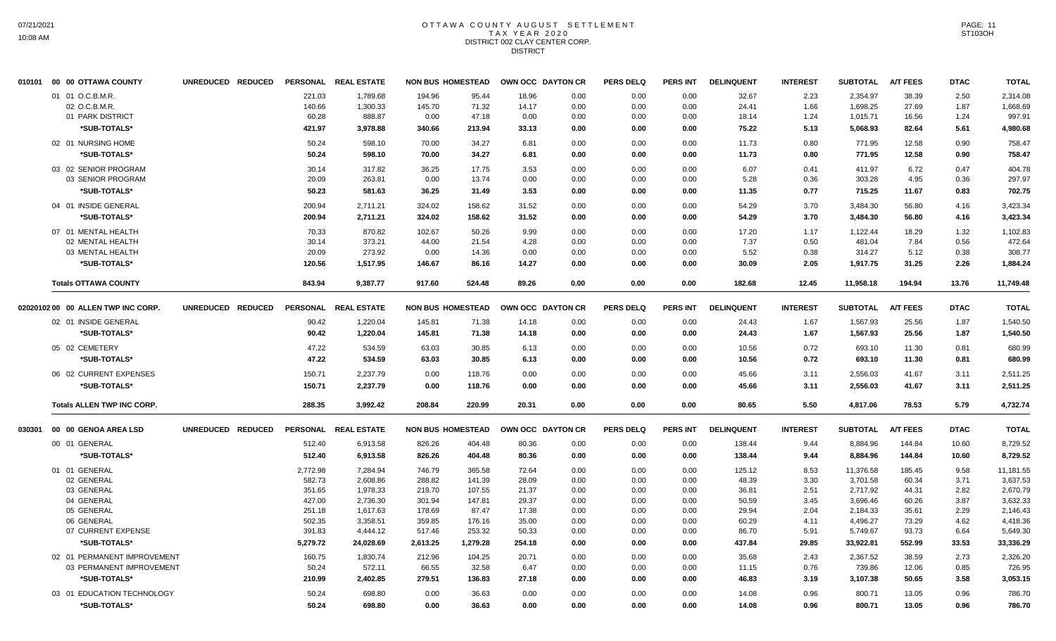# OTTAWA COUNTY AUGUST SETTLEMENT
## TAX YEAR 2020
## DISTRICT 002 CLAY CENTER CORP.
## DISTRICT

| 010101 00 00 OTTAWA COUNTY | UNREDUCED | REDUCED | PERSONAL | REAL ESTATE | NON BUS | HOMESTEAD | OWN OCC | DAYTON CR | PERS DELQ | PERS INT | DELINQUENT | INTEREST | SUBTOTAL | A/T FEES | DTAC | TOTAL |
|---|---|---|---|---|---|---|---|---|---|---|---|---|---|---|---|---|
| 01 01 O.C.B.M.R. | | | 221.03 | 1,789.68 | 194.96 | 95.44 | 18.96 | 0.00 | 0.00 | 0.00 | 32.67 | 2.23 | 2,354.97 | 38.39 | 2.50 | 2,314.08 |
| 02 O.C.B.M.R. | | | 140.66 | 1,300.33 | 145.70 | 71.32 | 14.17 | 0.00 | 0.00 | 0.00 | 24.41 | 1.66 | 1,698.25 | 27.69 | 1.87 | 1,668.69 |
| 01 PARK DISTRICT | | | 60.28 | 888.87 | 0.00 | 47.18 | 0.00 | 0.00 | 0.00 | 0.00 | 18.14 | 1.24 | 1,015.71 | 16.56 | 1.24 | 997.91 |
| *SUB-TOTALS* | | | 421.97 | 3,978.88 | 340.66 | 213.94 | 33.13 | 0.00 | 0.00 | 0.00 | 75.22 | 5.13 | 5,068.93 | 82.64 | 5.61 | 4,980.68 |
| 02 01 NURSING HOME | | | 50.24 | 598.10 | 70.00 | 34.27 | 6.81 | 0.00 | 0.00 | 0.00 | 11.73 | 0.80 | 771.95 | 12.58 | 0.90 | 758.47 |
| *SUB-TOTALS* | | | 50.24 | 598.10 | 70.00 | 34.27 | 6.81 | 0.00 | 0.00 | 0.00 | 11.73 | 0.80 | 771.95 | 12.58 | 0.90 | 758.47 |
| 03 02 SENIOR PROGRAM | | | 30.14 | 317.82 | 36.25 | 17.75 | 3.53 | 0.00 | 0.00 | 0.00 | 6.07 | 0.41 | 411.97 | 6.72 | 0.47 | 404.78 |
| 03 SENIOR PROGRAM | | | 20.09 | 263.81 | 0.00 | 13.74 | 0.00 | 0.00 | 0.00 | 0.00 | 5.28 | 0.36 | 303.28 | 4.95 | 0.36 | 297.97 |
| *SUB-TOTALS* | | | 50.23 | 581.63 | 36.25 | 31.49 | 3.53 | 0.00 | 0.00 | 0.00 | 11.35 | 0.77 | 715.25 | 11.67 | 0.83 | 702.75 |
| 04 01 INSIDE GENERAL | | | 200.94 | 2,711.21 | 324.02 | 158.62 | 31.52 | 0.00 | 0.00 | 0.00 | 54.29 | 3.70 | 3,484.30 | 56.80 | 4.16 | 3,423.34 |
| *SUB-TOTALS* | | | 200.94 | 2,711.21 | 324.02 | 158.62 | 31.52 | 0.00 | 0.00 | 0.00 | 54.29 | 3.70 | 3,484.30 | 56.80 | 4.16 | 3,423.34 |
| 07 01 MENTAL HEALTH | | | 70.33 | 870.82 | 102.67 | 50.26 | 9.99 | 0.00 | 0.00 | 0.00 | 17.20 | 1.17 | 1,122.44 | 18.29 | 1.32 | 1,102.83 |
| 02 MENTAL HEALTH | | | 30.14 | 373.21 | 44.00 | 21.54 | 4.28 | 0.00 | 0.00 | 0.00 | 7.37 | 0.50 | 481.04 | 7.84 | 0.56 | 472.64 |
| 03 MENTAL HEALTH | | | 20.09 | 273.92 | 0.00 | 14.36 | 0.00 | 0.00 | 0.00 | 0.00 | 5.52 | 0.38 | 314.27 | 5.12 | 0.38 | 308.77 |
| *SUB-TOTALS* | | | 120.56 | 1,517.95 | 146.67 | 86.16 | 14.27 | 0.00 | 0.00 | 0.00 | 30.09 | 2.05 | 1,917.75 | 31.25 | 2.26 | 1,884.24 |
| **Totals OTTAWA COUNTY** | | | 843.94 | 9,387.77 | 917.60 | 524.48 | 89.26 | 0.00 | 0.00 | 0.00 | 182.68 | 12.45 | 11,958.18 | 194.94 | 13.76 | 11,749.48 |

| 02020102 00 00 ALLEN TWP INC CORP. | UNREDUCED | REDUCED | PERSONAL | REAL ESTATE | NON BUS | HOMESTEAD | OWN OCC | DAYTON CR | PERS DELQ | PERS INT | DELINQUENT | INTEREST | SUBTOTAL | A/T FEES | DTAC | TOTAL |
|---|---|---|---|---|---|---|---|---|---|---|---|---|---|---|---|---|
| 02 01 INSIDE GENERAL | | | 90.42 | 1,220.04 | 145.81 | 71.38 | 14.18 | 0.00 | 0.00 | 0.00 | 24.43 | 1.67 | 1,567.93 | 25.56 | 1.87 | 1,540.50 |
| *SUB-TOTALS* | | | 90.42 | 1,220.04 | 145.81 | 71.38 | 14.18 | 0.00 | 0.00 | 0.00 | 24.43 | 1.67 | 1,567.93 | 25.56 | 1.87 | 1,540.50 |
| 05 02 CEMETERY | | | 47.22 | 534.59 | 63.03 | 30.85 | 6.13 | 0.00 | 0.00 | 0.00 | 10.56 | 0.72 | 693.10 | 11.30 | 0.81 | 680.99 |
| *SUB-TOTALS* | | | 47.22 | 534.59 | 63.03 | 30.85 | 6.13 | 0.00 | 0.00 | 0.00 | 10.56 | 0.72 | 693.10 | 11.30 | 0.81 | 680.99 |
| 06 02 CURRENT EXPENSES | | | 150.71 | 2,237.79 | 0.00 | 118.76 | 0.00 | 0.00 | 0.00 | 0.00 | 45.66 | 3.11 | 2,556.03 | 41.67 | 3.11 | 2,511.25 |
| *SUB-TOTALS* | | | 150.71 | 2,237.79 | 0.00 | 118.76 | 0.00 | 0.00 | 0.00 | 0.00 | 45.66 | 3.11 | 2,556.03 | 41.67 | 3.11 | 2,511.25 |
| **Totals ALLEN TWP INC CORP.** | | | 288.35 | 3,992.42 | 208.84 | 220.99 | 20.31 | 0.00 | 0.00 | 0.00 | 80.65 | 5.50 | 4,817.06 | 78.53 | 5.79 | 4,732.74 |

| 030301 00 00 GENOA AREA LSD | UNREDUCED | REDUCED | PERSONAL | REAL ESTATE | NON BUS | HOMESTEAD | OWN OCC | DAYTON CR | PERS DELQ | PERS INT | DELINQUENT | INTEREST | SUBTOTAL | A/T FEES | DTAC | TOTAL |
|---|---|---|---|---|---|---|---|---|---|---|---|---|---|---|---|---|
| 00 01 GENERAL | | | 512.40 | 6,913.58 | 826.26 | 404.48 | 80.36 | 0.00 | 0.00 | 0.00 | 138.44 | 9.44 | 8,884.96 | 144.84 | 10.60 | 8,729.52 |
| *SUB-TOTALS* | | | 512.40 | 6,913.58 | 826.26 | 404.48 | 80.36 | 0.00 | 0.00 | 0.00 | 138.44 | 9.44 | 8,884.96 | 144.84 | 10.60 | 8,729.52 |
| 01 01 GENERAL | | | 2,772.98 | 7,284.94 | 746.79 | 365.58 | 72.64 | 0.00 | 0.00 | 0.00 | 125.12 | 8.53 | 11,376.58 | 185.45 | 9.58 | 11,181.55 |
| 02 GENERAL | | | 582.73 | 2,608.86 | 288.82 | 141.39 | 28.09 | 0.00 | 0.00 | 0.00 | 48.39 | 3.30 | 3,701.58 | 60.34 | 3.71 | 3,637.53 |
| 03 GENERAL | | | 351.65 | 1,978.33 | 219.70 | 107.55 | 21.37 | 0.00 | 0.00 | 0.00 | 36.81 | 2.51 | 2,717.92 | 44.31 | 2.82 | 2,670.79 |
| 04 GENERAL | | | 427.00 | 2,736.30 | 301.94 | 147.81 | 29.37 | 0.00 | 0.00 | 0.00 | 50.59 | 3.45 | 3,696.46 | 60.26 | 3.87 | 3,632.33 |
| 05 GENERAL | | | 251.18 | 1,617.63 | 178.69 | 87.47 | 17.38 | 0.00 | 0.00 | 0.00 | 29.94 | 2.04 | 2,184.33 | 35.61 | 2.29 | 2,146.43 |
| 06 GENERAL | | | 502.35 | 3,358.51 | 359.85 | 176.16 | 35.00 | 0.00 | 0.00 | 0.00 | 60.29 | 4.11 | 4,496.27 | 73.29 | 4.62 | 4,418.36 |
| 07 CURRENT EXPENSE | | | 391.83 | 4,444.12 | 517.46 | 253.32 | 50.33 | 0.00 | 0.00 | 0.00 | 86.70 | 5.91 | 5,749.67 | 93.73 | 6.64 | 5,649.30 |
| *SUB-TOTALS* | | | 5,279.72 | 24,028.69 | 2,613.25 | 1,279.28 | 254.18 | 0.00 | 0.00 | 0.00 | 437.84 | 29.85 | 33,922.81 | 552.99 | 33.53 | 33,336.29 |
| 02 01 PERMANENT IMPROVEMENT | | | 160.75 | 1,830.74 | 212.96 | 104.25 | 20.71 | 0.00 | 0.00 | 0.00 | 35.68 | 2.43 | 2,367.52 | 38.59 | 2.73 | 2,326.20 |
| 03 PERMANENT IMPROVEMENT | | | 50.24 | 572.11 | 66.55 | 32.58 | 6.47 | 0.00 | 0.00 | 0.00 | 11.15 | 0.76 | 739.86 | 12.06 | 0.85 | 726.95 |
| *SUB-TOTALS* | | | 210.99 | 2,402.85 | 279.51 | 136.83 | 27.18 | 0.00 | 0.00 | 0.00 | 46.83 | 3.19 | 3,107.38 | 50.65 | 3.58 | 3,053.15 |
| 03 01 EDUCATION TECHNOLOGY | | | 50.24 | 698.80 | 0.00 | 36.63 | 0.00 | 0.00 | 0.00 | 0.00 | 14.08 | 0.96 | 800.71 | 13.05 | 0.96 | 786.70 |
| *SUB-TOTALS* | | | 50.24 | 698.80 | 0.00 | 36.63 | 0.00 | 0.00 | 0.00 | 0.00 | 14.08 | 0.96 | 800.71 | 13.05 | 0.96 | 786.70 |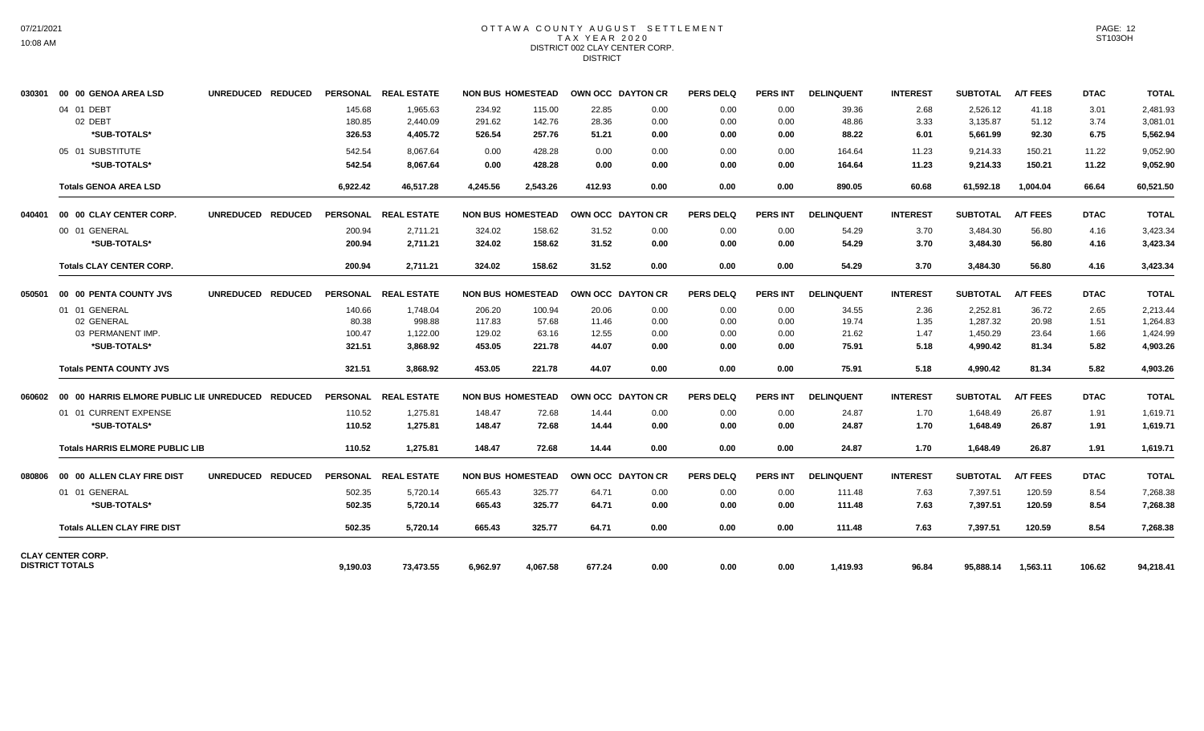# OTTAWA COUNTY AUGUST SETTLEMENT
## TAX YEAR 2020
### DISTRICT 002 CLAY CENTER CORP.
DISTRICT

| | | UNREDUCED | REDUCED | PERSONAL | REAL ESTATE | NON BUS | HOMESTEAD | OWN OCC | DAYTON CR | PERS DELQ | PERS INT | DELINQUENT | INTEREST | SUBTOTAL | A/T FEES | DTAC | TOTAL |
|---|---|---|---|---|---|---|---|---|---|---|---|---|---|---|---|---|---|
| 030301 | 00 00 GENOA AREA LSD | | | | | | | | | | | | | | | | |
| | 04 01 DEBT | | | 145.68 | 1,965.63 | 234.92 | 115.00 | 22.85 | 0.00 | 0.00 | 0.00 | 39.36 | 2.68 | 2,526.12 | 41.18 | 3.01 | 2,481.93 |
| | 02 DEBT | | | 180.85 | 2,440.09 | 291.62 | 142.76 | 28.36 | 0.00 | 0.00 | 0.00 | 48.86 | 3.33 | 3,135.87 | 51.12 | 3.74 | 3,081.01 |
| | *SUB-TOTALS* | | | **326.53** | **4,405.72** | **526.54** | **257.76** | **51.21** | **0.00** | **0.00** | **0.00** | **88.22** | **6.01** | **5,661.99** | **92.30** | **6.75** | **5,562.94** |
| | 05 01 SUBSTITUTE | | | 542.54 | 8,067.64 | 0.00 | 428.28 | 0.00 | 0.00 | 0.00 | 0.00 | 164.64 | 11.23 | 9,214.33 | 150.21 | 11.22 | 9,052.90 |
| | *SUB-TOTALS* | | | **542.54** | **8,067.64** | **0.00** | **428.28** | **0.00** | **0.00** | **0.00** | **0.00** | **164.64** | **11.23** | **9,214.33** | **150.21** | **11.22** | **9,052.90** |
| | **Totals GENOA AREA LSD** | | | **6,922.42** | **46,517.28** | **4,245.56** | **2,543.26** | **412.93** | **0.00** | **0.00** | **0.00** | **890.05** | **60.68** | **61,592.18** | **1,004.04** | **66.64** | **60,521.50** |
| 040401 | 00 00 CLAY CENTER CORP. | | | | | | | | | | | | | | | | |
| | 00 01 GENERAL | | | 200.94 | 2,711.21 | 324.02 | 158.62 | 31.52 | 0.00 | 0.00 | 0.00 | 54.29 | 3.70 | 3,484.30 | 56.80 | 4.16 | 3,423.34 |
| | *SUB-TOTALS* | | | **200.94** | **2,711.21** | **324.02** | **158.62** | **31.52** | **0.00** | **0.00** | **0.00** | **54.29** | **3.70** | **3,484.30** | **56.80** | **4.16** | **3,423.34** |
| | **Totals CLAY CENTER CORP.** | | | **200.94** | **2,711.21** | **324.02** | **158.62** | **31.52** | **0.00** | **0.00** | **0.00** | **54.29** | **3.70** | **3,484.30** | **56.80** | **4.16** | **3,423.34** |
| 050501 | 00 00 PENTA COUNTY JVS | | | | | | | | | | | | | | | | |
| | 01 01 GENERAL | | | 140.66 | 1,748.04 | 206.20 | 100.94 | 20.06 | 0.00 | 0.00 | 0.00 | 34.55 | 2.36 | 2,252.81 | 36.72 | 2.65 | 2,213.44 |
| | 02 GENERAL | | | 80.38 | 998.88 | 117.83 | 57.68 | 11.46 | 0.00 | 0.00 | 0.00 | 19.74 | 1.35 | 1,287.32 | 20.98 | 1.51 | 1,264.83 |
| | 03 PERMANENT IMP. | | | 100.47 | 1,122.00 | 129.02 | 63.16 | 12.55 | 0.00 | 0.00 | 0.00 | 21.62 | 1.47 | 1,450.29 | 23.64 | 1.66 | 1,424.99 |
| | *SUB-TOTALS* | | | **321.51** | **3,868.92** | **453.05** | **221.78** | **44.07** | **0.00** | **0.00** | **0.00** | **75.91** | **5.18** | **4,990.42** | **81.34** | **5.82** | **4,903.26** |
| | **Totals PENTA COUNTY JVS** | | | **321.51** | **3,868.92** | **453.05** | **221.78** | **44.07** | **0.00** | **0.00** | **0.00** | **75.91** | **5.18** | **4,990.42** | **81.34** | **5.82** | **4,903.26** |
| 060602 | 00 00 HARRIS ELMORE PUBLIC LIE | | | | | | | | | | | | | | | | |
| | 01 01 CURRENT EXPENSE | | | 110.52 | 1,275.81 | 148.47 | 72.68 | 14.44 | 0.00 | 0.00 | 0.00 | 24.87 | 1.70 | 1,648.49 | 26.87 | 1.91 | 1,619.71 |
| | *SUB-TOTALS* | | | **110.52** | **1,275.81** | **148.47** | **72.68** | **14.44** | **0.00** | **0.00** | **0.00** | **24.87** | **1.70** | **1,648.49** | **26.87** | **1.91** | **1,619.71** |
| | **Totals HARRIS ELMORE PUBLIC LIB** | | | **110.52** | **1,275.81** | **148.47** | **72.68** | **14.44** | **0.00** | **0.00** | **0.00** | **24.87** | **1.70** | **1,648.49** | **26.87** | **1.91** | **1,619.71** |
| 080806 | 00 00 ALLEN CLAY FIRE DIST | | | | | | | | | | | | | | | | |
| | 01 01 GENERAL | | | 502.35 | 5,720.14 | 665.43 | 325.77 | 64.71 | 0.00 | 0.00 | 0.00 | 111.48 | 7.63 | 7,397.51 | 120.59 | 8.54 | 7,268.38 |
| | *SUB-TOTALS* | | | **502.35** | **5,720.14** | **665.43** | **325.77** | **64.71** | **0.00** | **0.00** | **0.00** | **111.48** | **7.63** | **7,397.51** | **120.59** | **8.54** | **7,268.38** |
| | **Totals ALLEN CLAY FIRE DIST** | | | **502.35** | **5,720.14** | **665.43** | **325.77** | **64.71** | **0.00** | **0.00** | **0.00** | **111.48** | **7.63** | **7,397.51** | **120.59** | **8.54** | **7,268.38** |
| **CLAY CENTER CORP. DISTRICT TOTALS** | | | | **9,190.03** | **73,473.55** | **6,962.97** | **4,067.58** | **677.24** | **0.00** | **0.00** | **0.00** | **1,419.93** | **96.84** | **95,888.14** | **1,563.11** | **106.62** | **94,218.41** |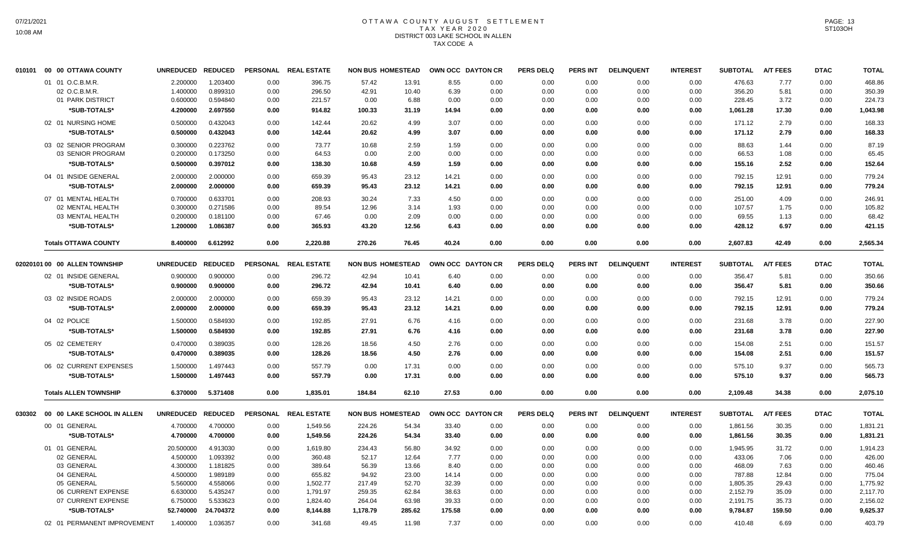# OTTAWA COUNTY AUGUST SETTLEMENT
## TAX YEAR 2020
## DISTRICT 003 LAKE SCHOOL IN ALLEN
## TAX CODE A

| 010101 00 00 OTTAWA COUNTY | UNREDUCED | REDUCED | PERSONAL | REAL ESTATE | NON BUS | HOMESTEAD | OWN OCC | DAYTON CR | PERS DELQ | PERS INT | DELINQUENT | INTEREST | SUBTOTAL | A/T FEES | DTAC | TOTAL |
|---|---|---|---|---|---|---|---|---|---|---|---|---|---|---|---|---|
| 01 01 O.C.B.M.R. | 2.200000 | 1.203400 | 0.00 | 396.75 | 57.42 | 13.91 | 8.55 | 0.00 | 0.00 | 0.00 | 0.00 | 0.00 | 476.63 | 7.77 | 0.00 | 468.86 |
| 02 O.C.B.M.R. | 1.400000 | 0.899310 | 0.00 | 296.50 | 42.91 | 10.40 | 6.39 | 0.00 | 0.00 | 0.00 | 0.00 | 0.00 | 356.20 | 5.81 | 0.00 | 350.39 |
| 01 PARK DISTRICT | 0.600000 | 0.594840 | 0.00 | 221.57 | 0.00 | 6.88 | 0.00 | 0.00 | 0.00 | 0.00 | 0.00 | 0.00 | 228.45 | 3.72 | 0.00 | 224.73 |
| *SUB-TOTALS* | 4.200000 | 2.697550 | 0.00 | 914.82 | 100.33 | 31.19 | 14.94 | 0.00 | 0.00 | 0.00 | 0.00 | 0.00 | 1,061.28 | 17.30 | 0.00 | 1,043.98 |
| 02 01 NURSING HOME | 0.500000 | 0.432043 | 0.00 | 142.44 | 20.62 | 4.99 | 3.07 | 0.00 | 0.00 | 0.00 | 0.00 | 0.00 | 171.12 | 2.79 | 0.00 | 168.33 |
| *SUB-TOTALS* | 0.500000 | 0.432043 | 0.00 | 142.44 | 20.62 | 4.99 | 3.07 | 0.00 | 0.00 | 0.00 | 0.00 | 0.00 | 171.12 | 2.79 | 0.00 | 168.33 |
| 03 02 SENIOR PROGRAM | 0.300000 | 0.223762 | 0.00 | 73.77 | 10.68 | 2.59 | 1.59 | 0.00 | 0.00 | 0.00 | 0.00 | 0.00 | 88.63 | 1.44 | 0.00 | 87.19 |
| 03 SENIOR PROGRAM | 0.200000 | 0.173250 | 0.00 | 64.53 | 0.00 | 2.00 | 0.00 | 0.00 | 0.00 | 0.00 | 0.00 | 0.00 | 66.53 | 1.08 | 0.00 | 65.45 |
| *SUB-TOTALS* | 0.500000 | 0.397012 | 0.00 | 138.30 | 10.68 | 4.59 | 1.59 | 0.00 | 0.00 | 0.00 | 0.00 | 0.00 | 155.16 | 2.52 | 0.00 | 152.64 |
| 04 01 INSIDE GENERAL | 2.000000 | 2.000000 | 0.00 | 659.39 | 95.43 | 23.12 | 14.21 | 0.00 | 0.00 | 0.00 | 0.00 | 0.00 | 792.15 | 12.91 | 0.00 | 779.24 |
| *SUB-TOTALS* | 2.000000 | 2.000000 | 0.00 | 659.39 | 95.43 | 23.12 | 14.21 | 0.00 | 0.00 | 0.00 | 0.00 | 0.00 | 792.15 | 12.91 | 0.00 | 779.24 |
| 07 01 MENTAL HEALTH | 0.700000 | 0.633701 | 0.00 | 208.93 | 30.24 | 7.33 | 4.50 | 0.00 | 0.00 | 0.00 | 0.00 | 0.00 | 251.00 | 4.09 | 0.00 | 246.91 |
| 02 MENTAL HEALTH | 0.300000 | 0.271586 | 0.00 | 89.54 | 12.96 | 3.14 | 1.93 | 0.00 | 0.00 | 0.00 | 0.00 | 0.00 | 107.57 | 1.75 | 0.00 | 105.82 |
| 03 MENTAL HEALTH | 0.200000 | 0.181100 | 0.00 | 67.46 | 0.00 | 2.09 | 0.00 | 0.00 | 0.00 | 0.00 | 0.00 | 0.00 | 69.55 | 1.13 | 0.00 | 68.42 |
| *SUB-TOTALS* | 1.200000 | 1.086387 | 0.00 | 365.93 | 43.20 | 12.56 | 6.43 | 0.00 | 0.00 | 0.00 | 0.00 | 0.00 | 428.12 | 6.97 | 0.00 | 421.15 |
| **Totals OTTAWA COUNTY** | 8.400000 | 6.612992 | 0.00 | 2,220.88 | 270.26 | 76.45 | 40.24 | 0.00 | 0.00 | 0.00 | 0.00 | 0.00 | 2,607.83 | 42.49 | 0.00 | 2,565.34 |

| 02020101 00 00 ALLEN TOWNSHIP | UNREDUCED | REDUCED | PERSONAL | REAL ESTATE | NON BUS | HOMESTEAD | OWN OCC | DAYTON CR | PERS DELQ | PERS INT | DELINQUENT | INTEREST | SUBTOTAL | A/T FEES | DTAC | TOTAL |
|---|---|---|---|---|---|---|---|---|---|---|---|---|---|---|---|---|
| 02 01 INSIDE GENERAL | 0.900000 | 0.900000 | 0.00 | 296.72 | 42.94 | 10.41 | 6.40 | 0.00 | 0.00 | 0.00 | 0.00 | 0.00 | 356.47 | 5.81 | 0.00 | 350.66 |
| *SUB-TOTALS* | 0.900000 | 0.900000 | 0.00 | 296.72 | 42.94 | 10.41 | 6.40 | 0.00 | 0.00 | 0.00 | 0.00 | 0.00 | 356.47 | 5.81 | 0.00 | 350.66 |
| 03 02 INSIDE ROADS | 2.000000 | 2.000000 | 0.00 | 659.39 | 95.43 | 23.12 | 14.21 | 0.00 | 0.00 | 0.00 | 0.00 | 0.00 | 792.15 | 12.91 | 0.00 | 779.24 |
| *SUB-TOTALS* | 2.000000 | 2.000000 | 0.00 | 659.39 | 95.43 | 23.12 | 14.21 | 0.00 | 0.00 | 0.00 | 0.00 | 0.00 | 792.15 | 12.91 | 0.00 | 779.24 |
| 04 02 POLICE | 1.500000 | 0.584930 | 0.00 | 192.85 | 27.91 | 6.76 | 4.16 | 0.00 | 0.00 | 0.00 | 0.00 | 0.00 | 231.68 | 3.78 | 0.00 | 227.90 |
| *SUB-TOTALS* | 1.500000 | 0.584930 | 0.00 | 192.85 | 27.91 | 6.76 | 4.16 | 0.00 | 0.00 | 0.00 | 0.00 | 0.00 | 231.68 | 3.78 | 0.00 | 227.90 |
| 05 02 CEMETERY | 0.470000 | 0.389035 | 0.00 | 128.26 | 18.56 | 4.50 | 2.76 | 0.00 | 0.00 | 0.00 | 0.00 | 0.00 | 154.08 | 2.51 | 0.00 | 151.57 |
| *SUB-TOTALS* | 0.470000 | 0.389035 | 0.00 | 128.26 | 18.56 | 4.50 | 2.76 | 0.00 | 0.00 | 0.00 | 0.00 | 0.00 | 154.08 | 2.51 | 0.00 | 151.57 |
| 06 02 CURRENT EXPENSES | 1.500000 | 1.497443 | 0.00 | 557.79 | 0.00 | 17.31 | 0.00 | 0.00 | 0.00 | 0.00 | 0.00 | 0.00 | 575.10 | 9.37 | 0.00 | 565.73 |
| *SUB-TOTALS* | 1.500000 | 1.497443 | 0.00 | 557.79 | 0.00 | 17.31 | 0.00 | 0.00 | 0.00 | 0.00 | 0.00 | 0.00 | 575.10 | 9.37 | 0.00 | 565.73 |
| **Totals ALLEN TOWNSHIP** | 6.370000 | 5.371408 | 0.00 | 1,835.01 | 184.84 | 62.10 | 27.53 | 0.00 | 0.00 | 0.00 | 0.00 | 0.00 | 2,109.48 | 34.38 | 0.00 | 2,075.10 |

| 030302 00 00 LAKE SCHOOL IN ALLEN | UNREDUCED | REDUCED | PERSONAL | REAL ESTATE | NON BUS | HOMESTEAD | OWN OCC | DAYTON CR | PERS DELQ | PERS INT | DELINQUENT | INTEREST | SUBTOTAL | A/T FEES | DTAC | TOTAL |
|---|---|---|---|---|---|---|---|---|---|---|---|---|---|---|---|---|
| 00 01 GENERAL | 4.700000 | 4.700000 | 0.00 | 1,549.56 | 224.26 | 54.34 | 33.40 | 0.00 | 0.00 | 0.00 | 0.00 | 0.00 | 1,861.56 | 30.35 | 0.00 | 1,831.21 |
| *SUB-TOTALS* | 4.700000 | 4.700000 | 0.00 | 1,549.56 | 224.26 | 54.34 | 33.40 | 0.00 | 0.00 | 0.00 | 0.00 | 0.00 | 1,861.56 | 30.35 | 0.00 | 1,831.21 |
| 01 01 GENERAL | 20.500000 | 4.913030 | 0.00 | 1,619.80 | 234.43 | 56.80 | 34.92 | 0.00 | 0.00 | 0.00 | 0.00 | 0.00 | 1,945.95 | 31.72 | 0.00 | 1,914.23 |
| 02 GENERAL | 4.500000 | 1.093392 | 0.00 | 360.48 | 52.17 | 12.64 | 7.77 | 0.00 | 0.00 | 0.00 | 0.00 | 0.00 | 433.06 | 7.06 | 0.00 | 426.00 |
| 03 GENERAL | 4.300000 | 1.181825 | 0.00 | 389.64 | 56.39 | 13.66 | 8.40 | 0.00 | 0.00 | 0.00 | 0.00 | 0.00 | 468.09 | 7.63 | 0.00 | 460.46 |
| 04 GENERAL | 4.500000 | 1.989189 | 0.00 | 655.82 | 94.92 | 23.00 | 14.14 | 0.00 | 0.00 | 0.00 | 0.00 | 0.00 | 787.88 | 12.84 | 0.00 | 775.04 |
| 05 GENERAL | 5.560000 | 4.558066 | 0.00 | 1,502.77 | 217.49 | 52.70 | 32.39 | 0.00 | 0.00 | 0.00 | 0.00 | 0.00 | 1,805.35 | 29.43 | 0.00 | 1,775.92 |
| 06 CURRENT EXPENSE | 6.630000 | 5.435247 | 0.00 | 1,791.97 | 259.35 | 62.84 | 38.63 | 0.00 | 0.00 | 0.00 | 0.00 | 0.00 | 2,152.79 | 35.09 | 0.00 | 2,117.70 |
| 07 CURRENT EXPENSE | 6.750000 | 5.533623 | 0.00 | 1,824.40 | 264.04 | 63.98 | 39.33 | 0.00 | 0.00 | 0.00 | 0.00 | 0.00 | 2,191.75 | 35.73 | 0.00 | 2,156.02 |
| *SUB-TOTALS* | 52.740000 | 24.704372 | 0.00 | 8,144.88 | 1,178.79 | 285.62 | 175.58 | 0.00 | 0.00 | 0.00 | 0.00 | 0.00 | 9,784.87 | 159.50 | 0.00 | 9,625.37 |
| 02 01 PERMANENT IMPROVEMENT | 1.400000 | 1.036357 | 0.00 | 341.68 | 49.45 | 11.98 | 7.37 | 0.00 | 0.00 | 0.00 | 0.00 | 0.00 | 410.48 | 6.69 | 0.00 | 403.79 |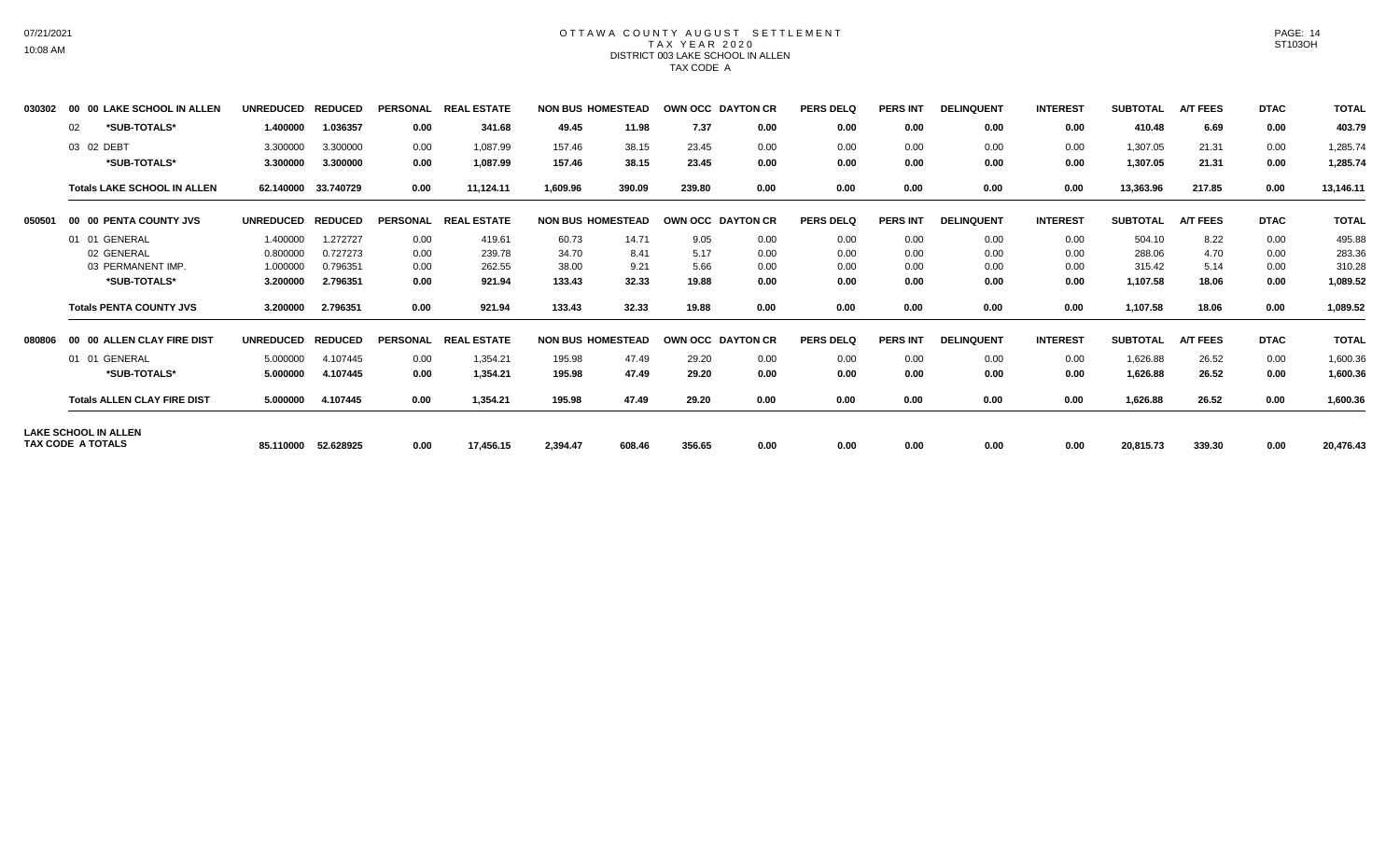# OTTAWA COUNTY AUGUST SETTLEMENT
## TAX YEAR 2020
### DISTRICT 003 LAKE SCHOOL IN ALLEN
### TAX CODE A

| 030302 | 00 00 LAKE SCHOOL IN ALLEN | UNREDUCED | REDUCED | PERSONAL | REAL ESTATE | NON BUS | HOMESTEAD | OWN OCC | DAYTON CR | PERS DELQ | PERS INT | DELINQUENT | INTEREST | SUBTOTAL | A/T FEES | DTAC | TOTAL |
|---|---|---|---|---|---|---|---|---|---|---|---|---|---|---|---|---|---|
| | 02 *SUB-TOTALS* | 1.400000 | 1.036357 | 0.00 | 341.68 | 49.45 | 11.98 | 7.37 | 0.00 | 0.00 | 0.00 | 0.00 | 0.00 | 410.48 | 6.69 | 0.00 | 403.79 |
| | 03 02 DEBT | 3.300000 | 3.300000 | 0.00 | 1,087.99 | 157.46 | 38.15 | 23.45 | 0.00 | 0.00 | 0.00 | 0.00 | 0.00 | 1,307.05 | 21.31 | 0.00 | 1,285.74 |
| | *SUB-TOTALS* | 3.300000 | 3.300000 | 0.00 | 1,087.99 | 157.46 | 38.15 | 23.45 | 0.00 | 0.00 | 0.00 | 0.00 | 0.00 | 1,307.05 | 21.31 | 0.00 | 1,285.74 |
| | Totals LAKE SCHOOL IN ALLEN | 62.140000 | 33.740729 | 0.00 | 11,124.11 | 1,609.96 | 390.09 | 239.80 | 0.00 | 0.00 | 0.00 | 0.00 | 0.00 | 13,363.96 | 217.85 | 0.00 | 13,146.11 |

| 050501 | 00 00 PENTA COUNTY JVS | UNREDUCED | REDUCED | PERSONAL | REAL ESTATE | NON BUS | HOMESTEAD | OWN OCC | DAYTON CR | PERS DELQ | PERS INT | DELINQUENT | INTEREST | SUBTOTAL | A/T FEES | DTAC | TOTAL |
|---|---|---|---|---|---|---|---|---|---|---|---|---|---|---|---|---|---|
| | 01 01 GENERAL | 1.400000 | 1.272727 | 0.00 | 419.61 | 60.73 | 14.71 | 9.05 | 0.00 | 0.00 | 0.00 | 0.00 | 0.00 | 504.10 | 8.22 | 0.00 | 495.88 |
| | 02 GENERAL | 0.800000 | 0.727273 | 0.00 | 239.78 | 34.70 | 8.41 | 5.17 | 0.00 | 0.00 | 0.00 | 0.00 | 0.00 | 288.06 | 4.70 | 0.00 | 283.36 |
| | 03 PERMANENT IMP. | 1.000000 | 0.796351 | 0.00 | 262.55 | 38.00 | 9.21 | 5.66 | 0.00 | 0.00 | 0.00 | 0.00 | 0.00 | 315.42 | 5.14 | 0.00 | 310.28 |
| | *SUB-TOTALS* | 3.200000 | 2.796351 | 0.00 | 921.94 | 133.43 | 32.33 | 19.88 | 0.00 | 0.00 | 0.00 | 0.00 | 0.00 | 1,107.58 | 18.06 | 0.00 | 1,089.52 |
| | Totals PENTA COUNTY JVS | 3.200000 | 2.796351 | 0.00 | 921.94 | 133.43 | 32.33 | 19.88 | 0.00 | 0.00 | 0.00 | 0.00 | 0.00 | 1,107.58 | 18.06 | 0.00 | 1,089.52 |

| 080806 | 00 00 ALLEN CLAY FIRE DIST | UNREDUCED | REDUCED | PERSONAL | REAL ESTATE | NON BUS | HOMESTEAD | OWN OCC | DAYTON CR | PERS DELQ | PERS INT | DELINQUENT | INTEREST | SUBTOTAL | A/T FEES | DTAC | TOTAL |
|---|---|---|---|---|---|---|---|---|---|---|---|---|---|---|---|---|---|
| | 01 01 GENERAL | 5.000000 | 4.107445 | 0.00 | 1,354.21 | 195.98 | 47.49 | 29.20 | 0.00 | 0.00 | 0.00 | 0.00 | 0.00 | 1,626.88 | 26.52 | 0.00 | 1,600.36 |
| | *SUB-TOTALS* | 5.000000 | 4.107445 | 0.00 | 1,354.21 | 195.98 | 47.49 | 29.20 | 0.00 | 0.00 | 0.00 | 0.00 | 0.00 | 1,626.88 | 26.52 | 0.00 | 1,600.36 |
| | Totals ALLEN CLAY FIRE DIST | 5.000000 | 4.107445 | 0.00 | 1,354.21 | 195.98 | 47.49 | 29.20 | 0.00 | 0.00 | 0.00 | 0.00 | 0.00 | 1,626.88 | 26.52 | 0.00 | 1,600.36 |

| LAKE SCHOOL IN ALLEN TAX CODE A TOTALS | UNREDUCED | REDUCED | PERSONAL | REAL ESTATE | NON BUS | HOMESTEAD | OWN OCC | DAYTON CR | PERS DELQ | PERS INT | DELINQUENT | INTEREST | SUBTOTAL | A/T FEES | DTAC | TOTAL |
|---|---|---|---|---|---|---|---|---|---|---|---|---|---|---|---|---|
| | 85.110000 | 52.628925 | 0.00 | 17,456.15 | 2,394.47 | 608.46 | 356.65 | 0.00 | 0.00 | 0.00 | 0.00 | 0.00 | 20,815.73 | 339.30 | 0.00 | 20,476.43 |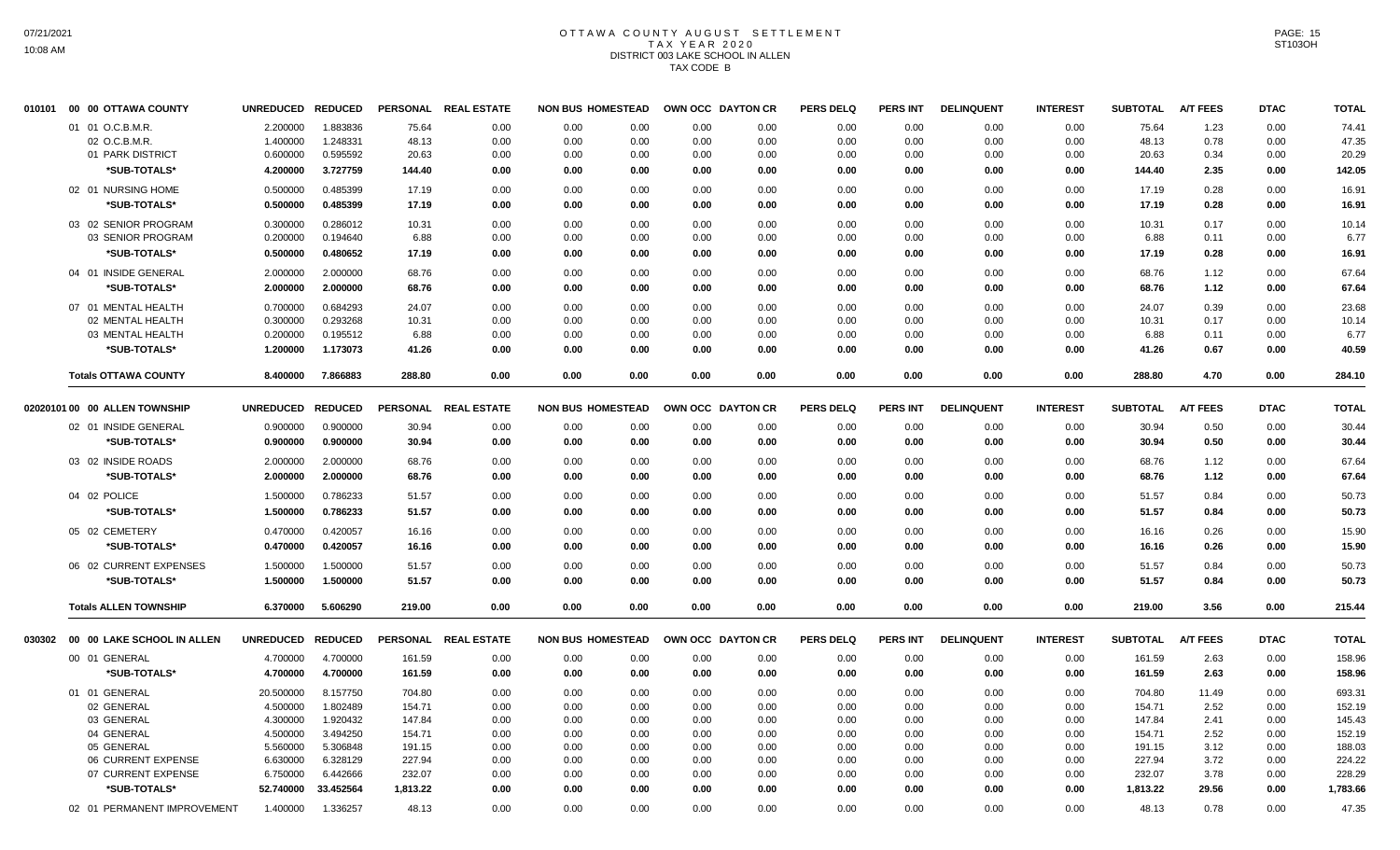# OTTAWA COUNTY AUGUST SETTLEMENT
## TAX YEAR 2020
### DISTRICT 003 LAKE SCHOOL IN ALLEN
### TAX CODE B

| | UNREDUCED | REDUCED | PERSONAL | REAL ESTATE | NON BUS | HOMESTEAD | OWN OCC | DAYTON CR | PERS DELQ | PERS INT | DELINQUENT | INTEREST | SUBTOTAL | A/T FEES | DTAC | TOTAL |
|---|---|---|---|---|---|---|---|---|---|---|---|---|---|---|---|---|
| **010101 00 00 OTTAWA COUNTY** | | | | | | | | | | | | | | | | |
| 01 01 O.C.B.M.R. | 2.200000 | 1.883836 | 75.64 | 0.00 | 0.00 | 0.00 | 0.00 | 0.00 | 0.00 | 0.00 | 0.00 | 0.00 | 75.64 | 1.23 | 0.00 | 74.41 |
| 02 O.C.B.M.R. | 1.400000 | 1.248331 | 48.13 | 0.00 | 0.00 | 0.00 | 0.00 | 0.00 | 0.00 | 0.00 | 0.00 | 0.00 | 48.13 | 0.78 | 0.00 | 47.35 |
| 01 PARK DISTRICT | 0.600000 | 0.595592 | 20.63 | 0.00 | 0.00 | 0.00 | 0.00 | 0.00 | 0.00 | 0.00 | 0.00 | 0.00 | 20.63 | 0.34 | 0.00 | 20.29 |
| *SUB-TOTALS* | 4.200000 | 3.727759 | 144.40 | 0.00 | 0.00 | 0.00 | 0.00 | 0.00 | 0.00 | 0.00 | 0.00 | 0.00 | 144.40 | 2.35 | 0.00 | 142.05 |
| 02 01 NURSING HOME | 0.500000 | 0.485399 | 17.19 | 0.00 | 0.00 | 0.00 | 0.00 | 0.00 | 0.00 | 0.00 | 0.00 | 0.00 | 17.19 | 0.28 | 0.00 | 16.91 |
| *SUB-TOTALS* | 0.500000 | 0.485399 | 17.19 | 0.00 | 0.00 | 0.00 | 0.00 | 0.00 | 0.00 | 0.00 | 0.00 | 0.00 | 17.19 | 0.28 | 0.00 | 16.91 |
| 03 02 SENIOR PROGRAM | 0.300000 | 0.286012 | 10.31 | 0.00 | 0.00 | 0.00 | 0.00 | 0.00 | 0.00 | 0.00 | 0.00 | 0.00 | 10.31 | 0.17 | 0.00 | 10.14 |
| 03 SENIOR PROGRAM | 0.200000 | 0.194640 | 6.88 | 0.00 | 0.00 | 0.00 | 0.00 | 0.00 | 0.00 | 0.00 | 0.00 | 0.00 | 6.88 | 0.11 | 0.00 | 6.77 |
| *SUB-TOTALS* | 0.500000 | 0.480652 | 17.19 | 0.00 | 0.00 | 0.00 | 0.00 | 0.00 | 0.00 | 0.00 | 0.00 | 0.00 | 17.19 | 0.28 | 0.00 | 16.91 |
| 04 01 INSIDE GENERAL | 2.000000 | 2.000000 | 68.76 | 0.00 | 0.00 | 0.00 | 0.00 | 0.00 | 0.00 | 0.00 | 0.00 | 0.00 | 68.76 | 1.12 | 0.00 | 67.64 |
| *SUB-TOTALS* | 2.000000 | 2.000000 | 68.76 | 0.00 | 0.00 | 0.00 | 0.00 | 0.00 | 0.00 | 0.00 | 0.00 | 0.00 | 68.76 | 1.12 | 0.00 | 67.64 |
| 07 01 MENTAL HEALTH | 0.700000 | 0.684293 | 24.07 | 0.00 | 0.00 | 0.00 | 0.00 | 0.00 | 0.00 | 0.00 | 0.00 | 0.00 | 24.07 | 0.39 | 0.00 | 23.68 |
| 02 MENTAL HEALTH | 0.300000 | 0.293268 | 10.31 | 0.00 | 0.00 | 0.00 | 0.00 | 0.00 | 0.00 | 0.00 | 0.00 | 0.00 | 10.31 | 0.17 | 0.00 | 10.14 |
| 03 MENTAL HEALTH | 0.200000 | 0.195512 | 6.88 | 0.00 | 0.00 | 0.00 | 0.00 | 0.00 | 0.00 | 0.00 | 0.00 | 0.00 | 6.88 | 0.11 | 0.00 | 6.77 |
| *SUB-TOTALS* | 1.200000 | 1.173073 | 41.26 | 0.00 | 0.00 | 0.00 | 0.00 | 0.00 | 0.00 | 0.00 | 0.00 | 0.00 | 41.26 | 0.67 | 0.00 | 40.59 |
| **Totals OTTAWA COUNTY** | 8.400000 | 7.866883 | 288.80 | 0.00 | 0.00 | 0.00 | 0.00 | 0.00 | 0.00 | 0.00 | 0.00 | 0.00 | 288.80 | 4.70 | 0.00 | 284.10 |
| **02020101 00 00 ALLEN TOWNSHIP** | | | | | | | | | | | | | | | | |
| 02 01 INSIDE GENERAL | 0.900000 | 0.900000 | 30.94 | 0.00 | 0.00 | 0.00 | 0.00 | 0.00 | 0.00 | 0.00 | 0.00 | 0.00 | 30.94 | 0.50 | 0.00 | 30.44 |
| *SUB-TOTALS* | 0.900000 | 0.900000 | 30.94 | 0.00 | 0.00 | 0.00 | 0.00 | 0.00 | 0.00 | 0.00 | 0.00 | 0.00 | 30.94 | 0.50 | 0.00 | 30.44 |
| 03 02 INSIDE ROADS | 2.000000 | 2.000000 | 68.76 | 0.00 | 0.00 | 0.00 | 0.00 | 0.00 | 0.00 | 0.00 | 0.00 | 0.00 | 68.76 | 1.12 | 0.00 | 67.64 |
| *SUB-TOTALS* | 2.000000 | 2.000000 | 68.76 | 0.00 | 0.00 | 0.00 | 0.00 | 0.00 | 0.00 | 0.00 | 0.00 | 0.00 | 68.76 | 1.12 | 0.00 | 67.64 |
| 04 02 POLICE | 1.500000 | 0.786233 | 51.57 | 0.00 | 0.00 | 0.00 | 0.00 | 0.00 | 0.00 | 0.00 | 0.00 | 0.00 | 51.57 | 0.84 | 0.00 | 50.73 |
| *SUB-TOTALS* | 1.500000 | 0.786233 | 51.57 | 0.00 | 0.00 | 0.00 | 0.00 | 0.00 | 0.00 | 0.00 | 0.00 | 0.00 | 51.57 | 0.84 | 0.00 | 50.73 |
| 05 02 CEMETERY | 0.470000 | 0.420057 | 16.16 | 0.00 | 0.00 | 0.00 | 0.00 | 0.00 | 0.00 | 0.00 | 0.00 | 0.00 | 16.16 | 0.26 | 0.00 | 15.90 |
| *SUB-TOTALS* | 0.470000 | 0.420057 | 16.16 | 0.00 | 0.00 | 0.00 | 0.00 | 0.00 | 0.00 | 0.00 | 0.00 | 0.00 | 16.16 | 0.26 | 0.00 | 15.90 |
| 06 02 CURRENT EXPENSES | 1.500000 | 1.500000 | 51.57 | 0.00 | 0.00 | 0.00 | 0.00 | 0.00 | 0.00 | 0.00 | 0.00 | 0.00 | 51.57 | 0.84 | 0.00 | 50.73 |
| *SUB-TOTALS* | 1.500000 | 1.500000 | 51.57 | 0.00 | 0.00 | 0.00 | 0.00 | 0.00 | 0.00 | 0.00 | 0.00 | 0.00 | 51.57 | 0.84 | 0.00 | 50.73 |
| **Totals ALLEN TOWNSHIP** | 6.370000 | 5.606290 | 219.00 | 0.00 | 0.00 | 0.00 | 0.00 | 0.00 | 0.00 | 0.00 | 0.00 | 0.00 | 219.00 | 3.56 | 0.00 | 215.44 |
| **030302 00 00 LAKE SCHOOL IN ALLEN** | | | | | | | | | | | | | | | | |
| 00 01 GENERAL | 4.700000 | 4.700000 | 161.59 | 0.00 | 0.00 | 0.00 | 0.00 | 0.00 | 0.00 | 0.00 | 0.00 | 0.00 | 161.59 | 2.63 | 0.00 | 158.96 |
| *SUB-TOTALS* | 4.700000 | 4.700000 | 161.59 | 0.00 | 0.00 | 0.00 | 0.00 | 0.00 | 0.00 | 0.00 | 0.00 | 0.00 | 161.59 | 2.63 | 0.00 | 158.96 |
| 01 01 GENERAL | 20.500000 | 8.157750 | 704.80 | 0.00 | 0.00 | 0.00 | 0.00 | 0.00 | 0.00 | 0.00 | 0.00 | 0.00 | 704.80 | 11.49 | 0.00 | 693.31 |
| 02 GENERAL | 4.500000 | 1.802489 | 154.71 | 0.00 | 0.00 | 0.00 | 0.00 | 0.00 | 0.00 | 0.00 | 0.00 | 0.00 | 154.71 | 2.52 | 0.00 | 152.19 |
| 03 GENERAL | 4.300000 | 1.920432 | 147.84 | 0.00 | 0.00 | 0.00 | 0.00 | 0.00 | 0.00 | 0.00 | 0.00 | 0.00 | 147.84 | 2.41 | 0.00 | 145.43 |
| 04 GENERAL | 4.500000 | 3.494250 | 154.71 | 0.00 | 0.00 | 0.00 | 0.00 | 0.00 | 0.00 | 0.00 | 0.00 | 0.00 | 154.71 | 2.52 | 0.00 | 152.19 |
| 05 GENERAL | 5.560000 | 5.306848 | 191.15 | 0.00 | 0.00 | 0.00 | 0.00 | 0.00 | 0.00 | 0.00 | 0.00 | 0.00 | 191.15 | 3.12 | 0.00 | 188.03 |
| 06 CURRENT EXPENSE | 6.630000 | 6.328129 | 227.94 | 0.00 | 0.00 | 0.00 | 0.00 | 0.00 | 0.00 | 0.00 | 0.00 | 0.00 | 227.94 | 3.72 | 0.00 | 224.22 |
| 07 CURRENT EXPENSE | 6.750000 | 6.442666 | 232.07 | 0.00 | 0.00 | 0.00 | 0.00 | 0.00 | 0.00 | 0.00 | 0.00 | 0.00 | 232.07 | 3.78 | 0.00 | 228.29 |
| *SUB-TOTALS* | 52.740000 | 33.452564 | 1,813.22 | 0.00 | 0.00 | 0.00 | 0.00 | 0.00 | 0.00 | 0.00 | 0.00 | 0.00 | 1,813.22 | 29.56 | 0.00 | 1,783.66 |
| 02 01 PERMANENT IMPROVEMENT | 1.400000 | 1.336257 | 48.13 | 0.00 | 0.00 | 0.00 | 0.00 | 0.00 | 0.00 | 0.00 | 0.00 | 0.00 | 48.13 | 0.78 | 0.00 | 47.35 |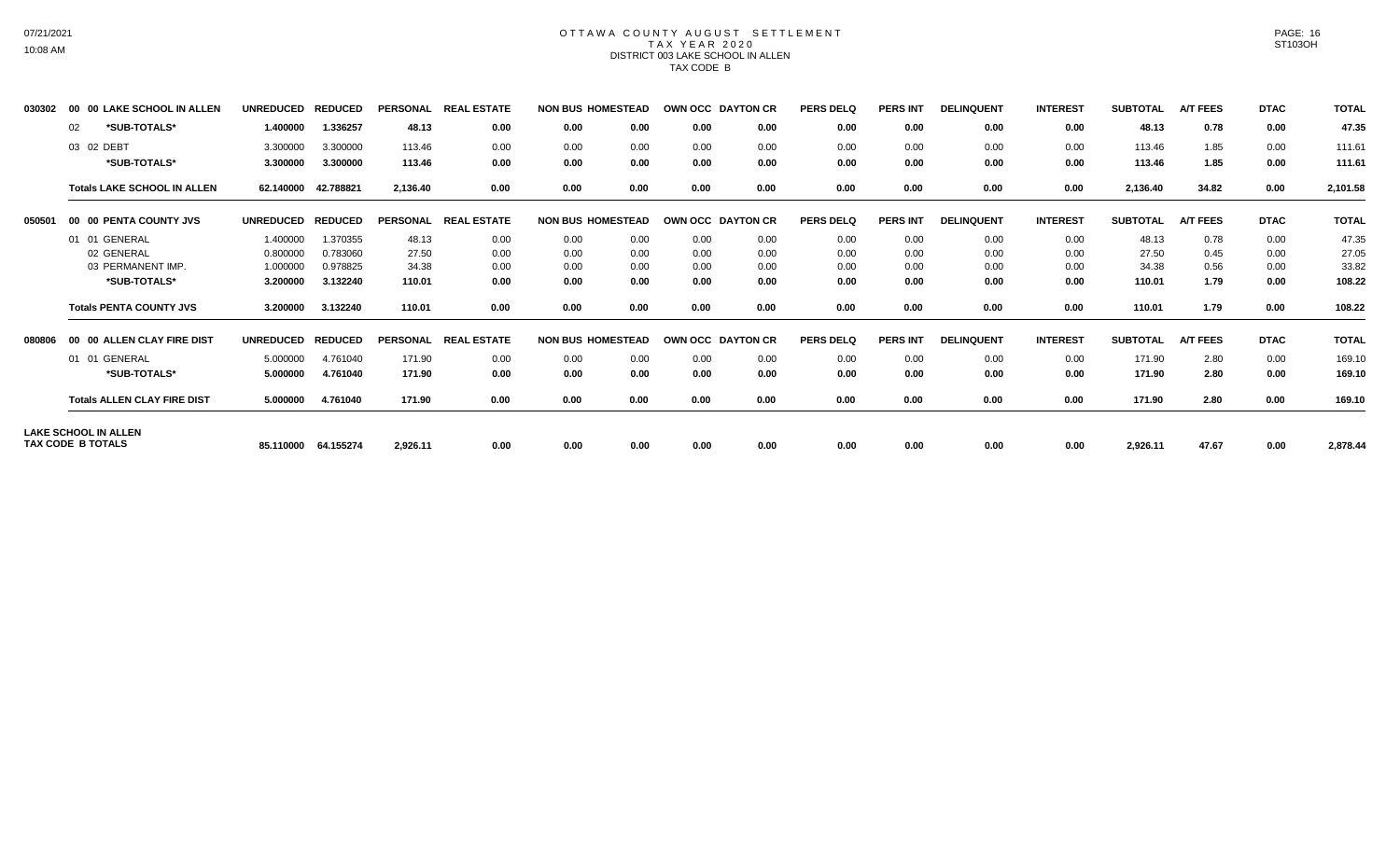# OTTAWA COUNTY AUGUST SETTLEMENT
## TAX YEAR 2020
## DISTRICT 003 LAKE SCHOOL IN ALLEN
## TAX CODE B

| | | UNREDUCED | REDUCED | PERSONAL | REAL ESTATE | NON BUS | HOMESTEAD | OWN OCC | DAYTON CR | PERS DELQ | PERS INT | DELINQUENT | INTEREST | SUBTOTAL | A/T FEES | DTAC | TOTAL |
|---|---|---|---|---|---|---|---|---|---|---|---|---|---|---|---|---|---|
| 030302 | 00 00 LAKE SCHOOL IN ALLEN | | | | | | | | | | | | | | | | |
| | 02 *SUB-TOTALS* | 1.400000 | 1.336257 | 48.13 | 0.00 | 0.00 | 0.00 | 0.00 | 0.00 | 0.00 | 0.00 | 0.00 | 0.00 | 48.13 | 0.78 | 0.00 | 47.35 |
| | 03 02 DEBT | 3.300000 | 3.300000 | 113.46 | 0.00 | 0.00 | 0.00 | 0.00 | 0.00 | 0.00 | 0.00 | 0.00 | 0.00 | 113.46 | 1.85 | 0.00 | 111.61 |
| | *SUB-TOTALS* | 3.300000 | 3.300000 | 113.46 | 0.00 | 0.00 | 0.00 | 0.00 | 0.00 | 0.00 | 0.00 | 0.00 | 0.00 | 113.46 | 1.85 | 0.00 | 111.61 |
| | Totals LAKE SCHOOL IN ALLEN | 62.140000 | 42.788821 | 2,136.40 | 0.00 | 0.00 | 0.00 | 0.00 | 0.00 | 0.00 | 0.00 | 0.00 | 0.00 | 2,136.40 | 34.82 | 0.00 | 2,101.58 |
| 050501 | 00 00 PENTA COUNTY JVS | UNREDUCED | REDUCED | PERSONAL | REAL ESTATE | NON BUS | HOMESTEAD | OWN OCC | DAYTON CR | PERS DELQ | PERS INT | DELINQUENT | INTEREST | SUBTOTAL | A/T FEES | DTAC | TOTAL |
| | 01 01 GENERAL | 1.400000 | 1.370355 | 48.13 | 0.00 | 0.00 | 0.00 | 0.00 | 0.00 | 0.00 | 0.00 | 0.00 | 0.00 | 48.13 | 0.78 | 0.00 | 47.35 |
| | 02 GENERAL | 0.800000 | 0.783060 | 27.50 | 0.00 | 0.00 | 0.00 | 0.00 | 0.00 | 0.00 | 0.00 | 0.00 | 0.00 | 27.50 | 0.45 | 0.00 | 27.05 |
| | 03 PERMANENT IMP. | 1.000000 | 0.978825 | 34.38 | 0.00 | 0.00 | 0.00 | 0.00 | 0.00 | 0.00 | 0.00 | 0.00 | 0.00 | 34.38 | 0.56 | 0.00 | 33.82 |
| | *SUB-TOTALS* | 3.200000 | 3.132240 | 110.01 | 0.00 | 0.00 | 0.00 | 0.00 | 0.00 | 0.00 | 0.00 | 0.00 | 0.00 | 110.01 | 1.79 | 0.00 | 108.22 |
| | Totals PENTA COUNTY JVS | 3.200000 | 3.132240 | 110.01 | 0.00 | 0.00 | 0.00 | 0.00 | 0.00 | 0.00 | 0.00 | 0.00 | 0.00 | 110.01 | 1.79 | 0.00 | 108.22 |
| 080806 | 00 00 ALLEN CLAY FIRE DIST | UNREDUCED | REDUCED | PERSONAL | REAL ESTATE | NON BUS | HOMESTEAD | OWN OCC | DAYTON CR | PERS DELQ | PERS INT | DELINQUENT | INTEREST | SUBTOTAL | A/T FEES | DTAC | TOTAL |
| | 01 01 GENERAL | 5.000000 | 4.761040 | 171.90 | 0.00 | 0.00 | 0.00 | 0.00 | 0.00 | 0.00 | 0.00 | 0.00 | 0.00 | 171.90 | 2.80 | 0.00 | 169.10 |
| | *SUB-TOTALS* | 5.000000 | 4.761040 | 171.90 | 0.00 | 0.00 | 0.00 | 0.00 | 0.00 | 0.00 | 0.00 | 0.00 | 0.00 | 171.90 | 2.80 | 0.00 | 169.10 |
| | Totals ALLEN CLAY FIRE DIST | 5.000000 | 4.761040 | 171.90 | 0.00 | 0.00 | 0.00 | 0.00 | 0.00 | 0.00 | 0.00 | 0.00 | 0.00 | 171.90 | 2.80 | 0.00 | 169.10 |
| | LAKE SCHOOL IN ALLEN TAX CODE B TOTALS | 85.110000 | 64.155274 | 2,926.11 | 0.00 | 0.00 | 0.00 | 0.00 | 0.00 | 0.00 | 0.00 | 0.00 | 0.00 | 2,926.11 | 47.67 | 0.00 | 2,878.44 |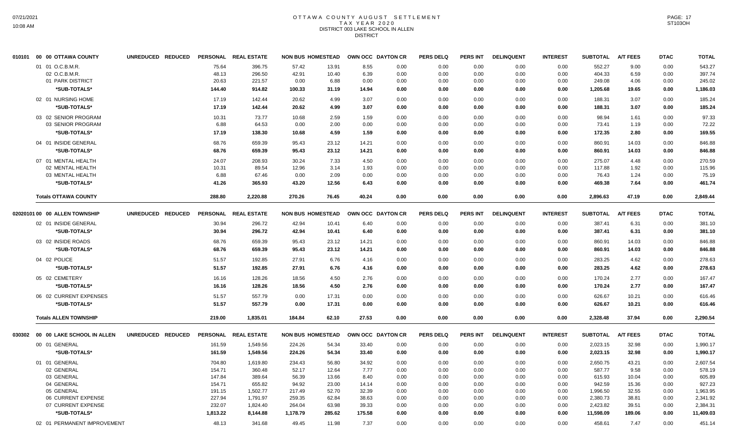# OTTAWA COUNTY AUGUST SETTLEMENT
## TAX YEAR 2020
## DISTRICT 003 LAKE SCHOOL IN ALLEN
## DISTRICT

| 010101 00 00 OTTAWA COUNTY | UNREDUCED | REDUCED | PERSONAL | REAL ESTATE | NON BUS | HOMESTEAD | OWN OCC | DAYTON CR | PERS DELQ | PERS INT | DELINQUENT | INTEREST | SUBTOTAL | A/T FEES | DTAC | TOTAL |
|---|---|---|---|---|---|---|---|---|---|---|---|---|---|---|---|---|
| 01 01 O.C.B.M.R. | | | 75.64 | 396.75 | 57.42 | 13.91 | 8.55 | 0.00 | 0.00 | 0.00 | 0.00 | 0.00 | 552.27 | 9.00 | 0.00 | 543.27 |
| 02 O.C.B.M.R. | | | 48.13 | 296.50 | 42.91 | 10.40 | 6.39 | 0.00 | 0.00 | 0.00 | 0.00 | 0.00 | 404.33 | 6.59 | 0.00 | 397.74 |
| 01 PARK DISTRICT | | | 20.63 | 221.57 | 0.00 | 6.88 | 0.00 | 0.00 | 0.00 | 0.00 | 0.00 | 0.00 | 249.08 | 4.06 | 0.00 | 245.02 |
| *SUB-TOTALS* | | | 144.40 | 914.82 | 100.33 | 31.19 | 14.94 | 0.00 | 0.00 | 0.00 | 0.00 | 0.00 | 1,205.68 | 19.65 | 0.00 | 1,186.03 |
| 02 01 NURSING HOME | | | 17.19 | 142.44 | 20.62 | 4.99 | 3.07 | 0.00 | 0.00 | 0.00 | 0.00 | 0.00 | 188.31 | 3.07 | 0.00 | 185.24 |
| *SUB-TOTALS* | | | 17.19 | 142.44 | 20.62 | 4.99 | 3.07 | 0.00 | 0.00 | 0.00 | 0.00 | 0.00 | 188.31 | 3.07 | 0.00 | 185.24 |
| 03 02 SENIOR PROGRAM | | | 10.31 | 73.77 | 10.68 | 2.59 | 1.59 | 0.00 | 0.00 | 0.00 | 0.00 | 0.00 | 98.94 | 1.61 | 0.00 | 97.33 |
| 03 SENIOR PROGRAM | | | 6.88 | 64.53 | 0.00 | 2.00 | 0.00 | 0.00 | 0.00 | 0.00 | 0.00 | 0.00 | 73.41 | 1.19 | 0.00 | 72.22 |
| *SUB-TOTALS* | | | 17.19 | 138.30 | 10.68 | 4.59 | 1.59 | 0.00 | 0.00 | 0.00 | 0.00 | 0.00 | 172.35 | 2.80 | 0.00 | 169.55 |
| 04 01 INSIDE GENERAL | | | 68.76 | 659.39 | 95.43 | 23.12 | 14.21 | 0.00 | 0.00 | 0.00 | 0.00 | 0.00 | 860.91 | 14.03 | 0.00 | 846.88 |
| *SUB-TOTALS* | | | 68.76 | 659.39 | 95.43 | 23.12 | 14.21 | 0.00 | 0.00 | 0.00 | 0.00 | 0.00 | 860.91 | 14.03 | 0.00 | 846.88 |
| 07 01 MENTAL HEALTH | | | 24.07 | 208.93 | 30.24 | 7.33 | 4.50 | 0.00 | 0.00 | 0.00 | 0.00 | 0.00 | 275.07 | 4.48 | 0.00 | 270.59 |
| 02 MENTAL HEALTH | | | 10.31 | 89.54 | 12.96 | 3.14 | 1.93 | 0.00 | 0.00 | 0.00 | 0.00 | 0.00 | 117.88 | 1.92 | 0.00 | 115.96 |
| 03 MENTAL HEALTH | | | 6.88 | 67.46 | 0.00 | 2.09 | 0.00 | 0.00 | 0.00 | 0.00 | 0.00 | 0.00 | 76.43 | 1.24 | 0.00 | 75.19 |
| *SUB-TOTALS* | | | 41.26 | 365.93 | 43.20 | 12.56 | 6.43 | 0.00 | 0.00 | 0.00 | 0.00 | 0.00 | 469.38 | 7.64 | 0.00 | 461.74 |
| **Totals OTTAWA COUNTY** | | | 288.80 | 2,220.88 | 270.26 | 76.45 | 40.24 | 0.00 | 0.00 | 0.00 | 0.00 | 0.00 | 2,896.63 | 47.19 | 0.00 | 2,849.44 |

| 02020101 00 00 ALLEN TOWNSHIP | UNREDUCED | REDUCED | PERSONAL | REAL ESTATE | NON BUS | HOMESTEAD | OWN OCC | DAYTON CR | PERS DELQ | PERS INT | DELINQUENT | INTEREST | SUBTOTAL | A/T FEES | DTAC | TOTAL |
|---|---|---|---|---|---|---|---|---|---|---|---|---|---|---|---|---|
| 02 01 INSIDE GENERAL | | | 30.94 | 296.72 | 42.94 | 10.41 | 6.40 | 0.00 | 0.00 | 0.00 | 0.00 | 0.00 | 387.41 | 6.31 | 0.00 | 381.10 |
| *SUB-TOTALS* | | | 30.94 | 296.72 | 42.94 | 10.41 | 6.40 | 0.00 | 0.00 | 0.00 | 0.00 | 0.00 | 387.41 | 6.31 | 0.00 | 381.10 |
| 03 02 INSIDE ROADS | | | 68.76 | 659.39 | 95.43 | 23.12 | 14.21 | 0.00 | 0.00 | 0.00 | 0.00 | 0.00 | 860.91 | 14.03 | 0.00 | 846.88 |
| *SUB-TOTALS* | | | 68.76 | 659.39 | 95.43 | 23.12 | 14.21 | 0.00 | 0.00 | 0.00 | 0.00 | 0.00 | 860.91 | 14.03 | 0.00 | 846.88 |
| 04 02 POLICE | | | 51.57 | 192.85 | 27.91 | 6.76 | 4.16 | 0.00 | 0.00 | 0.00 | 0.00 | 0.00 | 283.25 | 4.62 | 0.00 | 278.63 |
| *SUB-TOTALS* | | | 51.57 | 192.85 | 27.91 | 6.76 | 4.16 | 0.00 | 0.00 | 0.00 | 0.00 | 0.00 | 283.25 | 4.62 | 0.00 | 278.63 |
| 05 02 CEMETERY | | | 16.16 | 128.26 | 18.56 | 4.50 | 2.76 | 0.00 | 0.00 | 0.00 | 0.00 | 0.00 | 170.24 | 2.77 | 0.00 | 167.47 |
| *SUB-TOTALS* | | | 16.16 | 128.26 | 18.56 | 4.50 | 2.76 | 0.00 | 0.00 | 0.00 | 0.00 | 0.00 | 170.24 | 2.77 | 0.00 | 167.47 |
| 06 02 CURRENT EXPENSES | | | 51.57 | 557.79 | 0.00 | 17.31 | 0.00 | 0.00 | 0.00 | 0.00 | 0.00 | 0.00 | 626.67 | 10.21 | 0.00 | 616.46 |
| *SUB-TOTALS* | | | 51.57 | 557.79 | 0.00 | 17.31 | 0.00 | 0.00 | 0.00 | 0.00 | 0.00 | 0.00 | 626.67 | 10.21 | 0.00 | 616.46 |
| **Totals ALLEN TOWNSHIP** | | | 219.00 | 1,835.01 | 184.84 | 62.10 | 27.53 | 0.00 | 0.00 | 0.00 | 0.00 | 0.00 | 2,328.48 | 37.94 | 0.00 | 2,290.54 |

| 030302 00 00 LAKE SCHOOL IN ALLEN | UNREDUCED | REDUCED | PERSONAL | REAL ESTATE | NON BUS | HOMESTEAD | OWN OCC | DAYTON CR | PERS DELQ | PERS INT | DELINQUENT | INTEREST | SUBTOTAL | A/T FEES | DTAC | TOTAL |
|---|---|---|---|---|---|---|---|---|---|---|---|---|---|---|---|---|
| 00 01 GENERAL | | | 161.59 | 1,549.56 | 224.26 | 54.34 | 33.40 | 0.00 | 0.00 | 0.00 | 0.00 | 0.00 | 2,023.15 | 32.98 | 0.00 | 1,990.17 |
| *SUB-TOTALS* | | | 161.59 | 1,549.56 | 224.26 | 54.34 | 33.40 | 0.00 | 0.00 | 0.00 | 0.00 | 0.00 | 2,023.15 | 32.98 | 0.00 | 1,990.17 |
| 01 01 GENERAL | | | 704.80 | 1,619.80 | 234.43 | 56.80 | 34.92 | 0.00 | 0.00 | 0.00 | 0.00 | 0.00 | 2,650.75 | 43.21 | 0.00 | 2,607.54 |
| 02 GENERAL | | | 154.71 | 360.48 | 52.17 | 12.64 | 7.77 | 0.00 | 0.00 | 0.00 | 0.00 | 0.00 | 587.77 | 9.58 | 0.00 | 578.19 |
| 03 GENERAL | | | 147.84 | 389.64 | 56.39 | 13.66 | 8.40 | 0.00 | 0.00 | 0.00 | 0.00 | 0.00 | 615.93 | 10.04 | 0.00 | 605.89 |
| 04 GENERAL | | | 154.71 | 655.82 | 94.92 | 23.00 | 14.14 | 0.00 | 0.00 | 0.00 | 0.00 | 0.00 | 942.59 | 15.36 | 0.00 | 927.23 |
| 05 GENERAL | | | 191.15 | 1,502.77 | 217.49 | 52.70 | 32.39 | 0.00 | 0.00 | 0.00 | 0.00 | 0.00 | 1,996.50 | 32.55 | 0.00 | 1,963.95 |
| 06 CURRENT EXPENSE | | | 227.94 | 1,791.97 | 259.35 | 62.84 | 38.63 | 0.00 | 0.00 | 0.00 | 0.00 | 0.00 | 2,380.73 | 38.81 | 0.00 | 2,341.92 |
| 07 CURRENT EXPENSE | | | 232.07 | 1,824.40 | 264.04 | 63.98 | 39.33 | 0.00 | 0.00 | 0.00 | 0.00 | 0.00 | 2,423.82 | 39.51 | 0.00 | 2,384.31 |
| *SUB-TOTALS* | | | 1,813.22 | 8,144.88 | 1,178.79 | 285.62 | 175.58 | 0.00 | 0.00 | 0.00 | 0.00 | 0.00 | 11,598.09 | 189.06 | 0.00 | 11,409.03 |
| 02 01 PERMANENT IMPROVEMENT | | | 48.13 | 341.68 | 49.45 | 11.98 | 7.37 | 0.00 | 0.00 | 0.00 | 0.00 | 0.00 | 458.61 | 7.47 | 0.00 | 451.14 |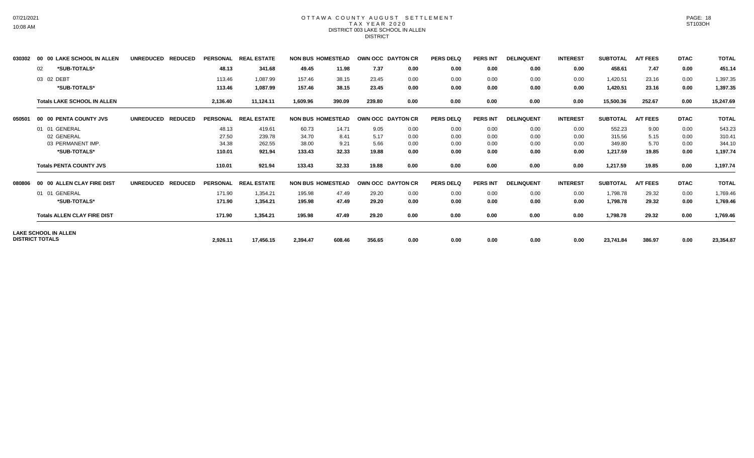# OTTAWA COUNTY AUGUST SETTLEMENT
## TAX YEAR 2020
## DISTRICT 003 LAKE SCHOOL IN ALLEN
## DISTRICT

| | | UNREDUCED | REDUCED | PERSONAL | REAL ESTATE | NON BUS | HOMESTEAD | OWN OCC | DAYTON CR | PERS DELQ | PERS INT | DELINQUENT | INTEREST | SUBTOTAL | A/T FEES | DTAC | TOTAL |
|---|---|---|---|---|---|---|---|---|---|---|---|---|---|---|---|---|---|
| 030302 | 00 00 LAKE SCHOOL IN ALLEN | | | | | | | | | | | | | | | | |
| | 02 *SUB-TOTALS* | | | 48.13 | 341.68 | 49.45 | 11.98 | 7.37 | 0.00 | 0.00 | 0.00 | 0.00 | 0.00 | 458.61 | 7.47 | 0.00 | 451.14 |
| | 03 02 DEBT | | | 113.46 | 1,087.99 | 157.46 | 38.15 | 23.45 | 0.00 | 0.00 | 0.00 | 0.00 | 0.00 | 1,420.51 | 23.16 | 0.00 | 1,397.35 |
| | *SUB-TOTALS* | | | 113.46 | 1,087.99 | 157.46 | 38.15 | 23.45 | 0.00 | 0.00 | 0.00 | 0.00 | 0.00 | 1,420.51 | 23.16 | 0.00 | 1,397.35 |
| | Totals LAKE SCHOOL IN ALLEN | | | 2,136.40 | 11,124.11 | 1,609.96 | 390.09 | 239.80 | 0.00 | 0.00 | 0.00 | 0.00 | 0.00 | 15,500.36 | 252.67 | 0.00 | 15,247.69 |
| 050501 | 00 00 PENTA COUNTY JVS | UNREDUCED | REDUCED | PERSONAL | REAL ESTATE | NON BUS | HOMESTEAD | OWN OCC | DAYTON CR | PERS DELQ | PERS INT | DELINQUENT | INTEREST | SUBTOTAL | A/T FEES | DTAC | TOTAL |
| | 01 01 GENERAL | | | 48.13 | 419.61 | 60.73 | 14.71 | 9.05 | 0.00 | 0.00 | 0.00 | 0.00 | 0.00 | 552.23 | 9.00 | 0.00 | 543.23 |
| | 02 GENERAL | | | 27.50 | 239.78 | 34.70 | 8.41 | 5.17 | 0.00 | 0.00 | 0.00 | 0.00 | 0.00 | 315.56 | 5.15 | 0.00 | 310.41 |
| | 03 PERMANENT IMP. | | | 34.38 | 262.55 | 38.00 | 9.21 | 5.66 | 0.00 | 0.00 | 0.00 | 0.00 | 0.00 | 349.80 | 5.70 | 0.00 | 344.10 |
| | *SUB-TOTALS* | | | 110.01 | 921.94 | 133.43 | 32.33 | 19.88 | 0.00 | 0.00 | 0.00 | 0.00 | 0.00 | 1,217.59 | 19.85 | 0.00 | 1,197.74 |
| | Totals PENTA COUNTY JVS | | | 110.01 | 921.94 | 133.43 | 32.33 | 19.88 | 0.00 | 0.00 | 0.00 | 0.00 | 0.00 | 1,217.59 | 19.85 | 0.00 | 1,197.74 |
| 080806 | 00 00 ALLEN CLAY FIRE DIST | UNREDUCED | REDUCED | PERSONAL | REAL ESTATE | NON BUS | HOMESTEAD | OWN OCC | DAYTON CR | PERS DELQ | PERS INT | DELINQUENT | INTEREST | SUBTOTAL | A/T FEES | DTAC | TOTAL |
| | 01 01 GENERAL | | | 171.90 | 1,354.21 | 195.98 | 47.49 | 29.20 | 0.00 | 0.00 | 0.00 | 0.00 | 0.00 | 1,798.78 | 29.32 | 0.00 | 1,769.46 |
| | *SUB-TOTALS* | | | 171.90 | 1,354.21 | 195.98 | 47.49 | 29.20 | 0.00 | 0.00 | 0.00 | 0.00 | 0.00 | 1,798.78 | 29.32 | 0.00 | 1,769.46 |
| | Totals ALLEN CLAY FIRE DIST | | | 171.90 | 1,354.21 | 195.98 | 47.49 | 29.20 | 0.00 | 0.00 | 0.00 | 0.00 | 0.00 | 1,798.78 | 29.32 | 0.00 | 1,769.46 |
| LAKE SCHOOL IN ALLEN DISTRICT TOTALS | | | | 2,926.11 | 17,456.15 | 2,394.47 | 608.46 | 356.65 | 0.00 | 0.00 | 0.00 | 0.00 | 0.00 | 23,741.84 | 386.97 | 0.00 | 23,354.87 |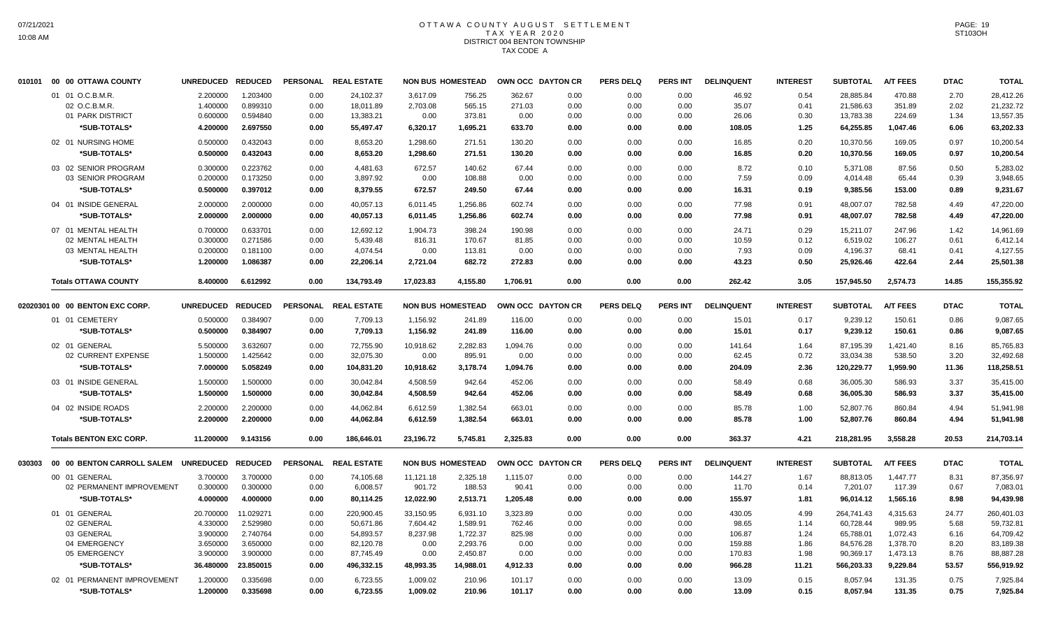# OTTAWA COUNTY AUGUST SETTLEMENT
## TAX YEAR 2020
## DISTRICT 004 BENTON TOWNSHIP
## TAX CODE A

| | | UNREDUCED | REDUCED | PERSONAL | REAL ESTATE | NON BUS | HOMESTEAD | OWN OCC | DAYTON CR | PERS DELQ | PERS INT | DELINQUENT | INTEREST | SUBTOTAL | A/T FEES | DTAC | TOTAL |
|---|---|---|---|---|---|---|---|---|---|---|---|---|---|---|---|---|---|
| 010101 | 00 00 OTTAWA COUNTY | | | | | | | | | | | | | | | | |
| | 01 01 O.C.B.M.R. | 2.200000 | 1.203400 | 0.00 | 24,102.37 | 3,617.09 | 756.25 | 362.67 | 0.00 | 0.00 | 0.00 | 46.92 | 0.54 | 28,885.84 | 470.88 | 2.70 | 28,412.26 |
| | 02 O.C.B.M.R. | 1.400000 | 0.899310 | 0.00 | 18,011.89 | 2,703.08 | 565.15 | 271.03 | 0.00 | 0.00 | 0.00 | 35.07 | 0.41 | 21,586.63 | 351.89 | 2.02 | 21,232.72 |
| | 01 PARK DISTRICT | 0.600000 | 0.594840 | 0.00 | 13,383.21 | 0.00 | 373.81 | 0.00 | 0.00 | 0.00 | 0.00 | 26.06 | 0.30 | 13,783.38 | 224.69 | 1.34 | 13,557.35 |
| | *SUB-TOTALS* | 4.200000 | 2.697550 | 0.00 | 55,497.47 | 6,320.17 | 1,695.21 | 633.70 | 0.00 | 0.00 | 0.00 | 108.05 | 1.25 | 64,255.85 | 1,047.46 | 6.06 | 63,202.33 |
| | 02 01 NURSING HOME | 0.500000 | 0.432043 | 0.00 | 8,653.20 | 1,298.60 | 271.51 | 130.20 | 0.00 | 0.00 | 0.00 | 16.85 | 0.20 | 10,370.56 | 169.05 | 0.97 | 10,200.54 |
| | *SUB-TOTALS* | 0.500000 | 0.432043 | 0.00 | 8,653.20 | 1,298.60 | 271.51 | 130.20 | 0.00 | 0.00 | 0.00 | 16.85 | 0.20 | 10,370.56 | 169.05 | 0.97 | 10,200.54 |
| | 03 02 SENIOR PROGRAM | 0.300000 | 0.223762 | 0.00 | 4,481.63 | 672.57 | 140.62 | 67.44 | 0.00 | 0.00 | 0.00 | 8.72 | 0.10 | 5,371.08 | 87.56 | 0.50 | 5,283.02 |
| | 03 SENIOR PROGRAM | 0.200000 | 0.173250 | 0.00 | 3,897.92 | 0.00 | 108.88 | 0.00 | 0.00 | 0.00 | 0.00 | 7.59 | 0.09 | 4,014.48 | 65.44 | 0.39 | 3,948.65 |
| | *SUB-TOTALS* | 0.500000 | 0.397012 | 0.00 | 8,379.55 | 672.57 | 249.50 | 67.44 | 0.00 | 0.00 | 0.00 | 16.31 | 0.19 | 9,385.56 | 153.00 | 0.89 | 9,231.67 |
| | 04 01 INSIDE GENERAL | 2.000000 | 2.000000 | 0.00 | 40,057.13 | 6,011.45 | 1,256.86 | 602.74 | 0.00 | 0.00 | 0.00 | 77.98 | 0.91 | 48,007.07 | 782.58 | 4.49 | 47,220.00 |
| | *SUB-TOTALS* | 2.000000 | 2.000000 | 0.00 | 40,057.13 | 6,011.45 | 1,256.86 | 602.74 | 0.00 | 0.00 | 0.00 | 77.98 | 0.91 | 48,007.07 | 782.58 | 4.49 | 47,220.00 |
| | 07 01 MENTAL HEALTH | 0.700000 | 0.633701 | 0.00 | 12,692.12 | 1,904.73 | 398.24 | 190.98 | 0.00 | 0.00 | 0.00 | 24.71 | 0.29 | 15,211.07 | 247.96 | 1.42 | 14,961.69 |
| | 02 MENTAL HEALTH | 0.300000 | 0.271586 | 0.00 | 5,439.48 | 816.31 | 170.67 | 81.85 | 0.00 | 0.00 | 0.00 | 10.59 | 0.12 | 6,519.02 | 106.27 | 0.61 | 6,412.14 |
| | 03 MENTAL HEALTH | 0.200000 | 0.181100 | 0.00 | 4,074.54 | 0.00 | 113.81 | 0.00 | 0.00 | 0.00 | 0.00 | 7.93 | 0.09 | 4,196.37 | 68.41 | 0.41 | 4,127.55 |
| | *SUB-TOTALS* | 1.200000 | 1.086387 | 0.00 | 22,206.14 | 2,721.04 | 682.72 | 272.83 | 0.00 | 0.00 | 0.00 | 43.23 | 0.50 | 25,926.46 | 422.64 | 2.44 | 25,501.38 |
| | Totals OTTAWA COUNTY | 8.400000 | 6.612992 | 0.00 | 134,793.49 | 17,023.83 | 4,155.80 | 1,706.91 | 0.00 | 0.00 | 0.00 | 262.42 | 3.05 | 157,945.50 | 2,574.73 | 14.85 | 155,355.92 |
| 020203 | 01 00 00 BENTON EXC CORP. | | | | | | | | | | | | | | | | |
| | 01 01 CEMETERY | 0.500000 | 0.384907 | 0.00 | 7,709.13 | 1,156.92 | 241.89 | 116.00 | 0.00 | 0.00 | 0.00 | 15.01 | 0.17 | 9,239.12 | 150.61 | 0.86 | 9,087.65 |
| | *SUB-TOTALS* | 0.500000 | 0.384907 | 0.00 | 7,709.13 | 1,156.92 | 241.89 | 116.00 | 0.00 | 0.00 | 0.00 | 15.01 | 0.17 | 9,239.12 | 150.61 | 0.86 | 9,087.65 |
| | 02 01 GENERAL | 5.500000 | 3.632607 | 0.00 | 72,755.90 | 10,918.62 | 2,282.83 | 1,094.76 | 0.00 | 0.00 | 0.00 | 141.64 | 1.64 | 87,195.39 | 1,421.40 | 8.16 | 85,765.83 |
| | 02 CURRENT EXPENSE | 1.500000 | 1.425642 | 0.00 | 32,075.30 | 0.00 | 895.91 | 0.00 | 0.00 | 0.00 | 0.00 | 62.45 | 0.72 | 33,034.38 | 538.50 | 3.20 | 32,492.68 |
| | *SUB-TOTALS* | 7.000000 | 5.058249 | 0.00 | 104,831.20 | 10,918.62 | 3,178.74 | 1,094.76 | 0.00 | 0.00 | 0.00 | 204.09 | 2.36 | 120,229.77 | 1,959.90 | 11.36 | 118,258.51 |
| | 03 01 INSIDE GENERAL | 1.500000 | 1.500000 | 0.00 | 30,042.84 | 4,508.59 | 942.64 | 452.06 | 0.00 | 0.00 | 0.00 | 58.49 | 0.68 | 36,005.30 | 586.93 | 3.37 | 35,415.00 |
| | *SUB-TOTALS* | 1.500000 | 1.500000 | 0.00 | 30,042.84 | 4,508.59 | 942.64 | 452.06 | 0.00 | 0.00 | 0.00 | 58.49 | 0.68 | 36,005.30 | 586.93 | 3.37 | 35,415.00 |
| | 04 02 INSIDE ROADS | 2.200000 | 2.200000 | 0.00 | 44,062.84 | 6,612.59 | 1,382.54 | 663.01 | 0.00 | 0.00 | 0.00 | 85.78 | 1.00 | 52,807.76 | 860.84 | 4.94 | 51,941.98 |
| | *SUB-TOTALS* | 2.200000 | 2.200000 | 0.00 | 44,062.84 | 6,612.59 | 1,382.54 | 663.01 | 0.00 | 0.00 | 0.00 | 85.78 | 1.00 | 52,807.76 | 860.84 | 4.94 | 51,941.98 |
| | Totals BENTON EXC CORP. | 11.200000 | 9.143156 | 0.00 | 186,646.01 | 23,196.72 | 5,745.81 | 2,325.83 | 0.00 | 0.00 | 0.00 | 363.37 | 4.21 | 218,281.95 | 3,558.28 | 20.53 | 214,703.14 |
| 030303 | 00 00 BENTON CARROLL SALEM | | | | | | | | | | | | | | | | |
| | 00 01 GENERAL | 3.700000 | 3.700000 | 0.00 | 74,105.68 | 11,121.18 | 2,325.18 | 1,115.07 | 0.00 | 0.00 | 0.00 | 144.27 | 1.67 | 88,813.05 | 1,447.77 | 8.31 | 87,356.97 |
| | 02 PERMANENT IMPROVEMENT | 0.300000 | 0.300000 | 0.00 | 6,008.57 | 901.72 | 188.53 | 90.41 | 0.00 | 0.00 | 0.00 | 11.70 | 0.14 | 7,201.07 | 117.39 | 0.67 | 7,083.01 |
| | *SUB-TOTALS* | 4.000000 | 4.000000 | 0.00 | 80,114.25 | 12,022.90 | 2,513.71 | 1,205.48 | 0.00 | 0.00 | 0.00 | 155.97 | 1.81 | 96,014.12 | 1,565.16 | 8.98 | 94,439.98 |
| | 01 01 GENERAL | 20.700000 | 11.029271 | 0.00 | 220,900.45 | 33,150.95 | 6,931.10 | 3,323.89 | 0.00 | 0.00 | 0.00 | 430.05 | 4.99 | 264,741.43 | 4,315.63 | 24.77 | 260,401.03 |
| | 02 GENERAL | 4.330000 | 2.529980 | 0.00 | 50,671.86 | 7,604.42 | 1,589.91 | 762.46 | 0.00 | 0.00 | 0.00 | 98.65 | 1.14 | 60,728.44 | 989.95 | 5.68 | 59,732.81 |
| | 03 GENERAL | 3.900000 | 2.740764 | 0.00 | 54,893.57 | 8,237.98 | 1,722.37 | 825.98 | 0.00 | 0.00 | 0.00 | 106.87 | 1.24 | 65,788.01 | 1,072.43 | 6.16 | 64,709.42 |
| | 04 EMERGENCY | 3.650000 | 3.650000 | 0.00 | 82,120.78 | 0.00 | 2,293.76 | 0.00 | 0.00 | 0.00 | 0.00 | 159.88 | 1.86 | 84,576.28 | 1,378.70 | 8.20 | 83,189.38 |
| | 05 EMERGENCY | 3.900000 | 3.900000 | 0.00 | 87,745.49 | 0.00 | 2,450.87 | 0.00 | 0.00 | 0.00 | 0.00 | 170.83 | 1.98 | 90,369.17 | 1,473.13 | 8.76 | 88,887.28 |
| | *SUB-TOTALS* | 36.480000 | 23.850015 | 0.00 | 496,332.15 | 48,993.35 | 14,988.01 | 4,912.33 | 0.00 | 0.00 | 0.00 | 966.28 | 11.21 | 566,203.33 | 9,229.84 | 53.57 | 556,919.92 |
| | 02 01 PERMANENT IMPROVEMENT | 1.200000 | 0.335698 | 0.00 | 6,723.55 | 1,009.02 | 210.96 | 101.17 | 0.00 | 0.00 | 0.00 | 13.09 | 0.15 | 8,057.94 | 131.35 | 0.75 | 7,925.84 |
| | *SUB-TOTALS* | 1.200000 | 0.335698 | 0.00 | 6,723.55 | 1,009.02 | 210.96 | 101.17 | 0.00 | 0.00 | 0.00 | 13.09 | 0.15 | 8,057.94 | 131.35 | 0.75 | 7,925.84 |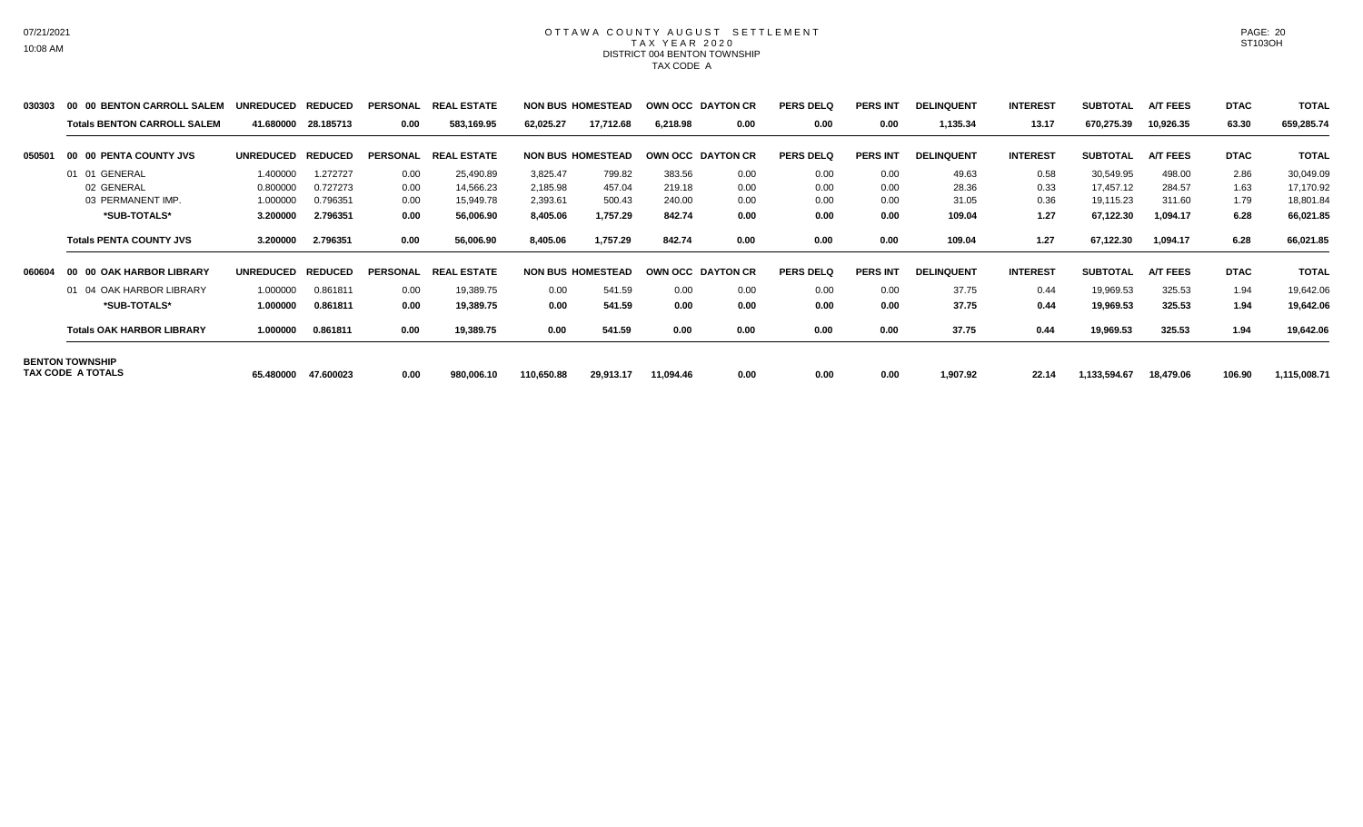# OTTAWA COUNTY AUGUST SETTLEMENT
## TAX YEAR 2020
### DISTRICT 004 BENTON TOWNSHIP
### TAX CODE A

| | | UNREDUCED | REDUCED | PERSONAL | REAL ESTATE | NON BUS | HOMESTEAD | OWN OCC | DAYTON CR | PERS DELQ | PERS INT | DELINQUENT | INTEREST | SUBTOTAL | A/T FEES | DTAC | TOTAL |
|---|---|---|---|---|---|---|---|---|---|---|---|---|---|---|---|---|---|
| 030303 | 00 00 BENTON CARROLL SALEM | | | | | | | | | | | | | | | | |
| | **Totals BENTON CARROLL SALEM** | **41.680000** | **28.185713** | **0.00** | **583,169.95** | **62,025.27** | **17,712.68** | **6,218.98** | **0.00** | **0.00** | **0.00** | **1,135.34** | **13.17** | **670,275.39** | **10,926.35** | **63.30** | **659,285.74** |
| 050501 | 00 00 PENTA COUNTY JVS | | | | | | | | | | | | | | | | |
| | 01 01 GENERAL | 1.400000 | 1.272727 | 0.00 | 25,490.89 | 3,825.47 | 799.82 | 383.56 | 0.00 | 0.00 | 0.00 | 49.63 | 0.58 | 30,549.95 | 498.00 | 2.86 | 30,049.09 |
| | 02 GENERAL | 0.800000 | 0.727273 | 0.00 | 14,566.23 | 2,185.98 | 457.04 | 219.18 | 0.00 | 0.00 | 0.00 | 28.36 | 0.33 | 17,457.12 | 284.57 | 1.63 | 17,170.92 |
| | 03 PERMANENT IMP. | 1.000000 | 0.796351 | 0.00 | 15,949.78 | 2,393.61 | 500.43 | 240.00 | 0.00 | 0.00 | 0.00 | 31.05 | 0.36 | 19,115.23 | 311.60 | 1.79 | 18,801.84 |
| | ***SUB-TOTALS*** | **3.200000** | **2.796351** | **0.00** | **56,006.90** | **8,405.06** | **1,757.29** | **842.74** | **0.00** | **0.00** | **0.00** | **109.04** | **1.27** | **67,122.30** | **1,094.17** | **6.28** | **66,021.85** |
| | **Totals PENTA COUNTY JVS** | **3.200000** | **2.796351** | **0.00** | **56,006.90** | **8,405.06** | **1,757.29** | **842.74** | **0.00** | **0.00** | **0.00** | **109.04** | **1.27** | **67,122.30** | **1,094.17** | **6.28** | **66,021.85** |
| 060604 | 00 00 OAK HARBOR LIBRARY | | | | | | | | | | | | | | | | |
| | 01 04 OAK HARBOR LIBRARY | 1.000000 | 0.861811 | 0.00 | 19,389.75 | 0.00 | 541.59 | 0.00 | 0.00 | 0.00 | 0.00 | 37.75 | 0.44 | 19,969.53 | 325.53 | 1.94 | 19,642.06 |
| | ***SUB-TOTALS*** | **1.000000** | **0.861811** | **0.00** | **19,389.75** | **0.00** | **541.59** | **0.00** | **0.00** | **0.00** | **0.00** | **37.75** | **0.44** | **19,969.53** | **325.53** | **1.94** | **19,642.06** |
| | **Totals OAK HARBOR LIBRARY** | **1.000000** | **0.861811** | **0.00** | **19,389.75** | **0.00** | **541.59** | **0.00** | **0.00** | **0.00** | **0.00** | **37.75** | **0.44** | **19,969.53** | **325.53** | **1.94** | **19,642.06** |
| **BENTON TOWNSHIP TAX CODE A TOTALS** | | **65.480000** | **47.600023** | **0.00** | **980,006.10** | **110,650.88** | **29,913.17** | **11,094.46** | **0.00** | **0.00** | **0.00** | **1,907.92** | **22.14** | **1,133,594.67** | **18,479.06** | **106.90** | **1,115,008.71** |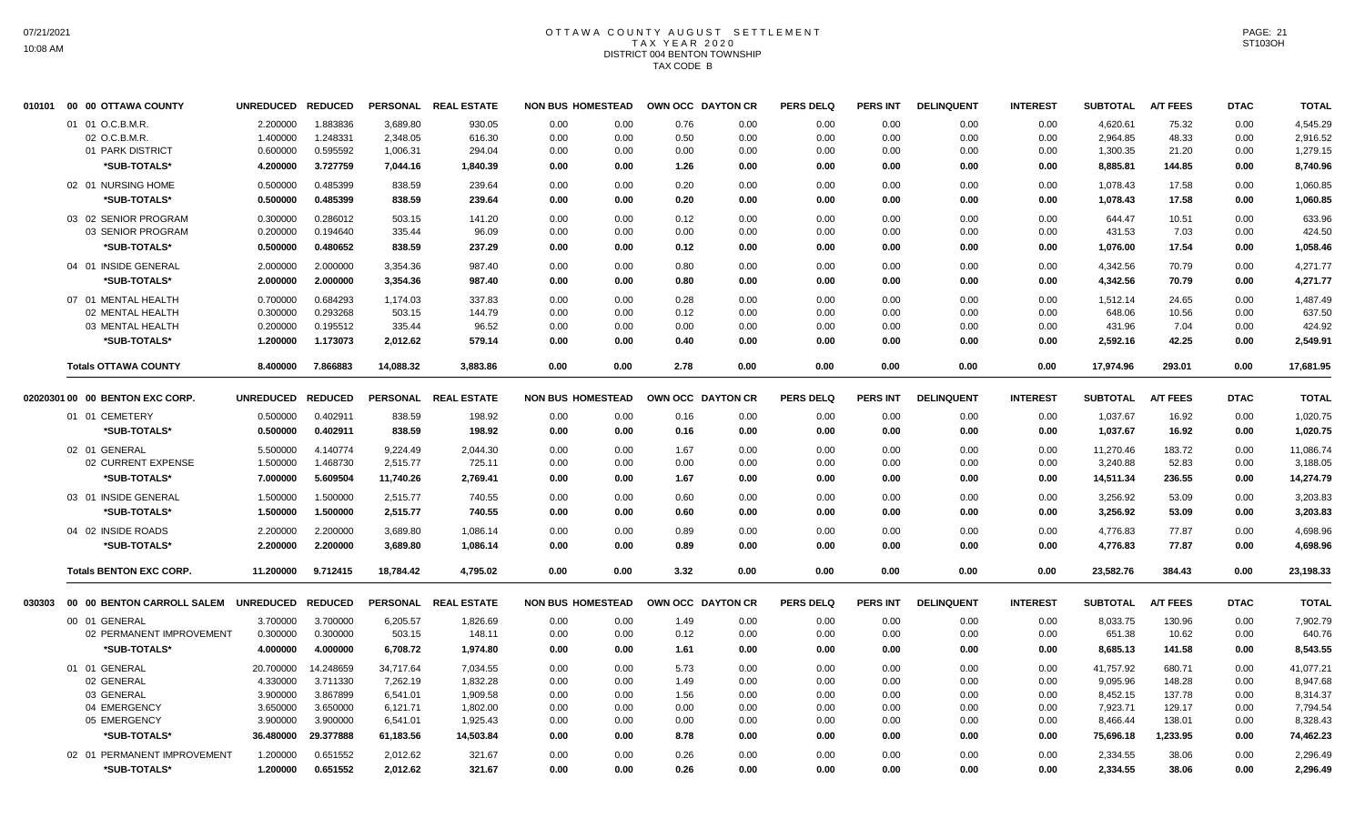# OTTAWA COUNTY AUGUST SETTLEMENT
## TAX YEAR 2020
## DISTRICT 004 BENTON TOWNSHIP
## TAX CODE B

| | | UNREDUCED | REDUCED | PERSONAL | REAL ESTATE | NON BUS | HOMESTEAD | OWN OCC | DAYTON CR | PERS DELQ | PERS INT | DELINQUENT | INTEREST | SUBTOTAL | A/T FEES | DTAC | TOTAL |
|---|---|---|---|---|---|---|---|---|---|---|---|---|---|---|---|---|---|
| 010101 | 00 00 OTTAWA COUNTY | | | | | | | | | | | | | | | | |
| | 01 01 O.C.B.M.R. | 2.200000 | 1.883836 | 3,689.80 | 930.05 | 0.00 | 0.00 | 0.76 | 0.00 | 0.00 | 0.00 | 0.00 | 0.00 | 4,620.61 | 75.32 | 0.00 | 4,545.29 |
| | 02 O.C.B.M.R. | 1.400000 | 1.248331 | 2,348.05 | 616.30 | 0.00 | 0.00 | 0.50 | 0.00 | 0.00 | 0.00 | 0.00 | 0.00 | 2,964.85 | 48.33 | 0.00 | 2,916.52 |
| | 01 PARK DISTRICT | 0.600000 | 0.595592 | 1,006.31 | 294.04 | 0.00 | 0.00 | 0.00 | 0.00 | 0.00 | 0.00 | 0.00 | 0.00 | 1,300.35 | 21.20 | 0.00 | 1,279.15 |
| | ***SUB-TOTALS*** | **4.200000** | **3.727759** | **7,044.16** | **1,840.39** | **0.00** | **0.00** | **1.26** | **0.00** | **0.00** | **0.00** | **0.00** | **0.00** | **8,885.81** | **144.85** | **0.00** | **8,740.96** |
| | 02 01 NURSING HOME | 0.500000 | 0.485399 | 838.59 | 239.64 | 0.00 | 0.00 | 0.20 | 0.00 | 0.00 | 0.00 | 0.00 | 0.00 | 1,078.43 | 17.58 | 0.00 | 1,060.85 |
| | ***SUB-TOTALS*** | **0.500000** | **0.485399** | **838.59** | **239.64** | **0.00** | **0.00** | **0.20** | **0.00** | **0.00** | **0.00** | **0.00** | **0.00** | **1,078.43** | **17.58** | **0.00** | **1,060.85** |
| | 03 02 SENIOR PROGRAM | 0.300000 | 0.286012 | 503.15 | 141.20 | 0.00 | 0.00 | 0.12 | 0.00 | 0.00 | 0.00 | 0.00 | 0.00 | 644.47 | 10.51 | 0.00 | 633.96 |
| | 03 SENIOR PROGRAM | 0.200000 | 0.194640 | 335.44 | 96.09 | 0.00 | 0.00 | 0.00 | 0.00 | 0.00 | 0.00 | 0.00 | 0.00 | 431.53 | 7.03 | 0.00 | 424.50 |
| | ***SUB-TOTALS*** | **0.500000** | **0.480652** | **838.59** | **237.29** | **0.00** | **0.00** | **0.12** | **0.00** | **0.00** | **0.00** | **0.00** | **0.00** | **1,076.00** | **17.54** | **0.00** | **1,058.46** |
| | 04 01 INSIDE GENERAL | 2.000000 | 2.000000 | 3,354.36 | 987.40 | 0.00 | 0.00 | 0.80 | 0.00 | 0.00 | 0.00 | 0.00 | 0.00 | 4,342.56 | 70.79 | 0.00 | 4,271.77 |
| | ***SUB-TOTALS*** | **2.000000** | **2.000000** | **3,354.36** | **987.40** | **0.00** | **0.00** | **0.80** | **0.00** | **0.00** | **0.00** | **0.00** | **0.00** | **4,342.56** | **70.79** | **0.00** | **4,271.77** |
| | 07 01 MENTAL HEALTH | 0.700000 | 0.684293 | 1,174.03 | 337.83 | 0.00 | 0.00 | 0.28 | 0.00 | 0.00 | 0.00 | 0.00 | 0.00 | 1,512.14 | 24.65 | 0.00 | 1,487.49 |
| | 02 MENTAL HEALTH | 0.300000 | 0.293268 | 503.15 | 144.79 | 0.00 | 0.00 | 0.12 | 0.00 | 0.00 | 0.00 | 0.00 | 0.00 | 648.06 | 10.56 | 0.00 | 637.50 |
| | 03 MENTAL HEALTH | 0.200000 | 0.195512 | 335.44 | 96.52 | 0.00 | 0.00 | 0.00 | 0.00 | 0.00 | 0.00 | 0.00 | 0.00 | 431.96 | 7.04 | 0.00 | 424.92 |
| | ***SUB-TOTALS*** | **1.200000** | **1.173073** | **2,012.62** | **579.14** | **0.00** | **0.00** | **0.40** | **0.00** | **0.00** | **0.00** | **0.00** | **0.00** | **2,592.16** | **42.25** | **0.00** | **2,549.91** |
| | **Totals OTTAWA COUNTY** | **8.400000** | **7.866883** | **14,088.32** | **3,883.86** | **0.00** | **0.00** | **2.78** | **0.00** | **0.00** | **0.00** | **0.00** | **0.00** | **17,974.96** | **293.01** | **0.00** | **17,681.95** |
| 02020301 | 00 00 BENTON EXC CORP. | UNREDUCED | REDUCED | PERSONAL | REAL ESTATE | NON BUS | HOMESTEAD | OWN OCC | DAYTON CR | PERS DELQ | PERS INT | DELINQUENT | INTEREST | SUBTOTAL | A/T FEES | DTAC | TOTAL |
| | 01 01 CEMETERY | 0.500000 | 0.402911 | 838.59 | 198.92 | 0.00 | 0.00 | 0.16 | 0.00 | 0.00 | 0.00 | 0.00 | 0.00 | 1,037.67 | 16.92 | 0.00 | 1,020.75 |
| | ***SUB-TOTALS*** | **0.500000** | **0.402911** | **838.59** | **198.92** | **0.00** | **0.00** | **0.16** | **0.00** | **0.00** | **0.00** | **0.00** | **0.00** | **1,037.67** | **16.92** | **0.00** | **1,020.75** |
| | 02 01 GENERAL | 5.500000 | 4.140774 | 9,224.49 | 2,044.30 | 0.00 | 0.00 | 1.67 | 0.00 | 0.00 | 0.00 | 0.00 | 0.00 | 11,270.46 | 183.72 | 0.00 | 11,086.74 |
| | 02 CURRENT EXPENSE | 1.500000 | 1.468730 | 2,515.77 | 725.11 | 0.00 | 0.00 | 0.00 | 0.00 | 0.00 | 0.00 | 0.00 | 0.00 | 3,240.88 | 52.83 | 0.00 | 3,188.05 |
| | ***SUB-TOTALS*** | **7.000000** | **5.609504** | **11,740.26** | **2,769.41** | **0.00** | **0.00** | **1.67** | **0.00** | **0.00** | **0.00** | **0.00** | **0.00** | **14,511.34** | **236.55** | **0.00** | **14,274.79** |
| | 03 01 INSIDE GENERAL | 1.500000 | 1.500000 | 2,515.77 | 740.55 | 0.00 | 0.00 | 0.60 | 0.00 | 0.00 | 0.00 | 0.00 | 0.00 | 3,256.92 | 53.09 | 0.00 | 3,203.83 |
| | ***SUB-TOTALS*** | **1.500000** | **1.500000** | **2,515.77** | **740.55** | **0.00** | **0.00** | **0.60** | **0.00** | **0.00** | **0.00** | **0.00** | **0.00** | **3,256.92** | **53.09** | **0.00** | **3,203.83** |
| | 04 02 INSIDE ROADS | 2.200000 | 2.200000 | 3,689.80 | 1,086.14 | 0.00 | 0.00 | 0.89 | 0.00 | 0.00 | 0.00 | 0.00 | 0.00 | 4,776.83 | 77.87 | 0.00 | 4,698.96 |
| | ***SUB-TOTALS*** | **2.200000** | **2.200000** | **3,689.80** | **1,086.14** | **0.00** | **0.00** | **0.89** | **0.00** | **0.00** | **0.00** | **0.00** | **0.00** | **4,776.83** | **77.87** | **0.00** | **4,698.96** |
| | **Totals BENTON EXC CORP.** | **11.200000** | **9.712415** | **18,784.42** | **4,795.02** | **0.00** | **0.00** | **3.32** | **0.00** | **0.00** | **0.00** | **0.00** | **0.00** | **23,582.76** | **384.43** | **0.00** | **23,198.33** |
| 030303 | 00 00 BENTON CARROLL SALEM | UNREDUCED | REDUCED | PERSONAL | REAL ESTATE | NON BUS | HOMESTEAD | OWN OCC | DAYTON CR | PERS DELQ | PERS INT | DELINQUENT | INTEREST | SUBTOTAL | A/T FEES | DTAC | TOTAL |
| | 00 01 GENERAL | 3.700000 | 3.700000 | 6,205.57 | 1,826.69 | 0.00 | 0.00 | 1.49 | 0.00 | 0.00 | 0.00 | 0.00 | 0.00 | 8,033.75 | 130.96 | 0.00 | 7,902.79 |
| | 02 PERMANENT IMPROVEMENT | 0.300000 | 0.300000 | 503.15 | 148.11 | 0.00 | 0.00 | 0.12 | 0.00 | 0.00 | 0.00 | 0.00 | 0.00 | 651.38 | 10.62 | 0.00 | 640.76 |
| | ***SUB-TOTALS*** | **4.000000** | **4.000000** | **6,708.72** | **1,974.80** | **0.00** | **0.00** | **1.61** | **0.00** | **0.00** | **0.00** | **0.00** | **0.00** | **8,685.13** | **141.58** | **0.00** | **8,543.55** |
| | 01 01 GENERAL | 20.700000 | 14.248659 | 34,717.64 | 7,034.55 | 0.00 | 0.00 | 5.73 | 0.00 | 0.00 | 0.00 | 0.00 | 0.00 | 41,757.92 | 680.71 | 0.00 | 41,077.21 |
| | 02 GENERAL | 4.330000 | 3.711330 | 7,262.19 | 1,832.28 | 0.00 | 0.00 | 1.49 | 0.00 | 0.00 | 0.00 | 0.00 | 0.00 | 9,095.96 | 148.28 | 0.00 | 8,947.68 |
| | 03 GENERAL | 3.900000 | 3.867899 | 6,541.01 | 1,909.58 | 0.00 | 0.00 | 1.56 | 0.00 | 0.00 | 0.00 | 0.00 | 0.00 | 8,452.15 | 137.78 | 0.00 | 8,314.37 |
| | 04 EMERGENCY | 3.650000 | 3.650000 | 6,121.71 | 1,802.00 | 0.00 | 0.00 | 0.00 | 0.00 | 0.00 | 0.00 | 0.00 | 0.00 | 7,923.71 | 129.17 | 0.00 | 7,794.54 |
| | 05 EMERGENCY | 3.900000 | 3.900000 | 6,541.01 | 1,925.43 | 0.00 | 0.00 | 0.00 | 0.00 | 0.00 | 0.00 | 0.00 | 0.00 | 8,466.44 | 138.01 | 0.00 | 8,328.43 |
| | ***SUB-TOTALS*** | **36.480000** | **29.377888** | **61,183.56** | **14,503.84** | **0.00** | **0.00** | **8.78** | **0.00** | **0.00** | **0.00** | **0.00** | **0.00** | **75,696.18** | **1,233.95** | **0.00** | **74,462.23** |
| | 02 01 PERMANENT IMPROVEMENT | 1.200000 | 0.651552 | 2,012.62 | 321.67 | 0.00 | 0.00 | 0.26 | 0.00 | 0.00 | 0.00 | 0.00 | 0.00 | 2,334.55 | 38.06 | 0.00 | 2,296.49 |
| | ***SUB-TOTALS*** | **1.200000** | **0.651552** | **2,012.62** | **321.67** | **0.00** | **0.00** | **0.26** | **0.00** | **0.00** | **0.00** | **0.00** | **0.00** | **2,334.55** | **38.06** | **0.00** | **2,296.49** |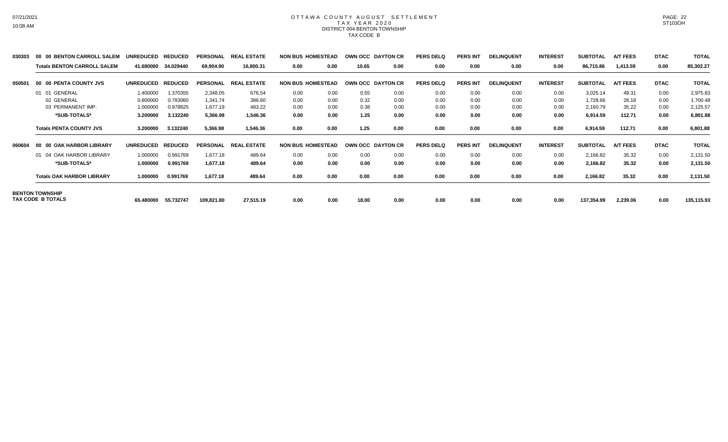# OTTAWA COUNTY AUGUST SETTLEMENT
## TAX YEAR 2020
### DISTRICT 004 BENTON TOWNSHIP
### TAX CODE B

| | | UNREDUCED | REDUCED | PERSONAL | REAL ESTATE | NON BUS | HOMESTEAD | OWN OCC | DAYTON CR | PERS DELQ | PERS INT | DELINQUENT | INTEREST | SUBTOTAL | A/T FEES | DTAC | TOTAL |
|---|---|---|---|---|---|---|---|---|---|---|---|---|---|---|---|---|---|
| 030303 | 00 00 BENTON CARROLL SALEM | | | | | | | | | | | | | | | | |
| | Totals BENTON CARROLL SALEM | 41.680000 | 34.029440 | 69,904.90 | 16,800.31 | 0.00 | 0.00 | 10.65 | 0.00 | 0.00 | 0.00 | 0.00 | 0.00 | 86,715.86 | 1,413.59 | 0.00 | 85,302.27 |
| 050501 | 00 00 PENTA COUNTY JVS | UNREDUCED | REDUCED | PERSONAL | REAL ESTATE | NON BUS | HOMESTEAD | OWN OCC | DAYTON CR | PERS DELQ | PERS INT | DELINQUENT | INTEREST | SUBTOTAL | A/T FEES | DTAC | TOTAL |
| | 01 01 GENERAL | 1.400000 | 1.370355 | 2,348.05 | 676.54 | 0.00 | 0.00 | 0.55 | 0.00 | 0.00 | 0.00 | 0.00 | 0.00 | 3,025.14 | 49.31 | 0.00 | 2,975.83 |
| | 02 GENERAL | 0.800000 | 0.783060 | 1,341.74 | 386.60 | 0.00 | 0.00 | 0.32 | 0.00 | 0.00 | 0.00 | 0.00 | 0.00 | 1,728.66 | 28.18 | 0.00 | 1,700.48 |
| | 03 PERMANENT IMP. | 1.000000 | 0.978825 | 1,677.19 | 483.22 | 0.00 | 0.00 | 0.38 | 0.00 | 0.00 | 0.00 | 0.00 | 0.00 | 2,160.79 | 35.22 | 0.00 | 2,125.57 |
| | *SUB-TOTALS* | 3.200000 | 3.132240 | 5,366.98 | 1,546.36 | 0.00 | 0.00 | 1.25 | 0.00 | 0.00 | 0.00 | 0.00 | 0.00 | 6,914.59 | 112.71 | 0.00 | 6,801.88 |
| | Totals PENTA COUNTY JVS | 3.200000 | 3.132240 | 5,366.98 | 1,546.36 | 0.00 | 0.00 | 1.25 | 0.00 | 0.00 | 0.00 | 0.00 | 0.00 | 6,914.59 | 112.71 | 0.00 | 6,801.88 |
| 060604 | 00 00 OAK HARBOR LIBRARY | UNREDUCED | REDUCED | PERSONAL | REAL ESTATE | NON BUS | HOMESTEAD | OWN OCC | DAYTON CR | PERS DELQ | PERS INT | DELINQUENT | INTEREST | SUBTOTAL | A/T FEES | DTAC | TOTAL |
| | 01 04 OAK HARBOR LIBRARY | 1.000000 | 0.991769 | 1,677.18 | 489.64 | 0.00 | 0.00 | 0.00 | 0.00 | 0.00 | 0.00 | 0.00 | 0.00 | 2,166.82 | 35.32 | 0.00 | 2,131.50 |
| | *SUB-TOTALS* | 1.000000 | 0.991769 | 1,677.18 | 489.64 | 0.00 | 0.00 | 0.00 | 0.00 | 0.00 | 0.00 | 0.00 | 0.00 | 2,166.82 | 35.32 | 0.00 | 2,131.50 |
| | Totals OAK HARBOR LIBRARY | 1.000000 | 0.991769 | 1,677.18 | 489.64 | 0.00 | 0.00 | 0.00 | 0.00 | 0.00 | 0.00 | 0.00 | 0.00 | 2,166.82 | 35.32 | 0.00 | 2,131.50 |
| BENTON TOWNSHIP TAX CODE B TOTALS | | 65.480000 | 55.732747 | 109,821.80 | 27,515.19 | 0.00 | 0.00 | 18.00 | 0.00 | 0.00 | 0.00 | 0.00 | 0.00 | 137,354.99 | 2,239.06 | 0.00 | 135,115.93 |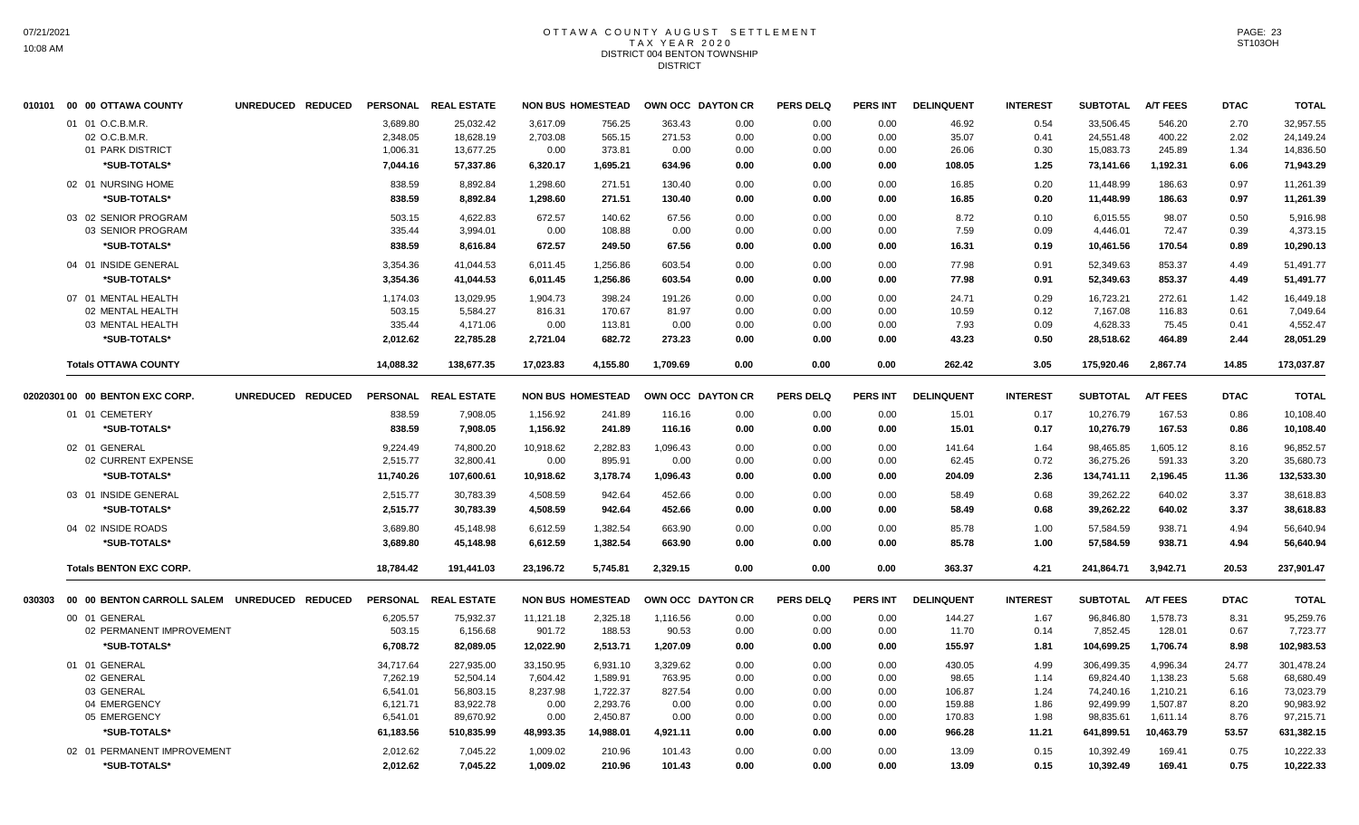# OTTAWA COUNTY AUGUST SETTLEMENT
## TAX YEAR 2020
### DISTRICT 004 BENTON TOWNSHIP
### DISTRICT

| | UNREDUCED | REDUCED | PERSONAL | REAL ESTATE | NON BUS | HOMESTEAD | OWN OCC | DAYTON CR | PERS DELQ | PERS INT | DELINQUENT | INTEREST | SUBTOTAL | A/T FEES | DTAC | TOTAL |
|---|---|---|---|---|---|---|---|---|---|---|---|---|---|---|---|---|
| **010101 00 00 OTTAWA COUNTY** | | | | | | | | | | | | | | | | |
| 01 01 O.C.B.M.R. | | | 3,689.80 | 25,032.42 | 3,617.09 | 756.25 | 363.43 | 0.00 | 0.00 | 0.00 | 46.92 | 0.54 | 33,506.45 | 546.20 | 2.70 | 32,957.55 |
| 02 O.C.B.M.R. | | | 2,348.05 | 18,628.19 | 2,703.08 | 565.15 | 271.53 | 0.00 | 0.00 | 0.00 | 35.07 | 0.41 | 24,551.48 | 400.22 | 2.02 | 24,149.24 |
| 01 PARK DISTRICT | | | 1,006.31 | 13,677.25 | 0.00 | 373.81 | 0.00 | 0.00 | 0.00 | 0.00 | 26.06 | 0.30 | 15,083.73 | 245.89 | 1.34 | 14,836.50 |
| *SUB-TOTALS* | | | 7,044.16 | 57,337.86 | 6,320.17 | 1,695.21 | 634.96 | 0.00 | 0.00 | 0.00 | 108.05 | 1.25 | 73,141.66 | 1,192.31 | 6.06 | 71,943.29 |
| 02 01 NURSING HOME | | | 838.59 | 8,892.84 | 1,298.60 | 271.51 | 130.40 | 0.00 | 0.00 | 0.00 | 16.85 | 0.20 | 11,448.99 | 186.63 | 0.97 | 11,261.39 |
| *SUB-TOTALS* | | | 838.59 | 8,892.84 | 1,298.60 | 271.51 | 130.40 | 0.00 | 0.00 | 0.00 | 16.85 | 0.20 | 11,448.99 | 186.63 | 0.97 | 11,261.39 |
| 03 02 SENIOR PROGRAM | | | 503.15 | 4,622.83 | 672.57 | 140.62 | 67.56 | 0.00 | 0.00 | 0.00 | 8.72 | 0.10 | 6,015.55 | 98.07 | 0.50 | 5,916.98 |
| 03 SENIOR PROGRAM | | | 335.44 | 3,994.01 | 0.00 | 108.88 | 0.00 | 0.00 | 0.00 | 0.00 | 7.59 | 0.09 | 4,446.01 | 72.47 | 0.39 | 4,373.15 |
| *SUB-TOTALS* | | | 838.59 | 8,616.84 | 672.57 | 249.50 | 67.56 | 0.00 | 0.00 | 0.00 | 16.31 | 0.19 | 10,461.56 | 170.54 | 0.89 | 10,290.13 |
| 04 01 INSIDE GENERAL | | | 3,354.36 | 41,044.53 | 6,011.45 | 1,256.86 | 603.54 | 0.00 | 0.00 | 0.00 | 77.98 | 0.91 | 52,349.63 | 853.37 | 4.49 | 51,491.77 |
| *SUB-TOTALS* | | | 3,354.36 | 41,044.53 | 6,011.45 | 1,256.86 | 603.54 | 0.00 | 0.00 | 0.00 | 77.98 | 0.91 | 52,349.63 | 853.37 | 4.49 | 51,491.77 |
| 07 01 MENTAL HEALTH | | | 1,174.03 | 13,029.95 | 1,904.73 | 398.24 | 191.26 | 0.00 | 0.00 | 0.00 | 24.71 | 0.29 | 16,723.21 | 272.61 | 1.42 | 16,449.18 |
| 02 MENTAL HEALTH | | | 503.15 | 5,584.27 | 816.31 | 170.67 | 81.97 | 0.00 | 0.00 | 0.00 | 10.59 | 0.12 | 7,167.08 | 116.83 | 0.61 | 7,049.64 |
| 03 MENTAL HEALTH | | | 335.44 | 4,171.06 | 0.00 | 113.81 | 0.00 | 0.00 | 0.00 | 0.00 | 7.93 | 0.09 | 4,628.33 | 75.45 | 0.41 | 4,552.47 |
| *SUB-TOTALS* | | | 2,012.62 | 22,785.28 | 2,721.04 | 682.72 | 273.23 | 0.00 | 0.00 | 0.00 | 43.23 | 0.50 | 28,518.62 | 464.89 | 2.44 | 28,051.29 |
| **Totals OTTAWA COUNTY** | | | 14,088.32 | 138,677.35 | 17,023.83 | 4,155.80 | 1,709.69 | 0.00 | 0.00 | 0.00 | 262.42 | 3.05 | 175,920.46 | 2,867.74 | 14.85 | 173,037.87 |
| **02020301 00 00 BENTON EXC CORP.** | UNREDUCED | REDUCED | PERSONAL | REAL ESTATE | NON BUS | HOMESTEAD | OWN OCC | DAYTON CR | PERS DELQ | PERS INT | DELINQUENT | INTEREST | SUBTOTAL | A/T FEES | DTAC | TOTAL |
| 01 01 CEMETERY | | | 838.59 | 7,908.05 | 1,156.92 | 241.89 | 116.16 | 0.00 | 0.00 | 0.00 | 15.01 | 0.17 | 10,276.79 | 167.53 | 0.86 | 10,108.40 |
| *SUB-TOTALS* | | | 838.59 | 7,908.05 | 1,156.92 | 241.89 | 116.16 | 0.00 | 0.00 | 0.00 | 15.01 | 0.17 | 10,276.79 | 167.53 | 0.86 | 10,108.40 |
| 02 01 GENERAL | | | 9,224.49 | 74,800.20 | 10,918.62 | 2,282.83 | 1,096.43 | 0.00 | 0.00 | 0.00 | 141.64 | 1.64 | 98,465.85 | 1,605.12 | 8.16 | 96,852.57 |
| 02 CURRENT EXPENSE | | | 2,515.77 | 32,800.41 | 0.00 | 895.91 | 0.00 | 0.00 | 0.00 | 0.00 | 62.45 | 0.72 | 36,275.26 | 591.33 | 3.20 | 35,680.73 |
| *SUB-TOTALS* | | | 11,740.26 | 107,600.61 | 10,918.62 | 3,178.74 | 1,096.43 | 0.00 | 0.00 | 0.00 | 204.09 | 2.36 | 134,741.11 | 2,196.45 | 11.36 | 132,533.30 |
| 03 01 INSIDE GENERAL | | | 2,515.77 | 30,783.39 | 4,508.59 | 942.64 | 452.66 | 0.00 | 0.00 | 0.00 | 58.49 | 0.68 | 39,262.22 | 640.02 | 3.37 | 38,618.83 |
| *SUB-TOTALS* | | | 2,515.77 | 30,783.39 | 4,508.59 | 942.64 | 452.66 | 0.00 | 0.00 | 0.00 | 58.49 | 0.68 | 39,262.22 | 640.02 | 3.37 | 38,618.83 |
| 04 02 INSIDE ROADS | | | 3,689.80 | 45,148.98 | 6,612.59 | 1,382.54 | 663.90 | 0.00 | 0.00 | 0.00 | 85.78 | 1.00 | 57,584.59 | 938.71 | 4.94 | 56,640.94 |
| *SUB-TOTALS* | | | 3,689.80 | 45,148.98 | 6,612.59 | 1,382.54 | 663.90 | 0.00 | 0.00 | 0.00 | 85.78 | 1.00 | 57,584.59 | 938.71 | 4.94 | 56,640.94 |
| **Totals BENTON EXC CORP.** | | | 18,784.42 | 191,441.03 | 23,196.72 | 5,745.81 | 2,329.15 | 0.00 | 0.00 | 0.00 | 363.37 | 4.21 | 241,864.71 | 3,942.71 | 20.53 | 237,901.47 |
| **030303 00 00 BENTON CARROLL SALEM** | UNREDUCED | REDUCED | PERSONAL | REAL ESTATE | NON BUS | HOMESTEAD | OWN OCC | DAYTON CR | PERS DELQ | PERS INT | DELINQUENT | INTEREST | SUBTOTAL | A/T FEES | DTAC | TOTAL |
| 00 01 GENERAL | | | 6,205.57 | 75,932.37 | 11,121.18 | 2,325.18 | 1,116.56 | 0.00 | 0.00 | 0.00 | 144.27 | 1.67 | 96,846.80 | 1,578.73 | 8.31 | 95,259.76 |
| 02 PERMANENT IMPROVEMENT | | | 503.15 | 6,156.68 | 901.72 | 188.53 | 90.53 | 0.00 | 0.00 | 0.00 | 11.70 | 0.14 | 7,852.45 | 128.01 | 0.67 | 7,723.77 |
| *SUB-TOTALS* | | | 6,708.72 | 82,089.05 | 12,022.90 | 2,513.71 | 1,207.09 | 0.00 | 0.00 | 0.00 | 155.97 | 1.81 | 104,699.25 | 1,706.74 | 8.98 | 102,983.53 |
| 01 01 GENERAL | | | 34,717.64 | 227,935.00 | 33,150.95 | 6,931.10 | 3,329.62 | 0.00 | 0.00 | 0.00 | 430.05 | 4.99 | 306,499.35 | 4,996.34 | 24.77 | 301,478.24 |
| 02 GENERAL | | | 7,262.19 | 52,504.14 | 7,604.42 | 1,589.91 | 763.95 | 0.00 | 0.00 | 0.00 | 98.65 | 1.14 | 69,824.40 | 1,138.23 | 5.68 | 68,680.49 |
| 03 GENERAL | | | 6,541.01 | 56,803.15 | 8,237.98 | 1,722.37 | 827.54 | 0.00 | 0.00 | 0.00 | 106.87 | 1.24 | 74,240.16 | 1,210.21 | 6.16 | 73,023.79 |
| 04 EMERGENCY | | | 6,121.71 | 83,922.78 | 0.00 | 2,293.76 | 0.00 | 0.00 | 0.00 | 0.00 | 159.88 | 1.86 | 92,499.99 | 1,507.87 | 8.20 | 90,983.92 |
| 05 EMERGENCY | | | 6,541.01 | 89,670.92 | 0.00 | 2,450.87 | 0.00 | 0.00 | 0.00 | 0.00 | 170.83 | 1.98 | 98,835.61 | 1,611.14 | 8.76 | 97,215.71 |
| *SUB-TOTALS* | | | 61,183.56 | 510,835.99 | 48,993.35 | 14,988.01 | 4,921.11 | 0.00 | 0.00 | 0.00 | 966.28 | 11.21 | 641,899.51 | 10,463.79 | 53.57 | 631,382.15 |
| 02 01 PERMANENT IMPROVEMENT | | | 2,012.62 | 7,045.22 | 1,009.02 | 210.96 | 101.43 | 0.00 | 0.00 | 0.00 | 13.09 | 0.15 | 10,392.49 | 169.41 | 0.75 | 10,222.33 |
| *SUB-TOTALS* | | | 2,012.62 | 7,045.22 | 1,009.02 | 210.96 | 101.43 | 0.00 | 0.00 | 0.00 | 13.09 | 0.15 | 10,392.49 | 169.41 | 0.75 | 10,222.33 |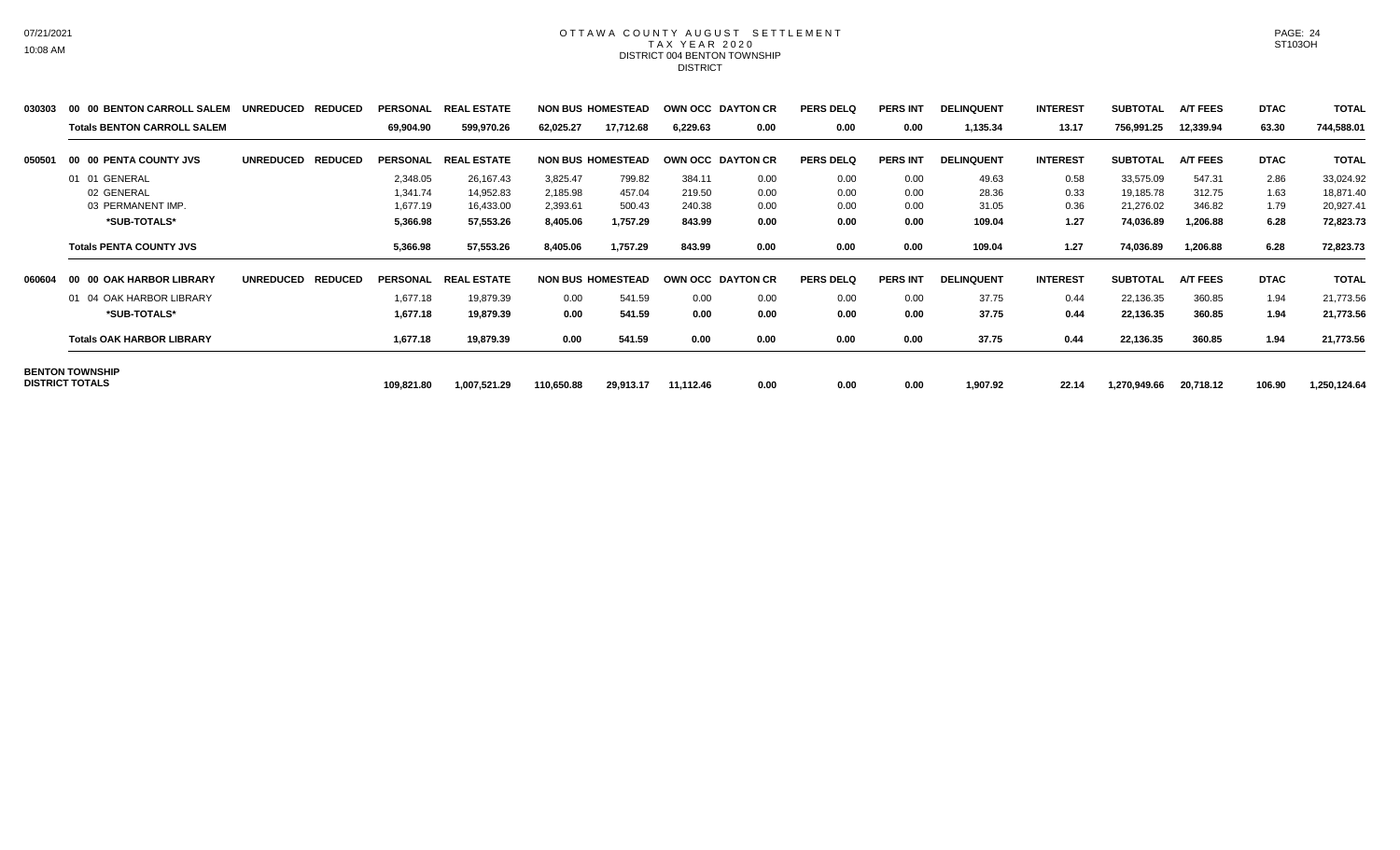# OTTAWA COUNTY AUGUST SETTLEMENT
## TAX YEAR 2020
### DISTRICT 004 BENTON TOWNSHIP
DISTRICT

| Code | Fund | UNREDUCED | REDUCED | PERSONAL | REAL ESTATE | NON BUS | HOMESTEAD | OWN OCC | DAYTON CR | PERS DELQ | PERS INT | DELINQUENT | INTEREST | SUBTOTAL | A/T FEES | DTAC | TOTAL |
|---|---|---|---|---|---|---|---|---|---|---|---|---|---|---|---|---|---|
| 030303 | 00 00 BENTON CARROLL SALEM | UNREDUCED | REDUCED | PERSONAL | REAL ESTATE | NON BUS | HOMESTEAD | OWN OCC | DAYTON CR | PERS DELQ | PERS INT | DELINQUENT | INTEREST | SUBTOTAL | A/T FEES | DTAC | TOTAL |
| | **Totals BENTON CARROLL SALEM** | | | 69,904.90 | 599,970.26 | 62,025.27 | 17,712.68 | 6,229.63 | 0.00 | 0.00 | 0.00 | 1,135.34 | 13.17 | 756,991.25 | 12,339.94 | 63.30 | 744,588.01 |
| 050501 | 00 00 PENTA COUNTY JVS | UNREDUCED | REDUCED | PERSONAL | REAL ESTATE | NON BUS | HOMESTEAD | OWN OCC | DAYTON CR | PERS DELQ | PERS INT | DELINQUENT | INTEREST | SUBTOTAL | A/T FEES | DTAC | TOTAL |
| | 01 01 GENERAL | | | 2,348.05 | 26,167.43 | 3,825.47 | 799.82 | 384.11 | 0.00 | 0.00 | 0.00 | 49.63 | 0.58 | 33,575.09 | 547.31 | 2.86 | 33,024.92 |
| | 02 GENERAL | | | 1,341.74 | 14,952.83 | 2,185.98 | 457.04 | 219.50 | 0.00 | 0.00 | 0.00 | 28.36 | 0.33 | 19,185.78 | 312.75 | 1.63 | 18,871.40 |
| | 03 PERMANENT IMP. | | | 1,677.19 | 16,433.00 | 2,393.61 | 500.43 | 240.38 | 0.00 | 0.00 | 0.00 | 31.05 | 0.36 | 21,276.02 | 346.82 | 1.79 | 20,927.41 |
| | ***SUB-TOTALS*** | | | **5,366.98** | **57,553.26** | **8,405.06** | **1,757.29** | **843.99** | **0.00** | **0.00** | **0.00** | **109.04** | **1.27** | **74,036.89** | **1,206.88** | **6.28** | **72,823.73** |
| | **Totals PENTA COUNTY JVS** | | | 5,366.98 | 57,553.26 | 8,405.06 | 1,757.29 | 843.99 | 0.00 | 0.00 | 0.00 | 109.04 | 1.27 | 74,036.89 | 1,206.88 | 6.28 | 72,823.73 |
| 060604 | 00 00 OAK HARBOR LIBRARY | UNREDUCED | REDUCED | PERSONAL | REAL ESTATE | NON BUS | HOMESTEAD | OWN OCC | DAYTON CR | PERS DELQ | PERS INT | DELINQUENT | INTEREST | SUBTOTAL | A/T FEES | DTAC | TOTAL |
| | 01 04 OAK HARBOR LIBRARY | | | 1,677.18 | 19,879.39 | 0.00 | 541.59 | 0.00 | 0.00 | 0.00 | 0.00 | 37.75 | 0.44 | 22,136.35 | 360.85 | 1.94 | 21,773.56 |
| | ***SUB-TOTALS*** | | | **1,677.18** | **19,879.39** | **0.00** | **541.59** | **0.00** | **0.00** | **0.00** | **0.00** | **37.75** | **0.44** | **22,136.35** | **360.85** | **1.94** | **21,773.56** |
| | **Totals OAK HARBOR LIBRARY** | | | 1,677.18 | 19,879.39 | 0.00 | 541.59 | 0.00 | 0.00 | 0.00 | 0.00 | 37.75 | 0.44 | 22,136.35 | 360.85 | 1.94 | 21,773.56 |
| **BENTON TOWNSHIP DISTRICT TOTALS** | | | | 109,821.80 | 1,007,521.29 | 110,650.88 | 29,913.17 | 11,112.46 | 0.00 | 0.00 | 0.00 | 1,907.92 | 22.14 | 1,270,949.66 | 20,718.12 | 106.90 | 1,250,124.64 |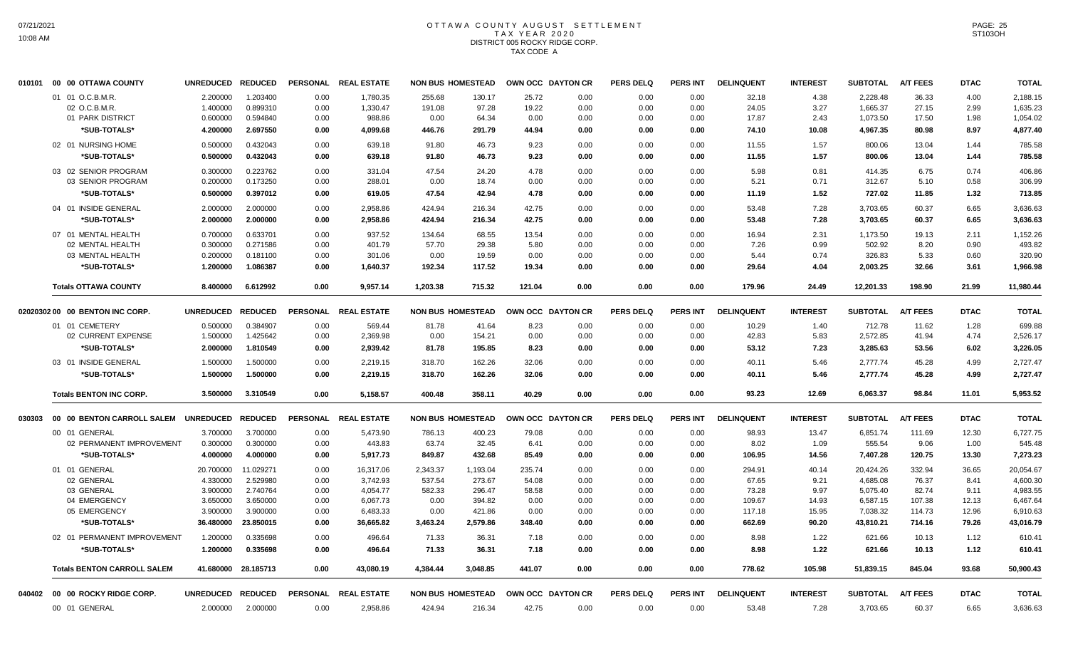# OTTAWA COUNTY AUGUST SETTLEMENT
## TAX YEAR 2020
### DISTRICT 005 ROCKY RIDGE CORP.
### TAX CODE A

| | | UNREDUCED | REDUCED | PERSONAL | REAL ESTATE | NON BUS | HOMESTEAD | OWN OCC | DAYTON CR | PERS DELQ | PERS INT | DELINQUENT | INTEREST | SUBTOTAL | A/T FEES | DTAC | TOTAL |
|---|---|---|---|---|---|---|---|---|---|---|---|---|---|---|---|---|---|
| 010101 | 00 00 OTTAWA COUNTY | UNREDUCED | REDUCED | PERSONAL | REAL ESTATE | NON BUS | HOMESTEAD | OWN OCC | DAYTON CR | PERS DELQ | PERS INT | DELINQUENT | INTEREST | SUBTOTAL | A/T FEES | DTAC | TOTAL |
| | 01 01 O.C.B.M.R. | 2.200000 | 1.203400 | 0.00 | 1,780.35 | 255.68 | 130.17 | 25.72 | 0.00 | 0.00 | 0.00 | 32.18 | 4.38 | 2,228.48 | 36.33 | 4.00 | 2,188.15 |
| | 02 O.C.B.M.R. | 1.400000 | 0.899310 | 0.00 | 1,330.47 | 191.08 | 97.28 | 19.22 | 0.00 | 0.00 | 0.00 | 24.05 | 3.27 | 1,665.37 | 27.15 | 2.99 | 1,635.23 |
| | 01 PARK DISTRICT | 0.600000 | 0.594840 | 0.00 | 988.86 | 0.00 | 64.34 | 0.00 | 0.00 | 0.00 | 0.00 | 17.87 | 2.43 | 1,073.50 | 17.50 | 1.98 | 1,054.02 |
| | *SUB-TOTALS* | 4.200000 | 2.697550 | 0.00 | 4,099.68 | 446.76 | 291.79 | 44.94 | 0.00 | 0.00 | 0.00 | 74.10 | 10.08 | 4,967.35 | 80.98 | 8.97 | 4,877.40 |
| | 02 01 NURSING HOME | 0.500000 | 0.432043 | 0.00 | 639.18 | 91.80 | 46.73 | 9.23 | 0.00 | 0.00 | 0.00 | 11.55 | 1.57 | 800.06 | 13.04 | 1.44 | 785.58 |
| | *SUB-TOTALS* | 0.500000 | 0.432043 | 0.00 | 639.18 | 91.80 | 46.73 | 9.23 | 0.00 | 0.00 | 0.00 | 11.55 | 1.57 | 800.06 | 13.04 | 1.44 | 785.58 |
| | 03 02 SENIOR PROGRAM | 0.300000 | 0.223762 | 0.00 | 331.04 | 47.54 | 24.20 | 4.78 | 0.00 | 0.00 | 0.00 | 5.98 | 0.81 | 414.35 | 6.75 | 0.74 | 406.86 |
| | 03 SENIOR PROGRAM | 0.200000 | 0.173250 | 0.00 | 288.01 | 0.00 | 18.74 | 0.00 | 0.00 | 0.00 | 0.00 | 5.21 | 0.71 | 312.67 | 5.10 | 0.58 | 306.99 |
| | *SUB-TOTALS* | 0.500000 | 0.397012 | 0.00 | 619.05 | 47.54 | 42.94 | 4.78 | 0.00 | 0.00 | 0.00 | 11.19 | 1.52 | 727.02 | 11.85 | 1.32 | 713.85 |
| | 04 01 INSIDE GENERAL | 2.000000 | 2.000000 | 0.00 | 2,958.86 | 424.94 | 216.34 | 42.75 | 0.00 | 0.00 | 0.00 | 53.48 | 7.28 | 3,703.65 | 60.37 | 6.65 | 3,636.63 |
| | *SUB-TOTALS* | 2.000000 | 2.000000 | 0.00 | 2,958.86 | 424.94 | 216.34 | 42.75 | 0.00 | 0.00 | 0.00 | 53.48 | 7.28 | 3,703.65 | 60.37 | 6.65 | 3,636.63 |
| | 07 01 MENTAL HEALTH | 0.700000 | 0.633701 | 0.00 | 937.52 | 134.64 | 68.55 | 13.54 | 0.00 | 0.00 | 0.00 | 16.94 | 2.31 | 1,173.50 | 19.13 | 2.11 | 1,152.26 |
| | 02 MENTAL HEALTH | 0.300000 | 0.271586 | 0.00 | 401.79 | 57.70 | 29.38 | 5.80 | 0.00 | 0.00 | 0.00 | 7.26 | 0.99 | 502.92 | 8.20 | 0.90 | 493.82 |
| | 03 MENTAL HEALTH | 0.200000 | 0.181100 | 0.00 | 301.06 | 0.00 | 19.59 | 0.00 | 0.00 | 0.00 | 0.00 | 5.44 | 0.74 | 326.83 | 5.33 | 0.60 | 320.90 |
| | *SUB-TOTALS* | 1.200000 | 1.086387 | 0.00 | 1,640.37 | 192.34 | 117.52 | 19.34 | 0.00 | 0.00 | 0.00 | 29.64 | 4.04 | 2,003.25 | 32.66 | 3.61 | 1,966.98 |
| | Totals OTTAWA COUNTY | 8.400000 | 6.612992 | 0.00 | 9,957.14 | 1,203.38 | 715.32 | 121.04 | 0.00 | 0.00 | 0.00 | 179.96 | 24.49 | 12,201.33 | 198.90 | 21.99 | 11,980.44 |
| 02020302 | 00 00 BENTON INC CORP. | UNREDUCED | REDUCED | PERSONAL | REAL ESTATE | NON BUS | HOMESTEAD | OWN OCC | DAYTON CR | PERS DELQ | PERS INT | DELINQUENT | INTEREST | SUBTOTAL | A/T FEES | DTAC | TOTAL |
| | 01 01 CEMETERY | 0.500000 | 0.384907 | 0.00 | 569.44 | 81.78 | 41.64 | 8.23 | 0.00 | 0.00 | 0.00 | 10.29 | 1.40 | 712.78 | 11.62 | 1.28 | 699.88 |
| | 02 CURRENT EXPENSE | 1.500000 | 1.425642 | 0.00 | 2,369.98 | 0.00 | 154.21 | 0.00 | 0.00 | 0.00 | 0.00 | 42.83 | 5.83 | 2,572.85 | 41.94 | 4.74 | 2,526.17 |
| | *SUB-TOTALS* | 2.000000 | 1.810549 | 0.00 | 2,939.42 | 81.78 | 195.85 | 8.23 | 0.00 | 0.00 | 0.00 | 53.12 | 7.23 | 3,285.63 | 53.56 | 6.02 | 3,226.05 |
| | 03 01 INSIDE GENERAL | 1.500000 | 1.500000 | 0.00 | 2,219.15 | 318.70 | 162.26 | 32.06 | 0.00 | 0.00 | 0.00 | 40.11 | 5.46 | 2,777.74 | 45.28 | 4.99 | 2,727.47 |
| | *SUB-TOTALS* | 1.500000 | 1.500000 | 0.00 | 2,219.15 | 318.70 | 162.26 | 32.06 | 0.00 | 0.00 | 0.00 | 40.11 | 5.46 | 2,777.74 | 45.28 | 4.99 | 2,727.47 |
| | Totals BENTON INC CORP. | 3.500000 | 3.310549 | 0.00 | 5,158.57 | 400.48 | 358.11 | 40.29 | 0.00 | 0.00 | 0.00 | 93.23 | 12.69 | 6,063.37 | 98.84 | 11.01 | 5,953.52 |
| 030303 | 00 00 BENTON CARROLL SALEM | UNREDUCED | REDUCED | PERSONAL | REAL ESTATE | NON BUS | HOMESTEAD | OWN OCC | DAYTON CR | PERS DELQ | PERS INT | DELINQUENT | INTEREST | SUBTOTAL | A/T FEES | DTAC | TOTAL |
| | 00 01 GENERAL | 3.700000 | 3.700000 | 0.00 | 5,473.90 | 786.13 | 400.23 | 79.08 | 0.00 | 0.00 | 0.00 | 98.93 | 13.47 | 6,851.74 | 111.69 | 12.30 | 6,727.75 |
| | 02 PERMANENT IMPROVEMENT | 0.300000 | 0.300000 | 0.00 | 443.83 | 63.74 | 32.45 | 6.41 | 0.00 | 0.00 | 0.00 | 8.02 | 1.09 | 555.54 | 9.06 | 1.00 | 545.48 |
| | *SUB-TOTALS* | 4.000000 | 4.000000 | 0.00 | 5,917.73 | 849.87 | 432.68 | 85.49 | 0.00 | 0.00 | 0.00 | 106.95 | 14.56 | 7,407.28 | 120.75 | 13.30 | 7,273.23 |
| | 01 01 GENERAL | 20.700000 | 11.029271 | 0.00 | 16,317.06 | 2,343.37 | 1,193.04 | 235.74 | 0.00 | 0.00 | 0.00 | 294.91 | 40.14 | 20,424.26 | 332.94 | 36.65 | 20,054.67 |
| | 02 GENERAL | 4.330000 | 2.529980 | 0.00 | 3,742.93 | 537.54 | 273.67 | 54.08 | 0.00 | 0.00 | 0.00 | 67.65 | 9.21 | 4,685.08 | 76.37 | 8.41 | 4,600.30 |
| | 03 GENERAL | 3.900000 | 2.740764 | 0.00 | 4,054.77 | 582.33 | 296.47 | 58.58 | 0.00 | 0.00 | 0.00 | 73.28 | 9.97 | 5,075.40 | 82.74 | 9.11 | 4,983.55 |
| | 04 EMERGENCY | 3.650000 | 3.650000 | 0.00 | 6,067.73 | 0.00 | 394.82 | 0.00 | 0.00 | 0.00 | 0.00 | 109.67 | 14.93 | 6,587.15 | 107.38 | 12.13 | 6,467.64 |
| | 05 EMERGENCY | 3.900000 | 3.900000 | 0.00 | 6,483.33 | 0.00 | 421.86 | 0.00 | 0.00 | 0.00 | 0.00 | 117.18 | 15.95 | 7,038.32 | 114.73 | 12.96 | 6,910.63 |
| | *SUB-TOTALS* | 36.480000 | 23.850015 | 0.00 | 36,665.82 | 3,463.24 | 2,579.86 | 348.40 | 0.00 | 0.00 | 0.00 | 662.69 | 90.20 | 43,810.21 | 714.16 | 79.26 | 43,016.79 |
| | 02 01 PERMANENT IMPROVEMENT | 1.200000 | 0.335698 | 0.00 | 496.64 | 71.33 | 36.31 | 7.18 | 0.00 | 0.00 | 0.00 | 8.98 | 1.22 | 621.66 | 10.13 | 1.12 | 610.41 |
| | *SUB-TOTALS* | 1.200000 | 0.335698 | 0.00 | 496.64 | 71.33 | 36.31 | 7.18 | 0.00 | 0.00 | 0.00 | 8.98 | 1.22 | 621.66 | 10.13 | 1.12 | 610.41 |
| | Totals BENTON CARROLL SALEM | 41.680000 | 28.185713 | 0.00 | 43,080.19 | 4,384.44 | 3,048.85 | 441.07 | 0.00 | 0.00 | 0.00 | 778.62 | 105.98 | 51,839.15 | 845.04 | 93.68 | 50,900.43 |
| 040402 | 00 00 ROCKY RIDGE CORP. | UNREDUCED | REDUCED | PERSONAL | REAL ESTATE | NON BUS | HOMESTEAD | OWN OCC | DAYTON CR | PERS DELQ | PERS INT | DELINQUENT | INTEREST | SUBTOTAL | A/T FEES | DTAC | TOTAL |
| | 00 01 GENERAL | 2.000000 | 2.000000 | 0.00 | 2,958.86 | 424.94 | 216.34 | 42.75 | 0.00 | 0.00 | 0.00 | 53.48 | 7.28 | 3,703.65 | 60.37 | 6.65 | 3,636.63 |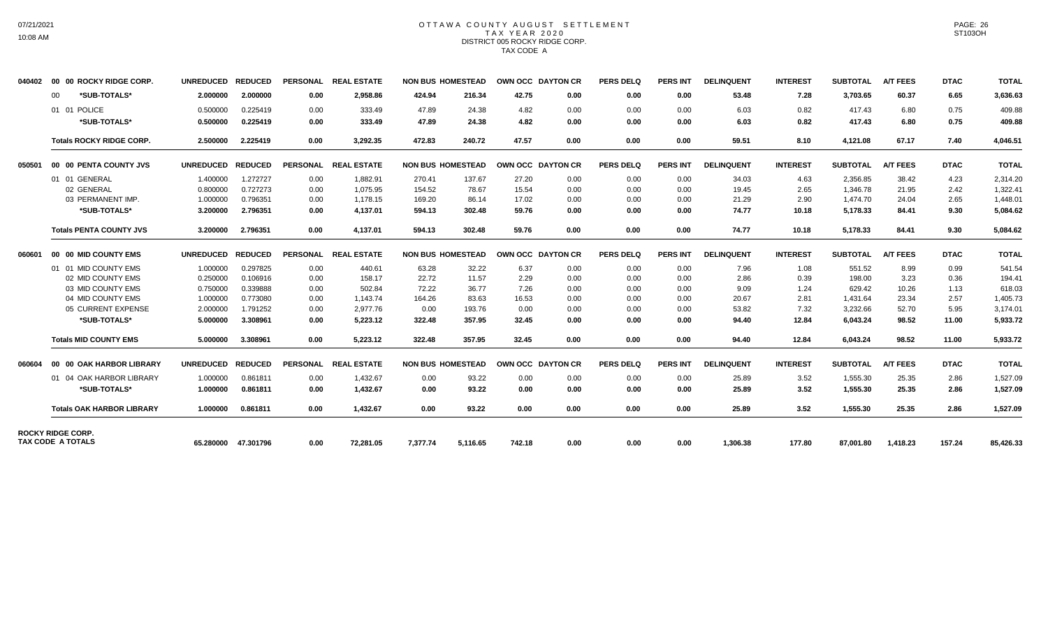# OTTAWA COUNTY AUGUST SETTLEMENT
## TAX YEAR 2020
### DISTRICT 005 ROCKY RIDGE CORP.
TAX CODE A

| | | UNREDUCED | REDUCED | PERSONAL | REAL ESTATE | NON BUS | HOMESTEAD | OWN OCC | DAYTON CR | PERS DELQ | PERS INT | DELINQUENT | INTEREST | SUBTOTAL | A/T FEES | DTAC | TOTAL |
|---|---|---|---|---|---|---|---|---|---|---|---|---|---|---|---|---|---|
| 040402 | 00 00 ROCKY RIDGE CORP. | | | | | | | | | | | | | | | | |
| | 00 *SUB-TOTALS* | 2.000000 | 2.000000 | 0.00 | 2,958.86 | 424.94 | 216.34 | 42.75 | 0.00 | 0.00 | 0.00 | 53.48 | 7.28 | 3,703.65 | 60.37 | 6.65 | 3,636.63 |
| | 01 01 POLICE | 0.500000 | 0.225419 | 0.00 | 333.49 | 47.89 | 24.38 | 4.82 | 0.00 | 0.00 | 0.00 | 6.03 | 0.82 | 417.43 | 6.80 | 0.75 | 409.88 |
| | *SUB-TOTALS* | 0.500000 | 0.225419 | 0.00 | 333.49 | 47.89 | 24.38 | 4.82 | 0.00 | 0.00 | 0.00 | 6.03 | 0.82 | 417.43 | 6.80 | 0.75 | 409.88 |
| | **Totals ROCKY RIDGE CORP.** | 2.500000 | 2.225419 | 0.00 | 3,292.35 | 472.83 | 240.72 | 47.57 | 0.00 | 0.00 | 0.00 | 59.51 | 8.10 | 4,121.08 | 67.17 | 7.40 | 4,046.51 |
| 050501 | 00 00 PENTA COUNTY JVS | UNREDUCED | REDUCED | PERSONAL | REAL ESTATE | NON BUS | HOMESTEAD | OWN OCC | DAYTON CR | PERS DELQ | PERS INT | DELINQUENT | INTEREST | SUBTOTAL | A/T FEES | DTAC | TOTAL |
| | 01 01 GENERAL | 1.400000 | 1.272727 | 0.00 | 1,882.91 | 270.41 | 137.67 | 27.20 | 0.00 | 0.00 | 0.00 | 34.03 | 4.63 | 2,356.85 | 38.42 | 4.23 | 2,314.20 |
| | 02 GENERAL | 0.800000 | 0.727273 | 0.00 | 1,075.95 | 154.52 | 78.67 | 15.54 | 0.00 | 0.00 | 0.00 | 19.45 | 2.65 | 1,346.78 | 21.95 | 2.42 | 1,322.41 |
| | 03 PERMANENT IMP. | 1.000000 | 0.796351 | 0.00 | 1,178.15 | 169.20 | 86.14 | 17.02 | 0.00 | 0.00 | 0.00 | 21.29 | 2.90 | 1,474.70 | 24.04 | 2.65 | 1,448.01 |
| | *SUB-TOTALS* | 3.200000 | 2.796351 | 0.00 | 4,137.01 | 594.13 | 302.48 | 59.76 | 0.00 | 0.00 | 0.00 | 74.77 | 10.18 | 5,178.33 | 84.41 | 9.30 | 5,084.62 |
| | **Totals PENTA COUNTY JVS** | 3.200000 | 2.796351 | 0.00 | 4,137.01 | 594.13 | 302.48 | 59.76 | 0.00 | 0.00 | 0.00 | 74.77 | 10.18 | 5,178.33 | 84.41 | 9.30 | 5,084.62 |
| 060601 | 00 00 MID COUNTY EMS | UNREDUCED | REDUCED | PERSONAL | REAL ESTATE | NON BUS | HOMESTEAD | OWN OCC | DAYTON CR | PERS DELQ | PERS INT | DELINQUENT | INTEREST | SUBTOTAL | A/T FEES | DTAC | TOTAL |
| | 01 01 MID COUNTY EMS | 1.000000 | 0.297825 | 0.00 | 440.61 | 63.28 | 32.22 | 6.37 | 0.00 | 0.00 | 0.00 | 7.96 | 1.08 | 551.52 | 8.99 | 0.99 | 541.54 |
| | 02 MID COUNTY EMS | 0.250000 | 0.106916 | 0.00 | 158.17 | 22.72 | 11.57 | 2.29 | 0.00 | 0.00 | 0.00 | 2.86 | 0.39 | 198.00 | 3.23 | 0.36 | 194.41 |
| | 03 MID COUNTY EMS | 0.750000 | 0.339888 | 0.00 | 502.84 | 72.22 | 36.77 | 7.26 | 0.00 | 0.00 | 0.00 | 9.09 | 1.24 | 629.42 | 10.26 | 1.13 | 618.03 |
| | 04 MID COUNTY EMS | 1.000000 | 0.773080 | 0.00 | 1,143.74 | 164.26 | 83.63 | 16.53 | 0.00 | 0.00 | 0.00 | 20.67 | 2.81 | 1,431.64 | 23.34 | 2.57 | 1,405.73 |
| | 05 CURRENT EXPENSE | 2.000000 | 1.791252 | 0.00 | 2,977.76 | 0.00 | 193.76 | 0.00 | 0.00 | 0.00 | 0.00 | 53.82 | 7.32 | 3,232.66 | 52.70 | 5.95 | 3,174.01 |
| | *SUB-TOTALS* | 5.000000 | 3.308961 | 0.00 | 5,223.12 | 322.48 | 357.95 | 32.45 | 0.00 | 0.00 | 0.00 | 94.40 | 12.84 | 6,043.24 | 98.52 | 11.00 | 5,933.72 |
| | **Totals MID COUNTY EMS** | 5.000000 | 3.308961 | 0.00 | 5,223.12 | 322.48 | 357.95 | 32.45 | 0.00 | 0.00 | 0.00 | 94.40 | 12.84 | 6,043.24 | 98.52 | 11.00 | 5,933.72 |
| 060604 | 00 00 OAK HARBOR LIBRARY | UNREDUCED | REDUCED | PERSONAL | REAL ESTATE | NON BUS | HOMESTEAD | OWN OCC | DAYTON CR | PERS DELQ | PERS INT | DELINQUENT | INTEREST | SUBTOTAL | A/T FEES | DTAC | TOTAL |
| | 01 04 OAK HARBOR LIBRARY | 1.000000 | 0.861811 | 0.00 | 1,432.67 | 0.00 | 93.22 | 0.00 | 0.00 | 0.00 | 0.00 | 25.89 | 3.52 | 1,555.30 | 25.35 | 2.86 | 1,527.09 |
| | *SUB-TOTALS* | 1.000000 | 0.861811 | 0.00 | 1,432.67 | 0.00 | 93.22 | 0.00 | 0.00 | 0.00 | 0.00 | 25.89 | 3.52 | 1,555.30 | 25.35 | 2.86 | 1,527.09 |
| | **Totals OAK HARBOR LIBRARY** | 1.000000 | 0.861811 | 0.00 | 1,432.67 | 0.00 | 93.22 | 0.00 | 0.00 | 0.00 | 0.00 | 25.89 | 3.52 | 1,555.30 | 25.35 | 2.86 | 1,527.09 |
| **ROCKY RIDGE CORP. TAX CODE A TOTALS** | | 65.280000 | 47.301796 | 0.00 | 72,281.05 | 7,377.74 | 5,116.65 | 742.18 | 0.00 | 0.00 | 0.00 | 1,306.38 | 177.80 | 87,001.80 | 1,418.23 | 157.24 | 85,426.33 |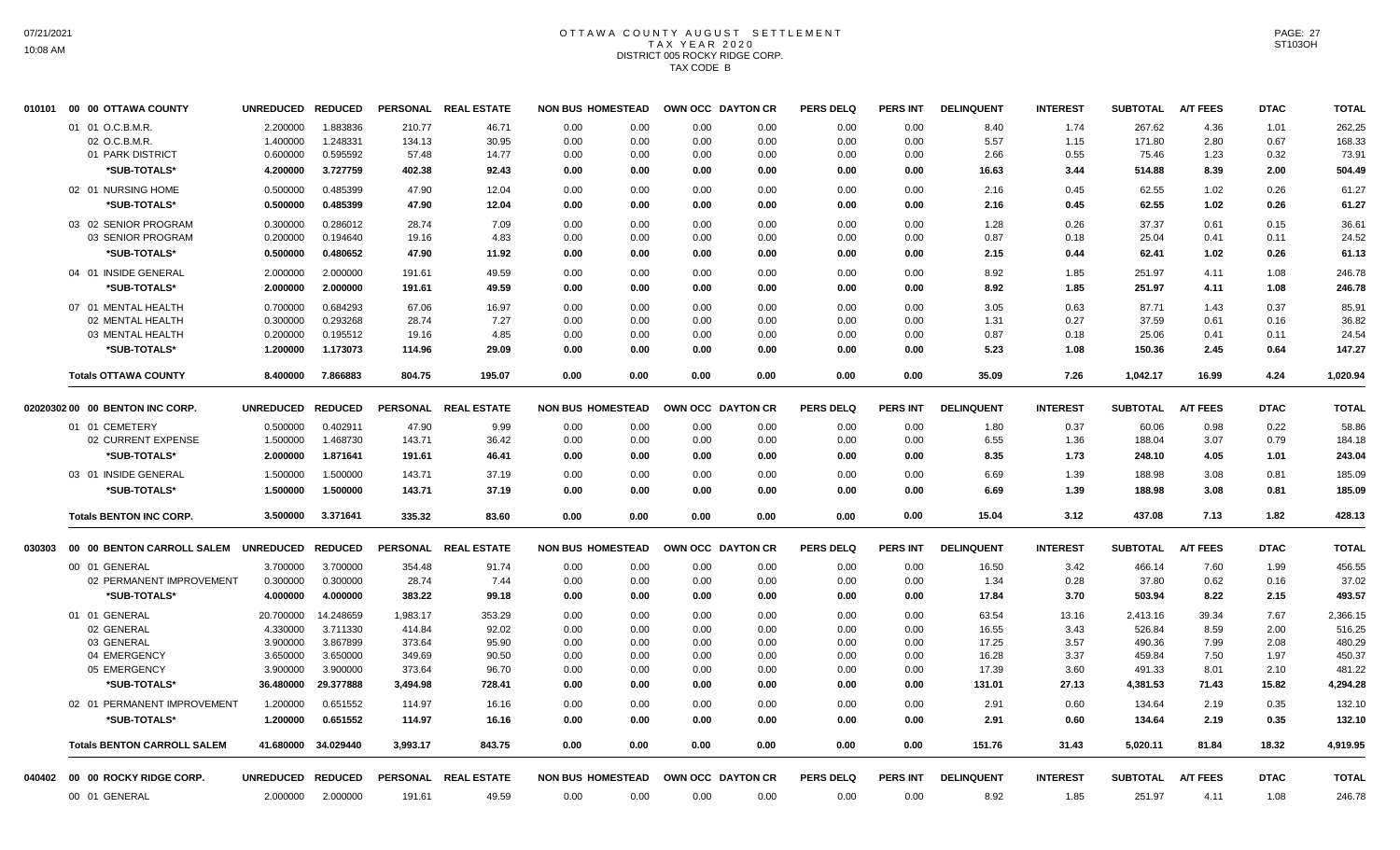# OTTAWA COUNTY AUGUST SETTLEMENT
## TAX YEAR 2020
## DISTRICT 005 ROCKY RIDGE CORP.
## TAX CODE B

| | | UNREDUCED | REDUCED | PERSONAL | REAL ESTATE | NON BUS | HOMESTEAD | OWN OCC | DAYTON CR | PERS DELQ | PERS INT | DELINQUENT | INTEREST | SUBTOTAL | A/T FEES | DTAC | TOTAL |
|---|---|---|---|---|---|---|---|---|---|---|---|---|---|---|---|---|---|
| 010101 | 00 00 OTTAWA COUNTY | | | | | | | | | | | | | | | | |
| | 01 01 O.C.B.M.R. | 2.200000 | 1.883836 | 210.77 | 46.71 | 0.00 | 0.00 | 0.00 | 0.00 | 0.00 | 0.00 | 8.40 | 1.74 | 267.62 | 4.36 | 1.01 | 262.25 |
| | 02 O.C.B.M.R. | 1.400000 | 1.248331 | 134.13 | 30.95 | 0.00 | 0.00 | 0.00 | 0.00 | 0.00 | 0.00 | 5.57 | 1.15 | 171.80 | 2.80 | 0.67 | 168.33 |
| | 01 PARK DISTRICT | 0.600000 | 0.595592 | 57.48 | 14.77 | 0.00 | 0.00 | 0.00 | 0.00 | 0.00 | 0.00 | 2.66 | 0.55 | 75.46 | 1.23 | 0.32 | 73.91 |
| | *SUB-TOTALS* | 4.200000 | 3.727759 | 402.38 | 92.43 | 0.00 | 0.00 | 0.00 | 0.00 | 0.00 | 0.00 | 16.63 | 3.44 | 514.88 | 8.39 | 2.00 | 504.49 |
| | 02 01 NURSING HOME | 0.500000 | 0.485399 | 47.90 | 12.04 | 0.00 | 0.00 | 0.00 | 0.00 | 0.00 | 0.00 | 2.16 | 0.45 | 62.55 | 1.02 | 0.26 | 61.27 |
| | *SUB-TOTALS* | 0.500000 | 0.485399 | 47.90 | 12.04 | 0.00 | 0.00 | 0.00 | 0.00 | 0.00 | 0.00 | 2.16 | 0.45 | 62.55 | 1.02 | 0.26 | 61.27 |
| | 03 02 SENIOR PROGRAM | 0.300000 | 0.286012 | 28.74 | 7.09 | 0.00 | 0.00 | 0.00 | 0.00 | 0.00 | 0.00 | 1.28 | 0.26 | 37.37 | 0.61 | 0.15 | 36.61 |
| | 03 SENIOR PROGRAM | 0.200000 | 0.194640 | 19.16 | 4.83 | 0.00 | 0.00 | 0.00 | 0.00 | 0.00 | 0.00 | 0.87 | 0.18 | 25.04 | 0.41 | 0.11 | 24.52 |
| | *SUB-TOTALS* | 0.500000 | 0.480652 | 47.90 | 11.92 | 0.00 | 0.00 | 0.00 | 0.00 | 0.00 | 0.00 | 2.15 | 0.44 | 62.41 | 1.02 | 0.26 | 61.13 |
| | 04 01 INSIDE GENERAL | 2.000000 | 2.000000 | 191.61 | 49.59 | 0.00 | 0.00 | 0.00 | 0.00 | 0.00 | 0.00 | 8.92 | 1.85 | 251.97 | 4.11 | 1.08 | 246.78 |
| | *SUB-TOTALS* | 2.000000 | 2.000000 | 191.61 | 49.59 | 0.00 | 0.00 | 0.00 | 0.00 | 0.00 | 0.00 | 8.92 | 1.85 | 251.97 | 4.11 | 1.08 | 246.78 |
| | 07 01 MENTAL HEALTH | 0.700000 | 0.684293 | 67.06 | 16.97 | 0.00 | 0.00 | 0.00 | 0.00 | 0.00 | 0.00 | 3.05 | 0.63 | 87.71 | 1.43 | 0.37 | 85.91 |
| | 02 MENTAL HEALTH | 0.300000 | 0.293268 | 28.74 | 7.27 | 0.00 | 0.00 | 0.00 | 0.00 | 0.00 | 0.00 | 1.31 | 0.27 | 37.59 | 0.61 | 0.16 | 36.82 |
| | 03 MENTAL HEALTH | 0.200000 | 0.195512 | 19.16 | 4.85 | 0.00 | 0.00 | 0.00 | 0.00 | 0.00 | 0.00 | 0.87 | 0.18 | 25.06 | 0.41 | 0.11 | 24.54 |
| | *SUB-TOTALS* | 1.200000 | 1.173073 | 114.96 | 29.09 | 0.00 | 0.00 | 0.00 | 0.00 | 0.00 | 0.00 | 5.23 | 1.08 | 150.36 | 2.45 | 0.64 | 147.27 |
| | **Totals OTTAWA COUNTY** | 8.400000 | 7.866883 | 804.75 | 195.07 | 0.00 | 0.00 | 0.00 | 0.00 | 0.00 | 0.00 | 35.09 | 7.26 | 1,042.17 | 16.99 | 4.24 | 1,020.94 |
| 02020302 | 00 00 BENTON INC CORP. | UNREDUCED | REDUCED | PERSONAL | REAL ESTATE | NON BUS | HOMESTEAD | OWN OCC | DAYTON CR | PERS DELQ | PERS INT | DELINQUENT | INTEREST | SUBTOTAL | A/T FEES | DTAC | TOTAL |
| | 01 01 CEMETERY | 0.500000 | 0.402911 | 47.90 | 9.99 | 0.00 | 0.00 | 0.00 | 0.00 | 0.00 | 0.00 | 1.80 | 0.37 | 60.06 | 0.98 | 0.22 | 58.86 |
| | 02 CURRENT EXPENSE | 1.500000 | 1.468730 | 143.71 | 36.42 | 0.00 | 0.00 | 0.00 | 0.00 | 0.00 | 0.00 | 6.55 | 1.36 | 188.04 | 3.07 | 0.79 | 184.18 |
| | *SUB-TOTALS* | 2.000000 | 1.871641 | 191.61 | 46.41 | 0.00 | 0.00 | 0.00 | 0.00 | 0.00 | 0.00 | 8.35 | 1.73 | 248.10 | 4.05 | 1.01 | 243.04 |
| | 03 01 INSIDE GENERAL | 1.500000 | 1.500000 | 143.71 | 37.19 | 0.00 | 0.00 | 0.00 | 0.00 | 0.00 | 0.00 | 6.69 | 1.39 | 188.98 | 3.08 | 0.81 | 185.09 |
| | *SUB-TOTALS* | 1.500000 | 1.500000 | 143.71 | 37.19 | 0.00 | 0.00 | 0.00 | 0.00 | 0.00 | 0.00 | 6.69 | 1.39 | 188.98 | 3.08 | 0.81 | 185.09 |
| | **Totals BENTON INC CORP.** | 3.500000 | 3.371641 | 335.32 | 83.60 | 0.00 | 0.00 | 0.00 | 0.00 | 0.00 | 0.00 | 15.04 | 3.12 | 437.08 | 7.13 | 1.82 | 428.13 |
| 030303 | 00 00 BENTON CARROLL SALEM | UNREDUCED | REDUCED | PERSONAL | REAL ESTATE | NON BUS | HOMESTEAD | OWN OCC | DAYTON CR | PERS DELQ | PERS INT | DELINQUENT | INTEREST | SUBTOTAL | A/T FEES | DTAC | TOTAL |
| | 00 01 GENERAL | 3.700000 | 3.700000 | 354.48 | 91.74 | 0.00 | 0.00 | 0.00 | 0.00 | 0.00 | 0.00 | 16.50 | 3.42 | 466.14 | 7.60 | 1.99 | 456.55 |
| | 02 PERMANENT IMPROVEMENT | 0.300000 | 0.300000 | 28.74 | 7.44 | 0.00 | 0.00 | 0.00 | 0.00 | 0.00 | 0.00 | 1.34 | 0.28 | 37.80 | 0.62 | 0.16 | 37.02 |
| | *SUB-TOTALS* | 4.000000 | 4.000000 | 383.22 | 99.18 | 0.00 | 0.00 | 0.00 | 0.00 | 0.00 | 0.00 | 17.84 | 3.70 | 503.94 | 8.22 | 2.15 | 493.57 |
| | 01 01 GENERAL | 20.700000 | 14.248659 | 1,983.17 | 353.29 | 0.00 | 0.00 | 0.00 | 0.00 | 0.00 | 0.00 | 63.54 | 13.16 | 2,413.16 | 39.34 | 7.67 | 2,366.15 |
| | 02 GENERAL | 4.330000 | 3.711330 | 414.84 | 92.02 | 0.00 | 0.00 | 0.00 | 0.00 | 0.00 | 0.00 | 16.55 | 3.43 | 526.84 | 8.59 | 2.00 | 516.25 |
| | 03 GENERAL | 3.900000 | 3.867899 | 373.64 | 95.90 | 0.00 | 0.00 | 0.00 | 0.00 | 0.00 | 0.00 | 17.25 | 3.57 | 490.36 | 7.99 | 2.08 | 480.29 |
| | 04 EMERGENCY | 3.650000 | 3.650000 | 349.69 | 90.50 | 0.00 | 0.00 | 0.00 | 0.00 | 0.00 | 0.00 | 16.28 | 3.37 | 459.84 | 7.50 | 1.97 | 450.37 |
| | 05 EMERGENCY | 3.900000 | 3.900000 | 373.64 | 96.70 | 0.00 | 0.00 | 0.00 | 0.00 | 0.00 | 0.00 | 17.39 | 3.60 | 491.33 | 8.01 | 2.10 | 481.22 |
| | *SUB-TOTALS* | 36.480000 | 29.377888 | 3,494.98 | 728.41 | 0.00 | 0.00 | 0.00 | 0.00 | 0.00 | 0.00 | 131.01 | 27.13 | 4,381.53 | 71.43 | 15.82 | 4,294.28 |
| | 02 01 PERMANENT IMPROVEMENT | 1.200000 | 0.651552 | 114.97 | 16.16 | 0.00 | 0.00 | 0.00 | 0.00 | 0.00 | 0.00 | 2.91 | 0.60 | 134.64 | 2.19 | 0.35 | 132.10 |
| | *SUB-TOTALS* | 1.200000 | 0.651552 | 114.97 | 16.16 | 0.00 | 0.00 | 0.00 | 0.00 | 0.00 | 0.00 | 2.91 | 0.60 | 134.64 | 2.19 | 0.35 | 132.10 |
| | **Totals BENTON CARROLL SALEM** | 41.680000 | 34.029440 | 3,993.17 | 843.75 | 0.00 | 0.00 | 0.00 | 0.00 | 0.00 | 0.00 | 151.76 | 31.43 | 5,020.11 | 81.84 | 18.32 | 4,919.95 |
| 040402 | 00 00 ROCKY RIDGE CORP. | UNREDUCED | REDUCED | PERSONAL | REAL ESTATE | NON BUS | HOMESTEAD | OWN OCC | DAYTON CR | PERS DELQ | PERS INT | DELINQUENT | INTEREST | SUBTOTAL | A/T FEES | DTAC | TOTAL |
| | 00 01 GENERAL | 2.000000 | 2.000000 | 191.61 | 49.59 | 0.00 | 0.00 | 0.00 | 0.00 | 0.00 | 0.00 | 8.92 | 1.85 | 251.97 | 4.11 | 1.08 | 246.78 |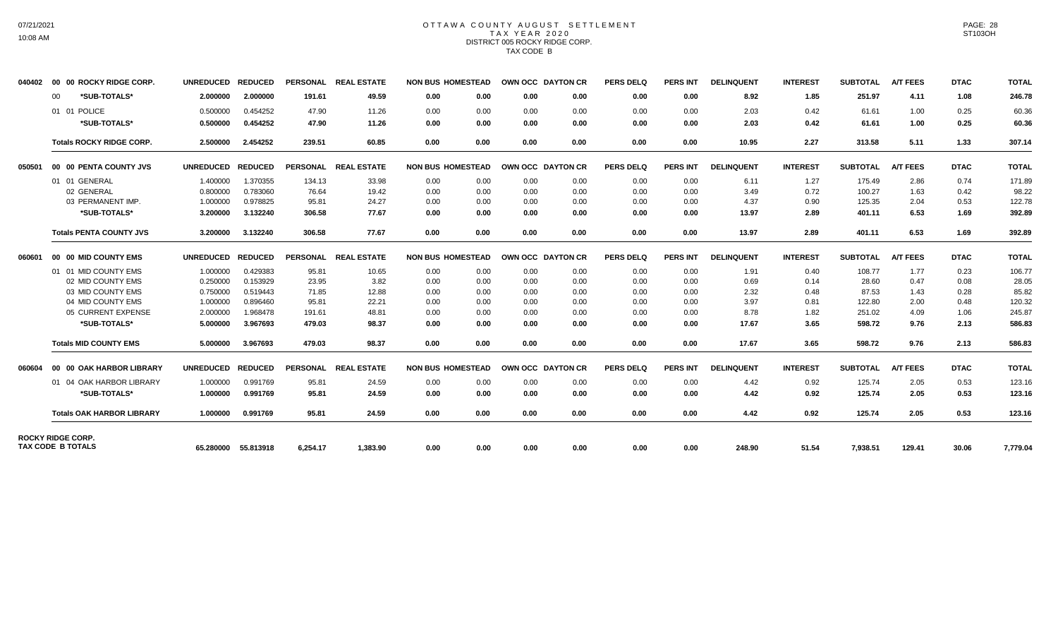# OTTAWA COUNTY AUGUST SETTLEMENT
## TAX YEAR 2020
### DISTRICT 005 ROCKY RIDGE CORP.
### TAX CODE B

| | | UNREDUCED | REDUCED | PERSONAL | REAL ESTATE | NON BUS | HOMESTEAD | OWN OCC | DAYTON CR | PERS DELQ | PERS INT | DELINQUENT | INTEREST | SUBTOTAL | A/T FEES | DTAC | TOTAL |
|---|---|---|---|---|---|---|---|---|---|---|---|---|---|---|---|---|---|
| 040402 | 00 00 ROCKY RIDGE CORP. | UNREDUCED | REDUCED | PERSONAL | REAL ESTATE | NON BUS | HOMESTEAD | OWN OCC | DAYTON CR | PERS DELQ | PERS INT | DELINQUENT | INTEREST | SUBTOTAL | A/T FEES | DTAC | TOTAL |
| | 00 *SUB-TOTALS* | 2.000000 | 2.000000 | 191.61 | 49.59 | 0.00 | 0.00 | 0.00 | 0.00 | 0.00 | 0.00 | 8.92 | 1.85 | 251.97 | 4.11 | 1.08 | 246.78 |
| | 01 01 POLICE | 0.500000 | 0.454252 | 47.90 | 11.26 | 0.00 | 0.00 | 0.00 | 0.00 | 0.00 | 0.00 | 2.03 | 0.42 | 61.61 | 1.00 | 0.25 | 60.36 |
| | *SUB-TOTALS* | 0.500000 | 0.454252 | 47.90 | 11.26 | 0.00 | 0.00 | 0.00 | 0.00 | 0.00 | 0.00 | 2.03 | 0.42 | 61.61 | 1.00 | 0.25 | 60.36 |
| | Totals ROCKY RIDGE CORP. | 2.500000 | 2.454252 | 239.51 | 60.85 | 0.00 | 0.00 | 0.00 | 0.00 | 0.00 | 0.00 | 10.95 | 2.27 | 313.58 | 5.11 | 1.33 | 307.14 |
| 050501 | 00 00 PENTA COUNTY JVS | UNREDUCED | REDUCED | PERSONAL | REAL ESTATE | NON BUS | HOMESTEAD | OWN OCC | DAYTON CR | PERS DELQ | PERS INT | DELINQUENT | INTEREST | SUBTOTAL | A/T FEES | DTAC | TOTAL |
| | 01 01 GENERAL | 1.400000 | 1.370355 | 134.13 | 33.98 | 0.00 | 0.00 | 0.00 | 0.00 | 0.00 | 0.00 | 6.11 | 1.27 | 175.49 | 2.86 | 0.74 | 171.89 |
| | 02 GENERAL | 0.800000 | 0.783060 | 76.64 | 19.42 | 0.00 | 0.00 | 0.00 | 0.00 | 0.00 | 0.00 | 3.49 | 0.72 | 100.27 | 1.63 | 0.42 | 98.22 |
| | 03 PERMANENT IMP. | 1.000000 | 0.978825 | 95.81 | 24.27 | 0.00 | 0.00 | 0.00 | 0.00 | 0.00 | 0.00 | 4.37 | 0.90 | 125.35 | 2.04 | 0.53 | 122.78 |
| | *SUB-TOTALS* | 3.200000 | 3.132240 | 306.58 | 77.67 | 0.00 | 0.00 | 0.00 | 0.00 | 0.00 | 0.00 | 13.97 | 2.89 | 401.11 | 6.53 | 1.69 | 392.89 |
| | Totals PENTA COUNTY JVS | 3.200000 | 3.132240 | 306.58 | 77.67 | 0.00 | 0.00 | 0.00 | 0.00 | 0.00 | 0.00 | 13.97 | 2.89 | 401.11 | 6.53 | 1.69 | 392.89 |
| 060601 | 00 00 MID COUNTY EMS | UNREDUCED | REDUCED | PERSONAL | REAL ESTATE | NON BUS | HOMESTEAD | OWN OCC | DAYTON CR | PERS DELQ | PERS INT | DELINQUENT | INTEREST | SUBTOTAL | A/T FEES | DTAC | TOTAL |
| | 01 01 MID COUNTY EMS | 1.000000 | 0.429383 | 95.81 | 10.65 | 0.00 | 0.00 | 0.00 | 0.00 | 0.00 | 0.00 | 1.91 | 0.40 | 108.77 | 1.77 | 0.23 | 106.77 |
| | 02 MID COUNTY EMS | 0.250000 | 0.153929 | 23.95 | 3.82 | 0.00 | 0.00 | 0.00 | 0.00 | 0.00 | 0.00 | 0.69 | 0.14 | 28.60 | 0.47 | 0.08 | 28.05 |
| | 03 MID COUNTY EMS | 0.750000 | 0.519443 | 71.85 | 12.88 | 0.00 | 0.00 | 0.00 | 0.00 | 0.00 | 0.00 | 2.32 | 0.48 | 87.53 | 1.43 | 0.28 | 85.82 |
| | 04 MID COUNTY EMS | 1.000000 | 0.896460 | 95.81 | 22.21 | 0.00 | 0.00 | 0.00 | 0.00 | 0.00 | 0.00 | 3.97 | 0.81 | 122.80 | 2.00 | 0.48 | 120.32 |
| | 05 CURRENT EXPENSE | 2.000000 | 1.968478 | 191.61 | 48.81 | 0.00 | 0.00 | 0.00 | 0.00 | 0.00 | 0.00 | 8.78 | 1.82 | 251.02 | 4.09 | 1.06 | 245.87 |
| | *SUB-TOTALS* | 5.000000 | 3.967693 | 479.03 | 98.37 | 0.00 | 0.00 | 0.00 | 0.00 | 0.00 | 0.00 | 17.67 | 3.65 | 598.72 | 9.76 | 2.13 | 586.83 |
| | Totals MID COUNTY EMS | 5.000000 | 3.967693 | 479.03 | 98.37 | 0.00 | 0.00 | 0.00 | 0.00 | 0.00 | 0.00 | 17.67 | 3.65 | 598.72 | 9.76 | 2.13 | 586.83 |
| 060604 | 00 00 OAK HARBOR LIBRARY | UNREDUCED | REDUCED | PERSONAL | REAL ESTATE | NON BUS | HOMESTEAD | OWN OCC | DAYTON CR | PERS DELQ | PERS INT | DELINQUENT | INTEREST | SUBTOTAL | A/T FEES | DTAC | TOTAL |
| | 01 04 OAK HARBOR LIBRARY | 1.000000 | 0.991769 | 95.81 | 24.59 | 0.00 | 0.00 | 0.00 | 0.00 | 0.00 | 0.00 | 4.42 | 0.92 | 125.74 | 2.05 | 0.53 | 123.16 |
| | *SUB-TOTALS* | 1.000000 | 0.991769 | 95.81 | 24.59 | 0.00 | 0.00 | 0.00 | 0.00 | 0.00 | 0.00 | 4.42 | 0.92 | 125.74 | 2.05 | 0.53 | 123.16 |
| | Totals OAK HARBOR LIBRARY | 1.000000 | 0.991769 | 95.81 | 24.59 | 0.00 | 0.00 | 0.00 | 0.00 | 0.00 | 0.00 | 4.42 | 0.92 | 125.74 | 2.05 | 0.53 | 123.16 |
| ROCKY RIDGE CORP. TAX CODE B TOTALS | | 65.280000 | 55.813918 | 6,254.17 | 1,383.90 | 0.00 | 0.00 | 0.00 | 0.00 | 0.00 | 0.00 | 248.90 | 51.54 | 7,938.51 | 129.41 | 30.06 | 7,779.04 |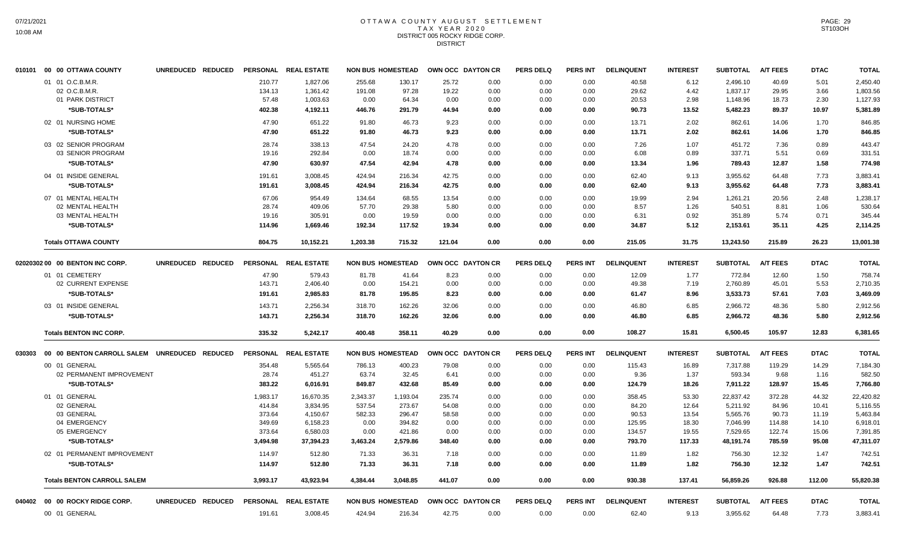# OTTAWA COUNTY AUGUST SETTLEMENT
## TAX YEAR 2020
### DISTRICT 005 ROCKY RIDGE CORP.
### DISTRICT

| | UNREDUCED | REDUCED | PERSONAL | REAL ESTATE | NON BUS | HOMESTEAD | OWN OCC | DAYTON CR | PERS DELQ | PERS INT | DELINQUENT | INTEREST | SUBTOTAL | A/T FEES | DTAC | TOTAL |
|---|---|---|---|---|---|---|---|---|---|---|---|---|---|---|---|---|
| **010101 00 00 OTTAWA COUNTY** | | | | | | | | | | | | | | | | |
| 01 01 O.C.B.M.R. | | | 210.77 | 1,827.06 | 255.68 | 130.17 | 25.72 | 0.00 | 0.00 | 0.00 | 40.58 | 6.12 | 2,496.10 | 40.69 | 5.01 | 2,450.40 |
| 02 O.C.B.M.R. | | | 134.13 | 1,361.42 | 191.08 | 97.28 | 19.22 | 0.00 | 0.00 | 0.00 | 29.62 | 4.42 | 1,837.17 | 29.95 | 3.66 | 1,803.56 |
| 01 PARK DISTRICT | | | 57.48 | 1,003.63 | 0.00 | 64.34 | 0.00 | 0.00 | 0.00 | 0.00 | 20.53 | 2.98 | 1,148.96 | 18.73 | 2.30 | 1,127.93 |
| *SUB-TOTALS* | | | 402.38 | 4,192.11 | 446.76 | 291.79 | 44.94 | 0.00 | 0.00 | 0.00 | 90.73 | 13.52 | 5,482.23 | 89.37 | 10.97 | 5,381.89 |
| 02 01 NURSING HOME | | | 47.90 | 651.22 | 91.80 | 46.73 | 9.23 | 0.00 | 0.00 | 0.00 | 13.71 | 2.02 | 862.61 | 14.06 | 1.70 | 846.85 |
| *SUB-TOTALS* | | | 47.90 | 651.22 | 91.80 | 46.73 | 9.23 | 0.00 | 0.00 | 0.00 | 13.71 | 2.02 | 862.61 | 14.06 | 1.70 | 846.85 |
| 03 02 SENIOR PROGRAM | | | 28.74 | 338.13 | 47.54 | 24.20 | 4.78 | 0.00 | 0.00 | 0.00 | 7.26 | 1.07 | 451.72 | 7.36 | 0.89 | 443.47 |
| 03 SENIOR PROGRAM | | | 19.16 | 292.84 | 0.00 | 18.74 | 0.00 | 0.00 | 0.00 | 0.00 | 6.08 | 0.89 | 337.71 | 5.51 | 0.69 | 331.51 |
| *SUB-TOTALS* | | | 47.90 | 630.97 | 47.54 | 42.94 | 4.78 | 0.00 | 0.00 | 0.00 | 13.34 | 1.96 | 789.43 | 12.87 | 1.58 | 774.98 |
| 04 01 INSIDE GENERAL | | | 191.61 | 3,008.45 | 424.94 | 216.34 | 42.75 | 0.00 | 0.00 | 0.00 | 62.40 | 9.13 | 3,955.62 | 64.48 | 7.73 | 3,883.41 |
| *SUB-TOTALS* | | | 191.61 | 3,008.45 | 424.94 | 216.34 | 42.75 | 0.00 | 0.00 | 0.00 | 62.40 | 9.13 | 3,955.62 | 64.48 | 7.73 | 3,883.41 |
| 07 01 MENTAL HEALTH | | | 67.06 | 954.49 | 134.64 | 68.55 | 13.54 | 0.00 | 0.00 | 0.00 | 19.99 | 2.94 | 1,261.21 | 20.56 | 2.48 | 1,238.17 |
| 02 MENTAL HEALTH | | | 28.74 | 409.06 | 57.70 | 29.38 | 5.80 | 0.00 | 0.00 | 0.00 | 8.57 | 1.26 | 540.51 | 8.81 | 1.06 | 530.64 |
| 03 MENTAL HEALTH | | | 19.16 | 305.91 | 0.00 | 19.59 | 0.00 | 0.00 | 0.00 | 0.00 | 6.31 | 0.92 | 351.89 | 5.74 | 0.71 | 345.44 |
| *SUB-TOTALS* | | | 114.96 | 1,669.46 | 192.34 | 117.52 | 19.34 | 0.00 | 0.00 | 0.00 | 34.87 | 5.12 | 2,153.61 | 35.11 | 4.25 | 2,114.25 |
| **Totals OTTAWA COUNTY** | | | 804.75 | 10,152.21 | 1,203.38 | 715.32 | 121.04 | 0.00 | 0.00 | 0.00 | 215.05 | 31.75 | 13,243.50 | 215.89 | 26.23 | 13,001.38 |

| | UNREDUCED | REDUCED | PERSONAL | REAL ESTATE | NON BUS | HOMESTEAD | OWN OCC | DAYTON CR | PERS DELQ | PERS INT | DELINQUENT | INTEREST | SUBTOTAL | A/T FEES | DTAC | TOTAL |
|---|---|---|---|---|---|---|---|---|---|---|---|---|---|---|---|---|
| **02020302 00 00 BENTON INC CORP.** | | | | | | | | | | | | | | | | |
| 01 01 CEMETERY | | | 47.90 | 579.43 | 81.78 | 41.64 | 8.23 | 0.00 | 0.00 | 0.00 | 12.09 | 1.77 | 772.84 | 12.60 | 1.50 | 758.74 |
| 02 CURRENT EXPENSE | | | 143.71 | 2,406.40 | 0.00 | 154.21 | 0.00 | 0.00 | 0.00 | 0.00 | 49.38 | 7.19 | 2,760.89 | 45.01 | 5.53 | 2,710.35 |
| *SUB-TOTALS* | | | 191.61 | 2,985.83 | 81.78 | 195.85 | 8.23 | 0.00 | 0.00 | 0.00 | 61.47 | 8.96 | 3,533.73 | 57.61 | 7.03 | 3,469.09 |
| 03 01 INSIDE GENERAL | | | 143.71 | 2,256.34 | 318.70 | 162.26 | 32.06 | 0.00 | 0.00 | 0.00 | 46.80 | 6.85 | 2,966.72 | 48.36 | 5.80 | 2,912.56 |
| *SUB-TOTALS* | | | 143.71 | 2,256.34 | 318.70 | 162.26 | 32.06 | 0.00 | 0.00 | 0.00 | 46.80 | 6.85 | 2,966.72 | 48.36 | 5.80 | 2,912.56 |
| **Totals BENTON INC CORP.** | | | 335.32 | 5,242.17 | 400.48 | 358.11 | 40.29 | 0.00 | 0.00 | 0.00 | 108.27 | 15.81 | 6,500.45 | 105.97 | 12.83 | 6,381.65 |

| | UNREDUCED | REDUCED | PERSONAL | REAL ESTATE | NON BUS | HOMESTEAD | OWN OCC | DAYTON CR | PERS DELQ | PERS INT | DELINQUENT | INTEREST | SUBTOTAL | A/T FEES | DTAC | TOTAL |
|---|---|---|---|---|---|---|---|---|---|---|---|---|---|---|---|---|
| **030303 00 00 BENTON CARROLL SALEM** | | | | | | | | | | | | | | | | |
| 00 01 GENERAL | | | 354.48 | 5,565.64 | 786.13 | 400.23 | 79.08 | 0.00 | 0.00 | 0.00 | 115.43 | 16.89 | 7,317.88 | 119.29 | 14.29 | 7,184.30 |
| 02 PERMANENT IMPROVEMENT | | | 28.74 | 451.27 | 63.74 | 32.45 | 6.41 | 0.00 | 0.00 | 0.00 | 9.36 | 1.37 | 593.34 | 9.68 | 1.16 | 582.50 |
| *SUB-TOTALS* | | | 383.22 | 6,016.91 | 849.87 | 432.68 | 85.49 | 0.00 | 0.00 | 0.00 | 124.79 | 18.26 | 7,911.22 | 128.97 | 15.45 | 7,766.80 |
| 01 01 GENERAL | | | 1,983.17 | 16,670.35 | 2,343.37 | 1,193.04 | 235.74 | 0.00 | 0.00 | 0.00 | 358.45 | 53.30 | 22,837.42 | 372.28 | 44.32 | 22,420.82 |
| 02 GENERAL | | | 414.84 | 3,834.95 | 537.54 | 273.67 | 54.08 | 0.00 | 0.00 | 0.00 | 84.20 | 12.64 | 5,211.92 | 84.96 | 10.41 | 5,116.55 |
| 03 GENERAL | | | 373.64 | 4,150.67 | 582.33 | 296.47 | 58.58 | 0.00 | 0.00 | 0.00 | 90.53 | 13.54 | 5,565.76 | 90.73 | 11.19 | 5,463.84 |
| 04 EMERGENCY | | | 349.69 | 6,158.23 | 0.00 | 394.82 | 0.00 | 0.00 | 0.00 | 0.00 | 125.95 | 18.30 | 7,046.99 | 114.88 | 14.10 | 6,918.01 |
| 05 EMERGENCY | | | 373.64 | 6,580.03 | 0.00 | 421.86 | 0.00 | 0.00 | 0.00 | 0.00 | 134.57 | 19.55 | 7,529.65 | 122.74 | 15.06 | 7,391.85 |
| *SUB-TOTALS* | | | 3,494.98 | 37,394.23 | 3,463.24 | 2,579.86 | 348.40 | 0.00 | 0.00 | 0.00 | 793.70 | 117.33 | 48,191.74 | 785.59 | 95.08 | 47,311.07 |
| 02 01 PERMANENT IMPROVEMENT | | | 114.97 | 512.80 | 71.33 | 36.31 | 7.18 | 0.00 | 0.00 | 0.00 | 11.89 | 1.82 | 756.30 | 12.32 | 1.47 | 742.51 |
| *SUB-TOTALS* | | | 114.97 | 512.80 | 71.33 | 36.31 | 7.18 | 0.00 | 0.00 | 0.00 | 11.89 | 1.82 | 756.30 | 12.32 | 1.47 | 742.51 |
| **Totals BENTON CARROLL SALEM** | | | 3,993.17 | 43,923.94 | 4,384.44 | 3,048.85 | 441.07 | 0.00 | 0.00 | 0.00 | 930.38 | 137.41 | 56,859.26 | 926.88 | 112.00 | 55,820.38 |

| | UNREDUCED | REDUCED | PERSONAL | REAL ESTATE | NON BUS | HOMESTEAD | OWN OCC | DAYTON CR | PERS DELQ | PERS INT | DELINQUENT | INTEREST | SUBTOTAL | A/T FEES | DTAC | TOTAL |
|---|---|---|---|---|---|---|---|---|---|---|---|---|---|---|---|---|
| **040402 00 00 ROCKY RIDGE CORP.** | | | | | | | | | | | | | | | | |
| 00 01 GENERAL | | | 191.61 | 3,008.45 | 424.94 | 216.34 | 42.75 | 0.00 | 0.00 | 0.00 | 62.40 | 9.13 | 3,955.62 | 64.48 | 7.73 | 3,883.41 |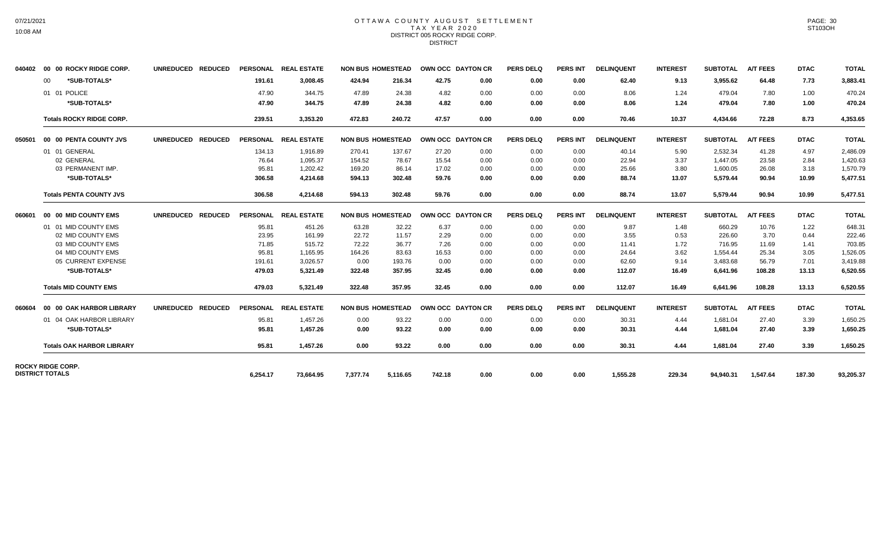# OTTAWA COUNTY AUGUST SETTLEMENT
## TAX YEAR 2020
### DISTRICT 005 ROCKY RIDGE CORP.
DISTRICT

| | | UNREDUCED | REDUCED | PERSONAL | REAL ESTATE | NON BUS | HOMESTEAD | OWN OCC | DAYTON CR | PERS DELQ | PERS INT | DELINQUENT | INTEREST | SUBTOTAL | A/T FEES | DTAC | TOTAL |
|---|---|---|---|---|---|---|---|---|---|---|---|---|---|---|---|---|---|
| 040402 | 00 00 ROCKY RIDGE CORP. | UNREDUCED | REDUCED | PERSONAL | REAL ESTATE | NON BUS | HOMESTEAD | OWN OCC | DAYTON CR | PERS DELQ | PERS INT | DELINQUENT | INTEREST | SUBTOTAL | A/T FEES | DTAC | TOTAL |
| | 00 *SUB-TOTALS* | | | 191.61 | 3,008.45 | 424.94 | 216.34 | 42.75 | 0.00 | 0.00 | 0.00 | 62.40 | 9.13 | 3,955.62 | 64.48 | 7.73 | 3,883.41 |
| | 01 01 POLICE | | | 47.90 | 344.75 | 47.89 | 24.38 | 4.82 | 0.00 | 0.00 | 0.00 | 8.06 | 1.24 | 479.04 | 7.80 | 1.00 | 470.24 |
| | *SUB-TOTALS* | | | 47.90 | 344.75 | 47.89 | 24.38 | 4.82 | 0.00 | 0.00 | 0.00 | 8.06 | 1.24 | 479.04 | 7.80 | 1.00 | 470.24 |
| | Totals ROCKY RIDGE CORP. | | | 239.51 | 3,353.20 | 472.83 | 240.72 | 47.57 | 0.00 | 0.00 | 0.00 | 70.46 | 10.37 | 4,434.66 | 72.28 | 8.73 | 4,353.65 |
| 050501 | 00 00 PENTA COUNTY JVS | UNREDUCED | REDUCED | PERSONAL | REAL ESTATE | NON BUS | HOMESTEAD | OWN OCC | DAYTON CR | PERS DELQ | PERS INT | DELINQUENT | INTEREST | SUBTOTAL | A/T FEES | DTAC | TOTAL |
| | 01 01 GENERAL | | | 134.13 | 1,916.89 | 270.41 | 137.67 | 27.20 | 0.00 | 0.00 | 0.00 | 40.14 | 5.90 | 2,532.34 | 41.28 | 4.97 | 2,486.09 |
| | 02 GENERAL | | | 76.64 | 1,095.37 | 154.52 | 78.67 | 15.54 | 0.00 | 0.00 | 0.00 | 22.94 | 3.37 | 1,447.05 | 23.58 | 2.84 | 1,420.63 |
| | 03 PERMANENT IMP. | | | 95.81 | 1,202.42 | 169.20 | 86.14 | 17.02 | 0.00 | 0.00 | 0.00 | 25.66 | 3.80 | 1,600.05 | 26.08 | 3.18 | 1,570.79 |
| | *SUB-TOTALS* | | | 306.58 | 4,214.68 | 594.13 | 302.48 | 59.76 | 0.00 | 0.00 | 0.00 | 88.74 | 13.07 | 5,579.44 | 90.94 | 10.99 | 5,477.51 |
| | Totals PENTA COUNTY JVS | | | 306.58 | 4,214.68 | 594.13 | 302.48 | 59.76 | 0.00 | 0.00 | 0.00 | 88.74 | 13.07 | 5,579.44 | 90.94 | 10.99 | 5,477.51 |
| 060601 | 00 00 MID COUNTY EMS | UNREDUCED | REDUCED | PERSONAL | REAL ESTATE | NON BUS | HOMESTEAD | OWN OCC | DAYTON CR | PERS DELQ | PERS INT | DELINQUENT | INTEREST | SUBTOTAL | A/T FEES | DTAC | TOTAL |
| | 01 01 MID COUNTY EMS | | | 95.81 | 451.26 | 63.28 | 32.22 | 6.37 | 0.00 | 0.00 | 0.00 | 9.87 | 1.48 | 660.29 | 10.76 | 1.22 | 648.31 |
| | 02 MID COUNTY EMS | | | 23.95 | 161.99 | 22.72 | 11.57 | 2.29 | 0.00 | 0.00 | 0.00 | 3.55 | 0.53 | 226.60 | 3.70 | 0.44 | 222.46 |
| | 03 MID COUNTY EMS | | | 71.85 | 515.72 | 72.22 | 36.77 | 7.26 | 0.00 | 0.00 | 0.00 | 11.41 | 1.72 | 716.95 | 11.69 | 1.41 | 703.85 |
| | 04 MID COUNTY EMS | | | 95.81 | 1,165.95 | 164.26 | 83.63 | 16.53 | 0.00 | 0.00 | 0.00 | 24.64 | 3.62 | 1,554.44 | 25.34 | 3.05 | 1,526.05 |
| | 05 CURRENT EXPENSE | | | 191.61 | 3,026.57 | 0.00 | 193.76 | 0.00 | 0.00 | 0.00 | 0.00 | 62.60 | 9.14 | 3,483.68 | 56.79 | 7.01 | 3,419.88 |
| | *SUB-TOTALS* | | | 479.03 | 5,321.49 | 322.48 | 357.95 | 32.45 | 0.00 | 0.00 | 0.00 | 112.07 | 16.49 | 6,641.96 | 108.28 | 13.13 | 6,520.55 |
| | Totals MID COUNTY EMS | | | 479.03 | 5,321.49 | 322.48 | 357.95 | 32.45 | 0.00 | 0.00 | 0.00 | 112.07 | 16.49 | 6,641.96 | 108.28 | 13.13 | 6,520.55 |
| 060604 | 00 00 OAK HARBOR LIBRARY | UNREDUCED | REDUCED | PERSONAL | REAL ESTATE | NON BUS | HOMESTEAD | OWN OCC | DAYTON CR | PERS DELQ | PERS INT | DELINQUENT | INTEREST | SUBTOTAL | A/T FEES | DTAC | TOTAL |
| | 01 04 OAK HARBOR LIBRARY | | | 95.81 | 1,457.26 | 0.00 | 93.22 | 0.00 | 0.00 | 0.00 | 0.00 | 30.31 | 4.44 | 1,681.04 | 27.40 | 3.39 | 1,650.25 |
| | *SUB-TOTALS* | | | 95.81 | 1,457.26 | 0.00 | 93.22 | 0.00 | 0.00 | 0.00 | 0.00 | 30.31 | 4.44 | 1,681.04 | 27.40 | 3.39 | 1,650.25 |
| | Totals OAK HARBOR LIBRARY | | | 95.81 | 1,457.26 | 0.00 | 93.22 | 0.00 | 0.00 | 0.00 | 0.00 | 30.31 | 4.44 | 1,681.04 | 27.40 | 3.39 | 1,650.25 |
| ROCKY RIDGE CORP. DISTRICT TOTALS | | | | 6,254.17 | 73,664.95 | 7,377.74 | 5,116.65 | 742.18 | 0.00 | 0.00 | 0.00 | 1,555.28 | 229.34 | 94,940.31 | 1,547.64 | 187.30 | 93,205.37 |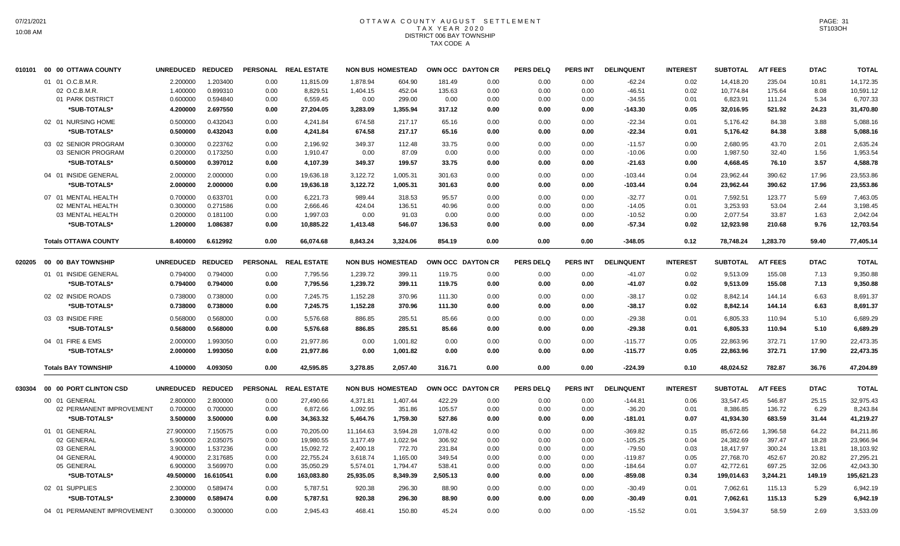# OTTAWA COUNTY AUGUST SETTLEMENT
## TAX YEAR 2020
## DISTRICT 006 BAY TOWNSHIP
## TAX CODE A

| | | UNREDUCED | REDUCED | PERSONAL | REAL ESTATE | NON BUS | HOMESTEAD | OWN OCC | DAYTON CR | PERS DELQ | PERS INT | DELINQUENT | INTEREST | SUBTOTAL | A/T FEES | DTAC | TOTAL |
|---|---|---|---|---|---|---|---|---|---|---|---|---|---|---|---|---|---|
| 010101 | 00 00 OTTAWA COUNTY | | | | | | | | | | | | | | | | |
| | 01 01 O.C.B.M.R. | 2.200000 | 1.203400 | 0.00 | 11,815.09 | 1,878.94 | 604.90 | 181.49 | 0.00 | 0.00 | 0.00 | -62.24 | 0.02 | 14,418.20 | 235.04 | 10.81 | 14,172.35 |
| | 02 O.C.B.M.R. | 1.400000 | 0.899310 | 0.00 | 8,829.51 | 1,404.15 | 452.04 | 135.63 | 0.00 | 0.00 | 0.00 | -46.51 | 0.02 | 10,774.84 | 175.64 | 8.08 | 10,591.12 |
| | 01 PARK DISTRICT | 0.600000 | 0.594840 | 0.00 | 6,559.45 | 0.00 | 299.00 | 0.00 | 0.00 | 0.00 | 0.00 | -34.55 | 0.01 | 6,823.91 | 111.24 | 5.34 | 6,707.33 |
| | *SUB-TOTALS* | 4.200000 | 2.697550 | 0.00 | 27,204.05 | 3,283.09 | 1,355.94 | 317.12 | 0.00 | 0.00 | 0.00 | -143.30 | 0.05 | 32,016.95 | 521.92 | 24.23 | 31,470.80 |
| | 02 01 NURSING HOME | 0.500000 | 0.432043 | 0.00 | 4,241.84 | 674.58 | 217.17 | 65.16 | 0.00 | 0.00 | 0.00 | -22.34 | 0.01 | 5,176.42 | 84.38 | 3.88 | 5,088.16 |
| | *SUB-TOTALS* | 0.500000 | 0.432043 | 0.00 | 4,241.84 | 674.58 | 217.17 | 65.16 | 0.00 | 0.00 | 0.00 | -22.34 | 0.01 | 5,176.42 | 84.38 | 3.88 | 5,088.16 |
| | 03 02 SENIOR PROGRAM | 0.300000 | 0.223762 | 0.00 | 2,196.92 | 349.37 | 112.48 | 33.75 | 0.00 | 0.00 | 0.00 | -11.57 | 0.00 | 2,680.95 | 43.70 | 2.01 | 2,635.24 |
| | 03 SENIOR PROGRAM | 0.200000 | 0.173250 | 0.00 | 1,910.47 | 0.00 | 87.09 | 0.00 | 0.00 | 0.00 | 0.00 | -10.06 | 0.00 | 1,987.50 | 32.40 | 1.56 | 1,953.54 |
| | *SUB-TOTALS* | 0.500000 | 0.397012 | 0.00 | 4,107.39 | 349.37 | 199.57 | 33.75 | 0.00 | 0.00 | 0.00 | -21.63 | 0.00 | 4,668.45 | 76.10 | 3.57 | 4,588.78 |
| | 04 01 INSIDE GENERAL | 2.000000 | 2.000000 | 0.00 | 19,636.18 | 3,122.72 | 1,005.31 | 301.63 | 0.00 | 0.00 | 0.00 | -103.44 | 0.04 | 23,962.44 | 390.62 | 17.96 | 23,553.86 |
| | *SUB-TOTALS* | 2.000000 | 2.000000 | 0.00 | 19,636.18 | 3,122.72 | 1,005.31 | 301.63 | 0.00 | 0.00 | 0.00 | -103.44 | 0.04 | 23,962.44 | 390.62 | 17.96 | 23,553.86 |
| | 07 01 MENTAL HEALTH | 0.700000 | 0.633701 | 0.00 | 6,221.73 | 989.44 | 318.53 | 95.57 | 0.00 | 0.00 | 0.00 | -32.77 | 0.01 | 7,592.51 | 123.77 | 5.69 | 7,463.05 |
| | 02 MENTAL HEALTH | 0.300000 | 0.271586 | 0.00 | 2,666.46 | 424.04 | 136.51 | 40.96 | 0.00 | 0.00 | 0.00 | -14.05 | 0.01 | 3,253.93 | 53.04 | 2.44 | 3,198.45 |
| | 03 MENTAL HEALTH | 0.200000 | 0.181100 | 0.00 | 1,997.03 | 0.00 | 91.03 | 0.00 | 0.00 | 0.00 | 0.00 | -10.52 | 0.00 | 2,077.54 | 33.87 | 1.63 | 2,042.04 |
| | *SUB-TOTALS* | 1.200000 | 1.086387 | 0.00 | 10,885.22 | 1,413.48 | 546.07 | 136.53 | 0.00 | 0.00 | 0.00 | -57.34 | 0.02 | 12,923.98 | 210.68 | 9.76 | 12,703.54 |
| | **Totals OTTAWA COUNTY** | 8.400000 | 6.612992 | 0.00 | 66,074.68 | 8,843.24 | 3,324.06 | 854.19 | 0.00 | 0.00 | 0.00 | -348.05 | 0.12 | 78,748.24 | 1,283.70 | 59.40 | 77,405.14 |
| 020205 | 00 00 BAY TOWNSHIP | UNREDUCED | REDUCED | PERSONAL | REAL ESTATE | NON BUS | HOMESTEAD | OWN OCC | DAYTON CR | PERS DELQ | PERS INT | DELINQUENT | INTEREST | SUBTOTAL | A/T FEES | DTAC | TOTAL |
| | 01 01 INSIDE GENERAL | 0.794000 | 0.794000 | 0.00 | 7,795.56 | 1,239.72 | 399.11 | 119.75 | 0.00 | 0.00 | 0.00 | -41.07 | 0.02 | 9,513.09 | 155.08 | 7.13 | 9,350.88 |
| | *SUB-TOTALS* | 0.794000 | 0.794000 | 0.00 | 7,795.56 | 1,239.72 | 399.11 | 119.75 | 0.00 | 0.00 | 0.00 | -41.07 | 0.02 | 9,513.09 | 155.08 | 7.13 | 9,350.88 |
| | 02 02 INSIDE ROADS | 0.738000 | 0.738000 | 0.00 | 7,245.75 | 1,152.28 | 370.96 | 111.30 | 0.00 | 0.00 | 0.00 | -38.17 | 0.02 | 8,842.14 | 144.14 | 6.63 | 8,691.37 |
| | *SUB-TOTALS* | 0.738000 | 0.738000 | 0.00 | 7,245.75 | 1,152.28 | 370.96 | 111.30 | 0.00 | 0.00 | 0.00 | -38.17 | 0.02 | 8,842.14 | 144.14 | 6.63 | 8,691.37 |
| | 03 03 INSIDE FIRE | 0.568000 | 0.568000 | 0.00 | 5,576.68 | 886.85 | 285.51 | 85.66 | 0.00 | 0.00 | 0.00 | -29.38 | 0.01 | 6,805.33 | 110.94 | 5.10 | 6,689.29 |
| | *SUB-TOTALS* | 0.568000 | 0.568000 | 0.00 | 5,576.68 | 886.85 | 285.51 | 85.66 | 0.00 | 0.00 | 0.00 | -29.38 | 0.01 | 6,805.33 | 110.94 | 5.10 | 6,689.29 |
| | 04 01 FIRE & EMS | 2.000000 | 1.993050 | 0.00 | 21,977.86 | 0.00 | 1,001.82 | 0.00 | 0.00 | 0.00 | 0.00 | -115.77 | 0.05 | 22,863.96 | 372.71 | 17.90 | 22,473.35 |
| | *SUB-TOTALS* | 2.000000 | 1.993050 | 0.00 | 21,977.86 | 0.00 | 1,001.82 | 0.00 | 0.00 | 0.00 | 0.00 | -115.77 | 0.05 | 22,863.96 | 372.71 | 17.90 | 22,473.35 |
| | **Totals BAY TOWNSHIP** | 4.100000 | 4.093050 | 0.00 | 42,595.85 | 3,278.85 | 2,057.40 | 316.71 | 0.00 | 0.00 | 0.00 | -224.39 | 0.10 | 48,024.52 | 782.87 | 36.76 | 47,204.89 |
| 030304 | 00 00 PORT CLINTON CSD | UNREDUCED | REDUCED | PERSONAL | REAL ESTATE | NON BUS | HOMESTEAD | OWN OCC | DAYTON CR | PERS DELQ | PERS INT | DELINQUENT | INTEREST | SUBTOTAL | A/T FEES | DTAC | TOTAL |
| | 00 01 GENERAL | 2.800000 | 2.800000 | 0.00 | 27,490.66 | 4,371.81 | 1,407.44 | 422.29 | 0.00 | 0.00 | 0.00 | -144.81 | 0.06 | 33,547.45 | 546.87 | 25.15 | 32,975.43 |
| | 02 PERMANENT IMPROVEMENT | 0.700000 | 0.700000 | 0.00 | 6,872.66 | 1,092.95 | 351.86 | 105.57 | 0.00 | 0.00 | 0.00 | -36.20 | 0.01 | 8,386.85 | 136.72 | 6.29 | 8,243.84 |
| | *SUB-TOTALS* | 3.500000 | 3.500000 | 0.00 | 34,363.32 | 5,464.76 | 1,759.30 | 527.86 | 0.00 | 0.00 | 0.00 | -181.01 | 0.07 | 41,934.30 | 683.59 | 31.44 | 41,219.27 |
| | 01 01 GENERAL | 27.900000 | 7.150575 | 0.00 | 70,205.00 | 11,164.63 | 3,594.28 | 1,078.42 | 0.00 | 0.00 | 0.00 | -369.82 | 0.15 | 85,672.66 | 1,396.58 | 64.22 | 84,211.86 |
| | 02 GENERAL | 5.900000 | 2.035075 | 0.00 | 19,980.55 | 3,177.49 | 1,022.94 | 306.92 | 0.00 | 0.00 | 0.00 | -105.25 | 0.04 | 24,382.69 | 397.47 | 18.28 | 23,966.94 |
| | 03 GENERAL | 3.900000 | 1.537236 | 0.00 | 15,092.72 | 2,400.18 | 772.70 | 231.84 | 0.00 | 0.00 | 0.00 | -79.50 | 0.03 | 18,417.97 | 300.24 | 13.81 | 18,103.92 |
| | 04 GENERAL | 4.900000 | 2.317685 | 0.00 | 22,755.24 | 3,618.74 | 1,165.00 | 349.54 | 0.00 | 0.00 | 0.00 | -119.87 | 0.05 | 27,768.70 | 452.67 | 20.82 | 27,295.21 |
| | 05 GENERAL | 6.900000 | 3.569970 | 0.00 | 35,050.29 | 5,574.01 | 1,794.47 | 538.41 | 0.00 | 0.00 | 0.00 | -184.64 | 0.07 | 42,772.61 | 697.25 | 32.06 | 42,043.30 |
| | *SUB-TOTALS* | 49.500000 | 16.610541 | 0.00 | 163,083.80 | 25,935.05 | 8,349.39 | 2,505.13 | 0.00 | 0.00 | 0.00 | -859.08 | 0.34 | 199,014.63 | 3,244.21 | 149.19 | 195,621.23 |
| | 02 01 SUPPLIES | 2.300000 | 0.589474 | 0.00 | 5,787.51 | 920.38 | 296.30 | 88.90 | 0.00 | 0.00 | 0.00 | -30.49 | 0.01 | 7,062.61 | 115.13 | 5.29 | 6,942.19 |
| | *SUB-TOTALS* | 2.300000 | 0.589474 | 0.00 | 5,787.51 | 920.38 | 296.30 | 88.90 | 0.00 | 0.00 | 0.00 | -30.49 | 0.01 | 7,062.61 | 115.13 | 5.29 | 6,942.19 |
| | 04 01 PERMANENT IMPROVEMENT | 0.300000 | 0.300000 | 0.00 | 2,945.43 | 468.41 | 150.80 | 45.24 | 0.00 | 0.00 | 0.00 | -15.52 | 0.01 | 3,594.37 | 58.59 | 2.69 | 3,533.09 |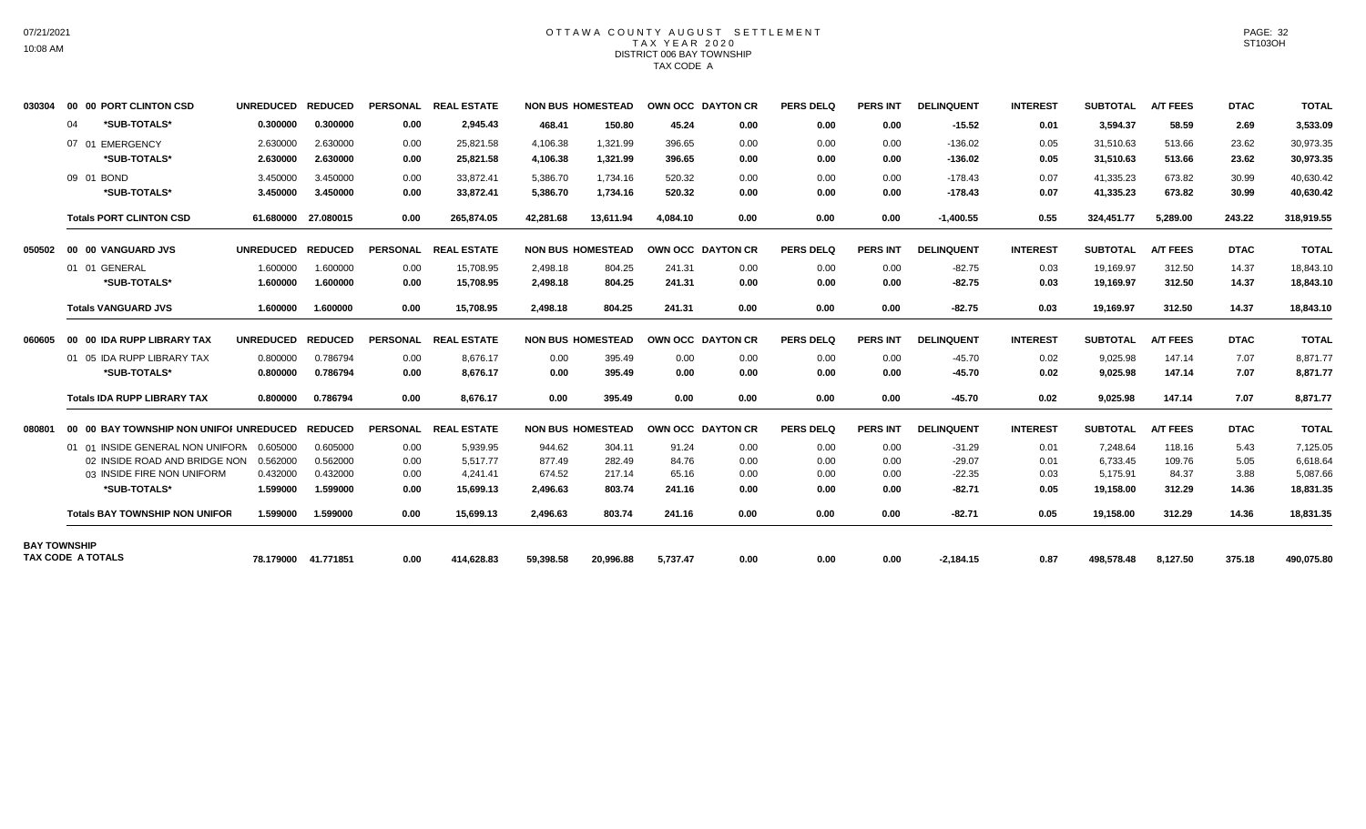# OTTAWA COUNTY AUGUST SETTLEMENT
## TAX YEAR 2020
## DISTRICT 006 BAY TOWNSHIP
## TAX CODE A

| | | UNREDUCED | REDUCED | PERSONAL | REAL ESTATE | NON BUS | HOMESTEAD | OWN OCC | DAYTON CR | PERS DELQ | PERS INT | DELINQUENT | INTEREST | SUBTOTAL | A/T FEES | DTAC | TOTAL |
|---|---|---|---|---|---|---|---|---|---|---|---|---|---|---|---|---|---|
| 030304 | 00 00 PORT CLINTON CSD | UNREDUCED | REDUCED | PERSONAL | REAL ESTATE | NON BUS | HOMESTEAD | OWN OCC | DAYTON CR | PERS DELQ | PERS INT | DELINQUENT | INTEREST | SUBTOTAL | A/T FEES | DTAC | TOTAL |
| | 04 *SUB-TOTALS* | 0.300000 | 0.300000 | 0.00 | 2,945.43 | 468.41 | 150.80 | 45.24 | 0.00 | 0.00 | 0.00 | -15.52 | 0.01 | 3,594.37 | 58.59 | 2.69 | 3,533.09 |
| | 07 01 EMERGENCY | 2.630000 | 2.630000 | 0.00 | 25,821.58 | 4,106.38 | 1,321.99 | 396.65 | 0.00 | 0.00 | 0.00 | -136.02 | 0.05 | 31,510.63 | 513.66 | 23.62 | 30,973.35 |
| | *SUB-TOTALS* | 2.630000 | 2.630000 | 0.00 | 25,821.58 | 4,106.38 | 1,321.99 | 396.65 | 0.00 | 0.00 | 0.00 | -136.02 | 0.05 | 31,510.63 | 513.66 | 23.62 | 30,973.35 |
| | 09 01 BOND | 3.450000 | 3.450000 | 0.00 | 33,872.41 | 5,386.70 | 1,734.16 | 520.32 | 0.00 | 0.00 | 0.00 | -178.43 | 0.07 | 41,335.23 | 673.82 | 30.99 | 40,630.42 |
| | *SUB-TOTALS* | 3.450000 | 3.450000 | 0.00 | 33,872.41 | 5,386.70 | 1,734.16 | 520.32 | 0.00 | 0.00 | 0.00 | -178.43 | 0.07 | 41,335.23 | 673.82 | 30.99 | 40,630.42 |
| | **Totals PORT CLINTON CSD** | 61.680000 | 27.080015 | 0.00 | 265,874.05 | 42,281.68 | 13,611.94 | 4,084.10 | 0.00 | 0.00 | 0.00 | -1,400.55 | 0.55 | 324,451.77 | 5,289.00 | 243.22 | 318,919.55 |
| 050502 | 00 00 VANGUARD JVS | UNREDUCED | REDUCED | PERSONAL | REAL ESTATE | NON BUS | HOMESTEAD | OWN OCC | DAYTON CR | PERS DELQ | PERS INT | DELINQUENT | INTEREST | SUBTOTAL | A/T FEES | DTAC | TOTAL |
| | 01 01 GENERAL | 1.600000 | 1.600000 | 0.00 | 15,708.95 | 2,498.18 | 804.25 | 241.31 | 0.00 | 0.00 | 0.00 | -82.75 | 0.03 | 19,169.97 | 312.50 | 14.37 | 18,843.10 |
| | *SUB-TOTALS* | 1.600000 | 1.600000 | 0.00 | 15,708.95 | 2,498.18 | 804.25 | 241.31 | 0.00 | 0.00 | 0.00 | -82.75 | 0.03 | 19,169.97 | 312.50 | 14.37 | 18,843.10 |
| | **Totals VANGUARD JVS** | 1.600000 | 1.600000 | 0.00 | 15,708.95 | 2,498.18 | 804.25 | 241.31 | 0.00 | 0.00 | 0.00 | -82.75 | 0.03 | 19,169.97 | 312.50 | 14.37 | 18,843.10 |
| 060605 | 00 00 IDA RUPP LIBRARY TAX | UNREDUCED | REDUCED | PERSONAL | REAL ESTATE | NON BUS | HOMESTEAD | OWN OCC | DAYTON CR | PERS DELQ | PERS INT | DELINQUENT | INTEREST | SUBTOTAL | A/T FEES | DTAC | TOTAL |
| | 01 05 IDA RUPP LIBRARY TAX | 0.800000 | 0.786794 | 0.00 | 8,676.17 | 0.00 | 395.49 | 0.00 | 0.00 | 0.00 | 0.00 | -45.70 | 0.02 | 9,025.98 | 147.14 | 7.07 | 8,871.77 |
| | *SUB-TOTALS* | 0.800000 | 0.786794 | 0.00 | 8,676.17 | 0.00 | 395.49 | 0.00 | 0.00 | 0.00 | 0.00 | -45.70 | 0.02 | 9,025.98 | 147.14 | 7.07 | 8,871.77 |
| | **Totals IDA RUPP LIBRARY TAX** | 0.800000 | 0.786794 | 0.00 | 8,676.17 | 0.00 | 395.49 | 0.00 | 0.00 | 0.00 | 0.00 | -45.70 | 0.02 | 9,025.98 | 147.14 | 7.07 | 8,871.77 |
| 080801 | 00 00 BAY TOWNSHIP NON UNIFOI | UNREDUCED | REDUCED | PERSONAL | REAL ESTATE | NON BUS | HOMESTEAD | OWN OCC | DAYTON CR | PERS DELQ | PERS INT | DELINQUENT | INTEREST | SUBTOTAL | A/T FEES | DTAC | TOTAL |
| | 01 01 INSIDE GENERAL NON UNIFORM | 0.605000 | 0.605000 | 0.00 | 5,939.95 | 944.62 | 304.11 | 91.24 | 0.00 | 0.00 | 0.00 | -31.29 | 0.01 | 7,248.64 | 118.16 | 5.43 | 7,125.05 |
| | 02 INSIDE ROAD AND BRIDGE NON | 0.562000 | 0.562000 | 0.00 | 5,517.77 | 877.49 | 282.49 | 84.76 | 0.00 | 0.00 | 0.00 | -29.07 | 0.01 | 6,733.45 | 109.76 | 5.05 | 6,618.64 |
| | 03 INSIDE FIRE NON UNIFORM | 0.432000 | 0.432000 | 0.00 | 4,241.41 | 674.52 | 217.14 | 65.16 | 0.00 | 0.00 | 0.00 | -22.35 | 0.03 | 5,175.91 | 84.37 | 3.88 | 5,087.66 |
| | *SUB-TOTALS* | 1.599000 | 1.599000 | 0.00 | 15,699.13 | 2,496.63 | 803.74 | 241.16 | 0.00 | 0.00 | 0.00 | -82.71 | 0.05 | 19,158.00 | 312.29 | 14.36 | 18,831.35 |
| | **Totals BAY TOWNSHIP NON UNIFOR** | 1.599000 | 1.599000 | 0.00 | 15,699.13 | 2,496.63 | 803.74 | 241.16 | 0.00 | 0.00 | 0.00 | -82.71 | 0.05 | 19,158.00 | 312.29 | 14.36 | 18,831.35 |
| **BAY TOWNSHIP TAX CODE A TOTALS** | | 78.179000 | 41.771851 | 0.00 | 414,628.83 | 59,398.58 | 20,996.88 | 5,737.47 | 0.00 | 0.00 | 0.00 | -2,184.15 | 0.87 | 498,578.48 | 8,127.50 | 375.18 | 490,075.80 |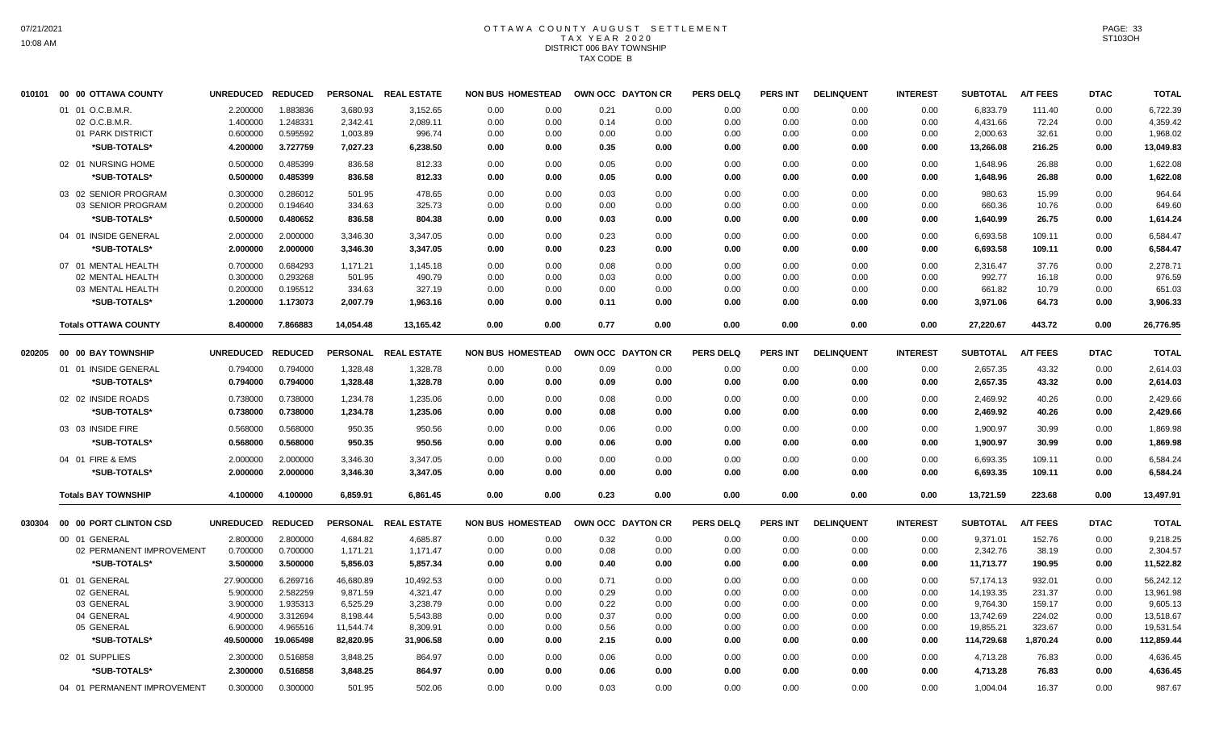# OTTAWA COUNTY AUGUST SETTLEMENT
## TAX YEAR 2020
## DISTRICT 006 BAY TOWNSHIP
## TAX CODE B

| | | UNREDUCED | REDUCED | PERSONAL | REAL ESTATE | NON BUS | HOMESTEAD | OWN OCC | DAYTON CR | PERS DELQ | PERS INT | DELINQUENT | INTEREST | SUBTOTAL | A/T FEES | DTAC | TOTAL |
|---|---|---|---|---|---|---|---|---|---|---|---|---|---|---|---|---|---|
| 010101 | 00 00 OTTAWA COUNTY | | | | | | | | | | | | | | | | |
| | 01 01 O.C.B.M.R. | 2.200000 | 1.883836 | 3,680.93 | 3,152.65 | 0.00 | 0.00 | 0.21 | 0.00 | 0.00 | 0.00 | 0.00 | 0.00 | 6,833.79 | 111.40 | 0.00 | 6,722.39 |
| | 02 O.C.B.M.R. | 1.400000 | 1.248331 | 2,342.41 | 2,089.11 | 0.00 | 0.00 | 0.14 | 0.00 | 0.00 | 0.00 | 0.00 | 0.00 | 4,431.66 | 72.24 | 0.00 | 4,359.42 |
| | 01 PARK DISTRICT | 0.600000 | 0.595592 | 1,003.89 | 996.74 | 0.00 | 0.00 | 0.00 | 0.00 | 0.00 | 0.00 | 0.00 | 0.00 | 2,000.63 | 32.61 | 0.00 | 1,968.02 |
| | *SUB-TOTALS* | 4.200000 | 3.727759 | 7,027.23 | 6,238.50 | 0.00 | 0.00 | 0.35 | 0.00 | 0.00 | 0.00 | 0.00 | 0.00 | 13,266.08 | 216.25 | 0.00 | 13,049.83 |
| | 02 01 NURSING HOME | 0.500000 | 0.485399 | 836.58 | 812.33 | 0.00 | 0.00 | 0.05 | 0.00 | 0.00 | 0.00 | 0.00 | 0.00 | 1,648.96 | 26.88 | 0.00 | 1,622.08 |
| | *SUB-TOTALS* | 0.500000 | 0.485399 | 836.58 | 812.33 | 0.00 | 0.00 | 0.05 | 0.00 | 0.00 | 0.00 | 0.00 | 0.00 | 1,648.96 | 26.88 | 0.00 | 1,622.08 |
| | 03 02 SENIOR PROGRAM | 0.300000 | 0.286012 | 501.95 | 478.65 | 0.00 | 0.00 | 0.03 | 0.00 | 0.00 | 0.00 | 0.00 | 0.00 | 980.63 | 15.99 | 0.00 | 964.64 |
| | 03 SENIOR PROGRAM | 0.200000 | 0.194640 | 334.63 | 325.73 | 0.00 | 0.00 | 0.00 | 0.00 | 0.00 | 0.00 | 0.00 | 0.00 | 660.36 | 10.76 | 0.00 | 649.60 |
| | *SUB-TOTALS* | 0.500000 | 0.480652 | 836.58 | 804.38 | 0.00 | 0.00 | 0.03 | 0.00 | 0.00 | 0.00 | 0.00 | 0.00 | 1,640.99 | 26.75 | 0.00 | 1,614.24 |
| | 04 01 INSIDE GENERAL | 2.000000 | 2.000000 | 3,346.30 | 3,347.05 | 0.00 | 0.00 | 0.23 | 0.00 | 0.00 | 0.00 | 0.00 | 0.00 | 6,693.58 | 109.11 | 0.00 | 6,584.47 |
| | *SUB-TOTALS* | 2.000000 | 2.000000 | 3,346.30 | 3,347.05 | 0.00 | 0.00 | 0.23 | 0.00 | 0.00 | 0.00 | 0.00 | 0.00 | 6,693.58 | 109.11 | 0.00 | 6,584.47 |
| | 07 01 MENTAL HEALTH | 0.700000 | 0.684293 | 1,171.21 | 1,145.18 | 0.00 | 0.00 | 0.08 | 0.00 | 0.00 | 0.00 | 0.00 | 0.00 | 2,316.47 | 37.76 | 0.00 | 2,278.71 |
| | 02 MENTAL HEALTH | 0.300000 | 0.293268 | 501.95 | 490.79 | 0.00 | 0.00 | 0.03 | 0.00 | 0.00 | 0.00 | 0.00 | 0.00 | 992.77 | 16.18 | 0.00 | 976.59 |
| | 03 MENTAL HEALTH | 0.200000 | 0.195512 | 334.63 | 327.19 | 0.00 | 0.00 | 0.00 | 0.00 | 0.00 | 0.00 | 0.00 | 0.00 | 661.82 | 10.79 | 0.00 | 651.03 |
| | *SUB-TOTALS* | 1.200000 | 1.173073 | 2,007.79 | 1,963.16 | 0.00 | 0.00 | 0.11 | 0.00 | 0.00 | 0.00 | 0.00 | 0.00 | 3,971.06 | 64.73 | 0.00 | 3,906.33 |
| | **Totals OTTAWA COUNTY** | 8.400000 | 7.866883 | 14,054.48 | 13,165.42 | 0.00 | 0.00 | 0.77 | 0.00 | 0.00 | 0.00 | 0.00 | 0.00 | 27,220.67 | 443.72 | 0.00 | 26,776.95 |
| 020205 | 00 00 BAY TOWNSHIP | UNREDUCED | REDUCED | PERSONAL | REAL ESTATE | NON BUS | HOMESTEAD | OWN OCC | DAYTON CR | PERS DELQ | PERS INT | DELINQUENT | INTEREST | SUBTOTAL | A/T FEES | DTAC | TOTAL |
| | 01 01 INSIDE GENERAL | 0.794000 | 0.794000 | 1,328.48 | 1,328.78 | 0.00 | 0.00 | 0.09 | 0.00 | 0.00 | 0.00 | 0.00 | 0.00 | 2,657.35 | 43.32 | 0.00 | 2,614.03 |
| | *SUB-TOTALS* | 0.794000 | 0.794000 | 1,328.48 | 1,328.78 | 0.00 | 0.00 | 0.09 | 0.00 | 0.00 | 0.00 | 0.00 | 0.00 | 2,657.35 | 43.32 | 0.00 | 2,614.03 |
| | 02 02 INSIDE ROADS | 0.738000 | 0.738000 | 1,234.78 | 1,235.06 | 0.00 | 0.00 | 0.08 | 0.00 | 0.00 | 0.00 | 0.00 | 0.00 | 2,469.92 | 40.26 | 0.00 | 2,429.66 |
| | *SUB-TOTALS* | 0.738000 | 0.738000 | 1,234.78 | 1,235.06 | 0.00 | 0.00 | 0.08 | 0.00 | 0.00 | 0.00 | 0.00 | 0.00 | 2,469.92 | 40.26 | 0.00 | 2,429.66 |
| | 03 03 INSIDE FIRE | 0.568000 | 0.568000 | 950.35 | 950.56 | 0.00 | 0.00 | 0.06 | 0.00 | 0.00 | 0.00 | 0.00 | 0.00 | 1,900.97 | 30.99 | 0.00 | 1,869.98 |
| | *SUB-TOTALS* | 0.568000 | 0.568000 | 950.35 | 950.56 | 0.00 | 0.00 | 0.06 | 0.00 | 0.00 | 0.00 | 0.00 | 0.00 | 1,900.97 | 30.99 | 0.00 | 1,869.98 |
| | 04 01 FIRE & EMS | 2.000000 | 2.000000 | 3,346.30 | 3,347.05 | 0.00 | 0.00 | 0.00 | 0.00 | 0.00 | 0.00 | 0.00 | 0.00 | 6,693.35 | 109.11 | 0.00 | 6,584.24 |
| | *SUB-TOTALS* | 2.000000 | 2.000000 | 3,346.30 | 3,347.05 | 0.00 | 0.00 | 0.00 | 0.00 | 0.00 | 0.00 | 0.00 | 0.00 | 6,693.35 | 109.11 | 0.00 | 6,584.24 |
| | **Totals BAY TOWNSHIP** | 4.100000 | 4.100000 | 6,859.91 | 6,861.45 | 0.00 | 0.00 | 0.23 | 0.00 | 0.00 | 0.00 | 0.00 | 0.00 | 13,721.59 | 223.68 | 0.00 | 13,497.91 |
| 030304 | 00 00 PORT CLINTON CSD | UNREDUCED | REDUCED | PERSONAL | REAL ESTATE | NON BUS | HOMESTEAD | OWN OCC | DAYTON CR | PERS DELQ | PERS INT | DELINQUENT | INTEREST | SUBTOTAL | A/T FEES | DTAC | TOTAL |
| | 00 01 GENERAL | 2.800000 | 2.800000 | 4,684.82 | 4,685.87 | 0.00 | 0.00 | 0.32 | 0.00 | 0.00 | 0.00 | 0.00 | 0.00 | 9,371.01 | 152.76 | 0.00 | 9,218.25 |
| | 02 PERMANENT IMPROVEMENT | 0.700000 | 0.700000 | 1,171.21 | 1,171.47 | 0.00 | 0.00 | 0.08 | 0.00 | 0.00 | 0.00 | 0.00 | 0.00 | 2,342.76 | 38.19 | 0.00 | 2,304.57 |
| | *SUB-TOTALS* | 3.500000 | 3.500000 | 5,856.03 | 5,857.34 | 0.00 | 0.00 | 0.40 | 0.00 | 0.00 | 0.00 | 0.00 | 0.00 | 11,713.77 | 190.95 | 0.00 | 11,522.82 |
| | 01 01 GENERAL | 27.900000 | 6.269716 | 46,680.89 | 10,492.53 | 0.00 | 0.00 | 0.71 | 0.00 | 0.00 | 0.00 | 0.00 | 0.00 | 57,174.13 | 932.01 | 0.00 | 56,242.12 |
| | 02 GENERAL | 5.900000 | 2.582259 | 9,871.59 | 4,321.47 | 0.00 | 0.00 | 0.29 | 0.00 | 0.00 | 0.00 | 0.00 | 0.00 | 14,193.35 | 231.37 | 0.00 | 13,961.98 |
| | 03 GENERAL | 3.900000 | 1.935313 | 6,525.29 | 3,238.79 | 0.00 | 0.00 | 0.22 | 0.00 | 0.00 | 0.00 | 0.00 | 0.00 | 9,764.30 | 159.17 | 0.00 | 9,605.13 |
| | 04 GENERAL | 4.900000 | 3.312694 | 8,198.44 | 5,543.88 | 0.00 | 0.00 | 0.37 | 0.00 | 0.00 | 0.00 | 0.00 | 0.00 | 13,742.69 | 224.02 | 0.00 | 13,518.67 |
| | 05 GENERAL | 6.900000 | 4.965516 | 11,544.74 | 8,309.91 | 0.00 | 0.00 | 0.56 | 0.00 | 0.00 | 0.00 | 0.00 | 0.00 | 19,855.21 | 323.67 | 0.00 | 19,531.54 |
| | *SUB-TOTALS* | 49.500000 | 19.065498 | 82,820.95 | 31,906.58 | 0.00 | 0.00 | 2.15 | 0.00 | 0.00 | 0.00 | 0.00 | 0.00 | 114,729.68 | 1,870.24 | 0.00 | 112,859.44 |
| | 02 01 SUPPLIES | 2.300000 | 0.516858 | 3,848.25 | 864.97 | 0.00 | 0.00 | 0.06 | 0.00 | 0.00 | 0.00 | 0.00 | 0.00 | 4,713.28 | 76.83 | 0.00 | 4,636.45 |
| | *SUB-TOTALS* | 2.300000 | 0.516858 | 3,848.25 | 864.97 | 0.00 | 0.00 | 0.06 | 0.00 | 0.00 | 0.00 | 0.00 | 0.00 | 4,713.28 | 76.83 | 0.00 | 4,636.45 |
| | 04 01 PERMANENT IMPROVEMENT | 0.300000 | 0.300000 | 501.95 | 502.06 | 0.00 | 0.00 | 0.03 | 0.00 | 0.00 | 0.00 | 0.00 | 0.00 | 1,004.04 | 16.37 | 0.00 | 987.67 |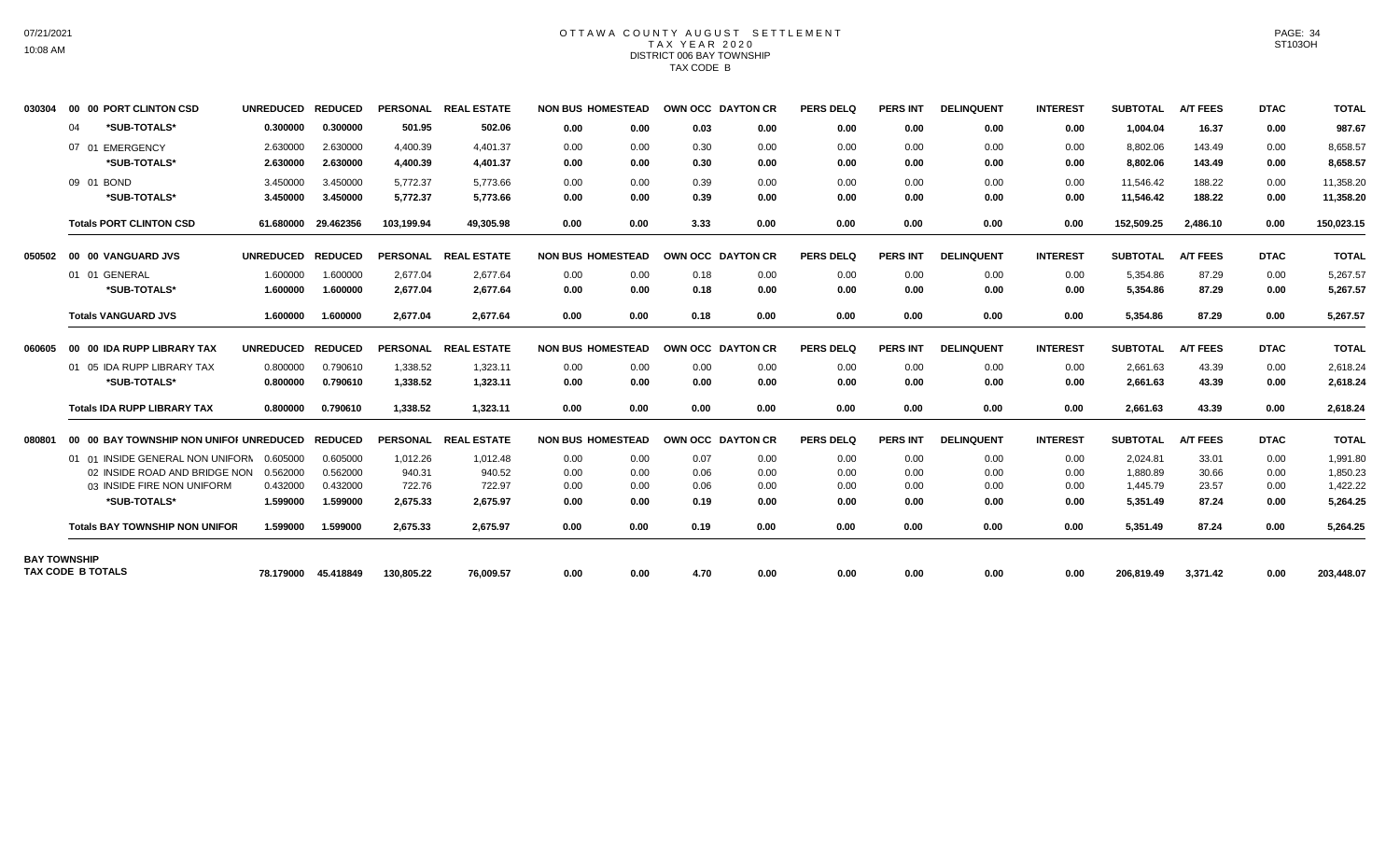# OTTAWA COUNTY AUGUST SETTLEMENT
## TAX YEAR 2020
### DISTRICT 006 BAY TOWNSHIP
### TAX CODE B

| | | UNREDUCED | REDUCED | PERSONAL | REAL ESTATE | NON BUS | HOMESTEAD | OWN OCC | DAYTON CR | PERS DELQ | PERS INT | DELINQUENT | INTEREST | SUBTOTAL | A/T FEES | DTAC | TOTAL |
|---|---|---|---|---|---|---|---|---|---|---|---|---|---|---|---|---|---|
| 030304 | 00 00 PORT CLINTON CSD | UNREDUCED | REDUCED | PERSONAL | REAL ESTATE | NON BUS | HOMESTEAD | OWN OCC | DAYTON CR | PERS DELQ | PERS INT | DELINQUENT | INTEREST | SUBTOTAL | A/T FEES | DTAC | TOTAL |
| | 04 \*SUB-TOTALS\* | 0.300000 | 0.300000 | 501.95 | 502.06 | 0.00 | 0.00 | 0.03 | 0.00 | 0.00 | 0.00 | 0.00 | 0.00 | 1,004.04 | 16.37 | 0.00 | 987.67 |
| | 07 01 EMERGENCY | 2.630000 | 2.630000 | 4,400.39 | 4,401.37 | 0.00 | 0.00 | 0.30 | 0.00 | 0.00 | 0.00 | 0.00 | 0.00 | 8,802.06 | 143.49 | 0.00 | 8,658.57 |
| | \*SUB-TOTALS\* | 2.630000 | 2.630000 | 4,400.39 | 4,401.37 | 0.00 | 0.00 | 0.30 | 0.00 | 0.00 | 0.00 | 0.00 | 0.00 | 8,802.06 | 143.49 | 0.00 | 8,658.57 |
| | 09 01 BOND | 3.450000 | 3.450000 | 5,772.37 | 5,773.66 | 0.00 | 0.00 | 0.39 | 0.00 | 0.00 | 0.00 | 0.00 | 0.00 | 11,546.42 | 188.22 | 0.00 | 11,358.20 |
| | \*SUB-TOTALS\* | 3.450000 | 3.450000 | 5,772.37 | 5,773.66 | 0.00 | 0.00 | 0.39 | 0.00 | 0.00 | 0.00 | 0.00 | 0.00 | 11,546.42 | 188.22 | 0.00 | 11,358.20 |
| | **Totals PORT CLINTON CSD** | 61.680000 | 29.462356 | 103,199.94 | 49,305.98 | 0.00 | 0.00 | 3.33 | 0.00 | 0.00 | 0.00 | 0.00 | 0.00 | 152,509.25 | 2,486.10 | 0.00 | 150,023.15 |
| 050502 | 00 00 VANGUARD JVS | UNREDUCED | REDUCED | PERSONAL | REAL ESTATE | NON BUS | HOMESTEAD | OWN OCC | DAYTON CR | PERS DELQ | PERS INT | DELINQUENT | INTEREST | SUBTOTAL | A/T FEES | DTAC | TOTAL |
| | 01 01 GENERAL | 1.600000 | 1.600000 | 2,677.04 | 2,677.64 | 0.00 | 0.00 | 0.18 | 0.00 | 0.00 | 0.00 | 0.00 | 0.00 | 5,354.86 | 87.29 | 0.00 | 5,267.57 |
| | \*SUB-TOTALS\* | 1.600000 | 1.600000 | 2,677.04 | 2,677.64 | 0.00 | 0.00 | 0.18 | 0.00 | 0.00 | 0.00 | 0.00 | 0.00 | 5,354.86 | 87.29 | 0.00 | 5,267.57 |
| | **Totals VANGUARD JVS** | 1.600000 | 1.600000 | 2,677.04 | 2,677.64 | 0.00 | 0.00 | 0.18 | 0.00 | 0.00 | 0.00 | 0.00 | 0.00 | 5,354.86 | 87.29 | 0.00 | 5,267.57 |
| 060605 | 00 00 IDA RUPP LIBRARY TAX | UNREDUCED | REDUCED | PERSONAL | REAL ESTATE | NON BUS | HOMESTEAD | OWN OCC | DAYTON CR | PERS DELQ | PERS INT | DELINQUENT | INTEREST | SUBTOTAL | A/T FEES | DTAC | TOTAL |
| | 01 05 IDA RUPP LIBRARY TAX | 0.800000 | 0.790610 | 1,338.52 | 1,323.11 | 0.00 | 0.00 | 0.00 | 0.00 | 0.00 | 0.00 | 0.00 | 0.00 | 2,661.63 | 43.39 | 0.00 | 2,618.24 |
| | \*SUB-TOTALS\* | 0.800000 | 0.790610 | 1,338.52 | 1,323.11 | 0.00 | 0.00 | 0.00 | 0.00 | 0.00 | 0.00 | 0.00 | 0.00 | 2,661.63 | 43.39 | 0.00 | 2,618.24 |
| | **Totals IDA RUPP LIBRARY TAX** | 0.800000 | 0.790610 | 1,338.52 | 1,323.11 | 0.00 | 0.00 | 0.00 | 0.00 | 0.00 | 0.00 | 0.00 | 0.00 | 2,661.63 | 43.39 | 0.00 | 2,618.24 |
| 080801 | 00 00 BAY TOWNSHIP NON UNIFOI | UNREDUCED | REDUCED | PERSONAL | REAL ESTATE | NON BUS | HOMESTEAD | OWN OCC | DAYTON CR | PERS DELQ | PERS INT | DELINQUENT | INTEREST | SUBTOTAL | A/T FEES | DTAC | TOTAL |
| | 01 01 INSIDE GENERAL NON UNIFORM | 0.605000 | 0.605000 | 1,012.26 | 1,012.48 | 0.00 | 0.00 | 0.07 | 0.00 | 0.00 | 0.00 | 0.00 | 0.00 | 2,024.81 | 33.01 | 0.00 | 1,991.80 |
| | 02 INSIDE ROAD AND BRIDGE NON | 0.562000 | 0.562000 | 940.31 | 940.52 | 0.00 | 0.00 | 0.06 | 0.00 | 0.00 | 0.00 | 0.00 | 0.00 | 1,880.89 | 30.66 | 0.00 | 1,850.23 |
| | 03 INSIDE FIRE NON UNIFORM | 0.432000 | 0.432000 | 722.76 | 722.97 | 0.00 | 0.00 | 0.06 | 0.00 | 0.00 | 0.00 | 0.00 | 0.00 | 1,445.79 | 23.57 | 0.00 | 1,422.22 |
| | \*SUB-TOTALS\* | 1.599000 | 1.599000 | 2,675.33 | 2,675.97 | 0.00 | 0.00 | 0.19 | 0.00 | 0.00 | 0.00 | 0.00 | 0.00 | 5,351.49 | 87.24 | 0.00 | 5,264.25 |
| | **Totals BAY TOWNSHIP NON UNIFOR** | 1.599000 | 1.599000 | 2,675.33 | 2,675.97 | 0.00 | 0.00 | 0.19 | 0.00 | 0.00 | 0.00 | 0.00 | 0.00 | 5,351.49 | 87.24 | 0.00 | 5,264.25 |
| **BAY TOWNSHIP TAX CODE B TOTALS** | | 78.179000 | 45.418849 | 130,805.22 | 76,009.57 | 0.00 | 0.00 | 4.70 | 0.00 | 0.00 | 0.00 | 0.00 | 0.00 | 206,819.49 | 3,371.42 | 0.00 | 203,448.07 |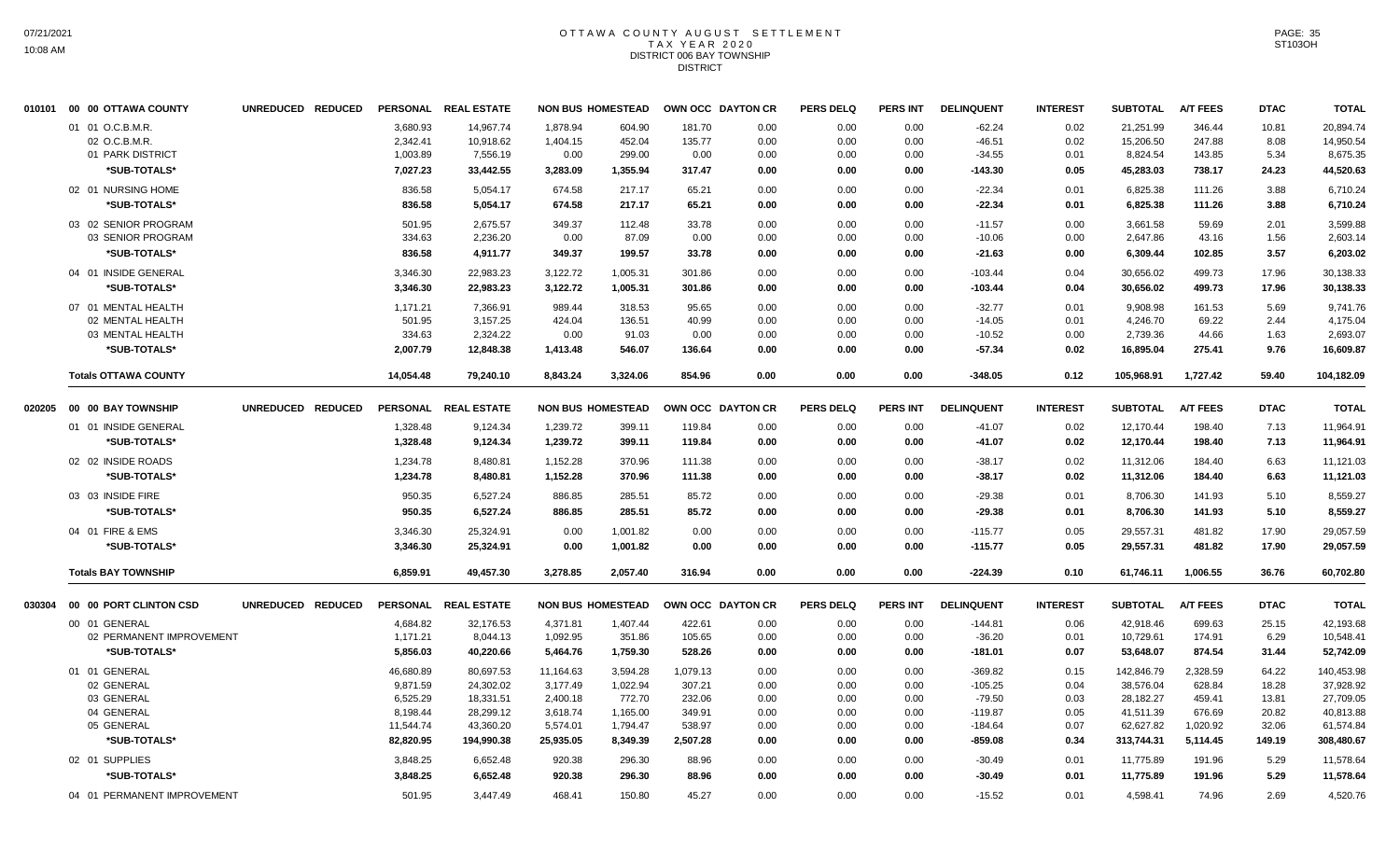# OTTAWA COUNTY AUGUST SETTLEMENT
## TAX YEAR 2020
## DISTRICT 006 BAY TOWNSHIP
### DISTRICT

| | | UNREDUCED | REDUCED | PERSONAL | REAL ESTATE | NON BUS | HOMESTEAD | OWN OCC | DAYTON CR | PERS DELQ | PERS INT | DELINQUENT | INTEREST | SUBTOTAL | A/T FEES | DTAC | TOTAL |
|---|---|---|---|---|---|---|---|---|---|---|---|---|---|---|---|---|---|
| 010101 | 00 00 OTTAWA COUNTY | | | | | | | | | | | | | | | | |
| | 01 01 O.C.B.M.R. | | | 3,680.93 | 14,967.74 | 1,878.94 | 604.90 | 181.70 | 0.00 | 0.00 | 0.00 | -62.24 | 0.02 | 21,251.99 | 346.44 | 10.81 | 20,894.74 |
| | 02 O.C.B.M.R. | | | 2,342.41 | 10,918.62 | 1,404.15 | 452.04 | 135.77 | 0.00 | 0.00 | 0.00 | -46.51 | 0.02 | 15,206.50 | 247.88 | 8.08 | 14,950.54 |
| | 01 PARK DISTRICT | | | 1,003.89 | 7,556.19 | 0.00 | 299.00 | 0.00 | 0.00 | 0.00 | 0.00 | -34.55 | 0.01 | 8,824.54 | 143.85 | 5.34 | 8,675.35 |
| | **\*SUB-TOTALS\*** | | | **7,027.23** | **33,442.55** | **3,283.09** | **1,355.94** | **317.47** | **0.00** | **0.00** | **0.00** | **-143.30** | **0.05** | **45,283.03** | **738.17** | **24.23** | **44,520.63** |
| | 02 01 NURSING HOME | | | 836.58 | 5,054.17 | 674.58 | 217.17 | 65.21 | 0.00 | 0.00 | 0.00 | -22.34 | 0.01 | 6,825.38 | 111.26 | 3.88 | 6,710.24 |
| | **\*SUB-TOTALS\*** | | | **836.58** | **5,054.17** | **674.58** | **217.17** | **65.21** | **0.00** | **0.00** | **0.00** | **-22.34** | **0.01** | **6,825.38** | **111.26** | **3.88** | **6,710.24** |
| | 03 02 SENIOR PROGRAM | | | 501.95 | 2,675.57 | 349.37 | 112.48 | 33.78 | 0.00 | 0.00 | 0.00 | -11.57 | 0.00 | 3,661.58 | 59.69 | 2.01 | 3,599.88 |
| | 03 SENIOR PROGRAM | | | 334.63 | 2,236.20 | 0.00 | 87.09 | 0.00 | 0.00 | 0.00 | 0.00 | -10.06 | 0.00 | 2,647.86 | 43.16 | 1.56 | 2,603.14 |
| | **\*SUB-TOTALS\*** | | | **836.58** | **4,911.77** | **349.37** | **199.57** | **33.78** | **0.00** | **0.00** | **0.00** | **-21.63** | **0.00** | **6,309.44** | **102.85** | **3.57** | **6,203.02** |
| | 04 01 INSIDE GENERAL | | | 3,346.30 | 22,983.23 | 3,122.72 | 1,005.31 | 301.86 | 0.00 | 0.00 | 0.00 | -103.44 | 0.04 | 30,656.02 | 499.73 | 17.96 | 30,138.33 |
| | **\*SUB-TOTALS\*** | | | **3,346.30** | **22,983.23** | **3,122.72** | **1,005.31** | **301.86** | **0.00** | **0.00** | **0.00** | **-103.44** | **0.04** | **30,656.02** | **499.73** | **17.96** | **30,138.33** |
| | 07 01 MENTAL HEALTH | | | 1,171.21 | 7,366.91 | 989.44 | 318.53 | 95.65 | 0.00 | 0.00 | 0.00 | -32.77 | 0.01 | 9,908.98 | 161.53 | 5.69 | 9,741.76 |
| | 02 MENTAL HEALTH | | | 501.95 | 3,157.25 | 424.04 | 136.51 | 40.99 | 0.00 | 0.00 | 0.00 | -14.05 | 0.01 | 4,246.70 | 69.22 | 2.44 | 4,175.04 |
| | 03 MENTAL HEALTH | | | 334.63 | 2,324.22 | 0.00 | 91.03 | 0.00 | 0.00 | 0.00 | 0.00 | -10.52 | 0.00 | 2,739.36 | 44.66 | 1.63 | 2,693.07 |
| | **\*SUB-TOTALS\*** | | | **2,007.79** | **12,848.38** | **1,413.48** | **546.07** | **136.64** | **0.00** | **0.00** | **0.00** | **-57.34** | **0.02** | **16,895.04** | **275.41** | **9.76** | **16,609.87** |
| | **Totals OTTAWA COUNTY** | | | **14,054.48** | **79,240.10** | **8,843.24** | **3,324.06** | **854.96** | **0.00** | **0.00** | **0.00** | **-348.05** | **0.12** | **105,968.91** | **1,727.42** | **59.40** | **104,182.09** |

| | | UNREDUCED | REDUCED | PERSONAL | REAL ESTATE | NON BUS | HOMESTEAD | OWN OCC | DAYTON CR | PERS DELQ | PERS INT | DELINQUENT | INTEREST | SUBTOTAL | A/T FEES | DTAC | TOTAL |
|---|---|---|---|---|---|---|---|---|---|---|---|---|---|---|---|---|---|
| 020205 | 00 00 BAY TOWNSHIP | | | | | | | | | | | | | | | | |
| | 01 01 INSIDE GENERAL | | | 1,328.48 | 9,124.34 | 1,239.72 | 399.11 | 119.84 | 0.00 | 0.00 | 0.00 | -41.07 | 0.02 | 12,170.44 | 198.40 | 7.13 | 11,964.91 |
| | **\*SUB-TOTALS\*** | | | **1,328.48** | **9,124.34** | **1,239.72** | **399.11** | **119.84** | **0.00** | **0.00** | **0.00** | **-41.07** | **0.02** | **12,170.44** | **198.40** | **7.13** | **11,964.91** |
| | 02 02 INSIDE ROADS | | | 1,234.78 | 8,480.81 | 1,152.28 | 370.96 | 111.38 | 0.00 | 0.00 | 0.00 | -38.17 | 0.02 | 11,312.06 | 184.40 | 6.63 | 11,121.03 |
| | **\*SUB-TOTALS\*** | | | **1,234.78** | **8,480.81** | **1,152.28** | **370.96** | **111.38** | **0.00** | **0.00** | **0.00** | **-38.17** | **0.02** | **11,312.06** | **184.40** | **6.63** | **11,121.03** |
| | 03 03 INSIDE FIRE | | | 950.35 | 6,527.24 | 886.85 | 285.51 | 85.72 | 0.00 | 0.00 | 0.00 | -29.38 | 0.01 | 8,706.30 | 141.93 | 5.10 | 8,559.27 |
| | **\*SUB-TOTALS\*** | | | **950.35** | **6,527.24** | **886.85** | **285.51** | **85.72** | **0.00** | **0.00** | **0.00** | **-29.38** | **0.01** | **8,706.30** | **141.93** | **5.10** | **8,559.27** |
| | 04 01 FIRE & EMS | | | 3,346.30 | 25,324.91 | 0.00 | 1,001.82 | 0.00 | 0.00 | 0.00 | 0.00 | -115.77 | 0.05 | 29,557.31 | 481.82 | 17.90 | 29,057.59 |
| | **\*SUB-TOTALS\*** | | | **3,346.30** | **25,324.91** | **0.00** | **1,001.82** | **0.00** | **0.00** | **0.00** | **0.00** | **-115.77** | **0.05** | **29,557.31** | **481.82** | **17.90** | **29,057.59** |
| | **Totals BAY TOWNSHIP** | | | **6,859.91** | **49,457.30** | **3,278.85** | **2,057.40** | **316.94** | **0.00** | **0.00** | **0.00** | **-224.39** | **0.10** | **61,746.11** | **1,006.55** | **36.76** | **60,702.80** |

| | | UNREDUCED | REDUCED | PERSONAL | REAL ESTATE | NON BUS | HOMESTEAD | OWN OCC | DAYTON CR | PERS DELQ | PERS INT | DELINQUENT | INTEREST | SUBTOTAL | A/T FEES | DTAC | TOTAL |
|---|---|---|---|---|---|---|---|---|---|---|---|---|---|---|---|---|---|
| 030304 | 00 00 PORT CLINTON CSD | | | | | | | | | | | | | | | | |
| | 00 01 GENERAL | | | 4,684.82 | 32,176.53 | 4,371.81 | 1,407.44 | 422.61 | 0.00 | 0.00 | 0.00 | -144.81 | 0.06 | 42,918.46 | 699.63 | 25.15 | 42,193.68 |
| | 02 PERMANENT IMPROVEMENT | | | 1,171.21 | 8,044.13 | 1,092.95 | 351.86 | 105.65 | 0.00 | 0.00 | 0.00 | -36.20 | 0.01 | 10,729.61 | 174.91 | 6.29 | 10,548.41 |
| | **\*SUB-TOTALS\*** | | | **5,856.03** | **40,220.66** | **5,464.76** | **1,759.30** | **528.26** | **0.00** | **0.00** | **0.00** | **-181.01** | **0.07** | **53,648.07** | **874.54** | **31.44** | **52,742.09** |
| | 01 01 GENERAL | | | 46,680.89 | 80,697.53 | 11,164.63 | 3,594.28 | 1,079.13 | 0.00 | 0.00 | 0.00 | -369.82 | 0.15 | 142,846.79 | 2,328.59 | 64.22 | 140,453.98 |
| | 02 GENERAL | | | 9,871.59 | 24,302.02 | 3,177.49 | 1,022.94 | 307.21 | 0.00 | 0.00 | 0.00 | -105.25 | 0.04 | 38,576.04 | 628.84 | 18.28 | 37,928.92 |
| | 03 GENERAL | | | 6,525.29 | 18,331.51 | 2,400.18 | 772.70 | 232.06 | 0.00 | 0.00 | 0.00 | -79.50 | 0.03 | 28,182.27 | 459.41 | 13.81 | 27,709.05 |
| | 04 GENERAL | | | 8,198.44 | 28,299.12 | 3,618.74 | 1,165.00 | 349.91 | 0.00 | 0.00 | 0.00 | -119.87 | 0.05 | 41,511.39 | 676.69 | 20.82 | 40,813.88 |
| | 05 GENERAL | | | 11,544.74 | 43,360.20 | 5,574.01 | 1,794.47 | 538.97 | 0.00 | 0.00 | 0.00 | -184.64 | 0.07 | 62,627.82 | 1,020.92 | 32.06 | 61,574.84 |
| | **\*SUB-TOTALS\*** | | | **82,820.95** | **194,990.38** | **25,935.05** | **8,349.39** | **2,507.28** | **0.00** | **0.00** | **0.00** | **-859.08** | **0.34** | **313,744.31** | **5,114.45** | **149.19** | **308,480.67** |
| | 02 01 SUPPLIES | | | 3,848.25 | 6,652.48 | 920.38 | 296.30 | 88.96 | 0.00 | 0.00 | 0.00 | -30.49 | 0.01 | 11,775.89 | 191.96 | 5.29 | 11,578.64 |
| | **\*SUB-TOTALS\*** | | | **3,848.25** | **6,652.48** | **920.38** | **296.30** | **88.96** | **0.00** | **0.00** | **0.00** | **-30.49** | **0.01** | **11,775.89** | **191.96** | **5.29** | **11,578.64** |
| | 04 01 PERMANENT IMPROVEMENT | | | 501.95 | 3,447.49 | 468.41 | 150.80 | 45.27 | 0.00 | 0.00 | 0.00 | -15.52 | 0.01 | 4,598.41 | 74.96 | 2.69 | 4,520.76 |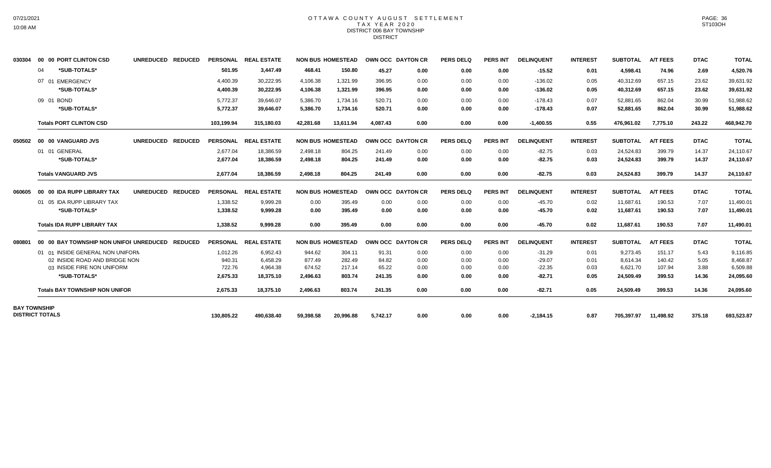# OTTAWA COUNTY AUGUST SETTLEMENT
## TAX YEAR 2020
### DISTRICT 006 BAY TOWNSHIP
### DISTRICT

07/21/2021
10:08 AM

PAGE: 36
ST103OH

| | | PERSONAL | REAL ESTATE | NON BUS | HOMESTEAD | OWN OCC | DAYTON CR | PERS DELQ | PERS INT | DELINQUENT | INTEREST | SUBTOTAL | A/T FEES | DTAC | TOTAL |
|---|---|---|---|---|---|---|---|---|---|---|---|---|---|---|---|
| 030304 | 00 00 PORT CLINTON CSD UNREDUCED REDUCED | PERSONAL | REAL ESTATE | NON BUS | HOMESTEAD | OWN OCC | DAYTON CR | PERS DELQ | PERS INT | DELINQUENT | INTEREST | SUBTOTAL | A/T FEES | DTAC | TOTAL |
| | 04 *SUB-TOTALS* | 501.95 | 3,447.49 | 468.41 | 150.80 | 45.27 | 0.00 | 0.00 | 0.00 | -15.52 | 0.01 | 4,598.41 | 74.96 | 2.69 | 4,520.76 |
| | 07 01 EMERGENCY | 4,400.39 | 30,222.95 | 4,106.38 | 1,321.99 | 396.95 | 0.00 | 0.00 | 0.00 | -136.02 | 0.05 | 40,312.69 | 657.15 | 23.62 | 39,631.92 |
| | *SUB-TOTALS* | 4,400.39 | 30,222.95 | 4,106.38 | 1,321.99 | 396.95 | 0.00 | 0.00 | 0.00 | -136.02 | 0.05 | 40,312.69 | 657.15 | 23.62 | 39,631.92 |
| | 09 01 BOND | 5,772.37 | 39,646.07 | 5,386.70 | 1,734.16 | 520.71 | 0.00 | 0.00 | 0.00 | -178.43 | 0.07 | 52,881.65 | 862.04 | 30.99 | 51,988.62 |
| | *SUB-TOTALS* | 5,772.37 | 39,646.07 | 5,386.70 | 1,734.16 | 520.71 | 0.00 | 0.00 | 0.00 | -178.43 | 0.07 | 52,881.65 | 862.04 | 30.99 | 51,988.62 |
| | **Totals PORT CLINTON CSD** | 103,199.94 | 315,180.03 | 42,281.68 | 13,611.94 | 4,087.43 | 0.00 | 0.00 | 0.00 | -1,400.55 | 0.55 | 476,961.02 | 7,775.10 | 243.22 | 468,942.70 |
| 050502 | 00 00 VANGUARD JVS UNREDUCED REDUCED | PERSONAL | REAL ESTATE | NON BUS | HOMESTEAD | OWN OCC | DAYTON CR | PERS DELQ | PERS INT | DELINQUENT | INTEREST | SUBTOTAL | A/T FEES | DTAC | TOTAL |
| | 01 01 GENERAL | 2,677.04 | 18,386.59 | 2,498.18 | 804.25 | 241.49 | 0.00 | 0.00 | 0.00 | -82.75 | 0.03 | 24,524.83 | 399.79 | 14.37 | 24,110.67 |
| | *SUB-TOTALS* | 2,677.04 | 18,386.59 | 2,498.18 | 804.25 | 241.49 | 0.00 | 0.00 | 0.00 | -82.75 | 0.03 | 24,524.83 | 399.79 | 14.37 | 24,110.67 |
| | **Totals VANGUARD JVS** | 2,677.04 | 18,386.59 | 2,498.18 | 804.25 | 241.49 | 0.00 | 0.00 | 0.00 | -82.75 | 0.03 | 24,524.83 | 399.79 | 14.37 | 24,110.67 |
| 060605 | 00 00 IDA RUPP LIBRARY TAX UNREDUCED REDUCED | PERSONAL | REAL ESTATE | NON BUS | HOMESTEAD | OWN OCC | DAYTON CR | PERS DELQ | PERS INT | DELINQUENT | INTEREST | SUBTOTAL | A/T FEES | DTAC | TOTAL |
| | 01 05 IDA RUPP LIBRARY TAX | 1,338.52 | 9,999.28 | 0.00 | 395.49 | 0.00 | 0.00 | 0.00 | 0.00 | -45.70 | 0.02 | 11,687.61 | 190.53 | 7.07 | 11,490.01 |
| | *SUB-TOTALS* | 1,338.52 | 9,999.28 | 0.00 | 395.49 | 0.00 | 0.00 | 0.00 | 0.00 | -45.70 | 0.02 | 11,687.61 | 190.53 | 7.07 | 11,490.01 |
| | **Totals IDA RUPP LIBRARY TAX** | 1,338.52 | 9,999.28 | 0.00 | 395.49 | 0.00 | 0.00 | 0.00 | 0.00 | -45.70 | 0.02 | 11,687.61 | 190.53 | 7.07 | 11,490.01 |
| 080801 | 00 00 BAY TOWNSHIP NON UNIFOI UNREDUCED REDUCED | PERSONAL | REAL ESTATE | NON BUS | HOMESTEAD | OWN OCC | DAYTON CR | PERS DELQ | PERS INT | DELINQUENT | INTEREST | SUBTOTAL | A/T FEES | DTAC | TOTAL |
| | 01 01 INSIDE GENERAL NON UNIFORM | 1,012.26 | 6,952.43 | 944.62 | 304.11 | 91.31 | 0.00 | 0.00 | 0.00 | -31.29 | 0.01 | 9,273.45 | 151.17 | 5.43 | 9,116.85 |
| | 02 INSIDE ROAD AND BRIDGE NON | 940.31 | 6,458.29 | 877.49 | 282.49 | 84.82 | 0.00 | 0.00 | 0.00 | -29.07 | 0.01 | 8,614.34 | 140.42 | 5.05 | 8,468.87 |
| | 03 INSIDE FIRE NON UNIFORM | 722.76 | 4,964.38 | 674.52 | 217.14 | 65.22 | 0.00 | 0.00 | 0.00 | -22.35 | 0.03 | 6,621.70 | 107.94 | 3.88 | 6,509.88 |
| | *SUB-TOTALS* | 2,675.33 | 18,375.10 | 2,496.63 | 803.74 | 241.35 | 0.00 | 0.00 | 0.00 | -82.71 | 0.05 | 24,509.49 | 399.53 | 14.36 | 24,095.60 |
| | **Totals BAY TOWNSHIP NON UNIFOR** | 2,675.33 | 18,375.10 | 2,496.63 | 803.74 | 241.35 | 0.00 | 0.00 | 0.00 | -82.71 | 0.05 | 24,509.49 | 399.53 | 14.36 | 24,095.60 |
| **BAY TOWNSHIP DISTRICT TOTALS** | | 130,805.22 | 490,638.40 | 59,398.58 | 20,996.88 | 5,742.17 | 0.00 | 0.00 | 0.00 | -2,184.15 | 0.87 | 705,397.97 | 11,498.92 | 375.18 | 693,523.87 |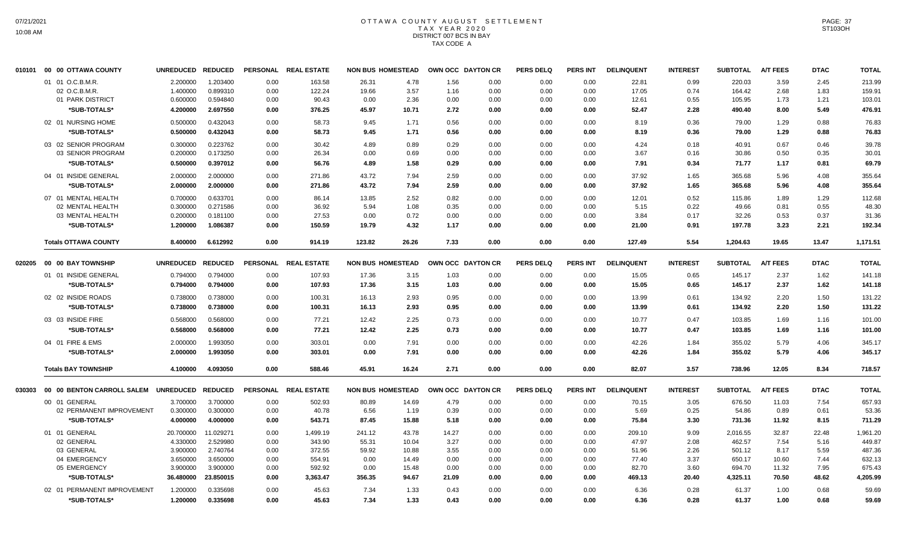# OTTAWA COUNTY AUGUST SETTLEMENT
## TAX YEAR 2020
### DISTRICT 007 BCS IN BAY
### TAX CODE A

| | | UNREDUCED | REDUCED | PERSONAL | REAL ESTATE | NON BUS | HOMESTEAD | OWN OCC | DAYTON CR | PERS DELQ | PERS INT | DELINQUENT | INTEREST | SUBTOTAL | A/T FEES | DTAC | TOTAL |
|---|---|---|---|---|---|---|---|---|---|---|---|---|---|---|---|---|---|
| 010101 | 00 00 OTTAWA COUNTY | | | | | | | | | | | | | | | | |
| | 01 01 O.C.B.M.R. | 2.200000 | 1.203400 | 0.00 | 163.58 | 26.31 | 4.78 | 1.56 | 0.00 | 0.00 | 0.00 | 22.81 | 0.99 | 220.03 | 3.59 | 2.45 | 213.99 |
| | 02 O.C.B.M.R. | 1.400000 | 0.899310 | 0.00 | 122.24 | 19.66 | 3.57 | 1.16 | 0.00 | 0.00 | 0.00 | 17.05 | 0.74 | 164.42 | 2.68 | 1.83 | 159.91 |
| | 01 PARK DISTRICT | 0.600000 | 0.594840 | 0.00 | 90.43 | 0.00 | 2.36 | 0.00 | 0.00 | 0.00 | 0.00 | 12.61 | 0.55 | 105.95 | 1.73 | 1.21 | 103.01 |
| | *SUB-TOTALS* | 4.200000 | 2.697550 | 0.00 | 376.25 | 45.97 | 10.71 | 2.72 | 0.00 | 0.00 | 0.00 | 52.47 | 2.28 | 490.40 | 8.00 | 5.49 | 476.91 |
| | 02 01 NURSING HOME | 0.500000 | 0.432043 | 0.00 | 58.73 | 9.45 | 1.71 | 0.56 | 0.00 | 0.00 | 0.00 | 8.19 | 0.36 | 79.00 | 1.29 | 0.88 | 76.83 |
| | *SUB-TOTALS* | 0.500000 | 0.432043 | 0.00 | 58.73 | 9.45 | 1.71 | 0.56 | 0.00 | 0.00 | 0.00 | 8.19 | 0.36 | 79.00 | 1.29 | 0.88 | 76.83 |
| | 03 02 SENIOR PROGRAM | 0.300000 | 0.223762 | 0.00 | 30.42 | 4.89 | 0.89 | 0.29 | 0.00 | 0.00 | 0.00 | 4.24 | 0.18 | 40.91 | 0.67 | 0.46 | 39.78 |
| | 03 SENIOR PROGRAM | 0.200000 | 0.173250 | 0.00 | 26.34 | 0.00 | 0.69 | 0.00 | 0.00 | 0.00 | 0.00 | 3.67 | 0.16 | 30.86 | 0.50 | 0.35 | 30.01 |
| | *SUB-TOTALS* | 0.500000 | 0.397012 | 0.00 | 56.76 | 4.89 | 1.58 | 0.29 | 0.00 | 0.00 | 0.00 | 7.91 | 0.34 | 71.77 | 1.17 | 0.81 | 69.79 |
| | 04 01 INSIDE GENERAL | 2.000000 | 2.000000 | 0.00 | 271.86 | 43.72 | 7.94 | 2.59 | 0.00 | 0.00 | 0.00 | 37.92 | 1.65 | 365.68 | 5.96 | 4.08 | 355.64 |
| | *SUB-TOTALS* | 2.000000 | 2.000000 | 0.00 | 271.86 | 43.72 | 7.94 | 2.59 | 0.00 | 0.00 | 0.00 | 37.92 | 1.65 | 365.68 | 5.96 | 4.08 | 355.64 |
| | 07 01 MENTAL HEALTH | 0.700000 | 0.633701 | 0.00 | 86.14 | 13.85 | 2.52 | 0.82 | 0.00 | 0.00 | 0.00 | 12.01 | 0.52 | 115.86 | 1.89 | 1.29 | 112.68 |
| | 02 MENTAL HEALTH | 0.300000 | 0.271586 | 0.00 | 36.92 | 5.94 | 1.08 | 0.35 | 0.00 | 0.00 | 0.00 | 5.15 | 0.22 | 49.66 | 0.81 | 0.55 | 48.30 |
| | 03 MENTAL HEALTH | 0.200000 | 0.181100 | 0.00 | 27.53 | 0.00 | 0.72 | 0.00 | 0.00 | 0.00 | 0.00 | 3.84 | 0.17 | 32.26 | 0.53 | 0.37 | 31.36 |
| | *SUB-TOTALS* | 1.200000 | 1.086387 | 0.00 | 150.59 | 19.79 | 4.32 | 1.17 | 0.00 | 0.00 | 0.00 | 21.00 | 0.91 | 197.78 | 3.23 | 2.21 | 192.34 |
| | **Totals OTTAWA COUNTY** | 8.400000 | 6.612992 | 0.00 | 914.19 | 123.82 | 26.26 | 7.33 | 0.00 | 0.00 | 0.00 | 127.49 | 5.54 | 1,204.63 | 19.65 | 13.47 | 1,171.51 |

| | | UNREDUCED | REDUCED | PERSONAL | REAL ESTATE | NON BUS | HOMESTEAD | OWN OCC | DAYTON CR | PERS DELQ | PERS INT | DELINQUENT | INTEREST | SUBTOTAL | A/T FEES | DTAC | TOTAL |
|---|---|---|---|---|---|---|---|---|---|---|---|---|---|---|---|---|---|
| 020205 | 00 00 BAY TOWNSHIP | | | | | | | | | | | | | | | | |
| | 01 01 INSIDE GENERAL | 0.794000 | 0.794000 | 0.00 | 107.93 | 17.36 | 3.15 | 1.03 | 0.00 | 0.00 | 0.00 | 15.05 | 0.65 | 145.17 | 2.37 | 1.62 | 141.18 |
| | *SUB-TOTALS* | 0.794000 | 0.794000 | 0.00 | 107.93 | 17.36 | 3.15 | 1.03 | 0.00 | 0.00 | 0.00 | 15.05 | 0.65 | 145.17 | 2.37 | 1.62 | 141.18 |
| | 02 02 INSIDE ROADS | 0.738000 | 0.738000 | 0.00 | 100.31 | 16.13 | 2.93 | 0.95 | 0.00 | 0.00 | 0.00 | 13.99 | 0.61 | 134.92 | 2.20 | 1.50 | 131.22 |
| | *SUB-TOTALS* | 0.738000 | 0.738000 | 0.00 | 100.31 | 16.13 | 2.93 | 0.95 | 0.00 | 0.00 | 0.00 | 13.99 | 0.61 | 134.92 | 2.20 | 1.50 | 131.22 |
| | 03 03 INSIDE FIRE | 0.568000 | 0.568000 | 0.00 | 77.21 | 12.42 | 2.25 | 0.73 | 0.00 | 0.00 | 0.00 | 10.77 | 0.47 | 103.85 | 1.69 | 1.16 | 101.00 |
| | *SUB-TOTALS* | 0.568000 | 0.568000 | 0.00 | 77.21 | 12.42 | 2.25 | 0.73 | 0.00 | 0.00 | 0.00 | 10.77 | 0.47 | 103.85 | 1.69 | 1.16 | 101.00 |
| | 04 01 FIRE & EMS | 2.000000 | 1.993050 | 0.00 | 303.01 | 0.00 | 7.91 | 0.00 | 0.00 | 0.00 | 0.00 | 42.26 | 1.84 | 355.02 | 5.79 | 4.06 | 345.17 |
| | *SUB-TOTALS* | 2.000000 | 1.993050 | 0.00 | 303.01 | 0.00 | 7.91 | 0.00 | 0.00 | 0.00 | 0.00 | 42.26 | 1.84 | 355.02 | 5.79 | 4.06 | 345.17 |
| | **Totals BAY TOWNSHIP** | 4.100000 | 4.093050 | 0.00 | 588.46 | 45.91 | 16.24 | 2.71 | 0.00 | 0.00 | 0.00 | 82.07 | 3.57 | 738.96 | 12.05 | 8.34 | 718.57 |

| | | UNREDUCED | REDUCED | PERSONAL | REAL ESTATE | NON BUS | HOMESTEAD | OWN OCC | DAYTON CR | PERS DELQ | PERS INT | DELINQUENT | INTEREST | SUBTOTAL | A/T FEES | DTAC | TOTAL |
|---|---|---|---|---|---|---|---|---|---|---|---|---|---|---|---|---|---|
| 030303 | 00 00 BENTON CARROLL SALEM | | | | | | | | | | | | | | | | |
| | 00 01 GENERAL | 3.700000 | 3.700000 | 0.00 | 502.93 | 80.89 | 14.69 | 4.79 | 0.00 | 0.00 | 0.00 | 70.15 | 3.05 | 676.50 | 11.03 | 7.54 | 657.93 |
| | 02 PERMANENT IMPROVEMENT | 0.300000 | 0.300000 | 0.00 | 40.78 | 6.56 | 1.19 | 0.39 | 0.00 | 0.00 | 0.00 | 5.69 | 0.25 | 54.86 | 0.89 | 0.61 | 53.36 |
| | *SUB-TOTALS* | 4.000000 | 4.000000 | 0.00 | 543.71 | 87.45 | 15.88 | 5.18 | 0.00 | 0.00 | 0.00 | 75.84 | 3.30 | 731.36 | 11.92 | 8.15 | 711.29 |
| | 01 01 GENERAL | 20.700000 | 11.029271 | 0.00 | 1,499.19 | 241.12 | 43.78 | 14.27 | 0.00 | 0.00 | 0.00 | 209.10 | 9.09 | 2,016.55 | 32.87 | 22.48 | 1,961.20 |
| | 02 GENERAL | 4.330000 | 2.529980 | 0.00 | 343.90 | 55.31 | 10.04 | 3.27 | 0.00 | 0.00 | 0.00 | 47.97 | 2.08 | 462.57 | 7.54 | 5.16 | 449.87 |
| | 03 GENERAL | 3.900000 | 2.740764 | 0.00 | 372.55 | 59.92 | 10.88 | 3.55 | 0.00 | 0.00 | 0.00 | 51.96 | 2.26 | 501.12 | 8.17 | 5.59 | 487.36 |
| | 04 EMERGENCY | 3.650000 | 3.650000 | 0.00 | 554.91 | 0.00 | 14.49 | 0.00 | 0.00 | 0.00 | 0.00 | 77.40 | 3.37 | 650.17 | 10.60 | 7.44 | 632.13 |
| | 05 EMERGENCY | 3.900000 | 3.900000 | 0.00 | 592.92 | 0.00 | 15.48 | 0.00 | 0.00 | 0.00 | 0.00 | 82.70 | 3.60 | 694.70 | 11.32 | 7.95 | 675.43 |
| | *SUB-TOTALS* | 36.480000 | 23.850015 | 0.00 | 3,363.47 | 356.35 | 94.67 | 21.09 | 0.00 | 0.00 | 0.00 | 469.13 | 20.40 | 4,325.11 | 70.50 | 48.62 | 4,205.99 |
| | 02 01 PERMANENT IMPROVEMENT | 1.200000 | 0.335698 | 0.00 | 45.63 | 7.34 | 1.33 | 0.43 | 0.00 | 0.00 | 0.00 | 6.36 | 0.28 | 61.37 | 1.00 | 0.68 | 59.69 |
| | *SUB-TOTALS* | 1.200000 | 0.335698 | 0.00 | 45.63 | 7.34 | 1.33 | 0.43 | 0.00 | 0.00 | 0.00 | 6.36 | 0.28 | 61.37 | 1.00 | 0.68 | 59.69 |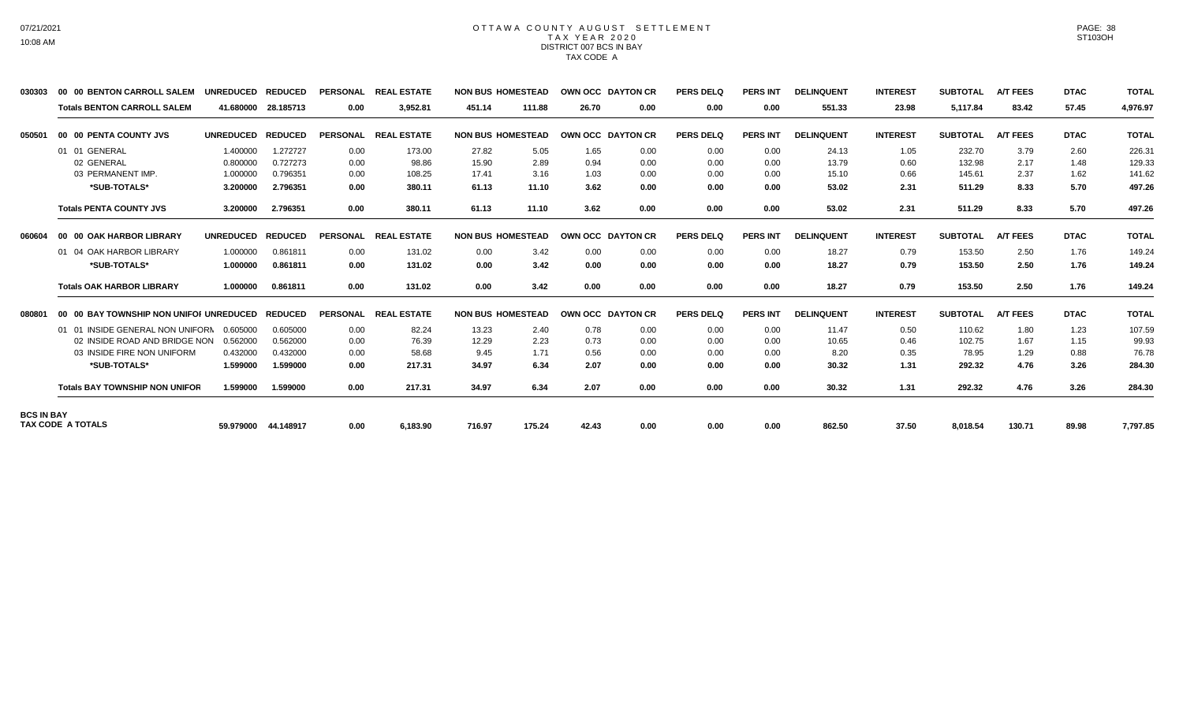# OTTAWA COUNTY AUGUST SETTLEMENT
## TAX YEAR 2020
### DISTRICT 007 BCS IN BAY
### TAX CODE A

| | | UNREDUCED | REDUCED | PERSONAL | REAL ESTATE | NON BUS | HOMESTEAD | OWN OCC | DAYTON CR | PERS DELQ | PERS INT | DELINQUENT | INTEREST | SUBTOTAL | A/T FEES | DTAC | TOTAL |
|---|---|---|---|---|---|---|---|---|---|---|---|---|---|---|---|---|---|
| 030303 | 00 00 BENTON CARROLL SALEM | UNREDUCED | REDUCED | PERSONAL | REAL ESTATE | NON BUS | HOMESTEAD | OWN OCC | DAYTON CR | PERS DELQ | PERS INT | DELINQUENT | INTEREST | SUBTOTAL | A/T FEES | DTAC | TOTAL |
| | **Totals BENTON CARROLL SALEM** | **41.680000** | **28.185713** | **0.00** | **3,952.81** | **451.14** | **111.88** | **26.70** | **0.00** | **0.00** | **0.00** | **551.33** | **23.98** | **5,117.84** | **83.42** | **57.45** | **4,976.97** |
| 050501 | 00 00 PENTA COUNTY JVS | UNREDUCED | REDUCED | PERSONAL | REAL ESTATE | NON BUS | HOMESTEAD | OWN OCC | DAYTON CR | PERS DELQ | PERS INT | DELINQUENT | INTEREST | SUBTOTAL | A/T FEES | DTAC | TOTAL |
| | 01 01 GENERAL | 1.400000 | 1.272727 | 0.00 | 173.00 | 27.82 | 5.05 | 1.65 | 0.00 | 0.00 | 0.00 | 24.13 | 1.05 | 232.70 | 3.79 | 2.60 | 226.31 |
| | 02 GENERAL | 0.800000 | 0.727273 | 0.00 | 98.86 | 15.90 | 2.89 | 0.94 | 0.00 | 0.00 | 0.00 | 13.79 | 0.60 | 132.98 | 2.17 | 1.48 | 129.33 |
| | 03 PERMANENT IMP. | 1.000000 | 0.796351 | 0.00 | 108.25 | 17.41 | 3.16 | 1.03 | 0.00 | 0.00 | 0.00 | 15.10 | 0.66 | 145.61 | 2.37 | 1.62 | 141.62 |
| | ***SUB-TOTALS*** | **3.200000** | **2.796351** | **0.00** | **380.11** | **61.13** | **11.10** | **3.62** | **0.00** | **0.00** | **0.00** | **53.02** | **2.31** | **511.29** | **8.33** | **5.70** | **497.26** |
| | **Totals PENTA COUNTY JVS** | **3.200000** | **2.796351** | **0.00** | **380.11** | **61.13** | **11.10** | **3.62** | **0.00** | **0.00** | **0.00** | **53.02** | **2.31** | **511.29** | **8.33** | **5.70** | **497.26** |
| 060604 | 00 00 OAK HARBOR LIBRARY | UNREDUCED | REDUCED | PERSONAL | REAL ESTATE | NON BUS | HOMESTEAD | OWN OCC | DAYTON CR | PERS DELQ | PERS INT | DELINQUENT | INTEREST | SUBTOTAL | A/T FEES | DTAC | TOTAL |
| | 01 04 OAK HARBOR LIBRARY | 1.000000 | 0.861811 | 0.00 | 131.02 | 0.00 | 3.42 | 0.00 | 0.00 | 0.00 | 0.00 | 18.27 | 0.79 | 153.50 | 2.50 | 1.76 | 149.24 |
| | ***SUB-TOTALS*** | **1.000000** | **0.861811** | **0.00** | **131.02** | **0.00** | **3.42** | **0.00** | **0.00** | **0.00** | **0.00** | **18.27** | **0.79** | **153.50** | **2.50** | **1.76** | **149.24** |
| | **Totals OAK HARBOR LIBRARY** | **1.000000** | **0.861811** | **0.00** | **131.02** | **0.00** | **3.42** | **0.00** | **0.00** | **0.00** | **0.00** | **18.27** | **0.79** | **153.50** | **2.50** | **1.76** | **149.24** |
| 080801 | 00 00 BAY TOWNSHIP NON UNIFOI | UNREDUCED | REDUCED | PERSONAL | REAL ESTATE | NON BUS | HOMESTEAD | OWN OCC | DAYTON CR | PERS DELQ | PERS INT | DELINQUENT | INTEREST | SUBTOTAL | A/T FEES | DTAC | TOTAL |
| | 01 01 INSIDE GENERAL NON UNIFORM | 0.605000 | 0.605000 | 0.00 | 82.24 | 13.23 | 2.40 | 0.78 | 0.00 | 0.00 | 0.00 | 11.47 | 0.50 | 110.62 | 1.80 | 1.23 | 107.59 |
| | 02 INSIDE ROAD AND BRIDGE NON | 0.562000 | 0.562000 | 0.00 | 76.39 | 12.29 | 2.23 | 0.73 | 0.00 | 0.00 | 0.00 | 10.65 | 0.46 | 102.75 | 1.67 | 1.15 | 99.93 |
| | 03 INSIDE FIRE NON UNIFORM | 0.432000 | 0.432000 | 0.00 | 58.68 | 9.45 | 1.71 | 0.56 | 0.00 | 0.00 | 0.00 | 8.20 | 0.35 | 78.95 | 1.29 | 0.88 | 76.78 |
| | ***SUB-TOTALS*** | **1.599000** | **1.599000** | **0.00** | **217.31** | **34.97** | **6.34** | **2.07** | **0.00** | **0.00** | **0.00** | **30.32** | **1.31** | **292.32** | **4.76** | **3.26** | **284.30** |
| | **Totals BAY TOWNSHIP NON UNIFOR** | **1.599000** | **1.599000** | **0.00** | **217.31** | **34.97** | **6.34** | **2.07** | **0.00** | **0.00** | **0.00** | **30.32** | **1.31** | **292.32** | **4.76** | **3.26** | **284.30** |
| **BCS IN BAY TAX CODE A TOTALS** | | **59.979000** | **44.148917** | **0.00** | **6,183.90** | **716.97** | **175.24** | **42.43** | **0.00** | **0.00** | **0.00** | **862.50** | **37.50** | **8,018.54** | **130.71** | **89.98** | **7,797.85** |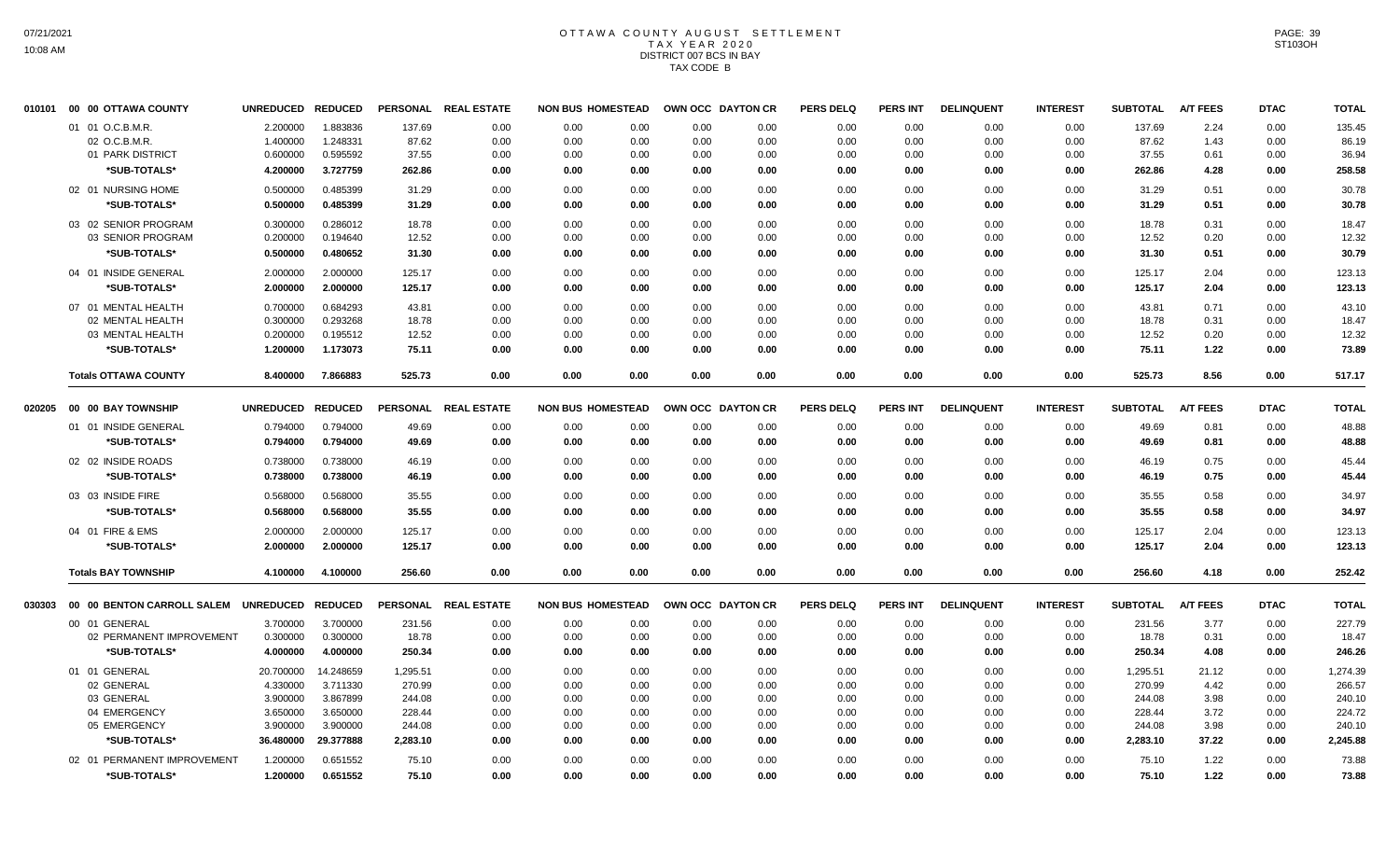# OTTAWA COUNTY AUGUST SETTLEMENT
## TAX YEAR 2020
## DISTRICT 007 BCS IN BAY
## TAX CODE B

| 010101 | 00 00 OTTAWA COUNTY | UNREDUCED | REDUCED | PERSONAL | REAL ESTATE | NON BUS | HOMESTEAD | OWN OCC | DAYTON CR | PERS DELQ | PERS INT | DELINQUENT | INTEREST | SUBTOTAL | A/T FEES | DTAC | TOTAL |
|---|---|---|---|---|---|---|---|---|---|---|---|---|---|---|---|---|---|
| | 01 01 O.C.B.M.R. | 2.200000 | 1.883836 | 137.69 | 0.00 | 0.00 | 0.00 | 0.00 | 0.00 | 0.00 | 0.00 | 0.00 | 0.00 | 137.69 | 2.24 | 0.00 | 135.45 |
| | 02 O.C.B.M.R. | 1.400000 | 1.248331 | 87.62 | 0.00 | 0.00 | 0.00 | 0.00 | 0.00 | 0.00 | 0.00 | 0.00 | 0.00 | 87.62 | 1.43 | 0.00 | 86.19 |
| | 01 PARK DISTRICT | 0.600000 | 0.595592 | 37.55 | 0.00 | 0.00 | 0.00 | 0.00 | 0.00 | 0.00 | 0.00 | 0.00 | 0.00 | 37.55 | 0.61 | 0.00 | 36.94 |
| | **\*SUB-TOTALS\*** | **4.200000** | **3.727759** | **262.86** | **0.00** | **0.00** | **0.00** | **0.00** | **0.00** | **0.00** | **0.00** | **0.00** | **0.00** | **262.86** | **4.28** | **0.00** | **258.58** |
| | 02 01 NURSING HOME | 0.500000 | 0.485399 | 31.29 | 0.00 | 0.00 | 0.00 | 0.00 | 0.00 | 0.00 | 0.00 | 0.00 | 0.00 | 31.29 | 0.51 | 0.00 | 30.78 |
| | **\*SUB-TOTALS\*** | **0.500000** | **0.485399** | **31.29** | **0.00** | **0.00** | **0.00** | **0.00** | **0.00** | **0.00** | **0.00** | **0.00** | **0.00** | **31.29** | **0.51** | **0.00** | **30.78** |
| | 03 02 SENIOR PROGRAM | 0.300000 | 0.286012 | 18.78 | 0.00 | 0.00 | 0.00 | 0.00 | 0.00 | 0.00 | 0.00 | 0.00 | 0.00 | 18.78 | 0.31 | 0.00 | 18.47 |
| | 03 SENIOR PROGRAM | 0.200000 | 0.194640 | 12.52 | 0.00 | 0.00 | 0.00 | 0.00 | 0.00 | 0.00 | 0.00 | 0.00 | 0.00 | 12.52 | 0.20 | 0.00 | 12.32 |
| | **\*SUB-TOTALS\*** | **0.500000** | **0.480652** | **31.30** | **0.00** | **0.00** | **0.00** | **0.00** | **0.00** | **0.00** | **0.00** | **0.00** | **0.00** | **31.30** | **0.51** | **0.00** | **30.79** |
| | 04 01 INSIDE GENERAL | 2.000000 | 2.000000 | 125.17 | 0.00 | 0.00 | 0.00 | 0.00 | 0.00 | 0.00 | 0.00 | 0.00 | 0.00 | 125.17 | 2.04 | 0.00 | 123.13 |
| | **\*SUB-TOTALS\*** | **2.000000** | **2.000000** | **125.17** | **0.00** | **0.00** | **0.00** | **0.00** | **0.00** | **0.00** | **0.00** | **0.00** | **0.00** | **125.17** | **2.04** | **0.00** | **123.13** |
| | 07 01 MENTAL HEALTH | 0.700000 | 0.684293 | 43.81 | 0.00 | 0.00 | 0.00 | 0.00 | 0.00 | 0.00 | 0.00 | 0.00 | 0.00 | 43.81 | 0.71 | 0.00 | 43.10 |
| | 02 MENTAL HEALTH | 0.300000 | 0.293268 | 18.78 | 0.00 | 0.00 | 0.00 | 0.00 | 0.00 | 0.00 | 0.00 | 0.00 | 0.00 | 18.78 | 0.31 | 0.00 | 18.47 |
| | 03 MENTAL HEALTH | 0.200000 | 0.195512 | 12.52 | 0.00 | 0.00 | 0.00 | 0.00 | 0.00 | 0.00 | 0.00 | 0.00 | 0.00 | 12.52 | 0.20 | 0.00 | 12.32 |
| | **\*SUB-TOTALS\*** | **1.200000** | **1.173073** | **75.11** | **0.00** | **0.00** | **0.00** | **0.00** | **0.00** | **0.00** | **0.00** | **0.00** | **0.00** | **75.11** | **1.22** | **0.00** | **73.89** |
| | **Totals OTTAWA COUNTY** | **8.400000** | **7.866883** | **525.73** | **0.00** | **0.00** | **0.00** | **0.00** | **0.00** | **0.00** | **0.00** | **0.00** | **0.00** | **525.73** | **8.56** | **0.00** | **517.17** |

| 020205 | 00 00 BAY TOWNSHIP | UNREDUCED | REDUCED | PERSONAL | REAL ESTATE | NON BUS | HOMESTEAD | OWN OCC | DAYTON CR | PERS DELQ | PERS INT | DELINQUENT | INTEREST | SUBTOTAL | A/T FEES | DTAC | TOTAL |
|---|---|---|---|---|---|---|---|---|---|---|---|---|---|---|---|---|---|
| | 01 01 INSIDE GENERAL | 0.794000 | 0.794000 | 49.69 | 0.00 | 0.00 | 0.00 | 0.00 | 0.00 | 0.00 | 0.00 | 0.00 | 0.00 | 49.69 | 0.81 | 0.00 | 48.88 |
| | **\*SUB-TOTALS\*** | **0.794000** | **0.794000** | **49.69** | **0.00** | **0.00** | **0.00** | **0.00** | **0.00** | **0.00** | **0.00** | **0.00** | **0.00** | **49.69** | **0.81** | **0.00** | **48.88** |
| | 02 02 INSIDE ROADS | 0.738000 | 0.738000 | 46.19 | 0.00 | 0.00 | 0.00 | 0.00 | 0.00 | 0.00 | 0.00 | 0.00 | 0.00 | 46.19 | 0.75 | 0.00 | 45.44 |
| | **\*SUB-TOTALS\*** | **0.738000** | **0.738000** | **46.19** | **0.00** | **0.00** | **0.00** | **0.00** | **0.00** | **0.00** | **0.00** | **0.00** | **0.00** | **46.19** | **0.75** | **0.00** | **45.44** |
| | 03 03 INSIDE FIRE | 0.568000 | 0.568000 | 35.55 | 0.00 | 0.00 | 0.00 | 0.00 | 0.00 | 0.00 | 0.00 | 0.00 | 0.00 | 35.55 | 0.58 | 0.00 | 34.97 |
| | **\*SUB-TOTALS\*** | **0.568000** | **0.568000** | **35.55** | **0.00** | **0.00** | **0.00** | **0.00** | **0.00** | **0.00** | **0.00** | **0.00** | **0.00** | **35.55** | **0.58** | **0.00** | **34.97** |
| | 04 01 FIRE & EMS | 2.000000 | 2.000000 | 125.17 | 0.00 | 0.00 | 0.00 | 0.00 | 0.00 | 0.00 | 0.00 | 0.00 | 0.00 | 125.17 | 2.04 | 0.00 | 123.13 |
| | **\*SUB-TOTALS\*** | **2.000000** | **2.000000** | **125.17** | **0.00** | **0.00** | **0.00** | **0.00** | **0.00** | **0.00** | **0.00** | **0.00** | **0.00** | **125.17** | **2.04** | **0.00** | **123.13** |
| | **Totals BAY TOWNSHIP** | **4.100000** | **4.100000** | **256.60** | **0.00** | **0.00** | **0.00** | **0.00** | **0.00** | **0.00** | **0.00** | **0.00** | **0.00** | **256.60** | **4.18** | **0.00** | **252.42** |

| 030303 | 00 00 BENTON CARROLL SALEM | UNREDUCED | REDUCED | PERSONAL | REAL ESTATE | NON BUS | HOMESTEAD | OWN OCC | DAYTON CR | PERS DELQ | PERS INT | DELINQUENT | INTEREST | SUBTOTAL | A/T FEES | DTAC | TOTAL |
|---|---|---|---|---|---|---|---|---|---|---|---|---|---|---|---|---|---|
| | 00 01 GENERAL | 3.700000 | 3.700000 | 231.56 | 0.00 | 0.00 | 0.00 | 0.00 | 0.00 | 0.00 | 0.00 | 0.00 | 0.00 | 231.56 | 3.77 | 0.00 | 227.79 |
| | 02 PERMANENT IMPROVEMENT | 0.300000 | 0.300000 | 18.78 | 0.00 | 0.00 | 0.00 | 0.00 | 0.00 | 0.00 | 0.00 | 0.00 | 0.00 | 18.78 | 0.31 | 0.00 | 18.47 |
| | **\*SUB-TOTALS\*** | **4.000000** | **4.000000** | **250.34** | **0.00** | **0.00** | **0.00** | **0.00** | **0.00** | **0.00** | **0.00** | **0.00** | **0.00** | **250.34** | **4.08** | **0.00** | **246.26** |
| | 01 01 GENERAL | 20.700000 | 14.248659 | 1,295.51 | 0.00 | 0.00 | 0.00 | 0.00 | 0.00 | 0.00 | 0.00 | 0.00 | 0.00 | 1,295.51 | 21.12 | 0.00 | 1,274.39 |
| | 02 GENERAL | 4.330000 | 3.711330 | 270.99 | 0.00 | 0.00 | 0.00 | 0.00 | 0.00 | 0.00 | 0.00 | 0.00 | 0.00 | 270.99 | 4.42 | 0.00 | 266.57 |
| | 03 GENERAL | 3.900000 | 3.867899 | 244.08 | 0.00 | 0.00 | 0.00 | 0.00 | 0.00 | 0.00 | 0.00 | 0.00 | 0.00 | 244.08 | 3.98 | 0.00 | 240.10 |
| | 04 EMERGENCY | 3.650000 | 3.650000 | 228.44 | 0.00 | 0.00 | 0.00 | 0.00 | 0.00 | 0.00 | 0.00 | 0.00 | 0.00 | 228.44 | 3.72 | 0.00 | 224.72 |
| | 05 EMERGENCY | 3.900000 | 3.900000 | 244.08 | 0.00 | 0.00 | 0.00 | 0.00 | 0.00 | 0.00 | 0.00 | 0.00 | 0.00 | 244.08 | 3.98 | 0.00 | 240.10 |
| | **\*SUB-TOTALS\*** | **36.480000** | **29.377888** | **2,283.10** | **0.00** | **0.00** | **0.00** | **0.00** | **0.00** | **0.00** | **0.00** | **0.00** | **0.00** | **2,283.10** | **37.22** | **0.00** | **2,245.88** |
| | 02 01 PERMANENT IMPROVEMENT | 1.200000 | 0.651552 | 75.10 | 0.00 | 0.00 | 0.00 | 0.00 | 0.00 | 0.00 | 0.00 | 0.00 | 0.00 | 75.10 | 1.22 | 0.00 | 73.88 |
| | **\*SUB-TOTALS\*** | **1.200000** | **0.651552** | **75.10** | **0.00** | **0.00** | **0.00** | **0.00** | **0.00** | **0.00** | **0.00** | **0.00** | **0.00** | **75.10** | **1.22** | **0.00** | **73.88** |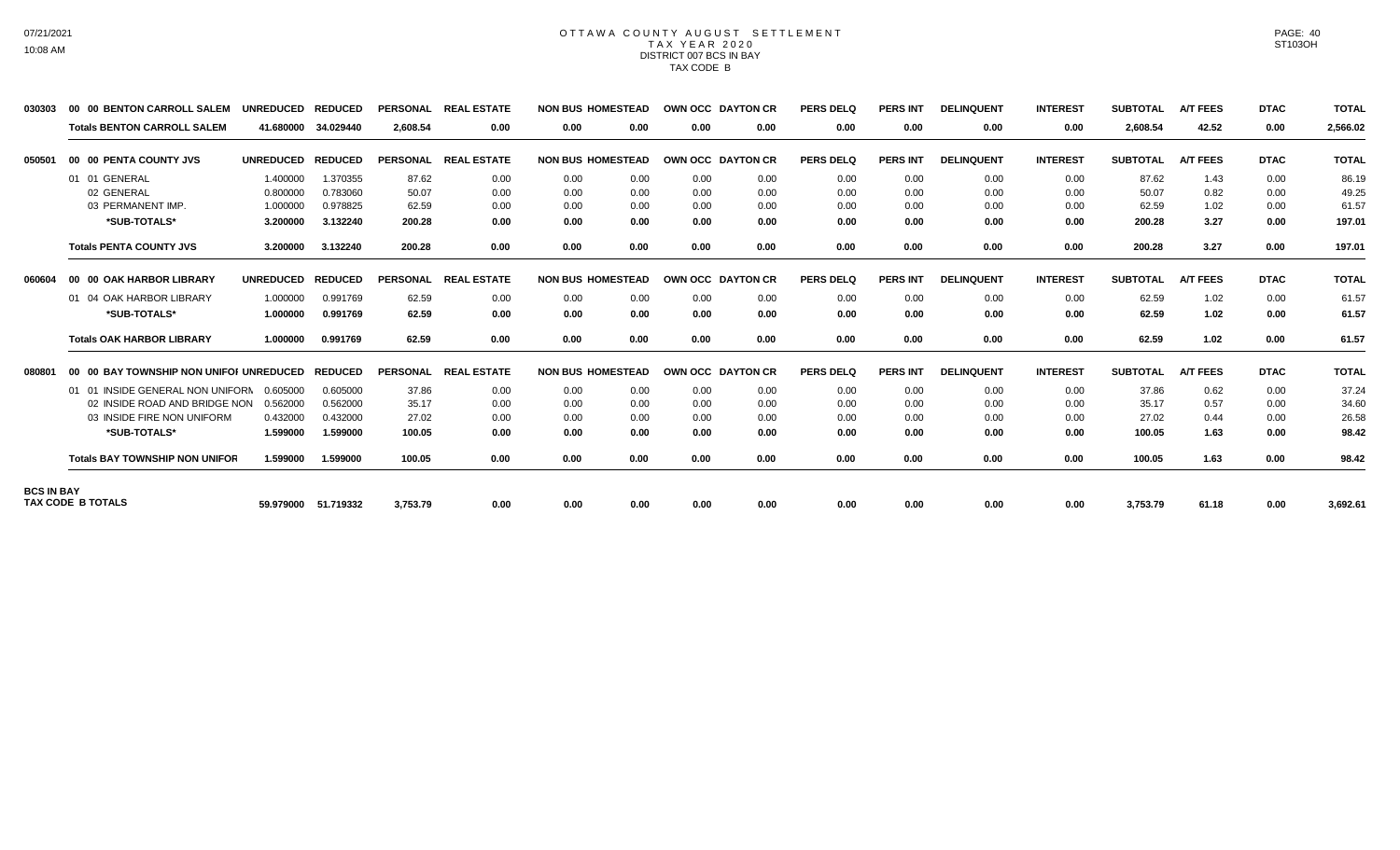# OTTAWA COUNTY AUGUST SETTLEMENT
## TAX YEAR 2020
### DISTRICT 007 BCS IN BAY
### TAX CODE B

| | | UNREDUCED | REDUCED | PERSONAL | REAL ESTATE | NON BUS | HOMESTEAD | OWN OCC | DAYTON CR | PERS DELQ | PERS INT | DELINQUENT | INTEREST | SUBTOTAL | A/T FEES | DTAC | TOTAL |
|---|---|---|---|---|---|---|---|---|---|---|---|---|---|---|---|---|---|
| 030303 | 00 00 BENTON CARROLL SALEM | | | | | | | | | | | | | | | | |
| | **Totals BENTON CARROLL SALEM** | **41.680000** | **34.029440** | **2,608.54** | **0.00** | **0.00** | **0.00** | **0.00** | **0.00** | **0.00** | **0.00** | **0.00** | **0.00** | **2,608.54** | **42.52** | **0.00** | **2,566.02** |
| 050501 | 00 00 PENTA COUNTY JVS | | | | | | | | | | | | | | | | |
| | 01 01 GENERAL | 1.400000 | 1.370355 | 87.62 | 0.00 | 0.00 | 0.00 | 0.00 | 0.00 | 0.00 | 0.00 | 0.00 | 0.00 | 87.62 | 1.43 | 0.00 | 86.19 |
| | 02 GENERAL | 0.800000 | 0.783060 | 50.07 | 0.00 | 0.00 | 0.00 | 0.00 | 0.00 | 0.00 | 0.00 | 0.00 | 0.00 | 50.07 | 0.82 | 0.00 | 49.25 |
| | 03 PERMANENT IMP. | 1.000000 | 0.978825 | 62.59 | 0.00 | 0.00 | 0.00 | 0.00 | 0.00 | 0.00 | 0.00 | 0.00 | 0.00 | 62.59 | 1.02 | 0.00 | 61.57 |
| | **\*SUB-TOTALS\*** | **3.200000** | **3.132240** | **200.28** | **0.00** | **0.00** | **0.00** | **0.00** | **0.00** | **0.00** | **0.00** | **0.00** | **0.00** | **200.28** | **3.27** | **0.00** | **197.01** |
| | **Totals PENTA COUNTY JVS** | **3.200000** | **3.132240** | **200.28** | **0.00** | **0.00** | **0.00** | **0.00** | **0.00** | **0.00** | **0.00** | **0.00** | **0.00** | **200.28** | **3.27** | **0.00** | **197.01** |
| 060604 | 00 00 OAK HARBOR LIBRARY | | | | | | | | | | | | | | | | |
| | 01 04 OAK HARBOR LIBRARY | 1.000000 | 0.991769 | 62.59 | 0.00 | 0.00 | 0.00 | 0.00 | 0.00 | 0.00 | 0.00 | 0.00 | 0.00 | 62.59 | 1.02 | 0.00 | 61.57 |
| | **\*SUB-TOTALS\*** | **1.000000** | **0.991769** | **62.59** | **0.00** | **0.00** | **0.00** | **0.00** | **0.00** | **0.00** | **0.00** | **0.00** | **0.00** | **62.59** | **1.02** | **0.00** | **61.57** |
| | **Totals OAK HARBOR LIBRARY** | **1.000000** | **0.991769** | **62.59** | **0.00** | **0.00** | **0.00** | **0.00** | **0.00** | **0.00** | **0.00** | **0.00** | **0.00** | **62.59** | **1.02** | **0.00** | **61.57** |
| 080801 | 00 00 BAY TOWNSHIP NON UNIFOI | | | | | | | | | | | | | | | | |
| | 01 01 INSIDE GENERAL NON UNIFORM | 0.605000 | 0.605000 | 37.86 | 0.00 | 0.00 | 0.00 | 0.00 | 0.00 | 0.00 | 0.00 | 0.00 | 0.00 | 37.86 | 0.62 | 0.00 | 37.24 |
| | 02 INSIDE ROAD AND BRIDGE NON | 0.562000 | 0.562000 | 35.17 | 0.00 | 0.00 | 0.00 | 0.00 | 0.00 | 0.00 | 0.00 | 0.00 | 0.00 | 35.17 | 0.57 | 0.00 | 34.60 |
| | 03 INSIDE FIRE NON UNIFORM | 0.432000 | 0.432000 | 27.02 | 0.00 | 0.00 | 0.00 | 0.00 | 0.00 | 0.00 | 0.00 | 0.00 | 0.00 | 27.02 | 0.44 | 0.00 | 26.58 |
| | **\*SUB-TOTALS\*** | **1.599000** | **1.599000** | **100.05** | **0.00** | **0.00** | **0.00** | **0.00** | **0.00** | **0.00** | **0.00** | **0.00** | **0.00** | **100.05** | **1.63** | **0.00** | **98.42** |
| | **Totals BAY TOWNSHIP NON UNIFOR** | **1.599000** | **1.599000** | **100.05** | **0.00** | **0.00** | **0.00** | **0.00** | **0.00** | **0.00** | **0.00** | **0.00** | **0.00** | **100.05** | **1.63** | **0.00** | **98.42** |
| **BCS IN BAY TAX CODE B TOTALS** | | **59.979000** | **51.719332** | **3,753.79** | **0.00** | **0.00** | **0.00** | **0.00** | **0.00** | **0.00** | **0.00** | **0.00** | **0.00** | **3,753.79** | **61.18** | **0.00** | **3,692.61** |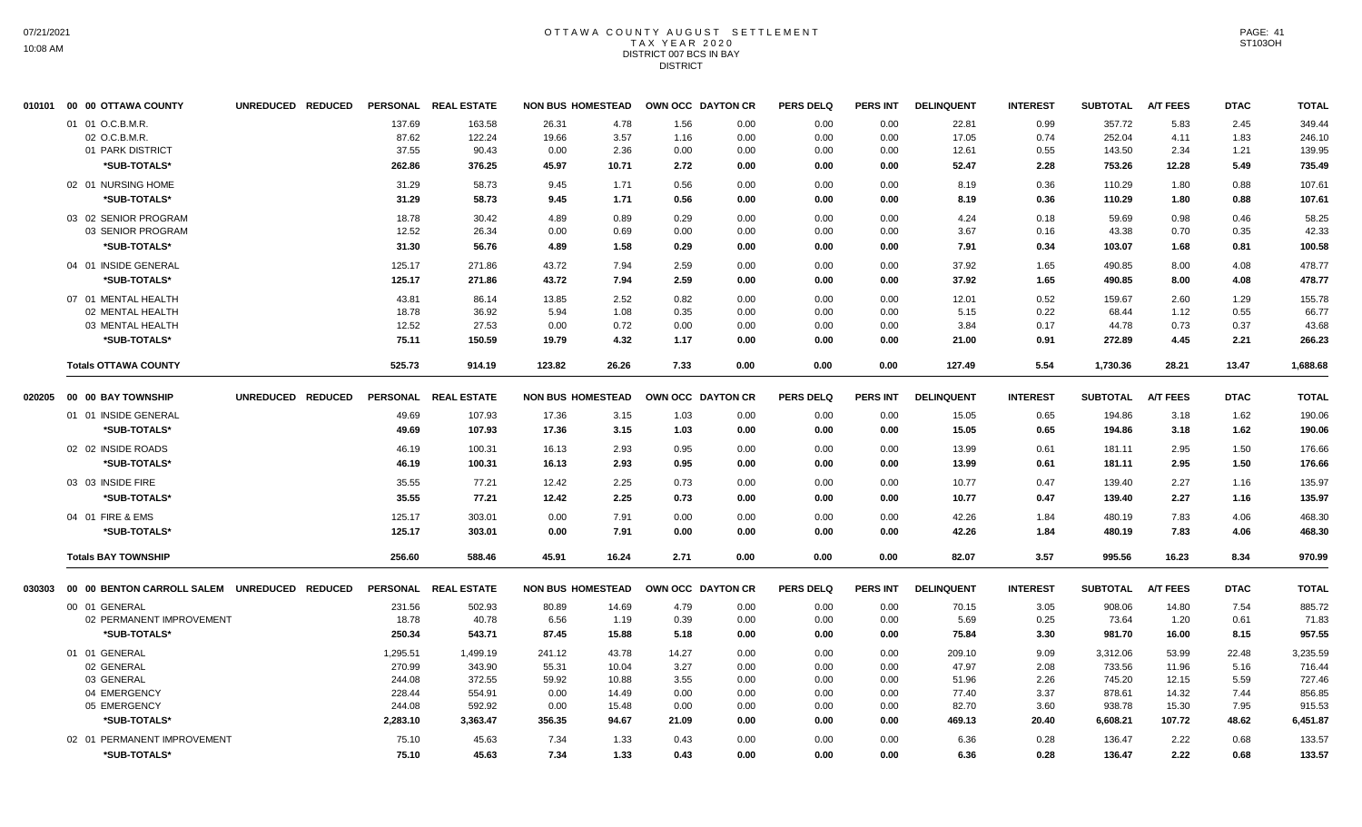# OTTAWA COUNTY AUGUST SETTLEMENT
## TAX YEAR 2020
### DISTRICT 007 BCS IN BAY
### DISTRICT

| | | PERSONAL | REAL ESTATE | NON BUS | HOMESTEAD | OWN OCC | DAYTON CR | PERS DELQ | PERS INT | DELINQUENT | INTEREST | SUBTOTAL | A/T FEES | DTAC | TOTAL |
|---|---|---|---|---|---|---|---|---|---|---|---|---|---|---|---|
| 010101 | 00 00 OTTAWA COUNTY UNREDUCED REDUCED | | | | | | | | | | | | | | |
| | 01 01 O.C.B.M.R. | 137.69 | 163.58 | 26.31 | 4.78 | 1.56 | 0.00 | 0.00 | 0.00 | 22.81 | 0.99 | 357.72 | 5.83 | 2.45 | 349.44 |
| | 02 O.C.B.M.R. | 87.62 | 122.24 | 19.66 | 3.57 | 1.16 | 0.00 | 0.00 | 0.00 | 17.05 | 0.74 | 252.04 | 4.11 | 1.83 | 246.10 |
| | 01 PARK DISTRICT | 37.55 | 90.43 | 0.00 | 2.36 | 0.00 | 0.00 | 0.00 | 0.00 | 12.61 | 0.55 | 143.50 | 2.34 | 1.21 | 139.95 |
| | *SUB-TOTALS* | 262.86 | 376.25 | 45.97 | 10.71 | 2.72 | 0.00 | 0.00 | 0.00 | 52.47 | 2.28 | 753.26 | 12.28 | 5.49 | 735.49 |
| | 02 01 NURSING HOME | 31.29 | 58.73 | 9.45 | 1.71 | 0.56 | 0.00 | 0.00 | 0.00 | 8.19 | 0.36 | 110.29 | 1.80 | 0.88 | 107.61 |
| | *SUB-TOTALS* | 31.29 | 58.73 | 9.45 | 1.71 | 0.56 | 0.00 | 0.00 | 0.00 | 8.19 | 0.36 | 110.29 | 1.80 | 0.88 | 107.61 |
| | 03 02 SENIOR PROGRAM | 18.78 | 30.42 | 4.89 | 0.89 | 0.29 | 0.00 | 0.00 | 0.00 | 4.24 | 0.18 | 59.69 | 0.98 | 0.46 | 58.25 |
| | 03 SENIOR PROGRAM | 12.52 | 26.34 | 0.00 | 0.69 | 0.00 | 0.00 | 0.00 | 0.00 | 3.67 | 0.16 | 43.38 | 0.70 | 0.35 | 42.33 |
| | *SUB-TOTALS* | 31.30 | 56.76 | 4.89 | 1.58 | 0.29 | 0.00 | 0.00 | 0.00 | 7.91 | 0.34 | 103.07 | 1.68 | 0.81 | 100.58 |
| | 04 01 INSIDE GENERAL | 125.17 | 271.86 | 43.72 | 7.94 | 2.59 | 0.00 | 0.00 | 0.00 | 37.92 | 1.65 | 490.85 | 8.00 | 4.08 | 478.77 |
| | *SUB-TOTALS* | 125.17 | 271.86 | 43.72 | 7.94 | 2.59 | 0.00 | 0.00 | 0.00 | 37.92 | 1.65 | 490.85 | 8.00 | 4.08 | 478.77 |
| | 07 01 MENTAL HEALTH | 43.81 | 86.14 | 13.85 | 2.52 | 0.82 | 0.00 | 0.00 | 0.00 | 12.01 | 0.52 | 159.67 | 2.60 | 1.29 | 155.78 |
| | 02 MENTAL HEALTH | 18.78 | 36.92 | 5.94 | 1.08 | 0.35 | 0.00 | 0.00 | 0.00 | 5.15 | 0.22 | 68.44 | 1.12 | 0.55 | 66.77 |
| | 03 MENTAL HEALTH | 12.52 | 27.53 | 0.00 | 0.72 | 0.00 | 0.00 | 0.00 | 0.00 | 3.84 | 0.17 | 44.78 | 0.73 | 0.37 | 43.68 |
| | *SUB-TOTALS* | 75.11 | 150.59 | 19.79 | 4.32 | 1.17 | 0.00 | 0.00 | 0.00 | 21.00 | 0.91 | 272.89 | 4.45 | 2.21 | 266.23 |
| | **Totals OTTAWA COUNTY** | 525.73 | 914.19 | 123.82 | 26.26 | 7.33 | 0.00 | 0.00 | 0.00 | 127.49 | 5.54 | 1,730.36 | 28.21 | 13.47 | 1,688.68 |
| 020205 | 00 00 BAY TOWNSHIP UNREDUCED REDUCED | | | | | | | | | | | | | | |
| | 01 01 INSIDE GENERAL | 49.69 | 107.93 | 17.36 | 3.15 | 1.03 | 0.00 | 0.00 | 0.00 | 15.05 | 0.65 | 194.86 | 3.18 | 1.62 | 190.06 |
| | *SUB-TOTALS* | 49.69 | 107.93 | 17.36 | 3.15 | 1.03 | 0.00 | 0.00 | 0.00 | 15.05 | 0.65 | 194.86 | 3.18 | 1.62 | 190.06 |
| | 02 02 INSIDE ROADS | 46.19 | 100.31 | 16.13 | 2.93 | 0.95 | 0.00 | 0.00 | 0.00 | 13.99 | 0.61 | 181.11 | 2.95 | 1.50 | 176.66 |
| | *SUB-TOTALS* | 46.19 | 100.31 | 16.13 | 2.93 | 0.95 | 0.00 | 0.00 | 0.00 | 13.99 | 0.61 | 181.11 | 2.95 | 1.50 | 176.66 |
| | 03 03 INSIDE FIRE | 35.55 | 77.21 | 12.42 | 2.25 | 0.73 | 0.00 | 0.00 | 0.00 | 10.77 | 0.47 | 139.40 | 2.27 | 1.16 | 135.97 |
| | *SUB-TOTALS* | 35.55 | 77.21 | 12.42 | 2.25 | 0.73 | 0.00 | 0.00 | 0.00 | 10.77 | 0.47 | 139.40 | 2.27 | 1.16 | 135.97 |
| | 04 01 FIRE & EMS | 125.17 | 303.01 | 0.00 | 7.91 | 0.00 | 0.00 | 0.00 | 0.00 | 42.26 | 1.84 | 480.19 | 7.83 | 4.06 | 468.30 |
| | *SUB-TOTALS* | 125.17 | 303.01 | 0.00 | 7.91 | 0.00 | 0.00 | 0.00 | 0.00 | 42.26 | 1.84 | 480.19 | 7.83 | 4.06 | 468.30 |
| | **Totals BAY TOWNSHIP** | 256.60 | 588.46 | 45.91 | 16.24 | 2.71 | 0.00 | 0.00 | 0.00 | 82.07 | 3.57 | 995.56 | 16.23 | 8.34 | 970.99 |
| 030303 | 00 00 BENTON CARROLL SALEM UNREDUCED REDUCED | | | | | | | | | | | | | | |
| | 00 01 GENERAL | 231.56 | 502.93 | 80.89 | 14.69 | 4.79 | 0.00 | 0.00 | 0.00 | 70.15 | 3.05 | 908.06 | 14.80 | 7.54 | 885.72 |
| | 02 PERMANENT IMPROVEMENT | 18.78 | 40.78 | 6.56 | 1.19 | 0.39 | 0.00 | 0.00 | 0.00 | 5.69 | 0.25 | 73.64 | 1.20 | 0.61 | 71.83 |
| | *SUB-TOTALS* | 250.34 | 543.71 | 87.45 | 15.88 | 5.18 | 0.00 | 0.00 | 0.00 | 75.84 | 3.30 | 981.70 | 16.00 | 8.15 | 957.55 |
| | 01 01 GENERAL | 1,295.51 | 1,499.19 | 241.12 | 43.78 | 14.27 | 0.00 | 0.00 | 0.00 | 209.10 | 9.09 | 3,312.06 | 53.99 | 22.48 | 3,235.59 |
| | 02 GENERAL | 270.99 | 343.90 | 55.31 | 10.04 | 3.27 | 0.00 | 0.00 | 0.00 | 47.97 | 2.08 | 733.56 | 11.96 | 5.16 | 716.44 |
| | 03 GENERAL | 244.08 | 372.55 | 59.92 | 10.88 | 3.55 | 0.00 | 0.00 | 0.00 | 51.96 | 2.26 | 745.20 | 12.15 | 5.59 | 727.46 |
| | 04 EMERGENCY | 228.44 | 554.91 | 0.00 | 14.49 | 0.00 | 0.00 | 0.00 | 0.00 | 77.40 | 3.37 | 878.61 | 14.32 | 7.44 | 856.85 |
| | 05 EMERGENCY | 244.08 | 592.92 | 0.00 | 15.48 | 0.00 | 0.00 | 0.00 | 0.00 | 82.70 | 3.60 | 938.78 | 15.30 | 7.95 | 915.53 |
| | *SUB-TOTALS* | 2,283.10 | 3,363.47 | 356.35 | 94.67 | 21.09 | 0.00 | 0.00 | 0.00 | 469.13 | 20.40 | 6,608.21 | 107.72 | 48.62 | 6,451.87 |
| | 02 01 PERMANENT IMPROVEMENT | 75.10 | 45.63 | 7.34 | 1.33 | 0.43 | 0.00 | 0.00 | 0.00 | 6.36 | 0.28 | 136.47 | 2.22 | 0.68 | 133.57 |
| | *SUB-TOTALS* | 75.10 | 45.63 | 7.34 | 1.33 | 0.43 | 0.00 | 0.00 | 0.00 | 6.36 | 0.28 | 136.47 | 2.22 | 0.68 | 133.57 |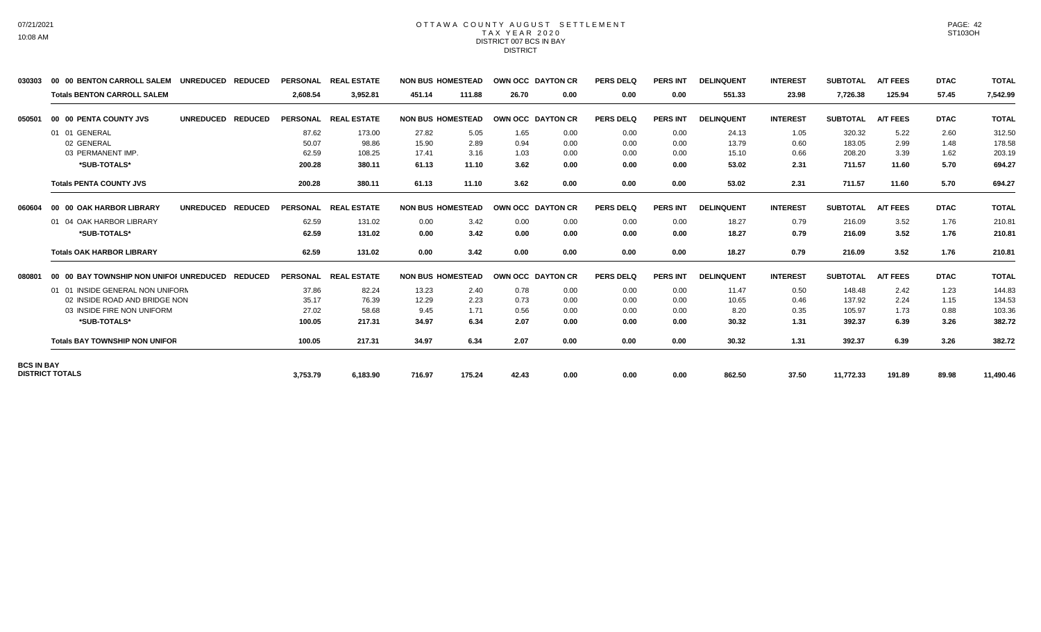# OTTAWA COUNTY AUGUST SETTLEMENT
## TAX YEAR 2020
### DISTRICT 007 BCS IN BAY
### DISTRICT

| | | | | PERSONAL | REAL ESTATE | NON BUS | HOMESTEAD | OWN OCC | DAYTON CR | PERS DELQ | PERS INT | DELINQUENT | INTEREST | SUBTOTAL | A/T FEES | DTAC | TOTAL |
|---|---|---|---|---|---|---|---|---|---|---|---|---|---|---|---|---|---|
| 030303 | 00 00 BENTON CARROLL SALEM | UNREDUCED | REDUCED | PERSONAL | REAL ESTATE | NON BUS | HOMESTEAD | OWN OCC | DAYTON CR | PERS DELQ | PERS INT | DELINQUENT | INTEREST | SUBTOTAL | A/T FEES | DTAC | TOTAL |
| | **Totals BENTON CARROLL SALEM** | | | **2,608.54** | **3,952.81** | **451.14** | **111.88** | **26.70** | **0.00** | **0.00** | **0.00** | **551.33** | **23.98** | **7,726.38** | **125.94** | **57.45** | **7,542.99** |
| 050501 | 00 00 PENTA COUNTY JVS | UNREDUCED | REDUCED | PERSONAL | REAL ESTATE | NON BUS | HOMESTEAD | OWN OCC | DAYTON CR | PERS DELQ | PERS INT | DELINQUENT | INTEREST | SUBTOTAL | A/T FEES | DTAC | TOTAL |
| | 01 01 GENERAL | | | 87.62 | 173.00 | 27.82 | 5.05 | 1.65 | 0.00 | 0.00 | 0.00 | 24.13 | 1.05 | 320.32 | 5.22 | 2.60 | 312.50 |
| | 02 GENERAL | | | 50.07 | 98.86 | 15.90 | 2.89 | 0.94 | 0.00 | 0.00 | 0.00 | 13.79 | 0.60 | 183.05 | 2.99 | 1.48 | 178.58 |
| | 03 PERMANENT IMP. | | | 62.59 | 108.25 | 17.41 | 3.16 | 1.03 | 0.00 | 0.00 | 0.00 | 15.10 | 0.66 | 208.20 | 3.39 | 1.62 | 203.19 |
| | **\*SUB-TOTALS\*** | | | **200.28** | **380.11** | **61.13** | **11.10** | **3.62** | **0.00** | **0.00** | **0.00** | **53.02** | **2.31** | **711.57** | **11.60** | **5.70** | **694.27** |
| | **Totals PENTA COUNTY JVS** | | | **200.28** | **380.11** | **61.13** | **11.10** | **3.62** | **0.00** | **0.00** | **0.00** | **53.02** | **2.31** | **711.57** | **11.60** | **5.70** | **694.27** |
| 060604 | 00 00 OAK HARBOR LIBRARY | UNREDUCED | REDUCED | PERSONAL | REAL ESTATE | NON BUS | HOMESTEAD | OWN OCC | DAYTON CR | PERS DELQ | PERS INT | DELINQUENT | INTEREST | SUBTOTAL | A/T FEES | DTAC | TOTAL |
| | 01 04 OAK HARBOR LIBRARY | | | 62.59 | 131.02 | 0.00 | 3.42 | 0.00 | 0.00 | 0.00 | 0.00 | 18.27 | 0.79 | 216.09 | 3.52 | 1.76 | 210.81 |
| | **\*SUB-TOTALS\*** | | | **62.59** | **131.02** | **0.00** | **3.42** | **0.00** | **0.00** | **0.00** | **0.00** | **18.27** | **0.79** | **216.09** | **3.52** | **1.76** | **210.81** |
| | **Totals OAK HARBOR LIBRARY** | | | **62.59** | **131.02** | **0.00** | **3.42** | **0.00** | **0.00** | **0.00** | **0.00** | **18.27** | **0.79** | **216.09** | **3.52** | **1.76** | **210.81** |
| 080801 | 00 00 BAY TOWNSHIP NON UNIFOI | UNREDUCED | REDUCED | PERSONAL | REAL ESTATE | NON BUS | HOMESTEAD | OWN OCC | DAYTON CR | PERS DELQ | PERS INT | DELINQUENT | INTEREST | SUBTOTAL | A/T FEES | DTAC | TOTAL |
| | 01 01 INSIDE GENERAL NON UNIFORN | | | 37.86 | 82.24 | 13.23 | 2.40 | 0.78 | 0.00 | 0.00 | 0.00 | 11.47 | 0.50 | 148.48 | 2.42 | 1.23 | 144.83 |
| | 02 INSIDE ROAD AND BRIDGE NON | | | 35.17 | 76.39 | 12.29 | 2.23 | 0.73 | 0.00 | 0.00 | 0.00 | 10.65 | 0.46 | 137.92 | 2.24 | 1.15 | 134.53 |
| | 03 INSIDE FIRE NON UNIFORM | | | 27.02 | 58.68 | 9.45 | 1.71 | 0.56 | 0.00 | 0.00 | 0.00 | 8.20 | 0.35 | 105.97 | 1.73 | 0.88 | 103.36 |
| | **\*SUB-TOTALS\*** | | | **100.05** | **217.31** | **34.97** | **6.34** | **2.07** | **0.00** | **0.00** | **0.00** | **30.32** | **1.31** | **392.37** | **6.39** | **3.26** | **382.72** |
| | **Totals BAY TOWNSHIP NON UNIFOR** | | | **100.05** | **217.31** | **34.97** | **6.34** | **2.07** | **0.00** | **0.00** | **0.00** | **30.32** | **1.31** | **392.37** | **6.39** | **3.26** | **382.72** |
| **BCS IN BAY DISTRICT TOTALS** | | | | **3,753.79** | **6,183.90** | **716.97** | **175.24** | **42.43** | **0.00** | **0.00** | **0.00** | **862.50** | **37.50** | **11,772.33** | **191.89** | **89.98** | **11,490.46** |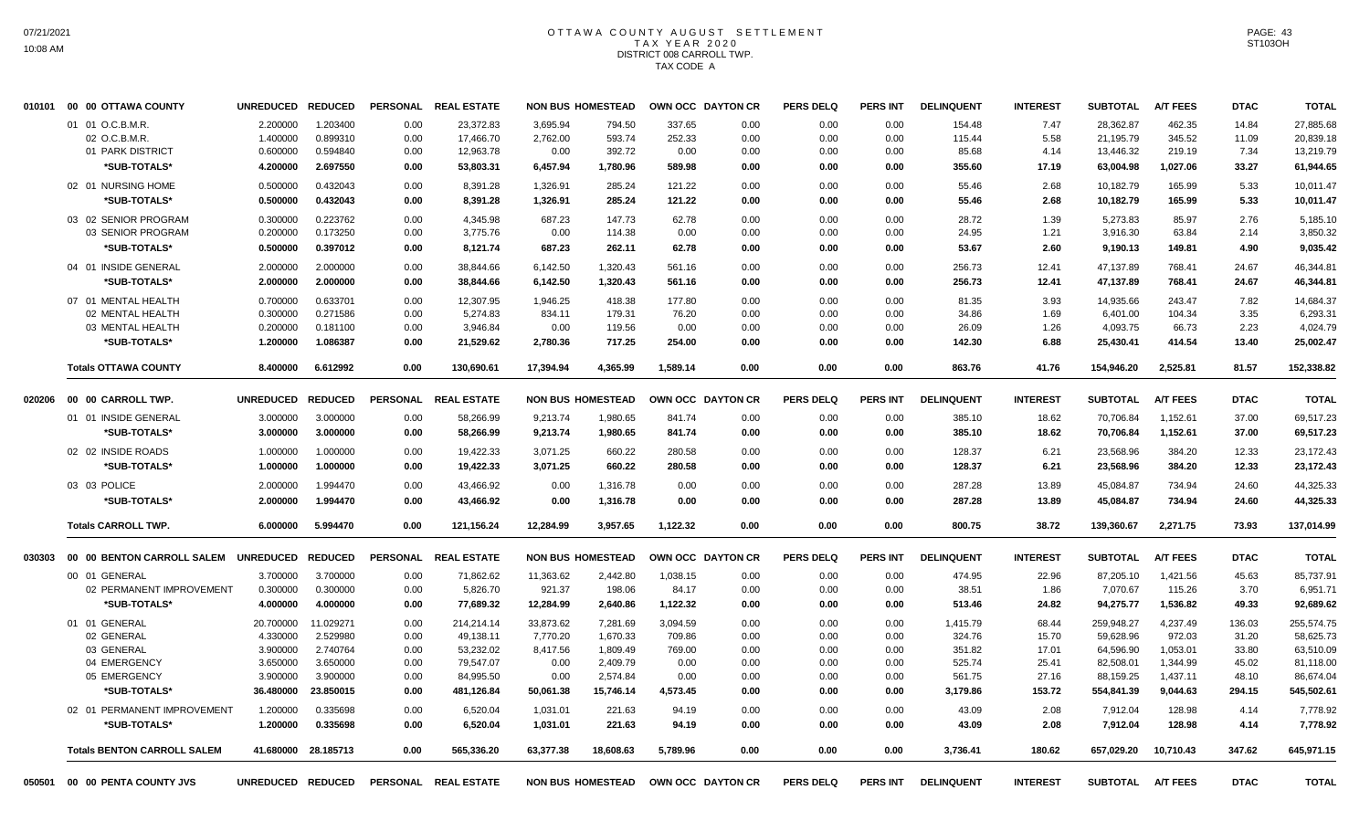# OTTAWA COUNTY AUGUST SETTLEMENT
## TAX YEAR 2020
## DISTRICT 008 CARROLL TWP.
## TAX CODE A

| | | UNREDUCED | REDUCED | PERSONAL | REAL ESTATE | NON BUS | HOMESTEAD | OWN OCC | DAYTON CR | PERS DELQ | PERS INT | DELINQUENT | INTEREST | SUBTOTAL | A/T FEES | DTAC | TOTAL |
|---|---|---|---|---|---|---|---|---|---|---|---|---|---|---|---|---|---|
| 010101 | 00 00 OTTAWA COUNTY | | | | | | | | | | | | | | | | |
| | 01 01 O.C.B.M.R. | 2.200000 | 1.203400 | 0.00 | 23,372.83 | 3,695.94 | 794.50 | 337.65 | 0.00 | 0.00 | 0.00 | 154.48 | 7.47 | 28,362.87 | 462.35 | 14.84 | 27,885.68 |
| | 02 O.C.B.M.R. | 1.400000 | 0.899310 | 0.00 | 17,466.70 | 2,762.00 | 593.74 | 252.33 | 0.00 | 0.00 | 0.00 | 115.44 | 5.58 | 21,195.79 | 345.52 | 11.09 | 20,839.18 |
| | 01 PARK DISTRICT | 0.600000 | 0.594840 | 0.00 | 12,963.78 | 0.00 | 392.72 | 0.00 | 0.00 | 0.00 | 0.00 | 85.68 | 4.14 | 13,446.32 | 219.19 | 7.34 | 13,219.79 |
| | *SUB-TOTALS* | 4.200000 | 2.697550 | 0.00 | 53,803.31 | 6,457.94 | 1,780.96 | 589.98 | 0.00 | 0.00 | 0.00 | 355.60 | 17.19 | 63,004.98 | 1,027.06 | 33.27 | 61,944.65 |
| | 02 01 NURSING HOME | 0.500000 | 0.432043 | 0.00 | 8,391.28 | 1,326.91 | 285.24 | 121.22 | 0.00 | 0.00 | 0.00 | 55.46 | 2.68 | 10,182.79 | 165.99 | 5.33 | 10,011.47 |
| | *SUB-TOTALS* | 0.500000 | 0.432043 | 0.00 | 8,391.28 | 1,326.91 | 285.24 | 121.22 | 0.00 | 0.00 | 0.00 | 55.46 | 2.68 | 10,182.79 | 165.99 | 5.33 | 10,011.47 |
| | 03 02 SENIOR PROGRAM | 0.300000 | 0.223762 | 0.00 | 4,345.98 | 687.23 | 147.73 | 62.78 | 0.00 | 0.00 | 0.00 | 28.72 | 1.39 | 5,273.83 | 85.97 | 2.76 | 5,185.10 |
| | 03 SENIOR PROGRAM | 0.200000 | 0.173250 | 0.00 | 3,775.76 | 0.00 | 114.38 | 0.00 | 0.00 | 0.00 | 0.00 | 24.95 | 1.21 | 3,916.30 | 63.84 | 2.14 | 3,850.32 |
| | *SUB-TOTALS* | 0.500000 | 0.397012 | 0.00 | 8,121.74 | 687.23 | 262.11 | 62.78 | 0.00 | 0.00 | 0.00 | 53.67 | 2.60 | 9,190.13 | 149.81 | 4.90 | 9,035.42 |
| | 04 01 INSIDE GENERAL | 2.000000 | 2.000000 | 0.00 | 38,844.66 | 6,142.50 | 1,320.43 | 561.16 | 0.00 | 0.00 | 0.00 | 256.73 | 12.41 | 47,137.89 | 768.41 | 24.67 | 46,344.81 |
| | *SUB-TOTALS* | 2.000000 | 2.000000 | 0.00 | 38,844.66 | 6,142.50 | 1,320.43 | 561.16 | 0.00 | 0.00 | 0.00 | 256.73 | 12.41 | 47,137.89 | 768.41 | 24.67 | 46,344.81 |
| | 07 01 MENTAL HEALTH | 0.700000 | 0.633701 | 0.00 | 12,307.95 | 1,946.25 | 418.38 | 177.80 | 0.00 | 0.00 | 0.00 | 81.35 | 3.93 | 14,935.66 | 243.47 | 7.82 | 14,684.37 |
| | 02 MENTAL HEALTH | 0.300000 | 0.271586 | 0.00 | 5,274.83 | 834.11 | 179.31 | 76.20 | 0.00 | 0.00 | 0.00 | 34.86 | 1.69 | 6,401.00 | 104.34 | 3.35 | 6,293.31 |
| | 03 MENTAL HEALTH | 0.200000 | 0.181100 | 0.00 | 3,946.84 | 0.00 | 119.56 | 0.00 | 0.00 | 0.00 | 0.00 | 26.09 | 1.26 | 4,093.75 | 66.73 | 2.23 | 4,024.79 |
| | *SUB-TOTALS* | 1.200000 | 1.086387 | 0.00 | 21,529.62 | 2,780.36 | 717.25 | 254.00 | 0.00 | 0.00 | 0.00 | 142.30 | 6.88 | 25,430.41 | 414.54 | 13.40 | 25,002.47 |
| | **Totals OTTAWA COUNTY** | 8.400000 | 6.612992 | 0.00 | 130,690.61 | 17,394.94 | 4,365.99 | 1,589.14 | 0.00 | 0.00 | 0.00 | 863.76 | 41.76 | 154,946.20 | 2,525.81 | 81.57 | 152,338.82 |
| 020206 | 00 00 CARROLL TWP. | UNREDUCED | REDUCED | PERSONAL | REAL ESTATE | NON BUS | HOMESTEAD | OWN OCC | DAYTON CR | PERS DELQ | PERS INT | DELINQUENT | INTEREST | SUBTOTAL | A/T FEES | DTAC | TOTAL |
| | 01 01 INSIDE GENERAL | 3.000000 | 3.000000 | 0.00 | 58,266.99 | 9,213.74 | 1,980.65 | 841.74 | 0.00 | 0.00 | 0.00 | 385.10 | 18.62 | 70,706.84 | 1,152.61 | 37.00 | 69,517.23 |
| | *SUB-TOTALS* | 3.000000 | 3.000000 | 0.00 | 58,266.99 | 9,213.74 | 1,980.65 | 841.74 | 0.00 | 0.00 | 0.00 | 385.10 | 18.62 | 70,706.84 | 1,152.61 | 37.00 | 69,517.23 |
| | 02 02 INSIDE ROADS | 1.000000 | 1.000000 | 0.00 | 19,422.33 | 3,071.25 | 660.22 | 280.58 | 0.00 | 0.00 | 0.00 | 128.37 | 6.21 | 23,568.96 | 384.20 | 12.33 | 23,172.43 |
| | *SUB-TOTALS* | 1.000000 | 1.000000 | 0.00 | 19,422.33 | 3,071.25 | 660.22 | 280.58 | 0.00 | 0.00 | 0.00 | 128.37 | 6.21 | 23,568.96 | 384.20 | 12.33 | 23,172.43 |
| | 03 03 POLICE | 2.000000 | 1.994470 | 0.00 | 43,466.92 | 0.00 | 1,316.78 | 0.00 | 0.00 | 0.00 | 0.00 | 287.28 | 13.89 | 45,084.87 | 734.94 | 24.60 | 44,325.33 |
| | *SUB-TOTALS* | 2.000000 | 1.994470 | 0.00 | 43,466.92 | 0.00 | 1,316.78 | 0.00 | 0.00 | 0.00 | 0.00 | 287.28 | 13.89 | 45,084.87 | 734.94 | 24.60 | 44,325.33 |
| | **Totals CARROLL TWP.** | 6.000000 | 5.994470 | 0.00 | 121,156.24 | 12,284.99 | 3,957.65 | 1,122.32 | 0.00 | 0.00 | 0.00 | 800.75 | 38.72 | 139,360.67 | 2,271.75 | 73.93 | 137,014.99 |
| 030303 | 00 00 BENTON CARROLL SALEM | UNREDUCED | REDUCED | PERSONAL | REAL ESTATE | NON BUS | HOMESTEAD | OWN OCC | DAYTON CR | PERS DELQ | PERS INT | DELINQUENT | INTEREST | SUBTOTAL | A/T FEES | DTAC | TOTAL |
| | 00 01 GENERAL | 3.700000 | 3.700000 | 0.00 | 71,862.62 | 11,363.62 | 2,442.80 | 1,038.15 | 0.00 | 0.00 | 0.00 | 474.95 | 22.96 | 87,205.10 | 1,421.56 | 45.63 | 85,737.91 |
| | 02 PERMANENT IMPROVEMENT | 0.300000 | 0.300000 | 0.00 | 5,826.70 | 921.37 | 198.06 | 84.17 | 0.00 | 0.00 | 0.00 | 38.51 | 1.86 | 7,070.67 | 115.26 | 3.70 | 6,951.71 |
| | *SUB-TOTALS* | 4.000000 | 4.000000 | 0.00 | 77,689.32 | 12,284.99 | 2,640.86 | 1,122.32 | 0.00 | 0.00 | 0.00 | 513.46 | 24.82 | 94,275.77 | 1,536.82 | 49.33 | 92,689.62 |
| | 01 01 GENERAL | 20.700000 | 11.029271 | 0.00 | 214,214.14 | 33,873.62 | 7,281.69 | 3,094.59 | 0.00 | 0.00 | 0.00 | 1,415.79 | 68.44 | 259,948.27 | 4,237.49 | 136.03 | 255,574.75 |
| | 02 GENERAL | 4.330000 | 2.529980 | 0.00 | 49,138.11 | 7,770.20 | 1,670.33 | 709.86 | 0.00 | 0.00 | 0.00 | 324.76 | 15.70 | 59,628.96 | 972.03 | 31.20 | 58,625.73 |
| | 03 GENERAL | 3.900000 | 2.740764 | 0.00 | 53,232.02 | 8,417.56 | 1,809.49 | 769.00 | 0.00 | 0.00 | 0.00 | 351.82 | 17.01 | 64,596.90 | 1,053.01 | 33.80 | 63,510.09 |
| | 04 EMERGENCY | 3.650000 | 3.650000 | 0.00 | 79,547.07 | 0.00 | 2,409.79 | 0.00 | 0.00 | 0.00 | 0.00 | 525.74 | 25.41 | 82,508.01 | 1,344.99 | 45.02 | 81,118.00 |
| | 05 EMERGENCY | 3.900000 | 3.900000 | 0.00 | 84,995.50 | 0.00 | 2,574.84 | 0.00 | 0.00 | 0.00 | 0.00 | 561.75 | 27.16 | 88,159.25 | 1,437.11 | 48.10 | 86,674.04 |
| | *SUB-TOTALS* | 36.480000 | 23.850015 | 0.00 | 481,126.84 | 50,061.38 | 15,746.14 | 4,573.45 | 0.00 | 0.00 | 0.00 | 3,179.86 | 153.72 | 554,841.39 | 9,044.63 | 294.15 | 545,502.61 |
| | 02 01 PERMANENT IMPROVEMENT | 1.200000 | 0.335698 | 0.00 | 6,520.04 | 1,031.01 | 221.63 | 94.19 | 0.00 | 0.00 | 0.00 | 43.09 | 2.08 | 7,912.04 | 128.98 | 4.14 | 7,778.92 |
| | *SUB-TOTALS* | 1.200000 | 0.335698 | 0.00 | 6,520.04 | 1,031.01 | 221.63 | 94.19 | 0.00 | 0.00 | 0.00 | 43.09 | 2.08 | 7,912.04 | 128.98 | 4.14 | 7,778.92 |
| | **Totals BENTON CARROLL SALEM** | 41.680000 | 28.185713 | 0.00 | 565,336.20 | 63,377.38 | 18,608.63 | 5,789.96 | 0.00 | 0.00 | 0.00 | 3,736.41 | 180.62 | 657,029.20 | 10,710.43 | 347.62 | 645,971.15 |
| 050501 | 00 00 PENTA COUNTY JVS | UNREDUCED | REDUCED | PERSONAL | REAL ESTATE | NON BUS | HOMESTEAD | OWN OCC | DAYTON CR | PERS DELQ | PERS INT | DELINQUENT | INTEREST | SUBTOTAL | A/T FEES | DTAC | TOTAL |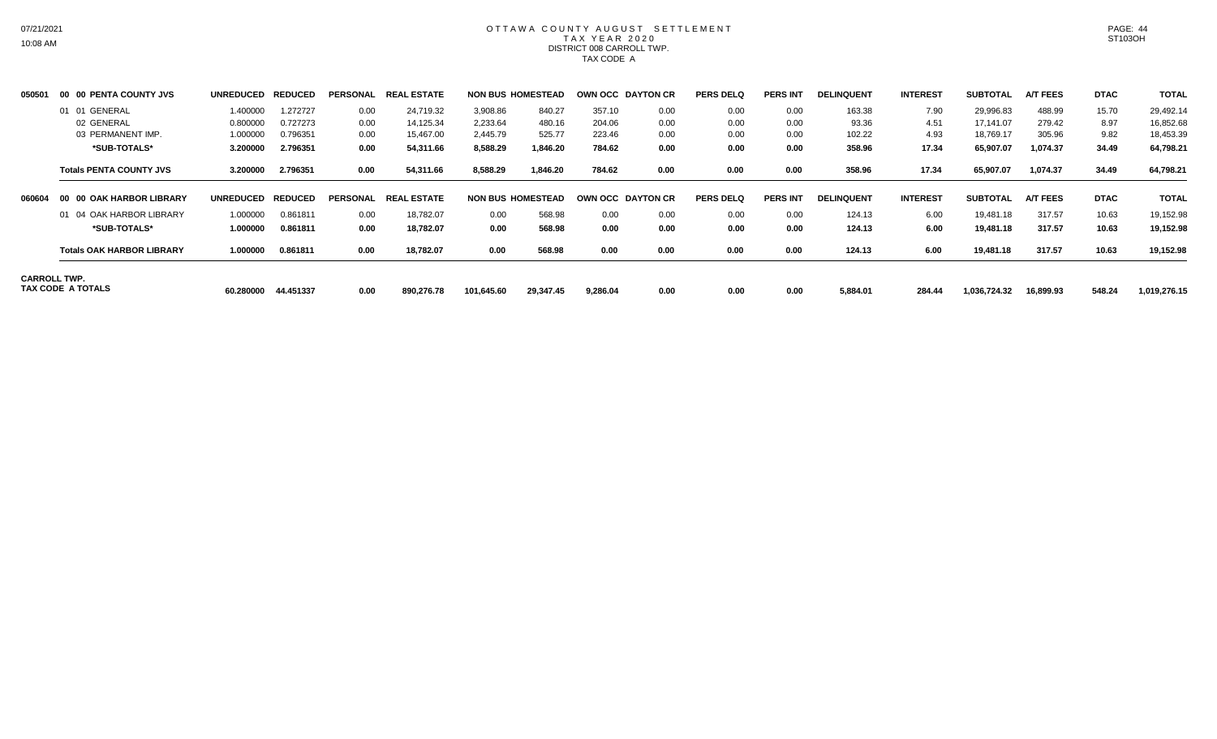# OTTAWA COUNTY AUGUST SETTLEMENT
## TAX YEAR 2020
## DISTRICT 008 CARROLL TWP.
## TAX CODE A

| | | UNREDUCED | REDUCED | PERSONAL | REAL ESTATE | NON BUS | HOMESTEAD | OWN OCC | DAYTON CR | PERS DELQ | PERS INT | DELINQUENT | INTEREST | SUBTOTAL | A/T FEES | DTAC | TOTAL |
|---|---|---|---|---|---|---|---|---|---|---|---|---|---|---|---|---|---|
| 050501 | 00 00 PENTA COUNTY JVS | | | | | | | | | | | | | | | | |
| | 01 01 GENERAL | 1.400000 | 1.272727 | 0.00 | 24,719.32 | 3,908.86 | 840.27 | 357.10 | 0.00 | 0.00 | 0.00 | 163.38 | 7.90 | 29,996.83 | 488.99 | 15.70 | 29,492.14 |
| | 02 GENERAL | 0.800000 | 0.727273 | 0.00 | 14,125.34 | 2,233.64 | 480.16 | 204.06 | 0.00 | 0.00 | 0.00 | 93.36 | 4.51 | 17,141.07 | 279.42 | 8.97 | 16,852.68 |
| | 03 PERMANENT IMP. | 1.000000 | 0.796351 | 0.00 | 15,467.00 | 2,445.79 | 525.77 | 223.46 | 0.00 | 0.00 | 0.00 | 102.22 | 4.93 | 18,769.17 | 305.96 | 9.82 | 18,453.39 |
| | **\*SUB-TOTALS\*** | **3.200000** | **2.796351** | **0.00** | **54,311.66** | **8,588.29** | **1,846.20** | **784.62** | **0.00** | **0.00** | **0.00** | **358.96** | **17.34** | **65,907.07** | **1,074.37** | **34.49** | **64,798.21** |
| | **Totals PENTA COUNTY JVS** | **3.200000** | **2.796351** | **0.00** | **54,311.66** | **8,588.29** | **1,846.20** | **784.62** | **0.00** | **0.00** | **0.00** | **358.96** | **17.34** | **65,907.07** | **1,074.37** | **34.49** | **64,798.21** |
| 060604 | 00 00 OAK HARBOR LIBRARY | | | | | | | | | | | | | | | | |
| | 01 04 OAK HARBOR LIBRARY | 1.000000 | 0.861811 | 0.00 | 18,782.07 | 0.00 | 568.98 | 0.00 | 0.00 | 0.00 | 0.00 | 124.13 | 6.00 | 19,481.18 | 317.57 | 10.63 | 19,152.98 |
| | **\*SUB-TOTALS\*** | **1.000000** | **0.861811** | **0.00** | **18,782.07** | **0.00** | **568.98** | **0.00** | **0.00** | **0.00** | **0.00** | **124.13** | **6.00** | **19,481.18** | **317.57** | **10.63** | **19,152.98** |
| | **Totals OAK HARBOR LIBRARY** | **1.000000** | **0.861811** | **0.00** | **18,782.07** | **0.00** | **568.98** | **0.00** | **0.00** | **0.00** | **0.00** | **124.13** | **6.00** | **19,481.18** | **317.57** | **10.63** | **19,152.98** |
| **CARROLL TWP. TAX CODE A TOTALS** | | **60.280000** | **44.451337** | **0.00** | **890,276.78** | **101,645.60** | **29,347.45** | **9,286.04** | **0.00** | **0.00** | **0.00** | **5,884.01** | **284.44** | **1,036,724.32** | **16,899.93** | **548.24** | **1,019,276.15** |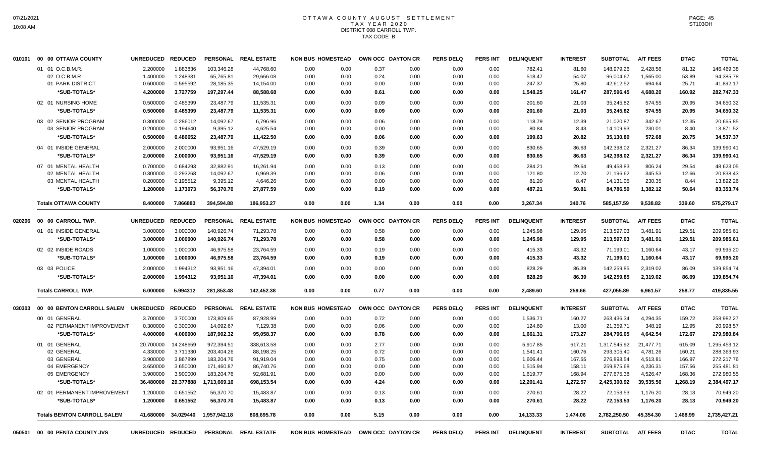# OTTAWA COUNTY AUGUST SETTLEMENT
## TAX YEAR 2020
## DISTRICT 008 CARROLL TWP.
## TAX CODE B

| | | UNREDUCED | REDUCED | PERSONAL | REAL ESTATE | NON BUS | HOMESTEAD | OWN OCC | DAYTON CR | PERS DELQ | PERS INT | DELINQUENT | INTEREST | SUBTOTAL | A/T FEES | DTAC | TOTAL |
|---|---|---|---|---|---|---|---|---|---|---|---|---|---|---|---|---|---|
| 010101 | 00 00 OTTAWA COUNTY | | | | | | | | | | | | | | | | |
| | 01 01 O.C.B.M.R. | 2.200000 | 1.883836 | 103,346.28 | 44,768.60 | 0.00 | 0.00 | 0.37 | 0.00 | 0.00 | 0.00 | 782.41 | 81.60 | 148,979.26 | 2,428.56 | 81.32 | 146,469.38 |
| | 02 O.C.B.M.R. | 1.400000 | 1.248331 | 65,765.81 | 29,666.08 | 0.00 | 0.00 | 0.24 | 0.00 | 0.00 | 0.00 | 518.47 | 54.07 | 96,004.67 | 1,565.00 | 53.89 | 94,385.78 |
| | 01 PARK DISTRICT | 0.600000 | 0.595592 | 28,185.35 | 14,154.00 | 0.00 | 0.00 | 0.00 | 0.00 | 0.00 | 0.00 | 247.37 | 25.80 | 42,612.52 | 694.64 | 25.71 | 41,892.17 |
| | *SUB-TOTALS* | 4.200000 | 3.727759 | 197,297.44 | 88,588.68 | 0.00 | 0.00 | 0.61 | 0.00 | 0.00 | 0.00 | 1,548.25 | 161.47 | 287,596.45 | 4,688.20 | 160.92 | 282,747.33 |
| | 02 01 NURSING HOME | 0.500000 | 0.485399 | 23,487.79 | 11,535.31 | 0.00 | 0.00 | 0.09 | 0.00 | 0.00 | 0.00 | 201.60 | 21.03 | 35,245.82 | 574.55 | 20.95 | 34,650.32 |
| | *SUB-TOTALS* | 0.500000 | 0.485399 | 23,487.79 | 11,535.31 | 0.00 | 0.00 | 0.09 | 0.00 | 0.00 | 0.00 | 201.60 | 21.03 | 35,245.82 | 574.55 | 20.95 | 34,650.32 |
| | 03 02 SENIOR PROGRAM | 0.300000 | 0.286012 | 14,092.67 | 6,796.96 | 0.00 | 0.00 | 0.06 | 0.00 | 0.00 | 0.00 | 118.79 | 12.39 | 21,020.87 | 342.67 | 12.35 | 20,665.85 |
| | 03 SENIOR PROGRAM | 0.200000 | 0.194640 | 9,395.12 | 4,625.54 | 0.00 | 0.00 | 0.00 | 0.00 | 0.00 | 0.00 | 80.84 | 8.43 | 14,109.93 | 230.01 | 8.40 | 13,871.52 |
| | *SUB-TOTALS* | 0.500000 | 0.480652 | 23,487.79 | 11,422.50 | 0.00 | 0.00 | 0.06 | 0.00 | 0.00 | 0.00 | 199.63 | 20.82 | 35,130.80 | 572.68 | 20.75 | 34,537.37 |
| | 04 01 INSIDE GENERAL | 2.000000 | 2.000000 | 93,951.16 | 47,529.19 | 0.00 | 0.00 | 0.39 | 0.00 | 0.00 | 0.00 | 830.65 | 86.63 | 142,398.02 | 2,321.27 | 86.34 | 139,990.41 |
| | *SUB-TOTALS* | 2.000000 | 2.000000 | 93,951.16 | 47,529.19 | 0.00 | 0.00 | 0.39 | 0.00 | 0.00 | 0.00 | 830.65 | 86.63 | 142,398.02 | 2,321.27 | 86.34 | 139,990.41 |
| | 07 01 MENTAL HEALTH | 0.700000 | 0.684293 | 32,882.91 | 16,261.94 | 0.00 | 0.00 | 0.13 | 0.00 | 0.00 | 0.00 | 284.21 | 29.64 | 49,458.83 | 806.24 | 29.54 | 48,623.05 |
| | 02 MENTAL HEALTH | 0.300000 | 0.293268 | 14,092.67 | 6,969.39 | 0.00 | 0.00 | 0.06 | 0.00 | 0.00 | 0.00 | 121.80 | 12.70 | 21,196.62 | 345.53 | 12.66 | 20,838.43 |
| | 03 MENTAL HEALTH | 0.200000 | 0.195512 | 9,395.12 | 4,646.26 | 0.00 | 0.00 | 0.00 | 0.00 | 0.00 | 0.00 | 81.20 | 8.47 | 14,131.05 | 230.35 | 8.44 | 13,892.26 |
| | *SUB-TOTALS* | 1.200000 | 1.173073 | 56,370.70 | 27,877.59 | 0.00 | 0.00 | 0.19 | 0.00 | 0.00 | 0.00 | 487.21 | 50.81 | 84,786.50 | 1,382.12 | 50.64 | 83,353.74 |
| | **Totals OTTAWA COUNTY** | 8.400000 | 7.866883 | 394,594.88 | 186,953.27 | 0.00 | 0.00 | 1.34 | 0.00 | 0.00 | 0.00 | 3,267.34 | 340.76 | 585,157.59 | 9,538.82 | 339.60 | 575,279.17 |
| 020206 | 00 00 CARROLL TWP. | UNREDUCED | REDUCED | PERSONAL | REAL ESTATE | NON BUS | HOMESTEAD | OWN OCC | DAYTON CR | PERS DELQ | PERS INT | DELINQUENT | INTEREST | SUBTOTAL | A/T FEES | DTAC | TOTAL |
| | 01 01 INSIDE GENERAL | 3.000000 | 3.000000 | 140,926.74 | 71,293.78 | 0.00 | 0.00 | 0.58 | 0.00 | 0.00 | 0.00 | 1,245.98 | 129.95 | 213,597.03 | 3,481.91 | 129.51 | 209,985.61 |
| | *SUB-TOTALS* | 3.000000 | 3.000000 | 140,926.74 | 71,293.78 | 0.00 | 0.00 | 0.58 | 0.00 | 0.00 | 0.00 | 1,245.98 | 129.95 | 213,597.03 | 3,481.91 | 129.51 | 209,985.61 |
| | 02 02 INSIDE ROADS | 1.000000 | 1.000000 | 46,975.58 | 23,764.59 | 0.00 | 0.00 | 0.19 | 0.00 | 0.00 | 0.00 | 415.33 | 43.32 | 71,199.01 | 1,160.64 | 43.17 | 69,995.20 |
| | *SUB-TOTALS* | 1.000000 | 1.000000 | 46,975.58 | 23,764.59 | 0.00 | 0.00 | 0.19 | 0.00 | 0.00 | 0.00 | 415.33 | 43.32 | 71,199.01 | 1,160.64 | 43.17 | 69,995.20 |
| | 03 03 POLICE | 2.000000 | 1.994312 | 93,951.16 | 47,394.01 | 0.00 | 0.00 | 0.00 | 0.00 | 0.00 | 0.00 | 828.29 | 86.39 | 142,259.85 | 2,319.02 | 86.09 | 139,854.74 |
| | *SUB-TOTALS* | 2.000000 | 1.994312 | 93,951.16 | 47,394.01 | 0.00 | 0.00 | 0.00 | 0.00 | 0.00 | 0.00 | 828.29 | 86.39 | 142,259.85 | 2,319.02 | 86.09 | 139,854.74 |
| | **Totals CARROLL TWP.** | 6.000000 | 5.994312 | 281,853.48 | 142,452.38 | 0.00 | 0.00 | 0.77 | 0.00 | 0.00 | 0.00 | 2,489.60 | 259.66 | 427,055.89 | 6,961.57 | 258.77 | 419,835.55 |
| 030303 | 00 00 BENTON CARROLL SALEM | UNREDUCED | REDUCED | PERSONAL | REAL ESTATE | NON BUS | HOMESTEAD | OWN OCC | DAYTON CR | PERS DELQ | PERS INT | DELINQUENT | INTEREST | SUBTOTAL | A/T FEES | DTAC | TOTAL |
| | 00 01 GENERAL | 3.700000 | 3.700000 | 173,809.65 | 87,928.99 | 0.00 | 0.00 | 0.72 | 0.00 | 0.00 | 0.00 | 1,536.71 | 160.27 | 263,436.34 | 4,294.35 | 159.72 | 258,982.27 |
| | 02 PERMANENT IMPROVEMENT | 0.300000 | 0.300000 | 14,092.67 | 7,129.38 | 0.00 | 0.00 | 0.06 | 0.00 | 0.00 | 0.00 | 124.60 | 13.00 | 21,359.71 | 348.19 | 12.95 | 20,998.57 |
| | *SUB-TOTALS* | 4.000000 | 4.000000 | 187,902.32 | 95,058.37 | 0.00 | 0.00 | 0.78 | 0.00 | 0.00 | 0.00 | 1,661.31 | 173.27 | 284,796.05 | 4,642.54 | 172.67 | 279,980.84 |
| | 01 01 GENERAL | 20.700000 | 14.248659 | 972,394.51 | 338,613.58 | 0.00 | 0.00 | 2.77 | 0.00 | 0.00 | 0.00 | 5,917.85 | 617.21 | 1,317,545.92 | 21,477.71 | 615.09 | 1,295,453.12 |
| | 02 GENERAL | 4.330000 | 3.711330 | 203,404.26 | 88,198.25 | 0.00 | 0.00 | 0.72 | 0.00 | 0.00 | 0.00 | 1,541.41 | 160.76 | 293,305.40 | 4,781.26 | 160.21 | 288,363.93 |
| | 03 GENERAL | 3.900000 | 3.867899 | 183,204.76 | 91,919.04 | 0.00 | 0.00 | 0.75 | 0.00 | 0.00 | 0.00 | 1,606.44 | 167.55 | 276,898.54 | 4,513.81 | 166.97 | 272,217.76 |
| | 04 EMERGENCY | 3.650000 | 3.650000 | 171,460.87 | 86,740.76 | 0.00 | 0.00 | 0.00 | 0.00 | 0.00 | 0.00 | 1,515.94 | 158.11 | 259,875.68 | 4,236.31 | 157.56 | 255,481.81 |
| | 05 EMERGENCY | 3.900000 | 3.900000 | 183,204.76 | 92,681.91 | 0.00 | 0.00 | 0.00 | 0.00 | 0.00 | 0.00 | 1,619.77 | 168.94 | 277,675.38 | 4,526.47 | 168.36 | 272,980.55 |
| | *SUB-TOTALS* | 36.480000 | 29.377888 | 1,713,669.16 | 698,153.54 | 0.00 | 0.00 | 4.24 | 0.00 | 0.00 | 0.00 | 12,201.41 | 1,272.57 | 2,425,300.92 | 39,535.56 | 1,268.19 | 2,384,497.17 |
| | 02 01 PERMANENT IMPROVEMENT | 1.200000 | 0.651552 | 56,370.70 | 15,483.87 | 0.00 | 0.00 | 0.13 | 0.00 | 0.00 | 0.00 | 270.61 | 28.22 | 72,153.53 | 1,176.20 | 28.13 | 70,949.20 |
| | *SUB-TOTALS* | 1.200000 | 0.651552 | 56,370.70 | 15,483.87 | 0.00 | 0.00 | 0.13 | 0.00 | 0.00 | 0.00 | 270.61 | 28.22 | 72,153.53 | 1,176.20 | 28.13 | 70,949.20 |
| | **Totals BENTON CARROLL SALEM** | 41.680000 | 34.029440 | 1,957,942.18 | 808,695.78 | 0.00 | 0.00 | 5.15 | 0.00 | 0.00 | 0.00 | 14,133.33 | 1,474.06 | 2,782,250.50 | 45,354.30 | 1,468.99 | 2,735,427.21 |
| 050501 | 00 00 PENTA COUNTY JVS | UNREDUCED | REDUCED | PERSONAL | REAL ESTATE | NON BUS | HOMESTEAD | OWN OCC | DAYTON CR | PERS DELQ | PERS INT | DELINQUENT | INTEREST | SUBTOTAL | A/T FEES | DTAC | TOTAL |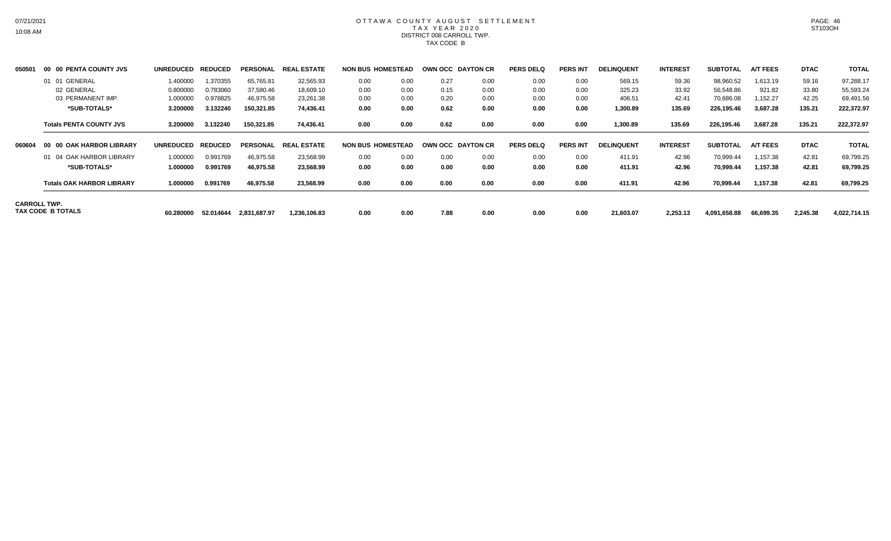# OTTAWA COUNTY AUGUST SETTLEMENT
## TAX YEAR 2020
### DISTRICT 008 CARROLL TWP.
### TAX CODE B

| | | UNREDUCED | REDUCED | PERSONAL | REAL ESTATE | NON BUS | HOMESTEAD | OWN OCC | DAYTON CR | PERS DELQ | PERS INT | DELINQUENT | INTEREST | SUBTOTAL | A/T FEES | DTAC | TOTAL |
|---|---|---|---|---|---|---|---|---|---|---|---|---|---|---|---|---|---|
| 050501 | 00 00 PENTA COUNTY JVS | | | | | | | | | | | | | | | | |
| | 01 01 GENERAL | 1.400000 | 1.370355 | 65,765.81 | 32,565.93 | 0.00 | 0.00 | 0.27 | 0.00 | 0.00 | 0.00 | 569.15 | 59.36 | 98,960.52 | 1,613.19 | 59.16 | 97,288.17 |
| | 02 GENERAL | 0.800000 | 0.783060 | 37,580.46 | 18,609.10 | 0.00 | 0.00 | 0.15 | 0.00 | 0.00 | 0.00 | 325.23 | 33.92 | 56,548.86 | 921.82 | 33.80 | 55,593.24 |
| | 03 PERMANENT IMP. | 1.000000 | 0.978825 | 46,975.58 | 23,261.38 | 0.00 | 0.00 | 0.20 | 0.00 | 0.00 | 0.00 | 406.51 | 42.41 | 70,686.08 | 1,152.27 | 42.25 | 69,491.56 |
| | **\*SUB-TOTALS\*** | **3.200000** | **3.132240** | **150,321.85** | **74,436.41** | **0.00** | **0.00** | **0.62** | **0.00** | **0.00** | **0.00** | **1,300.89** | **135.69** | **226,195.46** | **3,687.28** | **135.21** | **222,372.97** |
| | **Totals PENTA COUNTY JVS** | **3.200000** | **3.132240** | **150,321.85** | **74,436.41** | **0.00** | **0.00** | **0.62** | **0.00** | **0.00** | **0.00** | **1,300.89** | **135.69** | **226,195.46** | **3,687.28** | **135.21** | **222,372.97** |
| 060604 | 00 00 OAK HARBOR LIBRARY | | | | | | | | | | | | | | | | |
| | 01 04 OAK HARBOR LIBRARY | 1.000000 | 0.991769 | 46,975.58 | 23,568.99 | 0.00 | 0.00 | 0.00 | 0.00 | 0.00 | 0.00 | 411.91 | 42.96 | 70,999.44 | 1,157.38 | 42.81 | 69,799.25 |
| | **\*SUB-TOTALS\*** | **1.000000** | **0.991769** | **46,975.58** | **23,568.99** | **0.00** | **0.00** | **0.00** | **0.00** | **0.00** | **0.00** | **411.91** | **42.96** | **70,999.44** | **1,157.38** | **42.81** | **69,799.25** |
| | **Totals OAK HARBOR LIBRARY** | **1.000000** | **0.991769** | **46,975.58** | **23,568.99** | **0.00** | **0.00** | **0.00** | **0.00** | **0.00** | **0.00** | **411.91** | **42.96** | **70,999.44** | **1,157.38** | **42.81** | **69,799.25** |
| **CARROLL TWP. TAX CODE B TOTALS** | | **60.280000** | **52.014644** | **2,831,687.97** | **1,236,106.83** | **0.00** | **0.00** | **7.88** | **0.00** | **0.00** | **0.00** | **21,603.07** | **2,253.13** | **4,091,658.88** | **66,699.35** | **2,245.38** | **4,022,714.15** |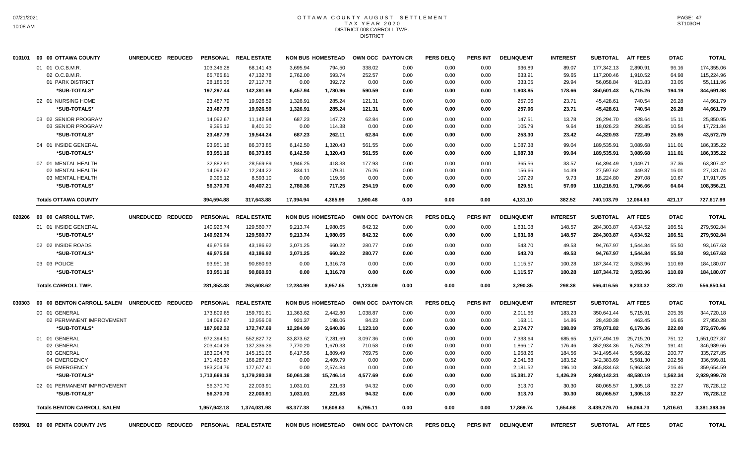# OTTAWA COUNTY AUGUST SETTLEMENT
## TAX YEAR 2020
## DISTRICT 008 CARROLL TWP.
## DISTRICT

| | | PERSONAL | REAL ESTATE | NON BUS | HOMESTEAD | OWN OCC | DAYTON CR | PERS DELQ | PERS INT | DELINQUENT | INTEREST | SUBTOTAL | A/T FEES | DTAC | TOTAL |
|---|---|---|---|---|---|---|---|---|---|---|---|---|---|---|---|
| 010101 | 00 00 OTTAWA COUNTY UNREDUCED REDUCED | PERSONAL | REAL ESTATE | NON BUS | HOMESTEAD | OWN OCC | DAYTON CR | PERS DELQ | PERS INT | DELINQUENT | INTEREST | SUBTOTAL | A/T FEES | DTAC | TOTAL |
| | 01 01 O.C.B.M.R. | 103,346.28 | 68,141.43 | 3,695.94 | 794.50 | 338.02 | 0.00 | 0.00 | 0.00 | 936.89 | 89.07 | 177,342.13 | 2,890.91 | 96.16 | 174,355.06 |
| | 02 O.C.B.M.R. | 65,765.81 | 47,132.78 | 2,762.00 | 593.74 | 252.57 | 0.00 | 0.00 | 0.00 | 633.91 | 59.65 | 117,200.46 | 1,910.52 | 64.98 | 115,224.96 |
| | 01 PARK DISTRICT | 28,185.35 | 27,117.78 | 0.00 | 392.72 | 0.00 | 0.00 | 0.00 | 0.00 | 333.05 | 29.94 | 56,058.84 | 913.83 | 33.05 | 55,111.96 |
| | *SUB-TOTALS* | 197,297.44 | 142,391.99 | 6,457.94 | 1,780.96 | 590.59 | 0.00 | 0.00 | 0.00 | 1,903.85 | 178.66 | 350,601.43 | 5,715.26 | 194.19 | 344,691.98 |
| | 02 01 NURSING HOME | 23,487.79 | 19,926.59 | 1,326.91 | 285.24 | 121.31 | 0.00 | 0.00 | 0.00 | 257.06 | 23.71 | 45,428.61 | 740.54 | 26.28 | 44,661.79 |
| | *SUB-TOTALS* | 23,487.79 | 19,926.59 | 1,326.91 | 285.24 | 121.31 | 0.00 | 0.00 | 0.00 | 257.06 | 23.71 | 45,428.61 | 740.54 | 26.28 | 44,661.79 |
| | 03 02 SENIOR PROGRAM | 14,092.67 | 11,142.94 | 687.23 | 147.73 | 62.84 | 0.00 | 0.00 | 0.00 | 147.51 | 13.78 | 26,294.70 | 428.64 | 15.11 | 25,850.95 |
| | 03 SENIOR PROGRAM | 9,395.12 | 8,401.30 | 0.00 | 114.38 | 0.00 | 0.00 | 0.00 | 0.00 | 105.79 | 9.64 | 18,026.23 | 293.85 | 10.54 | 17,721.84 |
| | *SUB-TOTALS* | 23,487.79 | 19,544.24 | 687.23 | 262.11 | 62.84 | 0.00 | 0.00 | 0.00 | 253.30 | 23.42 | 44,320.93 | 722.49 | 25.65 | 43,572.79 |
| | 04 01 INSIDE GENERAL | 93,951.16 | 86,373.85 | 6,142.50 | 1,320.43 | 561.55 | 0.00 | 0.00 | 0.00 | 1,087.38 | 99.04 | 189,535.91 | 3,089.68 | 111.01 | 186,335.22 |
| | *SUB-TOTALS* | 93,951.16 | 86,373.85 | 6,142.50 | 1,320.43 | 561.55 | 0.00 | 0.00 | 0.00 | 1,087.38 | 99.04 | 189,535.91 | 3,089.68 | 111.01 | 186,335.22 |
| | 07 01 MENTAL HEALTH | 32,882.91 | 28,569.89 | 1,946.25 | 418.38 | 177.93 | 0.00 | 0.00 | 0.00 | 365.56 | 33.57 | 64,394.49 | 1,049.71 | 37.36 | 63,307.42 |
| | 02 MENTAL HEALTH | 14,092.67 | 12,244.22 | 834.11 | 179.31 | 76.26 | 0.00 | 0.00 | 0.00 | 156.66 | 14.39 | 27,597.62 | 449.87 | 16.01 | 27,131.74 |
| | 03 MENTAL HEALTH | 9,395.12 | 8,593.10 | 0.00 | 119.56 | 0.00 | 0.00 | 0.00 | 0.00 | 107.29 | 9.73 | 18,224.80 | 297.08 | 10.67 | 17,917.05 |
| | *SUB-TOTALS* | 56,370.70 | 49,407.21 | 2,780.36 | 717.25 | 254.19 | 0.00 | 0.00 | 0.00 | 629.51 | 57.69 | 110,216.91 | 1,796.66 | 64.04 | 108,356.21 |
| | Totals OTTAWA COUNTY | 394,594.88 | 317,643.88 | 17,394.94 | 4,365.99 | 1,590.48 | 0.00 | 0.00 | 0.00 | 4,131.10 | 382.52 | 740,103.79 | 12,064.63 | 421.17 | 727,617.99 |
| 020206 | 00 00 CARROLL TWP. UNREDUCED REDUCED | PERSONAL | REAL ESTATE | NON BUS | HOMESTEAD | OWN OCC | DAYTON CR | PERS DELQ | PERS INT | DELINQUENT | INTEREST | SUBTOTAL | A/T FEES | DTAC | TOTAL |
| | 01 01 INSIDE GENERAL | 140,926.74 | 129,560.77 | 9,213.74 | 1,980.65 | 842.32 | 0.00 | 0.00 | 0.00 | 1,631.08 | 148.57 | 284,303.87 | 4,634.52 | 166.51 | 279,502.84 |
| | *SUB-TOTALS* | 140,926.74 | 129,560.77 | 9,213.74 | 1,980.65 | 842.32 | 0.00 | 0.00 | 0.00 | 1,631.08 | 148.57 | 284,303.87 | 4,634.52 | 166.51 | 279,502.84 |
| | 02 02 INSIDE ROADS | 46,975.58 | 43,186.92 | 3,071.25 | 660.22 | 280.77 | 0.00 | 0.00 | 0.00 | 543.70 | 49.53 | 94,767.97 | 1,544.84 | 55.50 | 93,167.63 |
| | *SUB-TOTALS* | 46,975.58 | 43,186.92 | 3,071.25 | 660.22 | 280.77 | 0.00 | 0.00 | 0.00 | 543.70 | 49.53 | 94,767.97 | 1,544.84 | 55.50 | 93,167.63 |
| | 03 03 POLICE | 93,951.16 | 90,860.93 | 0.00 | 1,316.78 | 0.00 | 0.00 | 0.00 | 0.00 | 1,115.57 | 100.28 | 187,344.72 | 3,053.96 | 110.69 | 184,180.07 |
| | *SUB-TOTALS* | 93,951.16 | 90,860.93 | 0.00 | 1,316.78 | 0.00 | 0.00 | 0.00 | 0.00 | 1,115.57 | 100.28 | 187,344.72 | 3,053.96 | 110.69 | 184,180.07 |
| | Totals CARROLL TWP. | 281,853.48 | 263,608.62 | 12,284.99 | 3,957.65 | 1,123.09 | 0.00 | 0.00 | 0.00 | 3,290.35 | 298.38 | 566,416.56 | 9,233.32 | 332.70 | 556,850.54 |
| 030303 | 00 00 BENTON CARROLL SALEM UNREDUCED REDUCED | PERSONAL | REAL ESTATE | NON BUS | HOMESTEAD | OWN OCC | DAYTON CR | PERS DELQ | PERS INT | DELINQUENT | INTEREST | SUBTOTAL | A/T FEES | DTAC | TOTAL |
| | 00 01 GENERAL | 173,809.65 | 159,791.61 | 11,363.62 | 2,442.80 | 1,038.87 | 0.00 | 0.00 | 0.00 | 2,011.66 | 183.23 | 350,641.44 | 5,715.91 | 205.35 | 344,720.18 |
| | 02 PERMANENT IMPROVEMENT | 14,092.67 | 12,956.08 | 921.37 | 198.06 | 84.23 | 0.00 | 0.00 | 0.00 | 163.11 | 14.86 | 28,430.38 | 463.45 | 16.65 | 27,950.28 |
| | *SUB-TOTALS* | 187,902.32 | 172,747.69 | 12,284.99 | 2,640.86 | 1,123.10 | 0.00 | 0.00 | 0.00 | 2,174.77 | 198.09 | 379,071.82 | 6,179.36 | 222.00 | 372,670.46 |
| | 01 01 GENERAL | 972,394.51 | 552,827.72 | 33,873.62 | 7,281.69 | 3,097.36 | 0.00 | 0.00 | 0.00 | 7,333.64 | 685.65 | 1,577,494.19 | 25,715.20 | 751.12 | 1,551,027.87 |
| | 02 GENERAL | 203,404.26 | 137,336.36 | 7,770.20 | 1,670.33 | 710.58 | 0.00 | 0.00 | 0.00 | 1,866.17 | 176.46 | 352,934.36 | 5,753.29 | 191.41 | 346,989.66 |
| | 03 GENERAL | 183,204.76 | 145,151.06 | 8,417.56 | 1,809.49 | 769.75 | 0.00 | 0.00 | 0.00 | 1,958.26 | 184.56 | 341,495.44 | 5,566.82 | 200.77 | 335,727.85 |
| | 04 EMERGENCY | 171,460.87 | 166,287.83 | 0.00 | 2,409.79 | 0.00 | 0.00 | 0.00 | 0.00 | 2,041.68 | 183.52 | 342,383.69 | 5,581.30 | 202.58 | 336,599.81 |
| | 05 EMERGENCY | 183,204.76 | 177,677.41 | 0.00 | 2,574.84 | 0.00 | 0.00 | 0.00 | 0.00 | 2,181.52 | 196.10 | 365,834.63 | 5,963.58 | 216.46 | 359,654.59 |
| | *SUB-TOTALS* | 1,713,669.16 | 1,179,280.38 | 50,061.38 | 15,746.14 | 4,577.69 | 0.00 | 0.00 | 0.00 | 15,381.27 | 1,426.29 | 2,980,142.31 | 48,580.19 | 1,562.34 | 2,929,999.78 |
| | 02 01 PERMANENT IMPROVEMENT | 56,370.70 | 22,003.91 | 1,031.01 | 221.63 | 94.32 | 0.00 | 0.00 | 0.00 | 313.70 | 30.30 | 80,065.57 | 1,305.18 | 32.27 | 78,728.12 |
| | *SUB-TOTALS* | 56,370.70 | 22,003.91 | 1,031.01 | 221.63 | 94.32 | 0.00 | 0.00 | 0.00 | 313.70 | 30.30 | 80,065.57 | 1,305.18 | 32.27 | 78,728.12 |
| | Totals BENTON CARROLL SALEM | 1,957,942.18 | 1,374,031.98 | 63,377.38 | 18,608.63 | 5,795.11 | 0.00 | 0.00 | 0.00 | 17,869.74 | 1,654.68 | 3,439,279.70 | 56,064.73 | 1,816.61 | 3,381,398.36 |
| 050501 | 00 00 PENTA COUNTY JVS UNREDUCED REDUCED | PERSONAL | REAL ESTATE | NON BUS | HOMESTEAD | OWN OCC | DAYTON CR | PERS DELQ | PERS INT | DELINQUENT | INTEREST | SUBTOTAL | A/T FEES | DTAC | TOTAL |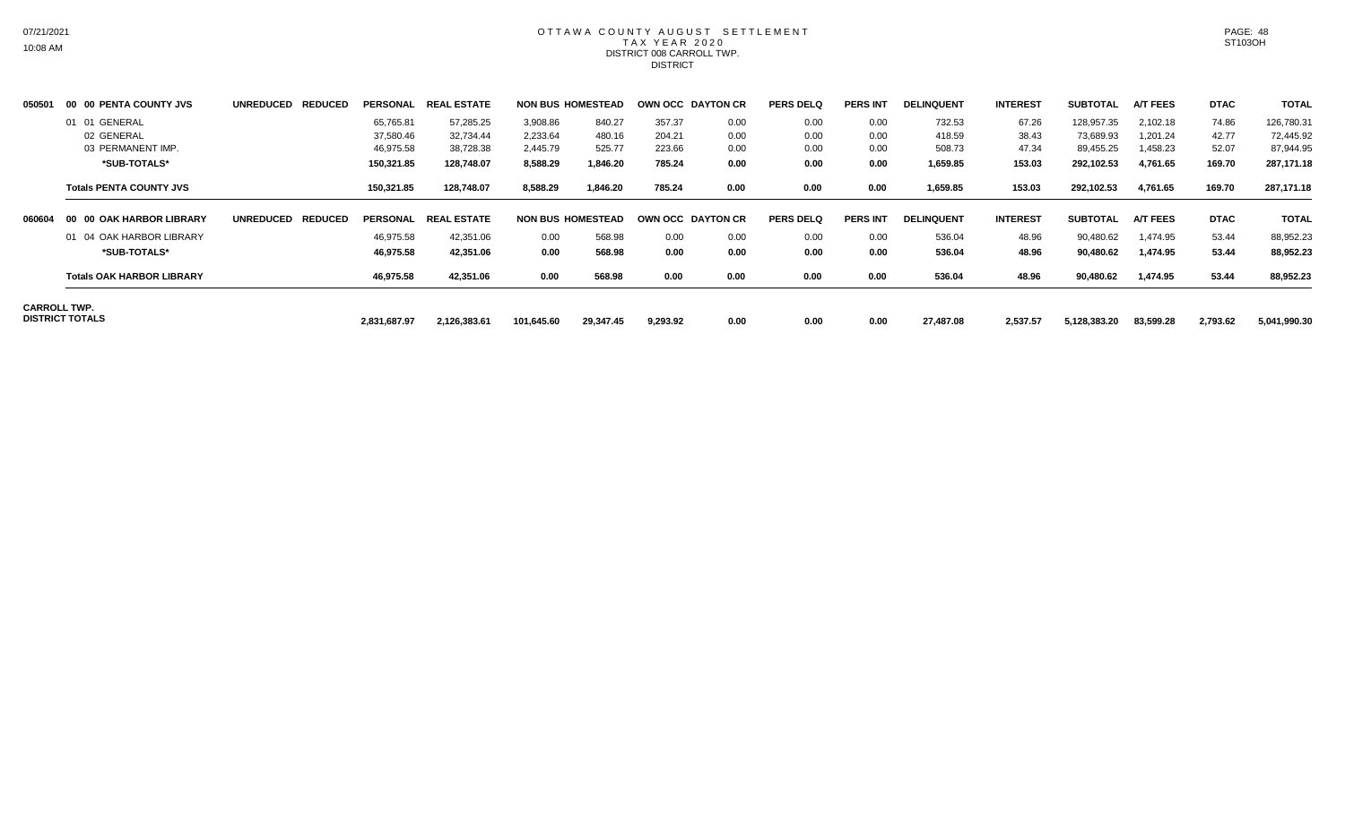# OTTAWA COUNTY AUGUST SETTLEMENT
## TAX YEAR 2020
### DISTRICT 008 CARROLL TWP.
DISTRICT

| | | UNREDUCED | REDUCED | PERSONAL | REAL ESTATE | NON BUS | HOMESTEAD | OWN OCC | DAYTON CR | PERS DELQ | PERS INT | DELINQUENT | INTEREST | SUBTOTAL | A/T FEES | DTAC | TOTAL |
|---|---|---|---|---|---|---|---|---|---|---|---|---|---|---|---|---|---|
| 050501 | 00 00 PENTA COUNTY JVS | UNREDUCED | REDUCED | PERSONAL | REAL ESTATE | NON BUS | HOMESTEAD | OWN OCC | DAYTON CR | PERS DELQ | PERS INT | DELINQUENT | INTEREST | SUBTOTAL | A/T FEES | DTAC | TOTAL |
| | 01 01 GENERAL | | | 65,765.81 | 57,285.25 | 3,908.86 | 840.27 | 357.37 | 0.00 | 0.00 | 0.00 | 732.53 | 67.26 | 128,957.35 | 2,102.18 | 74.86 | 126,780.31 |
| | 02 GENERAL | | | 37,580.46 | 32,734.44 | 2,233.64 | 480.16 | 204.21 | 0.00 | 0.00 | 0.00 | 418.59 | 38.43 | 73,689.93 | 1,201.24 | 42.77 | 72,445.92 |
| | 03 PERMANENT IMP. | | | 46,975.58 | 38,728.38 | 2,445.79 | 525.77 | 223.66 | 0.00 | 0.00 | 0.00 | 508.73 | 47.34 | 89,455.25 | 1,458.23 | 52.07 | 87,944.95 |
| | **\*SUB-TOTALS\*** | | | **150,321.85** | **128,748.07** | **8,588.29** | **1,846.20** | **785.24** | **0.00** | **0.00** | **0.00** | **1,659.85** | **153.03** | **292,102.53** | **4,761.65** | **169.70** | **287,171.18** |
| | **Totals PENTA COUNTY JVS** | | | **150,321.85** | **128,748.07** | **8,588.29** | **1,846.20** | **785.24** | **0.00** | **0.00** | **0.00** | **1,659.85** | **153.03** | **292,102.53** | **4,761.65** | **169.70** | **287,171.18** |
| 060604 | 00 00 OAK HARBOR LIBRARY | UNREDUCED | REDUCED | PERSONAL | REAL ESTATE | NON BUS | HOMESTEAD | OWN OCC | DAYTON CR | PERS DELQ | PERS INT | DELINQUENT | INTEREST | SUBTOTAL | A/T FEES | DTAC | TOTAL |
| | 01 04 OAK HARBOR LIBRARY | | | 46,975.58 | 42,351.06 | 0.00 | 568.98 | 0.00 | 0.00 | 0.00 | 0.00 | 536.04 | 48.96 | 90,480.62 | 1,474.95 | 53.44 | 88,952.23 |
| | **\*SUB-TOTALS\*** | | | **46,975.58** | **42,351.06** | **0.00** | **568.98** | **0.00** | **0.00** | **0.00** | **0.00** | **536.04** | **48.96** | **90,480.62** | **1,474.95** | **53.44** | **88,952.23** |
| | **Totals OAK HARBOR LIBRARY** | | | **46,975.58** | **42,351.06** | **0.00** | **568.98** | **0.00** | **0.00** | **0.00** | **0.00** | **536.04** | **48.96** | **90,480.62** | **1,474.95** | **53.44** | **88,952.23** |
| **CARROLL TWP. DISTRICT TOTALS** | | | | **2,831,687.97** | **2,126,383.61** | **101,645.60** | **29,347.45** | **9,293.92** | **0.00** | **0.00** | **0.00** | **27,487.08** | **2,537.57** | **5,128,383.20** | **83,599.28** | **2,793.62** | **5,041,990.30** |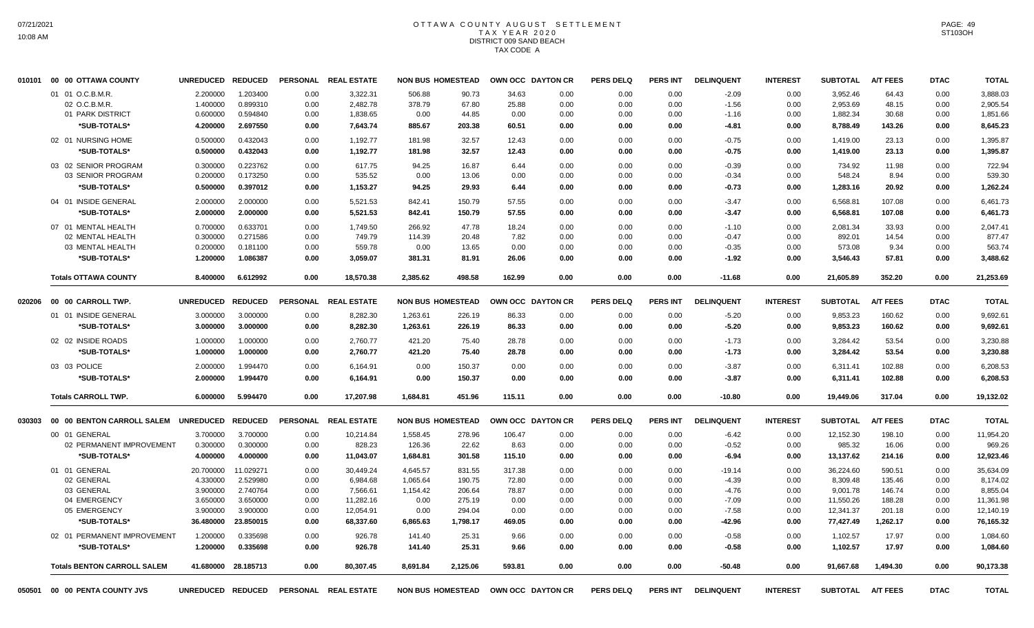# OTTAWA COUNTY AUGUST SETTLEMENT
## TAX YEAR 2020
## DISTRICT 009 SAND BEACH
## TAX CODE A

| | | UNREDUCED | REDUCED | PERSONAL | REAL ESTATE | NON BUS | HOMESTEAD | OWN OCC | DAYTON CR | PERS DELQ | PERS INT | DELINQUENT | INTEREST | SUBTOTAL | A/T FEES | DTAC | TOTAL |
|---|---|---|---|---|---|---|---|---|---|---|---|---|---|---|---|---|---|
| 010101 | 00 00 OTTAWA COUNTY | UNREDUCED | REDUCED | PERSONAL | REAL ESTATE | NON BUS | HOMESTEAD | OWN OCC | DAYTON CR | PERS DELQ | PERS INT | DELINQUENT | INTEREST | SUBTOTAL | A/T FEES | DTAC | TOTAL |
| | 01 01 O.C.B.M.R. | 2.200000 | 1.203400 | 0.00 | 3,322.31 | 506.88 | 90.73 | 34.63 | 0.00 | 0.00 | 0.00 | -2.09 | 0.00 | 3,952.46 | 64.43 | 0.00 | 3,888.03 |
| | 02 O.C.B.M.R. | 1.400000 | 0.899310 | 0.00 | 2,482.78 | 378.79 | 67.80 | 25.88 | 0.00 | 0.00 | 0.00 | -1.56 | 0.00 | 2,953.69 | 48.15 | 0.00 | 2,905.54 |
| | 01 PARK DISTRICT | 0.600000 | 0.594840 | 0.00 | 1,838.65 | 0.00 | 44.85 | 0.00 | 0.00 | 0.00 | 0.00 | -1.16 | 0.00 | 1,882.34 | 30.68 | 0.00 | 1,851.66 |
| | *SUB-TOTALS* | 4.200000 | 2.697550 | 0.00 | 7,643.74 | 885.67 | 203.38 | 60.51 | 0.00 | 0.00 | 0.00 | -4.81 | 0.00 | 8,788.49 | 143.26 | 0.00 | 8,645.23 |
| | 02 01 NURSING HOME | 0.500000 | 0.432043 | 0.00 | 1,192.77 | 181.98 | 32.57 | 12.43 | 0.00 | 0.00 | 0.00 | -0.75 | 0.00 | 1,419.00 | 23.13 | 0.00 | 1,395.87 |
| | *SUB-TOTALS* | 0.500000 | 0.432043 | 0.00 | 1,192.77 | 181.98 | 32.57 | 12.43 | 0.00 | 0.00 | 0.00 | -0.75 | 0.00 | 1,419.00 | 23.13 | 0.00 | 1,395.87 |
| | 03 02 SENIOR PROGRAM | 0.300000 | 0.223762 | 0.00 | 617.75 | 94.25 | 16.87 | 6.44 | 0.00 | 0.00 | 0.00 | -0.39 | 0.00 | 734.92 | 11.98 | 0.00 | 722.94 |
| | 03 SENIOR PROGRAM | 0.200000 | 0.173250 | 0.00 | 535.52 | 0.00 | 13.06 | 0.00 | 0.00 | 0.00 | 0.00 | -0.34 | 0.00 | 548.24 | 8.94 | 0.00 | 539.30 |
| | *SUB-TOTALS* | 0.500000 | 0.397012 | 0.00 | 1,153.27 | 94.25 | 29.93 | 6.44 | 0.00 | 0.00 | 0.00 | -0.73 | 0.00 | 1,283.16 | 20.92 | 0.00 | 1,262.24 |
| | 04 01 INSIDE GENERAL | 2.000000 | 2.000000 | 0.00 | 5,521.53 | 842.41 | 150.79 | 57.55 | 0.00 | 0.00 | 0.00 | -3.47 | 0.00 | 6,568.81 | 107.08 | 0.00 | 6,461.73 |
| | *SUB-TOTALS* | 2.000000 | 2.000000 | 0.00 | 5,521.53 | 842.41 | 150.79 | 57.55 | 0.00 | 0.00 | 0.00 | -3.47 | 0.00 | 6,568.81 | 107.08 | 0.00 | 6,461.73 |
| | 07 01 MENTAL HEALTH | 0.700000 | 0.633701 | 0.00 | 1,749.50 | 266.92 | 47.78 | 18.24 | 0.00 | 0.00 | 0.00 | -1.10 | 0.00 | 2,081.34 | 33.93 | 0.00 | 2,047.41 |
| | 02 MENTAL HEALTH | 0.300000 | 0.271586 | 0.00 | 749.79 | 114.39 | 20.48 | 7.82 | 0.00 | 0.00 | 0.00 | -0.47 | 0.00 | 892.01 | 14.54 | 0.00 | 877.47 |
| | 03 MENTAL HEALTH | 0.200000 | 0.181100 | 0.00 | 559.78 | 0.00 | 13.65 | 0.00 | 0.00 | 0.00 | 0.00 | -0.35 | 0.00 | 573.08 | 9.34 | 0.00 | 563.74 |
| | *SUB-TOTALS* | 1.200000 | 1.086387 | 0.00 | 3,059.07 | 381.31 | 81.91 | 26.06 | 0.00 | 0.00 | 0.00 | -1.92 | 0.00 | 3,546.43 | 57.81 | 0.00 | 3,488.62 |
| | **Totals OTTAWA COUNTY** | 8.400000 | 6.612992 | 0.00 | 18,570.38 | 2,385.62 | 498.58 | 162.99 | 0.00 | 0.00 | 0.00 | -11.68 | 0.00 | 21,605.89 | 352.20 | 0.00 | 21,253.69 |
| 020206 | 00 00 CARROLL TWP. | UNREDUCED | REDUCED | PERSONAL | REAL ESTATE | NON BUS | HOMESTEAD | OWN OCC | DAYTON CR | PERS DELQ | PERS INT | DELINQUENT | INTEREST | SUBTOTAL | A/T FEES | DTAC | TOTAL |
| | 01 01 INSIDE GENERAL | 3.000000 | 3.000000 | 0.00 | 8,282.30 | 1,263.61 | 226.19 | 86.33 | 0.00 | 0.00 | 0.00 | -5.20 | 0.00 | 9,853.23 | 160.62 | 0.00 | 9,692.61 |
| | *SUB-TOTALS* | 3.000000 | 3.000000 | 0.00 | 8,282.30 | 1,263.61 | 226.19 | 86.33 | 0.00 | 0.00 | 0.00 | -5.20 | 0.00 | 9,853.23 | 160.62 | 0.00 | 9,692.61 |
| | 02 02 INSIDE ROADS | 1.000000 | 1.000000 | 0.00 | 2,760.77 | 421.20 | 75.40 | 28.78 | 0.00 | 0.00 | 0.00 | -1.73 | 0.00 | 3,284.42 | 53.54 | 0.00 | 3,230.88 |
| | *SUB-TOTALS* | 1.000000 | 1.000000 | 0.00 | 2,760.77 | 421.20 | 75.40 | 28.78 | 0.00 | 0.00 | 0.00 | -1.73 | 0.00 | 3,284.42 | 53.54 | 0.00 | 3,230.88 |
| | 03 03 POLICE | 2.000000 | 1.994470 | 0.00 | 6,164.91 | 0.00 | 150.37 | 0.00 | 0.00 | 0.00 | 0.00 | -3.87 | 0.00 | 6,311.41 | 102.88 | 0.00 | 6,208.53 |
| | *SUB-TOTALS* | 2.000000 | 1.994470 | 0.00 | 6,164.91 | 0.00 | 150.37 | 0.00 | 0.00 | 0.00 | 0.00 | -3.87 | 0.00 | 6,311.41 | 102.88 | 0.00 | 6,208.53 |
| | **Totals CARROLL TWP.** | 6.000000 | 5.994470 | 0.00 | 17,207.98 | 1,684.81 | 451.96 | 115.11 | 0.00 | 0.00 | 0.00 | -10.80 | 0.00 | 19,449.06 | 317.04 | 0.00 | 19,132.02 |
| 030303 | 00 00 BENTON CARROLL SALEM | UNREDUCED | REDUCED | PERSONAL | REAL ESTATE | NON BUS | HOMESTEAD | OWN OCC | DAYTON CR | PERS DELQ | PERS INT | DELINQUENT | INTEREST | SUBTOTAL | A/T FEES | DTAC | TOTAL |
| | 00 01 GENERAL | 3.700000 | 3.700000 | 0.00 | 10,214.84 | 1,558.45 | 278.96 | 106.47 | 0.00 | 0.00 | 0.00 | -6.42 | 0.00 | 12,152.30 | 198.10 | 0.00 | 11,954.20 |
| | 02 PERMANENT IMPROVEMENT | 0.300000 | 0.300000 | 0.00 | 828.23 | 126.36 | 22.62 | 8.63 | 0.00 | 0.00 | 0.00 | -0.52 | 0.00 | 985.32 | 16.06 | 0.00 | 969.26 |
| | *SUB-TOTALS* | 4.000000 | 4.000000 | 0.00 | 11,043.07 | 1,684.81 | 301.58 | 115.10 | 0.00 | 0.00 | 0.00 | -6.94 | 0.00 | 13,137.62 | 214.16 | 0.00 | 12,923.46 |
| | 01 01 GENERAL | 20.700000 | 11.029271 | 0.00 | 30,449.24 | 4,645.57 | 831.55 | 317.38 | 0.00 | 0.00 | 0.00 | -19.14 | 0.00 | 36,224.60 | 590.51 | 0.00 | 35,634.09 |
| | 02 GENERAL | 4.330000 | 2.529980 | 0.00 | 6,984.68 | 1,065.64 | 190.75 | 72.80 | 0.00 | 0.00 | 0.00 | -4.39 | 0.00 | 8,309.48 | 135.46 | 0.00 | 8,174.02 |
| | 03 GENERAL | 3.900000 | 2.740764 | 0.00 | 7,566.61 | 1,154.42 | 206.64 | 78.87 | 0.00 | 0.00 | 0.00 | -4.76 | 0.00 | 9,001.78 | 146.74 | 0.00 | 8,855.04 |
| | 04 EMERGENCY | 3.650000 | 3.650000 | 0.00 | 11,282.16 | 0.00 | 275.19 | 0.00 | 0.00 | 0.00 | 0.00 | -7.09 | 0.00 | 11,550.26 | 188.28 | 0.00 | 11,361.98 |
| | 05 EMERGENCY | 3.900000 | 3.900000 | 0.00 | 12,054.91 | 0.00 | 294.04 | 0.00 | 0.00 | 0.00 | 0.00 | -7.58 | 0.00 | 12,341.37 | 201.18 | 0.00 | 12,140.19 |
| | *SUB-TOTALS* | 36.480000 | 23.850015 | 0.00 | 68,337.60 | 6,865.63 | 1,798.17 | 469.05 | 0.00 | 0.00 | 0.00 | -42.96 | 0.00 | 77,427.49 | 1,262.17 | 0.00 | 76,165.32 |
| | 02 01 PERMANENT IMPROVEMENT | 1.200000 | 0.335698 | 0.00 | 926.78 | 141.40 | 25.31 | 9.66 | 0.00 | 0.00 | 0.00 | -0.58 | 0.00 | 1,102.57 | 17.97 | 0.00 | 1,084.60 |
| | *SUB-TOTALS* | 1.200000 | 0.335698 | 0.00 | 926.78 | 141.40 | 25.31 | 9.66 | 0.00 | 0.00 | 0.00 | -0.58 | 0.00 | 1,102.57 | 17.97 | 0.00 | 1,084.60 |
| | **Totals BENTON CARROLL SALEM** | 41.680000 | 28.185713 | 0.00 | 80,307.45 | 8,691.84 | 2,125.06 | 593.81 | 0.00 | 0.00 | 0.00 | -50.48 | 0.00 | 91,667.68 | 1,494.30 | 0.00 | 90,173.38 |
| 050501 | 00 00 PENTA COUNTY JVS | UNREDUCED | REDUCED | PERSONAL | REAL ESTATE | NON BUS | HOMESTEAD | OWN OCC | DAYTON CR | PERS DELQ | PERS INT | DELINQUENT | INTEREST | SUBTOTAL | A/T FEES | DTAC | TOTAL |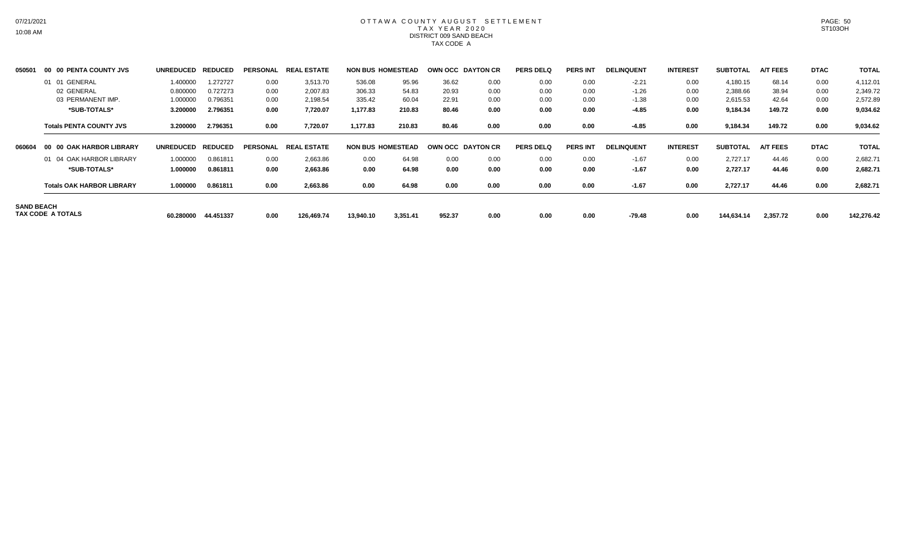# OTTAWA COUNTY AUGUST SETTLEMENT
## TAX YEAR 2020
### DISTRICT 009 SAND BEACH
### TAX CODE A

| | | UNREDUCED | REDUCED | PERSONAL | REAL ESTATE | NON BUS | HOMESTEAD | OWN OCC | DAYTON CR | PERS DELQ | PERS INT | DELINQUENT | INTEREST | SUBTOTAL | A/T FEES | DTAC | TOTAL |
|---|---|---|---|---|---|---|---|---|---|---|---|---|---|---|---|---|---|
| 050501 | 00 00 PENTA COUNTY JVS | UNREDUCED | REDUCED | PERSONAL | REAL ESTATE | NON BUS | HOMESTEAD | OWN OCC | DAYTON CR | PERS DELQ | PERS INT | DELINQUENT | INTEREST | SUBTOTAL | A/T FEES | DTAC | TOTAL |
| | 01 01 GENERAL | 1.400000 | 1.272727 | 0.00 | 3,513.70 | 536.08 | 95.96 | 36.62 | 0.00 | 0.00 | 0.00 | -2.21 | 0.00 | 4,180.15 | 68.14 | 0.00 | 4,112.01 |
| | 02 GENERAL | 0.800000 | 0.727273 | 0.00 | 2,007.83 | 306.33 | 54.83 | 20.93 | 0.00 | 0.00 | 0.00 | -1.26 | 0.00 | 2,388.66 | 38.94 | 0.00 | 2,349.72 |
| | 03 PERMANENT IMP. | 1.000000 | 0.796351 | 0.00 | 2,198.54 | 335.42 | 60.04 | 22.91 | 0.00 | 0.00 | 0.00 | -1.38 | 0.00 | 2,615.53 | 42.64 | 0.00 | 2,572.89 |
| | **\*SUB-TOTALS\*** | **3.200000** | **2.796351** | **0.00** | **7,720.07** | **1,177.83** | **210.83** | **80.46** | **0.00** | **0.00** | **0.00** | **-4.85** | **0.00** | **9,184.34** | **149.72** | **0.00** | **9,034.62** |
| | **Totals PENTA COUNTY JVS** | **3.200000** | **2.796351** | **0.00** | **7,720.07** | **1,177.83** | **210.83** | **80.46** | **0.00** | **0.00** | **0.00** | **-4.85** | **0.00** | **9,184.34** | **149.72** | **0.00** | **9,034.62** |
| 060604 | 00 00 OAK HARBOR LIBRARY | UNREDUCED | REDUCED | PERSONAL | REAL ESTATE | NON BUS | HOMESTEAD | OWN OCC | DAYTON CR | PERS DELQ | PERS INT | DELINQUENT | INTEREST | SUBTOTAL | A/T FEES | DTAC | TOTAL |
| | 01 04 OAK HARBOR LIBRARY | 1.000000 | 0.861811 | 0.00 | 2,663.86 | 0.00 | 64.98 | 0.00 | 0.00 | 0.00 | 0.00 | -1.67 | 0.00 | 2,727.17 | 44.46 | 0.00 | 2,682.71 |
| | **\*SUB-TOTALS\*** | **1.000000** | **0.861811** | **0.00** | **2,663.86** | **0.00** | **64.98** | **0.00** | **0.00** | **0.00** | **0.00** | **-1.67** | **0.00** | **2,727.17** | **44.46** | **0.00** | **2,682.71** |
| | **Totals OAK HARBOR LIBRARY** | **1.000000** | **0.861811** | **0.00** | **2,663.86** | **0.00** | **64.98** | **0.00** | **0.00** | **0.00** | **0.00** | **-1.67** | **0.00** | **2,727.17** | **44.46** | **0.00** | **2,682.71** |
| **SAND BEACH TAX CODE A TOTALS** | | **60.280000** | **44.451337** | **0.00** | **126,469.74** | **13,940.10** | **3,351.41** | **952.37** | **0.00** | **0.00** | **0.00** | **-79.48** | **0.00** | **144,634.14** | **2,357.72** | **0.00** | **142,276.42** |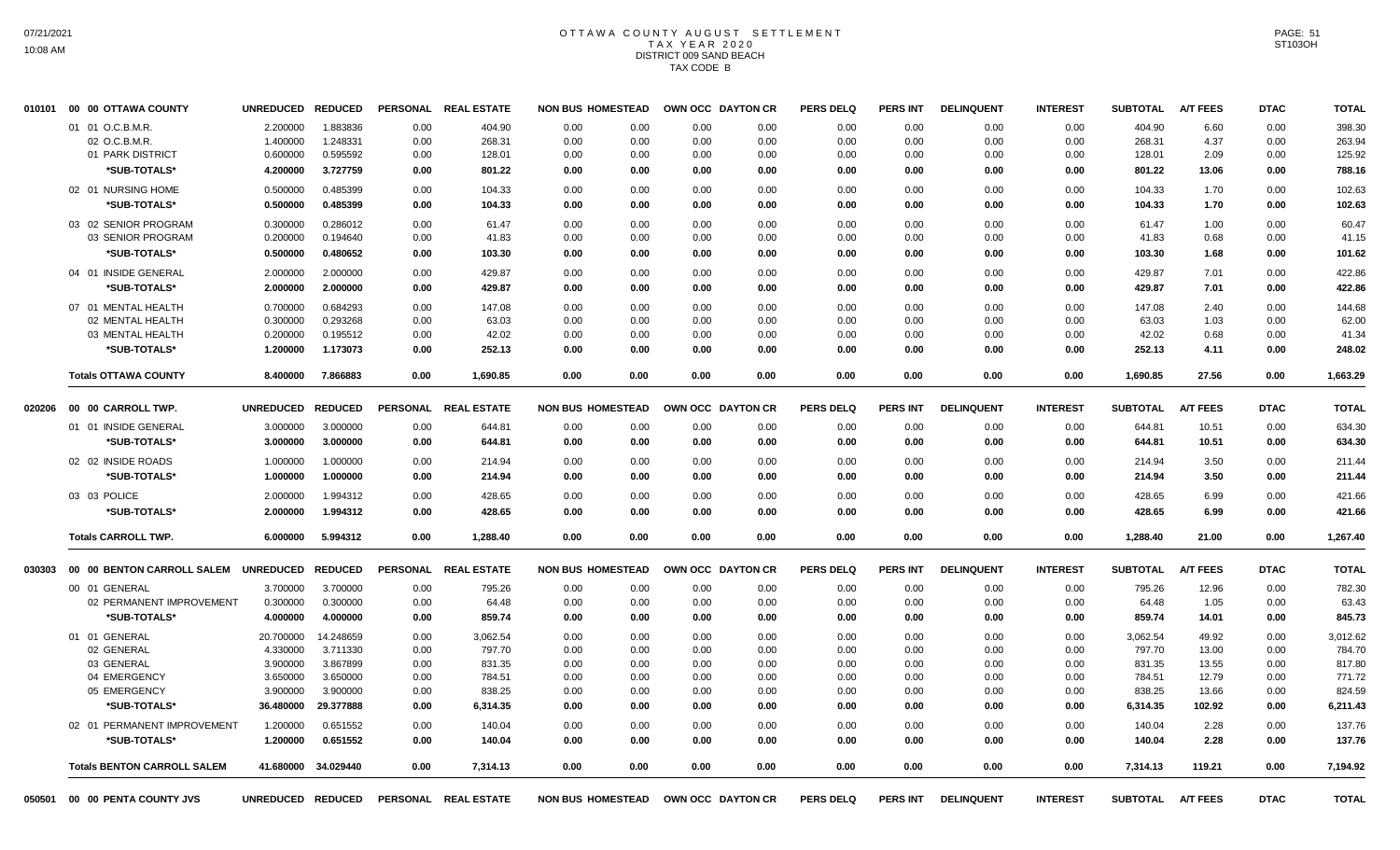# OTTAWA COUNTY AUGUST SETTLEMENT
## TAX YEAR 2020
## DISTRICT 009 SAND BEACH
## TAX CODE B

| | | UNREDUCED | REDUCED | PERSONAL | REAL ESTATE | NON BUS | HOMESTEAD | OWN OCC | DAYTON CR | PERS DELQ | PERS INT | DELINQUENT | INTEREST | SUBTOTAL | A/T FEES | DTAC | TOTAL |
|---|---|---|---|---|---|---|---|---|---|---|---|---|---|---|---|---|---|
| 010101 | 00 00 OTTAWA COUNTY | | | | | | | | | | | | | | | | |
| | 01 01 O.C.B.M.R. | 2.200000 | 1.883836 | 0.00 | 404.90 | 0.00 | 0.00 | 0.00 | 0.00 | 0.00 | 0.00 | 0.00 | 0.00 | 404.90 | 6.60 | 0.00 | 398.30 |
| | 02 O.C.B.M.R. | 1.400000 | 1.248331 | 0.00 | 268.31 | 0.00 | 0.00 | 0.00 | 0.00 | 0.00 | 0.00 | 0.00 | 0.00 | 268.31 | 4.37 | 0.00 | 263.94 |
| | 01 PARK DISTRICT | 0.600000 | 0.595592 | 0.00 | 128.01 | 0.00 | 0.00 | 0.00 | 0.00 | 0.00 | 0.00 | 0.00 | 0.00 | 128.01 | 2.09 | 0.00 | 125.92 |
| | *SUB-TOTALS* | 4.200000 | 3.727759 | 0.00 | 801.22 | 0.00 | 0.00 | 0.00 | 0.00 | 0.00 | 0.00 | 0.00 | 0.00 | 801.22 | 13.06 | 0.00 | 788.16 |
| | 02 01 NURSING HOME | 0.500000 | 0.485399 | 0.00 | 104.33 | 0.00 | 0.00 | 0.00 | 0.00 | 0.00 | 0.00 | 0.00 | 0.00 | 104.33 | 1.70 | 0.00 | 102.63 |
| | *SUB-TOTALS* | 0.500000 | 0.485399 | 0.00 | 104.33 | 0.00 | 0.00 | 0.00 | 0.00 | 0.00 | 0.00 | 0.00 | 0.00 | 104.33 | 1.70 | 0.00 | 102.63 |
| | 03 02 SENIOR PROGRAM | 0.300000 | 0.286012 | 0.00 | 61.47 | 0.00 | 0.00 | 0.00 | 0.00 | 0.00 | 0.00 | 0.00 | 0.00 | 61.47 | 1.00 | 0.00 | 60.47 |
| | 03 SENIOR PROGRAM | 0.200000 | 0.194640 | 0.00 | 41.83 | 0.00 | 0.00 | 0.00 | 0.00 | 0.00 | 0.00 | 0.00 | 0.00 | 41.83 | 0.68 | 0.00 | 41.15 |
| | *SUB-TOTALS* | 0.500000 | 0.480652 | 0.00 | 103.30 | 0.00 | 0.00 | 0.00 | 0.00 | 0.00 | 0.00 | 0.00 | 0.00 | 103.30 | 1.68 | 0.00 | 101.62 |
| | 04 01 INSIDE GENERAL | 2.000000 | 2.000000 | 0.00 | 429.87 | 0.00 | 0.00 | 0.00 | 0.00 | 0.00 | 0.00 | 0.00 | 0.00 | 429.87 | 7.01 | 0.00 | 422.86 |
| | *SUB-TOTALS* | 2.000000 | 2.000000 | 0.00 | 429.87 | 0.00 | 0.00 | 0.00 | 0.00 | 0.00 | 0.00 | 0.00 | 0.00 | 429.87 | 7.01 | 0.00 | 422.86 |
| | 07 01 MENTAL HEALTH | 0.700000 | 0.684293 | 0.00 | 147.08 | 0.00 | 0.00 | 0.00 | 0.00 | 0.00 | 0.00 | 0.00 | 0.00 | 147.08 | 2.40 | 0.00 | 144.68 |
| | 02 MENTAL HEALTH | 0.300000 | 0.293268 | 0.00 | 63.03 | 0.00 | 0.00 | 0.00 | 0.00 | 0.00 | 0.00 | 0.00 | 0.00 | 63.03 | 1.03 | 0.00 | 62.00 |
| | 03 MENTAL HEALTH | 0.200000 | 0.195512 | 0.00 | 42.02 | 0.00 | 0.00 | 0.00 | 0.00 | 0.00 | 0.00 | 0.00 | 0.00 | 42.02 | 0.68 | 0.00 | 41.34 |
| | *SUB-TOTALS* | 1.200000 | 1.173073 | 0.00 | 252.13 | 0.00 | 0.00 | 0.00 | 0.00 | 0.00 | 0.00 | 0.00 | 0.00 | 252.13 | 4.11 | 0.00 | 248.02 |
| | **Totals OTTAWA COUNTY** | 8.400000 | 7.866883 | 0.00 | 1,690.85 | 0.00 | 0.00 | 0.00 | 0.00 | 0.00 | 0.00 | 0.00 | 0.00 | 1,690.85 | 27.56 | 0.00 | 1,663.29 |
| 020206 | 00 00 CARROLL TWP. | UNREDUCED | REDUCED | PERSONAL | REAL ESTATE | NON BUS | HOMESTEAD | OWN OCC | DAYTON CR | PERS DELQ | PERS INT | DELINQUENT | INTEREST | SUBTOTAL | A/T FEES | DTAC | TOTAL |
| | 01 01 INSIDE GENERAL | 3.000000 | 3.000000 | 0.00 | 644.81 | 0.00 | 0.00 | 0.00 | 0.00 | 0.00 | 0.00 | 0.00 | 0.00 | 644.81 | 10.51 | 0.00 | 634.30 |
| | *SUB-TOTALS* | 3.000000 | 3.000000 | 0.00 | 644.81 | 0.00 | 0.00 | 0.00 | 0.00 | 0.00 | 0.00 | 0.00 | 0.00 | 644.81 | 10.51 | 0.00 | 634.30 |
| | 02 02 INSIDE ROADS | 1.000000 | 1.000000 | 0.00 | 214.94 | 0.00 | 0.00 | 0.00 | 0.00 | 0.00 | 0.00 | 0.00 | 0.00 | 214.94 | 3.50 | 0.00 | 211.44 |
| | *SUB-TOTALS* | 1.000000 | 1.000000 | 0.00 | 214.94 | 0.00 | 0.00 | 0.00 | 0.00 | 0.00 | 0.00 | 0.00 | 0.00 | 214.94 | 3.50 | 0.00 | 211.44 |
| | 03 03 POLICE | 2.000000 | 1.994312 | 0.00 | 428.65 | 0.00 | 0.00 | 0.00 | 0.00 | 0.00 | 0.00 | 0.00 | 0.00 | 428.65 | 6.99 | 0.00 | 421.66 |
| | *SUB-TOTALS* | 2.000000 | 1.994312 | 0.00 | 428.65 | 0.00 | 0.00 | 0.00 | 0.00 | 0.00 | 0.00 | 0.00 | 0.00 | 428.65 | 6.99 | 0.00 | 421.66 |
| | **Totals CARROLL TWP.** | 6.000000 | 5.994312 | 0.00 | 1,288.40 | 0.00 | 0.00 | 0.00 | 0.00 | 0.00 | 0.00 | 0.00 | 0.00 | 1,288.40 | 21.00 | 0.00 | 1,267.40 |
| 030303 | 00 00 BENTON CARROLL SALEM | UNREDUCED | REDUCED | PERSONAL | REAL ESTATE | NON BUS | HOMESTEAD | OWN OCC | DAYTON CR | PERS DELQ | PERS INT | DELINQUENT | INTEREST | SUBTOTAL | A/T FEES | DTAC | TOTAL |
| | 00 01 GENERAL | 3.700000 | 3.700000 | 0.00 | 795.26 | 0.00 | 0.00 | 0.00 | 0.00 | 0.00 | 0.00 | 0.00 | 0.00 | 795.26 | 12.96 | 0.00 | 782.30 |
| | 02 PERMANENT IMPROVEMENT | 0.300000 | 0.300000 | 0.00 | 64.48 | 0.00 | 0.00 | 0.00 | 0.00 | 0.00 | 0.00 | 0.00 | 0.00 | 64.48 | 1.05 | 0.00 | 63.43 |
| | *SUB-TOTALS* | 4.000000 | 4.000000 | 0.00 | 859.74 | 0.00 | 0.00 | 0.00 | 0.00 | 0.00 | 0.00 | 0.00 | 0.00 | 859.74 | 14.01 | 0.00 | 845.73 |
| | 01 01 GENERAL | 20.700000 | 14.248659 | 0.00 | 3,062.54 | 0.00 | 0.00 | 0.00 | 0.00 | 0.00 | 0.00 | 0.00 | 0.00 | 3,062.54 | 49.92 | 0.00 | 3,012.62 |
| | 02 GENERAL | 4.330000 | 3.711330 | 0.00 | 797.70 | 0.00 | 0.00 | 0.00 | 0.00 | 0.00 | 0.00 | 0.00 | 0.00 | 797.70 | 13.00 | 0.00 | 784.70 |
| | 03 GENERAL | 3.900000 | 3.867899 | 0.00 | 831.35 | 0.00 | 0.00 | 0.00 | 0.00 | 0.00 | 0.00 | 0.00 | 0.00 | 831.35 | 13.55 | 0.00 | 817.80 |
| | 04 EMERGENCY | 3.650000 | 3.650000 | 0.00 | 784.51 | 0.00 | 0.00 | 0.00 | 0.00 | 0.00 | 0.00 | 0.00 | 0.00 | 784.51 | 12.79 | 0.00 | 771.72 |
| | 05 EMERGENCY | 3.900000 | 3.900000 | 0.00 | 838.25 | 0.00 | 0.00 | 0.00 | 0.00 | 0.00 | 0.00 | 0.00 | 0.00 | 838.25 | 13.66 | 0.00 | 824.59 |
| | *SUB-TOTALS* | 36.480000 | 29.377888 | 0.00 | 6,314.35 | 0.00 | 0.00 | 0.00 | 0.00 | 0.00 | 0.00 | 0.00 | 0.00 | 6,314.35 | 102.92 | 0.00 | 6,211.43 |
| | 02 01 PERMANENT IMPROVEMENT | 1.200000 | 0.651552 | 0.00 | 140.04 | 0.00 | 0.00 | 0.00 | 0.00 | 0.00 | 0.00 | 0.00 | 0.00 | 140.04 | 2.28 | 0.00 | 137.76 |
| | *SUB-TOTALS* | 1.200000 | 0.651552 | 0.00 | 140.04 | 0.00 | 0.00 | 0.00 | 0.00 | 0.00 | 0.00 | 0.00 | 0.00 | 140.04 | 2.28 | 0.00 | 137.76 |
| | **Totals BENTON CARROLL SALEM** | 41.680000 | 34.029440 | 0.00 | 7,314.13 | 0.00 | 0.00 | 0.00 | 0.00 | 0.00 | 0.00 | 0.00 | 0.00 | 7,314.13 | 119.21 | 0.00 | 7,194.92 |
| 050501 | 00 00 PENTA COUNTY JVS | UNREDUCED | REDUCED | PERSONAL | REAL ESTATE | NON BUS | HOMESTEAD | OWN OCC | DAYTON CR | PERS DELQ | PERS INT | DELINQUENT | INTEREST | SUBTOTAL | A/T FEES | DTAC | TOTAL |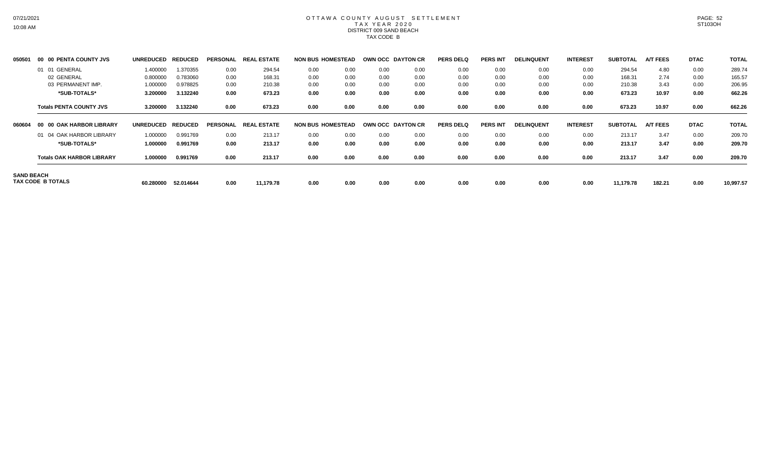# OTTAWA COUNTY AUGUST SETTLEMENT
## TAX YEAR 2020
### DISTRICT 009 SAND BEACH
### TAX CODE B

| 050501 | 00 00 PENTA COUNTY JVS | UNREDUCED | REDUCED | PERSONAL | REAL ESTATE | NON BUS | HOMESTEAD | OWN OCC | DAYTON CR | PERS DELQ | PERS INT | DELINQUENT | INTEREST | SUBTOTAL | A/T FEES | DTAC | TOTAL |
|---|---|---|---|---|---|---|---|---|---|---|---|---|---|---|---|---|---|
| | 01 01 GENERAL | 1.400000 | 1.370355 | 0.00 | 294.54 | 0.00 | 0.00 | 0.00 | 0.00 | 0.00 | 0.00 | 0.00 | 0.00 | 294.54 | 4.80 | 0.00 | 289.74 |
| | 02 GENERAL | 0.800000 | 0.783060 | 0.00 | 168.31 | 0.00 | 0.00 | 0.00 | 0.00 | 0.00 | 0.00 | 0.00 | 0.00 | 168.31 | 2.74 | 0.00 | 165.57 |
| | 03 PERMANENT IMP. | 1.000000 | 0.978825 | 0.00 | 210.38 | 0.00 | 0.00 | 0.00 | 0.00 | 0.00 | 0.00 | 0.00 | 0.00 | 210.38 | 3.43 | 0.00 | 206.95 |
| | **\*SUB-TOTALS\*** | **3.200000** | **3.132240** | **0.00** | **673.23** | **0.00** | **0.00** | **0.00** | **0.00** | **0.00** | **0.00** | **0.00** | **0.00** | **673.23** | **10.97** | **0.00** | **662.26** |
| | **Totals PENTA COUNTY JVS** | **3.200000** | **3.132240** | **0.00** | **673.23** | **0.00** | **0.00** | **0.00** | **0.00** | **0.00** | **0.00** | **0.00** | **0.00** | **673.23** | **10.97** | **0.00** | **662.26** |
| **060604** | **00 00 OAK HARBOR LIBRARY** | **UNREDUCED** | **REDUCED** | **PERSONAL** | **REAL ESTATE** | **NON BUS** | **HOMESTEAD** | **OWN OCC** | **DAYTON CR** | **PERS DELQ** | **PERS INT** | **DELINQUENT** | **INTEREST** | **SUBTOTAL** | **A/T FEES** | **DTAC** | **TOTAL** |
| | 01 04 OAK HARBOR LIBRARY | 1.000000 | 0.991769 | 0.00 | 213.17 | 0.00 | 0.00 | 0.00 | 0.00 | 0.00 | 0.00 | 0.00 | 0.00 | 213.17 | 3.47 | 0.00 | 209.70 |
| | **\*SUB-TOTALS\*** | **1.000000** | **0.991769** | **0.00** | **213.17** | **0.00** | **0.00** | **0.00** | **0.00** | **0.00** | **0.00** | **0.00** | **0.00** | **213.17** | **3.47** | **0.00** | **209.70** |
| | **Totals OAK HARBOR LIBRARY** | **1.000000** | **0.991769** | **0.00** | **213.17** | **0.00** | **0.00** | **0.00** | **0.00** | **0.00** | **0.00** | **0.00** | **0.00** | **213.17** | **3.47** | **0.00** | **209.70** |
| **SAND BEACH TAX CODE B TOTALS** | | **60.280000** | **52.014644** | **0.00** | **11,179.78** | **0.00** | **0.00** | **0.00** | **0.00** | **0.00** | **0.00** | **0.00** | **0.00** | **11,179.78** | **182.21** | **0.00** | **10,997.57** |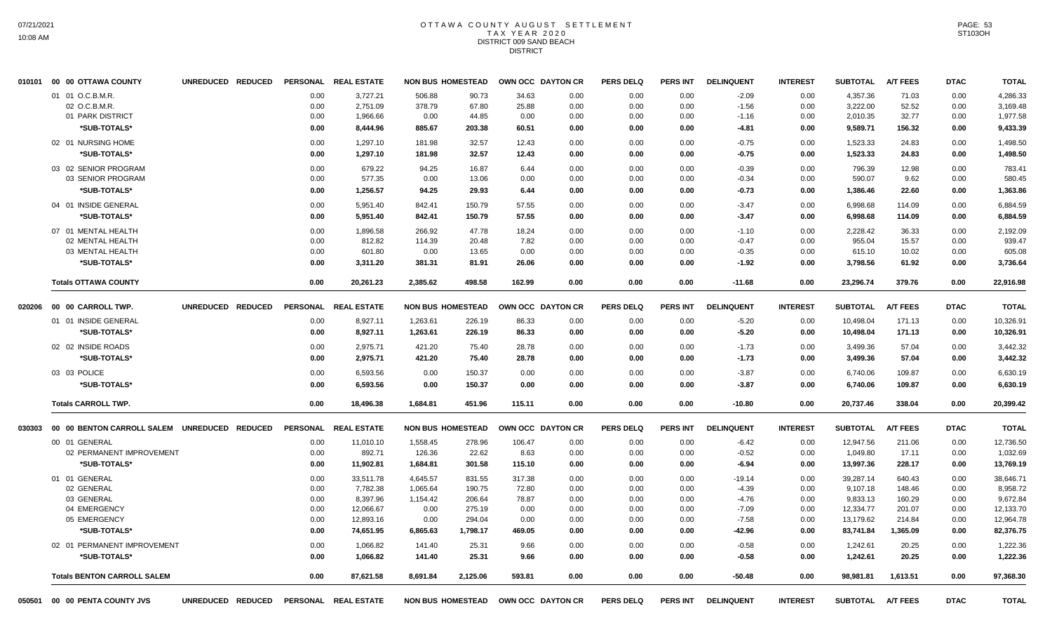# OTTAWA COUNTY AUGUST SETTLEMENT
## TAX YEAR 2020
### DISTRICT 009 SAND BEACH
DISTRICT

| | | UNREDUCED | REDUCED | PERSONAL | REAL ESTATE | NON BUS | HOMESTEAD | OWN OCC | DAYTON CR | PERS DELQ | PERS INT | DELINQUENT | INTEREST | SUBTOTAL | A/T FEES | DTAC | TOTAL |
|---|---|---|---|---|---|---|---|---|---|---|---|---|---|---|---|---|---|
| 010101 | 00 00 OTTAWA COUNTY | | | | | | | | | | | | | | | | |
| | 01 01 O.C.B.M.R. | | | 0.00 | 3,727.21 | 506.88 | 90.73 | 34.63 | 0.00 | 0.00 | 0.00 | -2.09 | 0.00 | 4,357.36 | 71.03 | 0.00 | 4,286.33 |
| | 02 O.C.B.M.R. | | | 0.00 | 2,751.09 | 378.79 | 67.80 | 25.88 | 0.00 | 0.00 | 0.00 | -1.56 | 0.00 | 3,222.00 | 52.52 | 0.00 | 3,169.48 |
| | 01 PARK DISTRICT | | | 0.00 | 1,966.66 | 0.00 | 44.85 | 0.00 | 0.00 | 0.00 | 0.00 | -1.16 | 0.00 | 2,010.35 | 32.77 | 0.00 | 1,977.58 |
| | *SUB-TOTALS* | | | 0.00 | 8,444.96 | 885.67 | 203.38 | 60.51 | 0.00 | 0.00 | 0.00 | -4.81 | 0.00 | 9,589.71 | 156.32 | 0.00 | 9,433.39 |
| | 02 01 NURSING HOME | | | 0.00 | 1,297.10 | 181.98 | 32.57 | 12.43 | 0.00 | 0.00 | 0.00 | -0.75 | 0.00 | 1,523.33 | 24.83 | 0.00 | 1,498.50 |
| | *SUB-TOTALS* | | | 0.00 | 1,297.10 | 181.98 | 32.57 | 12.43 | 0.00 | 0.00 | 0.00 | -0.75 | 0.00 | 1,523.33 | 24.83 | 0.00 | 1,498.50 |
| | 03 02 SENIOR PROGRAM | | | 0.00 | 679.22 | 94.25 | 16.87 | 6.44 | 0.00 | 0.00 | 0.00 | -0.39 | 0.00 | 796.39 | 12.98 | 0.00 | 783.41 |
| | 03 SENIOR PROGRAM | | | 0.00 | 577.35 | 0.00 | 13.06 | 0.00 | 0.00 | 0.00 | 0.00 | -0.34 | 0.00 | 590.07 | 9.62 | 0.00 | 580.45 |
| | *SUB-TOTALS* | | | 0.00 | 1,256.57 | 94.25 | 29.93 | 6.44 | 0.00 | 0.00 | 0.00 | -0.73 | 0.00 | 1,386.46 | 22.60 | 0.00 | 1,363.86 |
| | 04 01 INSIDE GENERAL | | | 0.00 | 5,951.40 | 842.41 | 150.79 | 57.55 | 0.00 | 0.00 | 0.00 | -3.47 | 0.00 | 6,998.68 | 114.09 | 0.00 | 6,884.59 |
| | *SUB-TOTALS* | | | 0.00 | 5,951.40 | 842.41 | 150.79 | 57.55 | 0.00 | 0.00 | 0.00 | -3.47 | 0.00 | 6,998.68 | 114.09 | 0.00 | 6,884.59 |
| | 07 01 MENTAL HEALTH | | | 0.00 | 1,896.58 | 266.92 | 47.78 | 18.24 | 0.00 | 0.00 | 0.00 | -1.10 | 0.00 | 2,228.42 | 36.33 | 0.00 | 2,192.09 |
| | 02 MENTAL HEALTH | | | 0.00 | 812.82 | 114.39 | 20.48 | 7.82 | 0.00 | 0.00 | 0.00 | -0.47 | 0.00 | 955.04 | 15.57 | 0.00 | 939.47 |
| | 03 MENTAL HEALTH | | | 0.00 | 601.80 | 0.00 | 13.65 | 0.00 | 0.00 | 0.00 | 0.00 | -0.35 | 0.00 | 615.10 | 10.02 | 0.00 | 605.08 |
| | *SUB-TOTALS* | | | 0.00 | 3,311.20 | 381.31 | 81.91 | 26.06 | 0.00 | 0.00 | 0.00 | -1.92 | 0.00 | 3,798.56 | 61.92 | 0.00 | 3,736.64 |
| | Totals OTTAWA COUNTY | | | 0.00 | 20,261.23 | 2,385.62 | 498.58 | 162.99 | 0.00 | 0.00 | 0.00 | -11.68 | 0.00 | 23,296.74 | 379.76 | 0.00 | 22,916.98 |
| 020206 | 00 00 CARROLL TWP. | UNREDUCED | REDUCED | PERSONAL | REAL ESTATE | NON BUS | HOMESTEAD | OWN OCC | DAYTON CR | PERS DELQ | PERS INT | DELINQUENT | INTEREST | SUBTOTAL | A/T FEES | DTAC | TOTAL |
| | 01 01 INSIDE GENERAL | | | 0.00 | 8,927.11 | 1,263.61 | 226.19 | 86.33 | 0.00 | 0.00 | 0.00 | -5.20 | 0.00 | 10,498.04 | 171.13 | 0.00 | 10,326.91 |
| | *SUB-TOTALS* | | | 0.00 | 8,927.11 | 1,263.61 | 226.19 | 86.33 | 0.00 | 0.00 | 0.00 | -5.20 | 0.00 | 10,498.04 | 171.13 | 0.00 | 10,326.91 |
| | 02 02 INSIDE ROADS | | | 0.00 | 2,975.71 | 421.20 | 75.40 | 28.78 | 0.00 | 0.00 | 0.00 | -1.73 | 0.00 | 3,499.36 | 57.04 | 0.00 | 3,442.32 |
| | *SUB-TOTALS* | | | 0.00 | 2,975.71 | 421.20 | 75.40 | 28.78 | 0.00 | 0.00 | 0.00 | -1.73 | 0.00 | 3,499.36 | 57.04 | 0.00 | 3,442.32 |
| | 03 03 POLICE | | | 0.00 | 6,593.56 | 0.00 | 150.37 | 0.00 | 0.00 | 0.00 | 0.00 | -3.87 | 0.00 | 6,740.06 | 109.87 | 0.00 | 6,630.19 |
| | *SUB-TOTALS* | | | 0.00 | 6,593.56 | 0.00 | 150.37 | 0.00 | 0.00 | 0.00 | 0.00 | -3.87 | 0.00 | 6,740.06 | 109.87 | 0.00 | 6,630.19 |
| | Totals CARROLL TWP. | | | 0.00 | 18,496.38 | 1,684.81 | 451.96 | 115.11 | 0.00 | 0.00 | 0.00 | -10.80 | 0.00 | 20,737.46 | 338.04 | 0.00 | 20,399.42 |
| 030303 | 00 00 BENTON CARROLL SALEM | UNREDUCED | REDUCED | PERSONAL | REAL ESTATE | NON BUS | HOMESTEAD | OWN OCC | DAYTON CR | PERS DELQ | PERS INT | DELINQUENT | INTEREST | SUBTOTAL | A/T FEES | DTAC | TOTAL |
| | 00 01 GENERAL | | | 0.00 | 11,010.10 | 1,558.45 | 278.96 | 106.47 | 0.00 | 0.00 | 0.00 | -6.42 | 0.00 | 12,947.56 | 211.06 | 0.00 | 12,736.50 |
| | 02 PERMANENT IMPROVEMENT | | | 0.00 | 892.71 | 126.36 | 22.62 | 8.63 | 0.00 | 0.00 | 0.00 | -0.52 | 0.00 | 1,049.80 | 17.11 | 0.00 | 1,032.69 |
| | *SUB-TOTALS* | | | 0.00 | 11,902.81 | 1,684.81 | 301.58 | 115.10 | 0.00 | 0.00 | 0.00 | -6.94 | 0.00 | 13,997.36 | 228.17 | 0.00 | 13,769.19 |
| | 01 01 GENERAL | | | 0.00 | 33,511.78 | 4,645.57 | 831.55 | 317.38 | 0.00 | 0.00 | 0.00 | -19.14 | 0.00 | 39,287.14 | 640.43 | 0.00 | 38,646.71 |
| | 02 GENERAL | | | 0.00 | 7,782.38 | 1,065.64 | 190.75 | 72.80 | 0.00 | 0.00 | 0.00 | -4.39 | 0.00 | 9,107.18 | 148.46 | 0.00 | 8,958.72 |
| | 03 GENERAL | | | 0.00 | 8,397.96 | 1,154.42 | 206.64 | 78.87 | 0.00 | 0.00 | 0.00 | -4.76 | 0.00 | 9,833.13 | 160.29 | 0.00 | 9,672.84 |
| | 04 EMERGENCY | | | 0.00 | 12,066.67 | 0.00 | 275.19 | 0.00 | 0.00 | 0.00 | 0.00 | -7.09 | 0.00 | 12,334.77 | 201.07 | 0.00 | 12,133.70 |
| | 05 EMERGENCY | | | 0.00 | 12,893.16 | 0.00 | 294.04 | 0.00 | 0.00 | 0.00 | 0.00 | -7.58 | 0.00 | 13,179.62 | 214.84 | 0.00 | 12,964.78 |
| | *SUB-TOTALS* | | | 0.00 | 74,651.95 | 6,865.63 | 1,798.17 | 469.05 | 0.00 | 0.00 | 0.00 | -42.96 | 0.00 | 83,741.84 | 1,365.09 | 0.00 | 82,376.75 |
| | 02 01 PERMANENT IMPROVEMENT | | | 0.00 | 1,066.82 | 141.40 | 25.31 | 9.66 | 0.00 | 0.00 | 0.00 | -0.58 | 0.00 | 1,242.61 | 20.25 | 0.00 | 1,222.36 |
| | *SUB-TOTALS* | | | 0.00 | 1,066.82 | 141.40 | 25.31 | 9.66 | 0.00 | 0.00 | 0.00 | -0.58 | 0.00 | 1,242.61 | 20.25 | 0.00 | 1,222.36 |
| | Totals BENTON CARROLL SALEM | | | 0.00 | 87,621.58 | 8,691.84 | 2,125.06 | 593.81 | 0.00 | 0.00 | 0.00 | -50.48 | 0.00 | 98,981.81 | 1,613.51 | 0.00 | 97,368.30 |
| 050501 | 00 00 PENTA COUNTY JVS | UNREDUCED | REDUCED | PERSONAL | REAL ESTATE | NON BUS | HOMESTEAD | OWN OCC | DAYTON CR | PERS DELQ | PERS INT | DELINQUENT | INTEREST | SUBTOTAL | A/T FEES | DTAC | TOTAL |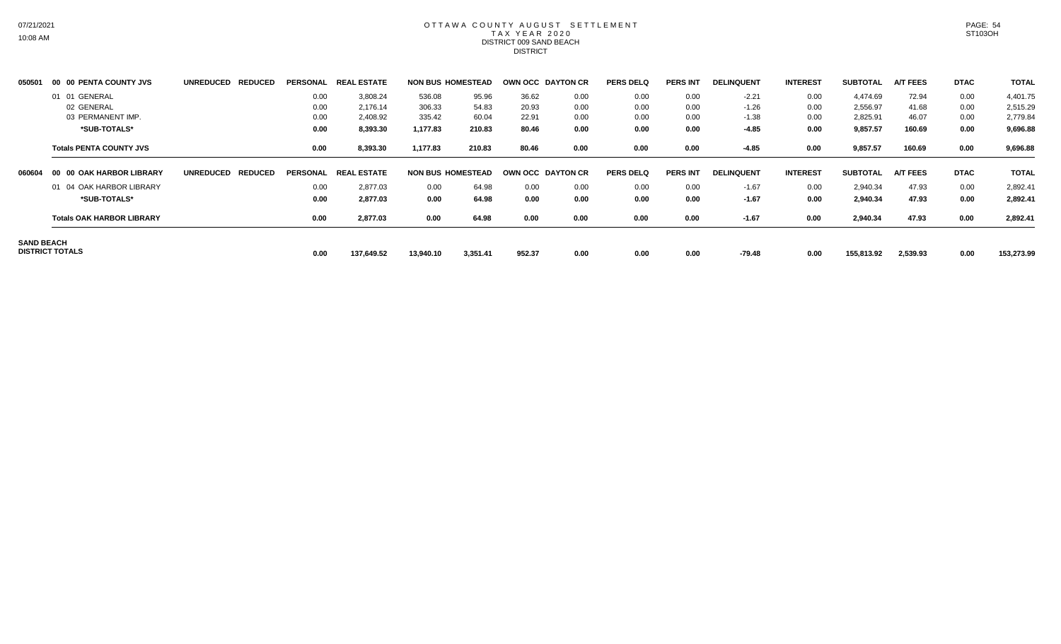# OTTAWA COUNTY AUGUST SETTLEMENT
## TAX YEAR 2020
### DISTRICT 009 SAND BEACH
### DISTRICT

| | | UNREDUCED | REDUCED | PERSONAL | REAL ESTATE | NON BUS | HOMESTEAD | OWN OCC | DAYTON CR | PERS DELQ | PERS INT | DELINQUENT | INTEREST | SUBTOTAL | A/T FEES | DTAC | TOTAL |
|---|---|---|---|---|---|---|---|---|---|---|---|---|---|---|---|---|---|
| 050501 | **00 00 PENTA COUNTY JVS** | **UNREDUCED** | **REDUCED** | **PERSONAL** | **REAL ESTATE** | **NON BUS** | **HOMESTEAD** | **OWN OCC** | **DAYTON CR** | **PERS DELQ** | **PERS INT** | **DELINQUENT** | **INTEREST** | **SUBTOTAL** | **A/T FEES** | **DTAC** | **TOTAL** |
| | 01 01 GENERAL | | | 0.00 | 3,808.24 | 536.08 | 95.96 | 36.62 | 0.00 | 0.00 | 0.00 | -2.21 | 0.00 | 4,474.69 | 72.94 | 0.00 | 4,401.75 |
| | 02 GENERAL | | | 0.00 | 2,176.14 | 306.33 | 54.83 | 20.93 | 0.00 | 0.00 | 0.00 | -1.26 | 0.00 | 2,556.97 | 41.68 | 0.00 | 2,515.29 |
| | 03 PERMANENT IMP. | | | 0.00 | 2,408.92 | 335.42 | 60.04 | 22.91 | 0.00 | 0.00 | 0.00 | -1.38 | 0.00 | 2,825.91 | 46.07 | 0.00 | 2,779.84 |
| | **\*SUB-TOTALS\*** | | | **0.00** | **8,393.30** | **1,177.83** | **210.83** | **80.46** | **0.00** | **0.00** | **0.00** | **-4.85** | **0.00** | **9,857.57** | **160.69** | **0.00** | **9,696.88** |
| | **Totals PENTA COUNTY JVS** | | | **0.00** | **8,393.30** | **1,177.83** | **210.83** | **80.46** | **0.00** | **0.00** | **0.00** | **-4.85** | **0.00** | **9,857.57** | **160.69** | **0.00** | **9,696.88** |
| 060604 | **00 00 OAK HARBOR LIBRARY** | **UNREDUCED** | **REDUCED** | **PERSONAL** | **REAL ESTATE** | **NON BUS** | **HOMESTEAD** | **OWN OCC** | **DAYTON CR** | **PERS DELQ** | **PERS INT** | **DELINQUENT** | **INTEREST** | **SUBTOTAL** | **A/T FEES** | **DTAC** | **TOTAL** |
| | 01 04 OAK HARBOR LIBRARY | | | 0.00 | 2,877.03 | 0.00 | 64.98 | 0.00 | 0.00 | 0.00 | 0.00 | -1.67 | 0.00 | 2,940.34 | 47.93 | 0.00 | 2,892.41 |
| | **\*SUB-TOTALS\*** | | | **0.00** | **2,877.03** | **0.00** | **64.98** | **0.00** | **0.00** | **0.00** | **0.00** | **-1.67** | **0.00** | **2,940.34** | **47.93** | **0.00** | **2,892.41** |
| | **Totals OAK HARBOR LIBRARY** | | | **0.00** | **2,877.03** | **0.00** | **64.98** | **0.00** | **0.00** | **0.00** | **0.00** | **-1.67** | **0.00** | **2,940.34** | **47.93** | **0.00** | **2,892.41** |
| **SAND BEACH DISTRICT TOTALS** | | | | **0.00** | **137,649.52** | **13,940.10** | **3,351.41** | **952.37** | **0.00** | **0.00** | **0.00** | **-79.48** | **0.00** | **155,813.92** | **2,539.93** | **0.00** | **153,273.99** |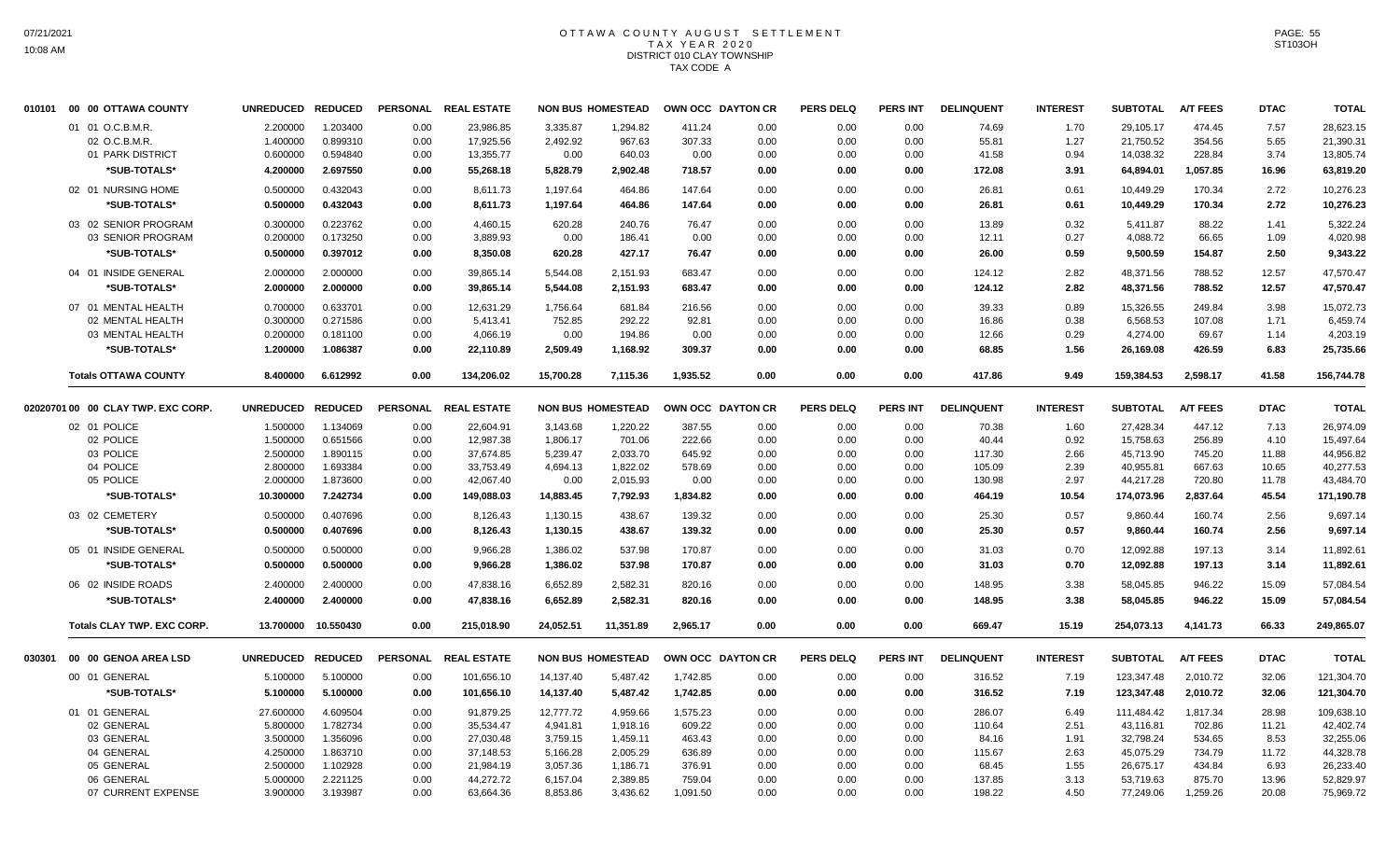# OTTAWA COUNTY AUGUST SETTLEMENT
## TAX YEAR 2020
## DISTRICT 010 CLAY TOWNSHIP
## TAX CODE A

| | UNREDUCED | REDUCED | PERSONAL | REAL ESTATE | NON BUS | HOMESTEAD | OWN OCC | DAYTON CR | PERS DELQ | PERS INT | DELINQUENT | INTEREST | SUBTOTAL | A/T FEES | DTAC | TOTAL |
|---|---|---|---|---|---|---|---|---|---|---|---|---|---|---|---|---|
| **010101 00 00 OTTAWA COUNTY** | | | | | | | | | | | | | | | | |
| 01 01 O.C.B.M.R. | 2.200000 | 1.203400 | 0.00 | 23,986.85 | 3,335.87 | 1,294.82 | 411.24 | 0.00 | 0.00 | 0.00 | 74.69 | 1.70 | 29,105.17 | 474.45 | 7.57 | 28,623.15 |
| 02 O.C.B.M.R. | 1.400000 | 0.899310 | 0.00 | 17,925.56 | 2,492.92 | 967.63 | 307.33 | 0.00 | 0.00 | 0.00 | 55.81 | 1.27 | 21,750.52 | 354.56 | 5.65 | 21,390.31 |
| 01 PARK DISTRICT | 0.600000 | 0.594840 | 0.00 | 13,355.77 | 0.00 | 640.03 | 0.00 | 0.00 | 0.00 | 0.00 | 41.58 | 0.94 | 14,038.32 | 228.84 | 3.74 | 13,805.74 |
| *SUB-TOTALS* | 4.200000 | 2.697550 | 0.00 | 55,268.18 | 5,828.79 | 2,902.48 | 718.57 | 0.00 | 0.00 | 0.00 | 172.08 | 3.91 | 64,894.01 | 1,057.85 | 16.96 | 63,819.20 |
| 02 01 NURSING HOME | 0.500000 | 0.432043 | 0.00 | 8,611.73 | 1,197.64 | 464.86 | 147.64 | 0.00 | 0.00 | 0.00 | 26.81 | 0.61 | 10,449.29 | 170.34 | 2.72 | 10,276.23 |
| *SUB-TOTALS* | 0.500000 | 0.432043 | 0.00 | 8,611.73 | 1,197.64 | 464.86 | 147.64 | 0.00 | 0.00 | 0.00 | 26.81 | 0.61 | 10,449.29 | 170.34 | 2.72 | 10,276.23 |
| 03 02 SENIOR PROGRAM | 0.300000 | 0.223762 | 0.00 | 4,460.15 | 620.28 | 240.76 | 76.47 | 0.00 | 0.00 | 0.00 | 13.89 | 0.32 | 5,411.87 | 88.22 | 1.41 | 5,322.24 |
| 03 SENIOR PROGRAM | 0.200000 | 0.173250 | 0.00 | 3,889.93 | 0.00 | 186.41 | 0.00 | 0.00 | 0.00 | 0.00 | 12.11 | 0.27 | 4,088.72 | 66.65 | 1.09 | 4,020.98 |
| *SUB-TOTALS* | 0.500000 | 0.397012 | 0.00 | 8,350.08 | 620.28 | 427.17 | 76.47 | 0.00 | 0.00 | 0.00 | 26.00 | 0.59 | 9,500.59 | 154.87 | 2.50 | 9,343.22 |
| 04 01 INSIDE GENERAL | 2.000000 | 2.000000 | 0.00 | 39,865.14 | 5,544.08 | 2,151.93 | 683.47 | 0.00 | 0.00 | 0.00 | 124.12 | 2.82 | 48,371.56 | 788.52 | 12.57 | 47,570.47 |
| *SUB-TOTALS* | 2.000000 | 2.000000 | 0.00 | 39,865.14 | 5,544.08 | 2,151.93 | 683.47 | 0.00 | 0.00 | 0.00 | 124.12 | 2.82 | 48,371.56 | 788.52 | 12.57 | 47,570.47 |
| 07 01 MENTAL HEALTH | 0.700000 | 0.633701 | 0.00 | 12,631.29 | 1,756.64 | 681.84 | 216.56 | 0.00 | 0.00 | 0.00 | 39.33 | 0.89 | 15,326.55 | 249.84 | 3.98 | 15,072.73 |
| 02 MENTAL HEALTH | 0.300000 | 0.271586 | 0.00 | 5,413.41 | 752.85 | 292.22 | 92.81 | 0.00 | 0.00 | 0.00 | 16.86 | 0.38 | 6,568.53 | 107.08 | 1.71 | 6,459.74 |
| 03 MENTAL HEALTH | 0.200000 | 0.181100 | 0.00 | 4,066.19 | 0.00 | 194.86 | 0.00 | 0.00 | 0.00 | 0.00 | 12.66 | 0.29 | 4,274.00 | 69.67 | 1.14 | 4,203.19 |
| *SUB-TOTALS* | 1.200000 | 1.086387 | 0.00 | 22,110.89 | 2,509.49 | 1,168.92 | 309.37 | 0.00 | 0.00 | 0.00 | 68.85 | 1.56 | 26,169.08 | 426.59 | 6.83 | 25,735.66 |
| **Totals OTTAWA COUNTY** | 8.400000 | 6.612992 | 0.00 | 134,206.02 | 15,700.28 | 7,115.36 | 1,935.52 | 0.00 | 0.00 | 0.00 | 417.86 | 9.49 | 159,384.53 | 2,598.17 | 41.58 | 156,744.78 |
| **02020701 00 00 CLAY TWP. EXC CORP.** | UNREDUCED | REDUCED | PERSONAL | REAL ESTATE | NON BUS | HOMESTEAD | OWN OCC | DAYTON CR | PERS DELQ | PERS INT | DELINQUENT | INTEREST | SUBTOTAL | A/T FEES | DTAC | TOTAL |
| 02 01 POLICE | 1.500000 | 1.134069 | 0.00 | 22,604.91 | 3,143.68 | 1,220.22 | 387.55 | 0.00 | 0.00 | 0.00 | 70.38 | 1.60 | 27,428.34 | 447.12 | 7.13 | 26,974.09 |
| 02 POLICE | 1.500000 | 0.651566 | 0.00 | 12,987.38 | 1,806.17 | 701.06 | 222.66 | 0.00 | 0.00 | 0.00 | 40.44 | 0.92 | 15,758.63 | 256.89 | 4.10 | 15,497.64 |
| 03 POLICE | 2.500000 | 1.890115 | 0.00 | 37,674.85 | 5,239.47 | 2,033.70 | 645.92 | 0.00 | 0.00 | 0.00 | 117.30 | 2.66 | 45,713.90 | 745.20 | 11.88 | 44,956.82 |
| 04 POLICE | 2.800000 | 1.693384 | 0.00 | 33,753.49 | 4,694.13 | 1,822.02 | 578.69 | 0.00 | 0.00 | 0.00 | 105.09 | 2.39 | 40,955.81 | 667.63 | 10.65 | 40,277.53 |
| 05 POLICE | 2.000000 | 1.873600 | 0.00 | 42,067.40 | 0.00 | 2,015.93 | 0.00 | 0.00 | 0.00 | 0.00 | 130.98 | 2.97 | 44,217.28 | 720.80 | 11.78 | 43,484.70 |
| *SUB-TOTALS* | 10.300000 | 7.242734 | 0.00 | 149,088.03 | 14,883.45 | 7,792.93 | 1,834.82 | 0.00 | 0.00 | 0.00 | 464.19 | 10.54 | 174,073.96 | 2,837.64 | 45.54 | 171,190.78 |
| 03 02 CEMETERY | 0.500000 | 0.407696 | 0.00 | 8,126.43 | 1,130.15 | 438.67 | 139.32 | 0.00 | 0.00 | 0.00 | 25.30 | 0.57 | 9,860.44 | 160.74 | 2.56 | 9,697.14 |
| *SUB-TOTALS* | 0.500000 | 0.407696 | 0.00 | 8,126.43 | 1,130.15 | 438.67 | 139.32 | 0.00 | 0.00 | 0.00 | 25.30 | 0.57 | 9,860.44 | 160.74 | 2.56 | 9,697.14 |
| 05 01 INSIDE GENERAL | 0.500000 | 0.500000 | 0.00 | 9,966.28 | 1,386.02 | 537.98 | 170.87 | 0.00 | 0.00 | 0.00 | 31.03 | 0.70 | 12,092.88 | 197.13 | 3.14 | 11,892.61 |
| *SUB-TOTALS* | 0.500000 | 0.500000 | 0.00 | 9,966.28 | 1,386.02 | 537.98 | 170.87 | 0.00 | 0.00 | 0.00 | 31.03 | 0.70 | 12,092.88 | 197.13 | 3.14 | 11,892.61 |
| 06 02 INSIDE ROADS | 2.400000 | 2.400000 | 0.00 | 47,838.16 | 6,652.89 | 2,582.31 | 820.16 | 0.00 | 0.00 | 0.00 | 148.95 | 3.38 | 58,045.85 | 946.22 | 15.09 | 57,084.54 |
| *SUB-TOTALS* | 2.400000 | 2.400000 | 0.00 | 47,838.16 | 6,652.89 | 2,582.31 | 820.16 | 0.00 | 0.00 | 0.00 | 148.95 | 3.38 | 58,045.85 | 946.22 | 15.09 | 57,084.54 |
| **Totals CLAY TWP. EXC CORP.** | 13.700000 | 10.550430 | 0.00 | 215,018.90 | 24,052.51 | 11,351.89 | 2,965.17 | 0.00 | 0.00 | 0.00 | 669.47 | 15.19 | 254,073.13 | 4,141.73 | 66.33 | 249,865.07 |
| **030301 00 00 GENOA AREA LSD** | UNREDUCED | REDUCED | PERSONAL | REAL ESTATE | NON BUS | HOMESTEAD | OWN OCC | DAYTON CR | PERS DELQ | PERS INT | DELINQUENT | INTEREST | SUBTOTAL | A/T FEES | DTAC | TOTAL |
| 00 01 GENERAL | 5.100000 | 5.100000 | 0.00 | 101,656.10 | 14,137.40 | 5,487.42 | 1,742.85 | 0.00 | 0.00 | 0.00 | 316.52 | 7.19 | 123,347.48 | 2,010.72 | 32.06 | 121,304.70 |
| *SUB-TOTALS* | 5.100000 | 5.100000 | 0.00 | 101,656.10 | 14,137.40 | 5,487.42 | 1,742.85 | 0.00 | 0.00 | 0.00 | 316.52 | 7.19 | 123,347.48 | 2,010.72 | 32.06 | 121,304.70 |
| 01 01 GENERAL | 27.600000 | 4.609504 | 0.00 | 91,879.25 | 12,777.72 | 4,959.66 | 1,575.23 | 0.00 | 0.00 | 0.00 | 286.07 | 6.49 | 111,484.42 | 1,817.34 | 28.98 | 109,638.10 |
| 02 GENERAL | 5.800000 | 1.782734 | 0.00 | 35,534.47 | 4,941.81 | 1,918.16 | 609.22 | 0.00 | 0.00 | 0.00 | 110.64 | 2.51 | 43,116.81 | 702.86 | 11.21 | 42,402.74 |
| 03 GENERAL | 3.500000 | 1.356096 | 0.00 | 27,030.48 | 3,759.15 | 1,459.11 | 463.43 | 0.00 | 0.00 | 0.00 | 84.16 | 1.91 | 32,798.24 | 534.65 | 8.53 | 32,255.06 |
| 04 GENERAL | 4.250000 | 1.863710 | 0.00 | 37,148.53 | 5,166.28 | 2,005.29 | 636.89 | 0.00 | 0.00 | 0.00 | 115.67 | 2.63 | 45,075.29 | 734.79 | 11.72 | 44,328.78 |
| 05 GENERAL | 2.500000 | 1.102928 | 0.00 | 21,984.19 | 3,057.36 | 1,186.71 | 376.91 | 0.00 | 0.00 | 0.00 | 68.45 | 1.55 | 26,675.17 | 434.84 | 6.93 | 26,233.40 |
| 06 GENERAL | 5.000000 | 2.221125 | 0.00 | 44,272.72 | 6,157.04 | 2,389.85 | 759.04 | 0.00 | 0.00 | 0.00 | 137.85 | 3.13 | 53,719.63 | 875.70 | 13.96 | 52,829.97 |
| 07 CURRENT EXPENSE | 3.900000 | 3.193987 | 0.00 | 63,664.36 | 8,853.86 | 3,436.62 | 1,091.50 | 0.00 | 0.00 | 0.00 | 198.22 | 4.50 | 77,249.06 | 1,259.26 | 20.08 | 75,969.72 |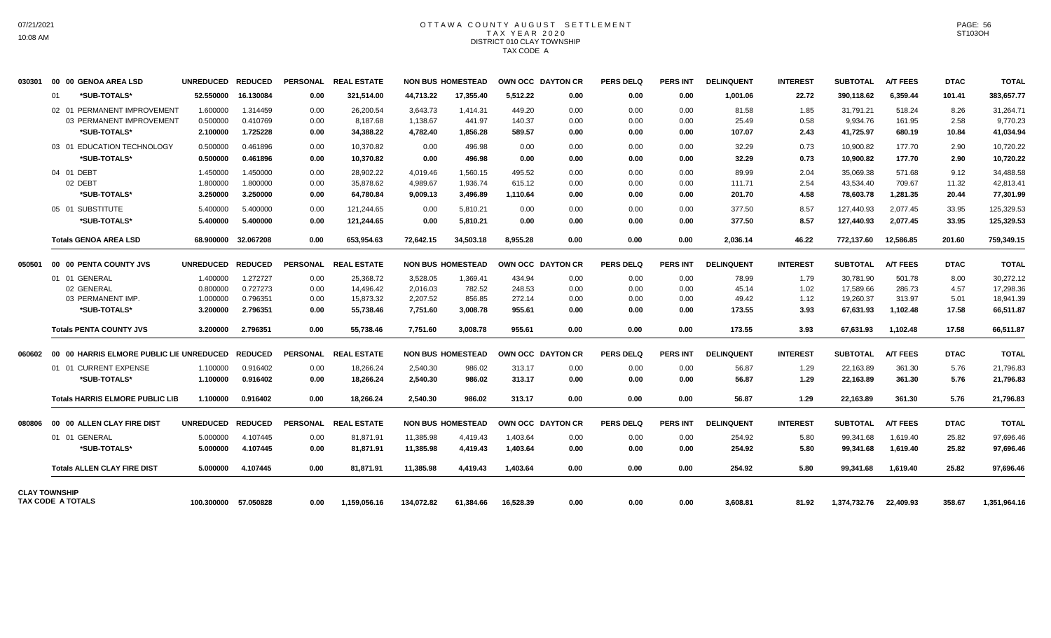# OTTAWA COUNTY AUGUST SETTLEMENT
## TAX YEAR 2020
### DISTRICT 010 CLAY TOWNSHIP
### TAX CODE A

| | | UNREDUCED | REDUCED | PERSONAL | REAL ESTATE | NON BUS | HOMESTEAD | OWN OCC | DAYTON CR | PERS DELQ | PERS INT | DELINQUENT | INTEREST | SUBTOTAL | A/T FEES | DTAC | TOTAL |
|---|---|---|---|---|---|---|---|---|---|---|---|---|---|---|---|---|---|
| 030301 | 00 00 GENOA AREA LSD | UNREDUCED | REDUCED | PERSONAL | REAL ESTATE | NON BUS | HOMESTEAD | OWN OCC | DAYTON CR | PERS DELQ | PERS INT | DELINQUENT | INTEREST | SUBTOTAL | A/T FEES | DTAC | TOTAL |
| | 01 *SUB-TOTALS* | 52.550000 | 16.130084 | 0.00 | 321,514.00 | 44,713.22 | 17,355.40 | 5,512.22 | 0.00 | 0.00 | 0.00 | 1,001.06 | 22.72 | 390,118.62 | 6,359.44 | 101.41 | 383,657.77 |
| | 02 01 PERMANENT IMPROVEMENT | 1.600000 | 1.314459 | 0.00 | 26,200.54 | 3,643.73 | 1,414.31 | 449.20 | 0.00 | 0.00 | 0.00 | 81.58 | 1.85 | 31,791.21 | 518.24 | 8.26 | 31,264.71 |
| | 03 PERMANENT IMPROVEMENT | 0.500000 | 0.410769 | 0.00 | 8,187.68 | 1,138.67 | 441.97 | 140.37 | 0.00 | 0.00 | 0.00 | 25.49 | 0.58 | 9,934.76 | 161.95 | 2.58 | 9,770.23 |
| | *SUB-TOTALS* | 2.100000 | 1.725228 | 0.00 | 34,388.22 | 4,782.40 | 1,856.28 | 589.57 | 0.00 | 0.00 | 0.00 | 107.07 | 2.43 | 41,725.97 | 680.19 | 10.84 | 41,034.94 |
| | 03 01 EDUCATION TECHNOLOGY | 0.500000 | 0.461896 | 0.00 | 10,370.82 | 0.00 | 496.98 | 0.00 | 0.00 | 0.00 | 0.00 | 32.29 | 0.73 | 10,900.82 | 177.70 | 2.90 | 10,720.22 |
| | *SUB-TOTALS* | 0.500000 | 0.461896 | 0.00 | 10,370.82 | 0.00 | 496.98 | 0.00 | 0.00 | 0.00 | 0.00 | 32.29 | 0.73 | 10,900.82 | 177.70 | 2.90 | 10,720.22 |
| | 04 01 DEBT | 1.450000 | 1.450000 | 0.00 | 28,902.22 | 4,019.46 | 1,560.15 | 495.52 | 0.00 | 0.00 | 0.00 | 89.99 | 2.04 | 35,069.38 | 571.68 | 9.12 | 34,488.58 |
| | 02 DEBT | 1.800000 | 1.800000 | 0.00 | 35,878.62 | 4,989.67 | 1,936.74 | 615.12 | 0.00 | 0.00 | 0.00 | 111.71 | 2.54 | 43,534.40 | 709.67 | 11.32 | 42,813.41 |
| | *SUB-TOTALS* | 3.250000 | 3.250000 | 0.00 | 64,780.84 | 9,009.13 | 3,496.89 | 1,110.64 | 0.00 | 0.00 | 0.00 | 201.70 | 4.58 | 78,603.78 | 1,281.35 | 20.44 | 77,301.99 |
| | 05 01 SUBSTITUTE | 5.400000 | 5.400000 | 0.00 | 121,244.65 | 0.00 | 5,810.21 | 0.00 | 0.00 | 0.00 | 0.00 | 377.50 | 8.57 | 127,440.93 | 2,077.45 | 33.95 | 125,329.53 |
| | *SUB-TOTALS* | 5.400000 | 5.400000 | 0.00 | 121,244.65 | 0.00 | 5,810.21 | 0.00 | 0.00 | 0.00 | 0.00 | 377.50 | 8.57 | 127,440.93 | 2,077.45 | 33.95 | 125,329.53 |
| | **Totals GENOA AREA LSD** | 68.900000 | 32.067208 | 0.00 | 653,954.63 | 72,642.15 | 34,503.18 | 8,955.28 | 0.00 | 0.00 | 0.00 | 2,036.14 | 46.22 | 772,137.60 | 12,586.85 | 201.60 | 759,349.15 |
| 050501 | 00 00 PENTA COUNTY JVS | UNREDUCED | REDUCED | PERSONAL | REAL ESTATE | NON BUS | HOMESTEAD | OWN OCC | DAYTON CR | PERS DELQ | PERS INT | DELINQUENT | INTEREST | SUBTOTAL | A/T FEES | DTAC | TOTAL |
| | 01 01 GENERAL | 1.400000 | 1.272727 | 0.00 | 25,368.72 | 3,528.05 | 1,369.41 | 434.94 | 0.00 | 0.00 | 0.00 | 78.99 | 1.79 | 30,781.90 | 501.78 | 8.00 | 30,272.12 |
| | 02 GENERAL | 0.800000 | 0.727273 | 0.00 | 14,496.42 | 2,016.03 | 782.52 | 248.53 | 0.00 | 0.00 | 0.00 | 45.14 | 1.02 | 17,589.66 | 286.73 | 4.57 | 17,298.36 |
| | 03 PERMANENT IMP. | 1.000000 | 0.796351 | 0.00 | 15,873.32 | 2,207.52 | 856.85 | 272.14 | 0.00 | 0.00 | 0.00 | 49.42 | 1.12 | 19,260.37 | 313.97 | 5.01 | 18,941.39 |
| | *SUB-TOTALS* | 3.200000 | 2.796351 | 0.00 | 55,738.46 | 7,751.60 | 3,008.78 | 955.61 | 0.00 | 0.00 | 0.00 | 173.55 | 3.93 | 67,631.93 | 1,102.48 | 17.58 | 66,511.87 |
| | **Totals PENTA COUNTY JVS** | 3.200000 | 2.796351 | 0.00 | 55,738.46 | 7,751.60 | 3,008.78 | 955.61 | 0.00 | 0.00 | 0.00 | 173.55 | 3.93 | 67,631.93 | 1,102.48 | 17.58 | 66,511.87 |
| 060602 | 00 00 HARRIS ELMORE PUBLIC LIB | UNREDUCED | REDUCED | PERSONAL | REAL ESTATE | NON BUS | HOMESTEAD | OWN OCC | DAYTON CR | PERS DELQ | PERS INT | DELINQUENT | INTEREST | SUBTOTAL | A/T FEES | DTAC | TOTAL |
| | 01 01 CURRENT EXPENSE | 1.100000 | 0.916402 | 0.00 | 18,266.24 | 2,540.30 | 986.02 | 313.17 | 0.00 | 0.00 | 0.00 | 56.87 | 1.29 | 22,163.89 | 361.30 | 5.76 | 21,796.83 |
| | *SUB-TOTALS* | 1.100000 | 0.916402 | 0.00 | 18,266.24 | 2,540.30 | 986.02 | 313.17 | 0.00 | 0.00 | 0.00 | 56.87 | 1.29 | 22,163.89 | 361.30 | 5.76 | 21,796.83 |
| | **Totals HARRIS ELMORE PUBLIC LIB** | 1.100000 | 0.916402 | 0.00 | 18,266.24 | 2,540.30 | 986.02 | 313.17 | 0.00 | 0.00 | 0.00 | 56.87 | 1.29 | 22,163.89 | 361.30 | 5.76 | 21,796.83 |
| 080806 | 00 00 ALLEN CLAY FIRE DIST | UNREDUCED | REDUCED | PERSONAL | REAL ESTATE | NON BUS | HOMESTEAD | OWN OCC | DAYTON CR | PERS DELQ | PERS INT | DELINQUENT | INTEREST | SUBTOTAL | A/T FEES | DTAC | TOTAL |
| | 01 01 GENERAL | 5.000000 | 4.107445 | 0.00 | 81,871.91 | 11,385.98 | 4,419.43 | 1,403.64 | 0.00 | 0.00 | 0.00 | 254.92 | 5.80 | 99,341.68 | 1,619.40 | 25.82 | 97,696.46 |
| | *SUB-TOTALS* | 5.000000 | 4.107445 | 0.00 | 81,871.91 | 11,385.98 | 4,419.43 | 1,403.64 | 0.00 | 0.00 | 0.00 | 254.92 | 5.80 | 99,341.68 | 1,619.40 | 25.82 | 97,696.46 |
| | **Totals ALLEN CLAY FIRE DIST** | 5.000000 | 4.107445 | 0.00 | 81,871.91 | 11,385.98 | 4,419.43 | 1,403.64 | 0.00 | 0.00 | 0.00 | 254.92 | 5.80 | 99,341.68 | 1,619.40 | 25.82 | 97,696.46 |
| **CLAY TOWNSHIP TAX CODE A TOTALS** | | 100.300000 | 57.050828 | 0.00 | 1,159,056.16 | 134,072.82 | 61,384.66 | 16,528.39 | 0.00 | 0.00 | 0.00 | 3,608.81 | 81.92 | 1,374,732.76 | 22,409.93 | 358.67 | 1,351,964.16 |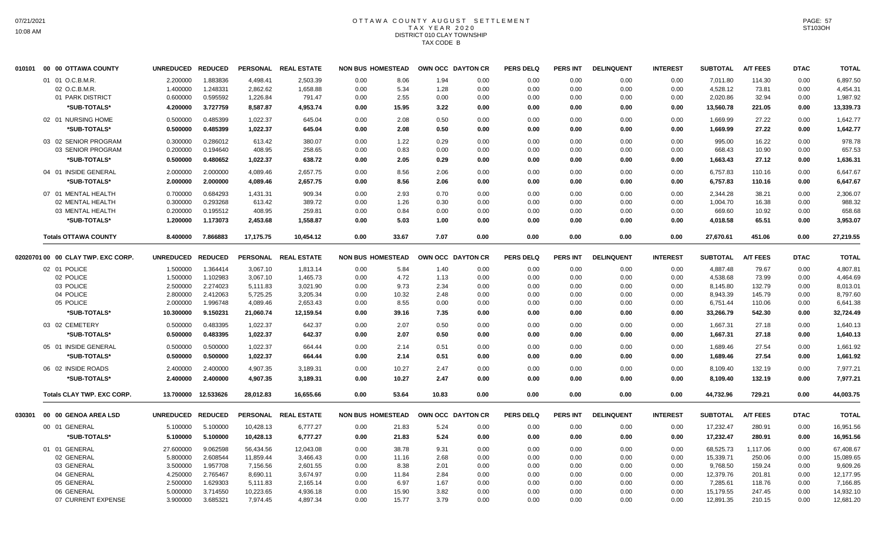# OTTAWA COUNTY AUGUST SETTLEMENT
## TAX YEAR 2020
## DISTRICT 010 CLAY TOWNSHIP
## TAX CODE B

| | UNREDUCED | REDUCED | PERSONAL | REAL ESTATE | NON BUS | HOMESTEAD | OWN OCC | DAYTON CR | PERS DELQ | PERS INT | DELINQUENT | INTEREST | SUBTOTAL | A/T FEES | DTAC | TOTAL |
|---|---|---|---|---|---|---|---|---|---|---|---|---|---|---|---|---|
| **010101 00 00 OTTAWA COUNTY** | | | | | | | | | | | | | | | | |
| 01 01 O.C.B.M.R. | 2.200000 | 1.883836 | 4,498.41 | 2,503.39 | 0.00 | 8.06 | 1.94 | 0.00 | 0.00 | 0.00 | 0.00 | 0.00 | 7,011.80 | 114.30 | 0.00 | 6,897.50 |
| 02 O.C.B.M.R. | 1.400000 | 1.248331 | 2,862.62 | 1,658.88 | 0.00 | 5.34 | 1.28 | 0.00 | 0.00 | 0.00 | 0.00 | 0.00 | 4,528.12 | 73.81 | 0.00 | 4,454.31 |
| 01 PARK DISTRICT | 0.600000 | 0.595592 | 1,226.84 | 791.47 | 0.00 | 2.55 | 0.00 | 0.00 | 0.00 | 0.00 | 0.00 | 0.00 | 2,020.86 | 32.94 | 0.00 | 1,987.92 |
| ***SUB-TOTALS*** | **4.200000** | **3.727759** | **8,587.87** | **4,953.74** | **0.00** | **15.95** | **3.22** | **0.00** | **0.00** | **0.00** | **0.00** | **0.00** | **13,560.78** | **221.05** | **0.00** | **13,339.73** |
| 02 01 NURSING HOME | 0.500000 | 0.485399 | 1,022.37 | 645.04 | 0.00 | 2.08 | 0.50 | 0.00 | 0.00 | 0.00 | 0.00 | 0.00 | 1,669.99 | 27.22 | 0.00 | 1,642.77 |
| ***SUB-TOTALS*** | **0.500000** | **0.485399** | **1,022.37** | **645.04** | **0.00** | **2.08** | **0.50** | **0.00** | **0.00** | **0.00** | **0.00** | **0.00** | **1,669.99** | **27.22** | **0.00** | **1,642.77** |
| 03 02 SENIOR PROGRAM | 0.300000 | 0.286012 | 613.42 | 380.07 | 0.00 | 1.22 | 0.29 | 0.00 | 0.00 | 0.00 | 0.00 | 0.00 | 995.00 | 16.22 | 0.00 | 978.78 |
| 03 SENIOR PROGRAM | 0.200000 | 0.194640 | 408.95 | 258.65 | 0.00 | 0.83 | 0.00 | 0.00 | 0.00 | 0.00 | 0.00 | 0.00 | 668.43 | 10.90 | 0.00 | 657.53 |
| ***SUB-TOTALS*** | **0.500000** | **0.480652** | **1,022.37** | **638.72** | **0.00** | **2.05** | **0.29** | **0.00** | **0.00** | **0.00** | **0.00** | **0.00** | **1,663.43** | **27.12** | **0.00** | **1,636.31** |
| 04 01 INSIDE GENERAL | 2.000000 | 2.000000 | 4,089.46 | 2,657.75 | 0.00 | 8.56 | 2.06 | 0.00 | 0.00 | 0.00 | 0.00 | 0.00 | 6,757.83 | 110.16 | 0.00 | 6,647.67 |
| ***SUB-TOTALS*** | **2.000000** | **2.000000** | **4,089.46** | **2,657.75** | **0.00** | **8.56** | **2.06** | **0.00** | **0.00** | **0.00** | **0.00** | **0.00** | **6,757.83** | **110.16** | **0.00** | **6,647.67** |
| 07 01 MENTAL HEALTH | 0.700000 | 0.684293 | 1,431.31 | 909.34 | 0.00 | 2.93 | 0.70 | 0.00 | 0.00 | 0.00 | 0.00 | 0.00 | 2,344.28 | 38.21 | 0.00 | 2,306.07 |
| 02 MENTAL HEALTH | 0.300000 | 0.293268 | 613.42 | 389.72 | 0.00 | 1.26 | 0.30 | 0.00 | 0.00 | 0.00 | 0.00 | 0.00 | 1,004.70 | 16.38 | 0.00 | 988.32 |
| 03 MENTAL HEALTH | 0.200000 | 0.195512 | 408.95 | 259.81 | 0.00 | 0.84 | 0.00 | 0.00 | 0.00 | 0.00 | 0.00 | 0.00 | 669.60 | 10.92 | 0.00 | 658.68 |
| ***SUB-TOTALS*** | **1.200000** | **1.173073** | **2,453.68** | **1,558.87** | **0.00** | **5.03** | **1.00** | **0.00** | **0.00** | **0.00** | **0.00** | **0.00** | **4,018.58** | **65.51** | **0.00** | **3,953.07** |
| **Totals OTTAWA COUNTY** | **8.400000** | **7.866883** | **17,175.75** | **10,454.12** | **0.00** | **33.67** | **7.07** | **0.00** | **0.00** | **0.00** | **0.00** | **0.00** | **27,670.61** | **451.06** | **0.00** | **27,219.55** |

| | UNREDUCED | REDUCED | PERSONAL | REAL ESTATE | NON BUS | HOMESTEAD | OWN OCC | DAYTON CR | PERS DELQ | PERS INT | DELINQUENT | INTEREST | SUBTOTAL | A/T FEES | DTAC | TOTAL |
|---|---|---|---|---|---|---|---|---|---|---|---|---|---|---|---|---|
| **02020701 00 00 CLAY TWP. EXC CORP.** | | | | | | | | | | | | | | | | |
| 02 01 POLICE | 1.500000 | 1.364414 | 3,067.10 | 1,813.14 | 0.00 | 5.84 | 1.40 | 0.00 | 0.00 | 0.00 | 0.00 | 0.00 | 4,887.48 | 79.67 | 0.00 | 4,807.81 |
| 02 POLICE | 1.500000 | 1.102983 | 3,067.10 | 1,465.73 | 0.00 | 4.72 | 1.13 | 0.00 | 0.00 | 0.00 | 0.00 | 0.00 | 4,538.68 | 73.99 | 0.00 | 4,464.69 |
| 03 POLICE | 2.500000 | 2.274023 | 5,111.83 | 3,021.90 | 0.00 | 9.73 | 2.34 | 0.00 | 0.00 | 0.00 | 0.00 | 0.00 | 8,145.80 | 132.79 | 0.00 | 8,013.01 |
| 04 POLICE | 2.800000 | 2.412063 | 5,725.25 | 3,205.34 | 0.00 | 10.32 | 2.48 | 0.00 | 0.00 | 0.00 | 0.00 | 0.00 | 8,943.39 | 145.79 | 0.00 | 8,797.60 |
| 05 POLICE | 2.000000 | 1.996748 | 4,089.46 | 2,653.43 | 0.00 | 8.55 | 0.00 | 0.00 | 0.00 | 0.00 | 0.00 | 0.00 | 6,751.44 | 110.06 | 0.00 | 6,641.38 |
| ***SUB-TOTALS*** | **10.300000** | **9.150231** | **21,060.74** | **12,159.54** | **0.00** | **39.16** | **7.35** | **0.00** | **0.00** | **0.00** | **0.00** | **0.00** | **33,266.79** | **542.30** | **0.00** | **32,724.49** |
| 03 02 CEMETERY | 0.500000 | 0.483395 | 1,022.37 | 642.37 | 0.00 | 2.07 | 0.50 | 0.00 | 0.00 | 0.00 | 0.00 | 0.00 | 1,667.31 | 27.18 | 0.00 | 1,640.13 |
| ***SUB-TOTALS*** | **0.500000** | **0.483395** | **1,022.37** | **642.37** | **0.00** | **2.07** | **0.50** | **0.00** | **0.00** | **0.00** | **0.00** | **0.00** | **1,667.31** | **27.18** | **0.00** | **1,640.13** |
| 05 01 INSIDE GENERAL | 0.500000 | 0.500000 | 1,022.37 | 664.44 | 0.00 | 2.14 | 0.51 | 0.00 | 0.00 | 0.00 | 0.00 | 0.00 | 1,689.46 | 27.54 | 0.00 | 1,661.92 |
| ***SUB-TOTALS*** | **0.500000** | **0.500000** | **1,022.37** | **664.44** | **0.00** | **2.14** | **0.51** | **0.00** | **0.00** | **0.00** | **0.00** | **0.00** | **1,689.46** | **27.54** | **0.00** | **1,661.92** |
| 06 02 INSIDE ROADS | 2.400000 | 2.400000 | 4,907.35 | 3,189.31 | 0.00 | 10.27 | 2.47 | 0.00 | 0.00 | 0.00 | 0.00 | 0.00 | 8,109.40 | 132.19 | 0.00 | 7,977.21 |
| ***SUB-TOTALS*** | **2.400000** | **2.400000** | **4,907.35** | **3,189.31** | **0.00** | **10.27** | **2.47** | **0.00** | **0.00** | **0.00** | **0.00** | **0.00** | **8,109.40** | **132.19** | **0.00** | **7,977.21** |
| **Totals CLAY TWP. EXC CORP.** | **13.700000** | **12.533626** | **28,012.83** | **16,655.66** | **0.00** | **53.64** | **10.83** | **0.00** | **0.00** | **0.00** | **0.00** | **0.00** | **44,732.96** | **729.21** | **0.00** | **44,003.75** |

| | UNREDUCED | REDUCED | PERSONAL | REAL ESTATE | NON BUS | HOMESTEAD | OWN OCC | DAYTON CR | PERS DELQ | PERS INT | DELINQUENT | INTEREST | SUBTOTAL | A/T FEES | DTAC | TOTAL |
|---|---|---|---|---|---|---|---|---|---|---|---|---|---|---|---|---|
| **030301 00 00 GENOA AREA LSD** | | | | | | | | | | | | | | | | |
| 00 01 GENERAL | 5.100000 | 5.100000 | 10,428.13 | 6,777.27 | 0.00 | 21.83 | 5.24 | 0.00 | 0.00 | 0.00 | 0.00 | 0.00 | 17,232.47 | 280.91 | 0.00 | 16,951.56 |
| ***SUB-TOTALS*** | **5.100000** | **5.100000** | **10,428.13** | **6,777.27** | **0.00** | **21.83** | **5.24** | **0.00** | **0.00** | **0.00** | **0.00** | **0.00** | **17,232.47** | **280.91** | **0.00** | **16,951.56** |
| 01 01 GENERAL | 27.600000 | 9.062598 | 56,434.56 | 12,043.08 | 0.00 | 38.78 | 9.31 | 0.00 | 0.00 | 0.00 | 0.00 | 0.00 | 68,525.73 | 1,117.06 | 0.00 | 67,408.67 |
| 02 GENERAL | 5.800000 | 2.608544 | 11,859.44 | 3,466.43 | 0.00 | 11.16 | 2.68 | 0.00 | 0.00 | 0.00 | 0.00 | 0.00 | 15,339.71 | 250.06 | 0.00 | 15,089.65 |
| 03 GENERAL | 3.500000 | 1.957708 | 7,156.56 | 2,601.55 | 0.00 | 8.38 | 2.01 | 0.00 | 0.00 | 0.00 | 0.00 | 0.00 | 9,768.50 | 159.24 | 0.00 | 9,609.26 |
| 04 GENERAL | 4.250000 | 2.765467 | 8,690.11 | 3,674.97 | 0.00 | 11.84 | 2.84 | 0.00 | 0.00 | 0.00 | 0.00 | 0.00 | 12,379.76 | 201.81 | 0.00 | 12,177.95 |
| 05 GENERAL | 2.500000 | 1.629303 | 5,111.83 | 2,165.14 | 0.00 | 6.97 | 1.67 | 0.00 | 0.00 | 0.00 | 0.00 | 0.00 | 7,285.61 | 118.76 | 0.00 | 7,166.85 |
| 06 GENERAL | 5.000000 | 3.714550 | 10,223.65 | 4,936.18 | 0.00 | 15.90 | 3.82 | 0.00 | 0.00 | 0.00 | 0.00 | 0.00 | 15,179.55 | 247.45 | 0.00 | 14,932.10 |
| 07 CURRENT EXPENSE | 3.900000 | 3.685321 | 7,974.45 | 4,897.34 | 0.00 | 15.77 | 3.79 | 0.00 | 0.00 | 0.00 | 0.00 | 0.00 | 12,891.35 | 210.15 | 0.00 | 12,681.20 |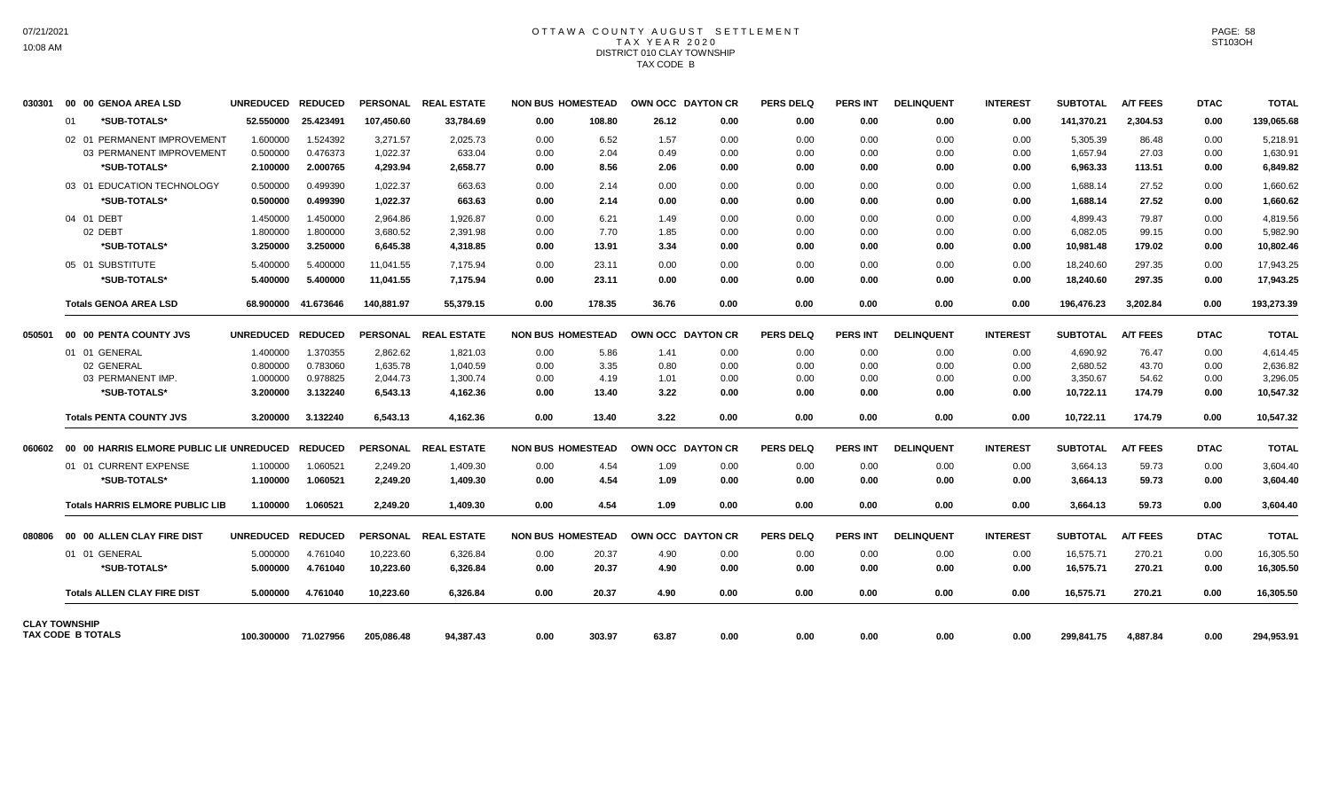# OTTAWA COUNTY AUGUST SETTLEMENT
## TAX YEAR 2020
### DISTRICT 010 CLAY TOWNSHIP
### TAX CODE B

| | | UNREDUCED | REDUCED | PERSONAL | REAL ESTATE | NON BUS | HOMESTEAD | OWN OCC | DAYTON CR | PERS DELQ | PERS INT | DELINQUENT | INTEREST | SUBTOTAL | A/T FEES | DTAC | TOTAL |
|---|---|---|---|---|---|---|---|---|---|---|---|---|---|---|---|---|---|
| 030301 | 00 00 GENOA AREA LSD | | | | | | | | | | | | | | | | |
| | 01 *SUB-TOTALS* | 52.550000 | 25.423491 | 107,450.60 | 33,784.69 | 0.00 | 108.80 | 26.12 | 0.00 | 0.00 | 0.00 | 0.00 | 0.00 | 141,370.21 | 2,304.53 | 0.00 | 139,065.68 |
| | 02 01 PERMANENT IMPROVEMENT | 1.600000 | 1.524392 | 3,271.57 | 2,025.73 | 0.00 | 6.52 | 1.57 | 0.00 | 0.00 | 0.00 | 0.00 | 0.00 | 5,305.39 | 86.48 | 0.00 | 5,218.91 |
| | 03 PERMANENT IMPROVEMENT | 0.500000 | 0.476373 | 1,022.37 | 633.04 | 0.00 | 2.04 | 0.49 | 0.00 | 0.00 | 0.00 | 0.00 | 0.00 | 1,657.94 | 27.03 | 0.00 | 1,630.91 |
| | *SUB-TOTALS* | 2.100000 | 2.000765 | 4,293.94 | 2,658.77 | 0.00 | 8.56 | 2.06 | 0.00 | 0.00 | 0.00 | 0.00 | 0.00 | 6,963.33 | 113.51 | 0.00 | 6,849.82 |
| | 03 01 EDUCATION TECHNOLOGY | 0.500000 | 0.499390 | 1,022.37 | 663.63 | 0.00 | 2.14 | 0.00 | 0.00 | 0.00 | 0.00 | 0.00 | 0.00 | 1,688.14 | 27.52 | 0.00 | 1,660.62 |
| | *SUB-TOTALS* | 0.500000 | 0.499390 | 1,022.37 | 663.63 | 0.00 | 2.14 | 0.00 | 0.00 | 0.00 | 0.00 | 0.00 | 0.00 | 1,688.14 | 27.52 | 0.00 | 1,660.62 |
| | 04 01 DEBT | 1.450000 | 1.450000 | 2,964.86 | 1,926.87 | 0.00 | 6.21 | 1.49 | 0.00 | 0.00 | 0.00 | 0.00 | 0.00 | 4,899.43 | 79.87 | 0.00 | 4,819.56 |
| | 02 DEBT | 1.800000 | 1.800000 | 3,680.52 | 2,391.98 | 0.00 | 7.70 | 1.85 | 0.00 | 0.00 | 0.00 | 0.00 | 0.00 | 6,082.05 | 99.15 | 0.00 | 5,982.90 |
| | *SUB-TOTALS* | 3.250000 | 3.250000 | 6,645.38 | 4,318.85 | 0.00 | 13.91 | 3.34 | 0.00 | 0.00 | 0.00 | 0.00 | 0.00 | 10,981.48 | 179.02 | 0.00 | 10,802.46 |
| | 05 01 SUBSTITUTE | 5.400000 | 5.400000 | 11,041.55 | 7,175.94 | 0.00 | 23.11 | 0.00 | 0.00 | 0.00 | 0.00 | 0.00 | 0.00 | 18,240.60 | 297.35 | 0.00 | 17,943.25 |
| | *SUB-TOTALS* | 5.400000 | 5.400000 | 11,041.55 | 7,175.94 | 0.00 | 23.11 | 0.00 | 0.00 | 0.00 | 0.00 | 0.00 | 0.00 | 18,240.60 | 297.35 | 0.00 | 17,943.25 |
| | **Totals GENOA AREA LSD** | 68.900000 | 41.673646 | 140,881.97 | 55,379.15 | 0.00 | 178.35 | 36.76 | 0.00 | 0.00 | 0.00 | 0.00 | 0.00 | 196,476.23 | 3,202.84 | 0.00 | 193,273.39 |
| 050501 | 00 00 PENTA COUNTY JVS | UNREDUCED | REDUCED | PERSONAL | REAL ESTATE | NON BUS | HOMESTEAD | OWN OCC | DAYTON CR | PERS DELQ | PERS INT | DELINQUENT | INTEREST | SUBTOTAL | A/T FEES | DTAC | TOTAL |
| | 01 01 GENERAL | 1.400000 | 1.370355 | 2,862.62 | 1,821.03 | 0.00 | 5.86 | 1.41 | 0.00 | 0.00 | 0.00 | 0.00 | 0.00 | 4,690.92 | 76.47 | 0.00 | 4,614.45 |
| | 02 GENERAL | 0.800000 | 0.783060 | 1,635.78 | 1,040.59 | 0.00 | 3.35 | 0.80 | 0.00 | 0.00 | 0.00 | 0.00 | 0.00 | 2,680.52 | 43.70 | 0.00 | 2,636.82 |
| | 03 PERMANENT IMP. | 1.000000 | 0.978825 | 2,044.73 | 1,300.74 | 0.00 | 4.19 | 1.01 | 0.00 | 0.00 | 0.00 | 0.00 | 0.00 | 3,350.67 | 54.62 | 0.00 | 3,296.05 |
| | *SUB-TOTALS* | 3.200000 | 3.132240 | 6,543.13 | 4,162.36 | 0.00 | 13.40 | 3.22 | 0.00 | 0.00 | 0.00 | 0.00 | 0.00 | 10,722.11 | 174.79 | 0.00 | 10,547.32 |
| | **Totals PENTA COUNTY JVS** | 3.200000 | 3.132240 | 6,543.13 | 4,162.36 | 0.00 | 13.40 | 3.22 | 0.00 | 0.00 | 0.00 | 0.00 | 0.00 | 10,722.11 | 174.79 | 0.00 | 10,547.32 |
| 060602 | 00 00 HARRIS ELMORE PUBLIC LIB | UNREDUCED | REDUCED | PERSONAL | REAL ESTATE | NON BUS | HOMESTEAD | OWN OCC | DAYTON CR | PERS DELQ | PERS INT | DELINQUENT | INTEREST | SUBTOTAL | A/T FEES | DTAC | TOTAL |
| | 01 01 CURRENT EXPENSE | 1.100000 | 1.060521 | 2,249.20 | 1,409.30 | 0.00 | 4.54 | 1.09 | 0.00 | 0.00 | 0.00 | 0.00 | 0.00 | 3,664.13 | 59.73 | 0.00 | 3,604.40 |
| | *SUB-TOTALS* | 1.100000 | 1.060521 | 2,249.20 | 1,409.30 | 0.00 | 4.54 | 1.09 | 0.00 | 0.00 | 0.00 | 0.00 | 0.00 | 3,664.13 | 59.73 | 0.00 | 3,604.40 |
| | **Totals HARRIS ELMORE PUBLIC LIB** | 1.100000 | 1.060521 | 2,249.20 | 1,409.30 | 0.00 | 4.54 | 1.09 | 0.00 | 0.00 | 0.00 | 0.00 | 0.00 | 3,664.13 | 59.73 | 0.00 | 3,604.40 |
| 080806 | 00 00 ALLEN CLAY FIRE DIST | UNREDUCED | REDUCED | PERSONAL | REAL ESTATE | NON BUS | HOMESTEAD | OWN OCC | DAYTON CR | PERS DELQ | PERS INT | DELINQUENT | INTEREST | SUBTOTAL | A/T FEES | DTAC | TOTAL |
| | 01 01 GENERAL | 5.000000 | 4.761040 | 10,223.60 | 6,326.84 | 0.00 | 20.37 | 4.90 | 0.00 | 0.00 | 0.00 | 0.00 | 0.00 | 16,575.71 | 270.21 | 0.00 | 16,305.50 |
| | *SUB-TOTALS* | 5.000000 | 4.761040 | 10,223.60 | 6,326.84 | 0.00 | 20.37 | 4.90 | 0.00 | 0.00 | 0.00 | 0.00 | 0.00 | 16,575.71 | 270.21 | 0.00 | 16,305.50 |
| | **Totals ALLEN CLAY FIRE DIST** | 5.000000 | 4.761040 | 10,223.60 | 6,326.84 | 0.00 | 20.37 | 4.90 | 0.00 | 0.00 | 0.00 | 0.00 | 0.00 | 16,575.71 | 270.21 | 0.00 | 16,305.50 |
| **CLAY TOWNSHIP TAX CODE B TOTALS** | | 100.300000 | 71.027956 | 205,086.48 | 94,387.43 | 0.00 | 303.97 | 63.87 | 0.00 | 0.00 | 0.00 | 0.00 | 0.00 | 299,841.75 | 4,887.84 | 0.00 | 294,953.91 |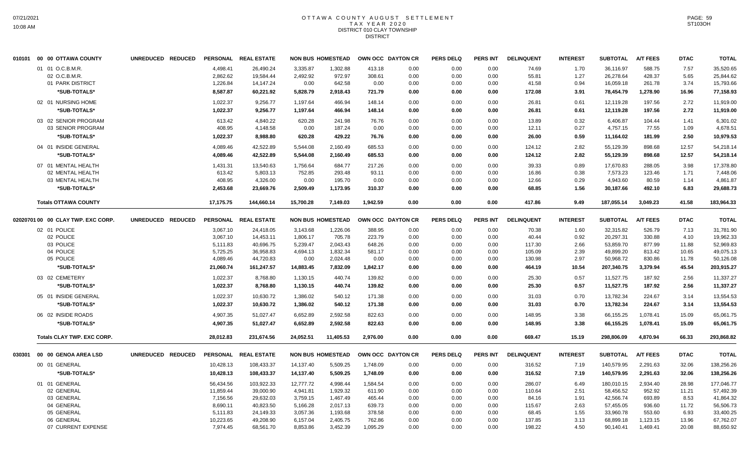# OTTAWA COUNTY AUGUST SETTLEMENT
## TAX YEAR 2020
### DISTRICT 010 CLAY TOWNSHIP
#### DISTRICT

| 010101 00 00 OTTAWA COUNTY | UNREDUCED | REDUCED | PERSONAL | REAL ESTATE | NON BUS | HOMESTEAD | OWN OCC | DAYTON CR | PERS DELQ | PERS INT | DELINQUENT | INTEREST | SUBTOTAL | A/T FEES | DTAC | TOTAL |
|---|---|---|---|---|---|---|---|---|---|---|---|---|---|---|---|---|
| 01 01 O.C.B.M.R. | | | 4,498.41 | 26,490.24 | 3,335.87 | 1,302.88 | 413.18 | 0.00 | 0.00 | 0.00 | 74.69 | 1.70 | 36,116.97 | 588.75 | 7.57 | 35,520.65 |
| 02 O.C.B.M.R. | | | 2,862.62 | 19,584.44 | 2,492.92 | 972.97 | 308.61 | 0.00 | 0.00 | 0.00 | 55.81 | 1.27 | 26,278.64 | 428.37 | 5.65 | 25,844.62 |
| 01 PARK DISTRICT | | | 1,226.84 | 14,147.24 | 0.00 | 642.58 | 0.00 | 0.00 | 0.00 | 0.00 | 41.58 | 0.94 | 16,059.18 | 261.78 | 3.74 | 15,793.66 |
| *SUB-TOTALS* | | | 8,587.87 | 60,221.92 | 5,828.79 | 2,918.43 | 721.79 | 0.00 | 0.00 | 0.00 | 172.08 | 3.91 | 78,454.79 | 1,278.90 | 16.96 | 77,158.93 |
| 02 01 NURSING HOME | | | 1,022.37 | 9,256.77 | 1,197.64 | 466.94 | 148.14 | 0.00 | 0.00 | 0.00 | 26.81 | 0.61 | 12,119.28 | 197.56 | 2.72 | 11,919.00 |
| *SUB-TOTALS* | | | 1,022.37 | 9,256.77 | 1,197.64 | 466.94 | 148.14 | 0.00 | 0.00 | 0.00 | 26.81 | 0.61 | 12,119.28 | 197.56 | 2.72 | 11,919.00 |
| 03 02 SENIOR PROGRAM | | | 613.42 | 4,840.22 | 620.28 | 241.98 | 76.76 | 0.00 | 0.00 | 0.00 | 13.89 | 0.32 | 6,406.87 | 104.44 | 1.41 | 6,301.02 |
| 03 SENIOR PROGRAM | | | 408.95 | 4,148.58 | 0.00 | 187.24 | 0.00 | 0.00 | 0.00 | 0.00 | 12.11 | 0.27 | 4,757.15 | 77.55 | 1.09 | 4,678.51 |
| *SUB-TOTALS* | | | 1,022.37 | 8,988.80 | 620.28 | 429.22 | 76.76 | 0.00 | 0.00 | 0.00 | 26.00 | 0.59 | 11,164.02 | 181.99 | 2.50 | 10,979.53 |
| 04 01 INSIDE GENERAL | | | 4,089.46 | 42,522.89 | 5,544.08 | 2,160.49 | 685.53 | 0.00 | 0.00 | 0.00 | 124.12 | 2.82 | 55,129.39 | 898.68 | 12.57 | 54,218.14 |
| *SUB-TOTALS* | | | 4,089.46 | 42,522.89 | 5,544.08 | 2,160.49 | 685.53 | 0.00 | 0.00 | 0.00 | 124.12 | 2.82 | 55,129.39 | 898.68 | 12.57 | 54,218.14 |
| 07 01 MENTAL HEALTH | | | 1,431.31 | 13,540.63 | 1,756.64 | 684.77 | 217.26 | 0.00 | 0.00 | 0.00 | 39.33 | 0.89 | 17,670.83 | 288.05 | 3.98 | 17,378.80 |
| 02 MENTAL HEALTH | | | 613.42 | 5,803.13 | 752.85 | 293.48 | 93.11 | 0.00 | 0.00 | 0.00 | 16.86 | 0.38 | 7,573.23 | 123.46 | 1.71 | 7,448.06 |
| 03 MENTAL HEALTH | | | 408.95 | 4,326.00 | 0.00 | 195.70 | 0.00 | 0.00 | 0.00 | 0.00 | 12.66 | 0.29 | 4,943.60 | 80.59 | 1.14 | 4,861.87 |
| *SUB-TOTALS* | | | 2,453.68 | 23,669.76 | 2,509.49 | 1,173.95 | 310.37 | 0.00 | 0.00 | 0.00 | 68.85 | 1.56 | 30,187.66 | 492.10 | 6.83 | 29,688.73 |
| **Totals OTTAWA COUNTY** | | | 17,175.75 | 144,660.14 | 15,700.28 | 7,149.03 | 1,942.59 | 0.00 | 0.00 | 0.00 | 417.86 | 9.49 | 187,055.14 | 3,049.23 | 41.58 | 183,964.33 |

| 02020701 00 00 CLAY TWP. EXC CORP. | UNREDUCED | REDUCED | PERSONAL | REAL ESTATE | NON BUS | HOMESTEAD | OWN OCC | DAYTON CR | PERS DELQ | PERS INT | DELINQUENT | INTEREST | SUBTOTAL | A/T FEES | DTAC | TOTAL |
|---|---|---|---|---|---|---|---|---|---|---|---|---|---|---|---|---|
| 02 01 POLICE | | | 3,067.10 | 24,418.05 | 3,143.68 | 1,226.06 | 388.95 | 0.00 | 0.00 | 0.00 | 70.38 | 1.60 | 32,315.82 | 526.79 | 7.13 | 31,781.90 |
| 02 POLICE | | | 3,067.10 | 14,453.11 | 1,806.17 | 705.78 | 223.79 | 0.00 | 0.00 | 0.00 | 40.44 | 0.92 | 20,297.31 | 330.88 | 4.10 | 19,962.33 |
| 03 POLICE | | | 5,111.83 | 40,696.75 | 5,239.47 | 2,043.43 | 648.26 | 0.00 | 0.00 | 0.00 | 117.30 | 2.66 | 53,859.70 | 877.99 | 11.88 | 52,969.83 |
| 04 POLICE | | | 5,725.25 | 36,958.83 | 4,694.13 | 1,832.34 | 581.17 | 0.00 | 0.00 | 0.00 | 105.09 | 2.39 | 49,899.20 | 813.42 | 10.65 | 49,075.13 |
| 05 POLICE | | | 4,089.46 | 44,720.83 | 0.00 | 2,024.48 | 0.00 | 0.00 | 0.00 | 0.00 | 130.98 | 2.97 | 50,968.72 | 830.86 | 11.78 | 50,126.08 |
| *SUB-TOTALS* | | | 21,060.74 | 161,247.57 | 14,883.45 | 7,832.09 | 1,842.17 | 0.00 | 0.00 | 0.00 | 464.19 | 10.54 | 207,340.75 | 3,379.94 | 45.54 | 203,915.27 |
| 03 02 CEMETERY | | | 1,022.37 | 8,768.80 | 1,130.15 | 440.74 | 139.82 | 0.00 | 0.00 | 0.00 | 25.30 | 0.57 | 11,527.75 | 187.92 | 2.56 | 11,337.27 |
| *SUB-TOTALS* | | | 1,022.37 | 8,768.80 | 1,130.15 | 440.74 | 139.82 | 0.00 | 0.00 | 0.00 | 25.30 | 0.57 | 11,527.75 | 187.92 | 2.56 | 11,337.27 |
| 05 01 INSIDE GENERAL | | | 1,022.37 | 10,630.72 | 1,386.02 | 540.12 | 171.38 | 0.00 | 0.00 | 0.00 | 31.03 | 0.70 | 13,782.34 | 224.67 | 3.14 | 13,554.53 |
| *SUB-TOTALS* | | | 1,022.37 | 10,630.72 | 1,386.02 | 540.12 | 171.38 | 0.00 | 0.00 | 0.00 | 31.03 | 0.70 | 13,782.34 | 224.67 | 3.14 | 13,554.53 |
| 06 02 INSIDE ROADS | | | 4,907.35 | 51,027.47 | 6,652.89 | 2,592.58 | 822.63 | 0.00 | 0.00 | 0.00 | 148.95 | 3.38 | 66,155.25 | 1,078.41 | 15.09 | 65,061.75 |
| *SUB-TOTALS* | | | 4,907.35 | 51,027.47 | 6,652.89 | 2,592.58 | 822.63 | 0.00 | 0.00 | 0.00 | 148.95 | 3.38 | 66,155.25 | 1,078.41 | 15.09 | 65,061.75 |
| **Totals CLAY TWP. EXC CORP.** | | | 28,012.83 | 231,674.56 | 24,052.51 | 11,405.53 | 2,976.00 | 0.00 | 0.00 | 0.00 | 669.47 | 15.19 | 298,806.09 | 4,870.94 | 66.33 | 293,868.82 |

| 030301 00 00 GENOA AREA LSD | UNREDUCED | REDUCED | PERSONAL | REAL ESTATE | NON BUS | HOMESTEAD | OWN OCC | DAYTON CR | PERS DELQ | PERS INT | DELINQUENT | INTEREST | SUBTOTAL | A/T FEES | DTAC | TOTAL |
|---|---|---|---|---|---|---|---|---|---|---|---|---|---|---|---|---|
| 00 01 GENERAL | | | 10,428.13 | 108,433.37 | 14,137.40 | 5,509.25 | 1,748.09 | 0.00 | 0.00 | 0.00 | 316.52 | 7.19 | 140,579.95 | 2,291.63 | 32.06 | 138,256.26 |
| *SUB-TOTALS* | | | 10,428.13 | 108,433.37 | 14,137.40 | 5,509.25 | 1,748.09 | 0.00 | 0.00 | 0.00 | 316.52 | 7.19 | 140,579.95 | 2,291.63 | 32.06 | 138,256.26 |
| 01 01 GENERAL | | | 56,434.56 | 103,922.33 | 12,777.72 | 4,998.44 | 1,584.54 | 0.00 | 0.00 | 0.00 | 286.07 | 6.49 | 180,010.15 | 2,934.40 | 28.98 | 177,046.77 |
| 02 GENERAL | | | 11,859.44 | 39,000.90 | 4,941.81 | 1,929.32 | 611.90 | 0.00 | 0.00 | 0.00 | 110.64 | 2.51 | 58,456.52 | 952.92 | 11.21 | 57,492.39 |
| 03 GENERAL | | | 7,156.56 | 29,632.03 | 3,759.15 | 1,467.49 | 465.44 | 0.00 | 0.00 | 0.00 | 84.16 | 1.91 | 42,566.74 | 693.89 | 8.53 | 41,864.32 |
| 04 GENERAL | | | 8,690.11 | 40,823.50 | 5,166.28 | 2,017.13 | 639.73 | 0.00 | 0.00 | 0.00 | 115.67 | 2.63 | 57,455.05 | 936.60 | 11.72 | 56,506.73 |
| 05 GENERAL | | | 5,111.83 | 24,149.33 | 3,057.36 | 1,193.68 | 378.58 | 0.00 | 0.00 | 0.00 | 68.45 | 1.55 | 33,960.78 | 553.60 | 6.93 | 33,400.25 |
| 06 GENERAL | | | 10,223.65 | 49,208.90 | 6,157.04 | 2,405.75 | 762.86 | 0.00 | 0.00 | 0.00 | 137.85 | 3.13 | 68,899.18 | 1,123.15 | 13.96 | 67,762.07 |
| 07 CURRENT EXPENSE | | | 7,974.45 | 68,561.70 | 8,853.86 | 3,452.39 | 1,095.29 | 0.00 | 0.00 | 0.00 | 198.22 | 4.50 | 90,140.41 | 1,469.41 | 20.08 | 88,650.92 |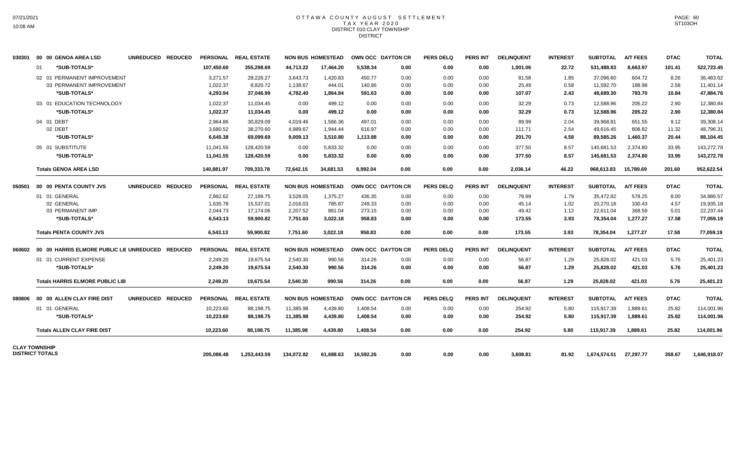# OTTAWA COUNTY AUGUST SETTLEMENT
## TAX YEAR 2020
### DISTRICT 010 CLAY TOWNSHIP
### DISTRICT

| | | UNREDUCED | REDUCED | PERSONAL | REAL ESTATE | NON BUS | HOMESTEAD | OWN OCC | DAYTON CR | PERS DELQ | PERS INT | DELINQUENT | INTEREST | SUBTOTAL | A/T FEES | DTAC | TOTAL |
|---|---|---|---|---|---|---|---|---|---|---|---|---|---|---|---|---|---|
| 030301 | 00 00 GENOA AREA LSD | UNREDUCED | REDUCED | PERSONAL | REAL ESTATE | NON BUS | HOMESTEAD | OWN OCC | DAYTON CR | PERS DELQ | PERS INT | DELINQUENT | INTEREST | SUBTOTAL | A/T FEES | DTAC | TOTAL |
| | 01 *SUB-TOTALS* | | | 107,450.60 | 355,298.69 | 44,713.22 | 17,464.20 | 5,538.34 | 0.00 | 0.00 | 0.00 | 1,001.06 | 22.72 | 531,488.83 | 8,663.97 | 101.41 | 522,723.45 |
| | 02 01 PERMANENT IMPROVEMENT | | | 3,271.57 | 28,226.27 | 3,643.73 | 1,420.83 | 450.77 | 0.00 | 0.00 | 0.00 | 81.58 | 1.85 | 37,096.60 | 604.72 | 8.26 | 36,483.62 |
| | 03 PERMANENT IMPROVEMENT | | | 1,022.37 | 8,820.72 | 1,138.67 | 444.01 | 140.86 | 0.00 | 0.00 | 0.00 | 25.49 | 0.58 | 11,592.70 | 188.98 | 2.58 | 11,401.14 |
| | *SUB-TOTALS* | | | 4,293.94 | 37,046.99 | 4,782.40 | 1,864.84 | 591.63 | 0.00 | 0.00 | 0.00 | 107.07 | 2.43 | 48,689.30 | 793.70 | 10.84 | 47,884.76 |
| | 03 01 EDUCATION TECHNOLOGY | | | 1,022.37 | 11,034.45 | 0.00 | 499.12 | 0.00 | 0.00 | 0.00 | 0.00 | 32.29 | 0.73 | 12,588.96 | 205.22 | 2.90 | 12,380.84 |
| | *SUB-TOTALS* | | | 1,022.37 | 11,034.45 | 0.00 | 499.12 | 0.00 | 0.00 | 0.00 | 0.00 | 32.29 | 0.73 | 12,588.96 | 205.22 | 2.90 | 12,380.84 |
| | 04 01 DEBT | | | 2,964.86 | 30,829.09 | 4,019.46 | 1,566.36 | 497.01 | 0.00 | 0.00 | 0.00 | 89.99 | 2.04 | 39,968.81 | 651.55 | 9.12 | 39,308.14 |
| | 02 DEBT | | | 3,680.52 | 38,270.60 | 4,989.67 | 1,944.44 | 616.97 | 0.00 | 0.00 | 0.00 | 111.71 | 2.54 | 49,616.45 | 808.82 | 11.32 | 48,796.31 |
| | *SUB-TOTALS* | | | 6,645.38 | 69,099.69 | 9,009.13 | 3,510.80 | 1,113.98 | 0.00 | 0.00 | 0.00 | 201.70 | 4.58 | 89,585.26 | 1,460.37 | 20.44 | 88,104.45 |
| | 05 01 SUBSTITUTE | | | 11,041.55 | 128,420.59 | 0.00 | 5,833.32 | 0.00 | 0.00 | 0.00 | 0.00 | 377.50 | 8.57 | 145,681.53 | 2,374.80 | 33.95 | 143,272.78 |
| | *SUB-TOTALS* | | | 11,041.55 | 128,420.59 | 0.00 | 5,833.32 | 0.00 | 0.00 | 0.00 | 0.00 | 377.50 | 8.57 | 145,681.53 | 2,374.80 | 33.95 | 143,272.78 |
| | **Totals GENOA AREA LSD** | | | 140,881.97 | 709,333.78 | 72,642.15 | 34,681.53 | 8,992.04 | 0.00 | 0.00 | 0.00 | 2,036.14 | 46.22 | 968,613.83 | 15,789.69 | 201.60 | 952,622.54 |
| 050501 | 00 00 PENTA COUNTY JVS | UNREDUCED | REDUCED | PERSONAL | REAL ESTATE | NON BUS | HOMESTEAD | OWN OCC | DAYTON CR | PERS DELQ | PERS INT | DELINQUENT | INTEREST | SUBTOTAL | A/T FEES | DTAC | TOTAL |
| | 01 01 GENERAL | | | 2,862.62 | 27,189.75 | 3,528.05 | 1,375.27 | 436.35 | 0.00 | 0.00 | 0.00 | 78.99 | 1.79 | 35,472.82 | 578.25 | 8.00 | 34,886.57 |
| | 02 GENERAL | | | 1,635.78 | 15,537.01 | 2,016.03 | 785.87 | 249.33 | 0.00 | 0.00 | 0.00 | 45.14 | 1.02 | 20,270.18 | 330.43 | 4.57 | 19,935.18 |
| | 03 PERMANENT IMP. | | | 2,044.73 | 17,174.06 | 2,207.52 | 861.04 | 273.15 | 0.00 | 0.00 | 0.00 | 49.42 | 1.12 | 22,611.04 | 368.59 | 5.01 | 22,237.44 |
| | *SUB-TOTALS* | | | 6,543.13 | 59,900.82 | 7,751.60 | 3,022.18 | 958.83 | 0.00 | 0.00 | 0.00 | 173.55 | 3.93 | 78,354.04 | 1,277.27 | 17.58 | 77,059.19 |
| | **Totals PENTA COUNTY JVS** | | | 6,543.13 | 59,900.82 | 7,751.60 | 3,022.18 | 958.83 | 0.00 | 0.00 | 0.00 | 173.55 | 3.93 | 78,354.04 | 1,277.27 | 17.58 | 77,059.19 |
| 060602 | 00 00 HARRIS ELMORE PUBLIC LIE | UNREDUCED | REDUCED | PERSONAL | REAL ESTATE | NON BUS | HOMESTEAD | OWN OCC | DAYTON CR | PERS DELQ | PERS INT | DELINQUENT | INTEREST | SUBTOTAL | A/T FEES | DTAC | TOTAL |
| | 01 01 CURRENT EXPENSE | | | 2,249.20 | 19,675.54 | 2,540.30 | 990.56 | 314.26 | 0.00 | 0.00 | 0.00 | 56.87 | 1.29 | 25,828.02 | 421.03 | 5.76 | 25,401.23 |
| | *SUB-TOTALS* | | | 2,249.20 | 19,675.54 | 2,540.30 | 990.56 | 314.26 | 0.00 | 0.00 | 0.00 | 56.87 | 1.29 | 25,828.02 | 421.03 | 5.76 | 25,401.23 |
| | **Totals HARRIS ELMORE PUBLIC LIB** | | | 2,249.20 | 19,675.54 | 2,540.30 | 990.56 | 314.26 | 0.00 | 0.00 | 0.00 | 56.87 | 1.29 | 25,828.02 | 421.03 | 5.76 | 25,401.23 |
| 080806 | 00 00 ALLEN CLAY FIRE DIST | UNREDUCED | REDUCED | PERSONAL | REAL ESTATE | NON BUS | HOMESTEAD | OWN OCC | DAYTON CR | PERS DELQ | PERS INT | DELINQUENT | INTEREST | SUBTOTAL | A/T FEES | DTAC | TOTAL |
| | 01 01 GENERAL | | | 10,223.60 | 88,198.75 | 11,385.98 | 4,439.80 | 1,408.54 | 0.00 | 0.00 | 0.00 | 254.92 | 5.80 | 115,917.39 | 1,889.61 | 25.82 | 114,001.96 |
| | *SUB-TOTALS* | | | 10,223.60 | 88,198.75 | 11,385.98 | 4,439.80 | 1,408.54 | 0.00 | 0.00 | 0.00 | 254.92 | 5.80 | 115,917.39 | 1,889.61 | 25.82 | 114,001.96 |
| | **Totals ALLEN CLAY FIRE DIST** | | | 10,223.60 | 88,198.75 | 11,385.98 | 4,439.80 | 1,408.54 | 0.00 | 0.00 | 0.00 | 254.92 | 5.80 | 115,917.39 | 1,889.61 | 25.82 | 114,001.96 |
| **CLAY TOWNSHIP DISTRICT TOTALS** | | | | 205,086.48 | 1,253,443.59 | 134,072.82 | 61,688.63 | 16,592.26 | 0.00 | 0.00 | 0.00 | 3,608.81 | 81.92 | 1,674,574.51 | 27,297.77 | 358.67 | 1,646,918.07 |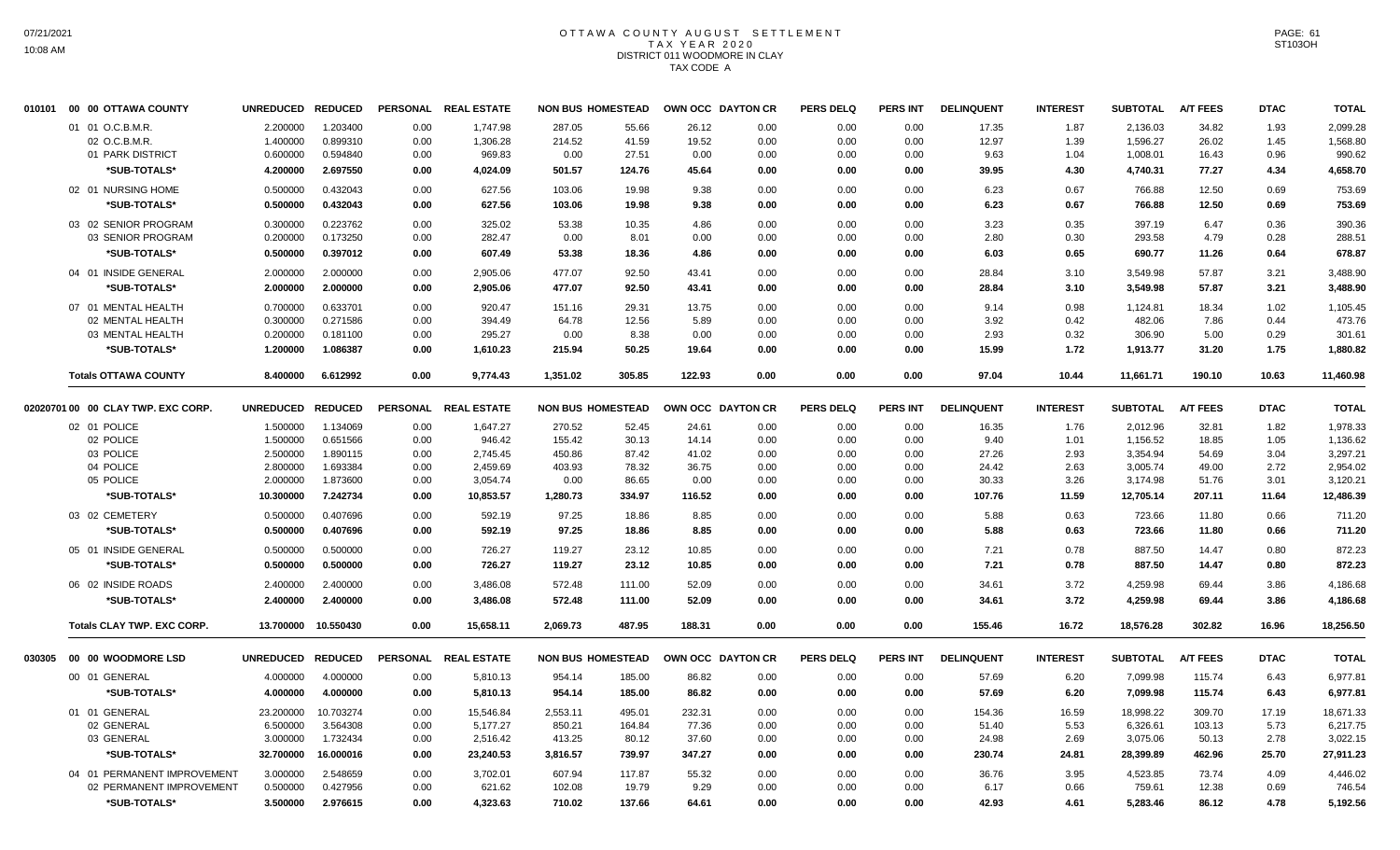# OTTAWA COUNTY AUGUST SETTLEMENT
## TAX YEAR 2020
## DISTRICT 011 WOODMORE IN CLAY
## TAX CODE A

| 010101 00 00 OTTAWA COUNTY | UNREDUCED | REDUCED | PERSONAL | REAL ESTATE | NON BUS | HOMESTEAD | OWN OCC | DAYTON CR | PERS DELQ | PERS INT | DELINQUENT | INTEREST | SUBTOTAL | A/T FEES | DTAC | TOTAL |
|---|---|---|---|---|---|---|---|---|---|---|---|---|---|---|---|---|
| 01 01 O.C.B.M.R. | 2.200000 | 1.203400 | 0.00 | 1,747.98 | 287.05 | 55.66 | 26.12 | 0.00 | 0.00 | 0.00 | 17.35 | 1.87 | 2,136.03 | 34.82 | 1.93 | 2,099.28 |
| 02 O.C.B.M.R. | 1.400000 | 0.899310 | 0.00 | 1,306.28 | 214.52 | 41.59 | 19.52 | 0.00 | 0.00 | 0.00 | 12.97 | 1.39 | 1,596.27 | 26.02 | 1.45 | 1,568.80 |
| 01 PARK DISTRICT | 0.600000 | 0.594840 | 0.00 | 969.83 | 0.00 | 27.51 | 0.00 | 0.00 | 0.00 | 0.00 | 9.63 | 1.04 | 1,008.01 | 16.43 | 0.96 | 990.62 |
| *SUB-TOTALS* | 4.200000 | 2.697550 | 0.00 | 4,024.09 | 501.57 | 124.76 | 45.64 | 0.00 | 0.00 | 0.00 | 39.95 | 4.30 | 4,740.31 | 77.27 | 4.34 | 4,658.70 |
| 02 01 NURSING HOME | 0.500000 | 0.432043 | 0.00 | 627.56 | 103.06 | 19.98 | 9.38 | 0.00 | 0.00 | 0.00 | 6.23 | 0.67 | 766.88 | 12.50 | 0.69 | 753.69 |
| *SUB-TOTALS* | 0.500000 | 0.432043 | 0.00 | 627.56 | 103.06 | 19.98 | 9.38 | 0.00 | 0.00 | 0.00 | 6.23 | 0.67 | 766.88 | 12.50 | 0.69 | 753.69 |
| 03 02 SENIOR PROGRAM | 0.300000 | 0.223762 | 0.00 | 325.02 | 53.38 | 10.35 | 4.86 | 0.00 | 0.00 | 0.00 | 3.23 | 0.35 | 397.19 | 6.47 | 0.36 | 390.36 |
| 03 SENIOR PROGRAM | 0.200000 | 0.173250 | 0.00 | 282.47 | 0.00 | 8.01 | 0.00 | 0.00 | 0.00 | 0.00 | 2.80 | 0.30 | 293.58 | 4.79 | 0.28 | 288.51 |
| *SUB-TOTALS* | 0.500000 | 0.397012 | 0.00 | 607.49 | 53.38 | 18.36 | 4.86 | 0.00 | 0.00 | 0.00 | 6.03 | 0.65 | 690.77 | 11.26 | 0.64 | 678.87 |
| 04 01 INSIDE GENERAL | 2.000000 | 2.000000 | 0.00 | 2,905.06 | 477.07 | 92.50 | 43.41 | 0.00 | 0.00 | 0.00 | 28.84 | 3.10 | 3,549.98 | 57.87 | 3.21 | 3,488.90 |
| *SUB-TOTALS* | 2.000000 | 2.000000 | 0.00 | 2,905.06 | 477.07 | 92.50 | 43.41 | 0.00 | 0.00 | 0.00 | 28.84 | 3.10 | 3,549.98 | 57.87 | 3.21 | 3,488.90 |
| 07 01 MENTAL HEALTH | 0.700000 | 0.633701 | 0.00 | 920.47 | 151.16 | 29.31 | 13.75 | 0.00 | 0.00 | 0.00 | 9.14 | 0.98 | 1,124.81 | 18.34 | 1.02 | 1,105.45 |
| 02 MENTAL HEALTH | 0.300000 | 0.271586 | 0.00 | 394.49 | 64.78 | 12.56 | 5.89 | 0.00 | 0.00 | 0.00 | 3.92 | 0.42 | 482.06 | 7.86 | 0.44 | 473.76 |
| 03 MENTAL HEALTH | 0.200000 | 0.181100 | 0.00 | 295.27 | 0.00 | 8.38 | 0.00 | 0.00 | 0.00 | 0.00 | 2.93 | 0.32 | 306.90 | 5.00 | 0.29 | 301.61 |
| *SUB-TOTALS* | 1.200000 | 1.086387 | 0.00 | 1,610.23 | 215.94 | 50.25 | 19.64 | 0.00 | 0.00 | 0.00 | 15.99 | 1.72 | 1,913.77 | 31.20 | 1.75 | 1,880.82 |
| **Totals OTTAWA COUNTY** | 8.400000 | 6.612992 | 0.00 | 9,774.43 | 1,351.02 | 305.85 | 122.93 | 0.00 | 0.00 | 0.00 | 97.04 | 10.44 | 11,661.71 | 190.10 | 10.63 | 11,460.98 |

| 02020701 00 00 CLAY TWP. EXC CORP. | UNREDUCED | REDUCED | PERSONAL | REAL ESTATE | NON BUS | HOMESTEAD | OWN OCC | DAYTON CR | PERS DELQ | PERS INT | DELINQUENT | INTEREST | SUBTOTAL | A/T FEES | DTAC | TOTAL |
|---|---|---|---|---|---|---|---|---|---|---|---|---|---|---|---|---|
| 02 01 POLICE | 1.500000 | 1.134069 | 0.00 | 1,647.27 | 270.52 | 52.45 | 24.61 | 0.00 | 0.00 | 0.00 | 16.35 | 1.76 | 2,012.96 | 32.81 | 1.82 | 1,978.33 |
| 02 POLICE | 1.500000 | 0.651566 | 0.00 | 946.42 | 155.42 | 30.13 | 14.14 | 0.00 | 0.00 | 0.00 | 9.40 | 1.01 | 1,156.52 | 18.85 | 1.05 | 1,136.62 |
| 03 POLICE | 2.500000 | 1.890115 | 0.00 | 2,745.45 | 450.86 | 87.42 | 41.02 | 0.00 | 0.00 | 0.00 | 27.26 | 2.93 | 3,354.94 | 54.69 | 3.04 | 3,297.21 |
| 04 POLICE | 2.800000 | 1.693384 | 0.00 | 2,459.69 | 403.93 | 78.32 | 36.75 | 0.00 | 0.00 | 0.00 | 24.42 | 2.63 | 3,005.74 | 49.00 | 2.72 | 2,954.02 |
| 05 POLICE | 2.000000 | 1.873600 | 0.00 | 3,054.74 | 0.00 | 86.65 | 0.00 | 0.00 | 0.00 | 0.00 | 30.33 | 3.26 | 3,174.98 | 51.76 | 3.01 | 3,120.21 |
| *SUB-TOTALS* | 10.300000 | 7.242734 | 0.00 | 10,853.57 | 1,280.73 | 334.97 | 116.52 | 0.00 | 0.00 | 0.00 | 107.76 | 11.59 | 12,705.14 | 207.11 | 11.64 | 12,486.39 |
| 03 02 CEMETERY | 0.500000 | 0.407696 | 0.00 | 592.19 | 97.25 | 18.86 | 8.85 | 0.00 | 0.00 | 0.00 | 5.88 | 0.63 | 723.66 | 11.80 | 0.66 | 711.20 |
| *SUB-TOTALS* | 0.500000 | 0.407696 | 0.00 | 592.19 | 97.25 | 18.86 | 8.85 | 0.00 | 0.00 | 0.00 | 5.88 | 0.63 | 723.66 | 11.80 | 0.66 | 711.20 |
| 05 01 INSIDE GENERAL | 0.500000 | 0.500000 | 0.00 | 726.27 | 119.27 | 23.12 | 10.85 | 0.00 | 0.00 | 0.00 | 7.21 | 0.78 | 887.50 | 14.47 | 0.80 | 872.23 |
| *SUB-TOTALS* | 0.500000 | 0.500000 | 0.00 | 726.27 | 119.27 | 23.12 | 10.85 | 0.00 | 0.00 | 0.00 | 7.21 | 0.78 | 887.50 | 14.47 | 0.80 | 872.23 |
| 06 02 INSIDE ROADS | 2.400000 | 2.400000 | 0.00 | 3,486.08 | 572.48 | 111.00 | 52.09 | 0.00 | 0.00 | 0.00 | 34.61 | 3.72 | 4,259.98 | 69.44 | 3.86 | 4,186.68 |
| *SUB-TOTALS* | 2.400000 | 2.400000 | 0.00 | 3,486.08 | 572.48 | 111.00 | 52.09 | 0.00 | 0.00 | 0.00 | 34.61 | 3.72 | 4,259.98 | 69.44 | 3.86 | 4,186.68 |
| **Totals CLAY TWP. EXC CORP.** | 13.700000 | 10.550430 | 0.00 | 15,658.11 | 2,069.73 | 487.95 | 188.31 | 0.00 | 0.00 | 0.00 | 155.46 | 16.72 | 18,576.28 | 302.82 | 16.96 | 18,256.50 |

| 030305 00 00 WOODMORE LSD | UNREDUCED | REDUCED | PERSONAL | REAL ESTATE | NON BUS | HOMESTEAD | OWN OCC | DAYTON CR | PERS DELQ | PERS INT | DELINQUENT | INTEREST | SUBTOTAL | A/T FEES | DTAC | TOTAL |
|---|---|---|---|---|---|---|---|---|---|---|---|---|---|---|---|---|
| 00 01 GENERAL | 4.000000 | 4.000000 | 0.00 | 5,810.13 | 954.14 | 185.00 | 86.82 | 0.00 | 0.00 | 0.00 | 57.69 | 6.20 | 7,099.98 | 115.74 | 6.43 | 6,977.81 |
| *SUB-TOTALS* | 4.000000 | 4.000000 | 0.00 | 5,810.13 | 954.14 | 185.00 | 86.82 | 0.00 | 0.00 | 0.00 | 57.69 | 6.20 | 7,099.98 | 115.74 | 6.43 | 6,977.81 |
| 01 01 GENERAL | 23.200000 | 10.703274 | 0.00 | 15,546.84 | 2,553.11 | 495.01 | 232.31 | 0.00 | 0.00 | 0.00 | 154.36 | 16.59 | 18,998.22 | 309.70 | 17.19 | 18,671.33 |
| 02 GENERAL | 6.500000 | 3.564308 | 0.00 | 5,177.27 | 850.21 | 164.84 | 77.36 | 0.00 | 0.00 | 0.00 | 51.40 | 5.53 | 6,326.61 | 103.13 | 5.73 | 6,217.75 |
| 03 GENERAL | 3.000000 | 1.732434 | 0.00 | 2,516.42 | 413.25 | 80.12 | 37.60 | 0.00 | 0.00 | 0.00 | 24.98 | 2.69 | 3,075.06 | 50.13 | 2.78 | 3,022.15 |
| *SUB-TOTALS* | 32.700000 | 16.000016 | 0.00 | 23,240.53 | 3,816.57 | 739.97 | 347.27 | 0.00 | 0.00 | 0.00 | 230.74 | 24.81 | 28,399.89 | 462.96 | 25.70 | 27,911.23 |
| 04 01 PERMANENT IMPROVEMENT | 3.000000 | 2.548659 | 0.00 | 3,702.01 | 607.94 | 117.87 | 55.32 | 0.00 | 0.00 | 0.00 | 36.76 | 3.95 | 4,523.85 | 73.74 | 4.09 | 4,446.02 |
| 02 PERMANENT IMPROVEMENT | 0.500000 | 0.427956 | 0.00 | 621.62 | 102.08 | 19.79 | 9.29 | 0.00 | 0.00 | 0.00 | 6.17 | 0.66 | 759.61 | 12.38 | 0.69 | 746.54 |
| *SUB-TOTALS* | 3.500000 | 2.976615 | 0.00 | 4,323.63 | 710.02 | 137.66 | 64.61 | 0.00 | 0.00 | 0.00 | 42.93 | 4.61 | 5,283.46 | 86.12 | 4.78 | 5,192.56 |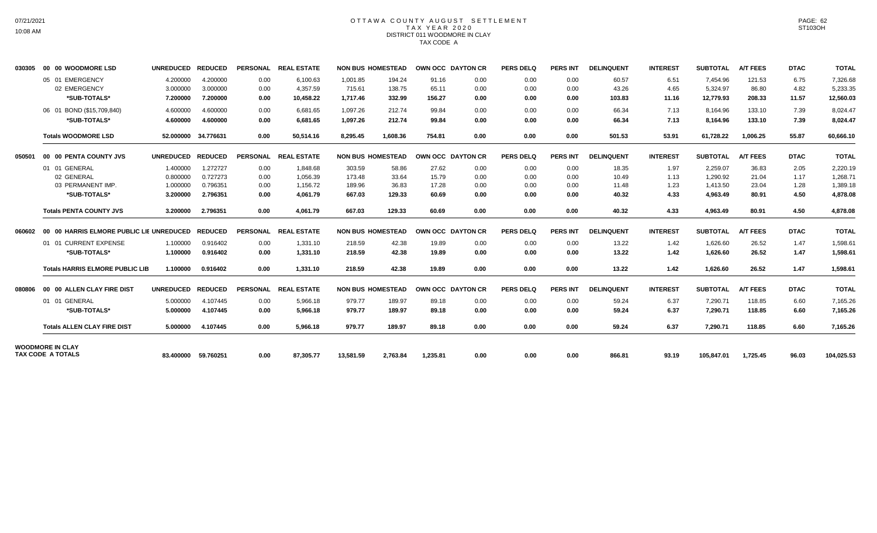# OTTAWA COUNTY AUGUST SETTLEMENT
## TAX YEAR 2020
### DISTRICT 011 WOODMORE IN CLAY
### TAX CODE A

| | | UNREDUCED | REDUCED | PERSONAL | REAL ESTATE | NON BUS | HOMESTEAD | OWN OCC | DAYTON CR | PERS DELQ | PERS INT | DELINQUENT | INTEREST | SUBTOTAL | A/T FEES | DTAC | TOTAL |
|---|---|---|---|---|---|---|---|---|---|---|---|---|---|---|---|---|---|
| 030305 | 00 00 WOODMORE LSD | UNREDUCED | REDUCED | PERSONAL | REAL ESTATE | NON BUS | HOMESTEAD | OWN OCC | DAYTON CR | PERS DELQ | PERS INT | DELINQUENT | INTEREST | SUBTOTAL | A/T FEES | DTAC | TOTAL |
| | 05 01 EMERGENCY | 4.200000 | 4.200000 | 0.00 | 6,100.63 | 1,001.85 | 194.24 | 91.16 | 0.00 | 0.00 | 0.00 | 60.57 | 6.51 | 7,454.96 | 121.53 | 6.75 | 7,326.68 |
| | 02 EMERGENCY | 3.000000 | 3.000000 | 0.00 | 4,357.59 | 715.61 | 138.75 | 65.11 | 0.00 | 0.00 | 0.00 | 43.26 | 4.65 | 5,324.97 | 86.80 | 4.82 | 5,233.35 |
| | **\*SUB-TOTALS\*** | **7.200000** | **7.200000** | **0.00** | **10,458.22** | **1,717.46** | **332.99** | **156.27** | **0.00** | **0.00** | **0.00** | **103.83** | **11.16** | **12,779.93** | **208.33** | **11.57** | **12,560.03** |
| | 06 01 BOND ($15,709,840) | 4.600000 | 4.600000 | 0.00 | 6,681.65 | 1,097.26 | 212.74 | 99.84 | 0.00 | 0.00 | 0.00 | 66.34 | 7.13 | 8,164.96 | 133.10 | 7.39 | 8,024.47 |
| | **\*SUB-TOTALS\*** | **4.600000** | **4.600000** | **0.00** | **6,681.65** | **1,097.26** | **212.74** | **99.84** | **0.00** | **0.00** | **0.00** | **66.34** | **7.13** | **8,164.96** | **133.10** | **7.39** | **8,024.47** |
| | **Totals WOODMORE LSD** | **52.000000** | **34.776631** | **0.00** | **50,514.16** | **8,295.45** | **1,608.36** | **754.81** | **0.00** | **0.00** | **0.00** | **501.53** | **53.91** | **61,728.22** | **1,006.25** | **55.87** | **60,666.10** |
| 050501 | 00 00 PENTA COUNTY JVS | UNREDUCED | REDUCED | PERSONAL | REAL ESTATE | NON BUS | HOMESTEAD | OWN OCC | DAYTON CR | PERS DELQ | PERS INT | DELINQUENT | INTEREST | SUBTOTAL | A/T FEES | DTAC | TOTAL |
| | 01 01 GENERAL | 1.400000 | 1.272727 | 0.00 | 1,848.68 | 303.59 | 58.86 | 27.62 | 0.00 | 0.00 | 0.00 | 18.35 | 1.97 | 2,259.07 | 36.83 | 2.05 | 2,220.19 |
| | 02 GENERAL | 0.800000 | 0.727273 | 0.00 | 1,056.39 | 173.48 | 33.64 | 15.79 | 0.00 | 0.00 | 0.00 | 10.49 | 1.13 | 1,290.92 | 21.04 | 1.17 | 1,268.71 |
| | 03 PERMANENT IMP. | 1.000000 | 0.796351 | 0.00 | 1,156.72 | 189.96 | 36.83 | 17.28 | 0.00 | 0.00 | 0.00 | 11.48 | 1.23 | 1,413.50 | 23.04 | 1.28 | 1,389.18 |
| | **\*SUB-TOTALS\*** | **3.200000** | **2.796351** | **0.00** | **4,061.79** | **667.03** | **129.33** | **60.69** | **0.00** | **0.00** | **0.00** | **40.32** | **4.33** | **4,963.49** | **80.91** | **4.50** | **4,878.08** |
| | **Totals PENTA COUNTY JVS** | **3.200000** | **2.796351** | **0.00** | **4,061.79** | **667.03** | **129.33** | **60.69** | **0.00** | **0.00** | **0.00** | **40.32** | **4.33** | **4,963.49** | **80.91** | **4.50** | **4,878.08** |
| 060602 | 00 00 HARRIS ELMORE PUBLIC LIE | UNREDUCED | REDUCED | PERSONAL | REAL ESTATE | NON BUS | HOMESTEAD | OWN OCC | DAYTON CR | PERS DELQ | PERS INT | DELINQUENT | INTEREST | SUBTOTAL | A/T FEES | DTAC | TOTAL |
| | 01 01 CURRENT EXPENSE | 1.100000 | 0.916402 | 0.00 | 1,331.10 | 218.59 | 42.38 | 19.89 | 0.00 | 0.00 | 0.00 | 13.22 | 1.42 | 1,626.60 | 26.52 | 1.47 | 1,598.61 |
| | **\*SUB-TOTALS\*** | **1.100000** | **0.916402** | **0.00** | **1,331.10** | **218.59** | **42.38** | **19.89** | **0.00** | **0.00** | **0.00** | **13.22** | **1.42** | **1,626.60** | **26.52** | **1.47** | **1,598.61** |
| | **Totals HARRIS ELMORE PUBLIC LIB** | **1.100000** | **0.916402** | **0.00** | **1,331.10** | **218.59** | **42.38** | **19.89** | **0.00** | **0.00** | **0.00** | **13.22** | **1.42** | **1,626.60** | **26.52** | **1.47** | **1,598.61** |
| 080806 | 00 00 ALLEN CLAY FIRE DIST | UNREDUCED | REDUCED | PERSONAL | REAL ESTATE | NON BUS | HOMESTEAD | OWN OCC | DAYTON CR | PERS DELQ | PERS INT | DELINQUENT | INTEREST | SUBTOTAL | A/T FEES | DTAC | TOTAL |
| | 01 01 GENERAL | 5.000000 | 4.107445 | 0.00 | 5,966.18 | 979.77 | 189.97 | 89.18 | 0.00 | 0.00 | 0.00 | 59.24 | 6.37 | 7,290.71 | 118.85 | 6.60 | 7,165.26 |
| | **\*SUB-TOTALS\*** | **5.000000** | **4.107445** | **0.00** | **5,966.18** | **979.77** | **189.97** | **89.18** | **0.00** | **0.00** | **0.00** | **59.24** | **6.37** | **7,290.71** | **118.85** | **6.60** | **7,165.26** |
| | **Totals ALLEN CLAY FIRE DIST** | **5.000000** | **4.107445** | **0.00** | **5,966.18** | **979.77** | **189.97** | **89.18** | **0.00** | **0.00** | **0.00** | **59.24** | **6.37** | **7,290.71** | **118.85** | **6.60** | **7,165.26** |
| **WOODMORE IN CLAY TAX CODE A TOTALS** | | **83.400000** | **59.760251** | **0.00** | **87,305.77** | **13,581.59** | **2,763.84** | **1,235.81** | **0.00** | **0.00** | **0.00** | **866.81** | **93.19** | **105,847.01** | **1,725.45** | **96.03** | **104,025.53** |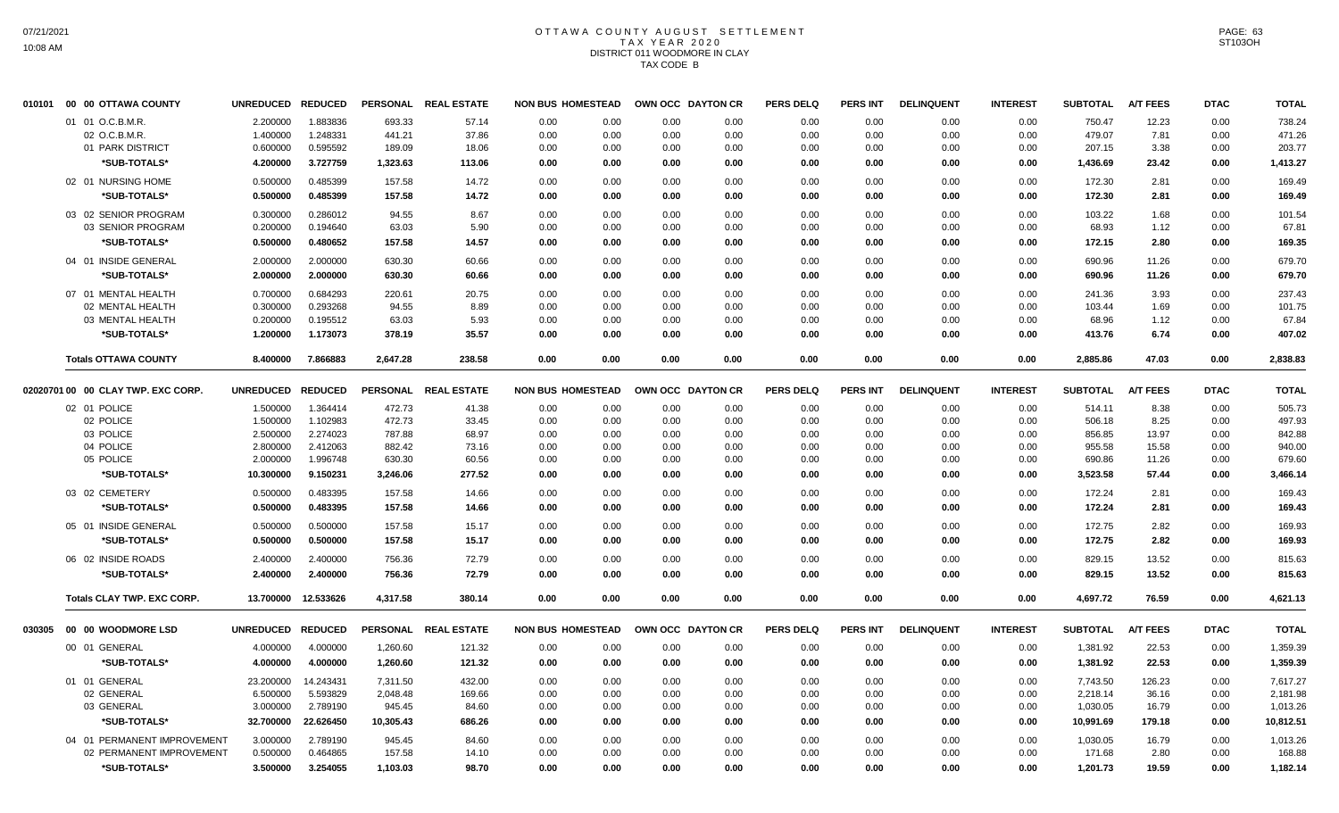# OTTAWA COUNTY AUGUST SETTLEMENT
## TAX YEAR 2020
## DISTRICT 011 WOODMORE IN CLAY
## TAX CODE B

| 010101 00 00 OTTAWA COUNTY | UNREDUCED | REDUCED | PERSONAL | REAL ESTATE | NON BUS | HOMESTEAD | OWN OCC | DAYTON CR | PERS DELQ | PERS INT | DELINQUENT | INTEREST | SUBTOTAL | A/T FEES | DTAC | TOTAL |
|---|---|---|---|---|---|---|---|---|---|---|---|---|---|---|---|---|
| 01 01 O.C.B.M.R. | 2.200000 | 1.883836 | 693.33 | 57.14 | 0.00 | 0.00 | 0.00 | 0.00 | 0.00 | 0.00 | 0.00 | 0.00 | 750.47 | 12.23 | 0.00 | 738.24 |
| 02 O.C.B.M.R. | 1.400000 | 1.248331 | 441.21 | 37.86 | 0.00 | 0.00 | 0.00 | 0.00 | 0.00 | 0.00 | 0.00 | 0.00 | 479.07 | 7.81 | 0.00 | 471.26 |
| 01 PARK DISTRICT | 0.600000 | 0.595592 | 189.09 | 18.06 | 0.00 | 0.00 | 0.00 | 0.00 | 0.00 | 0.00 | 0.00 | 0.00 | 207.15 | 3.38 | 0.00 | 203.77 |
| *SUB-TOTALS* | 4.200000 | 3.727759 | 1,323.63 | 113.06 | 0.00 | 0.00 | 0.00 | 0.00 | 0.00 | 0.00 | 0.00 | 0.00 | 1,436.69 | 23.42 | 0.00 | 1,413.27 |
| 02 01 NURSING HOME | 0.500000 | 0.485399 | 157.58 | 14.72 | 0.00 | 0.00 | 0.00 | 0.00 | 0.00 | 0.00 | 0.00 | 0.00 | 172.30 | 2.81 | 0.00 | 169.49 |
| *SUB-TOTALS* | 0.500000 | 0.485399 | 157.58 | 14.72 | 0.00 | 0.00 | 0.00 | 0.00 | 0.00 | 0.00 | 0.00 | 0.00 | 172.30 | 2.81 | 0.00 | 169.49 |
| 03 02 SENIOR PROGRAM | 0.300000 | 0.286012 | 94.55 | 8.67 | 0.00 | 0.00 | 0.00 | 0.00 | 0.00 | 0.00 | 0.00 | 0.00 | 103.22 | 1.68 | 0.00 | 101.54 |
| 03 SENIOR PROGRAM | 0.200000 | 0.194640 | 63.03 | 5.90 | 0.00 | 0.00 | 0.00 | 0.00 | 0.00 | 0.00 | 0.00 | 0.00 | 68.93 | 1.12 | 0.00 | 67.81 |
| *SUB-TOTALS* | 0.500000 | 0.480652 | 157.58 | 14.57 | 0.00 | 0.00 | 0.00 | 0.00 | 0.00 | 0.00 | 0.00 | 0.00 | 172.15 | 2.80 | 0.00 | 169.35 |
| 04 01 INSIDE GENERAL | 2.000000 | 2.000000 | 630.30 | 60.66 | 0.00 | 0.00 | 0.00 | 0.00 | 0.00 | 0.00 | 0.00 | 0.00 | 690.96 | 11.26 | 0.00 | 679.70 |
| *SUB-TOTALS* | 2.000000 | 2.000000 | 630.30 | 60.66 | 0.00 | 0.00 | 0.00 | 0.00 | 0.00 | 0.00 | 0.00 | 0.00 | 690.96 | 11.26 | 0.00 | 679.70 |
| 07 01 MENTAL HEALTH | 0.700000 | 0.684293 | 220.61 | 20.75 | 0.00 | 0.00 | 0.00 | 0.00 | 0.00 | 0.00 | 0.00 | 0.00 | 241.36 | 3.93 | 0.00 | 237.43 |
| 02 MENTAL HEALTH | 0.300000 | 0.293268 | 94.55 | 8.89 | 0.00 | 0.00 | 0.00 | 0.00 | 0.00 | 0.00 | 0.00 | 0.00 | 103.44 | 1.69 | 0.00 | 101.75 |
| 03 MENTAL HEALTH | 0.200000 | 0.195512 | 63.03 | 5.93 | 0.00 | 0.00 | 0.00 | 0.00 | 0.00 | 0.00 | 0.00 | 0.00 | 68.96 | 1.12 | 0.00 | 67.84 |
| *SUB-TOTALS* | 1.200000 | 1.173073 | 378.19 | 35.57 | 0.00 | 0.00 | 0.00 | 0.00 | 0.00 | 0.00 | 0.00 | 0.00 | 413.76 | 6.74 | 0.00 | 407.02 |
| **Totals OTTAWA COUNTY** | 8.400000 | 7.866883 | 2,647.28 | 238.58 | 0.00 | 0.00 | 0.00 | 0.00 | 0.00 | 0.00 | 0.00 | 0.00 | 2,885.86 | 47.03 | 0.00 | 2,838.83 |

| 02020701 00 00 CLAY TWP. EXC CORP. | UNREDUCED | REDUCED | PERSONAL | REAL ESTATE | NON BUS | HOMESTEAD | OWN OCC | DAYTON CR | PERS DELQ | PERS INT | DELINQUENT | INTEREST | SUBTOTAL | A/T FEES | DTAC | TOTAL |
|---|---|---|---|---|---|---|---|---|---|---|---|---|---|---|---|---|
| 02 01 POLICE | 1.500000 | 1.364414 | 472.73 | 41.38 | 0.00 | 0.00 | 0.00 | 0.00 | 0.00 | 0.00 | 0.00 | 0.00 | 514.11 | 8.38 | 0.00 | 505.73 |
| 02 POLICE | 1.500000 | 1.102983 | 472.73 | 33.45 | 0.00 | 0.00 | 0.00 | 0.00 | 0.00 | 0.00 | 0.00 | 0.00 | 506.18 | 8.25 | 0.00 | 497.93 |
| 03 POLICE | 2.500000 | 2.274023 | 787.88 | 68.97 | 0.00 | 0.00 | 0.00 | 0.00 | 0.00 | 0.00 | 0.00 | 0.00 | 856.85 | 13.97 | 0.00 | 842.88 |
| 04 POLICE | 2.800000 | 2.412063 | 882.42 | 73.16 | 0.00 | 0.00 | 0.00 | 0.00 | 0.00 | 0.00 | 0.00 | 0.00 | 955.58 | 15.58 | 0.00 | 940.00 |
| 05 POLICE | 2.000000 | 1.996748 | 630.30 | 60.56 | 0.00 | 0.00 | 0.00 | 0.00 | 0.00 | 0.00 | 0.00 | 0.00 | 690.86 | 11.26 | 0.00 | 679.60 |
| *SUB-TOTALS* | 10.300000 | 9.150231 | 3,246.06 | 277.52 | 0.00 | 0.00 | 0.00 | 0.00 | 0.00 | 0.00 | 0.00 | 0.00 | 3,523.58 | 57.44 | 0.00 | 3,466.14 |
| 03 02 CEMETERY | 0.500000 | 0.483395 | 157.58 | 14.66 | 0.00 | 0.00 | 0.00 | 0.00 | 0.00 | 0.00 | 0.00 | 0.00 | 172.24 | 2.81 | 0.00 | 169.43 |
| *SUB-TOTALS* | 0.500000 | 0.483395 | 157.58 | 14.66 | 0.00 | 0.00 | 0.00 | 0.00 | 0.00 | 0.00 | 0.00 | 0.00 | 172.24 | 2.81 | 0.00 | 169.43 |
| 05 01 INSIDE GENERAL | 0.500000 | 0.500000 | 157.58 | 15.17 | 0.00 | 0.00 | 0.00 | 0.00 | 0.00 | 0.00 | 0.00 | 0.00 | 172.75 | 2.82 | 0.00 | 169.93 |
| *SUB-TOTALS* | 0.500000 | 0.500000 | 157.58 | 15.17 | 0.00 | 0.00 | 0.00 | 0.00 | 0.00 | 0.00 | 0.00 | 0.00 | 172.75 | 2.82 | 0.00 | 169.93 |
| 06 02 INSIDE ROADS | 2.400000 | 2.400000 | 756.36 | 72.79 | 0.00 | 0.00 | 0.00 | 0.00 | 0.00 | 0.00 | 0.00 | 0.00 | 829.15 | 13.52 | 0.00 | 815.63 |
| *SUB-TOTALS* | 2.400000 | 2.400000 | 756.36 | 72.79 | 0.00 | 0.00 | 0.00 | 0.00 | 0.00 | 0.00 | 0.00 | 0.00 | 829.15 | 13.52 | 0.00 | 815.63 |
| **Totals CLAY TWP. EXC CORP.** | 13.700000 | 12.533626 | 4,317.58 | 380.14 | 0.00 | 0.00 | 0.00 | 0.00 | 0.00 | 0.00 | 0.00 | 0.00 | 4,697.72 | 76.59 | 0.00 | 4,621.13 |

| 030305 00 00 WOODMORE LSD | UNREDUCED | REDUCED | PERSONAL | REAL ESTATE | NON BUS | HOMESTEAD | OWN OCC | DAYTON CR | PERS DELQ | PERS INT | DELINQUENT | INTEREST | SUBTOTAL | A/T FEES | DTAC | TOTAL |
|---|---|---|---|---|---|---|---|---|---|---|---|---|---|---|---|---|
| 00 01 GENERAL | 4.000000 | 4.000000 | 1,260.60 | 121.32 | 0.00 | 0.00 | 0.00 | 0.00 | 0.00 | 0.00 | 0.00 | 0.00 | 1,381.92 | 22.53 | 0.00 | 1,359.39 |
| *SUB-TOTALS* | 4.000000 | 4.000000 | 1,260.60 | 121.32 | 0.00 | 0.00 | 0.00 | 0.00 | 0.00 | 0.00 | 0.00 | 0.00 | 1,381.92 | 22.53 | 0.00 | 1,359.39 |
| 01 01 GENERAL | 23.200000 | 14.243431 | 7,311.50 | 432.00 | 0.00 | 0.00 | 0.00 | 0.00 | 0.00 | 0.00 | 0.00 | 0.00 | 7,743.50 | 126.23 | 0.00 | 7,617.27 |
| 02 GENERAL | 6.500000 | 5.593829 | 2,048.48 | 169.66 | 0.00 | 0.00 | 0.00 | 0.00 | 0.00 | 0.00 | 0.00 | 0.00 | 2,218.14 | 36.16 | 0.00 | 2,181.98 |
| 03 GENERAL | 3.000000 | 2.789190 | 945.45 | 84.60 | 0.00 | 0.00 | 0.00 | 0.00 | 0.00 | 0.00 | 0.00 | 0.00 | 1,030.05 | 16.79 | 0.00 | 1,013.26 |
| *SUB-TOTALS* | 32.700000 | 22.626450 | 10,305.43 | 686.26 | 0.00 | 0.00 | 0.00 | 0.00 | 0.00 | 0.00 | 0.00 | 0.00 | 10,991.69 | 179.18 | 0.00 | 10,812.51 |
| 04 01 PERMANENT IMPROVEMENT | 3.000000 | 2.789190 | 945.45 | 84.60 | 0.00 | 0.00 | 0.00 | 0.00 | 0.00 | 0.00 | 0.00 | 0.00 | 1,030.05 | 16.79 | 0.00 | 1,013.26 |
| 02 PERMANENT IMPROVEMENT | 0.500000 | 0.464865 | 157.58 | 14.10 | 0.00 | 0.00 | 0.00 | 0.00 | 0.00 | 0.00 | 0.00 | 0.00 | 171.68 | 2.80 | 0.00 | 168.88 |
| *SUB-TOTALS* | 3.500000 | 3.254055 | 1,103.03 | 98.70 | 0.00 | 0.00 | 0.00 | 0.00 | 0.00 | 0.00 | 0.00 | 0.00 | 1,201.73 | 19.59 | 0.00 | 1,182.14 |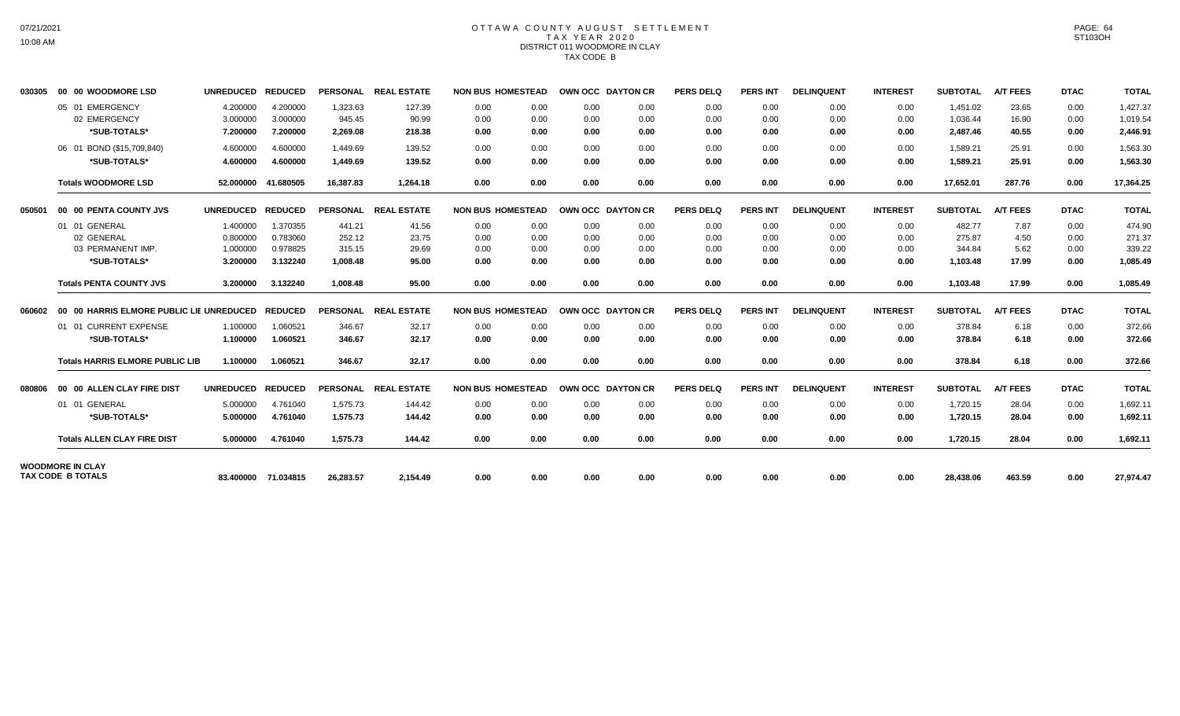# OTTAWA COUNTY AUGUST SETTLEMENT
## TAX YEAR 2020
### DISTRICT 011 WOODMORE IN CLAY
### TAX CODE B

| | | UNREDUCED | REDUCED | PERSONAL | REAL ESTATE | NON BUS | HOMESTEAD | OWN OCC | DAYTON CR | PERS DELQ | PERS INT | DELINQUENT | INTEREST | SUBTOTAL | A/T FEES | DTAC | TOTAL |
|---|---|---|---|---|---|---|---|---|---|---|---|---|---|---|---|---|---|
| 030305 | 00 00 WOODMORE LSD | UNREDUCED | REDUCED | PERSONAL | REAL ESTATE | NON BUS | HOMESTEAD | OWN OCC | DAYTON CR | PERS DELQ | PERS INT | DELINQUENT | INTEREST | SUBTOTAL | A/T FEES | DTAC | TOTAL |
| | 05 01 EMERGENCY | 4.200000 | 4.200000 | 1,323.63 | 127.39 | 0.00 | 0.00 | 0.00 | 0.00 | 0.00 | 0.00 | 0.00 | 0.00 | 1,451.02 | 23.65 | 0.00 | 1,427.37 |
| | 02 EMERGENCY | 3.000000 | 3.000000 | 945.45 | 90.99 | 0.00 | 0.00 | 0.00 | 0.00 | 0.00 | 0.00 | 0.00 | 0.00 | 1,036.44 | 16.90 | 0.00 | 1,019.54 |
| | **\*SUB-TOTALS\*** | **7.200000** | **7.200000** | **2,269.08** | **218.38** | **0.00** | **0.00** | **0.00** | **0.00** | **0.00** | **0.00** | **0.00** | **0.00** | **2,487.46** | **40.55** | **0.00** | **2,446.91** |
| | 06 01 BOND ($15,709,840) | 4.600000 | 4.600000 | 1,449.69 | 139.52 | 0.00 | 0.00 | 0.00 | 0.00 | 0.00 | 0.00 | 0.00 | 0.00 | 1,589.21 | 25.91 | 0.00 | 1,563.30 |
| | **\*SUB-TOTALS\*** | **4.600000** | **4.600000** | **1,449.69** | **139.52** | **0.00** | **0.00** | **0.00** | **0.00** | **0.00** | **0.00** | **0.00** | **0.00** | **1,589.21** | **25.91** | **0.00** | **1,563.30** |
| | **Totals WOODMORE LSD** | **52.000000** | **41.680505** | **16,387.83** | **1,264.18** | **0.00** | **0.00** | **0.00** | **0.00** | **0.00** | **0.00** | **0.00** | **0.00** | **17,652.01** | **287.76** | **0.00** | **17,364.25** |
| 050501 | 00 00 PENTA COUNTY JVS | UNREDUCED | REDUCED | PERSONAL | REAL ESTATE | NON BUS | HOMESTEAD | OWN OCC | DAYTON CR | PERS DELQ | PERS INT | DELINQUENT | INTEREST | SUBTOTAL | A/T FEES | DTAC | TOTAL |
| | 01 01 GENERAL | 1.400000 | 1.370355 | 441.21 | 41.56 | 0.00 | 0.00 | 0.00 | 0.00 | 0.00 | 0.00 | 0.00 | 0.00 | 482.77 | 7.87 | 0.00 | 474.90 |
| | 02 GENERAL | 0.800000 | 0.783060 | 252.12 | 23.75 | 0.00 | 0.00 | 0.00 | 0.00 | 0.00 | 0.00 | 0.00 | 0.00 | 275.87 | 4.50 | 0.00 | 271.37 |
| | 03 PERMANENT IMP. | 1.000000 | 0.978825 | 315.15 | 29.69 | 0.00 | 0.00 | 0.00 | 0.00 | 0.00 | 0.00 | 0.00 | 0.00 | 344.84 | 5.62 | 0.00 | 339.22 |
| | **\*SUB-TOTALS\*** | **3.200000** | **3.132240** | **1,008.48** | **95.00** | **0.00** | **0.00** | **0.00** | **0.00** | **0.00** | **0.00** | **0.00** | **0.00** | **1,103.48** | **17.99** | **0.00** | **1,085.49** |
| | **Totals PENTA COUNTY JVS** | **3.200000** | **3.132240** | **1,008.48** | **95.00** | **0.00** | **0.00** | **0.00** | **0.00** | **0.00** | **0.00** | **0.00** | **0.00** | **1,103.48** | **17.99** | **0.00** | **1,085.49** |
| 060602 | 00 00 HARRIS ELMORE PUBLIC LIB | UNREDUCED | REDUCED | PERSONAL | REAL ESTATE | NON BUS | HOMESTEAD | OWN OCC | DAYTON CR | PERS DELQ | PERS INT | DELINQUENT | INTEREST | SUBTOTAL | A/T FEES | DTAC | TOTAL |
| | 01 01 CURRENT EXPENSE | 1.100000 | 1.060521 | 346.67 | 32.17 | 0.00 | 0.00 | 0.00 | 0.00 | 0.00 | 0.00 | 0.00 | 0.00 | 378.84 | 6.18 | 0.00 | 372.66 |
| | **\*SUB-TOTALS\*** | **1.100000** | **1.060521** | **346.67** | **32.17** | **0.00** | **0.00** | **0.00** | **0.00** | **0.00** | **0.00** | **0.00** | **0.00** | **378.84** | **6.18** | **0.00** | **372.66** |
| | **Totals HARRIS ELMORE PUBLIC LIB** | **1.100000** | **1.060521** | **346.67** | **32.17** | **0.00** | **0.00** | **0.00** | **0.00** | **0.00** | **0.00** | **0.00** | **0.00** | **378.84** | **6.18** | **0.00** | **372.66** |
| 080806 | 00 00 ALLEN CLAY FIRE DIST | UNREDUCED | REDUCED | PERSONAL | REAL ESTATE | NON BUS | HOMESTEAD | OWN OCC | DAYTON CR | PERS DELQ | PERS INT | DELINQUENT | INTEREST | SUBTOTAL | A/T FEES | DTAC | TOTAL |
| | 01 01 GENERAL | 5.000000 | 4.761040 | 1,575.73 | 144.42 | 0.00 | 0.00 | 0.00 | 0.00 | 0.00 | 0.00 | 0.00 | 0.00 | 1,720.15 | 28.04 | 0.00 | 1,692.11 |
| | **\*SUB-TOTALS\*** | **5.000000** | **4.761040** | **1,575.73** | **144.42** | **0.00** | **0.00** | **0.00** | **0.00** | **0.00** | **0.00** | **0.00** | **0.00** | **1,720.15** | **28.04** | **0.00** | **1,692.11** |
| | **Totals ALLEN CLAY FIRE DIST** | **5.000000** | **4.761040** | **1,575.73** | **144.42** | **0.00** | **0.00** | **0.00** | **0.00** | **0.00** | **0.00** | **0.00** | **0.00** | **1,720.15** | **28.04** | **0.00** | **1,692.11** |
| **WOODMORE IN CLAY TAX CODE B TOTALS** | | **83.400000** | **71.034815** | **26,283.57** | **2,154.49** | **0.00** | **0.00** | **0.00** | **0.00** | **0.00** | **0.00** | **0.00** | **0.00** | **28,438.06** | **463.59** | **0.00** | **27,974.47** |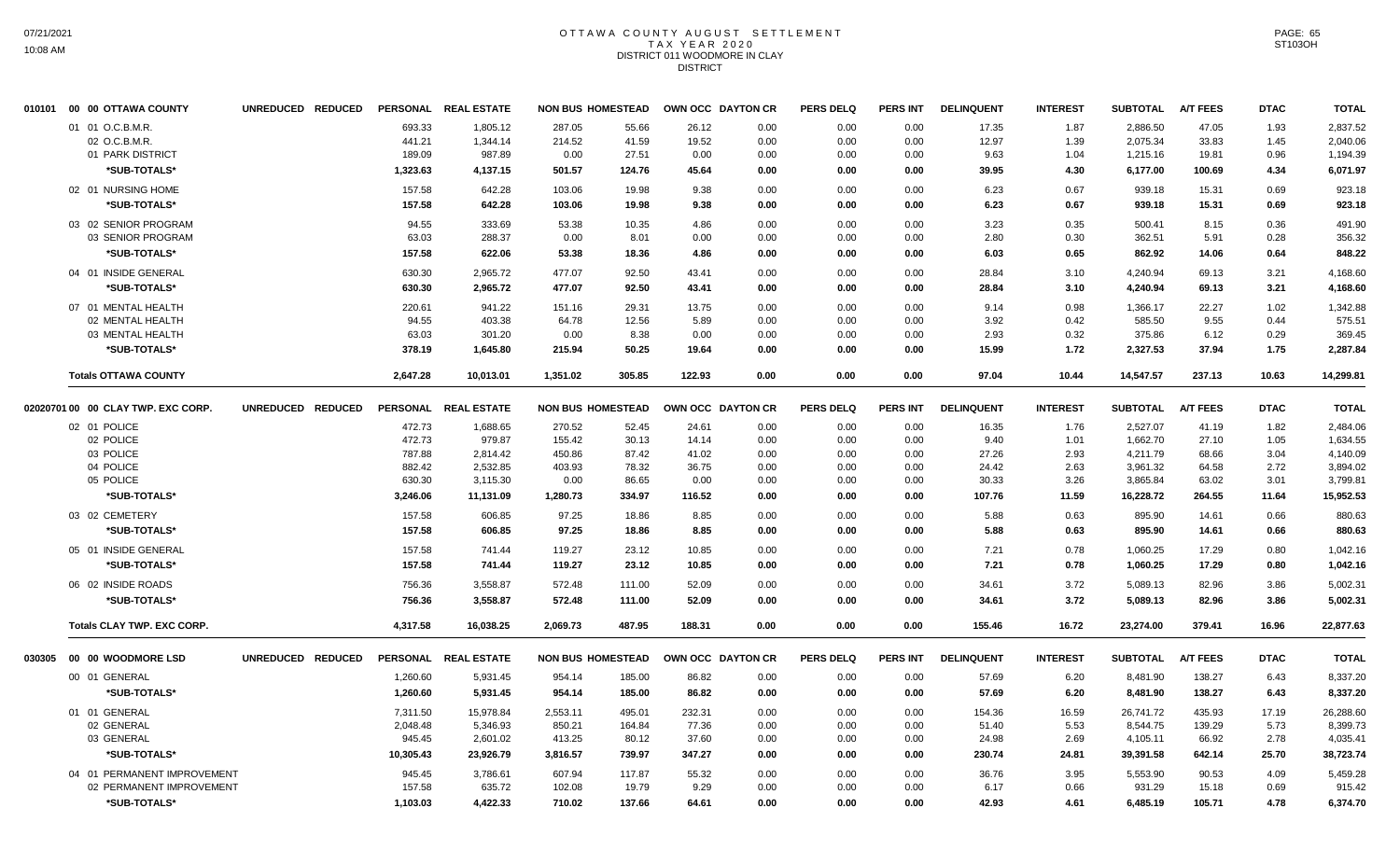# OTTAWA COUNTY AUGUST SETTLEMENT
## TAX YEAR 2020
## DISTRICT 011 WOODMORE IN CLAY
## DISTRICT

| | | UNREDUCED | REDUCED | PERSONAL | REAL ESTATE | NON BUS | HOMESTEAD | OWN OCC | DAYTON CR | PERS DELQ | PERS INT | DELINQUENT | INTEREST | SUBTOTAL | A/T FEES | DTAC | TOTAL |
|---|---|---|---|---|---|---|---|---|---|---|---|---|---|---|---|---|---|
| 010101 | 00 00 OTTAWA COUNTY | | | | | | | | | | | | | | | | |
| | 01 01 O.C.B.M.R. | | | 693.33 | 1,805.12 | 287.05 | 55.66 | 26.12 | 0.00 | 0.00 | 0.00 | 17.35 | 1.87 | 2,886.50 | 47.05 | 1.93 | 2,837.52 |
| | 02 O.C.B.M.R. | | | 441.21 | 1,344.14 | 214.52 | 41.59 | 19.52 | 0.00 | 0.00 | 0.00 | 12.97 | 1.39 | 2,075.34 | 33.83 | 1.45 | 2,040.06 |
| | 01 PARK DISTRICT | | | 189.09 | 987.89 | 0.00 | 27.51 | 0.00 | 0.00 | 0.00 | 0.00 | 9.63 | 1.04 | 1,215.16 | 19.81 | 0.96 | 1,194.39 |
| | *SUB-TOTALS* | | | 1,323.63 | 4,137.15 | 501.57 | 124.76 | 45.64 | 0.00 | 0.00 | 0.00 | 39.95 | 4.30 | 6,177.00 | 100.69 | 4.34 | 6,071.97 |
| | 02 01 NURSING HOME | | | 157.58 | 642.28 | 103.06 | 19.98 | 9.38 | 0.00 | 0.00 | 0.00 | 6.23 | 0.67 | 939.18 | 15.31 | 0.69 | 923.18 |
| | *SUB-TOTALS* | | | 157.58 | 642.28 | 103.06 | 19.98 | 9.38 | 0.00 | 0.00 | 0.00 | 6.23 | 0.67 | 939.18 | 15.31 | 0.69 | 923.18 |
| | 03 02 SENIOR PROGRAM | | | 94.55 | 333.69 | 53.38 | 10.35 | 4.86 | 0.00 | 0.00 | 0.00 | 3.23 | 0.35 | 500.41 | 8.15 | 0.36 | 491.90 |
| | 03 SENIOR PROGRAM | | | 63.03 | 288.37 | 0.00 | 8.01 | 0.00 | 0.00 | 0.00 | 0.00 | 2.80 | 0.30 | 362.51 | 5.91 | 0.28 | 356.32 |
| | *SUB-TOTALS* | | | 157.58 | 622.06 | 53.38 | 18.36 | 4.86 | 0.00 | 0.00 | 0.00 | 6.03 | 0.65 | 862.92 | 14.06 | 0.64 | 848.22 |
| | 04 01 INSIDE GENERAL | | | 630.30 | 2,965.72 | 477.07 | 92.50 | 43.41 | 0.00 | 0.00 | 0.00 | 28.84 | 3.10 | 4,240.94 | 69.13 | 3.21 | 4,168.60 |
| | *SUB-TOTALS* | | | 630.30 | 2,965.72 | 477.07 | 92.50 | 43.41 | 0.00 | 0.00 | 0.00 | 28.84 | 3.10 | 4,240.94 | 69.13 | 3.21 | 4,168.60 |
| | 07 01 MENTAL HEALTH | | | 220.61 | 941.22 | 151.16 | 29.31 | 13.75 | 0.00 | 0.00 | 0.00 | 9.14 | 0.98 | 1,366.17 | 22.27 | 1.02 | 1,342.88 |
| | 02 MENTAL HEALTH | | | 94.55 | 403.38 | 64.78 | 12.56 | 5.89 | 0.00 | 0.00 | 0.00 | 3.92 | 0.42 | 585.50 | 9.55 | 0.44 | 575.51 |
| | 03 MENTAL HEALTH | | | 63.03 | 301.20 | 0.00 | 8.38 | 0.00 | 0.00 | 0.00 | 0.00 | 2.93 | 0.32 | 375.86 | 6.12 | 0.29 | 369.45 |
| | *SUB-TOTALS* | | | 378.19 | 1,645.80 | 215.94 | 50.25 | 19.64 | 0.00 | 0.00 | 0.00 | 15.99 | 1.72 | 2,327.53 | 37.94 | 1.75 | 2,287.84 |
| | **Totals OTTAWA COUNTY** | | | 2,647.28 | 10,013.01 | 1,351.02 | 305.85 | 122.93 | 0.00 | 0.00 | 0.00 | 97.04 | 10.44 | 14,547.57 | 237.13 | 10.63 | 14,299.81 |
| 02020701 | 00 00 CLAY TWP. EXC CORP. | UNREDUCED | REDUCED | PERSONAL | REAL ESTATE | NON BUS | HOMESTEAD | OWN OCC | DAYTON CR | PERS DELQ | PERS INT | DELINQUENT | INTEREST | SUBTOTAL | A/T FEES | DTAC | TOTAL |
| | 02 01 POLICE | | | 472.73 | 1,688.65 | 270.52 | 52.45 | 24.61 | 0.00 | 0.00 | 0.00 | 16.35 | 1.76 | 2,527.07 | 41.19 | 1.82 | 2,484.06 |
| | 02 POLICE | | | 472.73 | 979.87 | 155.42 | 30.13 | 14.14 | 0.00 | 0.00 | 0.00 | 9.40 | 1.01 | 1,662.70 | 27.10 | 1.05 | 1,634.55 |
| | 03 POLICE | | | 787.88 | 2,814.42 | 450.86 | 87.42 | 41.02 | 0.00 | 0.00 | 0.00 | 27.26 | 2.93 | 4,211.79 | 68.66 | 3.04 | 4,140.09 |
| | 04 POLICE | | | 882.42 | 2,532.85 | 403.93 | 78.32 | 36.75 | 0.00 | 0.00 | 0.00 | 24.42 | 2.63 | 3,961.32 | 64.58 | 2.72 | 3,894.02 |
| | 05 POLICE | | | 630.30 | 3,115.30 | 0.00 | 86.65 | 0.00 | 0.00 | 0.00 | 0.00 | 30.33 | 3.26 | 3,865.84 | 63.02 | 3.01 | 3,799.81 |
| | *SUB-TOTALS* | | | 3,246.06 | 11,131.09 | 1,280.73 | 334.97 | 116.52 | 0.00 | 0.00 | 0.00 | 107.76 | 11.59 | 16,228.72 | 264.55 | 11.64 | 15,952.53 |
| | 03 02 CEMETERY | | | 157.58 | 606.85 | 97.25 | 18.86 | 8.85 | 0.00 | 0.00 | 0.00 | 5.88 | 0.63 | 895.90 | 14.61 | 0.66 | 880.63 |
| | *SUB-TOTALS* | | | 157.58 | 606.85 | 97.25 | 18.86 | 8.85 | 0.00 | 0.00 | 0.00 | 5.88 | 0.63 | 895.90 | 14.61 | 0.66 | 880.63 |
| | 05 01 INSIDE GENERAL | | | 157.58 | 741.44 | 119.27 | 23.12 | 10.85 | 0.00 | 0.00 | 0.00 | 7.21 | 0.78 | 1,060.25 | 17.29 | 0.80 | 1,042.16 |
| | *SUB-TOTALS* | | | 157.58 | 741.44 | 119.27 | 23.12 | 10.85 | 0.00 | 0.00 | 0.00 | 7.21 | 0.78 | 1,060.25 | 17.29 | 0.80 | 1,042.16 |
| | 06 02 INSIDE ROADS | | | 756.36 | 3,558.87 | 572.48 | 111.00 | 52.09 | 0.00 | 0.00 | 0.00 | 34.61 | 3.72 | 5,089.13 | 82.96 | 3.86 | 5,002.31 |
| | *SUB-TOTALS* | | | 756.36 | 3,558.87 | 572.48 | 111.00 | 52.09 | 0.00 | 0.00 | 0.00 | 34.61 | 3.72 | 5,089.13 | 82.96 | 3.86 | 5,002.31 |
| | **Totals CLAY TWP. EXC CORP.** | | | 4,317.58 | 16,038.25 | 2,069.73 | 487.95 | 188.31 | 0.00 | 0.00 | 0.00 | 155.46 | 16.72 | 23,274.00 | 379.41 | 16.96 | 22,877.63 |
| 030305 | 00 00 WOODMORE LSD | UNREDUCED | REDUCED | PERSONAL | REAL ESTATE | NON BUS | HOMESTEAD | OWN OCC | DAYTON CR | PERS DELQ | PERS INT | DELINQUENT | INTEREST | SUBTOTAL | A/T FEES | DTAC | TOTAL |
| | 00 01 GENERAL | | | 1,260.60 | 5,931.45 | 954.14 | 185.00 | 86.82 | 0.00 | 0.00 | 0.00 | 57.69 | 6.20 | 8,481.90 | 138.27 | 6.43 | 8,337.20 |
| | *SUB-TOTALS* | | | 1,260.60 | 5,931.45 | 954.14 | 185.00 | 86.82 | 0.00 | 0.00 | 0.00 | 57.69 | 6.20 | 8,481.90 | 138.27 | 6.43 | 8,337.20 |
| | 01 01 GENERAL | | | 7,311.50 | 15,978.84 | 2,553.11 | 495.01 | 232.31 | 0.00 | 0.00 | 0.00 | 154.36 | 16.59 | 26,741.72 | 435.93 | 17.19 | 26,288.60 |
| | 02 GENERAL | | | 2,048.48 | 5,346.93 | 850.21 | 164.84 | 77.36 | 0.00 | 0.00 | 0.00 | 51.40 | 5.53 | 8,544.75 | 139.29 | 5.73 | 8,399.73 |
| | 03 GENERAL | | | 945.45 | 2,601.02 | 413.25 | 80.12 | 37.60 | 0.00 | 0.00 | 0.00 | 24.98 | 2.69 | 4,105.11 | 66.92 | 2.78 | 4,035.41 |
| | *SUB-TOTALS* | | | 10,305.43 | 23,926.79 | 3,816.57 | 739.97 | 347.27 | 0.00 | 0.00 | 0.00 | 230.74 | 24.81 | 39,391.58 | 642.14 | 25.70 | 38,723.74 |
| | 04 01 PERMANENT IMPROVEMENT | | | 945.45 | 3,786.61 | 607.94 | 117.87 | 55.32 | 0.00 | 0.00 | 0.00 | 36.76 | 3.95 | 5,553.90 | 90.53 | 4.09 | 5,459.28 |
| | 02 PERMANENT IMPROVEMENT | | | 157.58 | 635.72 | 102.08 | 19.79 | 9.29 | 0.00 | 0.00 | 0.00 | 6.17 | 0.66 | 931.29 | 15.18 | 0.69 | 915.42 |
| | *SUB-TOTALS* | | | 1,103.03 | 4,422.33 | 710.02 | 137.66 | 64.61 | 0.00 | 0.00 | 0.00 | 42.93 | 4.61 | 6,485.19 | 105.71 | 4.78 | 6,374.70 |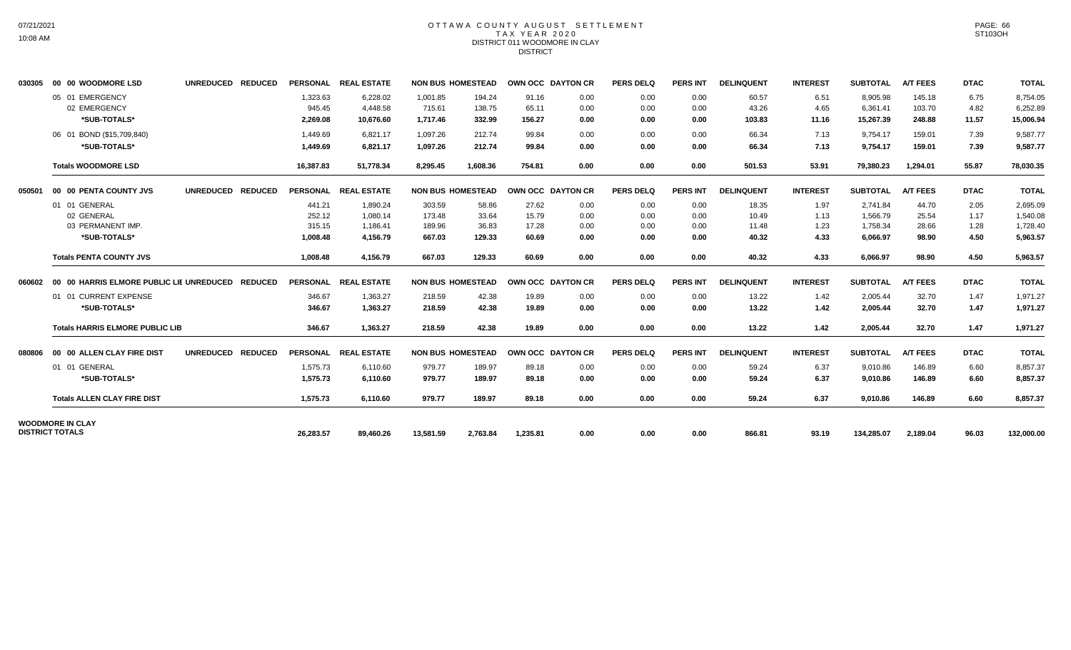# OTTAWA COUNTY AUGUST SETTLEMENT
## TAX YEAR 2020
### DISTRICT 011 WOODMORE IN CLAY
### DISTRICT

| | | | | PERSONAL | REAL ESTATE | NON BUS | HOMESTEAD | OWN OCC | DAYTON CR | PERS DELQ | PERS INT | DELINQUENT | INTEREST | SUBTOTAL | A/T FEES | DTAC | TOTAL |
|---|---|---|---|---|---|---|---|---|---|---|---|---|---|---|---|---|---|
| 030305 | 00 00 WOODMORE LSD | UNREDUCED | REDUCED | PERSONAL | REAL ESTATE | NON BUS | HOMESTEAD | OWN OCC | DAYTON CR | PERS DELQ | PERS INT | DELINQUENT | INTEREST | SUBTOTAL | A/T FEES | DTAC | TOTAL |
| | 05 01 EMERGENCY | | | 1,323.63 | 6,228.02 | 1,001.85 | 194.24 | 91.16 | 0.00 | 0.00 | 0.00 | 60.57 | 6.51 | 8,905.98 | 145.18 | 6.75 | 8,754.05 |
| | 02 EMERGENCY | | | 945.45 | 4,448.58 | 715.61 | 138.75 | 65.11 | 0.00 | 0.00 | 0.00 | 43.26 | 4.65 | 6,361.41 | 103.70 | 4.82 | 6,252.89 |
| | **\*SUB-TOTALS\*** | | | **2,269.08** | **10,676.60** | **1,717.46** | **332.99** | **156.27** | **0.00** | **0.00** | **0.00** | **103.83** | **11.16** | **15,267.39** | **248.88** | **11.57** | **15,006.94** |
| | 06 01 BOND ($15,709,840) | | | 1,449.69 | 6,821.17 | 1,097.26 | 212.74 | 99.84 | 0.00 | 0.00 | 0.00 | 66.34 | 7.13 | 9,754.17 | 159.01 | 7.39 | 9,587.77 |
| | **\*SUB-TOTALS\*** | | | **1,449.69** | **6,821.17** | **1,097.26** | **212.74** | **99.84** | **0.00** | **0.00** | **0.00** | **66.34** | **7.13** | **9,754.17** | **159.01** | **7.39** | **9,587.77** |
| | **Totals WOODMORE LSD** | | | **16,387.83** | **51,778.34** | **8,295.45** | **1,608.36** | **754.81** | **0.00** | **0.00** | **0.00** | **501.53** | **53.91** | **79,380.23** | **1,294.01** | **55.87** | **78,030.35** |
| 050501 | 00 00 PENTA COUNTY JVS | UNREDUCED | REDUCED | PERSONAL | REAL ESTATE | NON BUS | HOMESTEAD | OWN OCC | DAYTON CR | PERS DELQ | PERS INT | DELINQUENT | INTEREST | SUBTOTAL | A/T FEES | DTAC | TOTAL |
| | 01 01 GENERAL | | | 441.21 | 1,890.24 | 303.59 | 58.86 | 27.62 | 0.00 | 0.00 | 0.00 | 18.35 | 1.97 | 2,741.84 | 44.70 | 2.05 | 2,695.09 |
| | 02 GENERAL | | | 252.12 | 1,080.14 | 173.48 | 33.64 | 15.79 | 0.00 | 0.00 | 0.00 | 10.49 | 1.13 | 1,566.79 | 25.54 | 1.17 | 1,540.08 |
| | 03 PERMANENT IMP. | | | 315.15 | 1,186.41 | 189.96 | 36.83 | 17.28 | 0.00 | 0.00 | 0.00 | 11.48 | 1.23 | 1,758.34 | 28.66 | 1.28 | 1,728.40 |
| | **\*SUB-TOTALS\*** | | | **1,008.48** | **4,156.79** | **667.03** | **129.33** | **60.69** | **0.00** | **0.00** | **0.00** | **40.32** | **4.33** | **6,066.97** | **98.90** | **4.50** | **5,963.57** |
| | **Totals PENTA COUNTY JVS** | | | **1,008.48** | **4,156.79** | **667.03** | **129.33** | **60.69** | **0.00** | **0.00** | **0.00** | **40.32** | **4.33** | **6,066.97** | **98.90** | **4.50** | **5,963.57** |
| 060602 | 00 00 HARRIS ELMORE PUBLIC LIE | UNREDUCED | REDUCED | PERSONAL | REAL ESTATE | NON BUS | HOMESTEAD | OWN OCC | DAYTON CR | PERS DELQ | PERS INT | DELINQUENT | INTEREST | SUBTOTAL | A/T FEES | DTAC | TOTAL |
| | 01 01 CURRENT EXPENSE | | | 346.67 | 1,363.27 | 218.59 | 42.38 | 19.89 | 0.00 | 0.00 | 0.00 | 13.22 | 1.42 | 2,005.44 | 32.70 | 1.47 | 1,971.27 |
| | **\*SUB-TOTALS\*** | | | **346.67** | **1,363.27** | **218.59** | **42.38** | **19.89** | **0.00** | **0.00** | **0.00** | **13.22** | **1.42** | **2,005.44** | **32.70** | **1.47** | **1,971.27** |
| | **Totals HARRIS ELMORE PUBLIC LIB** | | | **346.67** | **1,363.27** | **218.59** | **42.38** | **19.89** | **0.00** | **0.00** | **0.00** | **13.22** | **1.42** | **2,005.44** | **32.70** | **1.47** | **1,971.27** |
| 080806 | 00 00 ALLEN CLAY FIRE DIST | UNREDUCED | REDUCED | PERSONAL | REAL ESTATE | NON BUS | HOMESTEAD | OWN OCC | DAYTON CR | PERS DELQ | PERS INT | DELINQUENT | INTEREST | SUBTOTAL | A/T FEES | DTAC | TOTAL |
| | 01 01 GENERAL | | | 1,575.73 | 6,110.60 | 979.77 | 189.97 | 89.18 | 0.00 | 0.00 | 0.00 | 59.24 | 6.37 | 9,010.86 | 146.89 | 6.60 | 8,857.37 |
| | **\*SUB-TOTALS\*** | | | **1,575.73** | **6,110.60** | **979.77** | **189.97** | **89.18** | **0.00** | **0.00** | **0.00** | **59.24** | **6.37** | **9,010.86** | **146.89** | **6.60** | **8,857.37** |
| | **Totals ALLEN CLAY FIRE DIST** | | | **1,575.73** | **6,110.60** | **979.77** | **189.97** | **89.18** | **0.00** | **0.00** | **0.00** | **59.24** | **6.37** | **9,010.86** | **146.89** | **6.60** | **8,857.37** |
| **WOODMORE IN CLAY DISTRICT TOTALS** | | | | **26,283.57** | **89,460.26** | **13,581.59** | **2,763.84** | **1,235.81** | **0.00** | **0.00** | **0.00** | **866.81** | **93.19** | **134,285.07** | **2,189.04** | **96.03** | **132,000.00** |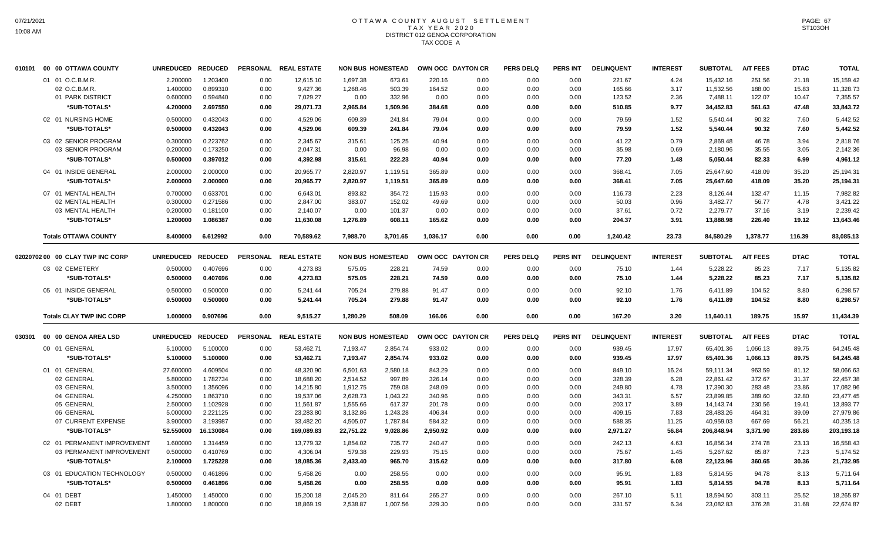# OTTAWA COUNTY AUGUST SETTLEMENT
## TAX YEAR 2020
## DISTRICT 012 GENOA CORPORATION
## TAX CODE A

| | | UNREDUCED | REDUCED | PERSONAL | REAL ESTATE | NON BUS | HOMESTEAD | OWN OCC | DAYTON CR | PERS DELQ | PERS INT | DELINQUENT | INTEREST | SUBTOTAL | A/T FEES | DTAC | TOTAL |
|---|---|---|---|---|---|---|---|---|---|---|---|---|---|---|---|---|---|
| 010101 | 00 00 OTTAWA COUNTY | | | | | | | | | | | | | | | | |
| | 01 01 O.C.B.M.R. | 2.200000 | 1.203400 | 0.00 | 12,615.10 | 1,697.38 | 673.61 | 220.16 | 0.00 | 0.00 | 0.00 | 221.67 | 4.24 | 15,432.16 | 251.56 | 21.18 | 15,159.42 |
| | 02 O.C.B.M.R. | 1.400000 | 0.899310 | 0.00 | 9,427.36 | 1,268.46 | 503.39 | 164.52 | 0.00 | 0.00 | 0.00 | 165.66 | 3.17 | 11,532.56 | 188.00 | 15.83 | 11,328.73 |
| | 01 PARK DISTRICT | 0.600000 | 0.594840 | 0.00 | 7,029.27 | 0.00 | 332.96 | 0.00 | 0.00 | 0.00 | 0.00 | 123.52 | 2.36 | 7,488.11 | 122.07 | 10.47 | 7,355.57 |
| | *SUB-TOTALS* | 4.200000 | 2.697550 | 0.00 | 29,071.73 | 2,965.84 | 1,509.96 | 384.68 | 0.00 | 0.00 | 0.00 | 510.85 | 9.77 | 34,452.83 | 561.63 | 47.48 | 33,843.72 |
| | 02 01 NURSING HOME | 0.500000 | 0.432043 | 0.00 | 4,529.06 | 609.39 | 241.84 | 79.04 | 0.00 | 0.00 | 0.00 | 79.59 | 1.52 | 5,540.44 | 90.32 | 7.60 | 5,442.52 |
| | *SUB-TOTALS* | 0.500000 | 0.432043 | 0.00 | 4,529.06 | 609.39 | 241.84 | 79.04 | 0.00 | 0.00 | 0.00 | 79.59 | 1.52 | 5,540.44 | 90.32 | 7.60 | 5,442.52 |
| | 03 02 SENIOR PROGRAM | 0.300000 | 0.223762 | 0.00 | 2,345.67 | 315.61 | 125.25 | 40.94 | 0.00 | 0.00 | 0.00 | 41.22 | 0.79 | 2,869.48 | 46.78 | 3.94 | 2,818.76 |
| | 03 SENIOR PROGRAM | 0.200000 | 0.173250 | 0.00 | 2,047.31 | 0.00 | 96.98 | 0.00 | 0.00 | 0.00 | 0.00 | 35.98 | 0.69 | 2,180.96 | 35.55 | 3.05 | 2,142.36 |
| | *SUB-TOTALS* | 0.500000 | 0.397012 | 0.00 | 4,392.98 | 315.61 | 222.23 | 40.94 | 0.00 | 0.00 | 0.00 | 77.20 | 1.48 | 5,050.44 | 82.33 | 6.99 | 4,961.12 |
| | 04 01 INSIDE GENERAL | 2.000000 | 2.000000 | 0.00 | 20,965.77 | 2,820.97 | 1,119.51 | 365.89 | 0.00 | 0.00 | 0.00 | 368.41 | 7.05 | 25,647.60 | 418.09 | 35.20 | 25,194.31 |
| | *SUB-TOTALS* | 2.000000 | 2.000000 | 0.00 | 20,965.77 | 2,820.97 | 1,119.51 | 365.89 | 0.00 | 0.00 | 0.00 | 368.41 | 7.05 | 25,647.60 | 418.09 | 35.20 | 25,194.31 |
| | 07 01 MENTAL HEALTH | 0.700000 | 0.633701 | 0.00 | 6,643.01 | 893.82 | 354.72 | 115.93 | 0.00 | 0.00 | 0.00 | 116.73 | 2.23 | 8,126.44 | 132.47 | 11.15 | 7,982.82 |
| | 02 MENTAL HEALTH | 0.300000 | 0.271586 | 0.00 | 2,847.00 | 383.07 | 152.02 | 49.69 | 0.00 | 0.00 | 0.00 | 50.03 | 0.96 | 3,482.77 | 56.77 | 4.78 | 3,421.22 |
| | 03 MENTAL HEALTH | 0.200000 | 0.181100 | 0.00 | 2,140.07 | 0.00 | 101.37 | 0.00 | 0.00 | 0.00 | 0.00 | 37.61 | 0.72 | 2,279.77 | 37.16 | 3.19 | 2,239.42 |
| | *SUB-TOTALS* | 1.200000 | 1.086387 | 0.00 | 11,630.08 | 1,276.89 | 608.11 | 165.62 | 0.00 | 0.00 | 0.00 | 204.37 | 3.91 | 13,888.98 | 226.40 | 19.12 | 13,643.46 |
| | **Totals OTTAWA COUNTY** | 8.400000 | 6.612992 | 0.00 | 70,589.62 | 7,988.70 | 3,701.65 | 1,036.17 | 0.00 | 0.00 | 0.00 | 1,240.42 | 23.73 | 84,580.29 | 1,378.77 | 116.39 | 83,085.13 |

| | | UNREDUCED | REDUCED | PERSONAL | REAL ESTATE | NON BUS | HOMESTEAD | OWN OCC | DAYTON CR | PERS DELQ | PERS INT | DELINQUENT | INTEREST | SUBTOTAL | A/T FEES | DTAC | TOTAL |
|---|---|---|---|---|---|---|---|---|---|---|---|---|---|---|---|---|---|
| 02020702 | 00 00 CLAY TWP INC CORP | | | | | | | | | | | | | | | | |
| | 03 02 CEMETERY | 0.500000 | 0.407696 | 0.00 | 4,273.83 | 575.05 | 228.21 | 74.59 | 0.00 | 0.00 | 0.00 | 75.10 | 1.44 | 5,228.22 | 85.23 | 7.17 | 5,135.82 |
| | *SUB-TOTALS* | 0.500000 | 0.407696 | 0.00 | 4,273.83 | 575.05 | 228.21 | 74.59 | 0.00 | 0.00 | 0.00 | 75.10 | 1.44 | 5,228.22 | 85.23 | 7.17 | 5,135.82 |
| | 05 01 INSIDE GENERAL | 0.500000 | 0.500000 | 0.00 | 5,241.44 | 705.24 | 279.88 | 91.47 | 0.00 | 0.00 | 0.00 | 92.10 | 1.76 | 6,411.89 | 104.52 | 8.80 | 6,298.57 |
| | *SUB-TOTALS* | 0.500000 | 0.500000 | 0.00 | 5,241.44 | 705.24 | 279.88 | 91.47 | 0.00 | 0.00 | 0.00 | 92.10 | 1.76 | 6,411.89 | 104.52 | 8.80 | 6,298.57 |
| | **Totals CLAY TWP INC CORP** | 1.000000 | 0.907696 | 0.00 | 9,515.27 | 1,280.29 | 508.09 | 166.06 | 0.00 | 0.00 | 0.00 | 167.20 | 3.20 | 11,640.11 | 189.75 | 15.97 | 11,434.39 |

| | | UNREDUCED | REDUCED | PERSONAL | REAL ESTATE | NON BUS | HOMESTEAD | OWN OCC | DAYTON CR | PERS DELQ | PERS INT | DELINQUENT | INTEREST | SUBTOTAL | A/T FEES | DTAC | TOTAL |
|---|---|---|---|---|---|---|---|---|---|---|---|---|---|---|---|---|---|
| 030301 | 00 00 GENOA AREA LSD | | | | | | | | | | | | | | | | |
| | 00 01 GENERAL | 5.100000 | 5.100000 | 0.00 | 53,462.71 | 7,193.47 | 2,854.74 | 933.02 | 0.00 | 0.00 | 0.00 | 939.45 | 17.97 | 65,401.36 | 1,066.13 | 89.75 | 64,245.48 |
| | *SUB-TOTALS* | 5.100000 | 5.100000 | 0.00 | 53,462.71 | 7,193.47 | 2,854.74 | 933.02 | 0.00 | 0.00 | 0.00 | 939.45 | 17.97 | 65,401.36 | 1,066.13 | 89.75 | 64,245.48 |
| | 01 01 GENERAL | 27.600000 | 4.609504 | 0.00 | 48,320.90 | 6,501.63 | 2,580.18 | 843.29 | 0.00 | 0.00 | 0.00 | 849.10 | 16.24 | 59,111.34 | 963.59 | 81.12 | 58,066.63 |
| | 02 GENERAL | 5.800000 | 1.782734 | 0.00 | 18,688.20 | 2,514.52 | 997.89 | 326.14 | 0.00 | 0.00 | 0.00 | 328.39 | 6.28 | 22,861.42 | 372.67 | 31.37 | 22,457.38 |
| | 03 GENERAL | 3.500000 | 1.356096 | 0.00 | 14,215.80 | 1,912.75 | 759.08 | 248.09 | 0.00 | 0.00 | 0.00 | 249.80 | 4.78 | 17,390.30 | 283.48 | 23.86 | 17,082.96 |
| | 04 GENERAL | 4.250000 | 1.863710 | 0.00 | 19,537.06 | 2,628.73 | 1,043.22 | 340.96 | 0.00 | 0.00 | 0.00 | 343.31 | 6.57 | 23,899.85 | 389.60 | 32.80 | 23,477.45 |
| | 05 GENERAL | 2.500000 | 1.102928 | 0.00 | 11,561.87 | 1,555.66 | 617.37 | 201.78 | 0.00 | 0.00 | 0.00 | 203.17 | 3.89 | 14,143.74 | 230.56 | 19.41 | 13,893.77 |
| | 06 GENERAL | 5.000000 | 2.221125 | 0.00 | 23,283.80 | 3,132.86 | 1,243.28 | 406.34 | 0.00 | 0.00 | 0.00 | 409.15 | 7.83 | 28,483.26 | 464.31 | 39.09 | 27,979.86 |
| | 07 CURRENT EXPENSE | 3.900000 | 3.193987 | 0.00 | 33,482.20 | 4,505.07 | 1,787.84 | 584.32 | 0.00 | 0.00 | 0.00 | 588.35 | 11.25 | 40,959.03 | 667.69 | 56.21 | 40,235.13 |
| | *SUB-TOTALS* | 52.550000 | 16.130084 | 0.00 | 169,089.83 | 22,751.22 | 9,028.86 | 2,950.92 | 0.00 | 0.00 | 0.00 | 2,971.27 | 56.84 | 206,848.94 | 3,371.90 | 283.86 | 203,193.18 |
| | 02 01 PERMANENT IMPROVEMENT | 1.600000 | 1.314459 | 0.00 | 13,779.32 | 1,854.02 | 735.77 | 240.47 | 0.00 | 0.00 | 0.00 | 242.13 | 4.63 | 16,856.34 | 274.78 | 23.13 | 16,558.43 |
| | 03 PERMANENT IMPROVEMENT | 0.500000 | 0.410769 | 0.00 | 4,306.04 | 579.38 | 229.93 | 75.15 | 0.00 | 0.00 | 0.00 | 75.67 | 1.45 | 5,267.62 | 85.87 | 7.23 | 5,174.52 |
| | *SUB-TOTALS* | 2.100000 | 1.725228 | 0.00 | 18,085.36 | 2,433.40 | 965.70 | 315.62 | 0.00 | 0.00 | 0.00 | 317.80 | 6.08 | 22,123.96 | 360.65 | 30.36 | 21,732.95 |
| | 03 01 EDUCATION TECHNOLOGY | 0.500000 | 0.461896 | 0.00 | 5,458.26 | 0.00 | 258.55 | 0.00 | 0.00 | 0.00 | 0.00 | 95.91 | 1.83 | 5,814.55 | 94.78 | 8.13 | 5,711.64 |
| | *SUB-TOTALS* | 0.500000 | 0.461896 | 0.00 | 5,458.26 | 0.00 | 258.55 | 0.00 | 0.00 | 0.00 | 0.00 | 95.91 | 1.83 | 5,814.55 | 94.78 | 8.13 | 5,711.64 |
| | 04 01 DEBT | 1.450000 | 1.450000 | 0.00 | 15,200.18 | 2,045.20 | 811.64 | 265.27 | 0.00 | 0.00 | 0.00 | 267.10 | 5.11 | 18,594.50 | 303.11 | 25.52 | 18,265.87 |
| | 02 DEBT | 1.800000 | 1.800000 | 0.00 | 18,869.19 | 2,538.87 | 1,007.56 | 329.30 | 0.00 | 0.00 | 0.00 | 331.57 | 6.34 | 23,082.83 | 376.28 | 31.68 | 22,674.87 |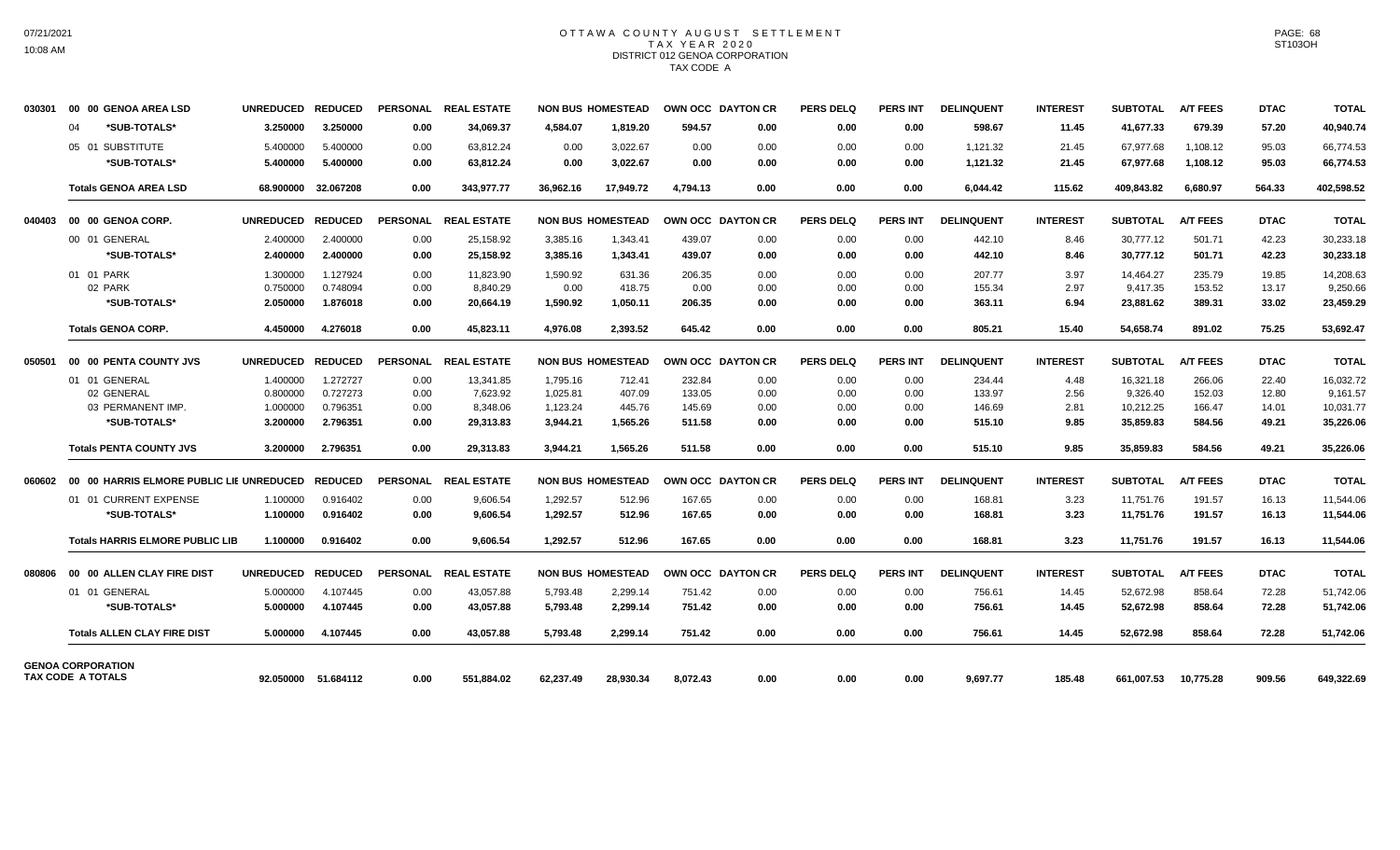# OTTAWA COUNTY AUGUST SETTLEMENT
## TAX YEAR 2020
## DISTRICT 012 GENOA CORPORATION
## TAX CODE A

| | | UNREDUCED | REDUCED | PERSONAL | REAL ESTATE | NON BUS | HOMESTEAD | OWN OCC | DAYTON CR | PERS DELQ | PERS INT | DELINQUENT | INTEREST | SUBTOTAL | A/T FEES | DTAC | TOTAL |
|---|---|---|---|---|---|---|---|---|---|---|---|---|---|---|---|---|---|
| 030301 | 00 00 GENOA AREA LSD | UNREDUCED | REDUCED | PERSONAL | REAL ESTATE | NON BUS | HOMESTEAD | OWN OCC | DAYTON CR | PERS DELQ | PERS INT | DELINQUENT | INTEREST | SUBTOTAL | A/T FEES | DTAC | TOTAL |
| | 04 ***SUB-TOTALS*** | **3.250000** | **3.250000** | **0.00** | **34,069.37** | **4,584.07** | **1,819.20** | **594.57** | **0.00** | **0.00** | **0.00** | **598.67** | **11.45** | **41,677.33** | **679.39** | **57.20** | **40,940.74** |
| | 05 01 SUBSTITUTE | 5.400000 | 5.400000 | 0.00 | 63,812.24 | 0.00 | 3,022.67 | 0.00 | 0.00 | 0.00 | 0.00 | 1,121.32 | 21.45 | 67,977.68 | 1,108.12 | 95.03 | 66,774.53 |
| | ***SUB-TOTALS*** | **5.400000** | **5.400000** | **0.00** | **63,812.24** | **0.00** | **3,022.67** | **0.00** | **0.00** | **0.00** | **0.00** | **1,121.32** | **21.45** | **67,977.68** | **1,108.12** | **95.03** | **66,774.53** |
| | **Totals GENOA AREA LSD** | **68.900000** | **32.067208** | **0.00** | **343,977.77** | **36,962.16** | **17,949.72** | **4,794.13** | **0.00** | **0.00** | **0.00** | **6,044.42** | **115.62** | **409,843.82** | **6,680.97** | **564.33** | **402,598.52** |
| 040403 | 00 00 GENOA CORP. | UNREDUCED | REDUCED | PERSONAL | REAL ESTATE | NON BUS | HOMESTEAD | OWN OCC | DAYTON CR | PERS DELQ | PERS INT | DELINQUENT | INTEREST | SUBTOTAL | A/T FEES | DTAC | TOTAL |
| | 00 01 GENERAL | 2.400000 | 2.400000 | 0.00 | 25,158.92 | 3,385.16 | 1,343.41 | 439.07 | 0.00 | 0.00 | 0.00 | 442.10 | 8.46 | 30,777.12 | 501.71 | 42.23 | 30,233.18 |
| | ***SUB-TOTALS*** | **2.400000** | **2.400000** | **0.00** | **25,158.92** | **3,385.16** | **1,343.41** | **439.07** | **0.00** | **0.00** | **0.00** | **442.10** | **8.46** | **30,777.12** | **501.71** | **42.23** | **30,233.18** |
| | 01 01 PARK | 1.300000 | 1.127924 | 0.00 | 11,823.90 | 1,590.92 | 631.36 | 206.35 | 0.00 | 0.00 | 0.00 | 207.77 | 3.97 | 14,464.27 | 235.79 | 19.85 | 14,208.63 |
| | 02 PARK | 0.750000 | 0.748094 | 0.00 | 8,840.29 | 0.00 | 418.75 | 0.00 | 0.00 | 0.00 | 0.00 | 155.34 | 2.97 | 9,417.35 | 153.52 | 13.17 | 9,250.66 |
| | ***SUB-TOTALS*** | **2.050000** | **1.876018** | **0.00** | **20,664.19** | **1,590.92** | **1,050.11** | **206.35** | **0.00** | **0.00** | **0.00** | **363.11** | **6.94** | **23,881.62** | **389.31** | **33.02** | **23,459.29** |
| | **Totals GENOA CORP.** | **4.450000** | **4.276018** | **0.00** | **45,823.11** | **4,976.08** | **2,393.52** | **645.42** | **0.00** | **0.00** | **0.00** | **805.21** | **15.40** | **54,658.74** | **891.02** | **75.25** | **53,692.47** |
| 050501 | 00 00 PENTA COUNTY JVS | UNREDUCED | REDUCED | PERSONAL | REAL ESTATE | NON BUS | HOMESTEAD | OWN OCC | DAYTON CR | PERS DELQ | PERS INT | DELINQUENT | INTEREST | SUBTOTAL | A/T FEES | DTAC | TOTAL |
| | 01 01 GENERAL | 1.400000 | 1.272727 | 0.00 | 13,341.85 | 1,795.16 | 712.41 | 232.84 | 0.00 | 0.00 | 0.00 | 234.44 | 4.48 | 16,321.18 | 266.06 | 22.40 | 16,032.72 |
| | 02 GENERAL | 0.800000 | 0.727273 | 0.00 | 7,623.92 | 1,025.81 | 407.09 | 133.05 | 0.00 | 0.00 | 0.00 | 133.97 | 2.56 | 9,326.40 | 152.03 | 12.80 | 9,161.57 |
| | 03 PERMANENT IMP. | 1.000000 | 0.796351 | 0.00 | 8,348.06 | 1,123.24 | 445.76 | 145.69 | 0.00 | 0.00 | 0.00 | 146.69 | 2.81 | 10,212.25 | 166.47 | 14.01 | 10,031.77 |
| | ***SUB-TOTALS*** | **3.200000** | **2.796351** | **0.00** | **29,313.83** | **3,944.21** | **1,565.26** | **511.58** | **0.00** | **0.00** | **0.00** | **515.10** | **9.85** | **35,859.83** | **584.56** | **49.21** | **35,226.06** |
| | **Totals PENTA COUNTY JVS** | **3.200000** | **2.796351** | **0.00** | **29,313.83** | **3,944.21** | **1,565.26** | **511.58** | **0.00** | **0.00** | **0.00** | **515.10** | **9.85** | **35,859.83** | **584.56** | **49.21** | **35,226.06** |
| 060602 | 00 00 HARRIS ELMORE PUBLIC LIE | UNREDUCED | REDUCED | PERSONAL | REAL ESTATE | NON BUS | HOMESTEAD | OWN OCC | DAYTON CR | PERS DELQ | PERS INT | DELINQUENT | INTEREST | SUBTOTAL | A/T FEES | DTAC | TOTAL |
| | 01 01 CURRENT EXPENSE | 1.100000 | 0.916402 | 0.00 | 9,606.54 | 1,292.57 | 512.96 | 167.65 | 0.00 | 0.00 | 0.00 | 168.81 | 3.23 | 11,751.76 | 191.57 | 16.13 | 11,544.06 |
| | ***SUB-TOTALS*** | **1.100000** | **0.916402** | **0.00** | **9,606.54** | **1,292.57** | **512.96** | **167.65** | **0.00** | **0.00** | **0.00** | **168.81** | **3.23** | **11,751.76** | **191.57** | **16.13** | **11,544.06** |
| | **Totals HARRIS ELMORE PUBLIC LIB** | **1.100000** | **0.916402** | **0.00** | **9,606.54** | **1,292.57** | **512.96** | **167.65** | **0.00** | **0.00** | **0.00** | **168.81** | **3.23** | **11,751.76** | **191.57** | **16.13** | **11,544.06** |
| 080806 | 00 00 ALLEN CLAY FIRE DIST | UNREDUCED | REDUCED | PERSONAL | REAL ESTATE | NON BUS | HOMESTEAD | OWN OCC | DAYTON CR | PERS DELQ | PERS INT | DELINQUENT | INTEREST | SUBTOTAL | A/T FEES | DTAC | TOTAL |
| | 01 01 GENERAL | 5.000000 | 4.107445 | 0.00 | 43,057.88 | 5,793.48 | 2,299.14 | 751.42 | 0.00 | 0.00 | 0.00 | 756.61 | 14.45 | 52,672.98 | 858.64 | 72.28 | 51,742.06 |
| | ***SUB-TOTALS*** | **5.000000** | **4.107445** | **0.00** | **43,057.88** | **5,793.48** | **2,299.14** | **751.42** | **0.00** | **0.00** | **0.00** | **756.61** | **14.45** | **52,672.98** | **858.64** | **72.28** | **51,742.06** |
| | **Totals ALLEN CLAY FIRE DIST** | **5.000000** | **4.107445** | **0.00** | **43,057.88** | **5,793.48** | **2,299.14** | **751.42** | **0.00** | **0.00** | **0.00** | **756.61** | **14.45** | **52,672.98** | **858.64** | **72.28** | **51,742.06** |
| | **GENOA CORPORATION TAX CODE A TOTALS** | **92.050000** | **51.684112** | **0.00** | **551,884.02** | **62,237.49** | **28,930.34** | **8,072.43** | **0.00** | **0.00** | **0.00** | **9,697.77** | **185.48** | **661,007.53** | **10,775.28** | **909.56** | **649,322.69** |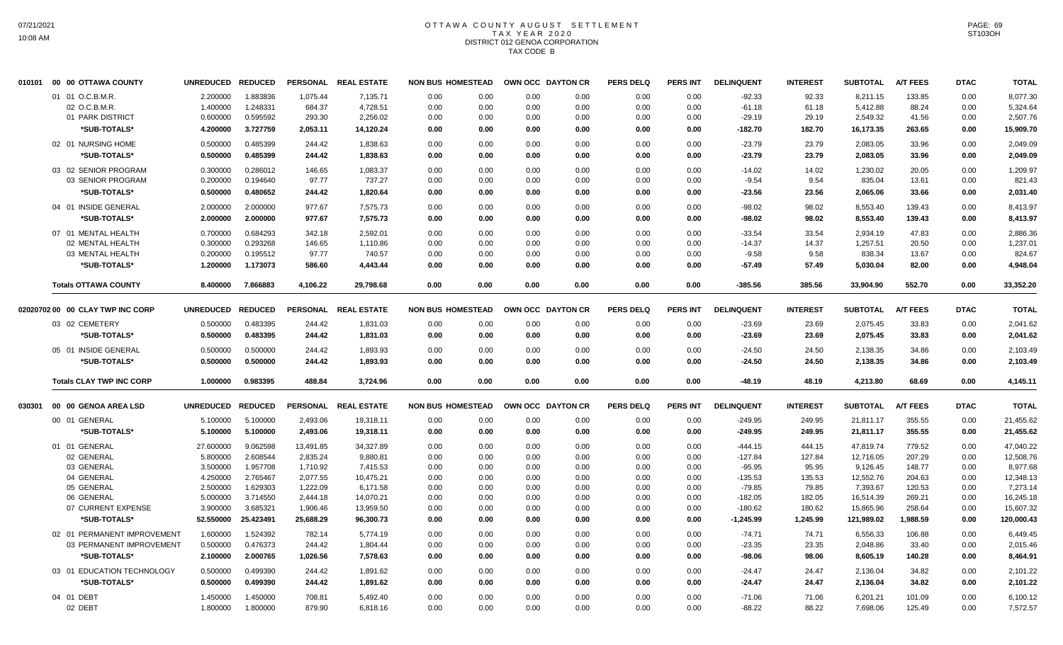# OTTAWA COUNTY AUGUST SETTLEMENT
## TAX YEAR 2020
## DISTRICT 012 GENOA CORPORATION
## TAX CODE B

| 010101 00 00 OTTAWA COUNTY | UNREDUCED | REDUCED | PERSONAL | REAL ESTATE | NON BUS | HOMESTEAD | OWN OCC | DAYTON CR | PERS DELQ | PERS INT | DELINQUENT | INTEREST | SUBTOTAL | A/T FEES | DTAC | TOTAL |
|---|---|---|---|---|---|---|---|---|---|---|---|---|---|---|---|---|
| 01 01 O.C.B.M.R. | 2.200000 | 1.883836 | 1,075.44 | 7,135.71 | 0.00 | 0.00 | 0.00 | 0.00 | 0.00 | 0.00 | -92.33 | 92.33 | 8,211.15 | 133.85 | 0.00 | 8,077.30 |
| 02 O.C.B.M.R. | 1.400000 | 1.248331 | 684.37 | 4,728.51 | 0.00 | 0.00 | 0.00 | 0.00 | 0.00 | 0.00 | -61.18 | 61.18 | 5,412.88 | 88.24 | 0.00 | 5,324.64 |
| 01 PARK DISTRICT | 0.600000 | 0.595592 | 293.30 | 2,256.02 | 0.00 | 0.00 | 0.00 | 0.00 | 0.00 | 0.00 | -29.19 | 29.19 | 2,549.32 | 41.56 | 0.00 | 2,507.76 |
| *SUB-TOTALS* | 4.200000 | 3.727759 | 2,053.11 | 14,120.24 | 0.00 | 0.00 | 0.00 | 0.00 | 0.00 | 0.00 | -182.70 | 182.70 | 16,173.35 | 263.65 | 0.00 | 15,909.70 |
| 02 01 NURSING HOME | 0.500000 | 0.485399 | 244.42 | 1,838.63 | 0.00 | 0.00 | 0.00 | 0.00 | 0.00 | 0.00 | -23.79 | 23.79 | 2,083.05 | 33.96 | 0.00 | 2,049.09 |
| *SUB-TOTALS* | 0.500000 | 0.485399 | 244.42 | 1,838.63 | 0.00 | 0.00 | 0.00 | 0.00 | 0.00 | 0.00 | -23.79 | 23.79 | 2,083.05 | 33.96 | 0.00 | 2,049.09 |
| 03 02 SENIOR PROGRAM | 0.300000 | 0.286012 | 146.65 | 1,083.37 | 0.00 | 0.00 | 0.00 | 0.00 | 0.00 | 0.00 | -14.02 | 14.02 | 1,230.02 | 20.05 | 0.00 | 1,209.97 |
| 03 SENIOR PROGRAM | 0.200000 | 0.194640 | 97.77 | 737.27 | 0.00 | 0.00 | 0.00 | 0.00 | 0.00 | 0.00 | -9.54 | 9.54 | 835.04 | 13.61 | 0.00 | 821.43 |
| *SUB-TOTALS* | 0.500000 | 0.480652 | 244.42 | 1,820.64 | 0.00 | 0.00 | 0.00 | 0.00 | 0.00 | 0.00 | -23.56 | 23.56 | 2,065.06 | 33.66 | 0.00 | 2,031.40 |
| 04 01 INSIDE GENERAL | 2.000000 | 2.000000 | 977.67 | 7,575.73 | 0.00 | 0.00 | 0.00 | 0.00 | 0.00 | 0.00 | -98.02 | 98.02 | 8,553.40 | 139.43 | 0.00 | 8,413.97 |
| *SUB-TOTALS* | 2.000000 | 2.000000 | 977.67 | 7,575.73 | 0.00 | 0.00 | 0.00 | 0.00 | 0.00 | 0.00 | -98.02 | 98.02 | 8,553.40 | 139.43 | 0.00 | 8,413.97 |
| 07 01 MENTAL HEALTH | 0.700000 | 0.684293 | 342.18 | 2,592.01 | 0.00 | 0.00 | 0.00 | 0.00 | 0.00 | 0.00 | -33.54 | 33.54 | 2,934.19 | 47.83 | 0.00 | 2,886.36 |
| 02 MENTAL HEALTH | 0.300000 | 0.293268 | 146.65 | 1,110.86 | 0.00 | 0.00 | 0.00 | 0.00 | 0.00 | 0.00 | -14.37 | 14.37 | 1,257.51 | 20.50 | 0.00 | 1,237.01 |
| 03 MENTAL HEALTH | 0.200000 | 0.195512 | 97.77 | 740.57 | 0.00 | 0.00 | 0.00 | 0.00 | 0.00 | 0.00 | -9.58 | 9.58 | 838.34 | 13.67 | 0.00 | 824.67 |
| *SUB-TOTALS* | 1.200000 | 1.173073 | 586.60 | 4,443.44 | 0.00 | 0.00 | 0.00 | 0.00 | 0.00 | 0.00 | -57.49 | 57.49 | 5,030.04 | 82.00 | 0.00 | 4,948.04 |
| **Totals OTTAWA COUNTY** | 8.400000 | 7.866883 | 4,106.22 | 29,798.68 | 0.00 | 0.00 | 0.00 | 0.00 | 0.00 | 0.00 | -385.56 | 385.56 | 33,904.90 | 552.70 | 0.00 | 33,352.20 |

| 02020702 00 00 CLAY TWP INC CORP | UNREDUCED | REDUCED | PERSONAL | REAL ESTATE | NON BUS | HOMESTEAD | OWN OCC | DAYTON CR | PERS DELQ | PERS INT | DELINQUENT | INTEREST | SUBTOTAL | A/T FEES | DTAC | TOTAL |
|---|---|---|---|---|---|---|---|---|---|---|---|---|---|---|---|---|
| 03 02 CEMETERY | 0.500000 | 0.483395 | 244.42 | 1,831.03 | 0.00 | 0.00 | 0.00 | 0.00 | 0.00 | 0.00 | -23.69 | 23.69 | 2,075.45 | 33.83 | 0.00 | 2,041.62 |
| *SUB-TOTALS* | 0.500000 | 0.483395 | 244.42 | 1,831.03 | 0.00 | 0.00 | 0.00 | 0.00 | 0.00 | 0.00 | -23.69 | 23.69 | 2,075.45 | 33.83 | 0.00 | 2,041.62 |
| 05 01 INSIDE GENERAL | 0.500000 | 0.500000 | 244.42 | 1,893.93 | 0.00 | 0.00 | 0.00 | 0.00 | 0.00 | 0.00 | -24.50 | 24.50 | 2,138.35 | 34.86 | 0.00 | 2,103.49 |
| *SUB-TOTALS* | 0.500000 | 0.500000 | 244.42 | 1,893.93 | 0.00 | 0.00 | 0.00 | 0.00 | 0.00 | 0.00 | -24.50 | 24.50 | 2,138.35 | 34.86 | 0.00 | 2,103.49 |
| **Totals CLAY TWP INC CORP** | 1.000000 | 0.983395 | 488.84 | 3,724.96 | 0.00 | 0.00 | 0.00 | 0.00 | 0.00 | 0.00 | -48.19 | 48.19 | 4,213.80 | 68.69 | 0.00 | 4,145.11 |

| 030301 00 00 GENOA AREA LSD | UNREDUCED | REDUCED | PERSONAL | REAL ESTATE | NON BUS | HOMESTEAD | OWN OCC | DAYTON CR | PERS DELQ | PERS INT | DELINQUENT | INTEREST | SUBTOTAL | A/T FEES | DTAC | TOTAL |
|---|---|---|---|---|---|---|---|---|---|---|---|---|---|---|---|---|
| 00 01 GENERAL | 5.100000 | 5.100000 | 2,493.06 | 19,318.11 | 0.00 | 0.00 | 0.00 | 0.00 | 0.00 | 0.00 | -249.95 | 249.95 | 21,811.17 | 355.55 | 0.00 | 21,455.62 |
| *SUB-TOTALS* | 5.100000 | 5.100000 | 2,493.06 | 19,318.11 | 0.00 | 0.00 | 0.00 | 0.00 | 0.00 | 0.00 | -249.95 | 249.95 | 21,811.17 | 355.55 | 0.00 | 21,455.62 |
| 01 01 GENERAL | 27.600000 | 9.062598 | 13,491.85 | 34,327.89 | 0.00 | 0.00 | 0.00 | 0.00 | 0.00 | 0.00 | -444.15 | 444.15 | 47,819.74 | 779.52 | 0.00 | 47,040.22 |
| 02 GENERAL | 5.800000 | 2.608544 | 2,835.24 | 9,880.81 | 0.00 | 0.00 | 0.00 | 0.00 | 0.00 | 0.00 | -127.84 | 127.84 | 12,716.05 | 207.29 | 0.00 | 12,508.76 |
| 03 GENERAL | 3.500000 | 1.957708 | 1,710.92 | 7,415.53 | 0.00 | 0.00 | 0.00 | 0.00 | 0.00 | 0.00 | -95.95 | 95.95 | 9,126.45 | 148.77 | 0.00 | 8,977.68 |
| 04 GENERAL | 4.250000 | 2.765467 | 2,077.55 | 10,475.21 | 0.00 | 0.00 | 0.00 | 0.00 | 0.00 | 0.00 | -135.53 | 135.53 | 12,552.76 | 204.63 | 0.00 | 12,348.13 |
| 05 GENERAL | 2.500000 | 1.629303 | 1,222.09 | 6,171.58 | 0.00 | 0.00 | 0.00 | 0.00 | 0.00 | 0.00 | -79.85 | 79.85 | 7,393.67 | 120.53 | 0.00 | 7,273.14 |
| 06 GENERAL | 5.000000 | 3.714550 | 2,444.18 | 14,070.21 | 0.00 | 0.00 | 0.00 | 0.00 | 0.00 | 0.00 | -182.05 | 182.05 | 16,514.39 | 269.21 | 0.00 | 16,245.18 |
| 07 CURRENT EXPENSE | 3.900000 | 3.685321 | 1,906.46 | 13,959.50 | 0.00 | 0.00 | 0.00 | 0.00 | 0.00 | 0.00 | -180.62 | 180.62 | 15,865.96 | 258.64 | 0.00 | 15,607.32 |
| *SUB-TOTALS* | 52.550000 | 25.423491 | 25,688.29 | 96,300.73 | 0.00 | 0.00 | 0.00 | 0.00 | 0.00 | 0.00 | -1,245.99 | 1,245.99 | 121,989.02 | 1,988.59 | 0.00 | 120,000.43 |
| 02 01 PERMANENT IMPROVEMENT | 1.600000 | 1.524392 | 782.14 | 5,774.19 | 0.00 | 0.00 | 0.00 | 0.00 | 0.00 | 0.00 | -74.71 | 74.71 | 6,556.33 | 106.88 | 0.00 | 6,449.45 |
| 03 PERMANENT IMPROVEMENT | 0.500000 | 0.476373 | 244.42 | 1,804.44 | 0.00 | 0.00 | 0.00 | 0.00 | 0.00 | 0.00 | -23.35 | 23.35 | 2,048.86 | 33.40 | 0.00 | 2,015.46 |
| *SUB-TOTALS* | 2.100000 | 2.000765 | 1,026.56 | 7,578.63 | 0.00 | 0.00 | 0.00 | 0.00 | 0.00 | 0.00 | -98.06 | 98.06 | 8,605.19 | 140.28 | 0.00 | 8,464.91 |
| 03 01 EDUCATION TECHNOLOGY | 0.500000 | 0.499390 | 244.42 | 1,891.62 | 0.00 | 0.00 | 0.00 | 0.00 | 0.00 | 0.00 | -24.47 | 24.47 | 2,136.04 | 34.82 | 0.00 | 2,101.22 |
| *SUB-TOTALS* | 0.500000 | 0.499390 | 244.42 | 1,891.62 | 0.00 | 0.00 | 0.00 | 0.00 | 0.00 | 0.00 | -24.47 | 24.47 | 2,136.04 | 34.82 | 0.00 | 2,101.22 |
| 04 01 DEBT | 1.450000 | 1.450000 | 708.81 | 5,492.40 | 0.00 | 0.00 | 0.00 | 0.00 | 0.00 | 0.00 | -71.06 | 71.06 | 6,201.21 | 101.09 | 0.00 | 6,100.12 |
| 02 DEBT | 1.800000 | 1.800000 | 879.90 | 6,818.16 | 0.00 | 0.00 | 0.00 | 0.00 | 0.00 | 0.00 | -88.22 | 88.22 | 7,698.06 | 125.49 | 0.00 | 7,572.57 |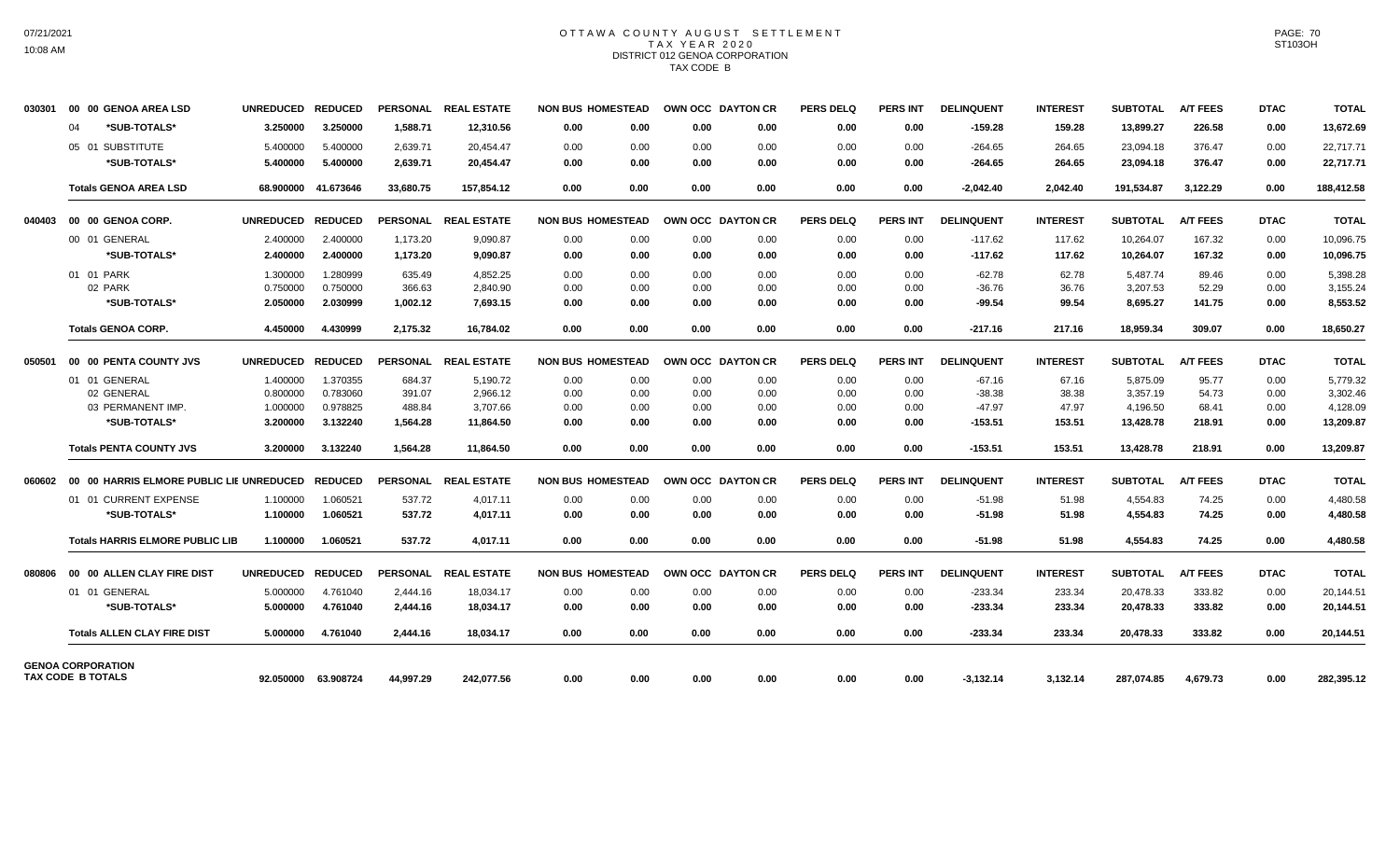# OTTAWA COUNTY AUGUST SETTLEMENT
## TAX YEAR 2020
## DISTRICT 012 GENOA CORPORATION
## TAX CODE B

| | | UNREDUCED | REDUCED | PERSONAL | REAL ESTATE | NON BUS | HOMESTEAD | OWN OCC | DAYTON CR | PERS DELQ | PERS INT | DELINQUENT | INTEREST | SUBTOTAL | A/T FEES | DTAC | TOTAL |
|---|---|---|---|---|---|---|---|---|---|---|---|---|---|---|---|---|---|
| 030301 | 00 00 GENOA AREA LSD | | | | | | | | | | | | | | | | |
| | 04 *SUB-TOTALS* | 3.250000 | 3.250000 | 1,588.71 | 12,310.56 | 0.00 | 0.00 | 0.00 | 0.00 | 0.00 | 0.00 | -159.28 | 159.28 | 13,899.27 | 226.58 | 0.00 | 13,672.69 |
| | 05 01 SUBSTITUTE | 5.400000 | 5.400000 | 2,639.71 | 20,454.47 | 0.00 | 0.00 | 0.00 | 0.00 | 0.00 | 0.00 | -264.65 | 264.65 | 23,094.18 | 376.47 | 0.00 | 22,717.71 |
| | *SUB-TOTALS* | 5.400000 | 5.400000 | 2,639.71 | 20,454.47 | 0.00 | 0.00 | 0.00 | 0.00 | 0.00 | 0.00 | -264.65 | 264.65 | 23,094.18 | 376.47 | 0.00 | 22,717.71 |
| | **Totals GENOA AREA LSD** | 68.900000 | 41.673646 | 33,680.75 | 157,854.12 | 0.00 | 0.00 | 0.00 | 0.00 | 0.00 | 0.00 | -2,042.40 | 2,042.40 | 191,534.87 | 3,122.29 | 0.00 | 188,412.58 |
| 040403 | 00 00 GENOA CORP. | UNREDUCED | REDUCED | PERSONAL | REAL ESTATE | NON BUS | HOMESTEAD | OWN OCC | DAYTON CR | PERS DELQ | PERS INT | DELINQUENT | INTEREST | SUBTOTAL | A/T FEES | DTAC | TOTAL |
| | 00 01 GENERAL | 2.400000 | 2.400000 | 1,173.20 | 9,090.87 | 0.00 | 0.00 | 0.00 | 0.00 | 0.00 | 0.00 | -117.62 | 117.62 | 10,264.07 | 167.32 | 0.00 | 10,096.75 |
| | *SUB-TOTALS* | 2.400000 | 2.400000 | 1,173.20 | 9,090.87 | 0.00 | 0.00 | 0.00 | 0.00 | 0.00 | 0.00 | -117.62 | 117.62 | 10,264.07 | 167.32 | 0.00 | 10,096.75 |
| | 01 01 PARK | 1.300000 | 1.280999 | 635.49 | 4,852.25 | 0.00 | 0.00 | 0.00 | 0.00 | 0.00 | 0.00 | -62.78 | 62.78 | 5,487.74 | 89.46 | 0.00 | 5,398.28 |
| | 02 PARK | 0.750000 | 0.750000 | 366.63 | 2,840.90 | 0.00 | 0.00 | 0.00 | 0.00 | 0.00 | 0.00 | -36.76 | 36.76 | 3,207.53 | 52.29 | 0.00 | 3,155.24 |
| | *SUB-TOTALS* | 2.050000 | 2.030999 | 1,002.12 | 7,693.15 | 0.00 | 0.00 | 0.00 | 0.00 | 0.00 | 0.00 | -99.54 | 99.54 | 8,695.27 | 141.75 | 0.00 | 8,553.52 |
| | **Totals GENOA CORP.** | 4.450000 | 4.430999 | 2,175.32 | 16,784.02 | 0.00 | 0.00 | 0.00 | 0.00 | 0.00 | 0.00 | -217.16 | 217.16 | 18,959.34 | 309.07 | 0.00 | 18,650.27 |
| 050501 | 00 00 PENTA COUNTY JVS | UNREDUCED | REDUCED | PERSONAL | REAL ESTATE | NON BUS | HOMESTEAD | OWN OCC | DAYTON CR | PERS DELQ | PERS INT | DELINQUENT | INTEREST | SUBTOTAL | A/T FEES | DTAC | TOTAL |
| | 01 01 GENERAL | 1.400000 | 1.370355 | 684.37 | 5,190.72 | 0.00 | 0.00 | 0.00 | 0.00 | 0.00 | 0.00 | -67.16 | 67.16 | 5,875.09 | 95.77 | 0.00 | 5,779.32 |
| | 02 GENERAL | 0.800000 | 0.783060 | 391.07 | 2,966.12 | 0.00 | 0.00 | 0.00 | 0.00 | 0.00 | 0.00 | -38.38 | 38.38 | 3,357.19 | 54.73 | 0.00 | 3,302.46 |
| | 03 PERMANENT IMP. | 1.000000 | 0.978825 | 488.84 | 3,707.66 | 0.00 | 0.00 | 0.00 | 0.00 | 0.00 | 0.00 | -47.97 | 47.97 | 4,196.50 | 68.41 | 0.00 | 4,128.09 |
| | *SUB-TOTALS* | 3.200000 | 3.132240 | 1,564.28 | 11,864.50 | 0.00 | 0.00 | 0.00 | 0.00 | 0.00 | 0.00 | -153.51 | 153.51 | 13,428.78 | 218.91 | 0.00 | 13,209.87 |
| | **Totals PENTA COUNTY JVS** | 3.200000 | 3.132240 | 1,564.28 | 11,864.50 | 0.00 | 0.00 | 0.00 | 0.00 | 0.00 | 0.00 | -153.51 | 153.51 | 13,428.78 | 218.91 | 0.00 | 13,209.87 |
| 060602 | 00 00 HARRIS ELMORE PUBLIC LIE | UNREDUCED | REDUCED | PERSONAL | REAL ESTATE | NON BUS | HOMESTEAD | OWN OCC | DAYTON CR | PERS DELQ | PERS INT | DELINQUENT | INTEREST | SUBTOTAL | A/T FEES | DTAC | TOTAL |
| | 01 01 CURRENT EXPENSE | 1.100000 | 1.060521 | 537.72 | 4,017.11 | 0.00 | 0.00 | 0.00 | 0.00 | 0.00 | 0.00 | -51.98 | 51.98 | 4,554.83 | 74.25 | 0.00 | 4,480.58 |
| | *SUB-TOTALS* | 1.100000 | 1.060521 | 537.72 | 4,017.11 | 0.00 | 0.00 | 0.00 | 0.00 | 0.00 | 0.00 | -51.98 | 51.98 | 4,554.83 | 74.25 | 0.00 | 4,480.58 |
| | **Totals HARRIS ELMORE PUBLIC LIB** | 1.100000 | 1.060521 | 537.72 | 4,017.11 | 0.00 | 0.00 | 0.00 | 0.00 | 0.00 | 0.00 | -51.98 | 51.98 | 4,554.83 | 74.25 | 0.00 | 4,480.58 |
| 080806 | 00 00 ALLEN CLAY FIRE DIST | UNREDUCED | REDUCED | PERSONAL | REAL ESTATE | NON BUS | HOMESTEAD | OWN OCC | DAYTON CR | PERS DELQ | PERS INT | DELINQUENT | INTEREST | SUBTOTAL | A/T FEES | DTAC | TOTAL |
| | 01 01 GENERAL | 5.000000 | 4.761040 | 2,444.16 | 18,034.17 | 0.00 | 0.00 | 0.00 | 0.00 | 0.00 | 0.00 | -233.34 | 233.34 | 20,478.33 | 333.82 | 0.00 | 20,144.51 |
| | *SUB-TOTALS* | 5.000000 | 4.761040 | 2,444.16 | 18,034.17 | 0.00 | 0.00 | 0.00 | 0.00 | 0.00 | 0.00 | -233.34 | 233.34 | 20,478.33 | 333.82 | 0.00 | 20,144.51 |
| | **Totals ALLEN CLAY FIRE DIST** | 5.000000 | 4.761040 | 2,444.16 | 18,034.17 | 0.00 | 0.00 | 0.00 | 0.00 | 0.00 | 0.00 | -233.34 | 233.34 | 20,478.33 | 333.82 | 0.00 | 20,144.51 |
| | **GENOA CORPORATION TAX CODE B TOTALS** | 92.050000 | 63.908724 | 44,997.29 | 242,077.56 | 0.00 | 0.00 | 0.00 | 0.00 | 0.00 | 0.00 | -3,132.14 | 3,132.14 | 287,074.85 | 4,679.73 | 0.00 | 282,395.12 |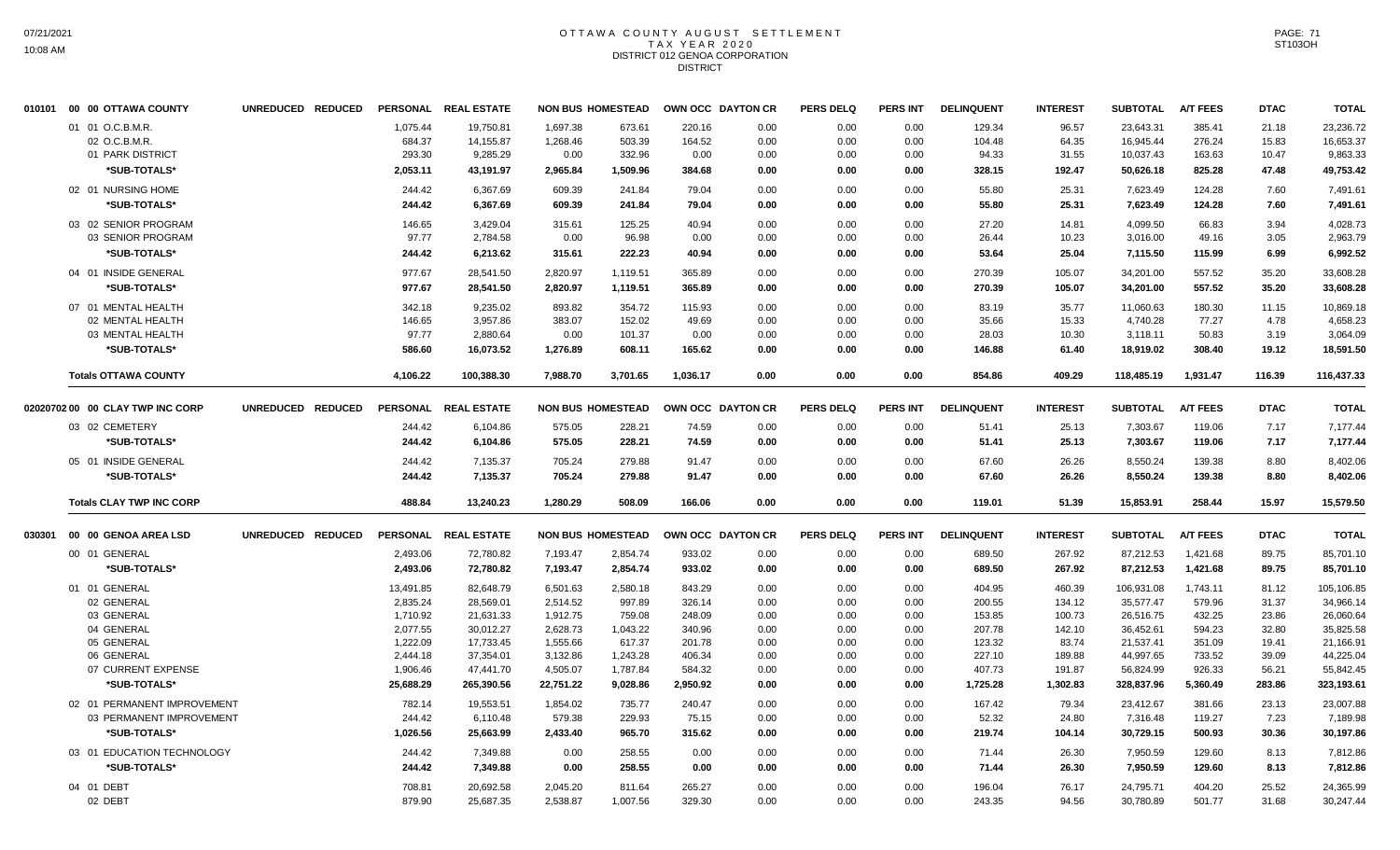# OTTAWA COUNTY AUGUST SETTLEMENT
## TAX YEAR 2020
### DISTRICT 012 GENOA CORPORATION
### DISTRICT

| 010101 00 00 OTTAWA COUNTY | UNREDUCED | REDUCED | PERSONAL | REAL ESTATE | NON BUS | HOMESTEAD | OWN OCC | DAYTON CR | PERS DELQ | PERS INT | DELINQUENT | INTEREST | SUBTOTAL | A/T FEES | DTAC | TOTAL |
|---|---|---|---|---|---|---|---|---|---|---|---|---|---|---|---|---|
| 01 01 O.C.B.M.R. | | | 1,075.44 | 19,750.81 | 1,697.38 | 673.61 | 220.16 | 0.00 | 0.00 | 0.00 | 129.34 | 96.57 | 23,643.31 | 385.41 | 21.18 | 23,236.72 |
| 02 O.C.B.M.R. | | | 684.37 | 14,155.87 | 1,268.46 | 503.39 | 164.52 | 0.00 | 0.00 | 0.00 | 104.48 | 64.35 | 16,945.44 | 276.24 | 15.83 | 16,653.37 |
| 01 PARK DISTRICT | | | 293.30 | 9,285.29 | 0.00 | 332.96 | 0.00 | 0.00 | 0.00 | 0.00 | 94.33 | 31.55 | 10,037.43 | 163.63 | 10.47 | 9,863.33 |
| *SUB-TOTALS* | | | 2,053.11 | 43,191.97 | 2,965.84 | 1,509.96 | 384.68 | 0.00 | 0.00 | 0.00 | 328.15 | 192.47 | 50,626.18 | 825.28 | 47.48 | 49,753.42 |
| 02 01 NURSING HOME | | | 244.42 | 6,367.69 | 609.39 | 241.84 | 79.04 | 0.00 | 0.00 | 0.00 | 55.80 | 25.31 | 7,623.49 | 124.28 | 7.60 | 7,491.61 |
| *SUB-TOTALS* | | | 244.42 | 6,367.69 | 609.39 | 241.84 | 79.04 | 0.00 | 0.00 | 0.00 | 55.80 | 25.31 | 7,623.49 | 124.28 | 7.60 | 7,491.61 |
| 03 02 SENIOR PROGRAM | | | 146.65 | 3,429.04 | 315.61 | 125.25 | 40.94 | 0.00 | 0.00 | 0.00 | 27.20 | 14.81 | 4,099.50 | 66.83 | 3.94 | 4,028.73 |
| 03 SENIOR PROGRAM | | | 97.77 | 2,784.58 | 0.00 | 96.98 | 0.00 | 0.00 | 0.00 | 0.00 | 26.44 | 10.23 | 3,016.00 | 49.16 | 3.05 | 2,963.79 |
| *SUB-TOTALS* | | | 244.42 | 6,213.62 | 315.61 | 222.23 | 40.94 | 0.00 | 0.00 | 0.00 | 53.64 | 25.04 | 7,115.50 | 115.99 | 6.99 | 6,992.52 |
| 04 01 INSIDE GENERAL | | | 977.67 | 28,541.50 | 2,820.97 | 1,119.51 | 365.89 | 0.00 | 0.00 | 0.00 | 270.39 | 105.07 | 34,201.00 | 557.52 | 35.20 | 33,608.28 |
| *SUB-TOTALS* | | | 977.67 | 28,541.50 | 2,820.97 | 1,119.51 | 365.89 | 0.00 | 0.00 | 0.00 | 270.39 | 105.07 | 34,201.00 | 557.52 | 35.20 | 33,608.28 |
| 07 01 MENTAL HEALTH | | | 342.18 | 9,235.02 | 893.82 | 354.72 | 115.93 | 0.00 | 0.00 | 0.00 | 83.19 | 35.77 | 11,060.63 | 180.30 | 11.15 | 10,869.18 |
| 02 MENTAL HEALTH | | | 146.65 | 3,957.86 | 383.07 | 152.02 | 49.69 | 0.00 | 0.00 | 0.00 | 35.66 | 15.33 | 4,740.28 | 77.27 | 4.78 | 4,658.23 |
| 03 MENTAL HEALTH | | | 97.77 | 2,880.64 | 0.00 | 101.37 | 0.00 | 0.00 | 0.00 | 0.00 | 28.03 | 10.30 | 3,118.11 | 50.83 | 3.19 | 3,064.09 |
| *SUB-TOTALS* | | | 586.60 | 16,073.52 | 1,276.89 | 608.11 | 165.62 | 0.00 | 0.00 | 0.00 | 146.88 | 61.40 | 18,919.02 | 308.40 | 19.12 | 18,591.50 |
| **Totals OTTAWA COUNTY** | | | 4,106.22 | 100,388.30 | 7,988.70 | 3,701.65 | 1,036.17 | 0.00 | 0.00 | 0.00 | 854.86 | 409.29 | 118,485.19 | 1,931.47 | 116.39 | 116,437.33 |

| 02020702 00 00 CLAY TWP INC CORP | UNREDUCED | REDUCED | PERSONAL | REAL ESTATE | NON BUS | HOMESTEAD | OWN OCC | DAYTON CR | PERS DELQ | PERS INT | DELINQUENT | INTEREST | SUBTOTAL | A/T FEES | DTAC | TOTAL |
|---|---|---|---|---|---|---|---|---|---|---|---|---|---|---|---|---|
| 03 02 CEMETERY | | | 244.42 | 6,104.86 | 575.05 | 228.21 | 74.59 | 0.00 | 0.00 | 0.00 | 51.41 | 25.13 | 7,303.67 | 119.06 | 7.17 | 7,177.44 |
| *SUB-TOTALS* | | | 244.42 | 6,104.86 | 575.05 | 228.21 | 74.59 | 0.00 | 0.00 | 0.00 | 51.41 | 25.13 | 7,303.67 | 119.06 | 7.17 | 7,177.44 |
| 05 01 INSIDE GENERAL | | | 244.42 | 7,135.37 | 705.24 | 279.88 | 91.47 | 0.00 | 0.00 | 0.00 | 67.60 | 26.26 | 8,550.24 | 139.38 | 8.80 | 8,402.06 |
| *SUB-TOTALS* | | | 244.42 | 7,135.37 | 705.24 | 279.88 | 91.47 | 0.00 | 0.00 | 0.00 | 67.60 | 26.26 | 8,550.24 | 139.38 | 8.80 | 8,402.06 |
| **Totals CLAY TWP INC CORP** | | | 488.84 | 13,240.23 | 1,280.29 | 508.09 | 166.06 | 0.00 | 0.00 | 0.00 | 119.01 | 51.39 | 15,853.91 | 258.44 | 15.97 | 15,579.50 |

| 030301 00 00 GENOA AREA LSD | UNREDUCED | REDUCED | PERSONAL | REAL ESTATE | NON BUS | HOMESTEAD | OWN OCC | DAYTON CR | PERS DELQ | PERS INT | DELINQUENT | INTEREST | SUBTOTAL | A/T FEES | DTAC | TOTAL |
|---|---|---|---|---|---|---|---|---|---|---|---|---|---|---|---|---|
| 00 01 GENERAL | | | 2,493.06 | 72,780.82 | 7,193.47 | 2,854.74 | 933.02 | 0.00 | 0.00 | 0.00 | 689.50 | 267.92 | 87,212.53 | 1,421.68 | 89.75 | 85,701.10 |
| *SUB-TOTALS* | | | 2,493.06 | 72,780.82 | 7,193.47 | 2,854.74 | 933.02 | 0.00 | 0.00 | 0.00 | 689.50 | 267.92 | 87,212.53 | 1,421.68 | 89.75 | 85,701.10 |
| 01 01 GENERAL | | | 13,491.85 | 82,648.79 | 6,501.63 | 2,580.18 | 843.29 | 0.00 | 0.00 | 0.00 | 404.95 | 460.39 | 106,931.08 | 1,743.11 | 81.12 | 105,106.85 |
| 02 GENERAL | | | 2,835.24 | 28,569.01 | 2,514.52 | 997.89 | 326.14 | 0.00 | 0.00 | 0.00 | 200.55 | 134.12 | 35,577.47 | 579.96 | 31.37 | 34,966.14 |
| 03 GENERAL | | | 1,710.92 | 21,631.33 | 1,912.75 | 759.08 | 248.09 | 0.00 | 0.00 | 0.00 | 153.85 | 100.73 | 26,516.75 | 432.25 | 23.86 | 26,060.64 |
| 04 GENERAL | | | 2,077.55 | 30,012.27 | 2,628.73 | 1,043.22 | 340.96 | 0.00 | 0.00 | 0.00 | 207.78 | 142.10 | 36,452.61 | 594.23 | 32.80 | 35,825.58 |
| 05 GENERAL | | | 1,222.09 | 17,733.45 | 1,555.66 | 617.37 | 201.78 | 0.00 | 0.00 | 0.00 | 123.32 | 83.74 | 21,537.41 | 351.09 | 19.41 | 21,166.91 |
| 06 GENERAL | | | 2,444.18 | 37,354.01 | 3,132.86 | 1,243.28 | 406.34 | 0.00 | 0.00 | 0.00 | 227.10 | 189.88 | 44,997.65 | 733.52 | 39.09 | 44,225.04 |
| 07 CURRENT EXPENSE | | | 1,906.46 | 47,441.70 | 4,505.07 | 1,787.84 | 584.32 | 0.00 | 0.00 | 0.00 | 407.73 | 191.87 | 56,824.99 | 926.33 | 56.21 | 55,842.45 |
| *SUB-TOTALS* | | | 25,688.29 | 265,390.56 | 22,751.22 | 9,028.86 | 2,950.92 | 0.00 | 0.00 | 0.00 | 1,725.28 | 1,302.83 | 328,837.96 | 5,360.49 | 283.86 | 323,193.61 |
| 02 01 PERMANENT IMPROVEMENT | | | 782.14 | 19,553.51 | 1,854.02 | 735.77 | 240.47 | 0.00 | 0.00 | 0.00 | 167.42 | 79.34 | 23,412.67 | 381.66 | 23.13 | 23,007.88 |
| 03 PERMANENT IMPROVEMENT | | | 244.42 | 6,110.48 | 579.38 | 229.93 | 75.15 | 0.00 | 0.00 | 0.00 | 52.32 | 24.80 | 7,316.48 | 119.27 | 7.23 | 7,189.98 |
| *SUB-TOTALS* | | | 1,026.56 | 25,663.99 | 2,433.40 | 965.70 | 315.62 | 0.00 | 0.00 | 0.00 | 219.74 | 104.14 | 30,729.15 | 500.93 | 30.36 | 30,197.86 |
| 03 01 EDUCATION TECHNOLOGY | | | 244.42 | 7,349.88 | 0.00 | 258.55 | 0.00 | 0.00 | 0.00 | 0.00 | 71.44 | 26.30 | 7,950.59 | 129.60 | 8.13 | 7,812.86 |
| *SUB-TOTALS* | | | 244.42 | 7,349.88 | 0.00 | 258.55 | 0.00 | 0.00 | 0.00 | 0.00 | 71.44 | 26.30 | 7,950.59 | 129.60 | 8.13 | 7,812.86 |
| 04 01 DEBT | | | 708.81 | 20,692.58 | 2,045.20 | 811.64 | 265.27 | 0.00 | 0.00 | 0.00 | 196.04 | 76.17 | 24,795.71 | 404.20 | 25.52 | 24,365.99 |
| 02 DEBT | | | 879.90 | 25,687.35 | 2,538.87 | 1,007.56 | 329.30 | 0.00 | 0.00 | 0.00 | 243.35 | 94.56 | 30,780.89 | 501.77 | 31.68 | 30,247.44 |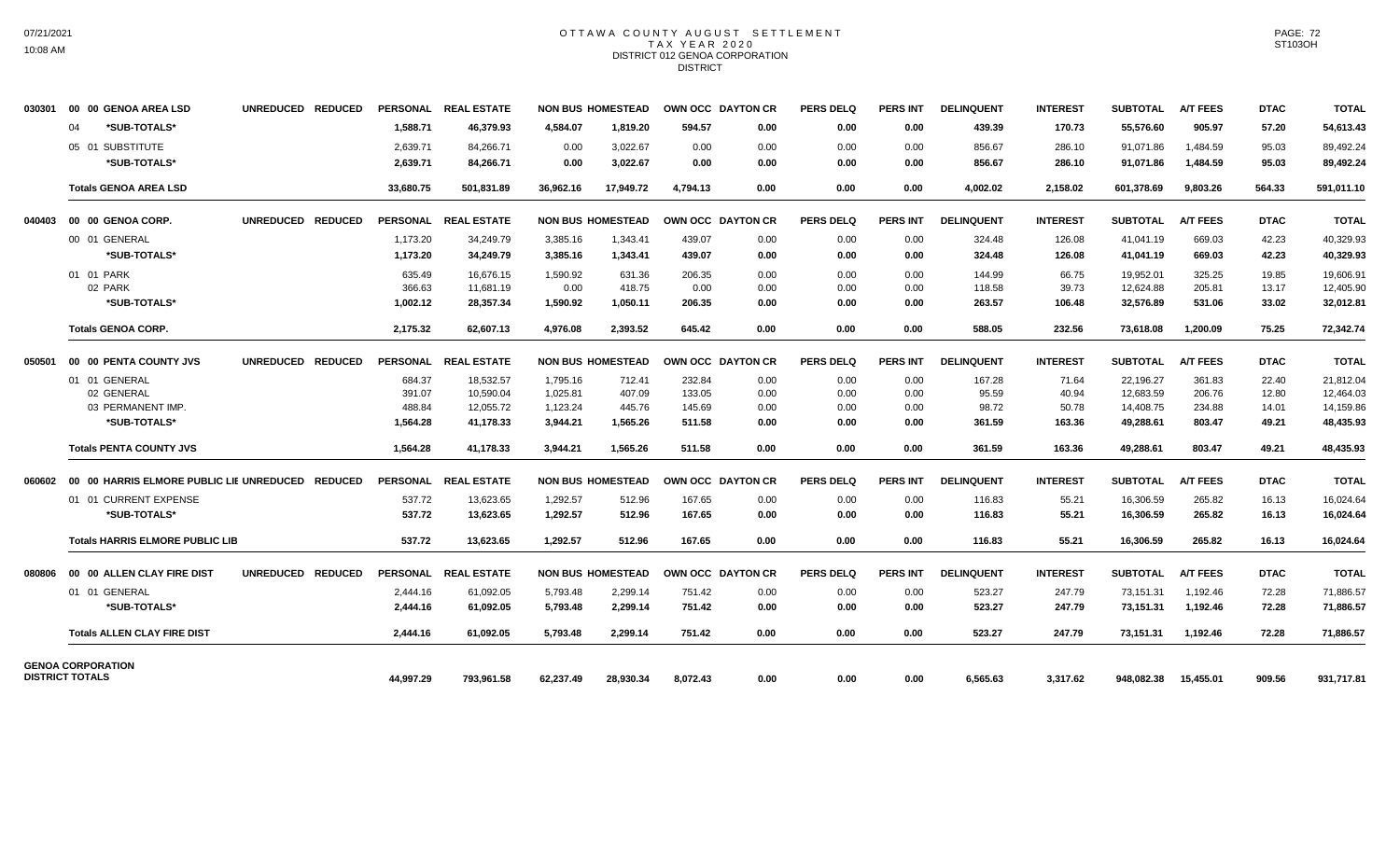# OTTAWA COUNTY AUGUST SETTLEMENT
## TAX YEAR 2020
### DISTRICT 012 GENOA CORPORATION
DISTRICT

| | | | | PERSONAL | REAL ESTATE | NON BUS | HOMESTEAD | OWN OCC | DAYTON CR | PERS DELQ | PERS INT | DELINQUENT | INTEREST | SUBTOTAL | A/T FEES | DTAC | TOTAL |
|---|---|---|---|---|---|---|---|---|---|---|---|---|---|---|---|---|---|
| 030301 | 00 00 GENOA AREA LSD | UNREDUCED | REDUCED | PERSONAL | REAL ESTATE | NON BUS | HOMESTEAD | OWN OCC | DAYTON CR | PERS DELQ | PERS INT | DELINQUENT | INTEREST | SUBTOTAL | A/T FEES | DTAC | TOTAL |
| | 04 *SUB-TOTALS* | | | 1,588.71 | 46,379.93 | 4,584.07 | 1,819.20 | 594.57 | 0.00 | 0.00 | 0.00 | 439.39 | 170.73 | 55,576.60 | 905.97 | 57.20 | 54,613.43 |
| | 05 01 SUBSTITUTE | | | 2,639.71 | 84,266.71 | 0.00 | 3,022.67 | 0.00 | 0.00 | 0.00 | 0.00 | 856.67 | 286.10 | 91,071.86 | 1,484.59 | 95.03 | 89,492.24 |
| | *SUB-TOTALS* | | | 2,639.71 | 84,266.71 | 0.00 | 3,022.67 | 0.00 | 0.00 | 0.00 | 0.00 | 856.67 | 286.10 | 91,071.86 | 1,484.59 | 95.03 | 89,492.24 |
| | **Totals GENOA AREA LSD** | | | 33,680.75 | 501,831.89 | 36,962.16 | 17,949.72 | 4,794.13 | 0.00 | 0.00 | 0.00 | 4,002.02 | 2,158.02 | 601,378.69 | 9,803.26 | 564.33 | 591,011.10 |
| 040403 | 00 00 GENOA CORP. | UNREDUCED | REDUCED | PERSONAL | REAL ESTATE | NON BUS | HOMESTEAD | OWN OCC | DAYTON CR | PERS DELQ | PERS INT | DELINQUENT | INTEREST | SUBTOTAL | A/T FEES | DTAC | TOTAL |
| | 00 01 GENERAL | | | 1,173.20 | 34,249.79 | 3,385.16 | 1,343.41 | 439.07 | 0.00 | 0.00 | 0.00 | 324.48 | 126.08 | 41,041.19 | 669.03 | 42.23 | 40,329.93 |
| | *SUB-TOTALS* | | | 1,173.20 | 34,249.79 | 3,385.16 | 1,343.41 | 439.07 | 0.00 | 0.00 | 0.00 | 324.48 | 126.08 | 41,041.19 | 669.03 | 42.23 | 40,329.93 |
| | 01 01 PARK | | | 635.49 | 16,676.15 | 1,590.92 | 631.36 | 206.35 | 0.00 | 0.00 | 0.00 | 144.99 | 66.75 | 19,952.01 | 325.25 | 19.85 | 19,606.91 |
| | 02 PARK | | | 366.63 | 11,681.19 | 0.00 | 418.75 | 0.00 | 0.00 | 0.00 | 0.00 | 118.58 | 39.73 | 12,624.88 | 205.81 | 13.17 | 12,405.90 |
| | *SUB-TOTALS* | | | 1,002.12 | 28,357.34 | 1,590.92 | 1,050.11 | 206.35 | 0.00 | 0.00 | 0.00 | 263.57 | 106.48 | 32,576.89 | 531.06 | 33.02 | 32,012.81 |
| | **Totals GENOA CORP.** | | | 2,175.32 | 62,607.13 | 4,976.08 | 2,393.52 | 645.42 | 0.00 | 0.00 | 0.00 | 588.05 | 232.56 | 73,618.08 | 1,200.09 | 75.25 | 72,342.74 |
| 050501 | 00 00 PENTA COUNTY JVS | UNREDUCED | REDUCED | PERSONAL | REAL ESTATE | NON BUS | HOMESTEAD | OWN OCC | DAYTON CR | PERS DELQ | PERS INT | DELINQUENT | INTEREST | SUBTOTAL | A/T FEES | DTAC | TOTAL |
| | 01 01 GENERAL | | | 684.37 | 18,532.57 | 1,795.16 | 712.41 | 232.84 | 0.00 | 0.00 | 0.00 | 167.28 | 71.64 | 22,196.27 | 361.83 | 22.40 | 21,812.04 |
| | 02 GENERAL | | | 391.07 | 10,590.04 | 1,025.81 | 407.09 | 133.05 | 0.00 | 0.00 | 0.00 | 95.59 | 40.94 | 12,683.59 | 206.76 | 12.80 | 12,464.03 |
| | 03 PERMANENT IMP. | | | 488.84 | 12,055.72 | 1,123.24 | 445.76 | 145.69 | 0.00 | 0.00 | 0.00 | 98.72 | 50.78 | 14,408.75 | 234.88 | 14.01 | 14,159.86 |
| | *SUB-TOTALS* | | | 1,564.28 | 41,178.33 | 3,944.21 | 1,565.26 | 511.58 | 0.00 | 0.00 | 0.00 | 361.59 | 163.36 | 49,288.61 | 803.47 | 49.21 | 48,435.93 |
| | **Totals PENTA COUNTY JVS** | | | 1,564.28 | 41,178.33 | 3,944.21 | 1,565.26 | 511.58 | 0.00 | 0.00 | 0.00 | 361.59 | 163.36 | 49,288.61 | 803.47 | 49.21 | 48,435.93 |
| 060602 | 00 00 HARRIS ELMORE PUBLIC LIE | UNREDUCED | REDUCED | PERSONAL | REAL ESTATE | NON BUS | HOMESTEAD | OWN OCC | DAYTON CR | PERS DELQ | PERS INT | DELINQUENT | INTEREST | SUBTOTAL | A/T FEES | DTAC | TOTAL |
| | 01 01 CURRENT EXPENSE | | | 537.72 | 13,623.65 | 1,292.57 | 512.96 | 167.65 | 0.00 | 0.00 | 0.00 | 116.83 | 55.21 | 16,306.59 | 265.82 | 16.13 | 16,024.64 |
| | *SUB-TOTALS* | | | 537.72 | 13,623.65 | 1,292.57 | 512.96 | 167.65 | 0.00 | 0.00 | 0.00 | 116.83 | 55.21 | 16,306.59 | 265.82 | 16.13 | 16,024.64 |
| | **Totals HARRIS ELMORE PUBLIC LIB** | | | 537.72 | 13,623.65 | 1,292.57 | 512.96 | 167.65 | 0.00 | 0.00 | 0.00 | 116.83 | 55.21 | 16,306.59 | 265.82 | 16.13 | 16,024.64 |
| 080806 | 00 00 ALLEN CLAY FIRE DIST | UNREDUCED | REDUCED | PERSONAL | REAL ESTATE | NON BUS | HOMESTEAD | OWN OCC | DAYTON CR | PERS DELQ | PERS INT | DELINQUENT | INTEREST | SUBTOTAL | A/T FEES | DTAC | TOTAL |
| | 01 01 GENERAL | | | 2,444.16 | 61,092.05 | 5,793.48 | 2,299.14 | 751.42 | 0.00 | 0.00 | 0.00 | 523.27 | 247.79 | 73,151.31 | 1,192.46 | 72.28 | 71,886.57 |
| | *SUB-TOTALS* | | | 2,444.16 | 61,092.05 | 5,793.48 | 2,299.14 | 751.42 | 0.00 | 0.00 | 0.00 | 523.27 | 247.79 | 73,151.31 | 1,192.46 | 72.28 | 71,886.57 |
| | **Totals ALLEN CLAY FIRE DIST** | | | 2,444.16 | 61,092.05 | 5,793.48 | 2,299.14 | 751.42 | 0.00 | 0.00 | 0.00 | 523.27 | 247.79 | 73,151.31 | 1,192.46 | 72.28 | 71,886.57 |
| | **GENOA CORPORATION DISTRICT TOTALS** | | | 44,997.29 | 793,961.58 | 62,237.49 | 28,930.34 | 8,072.43 | 0.00 | 0.00 | 0.00 | 6,565.63 | 3,317.62 | 948,082.38 | 15,455.01 | 909.56 | 931,717.81 |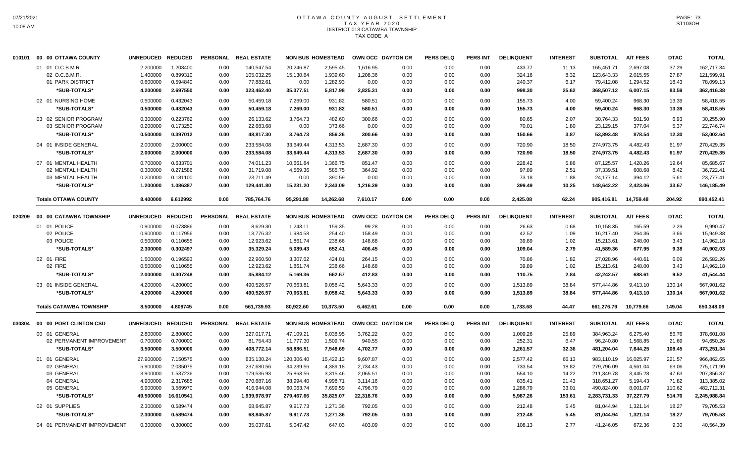# OTTAWA COUNTY AUGUST SETTLEMENT
## TAX YEAR 2020
## DISTRICT 013 CATAWBA TOWNSHIP
## TAX CODE A

| 010101 | 00 00 OTTAWA COUNTY | UNREDUCED | REDUCED | PERSONAL | REAL ESTATE | NON BUS | HOMESTEAD | OWN OCC | DAYTON CR | PERS DELQ | PERS INT | DELINQUENT | INTEREST | SUBTOTAL | A/T FEES | DTAC | TOTAL |
|---|---|---|---|---|---|---|---|---|---|---|---|---|---|---|---|---|---|
| | 01 01 O.C.B.M.R. | 2.200000 | 1.203400 | 0.00 | 140,547.54 | 20,246.87 | 2,595.45 | 1,616.95 | 0.00 | 0.00 | 0.00 | 433.77 | 11.13 | 165,451.71 | 2,697.08 | 37.29 | 162,717.34 |
| | 02 O.C.B.M.R. | 1.400000 | 0.899310 | 0.00 | 105,032.25 | 15,130.64 | 1,939.60 | 1,208.36 | 0.00 | 0.00 | 0.00 | 324.16 | 8.32 | 123,643.33 | 2,015.55 | 27.87 | 121,599.91 |
| | 01 PARK DISTRICT | 0.600000 | 0.594840 | 0.00 | 77,882.61 | 0.00 | 1,282.93 | 0.00 | 0.00 | 0.00 | 0.00 | 240.37 | 6.17 | 79,412.08 | 1,294.52 | 18.43 | 78,099.13 |
| | *SUB-TOTALS* | 4.200000 | 2.697550 | 0.00 | 323,462.40 | 35,377.51 | 5,817.98 | 2,825.31 | 0.00 | 0.00 | 0.00 | 998.30 | 25.62 | 368,507.12 | 6,007.15 | 83.59 | 362,416.38 |
| | 02 01 NURSING HOME | 0.500000 | 0.432043 | 0.00 | 50,459.18 | 7,269.00 | 931.82 | 580.51 | 0.00 | 0.00 | 0.00 | 155.73 | 4.00 | 59,400.24 | 968.30 | 13.39 | 58,418.55 |
| | *SUB-TOTALS* | 0.500000 | 0.432043 | 0.00 | 50,459.18 | 7,269.00 | 931.82 | 580.51 | 0.00 | 0.00 | 0.00 | 155.73 | 4.00 | 59,400.24 | 968.30 | 13.39 | 58,418.55 |
| | 03 02 SENIOR PROGRAM | 0.300000 | 0.223762 | 0.00 | 26,133.62 | 3,764.73 | 482.60 | 300.66 | 0.00 | 0.00 | 0.00 | 80.65 | 2.07 | 30,764.33 | 501.50 | 6.93 | 30,255.90 |
| | 03 SENIOR PROGRAM | 0.200000 | 0.173250 | 0.00 | 22,683.68 | 0.00 | 373.66 | 0.00 | 0.00 | 0.00 | 0.00 | 70.01 | 1.80 | 23,129.15 | 377.04 | 5.37 | 22,746.74 |
| | *SUB-TOTALS* | 0.500000 | 0.397012 | 0.00 | 48,817.30 | 3,764.73 | 856.26 | 300.66 | 0.00 | 0.00 | 0.00 | 150.66 | 3.87 | 53,893.48 | 878.54 | 12.30 | 53,002.64 |
| | 04 01 INSIDE GENERAL | 2.000000 | 2.000000 | 0.00 | 233,584.08 | 33,649.44 | 4,313.53 | 2,687.30 | 0.00 | 0.00 | 0.00 | 720.90 | 18.50 | 274,973.75 | 4,482.43 | 61.97 | 270,429.35 |
| | *SUB-TOTALS* | 2.000000 | 2.000000 | 0.00 | 233,584.08 | 33,649.44 | 4,313.53 | 2,687.30 | 0.00 | 0.00 | 0.00 | 720.90 | 18.50 | 274,973.75 | 4,482.43 | 61.97 | 270,429.35 |
| | 07 01 MENTAL HEALTH | 0.700000 | 0.633701 | 0.00 | 74,011.23 | 10,661.84 | 1,366.75 | 851.47 | 0.00 | 0.00 | 0.00 | 228.42 | 5.86 | 87,125.57 | 1,420.26 | 19.64 | 85,685.67 |
| | 02 MENTAL HEALTH | 0.300000 | 0.271586 | 0.00 | 31,719.08 | 4,569.36 | 585.75 | 364.92 | 0.00 | 0.00 | 0.00 | 97.89 | 2.51 | 37,339.51 | 608.68 | 8.42 | 36,722.41 |
| | 03 MENTAL HEALTH | 0.200000 | 0.181100 | 0.00 | 23,711.49 | 0.00 | 390.59 | 0.00 | 0.00 | 0.00 | 0.00 | 73.18 | 1.88 | 24,177.14 | 394.12 | 5.61 | 23,777.41 |
| | *SUB-TOTALS* | 1.200000 | 1.086387 | 0.00 | 129,441.80 | 15,231.20 | 2,343.09 | 1,216.39 | 0.00 | 0.00 | 0.00 | 399.49 | 10.25 | 148,642.22 | 2,423.06 | 33.67 | 146,185.49 |
| | **Totals OTTAWA COUNTY** | 8.400000 | 6.612992 | 0.00 | 785,764.76 | 95,291.88 | 14,262.68 | 7,610.17 | 0.00 | 0.00 | 0.00 | 2,425.08 | 62.24 | 905,416.81 | 14,759.48 | 204.92 | 890,452.41 |

| 020209 | 00 00 CATAWBA TOWNSHIP | UNREDUCED | REDUCED | PERSONAL | REAL ESTATE | NON BUS | HOMESTEAD | OWN OCC | DAYTON CR | PERS DELQ | PERS INT | DELINQUENT | INTEREST | SUBTOTAL | A/T FEES | DTAC | TOTAL |
|---|---|---|---|---|---|---|---|---|---|---|---|---|---|---|---|---|---|
| | 01 01 POLICE | 0.900000 | 0.073886 | 0.00 | 8,629.30 | 1,243.11 | 159.35 | 99.28 | 0.00 | 0.00 | 0.00 | 26.63 | 0.68 | 10,158.35 | 165.59 | 2.29 | 9,990.47 |
| | 02 POLICE | 0.900000 | 0.117956 | 0.00 | 13,776.32 | 1,984.58 | 254.40 | 158.49 | 0.00 | 0.00 | 0.00 | 42.52 | 1.09 | 16,217.40 | 264.36 | 3.66 | 15,949.38 |
| | 03 POLICE | 0.500000 | 0.110655 | 0.00 | 12,923.62 | 1,861.74 | 238.66 | 148.68 | 0.00 | 0.00 | 0.00 | 39.89 | 1.02 | 15,213.61 | 248.00 | 3.43 | 14,962.18 |
| | *SUB-TOTALS* | 2.300000 | 0.302497 | 0.00 | 35,329.24 | 5,089.43 | 652.41 | 406.45 | 0.00 | 0.00 | 0.00 | 109.04 | 2.79 | 41,589.36 | 677.95 | 9.38 | 40,902.03 |
| | 02 01 FIRE | 1.500000 | 0.196593 | 0.00 | 22,960.50 | 3,307.62 | 424.01 | 264.15 | 0.00 | 0.00 | 0.00 | 70.86 | 1.82 | 27,028.96 | 440.61 | 6.09 | 26,582.26 |
| | 02 FIRE | 0.500000 | 0.110655 | 0.00 | 12,923.62 | 1,861.74 | 238.66 | 148.68 | 0.00 | 0.00 | 0.00 | 39.89 | 1.02 | 15,213.61 | 248.00 | 3.43 | 14,962.18 |
| | *SUB-TOTALS* | 2.000000 | 0.307248 | 0.00 | 35,884.12 | 5,169.36 | 662.67 | 412.83 | 0.00 | 0.00 | 0.00 | 110.75 | 2.84 | 42,242.57 | 688.61 | 9.52 | 41,544.44 |
| | 03 01 INSIDE GENERAL | 4.200000 | 4.200000 | 0.00 | 490,526.57 | 70,663.81 | 9,058.42 | 5,643.33 | 0.00 | 0.00 | 0.00 | 1,513.89 | 38.84 | 577,444.86 | 9,413.10 | 130.14 | 567,901.62 |
| | *SUB-TOTALS* | 4.200000 | 4.200000 | 0.00 | 490,526.57 | 70,663.81 | 9,058.42 | 5,643.33 | 0.00 | 0.00 | 0.00 | 1,513.89 | 38.84 | 577,444.86 | 9,413.10 | 130.14 | 567,901.62 |
| | **Totals CATAWBA TOWNSHIP** | 8.500000 | 4.809745 | 0.00 | 561,739.93 | 80,922.60 | 10,373.50 | 6,462.61 | 0.00 | 0.00 | 0.00 | 1,733.68 | 44.47 | 661,276.79 | 10,779.66 | 149.04 | 650,348.09 |

| 030304 | 00 00 PORT CLINTON CSD | UNREDUCED | REDUCED | PERSONAL | REAL ESTATE | NON BUS | HOMESTEAD | OWN OCC | DAYTON CR | PERS DELQ | PERS INT | DELINQUENT | INTEREST | SUBTOTAL | A/T FEES | DTAC | TOTAL |
|---|---|---|---|---|---|---|---|---|---|---|---|---|---|---|---|---|---|
| | 00 01 GENERAL | 2.800000 | 2.800000 | 0.00 | 327,017.71 | 47,109.21 | 6,038.95 | 3,762.22 | 0.00 | 0.00 | 0.00 | 1,009.26 | 25.89 | 384,963.24 | 6,275.40 | 86.76 | 378,601.08 |
| | 02 PERMANENT IMPROVEMENT | 0.700000 | 0.700000 | 0.00 | 81,754.43 | 11,777.30 | 1,509.74 | 940.55 | 0.00 | 0.00 | 0.00 | 252.31 | 6.47 | 96,240.80 | 1,568.85 | 21.69 | 94,650.26 |
| | *SUB-TOTALS* | 3.500000 | 3.500000 | 0.00 | 408,772.14 | 58,886.51 | 7,548.69 | 4,702.77 | 0.00 | 0.00 | 0.00 | 1,261.57 | 32.36 | 481,204.04 | 7,844.25 | 108.45 | 473,251.34 |
| | 01 01 GENERAL | 27.900000 | 7.150575 | 0.00 | 835,130.24 | 120,306.40 | 15,422.13 | 9,607.87 | 0.00 | 0.00 | 0.00 | 2,577.42 | 66.13 | 983,110.19 | 16,025.97 | 221.57 | 966,862.65 |
| | 02 GENERAL | 5.900000 | 2.035075 | 0.00 | 237,680.56 | 34,239.56 | 4,389.18 | 2,734.43 | 0.00 | 0.00 | 0.00 | 733.54 | 18.82 | 279,796.09 | 4,561.04 | 63.06 | 275,171.99 |
| | 03 GENERAL | 3.900000 | 1.537236 | 0.00 | 179,536.93 | 25,863.56 | 3,315.46 | 2,065.51 | 0.00 | 0.00 | 0.00 | 554.10 | 14.22 | 211,349.78 | 3,445.28 | 47.63 | 207,856.87 |
| | 04 GENERAL | 4.900000 | 2.317685 | 0.00 | 270,687.16 | 38,994.40 | 4,998.71 | 3,114.16 | 0.00 | 0.00 | 0.00 | 835.41 | 21.43 | 318,651.27 | 5,194.43 | 71.82 | 313,385.02 |
| | 05 GENERAL | 6.900000 | 3.569970 | 0.00 | 416,944.08 | 60,063.74 | 7,699.59 | 4,796.79 | 0.00 | 0.00 | 0.00 | 1,286.79 | 33.01 | 490,824.00 | 8,001.07 | 110.62 | 482,712.31 |
| | *SUB-TOTALS* | 49.500000 | 16.610541 | 0.00 | 1,939,978.97 | 279,467.66 | 35,825.07 | 22,318.76 | 0.00 | 0.00 | 0.00 | 5,987.26 | 153.61 | 2,283,731.33 | 37,227.79 | 514.70 | 2,245,988.84 |
| | 02 01 SUPPLIES | 2.300000 | 0.589474 | 0.00 | 68,845.87 | 9,917.73 | 1,271.36 | 792.05 | 0.00 | 0.00 | 0.00 | 212.48 | 5.45 | 81,044.94 | 1,321.14 | 18.27 | 79,705.53 |
| | *SUB-TOTALS* | 2.300000 | 0.589474 | 0.00 | 68,845.87 | 9,917.73 | 1,271.36 | 792.05 | 0.00 | 0.00 | 0.00 | 212.48 | 5.45 | 81,044.94 | 1,321.14 | 18.27 | 79,705.53 |
| | 04 01 PERMANENT IMPROVEMENT | 0.300000 | 0.300000 | 0.00 | 35,037.61 | 5,047.42 | 647.03 | 403.09 | 0.00 | 0.00 | 0.00 | 108.13 | 2.77 | 41,246.05 | 672.36 | 9.30 | 40,564.39 |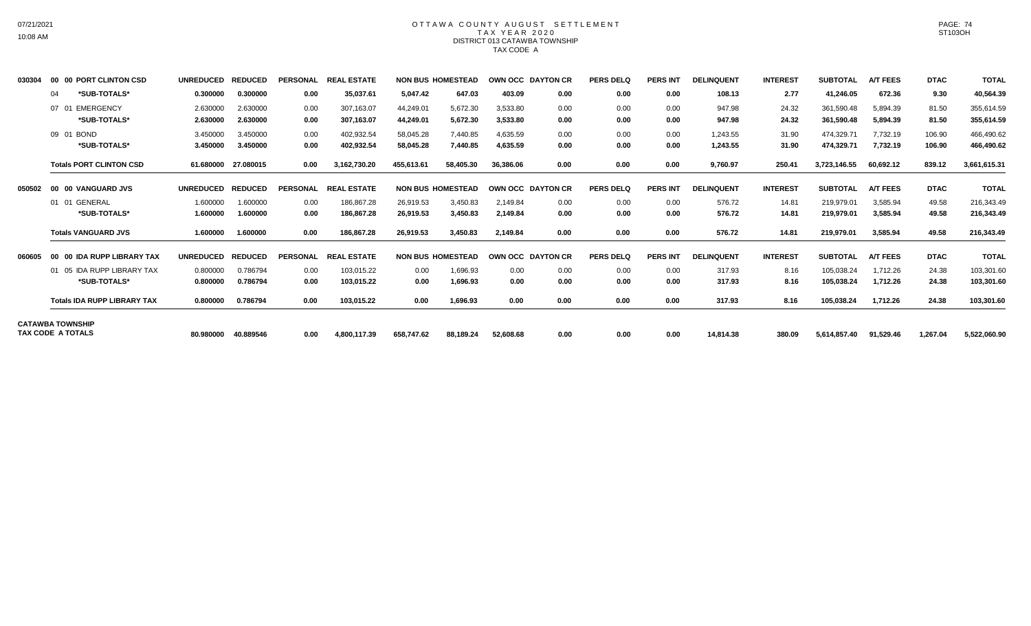# OTTAWA COUNTY AUGUST SETTLEMENT
## TAX YEAR 2020
### DISTRICT 013 CATAWBA TOWNSHIP
### TAX CODE A

| | | UNREDUCED | REDUCED | PERSONAL | REAL ESTATE | NON BUS | HOMESTEAD | OWN OCC | DAYTON CR | PERS DELQ | PERS INT | DELINQUENT | INTEREST | SUBTOTAL | A/T FEES | DTAC | TOTAL |
|---|---|---|---|---|---|---|---|---|---|---|---|---|---|---|---|---|---|
| 030304 | 00 00 PORT CLINTON CSD | UNREDUCED | REDUCED | PERSONAL | REAL ESTATE | NON BUS | HOMESTEAD | OWN OCC | DAYTON CR | PERS DELQ | PERS INT | DELINQUENT | INTEREST | SUBTOTAL | A/T FEES | DTAC | TOTAL |
| | 04 *SUB-TOTALS* | 0.300000 | 0.300000 | 0.00 | 35,037.61 | 5,047.42 | 647.03 | 403.09 | 0.00 | 0.00 | 0.00 | 108.13 | 2.77 | 41,246.05 | 672.36 | 9.30 | 40,564.39 |
| | 07 01 EMERGENCY | 2.630000 | 2.630000 | 0.00 | 307,163.07 | 44,249.01 | 5,672.30 | 3,533.80 | 0.00 | 0.00 | 0.00 | 947.98 | 24.32 | 361,590.48 | 5,894.39 | 81.50 | 355,614.59 |
| | *SUB-TOTALS* | 2.630000 | 2.630000 | 0.00 | 307,163.07 | 44,249.01 | 5,672.30 | 3,533.80 | 0.00 | 0.00 | 0.00 | 947.98 | 24.32 | 361,590.48 | 5,894.39 | 81.50 | 355,614.59 |
| | 09 01 BOND | 3.450000 | 3.450000 | 0.00 | 402,932.54 | 58,045.28 | 7,440.85 | 4,635.59 | 0.00 | 0.00 | 0.00 | 1,243.55 | 31.90 | 474,329.71 | 7,732.19 | 106.90 | 466,490.62 |
| | *SUB-TOTALS* | 3.450000 | 3.450000 | 0.00 | 402,932.54 | 58,045.28 | 7,440.85 | 4,635.59 | 0.00 | 0.00 | 0.00 | 1,243.55 | 31.90 | 474,329.71 | 7,732.19 | 106.90 | 466,490.62 |
| | **Totals PORT CLINTON CSD** | 61.680000 | 27.080015 | 0.00 | 3,162,730.20 | 455,613.61 | 58,405.30 | 36,386.06 | 0.00 | 0.00 | 0.00 | 9,760.97 | 250.41 | 3,723,146.55 | 60,692.12 | 839.12 | 3,661,615.31 |
| 050502 | 00 00 VANGUARD JVS | UNREDUCED | REDUCED | PERSONAL | REAL ESTATE | NON BUS | HOMESTEAD | OWN OCC | DAYTON CR | PERS DELQ | PERS INT | DELINQUENT | INTEREST | SUBTOTAL | A/T FEES | DTAC | TOTAL |
| | 01 01 GENERAL | 1.600000 | 1.600000 | 0.00 | 186,867.28 | 26,919.53 | 3,450.83 | 2,149.84 | 0.00 | 0.00 | 0.00 | 576.72 | 14.81 | 219,979.01 | 3,585.94 | 49.58 | 216,343.49 |
| | *SUB-TOTALS* | 1.600000 | 1.600000 | 0.00 | 186,867.28 | 26,919.53 | 3,450.83 | 2,149.84 | 0.00 | 0.00 | 0.00 | 576.72 | 14.81 | 219,979.01 | 3,585.94 | 49.58 | 216,343.49 |
| | **Totals VANGUARD JVS** | 1.600000 | 1.600000 | 0.00 | 186,867.28 | 26,919.53 | 3,450.83 | 2,149.84 | 0.00 | 0.00 | 0.00 | 576.72 | 14.81 | 219,979.01 | 3,585.94 | 49.58 | 216,343.49 |
| 060605 | 00 00 IDA RUPP LIBRARY TAX | UNREDUCED | REDUCED | PERSONAL | REAL ESTATE | NON BUS | HOMESTEAD | OWN OCC | DAYTON CR | PERS DELQ | PERS INT | DELINQUENT | INTEREST | SUBTOTAL | A/T FEES | DTAC | TOTAL |
| | 01 05 IDA RUPP LIBRARY TAX | 0.800000 | 0.786794 | 0.00 | 103,015.22 | 0.00 | 1,696.93 | 0.00 | 0.00 | 0.00 | 0.00 | 317.93 | 8.16 | 105,038.24 | 1,712.26 | 24.38 | 103,301.60 |
| | *SUB-TOTALS* | 0.800000 | 0.786794 | 0.00 | 103,015.22 | 0.00 | 1,696.93 | 0.00 | 0.00 | 0.00 | 0.00 | 317.93 | 8.16 | 105,038.24 | 1,712.26 | 24.38 | 103,301.60 |
| | **Totals IDA RUPP LIBRARY TAX** | 0.800000 | 0.786794 | 0.00 | 103,015.22 | 0.00 | 1,696.93 | 0.00 | 0.00 | 0.00 | 0.00 | 317.93 | 8.16 | 105,038.24 | 1,712.26 | 24.38 | 103,301.60 |
| **CATAWBA TOWNSHIP TAX CODE A TOTALS** | | 80.980000 | 40.889546 | 0.00 | 4,800,117.39 | 658,747.62 | 88,189.24 | 52,608.68 | 0.00 | 0.00 | 0.00 | 14,814.38 | 380.09 | 5,614,857.40 | 91,529.46 | 1,267.04 | 5,522,060.90 |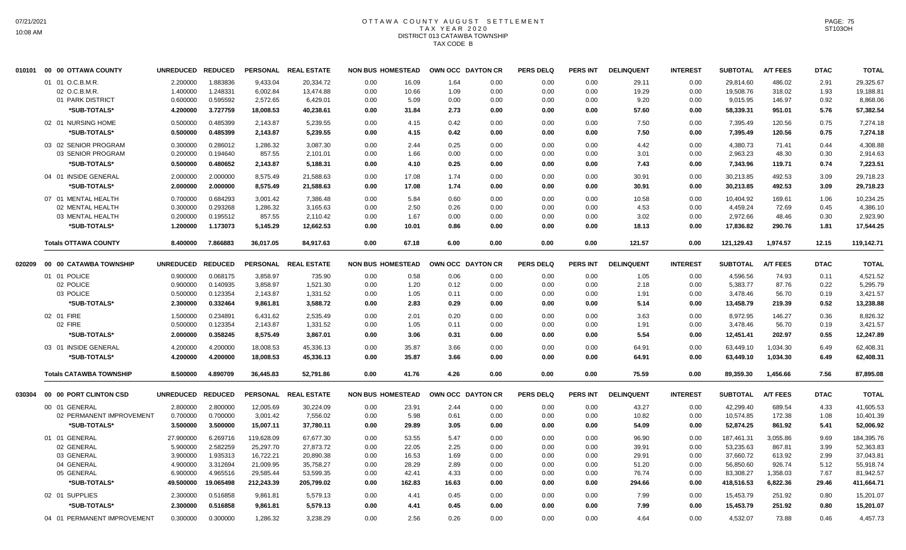# OTTAWA COUNTY AUGUST SETTLEMENT
## TAX YEAR 2020
## DISTRICT 013 CATAWBA TOWNSHIP
## TAX CODE B

| | | UNREDUCED | REDUCED | PERSONAL | REAL ESTATE | NON BUS | HOMESTEAD | OWN OCC | DAYTON CR | PERS DELQ | PERS INT | DELINQUENT | INTEREST | SUBTOTAL | A/T FEES | DTAC | TOTAL |
|---|---|---|---|---|---|---|---|---|---|---|---|---|---|---|---|---|---|
| 010101 | 00 00 OTTAWA COUNTY | | | | | | | | | | | | | | | | |
| | 01 01 O.C.B.M.R. | 2.200000 | 1.883836 | 9,433.04 | 20,334.72 | 0.00 | 16.09 | 1.64 | 0.00 | 0.00 | 0.00 | 29.11 | 0.00 | 29,814.60 | 486.02 | 2.91 | 29,325.67 |
| | 02 O.C.B.M.R. | 1.400000 | 1.248331 | 6,002.84 | 13,474.88 | 0.00 | 10.66 | 1.09 | 0.00 | 0.00 | 0.00 | 19.29 | 0.00 | 19,508.76 | 318.02 | 1.93 | 19,188.81 |
| | 01 PARK DISTRICT | 0.600000 | 0.595592 | 2,572.65 | 6,429.01 | 0.00 | 5.09 | 0.00 | 0.00 | 0.00 | 0.00 | 9.20 | 0.00 | 9,015.95 | 146.97 | 0.92 | 8,868.06 |
| | ***SUB-TOTALS*** | **4.200000** | **3.727759** | **18,008.53** | **40,238.61** | **0.00** | **31.84** | **2.73** | **0.00** | **0.00** | **0.00** | **57.60** | **0.00** | **58,339.31** | **951.01** | **5.76** | **57,382.54** |
| | 02 01 NURSING HOME | 0.500000 | 0.485399 | 2,143.87 | 5,239.55 | 0.00 | 4.15 | 0.42 | 0.00 | 0.00 | 0.00 | 7.50 | 0.00 | 7,395.49 | 120.56 | 0.75 | 7,274.18 |
| | ***SUB-TOTALS*** | **0.500000** | **0.485399** | **2,143.87** | **5,239.55** | **0.00** | **4.15** | **0.42** | **0.00** | **0.00** | **0.00** | **7.50** | **0.00** | **7,395.49** | **120.56** | **0.75** | **7,274.18** |
| | 03 02 SENIOR PROGRAM | 0.300000 | 0.286012 | 1,286.32 | 3,087.30 | 0.00 | 2.44 | 0.25 | 0.00 | 0.00 | 0.00 | 4.42 | 0.00 | 4,380.73 | 71.41 | 0.44 | 4,308.88 |
| | 03 SENIOR PROGRAM | 0.200000 | 0.194640 | 857.55 | 2,101.01 | 0.00 | 1.66 | 0.00 | 0.00 | 0.00 | 0.00 | 3.01 | 0.00 | 2,963.23 | 48.30 | 0.30 | 2,914.63 |
| | ***SUB-TOTALS*** | **0.500000** | **0.480652** | **2,143.87** | **5,188.31** | **0.00** | **4.10** | **0.25** | **0.00** | **0.00** | **0.00** | **7.43** | **0.00** | **7,343.96** | **119.71** | **0.74** | **7,223.51** |
| | 04 01 INSIDE GENERAL | 2.000000 | 2.000000 | 8,575.49 | 21,588.63 | 0.00 | 17.08 | 1.74 | 0.00 | 0.00 | 0.00 | 30.91 | 0.00 | 30,213.85 | 492.53 | 3.09 | 29,718.23 |
| | ***SUB-TOTALS*** | **2.000000** | **2.000000** | **8,575.49** | **21,588.63** | **0.00** | **17.08** | **1.74** | **0.00** | **0.00** | **0.00** | **30.91** | **0.00** | **30,213.85** | **492.53** | **3.09** | **29,718.23** |
| | 07 01 MENTAL HEALTH | 0.700000 | 0.684293 | 3,001.42 | 7,386.48 | 0.00 | 5.84 | 0.60 | 0.00 | 0.00 | 0.00 | 10.58 | 0.00 | 10,404.92 | 169.61 | 1.06 | 10,234.25 |
| | 02 MENTAL HEALTH | 0.300000 | 0.293268 | 1,286.32 | 3,165.63 | 0.00 | 2.50 | 0.26 | 0.00 | 0.00 | 0.00 | 4.53 | 0.00 | 4,459.24 | 72.69 | 0.45 | 4,386.10 |
| | 03 MENTAL HEALTH | 0.200000 | 0.195512 | 857.55 | 2,110.42 | 0.00 | 1.67 | 0.00 | 0.00 | 0.00 | 0.00 | 3.02 | 0.00 | 2,972.66 | 48.46 | 0.30 | 2,923.90 |
| | ***SUB-TOTALS*** | **1.200000** | **1.173073** | **5,145.29** | **12,662.53** | **0.00** | **10.01** | **0.86** | **0.00** | **0.00** | **0.00** | **18.13** | **0.00** | **17,836.82** | **290.76** | **1.81** | **17,544.25** |
| | **Totals OTTAWA COUNTY** | **8.400000** | **7.866883** | **36,017.05** | **84,917.63** | **0.00** | **67.18** | **6.00** | **0.00** | **0.00** | **0.00** | **121.57** | **0.00** | **121,129.43** | **1,974.57** | **12.15** | **119,142.71** |
| 020209 | 00 00 CATAWBA TOWNSHIP | UNREDUCED | REDUCED | PERSONAL | REAL ESTATE | NON BUS | HOMESTEAD | OWN OCC | DAYTON CR | PERS DELQ | PERS INT | DELINQUENT | INTEREST | SUBTOTAL | A/T FEES | DTAC | TOTAL |
| | 01 01 POLICE | 0.900000 | 0.068175 | 3,858.97 | 735.90 | 0.00 | 0.58 | 0.06 | 0.00 | 0.00 | 0.00 | 1.05 | 0.00 | 4,596.56 | 74.93 | 0.11 | 4,521.52 |
| | 02 POLICE | 0.900000 | 0.140935 | 3,858.97 | 1,521.30 | 0.00 | 1.20 | 0.12 | 0.00 | 0.00 | 0.00 | 2.18 | 0.00 | 5,383.77 | 87.76 | 0.22 | 5,295.79 |
| | 03 POLICE | 0.500000 | 0.123354 | 2,143.87 | 1,331.52 | 0.00 | 1.05 | 0.11 | 0.00 | 0.00 | 0.00 | 1.91 | 0.00 | 3,478.46 | 56.70 | 0.19 | 3,421.57 |
| | ***SUB-TOTALS*** | **2.300000** | **0.332464** | **9,861.81** | **3,588.72** | **0.00** | **2.83** | **0.29** | **0.00** | **0.00** | **0.00** | **5.14** | **0.00** | **13,458.79** | **219.39** | **0.52** | **13,238.88** |
| | 02 01 FIRE | 1.500000 | 0.234891 | 6,431.62 | 2,535.49 | 0.00 | 2.01 | 0.20 | 0.00 | 0.00 | 0.00 | 3.63 | 0.00 | 8,972.95 | 146.27 | 0.36 | 8,826.32 |
| | 02 FIRE | 0.500000 | 0.123354 | 2,143.87 | 1,331.52 | 0.00 | 1.05 | 0.11 | 0.00 | 0.00 | 0.00 | 1.91 | 0.00 | 3,478.46 | 56.70 | 0.19 | 3,421.57 |
| | ***SUB-TOTALS*** | **2.000000** | **0.358245** | **8,575.49** | **3,867.01** | **0.00** | **3.06** | **0.31** | **0.00** | **0.00** | **0.00** | **5.54** | **0.00** | **12,451.41** | **202.97** | **0.55** | **12,247.89** |
| | 03 01 INSIDE GENERAL | 4.200000 | 4.200000 | 18,008.53 | 45,336.13 | 0.00 | 35.87 | 3.66 | 0.00 | 0.00 | 0.00 | 64.91 | 0.00 | 63,449.10 | 1,034.30 | 6.49 | 62,408.31 |
| | ***SUB-TOTALS*** | **4.200000** | **4.200000** | **18,008.53** | **45,336.13** | **0.00** | **35.87** | **3.66** | **0.00** | **0.00** | **0.00** | **64.91** | **0.00** | **63,449.10** | **1,034.30** | **6.49** | **62,408.31** |
| | **Totals CATAWBA TOWNSHIP** | **8.500000** | **4.890709** | **36,445.83** | **52,791.86** | **0.00** | **41.76** | **4.26** | **0.00** | **0.00** | **0.00** | **75.59** | **0.00** | **89,359.30** | **1,456.66** | **7.56** | **87,895.08** |
| 030304 | 00 00 PORT CLINTON CSD | UNREDUCED | REDUCED | PERSONAL | REAL ESTATE | NON BUS | HOMESTEAD | OWN OCC | DAYTON CR | PERS DELQ | PERS INT | DELINQUENT | INTEREST | SUBTOTAL | A/T FEES | DTAC | TOTAL |
| | 00 01 GENERAL | 2.800000 | 2.800000 | 12,005.69 | 30,224.09 | 0.00 | 23.91 | 2.44 | 0.00 | 0.00 | 0.00 | 43.27 | 0.00 | 42,299.40 | 689.54 | 4.33 | 41,605.53 |
| | 02 PERMANENT IMPROVEMENT | 0.700000 | 0.700000 | 3,001.42 | 7,556.02 | 0.00 | 5.98 | 0.61 | 0.00 | 0.00 | 0.00 | 10.82 | 0.00 | 10,574.85 | 172.38 | 1.08 | 10,401.39 |
| | ***SUB-TOTALS*** | **3.500000** | **3.500000** | **15,007.11** | **37,780.11** | **0.00** | **29.89** | **3.05** | **0.00** | **0.00** | **0.00** | **54.09** | **0.00** | **52,874.25** | **861.92** | **5.41** | **52,006.92** |
| | 01 01 GENERAL | 27.900000 | 6.269716 | 119,628.09 | 67,677.30 | 0.00 | 53.55 | 5.47 | 0.00 | 0.00 | 0.00 | 96.90 | 0.00 | 187,461.31 | 3,055.86 | 9.69 | 184,395.76 |
| | 02 GENERAL | 5.900000 | 2.582259 | 25,297.70 | 27,873.72 | 0.00 | 22.05 | 2.25 | 0.00 | 0.00 | 0.00 | 39.91 | 0.00 | 53,235.63 | 867.81 | 3.99 | 52,363.83 |
| | 03 GENERAL | 3.900000 | 1.935313 | 16,722.21 | 20,890.38 | 0.00 | 16.53 | 1.69 | 0.00 | 0.00 | 0.00 | 29.91 | 0.00 | 37,660.72 | 613.92 | 2.99 | 37,043.81 |
| | 04 GENERAL | 4.900000 | 3.312694 | 21,009.95 | 35,758.27 | 0.00 | 28.29 | 2.89 | 0.00 | 0.00 | 0.00 | 51.20 | 0.00 | 56,850.60 | 926.74 | 5.12 | 55,918.74 |
| | 05 GENERAL | 6.900000 | 4.965516 | 29,585.44 | 53,599.35 | 0.00 | 42.41 | 4.33 | 0.00 | 0.00 | 0.00 | 76.74 | 0.00 | 83,308.27 | 1,358.03 | 7.67 | 81,942.57 |
| | ***SUB-TOTALS*** | **49.500000** | **19.065498** | **212,243.39** | **205,799.02** | **0.00** | **162.83** | **16.63** | **0.00** | **0.00** | **0.00** | **294.66** | **0.00** | **418,516.53** | **6,822.36** | **29.46** | **411,664.71** |
| | 02 01 SUPPLIES | 2.300000 | 0.516858 | 9,861.81 | 5,579.13 | 0.00 | 4.41 | 0.45 | 0.00 | 0.00 | 0.00 | 7.99 | 0.00 | 15,453.79 | 251.92 | 0.80 | 15,201.07 |
| | ***SUB-TOTALS*** | **2.300000** | **0.516858** | **9,861.81** | **5,579.13** | **0.00** | **4.41** | **0.45** | **0.00** | **0.00** | **0.00** | **7.99** | **0.00** | **15,453.79** | **251.92** | **0.80** | **15,201.07** |
| | 04 01 PERMANENT IMPROVEMENT | 0.300000 | 0.300000 | 1,286.32 | 3,238.29 | 0.00 | 2.56 | 0.26 | 0.00 | 0.00 | 0.00 | 4.64 | 0.00 | 4,532.07 | 73.88 | 0.46 | 4,457.73 |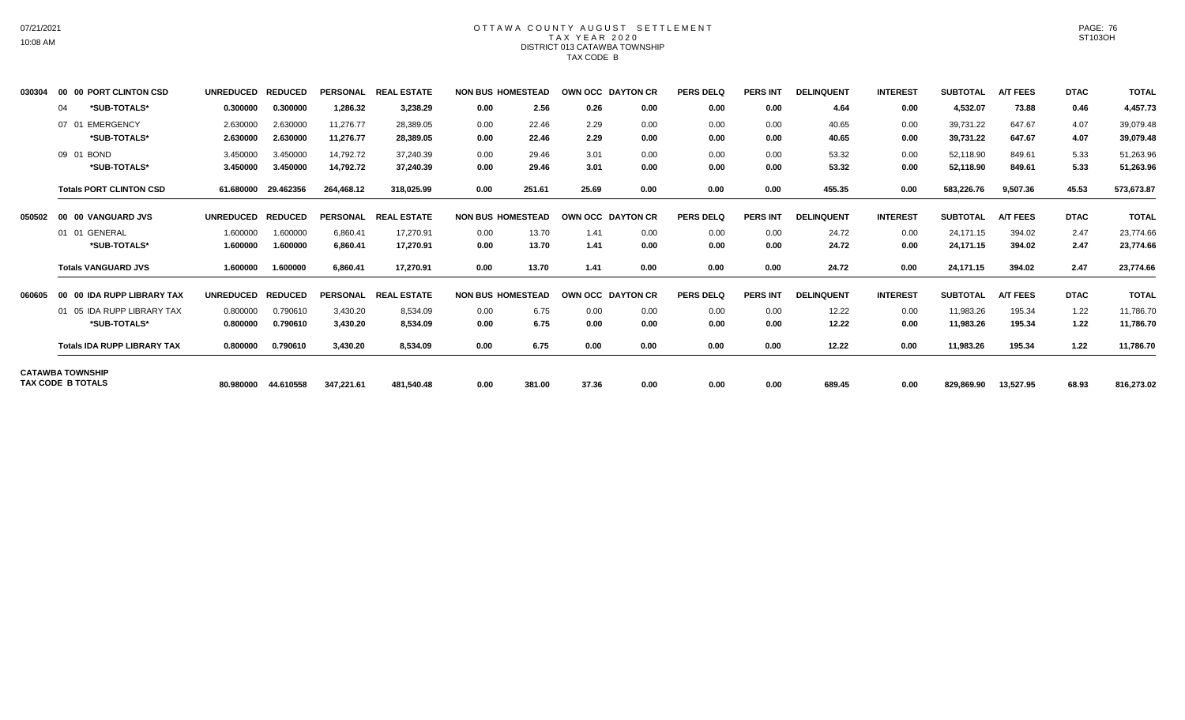# OTTAWA COUNTY AUGUST SETTLEMENT
## TAX YEAR 2020
### DISTRICT 013 CATAWBA TOWNSHIP
### TAX CODE B

| | | UNREDUCED | REDUCED | PERSONAL | REAL ESTATE | NON BUS | HOMESTEAD | OWN OCC | DAYTON CR | PERS DELQ | PERS INT | DELINQUENT | INTEREST | SUBTOTAL | A/T FEES | DTAC | TOTAL |
|---|---|---|---|---|---|---|---|---|---|---|---|---|---|---|---|---|---|
| 030304 | 00 00 PORT CLINTON CSD | UNREDUCED | REDUCED | PERSONAL | REAL ESTATE | NON BUS | HOMESTEAD | OWN OCC | DAYTON CR | PERS DELQ | PERS INT | DELINQUENT | INTEREST | SUBTOTAL | A/T FEES | DTAC | TOTAL |
| | 04 *SUB-TOTALS* | 0.300000 | 0.300000 | 1,286.32 | 3,238.29 | 0.00 | 2.56 | 0.26 | 0.00 | 0.00 | 0.00 | 4.64 | 0.00 | 4,532.07 | 73.88 | 0.46 | 4,457.73 |
| | 07 01 EMERGENCY | 2.630000 | 2.630000 | 11,276.77 | 28,389.05 | 0.00 | 22.46 | 2.29 | 0.00 | 0.00 | 0.00 | 40.65 | 0.00 | 39,731.22 | 647.67 | 4.07 | 39,079.48 |
| | *SUB-TOTALS* | 2.630000 | 2.630000 | 11,276.77 | 28,389.05 | 0.00 | 22.46 | 2.29 | 0.00 | 0.00 | 0.00 | 40.65 | 0.00 | 39,731.22 | 647.67 | 4.07 | 39,079.48 |
| | 09 01 BOND | 3.450000 | 3.450000 | 14,792.72 | 37,240.39 | 0.00 | 29.46 | 3.01 | 0.00 | 0.00 | 0.00 | 53.32 | 0.00 | 52,118.90 | 849.61 | 5.33 | 51,263.96 |
| | *SUB-TOTALS* | 3.450000 | 3.450000 | 14,792.72 | 37,240.39 | 0.00 | 29.46 | 3.01 | 0.00 | 0.00 | 0.00 | 53.32 | 0.00 | 52,118.90 | 849.61 | 5.33 | 51,263.96 |
| | **Totals PORT CLINTON CSD** | 61.680000 | 29.462356 | 264,468.12 | 318,025.99 | 0.00 | 251.61 | 25.69 | 0.00 | 0.00 | 0.00 | 455.35 | 0.00 | 583,226.76 | 9,507.36 | 45.53 | 573,673.87 |
| 050502 | 00 00 VANGUARD JVS | UNREDUCED | REDUCED | PERSONAL | REAL ESTATE | NON BUS | HOMESTEAD | OWN OCC | DAYTON CR | PERS DELQ | PERS INT | DELINQUENT | INTEREST | SUBTOTAL | A/T FEES | DTAC | TOTAL |
| | 01 01 GENERAL | 1.600000 | 1.600000 | 6,860.41 | 17,270.91 | 0.00 | 13.70 | 1.41 | 0.00 | 0.00 | 0.00 | 24.72 | 0.00 | 24,171.15 | 394.02 | 2.47 | 23,774.66 |
| | *SUB-TOTALS* | 1.600000 | 1.600000 | 6,860.41 | 17,270.91 | 0.00 | 13.70 | 1.41 | 0.00 | 0.00 | 0.00 | 24.72 | 0.00 | 24,171.15 | 394.02 | 2.47 | 23,774.66 |
| | **Totals VANGUARD JVS** | 1.600000 | 1.600000 | 6,860.41 | 17,270.91 | 0.00 | 13.70 | 1.41 | 0.00 | 0.00 | 0.00 | 24.72 | 0.00 | 24,171.15 | 394.02 | 2.47 | 23,774.66 |
| 060605 | 00 00 IDA RUPP LIBRARY TAX | UNREDUCED | REDUCED | PERSONAL | REAL ESTATE | NON BUS | HOMESTEAD | OWN OCC | DAYTON CR | PERS DELQ | PERS INT | DELINQUENT | INTEREST | SUBTOTAL | A/T FEES | DTAC | TOTAL |
| | 01 05 IDA RUPP LIBRARY TAX | 0.800000 | 0.790610 | 3,430.20 | 8,534.09 | 0.00 | 6.75 | 0.00 | 0.00 | 0.00 | 0.00 | 12.22 | 0.00 | 11,983.26 | 195.34 | 1.22 | 11,786.70 |
| | *SUB-TOTALS* | 0.800000 | 0.790610 | 3,430.20 | 8,534.09 | 0.00 | 6.75 | 0.00 | 0.00 | 0.00 | 0.00 | 12.22 | 0.00 | 11,983.26 | 195.34 | 1.22 | 11,786.70 |
| | **Totals IDA RUPP LIBRARY TAX** | 0.800000 | 0.790610 | 3,430.20 | 8,534.09 | 0.00 | 6.75 | 0.00 | 0.00 | 0.00 | 0.00 | 12.22 | 0.00 | 11,983.26 | 195.34 | 1.22 | 11,786.70 |
| **CATAWBA TOWNSHIP TAX CODE B TOTALS** | | 80.980000 | 44.610558 | 347,221.61 | 481,540.48 | 0.00 | 381.00 | 37.36 | 0.00 | 0.00 | 0.00 | 689.45 | 0.00 | 829,869.90 | 13,527.95 | 68.93 | 816,273.02 |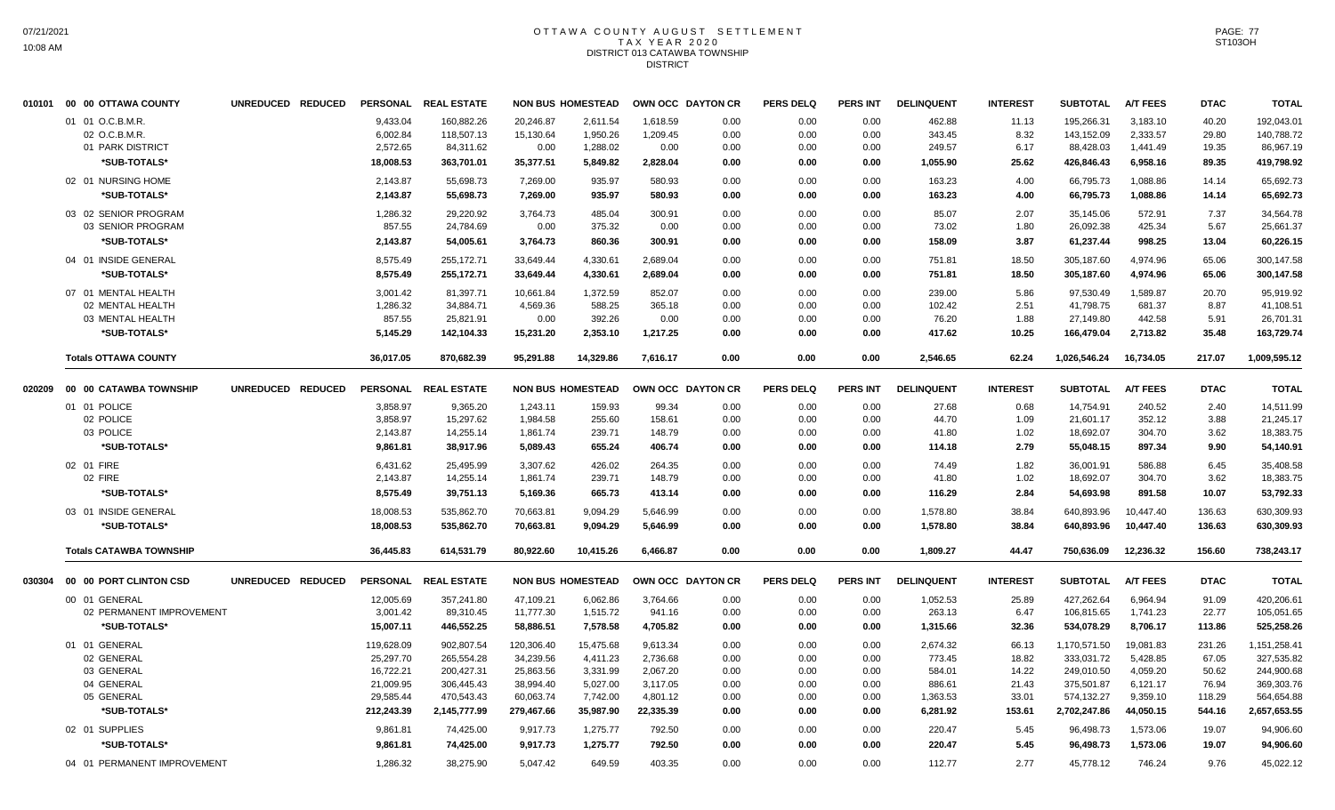# OTTAWA COUNTY AUGUST SETTLEMENT
## TAX YEAR 2020
## DISTRICT 013 CATAWBA TOWNSHIP
### DISTRICT

| | | UNREDUCED | REDUCED | PERSONAL | REAL ESTATE | NON BUS | HOMESTEAD | OWN OCC | DAYTON CR | PERS DELQ | PERS INT | DELINQUENT | INTEREST | SUBTOTAL | A/T FEES | DTAC | TOTAL |
|---|---|---|---|---|---|---|---|---|---|---|---|---|---|---|---|---|---|
| 010101 | 00 00 OTTAWA COUNTY | | | | | | | | | | | | | | | | |
| | 01 01 O.C.B.M.R. | | | 9,433.04 | 160,882.26 | 20,246.87 | 2,611.54 | 1,618.59 | 0.00 | 0.00 | 0.00 | 462.88 | 11.13 | 195,266.31 | 3,183.10 | 40.20 | 192,043.01 |
| | 02 O.C.B.M.R. | | | 6,002.84 | 118,507.13 | 15,130.64 | 1,950.26 | 1,209.45 | 0.00 | 0.00 | 0.00 | 343.45 | 8.32 | 143,152.09 | 2,333.57 | 29.80 | 140,788.72 |
| | 01 PARK DISTRICT | | | 2,572.65 | 84,311.62 | 0.00 | 1,288.02 | 0.00 | 0.00 | 0.00 | 0.00 | 249.57 | 6.17 | 88,428.03 | 1,441.49 | 19.35 | 86,967.19 |
| | *SUB-TOTALS* | | | 18,008.53 | 363,701.01 | 35,377.51 | 5,849.82 | 2,828.04 | 0.00 | 0.00 | 0.00 | 1,055.90 | 25.62 | 426,846.43 | 6,958.16 | 89.35 | 419,798.92 |
| | 02 01 NURSING HOME | | | 2,143.87 | 55,698.73 | 7,269.00 | 935.97 | 580.93 | 0.00 | 0.00 | 0.00 | 163.23 | 4.00 | 66,795.73 | 1,088.86 | 14.14 | 65,692.73 |
| | *SUB-TOTALS* | | | 2,143.87 | 55,698.73 | 7,269.00 | 935.97 | 580.93 | 0.00 | 0.00 | 0.00 | 163.23 | 4.00 | 66,795.73 | 1,088.86 | 14.14 | 65,692.73 |
| | 03 02 SENIOR PROGRAM | | | 1,286.32 | 29,220.92 | 3,764.73 | 485.04 | 300.91 | 0.00 | 0.00 | 0.00 | 85.07 | 2.07 | 35,145.06 | 572.91 | 7.37 | 34,564.78 |
| | 03 SENIOR PROGRAM | | | 857.55 | 24,784.69 | 0.00 | 375.32 | 0.00 | 0.00 | 0.00 | 0.00 | 73.02 | 1.80 | 26,092.38 | 425.34 | 5.67 | 25,661.37 |
| | *SUB-TOTALS* | | | 2,143.87 | 54,005.61 | 3,764.73 | 860.36 | 300.91 | 0.00 | 0.00 | 0.00 | 158.09 | 3.87 | 61,237.44 | 998.25 | 13.04 | 60,226.15 |
| | 04 01 INSIDE GENERAL | | | 8,575.49 | 255,172.71 | 33,649.44 | 4,330.61 | 2,689.04 | 0.00 | 0.00 | 0.00 | 751.81 | 18.50 | 305,187.60 | 4,974.96 | 65.06 | 300,147.58 |
| | *SUB-TOTALS* | | | 8,575.49 | 255,172.71 | 33,649.44 | 4,330.61 | 2,689.04 | 0.00 | 0.00 | 0.00 | 751.81 | 18.50 | 305,187.60 | 4,974.96 | 65.06 | 300,147.58 |
| | 07 01 MENTAL HEALTH | | | 3,001.42 | 81,397.71 | 10,661.84 | 1,372.59 | 852.07 | 0.00 | 0.00 | 0.00 | 239.00 | 5.86 | 97,530.49 | 1,589.87 | 20.70 | 95,919.92 |
| | 02 MENTAL HEALTH | | | 1,286.32 | 34,884.71 | 4,569.36 | 588.25 | 365.18 | 0.00 | 0.00 | 0.00 | 102.42 | 2.51 | 41,798.75 | 681.37 | 8.87 | 41,108.51 |
| | 03 MENTAL HEALTH | | | 857.55 | 25,821.91 | 0.00 | 392.26 | 0.00 | 0.00 | 0.00 | 0.00 | 76.20 | 1.88 | 27,149.80 | 442.58 | 5.91 | 26,701.31 |
| | *SUB-TOTALS* | | | 5,145.29 | 142,104.33 | 15,231.20 | 2,353.10 | 1,217.25 | 0.00 | 0.00 | 0.00 | 417.62 | 10.25 | 166,479.04 | 2,713.82 | 35.48 | 163,729.74 |
| | **Totals OTTAWA COUNTY** | | | 36,017.05 | 870,682.39 | 95,291.88 | 14,329.86 | 7,616.17 | 0.00 | 0.00 | 0.00 | 2,546.65 | 62.24 | 1,026,546.24 | 16,734.05 | 217.07 | 1,009,595.12 |
| 020209 | 00 00 CATAWBA TOWNSHIP | UNREDUCED | REDUCED | PERSONAL | REAL ESTATE | NON BUS | HOMESTEAD | OWN OCC | DAYTON CR | PERS DELQ | PERS INT | DELINQUENT | INTEREST | SUBTOTAL | A/T FEES | DTAC | TOTAL |
| | 01 01 POLICE | | | 3,858.97 | 9,365.20 | 1,243.11 | 159.93 | 99.34 | 0.00 | 0.00 | 0.00 | 27.68 | 0.68 | 14,754.91 | 240.52 | 2.40 | 14,511.99 |
| | 02 POLICE | | | 3,858.97 | 15,297.62 | 1,984.58 | 255.60 | 158.61 | 0.00 | 0.00 | 0.00 | 44.70 | 1.09 | 21,601.17 | 352.12 | 3.88 | 21,245.17 |
| | 03 POLICE | | | 2,143.87 | 14,255.14 | 1,861.74 | 239.71 | 148.79 | 0.00 | 0.00 | 0.00 | 41.80 | 1.02 | 18,692.07 | 304.70 | 3.62 | 18,383.75 |
| | *SUB-TOTALS* | | | 9,861.81 | 38,917.96 | 5,089.43 | 655.24 | 406.74 | 0.00 | 0.00 | 0.00 | 114.18 | 2.79 | 55,048.15 | 897.34 | 9.90 | 54,140.91 |
| | 02 01 FIRE | | | 6,431.62 | 25,495.99 | 3,307.62 | 426.02 | 264.35 | 0.00 | 0.00 | 0.00 | 74.49 | 1.82 | 36,001.91 | 586.88 | 6.45 | 35,408.58 |
| | 02 FIRE | | | 2,143.87 | 14,255.14 | 1,861.74 | 239.71 | 148.79 | 0.00 | 0.00 | 0.00 | 41.80 | 1.02 | 18,692.07 | 304.70 | 3.62 | 18,383.75 |
| | *SUB-TOTALS* | | | 8,575.49 | 39,751.13 | 5,169.36 | 665.73 | 413.14 | 0.00 | 0.00 | 0.00 | 116.29 | 2.84 | 54,693.98 | 891.58 | 10.07 | 53,792.33 |
| | 03 01 INSIDE GENERAL | | | 18,008.53 | 535,862.70 | 70,663.81 | 9,094.29 | 5,646.99 | 0.00 | 0.00 | 0.00 | 1,578.80 | 38.84 | 640,893.96 | 10,447.40 | 136.63 | 630,309.93 |
| | *SUB-TOTALS* | | | 18,008.53 | 535,862.70 | 70,663.81 | 9,094.29 | 5,646.99 | 0.00 | 0.00 | 0.00 | 1,578.80 | 38.84 | 640,893.96 | 10,447.40 | 136.63 | 630,309.93 |
| | **Totals CATAWBA TOWNSHIP** | | | 36,445.83 | 614,531.79 | 80,922.60 | 10,415.26 | 6,466.87 | 0.00 | 0.00 | 0.00 | 1,809.27 | 44.47 | 750,636.09 | 12,236.32 | 156.60 | 738,243.17 |
| 030304 | 00 00 PORT CLINTON CSD | UNREDUCED | REDUCED | PERSONAL | REAL ESTATE | NON BUS | HOMESTEAD | OWN OCC | DAYTON CR | PERS DELQ | PERS INT | DELINQUENT | INTEREST | SUBTOTAL | A/T FEES | DTAC | TOTAL |
| | 00 01 GENERAL | | | 12,005.69 | 357,241.80 | 47,109.21 | 6,062.86 | 3,764.66 | 0.00 | 0.00 | 0.00 | 1,052.53 | 25.89 | 427,262.64 | 6,964.94 | 91.09 | 420,206.61 |
| | 02 PERMANENT IMPROVEMENT | | | 3,001.42 | 89,310.45 | 11,777.30 | 1,515.72 | 941.16 | 0.00 | 0.00 | 0.00 | 263.13 | 6.47 | 106,815.65 | 1,741.23 | 22.77 | 105,051.65 |
| | *SUB-TOTALS* | | | 15,007.11 | 446,552.25 | 58,886.51 | 7,578.58 | 4,705.82 | 0.00 | 0.00 | 0.00 | 1,315.66 | 32.36 | 534,078.29 | 8,706.17 | 113.86 | 525,258.26 |
| | 01 01 GENERAL | | | 119,628.09 | 902,807.54 | 120,306.40 | 15,475.68 | 9,613.34 | 0.00 | 0.00 | 0.00 | 2,674.32 | 66.13 | 1,170,571.50 | 19,081.83 | 231.26 | 1,151,258.41 |
| | 02 GENERAL | | | 25,297.70 | 265,554.28 | 34,239.56 | 4,411.23 | 2,736.68 | 0.00 | 0.00 | 0.00 | 773.45 | 18.82 | 333,031.72 | 5,428.85 | 67.05 | 327,535.82 |
| | 03 GENERAL | | | 16,722.21 | 200,427.31 | 25,863.56 | 3,331.99 | 2,067.20 | 0.00 | 0.00 | 0.00 | 584.01 | 14.22 | 249,010.50 | 4,059.20 | 50.62 | 244,900.68 |
| | 04 GENERAL | | | 21,009.95 | 306,445.43 | 38,994.40 | 5,027.00 | 3,117.05 | 0.00 | 0.00 | 0.00 | 886.61 | 21.43 | 375,501.87 | 6,121.17 | 76.94 | 369,303.76 |
| | 05 GENERAL | | | 29,585.44 | 470,543.43 | 60,063.74 | 7,742.00 | 4,801.12 | 0.00 | 0.00 | 0.00 | 1,363.53 | 33.01 | 574,132.27 | 9,359.10 | 118.29 | 564,654.88 |
| | *SUB-TOTALS* | | | 212,243.39 | 2,145,777.99 | 279,467.66 | 35,987.90 | 22,335.39 | 0.00 | 0.00 | 0.00 | 6,281.92 | 153.61 | 2,702,247.86 | 44,050.15 | 544.16 | 2,657,653.55 |
| | 02 01 SUPPLIES | | | 9,861.81 | 74,425.00 | 9,917.73 | 1,275.77 | 792.50 | 0.00 | 0.00 | 0.00 | 220.47 | 5.45 | 96,498.73 | 1,573.06 | 19.07 | 94,906.60 |
| | *SUB-TOTALS* | | | 9,861.81 | 74,425.00 | 9,917.73 | 1,275.77 | 792.50 | 0.00 | 0.00 | 0.00 | 220.47 | 5.45 | 96,498.73 | 1,573.06 | 19.07 | 94,906.60 |
| | 04 01 PERMANENT IMPROVEMENT | | | 1,286.32 | 38,275.90 | 5,047.42 | 649.59 | 403.35 | 0.00 | 0.00 | 0.00 | 112.77 | 2.77 | 45,778.12 | 746.24 | 9.76 | 45,022.12 |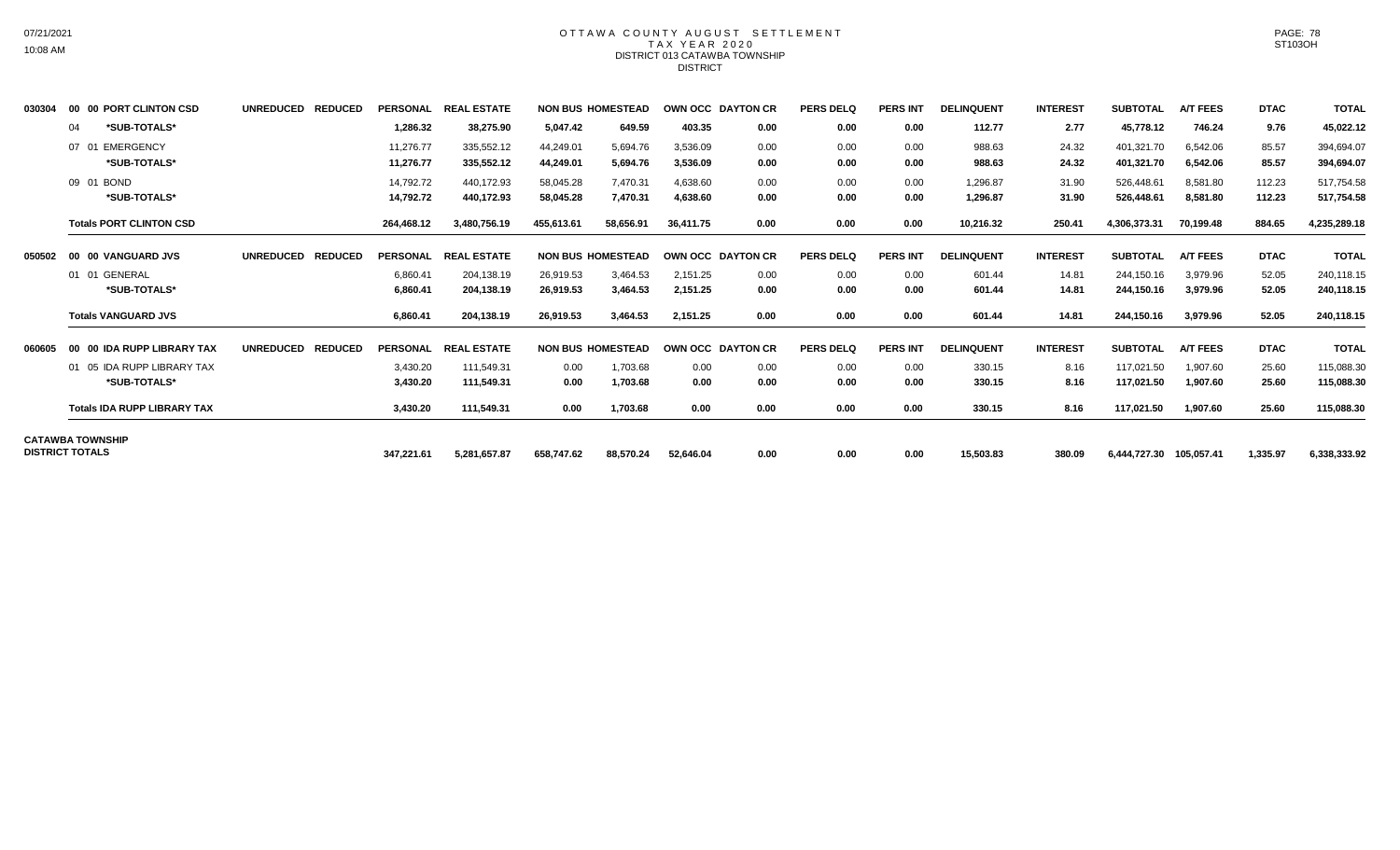# OTTAWA COUNTY AUGUST SETTLEMENT
## TAX YEAR 2020
### DISTRICT 013 CATAWBA TOWNSHIP
### DISTRICT

| | | UNREDUCED | REDUCED | PERSONAL | REAL ESTATE | NON BUS | HOMESTEAD | OWN OCC | DAYTON CR | PERS DELQ | PERS INT | DELINQUENT | INTEREST | SUBTOTAL | A/T FEES | DTAC | TOTAL |
|---|---|---|---|---|---|---|---|---|---|---|---|---|---|---|---|---|---|
| 030304 | 00 00 PORT CLINTON CSD | UNREDUCED | REDUCED | PERSONAL | REAL ESTATE | NON BUS | HOMESTEAD | OWN OCC | DAYTON CR | PERS DELQ | PERS INT | DELINQUENT | INTEREST | SUBTOTAL | A/T FEES | DTAC | TOTAL |
| | 04 *SUB-TOTALS* | | | **1,286.32** | **38,275.90** | **5,047.42** | **649.59** | **403.35** | **0.00** | **0.00** | **0.00** | **112.77** | **2.77** | **45,778.12** | **746.24** | **9.76** | **45,022.12** |
| | 07 01 EMERGENCY | | | 11,276.77 | 335,552.12 | 44,249.01 | 5,694.76 | 3,536.09 | 0.00 | 0.00 | 0.00 | 988.63 | 24.32 | 401,321.70 | 6,542.06 | 85.57 | 394,694.07 |
| | *SUB-TOTALS* | | | **11,276.77** | **335,552.12** | **44,249.01** | **5,694.76** | **3,536.09** | **0.00** | **0.00** | **0.00** | **988.63** | **24.32** | **401,321.70** | **6,542.06** | **85.57** | **394,694.07** |
| | 09 01 BOND | | | 14,792.72 | 440,172.93 | 58,045.28 | 7,470.31 | 4,638.60 | 0.00 | 0.00 | 0.00 | 1,296.87 | 31.90 | 526,448.61 | 8,581.80 | 112.23 | 517,754.58 |
| | *SUB-TOTALS* | | | **14,792.72** | **440,172.93** | **58,045.28** | **7,470.31** | **4,638.60** | **0.00** | **0.00** | **0.00** | **1,296.87** | **31.90** | **526,448.61** | **8,581.80** | **112.23** | **517,754.58** |
| | **Totals PORT CLINTON CSD** | | | **264,468.12** | **3,480,756.19** | **455,613.61** | **58,656.91** | **36,411.75** | **0.00** | **0.00** | **0.00** | **10,216.32** | **250.41** | **4,306,373.31** | **70,199.48** | **884.65** | **4,235,289.18** |
| 050502 | 00 00 VANGUARD JVS | UNREDUCED | REDUCED | PERSONAL | REAL ESTATE | NON BUS | HOMESTEAD | OWN OCC | DAYTON CR | PERS DELQ | PERS INT | DELINQUENT | INTEREST | SUBTOTAL | A/T FEES | DTAC | TOTAL |
| | 01 01 GENERAL | | | 6,860.41 | 204,138.19 | 26,919.53 | 3,464.53 | 2,151.25 | 0.00 | 0.00 | 0.00 | 601.44 | 14.81 | 244,150.16 | 3,979.96 | 52.05 | 240,118.15 |
| | *SUB-TOTALS* | | | **6,860.41** | **204,138.19** | **26,919.53** | **3,464.53** | **2,151.25** | **0.00** | **0.00** | **0.00** | **601.44** | **14.81** | **244,150.16** | **3,979.96** | **52.05** | **240,118.15** |
| | **Totals VANGUARD JVS** | | | **6,860.41** | **204,138.19** | **26,919.53** | **3,464.53** | **2,151.25** | **0.00** | **0.00** | **0.00** | **601.44** | **14.81** | **244,150.16** | **3,979.96** | **52.05** | **240,118.15** |
| 060605 | 00 00 IDA RUPP LIBRARY TAX | UNREDUCED | REDUCED | PERSONAL | REAL ESTATE | NON BUS | HOMESTEAD | OWN OCC | DAYTON CR | PERS DELQ | PERS INT | DELINQUENT | INTEREST | SUBTOTAL | A/T FEES | DTAC | TOTAL |
| | 01 05 IDA RUPP LIBRARY TAX | | | 3,430.20 | 111,549.31 | 0.00 | 1,703.68 | 0.00 | 0.00 | 0.00 | 0.00 | 330.15 | 8.16 | 117,021.50 | 1,907.60 | 25.60 | 115,088.30 |
| | *SUB-TOTALS* | | | **3,430.20** | **111,549.31** | **0.00** | **1,703.68** | **0.00** | **0.00** | **0.00** | **0.00** | **330.15** | **8.16** | **117,021.50** | **1,907.60** | **25.60** | **115,088.30** |
| | **Totals IDA RUPP LIBRARY TAX** | | | **3,430.20** | **111,549.31** | **0.00** | **1,703.68** | **0.00** | **0.00** | **0.00** | **0.00** | **330.15** | **8.16** | **117,021.50** | **1,907.60** | **25.60** | **115,088.30** |
| **CATAWBA TOWNSHIP DISTRICT TOTALS** | | | | **347,221.61** | **5,281,657.87** | **658,747.62** | **88,570.24** | **52,646.04** | **0.00** | **0.00** | **0.00** | **15,503.83** | **380.09** | **6,444,727.30** | **105,057.41** | **1,335.97** | **6,338,333.92** |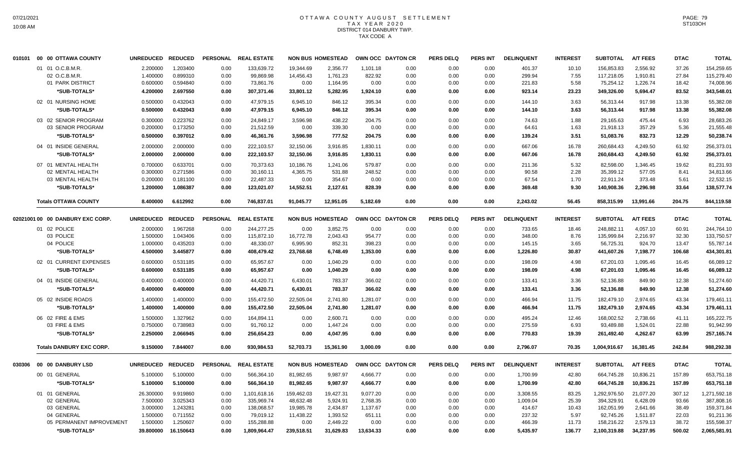# OTTAWA COUNTY AUGUST SETTLEMENT
## TAX YEAR 2020
## DISTRICT 014 DANBURY TWP.
## TAX CODE A

| | | UNREDUCED | REDUCED | PERSONAL | REAL ESTATE | NON BUS | HOMESTEAD | OWN OCC | DAYTON CR | PERS DELQ | PERS INT | DELINQUENT | INTEREST | SUBTOTAL | A/T FEES | DTAC | TOTAL |
|---|---|---|---|---|---|---|---|---|---|---|---|---|---|---|---|---|---|
| 010101 | 00 00 OTTAWA COUNTY | | | | | | | | | | | | | | | | |
| | 01 01 O.C.B.M.R. | 2.200000 | 1.203400 | 0.00 | 133,639.72 | 19,344.69 | 2,356.77 | 1,101.18 | 0.00 | 0.00 | 0.00 | 401.37 | 10.10 | 156,853.83 | 2,556.92 | 37.26 | 154,259.65 |
| | 02 O.C.B.M.R. | 1.400000 | 0.899310 | 0.00 | 99,869.98 | 14,456.43 | 1,761.23 | 822.92 | 0.00 | 0.00 | 0.00 | 299.94 | 7.55 | 117,218.05 | 1,910.81 | 27.84 | 115,279.40 |
| | 01 PARK DISTRICT | 0.600000 | 0.594840 | 0.00 | 73,861.76 | 0.00 | 1,164.95 | 0.00 | 0.00 | 0.00 | 0.00 | 221.83 | 5.58 | 75,254.12 | 1,226.74 | 18.42 | 74,008.96 |
| | *SUB-TOTALS* | 4.200000 | 2.697550 | 0.00 | 307,371.46 | 33,801.12 | 5,282.95 | 1,924.10 | 0.00 | 0.00 | 0.00 | 923.14 | 23.23 | 349,326.00 | 5,694.47 | 83.52 | 343,548.01 |
| | 02 01 NURSING HOME | 0.500000 | 0.432043 | 0.00 | 47,979.15 | 6,945.10 | 846.12 | 395.34 | 0.00 | 0.00 | 0.00 | 144.10 | 3.63 | 56,313.44 | 917.98 | 13.38 | 55,382.08 |
| | *SUB-TOTALS* | 0.500000 | 0.432043 | 0.00 | 47,979.15 | 6,945.10 | 846.12 | 395.34 | 0.00 | 0.00 | 0.00 | 144.10 | 3.63 | 56,313.44 | 917.98 | 13.38 | 55,382.08 |
| | 03 02 SENIOR PROGRAM | 0.300000 | 0.223762 | 0.00 | 24,849.17 | 3,596.98 | 438.22 | 204.75 | 0.00 | 0.00 | 0.00 | 74.63 | 1.88 | 29,165.63 | 475.44 | 6.93 | 28,683.26 |
| | 03 SENIOR PROGRAM | 0.200000 | 0.173250 | 0.00 | 21,512.59 | 0.00 | 339.30 | 0.00 | 0.00 | 0.00 | 0.00 | 64.61 | 1.63 | 21,918.13 | 357.29 | 5.36 | 21,555.48 |
| | *SUB-TOTALS* | 0.500000 | 0.397012 | 0.00 | 46,361.76 | 3,596.98 | 777.52 | 204.75 | 0.00 | 0.00 | 0.00 | 139.24 | 3.51 | 51,083.76 | 832.73 | 12.29 | 50,238.74 |
| | 04 01 INSIDE GENERAL | 2.000000 | 2.000000 | 0.00 | 222,103.57 | 32,150.06 | 3,916.85 | 1,830.11 | 0.00 | 0.00 | 0.00 | 667.06 | 16.78 | 260,684.43 | 4,249.50 | 61.92 | 256,373.01 |
| | *SUB-TOTALS* | 2.000000 | 2.000000 | 0.00 | 222,103.57 | 32,150.06 | 3,916.85 | 1,830.11 | 0.00 | 0.00 | 0.00 | 667.06 | 16.78 | 260,684.43 | 4,249.50 | 61.92 | 256,373.01 |
| | 07 01 MENTAL HEALTH | 0.700000 | 0.633701 | 0.00 | 70,373.63 | 10,186.76 | 1,241.06 | 579.87 | 0.00 | 0.00 | 0.00 | 211.36 | 5.32 | 82,598.00 | 1,346.45 | 19.62 | 81,231.93 |
| | 02 MENTAL HEALTH | 0.300000 | 0.271586 | 0.00 | 30,160.11 | 4,365.75 | 531.88 | 248.52 | 0.00 | 0.00 | 0.00 | 90.58 | 2.28 | 35,399.12 | 577.05 | 8.41 | 34,813.66 |
| | 03 MENTAL HEALTH | 0.200000 | 0.181100 | 0.00 | 22,487.33 | 0.00 | 354.67 | 0.00 | 0.00 | 0.00 | 0.00 | 67.54 | 1.70 | 22,911.24 | 373.48 | 5.61 | 22,532.15 |
| | *SUB-TOTALS* | 1.200000 | 1.086387 | 0.00 | 123,021.07 | 14,552.51 | 2,127.61 | 828.39 | 0.00 | 0.00 | 0.00 | 369.48 | 9.30 | 140,908.36 | 2,296.98 | 33.64 | 138,577.74 |
| | **Totals OTTAWA COUNTY** | 8.400000 | 6.612992 | 0.00 | 746,837.01 | 91,045.77 | 12,951.05 | 5,182.69 | 0.00 | 0.00 | 0.00 | 2,243.02 | 56.45 | 858,315.99 | 13,991.66 | 204.75 | 844,119.58 |
| 02021001 | 00 00 DANBURY EXC CORP. | UNREDUCED | REDUCED | PERSONAL | REAL ESTATE | NON BUS | HOMESTEAD | OWN OCC | DAYTON CR | PERS DELQ | PERS INT | DELINQUENT | INTEREST | SUBTOTAL | A/T FEES | DTAC | TOTAL |
| | 01 02 POLICE | 2.000000 | 1.967268 | 0.00 | 244,277.25 | 0.00 | 3,852.75 | 0.00 | 0.00 | 0.00 | 0.00 | 733.65 | 18.46 | 248,882.11 | 4,057.10 | 60.91 | 244,764.10 |
| | 03 POLICE | 1.500000 | 1.043406 | 0.00 | 115,872.10 | 16,772.78 | 2,043.43 | 954.77 | 0.00 | 0.00 | 0.00 | 348.00 | 8.76 | 135,999.84 | 2,216.97 | 32.30 | 133,750.57 |
| | 04 POLICE | 1.000000 | 0.435203 | 0.00 | 48,330.07 | 6,995.90 | 852.31 | 398.23 | 0.00 | 0.00 | 0.00 | 145.15 | 3.65 | 56,725.31 | 924.70 | 13.47 | 55,787.14 |
| | *SUB-TOTALS* | 4.500000 | 3.445877 | 0.00 | 408,479.42 | 23,768.68 | 6,748.49 | 1,353.00 | 0.00 | 0.00 | 0.00 | 1,226.80 | 30.87 | 441,607.26 | 7,198.77 | 106.68 | 434,301.81 |
| | 02 01 CURRENT EXPENSES | 0.600000 | 0.531185 | 0.00 | 65,957.67 | 0.00 | 1,040.29 | 0.00 | 0.00 | 0.00 | 0.00 | 198.09 | 4.98 | 67,201.03 | 1,095.46 | 16.45 | 66,089.12 |
| | *SUB-TOTALS* | 0.600000 | 0.531185 | 0.00 | 65,957.67 | 0.00 | 1,040.29 | 0.00 | 0.00 | 0.00 | 0.00 | 198.09 | 4.98 | 67,201.03 | 1,095.46 | 16.45 | 66,089.12 |
| | 04 01 INSIDE GENERAL | 0.400000 | 0.400000 | 0.00 | 44,420.71 | 6,430.01 | 783.37 | 366.02 | 0.00 | 0.00 | 0.00 | 133.41 | 3.36 | 52,136.88 | 849.90 | 12.38 | 51,274.60 |
| | *SUB-TOTALS* | 0.400000 | 0.400000 | 0.00 | 44,420.71 | 6,430.01 | 783.37 | 366.02 | 0.00 | 0.00 | 0.00 | 133.41 | 3.36 | 52,136.88 | 849.90 | 12.38 | 51,274.60 |
| | 05 02 INSIDE ROADS | 1.400000 | 1.400000 | 0.00 | 155,472.50 | 22,505.04 | 2,741.80 | 1,281.07 | 0.00 | 0.00 | 0.00 | 466.94 | 11.75 | 182,479.10 | 2,974.65 | 43.34 | 179,461.11 |
| | *SUB-TOTALS* | 1.400000 | 1.400000 | 0.00 | 155,472.50 | 22,505.04 | 2,741.80 | 1,281.07 | 0.00 | 0.00 | 0.00 | 466.94 | 11.75 | 182,479.10 | 2,974.65 | 43.34 | 179,461.11 |
| | 06 02 FIRE & EMS | 1.500000 | 1.327962 | 0.00 | 164,894.11 | 0.00 | 2,600.71 | 0.00 | 0.00 | 0.00 | 0.00 | 495.24 | 12.46 | 168,002.52 | 2,738.66 | 41.11 | 165,222.75 |
| | 03 FIRE & EMS | 0.750000 | 0.738983 | 0.00 | 91,760.12 | 0.00 | 1,447.24 | 0.00 | 0.00 | 0.00 | 0.00 | 275.59 | 6.93 | 93,489.88 | 1,524.01 | 22.88 | 91,942.99 |
| | *SUB-TOTALS* | 2.250000 | 2.066945 | 0.00 | 256,654.23 | 0.00 | 4,047.95 | 0.00 | 0.00 | 0.00 | 0.00 | 770.83 | 19.39 | 261,492.40 | 4,262.67 | 63.99 | 257,165.74 |
| | **Totals DANBURY EXC CORP.** | 9.150000 | 7.844007 | 0.00 | 930,984.53 | 52,703.73 | 15,361.90 | 3,000.09 | 0.00 | 0.00 | 0.00 | 2,796.07 | 70.35 | 1,004,916.67 | 16,381.45 | 242.84 | 988,292.38 |
| 030306 | 00 00 DANBURY LSD | UNREDUCED | REDUCED | PERSONAL | REAL ESTATE | NON BUS | HOMESTEAD | OWN OCC | DAYTON CR | PERS DELQ | PERS INT | DELINQUENT | INTEREST | SUBTOTAL | A/T FEES | DTAC | TOTAL |
| | 00 01 GENERAL | 5.100000 | 5.100000 | 0.00 | 566,364.10 | 81,982.65 | 9,987.97 | 4,666.77 | 0.00 | 0.00 | 0.00 | 1,700.99 | 42.80 | 664,745.28 | 10,836.21 | 157.89 | 653,751.18 |
| | *SUB-TOTALS* | 5.100000 | 5.100000 | 0.00 | 566,364.10 | 81,982.65 | 9,987.97 | 4,666.77 | 0.00 | 0.00 | 0.00 | 1,700.99 | 42.80 | 664,745.28 | 10,836.21 | 157.89 | 653,751.18 |
| | 01 01 GENERAL | 26.300000 | 9.919860 | 0.00 | 1,101,618.16 | 159,462.03 | 19,427.31 | 9,077.20 | 0.00 | 0.00 | 0.00 | 3,308.55 | 83.25 | 1,292,976.50 | 21,077.20 | 307.12 | 1,271,592.18 |
| | 02 GENERAL | 7.500000 | 3.025343 | 0.00 | 335,969.74 | 48,632.48 | 5,924.91 | 2,768.35 | 0.00 | 0.00 | 0.00 | 1,009.04 | 25.39 | 394,329.91 | 6,428.09 | 93.66 | 387,808.16 |
| | 03 GENERAL | 3.000000 | 1.243281 | 0.00 | 138,068.57 | 19,985.78 | 2,434.87 | 1,137.67 | 0.00 | 0.00 | 0.00 | 414.67 | 10.43 | 162,051.99 | 2,641.66 | 38.49 | 159,371.84 |
| | 04 GENERAL | 1.500000 | 0.711552 | 0.00 | 79,019.12 | 11,438.22 | 1,393.52 | 651.11 | 0.00 | 0.00 | 0.00 | 237.32 | 5.97 | 92,745.26 | 1,511.87 | 22.03 | 91,211.36 |
| | 05 PERMANENT IMPROVEMENT | 1.500000 | 1.250607 | 0.00 | 155,288.88 | 0.00 | 2,449.22 | 0.00 | 0.00 | 0.00 | 0.00 | 466.39 | 11.73 | 158,216.22 | 2,579.13 | 38.72 | 155,598.37 |
| | *SUB-TOTALS* | 39.800000 | 16.150643 | 0.00 | 1,809,964.47 | 239,518.51 | 31,629.83 | 13,634.33 | 0.00 | 0.00 | 0.00 | 5,435.97 | 136.77 | 2,100,319.88 | 34,237.95 | 500.02 | 2,065,581.91 |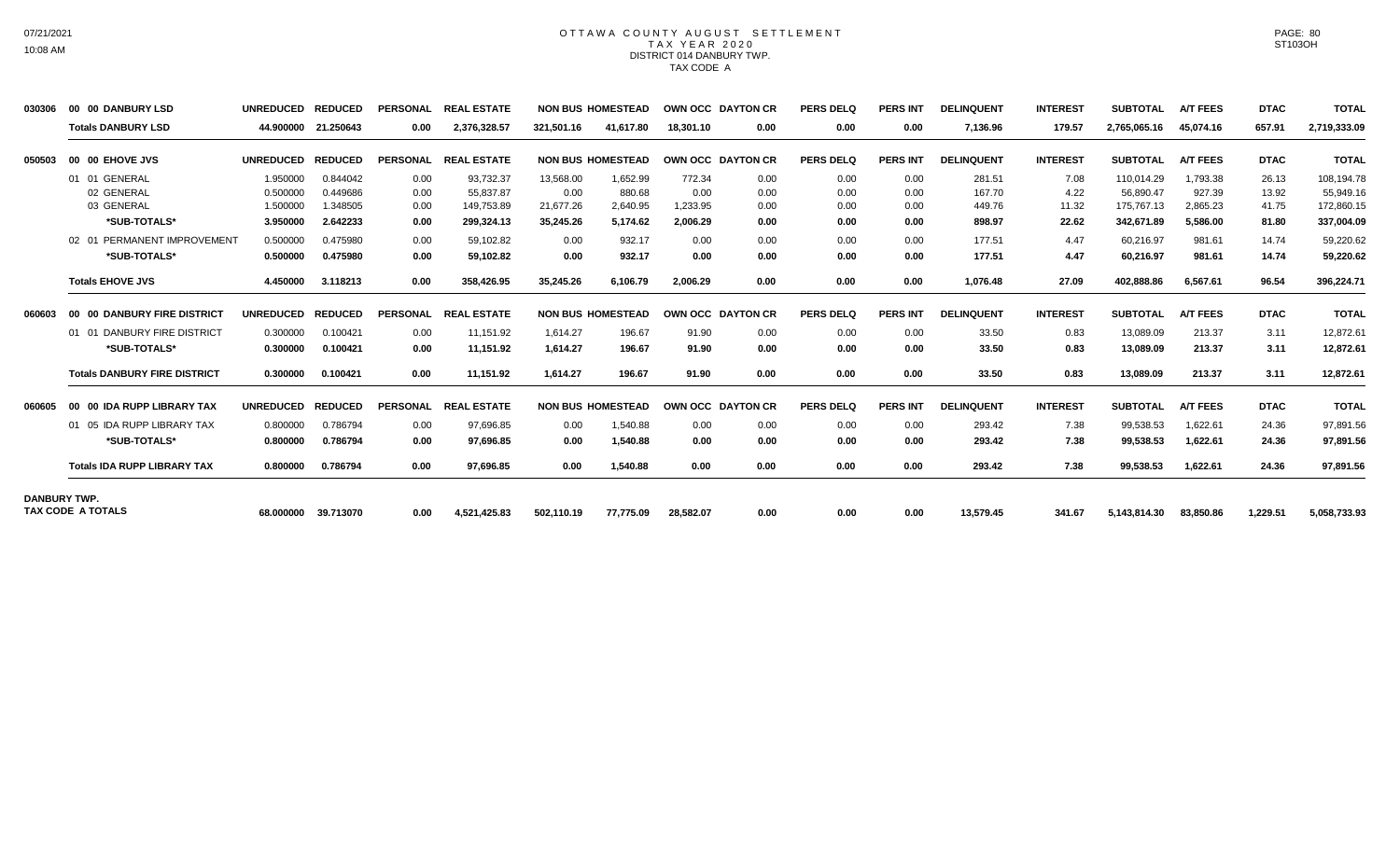# OTTAWA COUNTY AUGUST SETTLEMENT
## TAX YEAR 2020
### DISTRICT 014 DANBURY TWP.
### TAX CODE A

| | | UNREDUCED | REDUCED | PERSONAL | REAL ESTATE | NON BUS | HOMESTEAD | OWN OCC | DAYTON CR | PERS DELQ | PERS INT | DELINQUENT | INTEREST | SUBTOTAL | A/T FEES | DTAC | TOTAL |
|---|---|---|---|---|---|---|---|---|---|---|---|---|---|---|---|---|---|
| 030306 | 00 00 DANBURY LSD | UNREDUCED | REDUCED | PERSONAL | REAL ESTATE | NON BUS | HOMESTEAD | OWN OCC | DAYTON CR | PERS DELQ | PERS INT | DELINQUENT | INTEREST | SUBTOTAL | A/T FEES | DTAC | TOTAL |
| | **Totals DANBURY LSD** | **44.900000** | **21.250643** | **0.00** | **2,376,328.57** | **321,501.16** | **41,617.80** | **18,301.10** | **0.00** | **0.00** | **0.00** | **7,136.96** | **179.57** | **2,765,065.16** | **45,074.16** | **657.91** | **2,719,333.09** |
| 050503 | 00 00 EHOVE JVS | UNREDUCED | REDUCED | PERSONAL | REAL ESTATE | NON BUS | HOMESTEAD | OWN OCC | DAYTON CR | PERS DELQ | PERS INT | DELINQUENT | INTEREST | SUBTOTAL | A/T FEES | DTAC | TOTAL |
| | 01 01 GENERAL | 1.950000 | 0.844042 | 0.00 | 93,732.37 | 13,568.00 | 1,652.99 | 772.34 | 0.00 | 0.00 | 0.00 | 281.51 | 7.08 | 110,014.29 | 1,793.38 | 26.13 | 108,194.78 |
| | 02 GENERAL | 0.500000 | 0.449686 | 0.00 | 55,837.87 | 0.00 | 880.68 | 0.00 | 0.00 | 0.00 | 0.00 | 167.70 | 4.22 | 56,890.47 | 927.39 | 13.92 | 55,949.16 |
| | 03 GENERAL | 1.500000 | 1.348505 | 0.00 | 149,753.89 | 21,677.26 | 2,640.95 | 1,233.95 | 0.00 | 0.00 | 0.00 | 449.76 | 11.32 | 175,767.13 | 2,865.23 | 41.75 | 172,860.15 |
| | **\*SUB-TOTALS\*** | **3.950000** | **2.642233** | **0.00** | **299,324.13** | **35,245.26** | **5,174.62** | **2,006.29** | **0.00** | **0.00** | **0.00** | **898.97** | **22.62** | **342,671.89** | **5,586.00** | **81.80** | **337,004.09** |
| | 02 01 PERMANENT IMPROVEMENT | 0.500000 | 0.475980 | 0.00 | 59,102.82 | 0.00 | 932.17 | 0.00 | 0.00 | 0.00 | 0.00 | 177.51 | 4.47 | 60,216.97 | 981.61 | 14.74 | 59,220.62 |
| | **\*SUB-TOTALS\*** | **0.500000** | **0.475980** | **0.00** | **59,102.82** | **0.00** | **932.17** | **0.00** | **0.00** | **0.00** | **0.00** | **177.51** | **4.47** | **60,216.97** | **981.61** | **14.74** | **59,220.62** |
| | **Totals EHOVE JVS** | **4.450000** | **3.118213** | **0.00** | **358,426.95** | **35,245.26** | **6,106.79** | **2,006.29** | **0.00** | **0.00** | **0.00** | **1,076.48** | **27.09** | **402,888.86** | **6,567.61** | **96.54** | **396,224.71** |
| 060603 | 00 00 DANBURY FIRE DISTRICT | UNREDUCED | REDUCED | PERSONAL | REAL ESTATE | NON BUS | HOMESTEAD | OWN OCC | DAYTON CR | PERS DELQ | PERS INT | DELINQUENT | INTEREST | SUBTOTAL | A/T FEES | DTAC | TOTAL |
| | 01 01 DANBURY FIRE DISTRICT | 0.300000 | 0.100421 | 0.00 | 11,151.92 | 1,614.27 | 196.67 | 91.90 | 0.00 | 0.00 | 0.00 | 33.50 | 0.83 | 13,089.09 | 213.37 | 3.11 | 12,872.61 |
| | **\*SUB-TOTALS\*** | **0.300000** | **0.100421** | **0.00** | **11,151.92** | **1,614.27** | **196.67** | **91.90** | **0.00** | **0.00** | **0.00** | **33.50** | **0.83** | **13,089.09** | **213.37** | **3.11** | **12,872.61** |
| | **Totals DANBURY FIRE DISTRICT** | **0.300000** | **0.100421** | **0.00** | **11,151.92** | **1,614.27** | **196.67** | **91.90** | **0.00** | **0.00** | **0.00** | **33.50** | **0.83** | **13,089.09** | **213.37** | **3.11** | **12,872.61** |
| 060605 | 00 00 IDA RUPP LIBRARY TAX | UNREDUCED | REDUCED | PERSONAL | REAL ESTATE | NON BUS | HOMESTEAD | OWN OCC | DAYTON CR | PERS DELQ | PERS INT | DELINQUENT | INTEREST | SUBTOTAL | A/T FEES | DTAC | TOTAL |
| | 01 05 IDA RUPP LIBRARY TAX | 0.800000 | 0.786794 | 0.00 | 97,696.85 | 0.00 | 1,540.88 | 0.00 | 0.00 | 0.00 | 0.00 | 293.42 | 7.38 | 99,538.53 | 1,622.61 | 24.36 | 97,891.56 |
| | **\*SUB-TOTALS\*** | **0.800000** | **0.786794** | **0.00** | **97,696.85** | **0.00** | **1,540.88** | **0.00** | **0.00** | **0.00** | **0.00** | **293.42** | **7.38** | **99,538.53** | **1,622.61** | **24.36** | **97,891.56** |
| | **Totals IDA RUPP LIBRARY TAX** | **0.800000** | **0.786794** | **0.00** | **97,696.85** | **0.00** | **1,540.88** | **0.00** | **0.00** | **0.00** | **0.00** | **293.42** | **7.38** | **99,538.53** | **1,622.61** | **24.36** | **97,891.56** |
| **DANBURY TWP. TAX CODE A TOTALS** | | **68.000000** | **39.713070** | **0.00** | **4,521,425.83** | **502,110.19** | **77,775.09** | **28,582.07** | **0.00** | **0.00** | **0.00** | **13,579.45** | **341.67** | **5,143,814.30** | **83,850.86** | **1,229.51** | **5,058,733.93** |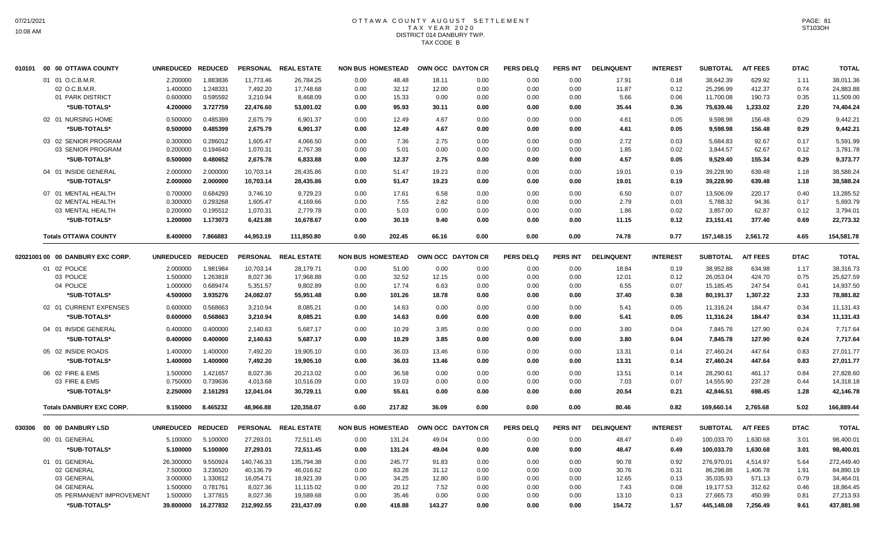# OTTAWA COUNTY AUGUST SETTLEMENT
## TAX YEAR 2020
## DISTRICT 014 DANBURY TWP.
## TAX CODE B

| | | UNREDUCED | REDUCED | PERSONAL | REAL ESTATE | NON BUS | HOMESTEAD | OWN OCC | DAYTON CR | PERS DELQ | PERS INT | DELINQUENT | INTEREST | SUBTOTAL | A/T FEES | DTAC | TOTAL |
|---|---|---|---|---|---|---|---|---|---|---|---|---|---|---|---|---|---|
| 010101 | 00 00 OTTAWA COUNTY | | | | | | | | | | | | | | | | |
| | 01 01 O.C.B.M.R. | 2.200000 | 1.883836 | 11,773.46 | 26,784.25 | 0.00 | 48.48 | 18.11 | 0.00 | 0.00 | 0.00 | 17.91 | 0.18 | 38,642.39 | 629.92 | 1.11 | 38,011.36 |
| | 02 O.C.B.M.R. | 1.400000 | 1.248331 | 7,492.20 | 17,748.68 | 0.00 | 32.12 | 12.00 | 0.00 | 0.00 | 0.00 | 11.87 | 0.12 | 25,296.99 | 412.37 | 0.74 | 24,883.88 |
| | 01 PARK DISTRICT | 0.600000 | 0.595592 | 3,210.94 | 8,468.09 | 0.00 | 15.33 | 0.00 | 0.00 | 0.00 | 0.00 | 5.66 | 0.06 | 11,700.08 | 190.73 | 0.35 | 11,509.00 |
| | *SUB-TOTALS* | 4.200000 | 3.727759 | 22,476.60 | 53,001.02 | 0.00 | 95.93 | 30.11 | 0.00 | 0.00 | 0.00 | 35.44 | 0.36 | 75,639.46 | 1,233.02 | 2.20 | 74,404.24 |
| | 02 01 NURSING HOME | 0.500000 | 0.485399 | 2,675.79 | 6,901.37 | 0.00 | 12.49 | 4.67 | 0.00 | 0.00 | 0.00 | 4.61 | 0.05 | 9,598.98 | 156.48 | 0.29 | 9,442.21 |
| | *SUB-TOTALS* | 0.500000 | 0.485399 | 2,675.79 | 6,901.37 | 0.00 | 12.49 | 4.67 | 0.00 | 0.00 | 0.00 | 4.61 | 0.05 | 9,598.98 | 156.48 | 0.29 | 9,442.21 |
| | 03 02 SENIOR PROGRAM | 0.300000 | 0.286012 | 1,605.47 | 4,066.50 | 0.00 | 7.36 | 2.75 | 0.00 | 0.00 | 0.00 | 2.72 | 0.03 | 5,684.83 | 92.67 | 0.17 | 5,591.99 |
| | 03 SENIOR PROGRAM | 0.200000 | 0.194640 | 1,070.31 | 2,767.38 | 0.00 | 5.01 | 0.00 | 0.00 | 0.00 | 0.00 | 1.85 | 0.02 | 3,844.57 | 62.67 | 0.12 | 3,781.78 |
| | *SUB-TOTALS* | 0.500000 | 0.480652 | 2,675.78 | 6,833.88 | 0.00 | 12.37 | 2.75 | 0.00 | 0.00 | 0.00 | 4.57 | 0.05 | 9,529.40 | 155.34 | 0.29 | 9,373.77 |
| | 04 01 INSIDE GENERAL | 2.000000 | 2.000000 | 10,703.14 | 28,435.86 | 0.00 | 51.47 | 19.23 | 0.00 | 0.00 | 0.00 | 19.01 | 0.19 | 39,228.90 | 639.48 | 1.18 | 38,588.24 |
| | *SUB-TOTALS* | 2.000000 | 2.000000 | 10,703.14 | 28,435.86 | 0.00 | 51.47 | 19.23 | 0.00 | 0.00 | 0.00 | 19.01 | 0.19 | 39,228.90 | 639.48 | 1.18 | 38,588.24 |
| | 07 01 MENTAL HEALTH | 0.700000 | 0.684293 | 3,746.10 | 9,729.23 | 0.00 | 17.61 | 6.58 | 0.00 | 0.00 | 0.00 | 6.50 | 0.07 | 13,506.09 | 220.17 | 0.40 | 13,285.52 |
| | 02 MENTAL HEALTH | 0.300000 | 0.293268 | 1,605.47 | 4,169.66 | 0.00 | 7.55 | 2.82 | 0.00 | 0.00 | 0.00 | 2.79 | 0.03 | 5,788.32 | 94.36 | 0.17 | 5,693.79 |
| | 03 MENTAL HEALTH | 0.200000 | 0.195512 | 1,070.31 | 2,779.78 | 0.00 | 5.03 | 0.00 | 0.00 | 0.00 | 0.00 | 1.86 | 0.02 | 3,857.00 | 62.87 | 0.12 | 3,794.01 |
| | *SUB-TOTALS* | 1.200000 | 1.173073 | 6,421.88 | 16,678.67 | 0.00 | 30.19 | 9.40 | 0.00 | 0.00 | 0.00 | 11.15 | 0.12 | 23,151.41 | 377.40 | 0.69 | 22,773.32 |
| | **Totals OTTAWA COUNTY** | 8.400000 | 7.866883 | 44,953.19 | 111,850.80 | 0.00 | 202.45 | 66.16 | 0.00 | 0.00 | 0.00 | 74.78 | 0.77 | 157,148.15 | 2,561.72 | 4.65 | 154,581.78 |
| 02021001 | 00 00 DANBURY EXC CORP. | | | | | | | | | | | | | | | | |
| | 01 02 POLICE | 2.000000 | 1.981984 | 10,703.14 | 28,179.71 | 0.00 | 51.00 | 0.00 | 0.00 | 0.00 | 0.00 | 18.84 | 0.19 | 38,952.88 | 634.98 | 1.17 | 38,316.73 |
| | 03 POLICE | 1.500000 | 1.263818 | 8,027.36 | 17,968.88 | 0.00 | 32.52 | 12.15 | 0.00 | 0.00 | 0.00 | 12.01 | 0.12 | 26,053.04 | 424.70 | 0.75 | 25,627.59 |
| | 04 POLICE | 1.000000 | 0.689474 | 5,351.57 | 9,802.89 | 0.00 | 17.74 | 6.63 | 0.00 | 0.00 | 0.00 | 6.55 | 0.07 | 15,185.45 | 247.54 | 0.41 | 14,937.50 |
| | *SUB-TOTALS* | 4.500000 | 3.935276 | 24,082.07 | 55,951.48 | 0.00 | 101.26 | 18.78 | 0.00 | 0.00 | 0.00 | 37.40 | 0.38 | 80,191.37 | 1,307.22 | 2.33 | 78,881.82 |
| | 02 01 CURRENT EXPENSES | 0.600000 | 0.568663 | 3,210.94 | 8,085.21 | 0.00 | 14.63 | 0.00 | 0.00 | 0.00 | 0.00 | 5.41 | 0.05 | 11,316.24 | 184.47 | 0.34 | 11,131.43 |
| | *SUB-TOTALS* | 0.600000 | 0.568663 | 3,210.94 | 8,085.21 | 0.00 | 14.63 | 0.00 | 0.00 | 0.00 | 0.00 | 5.41 | 0.05 | 11,316.24 | 184.47 | 0.34 | 11,131.43 |
| | 04 01 INSIDE GENERAL | 0.400000 | 0.400000 | 2,140.63 | 5,687.17 | 0.00 | 10.29 | 3.85 | 0.00 | 0.00 | 0.00 | 3.80 | 0.04 | 7,845.78 | 127.90 | 0.24 | 7,717.64 |
| | *SUB-TOTALS* | 0.400000 | 0.400000 | 2,140.63 | 5,687.17 | 0.00 | 10.29 | 3.85 | 0.00 | 0.00 | 0.00 | 3.80 | 0.04 | 7,845.78 | 127.90 | 0.24 | 7,717.64 |
| | 05 02 INSIDE ROADS | 1.400000 | 1.400000 | 7,492.20 | 19,905.10 | 0.00 | 36.03 | 13.46 | 0.00 | 0.00 | 0.00 | 13.31 | 0.14 | 27,460.24 | 447.64 | 0.83 | 27,011.77 |
| | *SUB-TOTALS* | 1.400000 | 1.400000 | 7,492.20 | 19,905.10 | 0.00 | 36.03 | 13.46 | 0.00 | 0.00 | 0.00 | 13.31 | 0.14 | 27,460.24 | 447.64 | 0.83 | 27,011.77 |
| | 06 02 FIRE & EMS | 1.500000 | 1.421657 | 8,027.36 | 20,213.02 | 0.00 | 36.58 | 0.00 | 0.00 | 0.00 | 0.00 | 13.51 | 0.14 | 28,290.61 | 461.17 | 0.84 | 27,828.60 |
| | 03 FIRE & EMS | 0.750000 | 0.739636 | 4,013.68 | 10,516.09 | 0.00 | 19.03 | 0.00 | 0.00 | 0.00 | 0.00 | 7.03 | 0.07 | 14,555.90 | 237.28 | 0.44 | 14,318.18 |
| | *SUB-TOTALS* | 2.250000 | 2.161293 | 12,041.04 | 30,729.11 | 0.00 | 55.61 | 0.00 | 0.00 | 0.00 | 0.00 | 20.54 | 0.21 | 42,846.51 | 698.45 | 1.28 | 42,146.78 |
| | **Totals DANBURY EXC CORP.** | 9.150000 | 8.465232 | 48,966.88 | 120,358.07 | 0.00 | 217.82 | 36.09 | 0.00 | 0.00 | 0.00 | 80.46 | 0.82 | 169,660.14 | 2,765.68 | 5.02 | 166,889.44 |
| 030306 | 00 00 DANBURY LSD | | | | | | | | | | | | | | | | |
| | 00 01 GENERAL | 5.100000 | 5.100000 | 27,293.01 | 72,511.45 | 0.00 | 131.24 | 49.04 | 0.00 | 0.00 | 0.00 | 48.47 | 0.49 | 100,033.70 | 1,630.68 | 3.01 | 98,400.01 |
| | *SUB-TOTALS* | 5.100000 | 5.100000 | 27,293.01 | 72,511.45 | 0.00 | 131.24 | 49.04 | 0.00 | 0.00 | 0.00 | 48.47 | 0.49 | 100,033.70 | 1,630.68 | 3.01 | 98,400.01 |
| | 01 01 GENERAL | 26.300000 | 9.550924 | 140,746.33 | 135,794.38 | 0.00 | 245.77 | 91.83 | 0.00 | 0.00 | 0.00 | 90.78 | 0.92 | 276,970.01 | 4,514.97 | 5.64 | 272,449.40 |
| | 02 GENERAL | 7.500000 | 3.236520 | 40,136.79 | 46,016.62 | 0.00 | 83.28 | 31.12 | 0.00 | 0.00 | 0.00 | 30.76 | 0.31 | 86,298.88 | 1,406.78 | 1.91 | 84,890.19 |
| | 03 GENERAL | 3.000000 | 1.330812 | 16,054.71 | 18,921.39 | 0.00 | 34.25 | 12.80 | 0.00 | 0.00 | 0.00 | 12.65 | 0.13 | 35,035.93 | 571.13 | 0.79 | 34,464.01 |
| | 04 GENERAL | 1.500000 | 0.781761 | 8,027.36 | 11,115.02 | 0.00 | 20.12 | 7.52 | 0.00 | 0.00 | 0.00 | 7.43 | 0.08 | 19,177.53 | 312.62 | 0.46 | 18,864.45 |
| | 05 PERMANENT IMPROVEMENT | 1.500000 | 1.377815 | 8,027.36 | 19,589.68 | 0.00 | 35.46 | 0.00 | 0.00 | 0.00 | 0.00 | 13.10 | 0.13 | 27,665.73 | 450.99 | 0.81 | 27,213.93 |
| | *SUB-TOTALS* | 39.800000 | 16.277832 | 212,992.55 | 231,437.09 | 0.00 | 418.88 | 143.27 | 0.00 | 0.00 | 0.00 | 154.72 | 1.57 | 445,148.08 | 7,256.49 | 9.61 | 437,881.98 |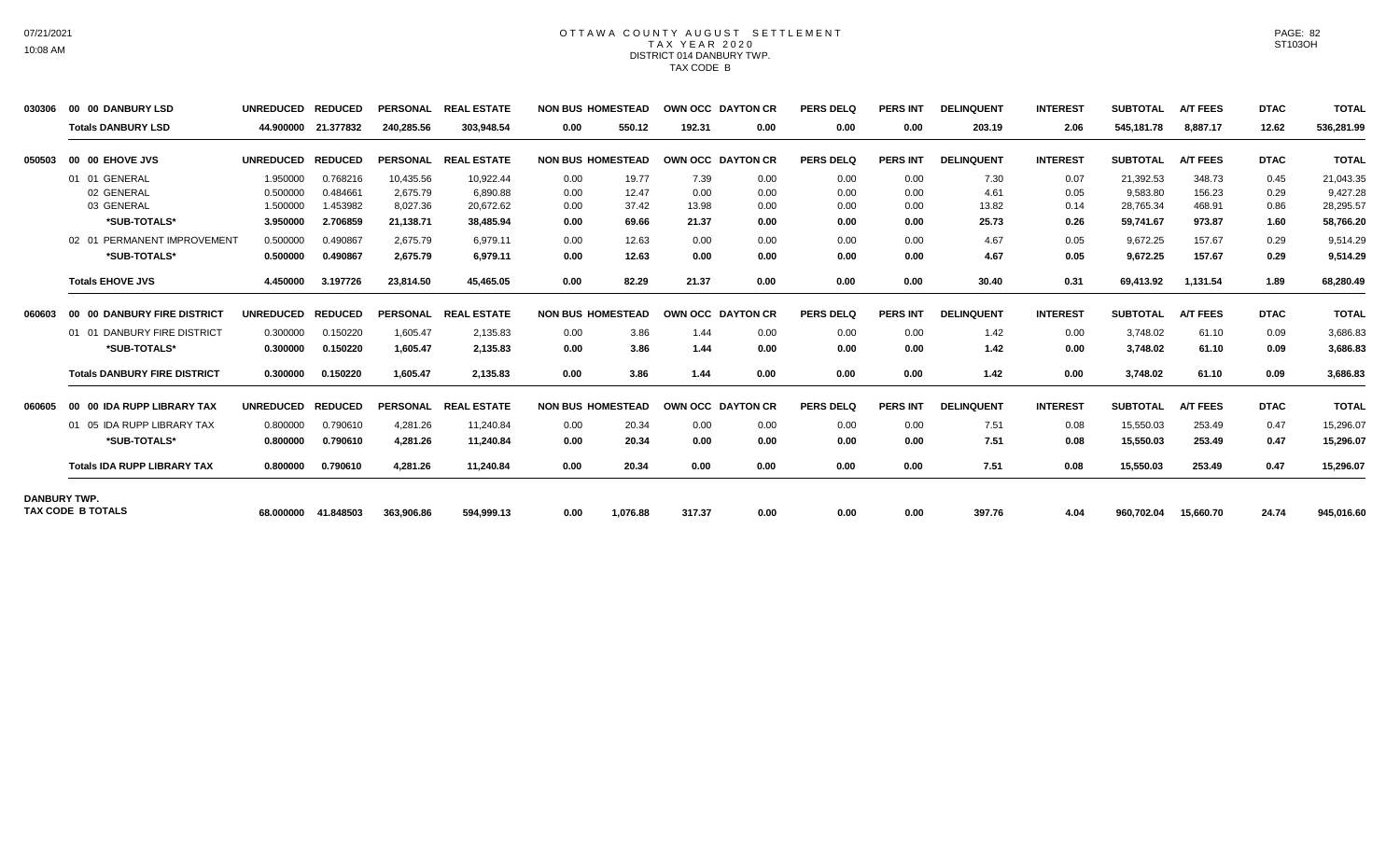# OTTAWA COUNTY AUGUST SETTLEMENT
## TAX YEAR 2020
### DISTRICT 014 DANBURY TWP.
### TAX CODE B

| | | UNREDUCED | REDUCED | PERSONAL | REAL ESTATE | NON BUS | HOMESTEAD | OWN OCC | DAYTON CR | PERS DELQ | PERS INT | DELINQUENT | INTEREST | SUBTOTAL | A/T FEES | DTAC | TOTAL |
|---|---|---|---|---|---|---|---|---|---|---|---|---|---|---|---|---|---|
| 030306 | 00 00 DANBURY LSD | UNREDUCED | REDUCED | PERSONAL | REAL ESTATE | NON BUS | HOMESTEAD | OWN OCC | DAYTON CR | PERS DELQ | PERS INT | DELINQUENT | INTEREST | SUBTOTAL | A/T FEES | DTAC | TOTAL |
| | **Totals DANBURY LSD** | **44.900000** | **21.377832** | **240,285.56** | **303,948.54** | **0.00** | **550.12** | **192.31** | **0.00** | **0.00** | **0.00** | **203.19** | **2.06** | **545,181.78** | **8,887.17** | **12.62** | **536,281.99** |
| 050503 | 00 00 EHOVE JVS | UNREDUCED | REDUCED | PERSONAL | REAL ESTATE | NON BUS | HOMESTEAD | OWN OCC | DAYTON CR | PERS DELQ | PERS INT | DELINQUENT | INTEREST | SUBTOTAL | A/T FEES | DTAC | TOTAL |
| | 01 01 GENERAL | 1.950000 | 0.768216 | 10,435.56 | 10,922.44 | 0.00 | 19.77 | 7.39 | 0.00 | 0.00 | 0.00 | 7.30 | 0.07 | 21,392.53 | 348.73 | 0.45 | 21,043.35 |
| | 02 GENERAL | 0.500000 | 0.484661 | 2,675.79 | 6,890.88 | 0.00 | 12.47 | 0.00 | 0.00 | 0.00 | 0.00 | 4.61 | 0.05 | 9,583.80 | 156.23 | 0.29 | 9,427.28 |
| | 03 GENERAL | 1.500000 | 1.453982 | 8,027.36 | 20,672.62 | 0.00 | 37.42 | 13.98 | 0.00 | 0.00 | 0.00 | 13.82 | 0.14 | 28,765.34 | 468.91 | 0.86 | 28,295.57 |
| | **\*SUB-TOTALS\*** | **3.950000** | **2.706859** | **21,138.71** | **38,485.94** | **0.00** | **69.66** | **21.37** | **0.00** | **0.00** | **0.00** | **25.73** | **0.26** | **59,741.67** | **973.87** | **1.60** | **58,766.20** |
| | 02 01 PERMANENT IMPROVEMENT | 0.500000 | 0.490867 | 2,675.79 | 6,979.11 | 0.00 | 12.63 | 0.00 | 0.00 | 0.00 | 0.00 | 4.67 | 0.05 | 9,672.25 | 157.67 | 0.29 | 9,514.29 |
| | **\*SUB-TOTALS\*** | **0.500000** | **0.490867** | **2,675.79** | **6,979.11** | **0.00** | **12.63** | **0.00** | **0.00** | **0.00** | **0.00** | **4.67** | **0.05** | **9,672.25** | **157.67** | **0.29** | **9,514.29** |
| | **Totals EHOVE JVS** | **4.450000** | **3.197726** | **23,814.50** | **45,465.05** | **0.00** | **82.29** | **21.37** | **0.00** | **0.00** | **0.00** | **30.40** | **0.31** | **69,413.92** | **1,131.54** | **1.89** | **68,280.49** |
| 060603 | 00 00 DANBURY FIRE DISTRICT | UNREDUCED | REDUCED | PERSONAL | REAL ESTATE | NON BUS | HOMESTEAD | OWN OCC | DAYTON CR | PERS DELQ | PERS INT | DELINQUENT | INTEREST | SUBTOTAL | A/T FEES | DTAC | TOTAL |
| | 01 01 DANBURY FIRE DISTRICT | 0.300000 | 0.150220 | 1,605.47 | 2,135.83 | 0.00 | 3.86 | 1.44 | 0.00 | 0.00 | 0.00 | 1.42 | 0.00 | 3,748.02 | 61.10 | 0.09 | 3,686.83 |
| | **\*SUB-TOTALS\*** | **0.300000** | **0.150220** | **1,605.47** | **2,135.83** | **0.00** | **3.86** | **1.44** | **0.00** | **0.00** | **0.00** | **1.42** | **0.00** | **3,748.02** | **61.10** | **0.09** | **3,686.83** |
| | **Totals DANBURY FIRE DISTRICT** | **0.300000** | **0.150220** | **1,605.47** | **2,135.83** | **0.00** | **3.86** | **1.44** | **0.00** | **0.00** | **0.00** | **1.42** | **0.00** | **3,748.02** | **61.10** | **0.09** | **3,686.83** |
| 060605 | 00 00 IDA RUPP LIBRARY TAX | UNREDUCED | REDUCED | PERSONAL | REAL ESTATE | NON BUS | HOMESTEAD | OWN OCC | DAYTON CR | PERS DELQ | PERS INT | DELINQUENT | INTEREST | SUBTOTAL | A/T FEES | DTAC | TOTAL |
| | 01 05 IDA RUPP LIBRARY TAX | 0.800000 | 0.790610 | 4,281.26 | 11,240.84 | 0.00 | 20.34 | 0.00 | 0.00 | 0.00 | 0.00 | 7.51 | 0.08 | 15,550.03 | 253.49 | 0.47 | 15,296.07 |
| | **\*SUB-TOTALS\*** | **0.800000** | **0.790610** | **4,281.26** | **11,240.84** | **0.00** | **20.34** | **0.00** | **0.00** | **0.00** | **0.00** | **7.51** | **0.08** | **15,550.03** | **253.49** | **0.47** | **15,296.07** |
| | **Totals IDA RUPP LIBRARY TAX** | **0.800000** | **0.790610** | **4,281.26** | **11,240.84** | **0.00** | **20.34** | **0.00** | **0.00** | **0.00** | **0.00** | **7.51** | **0.08** | **15,550.03** | **253.49** | **0.47** | **15,296.07** |
| **DANBURY TWP.** | **TAX CODE B TOTALS** | **68.000000** | **41.848503** | **363,906.86** | **594,999.13** | **0.00** | **1,076.88** | **317.37** | **0.00** | **0.00** | **0.00** | **397.76** | **4.04** | **960,702.04** | **15,660.70** | **24.74** | **945,016.60** |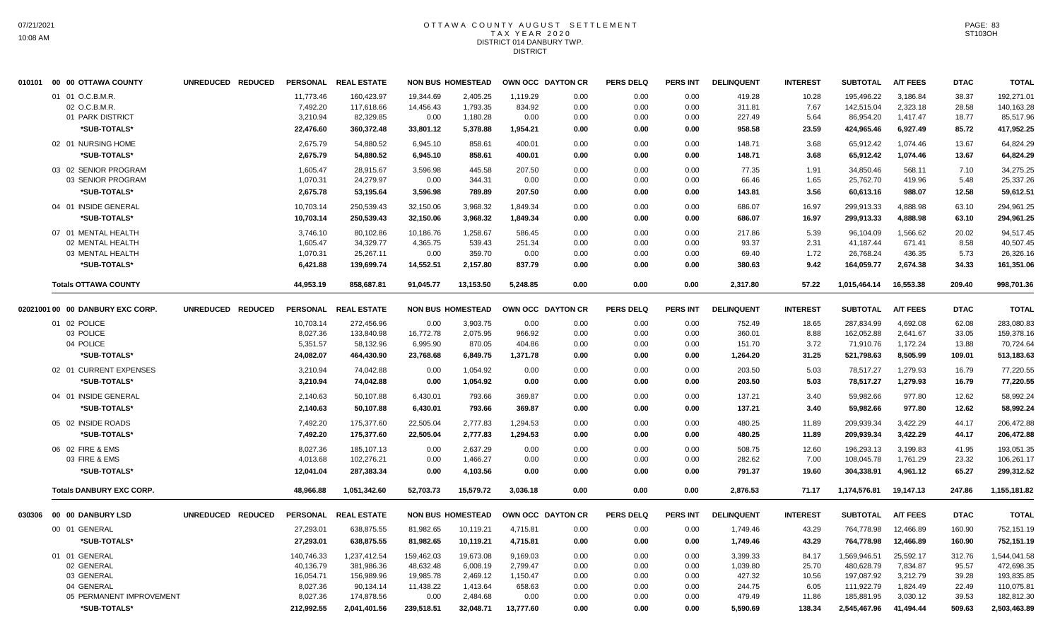# OTTAWA COUNTY AUGUST SETTLEMENT
## TAX YEAR 2020
## DISTRICT 014 DANBURY TWP.
## DISTRICT

| 010101 00 00 OTTAWA COUNTY | UNREDUCED | REDUCED | PERSONAL | REAL ESTATE | NON BUS | HOMESTEAD | OWN OCC | DAYTON CR | PERS DELQ | PERS INT | DELINQUENT | INTEREST | SUBTOTAL | A/T FEES | DTAC | TOTAL |
|---|---|---|---|---|---|---|---|---|---|---|---|---|---|---|---|---|
| 01 01 O.C.B.M.R. | | | 11,773.46 | 160,423.97 | 19,344.69 | 2,405.25 | 1,119.29 | 0.00 | 0.00 | 0.00 | 419.28 | 10.28 | 195,496.22 | 3,186.84 | 38.37 | 192,271.01 |
| 02 O.C.B.M.R. | | | 7,492.20 | 117,618.66 | 14,456.43 | 1,793.35 | 834.92 | 0.00 | 0.00 | 0.00 | 311.81 | 7.67 | 142,515.04 | 2,323.18 | 28.58 | 140,163.28 |
| 01 PARK DISTRICT | | | 3,210.94 | 82,329.85 | 0.00 | 1,180.28 | 0.00 | 0.00 | 0.00 | 0.00 | 227.49 | 5.64 | 86,954.20 | 1,417.47 | 18.77 | 85,517.96 |
| *SUB-TOTALS* | | | 22,476.60 | 360,372.48 | 33,801.12 | 5,378.88 | 1,954.21 | 0.00 | 0.00 | 0.00 | 958.58 | 23.59 | 424,965.46 | 6,927.49 | 85.72 | 417,952.25 |
| 02 01 NURSING HOME | | | 2,675.79 | 54,880.52 | 6,945.10 | 858.61 | 400.01 | 0.00 | 0.00 | 0.00 | 148.71 | 3.68 | 65,912.42 | 1,074.46 | 13.67 | 64,824.29 |
| *SUB-TOTALS* | | | 2,675.79 | 54,880.52 | 6,945.10 | 858.61 | 400.01 | 0.00 | 0.00 | 0.00 | 148.71 | 3.68 | 65,912.42 | 1,074.46 | 13.67 | 64,824.29 |
| 03 02 SENIOR PROGRAM | | | 1,605.47 | 28,915.67 | 3,596.98 | 445.58 | 207.50 | 0.00 | 0.00 | 0.00 | 77.35 | 1.91 | 34,850.46 | 568.11 | 7.10 | 34,275.25 |
| 03 SENIOR PROGRAM | | | 1,070.31 | 24,279.97 | 0.00 | 344.31 | 0.00 | 0.00 | 0.00 | 0.00 | 66.46 | 1.65 | 25,762.70 | 419.96 | 5.48 | 25,337.26 |
| *SUB-TOTALS* | | | 2,675.78 | 53,195.64 | 3,596.98 | 789.89 | 207.50 | 0.00 | 0.00 | 0.00 | 143.81 | 3.56 | 60,613.16 | 988.07 | 12.58 | 59,612.51 |
| 04 01 INSIDE GENERAL | | | 10,703.14 | 250,539.43 | 32,150.06 | 3,968.32 | 1,849.34 | 0.00 | 0.00 | 0.00 | 686.07 | 16.97 | 299,913.33 | 4,888.98 | 63.10 | 294,961.25 |
| *SUB-TOTALS* | | | 10,703.14 | 250,539.43 | 32,150.06 | 3,968.32 | 1,849.34 | 0.00 | 0.00 | 0.00 | 686.07 | 16.97 | 299,913.33 | 4,888.98 | 63.10 | 294,961.25 |
| 07 01 MENTAL HEALTH | | | 3,746.10 | 80,102.86 | 10,186.76 | 1,258.67 | 586.45 | 0.00 | 0.00 | 0.00 | 217.86 | 5.39 | 96,104.09 | 1,566.62 | 20.02 | 94,517.45 |
| 02 MENTAL HEALTH | | | 1,605.47 | 34,329.77 | 4,365.75 | 539.43 | 251.34 | 0.00 | 0.00 | 0.00 | 93.37 | 2.31 | 41,187.44 | 671.41 | 8.58 | 40,507.45 |
| 03 MENTAL HEALTH | | | 1,070.31 | 25,267.11 | 0.00 | 359.70 | 0.00 | 0.00 | 0.00 | 0.00 | 69.40 | 1.72 | 26,768.24 | 436.35 | 5.73 | 26,326.16 |
| *SUB-TOTALS* | | | 6,421.88 | 139,699.74 | 14,552.51 | 2,157.80 | 837.79 | 0.00 | 0.00 | 0.00 | 380.63 | 9.42 | 164,059.77 | 2,674.38 | 34.33 | 161,351.06 |
| **Totals OTTAWA COUNTY** | | | 44,953.19 | 858,687.81 | 91,045.77 | 13,153.50 | 5,248.85 | 0.00 | 0.00 | 0.00 | 2,317.80 | 57.22 | 1,015,464.14 | 16,553.38 | 209.40 | 998,701.36 |

| 02021001 00 00 DANBURY EXC CORP. | UNREDUCED | REDUCED | PERSONAL | REAL ESTATE | NON BUS | HOMESTEAD | OWN OCC | DAYTON CR | PERS DELQ | PERS INT | DELINQUENT | INTEREST | SUBTOTAL | A/T FEES | DTAC | TOTAL |
|---|---|---|---|---|---|---|---|---|---|---|---|---|---|---|---|---|
| 01 02 POLICE | | | 10,703.14 | 272,456.96 | 0.00 | 3,903.75 | 0.00 | 0.00 | 0.00 | 0.00 | 752.49 | 18.65 | 287,834.99 | 4,692.08 | 62.08 | 283,080.83 |
| 03 POLICE | | | 8,027.36 | 133,840.98 | 16,772.78 | 2,075.95 | 966.92 | 0.00 | 0.00 | 0.00 | 360.01 | 8.88 | 162,052.88 | 2,641.67 | 33.05 | 159,378.16 |
| 04 POLICE | | | 5,351.57 | 58,132.96 | 6,995.90 | 870.05 | 404.86 | 0.00 | 0.00 | 0.00 | 151.70 | 3.72 | 71,910.76 | 1,172.24 | 13.88 | 70,724.64 |
| *SUB-TOTALS* | | | 24,082.07 | 464,430.90 | 23,768.68 | 6,849.75 | 1,371.78 | 0.00 | 0.00 | 0.00 | 1,264.20 | 31.25 | 521,798.63 | 8,505.99 | 109.01 | 513,183.63 |
| 02 01 CURRENT EXPENSES | | | 3,210.94 | 74,042.88 | 0.00 | 1,054.92 | 0.00 | 0.00 | 0.00 | 0.00 | 203.50 | 5.03 | 78,517.27 | 1,279.93 | 16.79 | 77,220.55 |
| *SUB-TOTALS* | | | 3,210.94 | 74,042.88 | 0.00 | 1,054.92 | 0.00 | 0.00 | 0.00 | 0.00 | 203.50 | 5.03 | 78,517.27 | 1,279.93 | 16.79 | 77,220.55 |
| 04 01 INSIDE GENERAL | | | 2,140.63 | 50,107.88 | 6,430.01 | 793.66 | 369.87 | 0.00 | 0.00 | 0.00 | 137.21 | 3.40 | 59,982.66 | 977.80 | 12.62 | 58,992.24 |
| *SUB-TOTALS* | | | 2,140.63 | 50,107.88 | 6,430.01 | 793.66 | 369.87 | 0.00 | 0.00 | 0.00 | 137.21 | 3.40 | 59,982.66 | 977.80 | 12.62 | 58,992.24 |
| 05 02 INSIDE ROADS | | | 7,492.20 | 175,377.60 | 22,505.04 | 2,777.83 | 1,294.53 | 0.00 | 0.00 | 0.00 | 480.25 | 11.89 | 209,939.34 | 3,422.29 | 44.17 | 206,472.88 |
| *SUB-TOTALS* | | | 7,492.20 | 175,377.60 | 22,505.04 | 2,777.83 | 1,294.53 | 0.00 | 0.00 | 0.00 | 480.25 | 11.89 | 209,939.34 | 3,422.29 | 44.17 | 206,472.88 |
| 06 02 FIRE & EMS | | | 8,027.36 | 185,107.13 | 0.00 | 2,637.29 | 0.00 | 0.00 | 0.00 | 0.00 | 508.75 | 12.60 | 196,293.13 | 3,199.83 | 41.95 | 193,051.35 |
| 03 FIRE & EMS | | | 4,013.68 | 102,276.21 | 0.00 | 1,466.27 | 0.00 | 0.00 | 0.00 | 0.00 | 282.62 | 7.00 | 108,045.78 | 1,761.29 | 23.32 | 106,261.17 |
| *SUB-TOTALS* | | | 12,041.04 | 287,383.34 | 0.00 | 4,103.56 | 0.00 | 0.00 | 0.00 | 0.00 | 791.37 | 19.60 | 304,338.91 | 4,961.12 | 65.27 | 299,312.52 |
| **Totals DANBURY EXC CORP.** | | | 48,966.88 | 1,051,342.60 | 52,703.73 | 15,579.72 | 3,036.18 | 0.00 | 0.00 | 0.00 | 2,876.53 | 71.17 | 1,174,576.81 | 19,147.13 | 247.86 | 1,155,181.82 |

| 030306 00 00 DANBURY LSD | UNREDUCED | REDUCED | PERSONAL | REAL ESTATE | NON BUS | HOMESTEAD | OWN OCC | DAYTON CR | PERS DELQ | PERS INT | DELINQUENT | INTEREST | SUBTOTAL | A/T FEES | DTAC | TOTAL |
|---|---|---|---|---|---|---|---|---|---|---|---|---|---|---|---|---|
| 00 01 GENERAL | | | 27,293.01 | 638,875.55 | 81,982.65 | 10,119.21 | 4,715.81 | 0.00 | 0.00 | 0.00 | 1,749.46 | 43.29 | 764,778.98 | 12,466.89 | 160.90 | 752,151.19 |
| *SUB-TOTALS* | | | 27,293.01 | 638,875.55 | 81,982.65 | 10,119.21 | 4,715.81 | 0.00 | 0.00 | 0.00 | 1,749.46 | 43.29 | 764,778.98 | 12,466.89 | 160.90 | 752,151.19 |
| 01 01 GENERAL | | | 140,746.33 | 1,237,412.54 | 159,462.03 | 19,673.08 | 9,169.03 | 0.00 | 0.00 | 0.00 | 3,399.33 | 84.17 | 1,569,946.51 | 25,592.17 | 312.76 | 1,544,041.58 |
| 02 GENERAL | | | 40,136.79 | 381,986.36 | 48,632.48 | 6,008.19 | 2,799.47 | 0.00 | 0.00 | 0.00 | 1,039.80 | 25.70 | 480,628.79 | 7,834.87 | 95.57 | 472,698.35 |
| 03 GENERAL | | | 16,054.71 | 156,989.96 | 19,985.78 | 2,469.12 | 1,150.47 | 0.00 | 0.00 | 0.00 | 427.32 | 10.56 | 197,087.92 | 3,212.79 | 39.28 | 193,835.85 |
| 04 GENERAL | | | 8,027.36 | 90,134.14 | 11,438.22 | 1,413.64 | 658.63 | 0.00 | 0.00 | 0.00 | 244.75 | 6.05 | 111,922.79 | 1,824.49 | 22.49 | 110,075.81 |
| 05 PERMANENT IMPROVEMENT | | | 8,027.36 | 174,878.56 | 0.00 | 2,484.68 | 0.00 | 0.00 | 0.00 | 0.00 | 479.49 | 11.86 | 185,881.95 | 3,030.12 | 39.53 | 182,812.30 |
| *SUB-TOTALS* | | | 212,992.55 | 2,041,401.56 | 239,518.51 | 32,048.71 | 13,777.60 | 0.00 | 0.00 | 0.00 | 5,590.69 | 138.34 | 2,545,467.96 | 41,494.44 | 509.63 | 2,503,463.89 |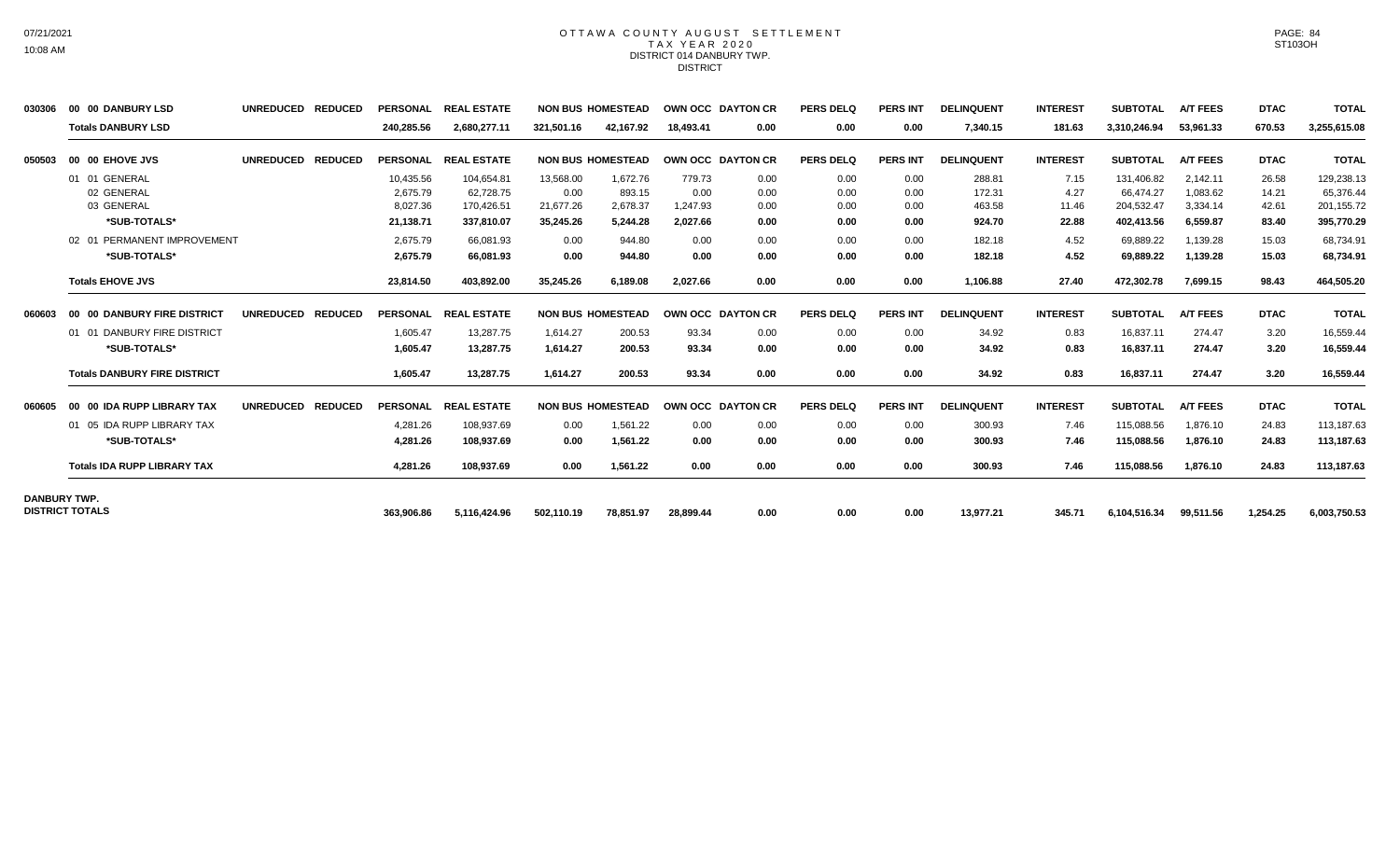# OTTAWA COUNTY AUGUST SETTLEMENT
## TAX YEAR 2020
## DISTRICT 014 DANBURY TWP.
## DISTRICT

| Code | Description | UNREDUCED | REDUCED | PERSONAL | REAL ESTATE | NON BUS | HOMESTEAD | OWN OCC | DAYTON CR | PERS DELQ | PERS INT | DELINQUENT | INTEREST | SUBTOTAL | A/T FEES | DTAC | TOTAL |
|---|---|---|---|---|---|---|---|---|---|---|---|---|---|---|---|---|---|
| 030306 | 00 00 DANBURY LSD | UNREDUCED | REDUCED | PERSONAL | REAL ESTATE | NON BUS | HOMESTEAD | OWN OCC | DAYTON CR | PERS DELQ | PERS INT | DELINQUENT | INTEREST | SUBTOTAL | A/T FEES | DTAC | TOTAL |
| | **Totals DANBURY LSD** | | | **240,285.56** | **2,680,277.11** | **321,501.16** | **42,167.92** | **18,493.41** | **0.00** | **0.00** | **0.00** | **7,340.15** | **181.63** | **3,310,246.94** | **53,961.33** | **670.53** | **3,255,615.08** |
| 050503 | 00 00 EHOVE JVS | UNREDUCED | REDUCED | PERSONAL | REAL ESTATE | NON BUS | HOMESTEAD | OWN OCC | DAYTON CR | PERS DELQ | PERS INT | DELINQUENT | INTEREST | SUBTOTAL | A/T FEES | DTAC | TOTAL |
| | 01 01 GENERAL | | | 10,435.56 | 104,654.81 | 13,568.00 | 1,672.76 | 779.73 | 0.00 | 0.00 | 0.00 | 288.81 | 7.15 | 131,406.82 | 2,142.11 | 26.58 | 129,238.13 |
| | 02 GENERAL | | | 2,675.79 | 62,728.75 | 0.00 | 893.15 | 0.00 | 0.00 | 0.00 | 0.00 | 172.31 | 4.27 | 66,474.27 | 1,083.62 | 14.21 | 65,376.44 |
| | 03 GENERAL | | | 8,027.36 | 170,426.51 | 21,677.26 | 2,678.37 | 1,247.93 | 0.00 | 0.00 | 0.00 | 463.58 | 11.46 | 204,532.47 | 3,334.14 | 42.61 | 201,155.72 |
| | **\*SUB-TOTALS\*** | | | **21,138.71** | **337,810.07** | **35,245.26** | **5,244.28** | **2,027.66** | **0.00** | **0.00** | **0.00** | **924.70** | **22.88** | **402,413.56** | **6,559.87** | **83.40** | **395,770.29** |
| | 02 01 PERMANENT IMPROVEMENT | | | 2,675.79 | 66,081.93 | 0.00 | 944.80 | 0.00 | 0.00 | 0.00 | 0.00 | 182.18 | 4.52 | 69,889.22 | 1,139.28 | 15.03 | 68,734.91 |
| | **\*SUB-TOTALS\*** | | | **2,675.79** | **66,081.93** | **0.00** | **944.80** | **0.00** | **0.00** | **0.00** | **0.00** | **182.18** | **4.52** | **69,889.22** | **1,139.28** | **15.03** | **68,734.91** |
| | **Totals EHOVE JVS** | | | **23,814.50** | **403,892.00** | **35,245.26** | **6,189.08** | **2,027.66** | **0.00** | **0.00** | **0.00** | **1,106.88** | **27.40** | **472,302.78** | **7,699.15** | **98.43** | **464,505.20** |
| 060603 | 00 00 DANBURY FIRE DISTRICT | UNREDUCED | REDUCED | PERSONAL | REAL ESTATE | NON BUS | HOMESTEAD | OWN OCC | DAYTON CR | PERS DELQ | PERS INT | DELINQUENT | INTEREST | SUBTOTAL | A/T FEES | DTAC | TOTAL |
| | 01 01 DANBURY FIRE DISTRICT | | | 1,605.47 | 13,287.75 | 1,614.27 | 200.53 | 93.34 | 0.00 | 0.00 | 0.00 | 34.92 | 0.83 | 16,837.11 | 274.47 | 3.20 | 16,559.44 |
| | **\*SUB-TOTALS\*** | | | **1,605.47** | **13,287.75** | **1,614.27** | **200.53** | **93.34** | **0.00** | **0.00** | **0.00** | **34.92** | **0.83** | **16,837.11** | **274.47** | **3.20** | **16,559.44** |
| | **Totals DANBURY FIRE DISTRICT** | | | **1,605.47** | **13,287.75** | **1,614.27** | **200.53** | **93.34** | **0.00** | **0.00** | **0.00** | **34.92** | **0.83** | **16,837.11** | **274.47** | **3.20** | **16,559.44** |
| 060605 | 00 00 IDA RUPP LIBRARY TAX | UNREDUCED | REDUCED | PERSONAL | REAL ESTATE | NON BUS | HOMESTEAD | OWN OCC | DAYTON CR | PERS DELQ | PERS INT | DELINQUENT | INTEREST | SUBTOTAL | A/T FEES | DTAC | TOTAL |
| | 01 05 IDA RUPP LIBRARY TAX | | | 4,281.26 | 108,937.69 | 0.00 | 1,561.22 | 0.00 | 0.00 | 0.00 | 0.00 | 300.93 | 7.46 | 115,088.56 | 1,876.10 | 24.83 | 113,187.63 |
| | **\*SUB-TOTALS\*** | | | **4,281.26** | **108,937.69** | **0.00** | **1,561.22** | **0.00** | **0.00** | **0.00** | **0.00** | **300.93** | **7.46** | **115,088.56** | **1,876.10** | **24.83** | **113,187.63** |
| | **Totals IDA RUPP LIBRARY TAX** | | | **4,281.26** | **108,937.69** | **0.00** | **1,561.22** | **0.00** | **0.00** | **0.00** | **0.00** | **300.93** | **7.46** | **115,088.56** | **1,876.10** | **24.83** | **113,187.63** |
| **DANBURY TWP. DISTRICT TOTALS** | | | | **363,906.86** | **5,116,424.96** | **502,110.19** | **78,851.97** | **28,899.44** | **0.00** | **0.00** | **0.00** | **13,977.21** | **345.71** | **6,104,516.34** | **99,511.56** | **1,254.25** | **6,003,750.53** |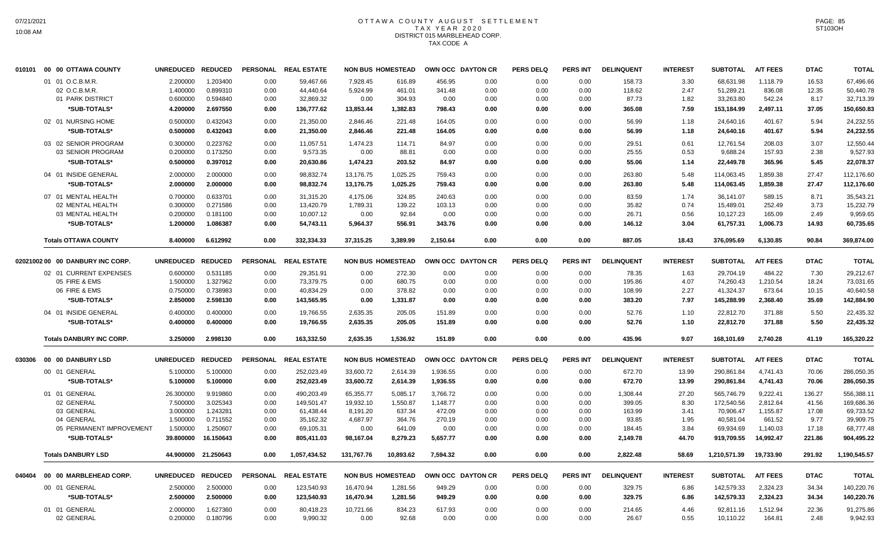# OTTAWA COUNTY AUGUST SETTLEMENT
## TAX YEAR 2020
## DISTRICT 015 MARBLEHEAD CORP.
## TAX CODE A

| | | UNREDUCED | REDUCED | PERSONAL | REAL ESTATE | NON BUS | HOMESTEAD | OWN OCC | DAYTON CR | PERS DELQ | PERS INT | DELINQUENT | INTEREST | SUBTOTAL | A/T FEES | DTAC | TOTAL |
|---|---|---|---|---|---|---|---|---|---|---|---|---|---|---|---|---|---|
| 010101 | 00 00 OTTAWA COUNTY | | | | | | | | | | | | | | | | |
| | 01 01 O.C.B.M.R. | 2.200000 | 1.203400 | 0.00 | 59,467.66 | 7,928.45 | 616.89 | 456.95 | 0.00 | 0.00 | 0.00 | 158.73 | 3.30 | 68,631.98 | 1,118.79 | 16.53 | 67,496.66 |
| | 02 O.C.B.M.R. | 1.400000 | 0.899310 | 0.00 | 44,440.64 | 5,924.99 | 461.01 | 341.48 | 0.00 | 0.00 | 0.00 | 118.62 | 2.47 | 51,289.21 | 836.08 | 12.35 | 50,440.78 |
| | 01 PARK DISTRICT | 0.600000 | 0.594840 | 0.00 | 32,869.32 | 0.00 | 304.93 | 0.00 | 0.00 | 0.00 | 0.00 | 87.73 | 1.82 | 33,263.80 | 542.24 | 8.17 | 32,713.39 |
| | *SUB-TOTALS* | 4.200000 | 2.697550 | 0.00 | 136,777.62 | 13,853.44 | 1,382.83 | 798.43 | 0.00 | 0.00 | 0.00 | 365.08 | 7.59 | 153,184.99 | 2,497.11 | 37.05 | 150,650.83 |
| | 02 01 NURSING HOME | 0.500000 | 0.432043 | 0.00 | 21,350.00 | 2,846.46 | 221.48 | 164.05 | 0.00 | 0.00 | 0.00 | 56.99 | 1.18 | 24,640.16 | 401.67 | 5.94 | 24,232.55 |
| | *SUB-TOTALS* | 0.500000 | 0.432043 | 0.00 | 21,350.00 | 2,846.46 | 221.48 | 164.05 | 0.00 | 0.00 | 0.00 | 56.99 | 1.18 | 24,640.16 | 401.67 | 5.94 | 24,232.55 |
| | 03 02 SENIOR PROGRAM | 0.300000 | 0.223762 | 0.00 | 11,057.51 | 1,474.23 | 114.71 | 84.97 | 0.00 | 0.00 | 0.00 | 29.51 | 0.61 | 12,761.54 | 208.03 | 3.07 | 12,550.44 |
| | 03 SENIOR PROGRAM | 0.200000 | 0.173250 | 0.00 | 9,573.35 | 0.00 | 88.81 | 0.00 | 0.00 | 0.00 | 0.00 | 25.55 | 0.53 | 9,688.24 | 157.93 | 2.38 | 9,527.93 |
| | *SUB-TOTALS* | 0.500000 | 0.397012 | 0.00 | 20,630.86 | 1,474.23 | 203.52 | 84.97 | 0.00 | 0.00 | 0.00 | 55.06 | 1.14 | 22,449.78 | 365.96 | 5.45 | 22,078.37 |
| | 04 01 INSIDE GENERAL | 2.000000 | 2.000000 | 0.00 | 98,832.74 | 13,176.75 | 1,025.25 | 759.43 | 0.00 | 0.00 | 0.00 | 263.80 | 5.48 | 114,063.45 | 1,859.38 | 27.47 | 112,176.60 |
| | *SUB-TOTALS* | 2.000000 | 2.000000 | 0.00 | 98,832.74 | 13,176.75 | 1,025.25 | 759.43 | 0.00 | 0.00 | 0.00 | 263.80 | 5.48 | 114,063.45 | 1,859.38 | 27.47 | 112,176.60 |
| | 07 01 MENTAL HEALTH | 0.700000 | 0.633701 | 0.00 | 31,315.20 | 4,175.06 | 324.85 | 240.63 | 0.00 | 0.00 | 0.00 | 83.59 | 1.74 | 36,141.07 | 589.15 | 8.71 | 35,543.21 |
| | 02 MENTAL HEALTH | 0.300000 | 0.271586 | 0.00 | 13,420.79 | 1,789.31 | 139.22 | 103.13 | 0.00 | 0.00 | 0.00 | 35.82 | 0.74 | 15,489.01 | 252.49 | 3.73 | 15,232.79 |
| | 03 MENTAL HEALTH | 0.200000 | 0.181100 | 0.00 | 10,007.12 | 0.00 | 92.84 | 0.00 | 0.00 | 0.00 | 0.00 | 26.71 | 0.56 | 10,127.23 | 165.09 | 2.49 | 9,959.65 |
| | *SUB-TOTALS* | 1.200000 | 1.086387 | 0.00 | 54,743.11 | 5,964.37 | 556.91 | 343.76 | 0.00 | 0.00 | 0.00 | 146.12 | 3.04 | 61,757.31 | 1,006.73 | 14.93 | 60,735.65 |
| | Totals OTTAWA COUNTY | 8.400000 | 6.612992 | 0.00 | 332,334.33 | 37,315.25 | 3,389.99 | 2,150.64 | 0.00 | 0.00 | 0.00 | 887.05 | 18.43 | 376,095.69 | 6,130.85 | 90.84 | 369,874.00 |
| 02021002 | 00 00 DANBURY INC CORP. | UNREDUCED | REDUCED | PERSONAL | REAL ESTATE | NON BUS | HOMESTEAD | OWN OCC | DAYTON CR | PERS DELQ | PERS INT | DELINQUENT | INTEREST | SUBTOTAL | A/T FEES | DTAC | TOTAL |
| | 02 01 CURRENT EXPENSES | 0.600000 | 0.531185 | 0.00 | 29,351.91 | 0.00 | 272.30 | 0.00 | 0.00 | 0.00 | 0.00 | 78.35 | 1.63 | 29,704.19 | 484.22 | 7.30 | 29,212.67 |
| | 05 FIRE & EMS | 1.500000 | 1.327962 | 0.00 | 73,379.75 | 0.00 | 680.75 | 0.00 | 0.00 | 0.00 | 0.00 | 195.86 | 4.07 | 74,260.43 | 1,210.54 | 18.24 | 73,031.65 |
| | 06 FIRE & EMS | 0.750000 | 0.738983 | 0.00 | 40,834.29 | 0.00 | 378.82 | 0.00 | 0.00 | 0.00 | 0.00 | 108.99 | 2.27 | 41,324.37 | 673.64 | 10.15 | 40,640.58 |
| | *SUB-TOTALS* | 2.850000 | 2.598130 | 0.00 | 143,565.95 | 0.00 | 1,331.87 | 0.00 | 0.00 | 0.00 | 0.00 | 383.20 | 7.97 | 145,288.99 | 2,368.40 | 35.69 | 142,884.90 |
| | 04 01 INSIDE GENERAL | 0.400000 | 0.400000 | 0.00 | 19,766.55 | 2,635.35 | 205.05 | 151.89 | 0.00 | 0.00 | 0.00 | 52.76 | 1.10 | 22,812.70 | 371.88 | 5.50 | 22,435.32 |
| | *SUB-TOTALS* | 0.400000 | 0.400000 | 0.00 | 19,766.55 | 2,635.35 | 205.05 | 151.89 | 0.00 | 0.00 | 0.00 | 52.76 | 1.10 | 22,812.70 | 371.88 | 5.50 | 22,435.32 |
| | Totals DANBURY INC CORP. | 3.250000 | 2.998130 | 0.00 | 163,332.50 | 2,635.35 | 1,536.92 | 151.89 | 0.00 | 0.00 | 0.00 | 435.96 | 9.07 | 168,101.69 | 2,740.28 | 41.19 | 165,320.22 |
| 030306 | 00 00 DANBURY LSD | UNREDUCED | REDUCED | PERSONAL | REAL ESTATE | NON BUS | HOMESTEAD | OWN OCC | DAYTON CR | PERS DELQ | PERS INT | DELINQUENT | INTEREST | SUBTOTAL | A/T FEES | DTAC | TOTAL |
| | 00 01 GENERAL | 5.100000 | 5.100000 | 0.00 | 252,023.49 | 33,600.72 | 2,614.39 | 1,936.55 | 0.00 | 0.00 | 0.00 | 672.70 | 13.99 | 290,861.84 | 4,741.43 | 70.06 | 286,050.35 |
| | *SUB-TOTALS* | 5.100000 | 5.100000 | 0.00 | 252,023.49 | 33,600.72 | 2,614.39 | 1,936.55 | 0.00 | 0.00 | 0.00 | 672.70 | 13.99 | 290,861.84 | 4,741.43 | 70.06 | 286,050.35 |
| | 01 01 GENERAL | 26.300000 | 9.919860 | 0.00 | 490,203.49 | 65,355.77 | 5,085.17 | 3,766.72 | 0.00 | 0.00 | 0.00 | 1,308.44 | 27.20 | 565,746.79 | 9,222.41 | 136.27 | 556,388.11 |
| | 02 GENERAL | 7.500000 | 3.025343 | 0.00 | 149,501.47 | 19,932.10 | 1,550.87 | 1,148.77 | 0.00 | 0.00 | 0.00 | 399.05 | 8.30 | 172,540.56 | 2,812.64 | 41.56 | 169,686.36 |
| | 03 GENERAL | 3.000000 | 1.243281 | 0.00 | 61,438.44 | 8,191.20 | 637.34 | 472.09 | 0.00 | 0.00 | 0.00 | 163.99 | 3.41 | 70,906.47 | 1,155.87 | 17.08 | 69,733.52 |
| | 04 GENERAL | 1.500000 | 0.711552 | 0.00 | 35,162.32 | 4,687.97 | 364.76 | 270.19 | 0.00 | 0.00 | 0.00 | 93.85 | 1.95 | 40,581.04 | 661.52 | 9.77 | 39,909.75 |
| | 05 PERMANENT IMPROVEMENT | 1.500000 | 1.250607 | 0.00 | 69,105.31 | 0.00 | 641.09 | 0.00 | 0.00 | 0.00 | 0.00 | 184.45 | 3.84 | 69,934.69 | 1,140.03 | 17.18 | 68,777.48 |
| | *SUB-TOTALS* | 39.800000 | 16.150643 | 0.00 | 805,411.03 | 98,167.04 | 8,279.23 | 5,657.77 | 0.00 | 0.00 | 0.00 | 2,149.78 | 44.70 | 919,709.55 | 14,992.47 | 221.86 | 904,495.22 |
| | Totals DANBURY LSD | 44.900000 | 21.250643 | 0.00 | 1,057,434.52 | 131,767.76 | 10,893.62 | 7,594.32 | 0.00 | 0.00 | 0.00 | 2,822.48 | 58.69 | 1,210,571.39 | 19,733.90 | 291.92 | 1,190,545.57 |
| 040404 | 00 00 MARBLEHEAD CORP. | UNREDUCED | REDUCED | PERSONAL | REAL ESTATE | NON BUS | HOMESTEAD | OWN OCC | DAYTON CR | PERS DELQ | PERS INT | DELINQUENT | INTEREST | SUBTOTAL | A/T FEES | DTAC | TOTAL |
| | 00 01 GENERAL | 2.500000 | 2.500000 | 0.00 | 123,540.93 | 16,470.94 | 1,281.56 | 949.29 | 0.00 | 0.00 | 0.00 | 329.75 | 6.86 | 142,579.33 | 2,324.23 | 34.34 | 140,220.76 |
| | *SUB-TOTALS* | 2.500000 | 2.500000 | 0.00 | 123,540.93 | 16,470.94 | 1,281.56 | 949.29 | 0.00 | 0.00 | 0.00 | 329.75 | 6.86 | 142,579.33 | 2,324.23 | 34.34 | 140,220.76 |
| | 01 01 GENERAL | 2.000000 | 1.627360 | 0.00 | 80,418.23 | 10,721.66 | 834.23 | 617.93 | 0.00 | 0.00 | 0.00 | 214.65 | 4.46 | 92,811.16 | 1,512.94 | 22.36 | 91,275.86 |
| | 02 GENERAL | 0.200000 | 0.180796 | 0.00 | 9,990.32 | 0.00 | 92.68 | 0.00 | 0.00 | 0.00 | 0.00 | 26.67 | 0.55 | 10,110.22 | 164.81 | 2.48 | 9,942.93 |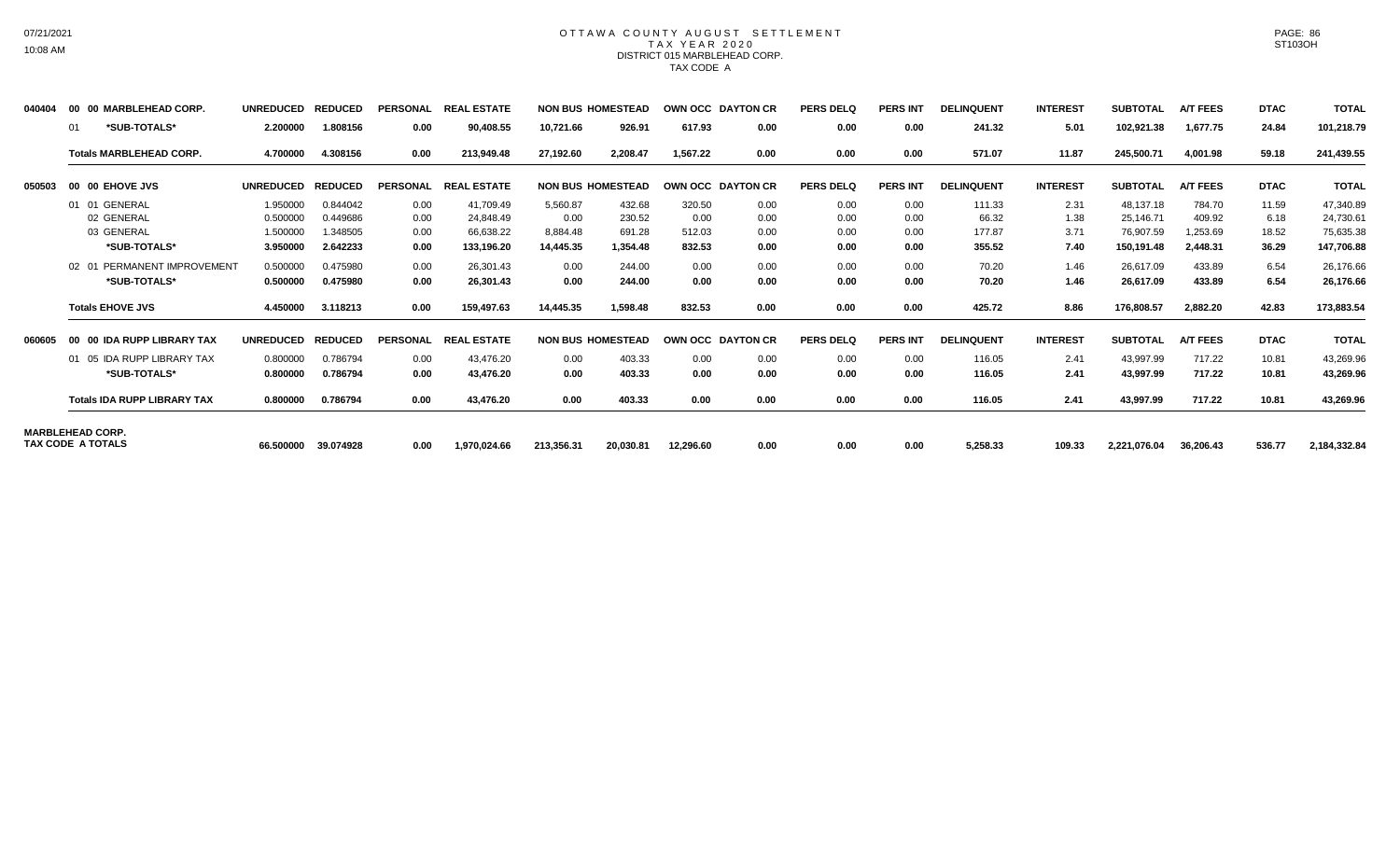# OTTAWA COUNTY AUGUST SETTLEMENT
## TAX YEAR 2020
### DISTRICT 015 MARBLEHEAD CORP.
TAX CODE A

| | | UNREDUCED | REDUCED | PERSONAL | REAL ESTATE | NON BUS | HOMESTEAD | OWN OCC | DAYTON CR | PERS DELQ | PERS INT | DELINQUENT | INTEREST | SUBTOTAL | A/T FEES | DTAC | TOTAL |
|---|---|---|---|---|---|---|---|---|---|---|---|---|---|---|---|---|---|
| 040404 | 00 00 MARBLEHEAD CORP. | UNREDUCED | REDUCED | PERSONAL | REAL ESTATE | NON BUS | HOMESTEAD | OWN OCC | DAYTON CR | PERS DELQ | PERS INT | DELINQUENT | INTEREST | SUBTOTAL | A/T FEES | DTAC | TOTAL |
| | 01 *SUB-TOTALS* | 2.200000 | 1.808156 | 0.00 | 90,408.55 | 10,721.66 | 926.91 | 617.93 | 0.00 | 0.00 | 0.00 | 241.32 | 5.01 | 102,921.38 | 1,677.75 | 24.84 | 101,218.79 |
| | Totals MARBLEHEAD CORP. | 4.700000 | 4.308156 | 0.00 | 213,949.48 | 27,192.60 | 2,208.47 | 1,567.22 | 0.00 | 0.00 | 0.00 | 571.07 | 11.87 | 245,500.71 | 4,001.98 | 59.18 | 241,439.55 |
| 050503 | 00 00 EHOVE JVS | UNREDUCED | REDUCED | PERSONAL | REAL ESTATE | NON BUS | HOMESTEAD | OWN OCC | DAYTON CR | PERS DELQ | PERS INT | DELINQUENT | INTEREST | SUBTOTAL | A/T FEES | DTAC | TOTAL |
| | 01 01 GENERAL | 1.950000 | 0.844042 | 0.00 | 41,709.49 | 5,560.87 | 432.68 | 320.50 | 0.00 | 0.00 | 0.00 | 111.33 | 2.31 | 48,137.18 | 784.70 | 11.59 | 47,340.89 |
| | 02 GENERAL | 0.500000 | 0.449686 | 0.00 | 24,848.49 | 0.00 | 230.52 | 0.00 | 0.00 | 0.00 | 0.00 | 66.32 | 1.38 | 25,146.71 | 409.92 | 6.18 | 24,730.61 |
| | 03 GENERAL | 1.500000 | 1.348505 | 0.00 | 66,638.22 | 8,884.48 | 691.28 | 512.03 | 0.00 | 0.00 | 0.00 | 177.87 | 3.71 | 76,907.59 | 1,253.69 | 18.52 | 75,635.38 |
| | *SUB-TOTALS* | 3.950000 | 2.642233 | 0.00 | 133,196.20 | 14,445.35 | 1,354.48 | 832.53 | 0.00 | 0.00 | 0.00 | 355.52 | 7.40 | 150,191.48 | 2,448.31 | 36.29 | 147,706.88 |
| | 02 01 PERMANENT IMPROVEMENT | 0.500000 | 0.475980 | 0.00 | 26,301.43 | 0.00 | 244.00 | 0.00 | 0.00 | 0.00 | 0.00 | 70.20 | 1.46 | 26,617.09 | 433.89 | 6.54 | 26,176.66 |
| | *SUB-TOTALS* | 0.500000 | 0.475980 | 0.00 | 26,301.43 | 0.00 | 244.00 | 0.00 | 0.00 | 0.00 | 0.00 | 70.20 | 1.46 | 26,617.09 | 433.89 | 6.54 | 26,176.66 |
| | Totals EHOVE JVS | 4.450000 | 3.118213 | 0.00 | 159,497.63 | 14,445.35 | 1,598.48 | 832.53 | 0.00 | 0.00 | 0.00 | 425.72 | 8.86 | 176,808.57 | 2,882.20 | 42.83 | 173,883.54 |
| 060605 | 00 00 IDA RUPP LIBRARY TAX | UNREDUCED | REDUCED | PERSONAL | REAL ESTATE | NON BUS | HOMESTEAD | OWN OCC | DAYTON CR | PERS DELQ | PERS INT | DELINQUENT | INTEREST | SUBTOTAL | A/T FEES | DTAC | TOTAL |
| | 01 05 IDA RUPP LIBRARY TAX | 0.800000 | 0.786794 | 0.00 | 43,476.20 | 0.00 | 403.33 | 0.00 | 0.00 | 0.00 | 0.00 | 116.05 | 2.41 | 43,997.99 | 717.22 | 10.81 | 43,269.96 |
| | *SUB-TOTALS* | 0.800000 | 0.786794 | 0.00 | 43,476.20 | 0.00 | 403.33 | 0.00 | 0.00 | 0.00 | 0.00 | 116.05 | 2.41 | 43,997.99 | 717.22 | 10.81 | 43,269.96 |
| | Totals IDA RUPP LIBRARY TAX | 0.800000 | 0.786794 | 0.00 | 43,476.20 | 0.00 | 403.33 | 0.00 | 0.00 | 0.00 | 0.00 | 116.05 | 2.41 | 43,997.99 | 717.22 | 10.81 | 43,269.96 |
| MARBLEHEAD CORP. TAX CODE A TOTALS | | 66.500000 | 39.074928 | 0.00 | 1,970,024.66 | 213,356.31 | 20,030.81 | 12,296.60 | 0.00 | 0.00 | 0.00 | 5,258.33 | 109.33 | 2,221,076.04 | 36,206.43 | 536.77 | 2,184,332.84 |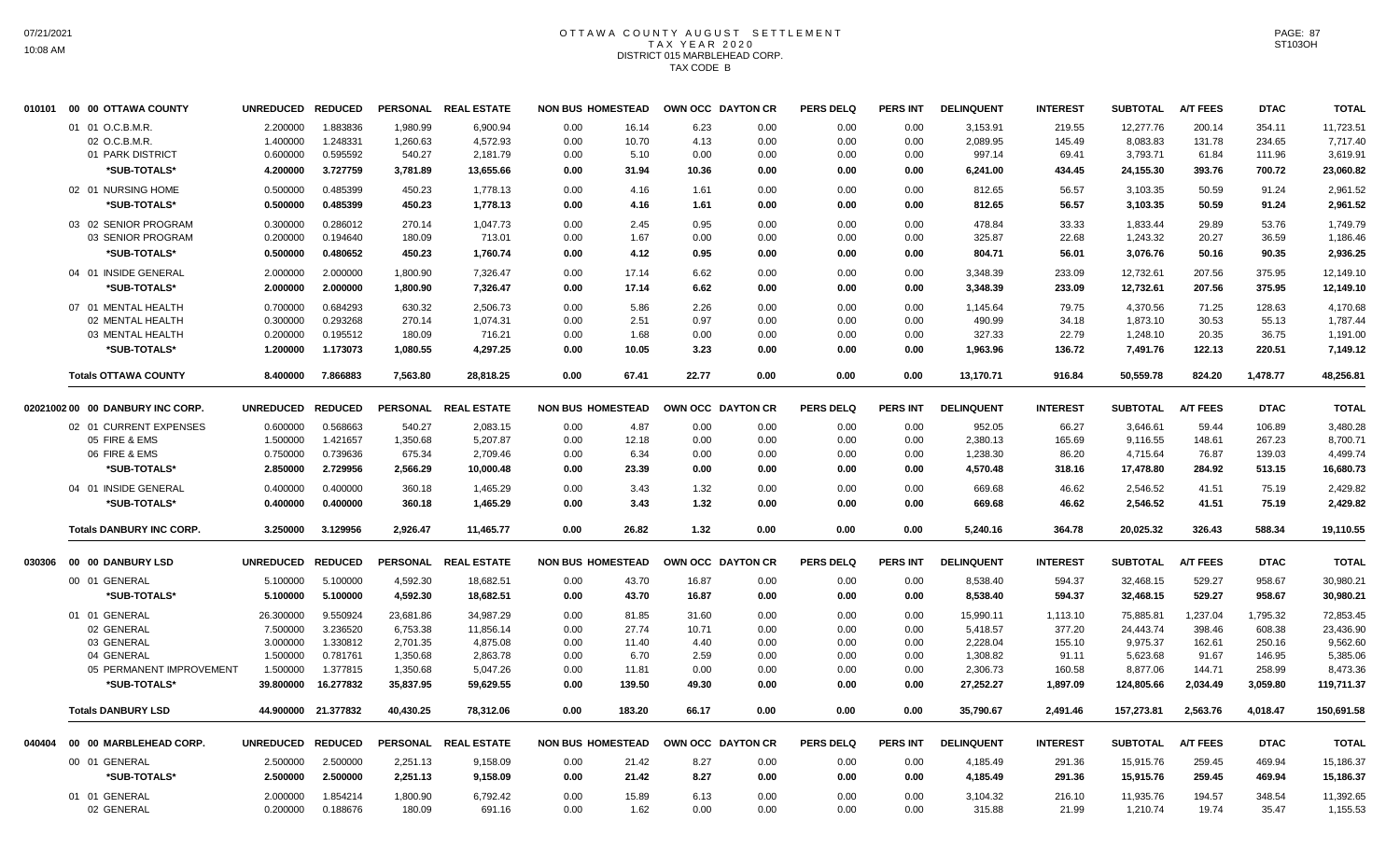# OTTAWA COUNTY AUGUST SETTLEMENT
## TAX YEAR 2020
## DISTRICT 015 MARBLEHEAD CORP.
## TAX CODE B

| | | UNREDUCED | REDUCED | PERSONAL | REAL ESTATE | NON BUS | HOMESTEAD | OWN OCC | DAYTON CR | PERS DELQ | PERS INT | DELINQUENT | INTEREST | SUBTOTAL | A/T FEES | DTAC | TOTAL |
|---|---|---|---|---|---|---|---|---|---|---|---|---|---|---|---|---|---|
| 010101 | 00 00 OTTAWA COUNTY | UNREDUCED | REDUCED | PERSONAL | REAL ESTATE | NON BUS | HOMESTEAD | OWN OCC | DAYTON CR | PERS DELQ | PERS INT | DELINQUENT | INTEREST | SUBTOTAL | A/T FEES | DTAC | TOTAL |
| | 01 01 O.C.B.M.R. | 2.200000 | 1.883836 | 1,980.99 | 6,900.94 | 0.00 | 16.14 | 6.23 | 0.00 | 0.00 | 0.00 | 3,153.91 | 219.55 | 12,277.76 | 200.14 | 354.11 | 11,723.51 |
| | 02 O.C.B.M.R. | 1.400000 | 1.248331 | 1,260.63 | 4,572.93 | 0.00 | 10.70 | 4.13 | 0.00 | 0.00 | 0.00 | 2,089.95 | 145.49 | 8,083.83 | 131.78 | 234.65 | 7,717.40 |
| | 01 PARK DISTRICT | 0.600000 | 0.595592 | 540.27 | 2,181.79 | 0.00 | 5.10 | 0.00 | 0.00 | 0.00 | 0.00 | 997.14 | 69.41 | 3,793.71 | 61.84 | 111.96 | 3,619.91 |
| | *SUB-TOTALS* | 4.200000 | 3.727759 | 3,781.89 | 13,655.66 | 0.00 | 31.94 | 10.36 | 0.00 | 0.00 | 0.00 | 6,241.00 | 434.45 | 24,155.30 | 393.76 | 700.72 | 23,060.82 |
| | 02 01 NURSING HOME | 0.500000 | 0.485399 | 450.23 | 1,778.13 | 0.00 | 4.16 | 1.61 | 0.00 | 0.00 | 0.00 | 812.65 | 56.57 | 3,103.35 | 50.59 | 91.24 | 2,961.52 |
| | *SUB-TOTALS* | 0.500000 | 0.485399 | 450.23 | 1,778.13 | 0.00 | 4.16 | 1.61 | 0.00 | 0.00 | 0.00 | 812.65 | 56.57 | 3,103.35 | 50.59 | 91.24 | 2,961.52 |
| | 03 02 SENIOR PROGRAM | 0.300000 | 0.286012 | 270.14 | 1,047.73 | 0.00 | 2.45 | 0.95 | 0.00 | 0.00 | 0.00 | 478.84 | 33.33 | 1,833.44 | 29.89 | 53.76 | 1,749.79 |
| | 03 SENIOR PROGRAM | 0.200000 | 0.194640 | 180.09 | 713.01 | 0.00 | 1.67 | 0.00 | 0.00 | 0.00 | 0.00 | 325.87 | 22.68 | 1,243.32 | 20.27 | 36.59 | 1,186.46 |
| | *SUB-TOTALS* | 0.500000 | 0.480652 | 450.23 | 1,760.74 | 0.00 | 4.12 | 0.95 | 0.00 | 0.00 | 0.00 | 804.71 | 56.01 | 3,076.76 | 50.16 | 90.35 | 2,936.25 |
| | 04 01 INSIDE GENERAL | 2.000000 | 2.000000 | 1,800.90 | 7,326.47 | 0.00 | 17.14 | 6.62 | 0.00 | 0.00 | 0.00 | 3,348.39 | 233.09 | 12,732.61 | 207.56 | 375.95 | 12,149.10 |
| | *SUB-TOTALS* | 2.000000 | 2.000000 | 1,800.90 | 7,326.47 | 0.00 | 17.14 | 6.62 | 0.00 | 0.00 | 0.00 | 3,348.39 | 233.09 | 12,732.61 | 207.56 | 375.95 | 12,149.10 |
| | 07 01 MENTAL HEALTH | 0.700000 | 0.684293 | 630.32 | 2,506.73 | 0.00 | 5.86 | 2.26 | 0.00 | 0.00 | 0.00 | 1,145.64 | 79.75 | 4,370.56 | 71.25 | 128.63 | 4,170.68 |
| | 02 MENTAL HEALTH | 0.300000 | 0.293268 | 270.14 | 1,074.31 | 0.00 | 2.51 | 0.97 | 0.00 | 0.00 | 0.00 | 490.99 | 34.18 | 1,873.10 | 30.53 | 55.13 | 1,787.44 |
| | 03 MENTAL HEALTH | 0.200000 | 0.195512 | 180.09 | 716.21 | 0.00 | 1.68 | 0.00 | 0.00 | 0.00 | 0.00 | 327.33 | 22.79 | 1,248.10 | 20.35 | 36.75 | 1,191.00 |
| | *SUB-TOTALS* | 1.200000 | 1.173073 | 1,080.55 | 4,297.25 | 0.00 | 10.05 | 3.23 | 0.00 | 0.00 | 0.00 | 1,963.96 | 136.72 | 7,491.76 | 122.13 | 220.51 | 7,149.12 |
| | **Totals OTTAWA COUNTY** | 8.400000 | 7.866883 | 7,563.80 | 28,818.25 | 0.00 | 67.41 | 22.77 | 0.00 | 0.00 | 0.00 | 13,170.71 | 916.84 | 50,559.78 | 824.20 | 1,478.77 | 48,256.81 |
| 02021002 | 00 00 DANBURY INC CORP. | UNREDUCED | REDUCED | PERSONAL | REAL ESTATE | NON BUS | HOMESTEAD | OWN OCC | DAYTON CR | PERS DELQ | PERS INT | DELINQUENT | INTEREST | SUBTOTAL | A/T FEES | DTAC | TOTAL |
| | 02 01 CURRENT EXPENSES | 0.600000 | 0.568663 | 540.27 | 2,083.15 | 0.00 | 4.87 | 0.00 | 0.00 | 0.00 | 0.00 | 952.05 | 66.27 | 3,646.61 | 59.44 | 106.89 | 3,480.28 |
| | 05 FIRE & EMS | 1.500000 | 1.421657 | 1,350.68 | 5,207.87 | 0.00 | 12.18 | 0.00 | 0.00 | 0.00 | 0.00 | 2,380.13 | 165.69 | 9,116.55 | 148.61 | 267.23 | 8,700.71 |
| | 06 FIRE & EMS | 0.750000 | 0.739636 | 675.34 | 2,709.46 | 0.00 | 6.34 | 0.00 | 0.00 | 0.00 | 0.00 | 1,238.30 | 86.20 | 4,715.64 | 76.87 | 139.03 | 4,499.74 |
| | *SUB-TOTALS* | 2.850000 | 2.729956 | 2,566.29 | 10,000.48 | 0.00 | 23.39 | 0.00 | 0.00 | 0.00 | 0.00 | 4,570.48 | 318.16 | 17,478.80 | 284.92 | 513.15 | 16,680.73 |
| | 04 01 INSIDE GENERAL | 0.400000 | 0.400000 | 360.18 | 1,465.29 | 0.00 | 3.43 | 1.32 | 0.00 | 0.00 | 0.00 | 669.68 | 46.62 | 2,546.52 | 41.51 | 75.19 | 2,429.82 |
| | *SUB-TOTALS* | 0.400000 | 0.400000 | 360.18 | 1,465.29 | 0.00 | 3.43 | 1.32 | 0.00 | 0.00 | 0.00 | 669.68 | 46.62 | 2,546.52 | 41.51 | 75.19 | 2,429.82 |
| | **Totals DANBURY INC CORP.** | 3.250000 | 3.129956 | 2,926.47 | 11,465.77 | 0.00 | 26.82 | 1.32 | 0.00 | 0.00 | 0.00 | 5,240.16 | 364.78 | 20,025.32 | 326.43 | 588.34 | 19,110.55 |
| 030306 | 00 00 DANBURY LSD | UNREDUCED | REDUCED | PERSONAL | REAL ESTATE | NON BUS | HOMESTEAD | OWN OCC | DAYTON CR | PERS DELQ | PERS INT | DELINQUENT | INTEREST | SUBTOTAL | A/T FEES | DTAC | TOTAL |
| | 00 01 GENERAL | 5.100000 | 5.100000 | 4,592.30 | 18,682.51 | 0.00 | 43.70 | 16.87 | 0.00 | 0.00 | 0.00 | 8,538.40 | 594.37 | 32,468.15 | 529.27 | 958.67 | 30,980.21 |
| | *SUB-TOTALS* | 5.100000 | 5.100000 | 4,592.30 | 18,682.51 | 0.00 | 43.70 | 16.87 | 0.00 | 0.00 | 0.00 | 8,538.40 | 594.37 | 32,468.15 | 529.27 | 958.67 | 30,980.21 |
| | 01 01 GENERAL | 26.300000 | 9.550924 | 23,681.86 | 34,987.29 | 0.00 | 81.85 | 31.60 | 0.00 | 0.00 | 0.00 | 15,990.11 | 1,113.10 | 75,885.81 | 1,237.04 | 1,795.32 | 72,853.45 |
| | 02 GENERAL | 7.500000 | 3.236520 | 6,753.38 | 11,856.14 | 0.00 | 27.74 | 10.71 | 0.00 | 0.00 | 0.00 | 5,418.57 | 377.20 | 24,443.74 | 398.46 | 608.38 | 23,436.90 |
| | 03 GENERAL | 3.000000 | 1.330812 | 2,701.35 | 4,875.08 | 0.00 | 11.40 | 4.40 | 0.00 | 0.00 | 0.00 | 2,228.04 | 155.10 | 9,975.37 | 162.61 | 250.16 | 9,562.60 |
| | 04 GENERAL | 1.500000 | 0.781761 | 1,350.68 | 2,863.78 | 0.00 | 6.70 | 2.59 | 0.00 | 0.00 | 0.00 | 1,308.82 | 91.11 | 5,623.68 | 91.67 | 146.95 | 5,385.06 |
| | 05 PERMANENT IMPROVEMENT | 1.500000 | 1.377815 | 1,350.68 | 5,047.26 | 0.00 | 11.81 | 0.00 | 0.00 | 0.00 | 0.00 | 2,306.73 | 160.58 | 8,877.06 | 144.71 | 258.99 | 8,473.36 |
| | *SUB-TOTALS* | 39.800000 | 16.277832 | 35,837.95 | 59,629.55 | 0.00 | 139.50 | 49.30 | 0.00 | 0.00 | 0.00 | 27,252.27 | 1,897.09 | 124,805.66 | 2,034.49 | 3,059.80 | 119,711.37 |
| | **Totals DANBURY LSD** | 44.900000 | 21.377832 | 40,430.25 | 78,312.06 | 0.00 | 183.20 | 66.17 | 0.00 | 0.00 | 0.00 | 35,790.67 | 2,491.46 | 157,273.81 | 2,563.76 | 4,018.47 | 150,691.58 |
| 040404 | 00 00 MARBLEHEAD CORP. | UNREDUCED | REDUCED | PERSONAL | REAL ESTATE | NON BUS | HOMESTEAD | OWN OCC | DAYTON CR | PERS DELQ | PERS INT | DELINQUENT | INTEREST | SUBTOTAL | A/T FEES | DTAC | TOTAL |
| | 00 01 GENERAL | 2.500000 | 2.500000 | 2,251.13 | 9,158.09 | 0.00 | 21.42 | 8.27 | 0.00 | 0.00 | 0.00 | 4,185.49 | 291.36 | 15,915.76 | 259.45 | 469.94 | 15,186.37 |
| | *SUB-TOTALS* | 2.500000 | 2.500000 | 2,251.13 | 9,158.09 | 0.00 | 21.42 | 8.27 | 0.00 | 0.00 | 0.00 | 4,185.49 | 291.36 | 15,915.76 | 259.45 | 469.94 | 15,186.37 |
| | 01 01 GENERAL | 2.000000 | 1.854214 | 1,800.90 | 6,792.42 | 0.00 | 15.89 | 6.13 | 0.00 | 0.00 | 0.00 | 3,104.32 | 216.10 | 11,935.76 | 194.57 | 348.54 | 11,392.65 |
| | 02 GENERAL | 0.200000 | 0.188676 | 180.09 | 691.16 | 0.00 | 1.62 | 0.00 | 0.00 | 0.00 | 0.00 | 315.88 | 21.99 | 1,210.74 | 19.74 | 35.47 | 1,155.53 |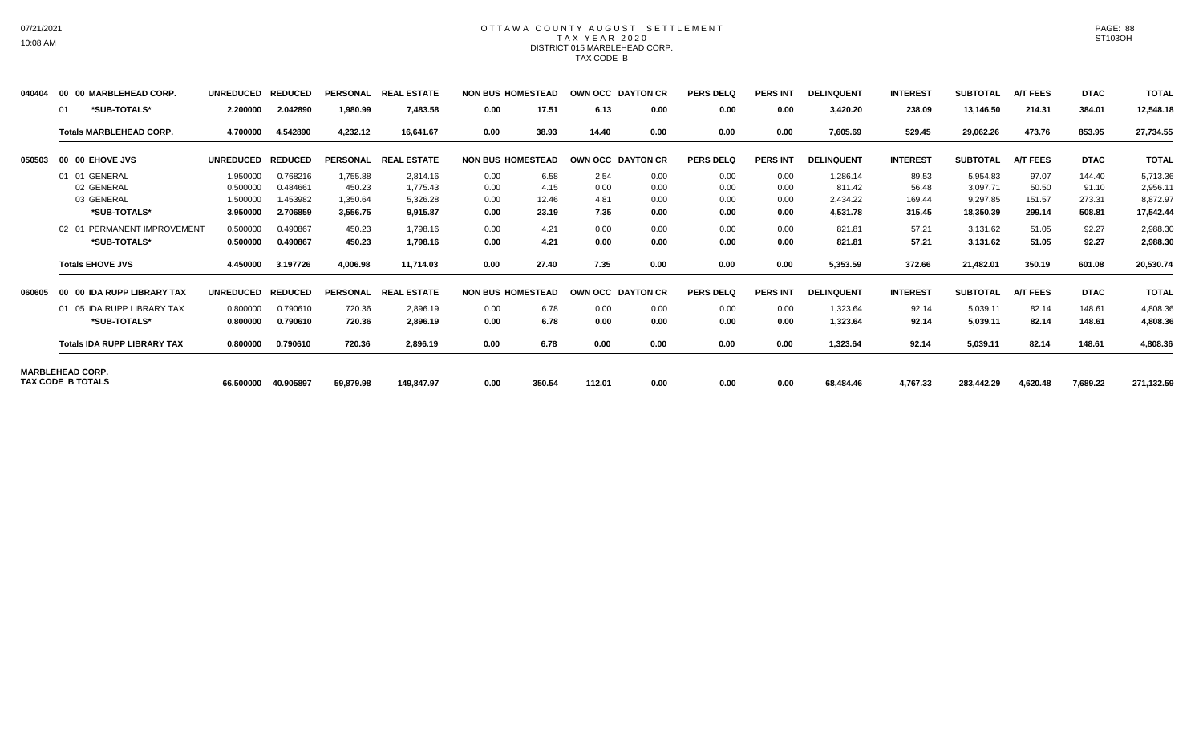# OTTAWA COUNTY AUGUST SETTLEMENT
## TAX YEAR 2020
### DISTRICT 015 MARBLEHEAD CORP.
### TAX CODE B

| | | UNREDUCED | REDUCED | PERSONAL | REAL ESTATE | NON BUS | HOMESTEAD | OWN OCC | DAYTON CR | PERS DELQ | PERS INT | DELINQUENT | INTEREST | SUBTOTAL | A/T FEES | DTAC | TOTAL |
|---|---|---|---|---|---|---|---|---|---|---|---|---|---|---|---|---|---|
| 040404 | 00 00 MARBLEHEAD CORP. | UNREDUCED | REDUCED | PERSONAL | REAL ESTATE | NON BUS | HOMESTEAD | OWN OCC | DAYTON CR | PERS DELQ | PERS INT | DELINQUENT | INTEREST | SUBTOTAL | A/T FEES | DTAC | TOTAL |
| | 01 *SUB-TOTALS* | 2.200000 | 2.042890 | 1,980.99 | 7,483.58 | 0.00 | 17.51 | 6.13 | 0.00 | 0.00 | 0.00 | 3,420.20 | 238.09 | 13,146.50 | 214.31 | 384.01 | 12,548.18 |
| | Totals MARBLEHEAD CORP. | 4.700000 | 4.542890 | 4,232.12 | 16,641.67 | 0.00 | 38.93 | 14.40 | 0.00 | 0.00 | 0.00 | 7,605.69 | 529.45 | 29,062.26 | 473.76 | 853.95 | 27,734.55 |
| 050503 | 00 00 EHOVE JVS | UNREDUCED | REDUCED | PERSONAL | REAL ESTATE | NON BUS | HOMESTEAD | OWN OCC | DAYTON CR | PERS DELQ | PERS INT | DELINQUENT | INTEREST | SUBTOTAL | A/T FEES | DTAC | TOTAL |
| | 01 01 GENERAL | 1.950000 | 0.768216 | 1,755.88 | 2,814.16 | 0.00 | 6.58 | 2.54 | 0.00 | 0.00 | 0.00 | 1,286.14 | 89.53 | 5,954.83 | 97.07 | 144.40 | 5,713.36 |
| | 02 GENERAL | 0.500000 | 0.484661 | 450.23 | 1,775.43 | 0.00 | 4.15 | 0.00 | 0.00 | 0.00 | 0.00 | 811.42 | 56.48 | 3,097.71 | 50.50 | 91.10 | 2,956.11 |
| | 03 GENERAL | 1.500000 | 1.453982 | 1,350.64 | 5,326.28 | 0.00 | 12.46 | 4.81 | 0.00 | 0.00 | 0.00 | 2,434.22 | 169.44 | 9,297.85 | 151.57 | 273.31 | 8,872.97 |
| | *SUB-TOTALS* | 3.950000 | 2.706859 | 3,556.75 | 9,915.87 | 0.00 | 23.19 | 7.35 | 0.00 | 0.00 | 0.00 | 4,531.78 | 315.45 | 18,350.39 | 299.14 | 508.81 | 17,542.44 |
| | 02 01 PERMANENT IMPROVEMENT | 0.500000 | 0.490867 | 450.23 | 1,798.16 | 0.00 | 4.21 | 0.00 | 0.00 | 0.00 | 0.00 | 821.81 | 57.21 | 3,131.62 | 51.05 | 92.27 | 2,988.30 |
| | *SUB-TOTALS* | 0.500000 | 0.490867 | 450.23 | 1,798.16 | 0.00 | 4.21 | 0.00 | 0.00 | 0.00 | 0.00 | 821.81 | 57.21 | 3,131.62 | 51.05 | 92.27 | 2,988.30 |
| | Totals EHOVE JVS | 4.450000 | 3.197726 | 4,006.98 | 11,714.03 | 0.00 | 27.40 | 7.35 | 0.00 | 0.00 | 0.00 | 5,353.59 | 372.66 | 21,482.01 | 350.19 | 601.08 | 20,530.74 |
| 060605 | 00 00 IDA RUPP LIBRARY TAX | UNREDUCED | REDUCED | PERSONAL | REAL ESTATE | NON BUS | HOMESTEAD | OWN OCC | DAYTON CR | PERS DELQ | PERS INT | DELINQUENT | INTEREST | SUBTOTAL | A/T FEES | DTAC | TOTAL |
| | 01 05 IDA RUPP LIBRARY TAX | 0.800000 | 0.790610 | 720.36 | 2,896.19 | 0.00 | 6.78 | 0.00 | 0.00 | 0.00 | 0.00 | 1,323.64 | 92.14 | 5,039.11 | 82.14 | 148.61 | 4,808.36 |
| | *SUB-TOTALS* | 0.800000 | 0.790610 | 720.36 | 2,896.19 | 0.00 | 6.78 | 0.00 | 0.00 | 0.00 | 0.00 | 1,323.64 | 92.14 | 5,039.11 | 82.14 | 148.61 | 4,808.36 |
| | Totals IDA RUPP LIBRARY TAX | 0.800000 | 0.790610 | 720.36 | 2,896.19 | 0.00 | 6.78 | 0.00 | 0.00 | 0.00 | 0.00 | 1,323.64 | 92.14 | 5,039.11 | 82.14 | 148.61 | 4,808.36 |
| MARBLEHEAD CORP. TAX CODE B TOTALS | | 66.500000 | 40.905897 | 59,879.98 | 149,847.97 | 0.00 | 350.54 | 112.01 | 0.00 | 0.00 | 0.00 | 68,484.46 | 4,767.33 | 283,442.29 | 4,620.48 | 7,689.22 | 271,132.59 |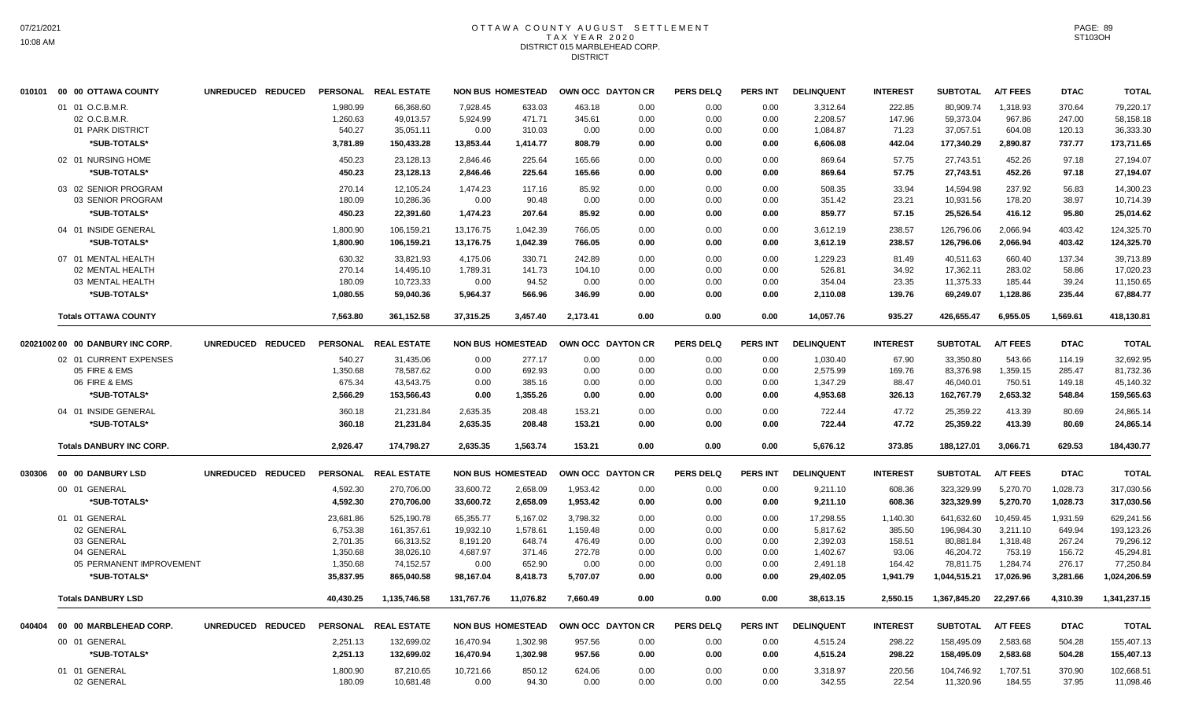# OTTAWA COUNTY AUGUST SETTLEMENT
## TAX YEAR 2020
## DISTRICT 015 MARBLEHEAD CORP.
### DISTRICT

| | | UNREDUCED | REDUCED | PERSONAL | REAL ESTATE | NON BUS | HOMESTEAD | OWN OCC | DAYTON CR | PERS DELQ | PERS INT | DELINQUENT | INTEREST | SUBTOTAL | A/T FEES | DTAC | TOTAL |
|---|---|---|---|---|---|---|---|---|---|---|---|---|---|---|---|---|---|
| 010101 | 00 00 OTTAWA COUNTY | | | | | | | | | | | | | | | | |
| | 01 01 O.C.B.M.R. | | | 1,980.99 | 66,368.60 | 7,928.45 | 633.03 | 463.18 | 0.00 | 0.00 | 0.00 | 3,312.64 | 222.85 | 80,909.74 | 1,318.93 | 370.64 | 79,220.17 |
| | 02 O.C.B.M.R. | | | 1,260.63 | 49,013.57 | 5,924.99 | 471.71 | 345.61 | 0.00 | 0.00 | 0.00 | 2,208.57 | 147.96 | 59,373.04 | 967.86 | 247.00 | 58,158.18 |
| | 01 PARK DISTRICT | | | 540.27 | 35,051.11 | 0.00 | 310.03 | 0.00 | 0.00 | 0.00 | 0.00 | 1,084.87 | 71.23 | 37,057.51 | 604.08 | 120.13 | 36,333.30 |
| | *SUB-TOTALS* | | | 3,781.89 | 150,433.28 | 13,853.44 | 1,414.77 | 808.79 | 0.00 | 0.00 | 0.00 | 6,606.08 | 442.04 | 177,340.29 | 2,890.87 | 737.77 | 173,711.65 |
| | 02 01 NURSING HOME | | | 450.23 | 23,128.13 | 2,846.46 | 225.64 | 165.66 | 0.00 | 0.00 | 0.00 | 869.64 | 57.75 | 27,743.51 | 452.26 | 97.18 | 27,194.07 |
| | *SUB-TOTALS* | | | 450.23 | 23,128.13 | 2,846.46 | 225.64 | 165.66 | 0.00 | 0.00 | 0.00 | 869.64 | 57.75 | 27,743.51 | 452.26 | 97.18 | 27,194.07 |
| | 03 02 SENIOR PROGRAM | | | 270.14 | 12,105.24 | 1,474.23 | 117.16 | 85.92 | 0.00 | 0.00 | 0.00 | 508.35 | 33.94 | 14,594.98 | 237.92 | 56.83 | 14,300.23 |
| | 03 SENIOR PROGRAM | | | 180.09 | 10,286.36 | 0.00 | 90.48 | 0.00 | 0.00 | 0.00 | 0.00 | 351.42 | 23.21 | 10,931.56 | 178.20 | 38.97 | 10,714.39 |
| | *SUB-TOTALS* | | | 450.23 | 22,391.60 | 1,474.23 | 207.64 | 85.92 | 0.00 | 0.00 | 0.00 | 859.77 | 57.15 | 25,526.54 | 416.12 | 95.80 | 25,014.62 |
| | 04 01 INSIDE GENERAL | | | 1,800.90 | 106,159.21 | 13,176.75 | 1,042.39 | 766.05 | 0.00 | 0.00 | 0.00 | 3,612.19 | 238.57 | 126,796.06 | 2,066.94 | 403.42 | 124,325.70 |
| | *SUB-TOTALS* | | | 1,800.90 | 106,159.21 | 13,176.75 | 1,042.39 | 766.05 | 0.00 | 0.00 | 0.00 | 3,612.19 | 238.57 | 126,796.06 | 2,066.94 | 403.42 | 124,325.70 |
| | 07 01 MENTAL HEALTH | | | 630.32 | 33,821.93 | 4,175.06 | 330.71 | 242.89 | 0.00 | 0.00 | 0.00 | 1,229.23 | 81.49 | 40,511.63 | 660.40 | 137.34 | 39,713.89 |
| | 02 MENTAL HEALTH | | | 270.14 | 14,495.10 | 1,789.31 | 141.73 | 104.10 | 0.00 | 0.00 | 0.00 | 526.81 | 34.92 | 17,362.11 | 283.02 | 58.86 | 17,020.23 |
| | 03 MENTAL HEALTH | | | 180.09 | 10,723.33 | 0.00 | 94.52 | 0.00 | 0.00 | 0.00 | 0.00 | 354.04 | 23.35 | 11,375.33 | 185.44 | 39.24 | 11,150.65 |
| | *SUB-TOTALS* | | | 1,080.55 | 59,040.36 | 5,964.37 | 566.96 | 346.99 | 0.00 | 0.00 | 0.00 | 2,110.08 | 139.76 | 69,249.07 | 1,128.86 | 235.44 | 67,884.77 |
| | **Totals OTTAWA COUNTY** | | | 7,563.80 | 361,152.58 | 37,315.25 | 3,457.40 | 2,173.41 | 0.00 | 0.00 | 0.00 | 14,057.76 | 935.27 | 426,655.47 | 6,955.05 | 1,569.61 | 418,130.81 |

| | | UNREDUCED | REDUCED | PERSONAL | REAL ESTATE | NON BUS | HOMESTEAD | OWN OCC | DAYTON CR | PERS DELQ | PERS INT | DELINQUENT | INTEREST | SUBTOTAL | A/T FEES | DTAC | TOTAL |
|---|---|---|---|---|---|---|---|---|---|---|---|---|---|---|---|---|---|
| 02021002 | 00 00 DANBURY INC CORP. | | | | | | | | | | | | | | | | |
| | 02 01 CURRENT EXPENSES | | | 540.27 | 31,435.06 | 0.00 | 277.17 | 0.00 | 0.00 | 0.00 | 0.00 | 1,030.40 | 67.90 | 33,350.80 | 543.66 | 114.19 | 32,692.95 |
| | 05 FIRE & EMS | | | 1,350.68 | 78,587.62 | 0.00 | 692.93 | 0.00 | 0.00 | 0.00 | 0.00 | 2,575.99 | 169.76 | 83,376.98 | 1,359.15 | 285.47 | 81,732.36 |
| | 06 FIRE & EMS | | | 675.34 | 43,543.75 | 0.00 | 385.16 | 0.00 | 0.00 | 0.00 | 0.00 | 1,347.29 | 88.47 | 46,040.01 | 750.51 | 149.18 | 45,140.32 |
| | *SUB-TOTALS* | | | 2,566.29 | 153,566.43 | 0.00 | 1,355.26 | 0.00 | 0.00 | 0.00 | 0.00 | 4,953.68 | 326.13 | 162,767.79 | 2,653.32 | 548.84 | 159,565.63 |
| | 04 01 INSIDE GENERAL | | | 360.18 | 21,231.84 | 2,635.35 | 208.48 | 153.21 | 0.00 | 0.00 | 0.00 | 722.44 | 47.72 | 25,359.22 | 413.39 | 80.69 | 24,865.14 |
| | *SUB-TOTALS* | | | 360.18 | 21,231.84 | 2,635.35 | 208.48 | 153.21 | 0.00 | 0.00 | 0.00 | 722.44 | 47.72 | 25,359.22 | 413.39 | 80.69 | 24,865.14 |
| | **Totals DANBURY INC CORP.** | | | 2,926.47 | 174,798.27 | 2,635.35 | 1,563.74 | 153.21 | 0.00 | 0.00 | 0.00 | 5,676.12 | 373.85 | 188,127.01 | 3,066.71 | 629.53 | 184,430.77 |

| | | UNREDUCED | REDUCED | PERSONAL | REAL ESTATE | NON BUS | HOMESTEAD | OWN OCC | DAYTON CR | PERS DELQ | PERS INT | DELINQUENT | INTEREST | SUBTOTAL | A/T FEES | DTAC | TOTAL |
|---|---|---|---|---|---|---|---|---|---|---|---|---|---|---|---|---|---|
| 030306 | 00 00 DANBURY LSD | | | | | | | | | | | | | | | | |
| | 00 01 GENERAL | | | 4,592.30 | 270,706.00 | 33,600.72 | 2,658.09 | 1,953.42 | 0.00 | 0.00 | 0.00 | 9,211.10 | 608.36 | 323,329.99 | 5,270.70 | 1,028.73 | 317,030.56 |
| | *SUB-TOTALS* | | | 4,592.30 | 270,706.00 | 33,600.72 | 2,658.09 | 1,953.42 | 0.00 | 0.00 | 0.00 | 9,211.10 | 608.36 | 323,329.99 | 5,270.70 | 1,028.73 | 317,030.56 |
| | 01 01 GENERAL | | | 23,681.86 | 525,190.78 | 65,355.77 | 5,167.02 | 3,798.32 | 0.00 | 0.00 | 0.00 | 17,298.55 | 1,140.30 | 641,632.60 | 10,459.45 | 1,931.59 | 629,241.56 |
| | 02 GENERAL | | | 6,753.38 | 161,357.61 | 19,932.10 | 1,578.61 | 1,159.48 | 0.00 | 0.00 | 0.00 | 5,817.62 | 385.50 | 196,984.30 | 3,211.10 | 649.94 | 193,123.26 |
| | 03 GENERAL | | | 2,701.35 | 66,313.52 | 8,191.20 | 648.74 | 476.49 | 0.00 | 0.00 | 0.00 | 2,392.03 | 158.51 | 80,881.84 | 1,318.48 | 267.24 | 79,296.12 |
| | 04 GENERAL | | | 1,350.68 | 38,026.10 | 4,687.97 | 371.46 | 272.78 | 0.00 | 0.00 | 0.00 | 1,402.67 | 93.06 | 46,204.72 | 753.19 | 156.72 | 45,294.81 |
| | 05 PERMANENT IMPROVEMENT | | | 1,350.68 | 74,152.57 | 0.00 | 652.90 | 0.00 | 0.00 | 0.00 | 0.00 | 2,491.18 | 164.42 | 78,811.75 | 1,284.74 | 276.17 | 77,250.84 |
| | *SUB-TOTALS* | | | 35,837.95 | 865,040.58 | 98,167.04 | 8,418.73 | 5,707.07 | 0.00 | 0.00 | 0.00 | 29,402.05 | 1,941.79 | 1,044,515.21 | 17,026.96 | 3,281.66 | 1,024,206.59 |
| | **Totals DANBURY LSD** | | | 40,430.25 | 1,135,746.58 | 131,767.76 | 11,076.82 | 7,660.49 | 0.00 | 0.00 | 0.00 | 38,613.15 | 2,550.15 | 1,367,845.20 | 22,297.66 | 4,310.39 | 1,341,237.15 |

| | | UNREDUCED | REDUCED | PERSONAL | REAL ESTATE | NON BUS | HOMESTEAD | OWN OCC | DAYTON CR | PERS DELQ | PERS INT | DELINQUENT | INTEREST | SUBTOTAL | A/T FEES | DTAC | TOTAL |
|---|---|---|---|---|---|---|---|---|---|---|---|---|---|---|---|---|---|
| 040404 | 00 00 MARBLEHEAD CORP. | | | | | | | | | | | | | | | | |
| | 00 01 GENERAL | | | 2,251.13 | 132,699.02 | 16,470.94 | 1,302.98 | 957.56 | 0.00 | 0.00 | 0.00 | 4,515.24 | 298.22 | 158,495.09 | 2,583.68 | 504.28 | 155,407.13 |
| | *SUB-TOTALS* | | | 2,251.13 | 132,699.02 | 16,470.94 | 1,302.98 | 957.56 | 0.00 | 0.00 | 0.00 | 4,515.24 | 298.22 | 158,495.09 | 2,583.68 | 504.28 | 155,407.13 |
| | 01 01 GENERAL | | | 1,800.90 | 87,210.65 | 10,721.66 | 850.12 | 624.06 | 0.00 | 0.00 | 0.00 | 3,318.97 | 220.56 | 104,746.92 | 1,707.51 | 370.90 | 102,668.51 |
| | 02 GENERAL | | | 180.09 | 10,681.48 | 0.00 | 94.30 | 0.00 | 0.00 | 0.00 | 0.00 | 342.55 | 22.54 | 11,320.96 | 184.55 | 37.95 | 11,098.46 |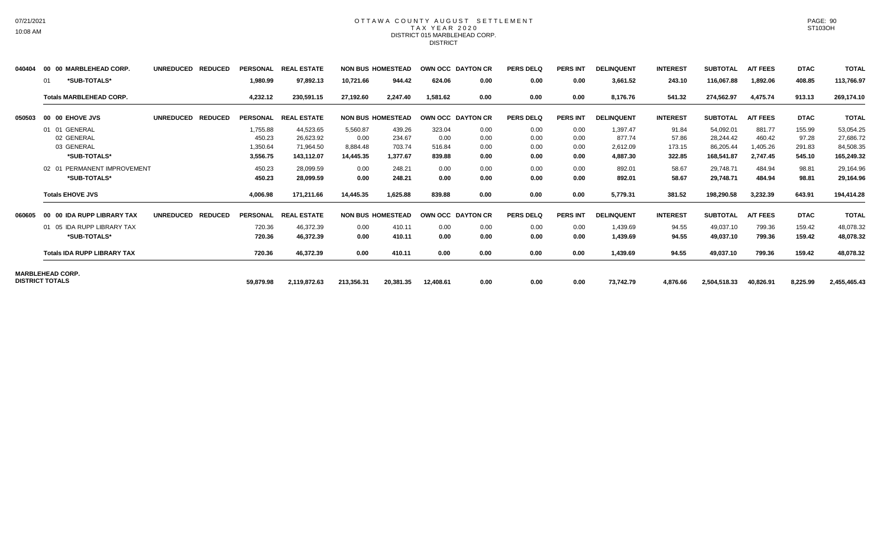# OTTAWA COUNTY AUGUST SETTLEMENT
## TAX YEAR 2020
### DISTRICT 015 MARBLEHEAD CORP.
DISTRICT

| | | UNREDUCED | REDUCED | PERSONAL | REAL ESTATE | NON BUS | HOMESTEAD | OWN OCC | DAYTON CR | PERS DELQ | PERS INT | DELINQUENT | INTEREST | SUBTOTAL | A/T FEES | DTAC | TOTAL |
|---|---|---|---|---|---|---|---|---|---|---|---|---|---|---|---|---|---|
| 040404 | 00 00 MARBLEHEAD CORP. | | | | | | | | | | | | | | | | |
| | 01 *SUB-TOTALS* | | | 1,980.99 | 97,892.13 | 10,721.66 | 944.42 | 624.06 | 0.00 | 0.00 | 0.00 | 3,661.52 | 243.10 | 116,067.88 | 1,892.06 | 408.85 | 113,766.97 |
| | **Totals MARBLEHEAD CORP.** | | | 4,232.12 | 230,591.15 | 27,192.60 | 2,247.40 | 1,581.62 | 0.00 | 0.00 | 0.00 | 8,176.76 | 541.32 | 274,562.97 | 4,475.74 | 913.13 | 269,174.10 |
| 050503 | 00 00 EHOVE JVS | UNREDUCED | REDUCED | PERSONAL | REAL ESTATE | NON BUS | HOMESTEAD | OWN OCC | DAYTON CR | PERS DELQ | PERS INT | DELINQUENT | INTEREST | SUBTOTAL | A/T FEES | DTAC | TOTAL |
| | 01 01 GENERAL | | | 1,755.88 | 44,523.65 | 5,560.87 | 439.26 | 323.04 | 0.00 | 0.00 | 0.00 | 1,397.47 | 91.84 | 54,092.01 | 881.77 | 155.99 | 53,054.25 |
| | 02 GENERAL | | | 450.23 | 26,623.92 | 0.00 | 234.67 | 0.00 | 0.00 | 0.00 | 0.00 | 877.74 | 57.86 | 28,244.42 | 460.42 | 97.28 | 27,686.72 |
| | 03 GENERAL | | | 1,350.64 | 71,964.50 | 8,884.48 | 703.74 | 516.84 | 0.00 | 0.00 | 0.00 | 2,612.09 | 173.15 | 86,205.44 | 1,405.26 | 291.83 | 84,508.35 |
| | *SUB-TOTALS* | | | 3,556.75 | 143,112.07 | 14,445.35 | 1,377.67 | 839.88 | 0.00 | 0.00 | 0.00 | 4,887.30 | 322.85 | 168,541.87 | 2,747.45 | 545.10 | 165,249.32 |
| | 02 01 PERMANENT IMPROVEMENT | | | 450.23 | 28,099.59 | 0.00 | 248.21 | 0.00 | 0.00 | 0.00 | 0.00 | 892.01 | 58.67 | 29,748.71 | 484.94 | 98.81 | 29,164.96 |
| | *SUB-TOTALS* | | | 450.23 | 28,099.59 | 0.00 | 248.21 | 0.00 | 0.00 | 0.00 | 0.00 | 892.01 | 58.67 | 29,748.71 | 484.94 | 98.81 | 29,164.96 |
| | **Totals EHOVE JVS** | | | 4,006.98 | 171,211.66 | 14,445.35 | 1,625.88 | 839.88 | 0.00 | 0.00 | 0.00 | 5,779.31 | 381.52 | 198,290.58 | 3,232.39 | 643.91 | 194,414.28 |
| 060605 | 00 00 IDA RUPP LIBRARY TAX | UNREDUCED | REDUCED | PERSONAL | REAL ESTATE | NON BUS | HOMESTEAD | OWN OCC | DAYTON CR | PERS DELQ | PERS INT | DELINQUENT | INTEREST | SUBTOTAL | A/T FEES | DTAC | TOTAL |
| | 01 05 IDA RUPP LIBRARY TAX | | | 720.36 | 46,372.39 | 0.00 | 410.11 | 0.00 | 0.00 | 0.00 | 0.00 | 1,439.69 | 94.55 | 49,037.10 | 799.36 | 159.42 | 48,078.32 |
| | *SUB-TOTALS* | | | 720.36 | 46,372.39 | 0.00 | 410.11 | 0.00 | 0.00 | 0.00 | 0.00 | 1,439.69 | 94.55 | 49,037.10 | 799.36 | 159.42 | 48,078.32 |
| | **Totals IDA RUPP LIBRARY TAX** | | | 720.36 | 46,372.39 | 0.00 | 410.11 | 0.00 | 0.00 | 0.00 | 0.00 | 1,439.69 | 94.55 | 49,037.10 | 799.36 | 159.42 | 48,078.32 |
| **MARBLEHEAD CORP. DISTRICT TOTALS** | | | | 59,879.98 | 2,119,872.63 | 213,356.31 | 20,381.35 | 12,408.61 | 0.00 | 0.00 | 0.00 | 73,742.79 | 4,876.66 | 2,504,518.33 | 40,826.91 | 8,225.99 | 2,455,465.43 |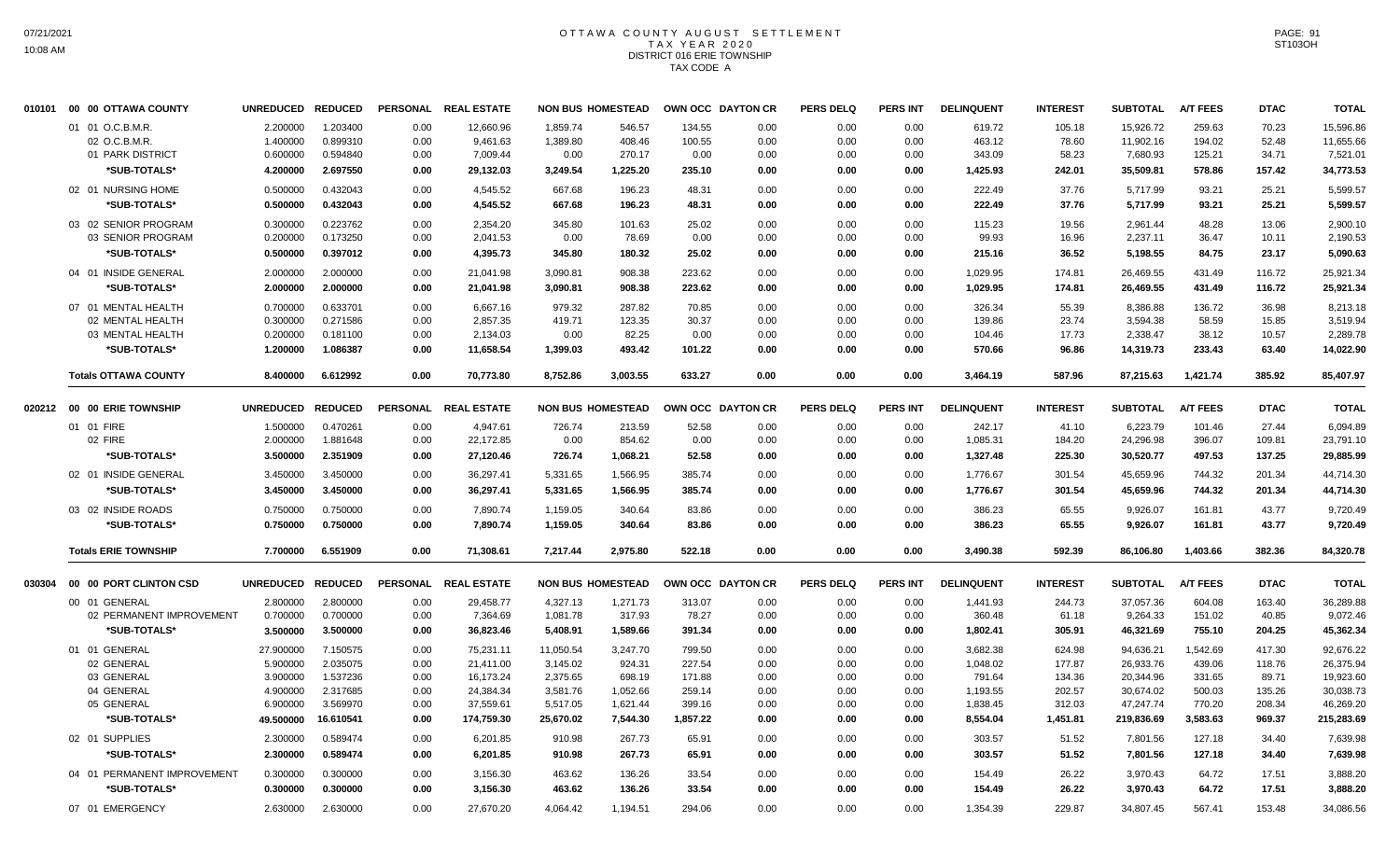# OTTAWA COUNTY AUGUST SETTLEMENT
## TAX YEAR 2020
## DISTRICT 016 ERIE TOWNSHIP
## TAX CODE A

| | | UNREDUCED | REDUCED | PERSONAL | REAL ESTATE | NON BUS | HOMESTEAD | OWN OCC | DAYTON CR | PERS DELQ | PERS INT | DELINQUENT | INTEREST | SUBTOTAL | A/T FEES | DTAC | TOTAL |
|---|---|---|---|---|---|---|---|---|---|---|---|---|---|---|---|---|---|
| 010101 | 00 00 OTTAWA COUNTY | UNREDUCED | REDUCED | PERSONAL | REAL ESTATE | NON BUS | HOMESTEAD | OWN OCC | DAYTON CR | PERS DELQ | PERS INT | DELINQUENT | INTEREST | SUBTOTAL | A/T FEES | DTAC | TOTAL |
| | 01 01 O.C.B.M.R. | 2.200000 | 1.203400 | 0.00 | 12,660.96 | 1,859.74 | 546.57 | 134.55 | 0.00 | 0.00 | 0.00 | 619.72 | 105.18 | 15,926.72 | 259.63 | 70.23 | 15,596.86 |
| | 02 O.C.B.M.R. | 1.400000 | 0.899310 | 0.00 | 9,461.63 | 1,389.80 | 408.46 | 100.55 | 0.00 | 0.00 | 0.00 | 463.12 | 78.60 | 11,902.16 | 194.02 | 52.48 | 11,655.66 |
| | 01 PARK DISTRICT | 0.600000 | 0.594840 | 0.00 | 7,009.44 | 0.00 | 270.17 | 0.00 | 0.00 | 0.00 | 0.00 | 343.09 | 58.23 | 7,680.93 | 125.21 | 34.71 | 7,521.01 |
| | *SUB-TOTALS* | 4.200000 | 2.697550 | 0.00 | 29,132.03 | 3,249.54 | 1,225.20 | 235.10 | 0.00 | 0.00 | 0.00 | 1,425.93 | 242.01 | 35,509.81 | 578.86 | 157.42 | 34,773.53 |
| | 02 01 NURSING HOME | 0.500000 | 0.432043 | 0.00 | 4,545.52 | 667.68 | 196.23 | 48.31 | 0.00 | 0.00 | 0.00 | 222.49 | 37.76 | 5,717.99 | 93.21 | 25.21 | 5,599.57 |
| | *SUB-TOTALS* | 0.500000 | 0.432043 | 0.00 | 4,545.52 | 667.68 | 196.23 | 48.31 | 0.00 | 0.00 | 0.00 | 222.49 | 37.76 | 5,717.99 | 93.21 | 25.21 | 5,599.57 |
| | 03 02 SENIOR PROGRAM | 0.300000 | 0.223762 | 0.00 | 2,354.20 | 345.80 | 101.63 | 25.02 | 0.00 | 0.00 | 0.00 | 115.23 | 19.56 | 2,961.44 | 48.28 | 13.06 | 2,900.10 |
| | 03 SENIOR PROGRAM | 0.200000 | 0.173250 | 0.00 | 2,041.53 | 0.00 | 78.69 | 0.00 | 0.00 | 0.00 | 0.00 | 99.93 | 16.96 | 2,237.11 | 36.47 | 10.11 | 2,190.53 |
| | *SUB-TOTALS* | 0.500000 | 0.397012 | 0.00 | 4,395.73 | 345.80 | 180.32 | 25.02 | 0.00 | 0.00 | 0.00 | 215.16 | 36.52 | 5,198.55 | 84.75 | 23.17 | 5,090.63 |
| | 04 01 INSIDE GENERAL | 2.000000 | 2.000000 | 0.00 | 21,041.98 | 3,090.81 | 908.38 | 223.62 | 0.00 | 0.00 | 0.00 | 1,029.95 | 174.81 | 26,469.55 | 431.49 | 116.72 | 25,921.34 |
| | *SUB-TOTALS* | 2.000000 | 2.000000 | 0.00 | 21,041.98 | 3,090.81 | 908.38 | 223.62 | 0.00 | 0.00 | 0.00 | 1,029.95 | 174.81 | 26,469.55 | 431.49 | 116.72 | 25,921.34 |
| | 07 01 MENTAL HEALTH | 0.700000 | 0.633701 | 0.00 | 6,667.16 | 979.32 | 287.82 | 70.85 | 0.00 | 0.00 | 0.00 | 326.34 | 55.39 | 8,386.88 | 136.72 | 36.98 | 8,213.18 |
| | 02 MENTAL HEALTH | 0.300000 | 0.271586 | 0.00 | 2,857.35 | 419.71 | 123.35 | 30.37 | 0.00 | 0.00 | 0.00 | 139.86 | 23.74 | 3,594.38 | 58.59 | 15.85 | 3,519.94 |
| | 03 MENTAL HEALTH | 0.200000 | 0.181100 | 0.00 | 2,134.03 | 0.00 | 82.25 | 0.00 | 0.00 | 0.00 | 0.00 | 104.46 | 17.73 | 2,338.47 | 38.12 | 10.57 | 2,289.78 |
| | *SUB-TOTALS* | 1.200000 | 1.086387 | 0.00 | 11,658.54 | 1,399.03 | 493.42 | 101.22 | 0.00 | 0.00 | 0.00 | 570.66 | 96.86 | 14,319.73 | 233.43 | 63.40 | 14,022.90 |
| | **Totals OTTAWA COUNTY** | 8.400000 | 6.612992 | 0.00 | 70,773.80 | 8,752.86 | 3,003.55 | 633.27 | 0.00 | 0.00 | 0.00 | 3,464.19 | 587.96 | 87,215.63 | 1,421.74 | 385.92 | 85,407.97 |
| 020212 | 00 00 ERIE TOWNSHIP | UNREDUCED | REDUCED | PERSONAL | REAL ESTATE | NON BUS | HOMESTEAD | OWN OCC | DAYTON CR | PERS DELQ | PERS INT | DELINQUENT | INTEREST | SUBTOTAL | A/T FEES | DTAC | TOTAL |
| | 01 01 FIRE | 1.500000 | 0.470261 | 0.00 | 4,947.61 | 726.74 | 213.59 | 52.58 | 0.00 | 0.00 | 0.00 | 242.17 | 41.10 | 6,223.79 | 101.46 | 27.44 | 6,094.89 |
| | 02 FIRE | 2.000000 | 1.881648 | 0.00 | 22,172.85 | 0.00 | 854.62 | 0.00 | 0.00 | 0.00 | 0.00 | 1,085.31 | 184.20 | 24,296.98 | 396.07 | 109.81 | 23,791.10 |
| | *SUB-TOTALS* | 3.500000 | 2.351909 | 0.00 | 27,120.46 | 726.74 | 1,068.21 | 52.58 | 0.00 | 0.00 | 0.00 | 1,327.48 | 225.30 | 30,520.77 | 497.53 | 137.25 | 29,885.99 |
| | 02 01 INSIDE GENERAL | 3.450000 | 3.450000 | 0.00 | 36,297.41 | 5,331.65 | 1,566.95 | 385.74 | 0.00 | 0.00 | 0.00 | 1,776.67 | 301.54 | 45,659.96 | 744.32 | 201.34 | 44,714.30 |
| | *SUB-TOTALS* | 3.450000 | 3.450000 | 0.00 | 36,297.41 | 5,331.65 | 1,566.95 | 385.74 | 0.00 | 0.00 | 0.00 | 1,776.67 | 301.54 | 45,659.96 | 744.32 | 201.34 | 44,714.30 |
| | 03 02 INSIDE ROADS | 0.750000 | 0.750000 | 0.00 | 7,890.74 | 1,159.05 | 340.64 | 83.86 | 0.00 | 0.00 | 0.00 | 386.23 | 65.55 | 9,926.07 | 161.81 | 43.77 | 9,720.49 |
| | *SUB-TOTALS* | 0.750000 | 0.750000 | 0.00 | 7,890.74 | 1,159.05 | 340.64 | 83.86 | 0.00 | 0.00 | 0.00 | 386.23 | 65.55 | 9,926.07 | 161.81 | 43.77 | 9,720.49 |
| | **Totals ERIE TOWNSHIP** | 7.700000 | 6.551909 | 0.00 | 71,308.61 | 7,217.44 | 2,975.80 | 522.18 | 0.00 | 0.00 | 0.00 | 3,490.38 | 592.39 | 86,106.80 | 1,403.66 | 382.36 | 84,320.78 |
| 030304 | 00 00 PORT CLINTON CSD | UNREDUCED | REDUCED | PERSONAL | REAL ESTATE | NON BUS | HOMESTEAD | OWN OCC | DAYTON CR | PERS DELQ | PERS INT | DELINQUENT | INTEREST | SUBTOTAL | A/T FEES | DTAC | TOTAL |
| | 00 01 GENERAL | 2.800000 | 2.800000 | 0.00 | 29,458.77 | 4,327.13 | 1,271.73 | 313.07 | 0.00 | 0.00 | 0.00 | 1,441.93 | 244.73 | 37,057.36 | 604.08 | 163.40 | 36,289.88 |
| | 02 PERMANENT IMPROVEMENT | 0.700000 | 0.700000 | 0.00 | 7,364.69 | 1,081.78 | 317.93 | 78.27 | 0.00 | 0.00 | 0.00 | 360.48 | 61.18 | 9,264.33 | 151.02 | 40.85 | 9,072.46 |
| | *SUB-TOTALS* | 3.500000 | 3.500000 | 0.00 | 36,823.46 | 5,408.91 | 1,589.66 | 391.34 | 0.00 | 0.00 | 0.00 | 1,802.41 | 305.91 | 46,321.69 | 755.10 | 204.25 | 45,362.34 |
| | 01 01 GENERAL | 27.900000 | 7.150575 | 0.00 | 75,231.11 | 11,050.54 | 3,247.70 | 799.50 | 0.00 | 0.00 | 0.00 | 3,682.38 | 624.98 | 94,636.21 | 1,542.69 | 417.30 | 92,676.22 |
| | 02 GENERAL | 5.900000 | 2.035075 | 0.00 | 21,411.00 | 3,145.02 | 924.31 | 227.54 | 0.00 | 0.00 | 0.00 | 1,048.02 | 177.87 | 26,933.76 | 439.06 | 118.76 | 26,375.94 |
| | 03 GENERAL | 3.900000 | 1.537236 | 0.00 | 16,173.24 | 2,375.65 | 698.19 | 171.88 | 0.00 | 0.00 | 0.00 | 791.64 | 134.36 | 20,344.96 | 331.65 | 89.71 | 19,923.60 |
| | 04 GENERAL | 4.900000 | 2.317685 | 0.00 | 24,384.34 | 3,581.76 | 1,052.66 | 259.14 | 0.00 | 0.00 | 0.00 | 1,193.55 | 202.57 | 30,674.02 | 500.03 | 135.26 | 30,038.73 |
| | 05 GENERAL | 6.900000 | 3.569970 | 0.00 | 37,559.61 | 5,517.05 | 1,621.44 | 399.16 | 0.00 | 0.00 | 0.00 | 1,838.45 | 312.03 | 47,247.74 | 770.20 | 208.34 | 46,269.20 |
| | *SUB-TOTALS* | 49.500000 | 16.610541 | 0.00 | 174,759.30 | 25,670.02 | 7,544.30 | 1,857.22 | 0.00 | 0.00 | 0.00 | 8,554.04 | 1,451.81 | 219,836.69 | 3,583.63 | 969.37 | 215,283.69 |
| | 02 01 SUPPLIES | 2.300000 | 0.589474 | 0.00 | 6,201.85 | 910.98 | 267.73 | 65.91 | 0.00 | 0.00 | 0.00 | 303.57 | 51.52 | 7,801.56 | 127.18 | 34.40 | 7,639.98 |
| | *SUB-TOTALS* | 2.300000 | 0.589474 | 0.00 | 6,201.85 | 910.98 | 267.73 | 65.91 | 0.00 | 0.00 | 0.00 | 303.57 | 51.52 | 7,801.56 | 127.18 | 34.40 | 7,639.98 |
| | 04 01 PERMANENT IMPROVEMENT | 0.300000 | 0.300000 | 0.00 | 3,156.30 | 463.62 | 136.26 | 33.54 | 0.00 | 0.00 | 0.00 | 154.49 | 26.22 | 3,970.43 | 64.72 | 17.51 | 3,888.20 |
| | *SUB-TOTALS* | 0.300000 | 0.300000 | 0.00 | 3,156.30 | 463.62 | 136.26 | 33.54 | 0.00 | 0.00 | 0.00 | 154.49 | 26.22 | 3,970.43 | 64.72 | 17.51 | 3,888.20 |
| | 07 01 EMERGENCY | 2.630000 | 2.630000 | 0.00 | 27,670.20 | 4,064.42 | 1,194.51 | 294.06 | 0.00 | 0.00 | 0.00 | 1,354.39 | 229.87 | 34,807.45 | 567.41 | 153.48 | 34,086.56 |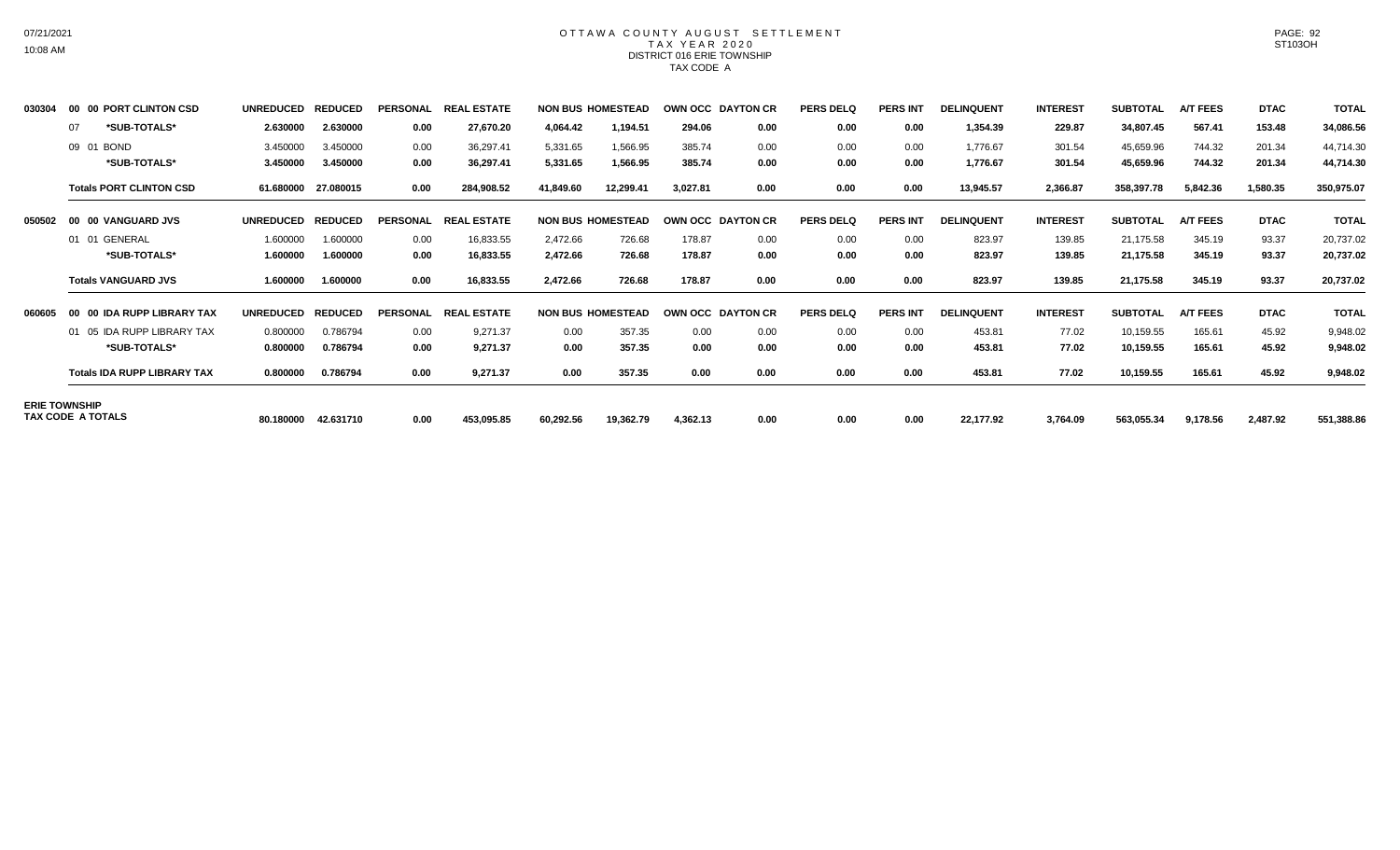# OTTAWA COUNTY AUGUST SETTLEMENT
## TAX YEAR 2020
### DISTRICT 016 ERIE TOWNSHIP
### TAX CODE A

| | | UNREDUCED | REDUCED | PERSONAL | REAL ESTATE | NON BUS | HOMESTEAD | OWN OCC | DAYTON CR | PERS DELQ | PERS INT | DELINQUENT | INTEREST | SUBTOTAL | A/T FEES | DTAC | TOTAL |
|---|---|---|---|---|---|---|---|---|---|---|---|---|---|---|---|---|---|
| 030304 | 00 00 PORT CLINTON CSD | | | | | | | | | | | | | | | | |
| | 07 *SUB-TOTALS* | 2.630000 | 2.630000 | 0.00 | 27,670.20 | 4,064.42 | 1,194.51 | 294.06 | 0.00 | 0.00 | 0.00 | 1,354.39 | 229.87 | 34,807.45 | 567.41 | 153.48 | 34,086.56 |
| | 09 01 BOND | 3.450000 | 3.450000 | 0.00 | 36,297.41 | 5,331.65 | 1,566.95 | 385.74 | 0.00 | 0.00 | 0.00 | 1,776.67 | 301.54 | 45,659.96 | 744.32 | 201.34 | 44,714.30 |
| | *SUB-TOTALS* | 3.450000 | 3.450000 | 0.00 | 36,297.41 | 5,331.65 | 1,566.95 | 385.74 | 0.00 | 0.00 | 0.00 | 1,776.67 | 301.54 | 45,659.96 | 744.32 | 201.34 | 44,714.30 |
| | Totals PORT CLINTON CSD | 61.680000 | 27.080015 | 0.00 | 284,908.52 | 41,849.60 | 12,299.41 | 3,027.81 | 0.00 | 0.00 | 0.00 | 13,945.57 | 2,366.87 | 358,397.78 | 5,842.36 | 1,580.35 | 350,975.07 |
| 050502 | 00 00 VANGUARD JVS | UNREDUCED | REDUCED | PERSONAL | REAL ESTATE | NON BUS | HOMESTEAD | OWN OCC | DAYTON CR | PERS DELQ | PERS INT | DELINQUENT | INTEREST | SUBTOTAL | A/T FEES | DTAC | TOTAL |
| | 01 01 GENERAL | 1.600000 | 1.600000 | 0.00 | 16,833.55 | 2,472.66 | 726.68 | 178.87 | 0.00 | 0.00 | 0.00 | 823.97 | 139.85 | 21,175.58 | 345.19 | 93.37 | 20,737.02 |
| | *SUB-TOTALS* | 1.600000 | 1.600000 | 0.00 | 16,833.55 | 2,472.66 | 726.68 | 178.87 | 0.00 | 0.00 | 0.00 | 823.97 | 139.85 | 21,175.58 | 345.19 | 93.37 | 20,737.02 |
| | Totals VANGUARD JVS | 1.600000 | 1.600000 | 0.00 | 16,833.55 | 2,472.66 | 726.68 | 178.87 | 0.00 | 0.00 | 0.00 | 823.97 | 139.85 | 21,175.58 | 345.19 | 93.37 | 20,737.02 |
| 060605 | 00 00 IDA RUPP LIBRARY TAX | UNREDUCED | REDUCED | PERSONAL | REAL ESTATE | NON BUS | HOMESTEAD | OWN OCC | DAYTON CR | PERS DELQ | PERS INT | DELINQUENT | INTEREST | SUBTOTAL | A/T FEES | DTAC | TOTAL |
| | 01 05 IDA RUPP LIBRARY TAX | 0.800000 | 0.786794 | 0.00 | 9,271.37 | 0.00 | 357.35 | 0.00 | 0.00 | 0.00 | 0.00 | 453.81 | 77.02 | 10,159.55 | 165.61 | 45.92 | 9,948.02 |
| | *SUB-TOTALS* | 0.800000 | 0.786794 | 0.00 | 9,271.37 | 0.00 | 357.35 | 0.00 | 0.00 | 0.00 | 0.00 | 453.81 | 77.02 | 10,159.55 | 165.61 | 45.92 | 9,948.02 |
| | Totals IDA RUPP LIBRARY TAX | 0.800000 | 0.786794 | 0.00 | 9,271.37 | 0.00 | 357.35 | 0.00 | 0.00 | 0.00 | 0.00 | 453.81 | 77.02 | 10,159.55 | 165.61 | 45.92 | 9,948.02 |
| ERIE TOWNSHIP TAX CODE A TOTALS | | 80.180000 | 42.631710 | 0.00 | 453,095.85 | 60,292.56 | 19,362.79 | 4,362.13 | 0.00 | 0.00 | 0.00 | 22,177.92 | 3,764.09 | 563,055.34 | 9,178.56 | 2,487.92 | 551,388.86 |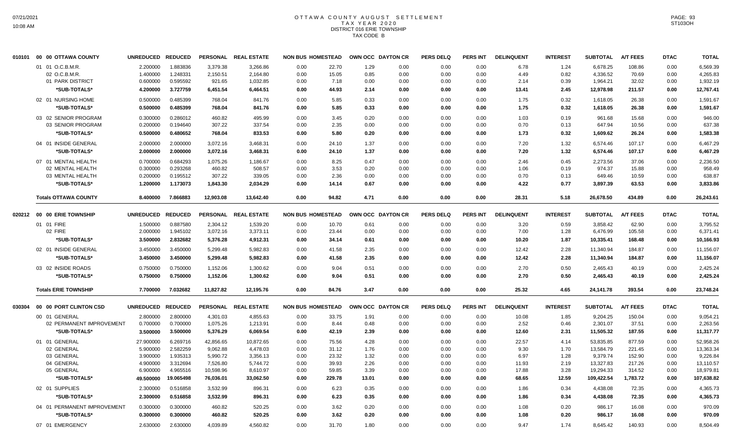# OTTAWA COUNTY AUGUST SETTLEMENT
## TAX YEAR 2020
## DISTRICT 016 ERIE TOWNSHIP
## TAX CODE B

| | | UNREDUCED | REDUCED | PERSONAL | REAL ESTATE | NON BUS | HOMESTEAD | OWN OCC | DAYTON CR | PERS DELQ | PERS INT | DELINQUENT | INTEREST | SUBTOTAL | A/T FEES | DTAC | TOTAL |
|---|---|---|---|---|---|---|---|---|---|---|---|---|---|---|---|---|---|
| 010101 | 00 00 OTTAWA COUNTY | | | | | | | | | | | | | | | | |
| | 01 01 O.C.B.M.R. | 2.200000 | 1.883836 | 3,379.38 | 3,266.86 | 0.00 | 22.70 | 1.29 | 0.00 | 0.00 | 0.00 | 6.78 | 1.24 | 6,678.25 | 108.86 | 0.00 | 6,569.39 |
| | 02 O.C.B.M.R. | 1.400000 | 1.248331 | 2,150.51 | 2,164.80 | 0.00 | 15.05 | 0.85 | 0.00 | 0.00 | 0.00 | 4.49 | 0.82 | 4,336.52 | 70.69 | 0.00 | 4,265.83 |
| | 01 PARK DISTRICT | 0.600000 | 0.595592 | 921.65 | 1,032.85 | 0.00 | 7.18 | 0.00 | 0.00 | 0.00 | 0.00 | 2.14 | 0.39 | 1,964.21 | 32.02 | 0.00 | 1,932.19 |
| | *SUB-TOTALS* | 4.200000 | 3.727759 | 6,451.54 | 6,464.51 | 0.00 | 44.93 | 2.14 | 0.00 | 0.00 | 0.00 | 13.41 | 2.45 | 12,978.98 | 211.57 | 0.00 | 12,767.41 |
| | 02 01 NURSING HOME | 0.500000 | 0.485399 | 768.04 | 841.76 | 0.00 | 5.85 | 0.33 | 0.00 | 0.00 | 0.00 | 1.75 | 0.32 | 1,618.05 | 26.38 | 0.00 | 1,591.67 |
| | *SUB-TOTALS* | 0.500000 | 0.485399 | 768.04 | 841.76 | 0.00 | 5.85 | 0.33 | 0.00 | 0.00 | 0.00 | 1.75 | 0.32 | 1,618.05 | 26.38 | 0.00 | 1,591.67 |
| | 03 02 SENIOR PROGRAM | 0.300000 | 0.286012 | 460.82 | 495.99 | 0.00 | 3.45 | 0.20 | 0.00 | 0.00 | 0.00 | 1.03 | 0.19 | 961.68 | 15.68 | 0.00 | 946.00 |
| | 03 SENIOR PROGRAM | 0.200000 | 0.194640 | 307.22 | 337.54 | 0.00 | 2.35 | 0.00 | 0.00 | 0.00 | 0.00 | 0.70 | 0.13 | 647.94 | 10.56 | 0.00 | 637.38 |
| | *SUB-TOTALS* | 0.500000 | 0.480652 | 768.04 | 833.53 | 0.00 | 5.80 | 0.20 | 0.00 | 0.00 | 0.00 | 1.73 | 0.32 | 1,609.62 | 26.24 | 0.00 | 1,583.38 |
| | 04 01 INSIDE GENERAL | 2.000000 | 2.000000 | 3,072.16 | 3,468.31 | 0.00 | 24.10 | 1.37 | 0.00 | 0.00 | 0.00 | 7.20 | 1.32 | 6,574.46 | 107.17 | 0.00 | 6,467.29 |
| | *SUB-TOTALS* | 2.000000 | 2.000000 | 3,072.16 | 3,468.31 | 0.00 | 24.10 | 1.37 | 0.00 | 0.00 | 0.00 | 7.20 | 1.32 | 6,574.46 | 107.17 | 0.00 | 6,467.29 |
| | 07 01 MENTAL HEALTH | 0.700000 | 0.684293 | 1,075.26 | 1,186.67 | 0.00 | 8.25 | 0.47 | 0.00 | 0.00 | 0.00 | 2.46 | 0.45 | 2,273.56 | 37.06 | 0.00 | 2,236.50 |
| | 02 MENTAL HEALTH | 0.300000 | 0.293268 | 460.82 | 508.57 | 0.00 | 3.53 | 0.20 | 0.00 | 0.00 | 0.00 | 1.06 | 0.19 | 974.37 | 15.88 | 0.00 | 958.49 |
| | 03 MENTAL HEALTH | 0.200000 | 0.195512 | 307.22 | 339.05 | 0.00 | 2.36 | 0.00 | 0.00 | 0.00 | 0.00 | 0.70 | 0.13 | 649.46 | 10.59 | 0.00 | 638.87 |
| | *SUB-TOTALS* | 1.200000 | 1.173073 | 1,843.30 | 2,034.29 | 0.00 | 14.14 | 0.67 | 0.00 | 0.00 | 0.00 | 4.22 | 0.77 | 3,897.39 | 63.53 | 0.00 | 3,833.86 |
| | Totals OTTAWA COUNTY | 8.400000 | 7.866883 | 12,903.08 | 13,642.40 | 0.00 | 94.82 | 4.71 | 0.00 | 0.00 | 0.00 | 28.31 | 5.18 | 26,678.50 | 434.89 | 0.00 | 26,243.61 |
| 020212 | 00 00 ERIE TOWNSHIP | | | | | | | | | | | | | | | | |
| | 01 01 FIRE | 1.500000 | 0.887580 | 2,304.12 | 1,539.20 | 0.00 | 10.70 | 0.61 | 0.00 | 0.00 | 0.00 | 3.20 | 0.59 | 3,858.42 | 62.90 | 0.00 | 3,795.52 |
| | 02 FIRE | 2.000000 | 1.945102 | 3,072.16 | 3,373.11 | 0.00 | 23.44 | 0.00 | 0.00 | 0.00 | 0.00 | 7.00 | 1.28 | 6,476.99 | 105.58 | 0.00 | 6,371.41 |
| | *SUB-TOTALS* | 3.500000 | 2.832682 | 5,376.28 | 4,912.31 | 0.00 | 34.14 | 0.61 | 0.00 | 0.00 | 0.00 | 10.20 | 1.87 | 10,335.41 | 168.48 | 0.00 | 10,166.93 |
| | 02 01 INSIDE GENERAL | 3.450000 | 3.450000 | 5,299.48 | 5,982.83 | 0.00 | 41.58 | 2.35 | 0.00 | 0.00 | 0.00 | 12.42 | 2.28 | 11,340.94 | 184.87 | 0.00 | 11,156.07 |
| | *SUB-TOTALS* | 3.450000 | 3.450000 | 5,299.48 | 5,982.83 | 0.00 | 41.58 | 2.35 | 0.00 | 0.00 | 0.00 | 12.42 | 2.28 | 11,340.94 | 184.87 | 0.00 | 11,156.07 |
| | 03 02 INSIDE ROADS | 0.750000 | 0.750000 | 1,152.06 | 1,300.62 | 0.00 | 9.04 | 0.51 | 0.00 | 0.00 | 0.00 | 2.70 | 0.50 | 2,465.43 | 40.19 | 0.00 | 2,425.24 |
| | *SUB-TOTALS* | 0.750000 | 0.750000 | 1,152.06 | 1,300.62 | 0.00 | 9.04 | 0.51 | 0.00 | 0.00 | 0.00 | 2.70 | 0.50 | 2,465.43 | 40.19 | 0.00 | 2,425.24 |
| | Totals ERIE TOWNSHIP | 7.700000 | 7.032682 | 11,827.82 | 12,195.76 | 0.00 | 84.76 | 3.47 | 0.00 | 0.00 | 0.00 | 25.32 | 4.65 | 24,141.78 | 393.54 | 0.00 | 23,748.24 |
| 030304 | 00 00 PORT CLINTON CSD | | | | | | | | | | | | | | | | |
| | 00 01 GENERAL | 2.800000 | 2.800000 | 4,301.03 | 4,855.63 | 0.00 | 33.75 | 1.91 | 0.00 | 0.00 | 0.00 | 10.08 | 1.85 | 9,204.25 | 150.04 | 0.00 | 9,054.21 |
| | 02 PERMANENT IMPROVEMENT | 0.700000 | 0.700000 | 1,075.26 | 1,213.91 | 0.00 | 8.44 | 0.48 | 0.00 | 0.00 | 0.00 | 2.52 | 0.46 | 2,301.07 | 37.51 | 0.00 | 2,263.56 |
| | *SUB-TOTALS* | 3.500000 | 3.500000 | 5,376.29 | 6,069.54 | 0.00 | 42.19 | 2.39 | 0.00 | 0.00 | 0.00 | 12.60 | 2.31 | 11,505.32 | 187.55 | 0.00 | 11,317.77 |
| | 01 01 GENERAL | 27.900000 | 6.269716 | 42,856.65 | 10,872.65 | 0.00 | 75.56 | 4.28 | 0.00 | 0.00 | 0.00 | 22.57 | 4.14 | 53,835.85 | 877.59 | 0.00 | 52,958.26 |
| | 02 GENERAL | 5.900000 | 2.582259 | 9,062.88 | 4,478.03 | 0.00 | 31.12 | 1.76 | 0.00 | 0.00 | 0.00 | 9.30 | 1.70 | 13,584.79 | 221.45 | 0.00 | 13,363.34 |
| | 03 GENERAL | 3.900000 | 1.935313 | 5,990.72 | 3,356.13 | 0.00 | 23.32 | 1.32 | 0.00 | 0.00 | 0.00 | 6.97 | 1.28 | 9,379.74 | 152.90 | 0.00 | 9,226.84 |
| | 04 GENERAL | 4.900000 | 3.312694 | 7,526.80 | 5,744.72 | 0.00 | 39.93 | 2.26 | 0.00 | 0.00 | 0.00 | 11.93 | 2.19 | 13,327.83 | 217.26 | 0.00 | 13,110.57 |
| | 05 GENERAL | 6.900000 | 4.965516 | 10,598.96 | 8,610.97 | 0.00 | 59.85 | 3.39 | 0.00 | 0.00 | 0.00 | 17.88 | 3.28 | 19,294.33 | 314.52 | 0.00 | 18,979.81 |
| | *SUB-TOTALS* | 49.500000 | 19.065498 | 76,036.01 | 33,062.50 | 0.00 | 229.78 | 13.01 | 0.00 | 0.00 | 0.00 | 68.65 | 12.59 | 109,422.54 | 1,783.72 | 0.00 | 107,638.82 |
| | 02 01 SUPPLIES | 2.300000 | 0.516858 | 3,532.99 | 896.31 | 0.00 | 6.23 | 0.35 | 0.00 | 0.00 | 0.00 | 1.86 | 0.34 | 4,438.08 | 72.35 | 0.00 | 4,365.73 |
| | *SUB-TOTALS* | 2.300000 | 0.516858 | 3,532.99 | 896.31 | 0.00 | 6.23 | 0.35 | 0.00 | 0.00 | 0.00 | 1.86 | 0.34 | 4,438.08 | 72.35 | 0.00 | 4,365.73 |
| | 04 01 PERMANENT IMPROVEMENT | 0.300000 | 0.300000 | 460.82 | 520.25 | 0.00 | 3.62 | 0.20 | 0.00 | 0.00 | 0.00 | 1.08 | 0.20 | 986.17 | 16.08 | 0.00 | 970.09 |
| | *SUB-TOTALS* | 0.300000 | 0.300000 | 460.82 | 520.25 | 0.00 | 3.62 | 0.20 | 0.00 | 0.00 | 0.00 | 1.08 | 0.20 | 986.17 | 16.08 | 0.00 | 970.09 |
| | 07 01 EMERGENCY | 2.630000 | 2.630000 | 4,039.89 | 4,560.82 | 0.00 | 31.70 | 1.80 | 0.00 | 0.00 | 0.00 | 9.47 | 1.74 | 8,645.42 | 140.93 | 0.00 | 8,504.49 |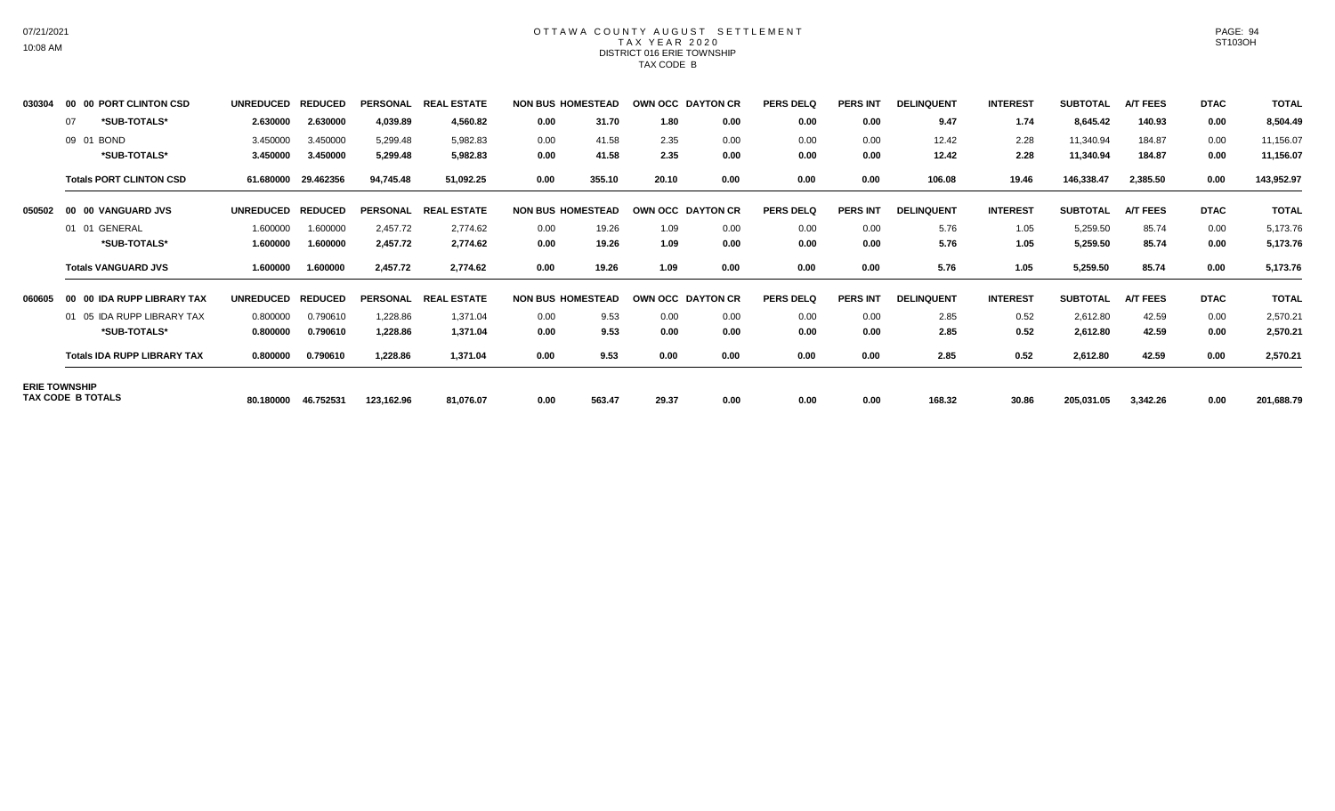# OTTAWA COUNTY AUGUST SETTLEMENT
## TAX YEAR 2020
### DISTRICT 016 ERIE TOWNSHIP
### TAX CODE B

| 030304 | 00 00 PORT CLINTON CSD | UNREDUCED | REDUCED | PERSONAL | REAL ESTATE | NON BUS | HOMESTEAD | OWN OCC | DAYTON CR | PERS DELQ | PERS INT | DELINQUENT | INTEREST | SUBTOTAL | A/T FEES | DTAC | TOTAL |
|---|---|---|---|---|---|---|---|---|---|---|---|---|---|---|---|---|---|
| | 07 **\*SUB-TOTALS\*** | **2.630000** | **2.630000** | **4,039.89** | **4,560.82** | **0.00** | **31.70** | **1.80** | **0.00** | **0.00** | **0.00** | **9.47** | **1.74** | **8,645.42** | **140.93** | **0.00** | **8,504.49** |
| | 09 01 BOND | 3.450000 | 3.450000 | 5,299.48 | 5,982.83 | 0.00 | 41.58 | 2.35 | 0.00 | 0.00 | 0.00 | 12.42 | 2.28 | 11,340.94 | 184.87 | 0.00 | 11,156.07 |
| | **\*SUB-TOTALS\*** | **3.450000** | **3.450000** | **5,299.48** | **5,982.83** | **0.00** | **41.58** | **2.35** | **0.00** | **0.00** | **0.00** | **12.42** | **2.28** | **11,340.94** | **184.87** | **0.00** | **11,156.07** |
| | **Totals PORT CLINTON CSD** | **61.680000** | **29.462356** | **94,745.48** | **51,092.25** | **0.00** | **355.10** | **20.10** | **0.00** | **0.00** | **0.00** | **106.08** | **19.46** | **146,338.47** | **2,385.50** | **0.00** | **143,952.97** |
| **050502** | **00 00 VANGUARD JVS** | **UNREDUCED** | **REDUCED** | **PERSONAL** | **REAL ESTATE** | **NON BUS** | **HOMESTEAD** | **OWN OCC** | **DAYTON CR** | **PERS DELQ** | **PERS INT** | **DELINQUENT** | **INTEREST** | **SUBTOTAL** | **A/T FEES** | **DTAC** | **TOTAL** |
| | 01 01 GENERAL | 1.600000 | 1.600000 | 2,457.72 | 2,774.62 | 0.00 | 19.26 | 1.09 | 0.00 | 0.00 | 0.00 | 5.76 | 1.05 | 5,259.50 | 85.74 | 0.00 | 5,173.76 |
| | **\*SUB-TOTALS\*** | **1.600000** | **1.600000** | **2,457.72** | **2,774.62** | **0.00** | **19.26** | **1.09** | **0.00** | **0.00** | **0.00** | **5.76** | **1.05** | **5,259.50** | **85.74** | **0.00** | **5,173.76** |
| | **Totals VANGUARD JVS** | **1.600000** | **1.600000** | **2,457.72** | **2,774.62** | **0.00** | **19.26** | **1.09** | **0.00** | **0.00** | **0.00** | **5.76** | **1.05** | **5,259.50** | **85.74** | **0.00** | **5,173.76** |
| **060605** | **00 00 IDA RUPP LIBRARY TAX** | **UNREDUCED** | **REDUCED** | **PERSONAL** | **REAL ESTATE** | **NON BUS** | **HOMESTEAD** | **OWN OCC** | **DAYTON CR** | **PERS DELQ** | **PERS INT** | **DELINQUENT** | **INTEREST** | **SUBTOTAL** | **A/T FEES** | **DTAC** | **TOTAL** |
| | 01 05 IDA RUPP LIBRARY TAX | 0.800000 | 0.790610 | 1,228.86 | 1,371.04 | 0.00 | 9.53 | 0.00 | 0.00 | 0.00 | 0.00 | 2.85 | 0.52 | 2,612.80 | 42.59 | 0.00 | 2,570.21 |
| | **\*SUB-TOTALS\*** | **0.800000** | **0.790610** | **1,228.86** | **1,371.04** | **0.00** | **9.53** | **0.00** | **0.00** | **0.00** | **0.00** | **2.85** | **0.52** | **2,612.80** | **42.59** | **0.00** | **2,570.21** |
| | **Totals IDA RUPP LIBRARY TAX** | **0.800000** | **0.790610** | **1,228.86** | **1,371.04** | **0.00** | **9.53** | **0.00** | **0.00** | **0.00** | **0.00** | **2.85** | **0.52** | **2,612.80** | **42.59** | **0.00** | **2,570.21** |
| **ERIE TOWNSHIP TAX CODE B TOTALS** | | **80.180000** | **46.752531** | **123,162.96** | **81,076.07** | **0.00** | **563.47** | **29.37** | **0.00** | **0.00** | **0.00** | **168.32** | **30.86** | **205,031.05** | **3,342.26** | **0.00** | **201,688.79** |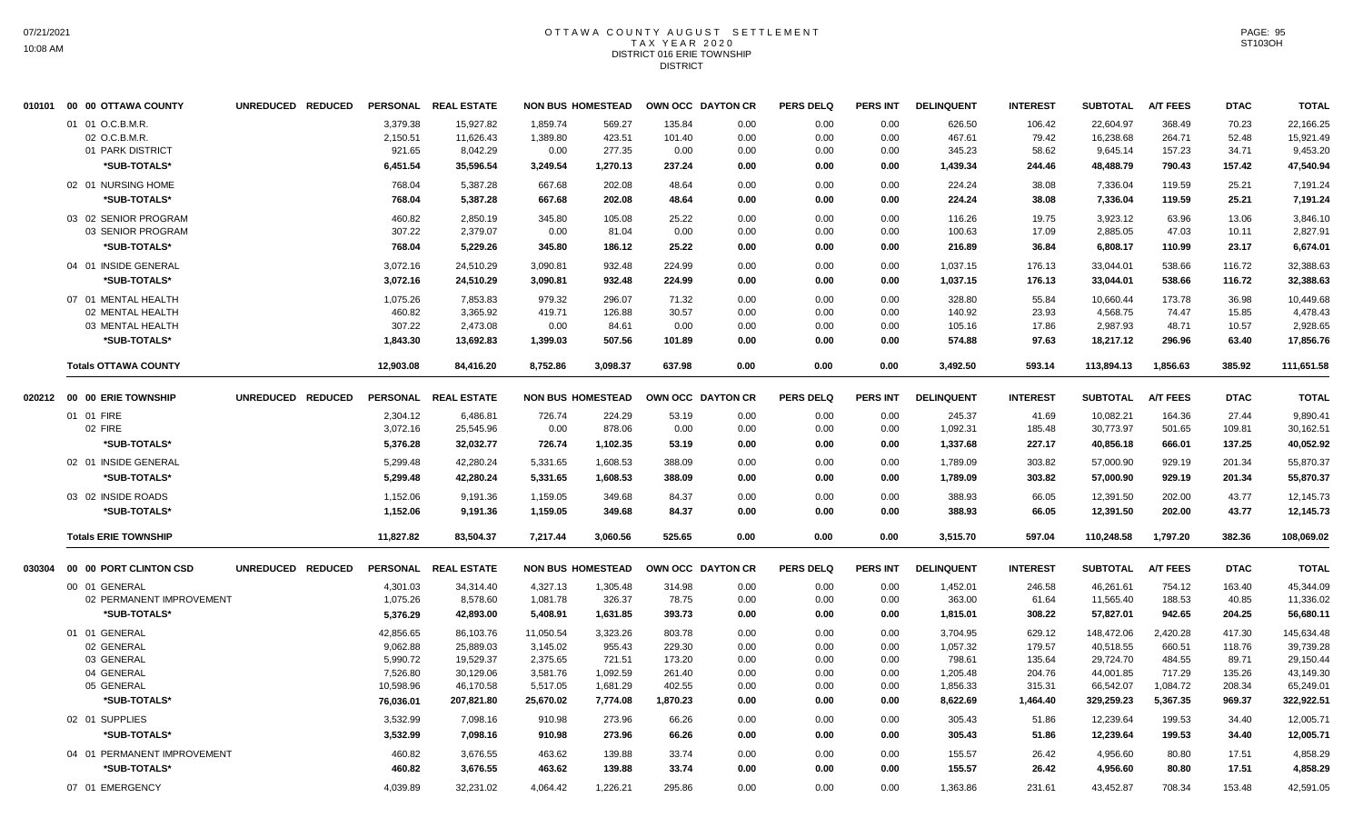# OTTAWA COUNTY AUGUST SETTLEMENT
## TAX YEAR 2020
## DISTRICT 016 ERIE TOWNSHIP
### DISTRICT

| | | UNREDUCED | REDUCED | PERSONAL | REAL ESTATE | NON BUS | HOMESTEAD | OWN OCC | DAYTON CR | PERS DELQ | PERS INT | DELINQUENT | INTEREST | SUBTOTAL | A/T FEES | DTAC | TOTAL |
|---|---|---|---|---|---|---|---|---|---|---|---|---|---|---|---|---|---|
| 010101 | 00 00 OTTAWA COUNTY | UNREDUCED | REDUCED | PERSONAL | REAL ESTATE | NON BUS | HOMESTEAD | OWN OCC | DAYTON CR | PERS DELQ | PERS INT | DELINQUENT | INTEREST | SUBTOTAL | A/T FEES | DTAC | TOTAL |
| | 01 01 O.C.B.M.R. | | | 3,379.38 | 15,927.82 | 1,859.74 | 569.27 | 135.84 | 0.00 | 0.00 | 0.00 | 626.50 | 106.42 | 22,604.97 | 368.49 | 70.23 | 22,166.25 |
| | 02 O.C.B.M.R. | | | 2,150.51 | 11,626.43 | 1,389.80 | 423.51 | 101.40 | 0.00 | 0.00 | 0.00 | 467.61 | 79.42 | 16,238.68 | 264.71 | 52.48 | 15,921.49 |
| | 01 PARK DISTRICT | | | 921.65 | 8,042.29 | 0.00 | 277.35 | 0.00 | 0.00 | 0.00 | 0.00 | 345.23 | 58.62 | 9,645.14 | 157.23 | 34.71 | 9,453.20 |
| | *SUB-TOTALS* | | | 6,451.54 | 35,596.54 | 3,249.54 | 1,270.13 | 237.24 | 0.00 | 0.00 | 0.00 | 1,439.34 | 244.46 | 48,488.79 | 790.43 | 157.42 | 47,540.94 |
| | 02 01 NURSING HOME | | | 768.04 | 5,387.28 | 667.68 | 202.08 | 48.64 | 0.00 | 0.00 | 0.00 | 224.24 | 38.08 | 7,336.04 | 119.59 | 25.21 | 7,191.24 |
| | *SUB-TOTALS* | | | 768.04 | 5,387.28 | 667.68 | 202.08 | 48.64 | 0.00 | 0.00 | 0.00 | 224.24 | 38.08 | 7,336.04 | 119.59 | 25.21 | 7,191.24 |
| | 03 02 SENIOR PROGRAM | | | 460.82 | 2,850.19 | 345.80 | 105.08 | 25.22 | 0.00 | 0.00 | 0.00 | 116.26 | 19.75 | 3,923.12 | 63.96 | 13.06 | 3,846.10 |
| | 03 SENIOR PROGRAM | | | 307.22 | 2,379.07 | 0.00 | 81.04 | 0.00 | 0.00 | 0.00 | 0.00 | 100.63 | 17.09 | 2,885.05 | 47.03 | 10.11 | 2,827.91 |
| | *SUB-TOTALS* | | | 768.04 | 5,229.26 | 345.80 | 186.12 | 25.22 | 0.00 | 0.00 | 0.00 | 216.89 | 36.84 | 6,808.17 | 110.99 | 23.17 | 6,674.01 |
| | 04 01 INSIDE GENERAL | | | 3,072.16 | 24,510.29 | 3,090.81 | 932.48 | 224.99 | 0.00 | 0.00 | 0.00 | 1,037.15 | 176.13 | 33,044.01 | 538.66 | 116.72 | 32,388.63 |
| | *SUB-TOTALS* | | | 3,072.16 | 24,510.29 | 3,090.81 | 932.48 | 224.99 | 0.00 | 0.00 | 0.00 | 1,037.15 | 176.13 | 33,044.01 | 538.66 | 116.72 | 32,388.63 |
| | 07 01 MENTAL HEALTH | | | 1,075.26 | 7,853.83 | 979.32 | 296.07 | 71.32 | 0.00 | 0.00 | 0.00 | 328.80 | 55.84 | 10,660.44 | 173.78 | 36.98 | 10,449.68 |
| | 02 MENTAL HEALTH | | | 460.82 | 3,365.92 | 419.71 | 126.88 | 30.57 | 0.00 | 0.00 | 0.00 | 140.92 | 23.93 | 4,568.75 | 74.47 | 15.85 | 4,478.43 |
| | 03 MENTAL HEALTH | | | 307.22 | 2,473.08 | 0.00 | 84.61 | 0.00 | 0.00 | 0.00 | 0.00 | 105.16 | 17.86 | 2,987.93 | 48.71 | 10.57 | 2,928.65 |
| | *SUB-TOTALS* | | | 1,843.30 | 13,692.83 | 1,399.03 | 507.56 | 101.89 | 0.00 | 0.00 | 0.00 | 574.88 | 97.63 | 18,217.12 | 296.96 | 63.40 | 17,856.76 |
| | **Totals OTTAWA COUNTY** | | | 12,903.08 | 84,416.20 | 8,752.86 | 3,098.37 | 637.98 | 0.00 | 0.00 | 0.00 | 3,492.50 | 593.14 | 113,894.13 | 1,856.63 | 385.92 | 111,651.58 |
| 020212 | 00 00 ERIE TOWNSHIP | UNREDUCED | REDUCED | PERSONAL | REAL ESTATE | NON BUS | HOMESTEAD | OWN OCC | DAYTON CR | PERS DELQ | PERS INT | DELINQUENT | INTEREST | SUBTOTAL | A/T FEES | DTAC | TOTAL |
| | 01 01 FIRE | | | 2,304.12 | 6,486.81 | 726.74 | 224.29 | 53.19 | 0.00 | 0.00 | 0.00 | 245.37 | 41.69 | 10,082.21 | 164.36 | 27.44 | 9,890.41 |
| | 02 FIRE | | | 3,072.16 | 25,545.96 | 0.00 | 878.06 | 0.00 | 0.00 | 0.00 | 0.00 | 1,092.31 | 185.48 | 30,773.97 | 501.65 | 109.81 | 30,162.51 |
| | *SUB-TOTALS* | | | 5,376.28 | 32,032.77 | 726.74 | 1,102.35 | 53.19 | 0.00 | 0.00 | 0.00 | 1,337.68 | 227.17 | 40,856.18 | 666.01 | 137.25 | 40,052.92 |
| | 02 01 INSIDE GENERAL | | | 5,299.48 | 42,280.24 | 5,331.65 | 1,608.53 | 388.09 | 0.00 | 0.00 | 0.00 | 1,789.09 | 303.82 | 57,000.90 | 929.19 | 201.34 | 55,870.37 |
| | *SUB-TOTALS* | | | 5,299.48 | 42,280.24 | 5,331.65 | 1,608.53 | 388.09 | 0.00 | 0.00 | 0.00 | 1,789.09 | 303.82 | 57,000.90 | 929.19 | 201.34 | 55,870.37 |
| | 03 02 INSIDE ROADS | | | 1,152.06 | 9,191.36 | 1,159.05 | 349.68 | 84.37 | 0.00 | 0.00 | 0.00 | 388.93 | 66.05 | 12,391.50 | 202.00 | 43.77 | 12,145.73 |
| | *SUB-TOTALS* | | | 1,152.06 | 9,191.36 | 1,159.05 | 349.68 | 84.37 | 0.00 | 0.00 | 0.00 | 388.93 | 66.05 | 12,391.50 | 202.00 | 43.77 | 12,145.73 |
| | **Totals ERIE TOWNSHIP** | | | 11,827.82 | 83,504.37 | 7,217.44 | 3,060.56 | 525.65 | 0.00 | 0.00 | 0.00 | 3,515.70 | 597.04 | 110,248.58 | 1,797.20 | 382.36 | 108,069.02 |
| 030304 | 00 00 PORT CLINTON CSD | UNREDUCED | REDUCED | PERSONAL | REAL ESTATE | NON BUS | HOMESTEAD | OWN OCC | DAYTON CR | PERS DELQ | PERS INT | DELINQUENT | INTEREST | SUBTOTAL | A/T FEES | DTAC | TOTAL |
| | 00 01 GENERAL | | | 4,301.03 | 34,314.40 | 4,327.13 | 1,305.48 | 314.98 | 0.00 | 0.00 | 0.00 | 1,452.01 | 246.58 | 46,261.61 | 754.12 | 163.40 | 45,344.09 |
| | 02 PERMANENT IMPROVEMENT | | | 1,075.26 | 8,578.60 | 1,081.78 | 326.37 | 78.75 | 0.00 | 0.00 | 0.00 | 363.00 | 61.64 | 11,565.40 | 188.53 | 40.85 | 11,336.02 |
| | *SUB-TOTALS* | | | 5,376.29 | 42,893.00 | 5,408.91 | 1,631.85 | 393.73 | 0.00 | 0.00 | 0.00 | 1,815.01 | 308.22 | 57,827.01 | 942.65 | 204.25 | 56,680.11 |
| | 01 01 GENERAL | | | 42,856.65 | 86,103.76 | 11,050.54 | 3,323.26 | 803.78 | 0.00 | 0.00 | 0.00 | 3,704.95 | 629.12 | 148,472.06 | 2,420.28 | 417.30 | 145,634.48 |
| | 02 GENERAL | | | 9,062.88 | 25,889.03 | 3,145.02 | 955.43 | 229.30 | 0.00 | 0.00 | 0.00 | 1,057.32 | 179.57 | 40,518.55 | 660.51 | 118.76 | 39,739.28 |
| | 03 GENERAL | | | 5,990.72 | 19,529.37 | 2,375.65 | 721.51 | 173.20 | 0.00 | 0.00 | 0.00 | 798.61 | 135.64 | 29,724.70 | 484.55 | 89.71 | 29,150.44 |
| | 04 GENERAL | | | 7,526.80 | 30,129.06 | 3,581.76 | 1,092.59 | 261.40 | 0.00 | 0.00 | 0.00 | 1,205.48 | 204.76 | 44,001.85 | 717.29 | 135.26 | 43,149.30 |
| | 05 GENERAL | | | 10,598.96 | 46,170.58 | 5,517.05 | 1,681.29 | 402.55 | 0.00 | 0.00 | 0.00 | 1,856.33 | 315.31 | 66,542.07 | 1,084.72 | 208.34 | 65,249.01 |
| | *SUB-TOTALS* | | | 76,036.01 | 207,821.80 | 25,670.02 | 7,774.08 | 1,870.23 | 0.00 | 0.00 | 0.00 | 8,622.69 | 1,464.40 | 329,259.23 | 5,367.35 | 969.37 | 322,922.51 |
| | 02 01 SUPPLIES | | | 3,532.99 | 7,098.16 | 910.98 | 273.96 | 66.26 | 0.00 | 0.00 | 0.00 | 305.43 | 51.86 | 12,239.64 | 199.53 | 34.40 | 12,005.71 |
| | *SUB-TOTALS* | | | 3,532.99 | 7,098.16 | 910.98 | 273.96 | 66.26 | 0.00 | 0.00 | 0.00 | 305.43 | 51.86 | 12,239.64 | 199.53 | 34.40 | 12,005.71 |
| | 04 01 PERMANENT IMPROVEMENT | | | 460.82 | 3,676.55 | 463.62 | 139.88 | 33.74 | 0.00 | 0.00 | 0.00 | 155.57 | 26.42 | 4,956.60 | 80.80 | 17.51 | 4,858.29 |
| | *SUB-TOTALS* | | | 460.82 | 3,676.55 | 463.62 | 139.88 | 33.74 | 0.00 | 0.00 | 0.00 | 155.57 | 26.42 | 4,956.60 | 80.80 | 17.51 | 4,858.29 |
| | 07 01 EMERGENCY | | | 4,039.89 | 32,231.02 | 4,064.42 | 1,226.21 | 295.86 | 0.00 | 0.00 | 0.00 | 1,363.86 | 231.61 | 43,452.87 | 708.34 | 153.48 | 42,591.05 |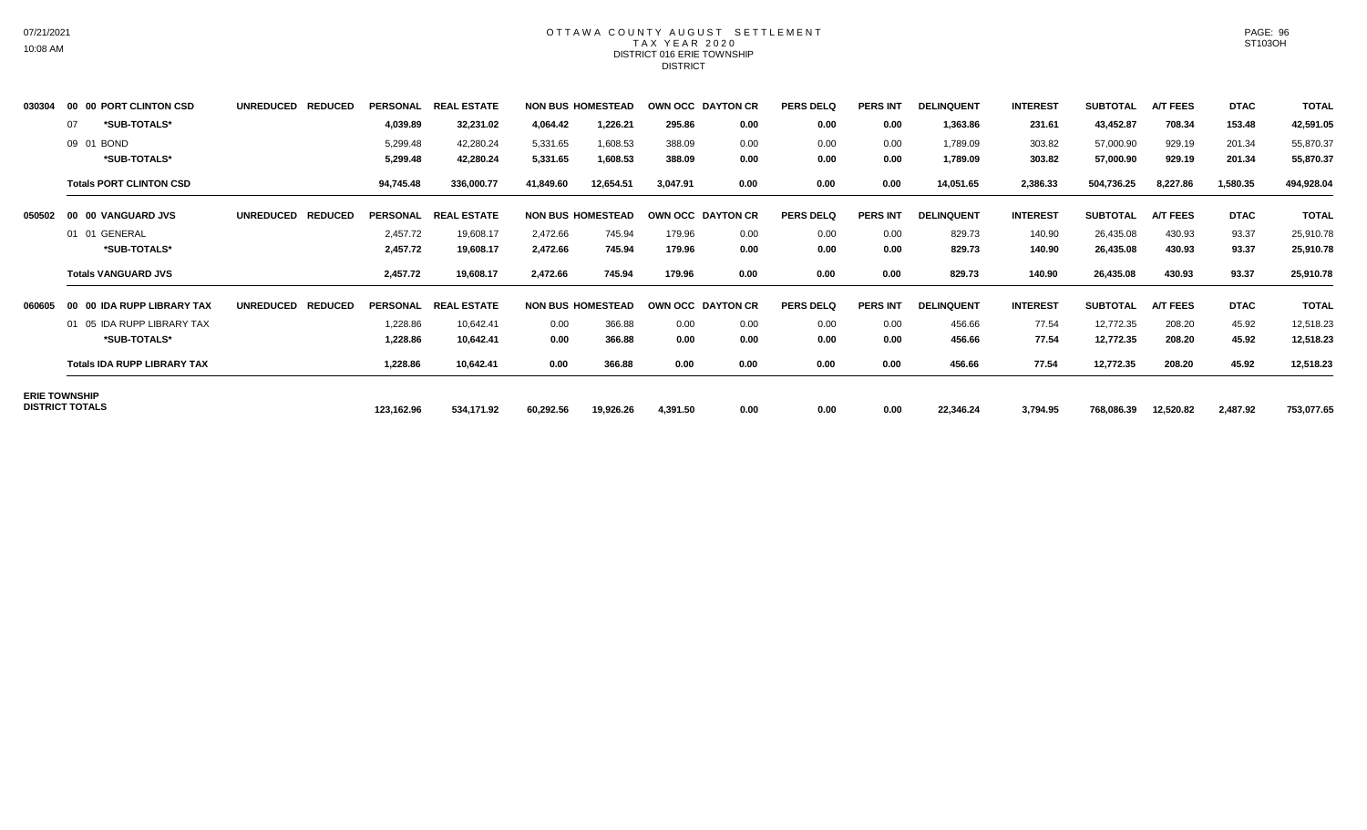# OTTAWA COUNTY AUGUST SETTLEMENT
## TAX YEAR 2020
### DISTRICT 016 ERIE TOWNSHIP
#### DISTRICT

| | | UNREDUCED | REDUCED | PERSONAL | REAL ESTATE | NON BUS | HOMESTEAD | OWN OCC | DAYTON CR | PERS DELQ | PERS INT | DELINQUENT | INTEREST | SUBTOTAL | A/T FEES | DTAC | TOTAL |
|---|---|---|---|---|---|---|---|---|---|---|---|---|---|---|---|---|---|
| 030304 | 00 00 PORT CLINTON CSD | | | | | | | | | | | | | | | | |
| | 07 *SUB-TOTALS* | | | 4,039.89 | 32,231.02 | 4,064.42 | 1,226.21 | 295.86 | 0.00 | 0.00 | 0.00 | 1,363.86 | 231.61 | 43,452.87 | 708.34 | 153.48 | 42,591.05 |
| | 09 01 BOND | | | 5,299.48 | 42,280.24 | 5,331.65 | 1,608.53 | 388.09 | 0.00 | 0.00 | 0.00 | 1,789.09 | 303.82 | 57,000.90 | 929.19 | 201.34 | 55,870.37 |
| | *SUB-TOTALS* | | | 5,299.48 | 42,280.24 | 5,331.65 | 1,608.53 | 388.09 | 0.00 | 0.00 | 0.00 | 1,789.09 | 303.82 | 57,000.90 | 929.19 | 201.34 | 55,870.37 |
| | **Totals PORT CLINTON CSD** | | | 94,745.48 | 336,000.77 | 41,849.60 | 12,654.51 | 3,047.91 | 0.00 | 0.00 | 0.00 | 14,051.65 | 2,386.33 | 504,736.25 | 8,227.86 | 1,580.35 | 494,928.04 |
| 050502 | 00 00 VANGUARD JVS | UNREDUCED | REDUCED | PERSONAL | REAL ESTATE | NON BUS | HOMESTEAD | OWN OCC | DAYTON CR | PERS DELQ | PERS INT | DELINQUENT | INTEREST | SUBTOTAL | A/T FEES | DTAC | TOTAL |
| | 01 01 GENERAL | | | 2,457.72 | 19,608.17 | 2,472.66 | 745.94 | 179.96 | 0.00 | 0.00 | 0.00 | 829.73 | 140.90 | 26,435.08 | 430.93 | 93.37 | 25,910.78 |
| | *SUB-TOTALS* | | | 2,457.72 | 19,608.17 | 2,472.66 | 745.94 | 179.96 | 0.00 | 0.00 | 0.00 | 829.73 | 140.90 | 26,435.08 | 430.93 | 93.37 | 25,910.78 |
| | **Totals VANGUARD JVS** | | | 2,457.72 | 19,608.17 | 2,472.66 | 745.94 | 179.96 | 0.00 | 0.00 | 0.00 | 829.73 | 140.90 | 26,435.08 | 430.93 | 93.37 | 25,910.78 |
| 060605 | 00 00 IDA RUPP LIBRARY TAX | UNREDUCED | REDUCED | PERSONAL | REAL ESTATE | NON BUS | HOMESTEAD | OWN OCC | DAYTON CR | PERS DELQ | PERS INT | DELINQUENT | INTEREST | SUBTOTAL | A/T FEES | DTAC | TOTAL |
| | 01 05 IDA RUPP LIBRARY TAX | | | 1,228.86 | 10,642.41 | 0.00 | 366.88 | 0.00 | 0.00 | 0.00 | 0.00 | 456.66 | 77.54 | 12,772.35 | 208.20 | 45.92 | 12,518.23 |
| | *SUB-TOTALS* | | | 1,228.86 | 10,642.41 | 0.00 | 366.88 | 0.00 | 0.00 | 0.00 | 0.00 | 456.66 | 77.54 | 12,772.35 | 208.20 | 45.92 | 12,518.23 |
| | **Totals IDA RUPP LIBRARY TAX** | | | 1,228.86 | 10,642.41 | 0.00 | 366.88 | 0.00 | 0.00 | 0.00 | 0.00 | 456.66 | 77.54 | 12,772.35 | 208.20 | 45.92 | 12,518.23 |
| **ERIE TOWNSHIP DISTRICT TOTALS** | | | | 123,162.96 | 534,171.92 | 60,292.56 | 19,926.26 | 4,391.50 | 0.00 | 0.00 | 0.00 | 22,346.24 | 3,794.95 | 768,086.39 | 12,520.82 | 2,487.92 | 753,077.65 |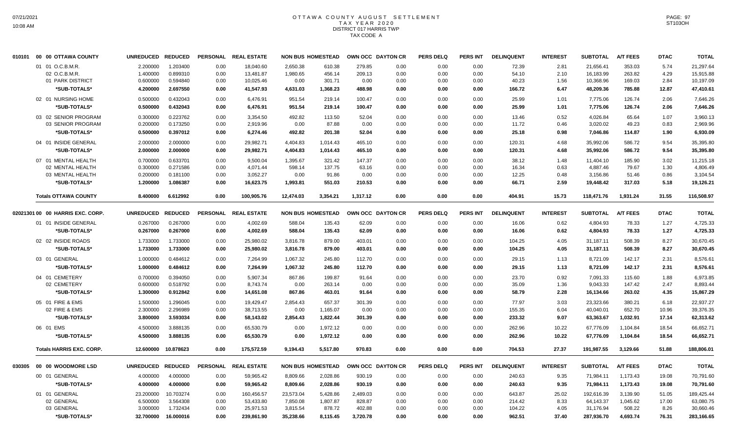# OTTAWA COUNTY AUGUST SETTLEMENT
## TAX YEAR 2020
## DISTRICT 017 HARRIS TWP
## TAX CODE A

| | | UNREDUCED | REDUCED | PERSONAL | REAL ESTATE | NON BUS | HOMESTEAD | OWN OCC | DAYTON CR | PERS DELQ | PERS INT | DELINQUENT | INTEREST | SUBTOTAL | A/T FEES | DTAC | TOTAL |
|---|---|---|---|---|---|---|---|---|---|---|---|---|---|---|---|---|---|
| 010101 | 00 00 OTTAWA COUNTY | | | | | | | | | | | | | | | | |
| | 01 01 O.C.B.M.R. | 2.200000 | 1.203400 | 0.00 | 18,040.60 | 2,650.38 | 610.38 | 279.85 | 0.00 | 0.00 | 0.00 | 72.39 | 2.81 | 21,656.41 | 353.03 | 5.74 | 21,297.64 |
| | 02 O.C.B.M.R. | 1.400000 | 0.899310 | 0.00 | 13,481.87 | 1,980.65 | 456.14 | 209.13 | 0.00 | 0.00 | 0.00 | 54.10 | 2.10 | 16,183.99 | 263.82 | 4.29 | 15,915.88 |
| | 01 PARK DISTRICT | 0.600000 | 0.594840 | 0.00 | 10,025.46 | 0.00 | 301.71 | 0.00 | 0.00 | 0.00 | 0.00 | 40.23 | 1.56 | 10,368.96 | 169.03 | 2.84 | 10,197.09 |
| | ***SUB-TOTALS*** | **4.200000** | **2.697550** | **0.00** | **41,547.93** | **4,631.03** | **1,368.23** | **488.98** | **0.00** | **0.00** | **0.00** | **166.72** | **6.47** | **48,209.36** | **785.88** | **12.87** | **47,410.61** |
| | 02 01 NURSING HOME | 0.500000 | 0.432043 | 0.00 | 6,476.91 | 951.54 | 219.14 | 100.47 | 0.00 | 0.00 | 0.00 | 25.99 | 1.01 | 7,775.06 | 126.74 | 2.06 | 7,646.26 |
| | ***SUB-TOTALS*** | **0.500000** | **0.432043** | **0.00** | **6,476.91** | **951.54** | **219.14** | **100.47** | **0.00** | **0.00** | **0.00** | **25.99** | **1.01** | **7,775.06** | **126.74** | **2.06** | **7,646.26** |
| | 03 02 SENIOR PROGRAM | 0.300000 | 0.223762 | 0.00 | 3,354.50 | 492.82 | 113.50 | 52.04 | 0.00 | 0.00 | 0.00 | 13.46 | 0.52 | 4,026.84 | 65.64 | 1.07 | 3,960.13 |
| | 03 SENIOR PROGRAM | 0.200000 | 0.173250 | 0.00 | 2,919.96 | 0.00 | 87.88 | 0.00 | 0.00 | 0.00 | 0.00 | 11.72 | 0.46 | 3,020.02 | 49.23 | 0.83 | 2,969.96 |
| | ***SUB-TOTALS*** | **0.500000** | **0.397012** | **0.00** | **6,274.46** | **492.82** | **201.38** | **52.04** | **0.00** | **0.00** | **0.00** | **25.18** | **0.98** | **7,046.86** | **114.87** | **1.90** | **6,930.09** |
| | 04 01 INSIDE GENERAL | 2.000000 | 2.000000 | 0.00 | 29,982.71 | 4,404.83 | 1,014.43 | 465.10 | 0.00 | 0.00 | 0.00 | 120.31 | 4.68 | 35,992.06 | 586.72 | 9.54 | 35,395.80 |
| | ***SUB-TOTALS*** | **2.000000** | **2.000000** | **0.00** | **29,982.71** | **4,404.83** | **1,014.43** | **465.10** | **0.00** | **0.00** | **0.00** | **120.31** | **4.68** | **35,992.06** | **586.72** | **9.54** | **35,395.80** |
| | 07 01 MENTAL HEALTH | 0.700000 | 0.633701 | 0.00 | 9,500.04 | 1,395.67 | 321.42 | 147.37 | 0.00 | 0.00 | 0.00 | 38.12 | 1.48 | 11,404.10 | 185.90 | 3.02 | 11,215.18 |
| | 02 MENTAL HEALTH | 0.300000 | 0.271586 | 0.00 | 4,071.44 | 598.14 | 137.75 | 63.16 | 0.00 | 0.00 | 0.00 | 16.34 | 0.63 | 4,887.46 | 79.67 | 1.30 | 4,806.49 |
| | 03 MENTAL HEALTH | 0.200000 | 0.181100 | 0.00 | 3,052.27 | 0.00 | 91.86 | 0.00 | 0.00 | 0.00 | 0.00 | 12.25 | 0.48 | 3,156.86 | 51.46 | 0.86 | 3,104.54 |
| | ***SUB-TOTALS*** | **1.200000** | **1.086387** | **0.00** | **16,623.75** | **1,993.81** | **551.03** | **210.53** | **0.00** | **0.00** | **0.00** | **66.71** | **2.59** | **19,448.42** | **317.03** | **5.18** | **19,126.21** |
| | **Totals OTTAWA COUNTY** | **8.400000** | **6.612992** | **0.00** | **100,905.76** | **12,474.03** | **3,354.21** | **1,317.12** | **0.00** | **0.00** | **0.00** | **404.91** | **15.73** | **118,471.76** | **1,931.24** | **31.55** | **116,508.97** |
| 02021301 | 00 00 HARRIS EXC. CORP. | UNREDUCED | REDUCED | PERSONAL | REAL ESTATE | NON BUS | HOMESTEAD | OWN OCC | DAYTON CR | PERS DELQ | PERS INT | DELINQUENT | INTEREST | SUBTOTAL | A/T FEES | DTAC | TOTAL |
| | 01 01 INSIDE GENERAL | 0.267000 | 0.267000 | 0.00 | 4,002.69 | 588.04 | 135.43 | 62.09 | 0.00 | 0.00 | 0.00 | 16.06 | 0.62 | 4,804.93 | 78.33 | 1.27 | 4,725.33 |
| | ***SUB-TOTALS*** | **0.267000** | **0.267000** | **0.00** | **4,002.69** | **588.04** | **135.43** | **62.09** | **0.00** | **0.00** | **0.00** | **16.06** | **0.62** | **4,804.93** | **78.33** | **1.27** | **4,725.33** |
| | 02 02 INSIDE ROADS | 1.733000 | 1.733000 | 0.00 | 25,980.02 | 3,816.78 | 879.00 | 403.01 | 0.00 | 0.00 | 0.00 | 104.25 | 4.05 | 31,187.11 | 508.39 | 8.27 | 30,670.45 |
| | ***SUB-TOTALS*** | **1.733000** | **1.733000** | **0.00** | **25,980.02** | **3,816.78** | **879.00** | **403.01** | **0.00** | **0.00** | **0.00** | **104.25** | **4.05** | **31,187.11** | **508.39** | **8.27** | **30,670.45** |
| | 03 01 GENERAL | 1.000000 | 0.484612 | 0.00 | 7,264.99 | 1,067.32 | 245.80 | 112.70 | 0.00 | 0.00 | 0.00 | 29.15 | 1.13 | 8,721.09 | 142.17 | 2.31 | 8,576.61 |
| | ***SUB-TOTALS*** | **1.000000** | **0.484612** | **0.00** | **7,264.99** | **1,067.32** | **245.80** | **112.70** | **0.00** | **0.00** | **0.00** | **29.15** | **1.13** | **8,721.09** | **142.17** | **2.31** | **8,576.61** |
| | 04 01 CEMETERY | 0.700000 | 0.394050 | 0.00 | 5,907.34 | 867.86 | 199.87 | 91.64 | 0.00 | 0.00 | 0.00 | 23.70 | 0.92 | 7,091.33 | 115.60 | 1.88 | 6,973.85 |
| | 02 CEMETERY | 0.600000 | 0.518792 | 0.00 | 8,743.74 | 0.00 | 263.14 | 0.00 | 0.00 | 0.00 | 0.00 | 35.09 | 1.36 | 9,043.33 | 147.42 | 2.47 | 8,893.44 |
| | ***SUB-TOTALS*** | **1.300000** | **0.912842** | **0.00** | **14,651.08** | **867.86** | **463.01** | **91.64** | **0.00** | **0.00** | **0.00** | **58.79** | **2.28** | **16,134.66** | **263.02** | **4.35** | **15,867.29** |
| | 05 01 FIRE & EMS | 1.500000 | 1.296045 | 0.00 | 19,429.47 | 2,854.43 | 657.37 | 301.39 | 0.00 | 0.00 | 0.00 | 77.97 | 3.03 | 23,323.66 | 380.21 | 6.18 | 22,937.27 |
| | 02 FIRE & EMS | 2.300000 | 2.296989 | 0.00 | 38,713.55 | 0.00 | 1,165.07 | 0.00 | 0.00 | 0.00 | 0.00 | 155.35 | 6.04 | 40,040.01 | 652.70 | 10.96 | 39,376.35 |
| | ***SUB-TOTALS*** | **3.800000** | **3.593034** | **0.00** | **58,143.02** | **2,854.43** | **1,822.44** | **301.39** | **0.00** | **0.00** | **0.00** | **233.32** | **9.07** | **63,363.67** | **1,032.91** | **17.14** | **62,313.62** |
| | 06 01 EMS | 4.500000 | 3.888135 | 0.00 | 65,530.79 | 0.00 | 1,972.12 | 0.00 | 0.00 | 0.00 | 0.00 | 262.96 | 10.22 | 67,776.09 | 1,104.84 | 18.54 | 66,652.71 |
| | ***SUB-TOTALS*** | **4.500000** | **3.888135** | **0.00** | **65,530.79** | **0.00** | **1,972.12** | **0.00** | **0.00** | **0.00** | **0.00** | **262.96** | **10.22** | **67,776.09** | **1,104.84** | **18.54** | **66,652.71** |
| | **Totals HARRIS EXC. CORP.** | **12.600000** | **10.878623** | **0.00** | **175,572.59** | **9,194.43** | **5,517.80** | **970.83** | **0.00** | **0.00** | **0.00** | **704.53** | **27.37** | **191,987.55** | **3,129.66** | **51.88** | **188,806.01** |
| 030305 | 00 00 WOODMORE LSD | UNREDUCED | REDUCED | PERSONAL | REAL ESTATE | NON BUS | HOMESTEAD | OWN OCC | DAYTON CR | PERS DELQ | PERS INT | DELINQUENT | INTEREST | SUBTOTAL | A/T FEES | DTAC | TOTAL |
| | 00 01 GENERAL | 4.000000 | 4.000000 | 0.00 | 59,965.42 | 8,809.66 | 2,028.86 | 930.19 | 0.00 | 0.00 | 0.00 | 240.63 | 9.35 | 71,984.11 | 1,173.43 | 19.08 | 70,791.60 |
| | ***SUB-TOTALS*** | **4.000000** | **4.000000** | **0.00** | **59,965.42** | **8,809.66** | **2,028.86** | **930.19** | **0.00** | **0.00** | **0.00** | **240.63** | **9.35** | **71,984.11** | **1,173.43** | **19.08** | **70,791.60** |
| | 01 01 GENERAL | 23.200000 | 10.703274 | 0.00 | 160,456.57 | 23,573.04 | 5,428.86 | 2,489.03 | 0.00 | 0.00 | 0.00 | 643.87 | 25.02 | 192,616.39 | 3,139.90 | 51.05 | 189,425.44 |
| | 02 GENERAL | 6.500000 | 3.564308 | 0.00 | 53,433.80 | 7,850.08 | 1,807.87 | 828.87 | 0.00 | 0.00 | 0.00 | 214.42 | 8.33 | 64,143.37 | 1,045.62 | 17.00 | 63,080.75 |
| | 03 GENERAL | 3.000000 | 1.732434 | 0.00 | 25,971.53 | 3,815.54 | 878.72 | 402.88 | 0.00 | 0.00 | 0.00 | 104.22 | 4.05 | 31,176.94 | 508.22 | 8.26 | 30,660.46 |
| | ***SUB-TOTALS*** | **32.700000** | **16.000016** | **0.00** | **239,861.90** | **35,238.66** | **8,115.45** | **3,720.78** | **0.00** | **0.00** | **0.00** | **962.51** | **37.40** | **287,936.70** | **4,693.74** | **76.31** | **283,166.65** |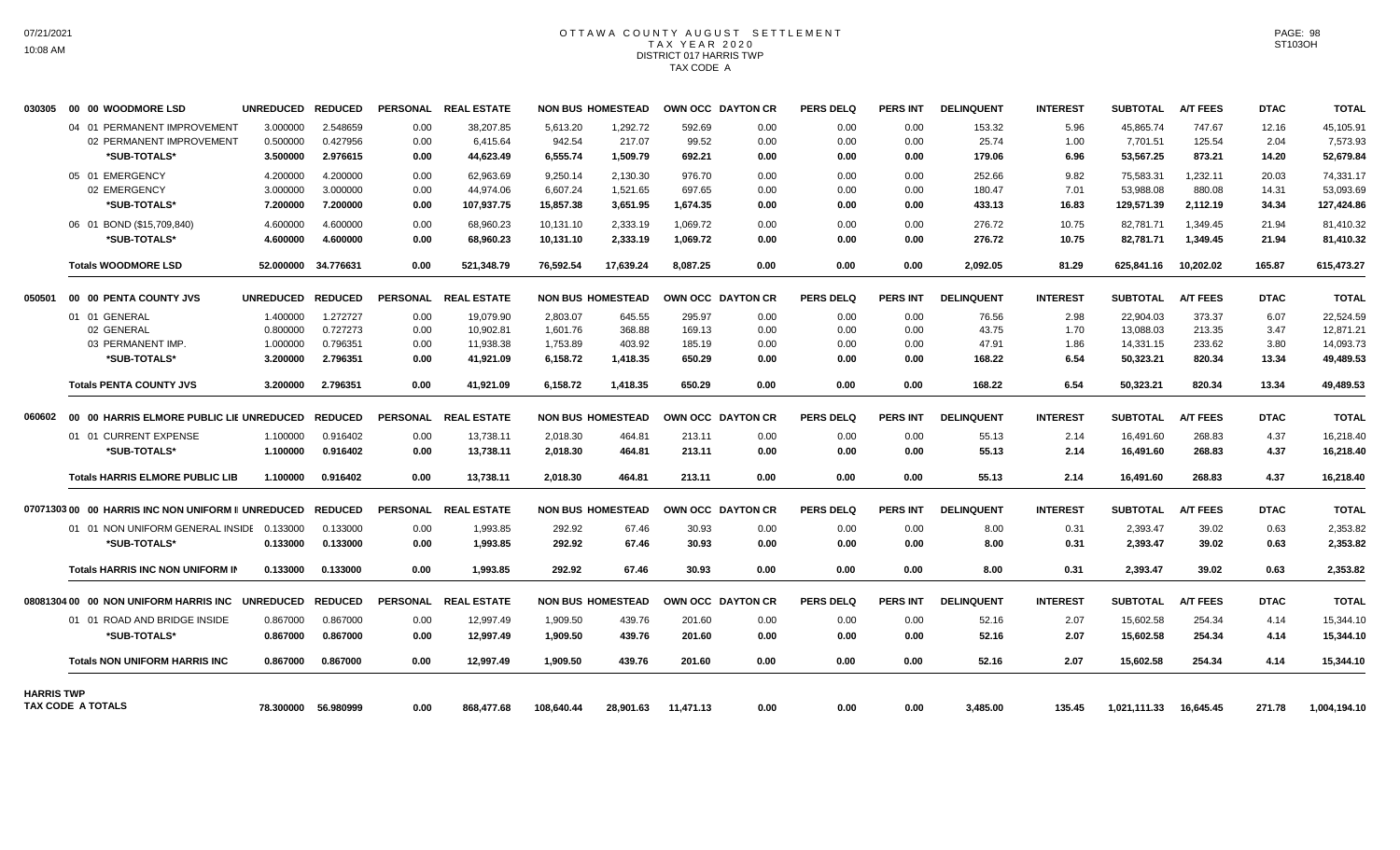# OTTAWA COUNTY AUGUST SETTLEMENT
## TAX YEAR 2020
## DISTRICT 017 HARRIS TWP
## TAX CODE A

| | UNREDUCED | REDUCED | PERSONAL | REAL ESTATE | NON BUS | HOMESTEAD | OWN OCC | DAYTON CR | PERS DELQ | PERS INT | DELINQUENT | INTEREST | SUBTOTAL | A/T FEES | DTAC | TOTAL |
|---|---|---|---|---|---|---|---|---|---|---|---|---|---|---|---|---|
| **030305 00 00 WOODMORE LSD** | | | | | | | | | | | | | | | | |
| 04 01 PERMANENT IMPROVEMENT | 3.000000 | 2.548659 | 0.00 | 38,207.85 | 5,613.20 | 1,292.72 | 592.69 | 0.00 | 0.00 | 0.00 | 153.32 | 5.96 | 45,865.74 | 747.67 | 12.16 | 45,105.91 |
| 02 PERMANENT IMPROVEMENT | 0.500000 | 0.427956 | 0.00 | 6,415.64 | 942.54 | 217.07 | 99.52 | 0.00 | 0.00 | 0.00 | 25.74 | 1.00 | 7,701.51 | 125.54 | 2.04 | 7,573.93 |
| *SUB-TOTALS* | 3.500000 | 2.976615 | 0.00 | 44,623.49 | 6,555.74 | 1,509.79 | 692.21 | 0.00 | 0.00 | 0.00 | 179.06 | 6.96 | 53,567.25 | 873.21 | 14.20 | 52,679.84 |
| 05 01 EMERGENCY | 4.200000 | 4.200000 | 0.00 | 62,963.69 | 9,250.14 | 2,130.30 | 976.70 | 0.00 | 0.00 | 0.00 | 252.66 | 9.82 | 75,583.31 | 1,232.11 | 20.03 | 74,331.17 |
| 02 EMERGENCY | 3.000000 | 3.000000 | 0.00 | 44,974.06 | 6,607.24 | 1,521.65 | 697.65 | 0.00 | 0.00 | 0.00 | 180.47 | 7.01 | 53,988.08 | 880.08 | 14.31 | 53,093.69 |
| *SUB-TOTALS* | 7.200000 | 7.200000 | 0.00 | 107,937.75 | 15,857.38 | 3,651.95 | 1,674.35 | 0.00 | 0.00 | 0.00 | 433.13 | 16.83 | 129,571.39 | 2,112.19 | 34.34 | 127,424.86 |
| 06 01 BOND ($15,709,840) | 4.600000 | 4.600000 | 0.00 | 68,960.23 | 10,131.10 | 2,333.19 | 1,069.72 | 0.00 | 0.00 | 0.00 | 276.72 | 10.75 | 82,781.71 | 1,349.45 | 21.94 | 81,410.32 |
| *SUB-TOTALS* | 4.600000 | 4.600000 | 0.00 | 68,960.23 | 10,131.10 | 2,333.19 | 1,069.72 | 0.00 | 0.00 | 0.00 | 276.72 | 10.75 | 82,781.71 | 1,349.45 | 21.94 | 81,410.32 |
| **Totals WOODMORE LSD** | 52.000000 | 34.776631 | 0.00 | 521,348.79 | 76,592.54 | 17,639.24 | 8,087.25 | 0.00 | 0.00 | 0.00 | 2,092.05 | 81.29 | 625,841.16 | 10,202.02 | 165.87 | 615,473.27 |
| **050501 00 00 PENTA COUNTY JVS** | | | | | | | | | | | | | | | | |
| 01 01 GENERAL | 1.400000 | 1.272727 | 0.00 | 19,079.90 | 2,803.07 | 645.55 | 295.97 | 0.00 | 0.00 | 0.00 | 76.56 | 2.98 | 22,904.03 | 373.37 | 6.07 | 22,524.59 |
| 02 GENERAL | 0.800000 | 0.727273 | 0.00 | 10,902.81 | 1,601.76 | 368.88 | 169.13 | 0.00 | 0.00 | 0.00 | 43.75 | 1.70 | 13,088.03 | 213.35 | 3.47 | 12,871.21 |
| 03 PERMANENT IMP. | 1.000000 | 0.796351 | 0.00 | 11,938.38 | 1,753.89 | 403.92 | 185.19 | 0.00 | 0.00 | 0.00 | 47.91 | 1.86 | 14,331.15 | 233.62 | 3.80 | 14,093.73 |
| *SUB-TOTALS* | 3.200000 | 2.796351 | 0.00 | 41,921.09 | 6,158.72 | 1,418.35 | 650.29 | 0.00 | 0.00 | 0.00 | 168.22 | 6.54 | 50,323.21 | 820.34 | 13.34 | 49,489.53 |
| **Totals PENTA COUNTY JVS** | 3.200000 | 2.796351 | 0.00 | 41,921.09 | 6,158.72 | 1,418.35 | 650.29 | 0.00 | 0.00 | 0.00 | 168.22 | 6.54 | 50,323.21 | 820.34 | 13.34 | 49,489.53 |
| **060602 00 00 HARRIS ELMORE PUBLIC LIE** | | | | | | | | | | | | | | | | |
| 01 01 CURRENT EXPENSE | 1.100000 | 0.916402 | 0.00 | 13,738.11 | 2,018.30 | 464.81 | 213.11 | 0.00 | 0.00 | 0.00 | 55.13 | 2.14 | 16,491.60 | 268.83 | 4.37 | 16,218.40 |
| *SUB-TOTALS* | 1.100000 | 0.916402 | 0.00 | 13,738.11 | 2,018.30 | 464.81 | 213.11 | 0.00 | 0.00 | 0.00 | 55.13 | 2.14 | 16,491.60 | 268.83 | 4.37 | 16,218.40 |
| **Totals HARRIS ELMORE PUBLIC LIB** | 1.100000 | 0.916402 | 0.00 | 13,738.11 | 2,018.30 | 464.81 | 213.11 | 0.00 | 0.00 | 0.00 | 55.13 | 2.14 | 16,491.60 | 268.83 | 4.37 | 16,218.40 |
| **07071303 00 00 HARRIS INC NON UNIFORM I** | | | | | | | | | | | | | | | | |
| 01 01 NON UNIFORM GENERAL INSIDE | 0.133000 | 0.133000 | 0.00 | 1,993.85 | 292.92 | 67.46 | 30.93 | 0.00 | 0.00 | 0.00 | 8.00 | 0.31 | 2,393.47 | 39.02 | 0.63 | 2,353.82 |
| *SUB-TOTALS* | 0.133000 | 0.133000 | 0.00 | 1,993.85 | 292.92 | 67.46 | 30.93 | 0.00 | 0.00 | 0.00 | 8.00 | 0.31 | 2,393.47 | 39.02 | 0.63 | 2,353.82 |
| **Totals HARRIS INC NON UNIFORM IN** | 0.133000 | 0.133000 | 0.00 | 1,993.85 | 292.92 | 67.46 | 30.93 | 0.00 | 0.00 | 0.00 | 8.00 | 0.31 | 2,393.47 | 39.02 | 0.63 | 2,353.82 |
| **08081304 00 00 NON UNIFORM HARRIS INC** | | | | | | | | | | | | | | | | |
| 01 01 ROAD AND BRIDGE INSIDE | 0.867000 | 0.867000 | 0.00 | 12,997.49 | 1,909.50 | 439.76 | 201.60 | 0.00 | 0.00 | 0.00 | 52.16 | 2.07 | 15,602.58 | 254.34 | 4.14 | 15,344.10 |
| *SUB-TOTALS* | 0.867000 | 0.867000 | 0.00 | 12,997.49 | 1,909.50 | 439.76 | 201.60 | 0.00 | 0.00 | 0.00 | 52.16 | 2.07 | 15,602.58 | 254.34 | 4.14 | 15,344.10 |
| **Totals NON UNIFORM HARRIS INC** | 0.867000 | 0.867000 | 0.00 | 12,997.49 | 1,909.50 | 439.76 | 201.60 | 0.00 | 0.00 | 0.00 | 52.16 | 2.07 | 15,602.58 | 254.34 | 4.14 | 15,344.10 |
| **HARRIS TWP TAX CODE A TOTALS** | 78.300000 | 56.980999 | 0.00 | 868,477.68 | 108,640.44 | 28,901.63 | 11,471.13 | 0.00 | 0.00 | 0.00 | 3,485.00 | 135.45 | 1,021,111.33 | 16,645.45 | 271.78 | 1,004,194.10 |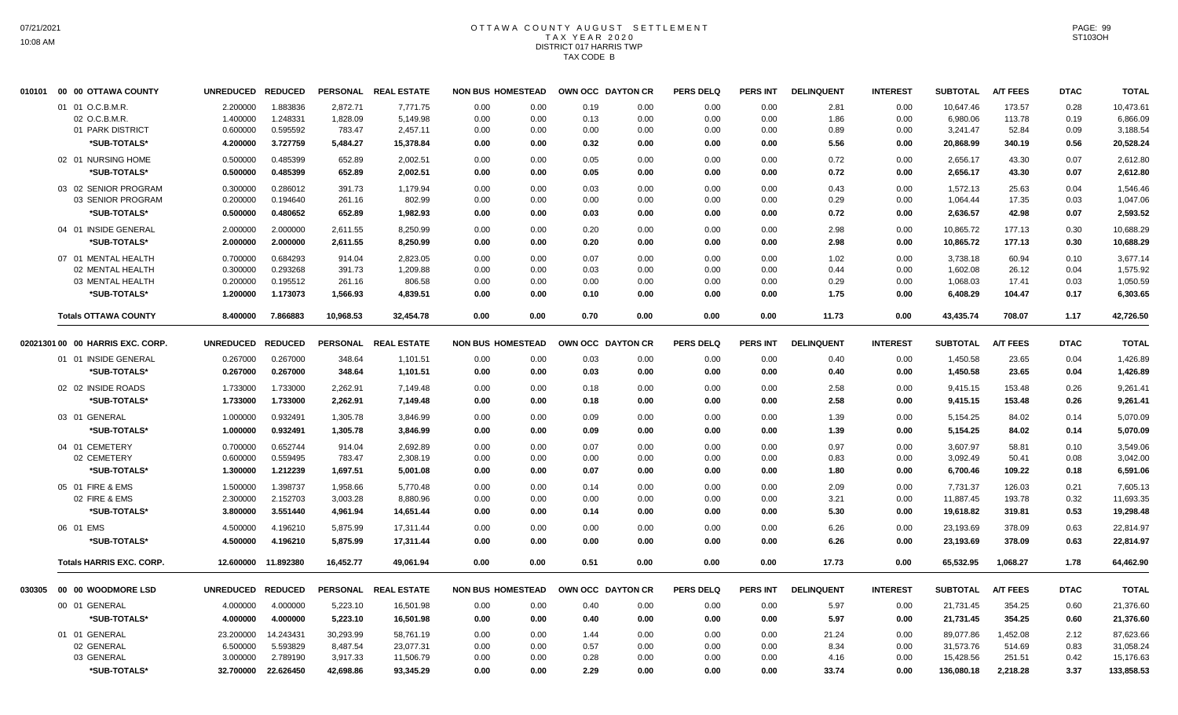# OTTAWA COUNTY AUGUST SETTLEMENT
## TAX YEAR 2020
## DISTRICT 017 HARRIS TWP
## TAX CODE B

| | | UNREDUCED | REDUCED | PERSONAL | REAL ESTATE | NON BUS | HOMESTEAD | OWN OCC | DAYTON CR | PERS DELQ | PERS INT | DELINQUENT | INTEREST | SUBTOTAL | A/T FEES | DTAC | TOTAL |
|---|---|---|---|---|---|---|---|---|---|---|---|---|---|---|---|---|---|
| 010101 | 00 00 OTTAWA COUNTY | | | | | | | | | | | | | | | | |
| | 01 01 O.C.B.M.R. | 2.200000 | 1.883836 | 2,872.71 | 7,771.75 | 0.00 | 0.00 | 0.19 | 0.00 | 0.00 | 0.00 | 2.81 | 0.00 | 10,647.46 | 173.57 | 0.28 | 10,473.61 |
| | 02 O.C.B.M.R. | 1.400000 | 1.248331 | 1,828.09 | 5,149.98 | 0.00 | 0.00 | 0.13 | 0.00 | 0.00 | 0.00 | 1.86 | 0.00 | 6,980.06 | 113.78 | 0.19 | 6,866.09 |
| | 01 PARK DISTRICT | 0.600000 | 0.595592 | 783.47 | 2,457.11 | 0.00 | 0.00 | 0.00 | 0.00 | 0.00 | 0.00 | 0.89 | 0.00 | 3,241.47 | 52.84 | 0.09 | 3,188.54 |
| | *SUB-TOTALS* | 4.200000 | 3.727759 | 5,484.27 | 15,378.84 | 0.00 | 0.00 | 0.32 | 0.00 | 0.00 | 0.00 | 5.56 | 0.00 | 20,868.99 | 340.19 | 0.56 | 20,528.24 |
| | 02 01 NURSING HOME | 0.500000 | 0.485399 | 652.89 | 2,002.51 | 0.00 | 0.00 | 0.05 | 0.00 | 0.00 | 0.00 | 0.72 | 0.00 | 2,656.17 | 43.30 | 0.07 | 2,612.80 |
| | *SUB-TOTALS* | 0.500000 | 0.485399 | 652.89 | 2,002.51 | 0.00 | 0.00 | 0.05 | 0.00 | 0.00 | 0.00 | 0.72 | 0.00 | 2,656.17 | 43.30 | 0.07 | 2,612.80 |
| | 03 02 SENIOR PROGRAM | 0.300000 | 0.286012 | 391.73 | 1,179.94 | 0.00 | 0.00 | 0.03 | 0.00 | 0.00 | 0.00 | 0.43 | 0.00 | 1,572.13 | 25.63 | 0.04 | 1,546.46 |
| | 03 SENIOR PROGRAM | 0.200000 | 0.194640 | 261.16 | 802.99 | 0.00 | 0.00 | 0.00 | 0.00 | 0.00 | 0.00 | 0.29 | 0.00 | 1,064.44 | 17.35 | 0.03 | 1,047.06 |
| | *SUB-TOTALS* | 0.500000 | 0.480652 | 652.89 | 1,982.93 | 0.00 | 0.00 | 0.03 | 0.00 | 0.00 | 0.00 | 0.72 | 0.00 | 2,636.57 | 42.98 | 0.07 | 2,593.52 |
| | 04 01 INSIDE GENERAL | 2.000000 | 2.000000 | 2,611.55 | 8,250.99 | 0.00 | 0.00 | 0.20 | 0.00 | 0.00 | 0.00 | 2.98 | 0.00 | 10,865.72 | 177.13 | 0.30 | 10,688.29 |
| | *SUB-TOTALS* | 2.000000 | 2.000000 | 2,611.55 | 8,250.99 | 0.00 | 0.00 | 0.20 | 0.00 | 0.00 | 0.00 | 2.98 | 0.00 | 10,865.72 | 177.13 | 0.30 | 10,688.29 |
| | 07 01 MENTAL HEALTH | 0.700000 | 0.684293 | 914.04 | 2,823.05 | 0.00 | 0.00 | 0.07 | 0.00 | 0.00 | 0.00 | 1.02 | 0.00 | 3,738.18 | 60.94 | 0.10 | 3,677.14 |
| | 02 MENTAL HEALTH | 0.300000 | 0.293268 | 391.73 | 1,209.88 | 0.00 | 0.00 | 0.03 | 0.00 | 0.00 | 0.00 | 0.44 | 0.00 | 1,602.08 | 26.12 | 0.04 | 1,575.92 |
| | 03 MENTAL HEALTH | 0.200000 | 0.195512 | 261.16 | 806.58 | 0.00 | 0.00 | 0.00 | 0.00 | 0.00 | 0.00 | 0.29 | 0.00 | 1,068.03 | 17.41 | 0.03 | 1,050.59 |
| | *SUB-TOTALS* | 1.200000 | 1.173073 | 1,566.93 | 4,839.51 | 0.00 | 0.00 | 0.10 | 0.00 | 0.00 | 0.00 | 1.75 | 0.00 | 6,408.29 | 104.47 | 0.17 | 6,303.65 |
| | **Totals OTTAWA COUNTY** | 8.400000 | 7.866883 | 10,968.53 | 32,454.78 | 0.00 | 0.00 | 0.70 | 0.00 | 0.00 | 0.00 | 11.73 | 0.00 | 43,435.74 | 708.07 | 1.17 | 42,726.50 |

| | | UNREDUCED | REDUCED | PERSONAL | REAL ESTATE | NON BUS | HOMESTEAD | OWN OCC | DAYTON CR | PERS DELQ | PERS INT | DELINQUENT | INTEREST | SUBTOTAL | A/T FEES | DTAC | TOTAL |
|---|---|---|---|---|---|---|---|---|---|---|---|---|---|---|---|---|---|
| 02021301 | 00 00 HARRIS EXC. CORP. | | | | | | | | | | | | | | | | |
| | 01 01 INSIDE GENERAL | 0.267000 | 0.267000 | 348.64 | 1,101.51 | 0.00 | 0.00 | 0.03 | 0.00 | 0.00 | 0.00 | 0.40 | 0.00 | 1,450.58 | 23.65 | 0.04 | 1,426.89 |
| | *SUB-TOTALS* | 0.267000 | 0.267000 | 348.64 | 1,101.51 | 0.00 | 0.00 | 0.03 | 0.00 | 0.00 | 0.00 | 0.40 | 0.00 | 1,450.58 | 23.65 | 0.04 | 1,426.89 |
| | 02 02 INSIDE ROADS | 1.733000 | 1.733000 | 2,262.91 | 7,149.48 | 0.00 | 0.00 | 0.18 | 0.00 | 0.00 | 0.00 | 2.58 | 0.00 | 9,415.15 | 153.48 | 0.26 | 9,261.41 |
| | *SUB-TOTALS* | 1.733000 | 1.733000 | 2,262.91 | 7,149.48 | 0.00 | 0.00 | 0.18 | 0.00 | 0.00 | 0.00 | 2.58 | 0.00 | 9,415.15 | 153.48 | 0.26 | 9,261.41 |
| | 03 01 GENERAL | 1.000000 | 0.932491 | 1,305.78 | 3,846.99 | 0.00 | 0.00 | 0.09 | 0.00 | 0.00 | 0.00 | 1.39 | 0.00 | 5,154.25 | 84.02 | 0.14 | 5,070.09 |
| | *SUB-TOTALS* | 1.000000 | 0.932491 | 1,305.78 | 3,846.99 | 0.00 | 0.00 | 0.09 | 0.00 | 0.00 | 0.00 | 1.39 | 0.00 | 5,154.25 | 84.02 | 0.14 | 5,070.09 |
| | 04 01 CEMETERY | 0.700000 | 0.652744 | 914.04 | 2,692.89 | 0.00 | 0.00 | 0.07 | 0.00 | 0.00 | 0.00 | 0.97 | 0.00 | 3,607.97 | 58.81 | 0.10 | 3,549.06 |
| | 02 CEMETERY | 0.600000 | 0.559495 | 783.47 | 2,308.19 | 0.00 | 0.00 | 0.00 | 0.00 | 0.00 | 0.00 | 0.83 | 0.00 | 3,092.49 | 50.41 | 0.08 | 3,042.00 |
| | *SUB-TOTALS* | 1.300000 | 1.212239 | 1,697.51 | 5,001.08 | 0.00 | 0.00 | 0.07 | 0.00 | 0.00 | 0.00 | 1.80 | 0.00 | 6,700.46 | 109.22 | 0.18 | 6,591.06 |
| | 05 01 FIRE & EMS | 1.500000 | 1.398737 | 1,958.66 | 5,770.48 | 0.00 | 0.00 | 0.14 | 0.00 | 0.00 | 0.00 | 2.09 | 0.00 | 7,731.37 | 126.03 | 0.21 | 7,605.13 |
| | 02 FIRE & EMS | 2.300000 | 2.152703 | 3,003.28 | 8,880.96 | 0.00 | 0.00 | 0.00 | 0.00 | 0.00 | 0.00 | 3.21 | 0.00 | 11,887.45 | 193.78 | 0.32 | 11,693.35 |
| | *SUB-TOTALS* | 3.800000 | 3.551440 | 4,961.94 | 14,651.44 | 0.00 | 0.00 | 0.14 | 0.00 | 0.00 | 0.00 | 5.30 | 0.00 | 19,618.82 | 319.81 | 0.53 | 19,298.48 |
| | 06 01 EMS | 4.500000 | 4.196210 | 5,875.99 | 17,311.44 | 0.00 | 0.00 | 0.00 | 0.00 | 0.00 | 0.00 | 6.26 | 0.00 | 23,193.69 | 378.09 | 0.63 | 22,814.97 |
| | *SUB-TOTALS* | 4.500000 | 4.196210 | 5,875.99 | 17,311.44 | 0.00 | 0.00 | 0.00 | 0.00 | 0.00 | 0.00 | 6.26 | 0.00 | 23,193.69 | 378.09 | 0.63 | 22,814.97 |
| | **Totals HARRIS EXC. CORP.** | 12.600000 | 11.892380 | 16,452.77 | 49,061.94 | 0.00 | 0.00 | 0.51 | 0.00 | 0.00 | 0.00 | 17.73 | 0.00 | 65,532.95 | 1,068.27 | 1.78 | 64,462.90 |

| | | UNREDUCED | REDUCED | PERSONAL | REAL ESTATE | NON BUS | HOMESTEAD | OWN OCC | DAYTON CR | PERS DELQ | PERS INT | DELINQUENT | INTEREST | SUBTOTAL | A/T FEES | DTAC | TOTAL |
|---|---|---|---|---|---|---|---|---|---|---|---|---|---|---|---|---|---|
| 030305 | 00 00 WOODMORE LSD | | | | | | | | | | | | | | | | |
| | 00 01 GENERAL | 4.000000 | 4.000000 | 5,223.10 | 16,501.98 | 0.00 | 0.00 | 0.40 | 0.00 | 0.00 | 0.00 | 5.97 | 0.00 | 21,731.45 | 354.25 | 0.60 | 21,376.60 |
| | *SUB-TOTALS* | 4.000000 | 4.000000 | 5,223.10 | 16,501.98 | 0.00 | 0.00 | 0.40 | 0.00 | 0.00 | 0.00 | 5.97 | 0.00 | 21,731.45 | 354.25 | 0.60 | 21,376.60 |
| | 01 01 GENERAL | 23.200000 | 14.243431 | 30,293.99 | 58,761.19 | 0.00 | 0.00 | 1.44 | 0.00 | 0.00 | 0.00 | 21.24 | 0.00 | 89,077.86 | 1,452.08 | 2.12 | 87,623.66 |
| | 02 GENERAL | 6.500000 | 5.593829 | 8,487.54 | 23,077.31 | 0.00 | 0.00 | 0.57 | 0.00 | 0.00 | 0.00 | 8.34 | 0.00 | 31,573.76 | 514.69 | 0.83 | 31,058.24 |
| | 03 GENERAL | 3.000000 | 2.789190 | 3,917.33 | 11,506.79 | 0.00 | 0.00 | 0.28 | 0.00 | 0.00 | 0.00 | 4.16 | 0.00 | 15,428.56 | 251.51 | 0.42 | 15,176.63 |
| | *SUB-TOTALS* | 32.700000 | 22.626450 | 42,698.86 | 93,345.29 | 0.00 | 0.00 | 2.29 | 0.00 | 0.00 | 0.00 | 33.74 | 0.00 | 136,080.18 | 2,218.28 | 3.37 | 133,858.53 |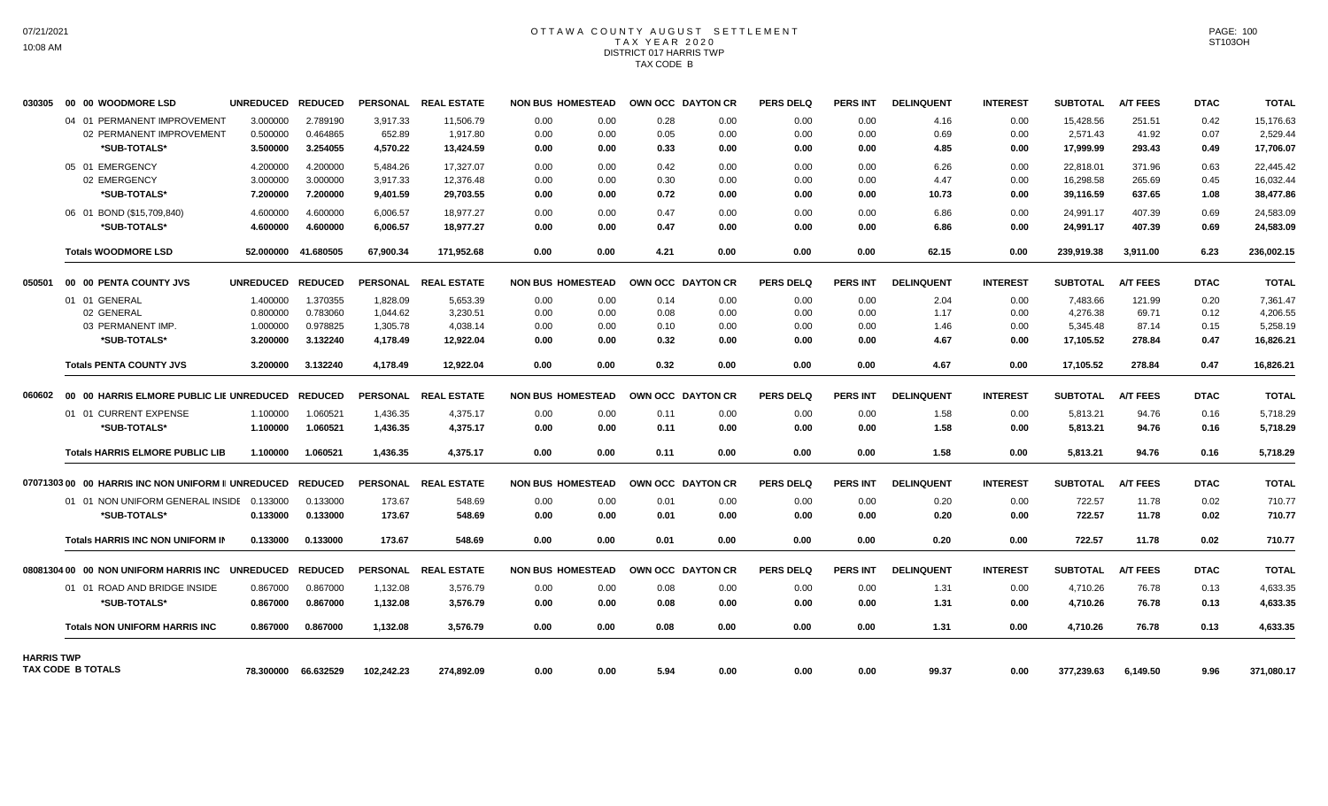# OTTAWA COUNTY AUGUST SETTLEMENT
## TAX YEAR 2020
## DISTRICT 017 HARRIS TWP
## TAX CODE B

| | | UNREDUCED | REDUCED | PERSONAL | REAL ESTATE | NON BUS | HOMESTEAD | OWN OCC | DAYTON CR | PERS DELQ | PERS INT | DELINQUENT | INTEREST | SUBTOTAL | A/T FEES | DTAC | TOTAL |
|---|---|---|---|---|---|---|---|---|---|---|---|---|---|---|---|---|---|
| 030305 | 00 00 WOODMORE LSD | UNREDUCED | REDUCED | PERSONAL | REAL ESTATE | NON BUS | HOMESTEAD | OWN OCC | DAYTON CR | PERS DELQ | PERS INT | DELINQUENT | INTEREST | SUBTOTAL | A/T FEES | DTAC | TOTAL |
| | 04 01 PERMANENT IMPROVEMENT | 3.000000 | 2.789190 | 3,917.33 | 11,506.79 | 0.00 | 0.00 | 0.28 | 0.00 | 0.00 | 0.00 | 4.16 | 0.00 | 15,428.56 | 251.51 | 0.42 | 15,176.63 |
| | 02 PERMANENT IMPROVEMENT | 0.500000 | 0.464865 | 652.89 | 1,917.80 | 0.00 | 0.00 | 0.05 | 0.00 | 0.00 | 0.00 | 0.69 | 0.00 | 2,571.43 | 41.92 | 0.07 | 2,529.44 |
| | *SUB-TOTALS* | 3.500000 | 3.254055 | 4,570.22 | 13,424.59 | 0.00 | 0.00 | 0.33 | 0.00 | 0.00 | 0.00 | 4.85 | 0.00 | 17,999.99 | 293.43 | 0.49 | 17,706.07 |
| | 05 01 EMERGENCY | 4.200000 | 4.200000 | 5,484.26 | 17,327.07 | 0.00 | 0.00 | 0.42 | 0.00 | 0.00 | 0.00 | 6.26 | 0.00 | 22,818.01 | 371.96 | 0.63 | 22,445.42 |
| | 02 EMERGENCY | 3.000000 | 3.000000 | 3,917.33 | 12,376.48 | 0.00 | 0.00 | 0.30 | 0.00 | 0.00 | 0.00 | 4.47 | 0.00 | 16,298.58 | 265.69 | 0.45 | 16,032.44 |
| | *SUB-TOTALS* | 7.200000 | 7.200000 | 9,401.59 | 29,703.55 | 0.00 | 0.00 | 0.72 | 0.00 | 0.00 | 0.00 | 10.73 | 0.00 | 39,116.59 | 637.65 | 1.08 | 38,477.86 |
| | 06 01 BOND ($15,709,840) | 4.600000 | 4.600000 | 6,006.57 | 18,977.27 | 0.00 | 0.00 | 0.47 | 0.00 | 0.00 | 0.00 | 6.86 | 0.00 | 24,991.17 | 407.39 | 0.69 | 24,583.09 |
| | *SUB-TOTALS* | 4.600000 | 4.600000 | 6,006.57 | 18,977.27 | 0.00 | 0.00 | 0.47 | 0.00 | 0.00 | 0.00 | 6.86 | 0.00 | 24,991.17 | 407.39 | 0.69 | 24,583.09 |
| | **Totals WOODMORE LSD** | 52.000000 | 41.680505 | 67,900.34 | 171,952.68 | 0.00 | 0.00 | 4.21 | 0.00 | 0.00 | 0.00 | 62.15 | 0.00 | 239,919.38 | 3,911.00 | 6.23 | 236,002.15 |
| 050501 | 00 00 PENTA COUNTY JVS | UNREDUCED | REDUCED | PERSONAL | REAL ESTATE | NON BUS | HOMESTEAD | OWN OCC | DAYTON CR | PERS DELQ | PERS INT | DELINQUENT | INTEREST | SUBTOTAL | A/T FEES | DTAC | TOTAL |
| | 01 01 GENERAL | 1.400000 | 1.370355 | 1,828.09 | 5,653.39 | 0.00 | 0.00 | 0.14 | 0.00 | 0.00 | 0.00 | 2.04 | 0.00 | 7,483.66 | 121.99 | 0.20 | 7,361.47 |
| | 02 GENERAL | 0.800000 | 0.783060 | 1,044.62 | 3,230.51 | 0.00 | 0.00 | 0.08 | 0.00 | 0.00 | 0.00 | 1.17 | 0.00 | 4,276.38 | 69.71 | 0.12 | 4,206.55 |
| | 03 PERMANENT IMP. | 1.000000 | 0.978825 | 1,305.78 | 4,038.14 | 0.00 | 0.00 | 0.10 | 0.00 | 0.00 | 0.00 | 1.46 | 0.00 | 5,345.48 | 87.14 | 0.15 | 5,258.19 |
| | *SUB-TOTALS* | 3.200000 | 3.132240 | 4,178.49 | 12,922.04 | 0.00 | 0.00 | 0.32 | 0.00 | 0.00 | 0.00 | 4.67 | 0.00 | 17,105.52 | 278.84 | 0.47 | 16,826.21 |
| | **Totals PENTA COUNTY JVS** | 3.200000 | 3.132240 | 4,178.49 | 12,922.04 | 0.00 | 0.00 | 0.32 | 0.00 | 0.00 | 0.00 | 4.67 | 0.00 | 17,105.52 | 278.84 | 0.47 | 16,826.21 |
| 060602 | 00 00 HARRIS ELMORE PUBLIC LIE | UNREDUCED | REDUCED | PERSONAL | REAL ESTATE | NON BUS | HOMESTEAD | OWN OCC | DAYTON CR | PERS DELQ | PERS INT | DELINQUENT | INTEREST | SUBTOTAL | A/T FEES | DTAC | TOTAL |
| | 01 01 CURRENT EXPENSE | 1.100000 | 1.060521 | 1,436.35 | 4,375.17 | 0.00 | 0.00 | 0.11 | 0.00 | 0.00 | 0.00 | 1.58 | 0.00 | 5,813.21 | 94.76 | 0.16 | 5,718.29 |
| | *SUB-TOTALS* | 1.100000 | 1.060521 | 1,436.35 | 4,375.17 | 0.00 | 0.00 | 0.11 | 0.00 | 0.00 | 0.00 | 1.58 | 0.00 | 5,813.21 | 94.76 | 0.16 | 5,718.29 |
| | **Totals HARRIS ELMORE PUBLIC LIB** | 1.100000 | 1.060521 | 1,436.35 | 4,375.17 | 0.00 | 0.00 | 0.11 | 0.00 | 0.00 | 0.00 | 1.58 | 0.00 | 5,813.21 | 94.76 | 0.16 | 5,718.29 |
| 07071303 | 00 00 HARRIS INC NON UNIFORM I | UNREDUCED | REDUCED | PERSONAL | REAL ESTATE | NON BUS | HOMESTEAD | OWN OCC | DAYTON CR | PERS DELQ | PERS INT | DELINQUENT | INTEREST | SUBTOTAL | A/T FEES | DTAC | TOTAL |
| | 01 01 NON UNIFORM GENERAL INSIDE | 0.133000 | 0.133000 | 173.67 | 548.69 | 0.00 | 0.00 | 0.01 | 0.00 | 0.00 | 0.00 | 0.20 | 0.00 | 722.57 | 11.78 | 0.02 | 710.77 |
| | *SUB-TOTALS* | 0.133000 | 0.133000 | 173.67 | 548.69 | 0.00 | 0.00 | 0.01 | 0.00 | 0.00 | 0.00 | 0.20 | 0.00 | 722.57 | 11.78 | 0.02 | 710.77 |
| | **Totals HARRIS INC NON UNIFORM IN** | 0.133000 | 0.133000 | 173.67 | 548.69 | 0.00 | 0.00 | 0.01 | 0.00 | 0.00 | 0.00 | 0.20 | 0.00 | 722.57 | 11.78 | 0.02 | 710.77 |
| 08081304 | 00 00 NON UNIFORM HARRIS INC | UNREDUCED | REDUCED | PERSONAL | REAL ESTATE | NON BUS | HOMESTEAD | OWN OCC | DAYTON CR | PERS DELQ | PERS INT | DELINQUENT | INTEREST | SUBTOTAL | A/T FEES | DTAC | TOTAL |
| | 01 01 ROAD AND BRIDGE INSIDE | 0.867000 | 0.867000 | 1,132.08 | 3,576.79 | 0.00 | 0.00 | 0.08 | 0.00 | 0.00 | 0.00 | 1.31 | 0.00 | 4,710.26 | 76.78 | 0.13 | 4,633.35 |
| | *SUB-TOTALS* | 0.867000 | 0.867000 | 1,132.08 | 3,576.79 | 0.00 | 0.00 | 0.08 | 0.00 | 0.00 | 0.00 | 1.31 | 0.00 | 4,710.26 | 76.78 | 0.13 | 4,633.35 |
| | **Totals NON UNIFORM HARRIS INC** | 0.867000 | 0.867000 | 1,132.08 | 3,576.79 | 0.00 | 0.00 | 0.08 | 0.00 | 0.00 | 0.00 | 1.31 | 0.00 | 4,710.26 | 76.78 | 0.13 | 4,633.35 |
| **HARRIS TWP TAX CODE B TOTALS** | | 78.300000 | 66.632529 | 102,242.23 | 274,892.09 | 0.00 | 0.00 | 5.94 | 0.00 | 0.00 | 0.00 | 99.37 | 0.00 | 377,239.63 | 6,149.50 | 9.96 | 371,080.17 |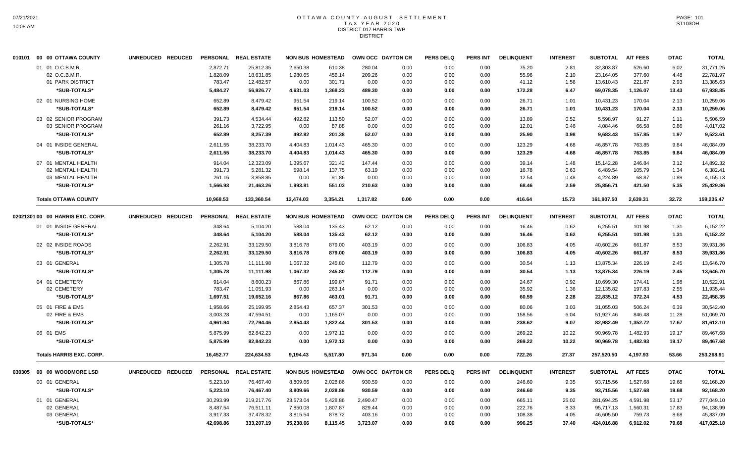# OTTAWA COUNTY AUGUST SETTLEMENT
## TAX YEAR 2020
### DISTRICT 017 HARRIS TWP
### DISTRICT

| 010101 00 00 OTTAWA COUNTY | UNREDUCED | REDUCED | PERSONAL | REAL ESTATE | NON BUS | HOMESTEAD | OWN OCC | DAYTON CR | PERS DELQ | PERS INT | DELINQUENT | INTEREST | SUBTOTAL | A/T FEES | DTAC | TOTAL |
|---|---|---|---|---|---|---|---|---|---|---|---|---|---|---|---|---|
| 01 01 O.C.B.M.R. | | | 2,872.71 | 25,812.35 | 2,650.38 | 610.38 | 280.04 | 0.00 | 0.00 | 0.00 | 75.20 | 2.81 | 32,303.87 | 526.60 | 6.02 | 31,771.25 |
| 02 O.C.B.M.R. | | | 1,828.09 | 18,631.85 | 1,980.65 | 456.14 | 209.26 | 0.00 | 0.00 | 0.00 | 55.96 | 2.10 | 23,164.05 | 377.60 | 4.48 | 22,781.97 |
| 01 PARK DISTRICT | | | 783.47 | 12,482.57 | 0.00 | 301.71 | 0.00 | 0.00 | 0.00 | 0.00 | 41.12 | 1.56 | 13,610.43 | 221.87 | 2.93 | 13,385.63 |
| *SUB-TOTALS* | | | 5,484.27 | 56,926.77 | 4,631.03 | 1,368.23 | 489.30 | 0.00 | 0.00 | 0.00 | 172.28 | 6.47 | 69,078.35 | 1,126.07 | 13.43 | 67,938.85 |
| 02 01 NURSING HOME | | | 652.89 | 8,479.42 | 951.54 | 219.14 | 100.52 | 0.00 | 0.00 | 0.00 | 26.71 | 1.01 | 10,431.23 | 170.04 | 2.13 | 10,259.06 |
| *SUB-TOTALS* | | | 652.89 | 8,479.42 | 951.54 | 219.14 | 100.52 | 0.00 | 0.00 | 0.00 | 26.71 | 1.01 | 10,431.23 | 170.04 | 2.13 | 10,259.06 |
| 03 02 SENIOR PROGRAM | | | 391.73 | 4,534.44 | 492.82 | 113.50 | 52.07 | 0.00 | 0.00 | 0.00 | 13.89 | 0.52 | 5,598.97 | 91.27 | 1.11 | 5,506.59 |
| 03 SENIOR PROGRAM | | | 261.16 | 3,722.95 | 0.00 | 87.88 | 0.00 | 0.00 | 0.00 | 0.00 | 12.01 | 0.46 | 4,084.46 | 66.58 | 0.86 | 4,017.02 |
| *SUB-TOTALS* | | | 652.89 | 8,257.39 | 492.82 | 201.38 | 52.07 | 0.00 | 0.00 | 0.00 | 25.90 | 0.98 | 9,683.43 | 157.85 | 1.97 | 9,523.61 |
| 04 01 INSIDE GENERAL | | | 2,611.55 | 38,233.70 | 4,404.83 | 1,014.43 | 465.30 | 0.00 | 0.00 | 0.00 | 123.29 | 4.68 | 46,857.78 | 763.85 | 9.84 | 46,084.09 |
| *SUB-TOTALS* | | | 2,611.55 | 38,233.70 | 4,404.83 | 1,014.43 | 465.30 | 0.00 | 0.00 | 0.00 | 123.29 | 4.68 | 46,857.78 | 763.85 | 9.84 | 46,084.09 |
| 07 01 MENTAL HEALTH | | | 914.04 | 12,323.09 | 1,395.67 | 321.42 | 147.44 | 0.00 | 0.00 | 0.00 | 39.14 | 1.48 | 15,142.28 | 246.84 | 3.12 | 14,892.32 |
| 02 MENTAL HEALTH | | | 391.73 | 5,281.32 | 598.14 | 137.75 | 63.19 | 0.00 | 0.00 | 0.00 | 16.78 | 0.63 | 6,489.54 | 105.79 | 1.34 | 6,382.41 |
| 03 MENTAL HEALTH | | | 261.16 | 3,858.85 | 0.00 | 91.86 | 0.00 | 0.00 | 0.00 | 0.00 | 12.54 | 0.48 | 4,224.89 | 68.87 | 0.89 | 4,155.13 |
| *SUB-TOTALS* | | | 1,566.93 | 21,463.26 | 1,993.81 | 551.03 | 210.63 | 0.00 | 0.00 | 0.00 | 68.46 | 2.59 | 25,856.71 | 421.50 | 5.35 | 25,429.86 |
| **Totals OTTAWA COUNTY** | | | 10,968.53 | 133,360.54 | 12,474.03 | 3,354.21 | 1,317.82 | 0.00 | 0.00 | 0.00 | 416.64 | 15.73 | 161,907.50 | 2,639.31 | 32.72 | 159,235.47 |

| 02021301 00 00 HARRIS EXC. CORP. | UNREDUCED | REDUCED | PERSONAL | REAL ESTATE | NON BUS | HOMESTEAD | OWN OCC | DAYTON CR | PERS DELQ | PERS INT | DELINQUENT | INTEREST | SUBTOTAL | A/T FEES | DTAC | TOTAL |
|---|---|---|---|---|---|---|---|---|---|---|---|---|---|---|---|---|
| 01 01 INSIDE GENERAL | | | 348.64 | 5,104.20 | 588.04 | 135.43 | 62.12 | 0.00 | 0.00 | 0.00 | 16.46 | 0.62 | 6,255.51 | 101.98 | 1.31 | 6,152.22 |
| *SUB-TOTALS* | | | 348.64 | 5,104.20 | 588.04 | 135.43 | 62.12 | 0.00 | 0.00 | 0.00 | 16.46 | 0.62 | 6,255.51 | 101.98 | 1.31 | 6,152.22 |
| 02 02 INSIDE ROADS | | | 2,262.91 | 33,129.50 | 3,816.78 | 879.00 | 403.19 | 0.00 | 0.00 | 0.00 | 106.83 | 4.05 | 40,602.26 | 661.87 | 8.53 | 39,931.86 |
| *SUB-TOTALS* | | | 2,262.91 | 33,129.50 | 3,816.78 | 879.00 | 403.19 | 0.00 | 0.00 | 0.00 | 106.83 | 4.05 | 40,602.26 | 661.87 | 8.53 | 39,931.86 |
| 03 01 GENERAL | | | 1,305.78 | 11,111.98 | 1,067.32 | 245.80 | 112.79 | 0.00 | 0.00 | 0.00 | 30.54 | 1.13 | 13,875.34 | 226.19 | 2.45 | 13,646.70 |
| *SUB-TOTALS* | | | 1,305.78 | 11,111.98 | 1,067.32 | 245.80 | 112.79 | 0.00 | 0.00 | 0.00 | 30.54 | 1.13 | 13,875.34 | 226.19 | 2.45 | 13,646.70 |
| 04 01 CEMETERY | | | 914.04 | 8,600.23 | 867.86 | 199.87 | 91.71 | 0.00 | 0.00 | 0.00 | 24.67 | 0.92 | 10,699.30 | 174.41 | 1.98 | 10,522.91 |
| 02 CEMETERY | | | 783.47 | 11,051.93 | 0.00 | 263.14 | 0.00 | 0.00 | 0.00 | 0.00 | 35.92 | 1.36 | 12,135.82 | 197.83 | 2.55 | 11,935.44 |
| *SUB-TOTALS* | | | 1,697.51 | 19,652.16 | 867.86 | 463.01 | 91.71 | 0.00 | 0.00 | 0.00 | 60.59 | 2.28 | 22,835.12 | 372.24 | 4.53 | 22,458.35 |
| 05 01 FIRE & EMS | | | 1,958.66 | 25,199.95 | 2,854.43 | 657.37 | 301.53 | 0.00 | 0.00 | 0.00 | 80.06 | 3.03 | 31,055.03 | 506.24 | 6.39 | 30,542.40 |
| 02 FIRE & EMS | | | 3,003.28 | 47,594.51 | 0.00 | 1,165.07 | 0.00 | 0.00 | 0.00 | 0.00 | 158.56 | 6.04 | 51,927.46 | 846.48 | 11.28 | 51,069.70 |
| *SUB-TOTALS* | | | 4,961.94 | 72,794.46 | 2,854.43 | 1,822.44 | 301.53 | 0.00 | 0.00 | 0.00 | 238.62 | 9.07 | 82,982.49 | 1,352.72 | 17.67 | 81,612.10 |
| 06 01 EMS | | | 5,875.99 | 82,842.23 | 0.00 | 1,972.12 | 0.00 | 0.00 | 0.00 | 0.00 | 269.22 | 10.22 | 90,969.78 | 1,482.93 | 19.17 | 89,467.68 |
| *SUB-TOTALS* | | | 5,875.99 | 82,842.23 | 0.00 | 1,972.12 | 0.00 | 0.00 | 0.00 | 0.00 | 269.22 | 10.22 | 90,969.78 | 1,482.93 | 19.17 | 89,467.68 |
| **Totals HARRIS EXC. CORP.** | | | 16,452.77 | 224,634.53 | 9,194.43 | 5,517.80 | 971.34 | 0.00 | 0.00 | 0.00 | 722.26 | 27.37 | 257,520.50 | 4,197.93 | 53.66 | 253,268.91 |

| 030305 00 00 WOODMORE LSD | UNREDUCED | REDUCED | PERSONAL | REAL ESTATE | NON BUS | HOMESTEAD | OWN OCC | DAYTON CR | PERS DELQ | PERS INT | DELINQUENT | INTEREST | SUBTOTAL | A/T FEES | DTAC | TOTAL |
|---|---|---|---|---|---|---|---|---|---|---|---|---|---|---|---|---|
| 00 01 GENERAL | | | 5,223.10 | 76,467.40 | 8,809.66 | 2,028.86 | 930.59 | 0.00 | 0.00 | 0.00 | 246.60 | 9.35 | 93,715.56 | 1,527.68 | 19.68 | 92,168.20 |
| *SUB-TOTALS* | | | 5,223.10 | 76,467.40 | 8,809.66 | 2,028.86 | 930.59 | 0.00 | 0.00 | 0.00 | 246.60 | 9.35 | 93,715.56 | 1,527.68 | 19.68 | 92,168.20 |
| 01 01 GENERAL | | | 30,293.99 | 219,217.76 | 23,573.04 | 5,428.86 | 2,490.47 | 0.00 | 0.00 | 0.00 | 665.11 | 25.02 | 281,694.25 | 4,591.98 | 53.17 | 277,049.10 |
| 02 GENERAL | | | 8,487.54 | 76,511.11 | 7,850.08 | 1,807.87 | 829.45 | 0.00 | 0.00 | 0.00 | 222.76 | 8.33 | 95,717.13 | 1,560.31 | 17.83 | 94,138.99 |
| 03 GENERAL | | | 3,917.33 | 37,478.32 | 3,815.54 | 878.72 | 403.16 | 0.00 | 0.00 | 0.00 | 108.38 | 4.05 | 46,605.50 | 759.73 | 8.68 | 45,837.09 |
| *SUB-TOTALS* | | | 42,698.86 | 333,207.19 | 35,238.66 | 8,115.45 | 3,723.07 | 0.00 | 0.00 | 0.00 | 996.25 | 37.40 | 424,016.88 | 6,912.02 | 79.68 | 417,025.18 |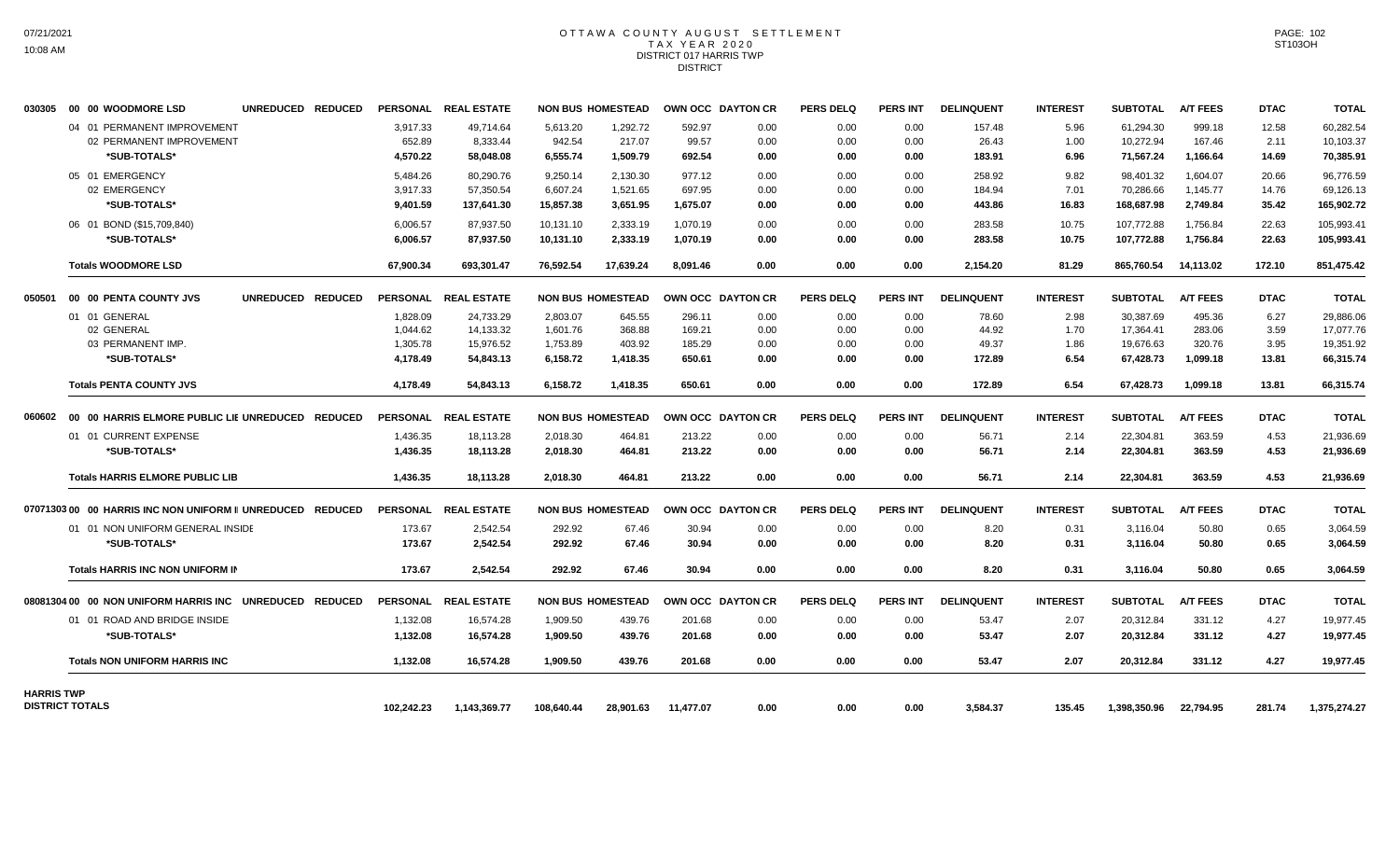# OTTAWA COUNTY AUGUST SETTLEMENT
## TAX YEAR 2020
## DISTRICT 017 HARRIS TWP
## DISTRICT

| 030305 00 00 WOODMORE LSD UNREDUCED REDUCED | PERSONAL | REAL ESTATE | NON BUS | HOMESTEAD | OWN OCC | DAYTON CR | PERS DELQ | PERS INT | DELINQUENT | INTEREST | SUBTOTAL | A/T FEES | DTAC | TOTAL |
|---|---|---|---|---|---|---|---|---|---|---|---|---|---|---|
| 04 01 PERMANENT IMPROVEMENT | 3,917.33 | 49,714.64 | 5,613.20 | 1,292.72 | 592.97 | 0.00 | 0.00 | 0.00 | 157.48 | 5.96 | 61,294.30 | 999.18 | 12.58 | 60,282.54 |
| 02 PERMANENT IMPROVEMENT | 652.89 | 8,333.44 | 942.54 | 217.07 | 99.57 | 0.00 | 0.00 | 0.00 | 26.43 | 1.00 | 10,272.94 | 167.46 | 2.11 | 10,103.37 |
| *SUB-TOTALS* | 4,570.22 | 58,048.08 | 6,555.74 | 1,509.79 | 692.54 | 0.00 | 0.00 | 0.00 | 183.91 | 6.96 | 71,567.24 | 1,166.64 | 14.69 | 70,385.91 |
| 05 01 EMERGENCY | 5,484.26 | 80,290.76 | 9,250.14 | 2,130.30 | 977.12 | 0.00 | 0.00 | 0.00 | 258.92 | 9.82 | 98,401.32 | 1,604.07 | 20.66 | 96,776.59 |
| 02 EMERGENCY | 3,917.33 | 57,350.54 | 6,607.24 | 1,521.65 | 697.95 | 0.00 | 0.00 | 0.00 | 184.94 | 7.01 | 70,286.66 | 1,145.77 | 14.76 | 69,126.13 |
| *SUB-TOTALS* | 9,401.59 | 137,641.30 | 15,857.38 | 3,651.95 | 1,675.07 | 0.00 | 0.00 | 0.00 | 443.86 | 16.83 | 168,687.98 | 2,749.84 | 35.42 | 165,902.72 |
| 06 01 BOND ($15,709,840) | 6,006.57 | 87,937.50 | 10,131.10 | 2,333.19 | 1,070.19 | 0.00 | 0.00 | 0.00 | 283.58 | 10.75 | 107,772.88 | 1,756.84 | 22.63 | 105,993.41 |
| *SUB-TOTALS* | 6,006.57 | 87,937.50 | 10,131.10 | 2,333.19 | 1,070.19 | 0.00 | 0.00 | 0.00 | 283.58 | 10.75 | 107,772.88 | 1,756.84 | 22.63 | 105,993.41 |
| **Totals WOODMORE LSD** | 67,900.34 | 693,301.47 | 76,592.54 | 17,639.24 | 8,091.46 | 0.00 | 0.00 | 0.00 | 2,154.20 | 81.29 | 865,760.54 | 14,113.02 | 172.10 | 851,475.42 |

| 050501 00 00 PENTA COUNTY JVS UNREDUCED REDUCED | PERSONAL | REAL ESTATE | NON BUS | HOMESTEAD | OWN OCC | DAYTON CR | PERS DELQ | PERS INT | DELINQUENT | INTEREST | SUBTOTAL | A/T FEES | DTAC | TOTAL |
|---|---|---|---|---|---|---|---|---|---|---|---|---|---|---|
| 01 01 GENERAL | 1,828.09 | 24,733.29 | 2,803.07 | 645.55 | 296.11 | 0.00 | 0.00 | 0.00 | 78.60 | 2.98 | 30,387.69 | 495.36 | 6.27 | 29,886.06 |
| 02 GENERAL | 1,044.62 | 14,133.32 | 1,601.76 | 368.88 | 169.21 | 0.00 | 0.00 | 0.00 | 44.92 | 1.70 | 17,364.41 | 283.06 | 3.59 | 17,077.76 |
| 03 PERMANENT IMP. | 1,305.78 | 15,976.52 | 1,753.89 | 403.92 | 185.29 | 0.00 | 0.00 | 0.00 | 49.37 | 1.86 | 19,676.63 | 320.76 | 3.95 | 19,351.92 |
| *SUB-TOTALS* | 4,178.49 | 54,843.13 | 6,158.72 | 1,418.35 | 650.61 | 0.00 | 0.00 | 0.00 | 172.89 | 6.54 | 67,428.73 | 1,099.18 | 13.81 | 66,315.74 |
| **Totals PENTA COUNTY JVS** | 4,178.49 | 54,843.13 | 6,158.72 | 1,418.35 | 650.61 | 0.00 | 0.00 | 0.00 | 172.89 | 6.54 | 67,428.73 | 1,099.18 | 13.81 | 66,315.74 |

| 060602 00 00 HARRIS ELMORE PUBLIC LIE UNREDUCED REDUCED | PERSONAL | REAL ESTATE | NON BUS | HOMESTEAD | OWN OCC | DAYTON CR | PERS DELQ | PERS INT | DELINQUENT | INTEREST | SUBTOTAL | A/T FEES | DTAC | TOTAL |
|---|---|---|---|---|---|---|---|---|---|---|---|---|---|---|
| 01 01 CURRENT EXPENSE | 1,436.35 | 18,113.28 | 2,018.30 | 464.81 | 213.22 | 0.00 | 0.00 | 0.00 | 56.71 | 2.14 | 22,304.81 | 363.59 | 4.53 | 21,936.69 |
| *SUB-TOTALS* | 1,436.35 | 18,113.28 | 2,018.30 | 464.81 | 213.22 | 0.00 | 0.00 | 0.00 | 56.71 | 2.14 | 22,304.81 | 363.59 | 4.53 | 21,936.69 |
| **Totals HARRIS ELMORE PUBLIC LIB** | 1,436.35 | 18,113.28 | 2,018.30 | 464.81 | 213.22 | 0.00 | 0.00 | 0.00 | 56.71 | 2.14 | 22,304.81 | 363.59 | 4.53 | 21,936.69 |

| 07071303 00 00 HARRIS INC NON UNIFORM I UNREDUCED REDUCED | PERSONAL | REAL ESTATE | NON BUS | HOMESTEAD | OWN OCC | DAYTON CR | PERS DELQ | PERS INT | DELINQUENT | INTEREST | SUBTOTAL | A/T FEES | DTAC | TOTAL |
|---|---|---|---|---|---|---|---|---|---|---|---|---|---|---|
| 01 01 NON UNIFORM GENERAL INSIDE | 173.67 | 2,542.54 | 292.92 | 67.46 | 30.94 | 0.00 | 0.00 | 0.00 | 8.20 | 0.31 | 3,116.04 | 50.80 | 0.65 | 3,064.59 |
| *SUB-TOTALS* | 173.67 | 2,542.54 | 292.92 | 67.46 | 30.94 | 0.00 | 0.00 | 0.00 | 8.20 | 0.31 | 3,116.04 | 50.80 | 0.65 | 3,064.59 |
| **Totals HARRIS INC NON UNIFORM IN** | 173.67 | 2,542.54 | 292.92 | 67.46 | 30.94 | 0.00 | 0.00 | 0.00 | 8.20 | 0.31 | 3,116.04 | 50.80 | 0.65 | 3,064.59 |

| 08081304 00 00 NON UNIFORM HARRIS INC UNREDUCED REDUCED | PERSONAL | REAL ESTATE | NON BUS | HOMESTEAD | OWN OCC | DAYTON CR | PERS DELQ | PERS INT | DELINQUENT | INTEREST | SUBTOTAL | A/T FEES | DTAC | TOTAL |
|---|---|---|---|---|---|---|---|---|---|---|---|---|---|---|
| 01 01 ROAD AND BRIDGE INSIDE | 1,132.08 | 16,574.28 | 1,909.50 | 439.76 | 201.68 | 0.00 | 0.00 | 0.00 | 53.47 | 2.07 | 20,312.84 | 331.12 | 4.27 | 19,977.45 |
| *SUB-TOTALS* | 1,132.08 | 16,574.28 | 1,909.50 | 439.76 | 201.68 | 0.00 | 0.00 | 0.00 | 53.47 | 2.07 | 20,312.84 | 331.12 | 4.27 | 19,977.45 |
| **Totals NON UNIFORM HARRIS INC** | 1,132.08 | 16,574.28 | 1,909.50 | 439.76 | 201.68 | 0.00 | 0.00 | 0.00 | 53.47 | 2.07 | 20,312.84 | 331.12 | 4.27 | 19,977.45 |

| HARRIS TWP DISTRICT TOTALS | PERSONAL | REAL ESTATE | NON BUS | HOMESTEAD | OWN OCC | DAYTON CR | PERS DELQ | PERS INT | DELINQUENT | INTEREST | SUBTOTAL | A/T FEES | DTAC | TOTAL |
|---|---|---|---|---|---|---|---|---|---|---|---|---|---|---|
| **HARRIS TWP DISTRICT TOTALS** | 102,242.23 | 1,143,369.77 | 108,640.44 | 28,901.63 | 11,477.07 | 0.00 | 0.00 | 0.00 | 3,584.37 | 135.45 | 1,398,350.96 | 22,794.95 | 281.74 | 1,375,274.27 |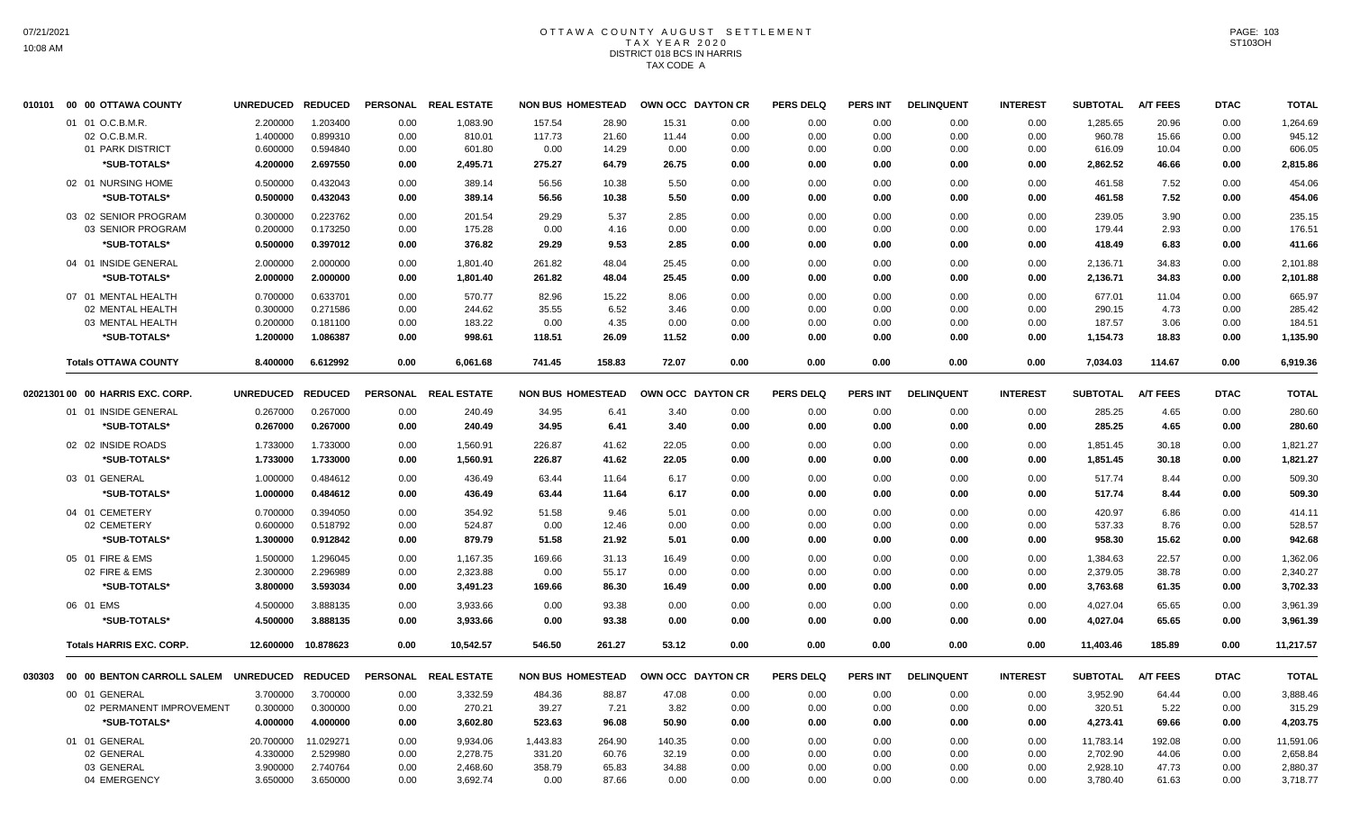# OTTAWA COUNTY AUGUST SETTLEMENT
## TAX YEAR 2020
## DISTRICT 018 BCS IN HARRIS
## TAX CODE A

| | | UNREDUCED | REDUCED | PERSONAL | REAL ESTATE | NON BUS | HOMESTEAD | OWN OCC | DAYTON CR | PERS DELQ | PERS INT | DELINQUENT | INTEREST | SUBTOTAL | A/T FEES | DTAC | TOTAL |
|---|---|---|---|---|---|---|---|---|---|---|---|---|---|---|---|---|---|
| 010101 | 00 00 OTTAWA COUNTY | | | | | | | | | | | | | | | | |
| | 01 01 O.C.B.M.R. | 2.200000 | 1.203400 | 0.00 | 1,083.90 | 157.54 | 28.90 | 15.31 | 0.00 | 0.00 | 0.00 | 0.00 | 0.00 | 1,285.65 | 20.96 | 0.00 | 1,264.69 |
| | 02 O.C.B.M.R. | 1.400000 | 0.899310 | 0.00 | 810.01 | 117.73 | 21.60 | 11.44 | 0.00 | 0.00 | 0.00 | 0.00 | 0.00 | 960.78 | 15.66 | 0.00 | 945.12 |
| | 01 PARK DISTRICT | 0.600000 | 0.594840 | 0.00 | 601.80 | 0.00 | 14.29 | 0.00 | 0.00 | 0.00 | 0.00 | 0.00 | 0.00 | 616.09 | 10.04 | 0.00 | 606.05 |
| | *SUB-TOTALS* | 4.200000 | 2.697550 | 0.00 | 2,495.71 | 275.27 | 64.79 | 26.75 | 0.00 | 0.00 | 0.00 | 0.00 | 0.00 | 2,862.52 | 46.66 | 0.00 | 2,815.86 |
| | 02 01 NURSING HOME | 0.500000 | 0.432043 | 0.00 | 389.14 | 56.56 | 10.38 | 5.50 | 0.00 | 0.00 | 0.00 | 0.00 | 0.00 | 461.58 | 7.52 | 0.00 | 454.06 |
| | *SUB-TOTALS* | 0.500000 | 0.432043 | 0.00 | 389.14 | 56.56 | 10.38 | 5.50 | 0.00 | 0.00 | 0.00 | 0.00 | 0.00 | 461.58 | 7.52 | 0.00 | 454.06 |
| | 03 02 SENIOR PROGRAM | 0.300000 | 0.223762 | 0.00 | 201.54 | 29.29 | 5.37 | 2.85 | 0.00 | 0.00 | 0.00 | 0.00 | 0.00 | 239.05 | 3.90 | 0.00 | 235.15 |
| | 03 SENIOR PROGRAM | 0.200000 | 0.173250 | 0.00 | 175.28 | 0.00 | 4.16 | 0.00 | 0.00 | 0.00 | 0.00 | 0.00 | 0.00 | 179.44 | 2.93 | 0.00 | 176.51 |
| | *SUB-TOTALS* | 0.500000 | 0.397012 | 0.00 | 376.82 | 29.29 | 9.53 | 2.85 | 0.00 | 0.00 | 0.00 | 0.00 | 0.00 | 418.49 | 6.83 | 0.00 | 411.66 |
| | 04 01 INSIDE GENERAL | 2.000000 | 2.000000 | 0.00 | 1,801.40 | 261.82 | 48.04 | 25.45 | 0.00 | 0.00 | 0.00 | 0.00 | 0.00 | 2,136.71 | 34.83 | 0.00 | 2,101.88 |
| | *SUB-TOTALS* | 2.000000 | 2.000000 | 0.00 | 1,801.40 | 261.82 | 48.04 | 25.45 | 0.00 | 0.00 | 0.00 | 0.00 | 0.00 | 2,136.71 | 34.83 | 0.00 | 2,101.88 |
| | 07 01 MENTAL HEALTH | 0.700000 | 0.633701 | 0.00 | 570.77 | 82.96 | 15.22 | 8.06 | 0.00 | 0.00 | 0.00 | 0.00 | 0.00 | 677.01 | 11.04 | 0.00 | 665.97 |
| | 02 MENTAL HEALTH | 0.300000 | 0.271586 | 0.00 | 244.62 | 35.55 | 6.52 | 3.46 | 0.00 | 0.00 | 0.00 | 0.00 | 0.00 | 290.15 | 4.73 | 0.00 | 285.42 |
| | 03 MENTAL HEALTH | 0.200000 | 0.181100 | 0.00 | 183.22 | 0.00 | 4.35 | 0.00 | 0.00 | 0.00 | 0.00 | 0.00 | 0.00 | 187.57 | 3.06 | 0.00 | 184.51 |
| | *SUB-TOTALS* | 1.200000 | 1.086387 | 0.00 | 998.61 | 118.51 | 26.09 | 11.52 | 0.00 | 0.00 | 0.00 | 0.00 | 0.00 | 1,154.73 | 18.83 | 0.00 | 1,135.90 |
| | **Totals OTTAWA COUNTY** | 8.400000 | 6.612992 | 0.00 | 6,061.68 | 741.45 | 158.83 | 72.07 | 0.00 | 0.00 | 0.00 | 0.00 | 0.00 | 7,034.03 | 114.67 | 0.00 | 6,919.36 |
| 02021301 | 00 00 HARRIS EXC. CORP. | UNREDUCED | REDUCED | PERSONAL | REAL ESTATE | NON BUS | HOMESTEAD | OWN OCC | DAYTON CR | PERS DELQ | PERS INT | DELINQUENT | INTEREST | SUBTOTAL | A/T FEES | DTAC | TOTAL |
| | 01 01 INSIDE GENERAL | 0.267000 | 0.267000 | 0.00 | 240.49 | 34.95 | 6.41 | 3.40 | 0.00 | 0.00 | 0.00 | 0.00 | 0.00 | 285.25 | 4.65 | 0.00 | 280.60 |
| | *SUB-TOTALS* | 0.267000 | 0.267000 | 0.00 | 240.49 | 34.95 | 6.41 | 3.40 | 0.00 | 0.00 | 0.00 | 0.00 | 0.00 | 285.25 | 4.65 | 0.00 | 280.60 |
| | 02 02 INSIDE ROADS | 1.733000 | 1.733000 | 0.00 | 1,560.91 | 226.87 | 41.62 | 22.05 | 0.00 | 0.00 | 0.00 | 0.00 | 0.00 | 1,851.45 | 30.18 | 0.00 | 1,821.27 |
| | *SUB-TOTALS* | 1.733000 | 1.733000 | 0.00 | 1,560.91 | 226.87 | 41.62 | 22.05 | 0.00 | 0.00 | 0.00 | 0.00 | 0.00 | 1,851.45 | 30.18 | 0.00 | 1,821.27 |
| | 03 01 GENERAL | 1.000000 | 0.484612 | 0.00 | 436.49 | 63.44 | 11.64 | 6.17 | 0.00 | 0.00 | 0.00 | 0.00 | 0.00 | 517.74 | 8.44 | 0.00 | 509.30 |
| | *SUB-TOTALS* | 1.000000 | 0.484612 | 0.00 | 436.49 | 63.44 | 11.64 | 6.17 | 0.00 | 0.00 | 0.00 | 0.00 | 0.00 | 517.74 | 8.44 | 0.00 | 509.30 |
| | 04 01 CEMETERY | 0.700000 | 0.394050 | 0.00 | 354.92 | 51.58 | 9.46 | 5.01 | 0.00 | 0.00 | 0.00 | 0.00 | 0.00 | 420.97 | 6.86 | 0.00 | 414.11 |
| | 02 CEMETERY | 0.600000 | 0.518792 | 0.00 | 524.87 | 0.00 | 12.46 | 0.00 | 0.00 | 0.00 | 0.00 | 0.00 | 0.00 | 537.33 | 8.76 | 0.00 | 528.57 |
| | *SUB-TOTALS* | 1.300000 | 0.912842 | 0.00 | 879.79 | 51.58 | 21.92 | 5.01 | 0.00 | 0.00 | 0.00 | 0.00 | 0.00 | 958.30 | 15.62 | 0.00 | 942.68 |
| | 05 01 FIRE & EMS | 1.500000 | 1.296045 | 0.00 | 1,167.35 | 169.66 | 31.13 | 16.49 | 0.00 | 0.00 | 0.00 | 0.00 | 0.00 | 1,384.63 | 22.57 | 0.00 | 1,362.06 |
| | 02 FIRE & EMS | 2.300000 | 2.296989 | 0.00 | 2,323.88 | 0.00 | 55.17 | 0.00 | 0.00 | 0.00 | 0.00 | 0.00 | 0.00 | 2,379.05 | 38.78 | 0.00 | 2,340.27 |
| | *SUB-TOTALS* | 3.800000 | 3.593034 | 0.00 | 3,491.23 | 169.66 | 86.30 | 16.49 | 0.00 | 0.00 | 0.00 | 0.00 | 0.00 | 3,763.68 | 61.35 | 0.00 | 3,702.33 |
| | 06 01 EMS | 4.500000 | 3.888135 | 0.00 | 3,933.66 | 0.00 | 93.38 | 0.00 | 0.00 | 0.00 | 0.00 | 0.00 | 0.00 | 4,027.04 | 65.65 | 0.00 | 3,961.39 |
| | *SUB-TOTALS* | 4.500000 | 3.888135 | 0.00 | 3,933.66 | 0.00 | 93.38 | 0.00 | 0.00 | 0.00 | 0.00 | 0.00 | 0.00 | 4,027.04 | 65.65 | 0.00 | 3,961.39 |
| | **Totals HARRIS EXC. CORP.** | 12.600000 | 10.878623 | 0.00 | 10,542.57 | 546.50 | 261.27 | 53.12 | 0.00 | 0.00 | 0.00 | 0.00 | 0.00 | 11,403.46 | 185.89 | 0.00 | 11,217.57 |
| 030303 | 00 00 BENTON CARROLL SALEM | UNREDUCED | REDUCED | PERSONAL | REAL ESTATE | NON BUS | HOMESTEAD | OWN OCC | DAYTON CR | PERS DELQ | PERS INT | DELINQUENT | INTEREST | SUBTOTAL | A/T FEES | DTAC | TOTAL |
| | 00 01 GENERAL | 3.700000 | 3.700000 | 0.00 | 3,332.59 | 484.36 | 88.87 | 47.08 | 0.00 | 0.00 | 0.00 | 0.00 | 0.00 | 3,952.90 | 64.44 | 0.00 | 3,888.46 |
| | 02 PERMANENT IMPROVEMENT | 0.300000 | 0.300000 | 0.00 | 270.21 | 39.27 | 7.21 | 3.82 | 0.00 | 0.00 | 0.00 | 0.00 | 0.00 | 320.51 | 5.22 | 0.00 | 315.29 |
| | *SUB-TOTALS* | 4.000000 | 4.000000 | 0.00 | 3,602.80 | 523.63 | 96.08 | 50.90 | 0.00 | 0.00 | 0.00 | 0.00 | 0.00 | 4,273.41 | 69.66 | 0.00 | 4,203.75 |
| | 01 01 GENERAL | 20.700000 | 11.029271 | 0.00 | 9,934.06 | 1,443.83 | 264.90 | 140.35 | 0.00 | 0.00 | 0.00 | 0.00 | 0.00 | 11,783.14 | 192.08 | 0.00 | 11,591.06 |
| | 02 GENERAL | 4.330000 | 2.529980 | 0.00 | 2,278.75 | 331.20 | 60.76 | 32.19 | 0.00 | 0.00 | 0.00 | 0.00 | 0.00 | 2,702.90 | 44.06 | 0.00 | 2,658.84 |
| | 03 GENERAL | 3.900000 | 2.740764 | 0.00 | 2,468.60 | 358.79 | 65.83 | 34.88 | 0.00 | 0.00 | 0.00 | 0.00 | 0.00 | 2,928.10 | 47.73 | 0.00 | 2,880.37 |
| | 04 EMERGENCY | 3.650000 | 3.650000 | 0.00 | 3,692.74 | 0.00 | 87.66 | 0.00 | 0.00 | 0.00 | 0.00 | 0.00 | 0.00 | 3,780.40 | 61.63 | 0.00 | 3,718.77 |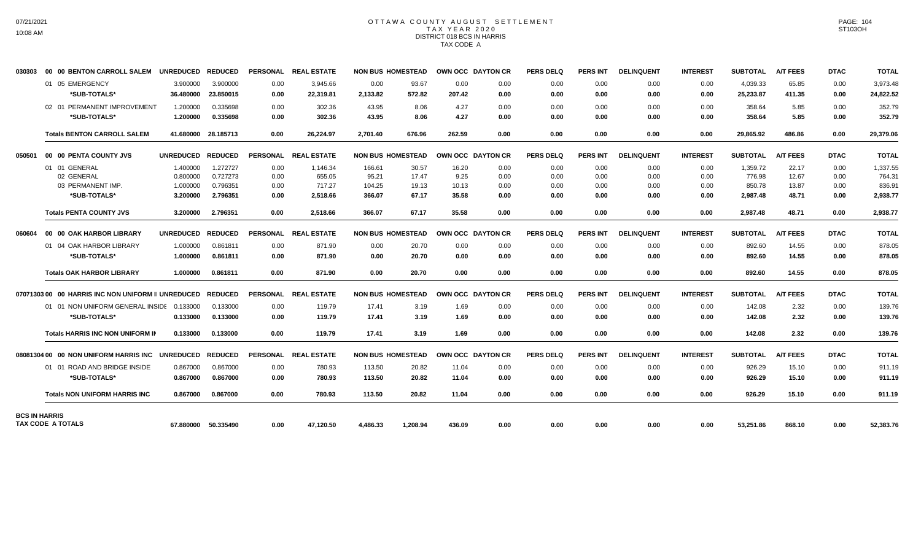# OTTAWA COUNTY AUGUST SETTLEMENT
## TAX YEAR 2020
## DISTRICT 018 BCS IN HARRIS
## TAX CODE A

| | | UNREDUCED | REDUCED | PERSONAL | REAL ESTATE | NON BUS | HOMESTEAD | OWN OCC | DAYTON CR | PERS DELQ | PERS INT | DELINQUENT | INTEREST | SUBTOTAL | A/T FEES | DTAC | TOTAL |
|---|---|---|---|---|---|---|---|---|---|---|---|---|---|---|---|---|---|
| 030303 | 00 00 BENTON CARROLL SALEM | | | | | | | | | | | | | | | | |
| | 01 05 EMERGENCY | 3.900000 | 3.900000 | 0.00 | 3,945.66 | 0.00 | 93.67 | 0.00 | 0.00 | 0.00 | 0.00 | 0.00 | 0.00 | 4,039.33 | 65.85 | 0.00 | 3,973.48 |
| | **\*SUB-TOTALS\*** | **36.480000** | **23.850015** | **0.00** | **22,319.81** | **2,133.82** | **572.82** | **207.42** | **0.00** | **0.00** | **0.00** | **0.00** | **0.00** | **25,233.87** | **411.35** | **0.00** | **24,822.52** |
| | 02 01 PERMANENT IMPROVEMENT | 1.200000 | 0.335698 | 0.00 | 302.36 | 43.95 | 8.06 | 4.27 | 0.00 | 0.00 | 0.00 | 0.00 | 0.00 | 358.64 | 5.85 | 0.00 | 352.79 |
| | **\*SUB-TOTALS\*** | **1.200000** | **0.335698** | **0.00** | **302.36** | **43.95** | **8.06** | **4.27** | **0.00** | **0.00** | **0.00** | **0.00** | **0.00** | **358.64** | **5.85** | **0.00** | **352.79** |
| | **Totals BENTON CARROLL SALEM** | **41.680000** | **28.185713** | **0.00** | **26,224.97** | **2,701.40** | **676.96** | **262.59** | **0.00** | **0.00** | **0.00** | **0.00** | **0.00** | **29,865.92** | **486.86** | **0.00** | **29,379.06** |
| 050501 | 00 00 PENTA COUNTY JVS | | | | | | | | | | | | | | | | |
| | 01 01 GENERAL | 1.400000 | 1.272727 | 0.00 | 1,146.34 | 166.61 | 30.57 | 16.20 | 0.00 | 0.00 | 0.00 | 0.00 | 0.00 | 1,359.72 | 22.17 | 0.00 | 1,337.55 |
| | 02 GENERAL | 0.800000 | 0.727273 | 0.00 | 655.05 | 95.21 | 17.47 | 9.25 | 0.00 | 0.00 | 0.00 | 0.00 | 0.00 | 776.98 | 12.67 | 0.00 | 764.31 |
| | 03 PERMANENT IMP. | 1.000000 | 0.796351 | 0.00 | 717.27 | 104.25 | 19.13 | 10.13 | 0.00 | 0.00 | 0.00 | 0.00 | 0.00 | 850.78 | 13.87 | 0.00 | 836.91 |
| | **\*SUB-TOTALS\*** | **3.200000** | **2.796351** | **0.00** | **2,518.66** | **366.07** | **67.17** | **35.58** | **0.00** | **0.00** | **0.00** | **0.00** | **0.00** | **2,987.48** | **48.71** | **0.00** | **2,938.77** |
| | **Totals PENTA COUNTY JVS** | **3.200000** | **2.796351** | **0.00** | **2,518.66** | **366.07** | **67.17** | **35.58** | **0.00** | **0.00** | **0.00** | **0.00** | **0.00** | **2,987.48** | **48.71** | **0.00** | **2,938.77** |
| 060604 | 00 00 OAK HARBOR LIBRARY | | | | | | | | | | | | | | | | |
| | 01 04 OAK HARBOR LIBRARY | 1.000000 | 0.861811 | 0.00 | 871.90 | 0.00 | 20.70 | 0.00 | 0.00 | 0.00 | 0.00 | 0.00 | 0.00 | 892.60 | 14.55 | 0.00 | 878.05 |
| | **\*SUB-TOTALS\*** | **1.000000** | **0.861811** | **0.00** | **871.90** | **0.00** | **20.70** | **0.00** | **0.00** | **0.00** | **0.00** | **0.00** | **0.00** | **892.60** | **14.55** | **0.00** | **878.05** |
| | **Totals OAK HARBOR LIBRARY** | **1.000000** | **0.861811** | **0.00** | **871.90** | **0.00** | **20.70** | **0.00** | **0.00** | **0.00** | **0.00** | **0.00** | **0.00** | **892.60** | **14.55** | **0.00** | **878.05** |
| 07071303 | 00 00 HARRIS INC NON UNIFORM I | | | | | | | | | | | | | | | | |
| | 01 01 NON UNIFORM GENERAL INSIDE | 0.133000 | 0.133000 | 0.00 | 119.79 | 17.41 | 3.19 | 1.69 | 0.00 | 0.00 | 0.00 | 0.00 | 0.00 | 142.08 | 2.32 | 0.00 | 139.76 |
| | **\*SUB-TOTALS\*** | **0.133000** | **0.133000** | **0.00** | **119.79** | **17.41** | **3.19** | **1.69** | **0.00** | **0.00** | **0.00** | **0.00** | **0.00** | **142.08** | **2.32** | **0.00** | **139.76** |
| | **Totals HARRIS INC NON UNIFORM IN** | **0.133000** | **0.133000** | **0.00** | **119.79** | **17.41** | **3.19** | **1.69** | **0.00** | **0.00** | **0.00** | **0.00** | **0.00** | **142.08** | **2.32** | **0.00** | **139.76** |
| 08081304 | 00 00 NON UNIFORM HARRIS INC | | | | | | | | | | | | | | | | |
| | 01 01 ROAD AND BRIDGE INSIDE | 0.867000 | 0.867000 | 0.00 | 780.93 | 113.50 | 20.82 | 11.04 | 0.00 | 0.00 | 0.00 | 0.00 | 0.00 | 926.29 | 15.10 | 0.00 | 911.19 |
| | **\*SUB-TOTALS\*** | **0.867000** | **0.867000** | **0.00** | **780.93** | **113.50** | **20.82** | **11.04** | **0.00** | **0.00** | **0.00** | **0.00** | **0.00** | **926.29** | **15.10** | **0.00** | **911.19** |
| | **Totals NON UNIFORM HARRIS INC** | **0.867000** | **0.867000** | **0.00** | **780.93** | **113.50** | **20.82** | **11.04** | **0.00** | **0.00** | **0.00** | **0.00** | **0.00** | **926.29** | **15.10** | **0.00** | **911.19** |
| **BCS IN HARRIS TAX CODE A TOTALS** | | **67.880000** | **50.335490** | **0.00** | **47,120.50** | **4,486.33** | **1,208.94** | **436.09** | **0.00** | **0.00** | **0.00** | **0.00** | **0.00** | **53,251.86** | **868.10** | **0.00** | **52,383.76** |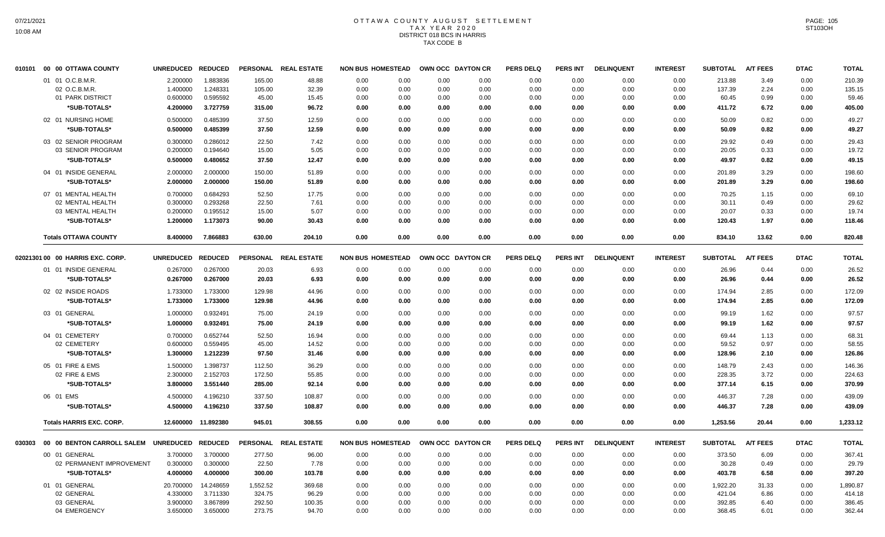# OTTAWA COUNTY AUGUST SETTLEMENT
## TAX YEAR 2020
### DISTRICT 018 BCS IN HARRIS
### TAX CODE B

| | UNREDUCED | REDUCED | PERSONAL | REAL ESTATE | NON BUS | HOMESTEAD | OWN OCC | DAYTON CR | PERS DELQ | PERS INT | DELINQUENT | INTEREST | SUBTOTAL | A/T FEES | DTAC | TOTAL |
|---|---|---|---|---|---|---|---|---|---|---|---|---|---|---|---|---|
| **010101 00 00 OTTAWA COUNTY** | | | | | | | | | | | | | | | | |
| 01 01 O.C.B.M.R. | 2.200000 | 1.883836 | 165.00 | 48.88 | 0.00 | 0.00 | 0.00 | 0.00 | 0.00 | 0.00 | 0.00 | 0.00 | 213.88 | 3.49 | 0.00 | 210.39 |
| 02 O.C.B.M.R. | 1.400000 | 1.248331 | 105.00 | 32.39 | 0.00 | 0.00 | 0.00 | 0.00 | 0.00 | 0.00 | 0.00 | 0.00 | 137.39 | 2.24 | 0.00 | 135.15 |
| 01 PARK DISTRICT | 0.600000 | 0.595592 | 45.00 | 15.45 | 0.00 | 0.00 | 0.00 | 0.00 | 0.00 | 0.00 | 0.00 | 0.00 | 60.45 | 0.99 | 0.00 | 59.46 |
| *SUB-TOTALS* | 4.200000 | 3.727759 | 315.00 | 96.72 | 0.00 | 0.00 | 0.00 | 0.00 | 0.00 | 0.00 | 0.00 | 0.00 | 411.72 | 6.72 | 0.00 | 405.00 |
| 02 01 NURSING HOME | 0.500000 | 0.485399 | 37.50 | 12.59 | 0.00 | 0.00 | 0.00 | 0.00 | 0.00 | 0.00 | 0.00 | 0.00 | 50.09 | 0.82 | 0.00 | 49.27 |
| *SUB-TOTALS* | 0.500000 | 0.485399 | 37.50 | 12.59 | 0.00 | 0.00 | 0.00 | 0.00 | 0.00 | 0.00 | 0.00 | 0.00 | 50.09 | 0.82 | 0.00 | 49.27 |
| 03 02 SENIOR PROGRAM | 0.300000 | 0.286012 | 22.50 | 7.42 | 0.00 | 0.00 | 0.00 | 0.00 | 0.00 | 0.00 | 0.00 | 0.00 | 29.92 | 0.49 | 0.00 | 29.43 |
| 03 SENIOR PROGRAM | 0.200000 | 0.194640 | 15.00 | 5.05 | 0.00 | 0.00 | 0.00 | 0.00 | 0.00 | 0.00 | 0.00 | 0.00 | 20.05 | 0.33 | 0.00 | 19.72 |
| *SUB-TOTALS* | 0.500000 | 0.480652 | 37.50 | 12.47 | 0.00 | 0.00 | 0.00 | 0.00 | 0.00 | 0.00 | 0.00 | 0.00 | 49.97 | 0.82 | 0.00 | 49.15 |
| 04 01 INSIDE GENERAL | 2.000000 | 2.000000 | 150.00 | 51.89 | 0.00 | 0.00 | 0.00 | 0.00 | 0.00 | 0.00 | 0.00 | 0.00 | 201.89 | 3.29 | 0.00 | 198.60 |
| *SUB-TOTALS* | 2.000000 | 2.000000 | 150.00 | 51.89 | 0.00 | 0.00 | 0.00 | 0.00 | 0.00 | 0.00 | 0.00 | 0.00 | 201.89 | 3.29 | 0.00 | 198.60 |
| 07 01 MENTAL HEALTH | 0.700000 | 0.684293 | 52.50 | 17.75 | 0.00 | 0.00 | 0.00 | 0.00 | 0.00 | 0.00 | 0.00 | 0.00 | 70.25 | 1.15 | 0.00 | 69.10 |
| 02 MENTAL HEALTH | 0.300000 | 0.293268 | 22.50 | 7.61 | 0.00 | 0.00 | 0.00 | 0.00 | 0.00 | 0.00 | 0.00 | 0.00 | 30.11 | 0.49 | 0.00 | 29.62 |
| 03 MENTAL HEALTH | 0.200000 | 0.195512 | 15.00 | 5.07 | 0.00 | 0.00 | 0.00 | 0.00 | 0.00 | 0.00 | 0.00 | 0.00 | 20.07 | 0.33 | 0.00 | 19.74 |
| *SUB-TOTALS* | 1.200000 | 1.173073 | 90.00 | 30.43 | 0.00 | 0.00 | 0.00 | 0.00 | 0.00 | 0.00 | 0.00 | 0.00 | 120.43 | 1.97 | 0.00 | 118.46 |
| **Totals OTTAWA COUNTY** | 8.400000 | 7.866883 | 630.00 | 204.10 | 0.00 | 0.00 | 0.00 | 0.00 | 0.00 | 0.00 | 0.00 | 0.00 | 834.10 | 13.62 | 0.00 | 820.48 |

| | UNREDUCED | REDUCED | PERSONAL | REAL ESTATE | NON BUS | HOMESTEAD | OWN OCC | DAYTON CR | PERS DELQ | PERS INT | DELINQUENT | INTEREST | SUBTOTAL | A/T FEES | DTAC | TOTAL |
|---|---|---|---|---|---|---|---|---|---|---|---|---|---|---|---|---|
| **02021301 00 00 HARRIS EXC. CORP.** | | | | | | | | | | | | | | | | |
| 01 01 INSIDE GENERAL | 0.267000 | 0.267000 | 20.03 | 6.93 | 0.00 | 0.00 | 0.00 | 0.00 | 0.00 | 0.00 | 0.00 | 0.00 | 26.96 | 0.44 | 0.00 | 26.52 |
| *SUB-TOTALS* | 0.267000 | 0.267000 | 20.03 | 6.93 | 0.00 | 0.00 | 0.00 | 0.00 | 0.00 | 0.00 | 0.00 | 0.00 | 26.96 | 0.44 | 0.00 | 26.52 |
| 02 02 INSIDE ROADS | 1.733000 | 1.733000 | 129.98 | 44.96 | 0.00 | 0.00 | 0.00 | 0.00 | 0.00 | 0.00 | 0.00 | 0.00 | 174.94 | 2.85 | 0.00 | 172.09 |
| *SUB-TOTALS* | 1.733000 | 1.733000 | 129.98 | 44.96 | 0.00 | 0.00 | 0.00 | 0.00 | 0.00 | 0.00 | 0.00 | 0.00 | 174.94 | 2.85 | 0.00 | 172.09 |
| 03 01 GENERAL | 1.000000 | 0.932491 | 75.00 | 24.19 | 0.00 | 0.00 | 0.00 | 0.00 | 0.00 | 0.00 | 0.00 | 0.00 | 99.19 | 1.62 | 0.00 | 97.57 |
| *SUB-TOTALS* | 1.000000 | 0.932491 | 75.00 | 24.19 | 0.00 | 0.00 | 0.00 | 0.00 | 0.00 | 0.00 | 0.00 | 0.00 | 99.19 | 1.62 | 0.00 | 97.57 |
| 04 01 CEMETERY | 0.700000 | 0.652744 | 52.50 | 16.94 | 0.00 | 0.00 | 0.00 | 0.00 | 0.00 | 0.00 | 0.00 | 0.00 | 69.44 | 1.13 | 0.00 | 68.31 |
| 02 CEMETERY | 0.600000 | 0.559495 | 45.00 | 14.52 | 0.00 | 0.00 | 0.00 | 0.00 | 0.00 | 0.00 | 0.00 | 0.00 | 59.52 | 0.97 | 0.00 | 58.55 |
| *SUB-TOTALS* | 1.300000 | 1.212239 | 97.50 | 31.46 | 0.00 | 0.00 | 0.00 | 0.00 | 0.00 | 0.00 | 0.00 | 0.00 | 128.96 | 2.10 | 0.00 | 126.86 |
| 05 01 FIRE & EMS | 1.500000 | 1.398737 | 112.50 | 36.29 | 0.00 | 0.00 | 0.00 | 0.00 | 0.00 | 0.00 | 0.00 | 0.00 | 148.79 | 2.43 | 0.00 | 146.36 |
| 02 FIRE & EMS | 2.300000 | 2.152703 | 172.50 | 55.85 | 0.00 | 0.00 | 0.00 | 0.00 | 0.00 | 0.00 | 0.00 | 0.00 | 228.35 | 3.72 | 0.00 | 224.63 |
| *SUB-TOTALS* | 3.800000 | 3.551440 | 285.00 | 92.14 | 0.00 | 0.00 | 0.00 | 0.00 | 0.00 | 0.00 | 0.00 | 0.00 | 377.14 | 6.15 | 0.00 | 370.99 |
| 06 01 EMS | 4.500000 | 4.196210 | 337.50 | 108.87 | 0.00 | 0.00 | 0.00 | 0.00 | 0.00 | 0.00 | 0.00 | 0.00 | 446.37 | 7.28 | 0.00 | 439.09 |
| *SUB-TOTALS* | 4.500000 | 4.196210 | 337.50 | 108.87 | 0.00 | 0.00 | 0.00 | 0.00 | 0.00 | 0.00 | 0.00 | 0.00 | 446.37 | 7.28 | 0.00 | 439.09 |
| **Totals HARRIS EXC. CORP.** | 12.600000 | 11.892380 | 945.01 | 308.55 | 0.00 | 0.00 | 0.00 | 0.00 | 0.00 | 0.00 | 0.00 | 0.00 | 1,253.56 | 20.44 | 0.00 | 1,233.12 |

| | UNREDUCED | REDUCED | PERSONAL | REAL ESTATE | NON BUS | HOMESTEAD | OWN OCC | DAYTON CR | PERS DELQ | PERS INT | DELINQUENT | INTEREST | SUBTOTAL | A/T FEES | DTAC | TOTAL |
|---|---|---|---|---|---|---|---|---|---|---|---|---|---|---|---|---|
| **030303 00 00 BENTON CARROLL SALEM** | | | | | | | | | | | | | | | | |
| 00 01 GENERAL | 3.700000 | 3.700000 | 277.50 | 96.00 | 0.00 | 0.00 | 0.00 | 0.00 | 0.00 | 0.00 | 0.00 | 0.00 | 373.50 | 6.09 | 0.00 | 367.41 |
| 02 PERMANENT IMPROVEMENT | 0.300000 | 0.300000 | 22.50 | 7.78 | 0.00 | 0.00 | 0.00 | 0.00 | 0.00 | 0.00 | 0.00 | 0.00 | 30.28 | 0.49 | 0.00 | 29.79 |
| *SUB-TOTALS* | 4.000000 | 4.000000 | 300.00 | 103.78 | 0.00 | 0.00 | 0.00 | 0.00 | 0.00 | 0.00 | 0.00 | 0.00 | 403.78 | 6.58 | 0.00 | 397.20 |
| 01 01 GENERAL | 20.700000 | 14.248659 | 1,552.52 | 369.68 | 0.00 | 0.00 | 0.00 | 0.00 | 0.00 | 0.00 | 0.00 | 0.00 | 1,922.20 | 31.33 | 0.00 | 1,890.87 |
| 02 GENERAL | 4.330000 | 3.711330 | 324.75 | 96.29 | 0.00 | 0.00 | 0.00 | 0.00 | 0.00 | 0.00 | 0.00 | 0.00 | 421.04 | 6.86 | 0.00 | 414.18 |
| 03 GENERAL | 3.900000 | 3.867899 | 292.50 | 100.35 | 0.00 | 0.00 | 0.00 | 0.00 | 0.00 | 0.00 | 0.00 | 0.00 | 392.85 | 6.40 | 0.00 | 386.45 |
| 04 EMERGENCY | 3.650000 | 3.650000 | 273.75 | 94.70 | 0.00 | 0.00 | 0.00 | 0.00 | 0.00 | 0.00 | 0.00 | 0.00 | 368.45 | 6.01 | 0.00 | 362.44 |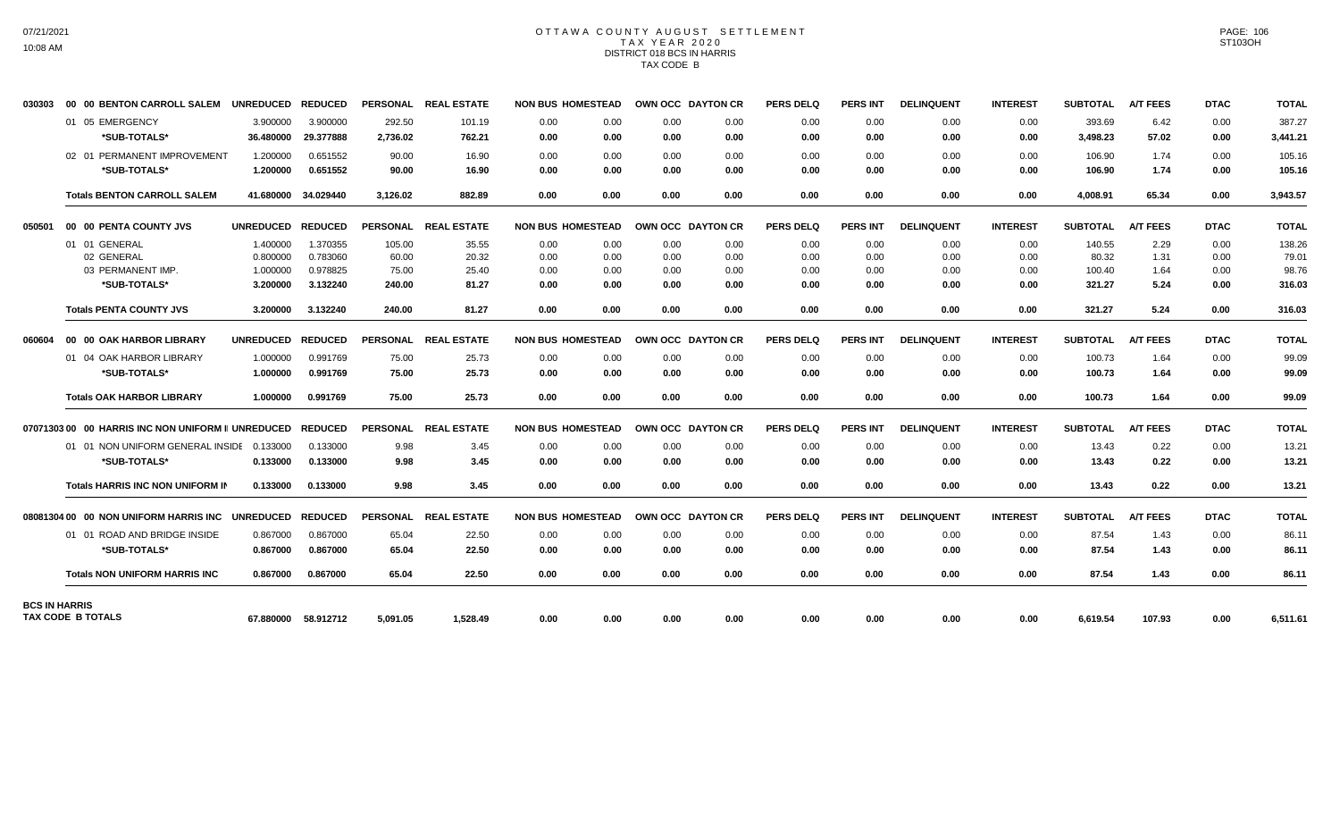# OTTAWA COUNTY AUGUST SETTLEMENT
## TAX YEAR 2020
## DISTRICT 018 BCS IN HARRIS
## TAX CODE B

07/21/2021
10:08 AM

ST103OH

| | | UNREDUCED | REDUCED | PERSONAL | REAL ESTATE | NON BUS | HOMESTEAD | OWN OCC | DAYTON CR | PERS DELQ | PERS INT | DELINQUENT | INTEREST | SUBTOTAL | A/T FEES | DTAC | TOTAL |
|---|---|---|---|---|---|---|---|---|---|---|---|---|---|---|---|---|---|
| 030303 | 00 00 BENTON CARROLL SALEM | | | | | | | | | | | | | | | | |
| | 01 05 EMERGENCY | 3.900000 | 3.900000 | 292.50 | 101.19 | 0.00 | 0.00 | 0.00 | 0.00 | 0.00 | 0.00 | 0.00 | 0.00 | 393.69 | 6.42 | 0.00 | 387.27 |
| | *SUB-TOTALS* | 36.480000 | 29.377888 | 2,736.02 | 762.21 | 0.00 | 0.00 | 0.00 | 0.00 | 0.00 | 0.00 | 0.00 | 0.00 | 3,498.23 | 57.02 | 0.00 | 3,441.21 |
| | 02 01 PERMANENT IMPROVEMENT | 1.200000 | 0.651552 | 90.00 | 16.90 | 0.00 | 0.00 | 0.00 | 0.00 | 0.00 | 0.00 | 0.00 | 0.00 | 106.90 | 1.74 | 0.00 | 105.16 |
| | *SUB-TOTALS* | 1.200000 | 0.651552 | 90.00 | 16.90 | 0.00 | 0.00 | 0.00 | 0.00 | 0.00 | 0.00 | 0.00 | 0.00 | 106.90 | 1.74 | 0.00 | 105.16 |
| | **Totals BENTON CARROLL SALEM** | 41.680000 | 34.029440 | 3,126.02 | 882.89 | 0.00 | 0.00 | 0.00 | 0.00 | 0.00 | 0.00 | 0.00 | 0.00 | 4,008.91 | 65.34 | 0.00 | 3,943.57 |
| 050501 | 00 00 PENTA COUNTY JVS | | | | | | | | | | | | | | | | |
| | 01 01 GENERAL | 1.400000 | 1.370355 | 105.00 | 35.55 | 0.00 | 0.00 | 0.00 | 0.00 | 0.00 | 0.00 | 0.00 | 0.00 | 140.55 | 2.29 | 0.00 | 138.26 |
| | 02 GENERAL | 0.800000 | 0.783060 | 60.00 | 20.32 | 0.00 | 0.00 | 0.00 | 0.00 | 0.00 | 0.00 | 0.00 | 0.00 | 80.32 | 1.31 | 0.00 | 79.01 |
| | 03 PERMANENT IMP. | 1.000000 | 0.978825 | 75.00 | 25.40 | 0.00 | 0.00 | 0.00 | 0.00 | 0.00 | 0.00 | 0.00 | 0.00 | 100.40 | 1.64 | 0.00 | 98.76 |
| | *SUB-TOTALS* | 3.200000 | 3.132240 | 240.00 | 81.27 | 0.00 | 0.00 | 0.00 | 0.00 | 0.00 | 0.00 | 0.00 | 0.00 | 321.27 | 5.24 | 0.00 | 316.03 |
| | **Totals PENTA COUNTY JVS** | 3.200000 | 3.132240 | 240.00 | 81.27 | 0.00 | 0.00 | 0.00 | 0.00 | 0.00 | 0.00 | 0.00 | 0.00 | 321.27 | 5.24 | 0.00 | 316.03 |
| 060604 | 00 00 OAK HARBOR LIBRARY | | | | | | | | | | | | | | | | |
| | 01 04 OAK HARBOR LIBRARY | 1.000000 | 0.991769 | 75.00 | 25.73 | 0.00 | 0.00 | 0.00 | 0.00 | 0.00 | 0.00 | 0.00 | 0.00 | 100.73 | 1.64 | 0.00 | 99.09 |
| | *SUB-TOTALS* | 1.000000 | 0.991769 | 75.00 | 25.73 | 0.00 | 0.00 | 0.00 | 0.00 | 0.00 | 0.00 | 0.00 | 0.00 | 100.73 | 1.64 | 0.00 | 99.09 |
| | **Totals OAK HARBOR LIBRARY** | 1.000000 | 0.991769 | 75.00 | 25.73 | 0.00 | 0.00 | 0.00 | 0.00 | 0.00 | 0.00 | 0.00 | 0.00 | 100.73 | 1.64 | 0.00 | 99.09 |
| 07071303 | 00 00 HARRIS INC NON UNIFORM I | | | | | | | | | | | | | | | | |
| | 01 01 NON UNIFORM GENERAL INSIDE | 0.133000 | 0.133000 | 9.98 | 3.45 | 0.00 | 0.00 | 0.00 | 0.00 | 0.00 | 0.00 | 0.00 | 0.00 | 13.43 | 0.22 | 0.00 | 13.21 |
| | *SUB-TOTALS* | 0.133000 | 0.133000 | 9.98 | 3.45 | 0.00 | 0.00 | 0.00 | 0.00 | 0.00 | 0.00 | 0.00 | 0.00 | 13.43 | 0.22 | 0.00 | 13.21 |
| | **Totals HARRIS INC NON UNIFORM I** | 0.133000 | 0.133000 | 9.98 | 3.45 | 0.00 | 0.00 | 0.00 | 0.00 | 0.00 | 0.00 | 0.00 | 0.00 | 13.43 | 0.22 | 0.00 | 13.21 |
| 08081304 | 00 00 NON UNIFORM HARRIS INC | | | | | | | | | | | | | | | | |
| | 01 01 ROAD AND BRIDGE INSIDE | 0.867000 | 0.867000 | 65.04 | 22.50 | 0.00 | 0.00 | 0.00 | 0.00 | 0.00 | 0.00 | 0.00 | 0.00 | 87.54 | 1.43 | 0.00 | 86.11 |
| | *SUB-TOTALS* | 0.867000 | 0.867000 | 65.04 | 22.50 | 0.00 | 0.00 | 0.00 | 0.00 | 0.00 | 0.00 | 0.00 | 0.00 | 87.54 | 1.43 | 0.00 | 86.11 |
| | **Totals NON UNIFORM HARRIS INC** | 0.867000 | 0.867000 | 65.04 | 22.50 | 0.00 | 0.00 | 0.00 | 0.00 | 0.00 | 0.00 | 0.00 | 0.00 | 87.54 | 1.43 | 0.00 | 86.11 |
| **BCS IN HARRIS TAX CODE B TOTALS** | | 67.880000 | 58.912712 | 5,091.05 | 1,528.49 | 0.00 | 0.00 | 0.00 | 0.00 | 0.00 | 0.00 | 0.00 | 0.00 | 6,619.54 | 107.93 | 0.00 | 6,511.61 |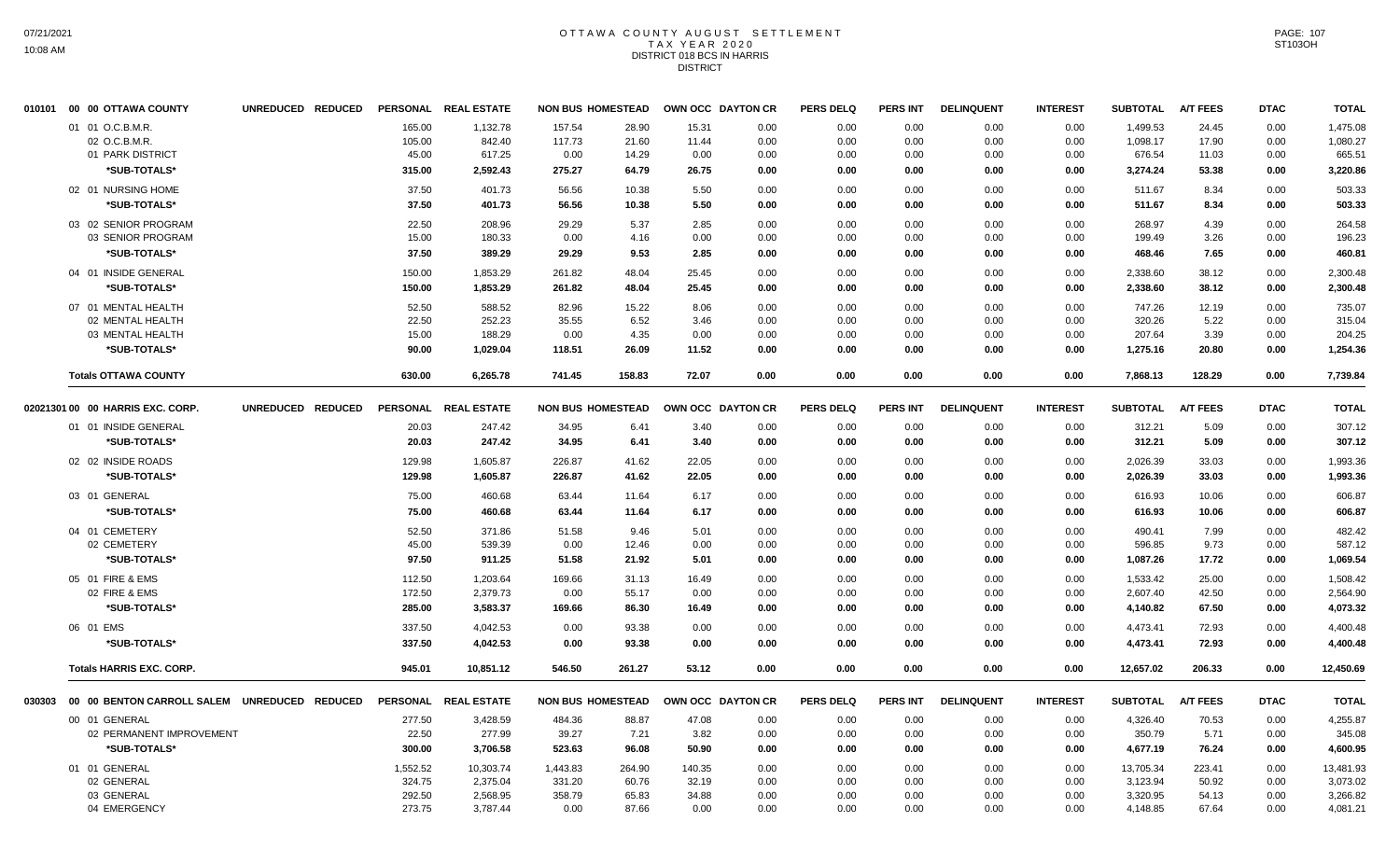# OTTAWA COUNTY AUGUST SETTLEMENT
## TAX YEAR 2020
### DISTRICT 018 BCS IN HARRIS
### DISTRICT

| 010101 00 00 OTTAWA COUNTY | UNREDUCED | REDUCED | PERSONAL | REAL ESTATE | NON BUS | HOMESTEAD | OWN OCC | DAYTON CR | PERS DELQ | PERS INT | DELINQUENT | INTEREST | SUBTOTAL | A/T FEES | DTAC | TOTAL |
|---|---|---|---|---|---|---|---|---|---|---|---|---|---|---|---|---|
| 01 01 O.C.B.M.R. | | | 165.00 | 1,132.78 | 157.54 | 28.90 | 15.31 | 0.00 | 0.00 | 0.00 | 0.00 | 0.00 | 1,499.53 | 24.45 | 0.00 | 1,475.08 |
| 02 O.C.B.M.R. | | | 105.00 | 842.40 | 117.73 | 21.60 | 11.44 | 0.00 | 0.00 | 0.00 | 0.00 | 0.00 | 1,098.17 | 17.90 | 0.00 | 1,080.27 |
| 01 PARK DISTRICT | | | 45.00 | 617.25 | 0.00 | 14.29 | 0.00 | 0.00 | 0.00 | 0.00 | 0.00 | 0.00 | 676.54 | 11.03 | 0.00 | 665.51 |
| *SUB-TOTALS* | | | 315.00 | 2,592.43 | 275.27 | 64.79 | 26.75 | 0.00 | 0.00 | 0.00 | 0.00 | 0.00 | 3,274.24 | 53.38 | 0.00 | 3,220.86 |
| 02 01 NURSING HOME | | | 37.50 | 401.73 | 56.56 | 10.38 | 5.50 | 0.00 | 0.00 | 0.00 | 0.00 | 0.00 | 511.67 | 8.34 | 0.00 | 503.33 |
| *SUB-TOTALS* | | | 37.50 | 401.73 | 56.56 | 10.38 | 5.50 | 0.00 | 0.00 | 0.00 | 0.00 | 0.00 | 511.67 | 8.34 | 0.00 | 503.33 |
| 03 02 SENIOR PROGRAM | | | 22.50 | 208.96 | 29.29 | 5.37 | 2.85 | 0.00 | 0.00 | 0.00 | 0.00 | 0.00 | 268.97 | 4.39 | 0.00 | 264.58 |
| 03 SENIOR PROGRAM | | | 15.00 | 180.33 | 0.00 | 4.16 | 0.00 | 0.00 | 0.00 | 0.00 | 0.00 | 0.00 | 199.49 | 3.26 | 0.00 | 196.23 |
| *SUB-TOTALS* | | | 37.50 | 389.29 | 29.29 | 9.53 | 2.85 | 0.00 | 0.00 | 0.00 | 0.00 | 0.00 | 468.46 | 7.65 | 0.00 | 460.81 |
| 04 01 INSIDE GENERAL | | | 150.00 | 1,853.29 | 261.82 | 48.04 | 25.45 | 0.00 | 0.00 | 0.00 | 0.00 | 0.00 | 2,338.60 | 38.12 | 0.00 | 2,300.48 |
| *SUB-TOTALS* | | | 150.00 | 1,853.29 | 261.82 | 48.04 | 25.45 | 0.00 | 0.00 | 0.00 | 0.00 | 0.00 | 2,338.60 | 38.12 | 0.00 | 2,300.48 |
| 07 01 MENTAL HEALTH | | | 52.50 | 588.52 | 82.96 | 15.22 | 8.06 | 0.00 | 0.00 | 0.00 | 0.00 | 0.00 | 747.26 | 12.19 | 0.00 | 735.07 |
| 02 MENTAL HEALTH | | | 22.50 | 252.23 | 35.55 | 6.52 | 3.46 | 0.00 | 0.00 | 0.00 | 0.00 | 0.00 | 320.26 | 5.22 | 0.00 | 315.04 |
| 03 MENTAL HEALTH | | | 15.00 | 188.29 | 0.00 | 4.35 | 0.00 | 0.00 | 0.00 | 0.00 | 0.00 | 0.00 | 207.64 | 3.39 | 0.00 | 204.25 |
| *SUB-TOTALS* | | | 90.00 | 1,029.04 | 118.51 | 26.09 | 11.52 | 0.00 | 0.00 | 0.00 | 0.00 | 0.00 | 1,275.16 | 20.80 | 0.00 | 1,254.36 |
| **Totals OTTAWA COUNTY** | | | 630.00 | 6,265.78 | 741.45 | 158.83 | 72.07 | 0.00 | 0.00 | 0.00 | 0.00 | 0.00 | 7,868.13 | 128.29 | 0.00 | 7,739.84 |

| 02021301 00 00 HARRIS EXC. CORP. | UNREDUCED | REDUCED | PERSONAL | REAL ESTATE | NON BUS | HOMESTEAD | OWN OCC | DAYTON CR | PERS DELQ | PERS INT | DELINQUENT | INTEREST | SUBTOTAL | A/T FEES | DTAC | TOTAL |
|---|---|---|---|---|---|---|---|---|---|---|---|---|---|---|---|---|
| 01 01 INSIDE GENERAL | | | 20.03 | 247.42 | 34.95 | 6.41 | 3.40 | 0.00 | 0.00 | 0.00 | 0.00 | 0.00 | 312.21 | 5.09 | 0.00 | 307.12 |
| *SUB-TOTALS* | | | 20.03 | 247.42 | 34.95 | 6.41 | 3.40 | 0.00 | 0.00 | 0.00 | 0.00 | 0.00 | 312.21 | 5.09 | 0.00 | 307.12 |
| 02 02 INSIDE ROADS | | | 129.98 | 1,605.87 | 226.87 | 41.62 | 22.05 | 0.00 | 0.00 | 0.00 | 0.00 | 0.00 | 2,026.39 | 33.03 | 0.00 | 1,993.36 |
| *SUB-TOTALS* | | | 129.98 | 1,605.87 | 226.87 | 41.62 | 22.05 | 0.00 | 0.00 | 0.00 | 0.00 | 0.00 | 2,026.39 | 33.03 | 0.00 | 1,993.36 |
| 03 01 GENERAL | | | 75.00 | 460.68 | 63.44 | 11.64 | 6.17 | 0.00 | 0.00 | 0.00 | 0.00 | 0.00 | 616.93 | 10.06 | 0.00 | 606.87 |
| *SUB-TOTALS* | | | 75.00 | 460.68 | 63.44 | 11.64 | 6.17 | 0.00 | 0.00 | 0.00 | 0.00 | 0.00 | 616.93 | 10.06 | 0.00 | 606.87 |
| 04 01 CEMETERY | | | 52.50 | 371.86 | 51.58 | 9.46 | 5.01 | 0.00 | 0.00 | 0.00 | 0.00 | 0.00 | 490.41 | 7.99 | 0.00 | 482.42 |
| 02 CEMETERY | | | 45.00 | 539.39 | 0.00 | 12.46 | 0.00 | 0.00 | 0.00 | 0.00 | 0.00 | 0.00 | 596.85 | 9.73 | 0.00 | 587.12 |
| *SUB-TOTALS* | | | 97.50 | 911.25 | 51.58 | 21.92 | 5.01 | 0.00 | 0.00 | 0.00 | 0.00 | 0.00 | 1,087.26 | 17.72 | 0.00 | 1,069.54 |
| 05 01 FIRE & EMS | | | 112.50 | 1,203.64 | 169.66 | 31.13 | 16.49 | 0.00 | 0.00 | 0.00 | 0.00 | 0.00 | 1,533.42 | 25.00 | 0.00 | 1,508.42 |
| 02 FIRE & EMS | | | 172.50 | 2,379.73 | 0.00 | 55.17 | 0.00 | 0.00 | 0.00 | 0.00 | 0.00 | 0.00 | 2,607.40 | 42.50 | 0.00 | 2,564.90 |
| *SUB-TOTALS* | | | 285.00 | 3,583.37 | 169.66 | 86.30 | 16.49 | 0.00 | 0.00 | 0.00 | 0.00 | 0.00 | 4,140.82 | 67.50 | 0.00 | 4,073.32 |
| 06 01 EMS | | | 337.50 | 4,042.53 | 0.00 | 93.38 | 0.00 | 0.00 | 0.00 | 0.00 | 0.00 | 0.00 | 4,473.41 | 72.93 | 0.00 | 4,400.48 |
| *SUB-TOTALS* | | | 337.50 | 4,042.53 | 0.00 | 93.38 | 0.00 | 0.00 | 0.00 | 0.00 | 0.00 | 0.00 | 4,473.41 | 72.93 | 0.00 | 4,400.48 |
| **Totals HARRIS EXC. CORP.** | | | 945.01 | 10,851.12 | 546.50 | 261.27 | 53.12 | 0.00 | 0.00 | 0.00 | 0.00 | 0.00 | 12,657.02 | 206.33 | 0.00 | 12,450.69 |

| 030303 00 00 BENTON CARROLL SALEM | UNREDUCED | REDUCED | PERSONAL | REAL ESTATE | NON BUS | HOMESTEAD | OWN OCC | DAYTON CR | PERS DELQ | PERS INT | DELINQUENT | INTEREST | SUBTOTAL | A/T FEES | DTAC | TOTAL |
|---|---|---|---|---|---|---|---|---|---|---|---|---|---|---|---|---|
| 00 01 GENERAL | | | 277.50 | 3,428.59 | 484.36 | 88.87 | 47.08 | 0.00 | 0.00 | 0.00 | 0.00 | 0.00 | 4,326.40 | 70.53 | 0.00 | 4,255.87 |
| 02 PERMANENT IMPROVEMENT | | | 22.50 | 277.99 | 39.27 | 7.21 | 3.82 | 0.00 | 0.00 | 0.00 | 0.00 | 0.00 | 350.79 | 5.71 | 0.00 | 345.08 |
| *SUB-TOTALS* | | | 300.00 | 3,706.58 | 523.63 | 96.08 | 50.90 | 0.00 | 0.00 | 0.00 | 0.00 | 0.00 | 4,677.19 | 76.24 | 0.00 | 4,600.95 |
| 01 01 GENERAL | | | 1,552.52 | 10,303.74 | 1,443.83 | 264.90 | 140.35 | 0.00 | 0.00 | 0.00 | 0.00 | 0.00 | 13,705.34 | 223.41 | 0.00 | 13,481.93 |
| 02 GENERAL | | | 324.75 | 2,375.04 | 331.20 | 60.76 | 32.19 | 0.00 | 0.00 | 0.00 | 0.00 | 0.00 | 3,123.94 | 50.92 | 0.00 | 3,073.02 |
| 03 GENERAL | | | 292.50 | 2,568.95 | 358.79 | 65.83 | 34.88 | 0.00 | 0.00 | 0.00 | 0.00 | 0.00 | 3,320.95 | 54.13 | 0.00 | 3,266.82 |
| 04 EMERGENCY | | | 273.75 | 3,787.44 | 0.00 | 87.66 | 0.00 | 0.00 | 0.00 | 0.00 | 0.00 | 0.00 | 4,148.85 | 67.64 | 0.00 | 4,081.21 |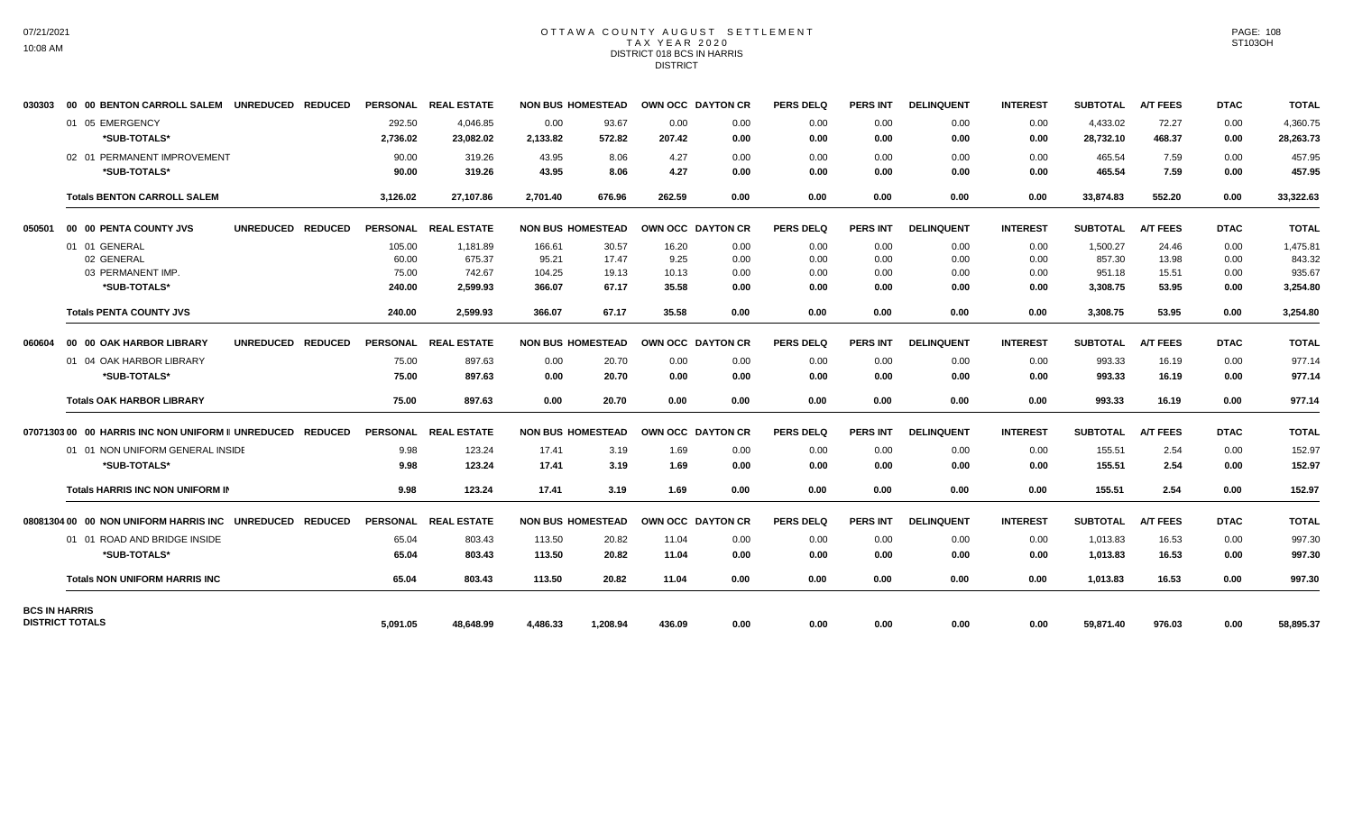# OTTAWA COUNTY AUGUST SETTLEMENT
## TAX YEAR 2020
### DISTRICT 018 BCS IN HARRIS
### DISTRICT

| | | PERSONAL | REAL ESTATE | NON BUS | HOMESTEAD | OWN OCC | DAYTON CR | PERS DELQ | PERS INT | DELINQUENT | INTEREST | SUBTOTAL | A/T FEES | DTAC | TOTAL |
|---|---|---|---|---|---|---|---|---|---|---|---|---|---|---|---|
| 030303 | 00 00 BENTON CARROLL SALEM UNREDUCED REDUCED | | | | | | | | | | | | | | |
| | 01 05 EMERGENCY | 292.50 | 4,046.85 | 0.00 | 93.67 | 0.00 | 0.00 | 0.00 | 0.00 | 0.00 | 0.00 | 4,433.02 | 72.27 | 0.00 | 4,360.75 |
| | ***SUB-TOTALS*** | **2,736.02** | **23,082.02** | **2,133.82** | **572.82** | **207.42** | **0.00** | **0.00** | **0.00** | **0.00** | **0.00** | **28,732.10** | **468.37** | **0.00** | **28,263.73** |
| | 02 01 PERMANENT IMPROVEMENT | 90.00 | 319.26 | 43.95 | 8.06 | 4.27 | 0.00 | 0.00 | 0.00 | 0.00 | 0.00 | 465.54 | 7.59 | 0.00 | 457.95 |
| | ***SUB-TOTALS*** | **90.00** | **319.26** | **43.95** | **8.06** | **4.27** | **0.00** | **0.00** | **0.00** | **0.00** | **0.00** | **465.54** | **7.59** | **0.00** | **457.95** |
| | **Totals BENTON CARROLL SALEM** | **3,126.02** | **27,107.86** | **2,701.40** | **676.96** | **262.59** | **0.00** | **0.00** | **0.00** | **0.00** | **0.00** | **33,874.83** | **552.20** | **0.00** | **33,322.63** |
| 050501 | 00 00 PENTA COUNTY JVS UNREDUCED REDUCED | | | | | | | | | | | | | | |
| | 01 01 GENERAL | 105.00 | 1,181.89 | 166.61 | 30.57 | 16.20 | 0.00 | 0.00 | 0.00 | 0.00 | 0.00 | 1,500.27 | 24.46 | 0.00 | 1,475.81 |
| | 02 GENERAL | 60.00 | 675.37 | 95.21 | 17.47 | 9.25 | 0.00 | 0.00 | 0.00 | 0.00 | 0.00 | 857.30 | 13.98 | 0.00 | 843.32 |
| | 03 PERMANENT IMP. | 75.00 | 742.67 | 104.25 | 19.13 | 10.13 | 0.00 | 0.00 | 0.00 | 0.00 | 0.00 | 951.18 | 15.51 | 0.00 | 935.67 |
| | ***SUB-TOTALS*** | **240.00** | **2,599.93** | **366.07** | **67.17** | **35.58** | **0.00** | **0.00** | **0.00** | **0.00** | **0.00** | **3,308.75** | **53.95** | **0.00** | **3,254.80** |
| | **Totals PENTA COUNTY JVS** | **240.00** | **2,599.93** | **366.07** | **67.17** | **35.58** | **0.00** | **0.00** | **0.00** | **0.00** | **0.00** | **3,308.75** | **53.95** | **0.00** | **3,254.80** |
| 060604 | 00 00 OAK HARBOR LIBRARY UNREDUCED REDUCED | | | | | | | | | | | | | | |
| | 01 04 OAK HARBOR LIBRARY | 75.00 | 897.63 | 0.00 | 20.70 | 0.00 | 0.00 | 0.00 | 0.00 | 0.00 | 0.00 | 993.33 | 16.19 | 0.00 | 977.14 |
| | ***SUB-TOTALS*** | **75.00** | **897.63** | **0.00** | **20.70** | **0.00** | **0.00** | **0.00** | **0.00** | **0.00** | **0.00** | **993.33** | **16.19** | **0.00** | **977.14** |
| | **Totals OAK HARBOR LIBRARY** | **75.00** | **897.63** | **0.00** | **20.70** | **0.00** | **0.00** | **0.00** | **0.00** | **0.00** | **0.00** | **993.33** | **16.19** | **0.00** | **977.14** |
| 07071303 | 00 00 HARRIS INC NON UNIFORM II UNREDUCED REDUCED | | | | | | | | | | | | | | |
| | 01 01 NON UNIFORM GENERAL INSIDE | 9.98 | 123.24 | 17.41 | 3.19 | 1.69 | 0.00 | 0.00 | 0.00 | 0.00 | 0.00 | 155.51 | 2.54 | 0.00 | 152.97 |
| | ***SUB-TOTALS*** | **9.98** | **123.24** | **17.41** | **3.19** | **1.69** | **0.00** | **0.00** | **0.00** | **0.00** | **0.00** | **155.51** | **2.54** | **0.00** | **152.97** |
| | **Totals HARRIS INC NON UNIFORM IN** | **9.98** | **123.24** | **17.41** | **3.19** | **1.69** | **0.00** | **0.00** | **0.00** | **0.00** | **0.00** | **155.51** | **2.54** | **0.00** | **152.97** |
| 08081304 | 00 00 NON UNIFORM HARRIS INC UNREDUCED REDUCED | | | | | | | | | | | | | | |
| | 01 01 ROAD AND BRIDGE INSIDE | 65.04 | 803.43 | 113.50 | 20.82 | 11.04 | 0.00 | 0.00 | 0.00 | 0.00 | 0.00 | 1,013.83 | 16.53 | 0.00 | 997.30 |
| | ***SUB-TOTALS*** | **65.04** | **803.43** | **113.50** | **20.82** | **11.04** | **0.00** | **0.00** | **0.00** | **0.00** | **0.00** | **1,013.83** | **16.53** | **0.00** | **997.30** |
| | **Totals NON UNIFORM HARRIS INC** | **65.04** | **803.43** | **113.50** | **20.82** | **11.04** | **0.00** | **0.00** | **0.00** | **0.00** | **0.00** | **1,013.83** | **16.53** | **0.00** | **997.30** |
| **BCS IN HARRIS DISTRICT TOTALS** | | **5,091.05** | **48,648.99** | **4,486.33** | **1,208.94** | **436.09** | **0.00** | **0.00** | **0.00** | **0.00** | **0.00** | **59,871.40** | **976.03** | **0.00** | **58,895.37** |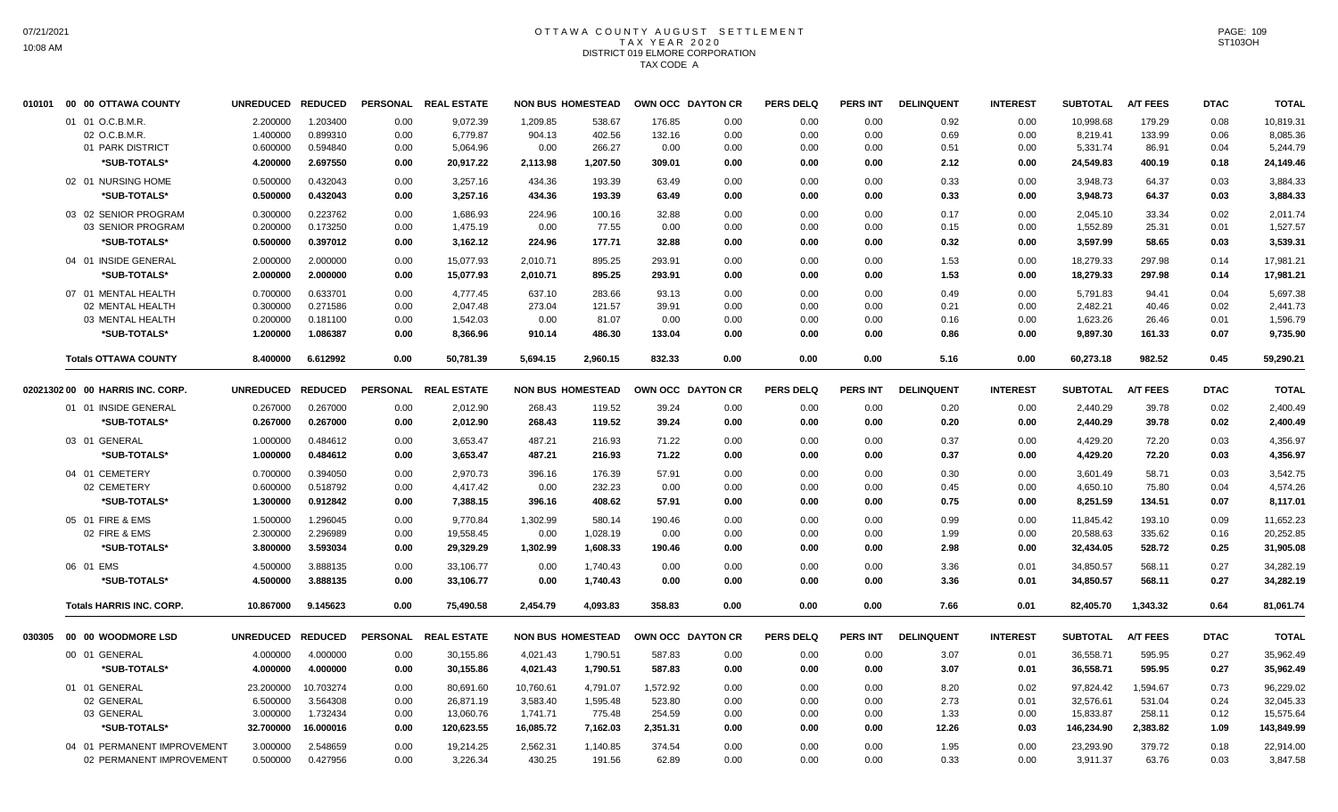# OTTAWA COUNTY AUGUST SETTLEMENT
## TAX YEAR 2020
## DISTRICT 019 ELMORE CORPORATION
## TAX CODE A

| | | UNREDUCED | REDUCED | PERSONAL | REAL ESTATE | NON BUS | HOMESTEAD | OWN OCC | DAYTON CR | PERS DELQ | PERS INT | DELINQUENT | INTEREST | SUBTOTAL | A/T FEES | DTAC | TOTAL |
|---|---|---|---|---|---|---|---|---|---|---|---|---|---|---|---|---|---|
| 010101 | 00 00 OTTAWA COUNTY | UNREDUCED | REDUCED | PERSONAL | REAL ESTATE | NON BUS | HOMESTEAD | OWN OCC | DAYTON CR | PERS DELQ | PERS INT | DELINQUENT | INTEREST | SUBTOTAL | A/T FEES | DTAC | TOTAL |
| | 01 01 O.C.B.M.R. | 2.200000 | 1.203400 | 0.00 | 9,072.39 | 1,209.85 | 538.67 | 176.85 | 0.00 | 0.00 | 0.00 | 0.92 | 0.00 | 10,998.68 | 179.29 | 0.08 | 10,819.31 |
| | 02 O.C.B.M.R. | 1.400000 | 0.899310 | 0.00 | 6,779.87 | 904.13 | 402.56 | 132.16 | 0.00 | 0.00 | 0.00 | 0.69 | 0.00 | 8,219.41 | 133.99 | 0.06 | 8,085.36 |
| | 01 PARK DISTRICT | 0.600000 | 0.594840 | 0.00 | 5,064.96 | 0.00 | 266.27 | 0.00 | 0.00 | 0.00 | 0.00 | 0.51 | 0.00 | 5,331.74 | 86.91 | 0.04 | 5,244.79 |
| | *SUB-TOTALS* | 4.200000 | 2.697550 | 0.00 | 20,917.22 | 2,113.98 | 1,207.50 | 309.01 | 0.00 | 0.00 | 0.00 | 2.12 | 0.00 | 24,549.83 | 400.19 | 0.18 | 24,149.46 |
| | 02 01 NURSING HOME | 0.500000 | 0.432043 | 0.00 | 3,257.16 | 434.36 | 193.39 | 63.49 | 0.00 | 0.00 | 0.00 | 0.33 | 0.00 | 3,948.73 | 64.37 | 0.03 | 3,884.33 |
| | *SUB-TOTALS* | 0.500000 | 0.432043 | 0.00 | 3,257.16 | 434.36 | 193.39 | 63.49 | 0.00 | 0.00 | 0.00 | 0.33 | 0.00 | 3,948.73 | 64.37 | 0.03 | 3,884.33 |
| | 03 02 SENIOR PROGRAM | 0.300000 | 0.223762 | 0.00 | 1,686.93 | 224.96 | 100.16 | 32.88 | 0.00 | 0.00 | 0.00 | 0.17 | 0.00 | 2,045.10 | 33.34 | 0.02 | 2,011.74 |
| | 03 SENIOR PROGRAM | 0.200000 | 0.173250 | 0.00 | 1,475.19 | 0.00 | 77.55 | 0.00 | 0.00 | 0.00 | 0.00 | 0.15 | 0.00 | 1,552.89 | 25.31 | 0.01 | 1,527.57 |
| | *SUB-TOTALS* | 0.500000 | 0.397012 | 0.00 | 3,162.12 | 224.96 | 177.71 | 32.88 | 0.00 | 0.00 | 0.00 | 0.32 | 0.00 | 3,597.99 | 58.65 | 0.03 | 3,539.31 |
| | 04 01 INSIDE GENERAL | 2.000000 | 2.000000 | 0.00 | 15,077.93 | 2,010.71 | 895.25 | 293.91 | 0.00 | 0.00 | 0.00 | 1.53 | 0.00 | 18,279.33 | 297.98 | 0.14 | 17,981.21 |
| | *SUB-TOTALS* | 2.000000 | 2.000000 | 0.00 | 15,077.93 | 2,010.71 | 895.25 | 293.91 | 0.00 | 0.00 | 0.00 | 1.53 | 0.00 | 18,279.33 | 297.98 | 0.14 | 17,981.21 |
| | 07 01 MENTAL HEALTH | 0.700000 | 0.633701 | 0.00 | 4,777.45 | 637.10 | 283.66 | 93.13 | 0.00 | 0.00 | 0.00 | 0.49 | 0.00 | 5,791.83 | 94.41 | 0.04 | 5,697.38 |
| | 02 MENTAL HEALTH | 0.300000 | 0.271586 | 0.00 | 2,047.48 | 273.04 | 121.57 | 39.91 | 0.00 | 0.00 | 0.00 | 0.21 | 0.00 | 2,482.21 | 40.46 | 0.02 | 2,441.73 |
| | 03 MENTAL HEALTH | 0.200000 | 0.181100 | 0.00 | 1,542.03 | 0.00 | 81.07 | 0.00 | 0.00 | 0.00 | 0.00 | 0.16 | 0.00 | 1,623.26 | 26.46 | 0.01 | 1,596.79 |
| | *SUB-TOTALS* | 1.200000 | 1.086387 | 0.00 | 8,366.96 | 910.14 | 486.30 | 133.04 | 0.00 | 0.00 | 0.00 | 0.86 | 0.00 | 9,897.30 | 161.33 | 0.07 | 9,735.90 |
| | **Totals OTTAWA COUNTY** | 8.400000 | 6.612992 | 0.00 | 50,781.39 | 5,694.15 | 2,960.15 | 832.33 | 0.00 | 0.00 | 0.00 | 5.16 | 0.00 | 60,273.18 | 982.52 | 0.45 | 59,290.21 |
| 020213 | 02 00 00 HARRIS INC. CORP. | UNREDUCED | REDUCED | PERSONAL | REAL ESTATE | NON BUS | HOMESTEAD | OWN OCC | DAYTON CR | PERS DELQ | PERS INT | DELINQUENT | INTEREST | SUBTOTAL | A/T FEES | DTAC | TOTAL |
| | 01 01 INSIDE GENERAL | 0.267000 | 0.267000 | 0.00 | 2,012.90 | 268.43 | 119.52 | 39.24 | 0.00 | 0.00 | 0.00 | 0.20 | 0.00 | 2,440.29 | 39.78 | 0.02 | 2,400.49 |
| | *SUB-TOTALS* | 0.267000 | 0.267000 | 0.00 | 2,012.90 | 268.43 | 119.52 | 39.24 | 0.00 | 0.00 | 0.00 | 0.20 | 0.00 | 2,440.29 | 39.78 | 0.02 | 2,400.49 |
| | 03 01 GENERAL | 1.000000 | 0.484612 | 0.00 | 3,653.47 | 487.21 | 216.93 | 71.22 | 0.00 | 0.00 | 0.00 | 0.37 | 0.00 | 4,429.20 | 72.20 | 0.03 | 4,356.97 |
| | *SUB-TOTALS* | 1.000000 | 0.484612 | 0.00 | 3,653.47 | 487.21 | 216.93 | 71.22 | 0.00 | 0.00 | 0.00 | 0.37 | 0.00 | 4,429.20 | 72.20 | 0.03 | 4,356.97 |
| | 04 01 CEMETERY | 0.700000 | 0.394050 | 0.00 | 2,970.73 | 396.16 | 176.39 | 57.91 | 0.00 | 0.00 | 0.00 | 0.30 | 0.00 | 3,601.49 | 58.71 | 0.03 | 3,542.75 |
| | 02 CEMETERY | 0.600000 | 0.518792 | 0.00 | 4,417.42 | 0.00 | 232.23 | 0.00 | 0.00 | 0.00 | 0.00 | 0.45 | 0.00 | 4,650.10 | 75.80 | 0.04 | 4,574.26 |
| | *SUB-TOTALS* | 1.300000 | 0.912842 | 0.00 | 7,388.15 | 396.16 | 408.62 | 57.91 | 0.00 | 0.00 | 0.00 | 0.75 | 0.00 | 8,251.59 | 134.51 | 0.07 | 8,117.01 |
| | 05 01 FIRE & EMS | 1.500000 | 1.296045 | 0.00 | 9,770.84 | 1,302.99 | 580.14 | 190.46 | 0.00 | 0.00 | 0.00 | 0.99 | 0.00 | 11,845.42 | 193.10 | 0.09 | 11,652.23 |
| | 02 FIRE & EMS | 2.300000 | 2.296989 | 0.00 | 19,558.45 | 0.00 | 1,028.19 | 0.00 | 0.00 | 0.00 | 0.00 | 1.99 | 0.00 | 20,588.63 | 335.62 | 0.16 | 20,252.85 |
| | *SUB-TOTALS* | 3.800000 | 3.593034 | 0.00 | 29,329.29 | 1,302.99 | 1,608.33 | 190.46 | 0.00 | 0.00 | 0.00 | 2.98 | 0.00 | 32,434.05 | 528.72 | 0.25 | 31,905.08 |
| | 06 01 EMS | 4.500000 | 3.888135 | 0.00 | 33,106.77 | 0.00 | 1,740.43 | 0.00 | 0.00 | 0.00 | 0.00 | 3.36 | 0.01 | 34,850.57 | 568.11 | 0.27 | 34,282.19 |
| | *SUB-TOTALS* | 4.500000 | 3.888135 | 0.00 | 33,106.77 | 0.00 | 1,740.43 | 0.00 | 0.00 | 0.00 | 0.00 | 3.36 | 0.01 | 34,850.57 | 568.11 | 0.27 | 34,282.19 |
| | **Totals HARRIS INC. CORP.** | 10.867000 | 9.145623 | 0.00 | 75,490.58 | 2,454.79 | 4,093.83 | 358.83 | 0.00 | 0.00 | 0.00 | 7.66 | 0.01 | 82,405.70 | 1,343.32 | 0.64 | 81,061.74 |
| 030305 | 00 00 WOODMORE LSD | UNREDUCED | REDUCED | PERSONAL | REAL ESTATE | NON BUS | HOMESTEAD | OWN OCC | DAYTON CR | PERS DELQ | PERS INT | DELINQUENT | INTEREST | SUBTOTAL | A/T FEES | DTAC | TOTAL |
| | 00 01 GENERAL | 4.000000 | 4.000000 | 0.00 | 30,155.86 | 4,021.43 | 1,790.51 | 587.83 | 0.00 | 0.00 | 0.00 | 3.07 | 0.01 | 36,558.71 | 595.95 | 0.27 | 35,962.49 |
| | *SUB-TOTALS* | 4.000000 | 4.000000 | 0.00 | 30,155.86 | 4,021.43 | 1,790.51 | 587.83 | 0.00 | 0.00 | 0.00 | 3.07 | 0.01 | 36,558.71 | 595.95 | 0.27 | 35,962.49 |
| | 01 01 GENERAL | 23.200000 | 10.703274 | 0.00 | 80,691.60 | 10,760.61 | 4,791.07 | 1,572.92 | 0.00 | 0.00 | 0.00 | 8.20 | 0.02 | 97,824.42 | 1,594.67 | 0.73 | 96,229.02 |
| | 02 GENERAL | 6.500000 | 3.564308 | 0.00 | 26,871.19 | 3,583.40 | 1,595.48 | 523.80 | 0.00 | 0.00 | 0.00 | 2.73 | 0.01 | 32,576.61 | 531.04 | 0.24 | 32,045.33 |
| | 03 GENERAL | 3.000000 | 1.732434 | 0.00 | 13,060.76 | 1,741.71 | 775.48 | 254.59 | 0.00 | 0.00 | 0.00 | 1.33 | 0.00 | 15,833.87 | 258.11 | 0.12 | 15,575.64 |
| | *SUB-TOTALS* | 32.700000 | 16.000016 | 0.00 | 120,623.55 | 16,085.72 | 7,162.03 | 2,351.31 | 0.00 | 0.00 | 0.00 | 12.26 | 0.03 | 146,234.90 | 2,383.82 | 1.09 | 143,849.99 |
| | 04 01 PERMANENT IMPROVEMENT | 3.000000 | 2.548659 | 0.00 | 19,214.25 | 2,562.31 | 1,140.85 | 374.54 | 0.00 | 0.00 | 0.00 | 1.95 | 0.00 | 23,293.90 | 379.72 | 0.18 | 22,914.00 |
| | 02 PERMANENT IMPROVEMENT | 0.500000 | 0.427956 | 0.00 | 3,226.34 | 430.25 | 191.56 | 62.89 | 0.00 | 0.00 | 0.00 | 0.33 | 0.00 | 3,911.37 | 63.76 | 0.03 | 3,847.58 |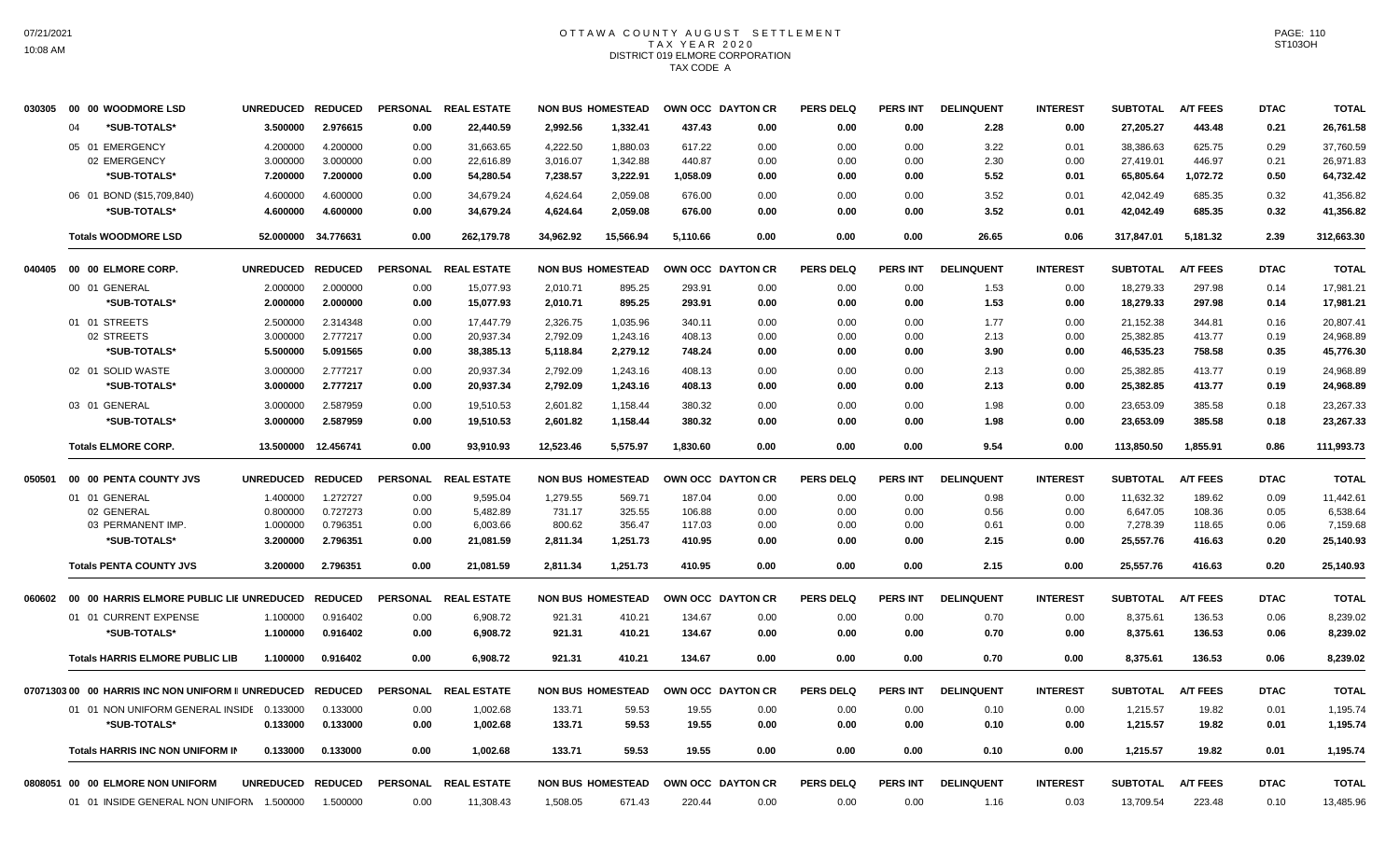# OTTAWA COUNTY AUGUST SETTLEMENT
## TAX YEAR 2020
## DISTRICT 019 ELMORE CORPORATION
## TAX CODE A

| | | UNREDUCED | REDUCED | PERSONAL | REAL ESTATE | NON BUS | HOMESTEAD | OWN OCC | DAYTON CR | PERS DELQ | PERS INT | DELINQUENT | INTEREST | SUBTOTAL | A/T FEES | DTAC | TOTAL |
|---|---|---|---|---|---|---|---|---|---|---|---|---|---|---|---|---|---|
| 030305 | 00 00 WOODMORE LSD | | | | | | | | | | | | | | | | |
| | 04 *SUB-TOTALS* | 3.500000 | 2.976615 | 0.00 | 22,440.59 | 2,992.56 | 1,332.41 | 437.43 | 0.00 | 0.00 | 0.00 | 2.28 | 0.00 | 27,205.27 | 443.48 | 0.21 | 26,761.58 |
| | 05 01 EMERGENCY | 4.200000 | 4.200000 | 0.00 | 31,663.65 | 4,222.50 | 1,880.03 | 617.22 | 0.00 | 0.00 | 0.00 | 3.22 | 0.01 | 38,386.63 | 625.75 | 0.29 | 37,760.59 |
| | 02 EMERGENCY | 3.000000 | 3.000000 | 0.00 | 22,616.89 | 3,016.07 | 1,342.88 | 440.87 | 0.00 | 0.00 | 0.00 | 2.30 | 0.00 | 27,419.01 | 446.97 | 0.21 | 26,971.83 |
| | *SUB-TOTALS* | 7.200000 | 7.200000 | 0.00 | 54,280.54 | 7,238.57 | 3,222.91 | 1,058.09 | 0.00 | 0.00 | 0.00 | 5.52 | 0.01 | 65,805.64 | 1,072.72 | 0.50 | 64,732.42 |
| | 06 01 BOND ($15,709,840) | 4.600000 | 4.600000 | 0.00 | 34,679.24 | 4,624.64 | 2,059.08 | 676.00 | 0.00 | 0.00 | 0.00 | 3.52 | 0.01 | 42,042.49 | 685.35 | 0.32 | 41,356.82 |
| | *SUB-TOTALS* | 4.600000 | 4.600000 | 0.00 | 34,679.24 | 4,624.64 | 2,059.08 | 676.00 | 0.00 | 0.00 | 0.00 | 3.52 | 0.01 | 42,042.49 | 685.35 | 0.32 | 41,356.82 |
| | **Totals WOODMORE LSD** | 52.000000 | 34.776631 | 0.00 | 262,179.78 | 34,962.92 | 15,566.94 | 5,110.66 | 0.00 | 0.00 | 0.00 | 26.65 | 0.06 | 317,847.01 | 5,181.32 | 2.39 | 312,663.30 |
| 040405 | 00 00 ELMORE CORP. | | | | | | | | | | | | | | | | |
| | 00 01 GENERAL | 2.000000 | 2.000000 | 0.00 | 15,077.93 | 2,010.71 | 895.25 | 293.91 | 0.00 | 0.00 | 0.00 | 1.53 | 0.00 | 18,279.33 | 297.98 | 0.14 | 17,981.21 |
| | *SUB-TOTALS* | 2.000000 | 2.000000 | 0.00 | 15,077.93 | 2,010.71 | 895.25 | 293.91 | 0.00 | 0.00 | 0.00 | 1.53 | 0.00 | 18,279.33 | 297.98 | 0.14 | 17,981.21 |
| | 01 01 STREETS | 2.500000 | 2.314348 | 0.00 | 17,447.79 | 2,326.75 | 1,035.96 | 340.11 | 0.00 | 0.00 | 0.00 | 1.77 | 0.00 | 21,152.38 | 344.81 | 0.16 | 20,807.41 |
| | 02 STREETS | 3.000000 | 2.777217 | 0.00 | 20,937.34 | 2,792.09 | 1,243.16 | 408.13 | 0.00 | 0.00 | 0.00 | 2.13 | 0.00 | 25,382.85 | 413.77 | 0.19 | 24,968.89 |
| | *SUB-TOTALS* | 5.500000 | 5.091565 | 0.00 | 38,385.13 | 5,118.84 | 2,279.12 | 748.24 | 0.00 | 0.00 | 0.00 | 3.90 | 0.00 | 46,535.23 | 758.58 | 0.35 | 45,776.30 |
| | 02 01 SOLID WASTE | 3.000000 | 2.777217 | 0.00 | 20,937.34 | 2,792.09 | 1,243.16 | 408.13 | 0.00 | 0.00 | 0.00 | 2.13 | 0.00 | 25,382.85 | 413.77 | 0.19 | 24,968.89 |
| | *SUB-TOTALS* | 3.000000 | 2.777217 | 0.00 | 20,937.34 | 2,792.09 | 1,243.16 | 408.13 | 0.00 | 0.00 | 0.00 | 2.13 | 0.00 | 25,382.85 | 413.77 | 0.19 | 24,968.89 |
| | 03 01 GENERAL | 3.000000 | 2.587959 | 0.00 | 19,510.53 | 2,601.82 | 1,158.44 | 380.32 | 0.00 | 0.00 | 0.00 | 1.98 | 0.00 | 23,653.09 | 385.58 | 0.18 | 23,267.33 |
| | *SUB-TOTALS* | 3.000000 | 2.587959 | 0.00 | 19,510.53 | 2,601.82 | 1,158.44 | 380.32 | 0.00 | 0.00 | 0.00 | 1.98 | 0.00 | 23,653.09 | 385.58 | 0.18 | 23,267.33 |
| | **Totals ELMORE CORP.** | 13.500000 | 12.456741 | 0.00 | 93,910.93 | 12,523.46 | 5,575.97 | 1,830.60 | 0.00 | 0.00 | 0.00 | 9.54 | 0.00 | 113,850.50 | 1,855.91 | 0.86 | 111,993.73 |
| 050501 | 00 00 PENTA COUNTY JVS | | | | | | | | | | | | | | | | |
| | 01 01 GENERAL | 1.400000 | 1.272727 | 0.00 | 9,595.04 | 1,279.55 | 569.71 | 187.04 | 0.00 | 0.00 | 0.00 | 0.98 | 0.00 | 11,632.32 | 189.62 | 0.09 | 11,442.61 |
| | 02 GENERAL | 0.800000 | 0.727273 | 0.00 | 5,482.89 | 731.17 | 325.55 | 106.88 | 0.00 | 0.00 | 0.00 | 0.56 | 0.00 | 6,647.05 | 108.36 | 0.05 | 6,538.64 |
| | 03 PERMANENT IMP. | 1.000000 | 0.796351 | 0.00 | 6,003.66 | 800.62 | 356.47 | 117.03 | 0.00 | 0.00 | 0.00 | 0.61 | 0.00 | 7,278.39 | 118.65 | 0.06 | 7,159.68 |
| | *SUB-TOTALS* | 3.200000 | 2.796351 | 0.00 | 21,081.59 | 2,811.34 | 1,251.73 | 410.95 | 0.00 | 0.00 | 0.00 | 2.15 | 0.00 | 25,557.76 | 416.63 | 0.20 | 25,140.93 |
| | **Totals PENTA COUNTY JVS** | 3.200000 | 2.796351 | 0.00 | 21,081.59 | 2,811.34 | 1,251.73 | 410.95 | 0.00 | 0.00 | 0.00 | 2.15 | 0.00 | 25,557.76 | 416.63 | 0.20 | 25,140.93 |
| 060602 | 00 00 HARRIS ELMORE PUBLIC LIE | | | | | | | | | | | | | | | | |
| | 01 01 CURRENT EXPENSE | 1.100000 | 0.916402 | 0.00 | 6,908.72 | 921.31 | 410.21 | 134.67 | 0.00 | 0.00 | 0.00 | 0.70 | 0.00 | 8,375.61 | 136.53 | 0.06 | 8,239.02 |
| | *SUB-TOTALS* | 1.100000 | 0.916402 | 0.00 | 6,908.72 | 921.31 | 410.21 | 134.67 | 0.00 | 0.00 | 0.00 | 0.70 | 0.00 | 8,375.61 | 136.53 | 0.06 | 8,239.02 |
| | **Totals HARRIS ELMORE PUBLIC LIB** | 1.100000 | 0.916402 | 0.00 | 6,908.72 | 921.31 | 410.21 | 134.67 | 0.00 | 0.00 | 0.00 | 0.70 | 0.00 | 8,375.61 | 136.53 | 0.06 | 8,239.02 |
| 07071303 | 00 00 HARRIS INC NON UNIFORM I | | | | | | | | | | | | | | | | |
| | 01 01 NON UNIFORM GENERAL INSIDE | 0.133000 | 0.133000 | 0.00 | 1,002.68 | 133.71 | 59.53 | 19.55 | 0.00 | 0.00 | 0.00 | 0.10 | 0.00 | 1,215.57 | 19.82 | 0.01 | 1,195.74 |
| | *SUB-TOTALS* | 0.133000 | 0.133000 | 0.00 | 1,002.68 | 133.71 | 59.53 | 19.55 | 0.00 | 0.00 | 0.00 | 0.10 | 0.00 | 1,215.57 | 19.82 | 0.01 | 1,195.74 |
| | **Totals HARRIS INC NON UNIFORM IN** | 0.133000 | 0.133000 | 0.00 | 1,002.68 | 133.71 | 59.53 | 19.55 | 0.00 | 0.00 | 0.00 | 0.10 | 0.00 | 1,215.57 | 19.82 | 0.01 | 1,195.74 |
| 0808051 | 00 00 ELMORE NON UNIFORM | | | | | | | | | | | | | | | | |
| | 01 01 INSIDE GENERAL NON UNIFORN | 1.500000 | 1.500000 | 0.00 | 11,308.43 | 1,508.05 | 671.43 | 220.44 | 0.00 | 0.00 | 0.00 | 1.16 | 0.03 | 13,709.54 | 223.48 | 0.10 | 13,485.96 |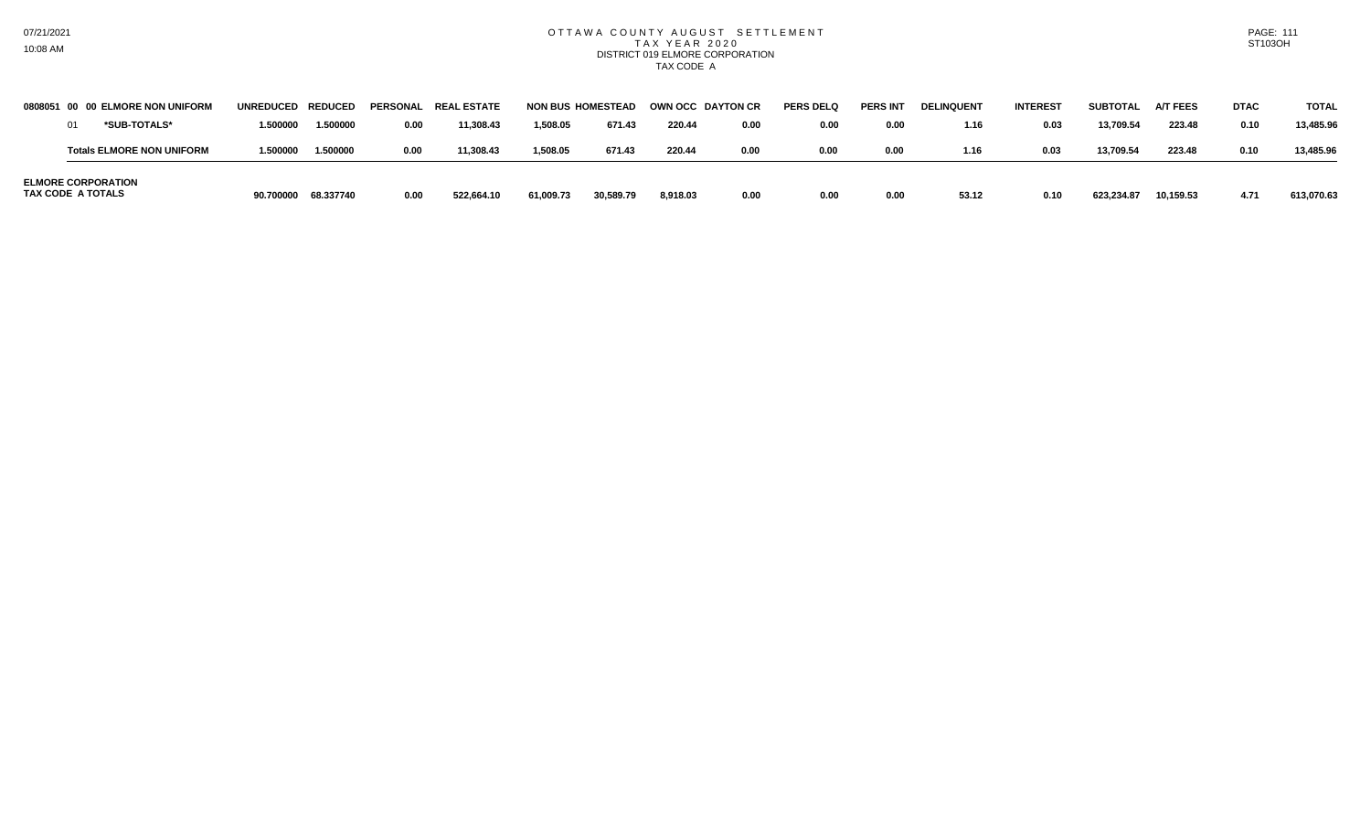# OTTAWA COUNTY AUGUST SETTLEMENT
## TAX YEAR 2020
### DISTRICT 019 ELMORE CORPORATION
TAX CODE A

| 0808051 00 00 ELMORE NON UNIFORM | UNREDUCED | REDUCED | PERSONAL | REAL ESTATE | NON BUS | HOMESTEAD | OWN OCC | DAYTON CR | PERS DELQ | PERS INT | DELINQUENT | INTEREST | SUBTOTAL | A/T FEES | DTAC | TOTAL |
|---|---|---|---|---|---|---|---|---|---|---|---|---|---|---|---|---|
| 01 \*SUB-TOTALS\* | 1.500000 | 1.500000 | 0.00 | 11,308.43 | 1,508.05 | 671.43 | 220.44 | 0.00 | 0.00 | 0.00 | 1.16 | 0.03 | 13,709.54 | 223.48 | 0.10 | 13,485.96 |
| **Totals ELMORE NON UNIFORM** | 1.500000 | 1.500000 | 0.00 | 11,308.43 | 1,508.05 | 671.43 | 220.44 | 0.00 | 0.00 | 0.00 | 1.16 | 0.03 | 13,709.54 | 223.48 | 0.10 | 13,485.96 |
| **ELMORE CORPORATION TAX CODE A TOTALS** | 90.700000 | 68.337740 | 0.00 | 522,664.10 | 61,009.73 | 30,589.79 | 8,918.03 | 0.00 | 0.00 | 0.00 | 53.12 | 0.10 | 623,234.87 | 10,159.53 | 4.71 | 613,070.63 |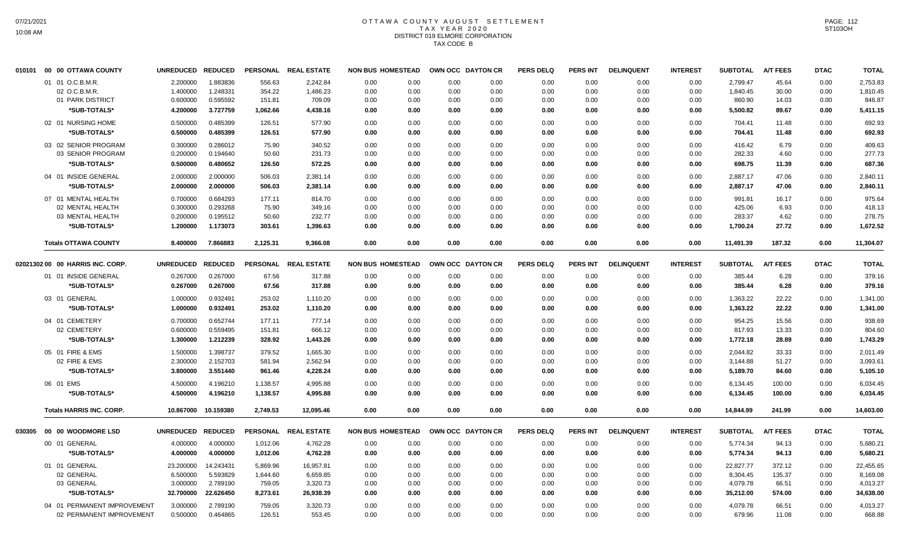# OTTAWA COUNTY AUGUST SETTLEMENT
## TAX YEAR 2020
## DISTRICT 019 ELMORE CORPORATION
## TAX CODE B

| 010101 00 00 OTTAWA COUNTY | UNREDUCED | REDUCED | PERSONAL | REAL ESTATE | NON BUS | HOMESTEAD | OWN OCC | DAYTON CR | PERS DELQ | PERS INT | DELINQUENT | INTEREST | SUBTOTAL | A/T FEES | DTAC | TOTAL |
|---|---|---|---|---|---|---|---|---|---|---|---|---|---|---|---|---|
| 01 01 O.C.B.M.R. | 2.200000 | 1.883836 | 556.63 | 2,242.84 | 0.00 | 0.00 | 0.00 | 0.00 | 0.00 | 0.00 | 0.00 | 0.00 | 2,799.47 | 45.64 | 0.00 | 2,753.83 |
| 02 O.C.B.M.R. | 1.400000 | 1.248331 | 354.22 | 1,486.23 | 0.00 | 0.00 | 0.00 | 0.00 | 0.00 | 0.00 | 0.00 | 0.00 | 1,840.45 | 30.00 | 0.00 | 1,810.45 |
| 01 PARK DISTRICT | 0.600000 | 0.595592 | 151.81 | 709.09 | 0.00 | 0.00 | 0.00 | 0.00 | 0.00 | 0.00 | 0.00 | 0.00 | 860.90 | 14.03 | 0.00 | 846.87 |
| *SUB-TOTALS* | 4.200000 | 3.727759 | 1,062.66 | 4,438.16 | 0.00 | 0.00 | 0.00 | 0.00 | 0.00 | 0.00 | 0.00 | 0.00 | 5,500.82 | 89.67 | 0.00 | 5,411.15 |
| 02 01 NURSING HOME | 0.500000 | 0.485399 | 126.51 | 577.90 | 0.00 | 0.00 | 0.00 | 0.00 | 0.00 | 0.00 | 0.00 | 0.00 | 704.41 | 11.48 | 0.00 | 692.93 |
| *SUB-TOTALS* | 0.500000 | 0.485399 | 126.51 | 577.90 | 0.00 | 0.00 | 0.00 | 0.00 | 0.00 | 0.00 | 0.00 | 0.00 | 704.41 | 11.48 | 0.00 | 692.93 |
| 03 02 SENIOR PROGRAM | 0.300000 | 0.286012 | 75.90 | 340.52 | 0.00 | 0.00 | 0.00 | 0.00 | 0.00 | 0.00 | 0.00 | 0.00 | 416.42 | 6.79 | 0.00 | 409.63 |
| 03 SENIOR PROGRAM | 0.200000 | 0.194640 | 50.60 | 231.73 | 0.00 | 0.00 | 0.00 | 0.00 | 0.00 | 0.00 | 0.00 | 0.00 | 282.33 | 4.60 | 0.00 | 277.73 |
| *SUB-TOTALS* | 0.500000 | 0.480652 | 126.50 | 572.25 | 0.00 | 0.00 | 0.00 | 0.00 | 0.00 | 0.00 | 0.00 | 0.00 | 698.75 | 11.39 | 0.00 | 687.36 |
| 04 01 INSIDE GENERAL | 2.000000 | 2.000000 | 506.03 | 2,381.14 | 0.00 | 0.00 | 0.00 | 0.00 | 0.00 | 0.00 | 0.00 | 0.00 | 2,887.17 | 47.06 | 0.00 | 2,840.11 |
| *SUB-TOTALS* | 2.000000 | 2.000000 | 506.03 | 2,381.14 | 0.00 | 0.00 | 0.00 | 0.00 | 0.00 | 0.00 | 0.00 | 0.00 | 2,887.17 | 47.06 | 0.00 | 2,840.11 |
| 07 01 MENTAL HEALTH | 0.700000 | 0.684293 | 177.11 | 814.70 | 0.00 | 0.00 | 0.00 | 0.00 | 0.00 | 0.00 | 0.00 | 0.00 | 991.81 | 16.17 | 0.00 | 975.64 |
| 02 MENTAL HEALTH | 0.300000 | 0.293268 | 75.90 | 349.16 | 0.00 | 0.00 | 0.00 | 0.00 | 0.00 | 0.00 | 0.00 | 0.00 | 425.06 | 6.93 | 0.00 | 418.13 |
| 03 MENTAL HEALTH | 0.200000 | 0.195512 | 50.60 | 232.77 | 0.00 | 0.00 | 0.00 | 0.00 | 0.00 | 0.00 | 0.00 | 0.00 | 283.37 | 4.62 | 0.00 | 278.75 |
| *SUB-TOTALS* | 1.200000 | 1.173073 | 303.61 | 1,396.63 | 0.00 | 0.00 | 0.00 | 0.00 | 0.00 | 0.00 | 0.00 | 0.00 | 1,700.24 | 27.72 | 0.00 | 1,672.52 |
| **Totals OTTAWA COUNTY** | 8.400000 | 7.866883 | 2,125.31 | 9,366.08 | 0.00 | 0.00 | 0.00 | 0.00 | 0.00 | 0.00 | 0.00 | 0.00 | 11,491.39 | 187.32 | 0.00 | 11,304.07 |

| 02021302 00 00 HARRIS INC. CORP. | UNREDUCED | REDUCED | PERSONAL | REAL ESTATE | NON BUS | HOMESTEAD | OWN OCC | DAYTON CR | PERS DELQ | PERS INT | DELINQUENT | INTEREST | SUBTOTAL | A/T FEES | DTAC | TOTAL |
|---|---|---|---|---|---|---|---|---|---|---|---|---|---|---|---|---|
| 01 01 INSIDE GENERAL | 0.267000 | 0.267000 | 67.56 | 317.88 | 0.00 | 0.00 | 0.00 | 0.00 | 0.00 | 0.00 | 0.00 | 0.00 | 385.44 | 6.28 | 0.00 | 379.16 |
| *SUB-TOTALS* | 0.267000 | 0.267000 | 67.56 | 317.88 | 0.00 | 0.00 | 0.00 | 0.00 | 0.00 | 0.00 | 0.00 | 0.00 | 385.44 | 6.28 | 0.00 | 379.16 |
| 03 01 GENERAL | 1.000000 | 0.932491 | 253.02 | 1,110.20 | 0.00 | 0.00 | 0.00 | 0.00 | 0.00 | 0.00 | 0.00 | 0.00 | 1,363.22 | 22.22 | 0.00 | 1,341.00 |
| *SUB-TOTALS* | 1.000000 | 0.932491 | 253.02 | 1,110.20 | 0.00 | 0.00 | 0.00 | 0.00 | 0.00 | 0.00 | 0.00 | 0.00 | 1,363.22 | 22.22 | 0.00 | 1,341.00 |
| 04 01 CEMETERY | 0.700000 | 0.652744 | 177.11 | 777.14 | 0.00 | 0.00 | 0.00 | 0.00 | 0.00 | 0.00 | 0.00 | 0.00 | 954.25 | 15.56 | 0.00 | 938.69 |
| 02 CEMETERY | 0.600000 | 0.559495 | 151.81 | 666.12 | 0.00 | 0.00 | 0.00 | 0.00 | 0.00 | 0.00 | 0.00 | 0.00 | 817.93 | 13.33 | 0.00 | 804.60 |
| *SUB-TOTALS* | 1.300000 | 1.212239 | 328.92 | 1,443.26 | 0.00 | 0.00 | 0.00 | 0.00 | 0.00 | 0.00 | 0.00 | 0.00 | 1,772.18 | 28.89 | 0.00 | 1,743.29 |
| 05 01 FIRE & EMS | 1.500000 | 1.398737 | 379.52 | 1,665.30 | 0.00 | 0.00 | 0.00 | 0.00 | 0.00 | 0.00 | 0.00 | 0.00 | 2,044.82 | 33.33 | 0.00 | 2,011.49 |
| 02 FIRE & EMS | 2.300000 | 2.152703 | 581.94 | 2,562.94 | 0.00 | 0.00 | 0.00 | 0.00 | 0.00 | 0.00 | 0.00 | 0.00 | 3,144.88 | 51.27 | 0.00 | 3,093.61 |
| *SUB-TOTALS* | 3.800000 | 3.551440 | 961.46 | 4,228.24 | 0.00 | 0.00 | 0.00 | 0.00 | 0.00 | 0.00 | 0.00 | 0.00 | 5,189.70 | 84.60 | 0.00 | 5,105.10 |
| 06 01 EMS | 4.500000 | 4.196210 | 1,138.57 | 4,995.88 | 0.00 | 0.00 | 0.00 | 0.00 | 0.00 | 0.00 | 0.00 | 0.00 | 6,134.45 | 100.00 | 0.00 | 6,034.45 |
| *SUB-TOTALS* | 4.500000 | 4.196210 | 1,138.57 | 4,995.88 | 0.00 | 0.00 | 0.00 | 0.00 | 0.00 | 0.00 | 0.00 | 0.00 | 6,134.45 | 100.00 | 0.00 | 6,034.45 |
| **Totals HARRIS INC. CORP.** | 10.867000 | 10.159380 | 2,749.53 | 12,095.46 | 0.00 | 0.00 | 0.00 | 0.00 | 0.00 | 0.00 | 0.00 | 0.00 | 14,844.99 | 241.99 | 0.00 | 14,603.00 |

| 030305 00 00 WOODMORE LSD | UNREDUCED | REDUCED | PERSONAL | REAL ESTATE | NON BUS | HOMESTEAD | OWN OCC | DAYTON CR | PERS DELQ | PERS INT | DELINQUENT | INTEREST | SUBTOTAL | A/T FEES | DTAC | TOTAL |
|---|---|---|---|---|---|---|---|---|---|---|---|---|---|---|---|---|
| 00 01 GENERAL | 4.000000 | 4.000000 | 1,012.06 | 4,762.28 | 0.00 | 0.00 | 0.00 | 0.00 | 0.00 | 0.00 | 0.00 | 0.00 | 5,774.34 | 94.13 | 0.00 | 5,680.21 |
| *SUB-TOTALS* | 4.000000 | 4.000000 | 1,012.06 | 4,762.28 | 0.00 | 0.00 | 0.00 | 0.00 | 0.00 | 0.00 | 0.00 | 0.00 | 5,774.34 | 94.13 | 0.00 | 5,680.21 |
| 01 01 GENERAL | 23.200000 | 14.243431 | 5,869.96 | 16,957.81 | 0.00 | 0.00 | 0.00 | 0.00 | 0.00 | 0.00 | 0.00 | 0.00 | 22,827.77 | 372.12 | 0.00 | 22,455.65 |
| 02 GENERAL | 6.500000 | 5.593829 | 1,644.60 | 6,659.85 | 0.00 | 0.00 | 0.00 | 0.00 | 0.00 | 0.00 | 0.00 | 0.00 | 8,304.45 | 135.37 | 0.00 | 8,169.08 |
| 03 GENERAL | 3.000000 | 2.789190 | 759.05 | 3,320.73 | 0.00 | 0.00 | 0.00 | 0.00 | 0.00 | 0.00 | 0.00 | 0.00 | 4,079.78 | 66.51 | 0.00 | 4,013.27 |
| *SUB-TOTALS* | 32.700000 | 22.626450 | 8,273.61 | 26,938.39 | 0.00 | 0.00 | 0.00 | 0.00 | 0.00 | 0.00 | 0.00 | 0.00 | 35,212.00 | 574.00 | 0.00 | 34,638.00 |
| 04 01 PERMANENT IMPROVEMENT | 3.000000 | 2.789190 | 759.05 | 3,320.73 | 0.00 | 0.00 | 0.00 | 0.00 | 0.00 | 0.00 | 0.00 | 0.00 | 4,079.78 | 66.51 | 0.00 | 4,013.27 |
| 02 PERMANENT IMPROVEMENT | 0.500000 | 0.464865 | 126.51 | 553.45 | 0.00 | 0.00 | 0.00 | 0.00 | 0.00 | 0.00 | 0.00 | 0.00 | 679.96 | 11.08 | 0.00 | 668.88 |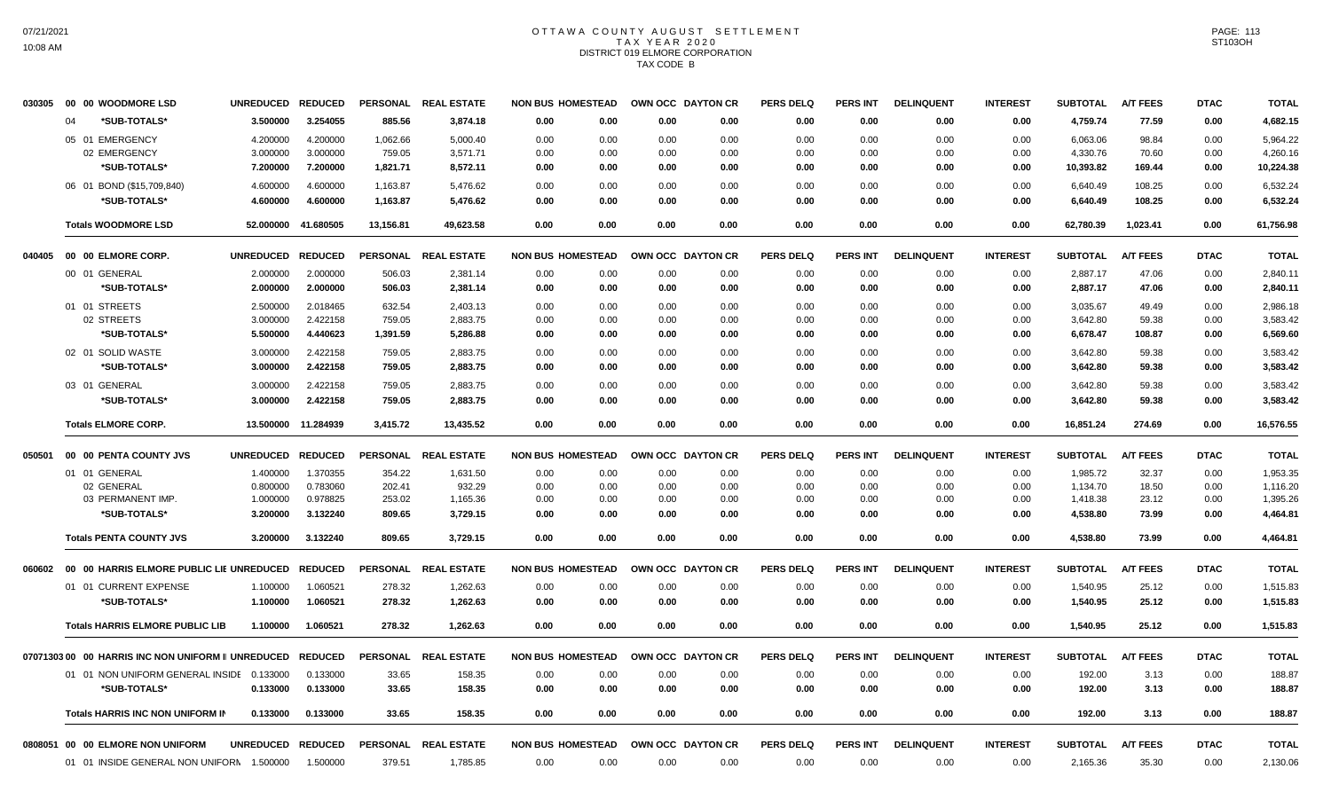# OTTAWA COUNTY AUGUST SETTLEMENT
## TAX YEAR 2020
## DISTRICT 019 ELMORE CORPORATION
## TAX CODE B

| | | UNREDUCED | REDUCED | PERSONAL | REAL ESTATE | NON BUS | HOMESTEAD | OWN OCC | DAYTON CR | PERS DELQ | PERS INT | DELINQUENT | INTEREST | SUBTOTAL | A/T FEES | DTAC | TOTAL |
|---|---|---|---|---|---|---|---|---|---|---|---|---|---|---|---|---|---|
| 030305 | 00 00 WOODMORE LSD | UNREDUCED | REDUCED | PERSONAL | REAL ESTATE | NON BUS | HOMESTEAD | OWN OCC | DAYTON CR | PERS DELQ | PERS INT | DELINQUENT | INTEREST | SUBTOTAL | A/T FEES | DTAC | TOTAL |
| | 04 *SUB-TOTALS* | 3.500000 | 3.254055 | 885.56 | 3,874.18 | 0.00 | 0.00 | 0.00 | 0.00 | 0.00 | 0.00 | 0.00 | 0.00 | 4,759.74 | 77.59 | 0.00 | 4,682.15 |
| | 05 01 EMERGENCY | 4.200000 | 4.200000 | 1,062.66 | 5,000.40 | 0.00 | 0.00 | 0.00 | 0.00 | 0.00 | 0.00 | 0.00 | 0.00 | 6,063.06 | 98.84 | 0.00 | 5,964.22 |
| | 02 EMERGENCY | 3.000000 | 3.000000 | 759.05 | 3,571.71 | 0.00 | 0.00 | 0.00 | 0.00 | 0.00 | 0.00 | 0.00 | 0.00 | 4,330.76 | 70.60 | 0.00 | 4,260.16 |
| | *SUB-TOTALS* | 7.200000 | 7.200000 | 1,821.71 | 8,572.11 | 0.00 | 0.00 | 0.00 | 0.00 | 0.00 | 0.00 | 0.00 | 0.00 | 10,393.82 | 169.44 | 0.00 | 10,224.38 |
| | 06 01 BOND ($15,709,840) | 4.600000 | 4.600000 | 1,163.87 | 5,476.62 | 0.00 | 0.00 | 0.00 | 0.00 | 0.00 | 0.00 | 0.00 | 0.00 | 6,640.49 | 108.25 | 0.00 | 6,532.24 |
| | *SUB-TOTALS* | 4.600000 | 4.600000 | 1,163.87 | 5,476.62 | 0.00 | 0.00 | 0.00 | 0.00 | 0.00 | 0.00 | 0.00 | 0.00 | 6,640.49 | 108.25 | 0.00 | 6,532.24 |
| | **Totals WOODMORE LSD** | 52.000000 | 41.680505 | 13,156.81 | 49,623.58 | 0.00 | 0.00 | 0.00 | 0.00 | 0.00 | 0.00 | 0.00 | 0.00 | 62,780.39 | 1,023.41 | 0.00 | 61,756.98 |
| 040405 | 00 00 ELMORE CORP. | UNREDUCED | REDUCED | PERSONAL | REAL ESTATE | NON BUS | HOMESTEAD | OWN OCC | DAYTON CR | PERS DELQ | PERS INT | DELINQUENT | INTEREST | SUBTOTAL | A/T FEES | DTAC | TOTAL |
| | 00 01 GENERAL | 2.000000 | 2.000000 | 506.03 | 2,381.14 | 0.00 | 0.00 | 0.00 | 0.00 | 0.00 | 0.00 | 0.00 | 0.00 | 2,887.17 | 47.06 | 0.00 | 2,840.11 |
| | *SUB-TOTALS* | 2.000000 | 2.000000 | 506.03 | 2,381.14 | 0.00 | 0.00 | 0.00 | 0.00 | 0.00 | 0.00 | 0.00 | 0.00 | 2,887.17 | 47.06 | 0.00 | 2,840.11 |
| | 01 01 STREETS | 2.500000 | 2.018465 | 632.54 | 2,403.13 | 0.00 | 0.00 | 0.00 | 0.00 | 0.00 | 0.00 | 0.00 | 0.00 | 3,035.67 | 49.49 | 0.00 | 2,986.18 |
| | 02 STREETS | 3.000000 | 2.422158 | 759.05 | 2,883.75 | 0.00 | 0.00 | 0.00 | 0.00 | 0.00 | 0.00 | 0.00 | 0.00 | 3,642.80 | 59.38 | 0.00 | 3,583.42 |
| | *SUB-TOTALS* | 5.500000 | 4.440623 | 1,391.59 | 5,286.88 | 0.00 | 0.00 | 0.00 | 0.00 | 0.00 | 0.00 | 0.00 | 0.00 | 6,678.47 | 108.87 | 0.00 | 6,569.60 |
| | 02 01 SOLID WASTE | 3.000000 | 2.422158 | 759.05 | 2,883.75 | 0.00 | 0.00 | 0.00 | 0.00 | 0.00 | 0.00 | 0.00 | 0.00 | 3,642.80 | 59.38 | 0.00 | 3,583.42 |
| | *SUB-TOTALS* | 3.000000 | 2.422158 | 759.05 | 2,883.75 | 0.00 | 0.00 | 0.00 | 0.00 | 0.00 | 0.00 | 0.00 | 0.00 | 3,642.80 | 59.38 | 0.00 | 3,583.42 |
| | 03 01 GENERAL | 3.000000 | 2.422158 | 759.05 | 2,883.75 | 0.00 | 0.00 | 0.00 | 0.00 | 0.00 | 0.00 | 0.00 | 0.00 | 3,642.80 | 59.38 | 0.00 | 3,583.42 |
| | *SUB-TOTALS* | 3.000000 | 2.422158 | 759.05 | 2,883.75 | 0.00 | 0.00 | 0.00 | 0.00 | 0.00 | 0.00 | 0.00 | 0.00 | 3,642.80 | 59.38 | 0.00 | 3,583.42 |
| | **Totals ELMORE CORP.** | 13.500000 | 11.284939 | 3,415.72 | 13,435.52 | 0.00 | 0.00 | 0.00 | 0.00 | 0.00 | 0.00 | 0.00 | 0.00 | 16,851.24 | 274.69 | 0.00 | 16,576.55 |
| 050501 | 00 00 PENTA COUNTY JVS | UNREDUCED | REDUCED | PERSONAL | REAL ESTATE | NON BUS | HOMESTEAD | OWN OCC | DAYTON CR | PERS DELQ | PERS INT | DELINQUENT | INTEREST | SUBTOTAL | A/T FEES | DTAC | TOTAL |
| | 01 01 GENERAL | 1.400000 | 1.370355 | 354.22 | 1,631.50 | 0.00 | 0.00 | 0.00 | 0.00 | 0.00 | 0.00 | 0.00 | 0.00 | 1,985.72 | 32.37 | 0.00 | 1,953.35 |
| | 02 GENERAL | 0.800000 | 0.783060 | 202.41 | 932.29 | 0.00 | 0.00 | 0.00 | 0.00 | 0.00 | 0.00 | 0.00 | 0.00 | 1,134.70 | 18.50 | 0.00 | 1,116.20 |
| | 03 PERMANENT IMP. | 1.000000 | 0.978825 | 253.02 | 1,165.36 | 0.00 | 0.00 | 0.00 | 0.00 | 0.00 | 0.00 | 0.00 | 0.00 | 1,418.38 | 23.12 | 0.00 | 1,395.26 |
| | *SUB-TOTALS* | 3.200000 | 3.132240 | 809.65 | 3,729.15 | 0.00 | 0.00 | 0.00 | 0.00 | 0.00 | 0.00 | 0.00 | 0.00 | 4,538.80 | 73.99 | 0.00 | 4,464.81 |
| | **Totals PENTA COUNTY JVS** | 3.200000 | 3.132240 | 809.65 | 3,729.15 | 0.00 | 0.00 | 0.00 | 0.00 | 0.00 | 0.00 | 0.00 | 0.00 | 4,538.80 | 73.99 | 0.00 | 4,464.81 |
| 060602 | 00 00 HARRIS ELMORE PUBLIC LIE | UNREDUCED | REDUCED | PERSONAL | REAL ESTATE | NON BUS | HOMESTEAD | OWN OCC | DAYTON CR | PERS DELQ | PERS INT | DELINQUENT | INTEREST | SUBTOTAL | A/T FEES | DTAC | TOTAL |
| | 01 01 CURRENT EXPENSE | 1.100000 | 1.060521 | 278.32 | 1,262.63 | 0.00 | 0.00 | 0.00 | 0.00 | 0.00 | 0.00 | 0.00 | 0.00 | 1,540.95 | 25.12 | 0.00 | 1,515.83 |
| | *SUB-TOTALS* | 1.100000 | 1.060521 | 278.32 | 1,262.63 | 0.00 | 0.00 | 0.00 | 0.00 | 0.00 | 0.00 | 0.00 | 0.00 | 1,540.95 | 25.12 | 0.00 | 1,515.83 |
| | **Totals HARRIS ELMORE PUBLIC LIB** | 1.100000 | 1.060521 | 278.32 | 1,262.63 | 0.00 | 0.00 | 0.00 | 0.00 | 0.00 | 0.00 | 0.00 | 0.00 | 1,540.95 | 25.12 | 0.00 | 1,515.83 |
| 07071303 | 00 00 HARRIS INC NON UNIFORM I | UNREDUCED | REDUCED | PERSONAL | REAL ESTATE | NON BUS | HOMESTEAD | OWN OCC | DAYTON CR | PERS DELQ | PERS INT | DELINQUENT | INTEREST | SUBTOTAL | A/T FEES | DTAC | TOTAL |
| | 01 01 NON UNIFORM GENERAL INSIDE | 0.133000 | 0.133000 | 33.65 | 158.35 | 0.00 | 0.00 | 0.00 | 0.00 | 0.00 | 0.00 | 0.00 | 0.00 | 192.00 | 3.13 | 0.00 | 188.87 |
| | *SUB-TOTALS* | 0.133000 | 0.133000 | 33.65 | 158.35 | 0.00 | 0.00 | 0.00 | 0.00 | 0.00 | 0.00 | 0.00 | 0.00 | 192.00 | 3.13 | 0.00 | 188.87 |
| | **Totals HARRIS INC NON UNIFORM IN** | 0.133000 | 0.133000 | 33.65 | 158.35 | 0.00 | 0.00 | 0.00 | 0.00 | 0.00 | 0.00 | 0.00 | 0.00 | 192.00 | 3.13 | 0.00 | 188.87 |
| 0808051 | 00 00 ELMORE NON UNIFORM | UNREDUCED | REDUCED | PERSONAL | REAL ESTATE | NON BUS | HOMESTEAD | OWN OCC | DAYTON CR | PERS DELQ | PERS INT | DELINQUENT | INTEREST | SUBTOTAL | A/T FEES | DTAC | TOTAL |
| | 01 01 INSIDE GENERAL NON UNIFORM | 1.500000 | 1.500000 | 379.51 | 1,785.85 | 0.00 | 0.00 | 0.00 | 0.00 | 0.00 | 0.00 | 0.00 | 0.00 | 2,165.36 | 35.30 | 0.00 | 2,130.06 |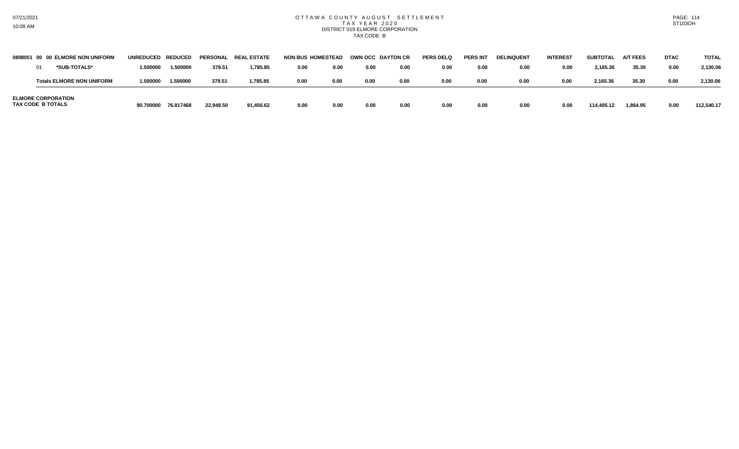# OTTAWA COUNTY AUGUST SETTLEMENT
## TAX YEAR 2020
### DISTRICT 019 ELMORE CORPORATION
### TAX CODE B

| 0808051 00 00 ELMORE NON UNIFORM | UNREDUCED | REDUCED | PERSONAL | REAL ESTATE | NON BUS | HOMESTEAD | OWN OCC | DAYTON CR | PERS DELQ | PERS INT | DELINQUENT | INTEREST | SUBTOTAL | A/T FEES | DTAC | TOTAL |
|---|---|---|---|---|---|---|---|---|---|---|---|---|---|---|---|---|
| 01 *SUB-TOTALS* | 1.500000 | 1.500000 | 379.51 | 1,785.85 | 0.00 | 0.00 | 0.00 | 0.00 | 0.00 | 0.00 | 0.00 | 0.00 | 2,165.36 | 35.30 | 0.00 | 2,130.06 |
| **Totals ELMORE NON UNIFORM** | 1.500000 | 1.500000 | 379.51 | 1,785.85 | 0.00 | 0.00 | 0.00 | 0.00 | 0.00 | 0.00 | 0.00 | 0.00 | 2,165.36 | 35.30 | 0.00 | 2,130.06 |
| **ELMORE CORPORATION TAX CODE B TOTALS** | 90.700000 | 76.817468 | 22,948.50 | 91,456.62 | 0.00 | 0.00 | 0.00 | 0.00 | 0.00 | 0.00 | 0.00 | 0.00 | 114,405.12 | 1,864.95 | 0.00 | 112,540.17 |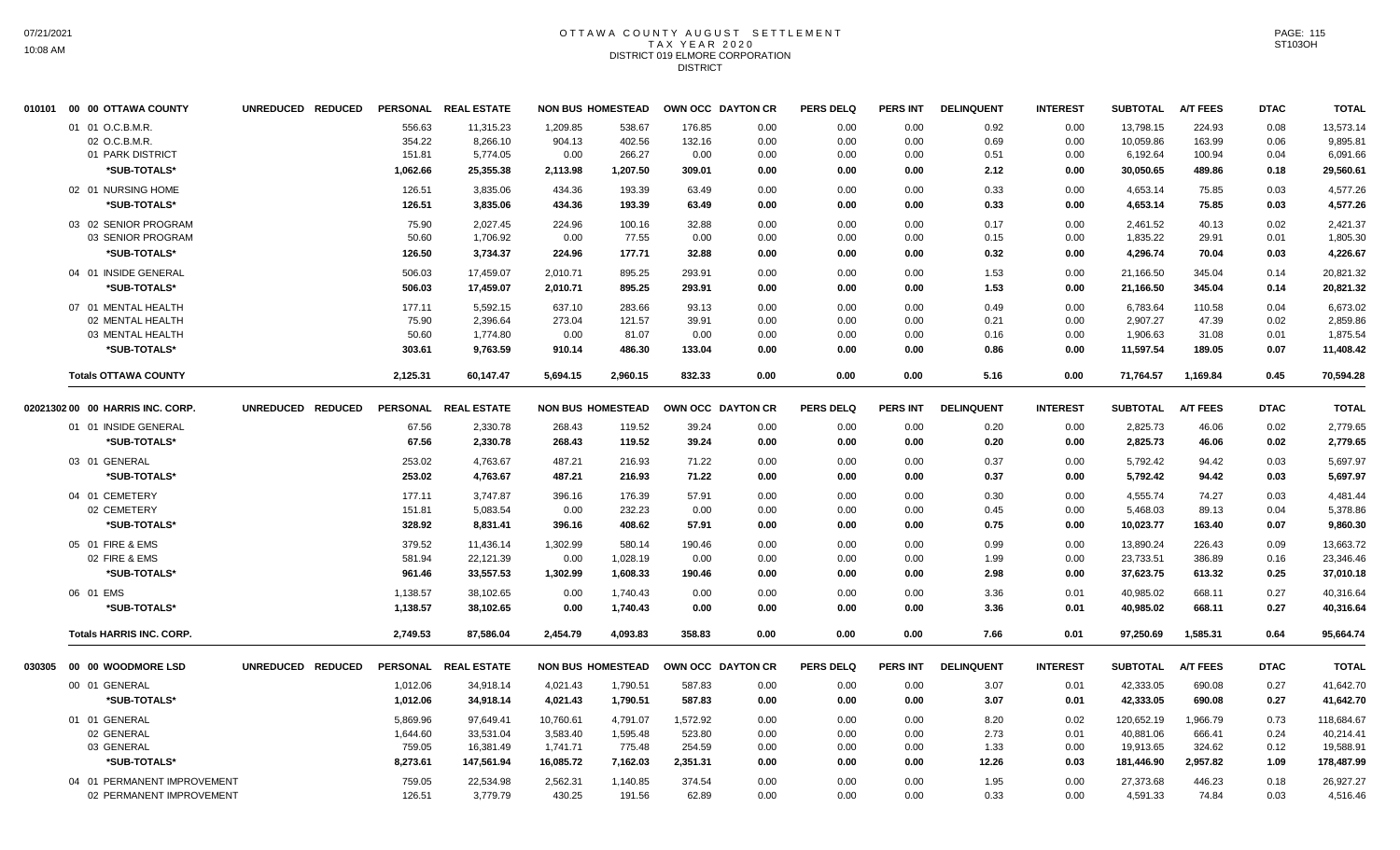# OTTAWA COUNTY AUGUST SETTLEMENT
## TAX YEAR 2020
## DISTRICT 019 ELMORE CORPORATION
## DISTRICT

| | | UNREDUCED | REDUCED | PERSONAL | REAL ESTATE | NON BUS | HOMESTEAD | OWN OCC | DAYTON CR | PERS DELQ | PERS INT | DELINQUENT | INTEREST | SUBTOTAL | A/T FEES | DTAC | TOTAL |
|---|---|---|---|---|---|---|---|---|---|---|---|---|---|---|---|---|---|
| 010101 | 00 00 OTTAWA COUNTY | | | | | | | | | | | | | | | | |
| | 01 01 O.C.B.M.R. | | | 556.63 | 11,315.23 | 1,209.85 | 538.67 | 176.85 | 0.00 | 0.00 | 0.00 | 0.92 | 0.00 | 13,798.15 | 224.93 | 0.08 | 13,573.14 |
| | 02 O.C.B.M.R. | | | 354.22 | 8,266.10 | 904.13 | 402.56 | 132.16 | 0.00 | 0.00 | 0.00 | 0.69 | 0.00 | 10,059.86 | 163.99 | 0.06 | 9,895.81 |
| | 01 PARK DISTRICT | | | 151.81 | 5,774.05 | 0.00 | 266.27 | 0.00 | 0.00 | 0.00 | 0.00 | 0.51 | 0.00 | 6,192.64 | 100.94 | 0.04 | 6,091.66 |
| | *SUB-TOTALS* | | | 1,062.66 | 25,355.38 | 2,113.98 | 1,207.50 | 309.01 | 0.00 | 0.00 | 0.00 | 2.12 | 0.00 | 30,050.65 | 489.86 | 0.18 | 29,560.61 |
| | 02 01 NURSING HOME | | | 126.51 | 3,835.06 | 434.36 | 193.39 | 63.49 | 0.00 | 0.00 | 0.00 | 0.33 | 0.00 | 4,653.14 | 75.85 | 0.03 | 4,577.26 |
| | *SUB-TOTALS* | | | 126.51 | 3,835.06 | 434.36 | 193.39 | 63.49 | 0.00 | 0.00 | 0.00 | 0.33 | 0.00 | 4,653.14 | 75.85 | 0.03 | 4,577.26 |
| | 03 02 SENIOR PROGRAM | | | 75.90 | 2,027.45 | 224.96 | 100.16 | 32.88 | 0.00 | 0.00 | 0.00 | 0.17 | 0.00 | 2,461.52 | 40.13 | 0.02 | 2,421.37 |
| | 03 SENIOR PROGRAM | | | 50.60 | 1,706.92 | 0.00 | 77.55 | 0.00 | 0.00 | 0.00 | 0.00 | 0.15 | 0.00 | 1,835.22 | 29.91 | 0.01 | 1,805.30 |
| | *SUB-TOTALS* | | | 126.50 | 3,734.37 | 224.96 | 177.71 | 32.88 | 0.00 | 0.00 | 0.00 | 0.32 | 0.00 | 4,296.74 | 70.04 | 0.03 | 4,226.67 |
| | 04 01 INSIDE GENERAL | | | 506.03 | 17,459.07 | 2,010.71 | 895.25 | 293.91 | 0.00 | 0.00 | 0.00 | 1.53 | 0.00 | 21,166.50 | 345.04 | 0.14 | 20,821.32 |
| | *SUB-TOTALS* | | | 506.03 | 17,459.07 | 2,010.71 | 895.25 | 293.91 | 0.00 | 0.00 | 0.00 | 1.53 | 0.00 | 21,166.50 | 345.04 | 0.14 | 20,821.32 |
| | 07 01 MENTAL HEALTH | | | 177.11 | 5,592.15 | 637.10 | 283.66 | 93.13 | 0.00 | 0.00 | 0.00 | 0.49 | 0.00 | 6,783.64 | 110.58 | 0.04 | 6,673.02 |
| | 02 MENTAL HEALTH | | | 75.90 | 2,396.64 | 273.04 | 121.57 | 39.91 | 0.00 | 0.00 | 0.00 | 0.21 | 0.00 | 2,907.27 | 47.39 | 0.02 | 2,859.86 |
| | 03 MENTAL HEALTH | | | 50.60 | 1,774.80 | 0.00 | 81.07 | 0.00 | 0.00 | 0.00 | 0.00 | 0.16 | 0.00 | 1,906.63 | 31.08 | 0.01 | 1,875.54 |
| | *SUB-TOTALS* | | | 303.61 | 9,763.59 | 910.14 | 486.30 | 133.04 | 0.00 | 0.00 | 0.00 | 0.86 | 0.00 | 11,597.54 | 189.05 | 0.07 | 11,408.42 |
| | **Totals OTTAWA COUNTY** | | | 2,125.31 | 60,147.47 | 5,694.15 | 2,960.15 | 832.33 | 0.00 | 0.00 | 0.00 | 5.16 | 0.00 | 71,764.57 | 1,169.84 | 0.45 | 70,594.28 |
| 02021302 | 00 00 HARRIS INC. CORP. | UNREDUCED | REDUCED | PERSONAL | REAL ESTATE | NON BUS | HOMESTEAD | OWN OCC | DAYTON CR | PERS DELQ | PERS INT | DELINQUENT | INTEREST | SUBTOTAL | A/T FEES | DTAC | TOTAL |
| | 01 01 INSIDE GENERAL | | | 67.56 | 2,330.78 | 268.43 | 119.52 | 39.24 | 0.00 | 0.00 | 0.00 | 0.20 | 0.00 | 2,825.73 | 46.06 | 0.02 | 2,779.65 |
| | *SUB-TOTALS* | | | 67.56 | 2,330.78 | 268.43 | 119.52 | 39.24 | 0.00 | 0.00 | 0.00 | 0.20 | 0.00 | 2,825.73 | 46.06 | 0.02 | 2,779.65 |
| | 03 01 GENERAL | | | 253.02 | 4,763.67 | 487.21 | 216.93 | 71.22 | 0.00 | 0.00 | 0.00 | 0.37 | 0.00 | 5,792.42 | 94.42 | 0.03 | 5,697.97 |
| | *SUB-TOTALS* | | | 253.02 | 4,763.67 | 487.21 | 216.93 | 71.22 | 0.00 | 0.00 | 0.00 | 0.37 | 0.00 | 5,792.42 | 94.42 | 0.03 | 5,697.97 |
| | 04 01 CEMETERY | | | 177.11 | 3,747.87 | 396.16 | 176.39 | 57.91 | 0.00 | 0.00 | 0.00 | 0.30 | 0.00 | 4,555.74 | 74.27 | 0.03 | 4,481.44 |
| | 02 CEMETERY | | | 151.81 | 5,083.54 | 0.00 | 232.23 | 0.00 | 0.00 | 0.00 | 0.00 | 0.45 | 0.00 | 5,468.03 | 89.13 | 0.04 | 5,378.86 |
| | *SUB-TOTALS* | | | 328.92 | 8,831.41 | 396.16 | 408.62 | 57.91 | 0.00 | 0.00 | 0.00 | 0.75 | 0.00 | 10,023.77 | 163.40 | 0.07 | 9,860.30 |
| | 05 01 FIRE & EMS | | | 379.52 | 11,436.14 | 1,302.99 | 580.14 | 190.46 | 0.00 | 0.00 | 0.00 | 0.99 | 0.00 | 13,890.24 | 226.43 | 0.09 | 13,663.72 |
| | 02 FIRE & EMS | | | 581.94 | 22,121.39 | 0.00 | 1,028.19 | 0.00 | 0.00 | 0.00 | 0.00 | 1.99 | 0.00 | 23,733.51 | 386.89 | 0.16 | 23,346.46 |
| | *SUB-TOTALS* | | | 961.46 | 33,557.53 | 1,302.99 | 1,608.33 | 190.46 | 0.00 | 0.00 | 0.00 | 2.98 | 0.00 | 37,623.75 | 613.32 | 0.25 | 37,010.18 |
| | 06 01 EMS | | | 1,138.57 | 38,102.65 | 0.00 | 1,740.43 | 0.00 | 0.00 | 0.00 | 0.00 | 3.36 | 0.01 | 40,985.02 | 668.11 | 0.27 | 40,316.64 |
| | *SUB-TOTALS* | | | 1,138.57 | 38,102.65 | 0.00 | 1,740.43 | 0.00 | 0.00 | 0.00 | 0.00 | 3.36 | 0.01 | 40,985.02 | 668.11 | 0.27 | 40,316.64 |
| | **Totals HARRIS INC. CORP.** | | | 2,749.53 | 87,586.04 | 2,454.79 | 4,093.83 | 358.83 | 0.00 | 0.00 | 0.00 | 7.66 | 0.01 | 97,250.69 | 1,585.31 | 0.64 | 95,664.74 |
| 030305 | 00 00 WOODMORE LSD | UNREDUCED | REDUCED | PERSONAL | REAL ESTATE | NON BUS | HOMESTEAD | OWN OCC | DAYTON CR | PERS DELQ | PERS INT | DELINQUENT | INTEREST | SUBTOTAL | A/T FEES | DTAC | TOTAL |
| | 00 01 GENERAL | | | 1,012.06 | 34,918.14 | 4,021.43 | 1,790.51 | 587.83 | 0.00 | 0.00 | 0.00 | 3.07 | 0.01 | 42,333.05 | 690.08 | 0.27 | 41,642.70 |
| | *SUB-TOTALS* | | | 1,012.06 | 34,918.14 | 4,021.43 | 1,790.51 | 587.83 | 0.00 | 0.00 | 0.00 | 3.07 | 0.01 | 42,333.05 | 690.08 | 0.27 | 41,642.70 |
| | 01 01 GENERAL | | | 5,869.96 | 97,649.41 | 10,760.61 | 4,791.07 | 1,572.92 | 0.00 | 0.00 | 0.00 | 8.20 | 0.02 | 120,652.19 | 1,966.79 | 0.73 | 118,684.67 |
| | 02 GENERAL | | | 1,644.60 | 33,531.04 | 3,583.40 | 1,595.48 | 523.80 | 0.00 | 0.00 | 0.00 | 2.73 | 0.01 | 40,881.06 | 666.41 | 0.24 | 40,214.41 |
| | 03 GENERAL | | | 759.05 | 16,381.49 | 1,741.71 | 775.48 | 254.59 | 0.00 | 0.00 | 0.00 | 1.33 | 0.00 | 19,913.65 | 324.62 | 0.12 | 19,588.91 |
| | *SUB-TOTALS* | | | 8,273.61 | 147,561.94 | 16,085.72 | 7,162.03 | 2,351.31 | 0.00 | 0.00 | 0.00 | 12.26 | 0.03 | 181,446.90 | 2,957.82 | 1.09 | 178,487.99 |
| | 04 01 PERMANENT IMPROVEMENT | | | 759.05 | 22,534.98 | 2,562.31 | 1,140.85 | 374.54 | 0.00 | 0.00 | 0.00 | 1.95 | 0.00 | 27,373.68 | 446.23 | 0.18 | 26,927.27 |
| | 02 PERMANENT IMPROVEMENT | | | 126.51 | 3,779.79 | 430.25 | 191.56 | 62.89 | 0.00 | 0.00 | 0.00 | 0.33 | 0.00 | 4,591.33 | 74.84 | 0.03 | 4,516.46 |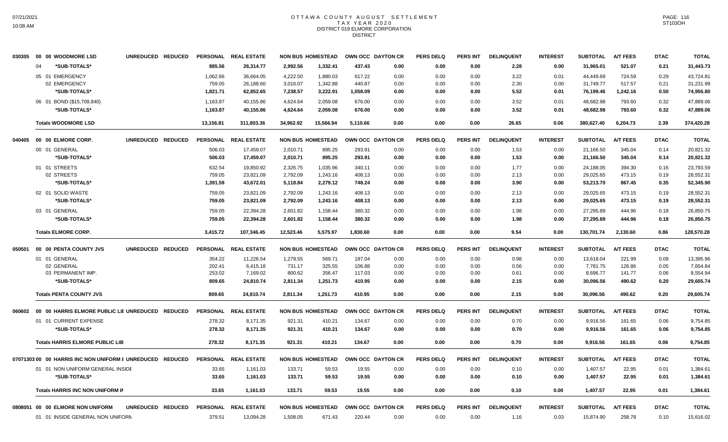# OTTAWA COUNTY AUGUST SETTLEMENT
## TAX YEAR 2020
## DISTRICT 019 ELMORE CORPORATION
## DISTRICT

| | | PERSONAL | REAL ESTATE | NON BUS | HOMESTEAD | OWN OCC | DAYTON CR | PERS DELQ | PERS INT | DELINQUENT | INTEREST | SUBTOTAL | A/T FEES | DTAC | TOTAL |
|---|---|---|---|---|---|---|---|---|---|---|---|---|---|---|---|
| 030305 | 00 00 WOODMORE LSD UNREDUCED REDUCED | | | | | | | | | | | | | | |
| | 04 *SUB-TOTALS* | 885.56 | 26,314.77 | 2,992.56 | 1,332.41 | 437.43 | 0.00 | 0.00 | 0.00 | 2.28 | 0.00 | 31,965.01 | 521.07 | 0.21 | 31,443.73 |
| | 05 01 EMERGENCY | 1,062.66 | 36,664.05 | 4,222.50 | 1,880.03 | 617.22 | 0.00 | 0.00 | 0.00 | 3.22 | 0.01 | 44,449.69 | 724.59 | 0.29 | 43,724.81 |
| | 02 EMERGENCY | 759.05 | 26,188.60 | 3,016.07 | 1,342.88 | 440.87 | 0.00 | 0.00 | 0.00 | 2.30 | 0.00 | 31,749.77 | 517.57 | 0.21 | 31,231.99 |
| | *SUB-TOTALS* | 1,821.71 | 62,852.65 | 7,238.57 | 3,222.91 | 1,058.09 | 0.00 | 0.00 | 0.00 | 5.52 | 0.01 | 76,199.46 | 1,242.16 | 0.50 | 74,956.80 |
| | 06 01 BOND ($15,709,840) | 1,163.87 | 40,155.86 | 4,624.64 | 2,059.08 | 676.00 | 0.00 | 0.00 | 0.00 | 3.52 | 0.01 | 48,682.98 | 793.60 | 0.32 | 47,889.06 |
| | *SUB-TOTALS* | 1,163.87 | 40,155.86 | 4,624.64 | 2,059.08 | 676.00 | 0.00 | 0.00 | 0.00 | 3.52 | 0.01 | 48,682.98 | 793.60 | 0.32 | 47,889.06 |
| | **Totals WOODMORE LSD** | 13,156.81 | 311,803.36 | 34,962.92 | 15,566.94 | 5,110.66 | 0.00 | 0.00 | 0.00 | 26.65 | 0.06 | 380,627.40 | 6,204.73 | 2.39 | 374,420.28 |
| 040405 | 00 00 ELMORE CORP. UNREDUCED REDUCED | PERSONAL | REAL ESTATE | NON BUS | HOMESTEAD | OWN OCC | DAYTON CR | PERS DELQ | PERS INT | DELINQUENT | INTEREST | SUBTOTAL | A/T FEES | DTAC | TOTAL |
| | 00 01 GENERAL | 506.03 | 17,459.07 | 2,010.71 | 895.25 | 293.91 | 0.00 | 0.00 | 0.00 | 1.53 | 0.00 | 21,166.50 | 345.04 | 0.14 | 20,821.32 |
| | *SUB-TOTALS* | 506.03 | 17,459.07 | 2,010.71 | 895.25 | 293.91 | 0.00 | 0.00 | 0.00 | 1.53 | 0.00 | 21,166.50 | 345.04 | 0.14 | 20,821.32 |
| | 01 01 STREETS | 632.54 | 19,850.92 | 2,326.75 | 1,035.96 | 340.11 | 0.00 | 0.00 | 0.00 | 1.77 | 0.00 | 24,188.05 | 394.30 | 0.16 | 23,793.59 |
| | 02 STREETS | 759.05 | 23,821.09 | 2,792.09 | 1,243.16 | 408.13 | 0.00 | 0.00 | 0.00 | 2.13 | 0.00 | 29,025.65 | 473.15 | 0.19 | 28,552.31 |
| | *SUB-TOTALS* | 1,391.59 | 43,672.01 | 5,118.84 | 2,279.12 | 748.24 | 0.00 | 0.00 | 0.00 | 3.90 | 0.00 | 53,213.70 | 867.45 | 0.35 | 52,345.90 |
| | 02 01 SOLID WASTE | 759.05 | 23,821.09 | 2,792.09 | 1,243.16 | 408.13 | 0.00 | 0.00 | 0.00 | 2.13 | 0.00 | 29,025.65 | 473.15 | 0.19 | 28,552.31 |
| | *SUB-TOTALS* | 759.05 | 23,821.09 | 2,792.09 | 1,243.16 | 408.13 | 0.00 | 0.00 | 0.00 | 2.13 | 0.00 | 29,025.65 | 473.15 | 0.19 | 28,552.31 |
| | 03 01 GENERAL | 759.05 | 22,394.28 | 2,601.82 | 1,158.44 | 380.32 | 0.00 | 0.00 | 0.00 | 1.98 | 0.00 | 27,295.89 | 444.96 | 0.18 | 26,850.75 |
| | *SUB-TOTALS* | 759.05 | 22,394.28 | 2,601.82 | 1,158.44 | 380.32 | 0.00 | 0.00 | 0.00 | 1.98 | 0.00 | 27,295.89 | 444.96 | 0.18 | 26,850.75 |
| | **Totals ELMORE CORP.** | 3,415.72 | 107,346.45 | 12,523.46 | 5,575.97 | 1,830.60 | 0.00 | 0.00 | 0.00 | 9.54 | 0.00 | 130,701.74 | 2,130.60 | 0.86 | 128,570.28 |
| 050501 | 00 00 PENTA COUNTY JVS UNREDUCED REDUCED | PERSONAL | REAL ESTATE | NON BUS | HOMESTEAD | OWN OCC | DAYTON CR | PERS DELQ | PERS INT | DELINQUENT | INTEREST | SUBTOTAL | A/T FEES | DTAC | TOTAL |
| | 01 01 GENERAL | 354.22 | 11,226.54 | 1,279.55 | 569.71 | 187.04 | 0.00 | 0.00 | 0.00 | 0.98 | 0.00 | 13,618.04 | 221.99 | 0.09 | 13,395.96 |
| | 02 GENERAL | 202.41 | 6,415.18 | 731.17 | 325.55 | 106.88 | 0.00 | 0.00 | 0.00 | 0.56 | 0.00 | 7,781.75 | 126.86 | 0.05 | 7,654.84 |
| | 03 PERMANENT IMP. | 253.02 | 7,169.02 | 800.62 | 356.47 | 117.03 | 0.00 | 0.00 | 0.00 | 0.61 | 0.00 | 8,696.77 | 141.77 | 0.06 | 8,554.94 |
| | *SUB-TOTALS* | 809.65 | 24,810.74 | 2,811.34 | 1,251.73 | 410.95 | 0.00 | 0.00 | 0.00 | 2.15 | 0.00 | 30,096.56 | 490.62 | 0.20 | 29,605.74 |
| | **Totals PENTA COUNTY JVS** | 809.65 | 24,810.74 | 2,811.34 | 1,251.73 | 410.95 | 0.00 | 0.00 | 0.00 | 2.15 | 0.00 | 30,096.56 | 490.62 | 0.20 | 29,605.74 |
| 060602 | 00 00 HARRIS ELMORE PUBLIC LIE UNREDUCED REDUCED | PERSONAL | REAL ESTATE | NON BUS | HOMESTEAD | OWN OCC | DAYTON CR | PERS DELQ | PERS INT | DELINQUENT | INTEREST | SUBTOTAL | A/T FEES | DTAC | TOTAL |
| | 01 01 CURRENT EXPENSE | 278.32 | 8,171.35 | 921.31 | 410.21 | 134.67 | 0.00 | 0.00 | 0.00 | 0.70 | 0.00 | 9,916.56 | 161.65 | 0.06 | 9,754.85 |
| | *SUB-TOTALS* | 278.32 | 8,171.35 | 921.31 | 410.21 | 134.67 | 0.00 | 0.00 | 0.00 | 0.70 | 0.00 | 9,916.56 | 161.65 | 0.06 | 9,754.85 |
| | **Totals HARRIS ELMORE PUBLIC LIB** | 278.32 | 8,171.35 | 921.31 | 410.21 | 134.67 | 0.00 | 0.00 | 0.00 | 0.70 | 0.00 | 9,916.56 | 161.65 | 0.06 | 9,754.85 |
| 07071303 | 00 00 HARRIS INC NON UNIFORM I UNREDUCED REDUCED | PERSONAL | REAL ESTATE | NON BUS | HOMESTEAD | OWN OCC | DAYTON CR | PERS DELQ | PERS INT | DELINQUENT | INTEREST | SUBTOTAL | A/T FEES | DTAC | TOTAL |
| | 01 01 NON UNIFORM GENERAL INSIDE | 33.65 | 1,161.03 | 133.71 | 59.53 | 19.55 | 0.00 | 0.00 | 0.00 | 0.10 | 0.00 | 1,407.57 | 22.95 | 0.01 | 1,384.61 |
| | *SUB-TOTALS* | 33.65 | 1,161.03 | 133.71 | 59.53 | 19.55 | 0.00 | 0.00 | 0.00 | 0.10 | 0.00 | 1,407.57 | 22.95 | 0.01 | 1,384.61 |
| | **Totals HARRIS INC NON UNIFORM IN** | 33.65 | 1,161.03 | 133.71 | 59.53 | 19.55 | 0.00 | 0.00 | 0.00 | 0.10 | 0.00 | 1,407.57 | 22.95 | 0.01 | 1,384.61 |
| 0808051 | 00 00 ELMORE NON UNIFORM UNREDUCED REDUCED | PERSONAL | REAL ESTATE | NON BUS | HOMESTEAD | OWN OCC | DAYTON CR | PERS DELQ | PERS INT | DELINQUENT | INTEREST | SUBTOTAL | A/T FEES | DTAC | TOTAL |
| | 01 01 INSIDE GENERAL NON UNIFORN | 379.51 | 13,094.28 | 1,508.05 | 671.43 | 220.44 | 0.00 | 0.00 | 0.00 | 1.16 | 0.03 | 15,874.90 | 258.78 | 0.10 | 15,616.02 |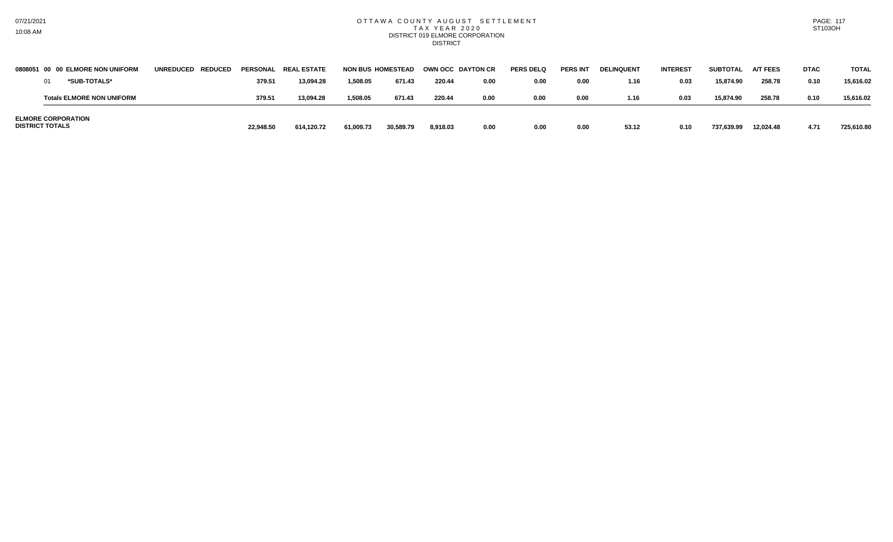# OTTAWA COUNTY AUGUST SETTLEMENT
## TAX YEAR 2020
## DISTRICT 019 ELMORE CORPORATION
## DISTRICT

| 0808051 00 00 ELMORE NON UNIFORM | UNREDUCED | REDUCED | PERSONAL | REAL ESTATE | NON BUS | HOMESTEAD | OWN OCC | DAYTON CR | PERS DELQ | PERS INT | DELINQUENT | INTEREST | SUBTOTAL | A/T FEES | DTAC | TOTAL |
|---|---|---|---|---|---|---|---|---|---|---|---|---|---|---|---|---|
| 01 *SUB-TOTALS* | | | 379.51 | 13,094.28 | 1,508.05 | 671.43 | 220.44 | 0.00 | 0.00 | 0.00 | 1.16 | 0.03 | 15,874.90 | 258.78 | 0.10 | 15,616.02 |
| Totals ELMORE NON UNIFORM | | | 379.51 | 13,094.28 | 1,508.05 | 671.43 | 220.44 | 0.00 | 0.00 | 0.00 | 1.16 | 0.03 | 15,874.90 | 258.78 | 0.10 | 15,616.02 |
| ELMORE CORPORATION DISTRICT TOTALS | | | 22,948.50 | 614,120.72 | 61,009.73 | 30,589.79 | 8,918.03 | 0.00 | 0.00 | 0.00 | 53.12 | 0.10 | 737,639.99 | 12,024.48 | 4.71 | 725,610.80 |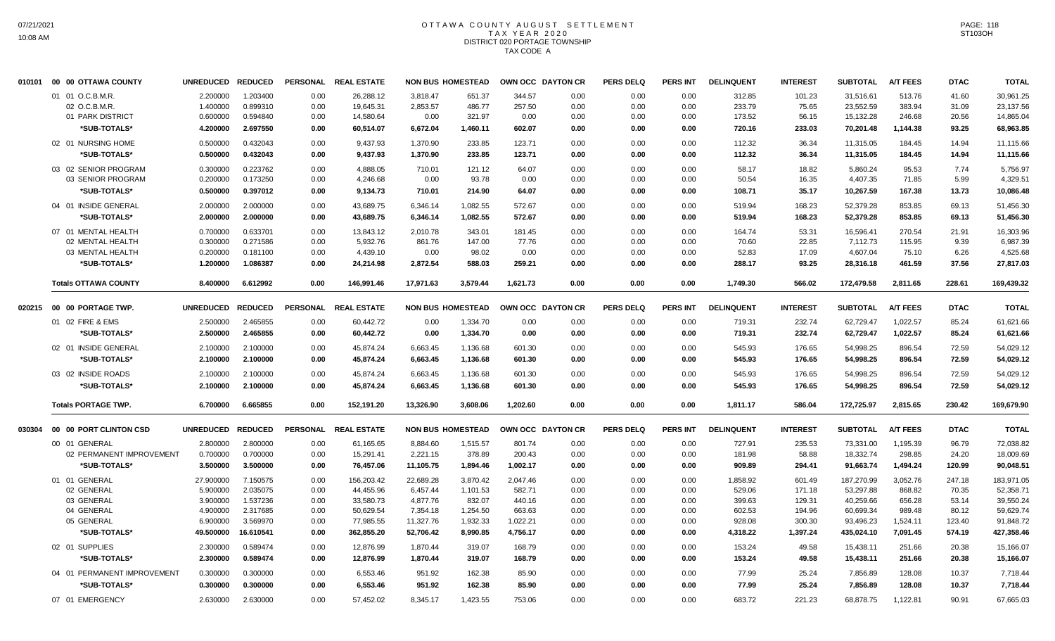# OTTAWA COUNTY AUGUST SETTLEMENT
## TAX YEAR 2020
## DISTRICT 020 PORTAGE TOWNSHIP
## TAX CODE A

| | | UNREDUCED | REDUCED | PERSONAL | REAL ESTATE | NON BUS | HOMESTEAD | OWN OCC | DAYTON CR | PERS DELQ | PERS INT | DELINQUENT | INTEREST | SUBTOTAL | A/T FEES | DTAC | TOTAL |
|---|---|---|---|---|---|---|---|---|---|---|---|---|---|---|---|---|---|
| 010101 | 00 00 OTTAWA COUNTY | | | | | | | | | | | | | | | | |
| | 01 01 O.C.B.M.R. | 2.200000 | 1.203400 | 0.00 | 26,288.12 | 3,818.47 | 651.37 | 344.57 | 0.00 | 0.00 | 0.00 | 312.85 | 101.23 | 31,516.61 | 513.76 | 41.60 | 30,961.25 |
| | 02 O.C.B.M.R. | 1.400000 | 0.899310 | 0.00 | 19,645.31 | 2,853.57 | 486.77 | 257.50 | 0.00 | 0.00 | 0.00 | 233.79 | 75.65 | 23,552.59 | 383.94 | 31.09 | 23,137.56 |
| | 01 PARK DISTRICT | 0.600000 | 0.594840 | 0.00 | 14,580.64 | 0.00 | 321.97 | 0.00 | 0.00 | 0.00 | 0.00 | 173.52 | 56.15 | 15,132.28 | 246.68 | 20.56 | 14,865.04 |
| | *SUB-TOTALS* | 4.200000 | 2.697550 | 0.00 | 60,514.07 | 6,672.04 | 1,460.11 | 602.07 | 0.00 | 0.00 | 0.00 | 720.16 | 233.03 | 70,201.48 | 1,144.38 | 93.25 | 68,963.85 |
| | 02 01 NURSING HOME | 0.500000 | 0.432043 | 0.00 | 9,437.93 | 1,370.90 | 233.85 | 123.71 | 0.00 | 0.00 | 0.00 | 112.32 | 36.34 | 11,315.05 | 184.45 | 14.94 | 11,115.66 |
| | *SUB-TOTALS* | 0.500000 | 0.432043 | 0.00 | 9,437.93 | 1,370.90 | 233.85 | 123.71 | 0.00 | 0.00 | 0.00 | 112.32 | 36.34 | 11,315.05 | 184.45 | 14.94 | 11,115.66 |
| | 03 02 SENIOR PROGRAM | 0.300000 | 0.223762 | 0.00 | 4,888.05 | 710.01 | 121.12 | 64.07 | 0.00 | 0.00 | 0.00 | 58.17 | 18.82 | 5,860.24 | 95.53 | 7.74 | 5,756.97 |
| | 03 SENIOR PROGRAM | 0.200000 | 0.173250 | 0.00 | 4,246.68 | 0.00 | 93.78 | 0.00 | 0.00 | 0.00 | 0.00 | 50.54 | 16.35 | 4,407.35 | 71.85 | 5.99 | 4,329.51 |
| | *SUB-TOTALS* | 0.500000 | 0.397012 | 0.00 | 9,134.73 | 710.01 | 214.90 | 64.07 | 0.00 | 0.00 | 0.00 | 108.71 | 35.17 | 10,267.59 | 167.38 | 13.73 | 10,086.48 |
| | 04 01 INSIDE GENERAL | 2.000000 | 2.000000 | 0.00 | 43,689.75 | 6,346.14 | 1,082.55 | 572.67 | 0.00 | 0.00 | 0.00 | 519.94 | 168.23 | 52,379.28 | 853.85 | 69.13 | 51,456.30 |
| | *SUB-TOTALS* | 2.000000 | 2.000000 | 0.00 | 43,689.75 | 6,346.14 | 1,082.55 | 572.67 | 0.00 | 0.00 | 0.00 | 519.94 | 168.23 | 52,379.28 | 853.85 | 69.13 | 51,456.30 |
| | 07 01 MENTAL HEALTH | 0.700000 | 0.633701 | 0.00 | 13,843.12 | 2,010.78 | 343.01 | 181.45 | 0.00 | 0.00 | 0.00 | 164.74 | 53.31 | 16,596.41 | 270.54 | 21.91 | 16,303.96 |
| | 02 MENTAL HEALTH | 0.300000 | 0.271586 | 0.00 | 5,932.76 | 861.76 | 147.00 | 77.76 | 0.00 | 0.00 | 0.00 | 70.60 | 22.85 | 7,112.73 | 115.95 | 9.39 | 6,987.39 |
| | 03 MENTAL HEALTH | 0.200000 | 0.181100 | 0.00 | 4,439.10 | 0.00 | 98.02 | 0.00 | 0.00 | 0.00 | 0.00 | 52.83 | 17.09 | 4,607.04 | 75.10 | 6.26 | 4,525.68 |
| | *SUB-TOTALS* | 1.200000 | 1.086387 | 0.00 | 24,214.98 | 2,872.54 | 588.03 | 259.21 | 0.00 | 0.00 | 0.00 | 288.17 | 93.25 | 28,316.18 | 461.59 | 37.56 | 27,817.03 |
| | **Totals OTTAWA COUNTY** | 8.400000 | 6.612992 | 0.00 | 146,991.46 | 17,971.63 | 3,579.44 | 1,621.73 | 0.00 | 0.00 | 0.00 | 1,749.30 | 566.02 | 172,479.58 | 2,811.65 | 228.61 | 169,439.32 |

| | | UNREDUCED | REDUCED | PERSONAL | REAL ESTATE | NON BUS | HOMESTEAD | OWN OCC | DAYTON CR | PERS DELQ | PERS INT | DELINQUENT | INTEREST | SUBTOTAL | A/T FEES | DTAC | TOTAL |
|---|---|---|---|---|---|---|---|---|---|---|---|---|---|---|---|---|---|
| 020215 | 00 00 PORTAGE TWP. | | | | | | | | | | | | | | | | |
| | 01 02 FIRE & EMS | 2.500000 | 2.465855 | 0.00 | 60,442.72 | 0.00 | 1,334.70 | 0.00 | 0.00 | 0.00 | 0.00 | 719.31 | 232.74 | 62,729.47 | 1,022.57 | 85.24 | 61,621.66 |
| | *SUB-TOTALS* | 2.500000 | 2.465855 | 0.00 | 60,442.72 | 0.00 | 1,334.70 | 0.00 | 0.00 | 0.00 | 0.00 | 719.31 | 232.74 | 62,729.47 | 1,022.57 | 85.24 | 61,621.66 |
| | 02 01 INSIDE GENERAL | 2.100000 | 2.100000 | 0.00 | 45,874.24 | 6,663.45 | 1,136.68 | 601.30 | 0.00 | 0.00 | 0.00 | 545.93 | 176.65 | 54,998.25 | 896.54 | 72.59 | 54,029.12 |
| | *SUB-TOTALS* | 2.100000 | 2.100000 | 0.00 | 45,874.24 | 6,663.45 | 1,136.68 | 601.30 | 0.00 | 0.00 | 0.00 | 545.93 | 176.65 | 54,998.25 | 896.54 | 72.59 | 54,029.12 |
| | 03 02 INSIDE ROADS | 2.100000 | 2.100000 | 0.00 | 45,874.24 | 6,663.45 | 1,136.68 | 601.30 | 0.00 | 0.00 | 0.00 | 545.93 | 176.65 | 54,998.25 | 896.54 | 72.59 | 54,029.12 |
| | *SUB-TOTALS* | 2.100000 | 2.100000 | 0.00 | 45,874.24 | 6,663.45 | 1,136.68 | 601.30 | 0.00 | 0.00 | 0.00 | 545.93 | 176.65 | 54,998.25 | 896.54 | 72.59 | 54,029.12 |
| | **Totals PORTAGE TWP.** | 6.700000 | 6.665855 | 0.00 | 152,191.20 | 13,326.90 | 3,608.06 | 1,202.60 | 0.00 | 0.00 | 0.00 | 1,811.17 | 586.04 | 172,725.97 | 2,815.65 | 230.42 | 169,679.90 |

| | | UNREDUCED | REDUCED | PERSONAL | REAL ESTATE | NON BUS | HOMESTEAD | OWN OCC | DAYTON CR | PERS DELQ | PERS INT | DELINQUENT | INTEREST | SUBTOTAL | A/T FEES | DTAC | TOTAL |
|---|---|---|---|---|---|---|---|---|---|---|---|---|---|---|---|---|---|
| 030304 | 00 00 PORT CLINTON CSD | | | | | | | | | | | | | | | | |
| | 00 01 GENERAL | 2.800000 | 2.800000 | 0.00 | 61,165.65 | 8,884.60 | 1,515.57 | 801.74 | 0.00 | 0.00 | 0.00 | 727.91 | 235.53 | 73,331.00 | 1,195.39 | 96.79 | 72,038.82 |
| | 02 PERMANENT IMPROVEMENT | 0.700000 | 0.700000 | 0.00 | 15,291.41 | 2,221.15 | 378.89 | 200.43 | 0.00 | 0.00 | 0.00 | 181.98 | 58.88 | 18,332.74 | 298.85 | 24.20 | 18,009.69 |
| | *SUB-TOTALS* | 3.500000 | 3.500000 | 0.00 | 76,457.06 | 11,105.75 | 1,894.46 | 1,002.17 | 0.00 | 0.00 | 0.00 | 909.89 | 294.41 | 91,663.74 | 1,494.24 | 120.99 | 90,048.51 |
| | 01 01 GENERAL | 27.900000 | 7.150575 | 0.00 | 156,203.42 | 22,689.28 | 3,870.42 | 2,047.46 | 0.00 | 0.00 | 0.00 | 1,858.92 | 601.49 | 187,270.99 | 3,052.76 | 247.18 | 183,971.05 |
| | 02 GENERAL | 5.900000 | 2.035075 | 0.00 | 44,455.96 | 6,457.44 | 1,101.53 | 582.71 | 0.00 | 0.00 | 0.00 | 529.06 | 171.18 | 53,297.88 | 868.82 | 70.35 | 52,358.71 |
| | 03 GENERAL | 3.900000 | 1.537236 | 0.00 | 33,580.73 | 4,877.76 | 832.07 | 440.16 | 0.00 | 0.00 | 0.00 | 399.63 | 129.31 | 40,259.66 | 656.28 | 53.14 | 39,550.24 |
| | 04 GENERAL | 4.900000 | 2.317685 | 0.00 | 50,629.54 | 7,354.18 | 1,254.50 | 663.63 | 0.00 | 0.00 | 0.00 | 602.53 | 194.96 | 60,699.34 | 989.48 | 80.12 | 59,629.74 |
| | 05 GENERAL | 6.900000 | 3.569970 | 0.00 | 77,985.55 | 11,327.76 | 1,932.33 | 1,022.21 | 0.00 | 0.00 | 0.00 | 928.08 | 300.30 | 93,496.23 | 1,524.11 | 123.40 | 91,848.72 |
| | *SUB-TOTALS* | 49.500000 | 16.610541 | 0.00 | 362,855.20 | 52,706.42 | 8,990.85 | 4,756.17 | 0.00 | 0.00 | 0.00 | 4,318.22 | 1,397.24 | 435,024.10 | 7,091.45 | 574.19 | 427,358.46 |
| | 02 01 SUPPLIES | 2.300000 | 0.589474 | 0.00 | 12,876.99 | 1,870.44 | 319.07 | 168.79 | 0.00 | 0.00 | 0.00 | 153.24 | 49.58 | 15,438.11 | 251.66 | 20.38 | 15,166.07 |
| | *SUB-TOTALS* | 2.300000 | 0.589474 | 0.00 | 12,876.99 | 1,870.44 | 319.07 | 168.79 | 0.00 | 0.00 | 0.00 | 153.24 | 49.58 | 15,438.11 | 251.66 | 20.38 | 15,166.07 |
| | 04 01 PERMANENT IMPROVEMENT | 0.300000 | 0.300000 | 0.00 | 6,553.46 | 951.92 | 162.38 | 85.90 | 0.00 | 0.00 | 0.00 | 77.99 | 25.24 | 7,856.89 | 128.08 | 10.37 | 7,718.44 |
| | *SUB-TOTALS* | 0.300000 | 0.300000 | 0.00 | 6,553.46 | 951.92 | 162.38 | 85.90 | 0.00 | 0.00 | 0.00 | 77.99 | 25.24 | 7,856.89 | 128.08 | 10.37 | 7,718.44 |
| | 07 01 EMERGENCY | 2.630000 | 2.630000 | 0.00 | 57,452.02 | 8,345.17 | 1,423.55 | 753.06 | 0.00 | 0.00 | 0.00 | 683.72 | 221.23 | 68,878.75 | 1,122.81 | 90.91 | 67,665.03 |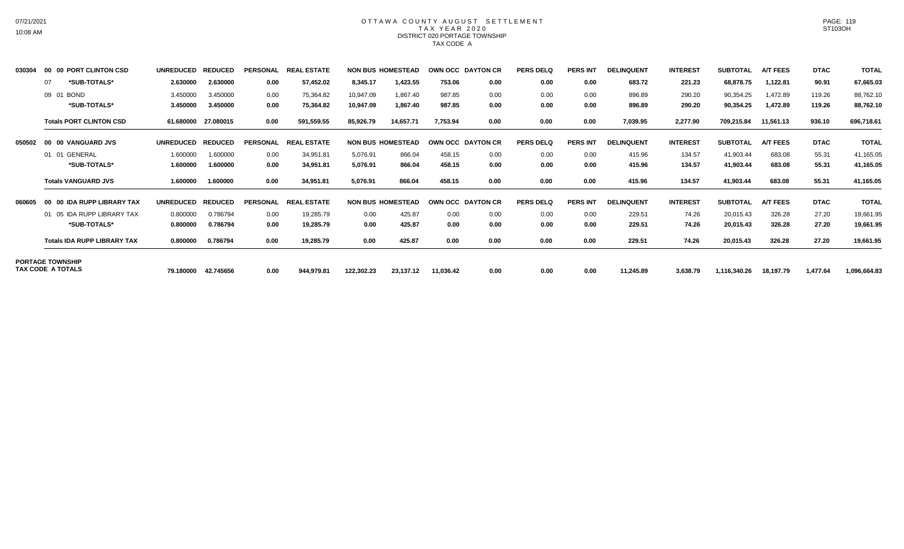# OTTAWA COUNTY AUGUST SETTLEMENT
## TAX YEAR 2020
### DISTRICT 020 PORTAGE TOWNSHIP
### TAX CODE A

| Code | Description | UNREDUCED | REDUCED | PERSONAL | REAL ESTATE | NON BUS | HOMESTEAD | OWN OCC | DAYTON CR | PERS DELQ | PERS INT | DELINQUENT | INTEREST | SUBTOTAL | A/T FEES | DTAC | TOTAL |
|---|---|---|---|---|---|---|---|---|---|---|---|---|---|---|---|---|---|
| 030304 | **00 00 PORT CLINTON CSD** | **UNREDUCED** | **REDUCED** | **PERSONAL** | **REAL ESTATE** | **NON BUS** | **HOMESTEAD** | **OWN OCC** | **DAYTON CR** | **PERS DELQ** | **PERS INT** | **DELINQUENT** | **INTEREST** | **SUBTOTAL** | **A/T FEES** | **DTAC** | **TOTAL** |
| | 07 **\*SUB-TOTALS\*** | **2.630000** | **2.630000** | **0.00** | **57,452.02** | **8,345.17** | **1,423.55** | **753.06** | **0.00** | **0.00** | **0.00** | **683.72** | **221.23** | **68,878.75** | **1,122.81** | **90.91** | **67,665.03** |
| | 09 01 BOND | 3.450000 | 3.450000 | 0.00 | 75,364.82 | 10,947.09 | 1,867.40 | 987.85 | 0.00 | 0.00 | 0.00 | 896.89 | 290.20 | 90,354.25 | 1,472.89 | 119.26 | 88,762.10 |
| | **\*SUB-TOTALS\*** | **3.450000** | **3.450000** | **0.00** | **75,364.82** | **10,947.09** | **1,867.40** | **987.85** | **0.00** | **0.00** | **0.00** | **896.89** | **290.20** | **90,354.25** | **1,472.89** | **119.26** | **88,762.10** |
| | **Totals PORT CLINTON CSD** | **61.680000** | **27.080015** | **0.00** | **591,559.55** | **85,926.79** | **14,657.71** | **7,753.94** | **0.00** | **0.00** | **0.00** | **7,039.95** | **2,277.90** | **709,215.84** | **11,561.13** | **936.10** | **696,718.61** |
| 050502 | **00 00 VANGUARD JVS** | **UNREDUCED** | **REDUCED** | **PERSONAL** | **REAL ESTATE** | **NON BUS** | **HOMESTEAD** | **OWN OCC** | **DAYTON CR** | **PERS DELQ** | **PERS INT** | **DELINQUENT** | **INTEREST** | **SUBTOTAL** | **A/T FEES** | **DTAC** | **TOTAL** |
| | 01 01 GENERAL | 1.600000 | 1.600000 | 0.00 | 34,951.81 | 5,076.91 | 866.04 | 458.15 | 0.00 | 0.00 | 0.00 | 415.96 | 134.57 | 41,903.44 | 683.08 | 55.31 | 41,165.05 |
| | **\*SUB-TOTALS\*** | **1.600000** | **1.600000** | **0.00** | **34,951.81** | **5,076.91** | **866.04** | **458.15** | **0.00** | **0.00** | **0.00** | **415.96** | **134.57** | **41,903.44** | **683.08** | **55.31** | **41,165.05** |
| | **Totals VANGUARD JVS** | **1.600000** | **1.600000** | **0.00** | **34,951.81** | **5,076.91** | **866.04** | **458.15** | **0.00** | **0.00** | **0.00** | **415.96** | **134.57** | **41,903.44** | **683.08** | **55.31** | **41,165.05** |
| 060605 | **00 00 IDA RUPP LIBRARY TAX** | **UNREDUCED** | **REDUCED** | **PERSONAL** | **REAL ESTATE** | **NON BUS** | **HOMESTEAD** | **OWN OCC** | **DAYTON CR** | **PERS DELQ** | **PERS INT** | **DELINQUENT** | **INTEREST** | **SUBTOTAL** | **A/T FEES** | **DTAC** | **TOTAL** |
| | 01 05 IDA RUPP LIBRARY TAX | 0.800000 | 0.786794 | 0.00 | 19,285.79 | 0.00 | 425.87 | 0.00 | 0.00 | 0.00 | 0.00 | 229.51 | 74.26 | 20,015.43 | 326.28 | 27.20 | 19,661.95 |
| | **\*SUB-TOTALS\*** | **0.800000** | **0.786794** | **0.00** | **19,285.79** | **0.00** | **425.87** | **0.00** | **0.00** | **0.00** | **0.00** | **229.51** | **74.26** | **20,015.43** | **326.28** | **27.20** | **19,661.95** |
| | **Totals IDA RUPP LIBRARY TAX** | **0.800000** | **0.786794** | **0.00** | **19,285.79** | **0.00** | **425.87** | **0.00** | **0.00** | **0.00** | **0.00** | **229.51** | **74.26** | **20,015.43** | **326.28** | **27.20** | **19,661.95** |
| | **PORTAGE TOWNSHIP TAX CODE A TOTALS** | **79.180000** | **42.745656** | **0.00** | **944,979.81** | **122,302.23** | **23,137.12** | **11,036.42** | **0.00** | **0.00** | **0.00** | **11,245.89** | **3,638.79** | **1,116,340.26** | **18,197.79** | **1,477.64** | **1,096,664.83** |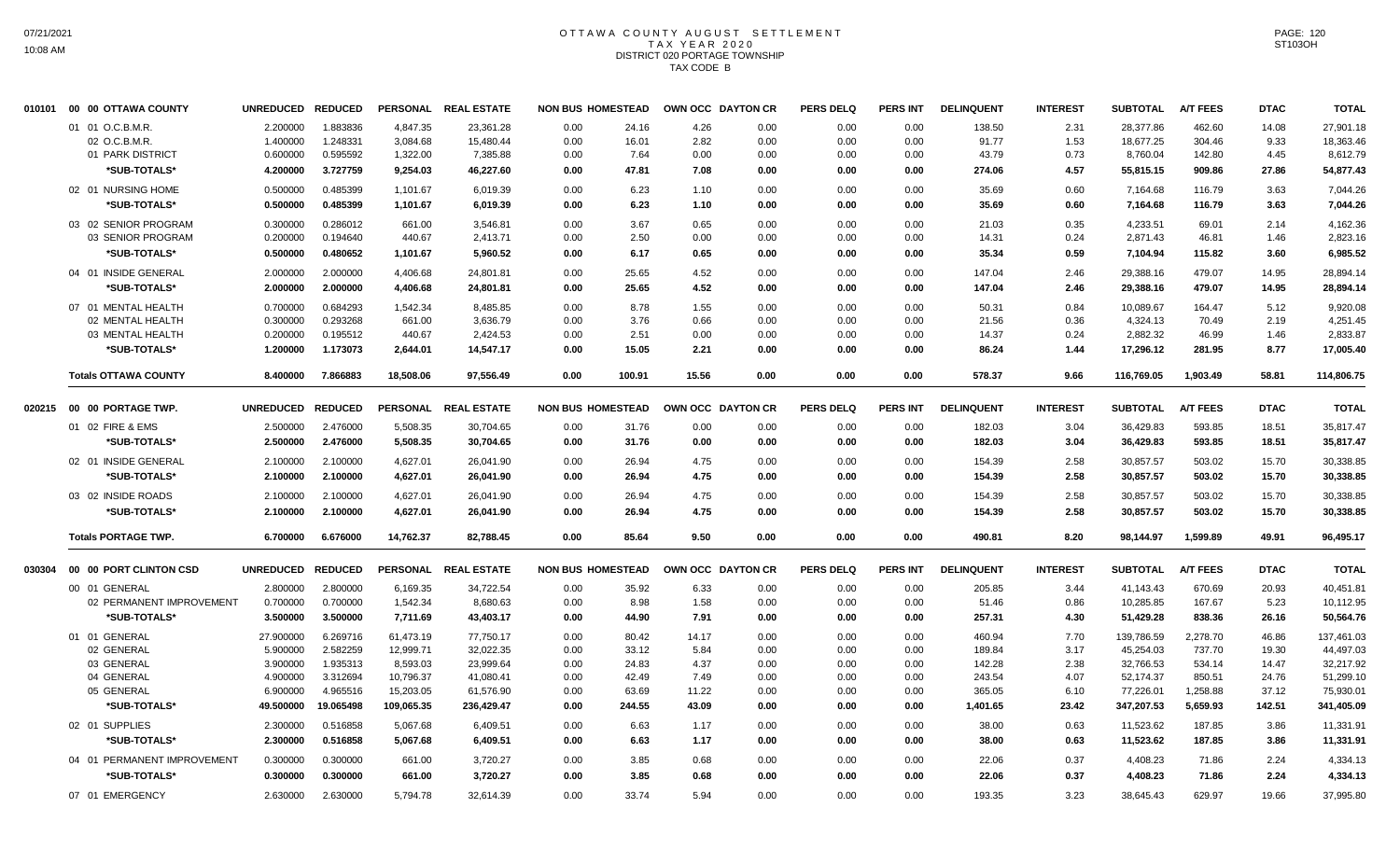# OTTAWA COUNTY AUGUST SETTLEMENT
## TAX YEAR 2020
## DISTRICT 020 PORTAGE TOWNSHIP
## TAX CODE B

| | | UNREDUCED | REDUCED | PERSONAL | REAL ESTATE | NON BUS | HOMESTEAD | OWN OCC | DAYTON CR | PERS DELQ | PERS INT | DELINQUENT | INTEREST | SUBTOTAL | A/T FEES | DTAC | TOTAL |
|---|---|---|---|---|---|---|---|---|---|---|---|---|---|---|---|---|---|
| 010101 | 00 00 OTTAWA COUNTY | | | | | | | | | | | | | | | | |
| | 01 01 O.C.B.M.R. | 2.200000 | 1.883836 | 4,847.35 | 23,361.28 | 0.00 | 24.16 | 4.26 | 0.00 | 0.00 | 0.00 | 138.50 | 2.31 | 28,377.86 | 462.60 | 14.08 | 27,901.18 |
| | 02 O.C.B.M.R. | 1.400000 | 1.248331 | 3,084.68 | 15,480.44 | 0.00 | 16.01 | 2.82 | 0.00 | 0.00 | 0.00 | 91.77 | 1.53 | 18,677.25 | 304.46 | 9.33 | 18,363.46 |
| | 01 PARK DISTRICT | 0.600000 | 0.595592 | 1,322.00 | 7,385.88 | 0.00 | 7.64 | 0.00 | 0.00 | 0.00 | 0.00 | 43.79 | 0.73 | 8,760.04 | 142.80 | 4.45 | 8,612.79 |
| | *SUB-TOTALS* | 4.200000 | 3.727759 | 9,254.03 | 46,227.60 | 0.00 | 47.81 | 7.08 | 0.00 | 0.00 | 0.00 | 274.06 | 4.57 | 55,815.15 | 909.86 | 27.86 | 54,877.43 |
| | 02 01 NURSING HOME | 0.500000 | 0.485399 | 1,101.67 | 6,019.39 | 0.00 | 6.23 | 1.10 | 0.00 | 0.00 | 0.00 | 35.69 | 0.60 | 7,164.68 | 116.79 | 3.63 | 7,044.26 |
| | *SUB-TOTALS* | 0.500000 | 0.485399 | 1,101.67 | 6,019.39 | 0.00 | 6.23 | 1.10 | 0.00 | 0.00 | 0.00 | 35.69 | 0.60 | 7,164.68 | 116.79 | 3.63 | 7,044.26 |
| | 03 02 SENIOR PROGRAM | 0.300000 | 0.286012 | 661.00 | 3,546.81 | 0.00 | 3.67 | 0.65 | 0.00 | 0.00 | 0.00 | 21.03 | 0.35 | 4,233.51 | 69.01 | 2.14 | 4,162.36 |
| | 03 SENIOR PROGRAM | 0.200000 | 0.194640 | 440.67 | 2,413.71 | 0.00 | 2.50 | 0.00 | 0.00 | 0.00 | 0.00 | 14.31 | 0.24 | 2,871.43 | 46.81 | 1.46 | 2,823.16 |
| | *SUB-TOTALS* | 0.500000 | 0.480652 | 1,101.67 | 5,960.52 | 0.00 | 6.17 | 0.65 | 0.00 | 0.00 | 0.00 | 35.34 | 0.59 | 7,104.94 | 115.82 | 3.60 | 6,985.52 |
| | 04 01 INSIDE GENERAL | 2.000000 | 2.000000 | 4,406.68 | 24,801.81 | 0.00 | 25.65 | 4.52 | 0.00 | 0.00 | 0.00 | 147.04 | 2.46 | 29,388.16 | 479.07 | 14.95 | 28,894.14 |
| | *SUB-TOTALS* | 2.000000 | 2.000000 | 4,406.68 | 24,801.81 | 0.00 | 25.65 | 4.52 | 0.00 | 0.00 | 0.00 | 147.04 | 2.46 | 29,388.16 | 479.07 | 14.95 | 28,894.14 |
| | 07 01 MENTAL HEALTH | 0.700000 | 0.684293 | 1,542.34 | 8,485.85 | 0.00 | 8.78 | 1.55 | 0.00 | 0.00 | 0.00 | 50.31 | 0.84 | 10,089.67 | 164.47 | 5.12 | 9,920.08 |
| | 02 MENTAL HEALTH | 0.300000 | 0.293268 | 661.00 | 3,636.79 | 0.00 | 3.76 | 0.66 | 0.00 | 0.00 | 0.00 | 21.56 | 0.36 | 4,324.13 | 70.49 | 2.19 | 4,251.45 |
| | 03 MENTAL HEALTH | 0.200000 | 0.195512 | 440.67 | 2,424.53 | 0.00 | 2.51 | 0.00 | 0.00 | 0.00 | 0.00 | 14.37 | 0.24 | 2,882.32 | 46.99 | 1.46 | 2,833.87 |
| | *SUB-TOTALS* | 1.200000 | 1.173073 | 2,644.01 | 14,547.17 | 0.00 | 15.05 | 2.21 | 0.00 | 0.00 | 0.00 | 86.24 | 1.44 | 17,296.12 | 281.95 | 8.77 | 17,005.40 |
| | **Totals OTTAWA COUNTY** | 8.400000 | 7.866883 | 18,508.06 | 97,556.49 | 0.00 | 100.91 | 15.56 | 0.00 | 0.00 | 0.00 | 578.37 | 9.66 | 116,769.05 | 1,903.49 | 58.81 | 114,806.75 |
| 020215 | 00 00 PORTAGE TWP. | UNREDUCED | REDUCED | PERSONAL | REAL ESTATE | NON BUS | HOMESTEAD | OWN OCC | DAYTON CR | PERS DELQ | PERS INT | DELINQUENT | INTEREST | SUBTOTAL | A/T FEES | DTAC | TOTAL |
| | 01 02 FIRE & EMS | 2.500000 | 2.476000 | 5,508.35 | 30,704.65 | 0.00 | 31.76 | 0.00 | 0.00 | 0.00 | 0.00 | 182.03 | 3.04 | 36,429.83 | 593.85 | 18.51 | 35,817.47 |
| | *SUB-TOTALS* | 2.500000 | 2.476000 | 5,508.35 | 30,704.65 | 0.00 | 31.76 | 0.00 | 0.00 | 0.00 | 0.00 | 182.03 | 3.04 | 36,429.83 | 593.85 | 18.51 | 35,817.47 |
| | 02 01 INSIDE GENERAL | 2.100000 | 2.100000 | 4,627.01 | 26,041.90 | 0.00 | 26.94 | 4.75 | 0.00 | 0.00 | 0.00 | 154.39 | 2.58 | 30,857.57 | 503.02 | 15.70 | 30,338.85 |
| | *SUB-TOTALS* | 2.100000 | 2.100000 | 4,627.01 | 26,041.90 | 0.00 | 26.94 | 4.75 | 0.00 | 0.00 | 0.00 | 154.39 | 2.58 | 30,857.57 | 503.02 | 15.70 | 30,338.85 |
| | 03 02 INSIDE ROADS | 2.100000 | 2.100000 | 4,627.01 | 26,041.90 | 0.00 | 26.94 | 4.75 | 0.00 | 0.00 | 0.00 | 154.39 | 2.58 | 30,857.57 | 503.02 | 15.70 | 30,338.85 |
| | *SUB-TOTALS* | 2.100000 | 2.100000 | 4,627.01 | 26,041.90 | 0.00 | 26.94 | 4.75 | 0.00 | 0.00 | 0.00 | 154.39 | 2.58 | 30,857.57 | 503.02 | 15.70 | 30,338.85 |
| | **Totals PORTAGE TWP.** | 6.700000 | 6.676000 | 14,762.37 | 82,788.45 | 0.00 | 85.64 | 9.50 | 0.00 | 0.00 | 0.00 | 490.81 | 8.20 | 98,144.97 | 1,599.89 | 49.91 | 96,495.17 |
| 030304 | 00 00 PORT CLINTON CSD | UNREDUCED | REDUCED | PERSONAL | REAL ESTATE | NON BUS | HOMESTEAD | OWN OCC | DAYTON CR | PERS DELQ | PERS INT | DELINQUENT | INTEREST | SUBTOTAL | A/T FEES | DTAC | TOTAL |
| | 00 01 GENERAL | 2.800000 | 2.800000 | 6,169.35 | 34,722.54 | 0.00 | 35.92 | 6.33 | 0.00 | 0.00 | 0.00 | 205.85 | 3.44 | 41,143.43 | 670.69 | 20.93 | 40,451.81 |
| | 02 PERMANENT IMPROVEMENT | 0.700000 | 0.700000 | 1,542.34 | 8,680.63 | 0.00 | 8.98 | 1.58 | 0.00 | 0.00 | 0.00 | 51.46 | 0.86 | 10,285.85 | 167.67 | 5.23 | 10,112.95 |
| | *SUB-TOTALS* | 3.500000 | 3.500000 | 7,711.69 | 43,403.17 | 0.00 | 44.90 | 7.91 | 0.00 | 0.00 | 0.00 | 257.31 | 4.30 | 51,429.28 | 838.36 | 26.16 | 50,564.76 |
| | 01 01 GENERAL | 27.900000 | 6.269716 | 61,473.19 | 77,750.17 | 0.00 | 80.42 | 14.17 | 0.00 | 0.00 | 0.00 | 460.94 | 7.70 | 139,786.59 | 2,278.70 | 46.86 | 137,461.03 |
| | 02 GENERAL | 5.900000 | 2.582259 | 12,999.71 | 32,022.35 | 0.00 | 33.12 | 5.84 | 0.00 | 0.00 | 0.00 | 189.84 | 3.17 | 45,254.03 | 737.70 | 19.30 | 44,497.03 |
| | 03 GENERAL | 3.900000 | 1.935313 | 8,593.03 | 23,999.64 | 0.00 | 24.83 | 4.37 | 0.00 | 0.00 | 0.00 | 142.28 | 2.38 | 32,766.53 | 534.14 | 14.47 | 32,217.92 |
| | 04 GENERAL | 4.900000 | 3.312694 | 10,796.37 | 41,080.41 | 0.00 | 42.49 | 7.49 | 0.00 | 0.00 | 0.00 | 243.54 | 4.07 | 52,174.37 | 850.51 | 24.76 | 51,299.10 |
| | 05 GENERAL | 6.900000 | 4.965516 | 15,203.05 | 61,576.90 | 0.00 | 63.69 | 11.22 | 0.00 | 0.00 | 0.00 | 365.05 | 6.10 | 77,226.01 | 1,258.88 | 37.12 | 75,930.01 |
| | *SUB-TOTALS* | 49.500000 | 19.065498 | 109,065.35 | 236,429.47 | 0.00 | 244.55 | 43.09 | 0.00 | 0.00 | 0.00 | 1,401.65 | 23.42 | 347,207.53 | 5,659.93 | 142.51 | 341,405.09 |
| | 02 01 SUPPLIES | 2.300000 | 0.516858 | 5,067.68 | 6,409.51 | 0.00 | 6.63 | 1.17 | 0.00 | 0.00 | 0.00 | 38.00 | 0.63 | 11,523.62 | 187.85 | 3.86 | 11,331.91 |
| | *SUB-TOTALS* | 2.300000 | 0.516858 | 5,067.68 | 6,409.51 | 0.00 | 6.63 | 1.17 | 0.00 | 0.00 | 0.00 | 38.00 | 0.63 | 11,523.62 | 187.85 | 3.86 | 11,331.91 |
| | 04 01 PERMANENT IMPROVEMENT | 0.300000 | 0.300000 | 661.00 | 3,720.27 | 0.00 | 3.85 | 0.68 | 0.00 | 0.00 | 0.00 | 22.06 | 0.37 | 4,408.23 | 71.86 | 2.24 | 4,334.13 |
| | *SUB-TOTALS* | 0.300000 | 0.300000 | 661.00 | 3,720.27 | 0.00 | 3.85 | 0.68 | 0.00 | 0.00 | 0.00 | 22.06 | 0.37 | 4,408.23 | 71.86 | 2.24 | 4,334.13 |
| | 07 01 EMERGENCY | 2.630000 | 2.630000 | 5,794.78 | 32,614.39 | 0.00 | 33.74 | 5.94 | 0.00 | 0.00 | 0.00 | 193.35 | 3.23 | 38,645.43 | 629.97 | 19.66 | 37,995.80 |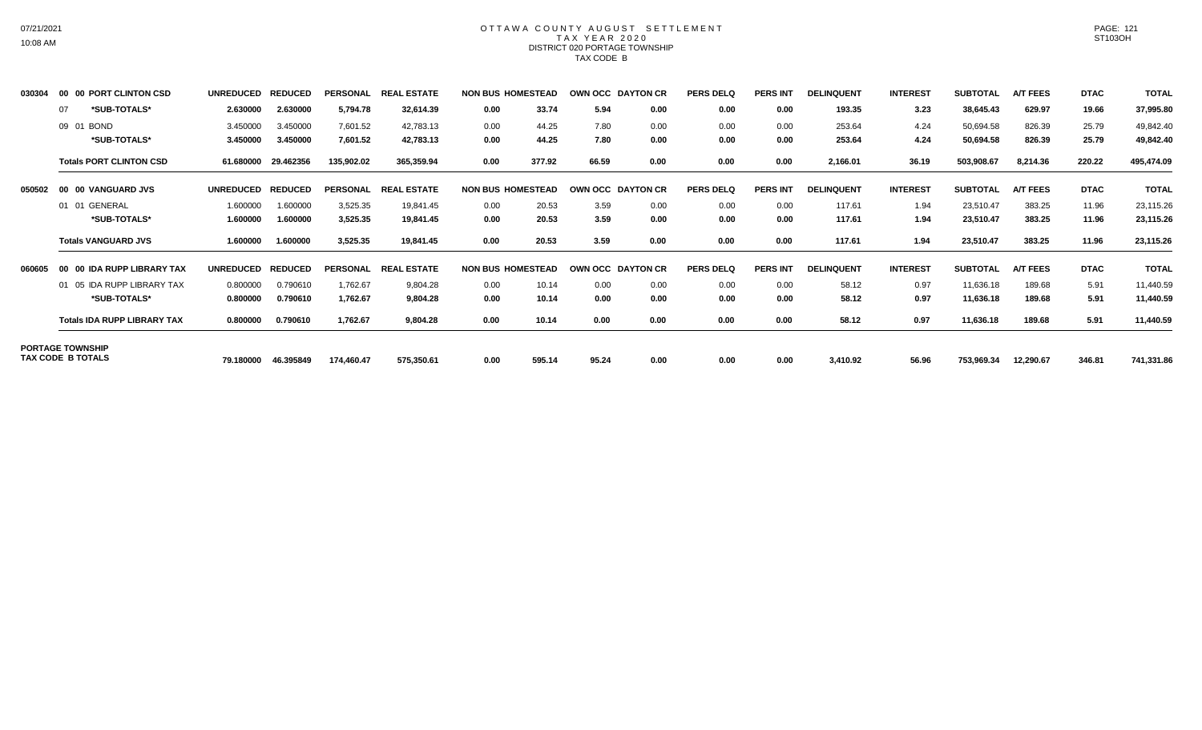# OTTAWA COUNTY AUGUST SETTLEMENT
## TAX YEAR 2020
### DISTRICT 020 PORTAGE TOWNSHIP
### TAX CODE B

| | | UNREDUCED | REDUCED | PERSONAL | REAL ESTATE | NON BUS | HOMESTEAD | OWN OCC | DAYTON CR | PERS DELQ | PERS INT | DELINQUENT | INTEREST | SUBTOTAL | A/T FEES | DTAC | TOTAL |
|---|---|---|---|---|---|---|---|---|---|---|---|---|---|---|---|---|---|
| 030304 | 00 00 PORT CLINTON CSD | UNREDUCED | REDUCED | PERSONAL | REAL ESTATE | NON BUS | HOMESTEAD | OWN OCC | DAYTON CR | PERS DELQ | PERS INT | DELINQUENT | INTEREST | SUBTOTAL | A/T FEES | DTAC | TOTAL |
| | 07 *SUB-TOTALS* | 2.630000 | 2.630000 | 5,794.78 | 32,614.39 | 0.00 | 33.74 | 5.94 | 0.00 | 0.00 | 0.00 | 193.35 | 3.23 | 38,645.43 | 629.97 | 19.66 | 37,995.80 |
| | 09 01 BOND | 3.450000 | 3.450000 | 7,601.52 | 42,783.13 | 0.00 | 44.25 | 7.80 | 0.00 | 0.00 | 0.00 | 253.64 | 4.24 | 50,694.58 | 826.39 | 25.79 | 49,842.40 |
| | *SUB-TOTALS* | 3.450000 | 3.450000 | 7,601.52 | 42,783.13 | 0.00 | 44.25 | 7.80 | 0.00 | 0.00 | 0.00 | 253.64 | 4.24 | 50,694.58 | 826.39 | 25.79 | 49,842.40 |
| | Totals PORT CLINTON CSD | 61.680000 | 29.462356 | 135,902.02 | 365,359.94 | 0.00 | 377.92 | 66.59 | 0.00 | 0.00 | 0.00 | 2,166.01 | 36.19 | 503,908.67 | 8,214.36 | 220.22 | 495,474.09 |
| 050502 | 00 00 VANGUARD JVS | UNREDUCED | REDUCED | PERSONAL | REAL ESTATE | NON BUS | HOMESTEAD | OWN OCC | DAYTON CR | PERS DELQ | PERS INT | DELINQUENT | INTEREST | SUBTOTAL | A/T FEES | DTAC | TOTAL |
| | 01 01 GENERAL | 1.600000 | 1.600000 | 3,525.35 | 19,841.45 | 0.00 | 20.53 | 3.59 | 0.00 | 0.00 | 0.00 | 117.61 | 1.94 | 23,510.47 | 383.25 | 11.96 | 23,115.26 |
| | *SUB-TOTALS* | 1.600000 | 1.600000 | 3,525.35 | 19,841.45 | 0.00 | 20.53 | 3.59 | 0.00 | 0.00 | 0.00 | 117.61 | 1.94 | 23,510.47 | 383.25 | 11.96 | 23,115.26 |
| | Totals VANGUARD JVS | 1.600000 | 1.600000 | 3,525.35 | 19,841.45 | 0.00 | 20.53 | 3.59 | 0.00 | 0.00 | 0.00 | 117.61 | 1.94 | 23,510.47 | 383.25 | 11.96 | 23,115.26 |
| 060605 | 00 00 IDA RUPP LIBRARY TAX | UNREDUCED | REDUCED | PERSONAL | REAL ESTATE | NON BUS | HOMESTEAD | OWN OCC | DAYTON CR | PERS DELQ | PERS INT | DELINQUENT | INTEREST | SUBTOTAL | A/T FEES | DTAC | TOTAL |
| | 01 05 IDA RUPP LIBRARY TAX | 0.800000 | 0.790610 | 1,762.67 | 9,804.28 | 0.00 | 10.14 | 0.00 | 0.00 | 0.00 | 0.00 | 58.12 | 0.97 | 11,636.18 | 189.68 | 5.91 | 11,440.59 |
| | *SUB-TOTALS* | 0.800000 | 0.790610 | 1,762.67 | 9,804.28 | 0.00 | 10.14 | 0.00 | 0.00 | 0.00 | 0.00 | 58.12 | 0.97 | 11,636.18 | 189.68 | 5.91 | 11,440.59 |
| | Totals IDA RUPP LIBRARY TAX | 0.800000 | 0.790610 | 1,762.67 | 9,804.28 | 0.00 | 10.14 | 0.00 | 0.00 | 0.00 | 0.00 | 58.12 | 0.97 | 11,636.18 | 189.68 | 5.91 | 11,440.59 |
| PORTAGE TOWNSHIP TAX CODE B TOTALS | | 79.180000 | 46.395849 | 174,460.47 | 575,350.61 | 0.00 | 595.14 | 95.24 | 0.00 | 0.00 | 0.00 | 3,410.92 | 56.96 | 753,969.34 | 12,290.67 | 346.81 | 741,331.86 |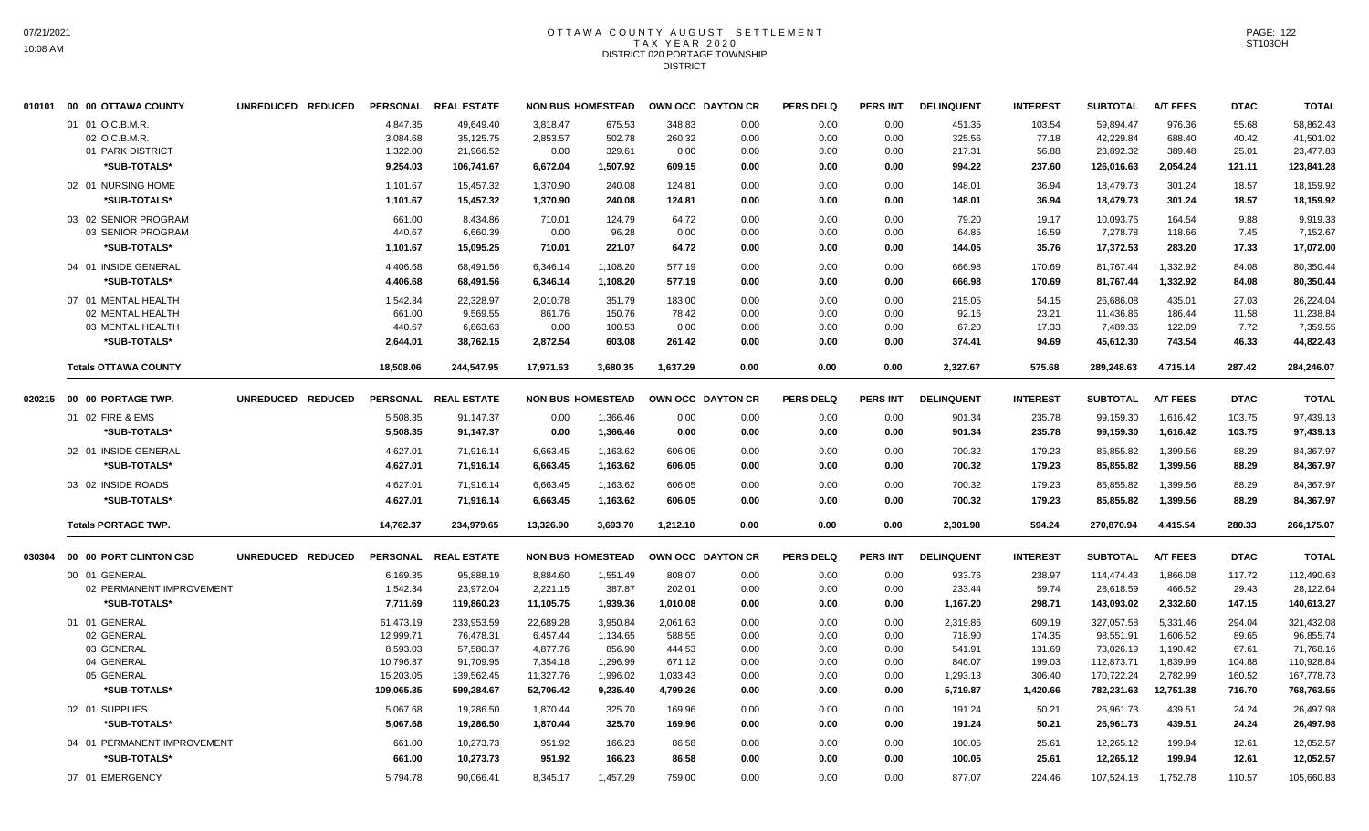# OTTAWA COUNTY AUGUST SETTLEMENT
## TAX YEAR 2020
## DISTRICT 020 PORTAGE TOWNSHIP
## DISTRICT

| | | UNREDUCED | REDUCED | PERSONAL | REAL ESTATE | NON BUS | HOMESTEAD | OWN OCC | DAYTON CR | PERS DELQ | PERS INT | DELINQUENT | INTEREST | SUBTOTAL | A/T FEES | DTAC | TOTAL |
|---|---|---|---|---|---|---|---|---|---|---|---|---|---|---|---|---|---|
| 010101 | 00 00 OTTAWA COUNTY | | | | | | | | | | | | | | | | |
| | 01 01 O.C.B.M.R. | | | 4,847.35 | 49,649.40 | 3,818.47 | 675.53 | 348.83 | 0.00 | 0.00 | 0.00 | 451.35 | 103.54 | 59,894.47 | 976.36 | 55.68 | 58,862.43 |
| | 02 O.C.B.M.R. | | | 3,084.68 | 35,125.75 | 2,853.57 | 502.78 | 260.32 | 0.00 | 0.00 | 0.00 | 325.56 | 77.18 | 42,229.84 | 688.40 | 40.42 | 41,501.02 |
| | 01 PARK DISTRICT | | | 1,322.00 | 21,966.52 | 0.00 | 329.61 | 0.00 | 0.00 | 0.00 | 0.00 | 217.31 | 56.88 | 23,892.32 | 389.48 | 25.01 | 23,477.83 |
| | *SUB-TOTALS* | | | 9,254.03 | 106,741.67 | 6,672.04 | 1,507.92 | 609.15 | 0.00 | 0.00 | 0.00 | 994.22 | 237.60 | 126,016.63 | 2,054.24 | 121.11 | 123,841.28 |
| | 02 01 NURSING HOME | | | 1,101.67 | 15,457.32 | 1,370.90 | 240.08 | 124.81 | 0.00 | 0.00 | 0.00 | 148.01 | 36.94 | 18,479.73 | 301.24 | 18.57 | 18,159.92 |
| | *SUB-TOTALS* | | | 1,101.67 | 15,457.32 | 1,370.90 | 240.08 | 124.81 | 0.00 | 0.00 | 0.00 | 148.01 | 36.94 | 18,479.73 | 301.24 | 18.57 | 18,159.92 |
| | 03 02 SENIOR PROGRAM | | | 661.00 | 8,434.86 | 710.01 | 124.79 | 64.72 | 0.00 | 0.00 | 0.00 | 79.20 | 19.17 | 10,093.75 | 164.54 | 9.88 | 9,919.33 |
| | 03 SENIOR PROGRAM | | | 440.67 | 6,660.39 | 0.00 | 96.28 | 0.00 | 0.00 | 0.00 | 0.00 | 64.85 | 16.59 | 7,278.78 | 118.66 | 7.45 | 7,152.67 |
| | *SUB-TOTALS* | | | 1,101.67 | 15,095.25 | 710.01 | 221.07 | 64.72 | 0.00 | 0.00 | 0.00 | 144.05 | 35.76 | 17,372.53 | 283.20 | 17.33 | 17,072.00 |
| | 04 01 INSIDE GENERAL | | | 4,406.68 | 68,491.56 | 6,346.14 | 1,108.20 | 577.19 | 0.00 | 0.00 | 0.00 | 666.98 | 170.69 | 81,767.44 | 1,332.92 | 84.08 | 80,350.44 |
| | *SUB-TOTALS* | | | 4,406.68 | 68,491.56 | 6,346.14 | 1,108.20 | 577.19 | 0.00 | 0.00 | 0.00 | 666.98 | 170.69 | 81,767.44 | 1,332.92 | 84.08 | 80,350.44 |
| | 07 01 MENTAL HEALTH | | | 1,542.34 | 22,328.97 | 2,010.78 | 351.79 | 183.00 | 0.00 | 0.00 | 0.00 | 215.05 | 54.15 | 26,686.08 | 435.01 | 27.03 | 26,224.04 |
| | 02 MENTAL HEALTH | | | 661.00 | 9,569.55 | 861.76 | 150.76 | 78.42 | 0.00 | 0.00 | 0.00 | 92.16 | 23.21 | 11,436.86 | 186.44 | 11.58 | 11,238.84 |
| | 03 MENTAL HEALTH | | | 440.67 | 6,863.63 | 0.00 | 100.53 | 0.00 | 0.00 | 0.00 | 0.00 | 67.20 | 17.33 | 7,489.36 | 122.09 | 7.72 | 7,359.55 |
| | *SUB-TOTALS* | | | 2,644.01 | 38,762.15 | 2,872.54 | 603.08 | 261.42 | 0.00 | 0.00 | 0.00 | 374.41 | 94.69 | 45,612.30 | 743.54 | 46.33 | 44,822.43 |
| | Totals OTTAWA COUNTY | | | 18,508.06 | 244,547.95 | 17,971.63 | 3,680.35 | 1,637.29 | 0.00 | 0.00 | 0.00 | 2,327.67 | 575.68 | 289,248.63 | 4,715.14 | 287.42 | 284,246.07 |
| 020215 | 00 00 PORTAGE TWP. | UNREDUCED | REDUCED | PERSONAL | REAL ESTATE | NON BUS | HOMESTEAD | OWN OCC | DAYTON CR | PERS DELQ | PERS INT | DELINQUENT | INTEREST | SUBTOTAL | A/T FEES | DTAC | TOTAL |
| | 01 02 FIRE & EMS | | | 5,508.35 | 91,147.37 | 0.00 | 1,366.46 | 0.00 | 0.00 | 0.00 | 0.00 | 901.34 | 235.78 | 99,159.30 | 1,616.42 | 103.75 | 97,439.13 |
| | *SUB-TOTALS* | | | 5,508.35 | 91,147.37 | 0.00 | 1,366.46 | 0.00 | 0.00 | 0.00 | 0.00 | 901.34 | 235.78 | 99,159.30 | 1,616.42 | 103.75 | 97,439.13 |
| | 02 01 INSIDE GENERAL | | | 4,627.01 | 71,916.14 | 6,663.45 | 1,163.62 | 606.05 | 0.00 | 0.00 | 0.00 | 700.32 | 179.23 | 85,855.82 | 1,399.56 | 88.29 | 84,367.97 |
| | *SUB-TOTALS* | | | 4,627.01 | 71,916.14 | 6,663.45 | 1,163.62 | 606.05 | 0.00 | 0.00 | 0.00 | 700.32 | 179.23 | 85,855.82 | 1,399.56 | 88.29 | 84,367.97 |
| | 03 02 INSIDE ROADS | | | 4,627.01 | 71,916.14 | 6,663.45 | 1,163.62 | 606.05 | 0.00 | 0.00 | 0.00 | 700.32 | 179.23 | 85,855.82 | 1,399.56 | 88.29 | 84,367.97 |
| | *SUB-TOTALS* | | | 4,627.01 | 71,916.14 | 6,663.45 | 1,163.62 | 606.05 | 0.00 | 0.00 | 0.00 | 700.32 | 179.23 | 85,855.82 | 1,399.56 | 88.29 | 84,367.97 |
| | Totals PORTAGE TWP. | | | 14,762.37 | 234,979.65 | 13,326.90 | 3,693.70 | 1,212.10 | 0.00 | 0.00 | 0.00 | 2,301.98 | 594.24 | 270,870.94 | 4,415.54 | 280.33 | 266,175.07 |
| 030304 | 00 00 PORT CLINTON CSD | UNREDUCED | REDUCED | PERSONAL | REAL ESTATE | NON BUS | HOMESTEAD | OWN OCC | DAYTON CR | PERS DELQ | PERS INT | DELINQUENT | INTEREST | SUBTOTAL | A/T FEES | DTAC | TOTAL |
| | 00 01 GENERAL | | | 6,169.35 | 95,888.19 | 8,884.60 | 1,551.49 | 808.07 | 0.00 | 0.00 | 0.00 | 933.76 | 238.97 | 114,474.43 | 1,866.08 | 117.72 | 112,490.63 |
| | 02 PERMANENT IMPROVEMENT | | | 1,542.34 | 23,972.04 | 2,221.15 | 387.87 | 202.01 | 0.00 | 0.00 | 0.00 | 233.44 | 59.74 | 28,618.59 | 466.52 | 29.43 | 28,122.64 |
| | *SUB-TOTALS* | | | 7,711.69 | 119,860.23 | 11,105.75 | 1,939.36 | 1,010.08 | 0.00 | 0.00 | 0.00 | 1,167.20 | 298.71 | 143,093.02 | 2,332.60 | 147.15 | 140,613.27 |
| | 01 01 GENERAL | | | 61,473.19 | 233,953.59 | 22,689.28 | 3,950.84 | 2,061.63 | 0.00 | 0.00 | 0.00 | 2,319.86 | 609.19 | 327,057.58 | 5,331.46 | 294.04 | 321,432.08 |
| | 02 GENERAL | | | 12,999.71 | 76,478.31 | 6,457.44 | 1,134.65 | 588.55 | 0.00 | 0.00 | 0.00 | 718.90 | 174.35 | 98,551.91 | 1,606.52 | 89.65 | 96,855.74 |
| | 03 GENERAL | | | 8,593.03 | 57,580.37 | 4,877.76 | 856.90 | 444.53 | 0.00 | 0.00 | 0.00 | 541.91 | 131.69 | 73,026.19 | 1,190.42 | 67.61 | 71,768.16 |
| | 04 GENERAL | | | 10,796.37 | 91,709.95 | 7,354.18 | 1,296.99 | 671.12 | 0.00 | 0.00 | 0.00 | 846.07 | 199.03 | 112,873.71 | 1,839.99 | 104.88 | 110,928.84 |
| | 05 GENERAL | | | 15,203.05 | 139,562.45 | 11,327.76 | 1,996.02 | 1,033.43 | 0.00 | 0.00 | 0.00 | 1,293.13 | 306.40 | 170,722.24 | 2,782.99 | 160.52 | 167,778.73 |
| | *SUB-TOTALS* | | | 109,065.35 | 599,284.67 | 52,706.42 | 9,235.40 | 4,799.26 | 0.00 | 0.00 | 0.00 | 5,719.87 | 1,420.66 | 782,231.63 | 12,751.38 | 716.70 | 768,763.55 |
| | 02 01 SUPPLIES | | | 5,067.68 | 19,286.50 | 1,870.44 | 325.70 | 169.96 | 0.00 | 0.00 | 0.00 | 191.24 | 50.21 | 26,961.73 | 439.51 | 24.24 | 26,497.98 |
| | *SUB-TOTALS* | | | 5,067.68 | 19,286.50 | 1,870.44 | 325.70 | 169.96 | 0.00 | 0.00 | 0.00 | 191.24 | 50.21 | 26,961.73 | 439.51 | 24.24 | 26,497.98 |
| | 04 01 PERMANENT IMPROVEMENT | | | 661.00 | 10,273.73 | 951.92 | 166.23 | 86.58 | 0.00 | 0.00 | 0.00 | 100.05 | 25.61 | 12,265.12 | 199.94 | 12.61 | 12,052.57 |
| | *SUB-TOTALS* | | | 661.00 | 10,273.73 | 951.92 | 166.23 | 86.58 | 0.00 | 0.00 | 0.00 | 100.05 | 25.61 | 12,265.12 | 199.94 | 12.61 | 12,052.57 |
| | 07 01 EMERGENCY | | | 5,794.78 | 90,066.41 | 8,345.17 | 1,457.29 | 759.00 | 0.00 | 0.00 | 0.00 | 877.07 | 224.46 | 107,524.18 | 1,752.78 | 110.57 | 105,660.83 |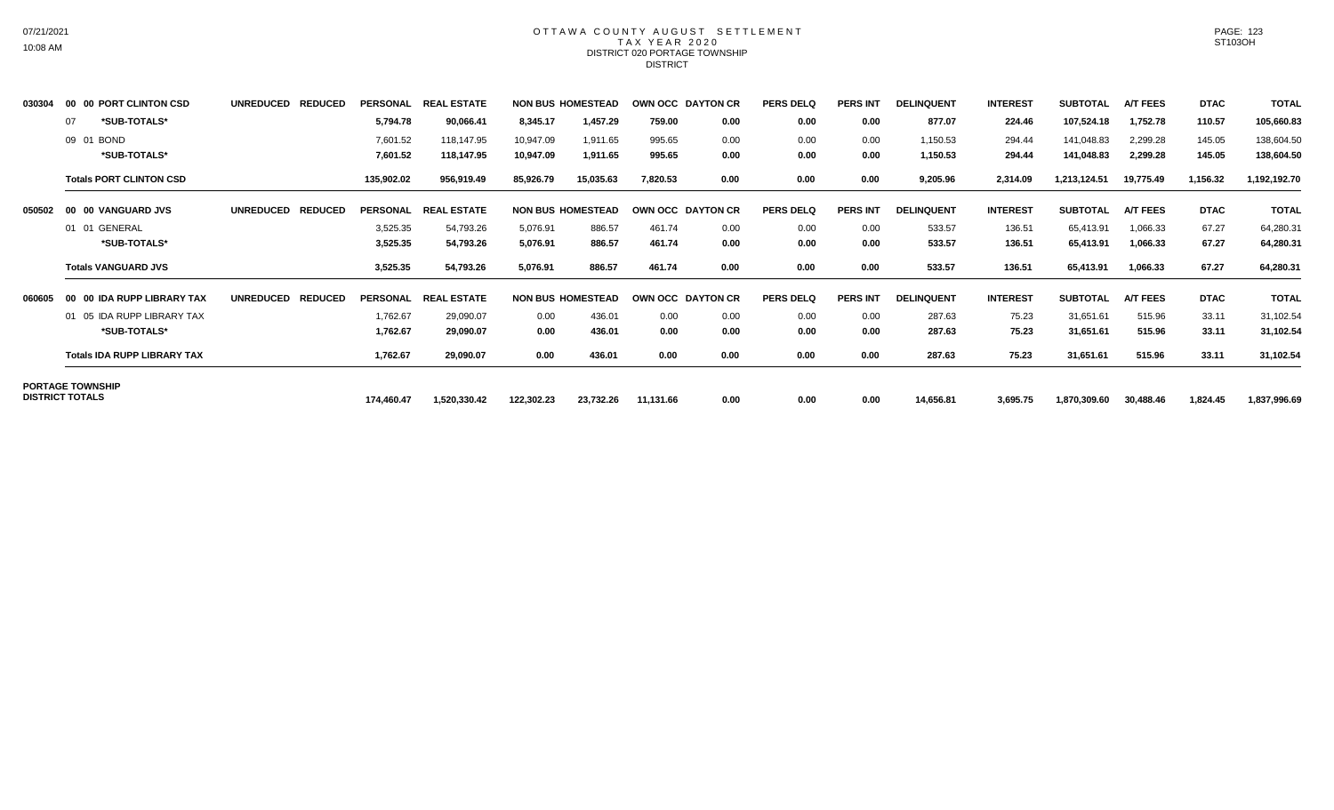# OTTAWA COUNTY AUGUST SETTLEMENT
## TAX YEAR 2020
### DISTRICT 020 PORTAGE TOWNSHIP
DISTRICT

| | | UNREDUCED | REDUCED | PERSONAL | REAL ESTATE | NON BUS | HOMESTEAD | OWN OCC | DAYTON CR | PERS DELQ | PERS INT | DELINQUENT | INTEREST | SUBTOTAL | A/T FEES | DTAC | TOTAL |
|---|---|---|---|---|---|---|---|---|---|---|---|---|---|---|---|---|---|
| 030304 | 00 00 PORT CLINTON CSD | | | | | | | | | | | | | | | | |
| | 07 *SUB-TOTALS* | | | 5,794.78 | 90,066.41 | 8,345.17 | 1,457.29 | 759.00 | 0.00 | 0.00 | 0.00 | 877.07 | 224.46 | 107,524.18 | 1,752.78 | 110.57 | 105,660.83 |
| | 09 01 BOND | | | 7,601.52 | 118,147.95 | 10,947.09 | 1,911.65 | 995.65 | 0.00 | 0.00 | 0.00 | 1,150.53 | 294.44 | 141,048.83 | 2,299.28 | 145.05 | 138,604.50 |
| | *SUB-TOTALS* | | | 7,601.52 | 118,147.95 | 10,947.09 | 1,911.65 | 995.65 | 0.00 | 0.00 | 0.00 | 1,150.53 | 294.44 | 141,048.83 | 2,299.28 | 145.05 | 138,604.50 |
| | **Totals PORT CLINTON CSD** | | | 135,902.02 | 956,919.49 | 85,926.79 | 15,035.63 | 7,820.53 | 0.00 | 0.00 | 0.00 | 9,205.96 | 2,314.09 | 1,213,124.51 | 19,775.49 | 1,156.32 | 1,192,192.70 |
| 050502 | 00 00 VANGUARD JVS | | | | | | | | | | | | | | | | |
| | 01 01 GENERAL | | | 3,525.35 | 54,793.26 | 5,076.91 | 886.57 | 461.74 | 0.00 | 0.00 | 0.00 | 533.57 | 136.51 | 65,413.91 | 1,066.33 | 67.27 | 64,280.31 |
| | *SUB-TOTALS* | | | 3,525.35 | 54,793.26 | 5,076.91 | 886.57 | 461.74 | 0.00 | 0.00 | 0.00 | 533.57 | 136.51 | 65,413.91 | 1,066.33 | 67.27 | 64,280.31 |
| | **Totals VANGUARD JVS** | | | 3,525.35 | 54,793.26 | 5,076.91 | 886.57 | 461.74 | 0.00 | 0.00 | 0.00 | 533.57 | 136.51 | 65,413.91 | 1,066.33 | 67.27 | 64,280.31 |
| 060605 | 00 00 IDA RUPP LIBRARY TAX | | | | | | | | | | | | | | | | |
| | 01 05 IDA RUPP LIBRARY TAX | | | 1,762.67 | 29,090.07 | 0.00 | 436.01 | 0.00 | 0.00 | 0.00 | 0.00 | 287.63 | 75.23 | 31,651.61 | 515.96 | 33.11 | 31,102.54 |
| | *SUB-TOTALS* | | | 1,762.67 | 29,090.07 | 0.00 | 436.01 | 0.00 | 0.00 | 0.00 | 0.00 | 287.63 | 75.23 | 31,651.61 | 515.96 | 33.11 | 31,102.54 |
| | **Totals IDA RUPP LIBRARY TAX** | | | 1,762.67 | 29,090.07 | 0.00 | 436.01 | 0.00 | 0.00 | 0.00 | 0.00 | 287.63 | 75.23 | 31,651.61 | 515.96 | 33.11 | 31,102.54 |
| **PORTAGE TOWNSHIP DISTRICT TOTALS** | | | | 174,460.47 | 1,520,330.42 | 122,302.23 | 23,732.26 | 11,131.66 | 0.00 | 0.00 | 0.00 | 14,656.81 | 3,695.75 | 1,870,309.60 | 30,488.46 | 1,824.45 | 1,837,996.69 |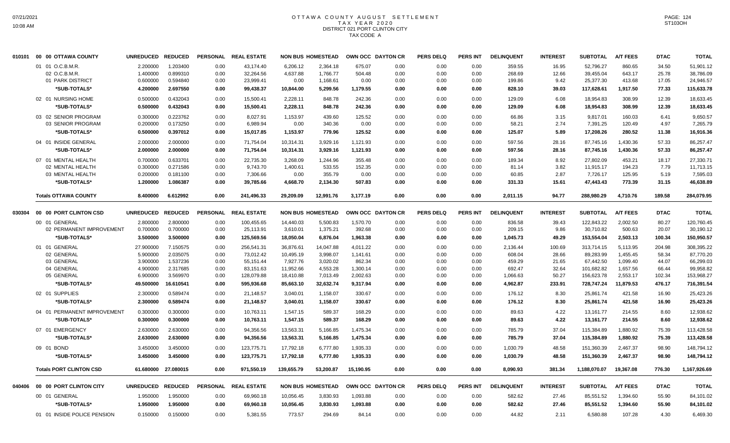# OTTAWA COUNTY AUGUST SETTLEMENT
## TAX YEAR 2020
## DISTRICT 021 PORT CLINTON CITY
## TAX CODE A

| | | UNREDUCED | REDUCED | PERSONAL | REAL ESTATE | NON BUS | HOMESTEAD | OWN OCC | DAYTON CR | PERS DELQ | PERS INT | DELINQUENT | INTEREST | SUBTOTAL | A/T FEES | DTAC | TOTAL |
|---|---|---|---|---|---|---|---|---|---|---|---|---|---|---|---|---|---|
| 010101 | 00 00 OTTAWA COUNTY | | | | | | | | | | | | | | | | |
| | 01 01 O.C.B.M.R. | 2.200000 | 1.203400 | 0.00 | 43,174.40 | 6,206.12 | 2,364.18 | 675.07 | 0.00 | 0.00 | 0.00 | 359.55 | 16.95 | 52,796.27 | 860.65 | 34.50 | 51,901.12 |
| | 02 O.C.B.M.R. | 1.400000 | 0.899310 | 0.00 | 32,264.56 | 4,637.88 | 1,766.77 | 504.48 | 0.00 | 0.00 | 0.00 | 268.69 | 12.66 | 39,455.04 | 643.17 | 25.78 | 38,786.09 |
| | 01 PARK DISTRICT | 0.600000 | 0.594840 | 0.00 | 23,999.41 | 0.00 | 1,168.61 | 0.00 | 0.00 | 0.00 | 0.00 | 199.86 | 9.42 | 25,377.30 | 413.68 | 17.05 | 24,946.57 |
| | *SUB-TOTALS* | 4.200000 | 2.697550 | 0.00 | 99,438.37 | 10,844.00 | 5,299.56 | 1,179.55 | 0.00 | 0.00 | 0.00 | 828.10 | 39.03 | 117,628.61 | 1,917.50 | 77.33 | 115,633.78 |
| | 02 01 NURSING HOME | 0.500000 | 0.432043 | 0.00 | 15,500.41 | 2,228.11 | 848.78 | 242.36 | 0.00 | 0.00 | 0.00 | 129.09 | 6.08 | 18,954.83 | 308.99 | 12.39 | 18,633.45 |
| | *SUB-TOTALS* | 0.500000 | 0.432043 | 0.00 | 15,500.41 | 2,228.11 | 848.78 | 242.36 | 0.00 | 0.00 | 0.00 | 129.09 | 6.08 | 18,954.83 | 308.99 | 12.39 | 18,633.45 |
| | 03 02 SENIOR PROGRAM | 0.300000 | 0.223762 | 0.00 | 8,027.91 | 1,153.97 | 439.60 | 125.52 | 0.00 | 0.00 | 0.00 | 66.86 | 3.15 | 9,817.01 | 160.03 | 6.41 | 9,650.57 |
| | 03 SENIOR PROGRAM | 0.200000 | 0.173250 | 0.00 | 6,989.94 | 0.00 | 340.36 | 0.00 | 0.00 | 0.00 | 0.00 | 58.21 | 2.74 | 7,391.25 | 120.49 | 4.97 | 7,265.79 |
| | *SUB-TOTALS* | 0.500000 | 0.397012 | 0.00 | 15,017.85 | 1,153.97 | 779.96 | 125.52 | 0.00 | 0.00 | 0.00 | 125.07 | 5.89 | 17,208.26 | 280.52 | 11.38 | 16,916.36 |
| | 04 01 INSIDE GENERAL | 2.000000 | 2.000000 | 0.00 | 71,754.04 | 10,314.31 | 3,929.16 | 1,121.93 | 0.00 | 0.00 | 0.00 | 597.56 | 28.16 | 87,745.16 | 1,430.36 | 57.33 | 86,257.47 |
| | *SUB-TOTALS* | 2.000000 | 2.000000 | 0.00 | 71,754.04 | 10,314.31 | 3,929.16 | 1,121.93 | 0.00 | 0.00 | 0.00 | 597.56 | 28.16 | 87,745.16 | 1,430.36 | 57.33 | 86,257.47 |
| | 07 01 MENTAL HEALTH | 0.700000 | 0.633701 | 0.00 | 22,735.30 | 3,268.09 | 1,244.96 | 355.48 | 0.00 | 0.00 | 0.00 | 189.34 | 8.92 | 27,802.09 | 453.21 | 18.17 | 27,330.71 |
| | 02 MENTAL HEALTH | 0.300000 | 0.271586 | 0.00 | 9,743.70 | 1,400.61 | 533.55 | 152.35 | 0.00 | 0.00 | 0.00 | 81.14 | 3.82 | 11,915.17 | 194.23 | 7.79 | 11,713.15 |
| | 03 MENTAL HEALTH | 0.200000 | 0.181100 | 0.00 | 7,306.66 | 0.00 | 355.79 | 0.00 | 0.00 | 0.00 | 0.00 | 60.85 | 2.87 | 7,726.17 | 125.95 | 5.19 | 7,595.03 |
| | *SUB-TOTALS* | 1.200000 | 1.086387 | 0.00 | 39,785.66 | 4,668.70 | 2,134.30 | 507.83 | 0.00 | 0.00 | 0.00 | 331.33 | 15.61 | 47,443.43 | 773.39 | 31.15 | 46,638.89 |
| | **Totals OTTAWA COUNTY** | 8.400000 | 6.612992 | 0.00 | 241,496.33 | 29,209.09 | 12,991.76 | 3,177.19 | 0.00 | 0.00 | 0.00 | 2,011.15 | 94.77 | 288,980.29 | 4,710.76 | 189.58 | 284,079.95 |
| 030304 | 00 00 PORT CLINTON CSD | UNREDUCED | REDUCED | PERSONAL | REAL ESTATE | NON BUS | HOMESTEAD | OWN OCC | DAYTON CR | PERS DELQ | PERS INT | DELINQUENT | INTEREST | SUBTOTAL | A/T FEES | DTAC | TOTAL |
| | 00 01 GENERAL | 2.800000 | 2.800000 | 0.00 | 100,455.65 | 14,440.03 | 5,500.83 | 1,570.70 | 0.00 | 0.00 | 0.00 | 836.58 | 39.43 | 122,843.22 | 2,002.50 | 80.27 | 120,760.45 |
| | 02 PERMANENT IMPROVEMENT | 0.700000 | 0.700000 | 0.00 | 25,113.91 | 3,610.01 | 1,375.21 | 392.68 | 0.00 | 0.00 | 0.00 | 209.15 | 9.86 | 30,710.82 | 500.63 | 20.07 | 30,190.12 |
| | *SUB-TOTALS* | 3.500000 | 3.500000 | 0.00 | 125,569.56 | 18,050.04 | 6,876.04 | 1,963.38 | 0.00 | 0.00 | 0.00 | 1,045.73 | 49.29 | 153,554.04 | 2,503.13 | 100.34 | 150,950.57 |
| | 01 01 GENERAL | 27.900000 | 7.150575 | 0.00 | 256,541.31 | 36,876.61 | 14,047.88 | 4,011.22 | 0.00 | 0.00 | 0.00 | 2,136.44 | 100.69 | 313,714.15 | 5,113.95 | 204.98 | 308,395.22 |
| | 02 GENERAL | 5.900000 | 2.035075 | 0.00 | 73,012.42 | 10,495.19 | 3,998.07 | 1,141.61 | 0.00 | 0.00 | 0.00 | 608.04 | 28.66 | 89,283.99 | 1,455.45 | 58.34 | 87,770.20 |
| | 03 GENERAL | 3.900000 | 1.537236 | 0.00 | 55,151.44 | 7,927.76 | 3,020.02 | 862.34 | 0.00 | 0.00 | 0.00 | 459.29 | 21.65 | 67,442.50 | 1,099.40 | 44.07 | 66,299.03 |
| | 04 GENERAL | 4.900000 | 2.317685 | 0.00 | 83,151.63 | 11,952.66 | 4,553.28 | 1,300.14 | 0.00 | 0.00 | 0.00 | 692.47 | 32.64 | 101,682.82 | 1,657.56 | 66.44 | 99,958.82 |
| | 05 GENERAL | 6.900000 | 3.569970 | 0.00 | 128,079.88 | 18,410.88 | 7,013.49 | 2,002.63 | 0.00 | 0.00 | 0.00 | 1,066.63 | 50.27 | 156,623.78 | 2,553.17 | 102.34 | 153,968.27 |
| | *SUB-TOTALS* | 49.500000 | 16.610541 | 0.00 | 595,936.68 | 85,663.10 | 32,632.74 | 9,317.94 | 0.00 | 0.00 | 0.00 | 4,962.87 | 233.91 | 728,747.24 | 11,879.53 | 476.17 | 716,391.54 |
| | 02 01 SUPPLIES | 2.300000 | 0.589474 | 0.00 | 21,148.57 | 3,040.01 | 1,158.07 | 330.67 | 0.00 | 0.00 | 0.00 | 176.12 | 8.30 | 25,861.74 | 421.58 | 16.90 | 25,423.26 |
| | *SUB-TOTALS* | 2.300000 | 0.589474 | 0.00 | 21,148.57 | 3,040.01 | 1,158.07 | 330.67 | 0.00 | 0.00 | 0.00 | 176.12 | 8.30 | 25,861.74 | 421.58 | 16.90 | 25,423.26 |
| | 04 01 PERMANENT IMPROVEMENT | 0.300000 | 0.300000 | 0.00 | 10,763.11 | 1,547.15 | 589.37 | 168.29 | 0.00 | 0.00 | 0.00 | 89.63 | 4.22 | 13,161.77 | 214.55 | 8.60 | 12,938.62 |
| | *SUB-TOTALS* | 0.300000 | 0.300000 | 0.00 | 10,763.11 | 1,547.15 | 589.37 | 168.29 | 0.00 | 0.00 | 0.00 | 89.63 | 4.22 | 13,161.77 | 214.55 | 8.60 | 12,938.62 |
| | 07 01 EMERGENCY | 2.630000 | 2.630000 | 0.00 | 94,356.56 | 13,563.31 | 5,166.85 | 1,475.34 | 0.00 | 0.00 | 0.00 | 785.79 | 37.04 | 115,384.89 | 1,880.92 | 75.39 | 113,428.58 |
| | *SUB-TOTALS* | 2.630000 | 2.630000 | 0.00 | 94,356.56 | 13,563.31 | 5,166.85 | 1,475.34 | 0.00 | 0.00 | 0.00 | 785.79 | 37.04 | 115,384.89 | 1,880.92 | 75.39 | 113,428.58 |
| | 09 01 BOND | 3.450000 | 3.450000 | 0.00 | 123,775.71 | 17,792.18 | 6,777.80 | 1,935.33 | 0.00 | 0.00 | 0.00 | 1,030.79 | 48.58 | 151,360.39 | 2,467.37 | 98.90 | 148,794.12 |
| | *SUB-TOTALS* | 3.450000 | 3.450000 | 0.00 | 123,775.71 | 17,792.18 | 6,777.80 | 1,935.33 | 0.00 | 0.00 | 0.00 | 1,030.79 | 48.58 | 151,360.39 | 2,467.37 | 98.90 | 148,794.12 |
| | **Totals PORT CLINTON CSD** | 61.680000 | 27.080015 | 0.00 | 971,550.19 | 139,655.79 | 53,200.87 | 15,190.95 | 0.00 | 0.00 | 0.00 | 8,090.93 | 381.34 | 1,188,070.07 | 19,367.08 | 776.30 | 1,167,926.69 |
| 040406 | 00 00 PORT CLINTON CITY | UNREDUCED | REDUCED | PERSONAL | REAL ESTATE | NON BUS | HOMESTEAD | OWN OCC | DAYTON CR | PERS DELQ | PERS INT | DELINQUENT | INTEREST | SUBTOTAL | A/T FEES | DTAC | TOTAL |
| | 00 01 GENERAL | 1.950000 | 1.950000 | 0.00 | 69,960.18 | 10,056.45 | 3,830.93 | 1,093.88 | 0.00 | 0.00 | 0.00 | 582.62 | 27.46 | 85,551.52 | 1,394.60 | 55.90 | 84,101.02 |
| | *SUB-TOTALS* | 1.950000 | 1.950000 | 0.00 | 69,960.18 | 10,056.45 | 3,830.93 | 1,093.88 | 0.00 | 0.00 | 0.00 | 582.62 | 27.46 | 85,551.52 | 1,394.60 | 55.90 | 84,101.02 |
| | 01 01 INSIDE POLICE PENSION | 0.150000 | 0.150000 | 0.00 | 5,381.55 | 773.57 | 294.69 | 84.14 | 0.00 | 0.00 | 0.00 | 44.82 | 2.11 | 6,580.88 | 107.28 | 4.30 | 6,469.30 |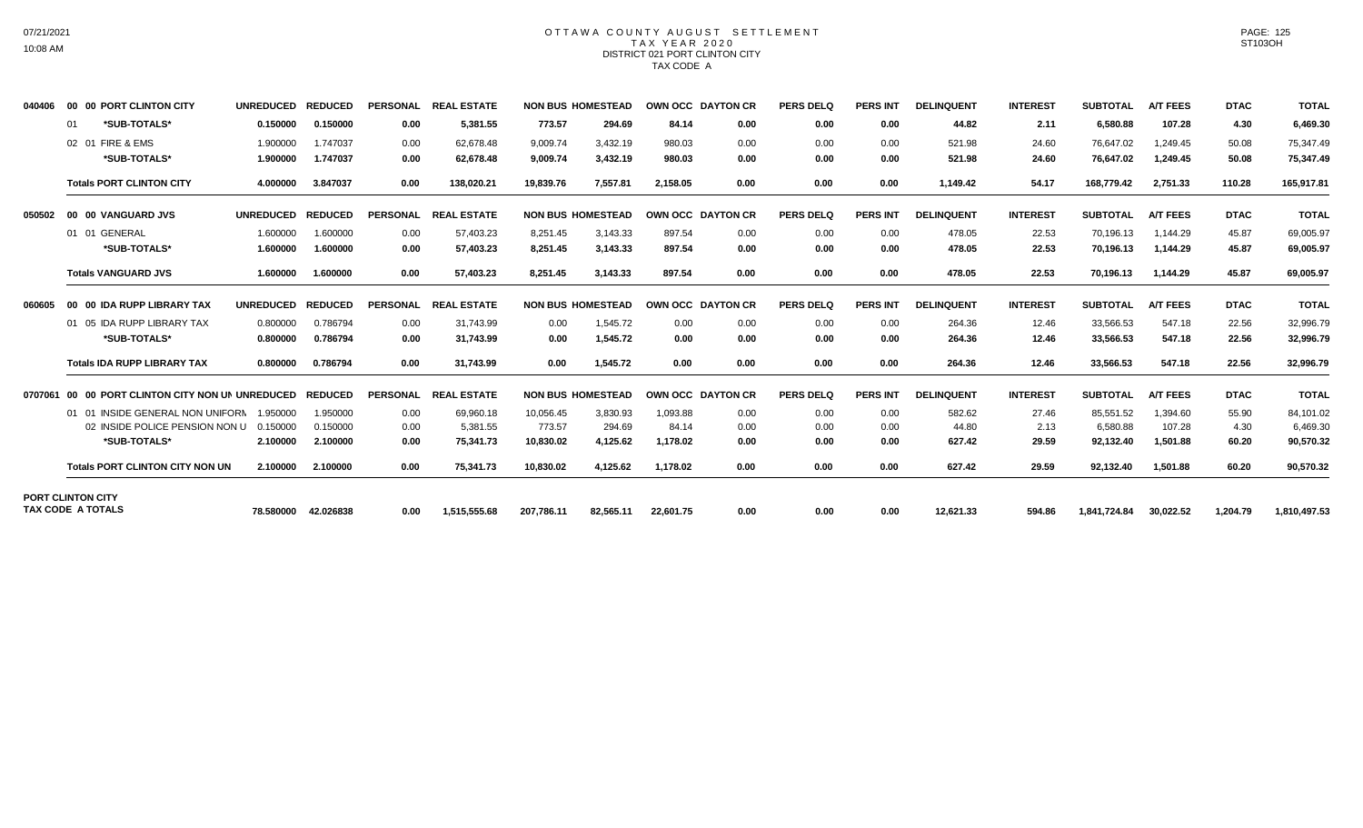# OTTAWA COUNTY AUGUST SETTLEMENT
## TAX YEAR 2020
### DISTRICT 021 PORT CLINTON CITY
### TAX CODE A

| | | UNREDUCED | REDUCED | PERSONAL | REAL ESTATE | NON BUS | HOMESTEAD | OWN OCC | DAYTON CR | PERS DELQ | PERS INT | DELINQUENT | INTEREST | SUBTOTAL | A/T FEES | DTAC | TOTAL |
|---|---|---|---|---|---|---|---|---|---|---|---|---|---|---|---|---|---|
| 040406 | 00 00 PORT CLINTON CITY | UNREDUCED | REDUCED | PERSONAL | REAL ESTATE | NON BUS | HOMESTEAD | OWN OCC | DAYTON CR | PERS DELQ | PERS INT | DELINQUENT | INTEREST | SUBTOTAL | A/T FEES | DTAC | TOTAL |
| | 01 *SUB-TOTALS* | 0.150000 | 0.150000 | 0.00 | 5,381.55 | 773.57 | 294.69 | 84.14 | 0.00 | 0.00 | 0.00 | 44.82 | 2.11 | 6,580.88 | 107.28 | 4.30 | 6,469.30 |
| | 02 01 FIRE & EMS | 1.900000 | 1.747037 | 0.00 | 62,678.48 | 9,009.74 | 3,432.19 | 980.03 | 0.00 | 0.00 | 0.00 | 521.98 | 24.60 | 76,647.02 | 1,249.45 | 50.08 | 75,347.49 |
| | *SUB-TOTALS* | 1.900000 | 1.747037 | 0.00 | 62,678.48 | 9,009.74 | 3,432.19 | 980.03 | 0.00 | 0.00 | 0.00 | 521.98 | 24.60 | 76,647.02 | 1,249.45 | 50.08 | 75,347.49 |
| | Totals PORT CLINTON CITY | 4.000000 | 3.847037 | 0.00 | 138,020.21 | 19,839.76 | 7,557.81 | 2,158.05 | 0.00 | 0.00 | 0.00 | 1,149.42 | 54.17 | 168,779.42 | 2,751.33 | 110.28 | 165,917.81 |
| 050502 | 00 00 VANGUARD JVS | UNREDUCED | REDUCED | PERSONAL | REAL ESTATE | NON BUS | HOMESTEAD | OWN OCC | DAYTON CR | PERS DELQ | PERS INT | DELINQUENT | INTEREST | SUBTOTAL | A/T FEES | DTAC | TOTAL |
| | 01 01 GENERAL | 1.600000 | 1.600000 | 0.00 | 57,403.23 | 8,251.45 | 3,143.33 | 897.54 | 0.00 | 0.00 | 0.00 | 478.05 | 22.53 | 70,196.13 | 1,144.29 | 45.87 | 69,005.97 |
| | *SUB-TOTALS* | 1.600000 | 1.600000 | 0.00 | 57,403.23 | 8,251.45 | 3,143.33 | 897.54 | 0.00 | 0.00 | 0.00 | 478.05 | 22.53 | 70,196.13 | 1,144.29 | 45.87 | 69,005.97 |
| | Totals VANGUARD JVS | 1.600000 | 1.600000 | 0.00 | 57,403.23 | 8,251.45 | 3,143.33 | 897.54 | 0.00 | 0.00 | 0.00 | 478.05 | 22.53 | 70,196.13 | 1,144.29 | 45.87 | 69,005.97 |
| 060605 | 00 00 IDA RUPP LIBRARY TAX | UNREDUCED | REDUCED | PERSONAL | REAL ESTATE | NON BUS | HOMESTEAD | OWN OCC | DAYTON CR | PERS DELQ | PERS INT | DELINQUENT | INTEREST | SUBTOTAL | A/T FEES | DTAC | TOTAL |
| | 01 05 IDA RUPP LIBRARY TAX | 0.800000 | 0.786794 | 0.00 | 31,743.99 | 0.00 | 1,545.72 | 0.00 | 0.00 | 0.00 | 0.00 | 264.36 | 12.46 | 33,566.53 | 547.18 | 22.56 | 32,996.79 |
| | *SUB-TOTALS* | 0.800000 | 0.786794 | 0.00 | 31,743.99 | 0.00 | 1,545.72 | 0.00 | 0.00 | 0.00 | 0.00 | 264.36 | 12.46 | 33,566.53 | 547.18 | 22.56 | 32,996.79 |
| | Totals IDA RUPP LIBRARY TAX | 0.800000 | 0.786794 | 0.00 | 31,743.99 | 0.00 | 1,545.72 | 0.00 | 0.00 | 0.00 | 0.00 | 264.36 | 12.46 | 33,566.53 | 547.18 | 22.56 | 32,996.79 |
| 0707061 | 00 00 PORT CLINTON CITY NON UN | UNREDUCED | REDUCED | PERSONAL | REAL ESTATE | NON BUS | HOMESTEAD | OWN OCC | DAYTON CR | PERS DELQ | PERS INT | DELINQUENT | INTEREST | SUBTOTAL | A/T FEES | DTAC | TOTAL |
| | 01 01 INSIDE GENERAL NON UNIFORM | 1.950000 | 1.950000 | 0.00 | 69,960.18 | 10,056.45 | 3,830.93 | 1,093.88 | 0.00 | 0.00 | 0.00 | 582.62 | 27.46 | 85,551.52 | 1,394.60 | 55.90 | 84,101.02 |
| | 02 INSIDE POLICE PENSION NON U | 0.150000 | 0.150000 | 0.00 | 5,381.55 | 773.57 | 294.69 | 84.14 | 0.00 | 0.00 | 0.00 | 44.80 | 2.13 | 6,580.88 | 107.28 | 4.30 | 6,469.30 |
| | *SUB-TOTALS* | 2.100000 | 2.100000 | 0.00 | 75,341.73 | 10,830.02 | 4,125.62 | 1,178.02 | 0.00 | 0.00 | 0.00 | 627.42 | 29.59 | 92,132.40 | 1,501.88 | 60.20 | 90,570.32 |
| | Totals PORT CLINTON CITY NON UN | 2.100000 | 2.100000 | 0.00 | 75,341.73 | 10,830.02 | 4,125.62 | 1,178.02 | 0.00 | 0.00 | 0.00 | 627.42 | 29.59 | 92,132.40 | 1,501.88 | 60.20 | 90,570.32 |
| PORT CLINTON CITY TAX CODE A TOTALS | | 78.580000 | 42.026838 | 0.00 | 1,515,555.68 | 207,786.11 | 82,565.11 | 22,601.75 | 0.00 | 0.00 | 0.00 | 12,621.33 | 594.86 | 1,841,724.84 | 30,022.52 | 1,204.79 | 1,810,497.53 |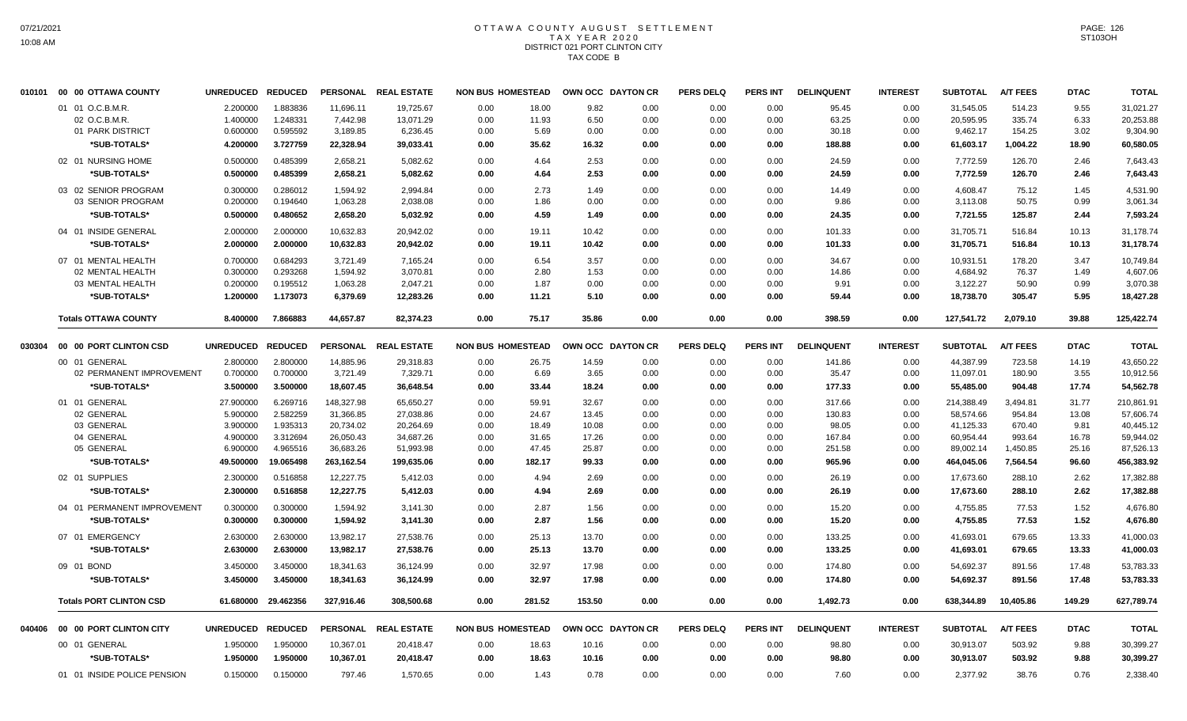# OTTAWA COUNTY AUGUST SETTLEMENT
## TAX YEAR 2020
### DISTRICT 021 PORT CLINTON CITY
### TAX CODE B

| | | UNREDUCED | REDUCED | PERSONAL | REAL ESTATE | NON BUS | HOMESTEAD | OWN OCC | DAYTON CR | PERS DELQ | PERS INT | DELINQUENT | INTEREST | SUBTOTAL | A/T FEES | DTAC | TOTAL |
|---|---|---|---|---|---|---|---|---|---|---|---|---|---|---|---|---|---|
| 010101 | 00 00 OTTAWA COUNTY | | | | | | | | | | | | | | | | |
| | 01 01 O.C.B.M.R. | 2.200000 | 1.883836 | 11,696.11 | 19,725.67 | 0.00 | 18.00 | 9.82 | 0.00 | 0.00 | 0.00 | 95.45 | 0.00 | 31,545.05 | 514.23 | 9.55 | 31,021.27 |
| | 02 O.C.B.M.R. | 1.400000 | 1.248331 | 7,442.98 | 13,071.29 | 0.00 | 11.93 | 6.50 | 0.00 | 0.00 | 0.00 | 63.25 | 0.00 | 20,595.95 | 335.74 | 6.33 | 20,253.88 |
| | 01 PARK DISTRICT | 0.600000 | 0.595592 | 3,189.85 | 6,236.45 | 0.00 | 5.69 | 0.00 | 0.00 | 0.00 | 0.00 | 30.18 | 0.00 | 9,462.17 | 154.25 | 3.02 | 9,304.90 |
| | *SUB-TOTALS* | 4.200000 | 3.727759 | 22,328.94 | 39,033.41 | 0.00 | 35.62 | 16.32 | 0.00 | 0.00 | 0.00 | 188.88 | 0.00 | 61,603.17 | 1,004.22 | 18.90 | 60,580.05 |
| | 02 01 NURSING HOME | 0.500000 | 0.485399 | 2,658.21 | 5,082.62 | 0.00 | 4.64 | 2.53 | 0.00 | 0.00 | 0.00 | 24.59 | 0.00 | 7,772.59 | 126.70 | 2.46 | 7,643.43 |
| | *SUB-TOTALS* | 0.500000 | 0.485399 | 2,658.21 | 5,082.62 | 0.00 | 4.64 | 2.53 | 0.00 | 0.00 | 0.00 | 24.59 | 0.00 | 7,772.59 | 126.70 | 2.46 | 7,643.43 |
| | 03 02 SENIOR PROGRAM | 0.300000 | 0.286012 | 1,594.92 | 2,994.84 | 0.00 | 2.73 | 1.49 | 0.00 | 0.00 | 0.00 | 14.49 | 0.00 | 4,608.47 | 75.12 | 1.45 | 4,531.90 |
| | 03 SENIOR PROGRAM | 0.200000 | 0.194640 | 1,063.28 | 2,038.08 | 0.00 | 1.86 | 0.00 | 0.00 | 0.00 | 0.00 | 9.86 | 0.00 | 3,113.08 | 50.75 | 0.99 | 3,061.34 |
| | *SUB-TOTALS* | 0.500000 | 0.480652 | 2,658.20 | 5,032.92 | 0.00 | 4.59 | 1.49 | 0.00 | 0.00 | 0.00 | 24.35 | 0.00 | 7,721.55 | 125.87 | 2.44 | 7,593.24 |
| | 04 01 INSIDE GENERAL | 2.000000 | 2.000000 | 10,632.83 | 20,942.02 | 0.00 | 19.11 | 10.42 | 0.00 | 0.00 | 0.00 | 101.33 | 0.00 | 31,705.71 | 516.84 | 10.13 | 31,178.74 |
| | *SUB-TOTALS* | 2.000000 | 2.000000 | 10,632.83 | 20,942.02 | 0.00 | 19.11 | 10.42 | 0.00 | 0.00 | 0.00 | 101.33 | 0.00 | 31,705.71 | 516.84 | 10.13 | 31,178.74 |
| | 07 01 MENTAL HEALTH | 0.700000 | 0.684293 | 3,721.49 | 7,165.24 | 0.00 | 6.54 | 3.57 | 0.00 | 0.00 | 0.00 | 34.67 | 0.00 | 10,931.51 | 178.20 | 3.47 | 10,749.84 |
| | 02 MENTAL HEALTH | 0.300000 | 0.293268 | 1,594.92 | 3,070.81 | 0.00 | 2.80 | 1.53 | 0.00 | 0.00 | 0.00 | 14.86 | 0.00 | 4,684.92 | 76.37 | 1.49 | 4,607.06 |
| | 03 MENTAL HEALTH | 0.200000 | 0.195512 | 1,063.28 | 2,047.21 | 0.00 | 1.87 | 0.00 | 0.00 | 0.00 | 0.00 | 9.91 | 0.00 | 3,122.27 | 50.90 | 0.99 | 3,070.38 |
| | *SUB-TOTALS* | 1.200000 | 1.173073 | 6,379.69 | 12,283.26 | 0.00 | 11.21 | 5.10 | 0.00 | 0.00 | 0.00 | 59.44 | 0.00 | 18,738.70 | 305.47 | 5.95 | 18,427.28 |
| | **Totals OTTAWA COUNTY** | 8.400000 | 7.866883 | 44,657.87 | 82,374.23 | 0.00 | 75.17 | 35.86 | 0.00 | 0.00 | 0.00 | 398.59 | 0.00 | 127,541.72 | 2,079.10 | 39.88 | 125,422.74 |

| | | UNREDUCED | REDUCED | PERSONAL | REAL ESTATE | NON BUS | HOMESTEAD | OWN OCC | DAYTON CR | PERS DELQ | PERS INT | DELINQUENT | INTEREST | SUBTOTAL | A/T FEES | DTAC | TOTAL |
|---|---|---|---|---|---|---|---|---|---|---|---|---|---|---|---|---|---|
| 030304 | 00 00 PORT CLINTON CSD | | | | | | | | | | | | | | | | |
| | 00 01 GENERAL | 2.800000 | 2.800000 | 14,885.96 | 29,318.83 | 0.00 | 26.75 | 14.59 | 0.00 | 0.00 | 0.00 | 141.86 | 0.00 | 44,387.99 | 723.58 | 14.19 | 43,650.22 |
| | 02 PERMANENT IMPROVEMENT | 0.700000 | 0.700000 | 3,721.49 | 7,329.71 | 0.00 | 6.69 | 3.65 | 0.00 | 0.00 | 0.00 | 35.47 | 0.00 | 11,097.01 | 180.90 | 3.55 | 10,912.56 |
| | *SUB-TOTALS* | 3.500000 | 3.500000 | 18,607.45 | 36,648.54 | 0.00 | 33.44 | 18.24 | 0.00 | 0.00 | 0.00 | 177.33 | 0.00 | 55,485.00 | 904.48 | 17.74 | 54,562.78 |
| | 01 01 GENERAL | 27.900000 | 6.269716 | 148,327.98 | 65,650.27 | 0.00 | 59.91 | 32.67 | 0.00 | 0.00 | 0.00 | 317.66 | 0.00 | 214,388.49 | 3,494.81 | 31.77 | 210,861.91 |
| | 02 GENERAL | 5.900000 | 2.582259 | 31,366.85 | 27,038.86 | 0.00 | 24.67 | 13.45 | 0.00 | 0.00 | 0.00 | 130.83 | 0.00 | 58,574.66 | 954.84 | 13.08 | 57,606.74 |
| | 03 GENERAL | 3.900000 | 1.935313 | 20,734.02 | 20,264.69 | 0.00 | 18.49 | 10.08 | 0.00 | 0.00 | 0.00 | 98.05 | 0.00 | 41,125.33 | 670.40 | 9.81 | 40,445.12 |
| | 04 GENERAL | 4.900000 | 3.312694 | 26,050.43 | 34,687.26 | 0.00 | 31.65 | 17.26 | 0.00 | 0.00 | 0.00 | 167.84 | 0.00 | 60,954.44 | 993.64 | 16.78 | 59,944.02 |
| | 05 GENERAL | 6.900000 | 4.965516 | 36,683.26 | 51,993.98 | 0.00 | 47.45 | 25.87 | 0.00 | 0.00 | 0.00 | 251.58 | 0.00 | 89,002.14 | 1,450.85 | 25.16 | 87,526.13 |
| | *SUB-TOTALS* | 49.500000 | 19.065498 | 263,162.54 | 199,635.06 | 0.00 | 182.17 | 99.33 | 0.00 | 0.00 | 0.00 | 965.96 | 0.00 | 464,045.06 | 7,564.54 | 96.60 | 456,383.92 |
| | 02 01 SUPPLIES | 2.300000 | 0.516858 | 12,227.75 | 5,412.03 | 0.00 | 4.94 | 2.69 | 0.00 | 0.00 | 0.00 | 26.19 | 0.00 | 17,673.60 | 288.10 | 2.62 | 17,382.88 |
| | *SUB-TOTALS* | 2.300000 | 0.516858 | 12,227.75 | 5,412.03 | 0.00 | 4.94 | 2.69 | 0.00 | 0.00 | 0.00 | 26.19 | 0.00 | 17,673.60 | 288.10 | 2.62 | 17,382.88 |
| | 04 01 PERMANENT IMPROVEMENT | 0.300000 | 0.300000 | 1,594.92 | 3,141.30 | 0.00 | 2.87 | 1.56 | 0.00 | 0.00 | 0.00 | 15.20 | 0.00 | 4,755.85 | 77.53 | 1.52 | 4,676.80 |
| | *SUB-TOTALS* | 0.300000 | 0.300000 | 1,594.92 | 3,141.30 | 0.00 | 2.87 | 1.56 | 0.00 | 0.00 | 0.00 | 15.20 | 0.00 | 4,755.85 | 77.53 | 1.52 | 4,676.80 |
| | 07 01 EMERGENCY | 2.630000 | 2.630000 | 13,982.17 | 27,538.76 | 0.00 | 25.13 | 13.70 | 0.00 | 0.00 | 0.00 | 133.25 | 0.00 | 41,693.01 | 679.65 | 13.33 | 41,000.03 |
| | *SUB-TOTALS* | 2.630000 | 2.630000 | 13,982.17 | 27,538.76 | 0.00 | 25.13 | 13.70 | 0.00 | 0.00 | 0.00 | 133.25 | 0.00 | 41,693.01 | 679.65 | 13.33 | 41,000.03 |
| | 09 01 BOND | 3.450000 | 3.450000 | 18,341.63 | 36,124.99 | 0.00 | 32.97 | 17.98 | 0.00 | 0.00 | 0.00 | 174.80 | 0.00 | 54,692.37 | 891.56 | 17.48 | 53,783.33 |
| | *SUB-TOTALS* | 3.450000 | 3.450000 | 18,341.63 | 36,124.99 | 0.00 | 32.97 | 17.98 | 0.00 | 0.00 | 0.00 | 174.80 | 0.00 | 54,692.37 | 891.56 | 17.48 | 53,783.33 |
| | **Totals PORT CLINTON CSD** | 61.680000 | 29.462356 | 327,916.46 | 308,500.68 | 0.00 | 281.52 | 153.50 | 0.00 | 0.00 | 0.00 | 1,492.73 | 0.00 | 638,344.89 | 10,405.86 | 149.29 | 627,789.74 |

| | | UNREDUCED | REDUCED | PERSONAL | REAL ESTATE | NON BUS | HOMESTEAD | OWN OCC | DAYTON CR | PERS DELQ | PERS INT | DELINQUENT | INTEREST | SUBTOTAL | A/T FEES | DTAC | TOTAL |
|---|---|---|---|---|---|---|---|---|---|---|---|---|---|---|---|---|---|
| 040406 | 00 00 PORT CLINTON CITY | | | | | | | | | | | | | | | | |
| | 00 01 GENERAL | 1.950000 | 1.950000 | 10,367.01 | 20,418.47 | 0.00 | 18.63 | 10.16 | 0.00 | 0.00 | 0.00 | 98.80 | 0.00 | 30,913.07 | 503.92 | 9.88 | 30,399.27 |
| | *SUB-TOTALS* | 1.950000 | 1.950000 | 10,367.01 | 20,418.47 | 0.00 | 18.63 | 10.16 | 0.00 | 0.00 | 0.00 | 98.80 | 0.00 | 30,913.07 | 503.92 | 9.88 | 30,399.27 |
| | 01 01 INSIDE POLICE PENSION | 0.150000 | 0.150000 | 797.46 | 1,570.65 | 0.00 | 1.43 | 0.78 | 0.00 | 0.00 | 0.00 | 7.60 | 0.00 | 2,377.92 | 38.76 | 0.76 | 2,338.40 |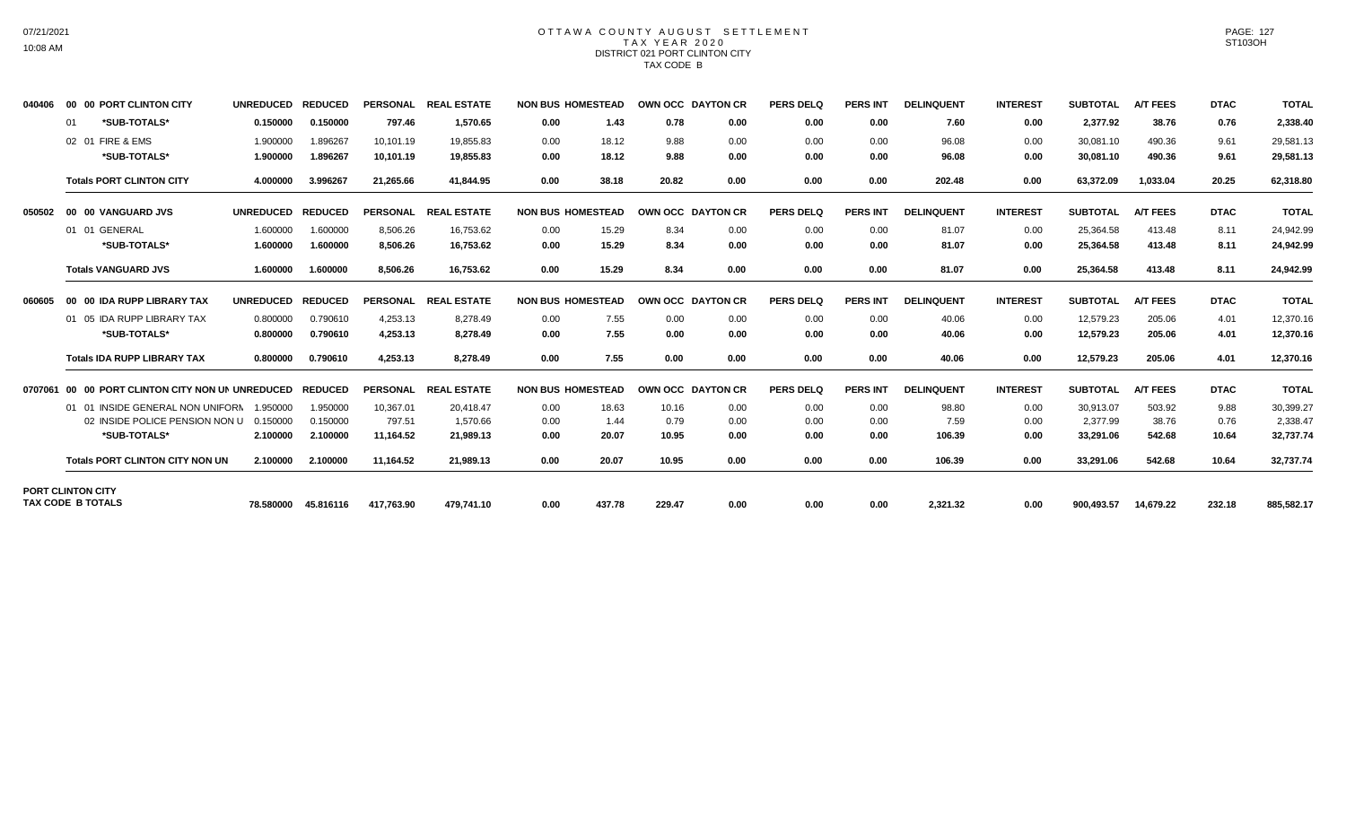# OTTAWA COUNTY AUGUST SETTLEMENT
## TAX YEAR 2020
### DISTRICT 021 PORT CLINTON CITY
### TAX CODE B

| | | UNREDUCED | REDUCED | PERSONAL | REAL ESTATE | NON BUS | HOMESTEAD | OWN OCC | DAYTON CR | PERS DELQ | PERS INT | DELINQUENT | INTEREST | SUBTOTAL | A/T FEES | DTAC | TOTAL |
|---|---|---|---|---|---|---|---|---|---|---|---|---|---|---|---|---|---|
| 040406 | 00 00 PORT CLINTON CITY | UNREDUCED | REDUCED | PERSONAL | REAL ESTATE | NON BUS | HOMESTEAD | OWN OCC | DAYTON CR | PERS DELQ | PERS INT | DELINQUENT | INTEREST | SUBTOTAL | A/T FEES | DTAC | TOTAL |
| | 01 *SUB-TOTALS* | 0.150000 | 0.150000 | 797.46 | 1,570.65 | 0.00 | 1.43 | 0.78 | 0.00 | 0.00 | 0.00 | 7.60 | 0.00 | 2,377.92 | 38.76 | 0.76 | 2,338.40 |
| | 02 01 FIRE & EMS | 1.900000 | 1.896267 | 10,101.19 | 19,855.83 | 0.00 | 18.12 | 9.88 | 0.00 | 0.00 | 0.00 | 96.08 | 0.00 | 30,081.10 | 490.36 | 9.61 | 29,581.13 |
| | *SUB-TOTALS* | 1.900000 | 1.896267 | 10,101.19 | 19,855.83 | 0.00 | 18.12 | 9.88 | 0.00 | 0.00 | 0.00 | 96.08 | 0.00 | 30,081.10 | 490.36 | 9.61 | 29,581.13 |
| | Totals PORT CLINTON CITY | 4.000000 | 3.996267 | 21,265.66 | 41,844.95 | 0.00 | 38.18 | 20.82 | 0.00 | 0.00 | 0.00 | 202.48 | 0.00 | 63,372.09 | 1,033.04 | 20.25 | 62,318.80 |
| 050502 | 00 00 VANGUARD JVS | UNREDUCED | REDUCED | PERSONAL | REAL ESTATE | NON BUS | HOMESTEAD | OWN OCC | DAYTON CR | PERS DELQ | PERS INT | DELINQUENT | INTEREST | SUBTOTAL | A/T FEES | DTAC | TOTAL |
| | 01 01 GENERAL | 1.600000 | 1.600000 | 8,506.26 | 16,753.62 | 0.00 | 15.29 | 8.34 | 0.00 | 0.00 | 0.00 | 81.07 | 0.00 | 25,364.58 | 413.48 | 8.11 | 24,942.99 |
| | *SUB-TOTALS* | 1.600000 | 1.600000 | 8,506.26 | 16,753.62 | 0.00 | 15.29 | 8.34 | 0.00 | 0.00 | 0.00 | 81.07 | 0.00 | 25,364.58 | 413.48 | 8.11 | 24,942.99 |
| | Totals VANGUARD JVS | 1.600000 | 1.600000 | 8,506.26 | 16,753.62 | 0.00 | 15.29 | 8.34 | 0.00 | 0.00 | 0.00 | 81.07 | 0.00 | 25,364.58 | 413.48 | 8.11 | 24,942.99 |
| 060605 | 00 00 IDA RUPP LIBRARY TAX | UNREDUCED | REDUCED | PERSONAL | REAL ESTATE | NON BUS | HOMESTEAD | OWN OCC | DAYTON CR | PERS DELQ | PERS INT | DELINQUENT | INTEREST | SUBTOTAL | A/T FEES | DTAC | TOTAL |
| | 01 05 IDA RUPP LIBRARY TAX | 0.800000 | 0.790610 | 4,253.13 | 8,278.49 | 0.00 | 7.55 | 0.00 | 0.00 | 0.00 | 0.00 | 40.06 | 0.00 | 12,579.23 | 205.06 | 4.01 | 12,370.16 |
| | *SUB-TOTALS* | 0.800000 | 0.790610 | 4,253.13 | 8,278.49 | 0.00 | 7.55 | 0.00 | 0.00 | 0.00 | 0.00 | 40.06 | 0.00 | 12,579.23 | 205.06 | 4.01 | 12,370.16 |
| | Totals IDA RUPP LIBRARY TAX | 0.800000 | 0.790610 | 4,253.13 | 8,278.49 | 0.00 | 7.55 | 0.00 | 0.00 | 0.00 | 0.00 | 40.06 | 0.00 | 12,579.23 | 205.06 | 4.01 | 12,370.16 |
| 0707061 | 00 00 PORT CLINTON CITY NON UN | UNREDUCED | REDUCED | PERSONAL | REAL ESTATE | NON BUS | HOMESTEAD | OWN OCC | DAYTON CR | PERS DELQ | PERS INT | DELINQUENT | INTEREST | SUBTOTAL | A/T FEES | DTAC | TOTAL |
| | 01 01 INSIDE GENERAL NON UNIFORM | 1.950000 | 1.950000 | 10,367.01 | 20,418.47 | 0.00 | 18.63 | 10.16 | 0.00 | 0.00 | 0.00 | 98.80 | 0.00 | 30,913.07 | 503.92 | 9.88 | 30,399.27 |
| | 02 INSIDE POLICE PENSION NON U | 0.150000 | 0.150000 | 797.51 | 1,570.66 | 0.00 | 1.44 | 0.79 | 0.00 | 0.00 | 0.00 | 7.59 | 0.00 | 2,377.99 | 38.76 | 0.76 | 2,338.47 |
| | *SUB-TOTALS* | 2.100000 | 2.100000 | 11,164.52 | 21,989.13 | 0.00 | 20.07 | 10.95 | 0.00 | 0.00 | 0.00 | 106.39 | 0.00 | 33,291.06 | 542.68 | 10.64 | 32,737.74 |
| | Totals PORT CLINTON CITY NON UN | 2.100000 | 2.100000 | 11,164.52 | 21,989.13 | 0.00 | 20.07 | 10.95 | 0.00 | 0.00 | 0.00 | 106.39 | 0.00 | 33,291.06 | 542.68 | 10.64 | 32,737.74 |
| PORT CLINTON CITY TAX CODE B TOTALS | | 78.580000 | 45.816116 | 417,763.90 | 479,741.10 | 0.00 | 437.78 | 229.47 | 0.00 | 0.00 | 0.00 | 2,321.32 | 0.00 | 900,493.57 | 14,679.22 | 232.18 | 885,582.17 |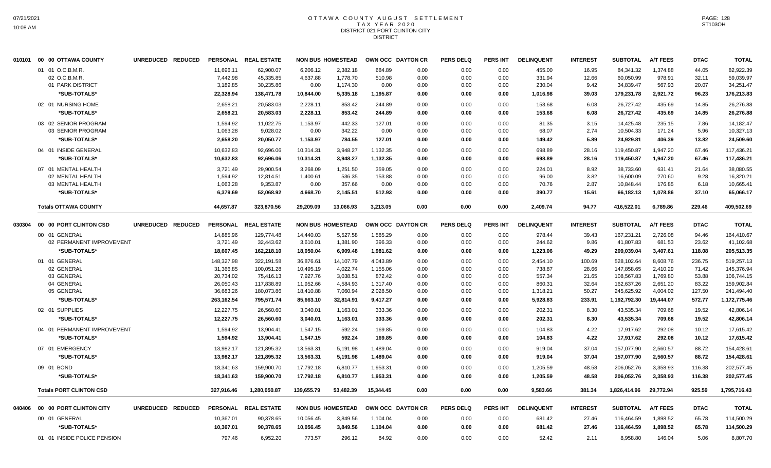# OTTAWA COUNTY AUGUST SETTLEMENT
## TAX YEAR 2020
### DISTRICT 021 PORT CLINTON CITY
DISTRICT

| | | UNREDUCED | REDUCED | PERSONAL | REAL ESTATE | NON BUS | HOMESTEAD | OWN OCC | DAYTON CR | PERS DELQ | PERS INT | DELINQUENT | INTEREST | SUBTOTAL | A/T FEES | DTAC | TOTAL |
|---|---|---|---|---|---|---|---|---|---|---|---|---|---|---|---|---|---|
| 010101 | 00 00 OTTAWA COUNTY | | | | | | | | | | | | | | | | |
| | 01 01 O.C.B.M.R. | | | 11,696.11 | 62,900.07 | 6,206.12 | 2,382.18 | 684.89 | 0.00 | 0.00 | 0.00 | 455.00 | 16.95 | 84,341.32 | 1,374.88 | 44.05 | 82,922.39 |
| | 02 O.C.B.M.R. | | | 7,442.98 | 45,335.85 | 4,637.88 | 1,778.70 | 510.98 | 0.00 | 0.00 | 0.00 | 331.94 | 12.66 | 60,050.99 | 978.91 | 32.11 | 59,039.97 |
| | 01 PARK DISTRICT | | | 3,189.85 | 30,235.86 | 0.00 | 1,174.30 | 0.00 | 0.00 | 0.00 | 0.00 | 230.04 | 9.42 | 34,839.47 | 567.93 | 20.07 | 34,251.47 |
| | **\*SUB-TOTALS\*** | | | **22,328.94** | **138,471.78** | **10,844.00** | **5,335.18** | **1,195.87** | **0.00** | **0.00** | **0.00** | **1,016.98** | **39.03** | **179,231.78** | **2,921.72** | **96.23** | **176,213.83** |
| | 02 01 NURSING HOME | | | 2,658.21 | 20,583.03 | 2,228.11 | 853.42 | 244.89 | 0.00 | 0.00 | 0.00 | 153.68 | 6.08 | 26,727.42 | 435.69 | 14.85 | 26,276.88 |
| | **\*SUB-TOTALS\*** | | | **2,658.21** | **20,583.03** | **2,228.11** | **853.42** | **244.89** | **0.00** | **0.00** | **0.00** | **153.68** | **6.08** | **26,727.42** | **435.69** | **14.85** | **26,276.88** |
| | 03 02 SENIOR PROGRAM | | | 1,594.92 | 11,022.75 | 1,153.97 | 442.33 | 127.01 | 0.00 | 0.00 | 0.00 | 81.35 | 3.15 | 14,425.48 | 235.15 | 7.86 | 14,182.47 |
| | 03 SENIOR PROGRAM | | | 1,063.28 | 9,028.02 | 0.00 | 342.22 | 0.00 | 0.00 | 0.00 | 0.00 | 68.07 | 2.74 | 10,504.33 | 171.24 | 5.96 | 10,327.13 |
| | **\*SUB-TOTALS\*** | | | **2,658.20** | **20,050.77** | **1,153.97** | **784.55** | **127.01** | **0.00** | **0.00** | **0.00** | **149.42** | **5.89** | **24,929.81** | **406.39** | **13.82** | **24,509.60** |
| | 04 01 INSIDE GENERAL | | | 10,632.83 | 92,696.06 | 10,314.31 | 3,948.27 | 1,132.35 | 0.00 | 0.00 | 0.00 | 698.89 | 28.16 | 119,450.87 | 1,947.20 | 67.46 | 117,436.21 |
| | **\*SUB-TOTALS\*** | | | **10,632.83** | **92,696.06** | **10,314.31** | **3,948.27** | **1,132.35** | **0.00** | **0.00** | **0.00** | **698.89** | **28.16** | **119,450.87** | **1,947.20** | **67.46** | **117,436.21** |
| | 07 01 MENTAL HEALTH | | | 3,721.49 | 29,900.54 | 3,268.09 | 1,251.50 | 359.05 | 0.00 | 0.00 | 0.00 | 224.01 | 8.92 | 38,733.60 | 631.41 | 21.64 | 38,080.55 |
| | 02 MENTAL HEALTH | | | 1,594.92 | 12,814.51 | 1,400.61 | 536.35 | 153.88 | 0.00 | 0.00 | 0.00 | 96.00 | 3.82 | 16,600.09 | 270.60 | 9.28 | 16,320.21 |
| | 03 MENTAL HEALTH | | | 1,063.28 | 9,353.87 | 0.00 | 357.66 | 0.00 | 0.00 | 0.00 | 0.00 | 70.76 | 2.87 | 10,848.44 | 176.85 | 6.18 | 10,665.41 |
| | **\*SUB-TOTALS\*** | | | **6,379.69** | **52,068.92** | **4,668.70** | **2,145.51** | **512.93** | **0.00** | **0.00** | **0.00** | **390.77** | **15.61** | **66,182.13** | **1,078.86** | **37.10** | **65,066.17** |
| | **Totals OTTAWA COUNTY** | | | **44,657.87** | **323,870.56** | **29,209.09** | **13,066.93** | **3,213.05** | **0.00** | **0.00** | **0.00** | **2,409.74** | **94.77** | **416,522.01** | **6,789.86** | **229.46** | **409,502.69** |
| 030304 | 00 00 PORT CLINTON CSD | | | | | | | | | | | | | | | | |
| | 00 01 GENERAL | | | 14,885.96 | 129,774.48 | 14,440.03 | 5,527.58 | 1,585.29 | 0.00 | 0.00 | 0.00 | 978.44 | 39.43 | 167,231.21 | 2,726.08 | 94.46 | 164,410.67 |
| | 02 PERMANENT IMPROVEMENT | | | 3,721.49 | 32,443.62 | 3,610.01 | 1,381.90 | 396.33 | 0.00 | 0.00 | 0.00 | 244.62 | 9.86 | 41,807.83 | 681.53 | 23.62 | 41,102.68 |
| | **\*SUB-TOTALS\*** | | | **18,607.45** | **162,218.10** | **18,050.04** | **6,909.48** | **1,981.62** | **0.00** | **0.00** | **0.00** | **1,223.06** | **49.29** | **209,039.04** | **3,407.61** | **118.08** | **205,513.35** |
| | 01 01 GENERAL | | | 148,327.98 | 322,191.58 | 36,876.61 | 14,107.79 | 4,043.89 | 0.00 | 0.00 | 0.00 | 2,454.10 | 100.69 | 528,102.64 | 8,608.76 | 236.75 | 519,257.13 |
| | 02 GENERAL | | | 31,366.85 | 100,051.28 | 10,495.19 | 4,022.74 | 1,155.06 | 0.00 | 0.00 | 0.00 | 738.87 | 28.66 | 147,858.65 | 2,410.29 | 71.42 | 145,376.94 |
| | 03 GENERAL | | | 20,734.02 | 75,416.13 | 7,927.76 | 3,038.51 | 872.42 | 0.00 | 0.00 | 0.00 | 557.34 | 21.65 | 108,567.83 | 1,769.80 | 53.88 | 106,744.15 |
| | 04 GENERAL | | | 26,050.43 | 117,838.89 | 11,952.66 | 4,584.93 | 1,317.40 | 0.00 | 0.00 | 0.00 | 860.31 | 32.64 | 162,637.26 | 2,651.20 | 83.22 | 159,902.84 |
| | 05 GENERAL | | | 36,683.26 | 180,073.86 | 18,410.88 | 7,060.94 | 2,028.50 | 0.00 | 0.00 | 0.00 | 1,318.21 | 50.27 | 245,625.92 | 4,004.02 | 127.50 | 241,494.40 |
| | **\*SUB-TOTALS\*** | | | **263,162.54** | **795,571.74** | **85,663.10** | **32,814.91** | **9,417.27** | **0.00** | **0.00** | **0.00** | **5,928.83** | **233.91** | **1,192,792.30** | **19,444.07** | **572.77** | **1,172,775.46** |
| | 02 01 SUPPLIES | | | 12,227.75 | 26,560.60 | 3,040.01 | 1,163.01 | 333.36 | 0.00 | 0.00 | 0.00 | 202.31 | 8.30 | 43,535.34 | 709.68 | 19.52 | 42,806.14 |
| | **\*SUB-TOTALS\*** | | | **12,227.75** | **26,560.60** | **3,040.01** | **1,163.01** | **333.36** | **0.00** | **0.00** | **0.00** | **202.31** | **8.30** | **43,535.34** | **709.68** | **19.52** | **42,806.14** |
| | 04 01 PERMANENT IMPROVEMENT | | | 1,594.92 | 13,904.41 | 1,547.15 | 592.24 | 169.85 | 0.00 | 0.00 | 0.00 | 104.83 | 4.22 | 17,917.62 | 292.08 | 10.12 | 17,615.42 |
| | **\*SUB-TOTALS\*** | | | **1,594.92** | **13,904.41** | **1,547.15** | **592.24** | **169.85** | **0.00** | **0.00** | **0.00** | **104.83** | **4.22** | **17,917.62** | **292.08** | **10.12** | **17,615.42** |
| | 07 01 EMERGENCY | | | 13,982.17 | 121,895.32 | 13,563.31 | 5,191.98 | 1,489.04 | 0.00 | 0.00 | 0.00 | 919.04 | 37.04 | 157,077.90 | 2,560.57 | 88.72 | 154,428.61 |
| | **\*SUB-TOTALS\*** | | | **13,982.17** | **121,895.32** | **13,563.31** | **5,191.98** | **1,489.04** | **0.00** | **0.00** | **0.00** | **919.04** | **37.04** | **157,077.90** | **2,560.57** | **88.72** | **154,428.61** |
| | 09 01 BOND | | | 18,341.63 | 159,900.70 | 17,792.18 | 6,810.77 | 1,953.31 | 0.00 | 0.00 | 0.00 | 1,205.59 | 48.58 | 206,052.76 | 3,358.93 | 116.38 | 202,577.45 |
| | **\*SUB-TOTALS\*** | | | **18,341.63** | **159,900.70** | **17,792.18** | **6,810.77** | **1,953.31** | **0.00** | **0.00** | **0.00** | **1,205.59** | **48.58** | **206,052.76** | **3,358.93** | **116.38** | **202,577.45** |
| | **Totals PORT CLINTON CSD** | | | **327,916.46** | **1,280,050.87** | **139,655.79** | **53,482.39** | **15,344.45** | **0.00** | **0.00** | **0.00** | **9,583.66** | **381.34** | **1,826,414.96** | **29,772.94** | **925.59** | **1,795,716.43** |
| 040406 | 00 00 PORT CLINTON CITY | | | | | | | | | | | | | | | | |
| | 00 01 GENERAL | | | 10,367.01 | 90,378.65 | 10,056.45 | 3,849.56 | 1,104.04 | 0.00 | 0.00 | 0.00 | 681.42 | 27.46 | 116,464.59 | 1,898.52 | 65.78 | 114,500.29 |
| | **\*SUB-TOTALS\*** | | | **10,367.01** | **90,378.65** | **10,056.45** | **3,849.56** | **1,104.04** | **0.00** | **0.00** | **0.00** | **681.42** | **27.46** | **116,464.59** | **1,898.52** | **65.78** | **114,500.29** |
| | 01 01 INSIDE POLICE PENSION | | | 797.46 | 6,952.20 | 773.57 | 296.12 | 84.92 | 0.00 | 0.00 | 0.00 | 52.42 | 2.11 | 8,958.80 | 146.04 | 5.06 | 8,807.70 |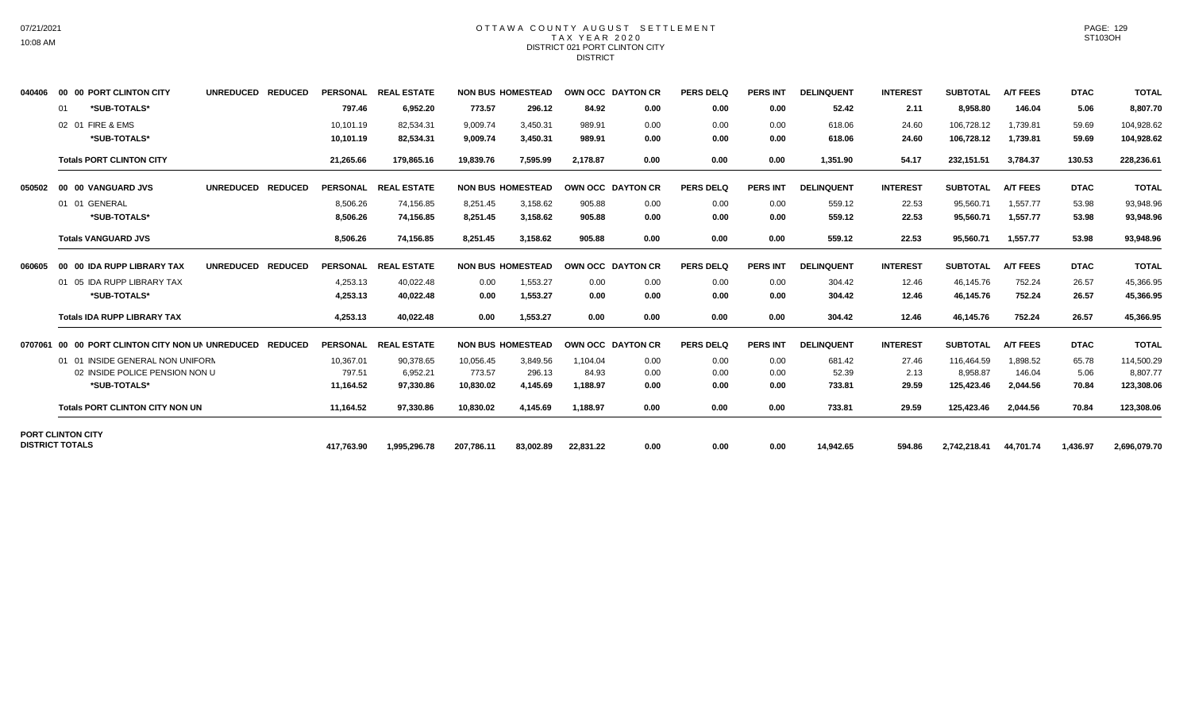# OTTAWA COUNTY AUGUST SETTLEMENT
## TAX YEAR 2020
### DISTRICT 021 PORT CLINTON CITY
DISTRICT

| | | | | PERSONAL | REAL ESTATE | NON BUS | HOMESTEAD | OWN OCC | DAYTON CR | PERS DELQ | PERS INT | DELINQUENT | INTEREST | SUBTOTAL | A/T FEES | DTAC | TOTAL |
|---|---|---|---|---|---|---|---|---|---|---|---|---|---|---|---|---|---|
| 040406 | 00 00 PORT CLINTON CITY | UNREDUCED | REDUCED | PERSONAL | REAL ESTATE | NON BUS | HOMESTEAD | OWN OCC | DAYTON CR | PERS DELQ | PERS INT | DELINQUENT | INTEREST | SUBTOTAL | A/T FEES | DTAC | TOTAL |
| | 01 *SUB-TOTALS* | | | 797.46 | 6,952.20 | 773.57 | 296.12 | 84.92 | 0.00 | 0.00 | 0.00 | 52.42 | 2.11 | 8,958.80 | 146.04 | 5.06 | 8,807.70 |
| | 02 01 FIRE & EMS | | | 10,101.19 | 82,534.31 | 9,009.74 | 3,450.31 | 989.91 | 0.00 | 0.00 | 0.00 | 618.06 | 24.60 | 106,728.12 | 1,739.81 | 59.69 | 104,928.62 |
| | *SUB-TOTALS* | | | 10,101.19 | 82,534.31 | 9,009.74 | 3,450.31 | 989.91 | 0.00 | 0.00 | 0.00 | 618.06 | 24.60 | 106,728.12 | 1,739.81 | 59.69 | 104,928.62 |
| | Totals PORT CLINTON CITY | | | 21,265.66 | 179,865.16 | 19,839.76 | 7,595.99 | 2,178.87 | 0.00 | 0.00 | 0.00 | 1,351.90 | 54.17 | 232,151.51 | 3,784.37 | 130.53 | 228,236.61 |
| 050502 | 00 00 VANGUARD JVS | UNREDUCED | REDUCED | PERSONAL | REAL ESTATE | NON BUS | HOMESTEAD | OWN OCC | DAYTON CR | PERS DELQ | PERS INT | DELINQUENT | INTEREST | SUBTOTAL | A/T FEES | DTAC | TOTAL |
| | 01 01 GENERAL | | | 8,506.26 | 74,156.85 | 8,251.45 | 3,158.62 | 905.88 | 0.00 | 0.00 | 0.00 | 559.12 | 22.53 | 95,560.71 | 1,557.77 | 53.98 | 93,948.96 |
| | *SUB-TOTALS* | | | 8,506.26 | 74,156.85 | 8,251.45 | 3,158.62 | 905.88 | 0.00 | 0.00 | 0.00 | 559.12 | 22.53 | 95,560.71 | 1,557.77 | 53.98 | 93,948.96 |
| | Totals VANGUARD JVS | | | 8,506.26 | 74,156.85 | 8,251.45 | 3,158.62 | 905.88 | 0.00 | 0.00 | 0.00 | 559.12 | 22.53 | 95,560.71 | 1,557.77 | 53.98 | 93,948.96 |
| 060605 | 00 00 IDA RUPP LIBRARY TAX | UNREDUCED | REDUCED | PERSONAL | REAL ESTATE | NON BUS | HOMESTEAD | OWN OCC | DAYTON CR | PERS DELQ | PERS INT | DELINQUENT | INTEREST | SUBTOTAL | A/T FEES | DTAC | TOTAL |
| | 01 05 IDA RUPP LIBRARY TAX | | | 4,253.13 | 40,022.48 | 0.00 | 1,553.27 | 0.00 | 0.00 | 0.00 | 0.00 | 304.42 | 12.46 | 46,145.76 | 752.24 | 26.57 | 45,366.95 |
| | *SUB-TOTALS* | | | 4,253.13 | 40,022.48 | 0.00 | 1,553.27 | 0.00 | 0.00 | 0.00 | 0.00 | 304.42 | 12.46 | 46,145.76 | 752.24 | 26.57 | 45,366.95 |
| | Totals IDA RUPP LIBRARY TAX | | | 4,253.13 | 40,022.48 | 0.00 | 1,553.27 | 0.00 | 0.00 | 0.00 | 0.00 | 304.42 | 12.46 | 46,145.76 | 752.24 | 26.57 | 45,366.95 |
| 0707061 | 00 00 PORT CLINTON CITY NON UN | UNREDUCED | REDUCED | PERSONAL | REAL ESTATE | NON BUS | HOMESTEAD | OWN OCC | DAYTON CR | PERS DELQ | PERS INT | DELINQUENT | INTEREST | SUBTOTAL | A/T FEES | DTAC | TOTAL |
| | 01 01 INSIDE GENERAL NON UNIFORM | | | 10,367.01 | 90,378.65 | 10,056.45 | 3,849.56 | 1,104.04 | 0.00 | 0.00 | 0.00 | 681.42 | 27.46 | 116,464.59 | 1,898.52 | 65.78 | 114,500.29 |
| | 02 INSIDE POLICE PENSION NON U | | | 797.51 | 6,952.21 | 773.57 | 296.13 | 84.93 | 0.00 | 0.00 | 0.00 | 52.39 | 2.13 | 8,958.87 | 146.04 | 5.06 | 8,807.77 |
| | *SUB-TOTALS* | | | 11,164.52 | 97,330.86 | 10,830.02 | 4,145.69 | 1,188.97 | 0.00 | 0.00 | 0.00 | 733.81 | 29.59 | 125,423.46 | 2,044.56 | 70.84 | 123,308.06 |
| | Totals PORT CLINTON CITY NON UN | | | 11,164.52 | 97,330.86 | 10,830.02 | 4,145.69 | 1,188.97 | 0.00 | 0.00 | 0.00 | 733.81 | 29.59 | 125,423.46 | 2,044.56 | 70.84 | 123,308.06 |
| PORT CLINTON CITY DISTRICT TOTALS | | | | 417,763.90 | 1,995,296.78 | 207,786.11 | 83,002.89 | 22,831.22 | 0.00 | 0.00 | 0.00 | 14,942.65 | 594.86 | 2,742,218.41 | 44,701.74 | 1,436.97 | 2,696,079.70 |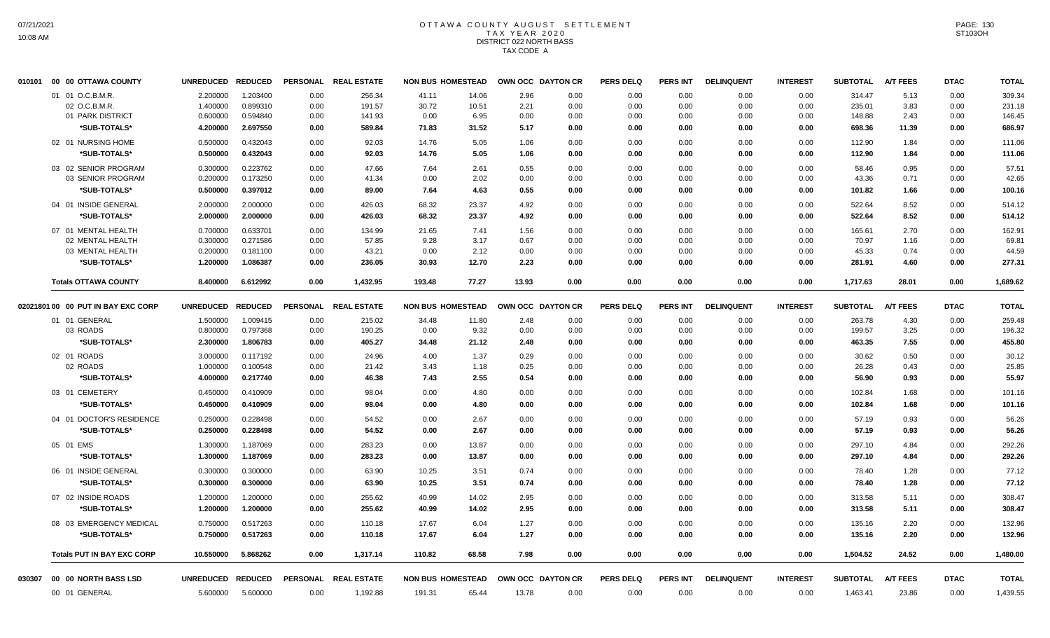# OTTAWA COUNTY AUGUST SETTLEMENT
## TAX YEAR 2020
## DISTRICT 022 NORTH BASS
## TAX CODE A

| | UNREDUCED | REDUCED | PERSONAL | REAL ESTATE | NON BUS | HOMESTEAD | OWN OCC | DAYTON CR | PERS DELQ | PERS INT | DELINQUENT | INTEREST | SUBTOTAL | A/T FEES | DTAC | TOTAL |
|---|---|---|---|---|---|---|---|---|---|---|---|---|---|---|---|---|
| **010101 00 00 OTTAWA COUNTY** | | | | | | | | | | | | | | | | |
| 01 01 O.C.B.M.R. | 2.200000 | 1.203400 | 0.00 | 256.34 | 41.11 | 14.06 | 2.96 | 0.00 | 0.00 | 0.00 | 0.00 | 0.00 | 314.47 | 5.13 | 0.00 | 309.34 |
| 02 O.C.B.M.R. | 1.400000 | 0.899310 | 0.00 | 191.57 | 30.72 | 10.51 | 2.21 | 0.00 | 0.00 | 0.00 | 0.00 | 0.00 | 235.01 | 3.83 | 0.00 | 231.18 |
| 01 PARK DISTRICT | 0.600000 | 0.594840 | 0.00 | 141.93 | 0.00 | 6.95 | 0.00 | 0.00 | 0.00 | 0.00 | 0.00 | 0.00 | 148.88 | 2.43 | 0.00 | 146.45 |
| *SUB-TOTALS* | 4.200000 | 2.697550 | 0.00 | 589.84 | 71.83 | 31.52 | 5.17 | 0.00 | 0.00 | 0.00 | 0.00 | 0.00 | 698.36 | 11.39 | 0.00 | 686.97 |
| 02 01 NURSING HOME | 0.500000 | 0.432043 | 0.00 | 92.03 | 14.76 | 5.05 | 1.06 | 0.00 | 0.00 | 0.00 | 0.00 | 0.00 | 112.90 | 1.84 | 0.00 | 111.06 |
| *SUB-TOTALS* | 0.500000 | 0.432043 | 0.00 | 92.03 | 14.76 | 5.05 | 1.06 | 0.00 | 0.00 | 0.00 | 0.00 | 0.00 | 112.90 | 1.84 | 0.00 | 111.06 |
| 03 02 SENIOR PROGRAM | 0.300000 | 0.223762 | 0.00 | 47.66 | 7.64 | 2.61 | 0.55 | 0.00 | 0.00 | 0.00 | 0.00 | 0.00 | 58.46 | 0.95 | 0.00 | 57.51 |
| 03 SENIOR PROGRAM | 0.200000 | 0.173250 | 0.00 | 41.34 | 0.00 | 2.02 | 0.00 | 0.00 | 0.00 | 0.00 | 0.00 | 0.00 | 43.36 | 0.71 | 0.00 | 42.65 |
| *SUB-TOTALS* | 0.500000 | 0.397012 | 0.00 | 89.00 | 7.64 | 4.63 | 0.55 | 0.00 | 0.00 | 0.00 | 0.00 | 0.00 | 101.82 | 1.66 | 0.00 | 100.16 |
| 04 01 INSIDE GENERAL | 2.000000 | 2.000000 | 0.00 | 426.03 | 68.32 | 23.37 | 4.92 | 0.00 | 0.00 | 0.00 | 0.00 | 0.00 | 522.64 | 8.52 | 0.00 | 514.12 |
| *SUB-TOTALS* | 2.000000 | 2.000000 | 0.00 | 426.03 | 68.32 | 23.37 | 4.92 | 0.00 | 0.00 | 0.00 | 0.00 | 0.00 | 522.64 | 8.52 | 0.00 | 514.12 |
| 07 01 MENTAL HEALTH | 0.700000 | 0.633701 | 0.00 | 134.99 | 21.65 | 7.41 | 1.56 | 0.00 | 0.00 | 0.00 | 0.00 | 0.00 | 165.61 | 2.70 | 0.00 | 162.91 |
| 02 MENTAL HEALTH | 0.300000 | 0.271586 | 0.00 | 57.85 | 9.28 | 3.17 | 0.67 | 0.00 | 0.00 | 0.00 | 0.00 | 0.00 | 70.97 | 1.16 | 0.00 | 69.81 |
| 03 MENTAL HEALTH | 0.200000 | 0.181100 | 0.00 | 43.21 | 0.00 | 2.12 | 0.00 | 0.00 | 0.00 | 0.00 | 0.00 | 0.00 | 45.33 | 0.74 | 0.00 | 44.59 |
| *SUB-TOTALS* | 1.200000 | 1.086387 | 0.00 | 236.05 | 30.93 | 12.70 | 2.23 | 0.00 | 0.00 | 0.00 | 0.00 | 0.00 | 281.91 | 4.60 | 0.00 | 277.31 |
| **Totals OTTAWA COUNTY** | 8.400000 | 6.612992 | 0.00 | 1,432.95 | 193.48 | 77.27 | 13.93 | 0.00 | 0.00 | 0.00 | 0.00 | 0.00 | 1,717.63 | 28.01 | 0.00 | 1,689.62 |

| | UNREDUCED | REDUCED | PERSONAL | REAL ESTATE | NON BUS | HOMESTEAD | OWN OCC | DAYTON CR | PERS DELQ | PERS INT | DELINQUENT | INTEREST | SUBTOTAL | A/T FEES | DTAC | TOTAL |
|---|---|---|---|---|---|---|---|---|---|---|---|---|---|---|---|---|
| **02021801 00 00 PUT IN BAY EXC CORP** | | | | | | | | | | | | | | | | |
| 01 01 GENERAL | 1.500000 | 1.009415 | 0.00 | 215.02 | 34.48 | 11.80 | 2.48 | 0.00 | 0.00 | 0.00 | 0.00 | 0.00 | 263.78 | 4.30 | 0.00 | 259.48 |
| 03 ROADS | 0.800000 | 0.797368 | 0.00 | 190.25 | 0.00 | 9.32 | 0.00 | 0.00 | 0.00 | 0.00 | 0.00 | 0.00 | 199.57 | 3.25 | 0.00 | 196.32 |
| *SUB-TOTALS* | 2.300000 | 1.806783 | 0.00 | 405.27 | 34.48 | 21.12 | 2.48 | 0.00 | 0.00 | 0.00 | 0.00 | 0.00 | 463.35 | 7.55 | 0.00 | 455.80 |
| 02 01 ROADS | 3.000000 | 0.117192 | 0.00 | 24.96 | 4.00 | 1.37 | 0.29 | 0.00 | 0.00 | 0.00 | 0.00 | 0.00 | 30.62 | 0.50 | 0.00 | 30.12 |
| 02 ROADS | 1.000000 | 0.100548 | 0.00 | 21.42 | 3.43 | 1.18 | 0.25 | 0.00 | 0.00 | 0.00 | 0.00 | 0.00 | 26.28 | 0.43 | 0.00 | 25.85 |
| *SUB-TOTALS* | 4.000000 | 0.217740 | 0.00 | 46.38 | 7.43 | 2.55 | 0.54 | 0.00 | 0.00 | 0.00 | 0.00 | 0.00 | 56.90 | 0.93 | 0.00 | 55.97 |
| 03 01 CEMETERY | 0.450000 | 0.410909 | 0.00 | 98.04 | 0.00 | 4.80 | 0.00 | 0.00 | 0.00 | 0.00 | 0.00 | 0.00 | 102.84 | 1.68 | 0.00 | 101.16 |
| *SUB-TOTALS* | 0.450000 | 0.410909 | 0.00 | 98.04 | 0.00 | 4.80 | 0.00 | 0.00 | 0.00 | 0.00 | 0.00 | 0.00 | 102.84 | 1.68 | 0.00 | 101.16 |
| 04 01 DOCTOR'S RESIDENCE | 0.250000 | 0.228498 | 0.00 | 54.52 | 0.00 | 2.67 | 0.00 | 0.00 | 0.00 | 0.00 | 0.00 | 0.00 | 57.19 | 0.93 | 0.00 | 56.26 |
| *SUB-TOTALS* | 0.250000 | 0.228498 | 0.00 | 54.52 | 0.00 | 2.67 | 0.00 | 0.00 | 0.00 | 0.00 | 0.00 | 0.00 | 57.19 | 0.93 | 0.00 | 56.26 |
| 05 01 EMS | 1.300000 | 1.187069 | 0.00 | 283.23 | 0.00 | 13.87 | 0.00 | 0.00 | 0.00 | 0.00 | 0.00 | 0.00 | 297.10 | 4.84 | 0.00 | 292.26 |
| *SUB-TOTALS* | 1.300000 | 1.187069 | 0.00 | 283.23 | 0.00 | 13.87 | 0.00 | 0.00 | 0.00 | 0.00 | 0.00 | 0.00 | 297.10 | 4.84 | 0.00 | 292.26 |
| 06 01 INSIDE GENERAL | 0.300000 | 0.300000 | 0.00 | 63.90 | 10.25 | 3.51 | 0.74 | 0.00 | 0.00 | 0.00 | 0.00 | 0.00 | 78.40 | 1.28 | 0.00 | 77.12 |
| *SUB-TOTALS* | 0.300000 | 0.300000 | 0.00 | 63.90 | 10.25 | 3.51 | 0.74 | 0.00 | 0.00 | 0.00 | 0.00 | 0.00 | 78.40 | 1.28 | 0.00 | 77.12 |
| 07 02 INSIDE ROADS | 1.200000 | 1.200000 | 0.00 | 255.62 | 40.99 | 14.02 | 2.95 | 0.00 | 0.00 | 0.00 | 0.00 | 0.00 | 313.58 | 5.11 | 0.00 | 308.47 |
| *SUB-TOTALS* | 1.200000 | 1.200000 | 0.00 | 255.62 | 40.99 | 14.02 | 2.95 | 0.00 | 0.00 | 0.00 | 0.00 | 0.00 | 313.58 | 5.11 | 0.00 | 308.47 |
| 08 03 EMERGENCY MEDICAL | 0.750000 | 0.517263 | 0.00 | 110.18 | 17.67 | 6.04 | 1.27 | 0.00 | 0.00 | 0.00 | 0.00 | 0.00 | 135.16 | 2.20 | 0.00 | 132.96 |
| *SUB-TOTALS* | 0.750000 | 0.517263 | 0.00 | 110.18 | 17.67 | 6.04 | 1.27 | 0.00 | 0.00 | 0.00 | 0.00 | 0.00 | 135.16 | 2.20 | 0.00 | 132.96 |
| **Totals PUT IN BAY EXC CORP** | 10.550000 | 5.868262 | 0.00 | 1,317.14 | 110.82 | 68.58 | 7.98 | 0.00 | 0.00 | 0.00 | 0.00 | 0.00 | 1,504.52 | 24.52 | 0.00 | 1,480.00 |

| | UNREDUCED | REDUCED | PERSONAL | REAL ESTATE | NON BUS | HOMESTEAD | OWN OCC | DAYTON CR | PERS DELQ | PERS INT | DELINQUENT | INTEREST | SUBTOTAL | A/T FEES | DTAC | TOTAL |
|---|---|---|---|---|---|---|---|---|---|---|---|---|---|---|---|---|
| **030307 00 00 NORTH BASS LSD** | | | | | | | | | | | | | | | | |
| 00 01 GENERAL | 5.600000 | 5.600000 | 0.00 | 1,192.88 | 191.31 | 65.44 | 13.78 | 0.00 | 0.00 | 0.00 | 0.00 | 0.00 | 1,463.41 | 23.86 | 0.00 | 1,439.55 |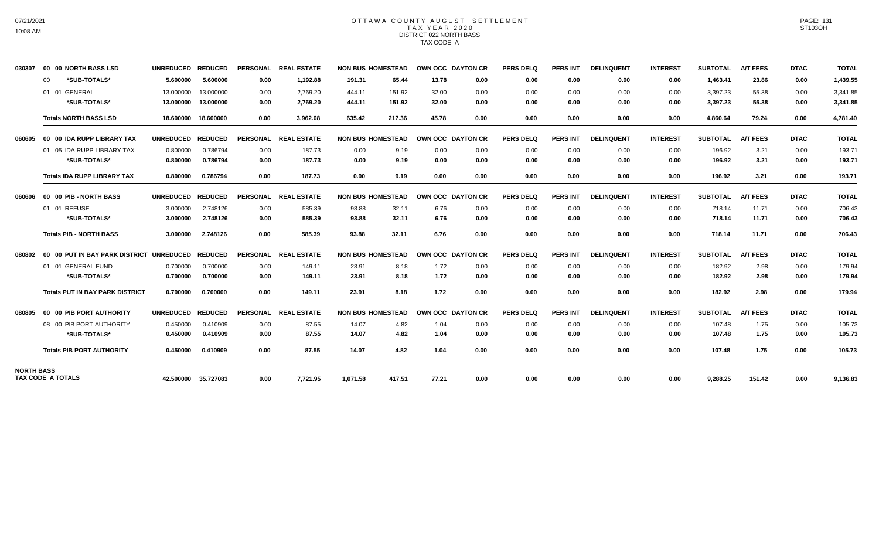# OTTAWA COUNTY AUGUST SETTLEMENT
## TAX YEAR 2020
### DISTRICT 022 NORTH BASS
### TAX CODE A

| | | UNREDUCED | REDUCED | PERSONAL | REAL ESTATE | NON BUS | HOMESTEAD | OWN OCC | DAYTON CR | PERS DELQ | PERS INT | DELINQUENT | INTEREST | SUBTOTAL | A/T FEES | DTAC | TOTAL |
|---|---|---|---|---|---|---|---|---|---|---|---|---|---|---|---|---|---|
| 030307 | 00 00 NORTH BASS LSD | | | | | | | | | | | | | | | | |
| | 00 *SUB-TOTALS* | 5.600000 | 5.600000 | 0.00 | 1,192.88 | 191.31 | 65.44 | 13.78 | 0.00 | 0.00 | 0.00 | 0.00 | 0.00 | 1,463.41 | 23.86 | 0.00 | 1,439.55 |
| | 01 01 GENERAL | 13.000000 | 13.000000 | 0.00 | 2,769.20 | 444.11 | 151.92 | 32.00 | 0.00 | 0.00 | 0.00 | 0.00 | 0.00 | 3,397.23 | 55.38 | 0.00 | 3,341.85 |
| | *SUB-TOTALS* | 13.000000 | 13.000000 | 0.00 | 2,769.20 | 444.11 | 151.92 | 32.00 | 0.00 | 0.00 | 0.00 | 0.00 | 0.00 | 3,397.23 | 55.38 | 0.00 | 3,341.85 |
| | **Totals NORTH BASS LSD** | 18.600000 | 18.600000 | 0.00 | 3,962.08 | 635.42 | 217.36 | 45.78 | 0.00 | 0.00 | 0.00 | 0.00 | 0.00 | 4,860.64 | 79.24 | 0.00 | 4,781.40 |
| 060605 | 00 00 IDA RUPP LIBRARY TAX | UNREDUCED | REDUCED | PERSONAL | REAL ESTATE | NON BUS | HOMESTEAD | OWN OCC | DAYTON CR | PERS DELQ | PERS INT | DELINQUENT | INTEREST | SUBTOTAL | A/T FEES | DTAC | TOTAL |
| | 01 05 IDA RUPP LIBRARY TAX | 0.800000 | 0.786794 | 0.00 | 187.73 | 0.00 | 9.19 | 0.00 | 0.00 | 0.00 | 0.00 | 0.00 | 0.00 | 196.92 | 3.21 | 0.00 | 193.71 |
| | *SUB-TOTALS* | 0.800000 | 0.786794 | 0.00 | 187.73 | 0.00 | 9.19 | 0.00 | 0.00 | 0.00 | 0.00 | 0.00 | 0.00 | 196.92 | 3.21 | 0.00 | 193.71 |
| | **Totals IDA RUPP LIBRARY TAX** | 0.800000 | 0.786794 | 0.00 | 187.73 | 0.00 | 9.19 | 0.00 | 0.00 | 0.00 | 0.00 | 0.00 | 0.00 | 196.92 | 3.21 | 0.00 | 193.71 |
| 060606 | 00 00 PIB - NORTH BASS | UNREDUCED | REDUCED | PERSONAL | REAL ESTATE | NON BUS | HOMESTEAD | OWN OCC | DAYTON CR | PERS DELQ | PERS INT | DELINQUENT | INTEREST | SUBTOTAL | A/T FEES | DTAC | TOTAL |
| | 01 01 REFUSE | 3.000000 | 2.748126 | 0.00 | 585.39 | 93.88 | 32.11 | 6.76 | 0.00 | 0.00 | 0.00 | 0.00 | 0.00 | 718.14 | 11.71 | 0.00 | 706.43 |
| | *SUB-TOTALS* | 3.000000 | 2.748126 | 0.00 | 585.39 | 93.88 | 32.11 | 6.76 | 0.00 | 0.00 | 0.00 | 0.00 | 0.00 | 718.14 | 11.71 | 0.00 | 706.43 |
| | **Totals PIB - NORTH BASS** | 3.000000 | 2.748126 | 0.00 | 585.39 | 93.88 | 32.11 | 6.76 | 0.00 | 0.00 | 0.00 | 0.00 | 0.00 | 718.14 | 11.71 | 0.00 | 706.43 |
| 080802 | 00 00 PUT IN BAY PARK DISTRICT | UNREDUCED | REDUCED | PERSONAL | REAL ESTATE | NON BUS | HOMESTEAD | OWN OCC | DAYTON CR | PERS DELQ | PERS INT | DELINQUENT | INTEREST | SUBTOTAL | A/T FEES | DTAC | TOTAL |
| | 01 01 GENERAL FUND | 0.700000 | 0.700000 | 0.00 | 149.11 | 23.91 | 8.18 | 1.72 | 0.00 | 0.00 | 0.00 | 0.00 | 0.00 | 182.92 | 2.98 | 0.00 | 179.94 |
| | *SUB-TOTALS* | 0.700000 | 0.700000 | 0.00 | 149.11 | 23.91 | 8.18 | 1.72 | 0.00 | 0.00 | 0.00 | 0.00 | 0.00 | 182.92 | 2.98 | 0.00 | 179.94 |
| | **Totals PUT IN BAY PARK DISTRICT** | 0.700000 | 0.700000 | 0.00 | 149.11 | 23.91 | 8.18 | 1.72 | 0.00 | 0.00 | 0.00 | 0.00 | 0.00 | 182.92 | 2.98 | 0.00 | 179.94 |
| 080805 | 00 00 PIB PORT AUTHORITY | UNREDUCED | REDUCED | PERSONAL | REAL ESTATE | NON BUS | HOMESTEAD | OWN OCC | DAYTON CR | PERS DELQ | PERS INT | DELINQUENT | INTEREST | SUBTOTAL | A/T FEES | DTAC | TOTAL |
| | 08 00 PIB PORT AUTHORITY | 0.450000 | 0.410909 | 0.00 | 87.55 | 14.07 | 4.82 | 1.04 | 0.00 | 0.00 | 0.00 | 0.00 | 0.00 | 107.48 | 1.75 | 0.00 | 105.73 |
| | *SUB-TOTALS* | 0.450000 | 0.410909 | 0.00 | 87.55 | 14.07 | 4.82 | 1.04 | 0.00 | 0.00 | 0.00 | 0.00 | 0.00 | 107.48 | 1.75 | 0.00 | 105.73 |
| | **Totals PIB PORT AUTHORITY** | 0.450000 | 0.410909 | 0.00 | 87.55 | 14.07 | 4.82 | 1.04 | 0.00 | 0.00 | 0.00 | 0.00 | 0.00 | 107.48 | 1.75 | 0.00 | 105.73 |
| **NORTH BASS TAX CODE A TOTALS** | | 42.500000 | 35.727083 | 0.00 | 7,721.95 | 1,071.58 | 417.51 | 77.21 | 0.00 | 0.00 | 0.00 | 0.00 | 0.00 | 9,288.25 | 151.42 | 0.00 | 9,136.83 |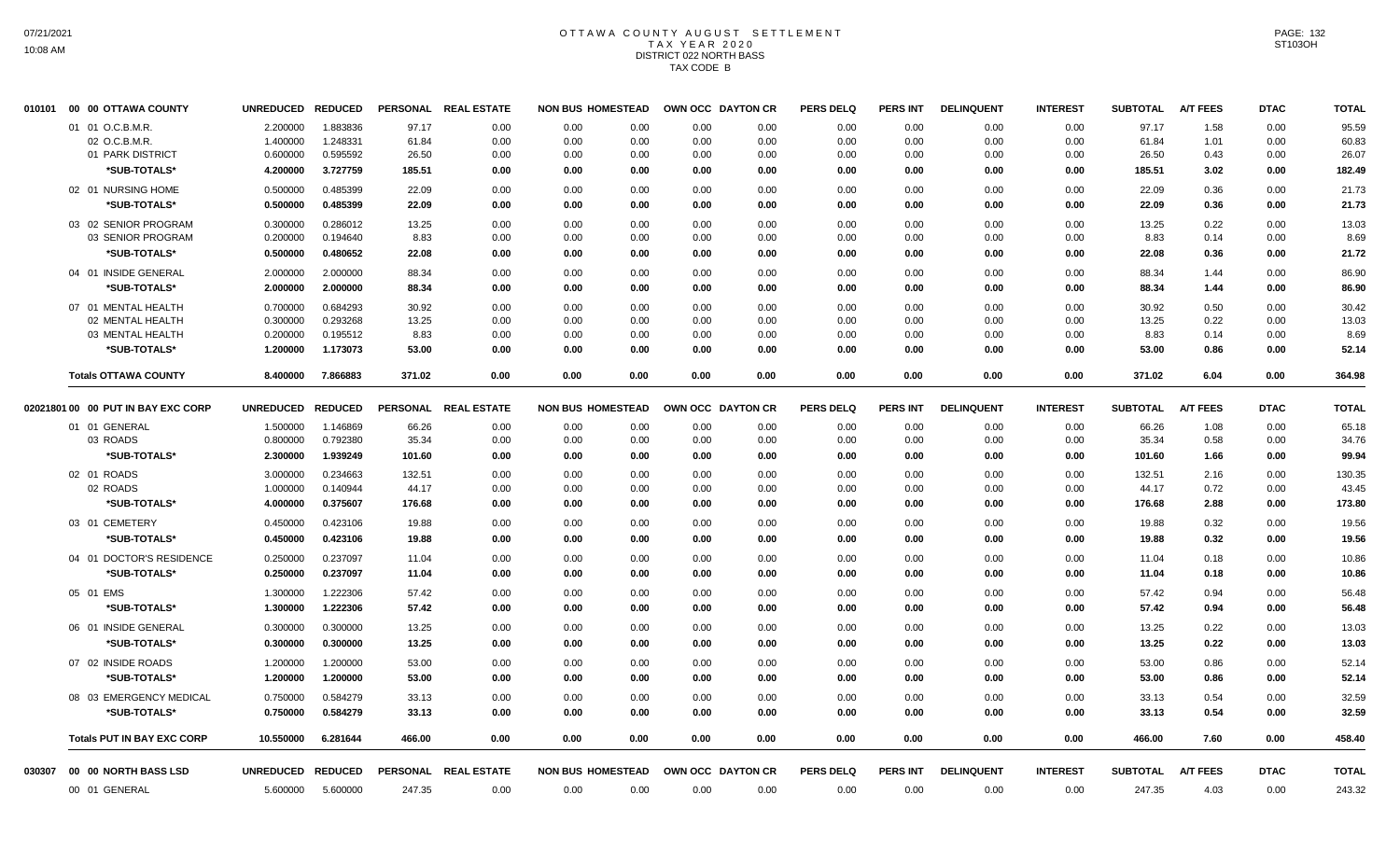# OTTAWA COUNTY AUGUST SETTLEMENT
## TAX YEAR 2020
### DISTRICT 022 NORTH BASS
### TAX CODE B

| | | UNREDUCED | REDUCED | PERSONAL | REAL ESTATE | NON BUS | HOMESTEAD | OWN OCC | DAYTON CR | PERS DELQ | PERS INT | DELINQUENT | INTEREST | SUBTOTAL | A/T FEES | DTAC | TOTAL |
|---|---|---|---|---|---|---|---|---|---|---|---|---|---|---|---|---|---|
| 010101 | 00 00 OTTAWA COUNTY | | | | | | | | | | | | | | | | |
| | 01 01 O.C.B.M.R. | 2.200000 | 1.883836 | 97.17 | 0.00 | 0.00 | 0.00 | 0.00 | 0.00 | 0.00 | 0.00 | 0.00 | 0.00 | 97.17 | 1.58 | 0.00 | 95.59 |
| | 02 O.C.B.M.R. | 1.400000 | 1.248331 | 61.84 | 0.00 | 0.00 | 0.00 | 0.00 | 0.00 | 0.00 | 0.00 | 0.00 | 0.00 | 61.84 | 1.01 | 0.00 | 60.83 |
| | 01 PARK DISTRICT | 0.600000 | 0.595592 | 26.50 | 0.00 | 0.00 | 0.00 | 0.00 | 0.00 | 0.00 | 0.00 | 0.00 | 0.00 | 26.50 | 0.43 | 0.00 | 26.07 |
| | **\*SUB-TOTALS\*** | **4.200000** | **3.727759** | **185.51** | **0.00** | **0.00** | **0.00** | **0.00** | **0.00** | **0.00** | **0.00** | **0.00** | **0.00** | **185.51** | **3.02** | **0.00** | **182.49** |
| | 02 01 NURSING HOME | 0.500000 | 0.485399 | 22.09 | 0.00 | 0.00 | 0.00 | 0.00 | 0.00 | 0.00 | 0.00 | 0.00 | 0.00 | 22.09 | 0.36 | 0.00 | 21.73 |
| | **\*SUB-TOTALS\*** | **0.500000** | **0.485399** | **22.09** | **0.00** | **0.00** | **0.00** | **0.00** | **0.00** | **0.00** | **0.00** | **0.00** | **0.00** | **22.09** | **0.36** | **0.00** | **21.73** |
| | 03 02 SENIOR PROGRAM | 0.300000 | 0.286012 | 13.25 | 0.00 | 0.00 | 0.00 | 0.00 | 0.00 | 0.00 | 0.00 | 0.00 | 0.00 | 13.25 | 0.22 | 0.00 | 13.03 |
| | 03 SENIOR PROGRAM | 0.200000 | 0.194640 | 8.83 | 0.00 | 0.00 | 0.00 | 0.00 | 0.00 | 0.00 | 0.00 | 0.00 | 0.00 | 8.83 | 0.14 | 0.00 | 8.69 |
| | **\*SUB-TOTALS\*** | **0.500000** | **0.480652** | **22.08** | **0.00** | **0.00** | **0.00** | **0.00** | **0.00** | **0.00** | **0.00** | **0.00** | **0.00** | **22.08** | **0.36** | **0.00** | **21.72** |
| | 04 01 INSIDE GENERAL | 2.000000 | 2.000000 | 88.34 | 0.00 | 0.00 | 0.00 | 0.00 | 0.00 | 0.00 | 0.00 | 0.00 | 0.00 | 88.34 | 1.44 | 0.00 | 86.90 |
| | **\*SUB-TOTALS\*** | **2.000000** | **2.000000** | **88.34** | **0.00** | **0.00** | **0.00** | **0.00** | **0.00** | **0.00** | **0.00** | **0.00** | **0.00** | **88.34** | **1.44** | **0.00** | **86.90** |
| | 07 01 MENTAL HEALTH | 0.700000 | 0.684293 | 30.92 | 0.00 | 0.00 | 0.00 | 0.00 | 0.00 | 0.00 | 0.00 | 0.00 | 0.00 | 30.92 | 0.50 | 0.00 | 30.42 |
| | 02 MENTAL HEALTH | 0.300000 | 0.293268 | 13.25 | 0.00 | 0.00 | 0.00 | 0.00 | 0.00 | 0.00 | 0.00 | 0.00 | 0.00 | 13.25 | 0.22 | 0.00 | 13.03 |
| | 03 MENTAL HEALTH | 0.200000 | 0.195512 | 8.83 | 0.00 | 0.00 | 0.00 | 0.00 | 0.00 | 0.00 | 0.00 | 0.00 | 0.00 | 8.83 | 0.14 | 0.00 | 8.69 |
| | **\*SUB-TOTALS\*** | **1.200000** | **1.173073** | **53.00** | **0.00** | **0.00** | **0.00** | **0.00** | **0.00** | **0.00** | **0.00** | **0.00** | **0.00** | **53.00** | **0.86** | **0.00** | **52.14** |
| | **Totals OTTAWA COUNTY** | **8.400000** | **7.866883** | **371.02** | **0.00** | **0.00** | **0.00** | **0.00** | **0.00** | **0.00** | **0.00** | **0.00** | **0.00** | **371.02** | **6.04** | **0.00** | **364.98** |

| | | UNREDUCED | REDUCED | PERSONAL | REAL ESTATE | NON BUS | HOMESTEAD | OWN OCC | DAYTON CR | PERS DELQ | PERS INT | DELINQUENT | INTEREST | SUBTOTAL | A/T FEES | DTAC | TOTAL |
|---|---|---|---|---|---|---|---|---|---|---|---|---|---|---|---|---|---|
| 02021801 | 00 00 PUT IN BAY EXC CORP | | | | | | | | | | | | | | | | |
| | 01 01 GENERAL | 1.500000 | 1.146869 | 66.26 | 0.00 | 0.00 | 0.00 | 0.00 | 0.00 | 0.00 | 0.00 | 0.00 | 0.00 | 66.26 | 1.08 | 0.00 | 65.18 |
| | 03 ROADS | 0.800000 | 0.792380 | 35.34 | 0.00 | 0.00 | 0.00 | 0.00 | 0.00 | 0.00 | 0.00 | 0.00 | 0.00 | 35.34 | 0.58 | 0.00 | 34.76 |
| | **\*SUB-TOTALS\*** | **2.300000** | **1.939249** | **101.60** | **0.00** | **0.00** | **0.00** | **0.00** | **0.00** | **0.00** | **0.00** | **0.00** | **0.00** | **101.60** | **1.66** | **0.00** | **99.94** |
| | 02 01 ROADS | 3.000000 | 0.234663 | 132.51 | 0.00 | 0.00 | 0.00 | 0.00 | 0.00 | 0.00 | 0.00 | 0.00 | 0.00 | 132.51 | 2.16 | 0.00 | 130.35 |
| | 02 ROADS | 1.000000 | 0.140944 | 44.17 | 0.00 | 0.00 | 0.00 | 0.00 | 0.00 | 0.00 | 0.00 | 0.00 | 0.00 | 44.17 | 0.72 | 0.00 | 43.45 |
| | **\*SUB-TOTALS\*** | **4.000000** | **0.375607** | **176.68** | **0.00** | **0.00** | **0.00** | **0.00** | **0.00** | **0.00** | **0.00** | **0.00** | **0.00** | **176.68** | **2.88** | **0.00** | **173.80** |
| | 03 01 CEMETERY | 0.450000 | 0.423106 | 19.88 | 0.00 | 0.00 | 0.00 | 0.00 | 0.00 | 0.00 | 0.00 | 0.00 | 0.00 | 19.88 | 0.32 | 0.00 | 19.56 |
| | **\*SUB-TOTALS\*** | **0.450000** | **0.423106** | **19.88** | **0.00** | **0.00** | **0.00** | **0.00** | **0.00** | **0.00** | **0.00** | **0.00** | **0.00** | **19.88** | **0.32** | **0.00** | **19.56** |
| | 04 01 DOCTOR'S RESIDENCE | 0.250000 | 0.237097 | 11.04 | 0.00 | 0.00 | 0.00 | 0.00 | 0.00 | 0.00 | 0.00 | 0.00 | 0.00 | 11.04 | 0.18 | 0.00 | 10.86 |
| | **\*SUB-TOTALS\*** | **0.250000** | **0.237097** | **11.04** | **0.00** | **0.00** | **0.00** | **0.00** | **0.00** | **0.00** | **0.00** | **0.00** | **0.00** | **11.04** | **0.18** | **0.00** | **10.86** |
| | 05 01 EMS | 1.300000 | 1.222306 | 57.42 | 0.00 | 0.00 | 0.00 | 0.00 | 0.00 | 0.00 | 0.00 | 0.00 | 0.00 | 57.42 | 0.94 | 0.00 | 56.48 |
| | **\*SUB-TOTALS\*** | **1.300000** | **1.222306** | **57.42** | **0.00** | **0.00** | **0.00** | **0.00** | **0.00** | **0.00** | **0.00** | **0.00** | **0.00** | **57.42** | **0.94** | **0.00** | **56.48** |
| | 06 01 INSIDE GENERAL | 0.300000 | 0.300000 | 13.25 | 0.00 | 0.00 | 0.00 | 0.00 | 0.00 | 0.00 | 0.00 | 0.00 | 0.00 | 13.25 | 0.22 | 0.00 | 13.03 |
| | **\*SUB-TOTALS\*** | **0.300000** | **0.300000** | **13.25** | **0.00** | **0.00** | **0.00** | **0.00** | **0.00** | **0.00** | **0.00** | **0.00** | **0.00** | **13.25** | **0.22** | **0.00** | **13.03** |
| | 07 02 INSIDE ROADS | 1.200000 | 1.200000 | 53.00 | 0.00 | 0.00 | 0.00 | 0.00 | 0.00 | 0.00 | 0.00 | 0.00 | 0.00 | 53.00 | 0.86 | 0.00 | 52.14 |
| | **\*SUB-TOTALS\*** | **1.200000** | **1.200000** | **53.00** | **0.00** | **0.00** | **0.00** | **0.00** | **0.00** | **0.00** | **0.00** | **0.00** | **0.00** | **53.00** | **0.86** | **0.00** | **52.14** |
| | 08 03 EMERGENCY MEDICAL | 0.750000 | 0.584279 | 33.13 | 0.00 | 0.00 | 0.00 | 0.00 | 0.00 | 0.00 | 0.00 | 0.00 | 0.00 | 33.13 | 0.54 | 0.00 | 32.59 |
| | **\*SUB-TOTALS\*** | **0.750000** | **0.584279** | **33.13** | **0.00** | **0.00** | **0.00** | **0.00** | **0.00** | **0.00** | **0.00** | **0.00** | **0.00** | **33.13** | **0.54** | **0.00** | **32.59** |
| | **Totals PUT IN BAY EXC CORP** | **10.550000** | **6.281644** | **466.00** | **0.00** | **0.00** | **0.00** | **0.00** | **0.00** | **0.00** | **0.00** | **0.00** | **0.00** | **466.00** | **7.60** | **0.00** | **458.40** |

| | | UNREDUCED | REDUCED | PERSONAL | REAL ESTATE | NON BUS | HOMESTEAD | OWN OCC | DAYTON CR | PERS DELQ | PERS INT | DELINQUENT | INTEREST | SUBTOTAL | A/T FEES | DTAC | TOTAL |
|---|---|---|---|---|---|---|---|---|---|---|---|---|---|---|---|---|---|
| 030307 | 00 00 NORTH BASS LSD | | | | | | | | | | | | | | | | |
| | 00 01 GENERAL | 5.600000 | 5.600000 | 247.35 | 0.00 | 0.00 | 0.00 | 0.00 | 0.00 | 0.00 | 0.00 | 0.00 | 0.00 | 247.35 | 4.03 | 0.00 | 243.32 |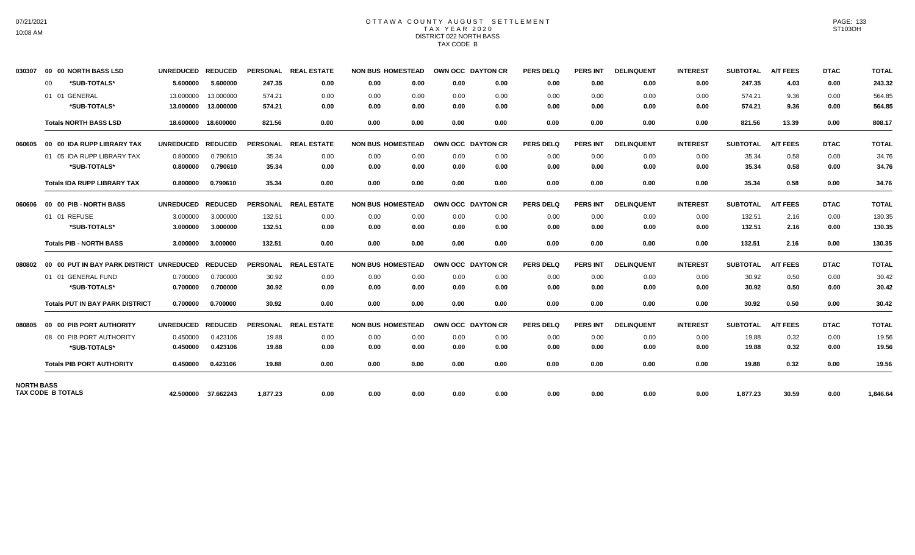# OTTAWA COUNTY AUGUST SETTLEMENT
## TAX YEAR 2020
### DISTRICT 022 NORTH BASS
### TAX CODE B

| | | UNREDUCED | REDUCED | PERSONAL | REAL ESTATE | NON BUS | HOMESTEAD | OWN OCC | DAYTON CR | PERS DELQ | PERS INT | DELINQUENT | INTEREST | SUBTOTAL | A/T FEES | DTAC | TOTAL |
|---|---|---|---|---|---|---|---|---|---|---|---|---|---|---|---|---|---|
| 030307 | 00 00 NORTH BASS LSD | UNREDUCED | REDUCED | PERSONAL | REAL ESTATE | NON BUS | HOMESTEAD | OWN OCC | DAYTON CR | PERS DELQ | PERS INT | DELINQUENT | INTEREST | SUBTOTAL | A/T FEES | DTAC | TOTAL |
| | 00 *SUB-TOTALS* | 5.600000 | 5.600000 | 247.35 | 0.00 | 0.00 | 0.00 | 0.00 | 0.00 | 0.00 | 0.00 | 0.00 | 0.00 | 247.35 | 4.03 | 0.00 | 243.32 |
| | 01 01 GENERAL | 13.000000 | 13.000000 | 574.21 | 0.00 | 0.00 | 0.00 | 0.00 | 0.00 | 0.00 | 0.00 | 0.00 | 0.00 | 574.21 | 9.36 | 0.00 | 564.85 |
| | *SUB-TOTALS* | 13.000000 | 13.000000 | 574.21 | 0.00 | 0.00 | 0.00 | 0.00 | 0.00 | 0.00 | 0.00 | 0.00 | 0.00 | 574.21 | 9.36 | 0.00 | 564.85 |
| | Totals NORTH BASS LSD | 18.600000 | 18.600000 | 821.56 | 0.00 | 0.00 | 0.00 | 0.00 | 0.00 | 0.00 | 0.00 | 0.00 | 0.00 | 821.56 | 13.39 | 0.00 | 808.17 |
| 060605 | 00 00 IDA RUPP LIBRARY TAX | UNREDUCED | REDUCED | PERSONAL | REAL ESTATE | NON BUS | HOMESTEAD | OWN OCC | DAYTON CR | PERS DELQ | PERS INT | DELINQUENT | INTEREST | SUBTOTAL | A/T FEES | DTAC | TOTAL |
| | 01 05 IDA RUPP LIBRARY TAX | 0.800000 | 0.790610 | 35.34 | 0.00 | 0.00 | 0.00 | 0.00 | 0.00 | 0.00 | 0.00 | 0.00 | 0.00 | 35.34 | 0.58 | 0.00 | 34.76 |
| | *SUB-TOTALS* | 0.800000 | 0.790610 | 35.34 | 0.00 | 0.00 | 0.00 | 0.00 | 0.00 | 0.00 | 0.00 | 0.00 | 0.00 | 35.34 | 0.58 | 0.00 | 34.76 |
| | Totals IDA RUPP LIBRARY TAX | 0.800000 | 0.790610 | 35.34 | 0.00 | 0.00 | 0.00 | 0.00 | 0.00 | 0.00 | 0.00 | 0.00 | 0.00 | 35.34 | 0.58 | 0.00 | 34.76 |
| 060606 | 00 00 PIB - NORTH BASS | UNREDUCED | REDUCED | PERSONAL | REAL ESTATE | NON BUS | HOMESTEAD | OWN OCC | DAYTON CR | PERS DELQ | PERS INT | DELINQUENT | INTEREST | SUBTOTAL | A/T FEES | DTAC | TOTAL |
| | 01 01 REFUSE | 3.000000 | 3.000000 | 132.51 | 0.00 | 0.00 | 0.00 | 0.00 | 0.00 | 0.00 | 0.00 | 0.00 | 0.00 | 132.51 | 2.16 | 0.00 | 130.35 |
| | *SUB-TOTALS* | 3.000000 | 3.000000 | 132.51 | 0.00 | 0.00 | 0.00 | 0.00 | 0.00 | 0.00 | 0.00 | 0.00 | 0.00 | 132.51 | 2.16 | 0.00 | 130.35 |
| | Totals PIB - NORTH BASS | 3.000000 | 3.000000 | 132.51 | 0.00 | 0.00 | 0.00 | 0.00 | 0.00 | 0.00 | 0.00 | 0.00 | 0.00 | 132.51 | 2.16 | 0.00 | 130.35 |
| 080802 | 00 00 PUT IN BAY PARK DISTRICT | UNREDUCED | REDUCED | PERSONAL | REAL ESTATE | NON BUS | HOMESTEAD | OWN OCC | DAYTON CR | PERS DELQ | PERS INT | DELINQUENT | INTEREST | SUBTOTAL | A/T FEES | DTAC | TOTAL |
| | 01 01 GENERAL FUND | 0.700000 | 0.700000 | 30.92 | 0.00 | 0.00 | 0.00 | 0.00 | 0.00 | 0.00 | 0.00 | 0.00 | 0.00 | 30.92 | 0.50 | 0.00 | 30.42 |
| | *SUB-TOTALS* | 0.700000 | 0.700000 | 30.92 | 0.00 | 0.00 | 0.00 | 0.00 | 0.00 | 0.00 | 0.00 | 0.00 | 0.00 | 30.92 | 0.50 | 0.00 | 30.42 |
| | Totals PUT IN BAY PARK DISTRICT | 0.700000 | 0.700000 | 30.92 | 0.00 | 0.00 | 0.00 | 0.00 | 0.00 | 0.00 | 0.00 | 0.00 | 0.00 | 30.92 | 0.50 | 0.00 | 30.42 |
| 080805 | 00 00 PIB PORT AUTHORITY | UNREDUCED | REDUCED | PERSONAL | REAL ESTATE | NON BUS | HOMESTEAD | OWN OCC | DAYTON CR | PERS DELQ | PERS INT | DELINQUENT | INTEREST | SUBTOTAL | A/T FEES | DTAC | TOTAL |
| | 08 00 PIB PORT AUTHORITY | 0.450000 | 0.423106 | 19.88 | 0.00 | 0.00 | 0.00 | 0.00 | 0.00 | 0.00 | 0.00 | 0.00 | 0.00 | 19.88 | 0.32 | 0.00 | 19.56 |
| | *SUB-TOTALS* | 0.450000 | 0.423106 | 19.88 | 0.00 | 0.00 | 0.00 | 0.00 | 0.00 | 0.00 | 0.00 | 0.00 | 0.00 | 19.88 | 0.32 | 0.00 | 19.56 |
| | Totals PIB PORT AUTHORITY | 0.450000 | 0.423106 | 19.88 | 0.00 | 0.00 | 0.00 | 0.00 | 0.00 | 0.00 | 0.00 | 0.00 | 0.00 | 19.88 | 0.32 | 0.00 | 19.56 |
| NORTH BASS | TAX CODE B TOTALS | 42.500000 | 37.662243 | 1,877.23 | 0.00 | 0.00 | 0.00 | 0.00 | 0.00 | 0.00 | 0.00 | 0.00 | 0.00 | 1,877.23 | 30.59 | 0.00 | 1,846.64 |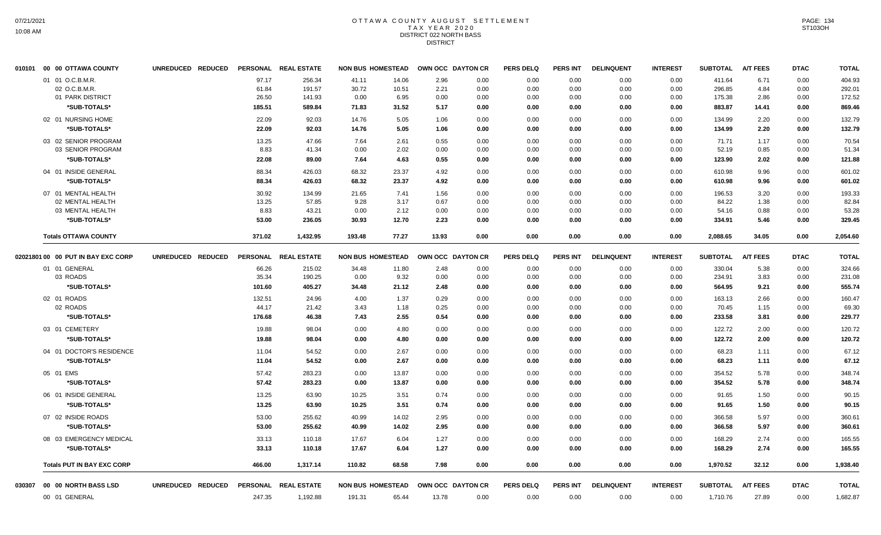# OTTAWA COUNTY AUGUST SETTLEMENT
## TAX YEAR 2020
## DISTRICT 022 NORTH BASS
## DISTRICT

| 010101 00 00 OTTAWA COUNTY | UNREDUCED | REDUCED | PERSONAL | REAL ESTATE | NON BUS | HOMESTEAD | OWN OCC | DAYTON CR | PERS DELQ | PERS INT | DELINQUENT | INTEREST | SUBTOTAL | A/T FEES | DTAC | TOTAL |
|---|---|---|---|---|---|---|---|---|---|---|---|---|---|---|---|---|
| 01 01 O.C.B.M.R. | | | 97.17 | 256.34 | 41.11 | 14.06 | 2.96 | 0.00 | 0.00 | 0.00 | 0.00 | 0.00 | 411.64 | 6.71 | 0.00 | 404.93 |
| 02 O.C.B.M.R. | | | 61.84 | 191.57 | 30.72 | 10.51 | 2.21 | 0.00 | 0.00 | 0.00 | 0.00 | 0.00 | 296.85 | 4.84 | 0.00 | 292.01 |
| 01 PARK DISTRICT | | | 26.50 | 141.93 | 0.00 | 6.95 | 0.00 | 0.00 | 0.00 | 0.00 | 0.00 | 0.00 | 175.38 | 2.86 | 0.00 | 172.52 |
| *SUB-TOTALS* | | | 185.51 | 589.84 | 71.83 | 31.52 | 5.17 | 0.00 | 0.00 | 0.00 | 0.00 | 0.00 | 883.87 | 14.41 | 0.00 | 869.46 |
| 02 01 NURSING HOME | | | 22.09 | 92.03 | 14.76 | 5.05 | 1.06 | 0.00 | 0.00 | 0.00 | 0.00 | 0.00 | 134.99 | 2.20 | 0.00 | 132.79 |
| *SUB-TOTALS* | | | 22.09 | 92.03 | 14.76 | 5.05 | 1.06 | 0.00 | 0.00 | 0.00 | 0.00 | 0.00 | 134.99 | 2.20 | 0.00 | 132.79 |
| 03 02 SENIOR PROGRAM | | | 13.25 | 47.66 | 7.64 | 2.61 | 0.55 | 0.00 | 0.00 | 0.00 | 0.00 | 0.00 | 71.71 | 1.17 | 0.00 | 70.54 |
| 03 SENIOR PROGRAM | | | 8.83 | 41.34 | 0.00 | 2.02 | 0.00 | 0.00 | 0.00 | 0.00 | 0.00 | 0.00 | 52.19 | 0.85 | 0.00 | 51.34 |
| *SUB-TOTALS* | | | 22.08 | 89.00 | 7.64 | 4.63 | 0.55 | 0.00 | 0.00 | 0.00 | 0.00 | 0.00 | 123.90 | 2.02 | 0.00 | 121.88 |
| 04 01 INSIDE GENERAL | | | 88.34 | 426.03 | 68.32 | 23.37 | 4.92 | 0.00 | 0.00 | 0.00 | 0.00 | 0.00 | 610.98 | 9.96 | 0.00 | 601.02 |
| *SUB-TOTALS* | | | 88.34 | 426.03 | 68.32 | 23.37 | 4.92 | 0.00 | 0.00 | 0.00 | 0.00 | 0.00 | 610.98 | 9.96 | 0.00 | 601.02 |
| 07 01 MENTAL HEALTH | | | 30.92 | 134.99 | 21.65 | 7.41 | 1.56 | 0.00 | 0.00 | 0.00 | 0.00 | 0.00 | 196.53 | 3.20 | 0.00 | 193.33 |
| 02 MENTAL HEALTH | | | 13.25 | 57.85 | 9.28 | 3.17 | 0.67 | 0.00 | 0.00 | 0.00 | 0.00 | 0.00 | 84.22 | 1.38 | 0.00 | 82.84 |
| 03 MENTAL HEALTH | | | 8.83 | 43.21 | 0.00 | 2.12 | 0.00 | 0.00 | 0.00 | 0.00 | 0.00 | 0.00 | 54.16 | 0.88 | 0.00 | 53.28 |
| *SUB-TOTALS* | | | 53.00 | 236.05 | 30.93 | 12.70 | 2.23 | 0.00 | 0.00 | 0.00 | 0.00 | 0.00 | 334.91 | 5.46 | 0.00 | 329.45 |
| **Totals OTTAWA COUNTY** | | | 371.02 | 1,432.95 | 193.48 | 77.27 | 13.93 | 0.00 | 0.00 | 0.00 | 0.00 | 0.00 | 2,088.65 | 34.05 | 0.00 | 2,054.60 |

| 02021801 00 00 PUT IN BAY EXC CORP | UNREDUCED | REDUCED | PERSONAL | REAL ESTATE | NON BUS | HOMESTEAD | OWN OCC | DAYTON CR | PERS DELQ | PERS INT | DELINQUENT | INTEREST | SUBTOTAL | A/T FEES | DTAC | TOTAL |
|---|---|---|---|---|---|---|---|---|---|---|---|---|---|---|---|---|
| 01 01 GENERAL | | | 66.26 | 215.02 | 34.48 | 11.80 | 2.48 | 0.00 | 0.00 | 0.00 | 0.00 | 0.00 | 330.04 | 5.38 | 0.00 | 324.66 |
| 03 ROADS | | | 35.34 | 190.25 | 0.00 | 9.32 | 0.00 | 0.00 | 0.00 | 0.00 | 0.00 | 0.00 | 234.91 | 3.83 | 0.00 | 231.08 |
| *SUB-TOTALS* | | | 101.60 | 405.27 | 34.48 | 21.12 | 2.48 | 0.00 | 0.00 | 0.00 | 0.00 | 0.00 | 564.95 | 9.21 | 0.00 | 555.74 |
| 02 01 ROADS | | | 132.51 | 24.96 | 4.00 | 1.37 | 0.29 | 0.00 | 0.00 | 0.00 | 0.00 | 0.00 | 163.13 | 2.66 | 0.00 | 160.47 |
| 02 ROADS | | | 44.17 | 21.42 | 3.43 | 1.18 | 0.25 | 0.00 | 0.00 | 0.00 | 0.00 | 0.00 | 70.45 | 1.15 | 0.00 | 69.30 |
| *SUB-TOTALS* | | | 176.68 | 46.38 | 7.43 | 2.55 | 0.54 | 0.00 | 0.00 | 0.00 | 0.00 | 0.00 | 233.58 | 3.81 | 0.00 | 229.77 |
| 03 01 CEMETERY | | | 19.88 | 98.04 | 0.00 | 4.80 | 0.00 | 0.00 | 0.00 | 0.00 | 0.00 | 0.00 | 122.72 | 2.00 | 0.00 | 120.72 |
| *SUB-TOTALS* | | | 19.88 | 98.04 | 0.00 | 4.80 | 0.00 | 0.00 | 0.00 | 0.00 | 0.00 | 0.00 | 122.72 | 2.00 | 0.00 | 120.72 |
| 04 01 DOCTOR'S RESIDENCE | | | 11.04 | 54.52 | 0.00 | 2.67 | 0.00 | 0.00 | 0.00 | 0.00 | 0.00 | 0.00 | 68.23 | 1.11 | 0.00 | 67.12 |
| *SUB-TOTALS* | | | 11.04 | 54.52 | 0.00 | 2.67 | 0.00 | 0.00 | 0.00 | 0.00 | 0.00 | 0.00 | 68.23 | 1.11 | 0.00 | 67.12 |
| 05 01 EMS | | | 57.42 | 283.23 | 0.00 | 13.87 | 0.00 | 0.00 | 0.00 | 0.00 | 0.00 | 0.00 | 354.52 | 5.78 | 0.00 | 348.74 |
| *SUB-TOTALS* | | | 57.42 | 283.23 | 0.00 | 13.87 | 0.00 | 0.00 | 0.00 | 0.00 | 0.00 | 0.00 | 354.52 | 5.78 | 0.00 | 348.74 |
| 06 01 INSIDE GENERAL | | | 13.25 | 63.90 | 10.25 | 3.51 | 0.74 | 0.00 | 0.00 | 0.00 | 0.00 | 0.00 | 91.65 | 1.50 | 0.00 | 90.15 |
| *SUB-TOTALS* | | | 13.25 | 63.90 | 10.25 | 3.51 | 0.74 | 0.00 | 0.00 | 0.00 | 0.00 | 0.00 | 91.65 | 1.50 | 0.00 | 90.15 |
| 07 02 INSIDE ROADS | | | 53.00 | 255.62 | 40.99 | 14.02 | 2.95 | 0.00 | 0.00 | 0.00 | 0.00 | 0.00 | 366.58 | 5.97 | 0.00 | 360.61 |
| *SUB-TOTALS* | | | 53.00 | 255.62 | 40.99 | 14.02 | 2.95 | 0.00 | 0.00 | 0.00 | 0.00 | 0.00 | 366.58 | 5.97 | 0.00 | 360.61 |
| 08 03 EMERGENCY MEDICAL | | | 33.13 | 110.18 | 17.67 | 6.04 | 1.27 | 0.00 | 0.00 | 0.00 | 0.00 | 0.00 | 168.29 | 2.74 | 0.00 | 165.55 |
| *SUB-TOTALS* | | | 33.13 | 110.18 | 17.67 | 6.04 | 1.27 | 0.00 | 0.00 | 0.00 | 0.00 | 0.00 | 168.29 | 2.74 | 0.00 | 165.55 |
| **Totals PUT IN BAY EXC CORP** | | | 466.00 | 1,317.14 | 110.82 | 68.58 | 7.98 | 0.00 | 0.00 | 0.00 | 0.00 | 0.00 | 1,970.52 | 32.12 | 0.00 | 1,938.40 |

| 030307 00 00 NORTH BASS LSD | UNREDUCED | REDUCED | PERSONAL | REAL ESTATE | NON BUS | HOMESTEAD | OWN OCC | DAYTON CR | PERS DELQ | PERS INT | DELINQUENT | INTEREST | SUBTOTAL | A/T FEES | DTAC | TOTAL |
|---|---|---|---|---|---|---|---|---|---|---|---|---|---|---|---|---|
| 00 01 GENERAL | | | 247.35 | 1,192.88 | 191.31 | 65.44 | 13.78 | 0.00 | 0.00 | 0.00 | 0.00 | 0.00 | 1,710.76 | 27.89 | 0.00 | 1,682.87 |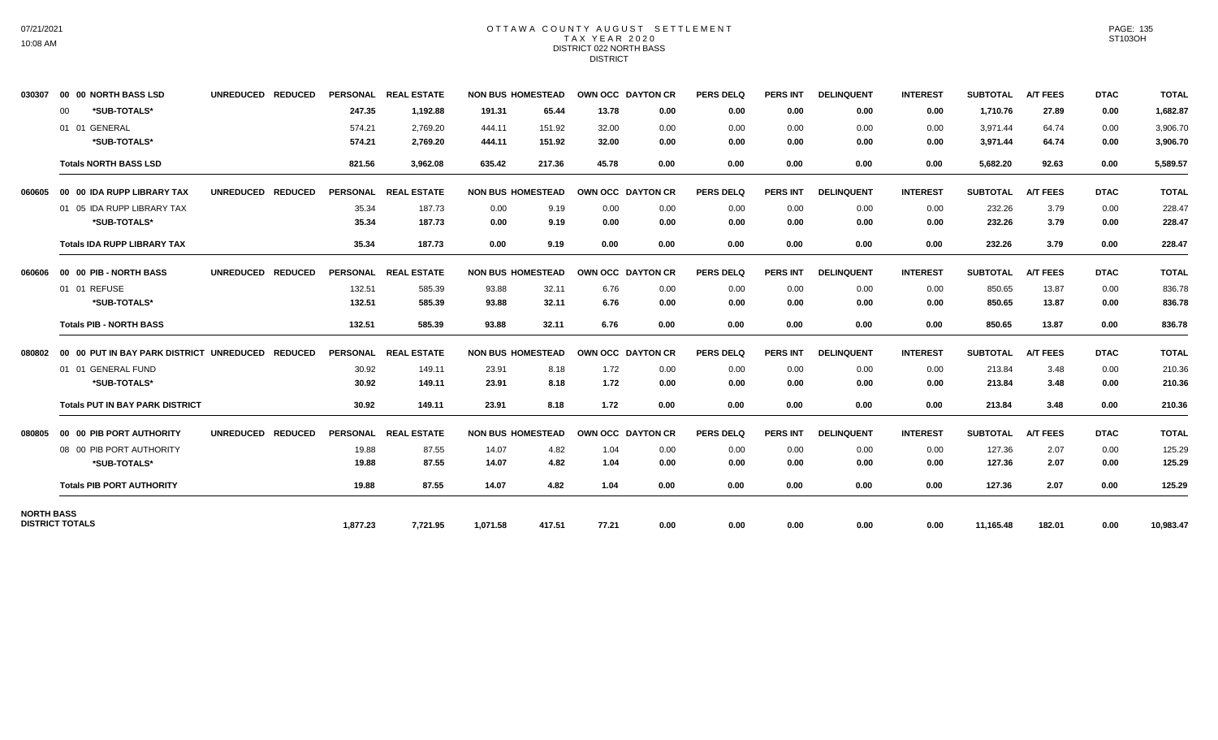# OTTAWA COUNTY AUGUST SETTLEMENT
## TAX YEAR 2020
## DISTRICT 022 NORTH BASS
## DISTRICT

| | | | PERSONAL | REAL ESTATE | NON BUS | HOMESTEAD | OWN OCC | DAYTON CR | PERS DELQ | PERS INT | DELINQUENT | INTEREST | SUBTOTAL | A/T FEES | DTAC | TOTAL |
|---|---|---|---|---|---|---|---|---|---|---|---|---|---|---|---|---|
| 030307 | 00 00 NORTH BASS LSD | UNREDUCED REDUCED | PERSONAL | REAL ESTATE | NON BUS | HOMESTEAD | OWN OCC | DAYTON CR | PERS DELQ | PERS INT | DELINQUENT | INTEREST | SUBTOTAL | A/T FEES | DTAC | TOTAL |
| | 00 *SUB-TOTALS* | | 247.35 | 1,192.88 | 191.31 | 65.44 | 13.78 | 0.00 | 0.00 | 0.00 | 0.00 | 0.00 | 1,710.76 | 27.89 | 0.00 | 1,682.87 |
| | 01 01 GENERAL | | 574.21 | 2,769.20 | 444.11 | 151.92 | 32.00 | 0.00 | 0.00 | 0.00 | 0.00 | 0.00 | 3,971.44 | 64.74 | 0.00 | 3,906.70 |
| | *SUB-TOTALS* | | 574.21 | 2,769.20 | 444.11 | 151.92 | 32.00 | 0.00 | 0.00 | 0.00 | 0.00 | 0.00 | 3,971.44 | 64.74 | 0.00 | 3,906.70 |
| | Totals NORTH BASS LSD | | 821.56 | 3,962.08 | 635.42 | 217.36 | 45.78 | 0.00 | 0.00 | 0.00 | 0.00 | 0.00 | 5,682.20 | 92.63 | 0.00 | 5,589.57 |
| 060605 | 00 00 IDA RUPP LIBRARY TAX | UNREDUCED REDUCED | PERSONAL | REAL ESTATE | NON BUS | HOMESTEAD | OWN OCC | DAYTON CR | PERS DELQ | PERS INT | DELINQUENT | INTEREST | SUBTOTAL | A/T FEES | DTAC | TOTAL |
| | 01 05 IDA RUPP LIBRARY TAX | | 35.34 | 187.73 | 0.00 | 9.19 | 0.00 | 0.00 | 0.00 | 0.00 | 0.00 | 0.00 | 232.26 | 3.79 | 0.00 | 228.47 |
| | *SUB-TOTALS* | | 35.34 | 187.73 | 0.00 | 9.19 | 0.00 | 0.00 | 0.00 | 0.00 | 0.00 | 0.00 | 232.26 | 3.79 | 0.00 | 228.47 |
| | Totals IDA RUPP LIBRARY TAX | | 35.34 | 187.73 | 0.00 | 9.19 | 0.00 | 0.00 | 0.00 | 0.00 | 0.00 | 0.00 | 232.26 | 3.79 | 0.00 | 228.47 |
| 060606 | 00 00 PIB - NORTH BASS | UNREDUCED REDUCED | PERSONAL | REAL ESTATE | NON BUS | HOMESTEAD | OWN OCC | DAYTON CR | PERS DELQ | PERS INT | DELINQUENT | INTEREST | SUBTOTAL | A/T FEES | DTAC | TOTAL |
| | 01 01 REFUSE | | 132.51 | 585.39 | 93.88 | 32.11 | 6.76 | 0.00 | 0.00 | 0.00 | 0.00 | 0.00 | 850.65 | 13.87 | 0.00 | 836.78 |
| | *SUB-TOTALS* | | 132.51 | 585.39 | 93.88 | 32.11 | 6.76 | 0.00 | 0.00 | 0.00 | 0.00 | 0.00 | 850.65 | 13.87 | 0.00 | 836.78 |
| | Totals PIB - NORTH BASS | | 132.51 | 585.39 | 93.88 | 32.11 | 6.76 | 0.00 | 0.00 | 0.00 | 0.00 | 0.00 | 850.65 | 13.87 | 0.00 | 836.78 |
| 080802 | 00 00 PUT IN BAY PARK DISTRICT | UNREDUCED REDUCED | PERSONAL | REAL ESTATE | NON BUS | HOMESTEAD | OWN OCC | DAYTON CR | PERS DELQ | PERS INT | DELINQUENT | INTEREST | SUBTOTAL | A/T FEES | DTAC | TOTAL |
| | 01 01 GENERAL FUND | | 30.92 | 149.11 | 23.91 | 8.18 | 1.72 | 0.00 | 0.00 | 0.00 | 0.00 | 0.00 | 213.84 | 3.48 | 0.00 | 210.36 |
| | *SUB-TOTALS* | | 30.92 | 149.11 | 23.91 | 8.18 | 1.72 | 0.00 | 0.00 | 0.00 | 0.00 | 0.00 | 213.84 | 3.48 | 0.00 | 210.36 |
| | Totals PUT IN BAY PARK DISTRICT | | 30.92 | 149.11 | 23.91 | 8.18 | 1.72 | 0.00 | 0.00 | 0.00 | 0.00 | 0.00 | 213.84 | 3.48 | 0.00 | 210.36 |
| 080805 | 00 00 PIB PORT AUTHORITY | UNREDUCED REDUCED | PERSONAL | REAL ESTATE | NON BUS | HOMESTEAD | OWN OCC | DAYTON CR | PERS DELQ | PERS INT | DELINQUENT | INTEREST | SUBTOTAL | A/T FEES | DTAC | TOTAL |
| | 08 00 PIB PORT AUTHORITY | | 19.88 | 87.55 | 14.07 | 4.82 | 1.04 | 0.00 | 0.00 | 0.00 | 0.00 | 0.00 | 127.36 | 2.07 | 0.00 | 125.29 |
| | *SUB-TOTALS* | | 19.88 | 87.55 | 14.07 | 4.82 | 1.04 | 0.00 | 0.00 | 0.00 | 0.00 | 0.00 | 127.36 | 2.07 | 0.00 | 125.29 |
| | Totals PIB PORT AUTHORITY | | 19.88 | 87.55 | 14.07 | 4.82 | 1.04 | 0.00 | 0.00 | 0.00 | 0.00 | 0.00 | 127.36 | 2.07 | 0.00 | 125.29 |
| NORTH BASS DISTRICT TOTALS | | | 1,877.23 | 7,721.95 | 1,071.58 | 417.51 | 77.21 | 0.00 | 0.00 | 0.00 | 0.00 | 0.00 | 11,165.48 | 182.01 | 0.00 | 10,983.47 |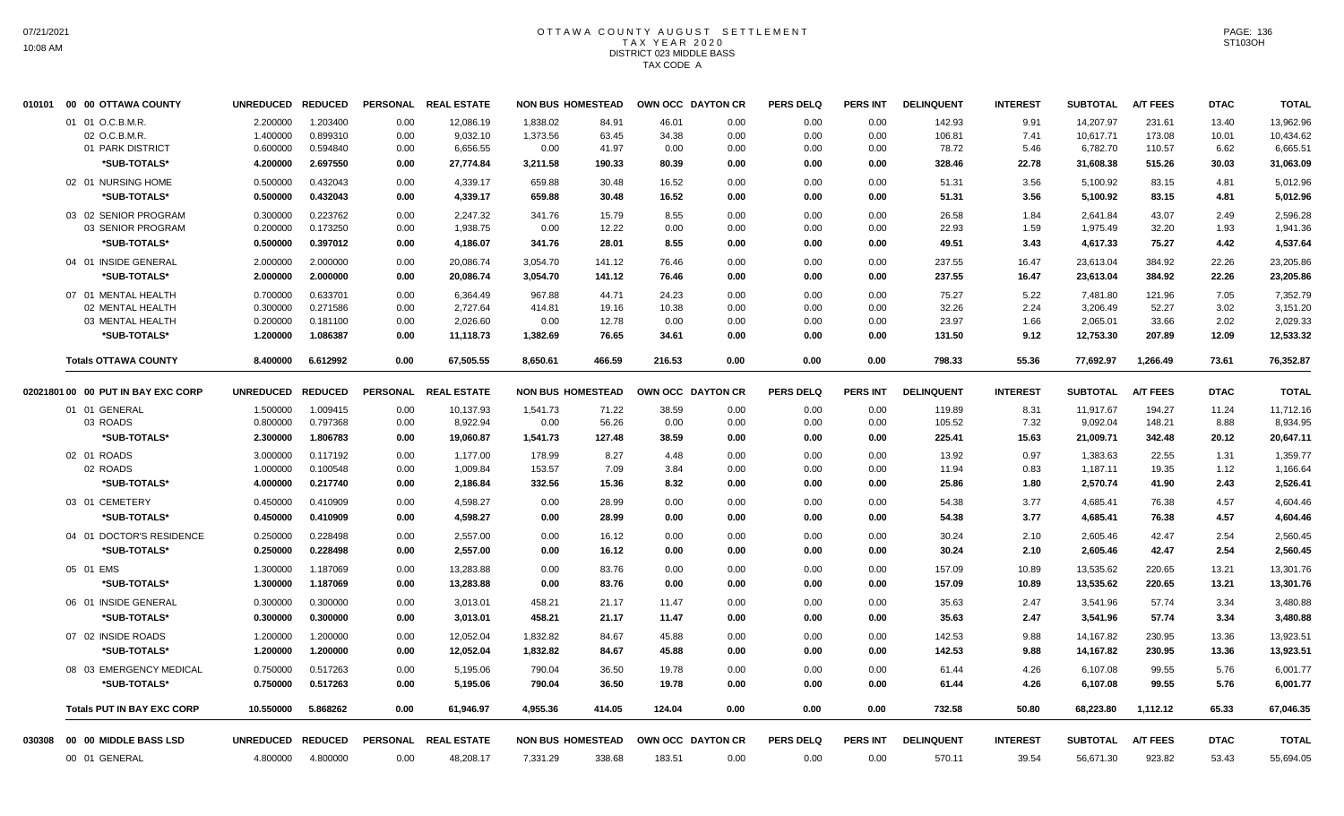# OTTAWA COUNTY AUGUST SETTLEMENT
## TAX YEAR 2020
## DISTRICT 023 MIDDLE BASS
## TAX CODE A

| | | UNREDUCED | REDUCED | PERSONAL | REAL ESTATE | NON BUS | HOMESTEAD | OWN OCC | DAYTON CR | PERS DELQ | PERS INT | DELINQUENT | INTEREST | SUBTOTAL | A/T FEES | DTAC | TOTAL |
|---|---|---|---|---|---|---|---|---|---|---|---|---|---|---|---|---|---|
| 010101 | 00 00 OTTAWA COUNTY | | | | | | | | | | | | | | | | |
| | 01 01 O.C.B.M.R. | 2.200000 | 1.203400 | 0.00 | 12,086.19 | 1,838.02 | 84.91 | 46.01 | 0.00 | 0.00 | 0.00 | 142.93 | 9.91 | 14,207.97 | 231.61 | 13.40 | 13,962.96 |
| | 02 O.C.B.M.R. | 1.400000 | 0.899310 | 0.00 | 9,032.10 | 1,373.56 | 63.45 | 34.38 | 0.00 | 0.00 | 0.00 | 106.81 | 7.41 | 10,617.71 | 173.08 | 10.01 | 10,434.62 |
| | 01 PARK DISTRICT | 0.600000 | 0.594840 | 0.00 | 6,656.55 | 0.00 | 41.97 | 0.00 | 0.00 | 0.00 | 0.00 | 78.72 | 5.46 | 6,782.70 | 110.57 | 6.62 | 6,665.51 |
| | *SUB-TOTALS* | 4.200000 | 2.697550 | 0.00 | 27,774.84 | 3,211.58 | 190.33 | 80.39 | 0.00 | 0.00 | 0.00 | 328.46 | 22.78 | 31,608.38 | 515.26 | 30.03 | 31,063.09 |
| | 02 01 NURSING HOME | 0.500000 | 0.432043 | 0.00 | 4,339.17 | 659.88 | 30.48 | 16.52 | 0.00 | 0.00 | 0.00 | 51.31 | 3.56 | 5,100.92 | 83.15 | 4.81 | 5,012.96 |
| | *SUB-TOTALS* | 0.500000 | 0.432043 | 0.00 | 4,339.17 | 659.88 | 30.48 | 16.52 | 0.00 | 0.00 | 0.00 | 51.31 | 3.56 | 5,100.92 | 83.15 | 4.81 | 5,012.96 |
| | 03 02 SENIOR PROGRAM | 0.300000 | 0.223762 | 0.00 | 2,247.32 | 341.76 | 15.79 | 8.55 | 0.00 | 0.00 | 0.00 | 26.58 | 1.84 | 2,641.84 | 43.07 | 2.49 | 2,596.28 |
| | 03 SENIOR PROGRAM | 0.200000 | 0.173250 | 0.00 | 1,938.75 | 0.00 | 12.22 | 0.00 | 0.00 | 0.00 | 0.00 | 22.93 | 1.59 | 1,975.49 | 32.20 | 1.93 | 1,941.36 |
| | *SUB-TOTALS* | 0.500000 | 0.397012 | 0.00 | 4,186.07 | 341.76 | 28.01 | 8.55 | 0.00 | 0.00 | 0.00 | 49.51 | 3.43 | 4,617.33 | 75.27 | 4.42 | 4,537.64 |
| | 04 01 INSIDE GENERAL | 2.000000 | 2.000000 | 0.00 | 20,086.74 | 3,054.70 | 141.12 | 76.46 | 0.00 | 0.00 | 0.00 | 237.55 | 16.47 | 23,613.04 | 384.92 | 22.26 | 23,205.86 |
| | *SUB-TOTALS* | 2.000000 | 2.000000 | 0.00 | 20,086.74 | 3,054.70 | 141.12 | 76.46 | 0.00 | 0.00 | 0.00 | 237.55 | 16.47 | 23,613.04 | 384.92 | 22.26 | 23,205.86 |
| | 07 01 MENTAL HEALTH | 0.700000 | 0.633701 | 0.00 | 6,364.49 | 967.88 | 44.71 | 24.23 | 0.00 | 0.00 | 0.00 | 75.27 | 5.22 | 7,481.80 | 121.96 | 7.05 | 7,352.79 |
| | 02 MENTAL HEALTH | 0.300000 | 0.271586 | 0.00 | 2,727.64 | 414.81 | 19.16 | 10.38 | 0.00 | 0.00 | 0.00 | 32.26 | 2.24 | 3,206.49 | 52.27 | 3.02 | 3,151.20 |
| | 03 MENTAL HEALTH | 0.200000 | 0.181100 | 0.00 | 2,026.60 | 0.00 | 12.78 | 0.00 | 0.00 | 0.00 | 0.00 | 23.97 | 1.66 | 2,065.01 | 33.66 | 2.02 | 2,029.33 |
| | *SUB-TOTALS* | 1.200000 | 1.086387 | 0.00 | 11,118.73 | 1,382.69 | 76.65 | 34.61 | 0.00 | 0.00 | 0.00 | 131.50 | 9.12 | 12,753.30 | 207.89 | 12.09 | 12,533.32 |
| | **Totals OTTAWA COUNTY** | 8.400000 | 6.612992 | 0.00 | 67,505.55 | 8,650.61 | 466.59 | 216.53 | 0.00 | 0.00 | 0.00 | 798.33 | 55.36 | 77,692.97 | 1,266.49 | 73.61 | 76,352.87 |
| 02021801 | 00 00 PUT IN BAY EXC CORP | UNREDUCED | REDUCED | PERSONAL | REAL ESTATE | NON BUS | HOMESTEAD | OWN OCC | DAYTON CR | PERS DELQ | PERS INT | DELINQUENT | INTEREST | SUBTOTAL | A/T FEES | DTAC | TOTAL |
| | 01 01 GENERAL | 1.500000 | 1.009415 | 0.00 | 10,137.93 | 1,541.73 | 71.22 | 38.59 | 0.00 | 0.00 | 0.00 | 119.89 | 8.31 | 11,917.67 | 194.27 | 11.24 | 11,712.16 |
| | 03 ROADS | 0.800000 | 0.797368 | 0.00 | 8,922.94 | 0.00 | 56.26 | 0.00 | 0.00 | 0.00 | 0.00 | 105.52 | 7.32 | 9,092.04 | 148.21 | 8.88 | 8,934.95 |
| | *SUB-TOTALS* | 2.300000 | 1.806783 | 0.00 | 19,060.87 | 1,541.73 | 127.48 | 38.59 | 0.00 | 0.00 | 0.00 | 225.41 | 15.63 | 21,009.71 | 342.48 | 20.12 | 20,647.11 |
| | 02 01 ROADS | 3.000000 | 0.117192 | 0.00 | 1,177.00 | 178.99 | 8.27 | 4.48 | 0.00 | 0.00 | 0.00 | 13.92 | 0.97 | 1,383.63 | 22.55 | 1.31 | 1,359.77 |
| | 02 ROADS | 1.000000 | 0.100548 | 0.00 | 1,009.84 | 153.57 | 7.09 | 3.84 | 0.00 | 0.00 | 0.00 | 11.94 | 0.83 | 1,187.11 | 19.35 | 1.12 | 1,166.64 |
| | *SUB-TOTALS* | 4.000000 | 0.217740 | 0.00 | 2,186.84 | 332.56 | 15.36 | 8.32 | 0.00 | 0.00 | 0.00 | 25.86 | 1.80 | 2,570.74 | 41.90 | 2.43 | 2,526.41 |
| | 03 01 CEMETERY | 0.450000 | 0.410909 | 0.00 | 4,598.27 | 0.00 | 28.99 | 0.00 | 0.00 | 0.00 | 0.00 | 54.38 | 3.77 | 4,685.41 | 76.38 | 4.57 | 4,604.46 |
| | *SUB-TOTALS* | 0.450000 | 0.410909 | 0.00 | 4,598.27 | 0.00 | 28.99 | 0.00 | 0.00 | 0.00 | 0.00 | 54.38 | 3.77 | 4,685.41 | 76.38 | 4.57 | 4,604.46 |
| | 04 01 DOCTOR'S RESIDENCE | 0.250000 | 0.228498 | 0.00 | 2,557.00 | 0.00 | 16.12 | 0.00 | 0.00 | 0.00 | 0.00 | 30.24 | 2.10 | 2,605.46 | 42.47 | 2.54 | 2,560.45 |
| | *SUB-TOTALS* | 0.250000 | 0.228498 | 0.00 | 2,557.00 | 0.00 | 16.12 | 0.00 | 0.00 | 0.00 | 0.00 | 30.24 | 2.10 | 2,605.46 | 42.47 | 2.54 | 2,560.45 |
| | 05 01 EMS | 1.300000 | 1.187069 | 0.00 | 13,283.88 | 0.00 | 83.76 | 0.00 | 0.00 | 0.00 | 0.00 | 157.09 | 10.89 | 13,535.62 | 220.65 | 13.21 | 13,301.76 |
| | *SUB-TOTALS* | 1.300000 | 1.187069 | 0.00 | 13,283.88 | 0.00 | 83.76 | 0.00 | 0.00 | 0.00 | 0.00 | 157.09 | 10.89 | 13,535.62 | 220.65 | 13.21 | 13,301.76 |
| | 06 01 INSIDE GENERAL | 0.300000 | 0.300000 | 0.00 | 3,013.01 | 458.21 | 21.17 | 11.47 | 0.00 | 0.00 | 0.00 | 35.63 | 2.47 | 3,541.96 | 57.74 | 3.34 | 3,480.88 |
| | *SUB-TOTALS* | 0.300000 | 0.300000 | 0.00 | 3,013.01 | 458.21 | 21.17 | 11.47 | 0.00 | 0.00 | 0.00 | 35.63 | 2.47 | 3,541.96 | 57.74 | 3.34 | 3,480.88 |
| | 07 02 INSIDE ROADS | 1.200000 | 1.200000 | 0.00 | 12,052.04 | 1,832.82 | 84.67 | 45.88 | 0.00 | 0.00 | 0.00 | 142.53 | 9.88 | 14,167.82 | 230.95 | 13.36 | 13,923.51 |
| | *SUB-TOTALS* | 1.200000 | 1.200000 | 0.00 | 12,052.04 | 1,832.82 | 84.67 | 45.88 | 0.00 | 0.00 | 0.00 | 142.53 | 9.88 | 14,167.82 | 230.95 | 13.36 | 13,923.51 |
| | 08 03 EMERGENCY MEDICAL | 0.750000 | 0.517263 | 0.00 | 5,195.06 | 790.04 | 36.50 | 19.78 | 0.00 | 0.00 | 0.00 | 61.44 | 4.26 | 6,107.08 | 99.55 | 5.76 | 6,001.77 |
| | *SUB-TOTALS* | 0.750000 | 0.517263 | 0.00 | 5,195.06 | 790.04 | 36.50 | 19.78 | 0.00 | 0.00 | 0.00 | 61.44 | 4.26 | 6,107.08 | 99.55 | 5.76 | 6,001.77 |
| | **Totals PUT IN BAY EXC CORP** | 10.550000 | 5.868262 | 0.00 | 61,946.97 | 4,955.36 | 414.05 | 124.04 | 0.00 | 0.00 | 0.00 | 732.58 | 50.80 | 68,223.80 | 1,112.12 | 65.33 | 67,046.35 |
| 030308 | 00 00 MIDDLE BASS LSD | UNREDUCED | REDUCED | PERSONAL | REAL ESTATE | NON BUS | HOMESTEAD | OWN OCC | DAYTON CR | PERS DELQ | PERS INT | DELINQUENT | INTEREST | SUBTOTAL | A/T FEES | DTAC | TOTAL |
| | 00 01 GENERAL | 4.800000 | 4.800000 | 0.00 | 48,208.17 | 7,331.29 | 338.68 | 183.51 | 0.00 | 0.00 | 0.00 | 570.11 | 39.54 | 56,671.30 | 923.82 | 53.43 | 55,694.05 |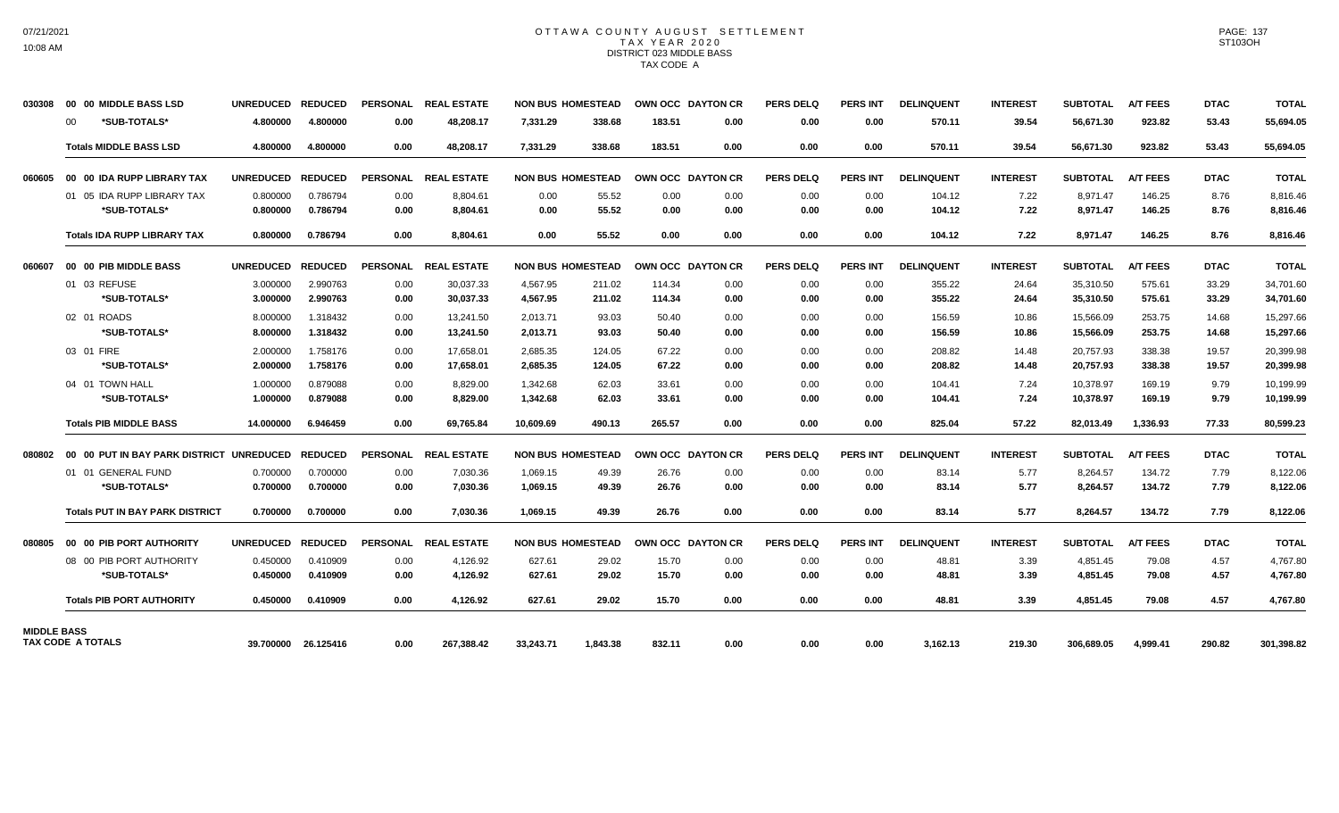# OTTAWA COUNTY AUGUST SETTLEMENT
## TAX YEAR 2020
### DISTRICT 023 MIDDLE BASS
### TAX CODE A

| | | UNREDUCED | REDUCED | PERSONAL | REAL ESTATE | NON BUS | HOMESTEAD | OWN OCC | DAYTON CR | PERS DELQ | PERS INT | DELINQUENT | INTEREST | SUBTOTAL | A/T FEES | DTAC | TOTAL |
|---|---|---|---|---|---|---|---|---|---|---|---|---|---|---|---|---|---|
| 030308 | 00 00 MIDDLE BASS LSD | | | | | | | | | | | | | | | | |
| | 00 *SUB-TOTALS* | 4.800000 | 4.800000 | 0.00 | 48,208.17 | 7,331.29 | 338.68 | 183.51 | 0.00 | 0.00 | 0.00 | 570.11 | 39.54 | 56,671.30 | 923.82 | 53.43 | 55,694.05 |
| | **Totals MIDDLE BASS LSD** | 4.800000 | 4.800000 | 0.00 | 48,208.17 | 7,331.29 | 338.68 | 183.51 | 0.00 | 0.00 | 0.00 | 570.11 | 39.54 | 56,671.30 | 923.82 | 53.43 | 55,694.05 |
| 060605 | 00 00 IDA RUPP LIBRARY TAX | | | | | | | | | | | | | | | | |
| | 01 05 IDA RUPP LIBRARY TAX | 0.800000 | 0.786794 | 0.00 | 8,804.61 | 0.00 | 55.52 | 0.00 | 0.00 | 0.00 | 0.00 | 104.12 | 7.22 | 8,971.47 | 146.25 | 8.76 | 8,816.46 |
| | *SUB-TOTALS* | 0.800000 | 0.786794 | 0.00 | 8,804.61 | 0.00 | 55.52 | 0.00 | 0.00 | 0.00 | 0.00 | 104.12 | 7.22 | 8,971.47 | 146.25 | 8.76 | 8,816.46 |
| | **Totals IDA RUPP LIBRARY TAX** | 0.800000 | 0.786794 | 0.00 | 8,804.61 | 0.00 | 55.52 | 0.00 | 0.00 | 0.00 | 0.00 | 104.12 | 7.22 | 8,971.47 | 146.25 | 8.76 | 8,816.46 |
| 060607 | 00 00 PIB MIDDLE BASS | | | | | | | | | | | | | | | | |
| | 01 03 REFUSE | 3.000000 | 2.990763 | 0.00 | 30,037.33 | 4,567.95 | 211.02 | 114.34 | 0.00 | 0.00 | 0.00 | 355.22 | 24.64 | 35,310.50 | 575.61 | 33.29 | 34,701.60 |
| | *SUB-TOTALS* | 3.000000 | 2.990763 | 0.00 | 30,037.33 | 4,567.95 | 211.02 | 114.34 | 0.00 | 0.00 | 0.00 | 355.22 | 24.64 | 35,310.50 | 575.61 | 33.29 | 34,701.60 |
| | 02 01 ROADS | 8.000000 | 1.318432 | 0.00 | 13,241.50 | 2,013.71 | 93.03 | 50.40 | 0.00 | 0.00 | 0.00 | 156.59 | 10.86 | 15,566.09 | 253.75 | 14.68 | 15,297.66 |
| | *SUB-TOTALS* | 8.000000 | 1.318432 | 0.00 | 13,241.50 | 2,013.71 | 93.03 | 50.40 | 0.00 | 0.00 | 0.00 | 156.59 | 10.86 | 15,566.09 | 253.75 | 14.68 | 15,297.66 |
| | 03 01 FIRE | 2.000000 | 1.758176 | 0.00 | 17,658.01 | 2,685.35 | 124.05 | 67.22 | 0.00 | 0.00 | 0.00 | 208.82 | 14.48 | 20,757.93 | 338.38 | 19.57 | 20,399.98 |
| | *SUB-TOTALS* | 2.000000 | 1.758176 | 0.00 | 17,658.01 | 2,685.35 | 124.05 | 67.22 | 0.00 | 0.00 | 0.00 | 208.82 | 14.48 | 20,757.93 | 338.38 | 19.57 | 20,399.98 |
| | 04 01 TOWN HALL | 1.000000 | 0.879088 | 0.00 | 8,829.00 | 1,342.68 | 62.03 | 33.61 | 0.00 | 0.00 | 0.00 | 104.41 | 7.24 | 10,378.97 | 169.19 | 9.79 | 10,199.99 |
| | *SUB-TOTALS* | 1.000000 | 0.879088 | 0.00 | 8,829.00 | 1,342.68 | 62.03 | 33.61 | 0.00 | 0.00 | 0.00 | 104.41 | 7.24 | 10,378.97 | 169.19 | 9.79 | 10,199.99 |
| | **Totals PIB MIDDLE BASS** | 14.000000 | 6.946459 | 0.00 | 69,765.84 | 10,609.69 | 490.13 | 265.57 | 0.00 | 0.00 | 0.00 | 825.04 | 57.22 | 82,013.49 | 1,336.93 | 77.33 | 80,599.23 |
| 080802 | 00 00 PUT IN BAY PARK DISTRICT | | | | | | | | | | | | | | | | |
| | 01 01 GENERAL FUND | 0.700000 | 0.700000 | 0.00 | 7,030.36 | 1,069.15 | 49.39 | 26.76 | 0.00 | 0.00 | 0.00 | 83.14 | 5.77 | 8,264.57 | 134.72 | 7.79 | 8,122.06 |
| | *SUB-TOTALS* | 0.700000 | 0.700000 | 0.00 | 7,030.36 | 1,069.15 | 49.39 | 26.76 | 0.00 | 0.00 | 0.00 | 83.14 | 5.77 | 8,264.57 | 134.72 | 7.79 | 8,122.06 |
| | **Totals PUT IN BAY PARK DISTRICT** | 0.700000 | 0.700000 | 0.00 | 7,030.36 | 1,069.15 | 49.39 | 26.76 | 0.00 | 0.00 | 0.00 | 83.14 | 5.77 | 8,264.57 | 134.72 | 7.79 | 8,122.06 |
| 080805 | 00 00 PIB PORT AUTHORITY | | | | | | | | | | | | | | | | |
| | 08 00 PIB PORT AUTHORITY | 0.450000 | 0.410909 | 0.00 | 4,126.92 | 627.61 | 29.02 | 15.70 | 0.00 | 0.00 | 0.00 | 48.81 | 3.39 | 4,851.45 | 79.08 | 4.57 | 4,767.80 |
| | *SUB-TOTALS* | 0.450000 | 0.410909 | 0.00 | 4,126.92 | 627.61 | 29.02 | 15.70 | 0.00 | 0.00 | 0.00 | 48.81 | 3.39 | 4,851.45 | 79.08 | 4.57 | 4,767.80 |
| | **Totals PIB PORT AUTHORITY** | 0.450000 | 0.410909 | 0.00 | 4,126.92 | 627.61 | 29.02 | 15.70 | 0.00 | 0.00 | 0.00 | 48.81 | 3.39 | 4,851.45 | 79.08 | 4.57 | 4,767.80 |
| **MIDDLE BASS TAX CODE A TOTALS** | | 39.700000 | 26.125416 | 0.00 | 267,388.42 | 33,243.71 | 1,843.38 | 832.11 | 0.00 | 0.00 | 0.00 | 3,162.13 | 219.30 | 306,689.05 | 4,999.41 | 290.82 | 301,398.82 |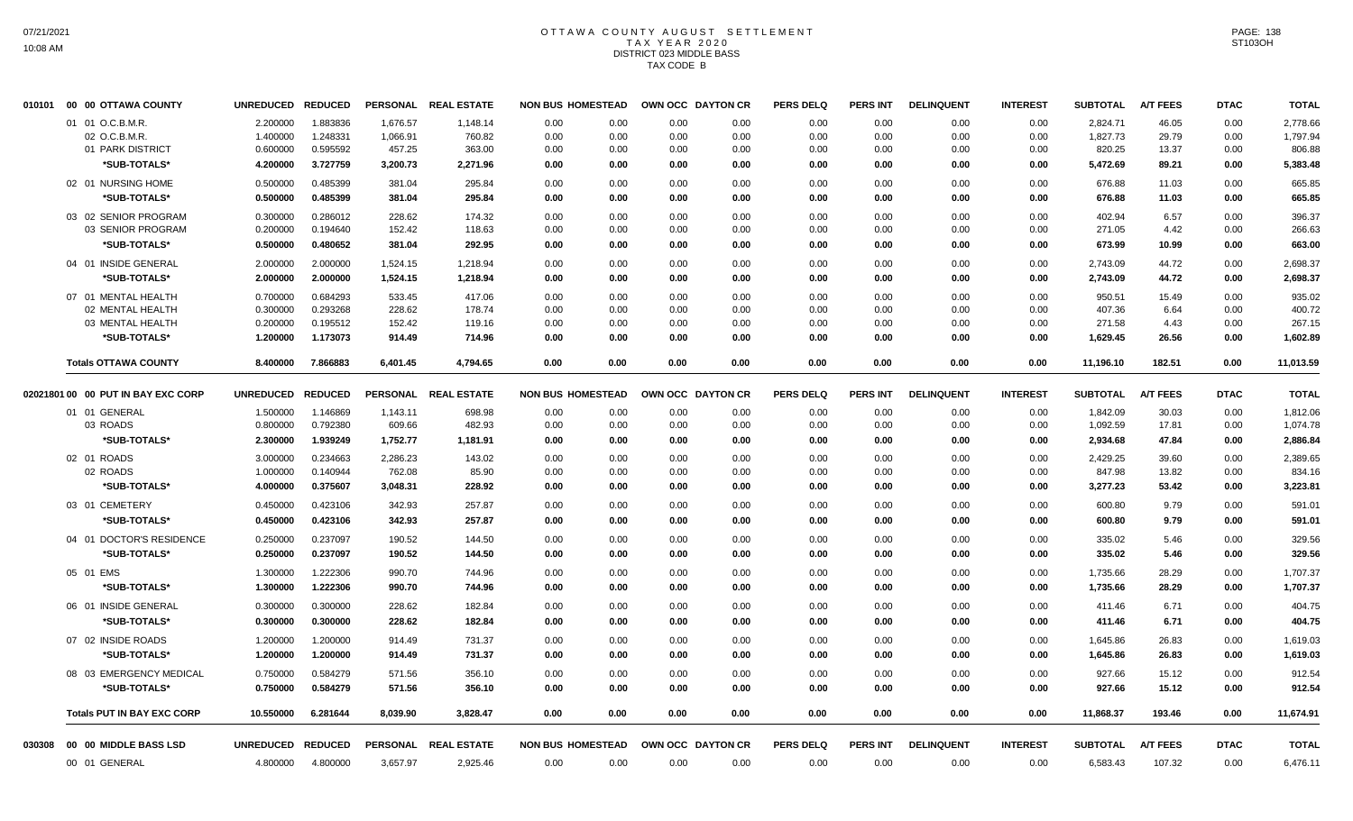# OTTAWA COUNTY AUGUST SETTLEMENT
## TAX YEAR 2020
## DISTRICT 023 MIDDLE BASS
## TAX CODE B

| 010101 00 00 OTTAWA COUNTY | UNREDUCED | REDUCED | PERSONAL | REAL ESTATE | NON BUS | HOMESTEAD | OWN OCC | DAYTON CR | PERS DELQ | PERS INT | DELINQUENT | INTEREST | SUBTOTAL | A/T FEES | DTAC | TOTAL |
|---|---|---|---|---|---|---|---|---|---|---|---|---|---|---|---|---|
| 01 01 O.C.B.M.R. | 2.200000 | 1.883836 | 1,676.57 | 1,148.14 | 0.00 | 0.00 | 0.00 | 0.00 | 0.00 | 0.00 | 0.00 | 0.00 | 2,824.71 | 46.05 | 0.00 | 2,778.66 |
| 02 O.C.B.M.R. | 1.400000 | 1.248331 | 1,066.91 | 760.82 | 0.00 | 0.00 | 0.00 | 0.00 | 0.00 | 0.00 | 0.00 | 0.00 | 1,827.73 | 29.79 | 0.00 | 1,797.94 |
| 01 PARK DISTRICT | 0.600000 | 0.595592 | 457.25 | 363.00 | 0.00 | 0.00 | 0.00 | 0.00 | 0.00 | 0.00 | 0.00 | 0.00 | 820.25 | 13.37 | 0.00 | 806.88 |
| *SUB-TOTALS* | 4.200000 | 3.727759 | 3,200.73 | 2,271.96 | 0.00 | 0.00 | 0.00 | 0.00 | 0.00 | 0.00 | 0.00 | 0.00 | 5,472.69 | 89.21 | 0.00 | 5,383.48 |
| 02 01 NURSING HOME | 0.500000 | 0.485399 | 381.04 | 295.84 | 0.00 | 0.00 | 0.00 | 0.00 | 0.00 | 0.00 | 0.00 | 0.00 | 676.88 | 11.03 | 0.00 | 665.85 |
| *SUB-TOTALS* | 0.500000 | 0.485399 | 381.04 | 295.84 | 0.00 | 0.00 | 0.00 | 0.00 | 0.00 | 0.00 | 0.00 | 0.00 | 676.88 | 11.03 | 0.00 | 665.85 |
| 03 02 SENIOR PROGRAM | 0.300000 | 0.286012 | 228.62 | 174.32 | 0.00 | 0.00 | 0.00 | 0.00 | 0.00 | 0.00 | 0.00 | 0.00 | 402.94 | 6.57 | 0.00 | 396.37 |
| 03 SENIOR PROGRAM | 0.200000 | 0.194640 | 152.42 | 118.63 | 0.00 | 0.00 | 0.00 | 0.00 | 0.00 | 0.00 | 0.00 | 0.00 | 271.05 | 4.42 | 0.00 | 266.63 |
| *SUB-TOTALS* | 0.500000 | 0.480652 | 381.04 | 292.95 | 0.00 | 0.00 | 0.00 | 0.00 | 0.00 | 0.00 | 0.00 | 0.00 | 673.99 | 10.99 | 0.00 | 663.00 |
| 04 01 INSIDE GENERAL | 2.000000 | 2.000000 | 1,524.15 | 1,218.94 | 0.00 | 0.00 | 0.00 | 0.00 | 0.00 | 0.00 | 0.00 | 0.00 | 2,743.09 | 44.72 | 0.00 | 2,698.37 |
| *SUB-TOTALS* | 2.000000 | 2.000000 | 1,524.15 | 1,218.94 | 0.00 | 0.00 | 0.00 | 0.00 | 0.00 | 0.00 | 0.00 | 0.00 | 2,743.09 | 44.72 | 0.00 | 2,698.37 |
| 07 01 MENTAL HEALTH | 0.700000 | 0.684293 | 533.45 | 417.06 | 0.00 | 0.00 | 0.00 | 0.00 | 0.00 | 0.00 | 0.00 | 0.00 | 950.51 | 15.49 | 0.00 | 935.02 |
| 02 MENTAL HEALTH | 0.300000 | 0.293268 | 228.62 | 178.74 | 0.00 | 0.00 | 0.00 | 0.00 | 0.00 | 0.00 | 0.00 | 0.00 | 407.36 | 6.64 | 0.00 | 400.72 |
| 03 MENTAL HEALTH | 0.200000 | 0.195512 | 152.42 | 119.16 | 0.00 | 0.00 | 0.00 | 0.00 | 0.00 | 0.00 | 0.00 | 0.00 | 271.58 | 4.43 | 0.00 | 267.15 |
| *SUB-TOTALS* | 1.200000 | 1.173073 | 914.49 | 714.96 | 0.00 | 0.00 | 0.00 | 0.00 | 0.00 | 0.00 | 0.00 | 0.00 | 1,629.45 | 26.56 | 0.00 | 1,602.89 |
| **Totals OTTAWA COUNTY** | 8.400000 | 7.866883 | 6,401.45 | 4,794.65 | 0.00 | 0.00 | 0.00 | 0.00 | 0.00 | 0.00 | 0.00 | 0.00 | 11,196.10 | 182.51 | 0.00 | 11,013.59 |

| 02021801 00 00 PUT IN BAY EXC CORP | UNREDUCED | REDUCED | PERSONAL | REAL ESTATE | NON BUS | HOMESTEAD | OWN OCC | DAYTON CR | PERS DELQ | PERS INT | DELINQUENT | INTEREST | SUBTOTAL | A/T FEES | DTAC | TOTAL |
|---|---|---|---|---|---|---|---|---|---|---|---|---|---|---|---|---|
| 01 01 GENERAL | 1.500000 | 1.146869 | 1,143.11 | 698.98 | 0.00 | 0.00 | 0.00 | 0.00 | 0.00 | 0.00 | 0.00 | 0.00 | 1,842.09 | 30.03 | 0.00 | 1,812.06 |
| 03 ROADS | 0.800000 | 0.792380 | 609.66 | 482.93 | 0.00 | 0.00 | 0.00 | 0.00 | 0.00 | 0.00 | 0.00 | 0.00 | 1,092.59 | 17.81 | 0.00 | 1,074.78 |
| *SUB-TOTALS* | 2.300000 | 1.939249 | 1,752.77 | 1,181.91 | 0.00 | 0.00 | 0.00 | 0.00 | 0.00 | 0.00 | 0.00 | 0.00 | 2,934.68 | 47.84 | 0.00 | 2,886.84 |
| 02 01 ROADS | 3.000000 | 0.234663 | 2,286.23 | 143.02 | 0.00 | 0.00 | 0.00 | 0.00 | 0.00 | 0.00 | 0.00 | 0.00 | 2,429.25 | 39.60 | 0.00 | 2,389.65 |
| 02 ROADS | 1.000000 | 0.140944 | 762.08 | 85.90 | 0.00 | 0.00 | 0.00 | 0.00 | 0.00 | 0.00 | 0.00 | 0.00 | 847.98 | 13.82 | 0.00 | 834.16 |
| *SUB-TOTALS* | 4.000000 | 0.375607 | 3,048.31 | 228.92 | 0.00 | 0.00 | 0.00 | 0.00 | 0.00 | 0.00 | 0.00 | 0.00 | 3,277.23 | 53.42 | 0.00 | 3,223.81 |
| 03 01 CEMETERY | 0.450000 | 0.423106 | 342.93 | 257.87 | 0.00 | 0.00 | 0.00 | 0.00 | 0.00 | 0.00 | 0.00 | 0.00 | 600.80 | 9.79 | 0.00 | 591.01 |
| *SUB-TOTALS* | 0.450000 | 0.423106 | 342.93 | 257.87 | 0.00 | 0.00 | 0.00 | 0.00 | 0.00 | 0.00 | 0.00 | 0.00 | 600.80 | 9.79 | 0.00 | 591.01 |
| 04 01 DOCTOR'S RESIDENCE | 0.250000 | 0.237097 | 190.52 | 144.50 | 0.00 | 0.00 | 0.00 | 0.00 | 0.00 | 0.00 | 0.00 | 0.00 | 335.02 | 5.46 | 0.00 | 329.56 |
| *SUB-TOTALS* | 0.250000 | 0.237097 | 190.52 | 144.50 | 0.00 | 0.00 | 0.00 | 0.00 | 0.00 | 0.00 | 0.00 | 0.00 | 335.02 | 5.46 | 0.00 | 329.56 |
| 05 01 EMS | 1.300000 | 1.222306 | 990.70 | 744.96 | 0.00 | 0.00 | 0.00 | 0.00 | 0.00 | 0.00 | 0.00 | 0.00 | 1,735.66 | 28.29 | 0.00 | 1,707.37 |
| *SUB-TOTALS* | 1.300000 | 1.222306 | 990.70 | 744.96 | 0.00 | 0.00 | 0.00 | 0.00 | 0.00 | 0.00 | 0.00 | 0.00 | 1,735.66 | 28.29 | 0.00 | 1,707.37 |
| 06 01 INSIDE GENERAL | 0.300000 | 0.300000 | 228.62 | 182.84 | 0.00 | 0.00 | 0.00 | 0.00 | 0.00 | 0.00 | 0.00 | 0.00 | 411.46 | 6.71 | 0.00 | 404.75 |
| *SUB-TOTALS* | 0.300000 | 0.300000 | 228.62 | 182.84 | 0.00 | 0.00 | 0.00 | 0.00 | 0.00 | 0.00 | 0.00 | 0.00 | 411.46 | 6.71 | 0.00 | 404.75 |
| 07 02 INSIDE ROADS | 1.200000 | 1.200000 | 914.49 | 731.37 | 0.00 | 0.00 | 0.00 | 0.00 | 0.00 | 0.00 | 0.00 | 0.00 | 1,645.86 | 26.83 | 0.00 | 1,619.03 |
| *SUB-TOTALS* | 1.200000 | 1.200000 | 914.49 | 731.37 | 0.00 | 0.00 | 0.00 | 0.00 | 0.00 | 0.00 | 0.00 | 0.00 | 1,645.86 | 26.83 | 0.00 | 1,619.03 |
| 08 03 EMERGENCY MEDICAL | 0.750000 | 0.584279 | 571.56 | 356.10 | 0.00 | 0.00 | 0.00 | 0.00 | 0.00 | 0.00 | 0.00 | 0.00 | 927.66 | 15.12 | 0.00 | 912.54 |
| *SUB-TOTALS* | 0.750000 | 0.584279 | 571.56 | 356.10 | 0.00 | 0.00 | 0.00 | 0.00 | 0.00 | 0.00 | 0.00 | 0.00 | 927.66 | 15.12 | 0.00 | 912.54 |
| **Totals PUT IN BAY EXC CORP** | 10.550000 | 6.281644 | 8,039.90 | 3,828.47 | 0.00 | 0.00 | 0.00 | 0.00 | 0.00 | 0.00 | 0.00 | 0.00 | 11,868.37 | 193.46 | 0.00 | 11,674.91 |

| 030308 00 00 MIDDLE BASS LSD | UNREDUCED | REDUCED | PERSONAL | REAL ESTATE | NON BUS | HOMESTEAD | OWN OCC | DAYTON CR | PERS DELQ | PERS INT | DELINQUENT | INTEREST | SUBTOTAL | A/T FEES | DTAC | TOTAL |
|---|---|---|---|---|---|---|---|---|---|---|---|---|---|---|---|---|
| 00 01 GENERAL | 4.800000 | 4.800000 | 3,657.97 | 2,925.46 | 0.00 | 0.00 | 0.00 | 0.00 | 0.00 | 0.00 | 0.00 | 0.00 | 6,583.43 | 107.32 | 0.00 | 6,476.11 |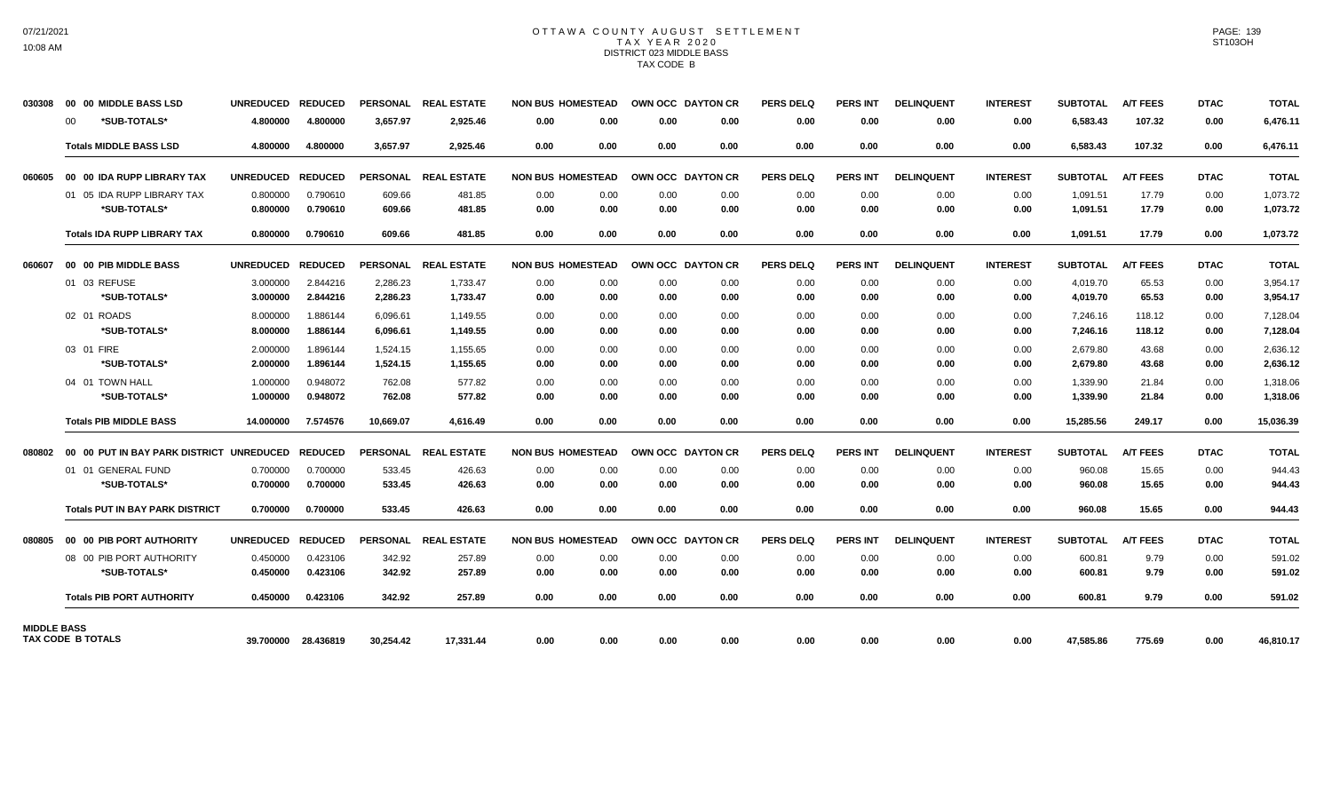# OTTAWA COUNTY AUGUST SETTLEMENT
## TAX YEAR 2020
## DISTRICT 023 MIDDLE BASS
## TAX CODE B

| | | UNREDUCED | REDUCED | PERSONAL | REAL ESTATE | NON BUS | HOMESTEAD | OWN OCC | DAYTON CR | PERS DELQ | PERS INT | DELINQUENT | INTEREST | SUBTOTAL | A/T FEES | DTAC | TOTAL |
|---|---|---|---|---|---|---|---|---|---|---|---|---|---|---|---|---|---|
| 030308 | 00 00 MIDDLE BASS LSD | UNREDUCED | REDUCED | PERSONAL | REAL ESTATE | NON BUS | HOMESTEAD | OWN OCC | DAYTON CR | PERS DELQ | PERS INT | DELINQUENT | INTEREST | SUBTOTAL | A/T FEES | DTAC | TOTAL |
| | 00 *SUB-TOTALS* | 4.800000 | 4.800000 | 3,657.97 | 2,925.46 | 0.00 | 0.00 | 0.00 | 0.00 | 0.00 | 0.00 | 0.00 | 0.00 | 6,583.43 | 107.32 | 0.00 | 6,476.11 |
| | Totals MIDDLE BASS LSD | 4.800000 | 4.800000 | 3,657.97 | 2,925.46 | 0.00 | 0.00 | 0.00 | 0.00 | 0.00 | 0.00 | 0.00 | 0.00 | 6,583.43 | 107.32 | 0.00 | 6,476.11 |
| 060605 | 00 00 IDA RUPP LIBRARY TAX | UNREDUCED | REDUCED | PERSONAL | REAL ESTATE | NON BUS | HOMESTEAD | OWN OCC | DAYTON CR | PERS DELQ | PERS INT | DELINQUENT | INTEREST | SUBTOTAL | A/T FEES | DTAC | TOTAL |
| | 01 05 IDA RUPP LIBRARY TAX | 0.800000 | 0.790610 | 609.66 | 481.85 | 0.00 | 0.00 | 0.00 | 0.00 | 0.00 | 0.00 | 0.00 | 0.00 | 1,091.51 | 17.79 | 0.00 | 1,073.72 |
| | *SUB-TOTALS* | 0.800000 | 0.790610 | 609.66 | 481.85 | 0.00 | 0.00 | 0.00 | 0.00 | 0.00 | 0.00 | 0.00 | 0.00 | 1,091.51 | 17.79 | 0.00 | 1,073.72 |
| | Totals IDA RUPP LIBRARY TAX | 0.800000 | 0.790610 | 609.66 | 481.85 | 0.00 | 0.00 | 0.00 | 0.00 | 0.00 | 0.00 | 0.00 | 0.00 | 1,091.51 | 17.79 | 0.00 | 1,073.72 |
| 060607 | 00 00 PIB MIDDLE BASS | UNREDUCED | REDUCED | PERSONAL | REAL ESTATE | NON BUS | HOMESTEAD | OWN OCC | DAYTON CR | PERS DELQ | PERS INT | DELINQUENT | INTEREST | SUBTOTAL | A/T FEES | DTAC | TOTAL |
| | 01 03 REFUSE | 3.000000 | 2.844216 | 2,286.23 | 1,733.47 | 0.00 | 0.00 | 0.00 | 0.00 | 0.00 | 0.00 | 0.00 | 0.00 | 4,019.70 | 65.53 | 0.00 | 3,954.17 |
| | *SUB-TOTALS* | 3.000000 | 2.844216 | 2,286.23 | 1,733.47 | 0.00 | 0.00 | 0.00 | 0.00 | 0.00 | 0.00 | 0.00 | 0.00 | 4,019.70 | 65.53 | 0.00 | 3,954.17 |
| | 02 01 ROADS | 8.000000 | 1.886144 | 6,096.61 | 1,149.55 | 0.00 | 0.00 | 0.00 | 0.00 | 0.00 | 0.00 | 0.00 | 0.00 | 7,246.16 | 118.12 | 0.00 | 7,128.04 |
| | *SUB-TOTALS* | 8.000000 | 1.886144 | 6,096.61 | 1,149.55 | 0.00 | 0.00 | 0.00 | 0.00 | 0.00 | 0.00 | 0.00 | 0.00 | 7,246.16 | 118.12 | 0.00 | 7,128.04 |
| | 03 01 FIRE | 2.000000 | 1.896144 | 1,524.15 | 1,155.65 | 0.00 | 0.00 | 0.00 | 0.00 | 0.00 | 0.00 | 0.00 | 0.00 | 2,679.80 | 43.68 | 0.00 | 2,636.12 |
| | *SUB-TOTALS* | 2.000000 | 1.896144 | 1,524.15 | 1,155.65 | 0.00 | 0.00 | 0.00 | 0.00 | 0.00 | 0.00 | 0.00 | 0.00 | 2,679.80 | 43.68 | 0.00 | 2,636.12 |
| | 04 01 TOWN HALL | 1.000000 | 0.948072 | 762.08 | 577.82 | 0.00 | 0.00 | 0.00 | 0.00 | 0.00 | 0.00 | 0.00 | 0.00 | 1,339.90 | 21.84 | 0.00 | 1,318.06 |
| | *SUB-TOTALS* | 1.000000 | 0.948072 | 762.08 | 577.82 | 0.00 | 0.00 | 0.00 | 0.00 | 0.00 | 0.00 | 0.00 | 0.00 | 1,339.90 | 21.84 | 0.00 | 1,318.06 |
| | Totals PIB MIDDLE BASS | 14.000000 | 7.574576 | 10,669.07 | 4,616.49 | 0.00 | 0.00 | 0.00 | 0.00 | 0.00 | 0.00 | 0.00 | 0.00 | 15,285.56 | 249.17 | 0.00 | 15,036.39 |
| 080802 | 00 00 PUT IN BAY PARK DISTRICT | UNREDUCED | REDUCED | PERSONAL | REAL ESTATE | NON BUS | HOMESTEAD | OWN OCC | DAYTON CR | PERS DELQ | PERS INT | DELINQUENT | INTEREST | SUBTOTAL | A/T FEES | DTAC | TOTAL |
| | 01 01 GENERAL FUND | 0.700000 | 0.700000 | 533.45 | 426.63 | 0.00 | 0.00 | 0.00 | 0.00 | 0.00 | 0.00 | 0.00 | 0.00 | 960.08 | 15.65 | 0.00 | 944.43 |
| | *SUB-TOTALS* | 0.700000 | 0.700000 | 533.45 | 426.63 | 0.00 | 0.00 | 0.00 | 0.00 | 0.00 | 0.00 | 0.00 | 0.00 | 960.08 | 15.65 | 0.00 | 944.43 |
| | Totals PUT IN BAY PARK DISTRICT | 0.700000 | 0.700000 | 533.45 | 426.63 | 0.00 | 0.00 | 0.00 | 0.00 | 0.00 | 0.00 | 0.00 | 0.00 | 960.08 | 15.65 | 0.00 | 944.43 |
| 080805 | 00 00 PIB PORT AUTHORITY | UNREDUCED | REDUCED | PERSONAL | REAL ESTATE | NON BUS | HOMESTEAD | OWN OCC | DAYTON CR | PERS DELQ | PERS INT | DELINQUENT | INTEREST | SUBTOTAL | A/T FEES | DTAC | TOTAL |
| | 08 00 PIB PORT AUTHORITY | 0.450000 | 0.423106 | 342.92 | 257.89 | 0.00 | 0.00 | 0.00 | 0.00 | 0.00 | 0.00 | 0.00 | 0.00 | 600.81 | 9.79 | 0.00 | 591.02 |
| | *SUB-TOTALS* | 0.450000 | 0.423106 | 342.92 | 257.89 | 0.00 | 0.00 | 0.00 | 0.00 | 0.00 | 0.00 | 0.00 | 0.00 | 600.81 | 9.79 | 0.00 | 591.02 |
| | Totals PIB PORT AUTHORITY | 0.450000 | 0.423106 | 342.92 | 257.89 | 0.00 | 0.00 | 0.00 | 0.00 | 0.00 | 0.00 | 0.00 | 0.00 | 600.81 | 9.79 | 0.00 | 591.02 |
| MIDDLE BASS | TAX CODE B TOTALS | 39.700000 | 28.436819 | 30,254.42 | 17,331.44 | 0.00 | 0.00 | 0.00 | 0.00 | 0.00 | 0.00 | 0.00 | 0.00 | 47,585.86 | 775.69 | 0.00 | 46,810.17 |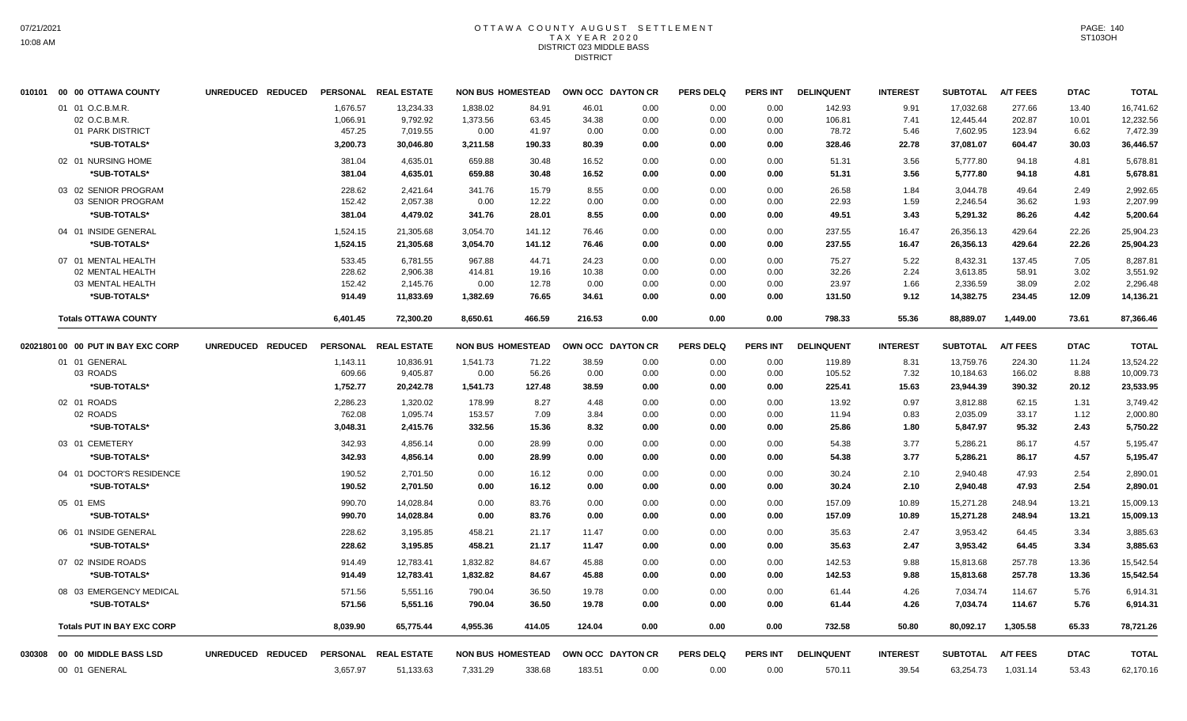# OTTAWA COUNTY AUGUST SETTLEMENT
## TAX YEAR 2020
## DISTRICT 023 MIDDLE BASS
## DISTRICT

| 010101 00 00 OTTAWA COUNTY | UNREDUCED | REDUCED | PERSONAL | REAL ESTATE | NON BUS | HOMESTEAD | OWN OCC | DAYTON CR | PERS DELQ | PERS INT | DELINQUENT | INTEREST | SUBTOTAL | A/T FEES | DTAC | TOTAL |
|---|---|---|---|---|---|---|---|---|---|---|---|---|---|---|---|---|
| 01 01 O.C.B.M.R. | | | 1,676.57 | 13,234.33 | 1,838.02 | 84.91 | 46.01 | 0.00 | 0.00 | 0.00 | 142.93 | 9.91 | 17,032.68 | 277.66 | 13.40 | 16,741.62 |
| 02 O.C.B.M.R. | | | 1,066.91 | 9,792.92 | 1,373.56 | 63.45 | 34.38 | 0.00 | 0.00 | 0.00 | 106.81 | 7.41 | 12,445.44 | 202.87 | 10.01 | 12,232.56 |
| 01 PARK DISTRICT | | | 457.25 | 7,019.55 | 0.00 | 41.97 | 0.00 | 0.00 | 0.00 | 0.00 | 78.72 | 5.46 | 7,602.95 | 123.94 | 6.62 | 7,472.39 |
| *SUB-TOTALS* | | | 3,200.73 | 30,046.80 | 3,211.58 | 190.33 | 80.39 | 0.00 | 0.00 | 0.00 | 328.46 | 22.78 | 37,081.07 | 604.47 | 30.03 | 36,446.57 |
| 02 01 NURSING HOME | | | 381.04 | 4,635.01 | 659.88 | 30.48 | 16.52 | 0.00 | 0.00 | 0.00 | 51.31 | 3.56 | 5,777.80 | 94.18 | 4.81 | 5,678.81 |
| *SUB-TOTALS* | | | 381.04 | 4,635.01 | 659.88 | 30.48 | 16.52 | 0.00 | 0.00 | 0.00 | 51.31 | 3.56 | 5,777.80 | 94.18 | 4.81 | 5,678.81 |
| 03 02 SENIOR PROGRAM | | | 228.62 | 2,421.64 | 341.76 | 15.79 | 8.55 | 0.00 | 0.00 | 0.00 | 26.58 | 1.84 | 3,044.78 | 49.64 | 2.49 | 2,992.65 |
| 03 SENIOR PROGRAM | | | 152.42 | 2,057.38 | 0.00 | 12.22 | 0.00 | 0.00 | 0.00 | 0.00 | 22.93 | 1.59 | 2,246.54 | 36.62 | 1.93 | 2,207.99 |
| *SUB-TOTALS* | | | 381.04 | 4,479.02 | 341.76 | 28.01 | 8.55 | 0.00 | 0.00 | 0.00 | 49.51 | 3.43 | 5,291.32 | 86.26 | 4.42 | 5,200.64 |
| 04 01 INSIDE GENERAL | | | 1,524.15 | 21,305.68 | 3,054.70 | 141.12 | 76.46 | 0.00 | 0.00 | 0.00 | 237.55 | 16.47 | 26,356.13 | 429.64 | 22.26 | 25,904.23 |
| *SUB-TOTALS* | | | 1,524.15 | 21,305.68 | 3,054.70 | 141.12 | 76.46 | 0.00 | 0.00 | 0.00 | 237.55 | 16.47 | 26,356.13 | 429.64 | 22.26 | 25,904.23 |
| 07 01 MENTAL HEALTH | | | 533.45 | 6,781.55 | 967.88 | 44.71 | 24.23 | 0.00 | 0.00 | 0.00 | 75.27 | 5.22 | 8,432.31 | 137.45 | 7.05 | 8,287.81 |
| 02 MENTAL HEALTH | | | 228.62 | 2,906.38 | 414.81 | 19.16 | 10.38 | 0.00 | 0.00 | 0.00 | 32.26 | 2.24 | 3,613.85 | 58.91 | 3.02 | 3,551.92 |
| 03 MENTAL HEALTH | | | 152.42 | 2,145.76 | 0.00 | 12.78 | 0.00 | 0.00 | 0.00 | 0.00 | 23.97 | 1.66 | 2,336.59 | 38.09 | 2.02 | 2,296.48 |
| *SUB-TOTALS* | | | 914.49 | 11,833.69 | 1,382.69 | 76.65 | 34.61 | 0.00 | 0.00 | 0.00 | 131.50 | 9.12 | 14,382.75 | 234.45 | 12.09 | 14,136.21 |
| **Totals OTTAWA COUNTY** | | | 6,401.45 | 72,300.20 | 8,650.61 | 466.59 | 216.53 | 0.00 | 0.00 | 0.00 | 798.33 | 55.36 | 88,889.07 | 1,449.00 | 73.61 | 87,366.46 |

| 02021801 00 00 PUT IN BAY EXC CORP | UNREDUCED | REDUCED | PERSONAL | REAL ESTATE | NON BUS | HOMESTEAD | OWN OCC | DAYTON CR | PERS DELQ | PERS INT | DELINQUENT | INTEREST | SUBTOTAL | A/T FEES | DTAC | TOTAL |
|---|---|---|---|---|---|---|---|---|---|---|---|---|---|---|---|---|
| 01 01 GENERAL | | | 1,143.11 | 10,836.91 | 1,541.73 | 71.22 | 38.59 | 0.00 | 0.00 | 0.00 | 119.89 | 8.31 | 13,759.76 | 224.30 | 11.24 | 13,524.22 |
| 03 ROADS | | | 609.66 | 9,405.87 | 0.00 | 56.26 | 0.00 | 0.00 | 0.00 | 0.00 | 105.52 | 7.32 | 10,184.63 | 166.02 | 8.88 | 10,009.73 |
| *SUB-TOTALS* | | | 1,752.77 | 20,242.78 | 1,541.73 | 127.48 | 38.59 | 0.00 | 0.00 | 0.00 | 225.41 | 15.63 | 23,944.39 | 390.32 | 20.12 | 23,533.95 |
| 02 01 ROADS | | | 2,286.23 | 1,320.02 | 178.99 | 8.27 | 4.48 | 0.00 | 0.00 | 0.00 | 13.92 | 0.97 | 3,812.88 | 62.15 | 1.31 | 3,749.42 |
| 02 ROADS | | | 762.08 | 1,095.74 | 153.57 | 7.09 | 3.84 | 0.00 | 0.00 | 0.00 | 11.94 | 0.83 | 2,035.09 | 33.17 | 1.12 | 2,000.80 |
| *SUB-TOTALS* | | | 3,048.31 | 2,415.76 | 332.56 | 15.36 | 8.32 | 0.00 | 0.00 | 0.00 | 25.86 | 1.80 | 5,847.97 | 95.32 | 2.43 | 5,750.22 |
| 03 01 CEMETERY | | | 342.93 | 4,856.14 | 0.00 | 28.99 | 0.00 | 0.00 | 0.00 | 0.00 | 54.38 | 3.77 | 5,286.21 | 86.17 | 4.57 | 5,195.47 |
| *SUB-TOTALS* | | | 342.93 | 4,856.14 | 0.00 | 28.99 | 0.00 | 0.00 | 0.00 | 0.00 | 54.38 | 3.77 | 5,286.21 | 86.17 | 4.57 | 5,195.47 |
| 04 01 DOCTOR'S RESIDENCE | | | 190.52 | 2,701.50 | 0.00 | 16.12 | 0.00 | 0.00 | 0.00 | 0.00 | 30.24 | 2.10 | 2,940.48 | 47.93 | 2.54 | 2,890.01 |
| *SUB-TOTALS* | | | 190.52 | 2,701.50 | 0.00 | 16.12 | 0.00 | 0.00 | 0.00 | 0.00 | 30.24 | 2.10 | 2,940.48 | 47.93 | 2.54 | 2,890.01 |
| 05 01 EMS | | | 990.70 | 14,028.84 | 0.00 | 83.76 | 0.00 | 0.00 | 0.00 | 0.00 | 157.09 | 10.89 | 15,271.28 | 248.94 | 13.21 | 15,009.13 |
| *SUB-TOTALS* | | | 990.70 | 14,028.84 | 0.00 | 83.76 | 0.00 | 0.00 | 0.00 | 0.00 | 157.09 | 10.89 | 15,271.28 | 248.94 | 13.21 | 15,009.13 |
| 06 01 INSIDE GENERAL | | | 228.62 | 3,195.85 | 458.21 | 21.17 | 11.47 | 0.00 | 0.00 | 0.00 | 35.63 | 2.47 | 3,953.42 | 64.45 | 3.34 | 3,885.63 |
| *SUB-TOTALS* | | | 228.62 | 3,195.85 | 458.21 | 21.17 | 11.47 | 0.00 | 0.00 | 0.00 | 35.63 | 2.47 | 3,953.42 | 64.45 | 3.34 | 3,885.63 |
| 07 02 INSIDE ROADS | | | 914.49 | 12,783.41 | 1,832.82 | 84.67 | 45.88 | 0.00 | 0.00 | 0.00 | 142.53 | 9.88 | 15,813.68 | 257.78 | 13.36 | 15,542.54 |
| *SUB-TOTALS* | | | 914.49 | 12,783.41 | 1,832.82 | 84.67 | 45.88 | 0.00 | 0.00 | 0.00 | 142.53 | 9.88 | 15,813.68 | 257.78 | 13.36 | 15,542.54 |
| 08 03 EMERGENCY MEDICAL | | | 571.56 | 5,551.16 | 790.04 | 36.50 | 19.78 | 0.00 | 0.00 | 0.00 | 61.44 | 4.26 | 7,034.74 | 114.67 | 5.76 | 6,914.31 |
| *SUB-TOTALS* | | | 571.56 | 5,551.16 | 790.04 | 36.50 | 19.78 | 0.00 | 0.00 | 0.00 | 61.44 | 4.26 | 7,034.74 | 114.67 | 5.76 | 6,914.31 |
| **Totals PUT IN BAY EXC CORP** | | | 8,039.90 | 65,775.44 | 4,955.36 | 414.05 | 124.04 | 0.00 | 0.00 | 0.00 | 732.58 | 50.80 | 80,092.17 | 1,305.58 | 65.33 | 78,721.26 |

| 030308 00 00 MIDDLE BASS LSD | UNREDUCED | REDUCED | PERSONAL | REAL ESTATE | NON BUS | HOMESTEAD | OWN OCC | DAYTON CR | PERS DELQ | PERS INT | DELINQUENT | INTEREST | SUBTOTAL | A/T FEES | DTAC | TOTAL |
|---|---|---|---|---|---|---|---|---|---|---|---|---|---|---|---|---|
| 00 01 GENERAL | | | 3,657.97 | 51,133.63 | 7,331.29 | 338.68 | 183.51 | 0.00 | 0.00 | 0.00 | 570.11 | 39.54 | 63,254.73 | 1,031.14 | 53.43 | 62,170.16 |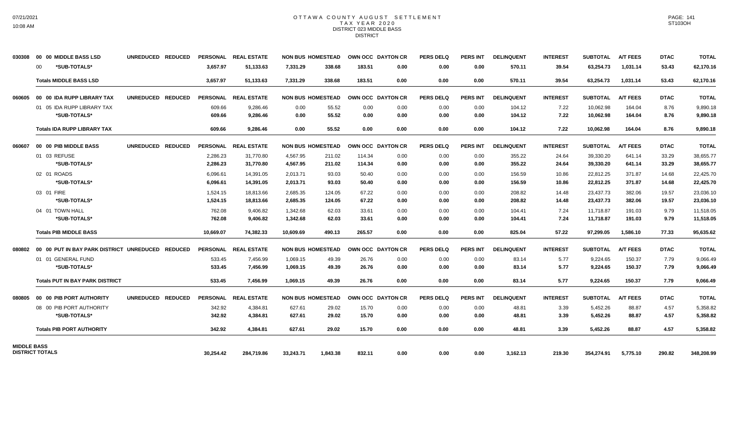# OTTAWA COUNTY AUGUST SETTLEMENT
## TAX YEAR 2020
### DISTRICT 023 MIDDLE BASS
### DISTRICT

| | | UNREDUCED | REDUCED | PERSONAL | REAL ESTATE | NON BUS | HOMESTEAD | OWN OCC | DAYTON CR | PERS DELQ | PERS INT | DELINQUENT | INTEREST | SUBTOTAL | A/T FEES | DTAC | TOTAL |
|---|---|---|---|---|---|---|---|---|---|---|---|---|---|---|---|---|---|
| 030308 | 00 00 MIDDLE BASS LSD | UNREDUCED | REDUCED | PERSONAL | REAL ESTATE | NON BUS | HOMESTEAD | OWN OCC | DAYTON CR | PERS DELQ | PERS INT | DELINQUENT | INTEREST | SUBTOTAL | A/T FEES | DTAC | TOTAL |
| | 00 *SUB-TOTALS* | | | 3,657.97 | 51,133.63 | 7,331.29 | 338.68 | 183.51 | 0.00 | 0.00 | 0.00 | 570.11 | 39.54 | 63,254.73 | 1,031.14 | 53.43 | 62,170.16 |
| | **Totals MIDDLE BASS LSD** | | | 3,657.97 | 51,133.63 | 7,331.29 | 338.68 | 183.51 | 0.00 | 0.00 | 0.00 | 570.11 | 39.54 | 63,254.73 | 1,031.14 | 53.43 | 62,170.16 |
| 060605 | 00 00 IDA RUPP LIBRARY TAX | UNREDUCED | REDUCED | PERSONAL | REAL ESTATE | NON BUS | HOMESTEAD | OWN OCC | DAYTON CR | PERS DELQ | PERS INT | DELINQUENT | INTEREST | SUBTOTAL | A/T FEES | DTAC | TOTAL |
| | 01 05 IDA RUPP LIBRARY TAX | | | 609.66 | 9,286.46 | 0.00 | 55.52 | 0.00 | 0.00 | 0.00 | 0.00 | 104.12 | 7.22 | 10,062.98 | 164.04 | 8.76 | 9,890.18 |
| | *SUB-TOTALS* | | | 609.66 | 9,286.46 | 0.00 | 55.52 | 0.00 | 0.00 | 0.00 | 0.00 | 104.12 | 7.22 | 10,062.98 | 164.04 | 8.76 | 9,890.18 |
| | **Totals IDA RUPP LIBRARY TAX** | | | 609.66 | 9,286.46 | 0.00 | 55.52 | 0.00 | 0.00 | 0.00 | 0.00 | 104.12 | 7.22 | 10,062.98 | 164.04 | 8.76 | 9,890.18 |
| 060607 | 00 00 PIB MIDDLE BASS | UNREDUCED | REDUCED | PERSONAL | REAL ESTATE | NON BUS | HOMESTEAD | OWN OCC | DAYTON CR | PERS DELQ | PERS INT | DELINQUENT | INTEREST | SUBTOTAL | A/T FEES | DTAC | TOTAL |
| | 01 03 REFUSE | | | 2,286.23 | 31,770.80 | 4,567.95 | 211.02 | 114.34 | 0.00 | 0.00 | 0.00 | 355.22 | 24.64 | 39,330.20 | 641.14 | 33.29 | 38,655.77 |
| | *SUB-TOTALS* | | | 2,286.23 | 31,770.80 | 4,567.95 | 211.02 | 114.34 | 0.00 | 0.00 | 0.00 | 355.22 | 24.64 | 39,330.20 | 641.14 | 33.29 | 38,655.77 |
| | 02 01 ROADS | | | 6,096.61 | 14,391.05 | 2,013.71 | 93.03 | 50.40 | 0.00 | 0.00 | 0.00 | 156.59 | 10.86 | 22,812.25 | 371.87 | 14.68 | 22,425.70 |
| | *SUB-TOTALS* | | | 6,096.61 | 14,391.05 | 2,013.71 | 93.03 | 50.40 | 0.00 | 0.00 | 0.00 | 156.59 | 10.86 | 22,812.25 | 371.87 | 14.68 | 22,425.70 |
| | 03 01 FIRE | | | 1,524.15 | 18,813.66 | 2,685.35 | 124.05 | 67.22 | 0.00 | 0.00 | 0.00 | 208.82 | 14.48 | 23,437.73 | 382.06 | 19.57 | 23,036.10 |
| | *SUB-TOTALS* | | | 1,524.15 | 18,813.66 | 2,685.35 | 124.05 | 67.22 | 0.00 | 0.00 | 0.00 | 208.82 | 14.48 | 23,437.73 | 382.06 | 19.57 | 23,036.10 |
| | 04 01 TOWN HALL | | | 762.08 | 9,406.82 | 1,342.68 | 62.03 | 33.61 | 0.00 | 0.00 | 0.00 | 104.41 | 7.24 | 11,718.87 | 191.03 | 9.79 | 11,518.05 |
| | *SUB-TOTALS* | | | 762.08 | 9,406.82 | 1,342.68 | 62.03 | 33.61 | 0.00 | 0.00 | 0.00 | 104.41 | 7.24 | 11,718.87 | 191.03 | 9.79 | 11,518.05 |
| | **Totals PIB MIDDLE BASS** | | | 10,669.07 | 74,382.33 | 10,609.69 | 490.13 | 265.57 | 0.00 | 0.00 | 0.00 | 825.04 | 57.22 | 97,299.05 | 1,586.10 | 77.33 | 95,635.62 |
| 080802 | 00 00 PUT IN BAY PARK DISTRICT | UNREDUCED | REDUCED | PERSONAL | REAL ESTATE | NON BUS | HOMESTEAD | OWN OCC | DAYTON CR | PERS DELQ | PERS INT | DELINQUENT | INTEREST | SUBTOTAL | A/T FEES | DTAC | TOTAL |
| | 01 01 GENERAL FUND | | | 533.45 | 7,456.99 | 1,069.15 | 49.39 | 26.76 | 0.00 | 0.00 | 0.00 | 83.14 | 5.77 | 9,224.65 | 150.37 | 7.79 | 9,066.49 |
| | *SUB-TOTALS* | | | 533.45 | 7,456.99 | 1,069.15 | 49.39 | 26.76 | 0.00 | 0.00 | 0.00 | 83.14 | 5.77 | 9,224.65 | 150.37 | 7.79 | 9,066.49 |
| | **Totals PUT IN BAY PARK DISTRICT** | | | 533.45 | 7,456.99 | 1,069.15 | 49.39 | 26.76 | 0.00 | 0.00 | 0.00 | 83.14 | 5.77 | 9,224.65 | 150.37 | 7.79 | 9,066.49 |
| 080805 | 00 00 PIB PORT AUTHORITY | UNREDUCED | REDUCED | PERSONAL | REAL ESTATE | NON BUS | HOMESTEAD | OWN OCC | DAYTON CR | PERS DELQ | PERS INT | DELINQUENT | INTEREST | SUBTOTAL | A/T FEES | DTAC | TOTAL |
| | 08 00 PIB PORT AUTHORITY | | | 342.92 | 4,384.81 | 627.61 | 29.02 | 15.70 | 0.00 | 0.00 | 0.00 | 48.81 | 3.39 | 5,452.26 | 88.87 | 4.57 | 5,358.82 |
| | *SUB-TOTALS* | | | 342.92 | 4,384.81 | 627.61 | 29.02 | 15.70 | 0.00 | 0.00 | 0.00 | 48.81 | 3.39 | 5,452.26 | 88.87 | 4.57 | 5,358.82 |
| | **Totals PIB PORT AUTHORITY** | | | 342.92 | 4,384.81 | 627.61 | 29.02 | 15.70 | 0.00 | 0.00 | 0.00 | 48.81 | 3.39 | 5,452.26 | 88.87 | 4.57 | 5,358.82 |
| **MIDDLE BASS DISTRICT TOTALS** | | | | 30,254.42 | 284,719.86 | 33,243.71 | 1,843.38 | 832.11 | 0.00 | 0.00 | 0.00 | 3,162.13 | 219.30 | 354,274.91 | 5,775.10 | 290.82 | 348,208.99 |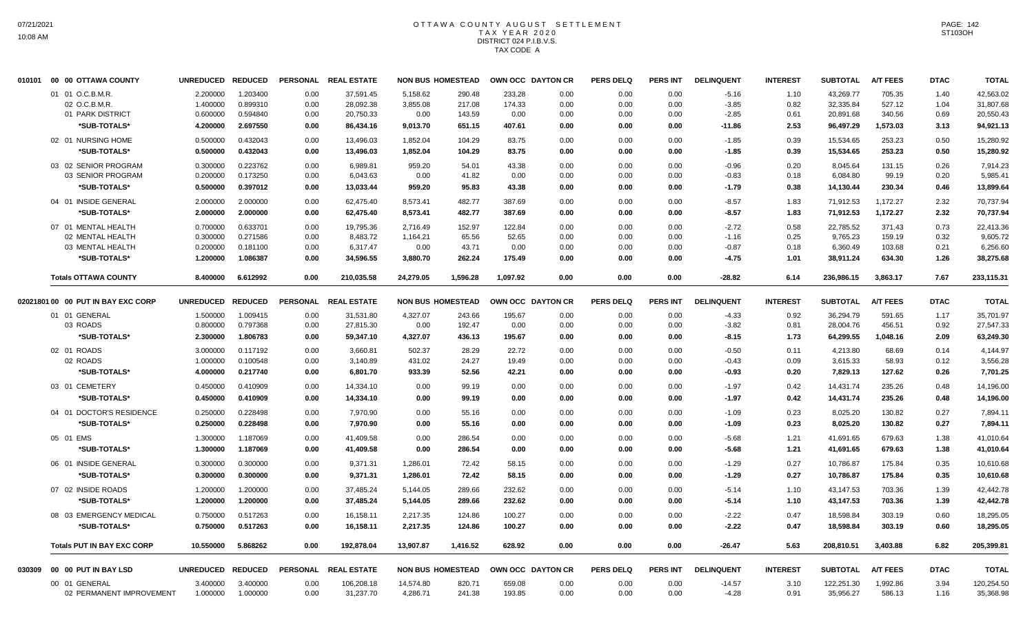# OTTAWA COUNTY AUGUST SETTLEMENT
## TAX YEAR 2020
## DISTRICT 024 P.I.B.V.S.
## TAX CODE A

| 010101 00 00 OTTAWA COUNTY | UNREDUCED | REDUCED | PERSONAL | REAL ESTATE | NON BUS | HOMESTEAD | OWN OCC | DAYTON CR | PERS DELQ | PERS INT | DELINQUENT | INTEREST | SUBTOTAL | A/T FEES | DTAC | TOTAL |
|---|---|---|---|---|---|---|---|---|---|---|---|---|---|---|---|---|
| 01 01 O.C.B.M.R. | 2.200000 | 1.203400 | 0.00 | 37,591.45 | 5,158.62 | 290.48 | 233.28 | 0.00 | 0.00 | 0.00 | -5.16 | 1.10 | 43,269.77 | 705.35 | 1.40 | 42,563.02 |
| 02 O.C.B.M.R. | 1.400000 | 0.899310 | 0.00 | 28,092.38 | 3,855.08 | 217.08 | 174.33 | 0.00 | 0.00 | 0.00 | -3.85 | 0.82 | 32,335.84 | 527.12 | 1.04 | 31,807.68 |
| 01 PARK DISTRICT | 0.600000 | 0.594840 | 0.00 | 20,750.33 | 0.00 | 143.59 | 0.00 | 0.00 | 0.00 | 0.00 | -2.85 | 0.61 | 20,891.68 | 340.56 | 0.69 | 20,550.43 |
| *SUB-TOTALS* | 4.200000 | 2.697550 | 0.00 | 86,434.16 | 9,013.70 | 651.15 | 407.61 | 0.00 | 0.00 | 0.00 | -11.86 | 2.53 | 96,497.29 | 1,573.03 | 3.13 | 94,921.13 |
| 02 01 NURSING HOME | 0.500000 | 0.432043 | 0.00 | 13,496.03 | 1,852.04 | 104.29 | 83.75 | 0.00 | 0.00 | 0.00 | -1.85 | 0.39 | 15,534.65 | 253.23 | 0.50 | 15,280.92 |
| *SUB-TOTALS* | 0.500000 | 0.432043 | 0.00 | 13,496.03 | 1,852.04 | 104.29 | 83.75 | 0.00 | 0.00 | 0.00 | -1.85 | 0.39 | 15,534.65 | 253.23 | 0.50 | 15,280.92 |
| 03 02 SENIOR PROGRAM | 0.300000 | 0.223762 | 0.00 | 6,989.81 | 959.20 | 54.01 | 43.38 | 0.00 | 0.00 | 0.00 | -0.96 | 0.20 | 8,045.64 | 131.15 | 0.26 | 7,914.23 |
| 03 SENIOR PROGRAM | 0.200000 | 0.173250 | 0.00 | 6,043.63 | 0.00 | 41.82 | 0.00 | 0.00 | 0.00 | 0.00 | -0.83 | 0.18 | 6,084.80 | 99.19 | 0.20 | 5,985.41 |
| *SUB-TOTALS* | 0.500000 | 0.397012 | 0.00 | 13,033.44 | 959.20 | 95.83 | 43.38 | 0.00 | 0.00 | 0.00 | -1.79 | 0.38 | 14,130.44 | 230.34 | 0.46 | 13,899.64 |
| 04 01 INSIDE GENERAL | 2.000000 | 2.000000 | 0.00 | 62,475.40 | 8,573.41 | 482.77 | 387.69 | 0.00 | 0.00 | 0.00 | -8.57 | 1.83 | 71,912.53 | 1,172.27 | 2.32 | 70,737.94 |
| *SUB-TOTALS* | 2.000000 | 2.000000 | 0.00 | 62,475.40 | 8,573.41 | 482.77 | 387.69 | 0.00 | 0.00 | 0.00 | -8.57 | 1.83 | 71,912.53 | 1,172.27 | 2.32 | 70,737.94 |
| 07 01 MENTAL HEALTH | 0.700000 | 0.633701 | 0.00 | 19,795.36 | 2,716.49 | 152.97 | 122.84 | 0.00 | 0.00 | 0.00 | -2.72 | 0.58 | 22,785.52 | 371.43 | 0.73 | 22,413.36 |
| 02 MENTAL HEALTH | 0.300000 | 0.271586 | 0.00 | 8,483.72 | 1,164.21 | 65.56 | 52.65 | 0.00 | 0.00 | 0.00 | -1.16 | 0.25 | 9,765.23 | 159.19 | 0.32 | 9,605.72 |
| 03 MENTAL HEALTH | 0.200000 | 0.181100 | 0.00 | 6,317.47 | 0.00 | 43.71 | 0.00 | 0.00 | 0.00 | 0.00 | -0.87 | 0.18 | 6,360.49 | 103.68 | 0.21 | 6,256.60 |
| *SUB-TOTALS* | 1.200000 | 1.086387 | 0.00 | 34,596.55 | 3,880.70 | 262.24 | 175.49 | 0.00 | 0.00 | 0.00 | -4.75 | 1.01 | 38,911.24 | 634.30 | 1.26 | 38,275.68 |
| **Totals OTTAWA COUNTY** | 8.400000 | 6.612992 | 0.00 | 210,035.58 | 24,279.05 | 1,596.28 | 1,097.92 | 0.00 | 0.00 | 0.00 | -28.82 | 6.14 | 236,986.15 | 3,863.17 | 7.67 | 233,115.31 |

| 02021801 00 00 PUT IN BAY EXC CORP | UNREDUCED | REDUCED | PERSONAL | REAL ESTATE | NON BUS | HOMESTEAD | OWN OCC | DAYTON CR | PERS DELQ | PERS INT | DELINQUENT | INTEREST | SUBTOTAL | A/T FEES | DTAC | TOTAL |
|---|---|---|---|---|---|---|---|---|---|---|---|---|---|---|---|---|
| 01 01 GENERAL | 1.500000 | 1.009415 | 0.00 | 31,531.80 | 4,327.07 | 243.66 | 195.67 | 0.00 | 0.00 | 0.00 | -4.33 | 0.92 | 36,294.79 | 591.65 | 1.17 | 35,701.97 |
| 03 ROADS | 0.800000 | 0.797368 | 0.00 | 27,815.30 | 0.00 | 192.47 | 0.00 | 0.00 | 0.00 | 0.00 | -3.82 | 0.81 | 28,004.76 | 456.51 | 0.92 | 27,547.33 |
| *SUB-TOTALS* | 2.300000 | 1.806783 | 0.00 | 59,347.10 | 4,327.07 | 436.13 | 195.67 | 0.00 | 0.00 | 0.00 | -8.15 | 1.73 | 64,299.55 | 1,048.16 | 2.09 | 63,249.30 |
| 02 01 ROADS | 3.000000 | 0.117192 | 0.00 | 3,660.81 | 502.37 | 28.29 | 22.72 | 0.00 | 0.00 | 0.00 | -0.50 | 0.11 | 4,213.80 | 68.69 | 0.14 | 4,144.97 |
| 02 ROADS | 1.000000 | 0.100548 | 0.00 | 3,140.89 | 431.02 | 24.27 | 19.49 | 0.00 | 0.00 | 0.00 | -0.43 | 0.09 | 3,615.33 | 58.93 | 0.12 | 3,556.28 |
| *SUB-TOTALS* | 4.000000 | 0.217740 | 0.00 | 6,801.70 | 933.39 | 52.56 | 42.21 | 0.00 | 0.00 | 0.00 | -0.93 | 0.20 | 7,829.13 | 127.62 | 0.26 | 7,701.25 |
| 03 01 CEMETERY | 0.450000 | 0.410909 | 0.00 | 14,334.10 | 0.00 | 99.19 | 0.00 | 0.00 | 0.00 | 0.00 | -1.97 | 0.42 | 14,431.74 | 235.26 | 0.48 | 14,196.00 |
| *SUB-TOTALS* | 0.450000 | 0.410909 | 0.00 | 14,334.10 | 0.00 | 99.19 | 0.00 | 0.00 | 0.00 | 0.00 | -1.97 | 0.42 | 14,431.74 | 235.26 | 0.48 | 14,196.00 |
| 04 01 DOCTOR'S RESIDENCE | 0.250000 | 0.228498 | 0.00 | 7,970.90 | 0.00 | 55.16 | 0.00 | 0.00 | 0.00 | 0.00 | -1.09 | 0.23 | 8,025.20 | 130.82 | 0.27 | 7,894.11 |
| *SUB-TOTALS* | 0.250000 | 0.228498 | 0.00 | 7,970.90 | 0.00 | 55.16 | 0.00 | 0.00 | 0.00 | 0.00 | -1.09 | 0.23 | 8,025.20 | 130.82 | 0.27 | 7,894.11 |
| 05 01 EMS | 1.300000 | 1.187069 | 0.00 | 41,409.58 | 0.00 | 286.54 | 0.00 | 0.00 | 0.00 | 0.00 | -5.68 | 1.21 | 41,691.65 | 679.63 | 1.38 | 41,010.64 |
| *SUB-TOTALS* | 1.300000 | 1.187069 | 0.00 | 41,409.58 | 0.00 | 286.54 | 0.00 | 0.00 | 0.00 | 0.00 | -5.68 | 1.21 | 41,691.65 | 679.63 | 1.38 | 41,010.64 |
| 06 01 INSIDE GENERAL | 0.300000 | 0.300000 | 0.00 | 9,371.31 | 1,286.01 | 72.42 | 58.15 | 0.00 | 0.00 | 0.00 | -1.29 | 0.27 | 10,786.87 | 175.84 | 0.35 | 10,610.68 |
| *SUB-TOTALS* | 0.300000 | 0.300000 | 0.00 | 9,371.31 | 1,286.01 | 72.42 | 58.15 | 0.00 | 0.00 | 0.00 | -1.29 | 0.27 | 10,786.87 | 175.84 | 0.35 | 10,610.68 |
| 07 02 INSIDE ROADS | 1.200000 | 1.200000 | 0.00 | 37,485.24 | 5,144.05 | 289.66 | 232.62 | 0.00 | 0.00 | 0.00 | -5.14 | 1.10 | 43,147.53 | 703.36 | 1.39 | 42,442.78 |
| *SUB-TOTALS* | 1.200000 | 1.200000 | 0.00 | 37,485.24 | 5,144.05 | 289.66 | 232.62 | 0.00 | 0.00 | 0.00 | -5.14 | 1.10 | 43,147.53 | 703.36 | 1.39 | 42,442.78 |
| 08 03 EMERGENCY MEDICAL | 0.750000 | 0.517263 | 0.00 | 16,158.11 | 2,217.35 | 124.86 | 100.27 | 0.00 | 0.00 | 0.00 | -2.22 | 0.47 | 18,598.84 | 303.19 | 0.60 | 18,295.05 |
| *SUB-TOTALS* | 0.750000 | 0.517263 | 0.00 | 16,158.11 | 2,217.35 | 124.86 | 100.27 | 0.00 | 0.00 | 0.00 | -2.22 | 0.47 | 18,598.84 | 303.19 | 0.60 | 18,295.05 |
| **Totals PUT IN BAY EXC CORP** | 10.550000 | 5.868262 | 0.00 | 192,878.04 | 13,907.87 | 1,416.52 | 628.92 | 0.00 | 0.00 | 0.00 | -26.47 | 5.63 | 208,810.51 | 3,403.88 | 6.82 | 205,399.81 |

| 030309 00 00 PUT IN BAY LSD | UNREDUCED | REDUCED | PERSONAL | REAL ESTATE | NON BUS | HOMESTEAD | OWN OCC | DAYTON CR | PERS DELQ | PERS INT | DELINQUENT | INTEREST | SUBTOTAL | A/T FEES | DTAC | TOTAL |
|---|---|---|---|---|---|---|---|---|---|---|---|---|---|---|---|---|
| 00 01 GENERAL | 3.400000 | 3.400000 | 0.00 | 106,208.18 | 14,574.80 | 820.71 | 659.08 | 0.00 | 0.00 | 0.00 | -14.57 | 3.10 | 122,251.30 | 1,992.86 | 3.94 | 120,254.50 |
| 02 PERMANENT IMPROVEMENT | 1.000000 | 1.000000 | 0.00 | 31,237.70 | 4,286.71 | 241.38 | 193.85 | 0.00 | 0.00 | 0.00 | -4.28 | 0.91 | 35,956.27 | 586.13 | 1.16 | 35,368.98 |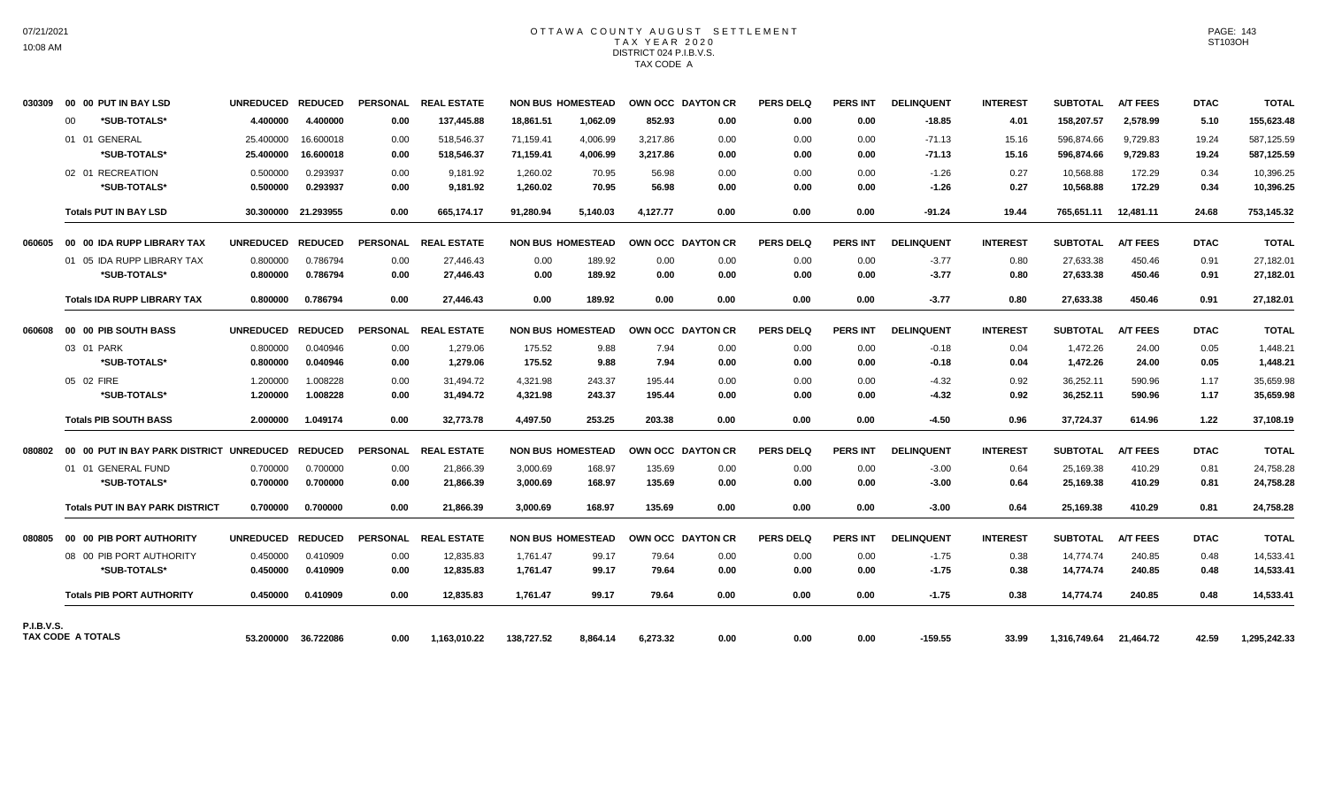# OTTAWA COUNTY AUGUST SETTLEMENT
## TAX YEAR 2020
### DISTRICT 024 P.I.B.V.S.
### TAX CODE A

| | | UNREDUCED | REDUCED | PERSONAL | REAL ESTATE | NON BUS | HOMESTEAD | OWN OCC | DAYTON CR | PERS DELQ | PERS INT | DELINQUENT | INTEREST | SUBTOTAL | A/T FEES | DTAC | TOTAL |
|---|---|---|---|---|---|---|---|---|---|---|---|---|---|---|---|---|---|
| 030309 | 00 00 PUT IN BAY LSD | UNREDUCED | REDUCED | PERSONAL | REAL ESTATE | NON BUS | HOMESTEAD | OWN OCC | DAYTON CR | PERS DELQ | PERS INT | DELINQUENT | INTEREST | SUBTOTAL | A/T FEES | DTAC | TOTAL |
| | 00 *SUB-TOTALS* | 4.400000 | 4.400000 | 0.00 | 137,445.88 | 18,861.51 | 1,062.09 | 852.93 | 0.00 | 0.00 | 0.00 | -18.85 | 4.01 | 158,207.57 | 2,578.99 | 5.10 | 155,623.48 |
| | 01 01 GENERAL | 25.400000 | 16.600018 | 0.00 | 518,546.37 | 71,159.41 | 4,006.99 | 3,217.86 | 0.00 | 0.00 | 0.00 | -71.13 | 15.16 | 596,874.66 | 9,729.83 | 19.24 | 587,125.59 |
| | *SUB-TOTALS* | 25.400000 | 16.600018 | 0.00 | 518,546.37 | 71,159.41 | 4,006.99 | 3,217.86 | 0.00 | 0.00 | 0.00 | -71.13 | 15.16 | 596,874.66 | 9,729.83 | 19.24 | 587,125.59 |
| | 02 01 RECREATION | 0.500000 | 0.293937 | 0.00 | 9,181.92 | 1,260.02 | 70.95 | 56.98 | 0.00 | 0.00 | 0.00 | -1.26 | 0.27 | 10,568.88 | 172.29 | 0.34 | 10,396.25 |
| | *SUB-TOTALS* | 0.500000 | 0.293937 | 0.00 | 9,181.92 | 1,260.02 | 70.95 | 56.98 | 0.00 | 0.00 | 0.00 | -1.26 | 0.27 | 10,568.88 | 172.29 | 0.34 | 10,396.25 |
| | **Totals PUT IN BAY LSD** | 30.300000 | 21.293955 | 0.00 | 665,174.17 | 91,280.94 | 5,140.03 | 4,127.77 | 0.00 | 0.00 | 0.00 | -91.24 | 19.44 | 765,651.11 | 12,481.11 | 24.68 | 753,145.32 |
| 060605 | 00 00 IDA RUPP LIBRARY TAX | UNREDUCED | REDUCED | PERSONAL | REAL ESTATE | NON BUS | HOMESTEAD | OWN OCC | DAYTON CR | PERS DELQ | PERS INT | DELINQUENT | INTEREST | SUBTOTAL | A/T FEES | DTAC | TOTAL |
| | 01 05 IDA RUPP LIBRARY TAX | 0.800000 | 0.786794 | 0.00 | 27,446.43 | 0.00 | 189.92 | 0.00 | 0.00 | 0.00 | 0.00 | -3.77 | 0.80 | 27,633.38 | 450.46 | 0.91 | 27,182.01 |
| | *SUB-TOTALS* | 0.800000 | 0.786794 | 0.00 | 27,446.43 | 0.00 | 189.92 | 0.00 | 0.00 | 0.00 | 0.00 | -3.77 | 0.80 | 27,633.38 | 450.46 | 0.91 | 27,182.01 |
| | **Totals IDA RUPP LIBRARY TAX** | 0.800000 | 0.786794 | 0.00 | 27,446.43 | 0.00 | 189.92 | 0.00 | 0.00 | 0.00 | 0.00 | -3.77 | 0.80 | 27,633.38 | 450.46 | 0.91 | 27,182.01 |
| 060608 | 00 00 PIB SOUTH BASS | UNREDUCED | REDUCED | PERSONAL | REAL ESTATE | NON BUS | HOMESTEAD | OWN OCC | DAYTON CR | PERS DELQ | PERS INT | DELINQUENT | INTEREST | SUBTOTAL | A/T FEES | DTAC | TOTAL |
| | 03 01 PARK | 0.800000 | 0.040946 | 0.00 | 1,279.06 | 175.52 | 9.88 | 7.94 | 0.00 | 0.00 | 0.00 | -0.18 | 0.04 | 1,472.26 | 24.00 | 0.05 | 1,448.21 |
| | *SUB-TOTALS* | 0.800000 | 0.040946 | 0.00 | 1,279.06 | 175.52 | 9.88 | 7.94 | 0.00 | 0.00 | 0.00 | -0.18 | 0.04 | 1,472.26 | 24.00 | 0.05 | 1,448.21 |
| | 05 02 FIRE | 1.200000 | 1.008228 | 0.00 | 31,494.72 | 4,321.98 | 243.37 | 195.44 | 0.00 | 0.00 | 0.00 | -4.32 | 0.92 | 36,252.11 | 590.96 | 1.17 | 35,659.98 |
| | *SUB-TOTALS* | 1.200000 | 1.008228 | 0.00 | 31,494.72 | 4,321.98 | 243.37 | 195.44 | 0.00 | 0.00 | 0.00 | -4.32 | 0.92 | 36,252.11 | 590.96 | 1.17 | 35,659.98 |
| | **Totals PIB SOUTH BASS** | 2.000000 | 1.049174 | 0.00 | 32,773.78 | 4,497.50 | 253.25 | 203.38 | 0.00 | 0.00 | 0.00 | -4.50 | 0.96 | 37,724.37 | 614.96 | 1.22 | 37,108.19 |
| 080802 | 00 00 PUT IN BAY PARK DISTRICT | UNREDUCED | REDUCED | PERSONAL | REAL ESTATE | NON BUS | HOMESTEAD | OWN OCC | DAYTON CR | PERS DELQ | PERS INT | DELINQUENT | INTEREST | SUBTOTAL | A/T FEES | DTAC | TOTAL |
| | 01 01 GENERAL FUND | 0.700000 | 0.700000 | 0.00 | 21,866.39 | 3,000.69 | 168.97 | 135.69 | 0.00 | 0.00 | 0.00 | -3.00 | 0.64 | 25,169.38 | 410.29 | 0.81 | 24,758.28 |
| | *SUB-TOTALS* | 0.700000 | 0.700000 | 0.00 | 21,866.39 | 3,000.69 | 168.97 | 135.69 | 0.00 | 0.00 | 0.00 | -3.00 | 0.64 | 25,169.38 | 410.29 | 0.81 | 24,758.28 |
| | **Totals PUT IN BAY PARK DISTRICT** | 0.700000 | 0.700000 | 0.00 | 21,866.39 | 3,000.69 | 168.97 | 135.69 | 0.00 | 0.00 | 0.00 | -3.00 | 0.64 | 25,169.38 | 410.29 | 0.81 | 24,758.28 |
| 080805 | 00 00 PIB PORT AUTHORITY | UNREDUCED | REDUCED | PERSONAL | REAL ESTATE | NON BUS | HOMESTEAD | OWN OCC | DAYTON CR | PERS DELQ | PERS INT | DELINQUENT | INTEREST | SUBTOTAL | A/T FEES | DTAC | TOTAL |
| | 08 00 PIB PORT AUTHORITY | 0.450000 | 0.410909 | 0.00 | 12,835.83 | 1,761.47 | 99.17 | 79.64 | 0.00 | 0.00 | 0.00 | -1.75 | 0.38 | 14,774.74 | 240.85 | 0.48 | 14,533.41 |
| | *SUB-TOTALS* | 0.450000 | 0.410909 | 0.00 | 12,835.83 | 1,761.47 | 99.17 | 79.64 | 0.00 | 0.00 | 0.00 | -1.75 | 0.38 | 14,774.74 | 240.85 | 0.48 | 14,533.41 |
| | **Totals PIB PORT AUTHORITY** | 0.450000 | 0.410909 | 0.00 | 12,835.83 | 1,761.47 | 99.17 | 79.64 | 0.00 | 0.00 | 0.00 | -1.75 | 0.38 | 14,774.74 | 240.85 | 0.48 | 14,533.41 |
| **P.I.B.V.S. TAX CODE A TOTALS** | | 53.200000 | 36.722086 | 0.00 | 1,163,010.22 | 138,727.52 | 8,864.14 | 6,273.32 | 0.00 | 0.00 | 0.00 | -159.55 | 33.99 | 1,316,749.64 | 21,464.72 | 42.59 | 1,295,242.33 |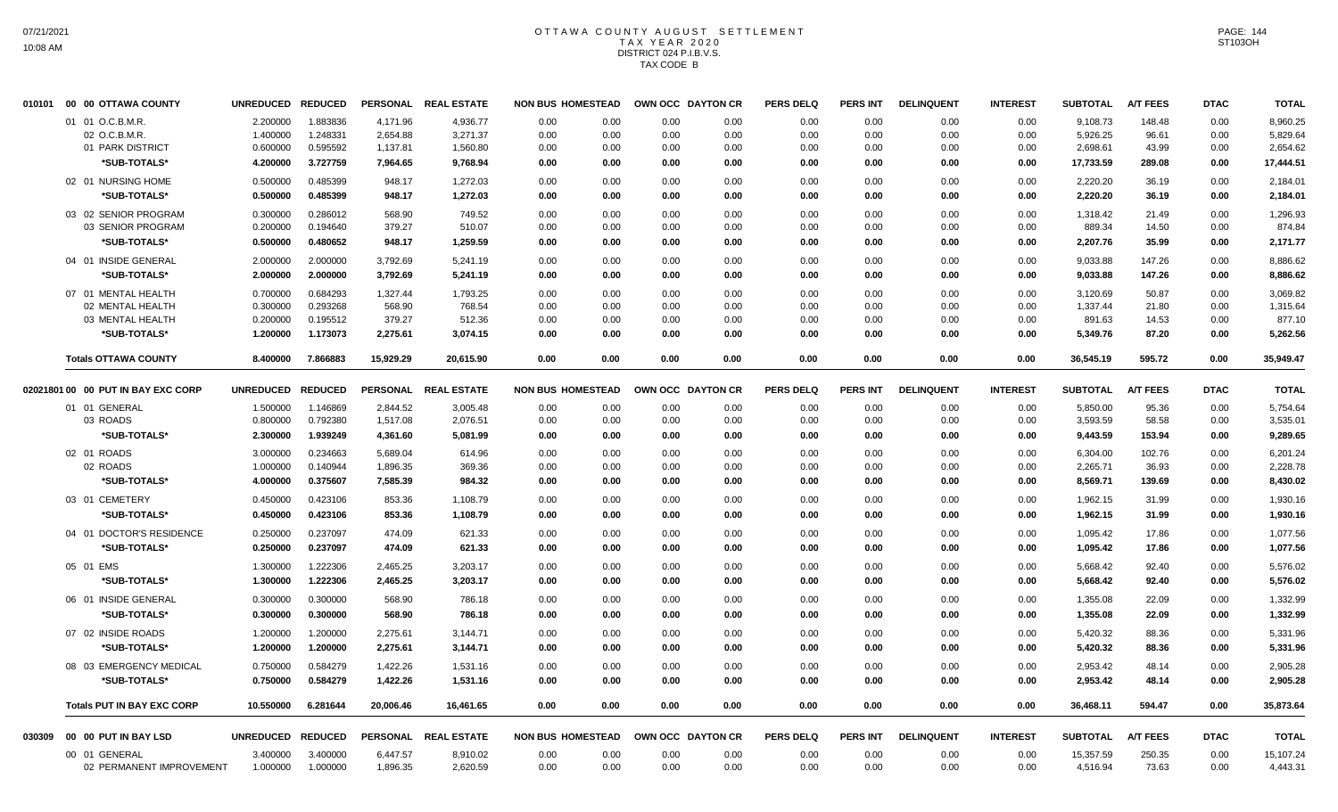# OTTAWA COUNTY AUGUST SETTLEMENT
## TAX YEAR 2020
### DISTRICT 024 P.I.B.V.S.
### TAX CODE B

| 010101 00 00 OTTAWA COUNTY | UNREDUCED | REDUCED | PERSONAL | REAL ESTATE | NON BUS | HOMESTEAD | OWN OCC | DAYTON CR | PERS DELQ | PERS INT | DELINQUENT | INTEREST | SUBTOTAL | A/T FEES | DTAC | TOTAL |
|---|---|---|---|---|---|---|---|---|---|---|---|---|---|---|---|---|
| 01 01 O.C.B.M.R. | 2.200000 | 1.883836 | 4,171.96 | 4,936.77 | 0.00 | 0.00 | 0.00 | 0.00 | 0.00 | 0.00 | 0.00 | 0.00 | 9,108.73 | 148.48 | 0.00 | 8,960.25 |
| 02 O.C.B.M.R. | 1.400000 | 1.248331 | 2,654.88 | 3,271.37 | 0.00 | 0.00 | 0.00 | 0.00 | 0.00 | 0.00 | 0.00 | 0.00 | 5,926.25 | 96.61 | 0.00 | 5,829.64 |
| 01 PARK DISTRICT | 0.600000 | 0.595592 | 1,137.81 | 1,560.80 | 0.00 | 0.00 | 0.00 | 0.00 | 0.00 | 0.00 | 0.00 | 0.00 | 2,698.61 | 43.99 | 0.00 | 2,654.62 |
| *SUB-TOTALS* | 4.200000 | 3.727759 | 7,964.65 | 9,768.94 | 0.00 | 0.00 | 0.00 | 0.00 | 0.00 | 0.00 | 0.00 | 0.00 | 17,733.59 | 289.08 | 0.00 | 17,444.51 |
| 02 01 NURSING HOME | 0.500000 | 0.485399 | 948.17 | 1,272.03 | 0.00 | 0.00 | 0.00 | 0.00 | 0.00 | 0.00 | 0.00 | 0.00 | 2,220.20 | 36.19 | 0.00 | 2,184.01 |
| *SUB-TOTALS* | 0.500000 | 0.485399 | 948.17 | 1,272.03 | 0.00 | 0.00 | 0.00 | 0.00 | 0.00 | 0.00 | 0.00 | 0.00 | 2,220.20 | 36.19 | 0.00 | 2,184.01 |
| 03 02 SENIOR PROGRAM | 0.300000 | 0.286012 | 568.90 | 749.52 | 0.00 | 0.00 | 0.00 | 0.00 | 0.00 | 0.00 | 0.00 | 0.00 | 1,318.42 | 21.49 | 0.00 | 1,296.93 |
| 03 SENIOR PROGRAM | 0.200000 | 0.194640 | 379.27 | 510.07 | 0.00 | 0.00 | 0.00 | 0.00 | 0.00 | 0.00 | 0.00 | 0.00 | 889.34 | 14.50 | 0.00 | 874.84 |
| *SUB-TOTALS* | 0.500000 | 0.480652 | 948.17 | 1,259.59 | 0.00 | 0.00 | 0.00 | 0.00 | 0.00 | 0.00 | 0.00 | 0.00 | 2,207.76 | 35.99 | 0.00 | 2,171.77 |
| 04 01 INSIDE GENERAL | 2.000000 | 2.000000 | 3,792.69 | 5,241.19 | 0.00 | 0.00 | 0.00 | 0.00 | 0.00 | 0.00 | 0.00 | 0.00 | 9,033.88 | 147.26 | 0.00 | 8,886.62 |
| *SUB-TOTALS* | 2.000000 | 2.000000 | 3,792.69 | 5,241.19 | 0.00 | 0.00 | 0.00 | 0.00 | 0.00 | 0.00 | 0.00 | 0.00 | 9,033.88 | 147.26 | 0.00 | 8,886.62 |
| 07 01 MENTAL HEALTH | 0.700000 | 0.684293 | 1,327.44 | 1,793.25 | 0.00 | 0.00 | 0.00 | 0.00 | 0.00 | 0.00 | 0.00 | 0.00 | 3,120.69 | 50.87 | 0.00 | 3,069.82 |
| 02 MENTAL HEALTH | 0.300000 | 0.293268 | 568.90 | 768.54 | 0.00 | 0.00 | 0.00 | 0.00 | 0.00 | 0.00 | 0.00 | 0.00 | 1,337.44 | 21.80 | 0.00 | 1,315.64 |
| 03 MENTAL HEALTH | 0.200000 | 0.195512 | 379.27 | 512.36 | 0.00 | 0.00 | 0.00 | 0.00 | 0.00 | 0.00 | 0.00 | 0.00 | 891.63 | 14.53 | 0.00 | 877.10 |
| *SUB-TOTALS* | 1.200000 | 1.173073 | 2,275.61 | 3,074.15 | 0.00 | 0.00 | 0.00 | 0.00 | 0.00 | 0.00 | 0.00 | 0.00 | 5,349.76 | 87.20 | 0.00 | 5,262.56 |
| **Totals OTTAWA COUNTY** | 8.400000 | 7.866883 | 15,929.29 | 20,615.90 | 0.00 | 0.00 | 0.00 | 0.00 | 0.00 | 0.00 | 0.00 | 0.00 | 36,545.19 | 595.72 | 0.00 | 35,949.47 |

| 02021801 00 00 PUT IN BAY EXC CORP | UNREDUCED | REDUCED | PERSONAL | REAL ESTATE | NON BUS | HOMESTEAD | OWN OCC | DAYTON CR | PERS DELQ | PERS INT | DELINQUENT | INTEREST | SUBTOTAL | A/T FEES | DTAC | TOTAL |
|---|---|---|---|---|---|---|---|---|---|---|---|---|---|---|---|---|
| 01 01 GENERAL | 1.500000 | 1.146869 | 2,844.52 | 3,005.48 | 0.00 | 0.00 | 0.00 | 0.00 | 0.00 | 0.00 | 0.00 | 0.00 | 5,850.00 | 95.36 | 0.00 | 5,754.64 |
| 03 ROADS | 0.800000 | 0.792380 | 1,517.08 | 2,076.51 | 0.00 | 0.00 | 0.00 | 0.00 | 0.00 | 0.00 | 0.00 | 0.00 | 3,593.59 | 58.58 | 0.00 | 3,535.01 |
| *SUB-TOTALS* | 2.300000 | 1.939249 | 4,361.60 | 5,081.99 | 0.00 | 0.00 | 0.00 | 0.00 | 0.00 | 0.00 | 0.00 | 0.00 | 9,443.59 | 153.94 | 0.00 | 9,289.65 |
| 02 01 ROADS | 3.000000 | 0.234663 | 5,689.04 | 614.96 | 0.00 | 0.00 | 0.00 | 0.00 | 0.00 | 0.00 | 0.00 | 0.00 | 6,304.00 | 102.76 | 0.00 | 6,201.24 |
| 02 ROADS | 1.000000 | 0.140944 | 1,896.35 | 369.36 | 0.00 | 0.00 | 0.00 | 0.00 | 0.00 | 0.00 | 0.00 | 0.00 | 2,265.71 | 36.93 | 0.00 | 2,228.78 |
| *SUB-TOTALS* | 4.000000 | 0.375607 | 7,585.39 | 984.32 | 0.00 | 0.00 | 0.00 | 0.00 | 0.00 | 0.00 | 0.00 | 0.00 | 8,569.71 | 139.69 | 0.00 | 8,430.02 |
| 03 01 CEMETERY | 0.450000 | 0.423106 | 853.36 | 1,108.79 | 0.00 | 0.00 | 0.00 | 0.00 | 0.00 | 0.00 | 0.00 | 0.00 | 1,962.15 | 31.99 | 0.00 | 1,930.16 |
| *SUB-TOTALS* | 0.450000 | 0.423106 | 853.36 | 1,108.79 | 0.00 | 0.00 | 0.00 | 0.00 | 0.00 | 0.00 | 0.00 | 0.00 | 1,962.15 | 31.99 | 0.00 | 1,930.16 |
| 04 01 DOCTOR'S RESIDENCE | 0.250000 | 0.237097 | 474.09 | 621.33 | 0.00 | 0.00 | 0.00 | 0.00 | 0.00 | 0.00 | 0.00 | 0.00 | 1,095.42 | 17.86 | 0.00 | 1,077.56 |
| *SUB-TOTALS* | 0.250000 | 0.237097 | 474.09 | 621.33 | 0.00 | 0.00 | 0.00 | 0.00 | 0.00 | 0.00 | 0.00 | 0.00 | 1,095.42 | 17.86 | 0.00 | 1,077.56 |
| 05 01 EMS | 1.300000 | 1.222306 | 2,465.25 | 3,203.17 | 0.00 | 0.00 | 0.00 | 0.00 | 0.00 | 0.00 | 0.00 | 0.00 | 5,668.42 | 92.40 | 0.00 | 5,576.02 |
| *SUB-TOTALS* | 1.300000 | 1.222306 | 2,465.25 | 3,203.17 | 0.00 | 0.00 | 0.00 | 0.00 | 0.00 | 0.00 | 0.00 | 0.00 | 5,668.42 | 92.40 | 0.00 | 5,576.02 |
| 06 01 INSIDE GENERAL | 0.300000 | 0.300000 | 568.90 | 786.18 | 0.00 | 0.00 | 0.00 | 0.00 | 0.00 | 0.00 | 0.00 | 0.00 | 1,355.08 | 22.09 | 0.00 | 1,332.99 |
| *SUB-TOTALS* | 0.300000 | 0.300000 | 568.90 | 786.18 | 0.00 | 0.00 | 0.00 | 0.00 | 0.00 | 0.00 | 0.00 | 0.00 | 1,355.08 | 22.09 | 0.00 | 1,332.99 |
| 07 02 INSIDE ROADS | 1.200000 | 1.200000 | 2,275.61 | 3,144.71 | 0.00 | 0.00 | 0.00 | 0.00 | 0.00 | 0.00 | 0.00 | 0.00 | 5,420.32 | 88.36 | 0.00 | 5,331.96 |
| *SUB-TOTALS* | 1.200000 | 1.200000 | 2,275.61 | 3,144.71 | 0.00 | 0.00 | 0.00 | 0.00 | 0.00 | 0.00 | 0.00 | 0.00 | 5,420.32 | 88.36 | 0.00 | 5,331.96 |
| 08 03 EMERGENCY MEDICAL | 0.750000 | 0.584279 | 1,422.26 | 1,531.16 | 0.00 | 0.00 | 0.00 | 0.00 | 0.00 | 0.00 | 0.00 | 0.00 | 2,953.42 | 48.14 | 0.00 | 2,905.28 |
| *SUB-TOTALS* | 0.750000 | 0.584279 | 1,422.26 | 1,531.16 | 0.00 | 0.00 | 0.00 | 0.00 | 0.00 | 0.00 | 0.00 | 0.00 | 2,953.42 | 48.14 | 0.00 | 2,905.28 |
| **Totals PUT IN BAY EXC CORP** | 10.550000 | 6.281644 | 20,006.46 | 16,461.65 | 0.00 | 0.00 | 0.00 | 0.00 | 0.00 | 0.00 | 0.00 | 0.00 | 36,468.11 | 594.47 | 0.00 | 35,873.64 |

| 030309 00 00 PUT IN BAY LSD | UNREDUCED | REDUCED | PERSONAL | REAL ESTATE | NON BUS | HOMESTEAD | OWN OCC | DAYTON CR | PERS DELQ | PERS INT | DELINQUENT | INTEREST | SUBTOTAL | A/T FEES | DTAC | TOTAL |
|---|---|---|---|---|---|---|---|---|---|---|---|---|---|---|---|---|
| 00 01 GENERAL | 3.400000 | 3.400000 | 6,447.57 | 8,910.02 | 0.00 | 0.00 | 0.00 | 0.00 | 0.00 | 0.00 | 0.00 | 0.00 | 15,357.59 | 250.35 | 0.00 | 15,107.24 |
| 02 PERMANENT IMPROVEMENT | 1.000000 | 1.000000 | 1,896.35 | 2,620.59 | 0.00 | 0.00 | 0.00 | 0.00 | 0.00 | 0.00 | 0.00 | 0.00 | 4,516.94 | 73.63 | 0.00 | 4,443.31 |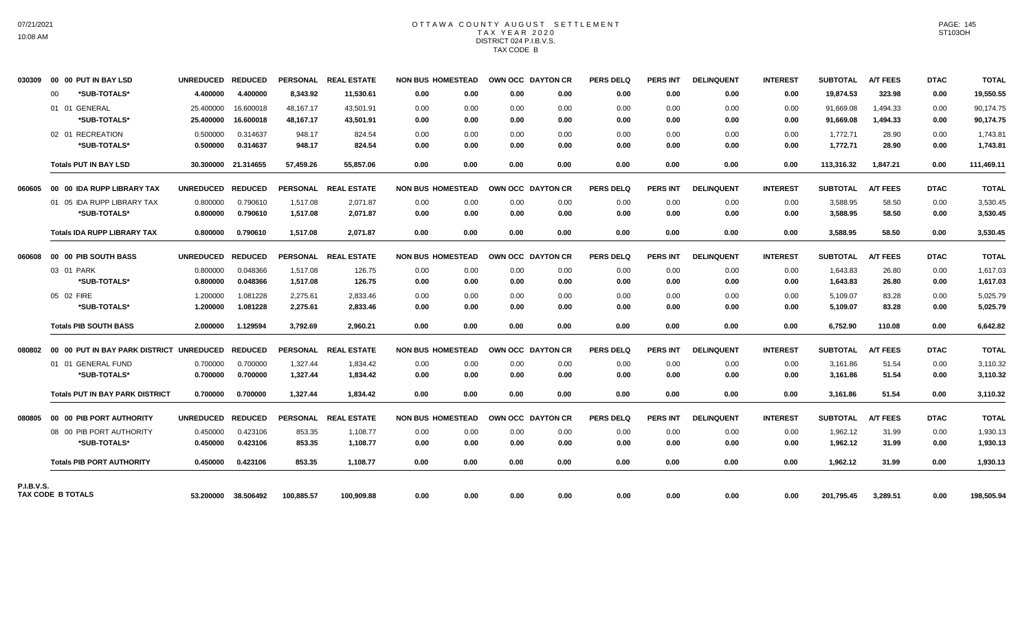# OTTAWA COUNTY AUGUST SETTLEMENT
## TAX YEAR 2020
## DISTRICT 024 P.I.B.V.S.
## TAX CODE B

| | | UNREDUCED | REDUCED | PERSONAL | REAL ESTATE | NON BUS | HOMESTEAD | OWN OCC | DAYTON CR | PERS DELQ | PERS INT | DELINQUENT | INTEREST | SUBTOTAL | A/T FEES | DTAC | TOTAL |
|---|---|---|---|---|---|---|---|---|---|---|---|---|---|---|---|---|---|
| 030309 | 00 00 PUT IN BAY LSD | UNREDUCED | REDUCED | PERSONAL | REAL ESTATE | NON BUS | HOMESTEAD | OWN OCC | DAYTON CR | PERS DELQ | PERS INT | DELINQUENT | INTEREST | SUBTOTAL | A/T FEES | DTAC | TOTAL |
| | 00 *SUB-TOTALS* | 4.400000 | 4.400000 | 8,343.92 | 11,530.61 | 0.00 | 0.00 | 0.00 | 0.00 | 0.00 | 0.00 | 0.00 | 0.00 | 19,874.53 | 323.98 | 0.00 | 19,550.55 |
| | 01 01 GENERAL | 25.400000 | 16.600018 | 48,167.17 | 43,501.91 | 0.00 | 0.00 | 0.00 | 0.00 | 0.00 | 0.00 | 0.00 | 0.00 | 91,669.08 | 1,494.33 | 0.00 | 90,174.75 |
| | *SUB-TOTALS* | 25.400000 | 16.600018 | 48,167.17 | 43,501.91 | 0.00 | 0.00 | 0.00 | 0.00 | 0.00 | 0.00 | 0.00 | 0.00 | 91,669.08 | 1,494.33 | 0.00 | 90,174.75 |
| | 02 01 RECREATION | 0.500000 | 0.314637 | 948.17 | 824.54 | 0.00 | 0.00 | 0.00 | 0.00 | 0.00 | 0.00 | 0.00 | 0.00 | 1,772.71 | 28.90 | 0.00 | 1,743.81 |
| | *SUB-TOTALS* | 0.500000 | 0.314637 | 948.17 | 824.54 | 0.00 | 0.00 | 0.00 | 0.00 | 0.00 | 0.00 | 0.00 | 0.00 | 1,772.71 | 28.90 | 0.00 | 1,743.81 |
| | **Totals PUT IN BAY LSD** | 30.300000 | 21.314655 | 57,459.26 | 55,857.06 | 0.00 | 0.00 | 0.00 | 0.00 | 0.00 | 0.00 | 0.00 | 0.00 | 113,316.32 | 1,847.21 | 0.00 | 111,469.11 |
| 060605 | 00 00 IDA RUPP LIBRARY TAX | UNREDUCED | REDUCED | PERSONAL | REAL ESTATE | NON BUS | HOMESTEAD | OWN OCC | DAYTON CR | PERS DELQ | PERS INT | DELINQUENT | INTEREST | SUBTOTAL | A/T FEES | DTAC | TOTAL |
| | 01 05 IDA RUPP LIBRARY TAX | 0.800000 | 0.790610 | 1,517.08 | 2,071.87 | 0.00 | 0.00 | 0.00 | 0.00 | 0.00 | 0.00 | 0.00 | 0.00 | 3,588.95 | 58.50 | 0.00 | 3,530.45 |
| | *SUB-TOTALS* | 0.800000 | 0.790610 | 1,517.08 | 2,071.87 | 0.00 | 0.00 | 0.00 | 0.00 | 0.00 | 0.00 | 0.00 | 0.00 | 3,588.95 | 58.50 | 0.00 | 3,530.45 |
| | **Totals IDA RUPP LIBRARY TAX** | 0.800000 | 0.790610 | 1,517.08 | 2,071.87 | 0.00 | 0.00 | 0.00 | 0.00 | 0.00 | 0.00 | 0.00 | 0.00 | 3,588.95 | 58.50 | 0.00 | 3,530.45 |
| 060608 | 00 00 PIB SOUTH BASS | UNREDUCED | REDUCED | PERSONAL | REAL ESTATE | NON BUS | HOMESTEAD | OWN OCC | DAYTON CR | PERS DELQ | PERS INT | DELINQUENT | INTEREST | SUBTOTAL | A/T FEES | DTAC | TOTAL |
| | 03 01 PARK | 0.800000 | 0.048366 | 1,517.08 | 126.75 | 0.00 | 0.00 | 0.00 | 0.00 | 0.00 | 0.00 | 0.00 | 0.00 | 1,643.83 | 26.80 | 0.00 | 1,617.03 |
| | *SUB-TOTALS* | 0.800000 | 0.048366 | 1,517.08 | 126.75 | 0.00 | 0.00 | 0.00 | 0.00 | 0.00 | 0.00 | 0.00 | 0.00 | 1,643.83 | 26.80 | 0.00 | 1,617.03 |
| | 05 02 FIRE | 1.200000 | 1.081228 | 2,275.61 | 2,833.46 | 0.00 | 0.00 | 0.00 | 0.00 | 0.00 | 0.00 | 0.00 | 0.00 | 5,109.07 | 83.28 | 0.00 | 5,025.79 |
| | *SUB-TOTALS* | 1.200000 | 1.081228 | 2,275.61 | 2,833.46 | 0.00 | 0.00 | 0.00 | 0.00 | 0.00 | 0.00 | 0.00 | 0.00 | 5,109.07 | 83.28 | 0.00 | 5,025.79 |
| | **Totals PIB SOUTH BASS** | 2.000000 | 1.129594 | 3,792.69 | 2,960.21 | 0.00 | 0.00 | 0.00 | 0.00 | 0.00 | 0.00 | 0.00 | 0.00 | 6,752.90 | 110.08 | 0.00 | 6,642.82 |
| 080802 | 00 00 PUT IN BAY PARK DISTRICT | UNREDUCED | REDUCED | PERSONAL | REAL ESTATE | NON BUS | HOMESTEAD | OWN OCC | DAYTON CR | PERS DELQ | PERS INT | DELINQUENT | INTEREST | SUBTOTAL | A/T FEES | DTAC | TOTAL |
| | 01 01 GENERAL FUND | 0.700000 | 0.700000 | 1,327.44 | 1,834.42 | 0.00 | 0.00 | 0.00 | 0.00 | 0.00 | 0.00 | 0.00 | 0.00 | 3,161.86 | 51.54 | 0.00 | 3,110.32 |
| | *SUB-TOTALS* | 0.700000 | 0.700000 | 1,327.44 | 1,834.42 | 0.00 | 0.00 | 0.00 | 0.00 | 0.00 | 0.00 | 0.00 | 0.00 | 3,161.86 | 51.54 | 0.00 | 3,110.32 |
| | **Totals PUT IN BAY PARK DISTRICT** | 0.700000 | 0.700000 | 1,327.44 | 1,834.42 | 0.00 | 0.00 | 0.00 | 0.00 | 0.00 | 0.00 | 0.00 | 0.00 | 3,161.86 | 51.54 | 0.00 | 3,110.32 |
| 080805 | 00 00 PIB PORT AUTHORITY | UNREDUCED | REDUCED | PERSONAL | REAL ESTATE | NON BUS | HOMESTEAD | OWN OCC | DAYTON CR | PERS DELQ | PERS INT | DELINQUENT | INTEREST | SUBTOTAL | A/T FEES | DTAC | TOTAL |
| | 08 00 PIB PORT AUTHORITY | 0.450000 | 0.423106 | 853.35 | 1,108.77 | 0.00 | 0.00 | 0.00 | 0.00 | 0.00 | 0.00 | 0.00 | 0.00 | 1,962.12 | 31.99 | 0.00 | 1,930.13 |
| | *SUB-TOTALS* | 0.450000 | 0.423106 | 853.35 | 1,108.77 | 0.00 | 0.00 | 0.00 | 0.00 | 0.00 | 0.00 | 0.00 | 0.00 | 1,962.12 | 31.99 | 0.00 | 1,930.13 |
| | **Totals PIB PORT AUTHORITY** | 0.450000 | 0.423106 | 853.35 | 1,108.77 | 0.00 | 0.00 | 0.00 | 0.00 | 0.00 | 0.00 | 0.00 | 0.00 | 1,962.12 | 31.99 | 0.00 | 1,930.13 |
| **P.I.B.V.S. TAX CODE B TOTALS** | | 53.200000 | 38.506492 | 100,885.57 | 100,909.88 | 0.00 | 0.00 | 0.00 | 0.00 | 0.00 | 0.00 | 0.00 | 0.00 | 201,795.45 | 3,289.51 | 0.00 | 198,505.94 |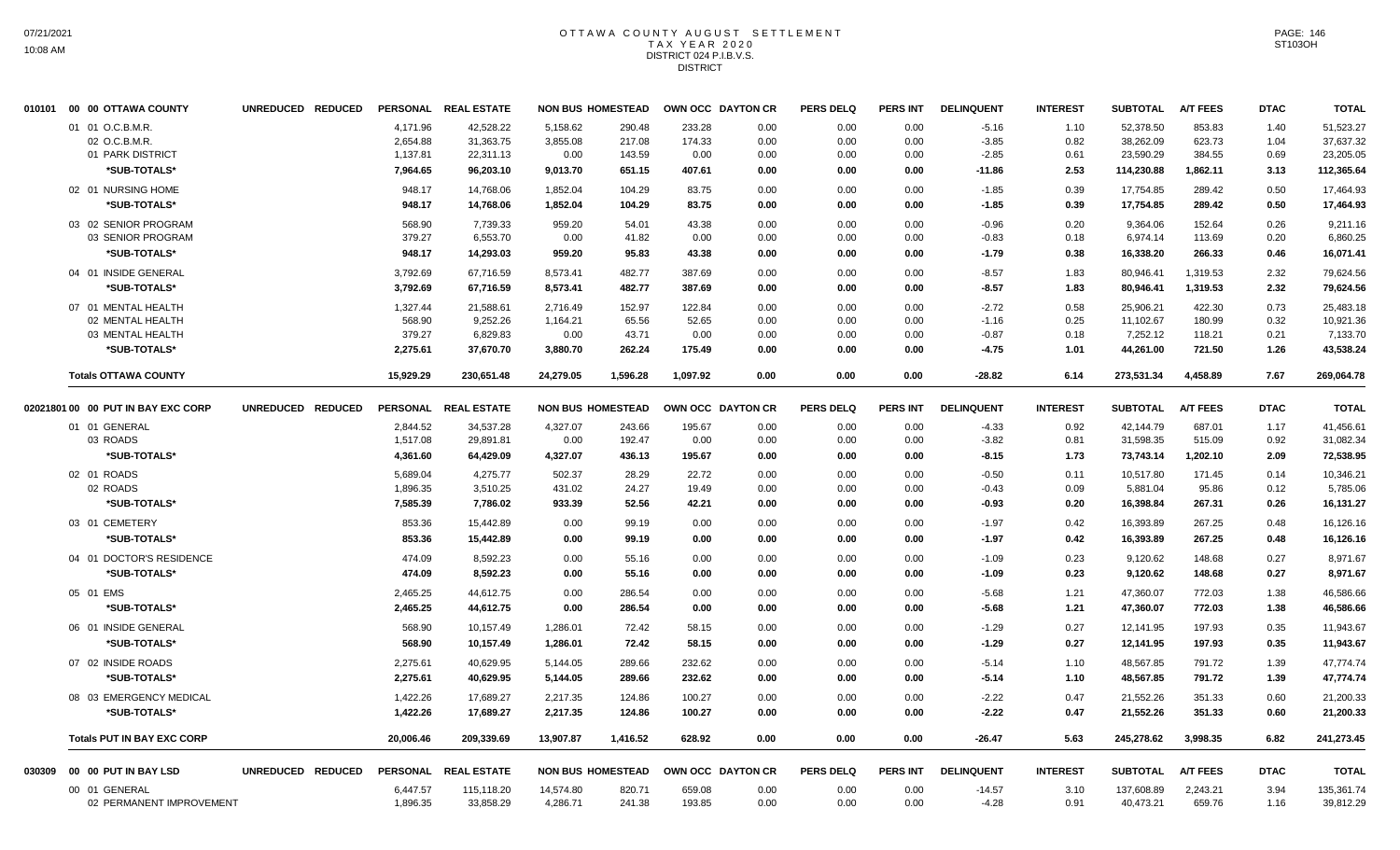# OTTAWA COUNTY AUGUST SETTLEMENT
## TAX YEAR 2020
### DISTRICT 024 P.I.B.V.S.
### DISTRICT

| 010101 00 00 OTTAWA COUNTY | UNREDUCED | REDUCED | PERSONAL | REAL ESTATE | NON BUS | HOMESTEAD | OWN OCC | DAYTON CR | PERS DELQ | PERS INT | DELINQUENT | INTEREST | SUBTOTAL | A/T FEES | DTAC | TOTAL |
|---|---|---|---|---|---|---|---|---|---|---|---|---|---|---|---|---|
| 01 01 O.C.B.M.R. | | | 4,171.96 | 42,528.22 | 5,158.62 | 290.48 | 233.28 | 0.00 | 0.00 | 0.00 | -5.16 | 1.10 | 52,378.50 | 853.83 | 1.40 | 51,523.27 |
| 02 O.C.B.M.R. | | | 2,654.88 | 31,363.75 | 3,855.08 | 217.08 | 174.33 | 0.00 | 0.00 | 0.00 | -3.85 | 0.82 | 38,262.09 | 623.73 | 1.04 | 37,637.32 |
| 01 PARK DISTRICT | | | 1,137.81 | 22,311.13 | 0.00 | 143.59 | 0.00 | 0.00 | 0.00 | 0.00 | -2.85 | 0.61 | 23,590.29 | 384.55 | 0.69 | 23,205.05 |
| **\*SUB-TOTALS\*** | | | **7,964.65** | **96,203.10** | **9,013.70** | **651.15** | **407.61** | **0.00** | **0.00** | **0.00** | **-11.86** | **2.53** | **114,230.88** | **1,862.11** | **3.13** | **112,365.64** |
| 02 01 NURSING HOME | | | 948.17 | 14,768.06 | 1,852.04 | 104.29 | 83.75 | 0.00 | 0.00 | 0.00 | -1.85 | 0.39 | 17,754.85 | 289.42 | 0.50 | 17,464.93 |
| **\*SUB-TOTALS\*** | | | **948.17** | **14,768.06** | **1,852.04** | **104.29** | **83.75** | **0.00** | **0.00** | **0.00** | **-1.85** | **0.39** | **17,754.85** | **289.42** | **0.50** | **17,464.93** |
| 03 02 SENIOR PROGRAM | | | 568.90 | 7,739.33 | 959.20 | 54.01 | 43.38 | 0.00 | 0.00 | 0.00 | -0.96 | 0.20 | 9,364.06 | 152.64 | 0.26 | 9,211.16 |
| 03 SENIOR PROGRAM | | | 379.27 | 6,553.70 | 0.00 | 41.82 | 0.00 | 0.00 | 0.00 | 0.00 | -0.83 | 0.18 | 6,974.14 | 113.69 | 0.20 | 6,860.25 |
| **\*SUB-TOTALS\*** | | | **948.17** | **14,293.03** | **959.20** | **95.83** | **43.38** | **0.00** | **0.00** | **0.00** | **-1.79** | **0.38** | **16,338.20** | **266.33** | **0.46** | **16,071.41** |
| 04 01 INSIDE GENERAL | | | 3,792.69 | 67,716.59 | 8,573.41 | 482.77 | 387.69 | 0.00 | 0.00 | 0.00 | -8.57 | 1.83 | 80,946.41 | 1,319.53 | 2.32 | 79,624.56 |
| **\*SUB-TOTALS\*** | | | **3,792.69** | **67,716.59** | **8,573.41** | **482.77** | **387.69** | **0.00** | **0.00** | **0.00** | **-8.57** | **1.83** | **80,946.41** | **1,319.53** | **2.32** | **79,624.56** |
| 07 01 MENTAL HEALTH | | | 1,327.44 | 21,588.61 | 2,716.49 | 152.97 | 122.84 | 0.00 | 0.00 | 0.00 | -2.72 | 0.58 | 25,906.21 | 422.30 | 0.73 | 25,483.18 |
| 02 MENTAL HEALTH | | | 568.90 | 9,252.26 | 1,164.21 | 65.56 | 52.65 | 0.00 | 0.00 | 0.00 | -1.16 | 0.25 | 11,102.67 | 180.99 | 0.32 | 10,921.36 |
| 03 MENTAL HEALTH | | | 379.27 | 6,829.83 | 0.00 | 43.71 | 0.00 | 0.00 | 0.00 | 0.00 | -0.87 | 0.18 | 7,252.12 | 118.21 | 0.21 | 7,133.70 |
| **\*SUB-TOTALS\*** | | | **2,275.61** | **37,670.70** | **3,880.70** | **262.24** | **175.49** | **0.00** | **0.00** | **0.00** | **-4.75** | **1.01** | **44,261.00** | **721.50** | **1.26** | **43,538.24** |
| **Totals OTTAWA COUNTY** | | | **15,929.29** | **230,651.48** | **24,279.05** | **1,596.28** | **1,097.92** | **0.00** | **0.00** | **0.00** | **-28.82** | **6.14** | **273,531.34** | **4,458.89** | **7.67** | **269,064.78** |

| 02021801 00 00 PUT IN BAY EXC CORP | UNREDUCED | REDUCED | PERSONAL | REAL ESTATE | NON BUS | HOMESTEAD | OWN OCC | DAYTON CR | PERS DELQ | PERS INT | DELINQUENT | INTEREST | SUBTOTAL | A/T FEES | DTAC | TOTAL |
|---|---|---|---|---|---|---|---|---|---|---|---|---|---|---|---|---|
| 01 01 GENERAL | | | 2,844.52 | 34,537.28 | 4,327.07 | 243.66 | 195.67 | 0.00 | 0.00 | 0.00 | -4.33 | 0.92 | 42,144.79 | 687.01 | 1.17 | 41,456.61 |
| 03 ROADS | | | 1,517.08 | 29,891.81 | 0.00 | 192.47 | 0.00 | 0.00 | 0.00 | 0.00 | -3.82 | 0.81 | 31,598.35 | 515.09 | 0.92 | 31,082.34 |
| **\*SUB-TOTALS\*** | | | **4,361.60** | **64,429.09** | **4,327.07** | **436.13** | **195.67** | **0.00** | **0.00** | **0.00** | **-8.15** | **1.73** | **73,743.14** | **1,202.10** | **2.09** | **72,538.95** |
| 02 01 ROADS | | | 5,689.04 | 4,275.77 | 502.37 | 28.29 | 22.72 | 0.00 | 0.00 | 0.00 | -0.50 | 0.11 | 10,517.80 | 171.45 | 0.14 | 10,346.21 |
| 02 ROADS | | | 1,896.35 | 3,510.25 | 431.02 | 24.27 | 19.49 | 0.00 | 0.00 | 0.00 | -0.43 | 0.09 | 5,881.04 | 95.86 | 0.12 | 5,785.06 |
| **\*SUB-TOTALS\*** | | | **7,585.39** | **7,786.02** | **933.39** | **52.56** | **42.21** | **0.00** | **0.00** | **0.00** | **-0.93** | **0.20** | **16,398.84** | **267.31** | **0.26** | **16,131.27** |
| 03 01 CEMETERY | | | 853.36 | 15,442.89 | 0.00 | 99.19 | 0.00 | 0.00 | 0.00 | 0.00 | -1.97 | 0.42 | 16,393.89 | 267.25 | 0.48 | 16,126.16 |
| **\*SUB-TOTALS\*** | | | **853.36** | **15,442.89** | **0.00** | **99.19** | **0.00** | **0.00** | **0.00** | **0.00** | **-1.97** | **0.42** | **16,393.89** | **267.25** | **0.48** | **16,126.16** |
| 04 01 DOCTOR'S RESIDENCE | | | 474.09 | 8,592.23 | 0.00 | 55.16 | 0.00 | 0.00 | 0.00 | 0.00 | -1.09 | 0.23 | 9,120.62 | 148.68 | 0.27 | 8,971.67 |
| **\*SUB-TOTALS\*** | | | **474.09** | **8,592.23** | **0.00** | **55.16** | **0.00** | **0.00** | **0.00** | **0.00** | **-1.09** | **0.23** | **9,120.62** | **148.68** | **0.27** | **8,971.67** |
| 05 01 EMS | | | 2,465.25 | 44,612.75 | 0.00 | 286.54 | 0.00 | 0.00 | 0.00 | 0.00 | -5.68 | 1.21 | 47,360.07 | 772.03 | 1.38 | 46,586.66 |
| **\*SUB-TOTALS\*** | | | **2,465.25** | **44,612.75** | **0.00** | **286.54** | **0.00** | **0.00** | **0.00** | **0.00** | **-5.68** | **1.21** | **47,360.07** | **772.03** | **1.38** | **46,586.66** |
| 06 01 INSIDE GENERAL | | | 568.90 | 10,157.49 | 1,286.01 | 72.42 | 58.15 | 0.00 | 0.00 | 0.00 | -1.29 | 0.27 | 12,141.95 | 197.93 | 0.35 | 11,943.67 |
| **\*SUB-TOTALS\*** | | | **568.90** | **10,157.49** | **1,286.01** | **72.42** | **58.15** | **0.00** | **0.00** | **0.00** | **-1.29** | **0.27** | **12,141.95** | **197.93** | **0.35** | **11,943.67** |
| 07 02 INSIDE ROADS | | | 2,275.61 | 40,629.95 | 5,144.05 | 289.66 | 232.62 | 0.00 | 0.00 | 0.00 | -5.14 | 1.10 | 48,567.85 | 791.72 | 1.39 | 47,774.74 |
| **\*SUB-TOTALS\*** | | | **2,275.61** | **40,629.95** | **5,144.05** | **289.66** | **232.62** | **0.00** | **0.00** | **0.00** | **-5.14** | **1.10** | **48,567.85** | **791.72** | **1.39** | **47,774.74** |
| 08 03 EMERGENCY MEDICAL | | | 1,422.26 | 17,689.27 | 2,217.35 | 124.86 | 100.27 | 0.00 | 0.00 | 0.00 | -2.22 | 0.47 | 21,552.26 | 351.33 | 0.60 | 21,200.33 |
| **\*SUB-TOTALS\*** | | | **1,422.26** | **17,689.27** | **2,217.35** | **124.86** | **100.27** | **0.00** | **0.00** | **0.00** | **-2.22** | **0.47** | **21,552.26** | **351.33** | **0.60** | **21,200.33** |
| **Totals PUT IN BAY EXC CORP** | | | **20,006.46** | **209,339.69** | **13,907.87** | **1,416.52** | **628.92** | **0.00** | **0.00** | **0.00** | **-26.47** | **5.63** | **245,278.62** | **3,998.35** | **6.82** | **241,273.45** |

| 030309 00 00 PUT IN BAY LSD | UNREDUCED | REDUCED | PERSONAL | REAL ESTATE | NON BUS | HOMESTEAD | OWN OCC | DAYTON CR | PERS DELQ | PERS INT | DELINQUENT | INTEREST | SUBTOTAL | A/T FEES | DTAC | TOTAL |
|---|---|---|---|---|---|---|---|---|---|---|---|---|---|---|---|---|
| 00 01 GENERAL | | | 6,447.57 | 115,118.20 | 14,574.80 | 820.71 | 659.08 | 0.00 | 0.00 | 0.00 | -14.57 | 3.10 | 137,608.89 | 2,243.21 | 3.94 | 135,361.74 |
| 02 PERMANENT IMPROVEMENT | | | 1,896.35 | 33,858.29 | 4,286.71 | 241.38 | 193.85 | 0.00 | 0.00 | 0.00 | -4.28 | 0.91 | 40,473.21 | 659.76 | 1.16 | 39,812.29 |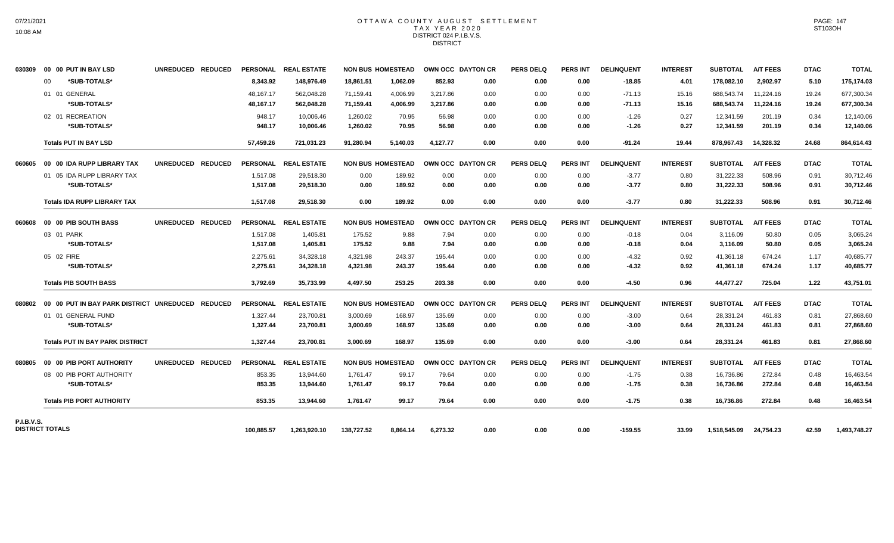# OTTAWA COUNTY AUGUST SETTLEMENT
## TAX YEAR 2020
## DISTRICT 024 P.I.B.V.S.
## DISTRICT

| | | UNREDUCED | REDUCED | PERSONAL | REAL ESTATE | NON BUS | HOMESTEAD | OWN OCC | DAYTON CR | PERS DELQ | PERS INT | DELINQUENT | INTEREST | SUBTOTAL | A/T FEES | DTAC | TOTAL |
|---|---|---|---|---|---|---|---|---|---|---|---|---|---|---|---|---|---|
| 030309 | 00 00 PUT IN BAY LSD | UNREDUCED | REDUCED | PERSONAL | REAL ESTATE | NON BUS | HOMESTEAD | OWN OCC | DAYTON CR | PERS DELQ | PERS INT | DELINQUENT | INTEREST | SUBTOTAL | A/T FEES | DTAC | TOTAL |
| | 00 *SUB-TOTALS* | | | 8,343.92 | 148,976.49 | 18,861.51 | 1,062.09 | 852.93 | 0.00 | 0.00 | 0.00 | -18.85 | 4.01 | 178,082.10 | 2,902.97 | 5.10 | 175,174.03 |
| | 01 01 GENERAL | | | 48,167.17 | 562,048.28 | 71,159.41 | 4,006.99 | 3,217.86 | 0.00 | 0.00 | 0.00 | -71.13 | 15.16 | 688,543.74 | 11,224.16 | 19.24 | 677,300.34 |
| | *SUB-TOTALS* | | | 48,167.17 | 562,048.28 | 71,159.41 | 4,006.99 | 3,217.86 | 0.00 | 0.00 | 0.00 | -71.13 | 15.16 | 688,543.74 | 11,224.16 | 19.24 | 677,300.34 |
| | 02 01 RECREATION | | | 948.17 | 10,006.46 | 1,260.02 | 70.95 | 56.98 | 0.00 | 0.00 | 0.00 | -1.26 | 0.27 | 12,341.59 | 201.19 | 0.34 | 12,140.06 |
| | *SUB-TOTALS* | | | 948.17 | 10,006.46 | 1,260.02 | 70.95 | 56.98 | 0.00 | 0.00 | 0.00 | -1.26 | 0.27 | 12,341.59 | 201.19 | 0.34 | 12,140.06 |
| | **Totals PUT IN BAY LSD** | | | 57,459.26 | 721,031.23 | 91,280.94 | 5,140.03 | 4,127.77 | 0.00 | 0.00 | 0.00 | -91.24 | 19.44 | 878,967.43 | 14,328.32 | 24.68 | 864,614.43 |
| 060605 | 00 00 IDA RUPP LIBRARY TAX | UNREDUCED | REDUCED | PERSONAL | REAL ESTATE | NON BUS | HOMESTEAD | OWN OCC | DAYTON CR | PERS DELQ | PERS INT | DELINQUENT | INTEREST | SUBTOTAL | A/T FEES | DTAC | TOTAL |
| | 01 05 IDA RUPP LIBRARY TAX | | | 1,517.08 | 29,518.30 | 0.00 | 189.92 | 0.00 | 0.00 | 0.00 | 0.00 | -3.77 | 0.80 | 31,222.33 | 508.96 | 0.91 | 30,712.46 |
| | *SUB-TOTALS* | | | 1,517.08 | 29,518.30 | 0.00 | 189.92 | 0.00 | 0.00 | 0.00 | 0.00 | -3.77 | 0.80 | 31,222.33 | 508.96 | 0.91 | 30,712.46 |
| | **Totals IDA RUPP LIBRARY TAX** | | | 1,517.08 | 29,518.30 | 0.00 | 189.92 | 0.00 | 0.00 | 0.00 | 0.00 | -3.77 | 0.80 | 31,222.33 | 508.96 | 0.91 | 30,712.46 |
| 060608 | 00 00 PIB SOUTH BASS | UNREDUCED | REDUCED | PERSONAL | REAL ESTATE | NON BUS | HOMESTEAD | OWN OCC | DAYTON CR | PERS DELQ | PERS INT | DELINQUENT | INTEREST | SUBTOTAL | A/T FEES | DTAC | TOTAL |
| | 03 01 PARK | | | 1,517.08 | 1,405.81 | 175.52 | 9.88 | 7.94 | 0.00 | 0.00 | 0.00 | -0.18 | 0.04 | 3,116.09 | 50.80 | 0.05 | 3,065.24 |
| | *SUB-TOTALS* | | | 1,517.08 | 1,405.81 | 175.52 | 9.88 | 7.94 | 0.00 | 0.00 | 0.00 | -0.18 | 0.04 | 3,116.09 | 50.80 | 0.05 | 3,065.24 |
| | 05 02 FIRE | | | 2,275.61 | 34,328.18 | 4,321.98 | 243.37 | 195.44 | 0.00 | 0.00 | 0.00 | -4.32 | 0.92 | 41,361.18 | 674.24 | 1.17 | 40,685.77 |
| | *SUB-TOTALS* | | | 2,275.61 | 34,328.18 | 4,321.98 | 243.37 | 195.44 | 0.00 | 0.00 | 0.00 | -4.32 | 0.92 | 41,361.18 | 674.24 | 1.17 | 40,685.77 |
| | **Totals PIB SOUTH BASS** | | | 3,792.69 | 35,733.99 | 4,497.50 | 253.25 | 203.38 | 0.00 | 0.00 | 0.00 | -4.50 | 0.96 | 44,477.27 | 725.04 | 1.22 | 43,751.01 |
| 080802 | 00 00 PUT IN BAY PARK DISTRICT | UNREDUCED | REDUCED | PERSONAL | REAL ESTATE | NON BUS | HOMESTEAD | OWN OCC | DAYTON CR | PERS DELQ | PERS INT | DELINQUENT | INTEREST | SUBTOTAL | A/T FEES | DTAC | TOTAL |
| | 01 01 GENERAL FUND | | | 1,327.44 | 23,700.81 | 3,000.69 | 168.97 | 135.69 | 0.00 | 0.00 | 0.00 | -3.00 | 0.64 | 28,331.24 | 461.83 | 0.81 | 27,868.60 |
| | *SUB-TOTALS* | | | 1,327.44 | 23,700.81 | 3,000.69 | 168.97 | 135.69 | 0.00 | 0.00 | 0.00 | -3.00 | 0.64 | 28,331.24 | 461.83 | 0.81 | 27,868.60 |
| | **Totals PUT IN BAY PARK DISTRICT** | | | 1,327.44 | 23,700.81 | 3,000.69 | 168.97 | 135.69 | 0.00 | 0.00 | 0.00 | -3.00 | 0.64 | 28,331.24 | 461.83 | 0.81 | 27,868.60 |
| 080805 | 00 00 PIB PORT AUTHORITY | UNREDUCED | REDUCED | PERSONAL | REAL ESTATE | NON BUS | HOMESTEAD | OWN OCC | DAYTON CR | PERS DELQ | PERS INT | DELINQUENT | INTEREST | SUBTOTAL | A/T FEES | DTAC | TOTAL |
| | 08 00 PIB PORT AUTHORITY | | | 853.35 | 13,944.60 | 1,761.47 | 99.17 | 79.64 | 0.00 | 0.00 | 0.00 | -1.75 | 0.38 | 16,736.86 | 272.84 | 0.48 | 16,463.54 |
| | *SUB-TOTALS* | | | 853.35 | 13,944.60 | 1,761.47 | 99.17 | 79.64 | 0.00 | 0.00 | 0.00 | -1.75 | 0.38 | 16,736.86 | 272.84 | 0.48 | 16,463.54 |
| | **Totals PIB PORT AUTHORITY** | | | 853.35 | 13,944.60 | 1,761.47 | 99.17 | 79.64 | 0.00 | 0.00 | 0.00 | -1.75 | 0.38 | 16,736.86 | 272.84 | 0.48 | 16,463.54 |
| **P.I.B.V.S. DISTRICT TOTALS** | | | | 100,885.57 | 1,263,920.10 | 138,727.52 | 8,864.14 | 6,273.32 | 0.00 | 0.00 | 0.00 | -159.55 | 33.99 | 1,518,545.09 | 24,754.23 | 42.59 | 1,493,748.27 |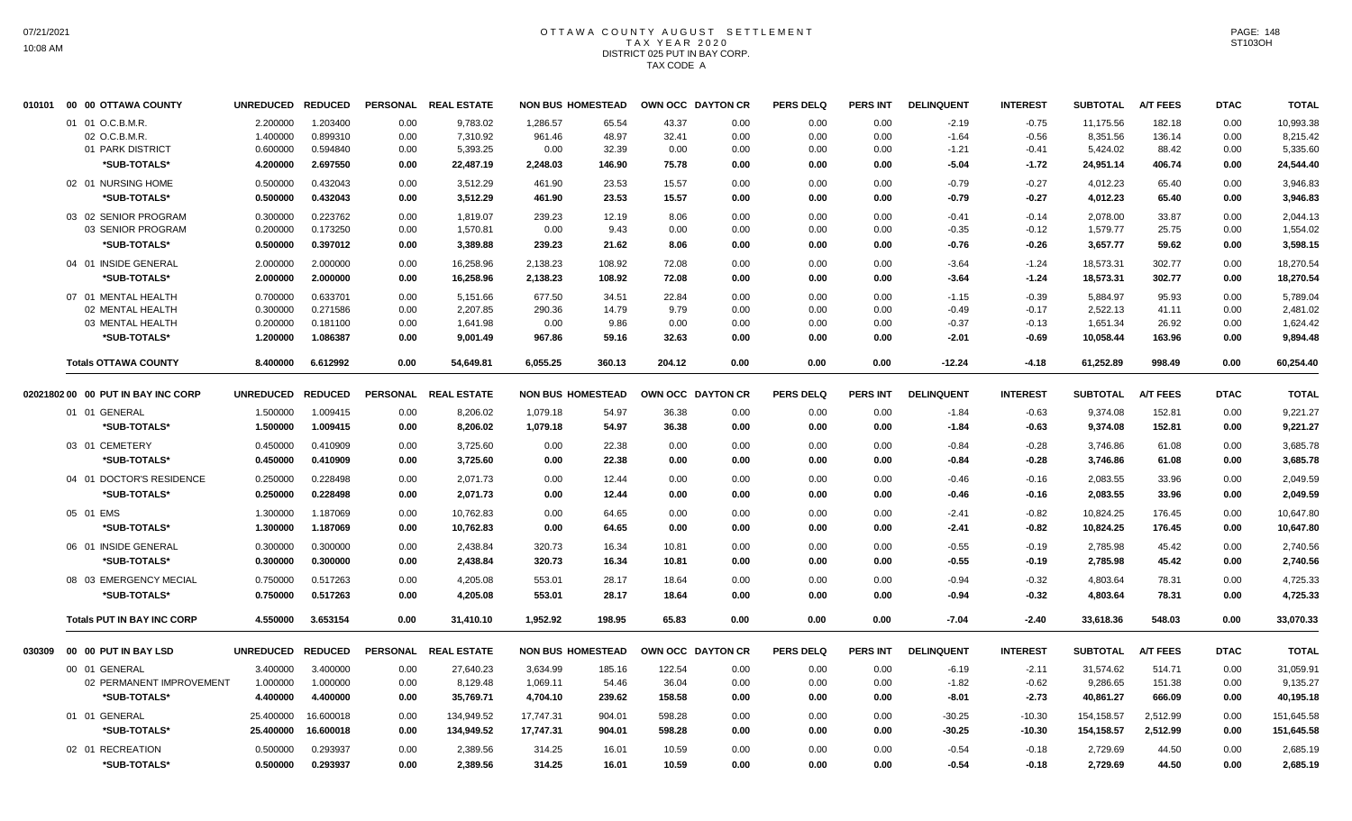# OTTAWA COUNTY AUGUST SETTLEMENT
## TAX YEAR 2020
## DISTRICT 025 PUT IN BAY CORP.
## TAX CODE A

| | | UNREDUCED | REDUCED | PERSONAL | REAL ESTATE | NON BUS | HOMESTEAD | OWN OCC | DAYTON CR | PERS DELQ | PERS INT | DELINQUENT | INTEREST | SUBTOTAL | A/T FEES | DTAC | TOTAL |
|---|---|---|---|---|---|---|---|---|---|---|---|---|---|---|---|---|---|
| 010101 | 00 00 OTTAWA COUNTY | | | | | | | | | | | | | | | | |
| | 01 01 O.C.B.M.R. | 2.200000 | 1.203400 | 0.00 | 9,783.02 | 1,286.57 | 65.54 | 43.37 | 0.00 | 0.00 | 0.00 | -2.19 | -0.75 | 11,175.56 | 182.18 | 0.00 | 10,993.38 |
| | 02 O.C.B.M.R. | 1.400000 | 0.899310 | 0.00 | 7,310.92 | 961.46 | 48.97 | 32.41 | 0.00 | 0.00 | 0.00 | -1.64 | -0.56 | 8,351.56 | 136.14 | 0.00 | 8,215.42 |
| | 01 PARK DISTRICT | 0.600000 | 0.594840 | 0.00 | 5,393.25 | 0.00 | 32.39 | 0.00 | 0.00 | 0.00 | 0.00 | -1.21 | -0.41 | 5,424.02 | 88.42 | 0.00 | 5,335.60 |
| | **\*SUB-TOTALS\*** | **4.200000** | **2.697550** | **0.00** | **22,487.19** | **2,248.03** | **146.90** | **75.78** | **0.00** | **0.00** | **0.00** | **-5.04** | **-1.72** | **24,951.14** | **406.74** | **0.00** | **24,544.40** |
| | 02 01 NURSING HOME | 0.500000 | 0.432043 | 0.00 | 3,512.29 | 461.90 | 23.53 | 15.57 | 0.00 | 0.00 | 0.00 | -0.79 | -0.27 | 4,012.23 | 65.40 | 0.00 | 3,946.83 |
| | **\*SUB-TOTALS\*** | **0.500000** | **0.432043** | **0.00** | **3,512.29** | **461.90** | **23.53** | **15.57** | **0.00** | **0.00** | **0.00** | **-0.79** | **-0.27** | **4,012.23** | **65.40** | **0.00** | **3,946.83** |
| | 03 02 SENIOR PROGRAM | 0.300000 | 0.223762 | 0.00 | 1,819.07 | 239.23 | 12.19 | 8.06 | 0.00 | 0.00 | 0.00 | -0.41 | -0.14 | 2,078.00 | 33.87 | 0.00 | 2,044.13 |
| | 03 SENIOR PROGRAM | 0.200000 | 0.173250 | 0.00 | 1,570.81 | 0.00 | 9.43 | 0.00 | 0.00 | 0.00 | 0.00 | -0.35 | -0.12 | 1,579.77 | 25.75 | 0.00 | 1,554.02 |
| | **\*SUB-TOTALS\*** | **0.500000** | **0.397012** | **0.00** | **3,389.88** | **239.23** | **21.62** | **8.06** | **0.00** | **0.00** | **0.00** | **-0.76** | **-0.26** | **3,657.77** | **59.62** | **0.00** | **3,598.15** |
| | 04 01 INSIDE GENERAL | 2.000000 | 2.000000 | 0.00 | 16,258.96 | 2,138.23 | 108.92 | 72.08 | 0.00 | 0.00 | 0.00 | -3.64 | -1.24 | 18,573.31 | 302.77 | 0.00 | 18,270.54 |
| | **\*SUB-TOTALS\*** | **2.000000** | **2.000000** | **0.00** | **16,258.96** | **2,138.23** | **108.92** | **72.08** | **0.00** | **0.00** | **0.00** | **-3.64** | **-1.24** | **18,573.31** | **302.77** | **0.00** | **18,270.54** |
| | 07 01 MENTAL HEALTH | 0.700000 | 0.633701 | 0.00 | 5,151.66 | 677.50 | 34.51 | 22.84 | 0.00 | 0.00 | 0.00 | -1.15 | -0.39 | 5,884.97 | 95.93 | 0.00 | 5,789.04 |
| | 02 MENTAL HEALTH | 0.300000 | 0.271586 | 0.00 | 2,207.85 | 290.36 | 14.79 | 9.79 | 0.00 | 0.00 | 0.00 | -0.49 | -0.17 | 2,522.13 | 41.11 | 0.00 | 2,481.02 |
| | 03 MENTAL HEALTH | 0.200000 | 0.181100 | 0.00 | 1,641.98 | 0.00 | 9.86 | 0.00 | 0.00 | 0.00 | 0.00 | -0.37 | -0.13 | 1,651.34 | 26.92 | 0.00 | 1,624.42 |
| | **\*SUB-TOTALS\*** | **1.200000** | **1.086387** | **0.00** | **9,001.49** | **967.86** | **59.16** | **32.63** | **0.00** | **0.00** | **0.00** | **-2.01** | **-0.69** | **10,058.44** | **163.96** | **0.00** | **9,894.48** |
| | **Totals OTTAWA COUNTY** | **8.400000** | **6.612992** | **0.00** | **54,649.81** | **6,055.25** | **360.13** | **204.12** | **0.00** | **0.00** | **0.00** | **-12.24** | **-4.18** | **61,252.89** | **998.49** | **0.00** | **60,254.40** |
| 02021802 | 00 00 PUT IN BAY INC CORP | UNREDUCED | REDUCED | PERSONAL | REAL ESTATE | NON BUS | HOMESTEAD | OWN OCC | DAYTON CR | PERS DELQ | PERS INT | DELINQUENT | INTEREST | SUBTOTAL | A/T FEES | DTAC | TOTAL |
| | 01 01 GENERAL | 1.500000 | 1.009415 | 0.00 | 8,206.02 | 1,079.18 | 54.97 | 36.38 | 0.00 | 0.00 | 0.00 | -1.84 | -0.63 | 9,374.08 | 152.81 | 0.00 | 9,221.27 |
| | **\*SUB-TOTALS\*** | **1.500000** | **1.009415** | **0.00** | **8,206.02** | **1,079.18** | **54.97** | **36.38** | **0.00** | **0.00** | **0.00** | **-1.84** | **-0.63** | **9,374.08** | **152.81** | **0.00** | **9,221.27** |
| | 03 01 CEMETERY | 0.450000 | 0.410909 | 0.00 | 3,725.60 | 0.00 | 22.38 | 0.00 | 0.00 | 0.00 | 0.00 | -0.84 | -0.28 | 3,746.86 | 61.08 | 0.00 | 3,685.78 |
| | **\*SUB-TOTALS\*** | **0.450000** | **0.410909** | **0.00** | **3,725.60** | **0.00** | **22.38** | **0.00** | **0.00** | **0.00** | **0.00** | **-0.84** | **-0.28** | **3,746.86** | **61.08** | **0.00** | **3,685.78** |
| | 04 01 DOCTOR'S RESIDENCE | 0.250000 | 0.228498 | 0.00 | 2,071.73 | 0.00 | 12.44 | 0.00 | 0.00 | 0.00 | 0.00 | -0.46 | -0.16 | 2,083.55 | 33.96 | 0.00 | 2,049.59 |
| | **\*SUB-TOTALS\*** | **0.250000** | **0.228498** | **0.00** | **2,071.73** | **0.00** | **12.44** | **0.00** | **0.00** | **0.00** | **0.00** | **-0.46** | **-0.16** | **2,083.55** | **33.96** | **0.00** | **2,049.59** |
| | 05 01 EMS | 1.300000 | 1.187069 | 0.00 | 10,762.83 | 0.00 | 64.65 | 0.00 | 0.00 | 0.00 | 0.00 | -2.41 | -0.82 | 10,824.25 | 176.45 | 0.00 | 10,647.80 |
| | **\*SUB-TOTALS\*** | **1.300000** | **1.187069** | **0.00** | **10,762.83** | **0.00** | **64.65** | **0.00** | **0.00** | **0.00** | **0.00** | **-2.41** | **-0.82** | **10,824.25** | **176.45** | **0.00** | **10,647.80** |
| | 06 01 INSIDE GENERAL | 0.300000 | 0.300000 | 0.00 | 2,438.84 | 320.73 | 16.34 | 10.81 | 0.00 | 0.00 | 0.00 | -0.55 | -0.19 | 2,785.98 | 45.42 | 0.00 | 2,740.56 |
| | **\*SUB-TOTALS\*** | **0.300000** | **0.300000** | **0.00** | **2,438.84** | **320.73** | **16.34** | **10.81** | **0.00** | **0.00** | **0.00** | **-0.55** | **-0.19** | **2,785.98** | **45.42** | **0.00** | **2,740.56** |
| | 08 03 EMERGENCY MECIAL | 0.750000 | 0.517263 | 0.00 | 4,205.08 | 553.01 | 28.17 | 18.64 | 0.00 | 0.00 | 0.00 | -0.94 | -0.32 | 4,803.64 | 78.31 | 0.00 | 4,725.33 |
| | **\*SUB-TOTALS\*** | **0.750000** | **0.517263** | **0.00** | **4,205.08** | **553.01** | **28.17** | **18.64** | **0.00** | **0.00** | **0.00** | **-0.94** | **-0.32** | **4,803.64** | **78.31** | **0.00** | **4,725.33** |
| | **Totals PUT IN BAY INC CORP** | **4.550000** | **3.653154** | **0.00** | **31,410.10** | **1,952.92** | **198.95** | **65.83** | **0.00** | **0.00** | **0.00** | **-7.04** | **-2.40** | **33,618.36** | **548.03** | **0.00** | **33,070.33** |
| 030309 | 00 00 PUT IN BAY LSD | UNREDUCED | REDUCED | PERSONAL | REAL ESTATE | NON BUS | HOMESTEAD | OWN OCC | DAYTON CR | PERS DELQ | PERS INT | DELINQUENT | INTEREST | SUBTOTAL | A/T FEES | DTAC | TOTAL |
| | 00 01 GENERAL | 3.400000 | 3.400000 | 0.00 | 27,640.23 | 3,634.99 | 185.16 | 122.54 | 0.00 | 0.00 | 0.00 | -6.19 | -2.11 | 31,574.62 | 514.71 | 0.00 | 31,059.91 |
| | 02 PERMANENT IMPROVEMENT | 1.000000 | 1.000000 | 0.00 | 8,129.48 | 1,069.11 | 54.46 | 36.04 | 0.00 | 0.00 | 0.00 | -1.82 | -0.62 | 9,286.65 | 151.38 | 0.00 | 9,135.27 |
| | **\*SUB-TOTALS\*** | **4.400000** | **4.400000** | **0.00** | **35,769.71** | **4,704.10** | **239.62** | **158.58** | **0.00** | **0.00** | **0.00** | **-8.01** | **-2.73** | **40,861.27** | **666.09** | **0.00** | **40,195.18** |
| | 01 01 GENERAL | 25.400000 | 16.600018 | 0.00 | 134,949.52 | 17,747.31 | 904.01 | 598.28 | 0.00 | 0.00 | 0.00 | -30.25 | -10.30 | 154,158.57 | 2,512.99 | 0.00 | 151,645.58 |
| | **\*SUB-TOTALS\*** | **25.400000** | **16.600018** | **0.00** | **134,949.52** | **17,747.31** | **904.01** | **598.28** | **0.00** | **0.00** | **0.00** | **-30.25** | **-10.30** | **154,158.57** | **2,512.99** | **0.00** | **151,645.58** |
| | 02 01 RECREATION | 0.500000 | 0.293937 | 0.00 | 2,389.56 | 314.25 | 16.01 | 10.59 | 0.00 | 0.00 | 0.00 | -0.54 | -0.18 | 2,729.69 | 44.50 | 0.00 | 2,685.19 |
| | **\*SUB-TOTALS\*** | **0.500000** | **0.293937** | **0.00** | **2,389.56** | **314.25** | **16.01** | **10.59** | **0.00** | **0.00** | **0.00** | **-0.54** | **-0.18** | **2,729.69** | **44.50** | **0.00** | **2,685.19** |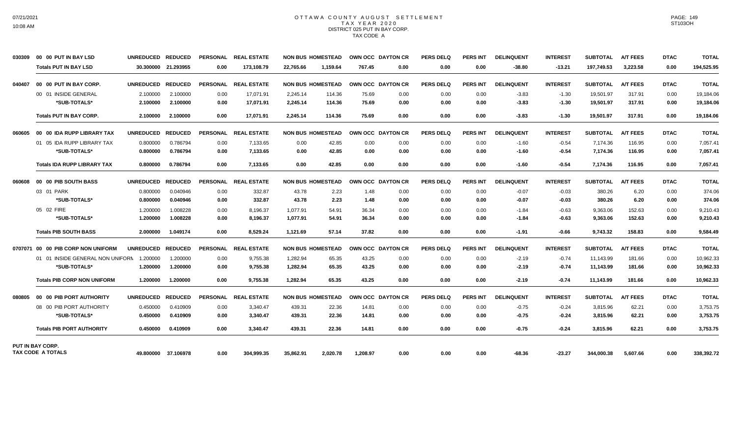# OTTAWA COUNTY AUGUST SETTLEMENT
## TAX YEAR 2020
### DISTRICT 025 PUT IN BAY CORP.
### TAX CODE A

| | | UNREDUCED | REDUCED | PERSONAL | REAL ESTATE | NON BUS | HOMESTEAD | OWN OCC | DAYTON CR | PERS DELQ | PERS INT | DELINQUENT | INTEREST | SUBTOTAL | A/T FEES | DTAC | TOTAL |
|---|---|---|---|---|---|---|---|---|---|---|---|---|---|---|---|---|---|
| 030309 | 00 00 PUT IN BAY LSD | UNREDUCED | REDUCED | PERSONAL | REAL ESTATE | NON BUS | HOMESTEAD | OWN OCC | DAYTON CR | PERS DELQ | PERS INT | DELINQUENT | INTEREST | SUBTOTAL | A/T FEES | DTAC | TOTAL |
| | **Totals PUT IN BAY LSD** | **30.300000** | **21.293955** | **0.00** | **173,108.79** | **22,765.66** | **1,159.64** | **767.45** | **0.00** | **0.00** | **0.00** | **-38.80** | **-13.21** | **197,749.53** | **3,223.58** | **0.00** | **194,525.95** |
| 040407 | 00 00 PUT IN BAY CORP. | UNREDUCED | REDUCED | PERSONAL | REAL ESTATE | NON BUS | HOMESTEAD | OWN OCC | DAYTON CR | PERS DELQ | PERS INT | DELINQUENT | INTEREST | SUBTOTAL | A/T FEES | DTAC | TOTAL |
| | 00 01 INSIDE GENERAL | 2.100000 | 2.100000 | 0.00 | 17,071.91 | 2,245.14 | 114.36 | 75.69 | 0.00 | 0.00 | 0.00 | -3.83 | -1.30 | 19,501.97 | 317.91 | 0.00 | 19,184.06 |
| | *SUB-TOTALS* | 2.100000 | 2.100000 | 0.00 | 17,071.91 | 2,245.14 | 114.36 | 75.69 | 0.00 | 0.00 | 0.00 | -3.83 | -1.30 | 19,501.97 | 317.91 | 0.00 | 19,184.06 |
| | **Totals PUT IN BAY CORP.** | **2.100000** | **2.100000** | **0.00** | **17,071.91** | **2,245.14** | **114.36** | **75.69** | **0.00** | **0.00** | **0.00** | **-3.83** | **-1.30** | **19,501.97** | **317.91** | **0.00** | **19,184.06** |
| 060605 | 00 00 IDA RUPP LIBRARY TAX | UNREDUCED | REDUCED | PERSONAL | REAL ESTATE | NON BUS | HOMESTEAD | OWN OCC | DAYTON CR | PERS DELQ | PERS INT | DELINQUENT | INTEREST | SUBTOTAL | A/T FEES | DTAC | TOTAL |
| | 01 05 IDA RUPP LIBRARY TAX | 0.800000 | 0.786794 | 0.00 | 7,133.65 | 0.00 | 42.85 | 0.00 | 0.00 | 0.00 | 0.00 | -1.60 | -0.54 | 7,174.36 | 116.95 | 0.00 | 7,057.41 |
| | *SUB-TOTALS* | 0.800000 | 0.786794 | 0.00 | 7,133.65 | 0.00 | 42.85 | 0.00 | 0.00 | 0.00 | 0.00 | -1.60 | -0.54 | 7,174.36 | 116.95 | 0.00 | 7,057.41 |
| | **Totals IDA RUPP LIBRARY TAX** | **0.800000** | **0.786794** | **0.00** | **7,133.65** | **0.00** | **42.85** | **0.00** | **0.00** | **0.00** | **0.00** | **-1.60** | **-0.54** | **7,174.36** | **116.95** | **0.00** | **7,057.41** |
| 060608 | 00 00 PIB SOUTH BASS | UNREDUCED | REDUCED | PERSONAL | REAL ESTATE | NON BUS | HOMESTEAD | OWN OCC | DAYTON CR | PERS DELQ | PERS INT | DELINQUENT | INTEREST | SUBTOTAL | A/T FEES | DTAC | TOTAL |
| | 03 01 PARK | 0.800000 | 0.040946 | 0.00 | 332.87 | 43.78 | 2.23 | 1.48 | 0.00 | 0.00 | 0.00 | -0.07 | -0.03 | 380.26 | 6.20 | 0.00 | 374.06 |
| | *SUB-TOTALS* | 0.800000 | 0.040946 | 0.00 | 332.87 | 43.78 | 2.23 | 1.48 | 0.00 | 0.00 | 0.00 | -0.07 | -0.03 | 380.26 | 6.20 | 0.00 | 374.06 |
| | 05 02 FIRE | 1.200000 | 1.008228 | 0.00 | 8,196.37 | 1,077.91 | 54.91 | 36.34 | 0.00 | 0.00 | 0.00 | -1.84 | -0.63 | 9,363.06 | 152.63 | 0.00 | 9,210.43 |
| | *SUB-TOTALS* | 1.200000 | 1.008228 | 0.00 | 8,196.37 | 1,077.91 | 54.91 | 36.34 | 0.00 | 0.00 | 0.00 | -1.84 | -0.63 | 9,363.06 | 152.63 | 0.00 | 9,210.43 |
| | **Totals PIB SOUTH BASS** | **2.000000** | **1.049174** | **0.00** | **8,529.24** | **1,121.69** | **57.14** | **37.82** | **0.00** | **0.00** | **0.00** | **-1.91** | **-0.66** | **9,743.32** | **158.83** | **0.00** | **9,584.49** |
| 0707071 | 00 00 PIB CORP NON UNIFORM | UNREDUCED | REDUCED | PERSONAL | REAL ESTATE | NON BUS | HOMESTEAD | OWN OCC | DAYTON CR | PERS DELQ | PERS INT | DELINQUENT | INTEREST | SUBTOTAL | A/T FEES | DTAC | TOTAL |
| | 01 01 INSIDE GENERAL NON UNIFORM | 1.200000 | 1.200000 | 0.00 | 9,755.38 | 1,282.94 | 65.35 | 43.25 | 0.00 | 0.00 | 0.00 | -2.19 | -0.74 | 11,143.99 | 181.66 | 0.00 | 10,962.33 |
| | *SUB-TOTALS* | 1.200000 | 1.200000 | 0.00 | 9,755.38 | 1,282.94 | 65.35 | 43.25 | 0.00 | 0.00 | 0.00 | -2.19 | -0.74 | 11,143.99 | 181.66 | 0.00 | 10,962.33 |
| | **Totals PIB CORP NON UNIFORM** | **1.200000** | **1.200000** | **0.00** | **9,755.38** | **1,282.94** | **65.35** | **43.25** | **0.00** | **0.00** | **0.00** | **-2.19** | **-0.74** | **11,143.99** | **181.66** | **0.00** | **10,962.33** |
| 080805 | 00 00 PIB PORT AUTHORITY | UNREDUCED | REDUCED | PERSONAL | REAL ESTATE | NON BUS | HOMESTEAD | OWN OCC | DAYTON CR | PERS DELQ | PERS INT | DELINQUENT | INTEREST | SUBTOTAL | A/T FEES | DTAC | TOTAL |
| | 08 00 PIB PORT AUTHORITY | 0.450000 | 0.410909 | 0.00 | 3,340.47 | 439.31 | 22.36 | 14.81 | 0.00 | 0.00 | 0.00 | -0.75 | -0.24 | 3,815.96 | 62.21 | 0.00 | 3,753.75 |
| | *SUB-TOTALS* | 0.450000 | 0.410909 | 0.00 | 3,340.47 | 439.31 | 22.36 | 14.81 | 0.00 | 0.00 | 0.00 | -0.75 | -0.24 | 3,815.96 | 62.21 | 0.00 | 3,753.75 |
| | **Totals PIB PORT AUTHORITY** | **0.450000** | **0.410909** | **0.00** | **3,340.47** | **439.31** | **22.36** | **14.81** | **0.00** | **0.00** | **0.00** | **-0.75** | **-0.24** | **3,815.96** | **62.21** | **0.00** | **3,753.75** |
| **PUT IN BAY CORP. TAX CODE A TOTALS** | | **49.800000** | **37.106978** | **0.00** | **304,999.35** | **35,862.91** | **2,020.78** | **1,208.97** | **0.00** | **0.00** | **0.00** | **-68.36** | **-23.27** | **344,000.38** | **5,607.66** | **0.00** | **338,392.72** |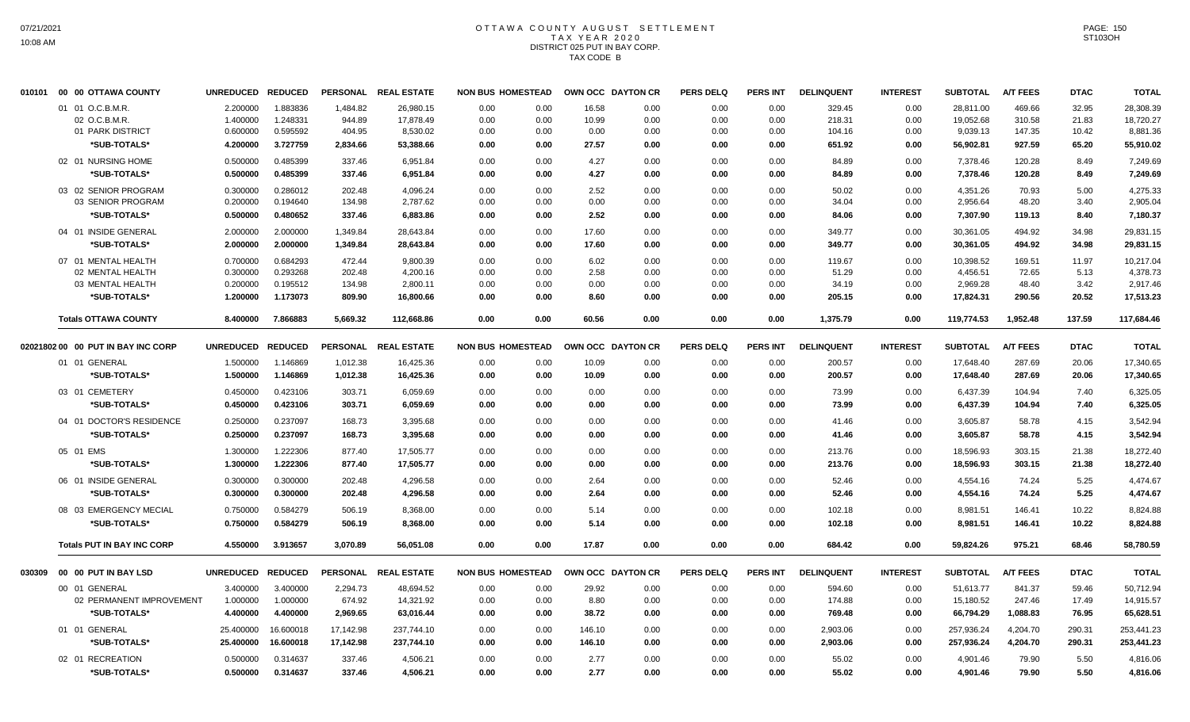# OTTAWA COUNTY AUGUST SETTLEMENT
## TAX YEAR 2020
## DISTRICT 025 PUT IN BAY CORP.
## TAX CODE B

| | | UNREDUCED | REDUCED | PERSONAL | REAL ESTATE | NON BUS | HOMESTEAD | OWN OCC | DAYTON CR | PERS DELQ | PERS INT | DELINQUENT | INTEREST | SUBTOTAL | A/T FEES | DTAC | TOTAL |
|---|---|---|---|---|---|---|---|---|---|---|---|---|---|---|---|---|---|
| 010101 | 00 00 OTTAWA COUNTY | | | | | | | | | | | | | | | | |
| | 01 01 O.C.B.M.R. | 2.200000 | 1.883836 | 1,484.82 | 26,980.15 | 0.00 | 0.00 | 16.58 | 0.00 | 0.00 | 0.00 | 329.45 | 0.00 | 28,811.00 | 469.66 | 32.95 | 28,308.39 |
| | 02 O.C.B.M.R. | 1.400000 | 1.248331 | 944.89 | 17,878.49 | 0.00 | 0.00 | 10.99 | 0.00 | 0.00 | 0.00 | 218.31 | 0.00 | 19,052.68 | 310.58 | 21.83 | 18,720.27 |
| | 01 PARK DISTRICT | 0.600000 | 0.595592 | 404.95 | 8,530.02 | 0.00 | 0.00 | 0.00 | 0.00 | 0.00 | 0.00 | 104.16 | 0.00 | 9,039.13 | 147.35 | 10.42 | 8,881.36 |
| | **\*SUB-TOTALS\*** | **4.200000** | **3.727759** | **2,834.66** | **53,388.66** | **0.00** | **0.00** | **27.57** | **0.00** | **0.00** | **0.00** | **651.92** | **0.00** | **56,902.81** | **927.59** | **65.20** | **55,910.02** |
| | 02 01 NURSING HOME | 0.500000 | 0.485399 | 337.46 | 6,951.84 | 0.00 | 0.00 | 4.27 | 0.00 | 0.00 | 0.00 | 84.89 | 0.00 | 7,378.46 | 120.28 | 8.49 | 7,249.69 |
| | **\*SUB-TOTALS\*** | **0.500000** | **0.485399** | **337.46** | **6,951.84** | **0.00** | **0.00** | **4.27** | **0.00** | **0.00** | **0.00** | **84.89** | **0.00** | **7,378.46** | **120.28** | **8.49** | **7,249.69** |
| | 03 02 SENIOR PROGRAM | 0.300000 | 0.286012 | 202.48 | 4,096.24 | 0.00 | 0.00 | 2.52 | 0.00 | 0.00 | 0.00 | 50.02 | 0.00 | 4,351.26 | 70.93 | 5.00 | 4,275.33 |
| | 03 SENIOR PROGRAM | 0.200000 | 0.194640 | 134.98 | 2,787.62 | 0.00 | 0.00 | 0.00 | 0.00 | 0.00 | 0.00 | 34.04 | 0.00 | 2,956.64 | 48.20 | 3.40 | 2,905.04 |
| | **\*SUB-TOTALS\*** | **0.500000** | **0.480652** | **337.46** | **6,883.86** | **0.00** | **0.00** | **2.52** | **0.00** | **0.00** | **0.00** | **84.06** | **0.00** | **7,307.90** | **119.13** | **8.40** | **7,180.37** |
| | 04 01 INSIDE GENERAL | 2.000000 | 2.000000 | 1,349.84 | 28,643.84 | 0.00 | 0.00 | 17.60 | 0.00 | 0.00 | 0.00 | 349.77 | 0.00 | 30,361.05 | 494.92 | 34.98 | 29,831.15 |
| | **\*SUB-TOTALS\*** | **2.000000** | **2.000000** | **1,349.84** | **28,643.84** | **0.00** | **0.00** | **17.60** | **0.00** | **0.00** | **0.00** | **349.77** | **0.00** | **30,361.05** | **494.92** | **34.98** | **29,831.15** |
| | 07 01 MENTAL HEALTH | 0.700000 | 0.684293 | 472.44 | 9,800.39 | 0.00 | 0.00 | 6.02 | 0.00 | 0.00 | 0.00 | 119.67 | 0.00 | 10,398.52 | 169.51 | 11.97 | 10,217.04 |
| | 02 MENTAL HEALTH | 0.300000 | 0.293268 | 202.48 | 4,200.16 | 0.00 | 0.00 | 2.58 | 0.00 | 0.00 | 0.00 | 51.29 | 0.00 | 4,456.51 | 72.65 | 5.13 | 4,378.73 |
| | 03 MENTAL HEALTH | 0.200000 | 0.195512 | 134.98 | 2,800.11 | 0.00 | 0.00 | 0.00 | 0.00 | 0.00 | 0.00 | 34.19 | 0.00 | 2,969.28 | 48.40 | 3.42 | 2,917.46 |
| | **\*SUB-TOTALS\*** | **1.200000** | **1.173073** | **809.90** | **16,800.66** | **0.00** | **0.00** | **8.60** | **0.00** | **0.00** | **0.00** | **205.15** | **0.00** | **17,824.31** | **290.56** | **20.52** | **17,513.23** |
| | **Totals OTTAWA COUNTY** | **8.400000** | **7.866883** | **5,669.32** | **112,668.86** | **0.00** | **0.00** | **60.56** | **0.00** | **0.00** | **0.00** | **1,375.79** | **0.00** | **119,774.53** | **1,952.48** | **137.59** | **117,684.46** |
| 02021802 | 00 00 PUT IN BAY INC CORP | | | | | | | | | | | | | | | | |
| | 01 01 GENERAL | 1.500000 | 1.146869 | 1,012.38 | 16,425.36 | 0.00 | 0.00 | 10.09 | 0.00 | 0.00 | 0.00 | 200.57 | 0.00 | 17,648.40 | 287.69 | 20.06 | 17,340.65 |
| | **\*SUB-TOTALS\*** | **1.500000** | **1.146869** | **1,012.38** | **16,425.36** | **0.00** | **0.00** | **10.09** | **0.00** | **0.00** | **0.00** | **200.57** | **0.00** | **17,648.40** | **287.69** | **20.06** | **17,340.65** |
| | 03 01 CEMETERY | 0.450000 | 0.423106 | 303.71 | 6,059.69 | 0.00 | 0.00 | 0.00 | 0.00 | 0.00 | 0.00 | 73.99 | 0.00 | 6,437.39 | 104.94 | 7.40 | 6,325.05 |
| | **\*SUB-TOTALS\*** | **0.450000** | **0.423106** | **303.71** | **6,059.69** | **0.00** | **0.00** | **0.00** | **0.00** | **0.00** | **0.00** | **73.99** | **0.00** | **6,437.39** | **104.94** | **7.40** | **6,325.05** |
| | 04 01 DOCTOR'S RESIDENCE | 0.250000 | 0.237097 | 168.73 | 3,395.68 | 0.00 | 0.00 | 0.00 | 0.00 | 0.00 | 0.00 | 41.46 | 0.00 | 3,605.87 | 58.78 | 4.15 | 3,542.94 |
| | **\*SUB-TOTALS\*** | **0.250000** | **0.237097** | **168.73** | **3,395.68** | **0.00** | **0.00** | **0.00** | **0.00** | **0.00** | **0.00** | **41.46** | **0.00** | **3,605.87** | **58.78** | **4.15** | **3,542.94** |
| | 05 01 EMS | 1.300000 | 1.222306 | 877.40 | 17,505.77 | 0.00 | 0.00 | 0.00 | 0.00 | 0.00 | 0.00 | 213.76 | 0.00 | 18,596.93 | 303.15 | 21.38 | 18,272.40 |
| | **\*SUB-TOTALS\*** | **1.300000** | **1.222306** | **877.40** | **17,505.77** | **0.00** | **0.00** | **0.00** | **0.00** | **0.00** | **0.00** | **213.76** | **0.00** | **18,596.93** | **303.15** | **21.38** | **18,272.40** |
| | 06 01 INSIDE GENERAL | 0.300000 | 0.300000 | 202.48 | 4,296.58 | 0.00 | 0.00 | 2.64 | 0.00 | 0.00 | 0.00 | 52.46 | 0.00 | 4,554.16 | 74.24 | 5.25 | 4,474.67 |
| | **\*SUB-TOTALS\*** | **0.300000** | **0.300000** | **202.48** | **4,296.58** | **0.00** | **0.00** | **2.64** | **0.00** | **0.00** | **0.00** | **52.46** | **0.00** | **4,554.16** | **74.24** | **5.25** | **4,474.67** |
| | 08 03 EMERGENCY MECIAL | 0.750000 | 0.584279 | 506.19 | 8,368.00 | 0.00 | 0.00 | 5.14 | 0.00 | 0.00 | 0.00 | 102.18 | 0.00 | 8,981.51 | 146.41 | 10.22 | 8,824.88 |
| | **\*SUB-TOTALS\*** | **0.750000** | **0.584279** | **506.19** | **8,368.00** | **0.00** | **0.00** | **5.14** | **0.00** | **0.00** | **0.00** | **102.18** | **0.00** | **8,981.51** | **146.41** | **10.22** | **8,824.88** |
| | **Totals PUT IN BAY INC CORP** | **4.550000** | **3.913657** | **3,070.89** | **56,051.08** | **0.00** | **0.00** | **17.87** | **0.00** | **0.00** | **0.00** | **684.42** | **0.00** | **59,824.26** | **975.21** | **68.46** | **58,780.59** |
| 030309 | 00 00 PUT IN BAY LSD | | | | | | | | | | | | | | | | |
| | 00 01 GENERAL | 3.400000 | 3.400000 | 2,294.73 | 48,694.52 | 0.00 | 0.00 | 29.92 | 0.00 | 0.00 | 0.00 | 594.60 | 0.00 | 51,613.77 | 841.37 | 59.46 | 50,712.94 |
| | 02 PERMANENT IMPROVEMENT | 1.000000 | 1.000000 | 674.92 | 14,321.92 | 0.00 | 0.00 | 8.80 | 0.00 | 0.00 | 0.00 | 174.88 | 0.00 | 15,180.52 | 247.46 | 17.49 | 14,915.57 |
| | **\*SUB-TOTALS\*** | **4.400000** | **4.400000** | **2,969.65** | **63,016.44** | **0.00** | **0.00** | **38.72** | **0.00** | **0.00** | **0.00** | **769.48** | **0.00** | **66,794.29** | **1,088.83** | **76.95** | **65,628.51** |
| | 01 01 GENERAL | 25.400000 | 16.600018 | 17,142.98 | 237,744.10 | 0.00 | 0.00 | 146.10 | 0.00 | 0.00 | 0.00 | 2,903.06 | 0.00 | 257,936.24 | 4,204.70 | 290.31 | 253,441.23 |
| | **\*SUB-TOTALS\*** | **25.400000** | **16.600018** | **17,142.98** | **237,744.10** | **0.00** | **0.00** | **146.10** | **0.00** | **0.00** | **0.00** | **2,903.06** | **0.00** | **257,936.24** | **4,204.70** | **290.31** | **253,441.23** |
| | 02 01 RECREATION | 0.500000 | 0.314637 | 337.46 | 4,506.21 | 0.00 | 0.00 | 2.77 | 0.00 | 0.00 | 0.00 | 55.02 | 0.00 | 4,901.46 | 79.90 | 5.50 | 4,816.06 |
| | **\*SUB-TOTALS\*** | **0.500000** | **0.314637** | **337.46** | **4,506.21** | **0.00** | **0.00** | **2.77** | **0.00** | **0.00** | **0.00** | **55.02** | **0.00** | **4,901.46** | **79.90** | **5.50** | **4,816.06** |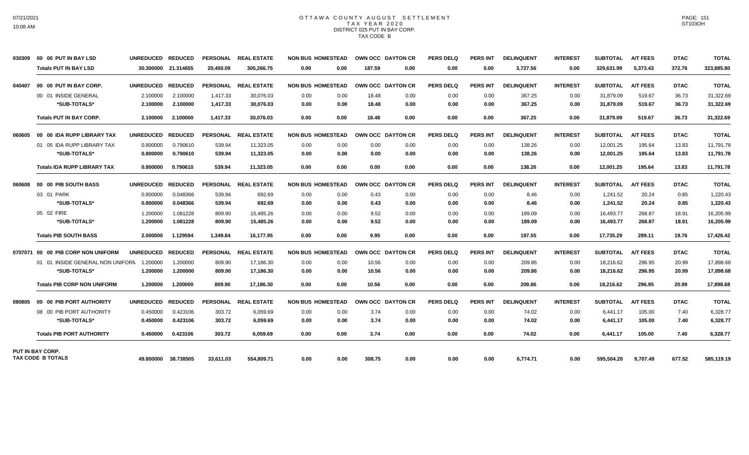# OTTAWA COUNTY AUGUST SETTLEMENT
## TAX YEAR 2020
### DISTRICT 025 PUT IN BAY CORP.
### TAX CODE B

| | | UNREDUCED | REDUCED | PERSONAL | REAL ESTATE | NON BUS | HOMESTEAD | OWN OCC | DAYTON CR | PERS DELQ | PERS INT | DELINQUENT | INTEREST | SUBTOTAL | A/T FEES | DTAC | TOTAL |
|---|---|---|---|---|---|---|---|---|---|---|---|---|---|---|---|---|---|
| 030309 | 00 00 PUT IN BAY LSD | UNREDUCED | REDUCED | PERSONAL | REAL ESTATE | NON BUS | HOMESTEAD | OWN OCC | DAYTON CR | PERS DELQ | PERS INT | DELINQUENT | INTEREST | SUBTOTAL | A/T FEES | DTAC | TOTAL |
| | **Totals PUT IN BAY LSD** | **30.300000** | **21.314655** | **20,450.09** | **305,266.75** | **0.00** | **0.00** | **187.59** | **0.00** | **0.00** | **0.00** | **3,727.56** | **0.00** | **329,631.99** | **5,373.43** | **372.76** | **323,885.80** |
| 040407 | 00 00 PUT IN BAY CORP. | UNREDUCED | REDUCED | PERSONAL | REAL ESTATE | NON BUS | HOMESTEAD | OWN OCC | DAYTON CR | PERS DELQ | PERS INT | DELINQUENT | INTEREST | SUBTOTAL | A/T FEES | DTAC | TOTAL |
| | 00 01 INSIDE GENERAL | 2.100000 | 2.100000 | 1,417.33 | 30,076.03 | 0.00 | 0.00 | 18.48 | 0.00 | 0.00 | 0.00 | 367.25 | 0.00 | 31,879.09 | 519.67 | 36.73 | 31,322.69 |
| | *SUB-TOTALS* | **2.100000** | **2.100000** | **1,417.33** | **30,076.03** | **0.00** | **0.00** | **18.48** | **0.00** | **0.00** | **0.00** | **367.25** | **0.00** | **31,879.09** | **519.67** | **36.73** | **31,322.69** |
| | **Totals PUT IN BAY CORP.** | **2.100000** | **2.100000** | **1,417.33** | **30,076.03** | **0.00** | **0.00** | **18.48** | **0.00** | **0.00** | **0.00** | **367.25** | **0.00** | **31,879.09** | **519.67** | **36.73** | **31,322.69** |
| 060605 | 00 00 IDA RUPP LIBRARY TAX | UNREDUCED | REDUCED | PERSONAL | REAL ESTATE | NON BUS | HOMESTEAD | OWN OCC | DAYTON CR | PERS DELQ | PERS INT | DELINQUENT | INTEREST | SUBTOTAL | A/T FEES | DTAC | TOTAL |
| | 01 05 IDA RUPP LIBRARY TAX | 0.800000 | 0.790610 | 539.94 | 11,323.05 | 0.00 | 0.00 | 0.00 | 0.00 | 0.00 | 0.00 | 138.26 | 0.00 | 12,001.25 | 195.64 | 13.83 | 11,791.78 |
| | *SUB-TOTALS* | **0.800000** | **0.790610** | **539.94** | **11,323.05** | **0.00** | **0.00** | **0.00** | **0.00** | **0.00** | **0.00** | **138.26** | **0.00** | **12,001.25** | **195.64** | **13.83** | **11,791.78** |
| | **Totals IDA RUPP LIBRARY TAX** | **0.800000** | **0.790610** | **539.94** | **11,323.05** | **0.00** | **0.00** | **0.00** | **0.00** | **0.00** | **0.00** | **138.26** | **0.00** | **12,001.25** | **195.64** | **13.83** | **11,791.78** |
| 060608 | 00 00 PIB SOUTH BASS | UNREDUCED | REDUCED | PERSONAL | REAL ESTATE | NON BUS | HOMESTEAD | OWN OCC | DAYTON CR | PERS DELQ | PERS INT | DELINQUENT | INTEREST | SUBTOTAL | A/T FEES | DTAC | TOTAL |
| | 03 01 PARK | 0.800000 | 0.048366 | 539.94 | 692.69 | 0.00 | 0.00 | 0.43 | 0.00 | 0.00 | 0.00 | 8.46 | 0.00 | 1,241.52 | 20.24 | 0.85 | 1,220.43 |
| | *SUB-TOTALS* | **0.800000** | **0.048366** | **539.94** | **692.69** | **0.00** | **0.00** | **0.43** | **0.00** | **0.00** | **0.00** | **8.46** | **0.00** | **1,241.52** | **20.24** | **0.85** | **1,220.43** |
| | 05 02 FIRE | 1.200000 | 1.081228 | 809.90 | 15,485.26 | 0.00 | 0.00 | 9.52 | 0.00 | 0.00 | 0.00 | 189.09 | 0.00 | 16,493.77 | 268.87 | 18.91 | 16,205.99 |
| | *SUB-TOTALS* | **1.200000** | **1.081228** | **809.90** | **15,485.26** | **0.00** | **0.00** | **9.52** | **0.00** | **0.00** | **0.00** | **189.09** | **0.00** | **16,493.77** | **268.87** | **18.91** | **16,205.99** |
| | **Totals PIB SOUTH BASS** | **2.000000** | **1.129594** | **1,349.84** | **16,177.95** | **0.00** | **0.00** | **9.95** | **0.00** | **0.00** | **0.00** | **197.55** | **0.00** | **17,735.29** | **289.11** | **19.76** | **17,426.42** |
| 0707071 | 00 00 PIB CORP NON UNIFORM | UNREDUCED | REDUCED | PERSONAL | REAL ESTATE | NON BUS | HOMESTEAD | OWN OCC | DAYTON CR | PERS DELQ | PERS INT | DELINQUENT | INTEREST | SUBTOTAL | A/T FEES | DTAC | TOTAL |
| | 01 01 INSIDE GENERAL NON UNIFORM | 1.200000 | 1.200000 | 809.90 | 17,186.30 | 0.00 | 0.00 | 10.56 | 0.00 | 0.00 | 0.00 | 209.86 | 0.00 | 18,216.62 | 296.95 | 20.99 | 17,898.68 |
| | *SUB-TOTALS* | **1.200000** | **1.200000** | **809.90** | **17,186.30** | **0.00** | **0.00** | **10.56** | **0.00** | **0.00** | **0.00** | **209.86** | **0.00** | **18,216.62** | **296.95** | **20.99** | **17,898.68** |
| | **Totals PIB CORP NON UNIFORM** | **1.200000** | **1.200000** | **809.90** | **17,186.30** | **0.00** | **0.00** | **10.56** | **0.00** | **0.00** | **0.00** | **209.86** | **0.00** | **18,216.62** | **296.95** | **20.99** | **17,898.68** |
| 080805 | 00 00 PIB PORT AUTHORITY | UNREDUCED | REDUCED | PERSONAL | REAL ESTATE | NON BUS | HOMESTEAD | OWN OCC | DAYTON CR | PERS DELQ | PERS INT | DELINQUENT | INTEREST | SUBTOTAL | A/T FEES | DTAC | TOTAL |
| | 08 00 PIB PORT AUTHORITY | 0.450000 | 0.423106 | 303.72 | 6,059.69 | 0.00 | 0.00 | 3.74 | 0.00 | 0.00 | 0.00 | 74.02 | 0.00 | 6,441.17 | 105.00 | 7.40 | 6,328.77 |
| | *SUB-TOTALS* | **0.450000** | **0.423106** | **303.72** | **6,059.69** | **0.00** | **0.00** | **3.74** | **0.00** | **0.00** | **0.00** | **74.02** | **0.00** | **6,441.17** | **105.00** | **7.40** | **6,328.77** |
| | **Totals PIB PORT AUTHORITY** | **0.450000** | **0.423106** | **303.72** | **6,059.69** | **0.00** | **0.00** | **3.74** | **0.00** | **0.00** | **0.00** | **74.02** | **0.00** | **6,441.17** | **105.00** | **7.40** | **6,328.77** |
| | **PUT IN BAY CORP. TAX CODE B TOTALS** | **49.800000** | **38.738505** | **33,611.03** | **554,809.71** | **0.00** | **0.00** | **308.75** | **0.00** | **0.00** | **0.00** | **6,774.71** | **0.00** | **595,504.20** | **9,707.49** | **677.52** | **585,119.19** |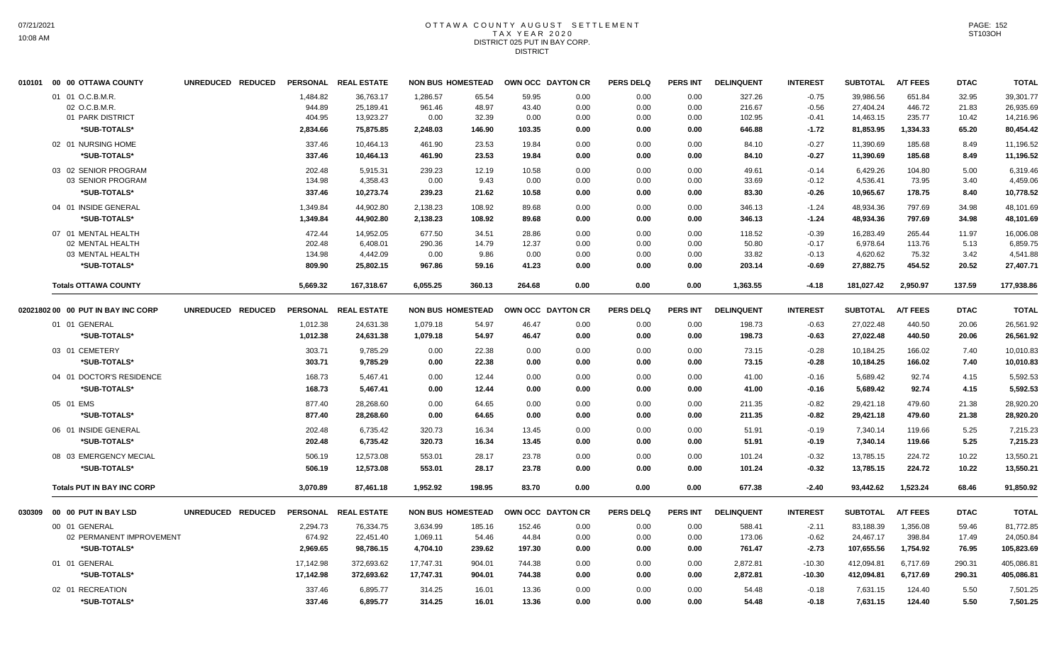# OTTAWA COUNTY AUGUST SETTLEMENT
## TAX YEAR 2020
### DISTRICT 025 PUT IN BAY CORP.
DISTRICT

| | | UNREDUCED | REDUCED | PERSONAL | REAL ESTATE | NON BUS | HOMESTEAD | OWN OCC | DAYTON CR | PERS DELQ | PERS INT | DELINQUENT | INTEREST | SUBTOTAL | A/T FEES | DTAC | TOTAL |
|---|---|---|---|---|---|---|---|---|---|---|---|---|---|---|---|---|---|
| 010101 | 00 00 OTTAWA COUNTY | | | | | | | | | | | | | | | | |
| | 01 01 O.C.B.M.R. | | | 1,484.82 | 36,763.17 | 1,286.57 | 65.54 | 59.95 | 0.00 | 0.00 | 0.00 | 327.26 | -0.75 | 39,986.56 | 651.84 | 32.95 | 39,301.77 |
| | 02 O.C.B.M.R. | | | 944.89 | 25,189.41 | 961.46 | 48.97 | 43.40 | 0.00 | 0.00 | 0.00 | 216.67 | -0.56 | 27,404.24 | 446.72 | 21.83 | 26,935.69 |
| | 01 PARK DISTRICT | | | 404.95 | 13,923.27 | 0.00 | 32.39 | 0.00 | 0.00 | 0.00 | 0.00 | 102.95 | -0.41 | 14,463.15 | 235.77 | 10.42 | 14,216.96 |
| | *SUB-TOTALS* | | | 2,834.66 | 75,875.85 | 2,248.03 | 146.90 | 103.35 | 0.00 | 0.00 | 0.00 | 646.88 | -1.72 | 81,853.95 | 1,334.33 | 65.20 | 80,454.42 |
| | 02 01 NURSING HOME | | | 337.46 | 10,464.13 | 461.90 | 23.53 | 19.84 | 0.00 | 0.00 | 0.00 | 84.10 | -0.27 | 11,390.69 | 185.68 | 8.49 | 11,196.52 |
| | *SUB-TOTALS* | | | 337.46 | 10,464.13 | 461.90 | 23.53 | 19.84 | 0.00 | 0.00 | 0.00 | 84.10 | -0.27 | 11,390.69 | 185.68 | 8.49 | 11,196.52 |
| | 03 02 SENIOR PROGRAM | | | 202.48 | 5,915.31 | 239.23 | 12.19 | 10.58 | 0.00 | 0.00 | 0.00 | 49.61 | -0.14 | 6,429.26 | 104.80 | 5.00 | 6,319.46 |
| | 03 SENIOR PROGRAM | | | 134.98 | 4,358.43 | 0.00 | 9.43 | 0.00 | 0.00 | 0.00 | 0.00 | 33.69 | -0.12 | 4,536.41 | 73.95 | 3.40 | 4,459.06 |
| | *SUB-TOTALS* | | | 337.46 | 10,273.74 | 239.23 | 21.62 | 10.58 | 0.00 | 0.00 | 0.00 | 83.30 | -0.26 | 10,965.67 | 178.75 | 8.40 | 10,778.52 |
| | 04 01 INSIDE GENERAL | | | 1,349.84 | 44,902.80 | 2,138.23 | 108.92 | 89.68 | 0.00 | 0.00 | 0.00 | 346.13 | -1.24 | 48,934.36 | 797.69 | 34.98 | 48,101.69 |
| | *SUB-TOTALS* | | | 1,349.84 | 44,902.80 | 2,138.23 | 108.92 | 89.68 | 0.00 | 0.00 | 0.00 | 346.13 | -1.24 | 48,934.36 | 797.69 | 34.98 | 48,101.69 |
| | 07 01 MENTAL HEALTH | | | 472.44 | 14,952.05 | 677.50 | 34.51 | 28.86 | 0.00 | 0.00 | 0.00 | 118.52 | -0.39 | 16,283.49 | 265.44 | 11.97 | 16,006.08 |
| | 02 MENTAL HEALTH | | | 202.48 | 6,408.01 | 290.36 | 14.79 | 12.37 | 0.00 | 0.00 | 0.00 | 50.80 | -0.17 | 6,978.64 | 113.76 | 5.13 | 6,859.75 |
| | 03 MENTAL HEALTH | | | 134.98 | 4,442.09 | 0.00 | 9.86 | 0.00 | 0.00 | 0.00 | 0.00 | 33.82 | -0.13 | 4,620.62 | 75.32 | 3.42 | 4,541.88 |
| | *SUB-TOTALS* | | | 809.90 | 25,802.15 | 967.86 | 59.16 | 41.23 | 0.00 | 0.00 | 0.00 | 203.14 | -0.69 | 27,882.75 | 454.52 | 20.52 | 27,407.71 |
| | Totals OTTAWA COUNTY | | | 5,669.32 | 167,318.67 | 6,055.25 | 360.13 | 264.68 | 0.00 | 0.00 | 0.00 | 1,363.55 | -4.18 | 181,027.42 | 2,950.97 | 137.59 | 177,938.86 |
| 02021802 | 00 00 PUT IN BAY INC CORP | UNREDUCED | REDUCED | PERSONAL | REAL ESTATE | NON BUS | HOMESTEAD | OWN OCC | DAYTON CR | PERS DELQ | PERS INT | DELINQUENT | INTEREST | SUBTOTAL | A/T FEES | DTAC | TOTAL |
| | 01 01 GENERAL | | | 1,012.38 | 24,631.38 | 1,079.18 | 54.97 | 46.47 | 0.00 | 0.00 | 0.00 | 198.73 | -0.63 | 27,022.48 | 440.50 | 20.06 | 26,561.92 |
| | *SUB-TOTALS* | | | 1,012.38 | 24,631.38 | 1,079.18 | 54.97 | 46.47 | 0.00 | 0.00 | 0.00 | 198.73 | -0.63 | 27,022.48 | 440.50 | 20.06 | 26,561.92 |
| | 03 01 CEMETERY | | | 303.71 | 9,785.29 | 0.00 | 22.38 | 0.00 | 0.00 | 0.00 | 0.00 | 73.15 | -0.28 | 10,184.25 | 166.02 | 7.40 | 10,010.83 |
| | *SUB-TOTALS* | | | 303.71 | 9,785.29 | 0.00 | 22.38 | 0.00 | 0.00 | 0.00 | 0.00 | 73.15 | -0.28 | 10,184.25 | 166.02 | 7.40 | 10,010.83 |
| | 04 01 DOCTOR'S RESIDENCE | | | 168.73 | 5,467.41 | 0.00 | 12.44 | 0.00 | 0.00 | 0.00 | 0.00 | 41.00 | -0.16 | 5,689.42 | 92.74 | 4.15 | 5,592.53 |
| | *SUB-TOTALS* | | | 168.73 | 5,467.41 | 0.00 | 12.44 | 0.00 | 0.00 | 0.00 | 0.00 | 41.00 | -0.16 | 5,689.42 | 92.74 | 4.15 | 5,592.53 |
| | 05 01 EMS | | | 877.40 | 28,268.60 | 0.00 | 64.65 | 0.00 | 0.00 | 0.00 | 0.00 | 211.35 | -0.82 | 29,421.18 | 479.60 | 21.38 | 28,920.20 |
| | *SUB-TOTALS* | | | 877.40 | 28,268.60 | 0.00 | 64.65 | 0.00 | 0.00 | 0.00 | 0.00 | 211.35 | -0.82 | 29,421.18 | 479.60 | 21.38 | 28,920.20 |
| | 06 01 INSIDE GENERAL | | | 202.48 | 6,735.42 | 320.73 | 16.34 | 13.45 | 0.00 | 0.00 | 0.00 | 51.91 | -0.19 | 7,340.14 | 119.66 | 5.25 | 7,215.23 |
| | *SUB-TOTALS* | | | 202.48 | 6,735.42 | 320.73 | 16.34 | 13.45 | 0.00 | 0.00 | 0.00 | 51.91 | -0.19 | 7,340.14 | 119.66 | 5.25 | 7,215.23 |
| | 08 03 EMERGENCY MECIAL | | | 506.19 | 12,573.08 | 553.01 | 28.17 | 23.78 | 0.00 | 0.00 | 0.00 | 101.24 | -0.32 | 13,785.15 | 224.72 | 10.22 | 13,550.21 |
| | *SUB-TOTALS* | | | 506.19 | 12,573.08 | 553.01 | 28.17 | 23.78 | 0.00 | 0.00 | 0.00 | 101.24 | -0.32 | 13,785.15 | 224.72 | 10.22 | 13,550.21 |
| | Totals PUT IN BAY INC CORP | | | 3,070.89 | 87,461.18 | 1,952.92 | 198.95 | 83.70 | 0.00 | 0.00 | 0.00 | 677.38 | -2.40 | 93,442.62 | 1,523.24 | 68.46 | 91,850.92 |
| 030309 | 00 00 PUT IN BAY LSD | UNREDUCED | REDUCED | PERSONAL | REAL ESTATE | NON BUS | HOMESTEAD | OWN OCC | DAYTON CR | PERS DELQ | PERS INT | DELINQUENT | INTEREST | SUBTOTAL | A/T FEES | DTAC | TOTAL |
| | 00 01 GENERAL | | | 2,294.73 | 76,334.75 | 3,634.99 | 185.16 | 152.46 | 0.00 | 0.00 | 0.00 | 588.41 | -2.11 | 83,188.39 | 1,356.08 | 59.46 | 81,772.85 |
| | 02 PERMANENT IMPROVEMENT | | | 674.92 | 22,451.40 | 1,069.11 | 54.46 | 44.84 | 0.00 | 0.00 | 0.00 | 173.06 | -0.62 | 24,467.17 | 398.84 | 17.49 | 24,050.84 |
| | *SUB-TOTALS* | | | 2,969.65 | 98,786.15 | 4,704.10 | 239.62 | 197.30 | 0.00 | 0.00 | 0.00 | 761.47 | -2.73 | 107,655.56 | 1,754.92 | 76.95 | 105,823.69 |
| | 01 01 GENERAL | | | 17,142.98 | 372,693.62 | 17,747.31 | 904.01 | 744.38 | 0.00 | 0.00 | 0.00 | 2,872.81 | -10.30 | 412,094.81 | 6,717.69 | 290.31 | 405,086.81 |
| | *SUB-TOTALS* | | | 17,142.98 | 372,693.62 | 17,747.31 | 904.01 | 744.38 | 0.00 | 0.00 | 0.00 | 2,872.81 | -10.30 | 412,094.81 | 6,717.69 | 290.31 | 405,086.81 |
| | 02 01 RECREATION | | | 337.46 | 6,895.77 | 314.25 | 16.01 | 13.36 | 0.00 | 0.00 | 0.00 | 54.48 | -0.18 | 7,631.15 | 124.40 | 5.50 | 7,501.25 |
| | *SUB-TOTALS* | | | 337.46 | 6,895.77 | 314.25 | 16.01 | 13.36 | 0.00 | 0.00 | 0.00 | 54.48 | -0.18 | 7,631.15 | 124.40 | 5.50 | 7,501.25 |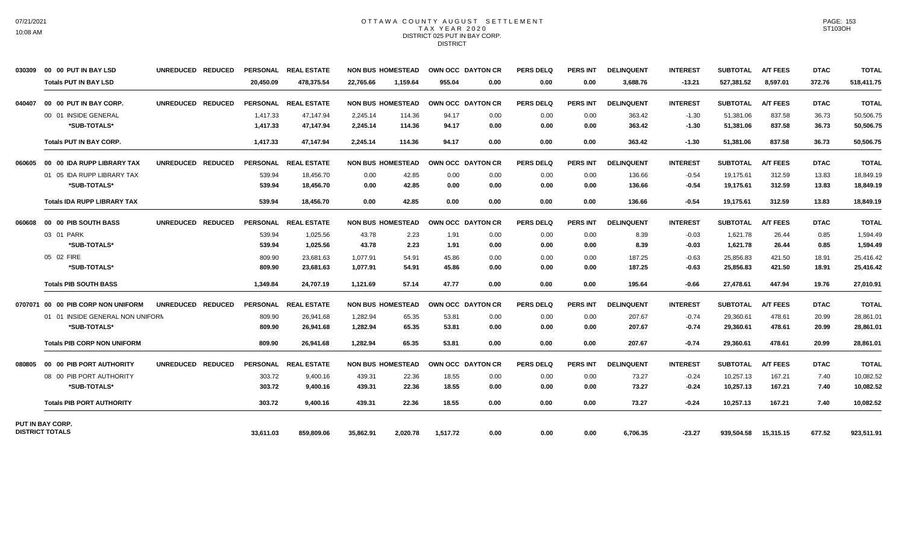# OTTAWA COUNTY AUGUST SETTLEMENT
## TAX YEAR 2020
### DISTRICT 025 PUT IN BAY CORP.
DISTRICT

| | | UNREDUCED | REDUCED | PERSONAL | REAL ESTATE | NON BUS | HOMESTEAD | OWN OCC | DAYTON CR | PERS DELQ | PERS INT | DELINQUENT | INTEREST | SUBTOTAL | A/T FEES | DTAC | TOTAL |
|---|---|---|---|---|---|---|---|---|---|---|---|---|---|---|---|---|---|
| 030309 | 00 00 PUT IN BAY LSD | UNREDUCED | REDUCED | PERSONAL | REAL ESTATE | NON BUS | HOMESTEAD | OWN OCC | DAYTON CR | PERS DELQ | PERS INT | DELINQUENT | INTEREST | SUBTOTAL | A/T FEES | DTAC | TOTAL |
| | **Totals PUT IN BAY LSD** | | | **20,450.09** | **478,375.54** | **22,765.66** | **1,159.64** | **955.04** | **0.00** | **0.00** | **0.00** | **3,688.76** | **-13.21** | **527,381.52** | **8,597.01** | **372.76** | **518,411.75** |
| 040407 | 00 00 PUT IN BAY CORP. | UNREDUCED | REDUCED | PERSONAL | REAL ESTATE | NON BUS | HOMESTEAD | OWN OCC | DAYTON CR | PERS DELQ | PERS INT | DELINQUENT | INTEREST | SUBTOTAL | A/T FEES | DTAC | TOTAL |
| | 00 01 INSIDE GENERAL | | | 1,417.33 | 47,147.94 | 2,245.14 | 114.36 | 94.17 | 0.00 | 0.00 | 0.00 | 363.42 | -1.30 | 51,381.06 | 837.58 | 36.73 | 50,506.75 |
| | **\*SUB-TOTALS\*** | | | **1,417.33** | **47,147.94** | **2,245.14** | **114.36** | **94.17** | **0.00** | **0.00** | **0.00** | **363.42** | **-1.30** | **51,381.06** | **837.58** | **36.73** | **50,506.75** |
| | **Totals PUT IN BAY CORP.** | | | **1,417.33** | **47,147.94** | **2,245.14** | **114.36** | **94.17** | **0.00** | **0.00** | **0.00** | **363.42** | **-1.30** | **51,381.06** | **837.58** | **36.73** | **50,506.75** |
| 060605 | 00 00 IDA RUPP LIBRARY TAX | UNREDUCED | REDUCED | PERSONAL | REAL ESTATE | NON BUS | HOMESTEAD | OWN OCC | DAYTON CR | PERS DELQ | PERS INT | DELINQUENT | INTEREST | SUBTOTAL | A/T FEES | DTAC | TOTAL |
| | 01 05 IDA RUPP LIBRARY TAX | | | 539.94 | 18,456.70 | 0.00 | 42.85 | 0.00 | 0.00 | 0.00 | 0.00 | 136.66 | -0.54 | 19,175.61 | 312.59 | 13.83 | 18,849.19 |
| | **\*SUB-TOTALS\*** | | | **539.94** | **18,456.70** | **0.00** | **42.85** | **0.00** | **0.00** | **0.00** | **0.00** | **136.66** | **-0.54** | **19,175.61** | **312.59** | **13.83** | **18,849.19** |
| | **Totals IDA RUPP LIBRARY TAX** | | | **539.94** | **18,456.70** | **0.00** | **42.85** | **0.00** | **0.00** | **0.00** | **0.00** | **136.66** | **-0.54** | **19,175.61** | **312.59** | **13.83** | **18,849.19** |
| 060608 | 00 00 PIB SOUTH BASS | UNREDUCED | REDUCED | PERSONAL | REAL ESTATE | NON BUS | HOMESTEAD | OWN OCC | DAYTON CR | PERS DELQ | PERS INT | DELINQUENT | INTEREST | SUBTOTAL | A/T FEES | DTAC | TOTAL |
| | 03 01 PARK | | | 539.94 | 1,025.56 | 43.78 | 2.23 | 1.91 | 0.00 | 0.00 | 0.00 | 8.39 | -0.03 | 1,621.78 | 26.44 | 0.85 | 1,594.49 |
| | **\*SUB-TOTALS\*** | | | **539.94** | **1,025.56** | **43.78** | **2.23** | **1.91** | **0.00** | **0.00** | **0.00** | **8.39** | **-0.03** | **1,621.78** | **26.44** | **0.85** | **1,594.49** |
| | 05 02 FIRE | | | 809.90 | 23,681.63 | 1,077.91 | 54.91 | 45.86 | 0.00 | 0.00 | 0.00 | 187.25 | -0.63 | 25,856.83 | 421.50 | 18.91 | 25,416.42 |
| | **\*SUB-TOTALS\*** | | | **809.90** | **23,681.63** | **1,077.91** | **54.91** | **45.86** | **0.00** | **0.00** | **0.00** | **187.25** | **-0.63** | **25,856.83** | **421.50** | **18.91** | **25,416.42** |
| | **Totals PIB SOUTH BASS** | | | **1,349.84** | **24,707.19** | **1,121.69** | **57.14** | **47.77** | **0.00** | **0.00** | **0.00** | **195.64** | **-0.66** | **27,478.61** | **447.94** | **19.76** | **27,010.91** |
| 0707071 | 00 00 PIB CORP NON UNIFORM | UNREDUCED | REDUCED | PERSONAL | REAL ESTATE | NON BUS | HOMESTEAD | OWN OCC | DAYTON CR | PERS DELQ | PERS INT | DELINQUENT | INTEREST | SUBTOTAL | A/T FEES | DTAC | TOTAL |
| | 01 01 INSIDE GENERAL NON UNIFORM | | | 809.90 | 26,941.68 | 1,282.94 | 65.35 | 53.81 | 0.00 | 0.00 | 0.00 | 207.67 | -0.74 | 29,360.61 | 478.61 | 20.99 | 28,861.01 |
| | **\*SUB-TOTALS\*** | | | **809.90** | **26,941.68** | **1,282.94** | **65.35** | **53.81** | **0.00** | **0.00** | **0.00** | **207.67** | **-0.74** | **29,360.61** | **478.61** | **20.99** | **28,861.01** |
| | **Totals PIB CORP NON UNIFORM** | | | **809.90** | **26,941.68** | **1,282.94** | **65.35** | **53.81** | **0.00** | **0.00** | **0.00** | **207.67** | **-0.74** | **29,360.61** | **478.61** | **20.99** | **28,861.01** |
| 080805 | 00 00 PIB PORT AUTHORITY | UNREDUCED | REDUCED | PERSONAL | REAL ESTATE | NON BUS | HOMESTEAD | OWN OCC | DAYTON CR | PERS DELQ | PERS INT | DELINQUENT | INTEREST | SUBTOTAL | A/T FEES | DTAC | TOTAL |
| | 08 00 PIB PORT AUTHORITY | | | 303.72 | 9,400.16 | 439.31 | 22.36 | 18.55 | 0.00 | 0.00 | 0.00 | 73.27 | -0.24 | 10,257.13 | 167.21 | 7.40 | 10,082.52 |
| | **\*SUB-TOTALS\*** | | | **303.72** | **9,400.16** | **439.31** | **22.36** | **18.55** | **0.00** | **0.00** | **0.00** | **73.27** | **-0.24** | **10,257.13** | **167.21** | **7.40** | **10,082.52** |
| | **Totals PIB PORT AUTHORITY** | | | **303.72** | **9,400.16** | **439.31** | **22.36** | **18.55** | **0.00** | **0.00** | **0.00** | **73.27** | **-0.24** | **10,257.13** | **167.21** | **7.40** | **10,082.52** |
| **PUT IN BAY CORP. DISTRICT TOTALS** | | | | **33,611.03** | **859,809.06** | **35,862.91** | **2,020.78** | **1,517.72** | **0.00** | **0.00** | **0.00** | **6,706.35** | **-23.27** | **939,504.58** | **15,315.15** | **677.52** | **923,511.91** |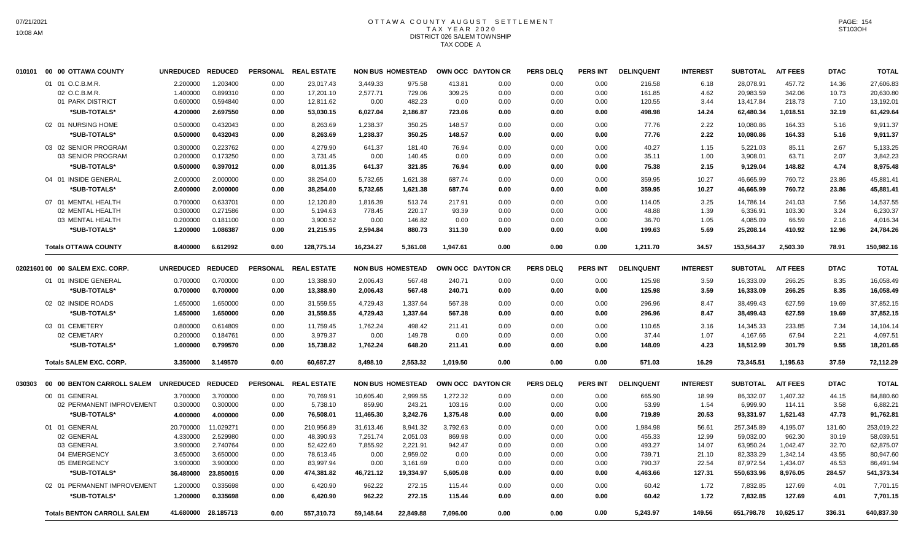# OTTAWA COUNTY AUGUST SETTLEMENT
## TAX YEAR 2020
## DISTRICT 026 SALEM TOWNSHIP
## TAX CODE A

| | | UNREDUCED | REDUCED | PERSONAL | REAL ESTATE | NON BUS | HOMESTEAD | OWN OCC | DAYTON CR | PERS DELQ | PERS INT | DELINQUENT | INTEREST | SUBTOTAL | A/T FEES | DTAC | TOTAL |
|---|---|---|---|---|---|---|---|---|---|---|---|---|---|---|---|---|---|
| 010101 | 00 00 OTTAWA COUNTY | | | | | | | | | | | | | | | | |
| | 01 01 O.C.B.M.R. | 2.200000 | 1.203400 | 0.00 | 23,017.43 | 3,449.33 | 975.58 | 413.81 | 0.00 | 0.00 | 0.00 | 216.58 | 6.18 | 28,078.91 | 457.72 | 14.36 | 27,606.83 |
| | 02 O.C.B.M.R. | 1.400000 | 0.899310 | 0.00 | 17,201.10 | 2,577.71 | 729.06 | 309.25 | 0.00 | 0.00 | 0.00 | 161.85 | 4.62 | 20,983.59 | 342.06 | 10.73 | 20,630.80 |
| | 01 PARK DISTRICT | 0.600000 | 0.594840 | 0.00 | 12,811.62 | 0.00 | 482.23 | 0.00 | 0.00 | 0.00 | 0.00 | 120.55 | 3.44 | 13,417.84 | 218.73 | 7.10 | 13,192.01 |
| | **\*SUB-TOTALS\*** | **4.200000** | **2.697550** | **0.00** | **53,030.15** | **6,027.04** | **2,186.87** | **723.06** | **0.00** | **0.00** | **0.00** | **498.98** | **14.24** | **62,480.34** | **1,018.51** | **32.19** | **61,429.64** |
| | 02 01 NURSING HOME | 0.500000 | 0.432043 | 0.00 | 8,263.69 | 1,238.37 | 350.25 | 148.57 | 0.00 | 0.00 | 0.00 | 77.76 | 2.22 | 10,080.86 | 164.33 | 5.16 | 9,911.37 |
| | **\*SUB-TOTALS\*** | **0.500000** | **0.432043** | **0.00** | **8,263.69** | **1,238.37** | **350.25** | **148.57** | **0.00** | **0.00** | **0.00** | **77.76** | **2.22** | **10,080.86** | **164.33** | **5.16** | **9,911.37** |
| | 03 02 SENIOR PROGRAM | 0.300000 | 0.223762 | 0.00 | 4,279.90 | 641.37 | 181.40 | 76.94 | 0.00 | 0.00 | 0.00 | 40.27 | 1.15 | 5,221.03 | 85.11 | 2.67 | 5,133.25 |
| | 03 SENIOR PROGRAM | 0.200000 | 0.173250 | 0.00 | 3,731.45 | 0.00 | 140.45 | 0.00 | 0.00 | 0.00 | 0.00 | 35.11 | 1.00 | 3,908.01 | 63.71 | 2.07 | 3,842.23 |
| | **\*SUB-TOTALS\*** | **0.500000** | **0.397012** | **0.00** | **8,011.35** | **641.37** | **321.85** | **76.94** | **0.00** | **0.00** | **0.00** | **75.38** | **2.15** | **9,129.04** | **148.82** | **4.74** | **8,975.48** |
| | 04 01 INSIDE GENERAL | 2.000000 | 2.000000 | 0.00 | 38,254.00 | 5,732.65 | 1,621.38 | 687.74 | 0.00 | 0.00 | 0.00 | 359.95 | 10.27 | 46,665.99 | 760.72 | 23.86 | 45,881.41 |
| | **\*SUB-TOTALS\*** | **2.000000** | **2.000000** | **0.00** | **38,254.00** | **5,732.65** | **1,621.38** | **687.74** | **0.00** | **0.00** | **0.00** | **359.95** | **10.27** | **46,665.99** | **760.72** | **23.86** | **45,881.41** |
| | 07 01 MENTAL HEALTH | 0.700000 | 0.633701 | 0.00 | 12,120.80 | 1,816.39 | 513.74 | 217.91 | 0.00 | 0.00 | 0.00 | 114.05 | 3.25 | 14,786.14 | 241.03 | 7.56 | 14,537.55 |
| | 02 MENTAL HEALTH | 0.300000 | 0.271586 | 0.00 | 5,194.63 | 778.45 | 220.17 | 93.39 | 0.00 | 0.00 | 0.00 | 48.88 | 1.39 | 6,336.91 | 103.30 | 3.24 | 6,230.37 |
| | 03 MENTAL HEALTH | 0.200000 | 0.181100 | 0.00 | 3,900.52 | 0.00 | 146.82 | 0.00 | 0.00 | 0.00 | 0.00 | 36.70 | 1.05 | 4,085.09 | 66.59 | 2.16 | 4,016.34 |
| | **\*SUB-TOTALS\*** | **1.200000** | **1.086387** | **0.00** | **21,215.95** | **2,594.84** | **880.73** | **311.30** | **0.00** | **0.00** | **0.00** | **199.63** | **5.69** | **25,208.14** | **410.92** | **12.96** | **24,784.26** |
| | **Totals OTTAWA COUNTY** | **8.400000** | **6.612992** | **0.00** | **128,775.14** | **16,234.27** | **5,361.08** | **1,947.61** | **0.00** | **0.00** | **0.00** | **1,211.70** | **34.57** | **153,564.37** | **2,503.30** | **78.91** | **150,982.16** |
| 02021601 | 00 00 SALEM EXC. CORP. | UNREDUCED | REDUCED | PERSONAL | REAL ESTATE | NON BUS | HOMESTEAD | OWN OCC | DAYTON CR | PERS DELQ | PERS INT | DELINQUENT | INTEREST | SUBTOTAL | A/T FEES | DTAC | TOTAL |
| | 01 01 INSIDE GENERAL | 0.700000 | 0.700000 | 0.00 | 13,388.90 | 2,006.43 | 567.48 | 240.71 | 0.00 | 0.00 | 0.00 | 125.98 | 3.59 | 16,333.09 | 266.25 | 8.35 | 16,058.49 |
| | **\*SUB-TOTALS\*** | **0.700000** | **0.700000** | **0.00** | **13,388.90** | **2,006.43** | **567.48** | **240.71** | **0.00** | **0.00** | **0.00** | **125.98** | **3.59** | **16,333.09** | **266.25** | **8.35** | **16,058.49** |
| | 02 02 INSIDE ROADS | 1.650000 | 1.650000 | 0.00 | 31,559.55 | 4,729.43 | 1,337.64 | 567.38 | 0.00 | 0.00 | 0.00 | 296.96 | 8.47 | 38,499.43 | 627.59 | 19.69 | 37,852.15 |
| | **\*SUB-TOTALS\*** | **1.650000** | **1.650000** | **0.00** | **31,559.55** | **4,729.43** | **1,337.64** | **567.38** | **0.00** | **0.00** | **0.00** | **296.96** | **8.47** | **38,499.43** | **627.59** | **19.69** | **37,852.15** |
| | 03 01 CEMETERY | 0.800000 | 0.614809 | 0.00 | 11,759.45 | 1,762.24 | 498.42 | 211.41 | 0.00 | 0.00 | 0.00 | 110.65 | 3.16 | 14,345.33 | 233.85 | 7.34 | 14,104.14 |
| | 02 CEMETARY | 0.200000 | 0.184761 | 0.00 | 3,979.37 | 0.00 | 149.78 | 0.00 | 0.00 | 0.00 | 0.00 | 37.44 | 1.07 | 4,167.66 | 67.94 | 2.21 | 4,097.51 |
| | **\*SUB-TOTALS\*** | **1.000000** | **0.799570** | **0.00** | **15,738.82** | **1,762.24** | **648.20** | **211.41** | **0.00** | **0.00** | **0.00** | **148.09** | **4.23** | **18,512.99** | **301.79** | **9.55** | **18,201.65** |
| | **Totals SALEM EXC. CORP.** | **3.350000** | **3.149570** | **0.00** | **60,687.27** | **8,498.10** | **2,553.32** | **1,019.50** | **0.00** | **0.00** | **0.00** | **571.03** | **16.29** | **73,345.51** | **1,195.63** | **37.59** | **72,112.29** |
| 030303 | 00 00 BENTON CARROLL SALEM | UNREDUCED | REDUCED | PERSONAL | REAL ESTATE | NON BUS | HOMESTEAD | OWN OCC | DAYTON CR | PERS DELQ | PERS INT | DELINQUENT | INTEREST | SUBTOTAL | A/T FEES | DTAC | TOTAL |
| | 00 01 GENERAL | 3.700000 | 3.700000 | 0.00 | 70,769.91 | 10,605.40 | 2,999.55 | 1,272.32 | 0.00 | 0.00 | 0.00 | 665.90 | 18.99 | 86,332.07 | 1,407.32 | 44.15 | 84,880.60 |
| | 02 PERMANENT IMPROVEMENT | 0.300000 | 0.300000 | 0.00 | 5,738.10 | 859.90 | 243.21 | 103.16 | 0.00 | 0.00 | 0.00 | 53.99 | 1.54 | 6,999.90 | 114.11 | 3.58 | 6,882.21 |
| | **\*SUB-TOTALS\*** | **4.000000** | **4.000000** | **0.00** | **76,508.01** | **11,465.30** | **3,242.76** | **1,375.48** | **0.00** | **0.00** | **0.00** | **719.89** | **20.53** | **93,331.97** | **1,521.43** | **47.73** | **91,762.81** |
| | 01 01 GENERAL | 20.700000 | 11.029271 | 0.00 | 210,956.89 | 31,613.46 | 8,941.32 | 3,792.63 | 0.00 | 0.00 | 0.00 | 1,984.98 | 56.61 | 257,345.89 | 4,195.07 | 131.60 | 253,019.22 |
| | 02 GENERAL | 4.330000 | 2.529980 | 0.00 | 48,390.93 | 7,251.74 | 2,051.03 | 869.98 | 0.00 | 0.00 | 0.00 | 455.33 | 12.99 | 59,032.00 | 962.30 | 30.19 | 58,039.51 |
| | 03 GENERAL | 3.900000 | 2.740764 | 0.00 | 52,422.60 | 7,855.92 | 2,221.91 | 942.47 | 0.00 | 0.00 | 0.00 | 493.27 | 14.07 | 63,950.24 | 1,042.47 | 32.70 | 62,875.07 |
| | 04 EMERGENCY | 3.650000 | 3.650000 | 0.00 | 78,613.46 | 0.00 | 2,959.02 | 0.00 | 0.00 | 0.00 | 0.00 | 739.71 | 21.10 | 82,333.29 | 1,342.14 | 43.55 | 80,947.60 |
| | 05 EMERGENCY | 3.900000 | 3.900000 | 0.00 | 83,997.94 | 0.00 | 3,161.69 | 0.00 | 0.00 | 0.00 | 0.00 | 790.37 | 22.54 | 87,972.54 | 1,434.07 | 46.53 | 86,491.94 |
| | **\*SUB-TOTALS\*** | **36.480000** | **23.850015** | **0.00** | **474,381.82** | **46,721.12** | **19,334.97** | **5,605.08** | **0.00** | **0.00** | **0.00** | **4,463.66** | **127.31** | **550,633.96** | **8,976.05** | **284.57** | **541,373.34** |
| | 02 01 PERMANENT IMPROVEMENT | 1.200000 | 0.335698 | 0.00 | 6,420.90 | 962.22 | 272.15 | 115.44 | 0.00 | 0.00 | 0.00 | 60.42 | 1.72 | 7,832.85 | 127.69 | 4.01 | 7,701.15 |
| | **\*SUB-TOTALS\*** | **1.200000** | **0.335698** | **0.00** | **6,420.90** | **962.22** | **272.15** | **115.44** | **0.00** | **0.00** | **0.00** | **60.42** | **1.72** | **7,832.85** | **127.69** | **4.01** | **7,701.15** |
| | **Totals BENTON CARROLL SALEM** | **41.680000** | **28.185713** | **0.00** | **557,310.73** | **59,148.64** | **22,849.88** | **7,096.00** | **0.00** | **0.00** | **0.00** | **5,243.97** | **149.56** | **651,798.78** | **10,625.17** | **336.31** | **640,837.30** |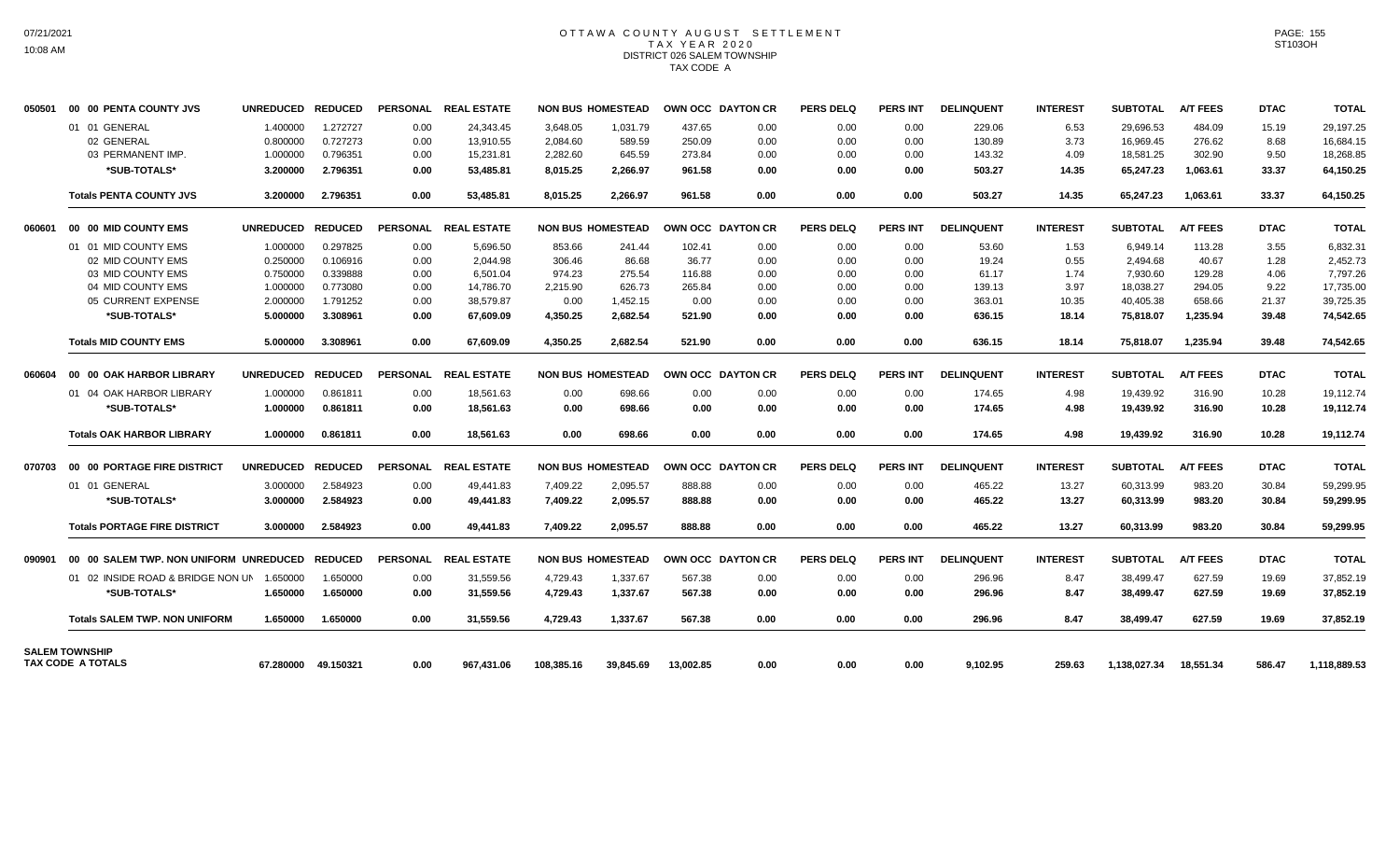# OTTAWA COUNTY AUGUST SETTLEMENT
## TAX YEAR 2020
## DISTRICT 026 SALEM TOWNSHIP
## TAX CODE A

| | | UNREDUCED | REDUCED | PERSONAL | REAL ESTATE | NON BUS | HOMESTEAD | OWN OCC | DAYTON CR | PERS DELQ | PERS INT | DELINQUENT | INTEREST | SUBTOTAL | A/T FEES | DTAC | TOTAL |
|---|---|---|---|---|---|---|---|---|---|---|---|---|---|---|---|---|---|
| 050501 | 00 00 PENTA COUNTY JVS | UNREDUCED | REDUCED | PERSONAL | REAL ESTATE | NON BUS | HOMESTEAD | OWN OCC | DAYTON CR | PERS DELQ | PERS INT | DELINQUENT | INTEREST | SUBTOTAL | A/T FEES | DTAC | TOTAL |
| | 01 01 GENERAL | 1.400000 | 1.272727 | 0.00 | 24,343.45 | 3,648.05 | 1,031.79 | 437.65 | 0.00 | 0.00 | 0.00 | 229.06 | 6.53 | 29,696.53 | 484.09 | 15.19 | 29,197.25 |
| | 02 GENERAL | 0.800000 | 0.727273 | 0.00 | 13,910.55 | 2,084.60 | 589.59 | 250.09 | 0.00 | 0.00 | 0.00 | 130.89 | 3.73 | 16,969.45 | 276.62 | 8.68 | 16,684.15 |
| | 03 PERMANENT IMP. | 1.000000 | 0.796351 | 0.00 | 15,231.81 | 2,282.60 | 645.59 | 273.84 | 0.00 | 0.00 | 0.00 | 143.32 | 4.09 | 18,581.25 | 302.90 | 9.50 | 18,268.85 |
| | **\*SUB-TOTALS\*** | **3.200000** | **2.796351** | **0.00** | **53,485.81** | **8,015.25** | **2,266.97** | **961.58** | **0.00** | **0.00** | **0.00** | **503.27** | **14.35** | **65,247.23** | **1,063.61** | **33.37** | **64,150.25** |
| | **Totals PENTA COUNTY JVS** | **3.200000** | **2.796351** | **0.00** | **53,485.81** | **8,015.25** | **2,266.97** | **961.58** | **0.00** | **0.00** | **0.00** | **503.27** | **14.35** | **65,247.23** | **1,063.61** | **33.37** | **64,150.25** |
| 060601 | 00 00 MID COUNTY EMS | UNREDUCED | REDUCED | PERSONAL | REAL ESTATE | NON BUS | HOMESTEAD | OWN OCC | DAYTON CR | PERS DELQ | PERS INT | DELINQUENT | INTEREST | SUBTOTAL | A/T FEES | DTAC | TOTAL |
| | 01 01 MID COUNTY EMS | 1.000000 | 0.297825 | 0.00 | 5,696.50 | 853.66 | 241.44 | 102.41 | 0.00 | 0.00 | 0.00 | 53.60 | 1.53 | 6,949.14 | 113.28 | 3.55 | 6,832.31 |
| | 02 MID COUNTY EMS | 0.250000 | 0.106916 | 0.00 | 2,044.98 | 306.46 | 86.68 | 36.77 | 0.00 | 0.00 | 0.00 | 19.24 | 0.55 | 2,494.68 | 40.67 | 1.28 | 2,452.73 |
| | 03 MID COUNTY EMS | 0.750000 | 0.339888 | 0.00 | 6,501.04 | 974.23 | 275.54 | 116.88 | 0.00 | 0.00 | 0.00 | 61.17 | 1.74 | 7,930.60 | 129.28 | 4.06 | 7,797.26 |
| | 04 MID COUNTY EMS | 1.000000 | 0.773080 | 0.00 | 14,786.70 | 2,215.90 | 626.73 | 265.84 | 0.00 | 0.00 | 0.00 | 139.13 | 3.97 | 18,038.27 | 294.05 | 9.22 | 17,735.00 |
| | 05 CURRENT EXPENSE | 2.000000 | 1.791252 | 0.00 | 38,579.87 | 0.00 | 1,452.15 | 0.00 | 0.00 | 0.00 | 0.00 | 363.01 | 10.35 | 40,405.38 | 658.66 | 21.37 | 39,725.35 |
| | **\*SUB-TOTALS\*** | **5.000000** | **3.308961** | **0.00** | **67,609.09** | **4,350.25** | **2,682.54** | **521.90** | **0.00** | **0.00** | **0.00** | **636.15** | **18.14** | **75,818.07** | **1,235.94** | **39.48** | **74,542.65** |
| | **Totals MID COUNTY EMS** | **5.000000** | **3.308961** | **0.00** | **67,609.09** | **4,350.25** | **2,682.54** | **521.90** | **0.00** | **0.00** | **0.00** | **636.15** | **18.14** | **75,818.07** | **1,235.94** | **39.48** | **74,542.65** |
| 060604 | 00 00 OAK HARBOR LIBRARY | UNREDUCED | REDUCED | PERSONAL | REAL ESTATE | NON BUS | HOMESTEAD | OWN OCC | DAYTON CR | PERS DELQ | PERS INT | DELINQUENT | INTEREST | SUBTOTAL | A/T FEES | DTAC | TOTAL |
| | 01 04 OAK HARBOR LIBRARY | 1.000000 | 0.861811 | 0.00 | 18,561.63 | 0.00 | 698.66 | 0.00 | 0.00 | 0.00 | 0.00 | 174.65 | 4.98 | 19,439.92 | 316.90 | 10.28 | 19,112.74 |
| | **\*SUB-TOTALS\*** | **1.000000** | **0.861811** | **0.00** | **18,561.63** | **0.00** | **698.66** | **0.00** | **0.00** | **0.00** | **0.00** | **174.65** | **4.98** | **19,439.92** | **316.90** | **10.28** | **19,112.74** |
| | **Totals OAK HARBOR LIBRARY** | **1.000000** | **0.861811** | **0.00** | **18,561.63** | **0.00** | **698.66** | **0.00** | **0.00** | **0.00** | **0.00** | **174.65** | **4.98** | **19,439.92** | **316.90** | **10.28** | **19,112.74** |
| 070703 | 00 00 PORTAGE FIRE DISTRICT | UNREDUCED | REDUCED | PERSONAL | REAL ESTATE | NON BUS | HOMESTEAD | OWN OCC | DAYTON CR | PERS DELQ | PERS INT | DELINQUENT | INTEREST | SUBTOTAL | A/T FEES | DTAC | TOTAL |
| | 01 01 GENERAL | 3.000000 | 2.584923 | 0.00 | 49,441.83 | 7,409.22 | 2,095.57 | 888.88 | 0.00 | 0.00 | 0.00 | 465.22 | 13.27 | 60,313.99 | 983.20 | 30.84 | 59,299.95 |
| | **\*SUB-TOTALS\*** | **3.000000** | **2.584923** | **0.00** | **49,441.83** | **7,409.22** | **2,095.57** | **888.88** | **0.00** | **0.00** | **0.00** | **465.22** | **13.27** | **60,313.99** | **983.20** | **30.84** | **59,299.95** |
| | **Totals PORTAGE FIRE DISTRICT** | **3.000000** | **2.584923** | **0.00** | **49,441.83** | **7,409.22** | **2,095.57** | **888.88** | **0.00** | **0.00** | **0.00** | **465.22** | **13.27** | **60,313.99** | **983.20** | **30.84** | **59,299.95** |
| 090901 | 00 00 SALEM TWP. NON UNIFORM | UNREDUCED | REDUCED | PERSONAL | REAL ESTATE | NON BUS | HOMESTEAD | OWN OCC | DAYTON CR | PERS DELQ | PERS INT | DELINQUENT | INTEREST | SUBTOTAL | A/T FEES | DTAC | TOTAL |
| | 01 02 INSIDE ROAD & BRIDGE NON UN | 1.650000 | 1.650000 | 0.00 | 31,559.56 | 4,729.43 | 1,337.67 | 567.38 | 0.00 | 0.00 | 0.00 | 296.96 | 8.47 | 38,499.47 | 627.59 | 19.69 | 37,852.19 |
| | **\*SUB-TOTALS\*** | **1.650000** | **1.650000** | **0.00** | **31,559.56** | **4,729.43** | **1,337.67** | **567.38** | **0.00** | **0.00** | **0.00** | **296.96** | **8.47** | **38,499.47** | **627.59** | **19.69** | **37,852.19** |
| | **Totals SALEM TWP. NON UNIFORM** | **1.650000** | **1.650000** | **0.00** | **31,559.56** | **4,729.43** | **1,337.67** | **567.38** | **0.00** | **0.00** | **0.00** | **296.96** | **8.47** | **38,499.47** | **627.59** | **19.69** | **37,852.19** |
| **SALEM TOWNSHIP TAX CODE A TOTALS** | | **67.280000** | **49.150321** | **0.00** | **967,431.06** | **108,385.16** | **39,845.69** | **13,002.85** | **0.00** | **0.00** | **0.00** | **9,102.95** | **259.63** | **1,138,027.34** | **18,551.34** | **586.47** | **1,118,889.53** |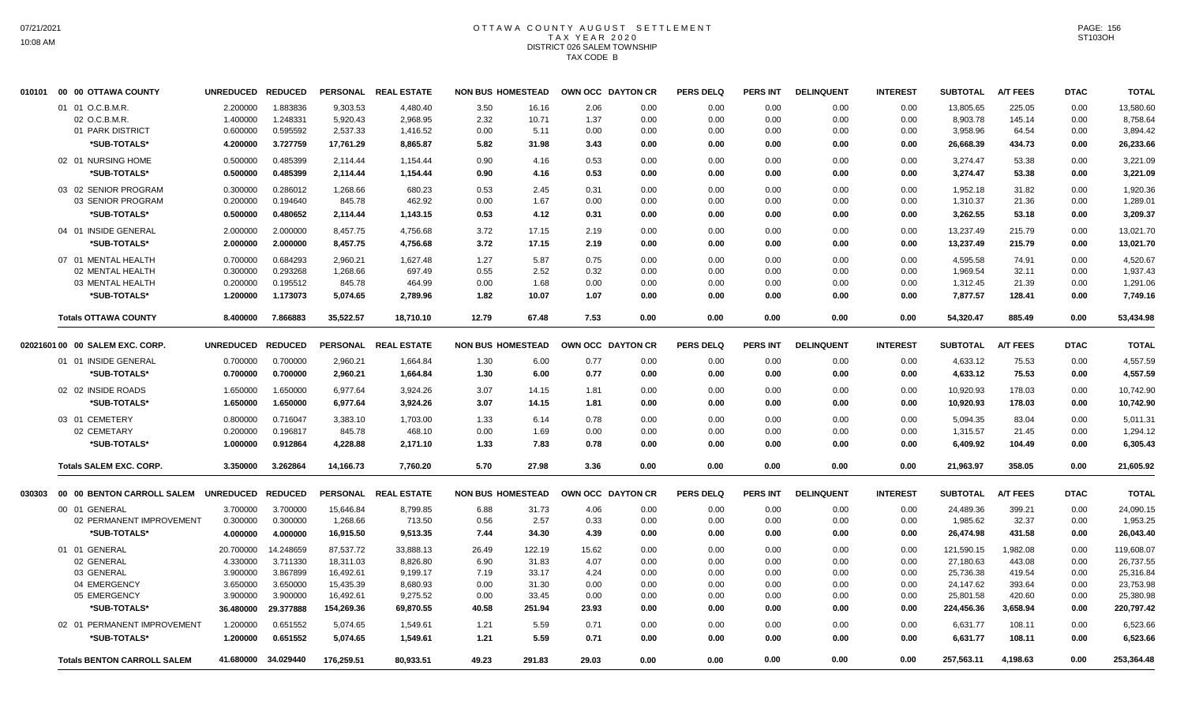# OTTAWA COUNTY AUGUST SETTLEMENT
## TAX YEAR 2020
### DISTRICT 026 SALEM TOWNSHIP
### TAX CODE B

| | | UNREDUCED | REDUCED | PERSONAL | REAL ESTATE | NON BUS | HOMESTEAD | OWN OCC | DAYTON CR | PERS DELQ | PERS INT | DELINQUENT | INTEREST | SUBTOTAL | A/T FEES | DTAC | TOTAL |
|---|---|---|---|---|---|---|---|---|---|---|---|---|---|---|---|---|---|
| 010101 | 00 00 OTTAWA COUNTY | UNREDUCED | REDUCED | PERSONAL | REAL ESTATE | NON BUS | HOMESTEAD | OWN OCC | DAYTON CR | PERS DELQ | PERS INT | DELINQUENT | INTEREST | SUBTOTAL | A/T FEES | DTAC | TOTAL |
| | 01 01 O.C.B.M.R. | 2.200000 | 1.883836 | 9,303.53 | 4,480.40 | 3.50 | 16.16 | 2.06 | 0.00 | 0.00 | 0.00 | 0.00 | 0.00 | 13,805.65 | 225.05 | 0.00 | 13,580.60 |
| | 02 O.C.B.M.R. | 1.400000 | 1.248331 | 5,920.43 | 2,968.95 | 2.32 | 10.71 | 1.37 | 0.00 | 0.00 | 0.00 | 0.00 | 0.00 | 8,903.78 | 145.14 | 0.00 | 8,758.64 |
| | 01 PARK DISTRICT | 0.600000 | 0.595592 | 2,537.33 | 1,416.52 | 0.00 | 5.11 | 0.00 | 0.00 | 0.00 | 0.00 | 0.00 | 0.00 | 3,958.96 | 64.54 | 0.00 | 3,894.42 |
| | *SUB-TOTALS* | 4.200000 | 3.727759 | 17,761.29 | 8,865.87 | 5.82 | 31.98 | 3.43 | 0.00 | 0.00 | 0.00 | 0.00 | 0.00 | 26,668.39 | 434.73 | 0.00 | 26,233.66 |
| | 02 01 NURSING HOME | 0.500000 | 0.485399 | 2,114.44 | 1,154.44 | 0.90 | 4.16 | 0.53 | 0.00 | 0.00 | 0.00 | 0.00 | 0.00 | 3,274.47 | 53.38 | 0.00 | 3,221.09 |
| | *SUB-TOTALS* | 0.500000 | 0.485399 | 2,114.44 | 1,154.44 | 0.90 | 4.16 | 0.53 | 0.00 | 0.00 | 0.00 | 0.00 | 0.00 | 3,274.47 | 53.38 | 0.00 | 3,221.09 |
| | 03 02 SENIOR PROGRAM | 0.300000 | 0.286012 | 1,268.66 | 680.23 | 0.53 | 2.45 | 0.31 | 0.00 | 0.00 | 0.00 | 0.00 | 0.00 | 1,952.18 | 31.82 | 0.00 | 1,920.36 |
| | 03 SENIOR PROGRAM | 0.200000 | 0.194640 | 845.78 | 462.92 | 0.00 | 1.67 | 0.00 | 0.00 | 0.00 | 0.00 | 0.00 | 0.00 | 1,310.37 | 21.36 | 0.00 | 1,289.01 |
| | *SUB-TOTALS* | 0.500000 | 0.480652 | 2,114.44 | 1,143.15 | 0.53 | 4.12 | 0.31 | 0.00 | 0.00 | 0.00 | 0.00 | 0.00 | 3,262.55 | 53.18 | 0.00 | 3,209.37 |
| | 04 01 INSIDE GENERAL | 2.000000 | 2.000000 | 8,457.75 | 4,756.68 | 3.72 | 17.15 | 2.19 | 0.00 | 0.00 | 0.00 | 0.00 | 0.00 | 13,237.49 | 215.79 | 0.00 | 13,021.70 |
| | *SUB-TOTALS* | 2.000000 | 2.000000 | 8,457.75 | 4,756.68 | 3.72 | 17.15 | 2.19 | 0.00 | 0.00 | 0.00 | 0.00 | 0.00 | 13,237.49 | 215.79 | 0.00 | 13,021.70 |
| | 07 01 MENTAL HEALTH | 0.700000 | 0.684293 | 2,960.21 | 1,627.48 | 1.27 | 5.87 | 0.75 | 0.00 | 0.00 | 0.00 | 0.00 | 0.00 | 4,595.58 | 74.91 | 0.00 | 4,520.67 |
| | 02 MENTAL HEALTH | 0.300000 | 0.293268 | 1,268.66 | 697.49 | 0.55 | 2.52 | 0.32 | 0.00 | 0.00 | 0.00 | 0.00 | 0.00 | 1,969.54 | 32.11 | 0.00 | 1,937.43 |
| | 03 MENTAL HEALTH | 0.200000 | 0.195512 | 845.78 | 464.99 | 0.00 | 1.68 | 0.00 | 0.00 | 0.00 | 0.00 | 0.00 | 0.00 | 1,312.45 | 21.39 | 0.00 | 1,291.06 |
| | *SUB-TOTALS* | 1.200000 | 1.173073 | 5,074.65 | 2,789.96 | 1.82 | 10.07 | 1.07 | 0.00 | 0.00 | 0.00 | 0.00 | 0.00 | 7,877.57 | 128.41 | 0.00 | 7,749.16 |
| | **Totals OTTAWA COUNTY** | 8.400000 | 7.866883 | 35,522.57 | 18,710.10 | 12.79 | 67.48 | 7.53 | 0.00 | 0.00 | 0.00 | 0.00 | 0.00 | 54,320.47 | 885.49 | 0.00 | 53,434.98 |
| 02021601 | 00 00 SALEM EXC. CORP. | UNREDUCED | REDUCED | PERSONAL | REAL ESTATE | NON BUS | HOMESTEAD | OWN OCC | DAYTON CR | PERS DELQ | PERS INT | DELINQUENT | INTEREST | SUBTOTAL | A/T FEES | DTAC | TOTAL |
| | 01 01 INSIDE GENERAL | 0.700000 | 0.700000 | 2,960.21 | 1,664.84 | 1.30 | 6.00 | 0.77 | 0.00 | 0.00 | 0.00 | 0.00 | 0.00 | 4,633.12 | 75.53 | 0.00 | 4,557.59 |
| | *SUB-TOTALS* | 0.700000 | 0.700000 | 2,960.21 | 1,664.84 | 1.30 | 6.00 | 0.77 | 0.00 | 0.00 | 0.00 | 0.00 | 0.00 | 4,633.12 | 75.53 | 0.00 | 4,557.59 |
| | 02 02 INSIDE ROADS | 1.650000 | 1.650000 | 6,977.64 | 3,924.26 | 3.07 | 14.15 | 1.81 | 0.00 | 0.00 | 0.00 | 0.00 | 0.00 | 10,920.93 | 178.03 | 0.00 | 10,742.90 |
| | *SUB-TOTALS* | 1.650000 | 1.650000 | 6,977.64 | 3,924.26 | 3.07 | 14.15 | 1.81 | 0.00 | 0.00 | 0.00 | 0.00 | 0.00 | 10,920.93 | 178.03 | 0.00 | 10,742.90 |
| | 03 01 CEMETERY | 0.800000 | 0.716047 | 3,383.10 | 1,703.00 | 1.33 | 6.14 | 0.78 | 0.00 | 0.00 | 0.00 | 0.00 | 0.00 | 5,094.35 | 83.04 | 0.00 | 5,011.31 |
| | 02 CEMETARY | 0.200000 | 0.196817 | 845.78 | 468.10 | 0.00 | 1.69 | 0.00 | 0.00 | 0.00 | 0.00 | 0.00 | 0.00 | 1,315.57 | 21.45 | 0.00 | 1,294.12 |
| | *SUB-TOTALS* | 1.000000 | 0.912864 | 4,228.88 | 2,171.10 | 1.33 | 7.83 | 0.78 | 0.00 | 0.00 | 0.00 | 0.00 | 0.00 | 6,409.92 | 104.49 | 0.00 | 6,305.43 |
| | **Totals SALEM EXC. CORP.** | 3.350000 | 3.262864 | 14,166.73 | 7,760.20 | 5.70 | 27.98 | 3.36 | 0.00 | 0.00 | 0.00 | 0.00 | 0.00 | 21,963.97 | 358.05 | 0.00 | 21,605.92 |
| 030303 | 00 00 BENTON CARROLL SALEM | UNREDUCED | REDUCED | PERSONAL | REAL ESTATE | NON BUS | HOMESTEAD | OWN OCC | DAYTON CR | PERS DELQ | PERS INT | DELINQUENT | INTEREST | SUBTOTAL | A/T FEES | DTAC | TOTAL |
| | 00 01 GENERAL | 3.700000 | 3.700000 | 15,646.84 | 8,799.85 | 6.88 | 31.73 | 4.06 | 0.00 | 0.00 | 0.00 | 0.00 | 0.00 | 24,489.36 | 399.21 | 0.00 | 24,090.15 |
| | 02 PERMANENT IMPROVEMENT | 0.300000 | 0.300000 | 1,268.66 | 713.50 | 0.56 | 2.57 | 0.33 | 0.00 | 0.00 | 0.00 | 0.00 | 0.00 | 1,985.62 | 32.37 | 0.00 | 1,953.25 |
| | *SUB-TOTALS* | 4.000000 | 4.000000 | 16,915.50 | 9,513.35 | 7.44 | 34.30 | 4.39 | 0.00 | 0.00 | 0.00 | 0.00 | 0.00 | 26,474.98 | 431.58 | 0.00 | 26,043.40 |
| | 01 01 GENERAL | 20.700000 | 14.248659 | 87,537.72 | 33,888.13 | 26.49 | 122.19 | 15.62 | 0.00 | 0.00 | 0.00 | 0.00 | 0.00 | 121,590.15 | 1,982.08 | 0.00 | 119,608.07 |
| | 02 GENERAL | 4.330000 | 3.711330 | 18,311.03 | 8,826.80 | 6.90 | 31.83 | 4.07 | 0.00 | 0.00 | 0.00 | 0.00 | 0.00 | 27,180.63 | 443.08 | 0.00 | 26,737.55 |
| | 03 GENERAL | 3.900000 | 3.867899 | 16,492.61 | 9,199.17 | 7.19 | 33.17 | 4.24 | 0.00 | 0.00 | 0.00 | 0.00 | 0.00 | 25,736.38 | 419.54 | 0.00 | 25,316.84 |
| | 04 EMERGENCY | 3.650000 | 3.650000 | 15,435.39 | 8,680.93 | 0.00 | 31.30 | 0.00 | 0.00 | 0.00 | 0.00 | 0.00 | 0.00 | 24,147.62 | 393.64 | 0.00 | 23,753.98 |
| | 05 EMERGENCY | 3.900000 | 3.900000 | 16,492.61 | 9,275.52 | 0.00 | 33.45 | 0.00 | 0.00 | 0.00 | 0.00 | 0.00 | 0.00 | 25,801.58 | 420.60 | 0.00 | 25,380.98 |
| | *SUB-TOTALS* | 36.480000 | 29.377888 | 154,269.36 | 69,870.55 | 40.58 | 251.94 | 23.93 | 0.00 | 0.00 | 0.00 | 0.00 | 0.00 | 224,456.36 | 3,658.94 | 0.00 | 220,797.42 |
| | 02 01 PERMANENT IMPROVEMENT | 1.200000 | 0.651552 | 5,074.65 | 1,549.61 | 1.21 | 5.59 | 0.71 | 0.00 | 0.00 | 0.00 | 0.00 | 0.00 | 6,631.77 | 108.11 | 0.00 | 6,523.66 |
| | *SUB-TOTALS* | 1.200000 | 0.651552 | 5,074.65 | 1,549.61 | 1.21 | 5.59 | 0.71 | 0.00 | 0.00 | 0.00 | 0.00 | 0.00 | 6,631.77 | 108.11 | 0.00 | 6,523.66 |
| | **Totals BENTON CARROLL SALEM** | 41.680000 | 34.029440 | 176,259.51 | 80,933.51 | 49.23 | 291.83 | 29.03 | 0.00 | 0.00 | 0.00 | 0.00 | 0.00 | 257,563.11 | 4,198.63 | 0.00 | 253,364.48 |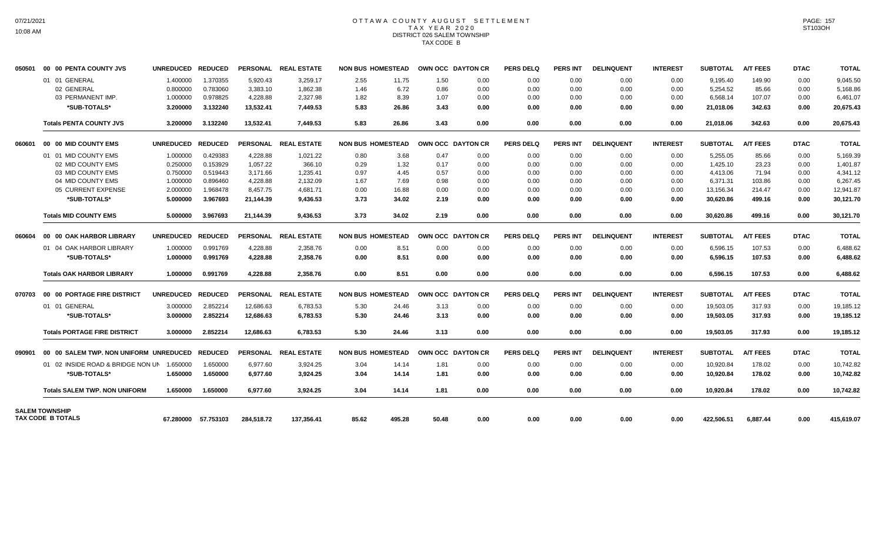# OTTAWA COUNTY AUGUST SETTLEMENT
## TAX YEAR 2020
### DISTRICT 026 SALEM TOWNSHIP
### TAX CODE B

| | | UNREDUCED | REDUCED | PERSONAL | REAL ESTATE | NON BUS | HOMESTEAD | OWN OCC | DAYTON CR | PERS DELQ | PERS INT | DELINQUENT | INTEREST | SUBTOTAL | A/T FEES | DTAC | TOTAL |
|---|---|---|---|---|---|---|---|---|---|---|---|---|---|---|---|---|---|
| 050501 | 00 00 PENTA COUNTY JVS | UNREDUCED | REDUCED | PERSONAL | REAL ESTATE | NON BUS | HOMESTEAD | OWN OCC | DAYTON CR | PERS DELQ | PERS INT | DELINQUENT | INTEREST | SUBTOTAL | A/T FEES | DTAC | TOTAL |
| | 01 01 GENERAL | 1.400000 | 1.370355 | 5,920.43 | 3,259.17 | 2.55 | 11.75 | 1.50 | 0.00 | 0.00 | 0.00 | 0.00 | 0.00 | 9,195.40 | 149.90 | 0.00 | 9,045.50 |
| | 02 GENERAL | 0.800000 | 0.783060 | 3,383.10 | 1,862.38 | 1.46 | 6.72 | 0.86 | 0.00 | 0.00 | 0.00 | 0.00 | 0.00 | 5,254.52 | 85.66 | 0.00 | 5,168.86 |
| | 03 PERMANENT IMP. | 1.000000 | 0.978825 | 4,228.88 | 2,327.98 | 1.82 | 8.39 | 1.07 | 0.00 | 0.00 | 0.00 | 0.00 | 0.00 | 6,568.14 | 107.07 | 0.00 | 6,461.07 |
| | **\*SUB-TOTALS\*** | **3.200000** | **3.132240** | **13,532.41** | **7,449.53** | **5.83** | **26.86** | **3.43** | **0.00** | **0.00** | **0.00** | **0.00** | **0.00** | **21,018.06** | **342.63** | **0.00** | **20,675.43** |
| | **Totals PENTA COUNTY JVS** | **3.200000** | **3.132240** | **13,532.41** | **7,449.53** | **5.83** | **26.86** | **3.43** | **0.00** | **0.00** | **0.00** | **0.00** | **0.00** | **21,018.06** | **342.63** | **0.00** | **20,675.43** |
| 060601 | 00 00 MID COUNTY EMS | UNREDUCED | REDUCED | PERSONAL | REAL ESTATE | NON BUS | HOMESTEAD | OWN OCC | DAYTON CR | PERS DELQ | PERS INT | DELINQUENT | INTEREST | SUBTOTAL | A/T FEES | DTAC | TOTAL |
| | 01 01 MID COUNTY EMS | 1.000000 | 0.429383 | 4,228.88 | 1,021.22 | 0.80 | 3.68 | 0.47 | 0.00 | 0.00 | 0.00 | 0.00 | 0.00 | 5,255.05 | 85.66 | 0.00 | 5,169.39 |
| | 02 MID COUNTY EMS | 0.250000 | 0.153929 | 1,057.22 | 366.10 | 0.29 | 1.32 | 0.17 | 0.00 | 0.00 | 0.00 | 0.00 | 0.00 | 1,425.10 | 23.23 | 0.00 | 1,401.87 |
| | 03 MID COUNTY EMS | 0.750000 | 0.519443 | 3,171.66 | 1,235.41 | 0.97 | 4.45 | 0.57 | 0.00 | 0.00 | 0.00 | 0.00 | 0.00 | 4,413.06 | 71.94 | 0.00 | 4,341.12 |
| | 04 MID COUNTY EMS | 1.000000 | 0.896460 | 4,228.88 | 2,132.09 | 1.67 | 7.69 | 0.98 | 0.00 | 0.00 | 0.00 | 0.00 | 0.00 | 6,371.31 | 103.86 | 0.00 | 6,267.45 |
| | 05 CURRENT EXPENSE | 2.000000 | 1.968478 | 8,457.75 | 4,681.71 | 0.00 | 16.88 | 0.00 | 0.00 | 0.00 | 0.00 | 0.00 | 0.00 | 13,156.34 | 214.47 | 0.00 | 12,941.87 |
| | **\*SUB-TOTALS\*** | **5.000000** | **3.967693** | **21,144.39** | **9,436.53** | **3.73** | **34.02** | **2.19** | **0.00** | **0.00** | **0.00** | **0.00** | **0.00** | **30,620.86** | **499.16** | **0.00** | **30,121.70** |
| | **Totals MID COUNTY EMS** | **5.000000** | **3.967693** | **21,144.39** | **9,436.53** | **3.73** | **34.02** | **2.19** | **0.00** | **0.00** | **0.00** | **0.00** | **0.00** | **30,620.86** | **499.16** | **0.00** | **30,121.70** |
| 060604 | 00 00 OAK HARBOR LIBRARY | UNREDUCED | REDUCED | PERSONAL | REAL ESTATE | NON BUS | HOMESTEAD | OWN OCC | DAYTON CR | PERS DELQ | PERS INT | DELINQUENT | INTEREST | SUBTOTAL | A/T FEES | DTAC | TOTAL |
| | 01 04 OAK HARBOR LIBRARY | 1.000000 | 0.991769 | 4,228.88 | 2,358.76 | 0.00 | 8.51 | 0.00 | 0.00 | 0.00 | 0.00 | 0.00 | 0.00 | 6,596.15 | 107.53 | 0.00 | 6,488.62 |
| | **\*SUB-TOTALS\*** | **1.000000** | **0.991769** | **4,228.88** | **2,358.76** | **0.00** | **8.51** | **0.00** | **0.00** | **0.00** | **0.00** | **0.00** | **0.00** | **6,596.15** | **107.53** | **0.00** | **6,488.62** |
| | **Totals OAK HARBOR LIBRARY** | **1.000000** | **0.991769** | **4,228.88** | **2,358.76** | **0.00** | **8.51** | **0.00** | **0.00** | **0.00** | **0.00** | **0.00** | **0.00** | **6,596.15** | **107.53** | **0.00** | **6,488.62** |
| 070703 | 00 00 PORTAGE FIRE DISTRICT | UNREDUCED | REDUCED | PERSONAL | REAL ESTATE | NON BUS | HOMESTEAD | OWN OCC | DAYTON CR | PERS DELQ | PERS INT | DELINQUENT | INTEREST | SUBTOTAL | A/T FEES | DTAC | TOTAL |
| | 01 01 GENERAL | 3.000000 | 2.852214 | 12,686.63 | 6,783.53 | 5.30 | 24.46 | 3.13 | 0.00 | 0.00 | 0.00 | 0.00 | 0.00 | 19,503.05 | 317.93 | 0.00 | 19,185.12 |
| | **\*SUB-TOTALS\*** | **3.000000** | **2.852214** | **12,686.63** | **6,783.53** | **5.30** | **24.46** | **3.13** | **0.00** | **0.00** | **0.00** | **0.00** | **0.00** | **19,503.05** | **317.93** | **0.00** | **19,185.12** |
| | **Totals PORTAGE FIRE DISTRICT** | **3.000000** | **2.852214** | **12,686.63** | **6,783.53** | **5.30** | **24.46** | **3.13** | **0.00** | **0.00** | **0.00** | **0.00** | **0.00** | **19,503.05** | **317.93** | **0.00** | **19,185.12** |
| 090901 | 00 00 SALEM TWP. NON UNIFORM | UNREDUCED | REDUCED | PERSONAL | REAL ESTATE | NON BUS | HOMESTEAD | OWN OCC | DAYTON CR | PERS DELQ | PERS INT | DELINQUENT | INTEREST | SUBTOTAL | A/T FEES | DTAC | TOTAL |
| | 01 02 INSIDE ROAD & BRIDGE NON UN | 1.650000 | 1.650000 | 6,977.60 | 3,924.25 | 3.04 | 14.14 | 1.81 | 0.00 | 0.00 | 0.00 | 0.00 | 0.00 | 10,920.84 | 178.02 | 0.00 | 10,742.82 |
| | **\*SUB-TOTALS\*** | **1.650000** | **1.650000** | **6,977.60** | **3,924.25** | **3.04** | **14.14** | **1.81** | **0.00** | **0.00** | **0.00** | **0.00** | **0.00** | **10,920.84** | **178.02** | **0.00** | **10,742.82** |
| | **Totals SALEM TWP. NON UNIFORM** | **1.650000** | **1.650000** | **6,977.60** | **3,924.25** | **3.04** | **14.14** | **1.81** | **0.00** | **0.00** | **0.00** | **0.00** | **0.00** | **10,920.84** | **178.02** | **0.00** | **10,742.82** |
| **SALEM TOWNSHIP TAX CODE B TOTALS** | | **67.280000** | **57.753103** | **284,518.72** | **137,356.41** | **85.62** | **495.28** | **50.48** | **0.00** | **0.00** | **0.00** | **0.00** | **0.00** | **422,506.51** | **6,887.44** | **0.00** | **415,619.07** |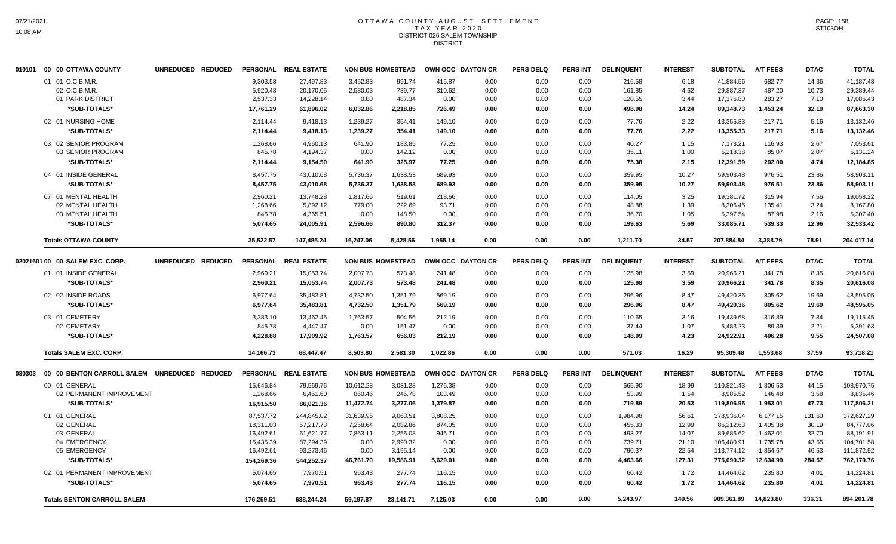# OTTAWA COUNTY AUGUST SETTLEMENT
## TAX YEAR 2020
### DISTRICT 026 SALEM TOWNSHIP
### DISTRICT

| | UNREDUCED | REDUCED | PERSONAL | REAL ESTATE | NON BUS | HOMESTEAD | OWN OCC | DAYTON CR | PERS DELQ | PERS INT | DELINQUENT | INTEREST | SUBTOTAL | A/T FEES | DTAC | TOTAL |
|---|---|---|---|---|---|---|---|---|---|---|---|---|---|---|---|---|
| **010101 00 00 OTTAWA COUNTY** | | | | | | | | | | | | | | | | |
| 01 01 O.C.B.M.R. | | | 9,303.53 | 27,497.83 | 3,452.83 | 991.74 | 415.87 | 0.00 | 0.00 | 0.00 | 216.58 | 6.18 | 41,884.56 | 682.77 | 14.36 | 41,187.43 |
| 02 O.C.B.M.R. | | | 5,920.43 | 20,170.05 | 2,580.03 | 739.77 | 310.62 | 0.00 | 0.00 | 0.00 | 161.85 | 4.62 | 29,887.37 | 487.20 | 10.73 | 29,389.44 |
| 01 PARK DISTRICT | | | 2,537.33 | 14,228.14 | 0.00 | 487.34 | 0.00 | 0.00 | 0.00 | 0.00 | 120.55 | 3.44 | 17,376.80 | 283.27 | 7.10 | 17,086.43 |
| *SUB-TOTALS* | | | 17,761.29 | 61,896.02 | 6,032.86 | 2,218.85 | 726.49 | 0.00 | 0.00 | 0.00 | 498.98 | 14.24 | 89,148.73 | 1,453.24 | 32.19 | 87,663.30 |
| 02 01 NURSING HOME | | | 2,114.44 | 9,418.13 | 1,239.27 | 354.41 | 149.10 | 0.00 | 0.00 | 0.00 | 77.76 | 2.22 | 13,355.33 | 217.71 | 5.16 | 13,132.46 |
| *SUB-TOTALS* | | | 2,114.44 | 9,418.13 | 1,239.27 | 354.41 | 149.10 | 0.00 | 0.00 | 0.00 | 77.76 | 2.22 | 13,355.33 | 217.71 | 5.16 | 13,132.46 |
| 03 02 SENIOR PROGRAM | | | 1,268.66 | 4,960.13 | 641.90 | 183.85 | 77.25 | 0.00 | 0.00 | 0.00 | 40.27 | 1.15 | 7,173.21 | 116.93 | 2.67 | 7,053.61 |
| 03 SENIOR PROGRAM | | | 845.78 | 4,194.37 | 0.00 | 142.12 | 0.00 | 0.00 | 0.00 | 0.00 | 35.11 | 1.00 | 5,218.38 | 85.07 | 2.07 | 5,131.24 |
| *SUB-TOTALS* | | | 2,114.44 | 9,154.50 | 641.90 | 325.97 | 77.25 | 0.00 | 0.00 | 0.00 | 75.38 | 2.15 | 12,391.59 | 202.00 | 4.74 | 12,184.85 |
| 04 01 INSIDE GENERAL | | | 8,457.75 | 43,010.68 | 5,736.37 | 1,638.53 | 689.93 | 0.00 | 0.00 | 0.00 | 359.95 | 10.27 | 59,903.48 | 976.51 | 23.86 | 58,903.11 |
| *SUB-TOTALS* | | | 8,457.75 | 43,010.68 | 5,736.37 | 1,638.53 | 689.93 | 0.00 | 0.00 | 0.00 | 359.95 | 10.27 | 59,903.48 | 976.51 | 23.86 | 58,903.11 |
| 07 01 MENTAL HEALTH | | | 2,960.21 | 13,748.28 | 1,817.66 | 519.61 | 218.66 | 0.00 | 0.00 | 0.00 | 114.05 | 3.25 | 19,381.72 | 315.94 | 7.56 | 19,058.22 |
| 02 MENTAL HEALTH | | | 1,268.66 | 5,892.12 | 779.00 | 222.69 | 93.71 | 0.00 | 0.00 | 0.00 | 48.88 | 1.39 | 8,306.45 | 135.41 | 3.24 | 8,167.80 |
| 03 MENTAL HEALTH | | | 845.78 | 4,365.51 | 0.00 | 148.50 | 0.00 | 0.00 | 0.00 | 0.00 | 36.70 | 1.05 | 5,397.54 | 87.98 | 2.16 | 5,307.40 |
| *SUB-TOTALS* | | | 5,074.65 | 24,005.91 | 2,596.66 | 890.80 | 312.37 | 0.00 | 0.00 | 0.00 | 199.63 | 5.69 | 33,085.71 | 539.33 | 12.96 | 32,533.42 |
| **Totals OTTAWA COUNTY** | | | 35,522.57 | 147,485.24 | 16,247.06 | 5,428.56 | 1,955.14 | 0.00 | 0.00 | 0.00 | 1,211.70 | 34.57 | 207,884.84 | 3,388.79 | 78.91 | 204,417.14 |

| | UNREDUCED | REDUCED | PERSONAL | REAL ESTATE | NON BUS | HOMESTEAD | OWN OCC | DAYTON CR | PERS DELQ | PERS INT | DELINQUENT | INTEREST | SUBTOTAL | A/T FEES | DTAC | TOTAL |
|---|---|---|---|---|---|---|---|---|---|---|---|---|---|---|---|---|
| **02021601 00 00 SALEM EXC. CORP.** | | | | | | | | | | | | | | | | |
| 01 01 INSIDE GENERAL | | | 2,960.21 | 15,053.74 | 2,007.73 | 573.48 | 241.48 | 0.00 | 0.00 | 0.00 | 125.98 | 3.59 | 20,966.21 | 341.78 | 8.35 | 20,616.08 |
| *SUB-TOTALS* | | | 2,960.21 | 15,053.74 | 2,007.73 | 573.48 | 241.48 | 0.00 | 0.00 | 0.00 | 125.98 | 3.59 | 20,966.21 | 341.78 | 8.35 | 20,616.08 |
| 02 02 INSIDE ROADS | | | 6,977.64 | 35,483.81 | 4,732.50 | 1,351.79 | 569.19 | 0.00 | 0.00 | 0.00 | 296.96 | 8.47 | 49,420.36 | 805.62 | 19.69 | 48,595.05 |
| *SUB-TOTALS* | | | 6,977.64 | 35,483.81 | 4,732.50 | 1,351.79 | 569.19 | 0.00 | 0.00 | 0.00 | 296.96 | 8.47 | 49,420.36 | 805.62 | 19.69 | 48,595.05 |
| 03 01 CEMETERY | | | 3,383.10 | 13,462.45 | 1,763.57 | 504.56 | 212.19 | 0.00 | 0.00 | 0.00 | 110.65 | 3.16 | 19,439.68 | 316.89 | 7.34 | 19,115.45 |
| 02 CEMETARY | | | 845.78 | 4,447.47 | 0.00 | 151.47 | 0.00 | 0.00 | 0.00 | 0.00 | 37.44 | 1.07 | 5,483.23 | 89.39 | 2.21 | 5,391.63 |
| *SUB-TOTALS* | | | 4,228.88 | 17,909.92 | 1,763.57 | 656.03 | 212.19 | 0.00 | 0.00 | 0.00 | 148.09 | 4.23 | 24,922.91 | 406.28 | 9.55 | 24,507.08 |
| **Totals SALEM EXC. CORP.** | | | 14,166.73 | 68,447.47 | 8,503.80 | 2,581.30 | 1,022.86 | 0.00 | 0.00 | 0.00 | 571.03 | 16.29 | 95,309.48 | 1,553.68 | 37.59 | 93,718.21 |

| | UNREDUCED | REDUCED | PERSONAL | REAL ESTATE | NON BUS | HOMESTEAD | OWN OCC | DAYTON CR | PERS DELQ | PERS INT | DELINQUENT | INTEREST | SUBTOTAL | A/T FEES | DTAC | TOTAL |
|---|---|---|---|---|---|---|---|---|---|---|---|---|---|---|---|---|
| **030303 00 00 BENTON CARROLL SALEM** | | | | | | | | | | | | | | | | |
| 00 01 GENERAL | | | 15,646.84 | 79,569.76 | 10,612.28 | 3,031.28 | 1,276.38 | 0.00 | 0.00 | 0.00 | 665.90 | 18.99 | 110,821.43 | 1,806.53 | 44.15 | 108,970.75 |
| 02 PERMANENT IMPROVEMENT | | | 1,268.66 | 6,451.60 | 860.46 | 245.78 | 103.49 | 0.00 | 0.00 | 0.00 | 53.99 | 1.54 | 8,985.52 | 146.48 | 3.58 | 8,835.46 |
| *SUB-TOTALS* | | | 16,915.50 | 86,021.36 | 11,472.74 | 3,277.06 | 1,379.87 | 0.00 | 0.00 | 0.00 | 719.89 | 20.53 | 119,806.95 | 1,953.01 | 47.73 | 117,806.21 |
| 01 01 GENERAL | | | 87,537.72 | 244,845.02 | 31,639.95 | 9,063.51 | 3,808.25 | 0.00 | 0.00 | 0.00 | 1,984.98 | 56.61 | 378,936.04 | 6,177.15 | 131.60 | 372,627.29 |
| 02 GENERAL | | | 18,311.03 | 57,217.73 | 7,258.64 | 2,082.86 | 874.05 | 0.00 | 0.00 | 0.00 | 455.33 | 12.99 | 86,212.63 | 1,405.38 | 30.19 | 84,777.06 |
| 03 GENERAL | | | 16,492.61 | 61,621.77 | 7,863.11 | 2,255.08 | 946.71 | 0.00 | 0.00 | 0.00 | 493.27 | 14.07 | 89,686.62 | 1,462.01 | 32.70 | 88,191.91 |
| 04 EMERGENCY | | | 15,435.39 | 87,294.39 | 0.00 | 2,990.32 | 0.00 | 0.00 | 0.00 | 0.00 | 739.71 | 21.10 | 106,480.91 | 1,735.78 | 43.55 | 104,701.58 |
| 05 EMERGENCY | | | 16,492.61 | 93,273.46 | 0.00 | 3,195.14 | 0.00 | 0.00 | 0.00 | 0.00 | 790.37 | 22.54 | 113,774.12 | 1,854.67 | 46.53 | 111,872.92 |
| *SUB-TOTALS* | | | 154,269.36 | 544,252.37 | 46,761.70 | 19,586.91 | 5,629.01 | 0.00 | 0.00 | 0.00 | 4,463.66 | 127.31 | 775,090.32 | 12,634.99 | 284.57 | 762,170.76 |
| 02 01 PERMANENT IMPROVEMENT | | | 5,074.65 | 7,970.51 | 963.43 | 277.74 | 116.15 | 0.00 | 0.00 | 0.00 | 60.42 | 1.72 | 14,464.62 | 235.80 | 4.01 | 14,224.81 |
| *SUB-TOTALS* | | | 5,074.65 | 7,970.51 | 963.43 | 277.74 | 116.15 | 0.00 | 0.00 | 0.00 | 60.42 | 1.72 | 14,464.62 | 235.80 | 4.01 | 14,224.81 |
| **Totals BENTON CARROLL SALEM** | | | 176,259.51 | 638,244.24 | 59,197.87 | 23,141.71 | 7,125.03 | 0.00 | 0.00 | 0.00 | 5,243.97 | 149.56 | 909,361.89 | 14,823.80 | 336.31 | 894,201.78 |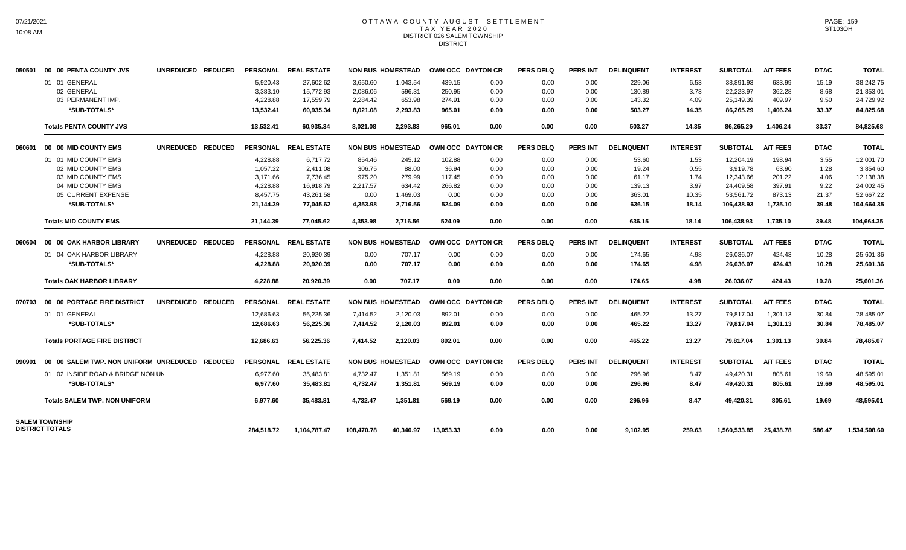# OTTAWA COUNTY AUGUST SETTLEMENT
## TAX YEAR 2020
### DISTRICT 026 SALEM TOWNSHIP
### DISTRICT

| | | | PERSONAL | REAL ESTATE | NON BUS | HOMESTEAD | OWN OCC | DAYTON CR | PERS DELQ | PERS INT | DELINQUENT | INTEREST | SUBTOTAL | A/T FEES | DTAC | TOTAL |
|---|---|---|---|---|---|---|---|---|---|---|---|---|---|---|---|---|
| 050501 | 00 00 PENTA COUNTY JVS | UNREDUCED REDUCED | PERSONAL | REAL ESTATE | NON BUS | HOMESTEAD | OWN OCC | DAYTON CR | PERS DELQ | PERS INT | DELINQUENT | INTEREST | SUBTOTAL | A/T FEES | DTAC | TOTAL |
| | 01 01 GENERAL | | 5,920.43 | 27,602.62 | 3,650.60 | 1,043.54 | 439.15 | 0.00 | 0.00 | 0.00 | 229.06 | 6.53 | 38,891.93 | 633.99 | 15.19 | 38,242.75 |
| | 02 GENERAL | | 3,383.10 | 15,772.93 | 2,086.06 | 596.31 | 250.95 | 0.00 | 0.00 | 0.00 | 130.89 | 3.73 | 22,223.97 | 362.28 | 8.68 | 21,853.01 |
| | 03 PERMANENT IMP. | | 4,228.88 | 17,559.79 | 2,284.42 | 653.98 | 274.91 | 0.00 | 0.00 | 0.00 | 143.32 | 4.09 | 25,149.39 | 409.97 | 9.50 | 24,729.92 |
| | *SUB-TOTALS* | | 13,532.41 | 60,935.34 | 8,021.08 | 2,293.83 | 965.01 | 0.00 | 0.00 | 0.00 | 503.27 | 14.35 | 86,265.29 | 1,406.24 | 33.37 | 84,825.68 |
| | Totals PENTA COUNTY JVS | | 13,532.41 | 60,935.34 | 8,021.08 | 2,293.83 | 965.01 | 0.00 | 0.00 | 0.00 | 503.27 | 14.35 | 86,265.29 | 1,406.24 | 33.37 | 84,825.68 |
| 060601 | 00 00 MID COUNTY EMS | UNREDUCED REDUCED | PERSONAL | REAL ESTATE | NON BUS | HOMESTEAD | OWN OCC | DAYTON CR | PERS DELQ | PERS INT | DELINQUENT | INTEREST | SUBTOTAL | A/T FEES | DTAC | TOTAL |
| | 01 01 MID COUNTY EMS | | 4,228.88 | 6,717.72 | 854.46 | 245.12 | 102.88 | 0.00 | 0.00 | 0.00 | 53.60 | 1.53 | 12,204.19 | 198.94 | 3.55 | 12,001.70 |
| | 02 MID COUNTY EMS | | 1,057.22 | 2,411.08 | 306.75 | 88.00 | 36.94 | 0.00 | 0.00 | 0.00 | 19.24 | 0.55 | 3,919.78 | 63.90 | 1.28 | 3,854.60 |
| | 03 MID COUNTY EMS | | 3,171.66 | 7,736.45 | 975.20 | 279.99 | 117.45 | 0.00 | 0.00 | 0.00 | 61.17 | 1.74 | 12,343.66 | 201.22 | 4.06 | 12,138.38 |
| | 04 MID COUNTY EMS | | 4,228.88 | 16,918.79 | 2,217.57 | 634.42 | 266.82 | 0.00 | 0.00 | 0.00 | 139.13 | 3.97 | 24,409.58 | 397.91 | 9.22 | 24,002.45 |
| | 05 CURRENT EXPENSE | | 8,457.75 | 43,261.58 | 0.00 | 1,469.03 | 0.00 | 0.00 | 0.00 | 0.00 | 363.01 | 10.35 | 53,561.72 | 873.13 | 21.37 | 52,667.22 |
| | *SUB-TOTALS* | | 21,144.39 | 77,045.62 | 4,353.98 | 2,716.56 | 524.09 | 0.00 | 0.00 | 0.00 | 636.15 | 18.14 | 106,438.93 | 1,735.10 | 39.48 | 104,664.35 |
| | Totals MID COUNTY EMS | | 21,144.39 | 77,045.62 | 4,353.98 | 2,716.56 | 524.09 | 0.00 | 0.00 | 0.00 | 636.15 | 18.14 | 106,438.93 | 1,735.10 | 39.48 | 104,664.35 |
| 060604 | 00 00 OAK HARBOR LIBRARY | UNREDUCED REDUCED | PERSONAL | REAL ESTATE | NON BUS | HOMESTEAD | OWN OCC | DAYTON CR | PERS DELQ | PERS INT | DELINQUENT | INTEREST | SUBTOTAL | A/T FEES | DTAC | TOTAL |
| | 01 04 OAK HARBOR LIBRARY | | 4,228.88 | 20,920.39 | 0.00 | 707.17 | 0.00 | 0.00 | 0.00 | 0.00 | 174.65 | 4.98 | 26,036.07 | 424.43 | 10.28 | 25,601.36 |
| | *SUB-TOTALS* | | 4,228.88 | 20,920.39 | 0.00 | 707.17 | 0.00 | 0.00 | 0.00 | 0.00 | 174.65 | 4.98 | 26,036.07 | 424.43 | 10.28 | 25,601.36 |
| | Totals OAK HARBOR LIBRARY | | 4,228.88 | 20,920.39 | 0.00 | 707.17 | 0.00 | 0.00 | 0.00 | 0.00 | 174.65 | 4.98 | 26,036.07 | 424.43 | 10.28 | 25,601.36 |
| 070703 | 00 00 PORTAGE FIRE DISTRICT | UNREDUCED REDUCED | PERSONAL | REAL ESTATE | NON BUS | HOMESTEAD | OWN OCC | DAYTON CR | PERS DELQ | PERS INT | DELINQUENT | INTEREST | SUBTOTAL | A/T FEES | DTAC | TOTAL |
| | 01 01 GENERAL | | 12,686.63 | 56,225.36 | 7,414.52 | 2,120.03 | 892.01 | 0.00 | 0.00 | 0.00 | 465.22 | 13.27 | 79,817.04 | 1,301.13 | 30.84 | 78,485.07 |
| | *SUB-TOTALS* | | 12,686.63 | 56,225.36 | 7,414.52 | 2,120.03 | 892.01 | 0.00 | 0.00 | 0.00 | 465.22 | 13.27 | 79,817.04 | 1,301.13 | 30.84 | 78,485.07 |
| | Totals PORTAGE FIRE DISTRICT | | 12,686.63 | 56,225.36 | 7,414.52 | 2,120.03 | 892.01 | 0.00 | 0.00 | 0.00 | 465.22 | 13.27 | 79,817.04 | 1,301.13 | 30.84 | 78,485.07 |
| 090901 | 00 00 SALEM TWP. NON UNIFORM | UNREDUCED REDUCED | PERSONAL | REAL ESTATE | NON BUS | HOMESTEAD | OWN OCC | DAYTON CR | PERS DELQ | PERS INT | DELINQUENT | INTEREST | SUBTOTAL | A/T FEES | DTAC | TOTAL |
| | 01 02 INSIDE ROAD & BRIDGE NON UN | | 6,977.60 | 35,483.81 | 4,732.47 | 1,351.81 | 569.19 | 0.00 | 0.00 | 0.00 | 296.96 | 8.47 | 49,420.31 | 805.61 | 19.69 | 48,595.01 |
| | *SUB-TOTALS* | | 6,977.60 | 35,483.81 | 4,732.47 | 1,351.81 | 569.19 | 0.00 | 0.00 | 0.00 | 296.96 | 8.47 | 49,420.31 | 805.61 | 19.69 | 48,595.01 |
| | Totals SALEM TWP. NON UNIFORM | | 6,977.60 | 35,483.81 | 4,732.47 | 1,351.81 | 569.19 | 0.00 | 0.00 | 0.00 | 296.96 | 8.47 | 49,420.31 | 805.61 | 19.69 | 48,595.01 |
| SALEM TOWNSHIP DISTRICT TOTALS | | | 284,518.72 | 1,104,787.47 | 108,470.78 | 40,340.97 | 13,053.33 | 0.00 | 0.00 | 0.00 | 9,102.95 | 259.63 | 1,560,533.85 | 25,438.78 | 586.47 | 1,534,508.60 |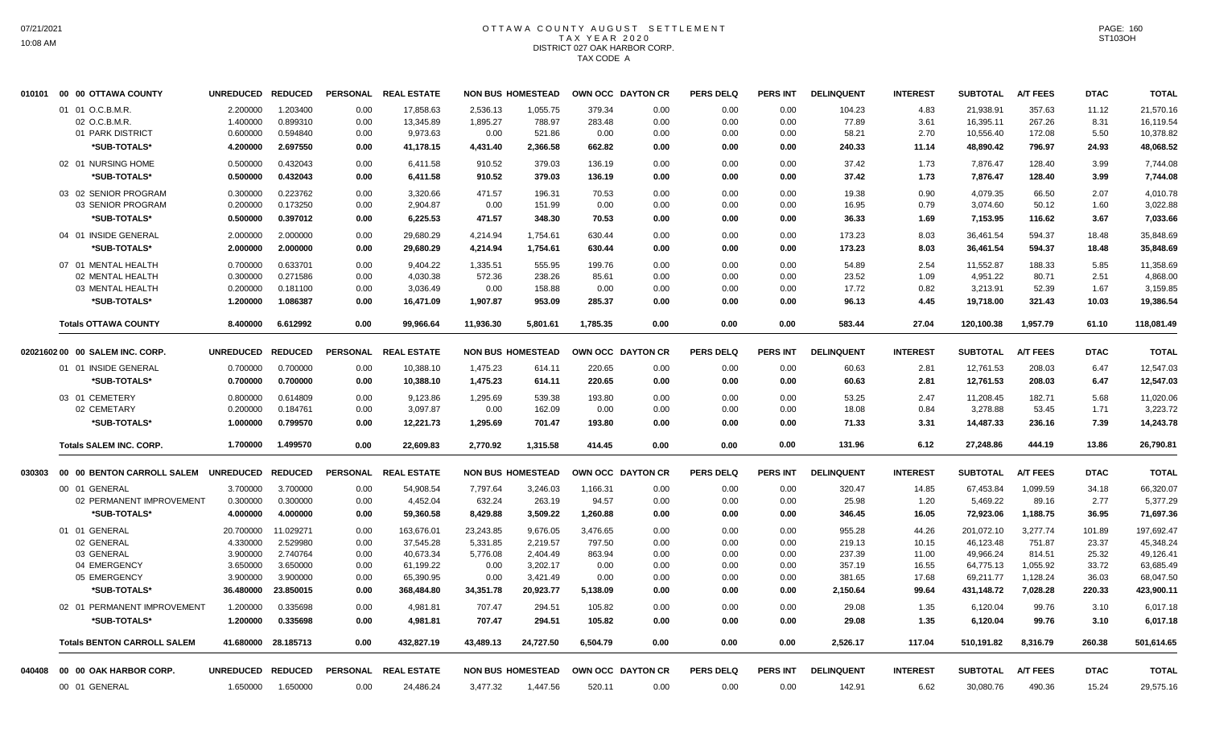# OTTAWA COUNTY AUGUST SETTLEMENT
## TAX YEAR 2020
## DISTRICT 027 OAK HARBOR CORP.
## TAX CODE A

| | | UNREDUCED | REDUCED | PERSONAL | REAL ESTATE | NON BUS | HOMESTEAD | OWN OCC | DAYTON CR | PERS DELQ | PERS INT | DELINQUENT | INTEREST | SUBTOTAL | A/T FEES | DTAC | TOTAL |
|---|---|---|---|---|---|---|---|---|---|---|---|---|---|---|---|---|---|
| 010101 | 00 00 OTTAWA COUNTY | UNREDUCED | REDUCED | PERSONAL | REAL ESTATE | NON BUS | HOMESTEAD | OWN OCC | DAYTON CR | PERS DELQ | PERS INT | DELINQUENT | INTEREST | SUBTOTAL | A/T FEES | DTAC | TOTAL |
| | 01 01 O.C.B.M.R. | 2.200000 | 1.203400 | 0.00 | 17,858.63 | 2,536.13 | 1,055.75 | 379.34 | 0.00 | 0.00 | 0.00 | 104.23 | 4.83 | 21,938.91 | 357.63 | 11.12 | 21,570.16 |
| | 02 O.C.B.M.R. | 1.400000 | 0.899310 | 0.00 | 13,345.89 | 1,895.27 | 788.97 | 283.48 | 0.00 | 0.00 | 0.00 | 77.89 | 3.61 | 16,395.11 | 267.26 | 8.31 | 16,119.54 |
| | 01 PARK DISTRICT | 0.600000 | 0.594840 | 0.00 | 9,973.63 | 0.00 | 521.86 | 0.00 | 0.00 | 0.00 | 0.00 | 58.21 | 2.70 | 10,556.40 | 172.08 | 5.50 | 10,378.82 |
| | *SUB-TOTALS* | 4.200000 | 2.697550 | 0.00 | 41,178.15 | 4,431.40 | 2,366.58 | 662.82 | 0.00 | 0.00 | 0.00 | 240.33 | 11.14 | 48,890.42 | 796.97 | 24.93 | 48,068.52 |
| | 02 01 NURSING HOME | 0.500000 | 0.432043 | 0.00 | 6,411.58 | 910.52 | 379.03 | 136.19 | 0.00 | 0.00 | 0.00 | 37.42 | 1.73 | 7,876.47 | 128.40 | 3.99 | 7,744.08 |
| | *SUB-TOTALS* | 0.500000 | 0.432043 | 0.00 | 6,411.58 | 910.52 | 379.03 | 136.19 | 0.00 | 0.00 | 0.00 | 37.42 | 1.73 | 7,876.47 | 128.40 | 3.99 | 7,744.08 |
| | 03 02 SENIOR PROGRAM | 0.300000 | 0.223762 | 0.00 | 3,320.66 | 471.57 | 196.31 | 70.53 | 0.00 | 0.00 | 0.00 | 19.38 | 0.90 | 4,079.35 | 66.50 | 2.07 | 4,010.78 |
| | 03 SENIOR PROGRAM | 0.200000 | 0.173250 | 0.00 | 2,904.87 | 0.00 | 151.99 | 0.00 | 0.00 | 0.00 | 0.00 | 16.95 | 0.79 | 3,074.60 | 50.12 | 1.60 | 3,022.88 |
| | *SUB-TOTALS* | 0.500000 | 0.397012 | 0.00 | 6,225.53 | 471.57 | 348.30 | 70.53 | 0.00 | 0.00 | 0.00 | 36.33 | 1.69 | 7,153.95 | 116.62 | 3.67 | 7,033.66 |
| | 04 01 INSIDE GENERAL | 2.000000 | 2.000000 | 0.00 | 29,680.29 | 4,214.94 | 1,754.61 | 630.44 | 0.00 | 0.00 | 0.00 | 173.23 | 8.03 | 36,461.54 | 594.37 | 18.48 | 35,848.69 |
| | *SUB-TOTALS* | 2.000000 | 2.000000 | 0.00 | 29,680.29 | 4,214.94 | 1,754.61 | 630.44 | 0.00 | 0.00 | 0.00 | 173.23 | 8.03 | 36,461.54 | 594.37 | 18.48 | 35,848.69 |
| | 07 01 MENTAL HEALTH | 0.700000 | 0.633701 | 0.00 | 9,404.22 | 1,335.51 | 555.95 | 199.76 | 0.00 | 0.00 | 0.00 | 54.89 | 2.54 | 11,552.87 | 188.33 | 5.85 | 11,358.69 |
| | 02 MENTAL HEALTH | 0.300000 | 0.271586 | 0.00 | 4,030.38 | 572.36 | 238.26 | 85.61 | 0.00 | 0.00 | 0.00 | 23.52 | 1.09 | 4,951.22 | 80.71 | 2.51 | 4,868.00 |
| | 03 MENTAL HEALTH | 0.200000 | 0.181100 | 0.00 | 3,036.49 | 0.00 | 158.88 | 0.00 | 0.00 | 0.00 | 0.00 | 17.72 | 0.82 | 3,213.91 | 52.39 | 1.67 | 3,159.85 |
| | *SUB-TOTALS* | 1.200000 | 1.086387 | 0.00 | 16,471.09 | 1,907.87 | 953.09 | 285.37 | 0.00 | 0.00 | 0.00 | 96.13 | 4.45 | 19,718.00 | 321.43 | 10.03 | 19,386.54 |
| | Totals OTTAWA COUNTY | 8.400000 | 6.612992 | 0.00 | 99,966.64 | 11,936.30 | 5,801.61 | 1,785.35 | 0.00 | 0.00 | 0.00 | 583.44 | 27.04 | 120,100.38 | 1,957.79 | 61.10 | 118,081.49 |
| 02021602 | 00 00 SALEM INC. CORP. | UNREDUCED | REDUCED | PERSONAL | REAL ESTATE | NON BUS | HOMESTEAD | OWN OCC | DAYTON CR | PERS DELQ | PERS INT | DELINQUENT | INTEREST | SUBTOTAL | A/T FEES | DTAC | TOTAL |
| | 01 01 INSIDE GENERAL | 0.700000 | 0.700000 | 0.00 | 10,388.10 | 1,475.23 | 614.11 | 220.65 | 0.00 | 0.00 | 0.00 | 60.63 | 2.81 | 12,761.53 | 208.03 | 6.47 | 12,547.03 |
| | *SUB-TOTALS* | 0.700000 | 0.700000 | 0.00 | 10,388.10 | 1,475.23 | 614.11 | 220.65 | 0.00 | 0.00 | 0.00 | 60.63 | 2.81 | 12,761.53 | 208.03 | 6.47 | 12,547.03 |
| | 03 01 CEMETERY | 0.800000 | 0.614809 | 0.00 | 9,123.86 | 1,295.69 | 539.38 | 193.80 | 0.00 | 0.00 | 0.00 | 53.25 | 2.47 | 11,208.45 | 182.71 | 5.68 | 11,020.06 |
| | 02 CEMETARY | 0.200000 | 0.184761 | 0.00 | 3,097.87 | 0.00 | 162.09 | 0.00 | 0.00 | 0.00 | 0.00 | 18.08 | 0.84 | 3,278.88 | 53.45 | 1.71 | 3,223.72 |
| | *SUB-TOTALS* | 1.000000 | 0.799570 | 0.00 | 12,221.73 | 1,295.69 | 701.47 | 193.80 | 0.00 | 0.00 | 0.00 | 71.33 | 3.31 | 14,487.33 | 236.16 | 7.39 | 14,243.78 |
| | Totals SALEM INC. CORP. | 1.700000 | 1.499570 | 0.00 | 22,609.83 | 2,770.92 | 1,315.58 | 414.45 | 0.00 | 0.00 | 0.00 | 131.96 | 6.12 | 27,248.86 | 444.19 | 13.86 | 26,790.81 |
| 030303 | 00 00 BENTON CARROLL SALEM | UNREDUCED | REDUCED | PERSONAL | REAL ESTATE | NON BUS | HOMESTEAD | OWN OCC | DAYTON CR | PERS DELQ | PERS INT | DELINQUENT | INTEREST | SUBTOTAL | A/T FEES | DTAC | TOTAL |
| | 00 01 GENERAL | 3.700000 | 3.700000 | 0.00 | 54,908.54 | 7,797.64 | 3,246.03 | 1,166.31 | 0.00 | 0.00 | 0.00 | 320.47 | 14.85 | 67,453.84 | 1,099.59 | 34.18 | 66,320.07 |
| | 02 PERMANENT IMPROVEMENT | 0.300000 | 0.300000 | 0.00 | 4,452.04 | 632.24 | 263.19 | 94.57 | 0.00 | 0.00 | 0.00 | 25.98 | 1.20 | 5,469.22 | 89.16 | 2.77 | 5,377.29 |
| | *SUB-TOTALS* | 4.000000 | 4.000000 | 0.00 | 59,360.58 | 8,429.88 | 3,509.22 | 1,260.88 | 0.00 | 0.00 | 0.00 | 346.45 | 16.05 | 72,923.06 | 1,188.75 | 36.95 | 71,697.36 |
| | 01 01 GENERAL | 20.700000 | 11.029271 | 0.00 | 163,676.01 | 23,243.85 | 9,676.05 | 3,476.65 | 0.00 | 0.00 | 0.00 | 955.28 | 44.26 | 201,072.10 | 3,277.74 | 101.89 | 197,692.47 |
| | 02 GENERAL | 4.330000 | 2.529980 | 0.00 | 37,545.28 | 5,331.85 | 2,219.57 | 797.50 | 0.00 | 0.00 | 0.00 | 219.13 | 10.15 | 46,123.48 | 751.87 | 23.37 | 45,348.24 |
| | 03 GENERAL | 3.900000 | 2.740764 | 0.00 | 40,673.34 | 5,776.08 | 2,404.49 | 863.94 | 0.00 | 0.00 | 0.00 | 237.39 | 11.00 | 49,966.24 | 814.51 | 25.32 | 49,126.41 |
| | 04 EMERGENCY | 3.650000 | 3.650000 | 0.00 | 61,199.22 | 0.00 | 3,202.17 | 0.00 | 0.00 | 0.00 | 0.00 | 357.19 | 16.55 | 64,775.13 | 1,055.92 | 33.72 | 63,685.49 |
| | 05 EMERGENCY | 3.900000 | 3.900000 | 0.00 | 65,390.95 | 0.00 | 3,421.49 | 0.00 | 0.00 | 0.00 | 0.00 | 381.65 | 17.68 | 69,211.77 | 1,128.24 | 36.03 | 68,047.50 |
| | *SUB-TOTALS* | 36.480000 | 23.850015 | 0.00 | 368,484.80 | 34,351.78 | 20,923.77 | 5,138.09 | 0.00 | 0.00 | 0.00 | 2,150.64 | 99.64 | 431,148.72 | 7,028.28 | 220.33 | 423,900.11 |
| | 02 01 PERMANENT IMPROVEMENT | 1.200000 | 0.335698 | 0.00 | 4,981.81 | 707.47 | 294.51 | 105.82 | 0.00 | 0.00 | 0.00 | 29.08 | 1.35 | 6,120.04 | 99.76 | 3.10 | 6,017.18 |
| | *SUB-TOTALS* | 1.200000 | 0.335698 | 0.00 | 4,981.81 | 707.47 | 294.51 | 105.82 | 0.00 | 0.00 | 0.00 | 29.08 | 1.35 | 6,120.04 | 99.76 | 3.10 | 6,017.18 |
| | Totals BENTON CARROLL SALEM | 41.680000 | 28.185713 | 0.00 | 432,827.19 | 43,489.13 | 24,727.50 | 6,504.79 | 0.00 | 0.00 | 0.00 | 2,526.17 | 117.04 | 510,191.82 | 8,316.79 | 260.38 | 501,614.65 |
| 040408 | 00 00 OAK HARBOR CORP. | UNREDUCED | REDUCED | PERSONAL | REAL ESTATE | NON BUS | HOMESTEAD | OWN OCC | DAYTON CR | PERS DELQ | PERS INT | DELINQUENT | INTEREST | SUBTOTAL | A/T FEES | DTAC | TOTAL |
| | 00 01 GENERAL | 1.650000 | 1.650000 | 0.00 | 24,486.24 | 3,477.32 | 1,447.56 | 520.11 | 0.00 | 0.00 | 0.00 | 142.91 | 6.62 | 30,080.76 | 490.36 | 15.24 | 29,575.16 |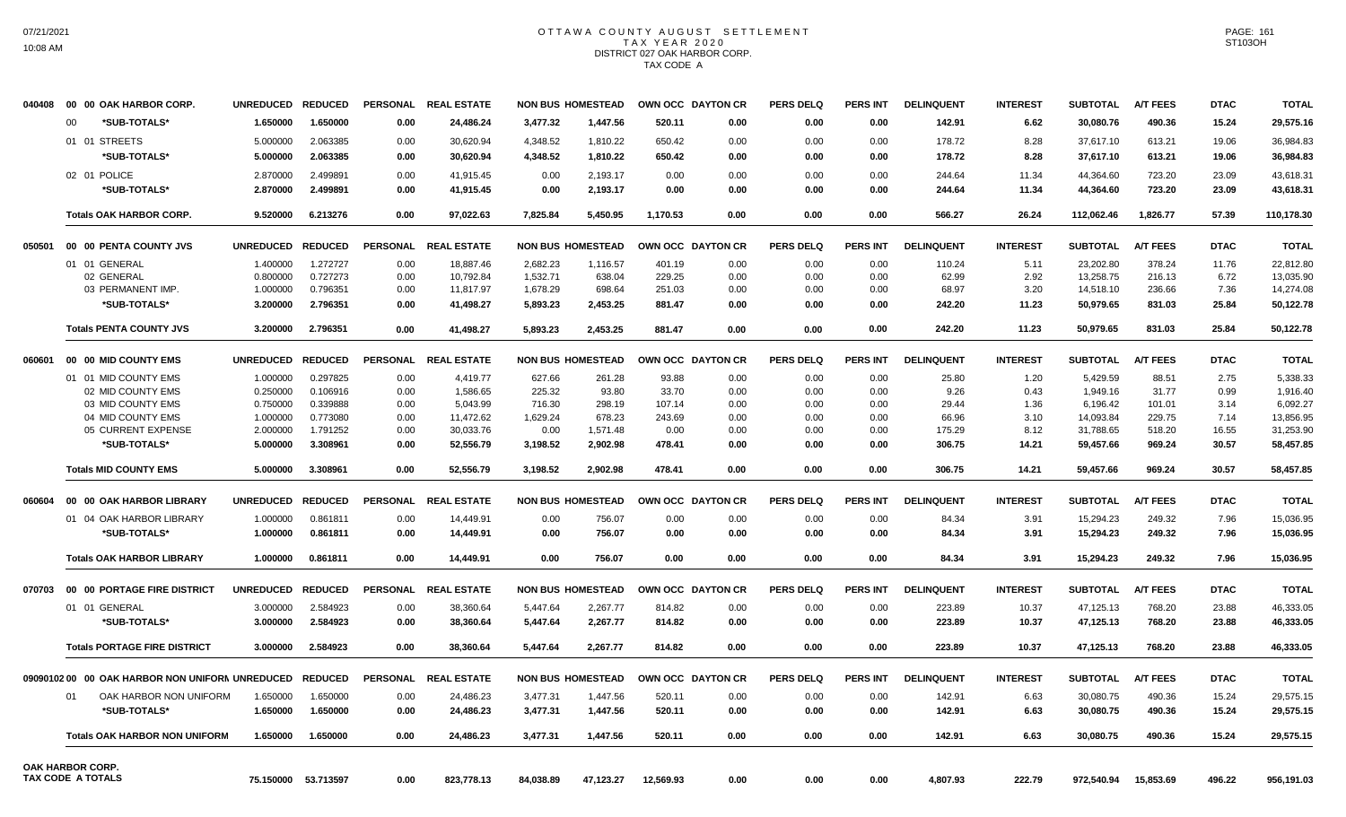# OTTAWA COUNTY AUGUST SETTLEMENT
## TAX YEAR 2020
## DISTRICT 027 OAK HARBOR CORP.
## TAX CODE A

| | UNREDUCED | REDUCED | PERSONAL | REAL ESTATE | NON BUS | HOMESTEAD | OWN OCC | DAYTON CR | PERS DELQ | PERS INT | DELINQUENT | INTEREST | SUBTOTAL | A/T FEES | DTAC | TOTAL |
|---|---|---|---|---|---|---|---|---|---|---|---|---|---|---|---|---|
| **040408 00 00 OAK HARBOR CORP.** | | | | | | | | | | | | | | | | |
| 00 *SUB-TOTALS* | 1.650000 | 1.650000 | 0.00 | 24,486.24 | 3,477.32 | 1,447.56 | 520.11 | 0.00 | 0.00 | 0.00 | 142.91 | 6.62 | 30,080.76 | 490.36 | 15.24 | 29,575.16 |
| 01 01 STREETS | 5.000000 | 2.063385 | 0.00 | 30,620.94 | 4,348.52 | 1,810.22 | 650.42 | 0.00 | 0.00 | 0.00 | 178.72 | 8.28 | 37,617.10 | 613.21 | 19.06 | 36,984.83 |
| *SUB-TOTALS* | 5.000000 | 2.063385 | 0.00 | 30,620.94 | 4,348.52 | 1,810.22 | 650.42 | 0.00 | 0.00 | 0.00 | 178.72 | 8.28 | 37,617.10 | 613.21 | 19.06 | 36,984.83 |
| 02 01 POLICE | 2.870000 | 2.499891 | 0.00 | 41,915.45 | 0.00 | 2,193.17 | 0.00 | 0.00 | 0.00 | 0.00 | 244.64 | 11.34 | 44,364.60 | 723.20 | 23.09 | 43,618.31 |
| *SUB-TOTALS* | 2.870000 | 2.499891 | 0.00 | 41,915.45 | 0.00 | 2,193.17 | 0.00 | 0.00 | 0.00 | 0.00 | 244.64 | 11.34 | 44,364.60 | 723.20 | 23.09 | 43,618.31 |
| **Totals OAK HARBOR CORP.** | 9.520000 | 6.213276 | 0.00 | 97,022.63 | 7,825.84 | 5,450.95 | 1,170.53 | 0.00 | 0.00 | 0.00 | 566.27 | 26.24 | 112,062.46 | 1,826.77 | 57.39 | 110,178.30 |
| **050501 00 00 PENTA COUNTY JVS** | | | | | | | | | | | | | | | | |
| 01 01 GENERAL | 1.400000 | 1.272727 | 0.00 | 18,887.46 | 2,682.23 | 1,116.57 | 401.19 | 0.00 | 0.00 | 0.00 | 110.24 | 5.11 | 23,202.80 | 378.24 | 11.76 | 22,812.80 |
| 02 GENERAL | 0.800000 | 0.727273 | 0.00 | 10,792.84 | 1,532.71 | 638.04 | 229.25 | 0.00 | 0.00 | 0.00 | 62.99 | 2.92 | 13,258.75 | 216.13 | 6.72 | 13,035.90 |
| 03 PERMANENT IMP. | 1.000000 | 0.796351 | 0.00 | 11,817.97 | 1,678.29 | 698.64 | 251.03 | 0.00 | 0.00 | 0.00 | 68.97 | 3.20 | 14,518.10 | 236.66 | 7.36 | 14,274.08 |
| *SUB-TOTALS* | 3.200000 | 2.796351 | 0.00 | 41,498.27 | 5,893.23 | 2,453.25 | 881.47 | 0.00 | 0.00 | 0.00 | 242.20 | 11.23 | 50,979.65 | 831.03 | 25.84 | 50,122.78 |
| **Totals PENTA COUNTY JVS** | 3.200000 | 2.796351 | 0.00 | 41,498.27 | 5,893.23 | 2,453.25 | 881.47 | 0.00 | 0.00 | 0.00 | 242.20 | 11.23 | 50,979.65 | 831.03 | 25.84 | 50,122.78 |
| **060601 00 00 MID COUNTY EMS** | | | | | | | | | | | | | | | | |
| 01 01 MID COUNTY EMS | 1.000000 | 0.297825 | 0.00 | 4,419.77 | 627.66 | 261.28 | 93.88 | 0.00 | 0.00 | 0.00 | 25.80 | 1.20 | 5,429.59 | 88.51 | 2.75 | 5,338.33 |
| 02 MID COUNTY EMS | 0.250000 | 0.106916 | 0.00 | 1,586.65 | 225.32 | 93.80 | 33.70 | 0.00 | 0.00 | 0.00 | 9.26 | 0.43 | 1,949.16 | 31.77 | 0.99 | 1,916.40 |
| 03 MID COUNTY EMS | 0.750000 | 0.339888 | 0.00 | 5,043.99 | 716.30 | 298.19 | 107.14 | 0.00 | 0.00 | 0.00 | 29.44 | 1.36 | 6,196.42 | 101.01 | 3.14 | 6,092.27 |
| 04 MID COUNTY EMS | 1.000000 | 0.773080 | 0.00 | 11,472.62 | 1,629.24 | 678.23 | 243.69 | 0.00 | 0.00 | 0.00 | 66.96 | 3.10 | 14,093.84 | 229.75 | 7.14 | 13,856.95 |
| 05 CURRENT EXPENSE | 2.000000 | 1.791252 | 0.00 | 30,033.76 | 0.00 | 1,571.48 | 0.00 | 0.00 | 0.00 | 0.00 | 175.29 | 8.12 | 31,788.65 | 518.20 | 16.55 | 31,253.90 |
| *SUB-TOTALS* | 5.000000 | 3.308961 | 0.00 | 52,556.79 | 3,198.52 | 2,902.98 | 478.41 | 0.00 | 0.00 | 0.00 | 306.75 | 14.21 | 59,457.66 | 969.24 | 30.57 | 58,457.85 |
| **Totals MID COUNTY EMS** | 5.000000 | 3.308961 | 0.00 | 52,556.79 | 3,198.52 | 2,902.98 | 478.41 | 0.00 | 0.00 | 0.00 | 306.75 | 14.21 | 59,457.66 | 969.24 | 30.57 | 58,457.85 |
| **060604 00 00 OAK HARBOR LIBRARY** | | | | | | | | | | | | | | | | |
| 01 04 OAK HARBOR LIBRARY | 1.000000 | 0.861811 | 0.00 | 14,449.91 | 0.00 | 756.07 | 0.00 | 0.00 | 0.00 | 0.00 | 84.34 | 3.91 | 15,294.23 | 249.32 | 7.96 | 15,036.95 |
| *SUB-TOTALS* | 1.000000 | 0.861811 | 0.00 | 14,449.91 | 0.00 | 756.07 | 0.00 | 0.00 | 0.00 | 0.00 | 84.34 | 3.91 | 15,294.23 | 249.32 | 7.96 | 15,036.95 |
| **Totals OAK HARBOR LIBRARY** | 1.000000 | 0.861811 | 0.00 | 14,449.91 | 0.00 | 756.07 | 0.00 | 0.00 | 0.00 | 0.00 | 84.34 | 3.91 | 15,294.23 | 249.32 | 7.96 | 15,036.95 |
| **070703 00 00 PORTAGE FIRE DISTRICT** | | | | | | | | | | | | | | | | |
| 01 01 GENERAL | 3.000000 | 2.584923 | 0.00 | 38,360.64 | 5,447.64 | 2,267.77 | 814.82 | 0.00 | 0.00 | 0.00 | 223.89 | 10.37 | 47,125.13 | 768.20 | 23.88 | 46,333.05 |
| *SUB-TOTALS* | 3.000000 | 2.584923 | 0.00 | 38,360.64 | 5,447.64 | 2,267.77 | 814.82 | 0.00 | 0.00 | 0.00 | 223.89 | 10.37 | 47,125.13 | 768.20 | 23.88 | 46,333.05 |
| **Totals PORTAGE FIRE DISTRICT** | 3.000000 | 2.584923 | 0.00 | 38,360.64 | 5,447.64 | 2,267.77 | 814.82 | 0.00 | 0.00 | 0.00 | 223.89 | 10.37 | 47,125.13 | 768.20 | 23.88 | 46,333.05 |
| **09090102 00 00 OAK HARBOR NON UNIFORM** | | | | | | | | | | | | | | | | |
| 01 OAK HARBOR NON UNIFORM | 1.650000 | 1.650000 | 0.00 | 24,486.23 | 3,477.31 | 1,447.56 | 520.11 | 0.00 | 0.00 | 0.00 | 142.91 | 6.63 | 30,080.75 | 490.36 | 15.24 | 29,575.15 |
| *SUB-TOTALS* | 1.650000 | 1.650000 | 0.00 | 24,486.23 | 3,477.31 | 1,447.56 | 520.11 | 0.00 | 0.00 | 0.00 | 142.91 | 6.63 | 30,080.75 | 490.36 | 15.24 | 29,575.15 |
| **Totals OAK HARBOR NON UNIFORM** | 1.650000 | 1.650000 | 0.00 | 24,486.23 | 3,477.31 | 1,447.56 | 520.11 | 0.00 | 0.00 | 0.00 | 142.91 | 6.63 | 30,080.75 | 490.36 | 15.24 | 29,575.15 |
| **OAK HARBOR CORP. TAX CODE A TOTALS** | 75.150000 | 53.713597 | 0.00 | 823,778.13 | 84,038.89 | 47,123.27 | 12,569.93 | 0.00 | 0.00 | 0.00 | 4,807.93 | 222.79 | 972,540.94 | 15,853.69 | 496.22 | 956,191.03 |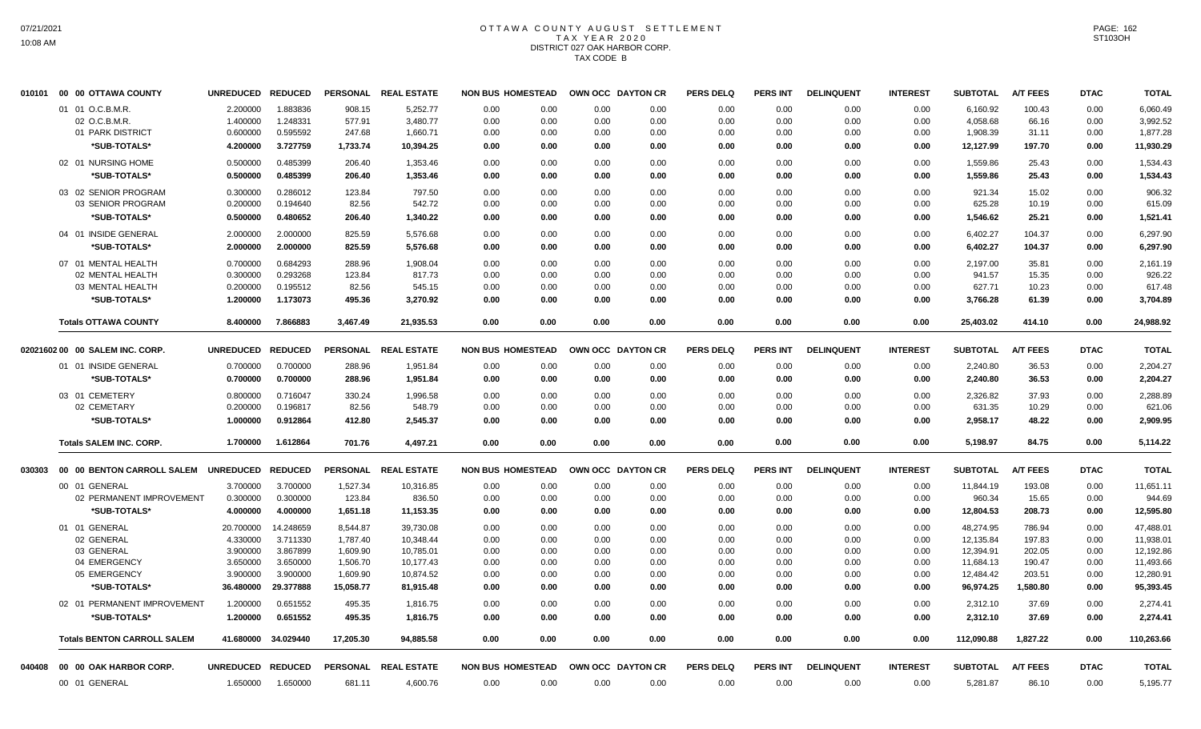# OTTAWA COUNTY AUGUST SETTLEMENT
## TAX YEAR 2020
## DISTRICT 027 OAK HARBOR CORP.
## TAX CODE B

| | UNREDUCED | REDUCED | PERSONAL | REAL ESTATE | NON BUS | HOMESTEAD | OWN OCC | DAYTON CR | PERS DELQ | PERS INT | DELINQUENT | INTEREST | SUBTOTAL | A/T FEES | DTAC | TOTAL |
|---|---|---|---|---|---|---|---|---|---|---|---|---|---|---|---|---|
| **010101 00 00 OTTAWA COUNTY** | | | | | | | | | | | | | | | | |
| 01 01 O.C.B.M.R. | 2.200000 | 1.883836 | 908.15 | 5,252.77 | 0.00 | 0.00 | 0.00 | 0.00 | 0.00 | 0.00 | 0.00 | 0.00 | 6,160.92 | 100.43 | 0.00 | 6,060.49 |
| 02 O.C.B.M.R. | 1.400000 | 1.248331 | 577.91 | 3,480.77 | 0.00 | 0.00 | 0.00 | 0.00 | 0.00 | 0.00 | 0.00 | 0.00 | 4,058.68 | 66.16 | 0.00 | 3,992.52 |
| 01 PARK DISTRICT | 0.600000 | 0.595592 | 247.68 | 1,660.71 | 0.00 | 0.00 | 0.00 | 0.00 | 0.00 | 0.00 | 0.00 | 0.00 | 1,908.39 | 31.11 | 0.00 | 1,877.28 |
| *SUB-TOTALS* | 4.200000 | 3.727759 | 1,733.74 | 10,394.25 | 0.00 | 0.00 | 0.00 | 0.00 | 0.00 | 0.00 | 0.00 | 0.00 | 12,127.99 | 197.70 | 0.00 | 11,930.29 |
| 02 01 NURSING HOME | 0.500000 | 0.485399 | 206.40 | 1,353.46 | 0.00 | 0.00 | 0.00 | 0.00 | 0.00 | 0.00 | 0.00 | 0.00 | 1,559.86 | 25.43 | 0.00 | 1,534.43 |
| *SUB-TOTALS* | 0.500000 | 0.485399 | 206.40 | 1,353.46 | 0.00 | 0.00 | 0.00 | 0.00 | 0.00 | 0.00 | 0.00 | 0.00 | 1,559.86 | 25.43 | 0.00 | 1,534.43 |
| 03 02 SENIOR PROGRAM | 0.300000 | 0.286012 | 123.84 | 797.50 | 0.00 | 0.00 | 0.00 | 0.00 | 0.00 | 0.00 | 0.00 | 0.00 | 921.34 | 15.02 | 0.00 | 906.32 |
| 03 SENIOR PROGRAM | 0.200000 | 0.194640 | 82.56 | 542.72 | 0.00 | 0.00 | 0.00 | 0.00 | 0.00 | 0.00 | 0.00 | 0.00 | 625.28 | 10.19 | 0.00 | 615.09 |
| *SUB-TOTALS* | 0.500000 | 0.480652 | 206.40 | 1,340.22 | 0.00 | 0.00 | 0.00 | 0.00 | 0.00 | 0.00 | 0.00 | 0.00 | 1,546.62 | 25.21 | 0.00 | 1,521.41 |
| 04 01 INSIDE GENERAL | 2.000000 | 2.000000 | 825.59 | 5,576.68 | 0.00 | 0.00 | 0.00 | 0.00 | 0.00 | 0.00 | 0.00 | 0.00 | 6,402.27 | 104.37 | 0.00 | 6,297.90 |
| *SUB-TOTALS* | 2.000000 | 2.000000 | 825.59 | 5,576.68 | 0.00 | 0.00 | 0.00 | 0.00 | 0.00 | 0.00 | 0.00 | 0.00 | 6,402.27 | 104.37 | 0.00 | 6,297.90 |
| 07 01 MENTAL HEALTH | 0.700000 | 0.684293 | 288.96 | 1,908.04 | 0.00 | 0.00 | 0.00 | 0.00 | 0.00 | 0.00 | 0.00 | 0.00 | 2,197.00 | 35.81 | 0.00 | 2,161.19 |
| 02 MENTAL HEALTH | 0.300000 | 0.293268 | 123.84 | 817.73 | 0.00 | 0.00 | 0.00 | 0.00 | 0.00 | 0.00 | 0.00 | 0.00 | 941.57 | 15.35 | 0.00 | 926.22 |
| 03 MENTAL HEALTH | 0.200000 | 0.195512 | 82.56 | 545.15 | 0.00 | 0.00 | 0.00 | 0.00 | 0.00 | 0.00 | 0.00 | 0.00 | 627.71 | 10.23 | 0.00 | 617.48 |
| *SUB-TOTALS* | 1.200000 | 1.173073 | 495.36 | 3,270.92 | 0.00 | 0.00 | 0.00 | 0.00 | 0.00 | 0.00 | 0.00 | 0.00 | 3,766.28 | 61.39 | 0.00 | 3,704.89 |
| **Totals OTTAWA COUNTY** | 8.400000 | 7.866883 | 3,467.49 | 21,935.53 | 0.00 | 0.00 | 0.00 | 0.00 | 0.00 | 0.00 | 0.00 | 0.00 | 25,403.02 | 414.10 | 0.00 | 24,988.92 |

| | UNREDUCED | REDUCED | PERSONAL | REAL ESTATE | NON BUS | HOMESTEAD | OWN OCC | DAYTON CR | PERS DELQ | PERS INT | DELINQUENT | INTEREST | SUBTOTAL | A/T FEES | DTAC | TOTAL |
|---|---|---|---|---|---|---|---|---|---|---|---|---|---|---|---|---|
| **02021602 00 00 SALEM INC. CORP.** | | | | | | | | | | | | | | | | |
| 01 01 INSIDE GENERAL | 0.700000 | 0.700000 | 288.96 | 1,951.84 | 0.00 | 0.00 | 0.00 | 0.00 | 0.00 | 0.00 | 0.00 | 0.00 | 2,240.80 | 36.53 | 0.00 | 2,204.27 |
| *SUB-TOTALS* | 0.700000 | 0.700000 | 288.96 | 1,951.84 | 0.00 | 0.00 | 0.00 | 0.00 | 0.00 | 0.00 | 0.00 | 0.00 | 2,240.80 | 36.53 | 0.00 | 2,204.27 |
| 03 01 CEMETERY | 0.800000 | 0.716047 | 330.24 | 1,996.58 | 0.00 | 0.00 | 0.00 | 0.00 | 0.00 | 0.00 | 0.00 | 0.00 | 2,326.82 | 37.93 | 0.00 | 2,288.89 |
| 02 CEMETARY | 0.200000 | 0.196817 | 82.56 | 548.79 | 0.00 | 0.00 | 0.00 | 0.00 | 0.00 | 0.00 | 0.00 | 0.00 | 631.35 | 10.29 | 0.00 | 621.06 |
| *SUB-TOTALS* | 1.000000 | 0.912864 | 412.80 | 2,545.37 | 0.00 | 0.00 | 0.00 | 0.00 | 0.00 | 0.00 | 0.00 | 0.00 | 2,958.17 | 48.22 | 0.00 | 2,909.95 |
| **Totals SALEM INC. CORP.** | 1.700000 | 1.612864 | 701.76 | 4,497.21 | 0.00 | 0.00 | 0.00 | 0.00 | 0.00 | 0.00 | 0.00 | 0.00 | 5,198.97 | 84.75 | 0.00 | 5,114.22 |

| | UNREDUCED | REDUCED | PERSONAL | REAL ESTATE | NON BUS | HOMESTEAD | OWN OCC | DAYTON CR | PERS DELQ | PERS INT | DELINQUENT | INTEREST | SUBTOTAL | A/T FEES | DTAC | TOTAL |
|---|---|---|---|---|---|---|---|---|---|---|---|---|---|---|---|---|
| **030303 00 00 BENTON CARROLL SALEM** | | | | | | | | | | | | | | | | |
| 00 01 GENERAL | 3.700000 | 3.700000 | 1,527.34 | 10,316.85 | 0.00 | 0.00 | 0.00 | 0.00 | 0.00 | 0.00 | 0.00 | 0.00 | 11,844.19 | 193.08 | 0.00 | 11,651.11 |
| 02 PERMANENT IMPROVEMENT | 0.300000 | 0.300000 | 123.84 | 836.50 | 0.00 | 0.00 | 0.00 | 0.00 | 0.00 | 0.00 | 0.00 | 0.00 | 960.34 | 15.65 | 0.00 | 944.69 |
| *SUB-TOTALS* | 4.000000 | 4.000000 | 1,651.18 | 11,153.35 | 0.00 | 0.00 | 0.00 | 0.00 | 0.00 | 0.00 | 0.00 | 0.00 | 12,804.53 | 208.73 | 0.00 | 12,595.80 |
| 01 01 GENERAL | 20.700000 | 14.248659 | 8,544.87 | 39,730.08 | 0.00 | 0.00 | 0.00 | 0.00 | 0.00 | 0.00 | 0.00 | 0.00 | 48,274.95 | 786.94 | 0.00 | 47,488.01 |
| 02 GENERAL | 4.330000 | 3.711330 | 1,787.40 | 10,348.44 | 0.00 | 0.00 | 0.00 | 0.00 | 0.00 | 0.00 | 0.00 | 0.00 | 12,135.84 | 197.83 | 0.00 | 11,938.01 |
| 03 GENERAL | 3.900000 | 3.867899 | 1,609.90 | 10,785.01 | 0.00 | 0.00 | 0.00 | 0.00 | 0.00 | 0.00 | 0.00 | 0.00 | 12,394.91 | 202.05 | 0.00 | 12,192.86 |
| 04 EMERGENCY | 3.650000 | 3.650000 | 1,506.70 | 10,177.43 | 0.00 | 0.00 | 0.00 | 0.00 | 0.00 | 0.00 | 0.00 | 0.00 | 11,684.13 | 190.47 | 0.00 | 11,493.66 |
| 05 EMERGENCY | 3.900000 | 3.900000 | 1,609.90 | 10,874.52 | 0.00 | 0.00 | 0.00 | 0.00 | 0.00 | 0.00 | 0.00 | 0.00 | 12,484.42 | 203.51 | 0.00 | 12,280.91 |
| *SUB-TOTALS* | 36.480000 | 29.377888 | 15,058.77 | 81,915.48 | 0.00 | 0.00 | 0.00 | 0.00 | 0.00 | 0.00 | 0.00 | 0.00 | 96,974.25 | 1,580.80 | 0.00 | 95,393.45 |
| 02 01 PERMANENT IMPROVEMENT | 1.200000 | 0.651552 | 495.35 | 1,816.75 | 0.00 | 0.00 | 0.00 | 0.00 | 0.00 | 0.00 | 0.00 | 0.00 | 2,312.10 | 37.69 | 0.00 | 2,274.41 |
| *SUB-TOTALS* | 1.200000 | 0.651552 | 495.35 | 1,816.75 | 0.00 | 0.00 | 0.00 | 0.00 | 0.00 | 0.00 | 0.00 | 0.00 | 2,312.10 | 37.69 | 0.00 | 2,274.41 |
| **Totals BENTON CARROLL SALEM** | 41.680000 | 34.029440 | 17,205.30 | 94,885.58 | 0.00 | 0.00 | 0.00 | 0.00 | 0.00 | 0.00 | 0.00 | 0.00 | 112,090.88 | 1,827.22 | 0.00 | 110,263.66 |

| | UNREDUCED | REDUCED | PERSONAL | REAL ESTATE | NON BUS | HOMESTEAD | OWN OCC | DAYTON CR | PERS DELQ | PERS INT | DELINQUENT | INTEREST | SUBTOTAL | A/T FEES | DTAC | TOTAL |
|---|---|---|---|---|---|---|---|---|---|---|---|---|---|---|---|---|
| **040408 00 00 OAK HARBOR CORP.** | | | | | | | | | | | | | | | | |
| 00 01 GENERAL | 1.650000 | 1.650000 | 681.11 | 4,600.76 | 0.00 | 0.00 | 0.00 | 0.00 | 0.00 | 0.00 | 0.00 | 0.00 | 5,281.87 | 86.10 | 0.00 | 5,195.77 |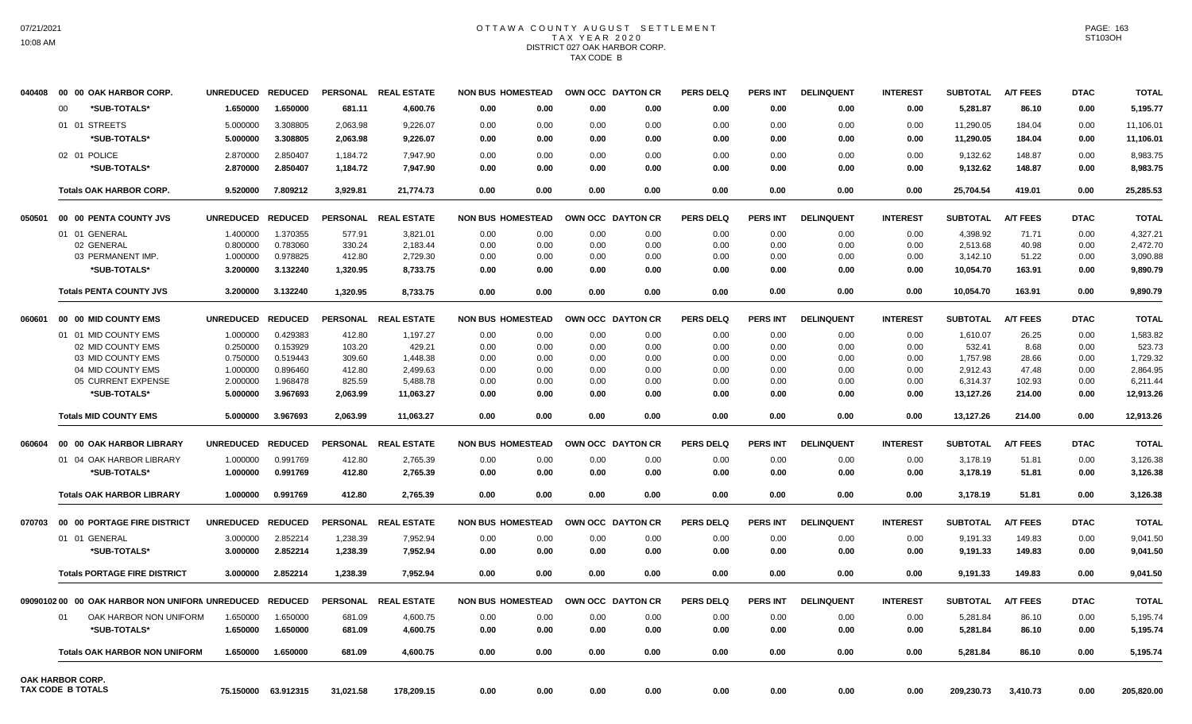# OTTAWA COUNTY AUGUST SETTLEMENT
## TAX YEAR 2020
### DISTRICT 027 OAK HARBOR CORP.
### TAX CODE B

| | | UNREDUCED | REDUCED | PERSONAL | REAL ESTATE | NON BUS | HOMESTEAD | OWN OCC | DAYTON CR | PERS DELQ | PERS INT | DELINQUENT | INTEREST | SUBTOTAL | A/T FEES | DTAC | TOTAL |
|---|---|---|---|---|---|---|---|---|---|---|---|---|---|---|---|---|---|
| 040408 | 00 00 OAK HARBOR CORP. | UNREDUCED | REDUCED | PERSONAL | REAL ESTATE | NON BUS | HOMESTEAD | OWN OCC | DAYTON CR | PERS DELQ | PERS INT | DELINQUENT | INTEREST | SUBTOTAL | A/T FEES | DTAC | TOTAL |
| | 00 *SUB-TOTALS* | 1.650000 | 1.650000 | 681.11 | 4,600.76 | 0.00 | 0.00 | 0.00 | 0.00 | 0.00 | 0.00 | 0.00 | 0.00 | 5,281.87 | 86.10 | 0.00 | 5,195.77 |
| | 01 01 STREETS | 5.000000 | 3.308805 | 2,063.98 | 9,226.07 | 0.00 | 0.00 | 0.00 | 0.00 | 0.00 | 0.00 | 0.00 | 0.00 | 11,290.05 | 184.04 | 0.00 | 11,106.01 |
| | *SUB-TOTALS* | 5.000000 | 3.308805 | 2,063.98 | 9,226.07 | 0.00 | 0.00 | 0.00 | 0.00 | 0.00 | 0.00 | 0.00 | 0.00 | 11,290.05 | 184.04 | 0.00 | 11,106.01 |
| | 02 01 POLICE | 2.870000 | 2.850407 | 1,184.72 | 7,947.90 | 0.00 | 0.00 | 0.00 | 0.00 | 0.00 | 0.00 | 0.00 | 0.00 | 9,132.62 | 148.87 | 0.00 | 8,983.75 |
| | *SUB-TOTALS* | 2.870000 | 2.850407 | 1,184.72 | 7,947.90 | 0.00 | 0.00 | 0.00 | 0.00 | 0.00 | 0.00 | 0.00 | 0.00 | 9,132.62 | 148.87 | 0.00 | 8,983.75 |
| | **Totals OAK HARBOR CORP.** | 9.520000 | 7.809212 | 3,929.81 | 21,774.73 | 0.00 | 0.00 | 0.00 | 0.00 | 0.00 | 0.00 | 0.00 | 0.00 | 25,704.54 | 419.01 | 0.00 | 25,285.53 |
| 050501 | 00 00 PENTA COUNTY JVS | UNREDUCED | REDUCED | PERSONAL | REAL ESTATE | NON BUS | HOMESTEAD | OWN OCC | DAYTON CR | PERS DELQ | PERS INT | DELINQUENT | INTEREST | SUBTOTAL | A/T FEES | DTAC | TOTAL |
| | 01 01 GENERAL | 1.400000 | 1.370355 | 577.91 | 3,821.01 | 0.00 | 0.00 | 0.00 | 0.00 | 0.00 | 0.00 | 0.00 | 0.00 | 4,398.92 | 71.71 | 0.00 | 4,327.21 |
| | 02 GENERAL | 0.800000 | 0.783060 | 330.24 | 2,183.44 | 0.00 | 0.00 | 0.00 | 0.00 | 0.00 | 0.00 | 0.00 | 0.00 | 2,513.68 | 40.98 | 0.00 | 2,472.70 |
| | 03 PERMANENT IMP. | 1.000000 | 0.978825 | 412.80 | 2,729.30 | 0.00 | 0.00 | 0.00 | 0.00 | 0.00 | 0.00 | 0.00 | 0.00 | 3,142.10 | 51.22 | 0.00 | 3,090.88 |
| | *SUB-TOTALS* | 3.200000 | 3.132240 | 1,320.95 | 8,733.75 | 0.00 | 0.00 | 0.00 | 0.00 | 0.00 | 0.00 | 0.00 | 0.00 | 10,054.70 | 163.91 | 0.00 | 9,890.79 |
| | **Totals PENTA COUNTY JVS** | 3.200000 | 3.132240 | 1,320.95 | 8,733.75 | 0.00 | 0.00 | 0.00 | 0.00 | 0.00 | 0.00 | 0.00 | 0.00 | 10,054.70 | 163.91 | 0.00 | 9,890.79 |
| 060601 | 00 00 MID COUNTY EMS | UNREDUCED | REDUCED | PERSONAL | REAL ESTATE | NON BUS | HOMESTEAD | OWN OCC | DAYTON CR | PERS DELQ | PERS INT | DELINQUENT | INTEREST | SUBTOTAL | A/T FEES | DTAC | TOTAL |
| | 01 01 MID COUNTY EMS | 1.000000 | 0.429383 | 412.80 | 1,197.27 | 0.00 | 0.00 | 0.00 | 0.00 | 0.00 | 0.00 | 0.00 | 0.00 | 1,610.07 | 26.25 | 0.00 | 1,583.82 |
| | 02 MID COUNTY EMS | 0.250000 | 0.153929 | 103.20 | 429.21 | 0.00 | 0.00 | 0.00 | 0.00 | 0.00 | 0.00 | 0.00 | 0.00 | 532.41 | 8.68 | 0.00 | 523.73 |
| | 03 MID COUNTY EMS | 0.750000 | 0.519443 | 309.60 | 1,448.38 | 0.00 | 0.00 | 0.00 | 0.00 | 0.00 | 0.00 | 0.00 | 0.00 | 1,757.98 | 28.66 | 0.00 | 1,729.32 |
| | 04 MID COUNTY EMS | 1.000000 | 0.896460 | 412.80 | 2,499.63 | 0.00 | 0.00 | 0.00 | 0.00 | 0.00 | 0.00 | 0.00 | 0.00 | 2,912.43 | 47.48 | 0.00 | 2,864.95 |
| | 05 CURRENT EXPENSE | 2.000000 | 1.968478 | 825.59 | 5,488.78 | 0.00 | 0.00 | 0.00 | 0.00 | 0.00 | 0.00 | 0.00 | 0.00 | 6,314.37 | 102.93 | 0.00 | 6,211.44 |
| | *SUB-TOTALS* | 5.000000 | 3.967693 | 2,063.99 | 11,063.27 | 0.00 | 0.00 | 0.00 | 0.00 | 0.00 | 0.00 | 0.00 | 0.00 | 13,127.26 | 214.00 | 0.00 | 12,913.26 |
| | **Totals MID COUNTY EMS** | 5.000000 | 3.967693 | 2,063.99 | 11,063.27 | 0.00 | 0.00 | 0.00 | 0.00 | 0.00 | 0.00 | 0.00 | 0.00 | 13,127.26 | 214.00 | 0.00 | 12,913.26 |
| 060604 | 00 00 OAK HARBOR LIBRARY | UNREDUCED | REDUCED | PERSONAL | REAL ESTATE | NON BUS | HOMESTEAD | OWN OCC | DAYTON CR | PERS DELQ | PERS INT | DELINQUENT | INTEREST | SUBTOTAL | A/T FEES | DTAC | TOTAL |
| | 01 04 OAK HARBOR LIBRARY | 1.000000 | 0.991769 | 412.80 | 2,765.39 | 0.00 | 0.00 | 0.00 | 0.00 | 0.00 | 0.00 | 0.00 | 0.00 | 3,178.19 | 51.81 | 0.00 | 3,126.38 |
| | *SUB-TOTALS* | 1.000000 | 0.991769 | 412.80 | 2,765.39 | 0.00 | 0.00 | 0.00 | 0.00 | 0.00 | 0.00 | 0.00 | 0.00 | 3,178.19 | 51.81 | 0.00 | 3,126.38 |
| | **Totals OAK HARBOR LIBRARY** | 1.000000 | 0.991769 | 412.80 | 2,765.39 | 0.00 | 0.00 | 0.00 | 0.00 | 0.00 | 0.00 | 0.00 | 0.00 | 3,178.19 | 51.81 | 0.00 | 3,126.38 |
| 070703 | 00 00 PORTAGE FIRE DISTRICT | UNREDUCED | REDUCED | PERSONAL | REAL ESTATE | NON BUS | HOMESTEAD | OWN OCC | DAYTON CR | PERS DELQ | PERS INT | DELINQUENT | INTEREST | SUBTOTAL | A/T FEES | DTAC | TOTAL |
| | 01 01 GENERAL | 3.000000 | 2.852214 | 1,238.39 | 7,952.94 | 0.00 | 0.00 | 0.00 | 0.00 | 0.00 | 0.00 | 0.00 | 0.00 | 9,191.33 | 149.83 | 0.00 | 9,041.50 |
| | *SUB-TOTALS* | 3.000000 | 2.852214 | 1,238.39 | 7,952.94 | 0.00 | 0.00 | 0.00 | 0.00 | 0.00 | 0.00 | 0.00 | 0.00 | 9,191.33 | 149.83 | 0.00 | 9,041.50 |
| | **Totals PORTAGE FIRE DISTRICT** | 3.000000 | 2.852214 | 1,238.39 | 7,952.94 | 0.00 | 0.00 | 0.00 | 0.00 | 0.00 | 0.00 | 0.00 | 0.00 | 9,191.33 | 149.83 | 0.00 | 9,041.50 |
| 09090102 | 00 00 OAK HARBOR NON UNIFORM | UNREDUCED | REDUCED | PERSONAL | REAL ESTATE | NON BUS | HOMESTEAD | OWN OCC | DAYTON CR | PERS DELQ | PERS INT | DELINQUENT | INTEREST | SUBTOTAL | A/T FEES | DTAC | TOTAL |
| | 01 OAK HARBOR NON UNIFORM | 1.650000 | 1.650000 | 681.09 | 4,600.75 | 0.00 | 0.00 | 0.00 | 0.00 | 0.00 | 0.00 | 0.00 | 0.00 | 5,281.84 | 86.10 | 0.00 | 5,195.74 |
| | *SUB-TOTALS* | 1.650000 | 1.650000 | 681.09 | 4,600.75 | 0.00 | 0.00 | 0.00 | 0.00 | 0.00 | 0.00 | 0.00 | 0.00 | 5,281.84 | 86.10 | 0.00 | 5,195.74 |
| | **Totals OAK HARBOR NON UNIFORM** | 1.650000 | 1.650000 | 681.09 | 4,600.75 | 0.00 | 0.00 | 0.00 | 0.00 | 0.00 | 0.00 | 0.00 | 0.00 | 5,281.84 | 86.10 | 0.00 | 5,195.74 |
| OAK HARBOR CORP. TAX CODE B TOTALS | | 75.150000 | 63.912315 | 31,021.58 | 178,209.15 | 0.00 | 0.00 | 0.00 | 0.00 | 0.00 | 0.00 | 0.00 | 0.00 | 209,230.73 | 3,410.73 | 0.00 | 205,820.00 |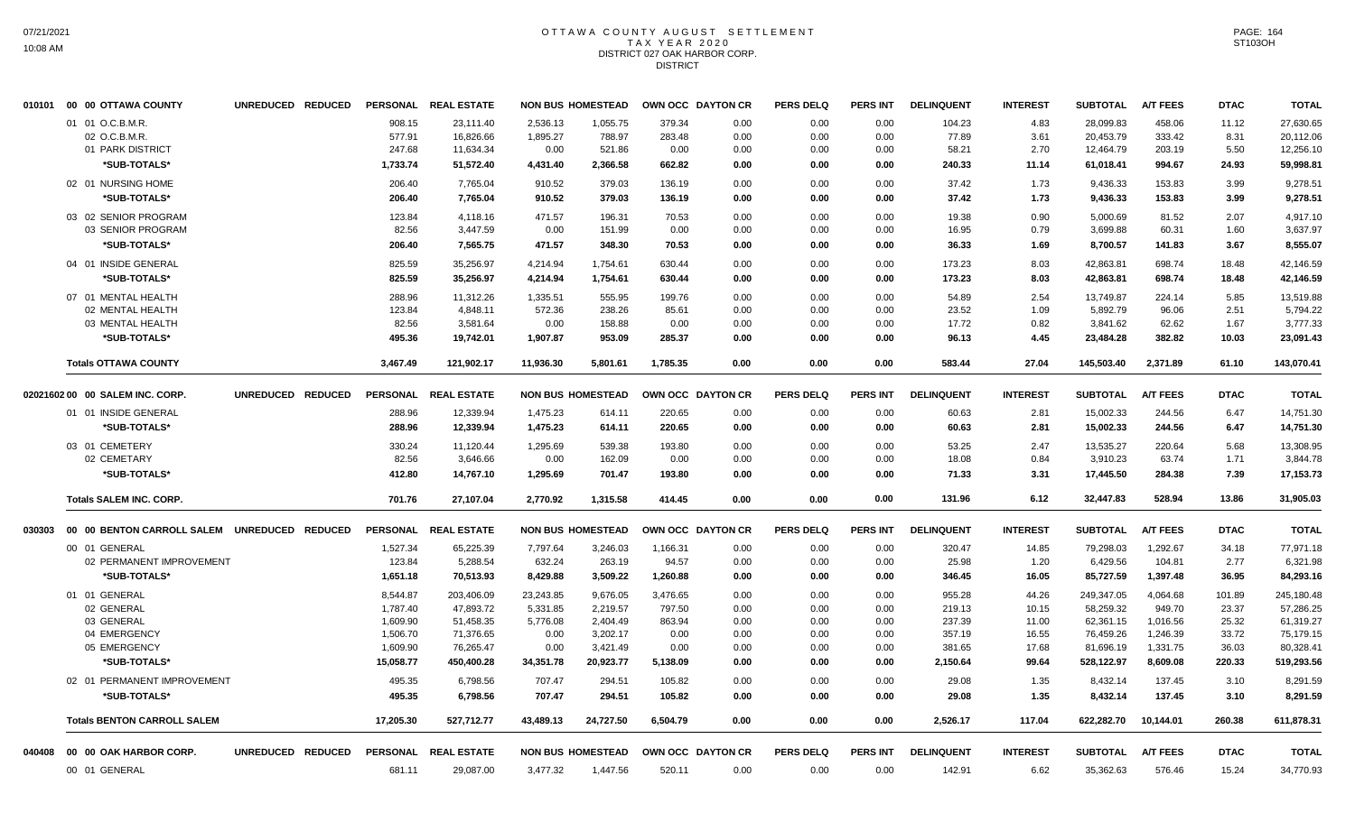# OTTAWA COUNTY AUGUST SETTLEMENT
## TAX YEAR 2020
## DISTRICT 027 OAK HARBOR CORP.
## DISTRICT

| | | UNREDUCED | REDUCED | PERSONAL | REAL ESTATE | NON BUS | HOMESTEAD | OWN OCC | DAYTON CR | PERS DELQ | PERS INT | DELINQUENT | INTEREST | SUBTOTAL | A/T FEES | DTAC | TOTAL |
|---|---|---|---|---|---|---|---|---|---|---|---|---|---|---|---|---|---|
| 010101 | 00 00 OTTAWA COUNTY | | | | | | | | | | | | | | | | |
| | 01 01 O.C.B.M.R. | | | 908.15 | 23,111.40 | 2,536.13 | 1,055.75 | 379.34 | 0.00 | 0.00 | 0.00 | 104.23 | 4.83 | 28,099.83 | 458.06 | 11.12 | 27,630.65 |
| | 02 O.C.B.M.R. | | | 577.91 | 16,826.66 | 1,895.27 | 788.97 | 283.48 | 0.00 | 0.00 | 0.00 | 77.89 | 3.61 | 20,453.79 | 333.42 | 8.31 | 20,112.06 |
| | 01 PARK DISTRICT | | | 247.68 | 11,634.34 | 0.00 | 521.86 | 0.00 | 0.00 | 0.00 | 0.00 | 58.21 | 2.70 | 12,464.79 | 203.19 | 5.50 | 12,256.10 |
| | *SUB-TOTALS* | | | 1,733.74 | 51,572.40 | 4,431.40 | 2,366.58 | 662.82 | 0.00 | 0.00 | 0.00 | 240.33 | 11.14 | 61,018.41 | 994.67 | 24.93 | 59,998.81 |
| | 02 01 NURSING HOME | | | 206.40 | 7,765.04 | 910.52 | 379.03 | 136.19 | 0.00 | 0.00 | 0.00 | 37.42 | 1.73 | 9,436.33 | 153.83 | 3.99 | 9,278.51 |
| | *SUB-TOTALS* | | | 206.40 | 7,765.04 | 910.52 | 379.03 | 136.19 | 0.00 | 0.00 | 0.00 | 37.42 | 1.73 | 9,436.33 | 153.83 | 3.99 | 9,278.51 |
| | 03 02 SENIOR PROGRAM | | | 123.84 | 4,118.16 | 471.57 | 196.31 | 70.53 | 0.00 | 0.00 | 0.00 | 19.38 | 0.90 | 5,000.69 | 81.52 | 2.07 | 4,917.10 |
| | 03 SENIOR PROGRAM | | | 82.56 | 3,447.59 | 0.00 | 151.99 | 0.00 | 0.00 | 0.00 | 0.00 | 16.95 | 0.79 | 3,699.88 | 60.31 | 1.60 | 3,637.97 |
| | *SUB-TOTALS* | | | 206.40 | 7,565.75 | 471.57 | 348.30 | 70.53 | 0.00 | 0.00 | 0.00 | 36.33 | 1.69 | 8,700.57 | 141.83 | 3.67 | 8,555.07 |
| | 04 01 INSIDE GENERAL | | | 825.59 | 35,256.97 | 4,214.94 | 1,754.61 | 630.44 | 0.00 | 0.00 | 0.00 | 173.23 | 8.03 | 42,863.81 | 698.74 | 18.48 | 42,146.59 |
| | *SUB-TOTALS* | | | 825.59 | 35,256.97 | 4,214.94 | 1,754.61 | 630.44 | 0.00 | 0.00 | 0.00 | 173.23 | 8.03 | 42,863.81 | 698.74 | 18.48 | 42,146.59 |
| | 07 01 MENTAL HEALTH | | | 288.96 | 11,312.26 | 1,335.51 | 555.95 | 199.76 | 0.00 | 0.00 | 0.00 | 54.89 | 2.54 | 13,749.87 | 224.14 | 5.85 | 13,519.88 |
| | 02 MENTAL HEALTH | | | 123.84 | 4,848.11 | 572.36 | 238.26 | 85.61 | 0.00 | 0.00 | 0.00 | 23.52 | 1.09 | 5,892.79 | 96.06 | 2.51 | 5,794.22 |
| | 03 MENTAL HEALTH | | | 82.56 | 3,581.64 | 0.00 | 158.88 | 0.00 | 0.00 | 0.00 | 0.00 | 17.72 | 0.82 | 3,841.62 | 62.62 | 1.67 | 3,777.33 |
| | *SUB-TOTALS* | | | 495.36 | 19,742.01 | 1,907.87 | 953.09 | 285.37 | 0.00 | 0.00 | 0.00 | 96.13 | 4.45 | 23,484.28 | 382.82 | 10.03 | 23,091.43 |
| | **Totals OTTAWA COUNTY** | | | 3,467.49 | 121,902.17 | 11,936.30 | 5,801.61 | 1,785.35 | 0.00 | 0.00 | 0.00 | 583.44 | 27.04 | 145,503.40 | 2,371.89 | 61.10 | 143,070.41 |

| | | UNREDUCED | REDUCED | PERSONAL | REAL ESTATE | NON BUS | HOMESTEAD | OWN OCC | DAYTON CR | PERS DELQ | PERS INT | DELINQUENT | INTEREST | SUBTOTAL | A/T FEES | DTAC | TOTAL |
|---|---|---|---|---|---|---|---|---|---|---|---|---|---|---|---|---|---|
| 02021602 | 00 00 SALEM INC. CORP. | | | | | | | | | | | | | | | | |
| | 01 01 INSIDE GENERAL | | | 288.96 | 12,339.94 | 1,475.23 | 614.11 | 220.65 | 0.00 | 0.00 | 0.00 | 60.63 | 2.81 | 15,002.33 | 244.56 | 6.47 | 14,751.30 |
| | *SUB-TOTALS* | | | 288.96 | 12,339.94 | 1,475.23 | 614.11 | 220.65 | 0.00 | 0.00 | 0.00 | 60.63 | 2.81 | 15,002.33 | 244.56 | 6.47 | 14,751.30 |
| | 03 01 CEMETERY | | | 330.24 | 11,120.44 | 1,295.69 | 539.38 | 193.80 | 0.00 | 0.00 | 0.00 | 53.25 | 2.47 | 13,535.27 | 220.64 | 5.68 | 13,308.95 |
| | 02 CEMETARY | | | 82.56 | 3,646.66 | 0.00 | 162.09 | 0.00 | 0.00 | 0.00 | 0.00 | 18.08 | 0.84 | 3,910.23 | 63.74 | 1.71 | 3,844.78 |
| | *SUB-TOTALS* | | | 412.80 | 14,767.10 | 1,295.69 | 701.47 | 193.80 | 0.00 | 0.00 | 0.00 | 71.33 | 3.31 | 17,445.50 | 284.38 | 7.39 | 17,153.73 |
| | **Totals SALEM INC. CORP.** | | | 701.76 | 27,107.04 | 2,770.92 | 1,315.58 | 414.45 | 0.00 | 0.00 | 0.00 | 131.96 | 6.12 | 32,447.83 | 528.94 | 13.86 | 31,905.03 |

| | | UNREDUCED | REDUCED | PERSONAL | REAL ESTATE | NON BUS | HOMESTEAD | OWN OCC | DAYTON CR | PERS DELQ | PERS INT | DELINQUENT | INTEREST | SUBTOTAL | A/T FEES | DTAC | TOTAL |
|---|---|---|---|---|---|---|---|---|---|---|---|---|---|---|---|---|---|
| 030303 | 00 00 BENTON CARROLL SALEM | | | | | | | | | | | | | | | | |
| | 00 01 GENERAL | | | 1,527.34 | 65,225.39 | 7,797.64 | 3,246.03 | 1,166.31 | 0.00 | 0.00 | 0.00 | 320.47 | 14.85 | 79,298.03 | 1,292.67 | 34.18 | 77,971.18 |
| | 02 PERMANENT IMPROVEMENT | | | 123.84 | 5,288.54 | 632.24 | 263.19 | 94.57 | 0.00 | 0.00 | 0.00 | 25.98 | 1.20 | 6,429.56 | 104.81 | 2.77 | 6,321.98 |
| | *SUB-TOTALS* | | | 1,651.18 | 70,513.93 | 8,429.88 | 3,509.22 | 1,260.88 | 0.00 | 0.00 | 0.00 | 346.45 | 16.05 | 85,727.59 | 1,397.48 | 36.95 | 84,293.16 |
| | 01 01 GENERAL | | | 8,544.87 | 203,406.09 | 23,243.85 | 9,676.05 | 3,476.65 | 0.00 | 0.00 | 0.00 | 955.28 | 44.26 | 249,347.05 | 4,064.68 | 101.89 | 245,180.48 |
| | 02 GENERAL | | | 1,787.40 | 47,893.72 | 5,331.85 | 2,219.57 | 797.50 | 0.00 | 0.00 | 0.00 | 219.13 | 10.15 | 58,259.32 | 949.70 | 23.37 | 57,286.25 |
| | 03 GENERAL | | | 1,609.90 | 51,458.35 | 5,776.08 | 2,404.49 | 863.94 | 0.00 | 0.00 | 0.00 | 237.39 | 11.00 | 62,361.15 | 1,016.56 | 25.32 | 61,319.27 |
| | 04 EMERGENCY | | | 1,506.70 | 71,376.65 | 0.00 | 3,202.17 | 0.00 | 0.00 | 0.00 | 0.00 | 357.19 | 16.55 | 76,459.26 | 1,246.39 | 33.72 | 75,179.15 |
| | 05 EMERGENCY | | | 1,609.90 | 76,265.47 | 0.00 | 3,421.49 | 0.00 | 0.00 | 0.00 | 0.00 | 381.65 | 17.68 | 81,696.19 | 1,331.75 | 36.03 | 80,328.41 |
| | *SUB-TOTALS* | | | 15,058.77 | 450,400.28 | 34,351.78 | 20,923.77 | 5,138.09 | 0.00 | 0.00 | 0.00 | 2,150.64 | 99.64 | 528,122.97 | 8,609.08 | 220.33 | 519,293.56 |
| | 02 01 PERMANENT IMPROVEMENT | | | 495.35 | 6,798.56 | 707.47 | 294.51 | 105.82 | 0.00 | 0.00 | 0.00 | 29.08 | 1.35 | 8,432.14 | 137.45 | 3.10 | 8,291.59 |
| | *SUB-TOTALS* | | | 495.35 | 6,798.56 | 707.47 | 294.51 | 105.82 | 0.00 | 0.00 | 0.00 | 29.08 | 1.35 | 8,432.14 | 137.45 | 3.10 | 8,291.59 |
| | **Totals BENTON CARROLL SALEM** | | | 17,205.30 | 527,712.77 | 43,489.13 | 24,727.50 | 6,504.79 | 0.00 | 0.00 | 0.00 | 2,526.17 | 117.04 | 622,282.70 | 10,144.01 | 260.38 | 611,878.31 |

| | | UNREDUCED | REDUCED | PERSONAL | REAL ESTATE | NON BUS | HOMESTEAD | OWN OCC | DAYTON CR | PERS DELQ | PERS INT | DELINQUENT | INTEREST | SUBTOTAL | A/T FEES | DTAC | TOTAL |
|---|---|---|---|---|---|---|---|---|---|---|---|---|---|---|---|---|---|
| 040408 | 00 00 OAK HARBOR CORP. | | | | | | | | | | | | | | | | |
| | 00 01 GENERAL | | | 681.11 | 29,087.00 | 3,477.32 | 1,447.56 | 520.11 | 0.00 | 0.00 | 0.00 | 142.91 | 6.62 | 35,362.63 | 576.46 | 15.24 | 34,770.93 |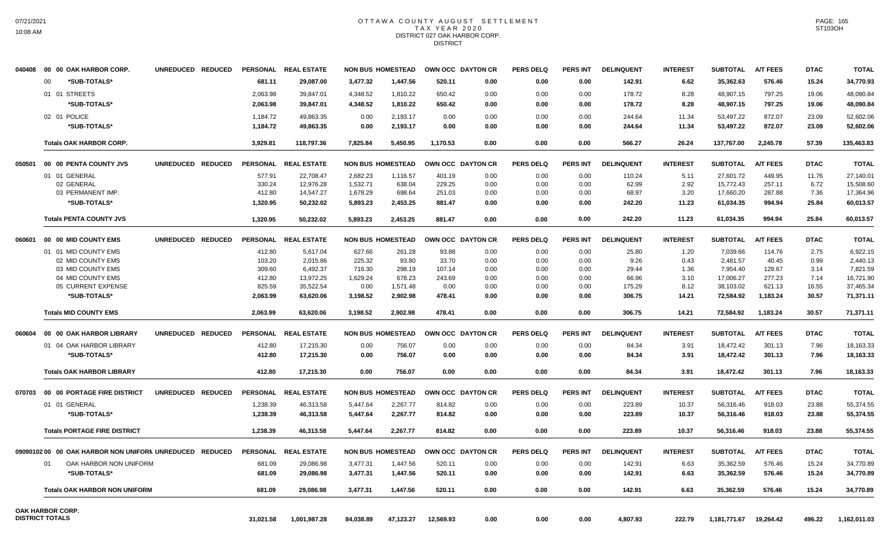# OTTAWA COUNTY AUGUST SETTLEMENT
## TAX YEAR 2020
## DISTRICT 027 OAK HARBOR CORP.
## DISTRICT

| | | UNREDUCED | REDUCED | PERSONAL | REAL ESTATE | NON BUS | HOMESTEAD | OWN OCC | DAYTON CR | PERS DELQ | PERS INT | DELINQUENT | INTEREST | SUBTOTAL | A/T FEES | DTAC | TOTAL |
|---|---|---|---|---|---|---|---|---|---|---|---|---|---|---|---|---|---|
| 040408 | 00 00 OAK HARBOR CORP. | | | | | | | | | | | | | | | | |
| | 00 *SUB-TOTALS* | | | 681.11 | 29,087.00 | 3,477.32 | 1,447.56 | 520.11 | 0.00 | 0.00 | 0.00 | 142.91 | 6.62 | 35,362.63 | 576.46 | 15.24 | 34,770.93 |
| | 01 01 STREETS | | | 2,063.98 | 39,847.01 | 4,348.52 | 1,810.22 | 650.42 | 0.00 | 0.00 | 0.00 | 178.72 | 8.28 | 48,907.15 | 797.25 | 19.06 | 48,090.84 |
| | *SUB-TOTALS* | | | 2,063.98 | 39,847.01 | 4,348.52 | 1,810.22 | 650.42 | 0.00 | 0.00 | 0.00 | 178.72 | 8.28 | 48,907.15 | 797.25 | 19.06 | 48,090.84 |
| | 02 01 POLICE | | | 1,184.72 | 49,863.35 | 0.00 | 2,193.17 | 0.00 | 0.00 | 0.00 | 0.00 | 244.64 | 11.34 | 53,497.22 | 872.07 | 23.09 | 52,602.06 |
| | *SUB-TOTALS* | | | 1,184.72 | 49,863.35 | 0.00 | 2,193.17 | 0.00 | 0.00 | 0.00 | 0.00 | 244.64 | 11.34 | 53,497.22 | 872.07 | 23.09 | 52,602.06 |
| | **Totals OAK HARBOR CORP.** | | | 3,929.81 | 118,797.36 | 7,825.84 | 5,450.95 | 1,170.53 | 0.00 | 0.00 | 0.00 | 566.27 | 26.24 | 137,767.00 | 2,245.78 | 57.39 | 135,463.83 |
| 050501 | 00 00 PENTA COUNTY JVS | | | | | | | | | | | | | | | | |
| | 01 01 GENERAL | | | 577.91 | 22,708.47 | 2,682.23 | 1,116.57 | 401.19 | 0.00 | 0.00 | 0.00 | 110.24 | 5.11 | 27,601.72 | 449.95 | 11.76 | 27,140.01 |
| | 02 GENERAL | | | 330.24 | 12,976.28 | 1,532.71 | 638.04 | 229.25 | 0.00 | 0.00 | 0.00 | 62.99 | 2.92 | 15,772.43 | 257.11 | 6.72 | 15,508.60 |
| | 03 PERMANENT IMP. | | | 412.80 | 14,547.27 | 1,678.29 | 698.64 | 251.03 | 0.00 | 0.00 | 0.00 | 68.97 | 3.20 | 17,660.20 | 287.88 | 7.36 | 17,364.96 |
| | *SUB-TOTALS* | | | 1,320.95 | 50,232.02 | 5,893.23 | 2,453.25 | 881.47 | 0.00 | 0.00 | 0.00 | 242.20 | 11.23 | 61,034.35 | 994.94 | 25.84 | 60,013.57 |
| | **Totals PENTA COUNTY JVS** | | | 1,320.95 | 50,232.02 | 5,893.23 | 2,453.25 | 881.47 | 0.00 | 0.00 | 0.00 | 242.20 | 11.23 | 61,034.35 | 994.94 | 25.84 | 60,013.57 |
| 060601 | 00 00 MID COUNTY EMS | | | | | | | | | | | | | | | | |
| | 01 01 MID COUNTY EMS | | | 412.80 | 5,617.04 | 627.66 | 261.28 | 93.88 | 0.00 | 0.00 | 0.00 | 25.80 | 1.20 | 7,039.66 | 114.76 | 2.75 | 6,922.15 |
| | 02 MID COUNTY EMS | | | 103.20 | 2,015.86 | 225.32 | 93.80 | 33.70 | 0.00 | 0.00 | 0.00 | 9.26 | 0.43 | 2,481.57 | 40.45 | 0.99 | 2,440.13 |
| | 03 MID COUNTY EMS | | | 309.60 | 6,492.37 | 716.30 | 298.19 | 107.14 | 0.00 | 0.00 | 0.00 | 29.44 | 1.36 | 7,954.40 | 129.67 | 3.14 | 7,821.59 |
| | 04 MID COUNTY EMS | | | 412.80 | 13,972.25 | 1,629.24 | 678.23 | 243.69 | 0.00 | 0.00 | 0.00 | 66.96 | 3.10 | 17,006.27 | 277.23 | 7.14 | 16,721.90 |
| | 05 CURRENT EXPENSE | | | 825.59 | 35,522.54 | 0.00 | 1,571.48 | 0.00 | 0.00 | 0.00 | 0.00 | 175.29 | 8.12 | 38,103.02 | 621.13 | 16.55 | 37,465.34 |
| | *SUB-TOTALS* | | | 2,063.99 | 63,620.06 | 3,198.52 | 2,902.98 | 478.41 | 0.00 | 0.00 | 0.00 | 306.75 | 14.21 | 72,584.92 | 1,183.24 | 30.57 | 71,371.11 |
| | **Totals MID COUNTY EMS** | | | 2,063.99 | 63,620.06 | 3,198.52 | 2,902.98 | 478.41 | 0.00 | 0.00 | 0.00 | 306.75 | 14.21 | 72,584.92 | 1,183.24 | 30.57 | 71,371.11 |
| 060604 | 00 00 OAK HARBOR LIBRARY | | | | | | | | | | | | | | | | |
| | 01 04 OAK HARBOR LIBRARY | | | 412.80 | 17,215.30 | 0.00 | 756.07 | 0.00 | 0.00 | 0.00 | 0.00 | 84.34 | 3.91 | 18,472.42 | 301.13 | 7.96 | 18,163.33 |
| | *SUB-TOTALS* | | | 412.80 | 17,215.30 | 0.00 | 756.07 | 0.00 | 0.00 | 0.00 | 0.00 | 84.34 | 3.91 | 18,472.42 | 301.13 | 7.96 | 18,163.33 |
| | **Totals OAK HARBOR LIBRARY** | | | 412.80 | 17,215.30 | 0.00 | 756.07 | 0.00 | 0.00 | 0.00 | 0.00 | 84.34 | 3.91 | 18,472.42 | 301.13 | 7.96 | 18,163.33 |
| 070703 | 00 00 PORTAGE FIRE DISTRICT | | | | | | | | | | | | | | | | |
| | 01 01 GENERAL | | | 1,238.39 | 46,313.58 | 5,447.64 | 2,267.77 | 814.82 | 0.00 | 0.00 | 0.00 | 223.89 | 10.37 | 56,316.46 | 918.03 | 23.88 | 55,374.55 |
| | *SUB-TOTALS* | | | 1,238.39 | 46,313.58 | 5,447.64 | 2,267.77 | 814.82 | 0.00 | 0.00 | 0.00 | 223.89 | 10.37 | 56,316.46 | 918.03 | 23.88 | 55,374.55 |
| | **Totals PORTAGE FIRE DISTRICT** | | | 1,238.39 | 46,313.58 | 5,447.64 | 2,267.77 | 814.82 | 0.00 | 0.00 | 0.00 | 223.89 | 10.37 | 56,316.46 | 918.03 | 23.88 | 55,374.55 |
| 09090102 | 00 00 OAK HARBOR NON UNIFORM | | | | | | | | | | | | | | | | |
| | 01 OAK HARBOR NON UNIFORM | | | 681.09 | 29,086.98 | 3,477.31 | 1,447.56 | 520.11 | 0.00 | 0.00 | 0.00 | 142.91 | 6.63 | 35,362.59 | 576.46 | 15.24 | 34,770.89 |
| | *SUB-TOTALS* | | | 681.09 | 29,086.98 | 3,477.31 | 1,447.56 | 520.11 | 0.00 | 0.00 | 0.00 | 142.91 | 6.63 | 35,362.59 | 576.46 | 15.24 | 34,770.89 |
| | **Totals OAK HARBOR NON UNIFORM** | | | 681.09 | 29,086.98 | 3,477.31 | 1,447.56 | 520.11 | 0.00 | 0.00 | 0.00 | 142.91 | 6.63 | 35,362.59 | 576.46 | 15.24 | 34,770.89 |
| | **OAK HARBOR CORP. DISTRICT TOTALS** | | | 31,021.58 | 1,001,987.28 | 84,038.89 | 47,123.27 | 12,569.93 | 0.00 | 0.00 | 0.00 | 4,807.93 | 222.79 | 1,181,771.67 | 19,264.42 | 496.22 | 1,162,011.03 |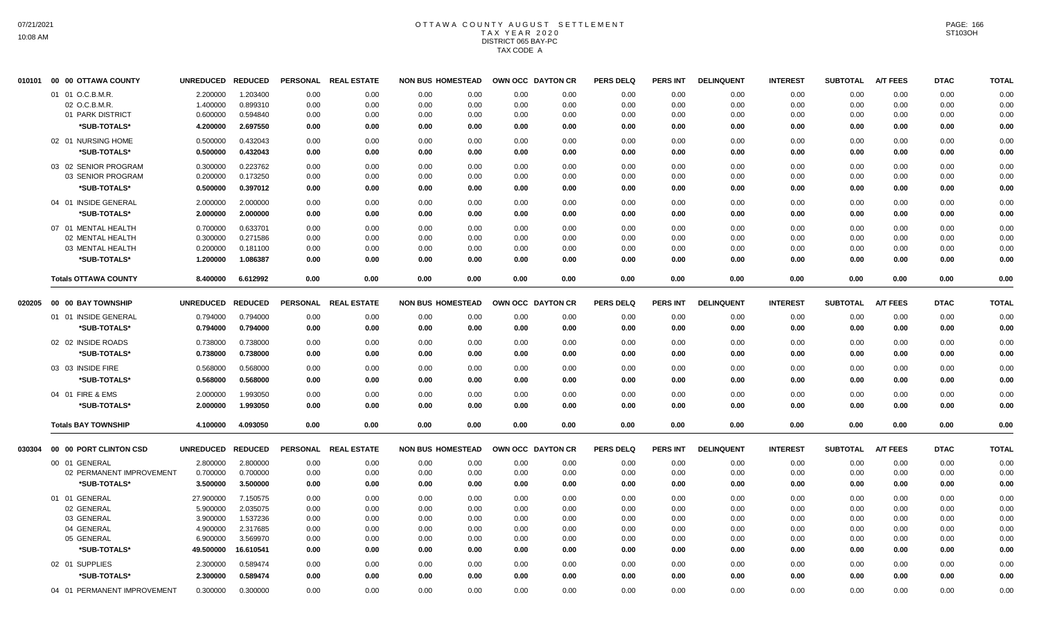# OTTAWA COUNTY AUGUST SETTLEMENT
## TAX YEAR 2020
### DISTRICT 065 BAY-PC
### TAX CODE A

| | | UNREDUCED | REDUCED | PERSONAL | REAL ESTATE | NON BUS | HOMESTEAD | OWN OCC | DAYTON CR | PERS DELQ | PERS INT | DELINQUENT | INTEREST | SUBTOTAL | A/T FEES | DTAC | TOTAL |
|---|---|---|---|---|---|---|---|---|---|---|---|---|---|---|---|---|---|
| 010101 | 00 00 OTTAWA COUNTY | | | | | | | | | | | | | | | | |
| | 01 01 O.C.B.M.R. | 2.200000 | 1.203400 | 0.00 | 0.00 | 0.00 | 0.00 | 0.00 | 0.00 | 0.00 | 0.00 | 0.00 | 0.00 | 0.00 | 0.00 | 0.00 | 0.00 |
| | 02 O.C.B.M.R. | 1.400000 | 0.899310 | 0.00 | 0.00 | 0.00 | 0.00 | 0.00 | 0.00 | 0.00 | 0.00 | 0.00 | 0.00 | 0.00 | 0.00 | 0.00 | 0.00 |
| | 01 PARK DISTRICT | 0.600000 | 0.594840 | 0.00 | 0.00 | 0.00 | 0.00 | 0.00 | 0.00 | 0.00 | 0.00 | 0.00 | 0.00 | 0.00 | 0.00 | 0.00 | 0.00 |
| | *SUB-TOTALS* | 4.200000 | 2.697550 | 0.00 | 0.00 | 0.00 | 0.00 | 0.00 | 0.00 | 0.00 | 0.00 | 0.00 | 0.00 | 0.00 | 0.00 | 0.00 | 0.00 |
| | 02 01 NURSING HOME | 0.500000 | 0.432043 | 0.00 | 0.00 | 0.00 | 0.00 | 0.00 | 0.00 | 0.00 | 0.00 | 0.00 | 0.00 | 0.00 | 0.00 | 0.00 | 0.00 |
| | *SUB-TOTALS* | 0.500000 | 0.432043 | 0.00 | 0.00 | 0.00 | 0.00 | 0.00 | 0.00 | 0.00 | 0.00 | 0.00 | 0.00 | 0.00 | 0.00 | 0.00 | 0.00 |
| | 03 02 SENIOR PROGRAM | 0.300000 | 0.223762 | 0.00 | 0.00 | 0.00 | 0.00 | 0.00 | 0.00 | 0.00 | 0.00 | 0.00 | 0.00 | 0.00 | 0.00 | 0.00 | 0.00 |
| | 03 SENIOR PROGRAM | 0.200000 | 0.173250 | 0.00 | 0.00 | 0.00 | 0.00 | 0.00 | 0.00 | 0.00 | 0.00 | 0.00 | 0.00 | 0.00 | 0.00 | 0.00 | 0.00 |
| | *SUB-TOTALS* | 0.500000 | 0.397012 | 0.00 | 0.00 | 0.00 | 0.00 | 0.00 | 0.00 | 0.00 | 0.00 | 0.00 | 0.00 | 0.00 | 0.00 | 0.00 | 0.00 |
| | 04 01 INSIDE GENERAL | 2.000000 | 2.000000 | 0.00 | 0.00 | 0.00 | 0.00 | 0.00 | 0.00 | 0.00 | 0.00 | 0.00 | 0.00 | 0.00 | 0.00 | 0.00 | 0.00 |
| | *SUB-TOTALS* | 2.000000 | 2.000000 | 0.00 | 0.00 | 0.00 | 0.00 | 0.00 | 0.00 | 0.00 | 0.00 | 0.00 | 0.00 | 0.00 | 0.00 | 0.00 | 0.00 |
| | 07 01 MENTAL HEALTH | 0.700000 | 0.633701 | 0.00 | 0.00 | 0.00 | 0.00 | 0.00 | 0.00 | 0.00 | 0.00 | 0.00 | 0.00 | 0.00 | 0.00 | 0.00 | 0.00 |
| | 02 MENTAL HEALTH | 0.300000 | 0.271586 | 0.00 | 0.00 | 0.00 | 0.00 | 0.00 | 0.00 | 0.00 | 0.00 | 0.00 | 0.00 | 0.00 | 0.00 | 0.00 | 0.00 |
| | 03 MENTAL HEALTH | 0.200000 | 0.181100 | 0.00 | 0.00 | 0.00 | 0.00 | 0.00 | 0.00 | 0.00 | 0.00 | 0.00 | 0.00 | 0.00 | 0.00 | 0.00 | 0.00 |
| | *SUB-TOTALS* | 1.200000 | 1.086387 | 0.00 | 0.00 | 0.00 | 0.00 | 0.00 | 0.00 | 0.00 | 0.00 | 0.00 | 0.00 | 0.00 | 0.00 | 0.00 | 0.00 |
| | **Totals OTTAWA COUNTY** | 8.400000 | 6.612992 | 0.00 | 0.00 | 0.00 | 0.00 | 0.00 | 0.00 | 0.00 | 0.00 | 0.00 | 0.00 | 0.00 | 0.00 | 0.00 | 0.00 |
| 020205 | 00 00 BAY TOWNSHIP | UNREDUCED | REDUCED | PERSONAL | REAL ESTATE | NON BUS | HOMESTEAD | OWN OCC | DAYTON CR | PERS DELQ | PERS INT | DELINQUENT | INTEREST | SUBTOTAL | A/T FEES | DTAC | TOTAL |
| | 01 01 INSIDE GENERAL | 0.794000 | 0.794000 | 0.00 | 0.00 | 0.00 | 0.00 | 0.00 | 0.00 | 0.00 | 0.00 | 0.00 | 0.00 | 0.00 | 0.00 | 0.00 | 0.00 |
| | *SUB-TOTALS* | 0.794000 | 0.794000 | 0.00 | 0.00 | 0.00 | 0.00 | 0.00 | 0.00 | 0.00 | 0.00 | 0.00 | 0.00 | 0.00 | 0.00 | 0.00 | 0.00 |
| | 02 02 INSIDE ROADS | 0.738000 | 0.738000 | 0.00 | 0.00 | 0.00 | 0.00 | 0.00 | 0.00 | 0.00 | 0.00 | 0.00 | 0.00 | 0.00 | 0.00 | 0.00 | 0.00 |
| | *SUB-TOTALS* | 0.738000 | 0.738000 | 0.00 | 0.00 | 0.00 | 0.00 | 0.00 | 0.00 | 0.00 | 0.00 | 0.00 | 0.00 | 0.00 | 0.00 | 0.00 | 0.00 |
| | 03 03 INSIDE FIRE | 0.568000 | 0.568000 | 0.00 | 0.00 | 0.00 | 0.00 | 0.00 | 0.00 | 0.00 | 0.00 | 0.00 | 0.00 | 0.00 | 0.00 | 0.00 | 0.00 |
| | *SUB-TOTALS* | 0.568000 | 0.568000 | 0.00 | 0.00 | 0.00 | 0.00 | 0.00 | 0.00 | 0.00 | 0.00 | 0.00 | 0.00 | 0.00 | 0.00 | 0.00 | 0.00 |
| | 04 01 FIRE & EMS | 2.000000 | 1.993050 | 0.00 | 0.00 | 0.00 | 0.00 | 0.00 | 0.00 | 0.00 | 0.00 | 0.00 | 0.00 | 0.00 | 0.00 | 0.00 | 0.00 |
| | *SUB-TOTALS* | 2.000000 | 1.993050 | 0.00 | 0.00 | 0.00 | 0.00 | 0.00 | 0.00 | 0.00 | 0.00 | 0.00 | 0.00 | 0.00 | 0.00 | 0.00 | 0.00 |
| | **Totals BAY TOWNSHIP** | 4.100000 | 4.093050 | 0.00 | 0.00 | 0.00 | 0.00 | 0.00 | 0.00 | 0.00 | 0.00 | 0.00 | 0.00 | 0.00 | 0.00 | 0.00 | 0.00 |
| 030304 | 00 00 PORT CLINTON CSD | UNREDUCED | REDUCED | PERSONAL | REAL ESTATE | NON BUS | HOMESTEAD | OWN OCC | DAYTON CR | PERS DELQ | PERS INT | DELINQUENT | INTEREST | SUBTOTAL | A/T FEES | DTAC | TOTAL |
| | 00 01 GENERAL | 2.800000 | 2.800000 | 0.00 | 0.00 | 0.00 | 0.00 | 0.00 | 0.00 | 0.00 | 0.00 | 0.00 | 0.00 | 0.00 | 0.00 | 0.00 | 0.00 |
| | 02 PERMANENT IMPROVEMENT | 0.700000 | 0.700000 | 0.00 | 0.00 | 0.00 | 0.00 | 0.00 | 0.00 | 0.00 | 0.00 | 0.00 | 0.00 | 0.00 | 0.00 | 0.00 | 0.00 |
| | *SUB-TOTALS* | 3.500000 | 3.500000 | 0.00 | 0.00 | 0.00 | 0.00 | 0.00 | 0.00 | 0.00 | 0.00 | 0.00 | 0.00 | 0.00 | 0.00 | 0.00 | 0.00 |
| | 01 01 GENERAL | 27.900000 | 7.150575 | 0.00 | 0.00 | 0.00 | 0.00 | 0.00 | 0.00 | 0.00 | 0.00 | 0.00 | 0.00 | 0.00 | 0.00 | 0.00 | 0.00 |
| | 02 GENERAL | 5.900000 | 2.035075 | 0.00 | 0.00 | 0.00 | 0.00 | 0.00 | 0.00 | 0.00 | 0.00 | 0.00 | 0.00 | 0.00 | 0.00 | 0.00 | 0.00 |
| | 03 GENERAL | 3.900000 | 1.537236 | 0.00 | 0.00 | 0.00 | 0.00 | 0.00 | 0.00 | 0.00 | 0.00 | 0.00 | 0.00 | 0.00 | 0.00 | 0.00 | 0.00 |
| | 04 GENERAL | 4.900000 | 2.317685 | 0.00 | 0.00 | 0.00 | 0.00 | 0.00 | 0.00 | 0.00 | 0.00 | 0.00 | 0.00 | 0.00 | 0.00 | 0.00 | 0.00 |
| | 05 GENERAL | 6.900000 | 3.569970 | 0.00 | 0.00 | 0.00 | 0.00 | 0.00 | 0.00 | 0.00 | 0.00 | 0.00 | 0.00 | 0.00 | 0.00 | 0.00 | 0.00 |
| | *SUB-TOTALS* | 49.500000 | 16.610541 | 0.00 | 0.00 | 0.00 | 0.00 | 0.00 | 0.00 | 0.00 | 0.00 | 0.00 | 0.00 | 0.00 | 0.00 | 0.00 | 0.00 |
| | 02 01 SUPPLIES | 2.300000 | 0.589474 | 0.00 | 0.00 | 0.00 | 0.00 | 0.00 | 0.00 | 0.00 | 0.00 | 0.00 | 0.00 | 0.00 | 0.00 | 0.00 | 0.00 |
| | *SUB-TOTALS* | 2.300000 | 0.589474 | 0.00 | 0.00 | 0.00 | 0.00 | 0.00 | 0.00 | 0.00 | 0.00 | 0.00 | 0.00 | 0.00 | 0.00 | 0.00 | 0.00 |
| | 04 01 PERMANENT IMPROVEMENT | 0.300000 | 0.300000 | 0.00 | 0.00 | 0.00 | 0.00 | 0.00 | 0.00 | 0.00 | 0.00 | 0.00 | 0.00 | 0.00 | 0.00 | 0.00 | 0.00 |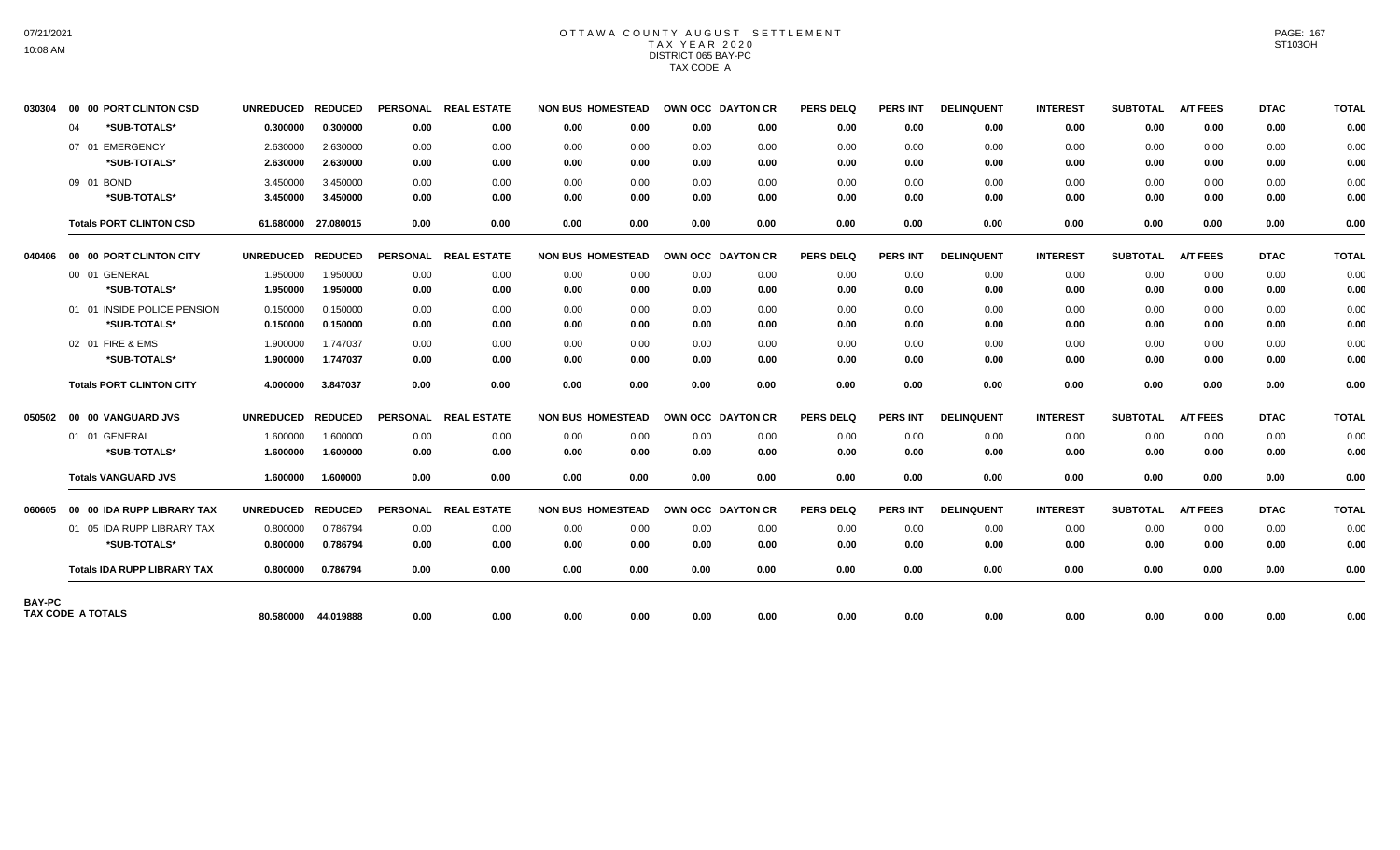# OTTAWA COUNTY AUGUST SETTLEMENT
## TAX YEAR 2020
### DISTRICT 065 BAY-PC
### TAX CODE A

| | | UNREDUCED | REDUCED | PERSONAL | REAL ESTATE | NON BUS | HOMESTEAD | OWN OCC | DAYTON CR | PERS DELQ | PERS INT | DELINQUENT | INTEREST | SUBTOTAL | A/T FEES | DTAC | TOTAL |
|---|---|---|---|---|---|---|---|---|---|---|---|---|---|---|---|---|---|
| 030304 | 00 00 PORT CLINTON CSD | | | | | | | | | | | | | | | | |
| | 04 *SUB-TOTALS* | 0.300000 | 0.300000 | 0.00 | 0.00 | 0.00 | 0.00 | 0.00 | 0.00 | 0.00 | 0.00 | 0.00 | 0.00 | 0.00 | 0.00 | 0.00 | 0.00 |
| | 07 01 EMERGENCY | 2.630000 | 2.630000 | 0.00 | 0.00 | 0.00 | 0.00 | 0.00 | 0.00 | 0.00 | 0.00 | 0.00 | 0.00 | 0.00 | 0.00 | 0.00 | 0.00 |
| | *SUB-TOTALS* | 2.630000 | 2.630000 | 0.00 | 0.00 | 0.00 | 0.00 | 0.00 | 0.00 | 0.00 | 0.00 | 0.00 | 0.00 | 0.00 | 0.00 | 0.00 | 0.00 |
| | 09 01 BOND | 3.450000 | 3.450000 | 0.00 | 0.00 | 0.00 | 0.00 | 0.00 | 0.00 | 0.00 | 0.00 | 0.00 | 0.00 | 0.00 | 0.00 | 0.00 | 0.00 |
| | *SUB-TOTALS* | 3.450000 | 3.450000 | 0.00 | 0.00 | 0.00 | 0.00 | 0.00 | 0.00 | 0.00 | 0.00 | 0.00 | 0.00 | 0.00 | 0.00 | 0.00 | 0.00 |
| | **Totals PORT CLINTON CSD** | 61.680000 | 27.080015 | 0.00 | 0.00 | 0.00 | 0.00 | 0.00 | 0.00 | 0.00 | 0.00 | 0.00 | 0.00 | 0.00 | 0.00 | 0.00 | 0.00 |
| 040406 | 00 00 PORT CLINTON CITY | UNREDUCED | REDUCED | PERSONAL | REAL ESTATE | NON BUS | HOMESTEAD | OWN OCC | DAYTON CR | PERS DELQ | PERS INT | DELINQUENT | INTEREST | SUBTOTAL | A/T FEES | DTAC | TOTAL |
| | 00 01 GENERAL | 1.950000 | 1.950000 | 0.00 | 0.00 | 0.00 | 0.00 | 0.00 | 0.00 | 0.00 | 0.00 | 0.00 | 0.00 | 0.00 | 0.00 | 0.00 | 0.00 |
| | *SUB-TOTALS* | 1.950000 | 1.950000 | 0.00 | 0.00 | 0.00 | 0.00 | 0.00 | 0.00 | 0.00 | 0.00 | 0.00 | 0.00 | 0.00 | 0.00 | 0.00 | 0.00 |
| | 01 01 INSIDE POLICE PENSION | 0.150000 | 0.150000 | 0.00 | 0.00 | 0.00 | 0.00 | 0.00 | 0.00 | 0.00 | 0.00 | 0.00 | 0.00 | 0.00 | 0.00 | 0.00 | 0.00 |
| | *SUB-TOTALS* | 0.150000 | 0.150000 | 0.00 | 0.00 | 0.00 | 0.00 | 0.00 | 0.00 | 0.00 | 0.00 | 0.00 | 0.00 | 0.00 | 0.00 | 0.00 | 0.00 |
| | 02 01 FIRE & EMS | 1.900000 | 1.747037 | 0.00 | 0.00 | 0.00 | 0.00 | 0.00 | 0.00 | 0.00 | 0.00 | 0.00 | 0.00 | 0.00 | 0.00 | 0.00 | 0.00 |
| | *SUB-TOTALS* | 1.900000 | 1.747037 | 0.00 | 0.00 | 0.00 | 0.00 | 0.00 | 0.00 | 0.00 | 0.00 | 0.00 | 0.00 | 0.00 | 0.00 | 0.00 | 0.00 |
| | **Totals PORT CLINTON CITY** | 4.000000 | 3.847037 | 0.00 | 0.00 | 0.00 | 0.00 | 0.00 | 0.00 | 0.00 | 0.00 | 0.00 | 0.00 | 0.00 | 0.00 | 0.00 | 0.00 |
| 050502 | 00 00 VANGUARD JVS | UNREDUCED | REDUCED | PERSONAL | REAL ESTATE | NON BUS | HOMESTEAD | OWN OCC | DAYTON CR | PERS DELQ | PERS INT | DELINQUENT | INTEREST | SUBTOTAL | A/T FEES | DTAC | TOTAL |
| | 01 01 GENERAL | 1.600000 | 1.600000 | 0.00 | 0.00 | 0.00 | 0.00 | 0.00 | 0.00 | 0.00 | 0.00 | 0.00 | 0.00 | 0.00 | 0.00 | 0.00 | 0.00 |
| | *SUB-TOTALS* | 1.600000 | 1.600000 | 0.00 | 0.00 | 0.00 | 0.00 | 0.00 | 0.00 | 0.00 | 0.00 | 0.00 | 0.00 | 0.00 | 0.00 | 0.00 | 0.00 |
| | **Totals VANGUARD JVS** | 1.600000 | 1.600000 | 0.00 | 0.00 | 0.00 | 0.00 | 0.00 | 0.00 | 0.00 | 0.00 | 0.00 | 0.00 | 0.00 | 0.00 | 0.00 | 0.00 |
| 060605 | 00 00 IDA RUPP LIBRARY TAX | UNREDUCED | REDUCED | PERSONAL | REAL ESTATE | NON BUS | HOMESTEAD | OWN OCC | DAYTON CR | PERS DELQ | PERS INT | DELINQUENT | INTEREST | SUBTOTAL | A/T FEES | DTAC | TOTAL |
| | 01 05 IDA RUPP LIBRARY TAX | 0.800000 | 0.786794 | 0.00 | 0.00 | 0.00 | 0.00 | 0.00 | 0.00 | 0.00 | 0.00 | 0.00 | 0.00 | 0.00 | 0.00 | 0.00 | 0.00 |
| | *SUB-TOTALS* | 0.800000 | 0.786794 | 0.00 | 0.00 | 0.00 | 0.00 | 0.00 | 0.00 | 0.00 | 0.00 | 0.00 | 0.00 | 0.00 | 0.00 | 0.00 | 0.00 |
| | **Totals IDA RUPP LIBRARY TAX** | 0.800000 | 0.786794 | 0.00 | 0.00 | 0.00 | 0.00 | 0.00 | 0.00 | 0.00 | 0.00 | 0.00 | 0.00 | 0.00 | 0.00 | 0.00 | 0.00 |
| BAY-PC | TAX CODE A TOTALS | 80.580000 | 44.019888 | 0.00 | 0.00 | 0.00 | 0.00 | 0.00 | 0.00 | 0.00 | 0.00 | 0.00 | 0.00 | 0.00 | 0.00 | 0.00 | 0.00 |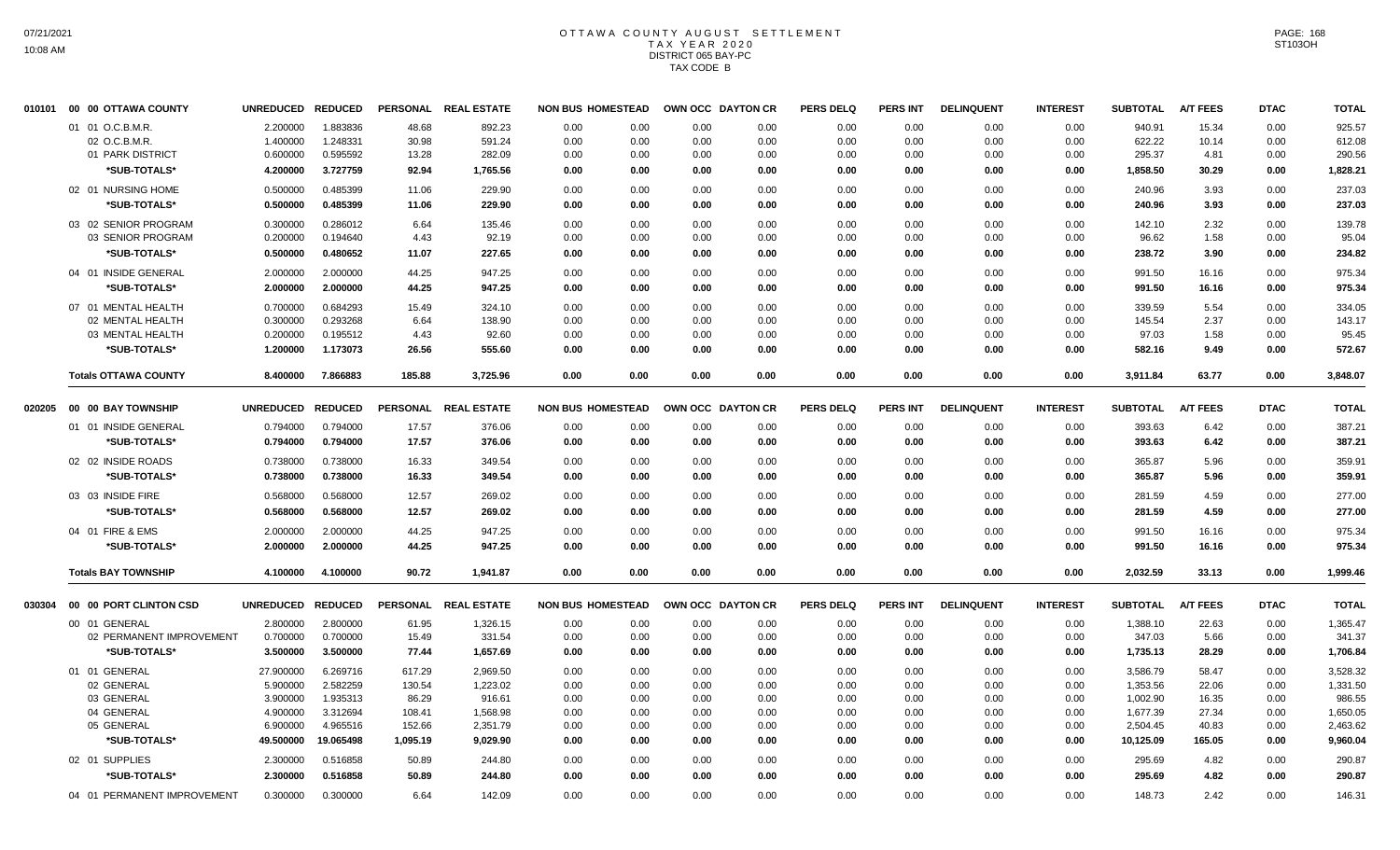# OTTAWA COUNTY AUGUST SETTLEMENT
## TAX YEAR 2020
### DISTRICT 065 BAY-PC
### TAX CODE B

| | | UNREDUCED | REDUCED | PERSONAL | REAL ESTATE | NON BUS | HOMESTEAD | OWN OCC | DAYTON CR | PERS DELQ | PERS INT | DELINQUENT | INTEREST | SUBTOTAL | A/T FEES | DTAC | TOTAL |
|---|---|---|---|---|---|---|---|---|---|---|---|---|---|---|---|---|---|
| 010101 | 00 00 OTTAWA COUNTY | | | | | | | | | | | | | | | | |
| | 01 01 O.C.B.M.R. | 2.200000 | 1.883836 | 48.68 | 892.23 | 0.00 | 0.00 | 0.00 | 0.00 | 0.00 | 0.00 | 0.00 | 0.00 | 940.91 | 15.34 | 0.00 | 925.57 |
| | 02 O.C.B.M.R. | 1.400000 | 1.248331 | 30.98 | 591.24 | 0.00 | 0.00 | 0.00 | 0.00 | 0.00 | 0.00 | 0.00 | 0.00 | 622.22 | 10.14 | 0.00 | 612.08 |
| | 01 PARK DISTRICT | 0.600000 | 0.595592 | 13.28 | 282.09 | 0.00 | 0.00 | 0.00 | 0.00 | 0.00 | 0.00 | 0.00 | 0.00 | 295.37 | 4.81 | 0.00 | 290.56 |
| | *SUB-TOTALS* | 4.200000 | 3.727759 | 92.94 | 1,765.56 | 0.00 | 0.00 | 0.00 | 0.00 | 0.00 | 0.00 | 0.00 | 0.00 | 1,858.50 | 30.29 | 0.00 | 1,828.21 |
| | 02 01 NURSING HOME | 0.500000 | 0.485399 | 11.06 | 229.90 | 0.00 | 0.00 | 0.00 | 0.00 | 0.00 | 0.00 | 0.00 | 0.00 | 240.96 | 3.93 | 0.00 | 237.03 |
| | *SUB-TOTALS* | 0.500000 | 0.485399 | 11.06 | 229.90 | 0.00 | 0.00 | 0.00 | 0.00 | 0.00 | 0.00 | 0.00 | 0.00 | 240.96 | 3.93 | 0.00 | 237.03 |
| | 03 02 SENIOR PROGRAM | 0.300000 | 0.286012 | 6.64 | 135.46 | 0.00 | 0.00 | 0.00 | 0.00 | 0.00 | 0.00 | 0.00 | 0.00 | 142.10 | 2.32 | 0.00 | 139.78 |
| | 03 SENIOR PROGRAM | 0.200000 | 0.194640 | 4.43 | 92.19 | 0.00 | 0.00 | 0.00 | 0.00 | 0.00 | 0.00 | 0.00 | 0.00 | 96.62 | 1.58 | 0.00 | 95.04 |
| | *SUB-TOTALS* | 0.500000 | 0.480652 | 11.07 | 227.65 | 0.00 | 0.00 | 0.00 | 0.00 | 0.00 | 0.00 | 0.00 | 0.00 | 238.72 | 3.90 | 0.00 | 234.82 |
| | 04 01 INSIDE GENERAL | 2.000000 | 2.000000 | 44.25 | 947.25 | 0.00 | 0.00 | 0.00 | 0.00 | 0.00 | 0.00 | 0.00 | 0.00 | 991.50 | 16.16 | 0.00 | 975.34 |
| | *SUB-TOTALS* | 2.000000 | 2.000000 | 44.25 | 947.25 | 0.00 | 0.00 | 0.00 | 0.00 | 0.00 | 0.00 | 0.00 | 0.00 | 991.50 | 16.16 | 0.00 | 975.34 |
| | 07 01 MENTAL HEALTH | 0.700000 | 0.684293 | 15.49 | 324.10 | 0.00 | 0.00 | 0.00 | 0.00 | 0.00 | 0.00 | 0.00 | 0.00 | 339.59 | 5.54 | 0.00 | 334.05 |
| | 02 MENTAL HEALTH | 0.300000 | 0.293268 | 6.64 | 138.90 | 0.00 | 0.00 | 0.00 | 0.00 | 0.00 | 0.00 | 0.00 | 0.00 | 145.54 | 2.37 | 0.00 | 143.17 |
| | 03 MENTAL HEALTH | 0.200000 | 0.195512 | 4.43 | 92.60 | 0.00 | 0.00 | 0.00 | 0.00 | 0.00 | 0.00 | 0.00 | 0.00 | 97.03 | 1.58 | 0.00 | 95.45 |
| | *SUB-TOTALS* | 1.200000 | 1.173073 | 26.56 | 555.60 | 0.00 | 0.00 | 0.00 | 0.00 | 0.00 | 0.00 | 0.00 | 0.00 | 582.16 | 9.49 | 0.00 | 572.67 |
| | **Totals OTTAWA COUNTY** | 8.400000 | 7.866883 | 185.88 | 3,725.96 | 0.00 | 0.00 | 0.00 | 0.00 | 0.00 | 0.00 | 0.00 | 0.00 | 3,911.84 | 63.77 | 0.00 | 3,848.07 |
| 020205 | 00 00 BAY TOWNSHIP | | | | | | | | | | | | | | | | |
| | 01 01 INSIDE GENERAL | 0.794000 | 0.794000 | 17.57 | 376.06 | 0.00 | 0.00 | 0.00 | 0.00 | 0.00 | 0.00 | 0.00 | 0.00 | 393.63 | 6.42 | 0.00 | 387.21 |
| | *SUB-TOTALS* | 0.794000 | 0.794000 | 17.57 | 376.06 | 0.00 | 0.00 | 0.00 | 0.00 | 0.00 | 0.00 | 0.00 | 0.00 | 393.63 | 6.42 | 0.00 | 387.21 |
| | 02 02 INSIDE ROADS | 0.738000 | 0.738000 | 16.33 | 349.54 | 0.00 | 0.00 | 0.00 | 0.00 | 0.00 | 0.00 | 0.00 | 0.00 | 365.87 | 5.96 | 0.00 | 359.91 |
| | *SUB-TOTALS* | 0.738000 | 0.738000 | 16.33 | 349.54 | 0.00 | 0.00 | 0.00 | 0.00 | 0.00 | 0.00 | 0.00 | 0.00 | 365.87 | 5.96 | 0.00 | 359.91 |
| | 03 03 INSIDE FIRE | 0.568000 | 0.568000 | 12.57 | 269.02 | 0.00 | 0.00 | 0.00 | 0.00 | 0.00 | 0.00 | 0.00 | 0.00 | 281.59 | 4.59 | 0.00 | 277.00 |
| | *SUB-TOTALS* | 0.568000 | 0.568000 | 12.57 | 269.02 | 0.00 | 0.00 | 0.00 | 0.00 | 0.00 | 0.00 | 0.00 | 0.00 | 281.59 | 4.59 | 0.00 | 277.00 |
| | 04 01 FIRE & EMS | 2.000000 | 2.000000 | 44.25 | 947.25 | 0.00 | 0.00 | 0.00 | 0.00 | 0.00 | 0.00 | 0.00 | 0.00 | 991.50 | 16.16 | 0.00 | 975.34 |
| | *SUB-TOTALS* | 2.000000 | 2.000000 | 44.25 | 947.25 | 0.00 | 0.00 | 0.00 | 0.00 | 0.00 | 0.00 | 0.00 | 0.00 | 991.50 | 16.16 | 0.00 | 975.34 |
| | **Totals BAY TOWNSHIP** | 4.100000 | 4.100000 | 90.72 | 1,941.87 | 0.00 | 0.00 | 0.00 | 0.00 | 0.00 | 0.00 | 0.00 | 0.00 | 2,032.59 | 33.13 | 0.00 | 1,999.46 |
| 030304 | 00 00 PORT CLINTON CSD | | | | | | | | | | | | | | | | |
| | 00 01 GENERAL | 2.800000 | 2.800000 | 61.95 | 1,326.15 | 0.00 | 0.00 | 0.00 | 0.00 | 0.00 | 0.00 | 0.00 | 0.00 | 1,388.10 | 22.63 | 0.00 | 1,365.47 |
| | 02 PERMANENT IMPROVEMENT | 0.700000 | 0.700000 | 15.49 | 331.54 | 0.00 | 0.00 | 0.00 | 0.00 | 0.00 | 0.00 | 0.00 | 0.00 | 347.03 | 5.66 | 0.00 | 341.37 |
| | *SUB-TOTALS* | 3.500000 | 3.500000 | 77.44 | 1,657.69 | 0.00 | 0.00 | 0.00 | 0.00 | 0.00 | 0.00 | 0.00 | 0.00 | 1,735.13 | 28.29 | 0.00 | 1,706.84 |
| | 01 01 GENERAL | 27.900000 | 6.269716 | 617.29 | 2,969.50 | 0.00 | 0.00 | 0.00 | 0.00 | 0.00 | 0.00 | 0.00 | 0.00 | 3,586.79 | 58.47 | 0.00 | 3,528.32 |
| | 02 GENERAL | 5.900000 | 2.582259 | 130.54 | 1,223.02 | 0.00 | 0.00 | 0.00 | 0.00 | 0.00 | 0.00 | 0.00 | 0.00 | 1,353.56 | 22.06 | 0.00 | 1,331.50 |
| | 03 GENERAL | 3.900000 | 1.935313 | 86.29 | 916.61 | 0.00 | 0.00 | 0.00 | 0.00 | 0.00 | 0.00 | 0.00 | 0.00 | 1,002.90 | 16.35 | 0.00 | 986.55 |
| | 04 GENERAL | 4.900000 | 3.312694 | 108.41 | 1,568.98 | 0.00 | 0.00 | 0.00 | 0.00 | 0.00 | 0.00 | 0.00 | 0.00 | 1,677.39 | 27.34 | 0.00 | 1,650.05 |
| | 05 GENERAL | 6.900000 | 4.965516 | 152.66 | 2,351.79 | 0.00 | 0.00 | 0.00 | 0.00 | 0.00 | 0.00 | 0.00 | 0.00 | 2,504.45 | 40.83 | 0.00 | 2,463.62 |
| | *SUB-TOTALS* | 49.500000 | 19.065498 | 1,095.19 | 9,029.90 | 0.00 | 0.00 | 0.00 | 0.00 | 0.00 | 0.00 | 0.00 | 0.00 | 10,125.09 | 165.05 | 0.00 | 9,960.04 |
| | 02 01 SUPPLIES | 2.300000 | 0.516858 | 50.89 | 244.80 | 0.00 | 0.00 | 0.00 | 0.00 | 0.00 | 0.00 | 0.00 | 0.00 | 295.69 | 4.82 | 0.00 | 290.87 |
| | *SUB-TOTALS* | 2.300000 | 0.516858 | 50.89 | 244.80 | 0.00 | 0.00 | 0.00 | 0.00 | 0.00 | 0.00 | 0.00 | 0.00 | 295.69 | 4.82 | 0.00 | 290.87 |
| | 04 01 PERMANENT IMPROVEMENT | 0.300000 | 0.300000 | 6.64 | 142.09 | 0.00 | 0.00 | 0.00 | 0.00 | 0.00 | 0.00 | 0.00 | 0.00 | 148.73 | 2.42 | 0.00 | 146.31 |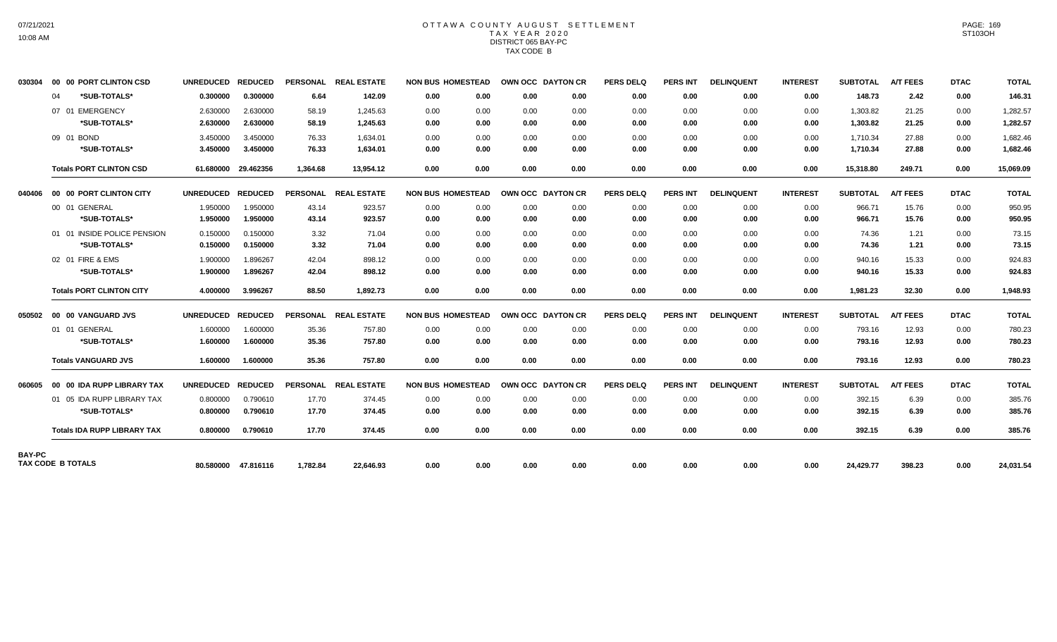# OTTAWA COUNTY AUGUST SETTLEMENT
## TAX YEAR 2020
### DISTRICT 065 BAY-PC
### TAX CODE B

| | | UNREDUCED | REDUCED | PERSONAL | REAL ESTATE | NON BUS | HOMESTEAD | OWN OCC | DAYTON CR | PERS DELQ | PERS INT | DELINQUENT | INTEREST | SUBTOTAL | A/T FEES | DTAC | TOTAL |
|---|---|---|---|---|---|---|---|---|---|---|---|---|---|---|---|---|---|
| 030304 | 00 00 PORT CLINTON CSD | | | | | | | | | | | | | | | | |
| | 04 *SUB-TOTALS* | 0.300000 | 0.300000 | 6.64 | 142.09 | 0.00 | 0.00 | 0.00 | 0.00 | 0.00 | 0.00 | 0.00 | 0.00 | 148.73 | 2.42 | 0.00 | 146.31 |
| | 07 01 EMERGENCY | 2.630000 | 2.630000 | 58.19 | 1,245.63 | 0.00 | 0.00 | 0.00 | 0.00 | 0.00 | 0.00 | 0.00 | 0.00 | 1,303.82 | 21.25 | 0.00 | 1,282.57 |
| | *SUB-TOTALS* | 2.630000 | 2.630000 | 58.19 | 1,245.63 | 0.00 | 0.00 | 0.00 | 0.00 | 0.00 | 0.00 | 0.00 | 0.00 | 1,303.82 | 21.25 | 0.00 | 1,282.57 |
| | 09 01 BOND | 3.450000 | 3.450000 | 76.33 | 1,634.01 | 0.00 | 0.00 | 0.00 | 0.00 | 0.00 | 0.00 | 0.00 | 0.00 | 1,710.34 | 27.88 | 0.00 | 1,682.46 |
| | *SUB-TOTALS* | 3.450000 | 3.450000 | 76.33 | 1,634.01 | 0.00 | 0.00 | 0.00 | 0.00 | 0.00 | 0.00 | 0.00 | 0.00 | 1,710.34 | 27.88 | 0.00 | 1,682.46 |
| | **Totals PORT CLINTON CSD** | 61.680000 | 29.462356 | 1,364.68 | 13,954.12 | 0.00 | 0.00 | 0.00 | 0.00 | 0.00 | 0.00 | 0.00 | 0.00 | 15,318.80 | 249.71 | 0.00 | 15,069.09 |
| 040406 | 00 00 PORT CLINTON CITY | UNREDUCED | REDUCED | PERSONAL | REAL ESTATE | NON BUS | HOMESTEAD | OWN OCC | DAYTON CR | PERS DELQ | PERS INT | DELINQUENT | INTEREST | SUBTOTAL | A/T FEES | DTAC | TOTAL |
| | 00 01 GENERAL | 1.950000 | 1.950000 | 43.14 | 923.57 | 0.00 | 0.00 | 0.00 | 0.00 | 0.00 | 0.00 | 0.00 | 0.00 | 966.71 | 15.76 | 0.00 | 950.95 |
| | *SUB-TOTALS* | 1.950000 | 1.950000 | 43.14 | 923.57 | 0.00 | 0.00 | 0.00 | 0.00 | 0.00 | 0.00 | 0.00 | 0.00 | 966.71 | 15.76 | 0.00 | 950.95 |
| | 01 01 INSIDE POLICE PENSION | 0.150000 | 0.150000 | 3.32 | 71.04 | 0.00 | 0.00 | 0.00 | 0.00 | 0.00 | 0.00 | 0.00 | 0.00 | 74.36 | 1.21 | 0.00 | 73.15 |
| | *SUB-TOTALS* | 0.150000 | 0.150000 | 3.32 | 71.04 | 0.00 | 0.00 | 0.00 | 0.00 | 0.00 | 0.00 | 0.00 | 0.00 | 74.36 | 1.21 | 0.00 | 73.15 |
| | 02 01 FIRE & EMS | 1.900000 | 1.896267 | 42.04 | 898.12 | 0.00 | 0.00 | 0.00 | 0.00 | 0.00 | 0.00 | 0.00 | 0.00 | 940.16 | 15.33 | 0.00 | 924.83 |
| | *SUB-TOTALS* | 1.900000 | 1.896267 | 42.04 | 898.12 | 0.00 | 0.00 | 0.00 | 0.00 | 0.00 | 0.00 | 0.00 | 0.00 | 940.16 | 15.33 | 0.00 | 924.83 |
| | **Totals PORT CLINTON CITY** | 4.000000 | 3.996267 | 88.50 | 1,892.73 | 0.00 | 0.00 | 0.00 | 0.00 | 0.00 | 0.00 | 0.00 | 0.00 | 1,981.23 | 32.30 | 0.00 | 1,948.93 |
| 050502 | 00 00 VANGUARD JVS | UNREDUCED | REDUCED | PERSONAL | REAL ESTATE | NON BUS | HOMESTEAD | OWN OCC | DAYTON CR | PERS DELQ | PERS INT | DELINQUENT | INTEREST | SUBTOTAL | A/T FEES | DTAC | TOTAL |
| | 01 01 GENERAL | 1.600000 | 1.600000 | 35.36 | 757.80 | 0.00 | 0.00 | 0.00 | 0.00 | 0.00 | 0.00 | 0.00 | 0.00 | 793.16 | 12.93 | 0.00 | 780.23 |
| | *SUB-TOTALS* | 1.600000 | 1.600000 | 35.36 | 757.80 | 0.00 | 0.00 | 0.00 | 0.00 | 0.00 | 0.00 | 0.00 | 0.00 | 793.16 | 12.93 | 0.00 | 780.23 |
| | **Totals VANGUARD JVS** | 1.600000 | 1.600000 | 35.36 | 757.80 | 0.00 | 0.00 | 0.00 | 0.00 | 0.00 | 0.00 | 0.00 | 0.00 | 793.16 | 12.93 | 0.00 | 780.23 |
| 060605 | 00 00 IDA RUPP LIBRARY TAX | UNREDUCED | REDUCED | PERSONAL | REAL ESTATE | NON BUS | HOMESTEAD | OWN OCC | DAYTON CR | PERS DELQ | PERS INT | DELINQUENT | INTEREST | SUBTOTAL | A/T FEES | DTAC | TOTAL |
| | 01 05 IDA RUPP LIBRARY TAX | 0.800000 | 0.790610 | 17.70 | 374.45 | 0.00 | 0.00 | 0.00 | 0.00 | 0.00 | 0.00 | 0.00 | 0.00 | 392.15 | 6.39 | 0.00 | 385.76 |
| | *SUB-TOTALS* | 0.800000 | 0.790610 | 17.70 | 374.45 | 0.00 | 0.00 | 0.00 | 0.00 | 0.00 | 0.00 | 0.00 | 0.00 | 392.15 | 6.39 | 0.00 | 385.76 |
| | **Totals IDA RUPP LIBRARY TAX** | 0.800000 | 0.790610 | 17.70 | 374.45 | 0.00 | 0.00 | 0.00 | 0.00 | 0.00 | 0.00 | 0.00 | 0.00 | 392.15 | 6.39 | 0.00 | 385.76 |
| BAY-PC | **TAX CODE B TOTALS** | 80.580000 | 47.816116 | 1,782.84 | 22,646.93 | 0.00 | 0.00 | 0.00 | 0.00 | 0.00 | 0.00 | 0.00 | 0.00 | 24,429.77 | 398.23 | 0.00 | 24,031.54 |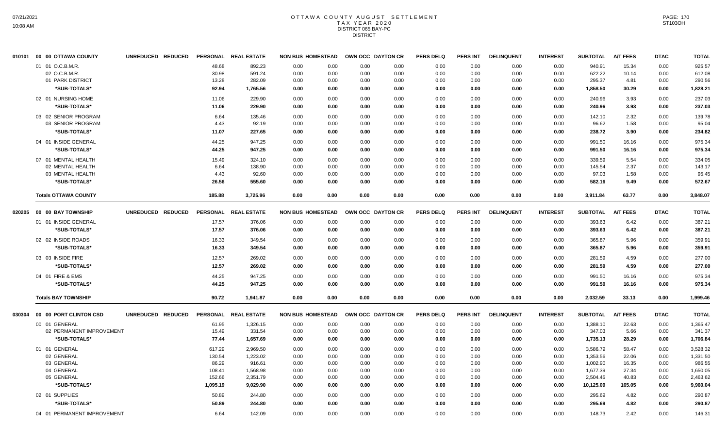# OTTAWA COUNTY AUGUST SETTLEMENT
## TAX YEAR 2020
## DISTRICT 065 BAY-PC
## DISTRICT

| | | UNREDUCED | REDUCED | PERSONAL | REAL ESTATE | NON BUS | HOMESTEAD | OWN OCC | DAYTON CR | PERS DELQ | PERS INT | DELINQUENT | INTEREST | SUBTOTAL | A/T FEES | DTAC | TOTAL |
|---|---|---|---|---|---|---|---|---|---|---|---|---|---|---|---|---|---|
| 010101 | 00 00 OTTAWA COUNTY | | | | | | | | | | | | | | | | |
| | 01 01 O.C.B.M.R. | | | 48.68 | 892.23 | 0.00 | 0.00 | 0.00 | 0.00 | 0.00 | 0.00 | 0.00 | 0.00 | 940.91 | 15.34 | 0.00 | 925.57 |
| | 02 O.C.B.M.R. | | | 30.98 | 591.24 | 0.00 | 0.00 | 0.00 | 0.00 | 0.00 | 0.00 | 0.00 | 0.00 | 622.22 | 10.14 | 0.00 | 612.08 |
| | 01 PARK DISTRICT | | | 13.28 | 282.09 | 0.00 | 0.00 | 0.00 | 0.00 | 0.00 | 0.00 | 0.00 | 0.00 | 295.37 | 4.81 | 0.00 | 290.56 |
| | *SUB-TOTALS* | | | 92.94 | 1,765.56 | 0.00 | 0.00 | 0.00 | 0.00 | 0.00 | 0.00 | 0.00 | 0.00 | 1,858.50 | 30.29 | 0.00 | 1,828.21 |
| | 02 01 NURSING HOME | | | 11.06 | 229.90 | 0.00 | 0.00 | 0.00 | 0.00 | 0.00 | 0.00 | 0.00 | 0.00 | 240.96 | 3.93 | 0.00 | 237.03 |
| | *SUB-TOTALS* | | | 11.06 | 229.90 | 0.00 | 0.00 | 0.00 | 0.00 | 0.00 | 0.00 | 0.00 | 0.00 | 240.96 | 3.93 | 0.00 | 237.03 |
| | 03 02 SENIOR PROGRAM | | | 6.64 | 135.46 | 0.00 | 0.00 | 0.00 | 0.00 | 0.00 | 0.00 | 0.00 | 0.00 | 142.10 | 2.32 | 0.00 | 139.78 |
| | 03 SENIOR PROGRAM | | | 4.43 | 92.19 | 0.00 | 0.00 | 0.00 | 0.00 | 0.00 | 0.00 | 0.00 | 0.00 | 96.62 | 1.58 | 0.00 | 95.04 |
| | *SUB-TOTALS* | | | 11.07 | 227.65 | 0.00 | 0.00 | 0.00 | 0.00 | 0.00 | 0.00 | 0.00 | 0.00 | 238.72 | 3.90 | 0.00 | 234.82 |
| | 04 01 INSIDE GENERAL | | | 44.25 | 947.25 | 0.00 | 0.00 | 0.00 | 0.00 | 0.00 | 0.00 | 0.00 | 0.00 | 991.50 | 16.16 | 0.00 | 975.34 |
| | *SUB-TOTALS* | | | 44.25 | 947.25 | 0.00 | 0.00 | 0.00 | 0.00 | 0.00 | 0.00 | 0.00 | 0.00 | 991.50 | 16.16 | 0.00 | 975.34 |
| | 07 01 MENTAL HEALTH | | | 15.49 | 324.10 | 0.00 | 0.00 | 0.00 | 0.00 | 0.00 | 0.00 | 0.00 | 0.00 | 339.59 | 5.54 | 0.00 | 334.05 |
| | 02 MENTAL HEALTH | | | 6.64 | 138.90 | 0.00 | 0.00 | 0.00 | 0.00 | 0.00 | 0.00 | 0.00 | 0.00 | 145.54 | 2.37 | 0.00 | 143.17 |
| | 03 MENTAL HEALTH | | | 4.43 | 92.60 | 0.00 | 0.00 | 0.00 | 0.00 | 0.00 | 0.00 | 0.00 | 0.00 | 97.03 | 1.58 | 0.00 | 95.45 |
| | *SUB-TOTALS* | | | 26.56 | 555.60 | 0.00 | 0.00 | 0.00 | 0.00 | 0.00 | 0.00 | 0.00 | 0.00 | 582.16 | 9.49 | 0.00 | 572.67 |
| | **Totals OTTAWA COUNTY** | | | 185.88 | 3,725.96 | 0.00 | 0.00 | 0.00 | 0.00 | 0.00 | 0.00 | 0.00 | 0.00 | 3,911.84 | 63.77 | 0.00 | 3,848.07 |
| 020205 | 00 00 BAY TOWNSHIP | UNREDUCED | REDUCED | PERSONAL | REAL ESTATE | NON BUS | HOMESTEAD | OWN OCC | DAYTON CR | PERS DELQ | PERS INT | DELINQUENT | INTEREST | SUBTOTAL | A/T FEES | DTAC | TOTAL |
| | 01 01 INSIDE GENERAL | | | 17.57 | 376.06 | 0.00 | 0.00 | 0.00 | 0.00 | 0.00 | 0.00 | 0.00 | 0.00 | 393.63 | 6.42 | 0.00 | 387.21 |
| | *SUB-TOTALS* | | | 17.57 | 376.06 | 0.00 | 0.00 | 0.00 | 0.00 | 0.00 | 0.00 | 0.00 | 0.00 | 393.63 | 6.42 | 0.00 | 387.21 |
| | 02 02 INSIDE ROADS | | | 16.33 | 349.54 | 0.00 | 0.00 | 0.00 | 0.00 | 0.00 | 0.00 | 0.00 | 0.00 | 365.87 | 5.96 | 0.00 | 359.91 |
| | *SUB-TOTALS* | | | 16.33 | 349.54 | 0.00 | 0.00 | 0.00 | 0.00 | 0.00 | 0.00 | 0.00 | 0.00 | 365.87 | 5.96 | 0.00 | 359.91 |
| | 03 03 INSIDE FIRE | | | 12.57 | 269.02 | 0.00 | 0.00 | 0.00 | 0.00 | 0.00 | 0.00 | 0.00 | 0.00 | 281.59 | 4.59 | 0.00 | 277.00 |
| | *SUB-TOTALS* | | | 12.57 | 269.02 | 0.00 | 0.00 | 0.00 | 0.00 | 0.00 | 0.00 | 0.00 | 0.00 | 281.59 | 4.59 | 0.00 | 277.00 |
| | 04 01 FIRE & EMS | | | 44.25 | 947.25 | 0.00 | 0.00 | 0.00 | 0.00 | 0.00 | 0.00 | 0.00 | 0.00 | 991.50 | 16.16 | 0.00 | 975.34 |
| | *SUB-TOTALS* | | | 44.25 | 947.25 | 0.00 | 0.00 | 0.00 | 0.00 | 0.00 | 0.00 | 0.00 | 0.00 | 991.50 | 16.16 | 0.00 | 975.34 |
| | **Totals BAY TOWNSHIP** | | | 90.72 | 1,941.87 | 0.00 | 0.00 | 0.00 | 0.00 | 0.00 | 0.00 | 0.00 | 0.00 | 2,032.59 | 33.13 | 0.00 | 1,999.46 |
| 030304 | 00 00 PORT CLINTON CSD | UNREDUCED | REDUCED | PERSONAL | REAL ESTATE | NON BUS | HOMESTEAD | OWN OCC | DAYTON CR | PERS DELQ | PERS INT | DELINQUENT | INTEREST | SUBTOTAL | A/T FEES | DTAC | TOTAL |
| | 00 01 GENERAL | | | 61.95 | 1,326.15 | 0.00 | 0.00 | 0.00 | 0.00 | 0.00 | 0.00 | 0.00 | 0.00 | 1,388.10 | 22.63 | 0.00 | 1,365.47 |
| | 02 PERMANENT IMPROVEMENT | | | 15.49 | 331.54 | 0.00 | 0.00 | 0.00 | 0.00 | 0.00 | 0.00 | 0.00 | 0.00 | 347.03 | 5.66 | 0.00 | 341.37 |
| | *SUB-TOTALS* | | | 77.44 | 1,657.69 | 0.00 | 0.00 | 0.00 | 0.00 | 0.00 | 0.00 | 0.00 | 0.00 | 1,735.13 | 28.29 | 0.00 | 1,706.84 |
| | 01 01 GENERAL | | | 617.29 | 2,969.50 | 0.00 | 0.00 | 0.00 | 0.00 | 0.00 | 0.00 | 0.00 | 0.00 | 3,586.79 | 58.47 | 0.00 | 3,528.32 |
| | 02 GENERAL | | | 130.54 | 1,223.02 | 0.00 | 0.00 | 0.00 | 0.00 | 0.00 | 0.00 | 0.00 | 0.00 | 1,353.56 | 22.06 | 0.00 | 1,331.50 |
| | 03 GENERAL | | | 86.29 | 916.61 | 0.00 | 0.00 | 0.00 | 0.00 | 0.00 | 0.00 | 0.00 | 0.00 | 1,002.90 | 16.35 | 0.00 | 986.55 |
| | 04 GENERAL | | | 108.41 | 1,568.98 | 0.00 | 0.00 | 0.00 | 0.00 | 0.00 | 0.00 | 0.00 | 0.00 | 1,677.39 | 27.34 | 0.00 | 1,650.05 |
| | 05 GENERAL | | | 152.66 | 2,351.79 | 0.00 | 0.00 | 0.00 | 0.00 | 0.00 | 0.00 | 0.00 | 0.00 | 2,504.45 | 40.83 | 0.00 | 2,463.62 |
| | *SUB-TOTALS* | | | 1,095.19 | 9,029.90 | 0.00 | 0.00 | 0.00 | 0.00 | 0.00 | 0.00 | 0.00 | 0.00 | 10,125.09 | 165.05 | 0.00 | 9,960.04 |
| | 02 01 SUPPLIES | | | 50.89 | 244.80 | 0.00 | 0.00 | 0.00 | 0.00 | 0.00 | 0.00 | 0.00 | 0.00 | 295.69 | 4.82 | 0.00 | 290.87 |
| | *SUB-TOTALS* | | | 50.89 | 244.80 | 0.00 | 0.00 | 0.00 | 0.00 | 0.00 | 0.00 | 0.00 | 0.00 | 295.69 | 4.82 | 0.00 | 290.87 |
| | 04 01 PERMANENT IMPROVEMENT | | | 6.64 | 142.09 | 0.00 | 0.00 | 0.00 | 0.00 | 0.00 | 0.00 | 0.00 | 0.00 | 148.73 | 2.42 | 0.00 | 146.31 |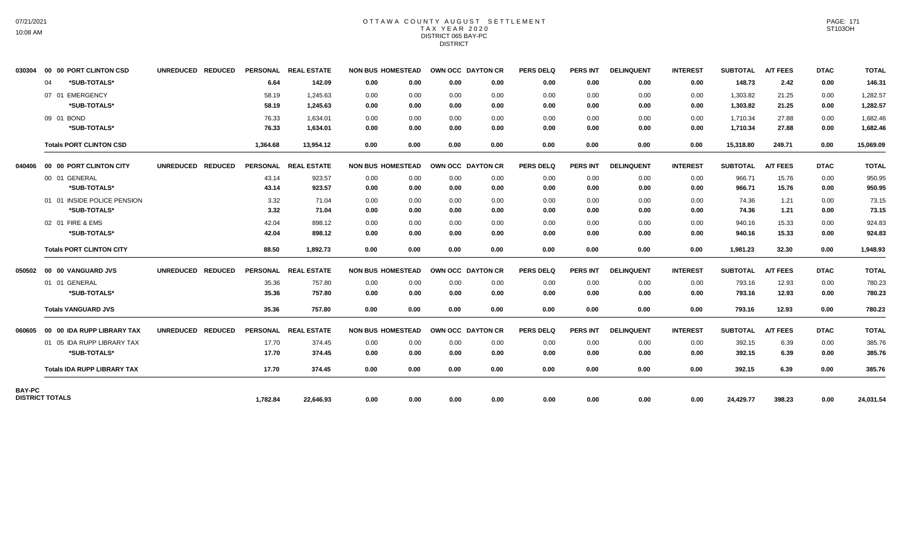# OTTAWA COUNTY AUGUST SETTLEMENT
## TAX YEAR 2020
### DISTRICT 065 BAY-PC
### DISTRICT

| | | UNREDUCED | REDUCED | PERSONAL | REAL ESTATE | NON BUS | HOMESTEAD | OWN OCC | DAYTON CR | PERS DELQ | PERS INT | DELINQUENT | INTEREST | SUBTOTAL | A/T FEES | DTAC | TOTAL |
|---|---|---|---|---|---|---|---|---|---|---|---|---|---|---|---|---|---|
| 030304 | 00 00 PORT CLINTON CSD | | | | | | | | | | | | | | | | |
| | 04 *SUB-TOTALS* | | | 6.64 | 142.09 | 0.00 | 0.00 | 0.00 | 0.00 | 0.00 | 0.00 | 0.00 | 0.00 | 148.73 | 2.42 | 0.00 | 146.31 |
| | 07 01 EMERGENCY | | | 58.19 | 1,245.63 | 0.00 | 0.00 | 0.00 | 0.00 | 0.00 | 0.00 | 0.00 | 0.00 | 1,303.82 | 21.25 | 0.00 | 1,282.57 |
| | *SUB-TOTALS* | | | 58.19 | 1,245.63 | 0.00 | 0.00 | 0.00 | 0.00 | 0.00 | 0.00 | 0.00 | 0.00 | 1,303.82 | 21.25 | 0.00 | 1,282.57 |
| | 09 01 BOND | | | 76.33 | 1,634.01 | 0.00 | 0.00 | 0.00 | 0.00 | 0.00 | 0.00 | 0.00 | 0.00 | 1,710.34 | 27.88 | 0.00 | 1,682.46 |
| | *SUB-TOTALS* | | | 76.33 | 1,634.01 | 0.00 | 0.00 | 0.00 | 0.00 | 0.00 | 0.00 | 0.00 | 0.00 | 1,710.34 | 27.88 | 0.00 | 1,682.46 |
| | **Totals PORT CLINTON CSD** | | | 1,364.68 | 13,954.12 | 0.00 | 0.00 | 0.00 | 0.00 | 0.00 | 0.00 | 0.00 | 0.00 | 15,318.80 | 249.71 | 0.00 | 15,069.09 |
| 040406 | 00 00 PORT CLINTON CITY | | | | | | | | | | | | | | | | |
| | 00 01 GENERAL | | | 43.14 | 923.57 | 0.00 | 0.00 | 0.00 | 0.00 | 0.00 | 0.00 | 0.00 | 0.00 | 966.71 | 15.76 | 0.00 | 950.95 |
| | *SUB-TOTALS* | | | 43.14 | 923.57 | 0.00 | 0.00 | 0.00 | 0.00 | 0.00 | 0.00 | 0.00 | 0.00 | 966.71 | 15.76 | 0.00 | 950.95 |
| | 01 01 INSIDE POLICE PENSION | | | 3.32 | 71.04 | 0.00 | 0.00 | 0.00 | 0.00 | 0.00 | 0.00 | 0.00 | 0.00 | 74.36 | 1.21 | 0.00 | 73.15 |
| | *SUB-TOTALS* | | | 3.32 | 71.04 | 0.00 | 0.00 | 0.00 | 0.00 | 0.00 | 0.00 | 0.00 | 0.00 | 74.36 | 1.21 | 0.00 | 73.15 |
| | 02 01 FIRE & EMS | | | 42.04 | 898.12 | 0.00 | 0.00 | 0.00 | 0.00 | 0.00 | 0.00 | 0.00 | 0.00 | 940.16 | 15.33 | 0.00 | 924.83 |
| | *SUB-TOTALS* | | | 42.04 | 898.12 | 0.00 | 0.00 | 0.00 | 0.00 | 0.00 | 0.00 | 0.00 | 0.00 | 940.16 | 15.33 | 0.00 | 924.83 |
| | **Totals PORT CLINTON CITY** | | | 88.50 | 1,892.73 | 0.00 | 0.00 | 0.00 | 0.00 | 0.00 | 0.00 | 0.00 | 0.00 | 1,981.23 | 32.30 | 0.00 | 1,948.93 |
| 050502 | 00 00 VANGUARD JVS | | | | | | | | | | | | | | | | |
| | 01 01 GENERAL | | | 35.36 | 757.80 | 0.00 | 0.00 | 0.00 | 0.00 | 0.00 | 0.00 | 0.00 | 0.00 | 793.16 | 12.93 | 0.00 | 780.23 |
| | *SUB-TOTALS* | | | 35.36 | 757.80 | 0.00 | 0.00 | 0.00 | 0.00 | 0.00 | 0.00 | 0.00 | 0.00 | 793.16 | 12.93 | 0.00 | 780.23 |
| | **Totals VANGUARD JVS** | | | 35.36 | 757.80 | 0.00 | 0.00 | 0.00 | 0.00 | 0.00 | 0.00 | 0.00 | 0.00 | 793.16 | 12.93 | 0.00 | 780.23 |
| 060605 | 00 00 IDA RUPP LIBRARY TAX | | | | | | | | | | | | | | | | |
| | 01 05 IDA RUPP LIBRARY TAX | | | 17.70 | 374.45 | 0.00 | 0.00 | 0.00 | 0.00 | 0.00 | 0.00 | 0.00 | 0.00 | 392.15 | 6.39 | 0.00 | 385.76 |
| | *SUB-TOTALS* | | | 17.70 | 374.45 | 0.00 | 0.00 | 0.00 | 0.00 | 0.00 | 0.00 | 0.00 | 0.00 | 392.15 | 6.39 | 0.00 | 385.76 |
| | **Totals IDA RUPP LIBRARY TAX** | | | 17.70 | 374.45 | 0.00 | 0.00 | 0.00 | 0.00 | 0.00 | 0.00 | 0.00 | 0.00 | 392.15 | 6.39 | 0.00 | 385.76 |
| **BAY-PC DISTRICT TOTALS** | | | | 1,782.84 | 22,646.93 | 0.00 | 0.00 | 0.00 | 0.00 | 0.00 | 0.00 | 0.00 | 0.00 | 24,429.77 | 398.23 | 0.00 | 24,031.54 |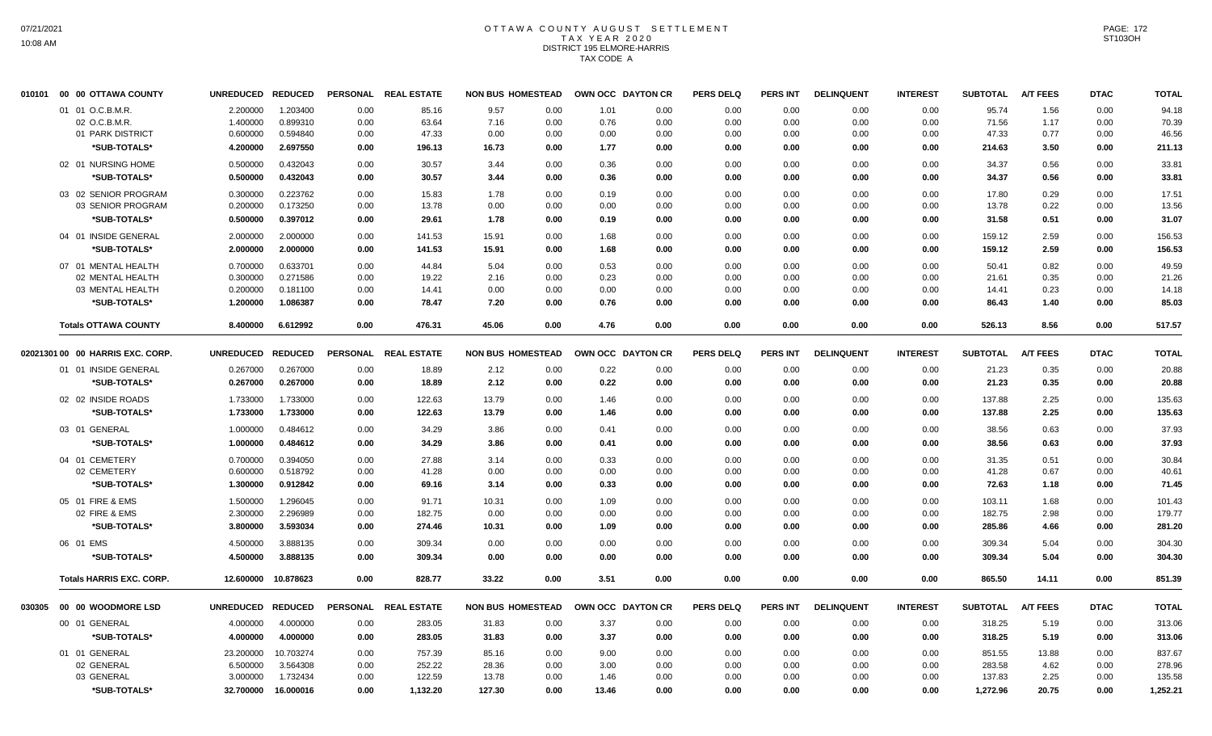# OTTAWA COUNTY AUGUST SETTLEMENT
## TAX YEAR 2020
## DISTRICT 195 ELMORE-HARRIS
## TAX CODE A

| 010101 00 00 OTTAWA COUNTY | UNREDUCED | REDUCED | PERSONAL | REAL ESTATE | NON BUS | HOMESTEAD | OWN OCC | DAYTON CR | PERS DELQ | PERS INT | DELINQUENT | INTEREST | SUBTOTAL | A/T FEES | DTAC | TOTAL |
|---|---|---|---|---|---|---|---|---|---|---|---|---|---|---|---|---|
| 01 01 O.C.B.M.R. | 2.200000 | 1.203400 | 0.00 | 85.16 | 9.57 | 0.00 | 1.01 | 0.00 | 0.00 | 0.00 | 0.00 | 0.00 | 95.74 | 1.56 | 0.00 | 94.18 |
| 02 O.C.B.M.R. | 1.400000 | 0.899310 | 0.00 | 63.64 | 7.16 | 0.00 | 0.76 | 0.00 | 0.00 | 0.00 | 0.00 | 0.00 | 71.56 | 1.17 | 0.00 | 70.39 |
| 01 PARK DISTRICT | 0.600000 | 0.594840 | 0.00 | 47.33 | 0.00 | 0.00 | 0.00 | 0.00 | 0.00 | 0.00 | 0.00 | 0.00 | 47.33 | 0.77 | 0.00 | 46.56 |
| *SUB-TOTALS* | 4.200000 | 2.697550 | 0.00 | 196.13 | 16.73 | 0.00 | 1.77 | 0.00 | 0.00 | 0.00 | 0.00 | 0.00 | 214.63 | 3.50 | 0.00 | 211.13 |
| 02 01 NURSING HOME | 0.500000 | 0.432043 | 0.00 | 30.57 | 3.44 | 0.00 | 0.36 | 0.00 | 0.00 | 0.00 | 0.00 | 0.00 | 34.37 | 0.56 | 0.00 | 33.81 |
| *SUB-TOTALS* | 0.500000 | 0.432043 | 0.00 | 30.57 | 3.44 | 0.00 | 0.36 | 0.00 | 0.00 | 0.00 | 0.00 | 0.00 | 34.37 | 0.56 | 0.00 | 33.81 |
| 03 02 SENIOR PROGRAM | 0.300000 | 0.223762 | 0.00 | 15.83 | 1.78 | 0.00 | 0.19 | 0.00 | 0.00 | 0.00 | 0.00 | 0.00 | 17.80 | 0.29 | 0.00 | 17.51 |
| 03 SENIOR PROGRAM | 0.200000 | 0.173250 | 0.00 | 13.78 | 0.00 | 0.00 | 0.00 | 0.00 | 0.00 | 0.00 | 0.00 | 0.00 | 13.78 | 0.22 | 0.00 | 13.56 |
| *SUB-TOTALS* | 0.500000 | 0.397012 | 0.00 | 29.61 | 1.78 | 0.00 | 0.19 | 0.00 | 0.00 | 0.00 | 0.00 | 0.00 | 31.58 | 0.51 | 0.00 | 31.07 |
| 04 01 INSIDE GENERAL | 2.000000 | 2.000000 | 0.00 | 141.53 | 15.91 | 0.00 | 1.68 | 0.00 | 0.00 | 0.00 | 0.00 | 0.00 | 159.12 | 2.59 | 0.00 | 156.53 |
| *SUB-TOTALS* | 2.000000 | 2.000000 | 0.00 | 141.53 | 15.91 | 0.00 | 1.68 | 0.00 | 0.00 | 0.00 | 0.00 | 0.00 | 159.12 | 2.59 | 0.00 | 156.53 |
| 07 01 MENTAL HEALTH | 0.700000 | 0.633701 | 0.00 | 44.84 | 5.04 | 0.00 | 0.53 | 0.00 | 0.00 | 0.00 | 0.00 | 0.00 | 50.41 | 0.82 | 0.00 | 49.59 |
| 02 MENTAL HEALTH | 0.300000 | 0.271586 | 0.00 | 19.22 | 2.16 | 0.00 | 0.23 | 0.00 | 0.00 | 0.00 | 0.00 | 0.00 | 21.61 | 0.35 | 0.00 | 21.26 |
| 03 MENTAL HEALTH | 0.200000 | 0.181100 | 0.00 | 14.41 | 0.00 | 0.00 | 0.00 | 0.00 | 0.00 | 0.00 | 0.00 | 0.00 | 14.41 | 0.23 | 0.00 | 14.18 |
| *SUB-TOTALS* | 1.200000 | 1.086387 | 0.00 | 78.47 | 7.20 | 0.00 | 0.76 | 0.00 | 0.00 | 0.00 | 0.00 | 0.00 | 86.43 | 1.40 | 0.00 | 85.03 |
| **Totals OTTAWA COUNTY** | 8.400000 | 6.612992 | 0.00 | 476.31 | 45.06 | 0.00 | 4.76 | 0.00 | 0.00 | 0.00 | 0.00 | 0.00 | 526.13 | 8.56 | 0.00 | 517.57 |

| 02021301 00 00 HARRIS EXC. CORP. | UNREDUCED | REDUCED | PERSONAL | REAL ESTATE | NON BUS | HOMESTEAD | OWN OCC | DAYTON CR | PERS DELQ | PERS INT | DELINQUENT | INTEREST | SUBTOTAL | A/T FEES | DTAC | TOTAL |
|---|---|---|---|---|---|---|---|---|---|---|---|---|---|---|---|---|
| 01 01 INSIDE GENERAL | 0.267000 | 0.267000 | 0.00 | 18.89 | 2.12 | 0.00 | 0.22 | 0.00 | 0.00 | 0.00 | 0.00 | 0.00 | 21.23 | 0.35 | 0.00 | 20.88 |
| *SUB-TOTALS* | 0.267000 | 0.267000 | 0.00 | 18.89 | 2.12 | 0.00 | 0.22 | 0.00 | 0.00 | 0.00 | 0.00 | 0.00 | 21.23 | 0.35 | 0.00 | 20.88 |
| 02 02 INSIDE ROADS | 1.733000 | 1.733000 | 0.00 | 122.63 | 13.79 | 0.00 | 1.46 | 0.00 | 0.00 | 0.00 | 0.00 | 0.00 | 137.88 | 2.25 | 0.00 | 135.63 |
| *SUB-TOTALS* | 1.733000 | 1.733000 | 0.00 | 122.63 | 13.79 | 0.00 | 1.46 | 0.00 | 0.00 | 0.00 | 0.00 | 0.00 | 137.88 | 2.25 | 0.00 | 135.63 |
| 03 01 GENERAL | 1.000000 | 0.484612 | 0.00 | 34.29 | 3.86 | 0.00 | 0.41 | 0.00 | 0.00 | 0.00 | 0.00 | 0.00 | 38.56 | 0.63 | 0.00 | 37.93 |
| *SUB-TOTALS* | 1.000000 | 0.484612 | 0.00 | 34.29 | 3.86 | 0.00 | 0.41 | 0.00 | 0.00 | 0.00 | 0.00 | 0.00 | 38.56 | 0.63 | 0.00 | 37.93 |
| 04 01 CEMETERY | 0.700000 | 0.394050 | 0.00 | 27.88 | 3.14 | 0.00 | 0.33 | 0.00 | 0.00 | 0.00 | 0.00 | 0.00 | 31.35 | 0.51 | 0.00 | 30.84 |
| 02 CEMETERY | 0.600000 | 0.518792 | 0.00 | 41.28 | 0.00 | 0.00 | 0.00 | 0.00 | 0.00 | 0.00 | 0.00 | 0.00 | 41.28 | 0.67 | 0.00 | 40.61 |
| *SUB-TOTALS* | 1.300000 | 0.912842 | 0.00 | 69.16 | 3.14 | 0.00 | 0.33 | 0.00 | 0.00 | 0.00 | 0.00 | 0.00 | 72.63 | 1.18 | 0.00 | 71.45 |
| 05 01 FIRE & EMS | 1.500000 | 1.296045 | 0.00 | 91.71 | 10.31 | 0.00 | 1.09 | 0.00 | 0.00 | 0.00 | 0.00 | 0.00 | 103.11 | 1.68 | 0.00 | 101.43 |
| 02 FIRE & EMS | 2.300000 | 2.296989 | 0.00 | 182.75 | 0.00 | 0.00 | 0.00 | 0.00 | 0.00 | 0.00 | 0.00 | 0.00 | 182.75 | 2.98 | 0.00 | 179.77 |
| *SUB-TOTALS* | 3.800000 | 3.593034 | 0.00 | 274.46 | 10.31 | 0.00 | 1.09 | 0.00 | 0.00 | 0.00 | 0.00 | 0.00 | 285.86 | 4.66 | 0.00 | 281.20 |
| 06 01 EMS | 4.500000 | 3.888135 | 0.00 | 309.34 | 0.00 | 0.00 | 0.00 | 0.00 | 0.00 | 0.00 | 0.00 | 0.00 | 309.34 | 5.04 | 0.00 | 304.30 |
| *SUB-TOTALS* | 4.500000 | 3.888135 | 0.00 | 309.34 | 0.00 | 0.00 | 0.00 | 0.00 | 0.00 | 0.00 | 0.00 | 0.00 | 309.34 | 5.04 | 0.00 | 304.30 |
| **Totals HARRIS EXC. CORP.** | 12.600000 | 10.878623 | 0.00 | 828.77 | 33.22 | 0.00 | 3.51 | 0.00 | 0.00 | 0.00 | 0.00 | 0.00 | 865.50 | 14.11 | 0.00 | 851.39 |

| 030305 00 00 WOODMORE LSD | UNREDUCED | REDUCED | PERSONAL | REAL ESTATE | NON BUS | HOMESTEAD | OWN OCC | DAYTON CR | PERS DELQ | PERS INT | DELINQUENT | INTEREST | SUBTOTAL | A/T FEES | DTAC | TOTAL |
|---|---|---|---|---|---|---|---|---|---|---|---|---|---|---|---|---|
| 00 01 GENERAL | 4.000000 | 4.000000 | 0.00 | 283.05 | 31.83 | 0.00 | 3.37 | 0.00 | 0.00 | 0.00 | 0.00 | 0.00 | 318.25 | 5.19 | 0.00 | 313.06 |
| *SUB-TOTALS* | 4.000000 | 4.000000 | 0.00 | 283.05 | 31.83 | 0.00 | 3.37 | 0.00 | 0.00 | 0.00 | 0.00 | 0.00 | 318.25 | 5.19 | 0.00 | 313.06 |
| 01 01 GENERAL | 23.200000 | 10.703274 | 0.00 | 757.39 | 85.16 | 0.00 | 9.00 | 0.00 | 0.00 | 0.00 | 0.00 | 0.00 | 851.55 | 13.88 | 0.00 | 837.67 |
| 02 GENERAL | 6.500000 | 3.564308 | 0.00 | 252.22 | 28.36 | 0.00 | 3.00 | 0.00 | 0.00 | 0.00 | 0.00 | 0.00 | 283.58 | 4.62 | 0.00 | 278.96 |
| 03 GENERAL | 3.000000 | 1.732434 | 0.00 | 122.59 | 13.78 | 0.00 | 1.46 | 0.00 | 0.00 | 0.00 | 0.00 | 0.00 | 137.83 | 2.25 | 0.00 | 135.58 |
| *SUB-TOTALS* | 32.700000 | 16.000016 | 0.00 | 1,132.20 | 127.30 | 0.00 | 13.46 | 0.00 | 0.00 | 0.00 | 0.00 | 0.00 | 1,272.96 | 20.75 | 0.00 | 1,252.21 |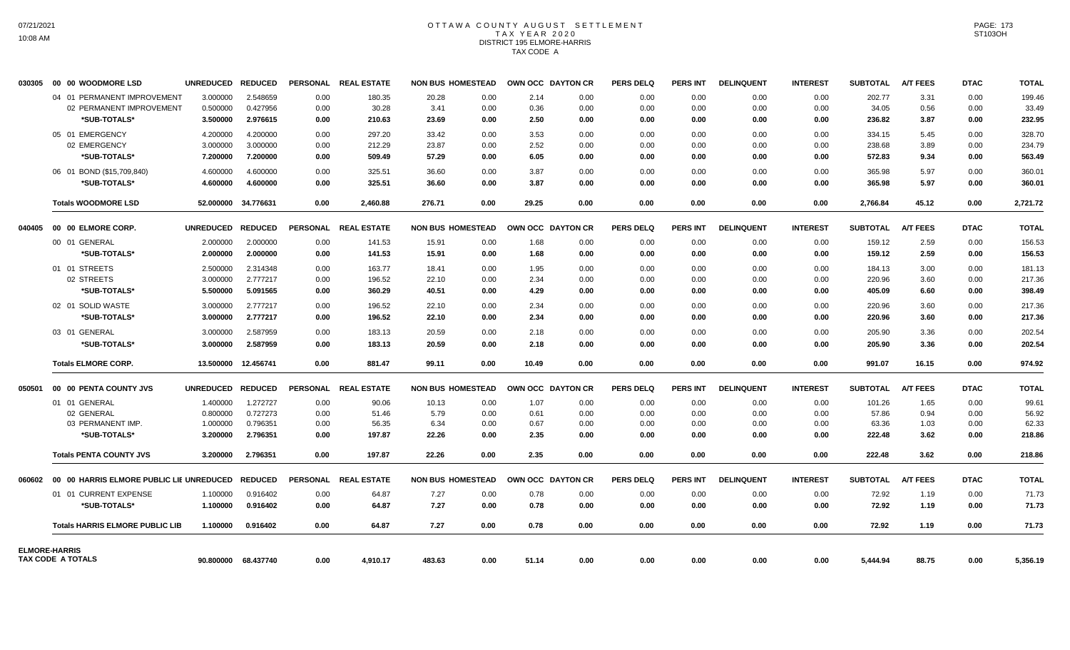# OTTAWA COUNTY AUGUST SETTLEMENT
## TAX YEAR 2020
## DISTRICT 195 ELMORE-HARRIS
## TAX CODE A

| | | UNREDUCED | REDUCED | PERSONAL | REAL ESTATE | NON BUS | HOMESTEAD | OWN OCC | DAYTON CR | PERS DELQ | PERS INT | DELINQUENT | INTEREST | SUBTOTAL | A/T FEES | DTAC | TOTAL |
|---|---|---|---|---|---|---|---|---|---|---|---|---|---|---|---|---|---|
| 030305 | 00 00 WOODMORE LSD | | | | | | | | | | | | | | | | |
| | 04 01 PERMANENT IMPROVEMENT | 3.000000 | 2.548659 | 0.00 | 180.35 | 20.28 | 0.00 | 2.14 | 0.00 | 0.00 | 0.00 | 0.00 | 0.00 | 202.77 | 3.31 | 0.00 | 199.46 |
| | 02 PERMANENT IMPROVEMENT | 0.500000 | 0.427956 | 0.00 | 30.28 | 3.41 | 0.00 | 0.36 | 0.00 | 0.00 | 0.00 | 0.00 | 0.00 | 34.05 | 0.56 | 0.00 | 33.49 |
| | **\*SUB-TOTALS\*** | **3.500000** | **2.976615** | **0.00** | **210.63** | **23.69** | **0.00** | **2.50** | **0.00** | **0.00** | **0.00** | **0.00** | **0.00** | **236.82** | **3.87** | **0.00** | **232.95** |
| | 05 01 EMERGENCY | 4.200000 | 4.200000 | 0.00 | 297.20 | 33.42 | 0.00 | 3.53 | 0.00 | 0.00 | 0.00 | 0.00 | 0.00 | 334.15 | 5.45 | 0.00 | 328.70 |
| | 02 EMERGENCY | 3.000000 | 3.000000 | 0.00 | 212.29 | 23.87 | 0.00 | 2.52 | 0.00 | 0.00 | 0.00 | 0.00 | 0.00 | 238.68 | 3.89 | 0.00 | 234.79 |
| | **\*SUB-TOTALS\*** | **7.200000** | **7.200000** | **0.00** | **509.49** | **57.29** | **0.00** | **6.05** | **0.00** | **0.00** | **0.00** | **0.00** | **0.00** | **572.83** | **9.34** | **0.00** | **563.49** |
| | 06 01 BOND ($15,709,840) | 4.600000 | 4.600000 | 0.00 | 325.51 | 36.60 | 0.00 | 3.87 | 0.00 | 0.00 | 0.00 | 0.00 | 0.00 | 365.98 | 5.97 | 0.00 | 360.01 |
| | **\*SUB-TOTALS\*** | **4.600000** | **4.600000** | **0.00** | **325.51** | **36.60** | **0.00** | **3.87** | **0.00** | **0.00** | **0.00** | **0.00** | **0.00** | **365.98** | **5.97** | **0.00** | **360.01** |
| | **Totals WOODMORE LSD** | **52.000000** | **34.776631** | **0.00** | **2,460.88** | **276.71** | **0.00** | **29.25** | **0.00** | **0.00** | **0.00** | **0.00** | **0.00** | **2,766.84** | **45.12** | **0.00** | **2,721.72** |
| 040405 | 00 00 ELMORE CORP. | | | | | | | | | | | | | | | | |
| | 00 01 GENERAL | 2.000000 | 2.000000 | 0.00 | 141.53 | 15.91 | 0.00 | 1.68 | 0.00 | 0.00 | 0.00 | 0.00 | 0.00 | 159.12 | 2.59 | 0.00 | 156.53 |
| | **\*SUB-TOTALS\*** | **2.000000** | **2.000000** | **0.00** | **141.53** | **15.91** | **0.00** | **1.68** | **0.00** | **0.00** | **0.00** | **0.00** | **0.00** | **159.12** | **2.59** | **0.00** | **156.53** |
| | 01 01 STREETS | 2.500000 | 2.314348 | 0.00 | 163.77 | 18.41 | 0.00 | 1.95 | 0.00 | 0.00 | 0.00 | 0.00 | 0.00 | 184.13 | 3.00 | 0.00 | 181.13 |
| | 02 STREETS | 3.000000 | 2.777217 | 0.00 | 196.52 | 22.10 | 0.00 | 2.34 | 0.00 | 0.00 | 0.00 | 0.00 | 0.00 | 220.96 | 3.60 | 0.00 | 217.36 |
| | **\*SUB-TOTALS\*** | **5.500000** | **5.091565** | **0.00** | **360.29** | **40.51** | **0.00** | **4.29** | **0.00** | **0.00** | **0.00** | **0.00** | **0.00** | **405.09** | **6.60** | **0.00** | **398.49** |
| | 02 01 SOLID WASTE | 3.000000 | 2.777217 | 0.00 | 196.52 | 22.10 | 0.00 | 2.34 | 0.00 | 0.00 | 0.00 | 0.00 | 0.00 | 220.96 | 3.60 | 0.00 | 217.36 |
| | **\*SUB-TOTALS\*** | **3.000000** | **2.777217** | **0.00** | **196.52** | **22.10** | **0.00** | **2.34** | **0.00** | **0.00** | **0.00** | **0.00** | **0.00** | **220.96** | **3.60** | **0.00** | **217.36** |
| | 03 01 GENERAL | 3.000000 | 2.587959 | 0.00 | 183.13 | 20.59 | 0.00 | 2.18 | 0.00 | 0.00 | 0.00 | 0.00 | 0.00 | 205.90 | 3.36 | 0.00 | 202.54 |
| | **\*SUB-TOTALS\*** | **3.000000** | **2.587959** | **0.00** | **183.13** | **20.59** | **0.00** | **2.18** | **0.00** | **0.00** | **0.00** | **0.00** | **0.00** | **205.90** | **3.36** | **0.00** | **202.54** |
| | **Totals ELMORE CORP.** | **13.500000** | **12.456741** | **0.00** | **881.47** | **99.11** | **0.00** | **10.49** | **0.00** | **0.00** | **0.00** | **0.00** | **0.00** | **991.07** | **16.15** | **0.00** | **974.92** |
| 050501 | 00 00 PENTA COUNTY JVS | | | | | | | | | | | | | | | | |
| | 01 01 GENERAL | 1.400000 | 1.272727 | 0.00 | 90.06 | 10.13 | 0.00 | 1.07 | 0.00 | 0.00 | 0.00 | 0.00 | 0.00 | 101.26 | 1.65 | 0.00 | 99.61 |
| | 02 GENERAL | 0.800000 | 0.727273 | 0.00 | 51.46 | 5.79 | 0.00 | 0.61 | 0.00 | 0.00 | 0.00 | 0.00 | 0.00 | 57.86 | 0.94 | 0.00 | 56.92 |
| | 03 PERMANENT IMP. | 1.000000 | 0.796351 | 0.00 | 56.35 | 6.34 | 0.00 | 0.67 | 0.00 | 0.00 | 0.00 | 0.00 | 0.00 | 63.36 | 1.03 | 0.00 | 62.33 |
| | **\*SUB-TOTALS\*** | **3.200000** | **2.796351** | **0.00** | **197.87** | **22.26** | **0.00** | **2.35** | **0.00** | **0.00** | **0.00** | **0.00** | **0.00** | **222.48** | **3.62** | **0.00** | **218.86** |
| | **Totals PENTA COUNTY JVS** | **3.200000** | **2.796351** | **0.00** | **197.87** | **22.26** | **0.00** | **2.35** | **0.00** | **0.00** | **0.00** | **0.00** | **0.00** | **222.48** | **3.62** | **0.00** | **218.86** |
| 060602 | 00 00 HARRIS ELMORE PUBLIC LIB | | | | | | | | | | | | | | | | |
| | 01 01 CURRENT EXPENSE | 1.100000 | 0.916402 | 0.00 | 64.87 | 7.27 | 0.00 | 0.78 | 0.00 | 0.00 | 0.00 | 0.00 | 0.00 | 72.92 | 1.19 | 0.00 | 71.73 |
| | **\*SUB-TOTALS\*** | **1.100000** | **0.916402** | **0.00** | **64.87** | **7.27** | **0.00** | **0.78** | **0.00** | **0.00** | **0.00** | **0.00** | **0.00** | **72.92** | **1.19** | **0.00** | **71.73** |
| | **Totals HARRIS ELMORE PUBLIC LIB** | **1.100000** | **0.916402** | **0.00** | **64.87** | **7.27** | **0.00** | **0.78** | **0.00** | **0.00** | **0.00** | **0.00** | **0.00** | **72.92** | **1.19** | **0.00** | **71.73** |
| **ELMORE-HARRIS TAX CODE A TOTALS** | | **90.800000** | **68.437740** | **0.00** | **4,910.17** | **483.63** | **0.00** | **51.14** | **0.00** | **0.00** | **0.00** | **0.00** | **0.00** | **5,444.94** | **88.75** | **0.00** | **5,356.19** |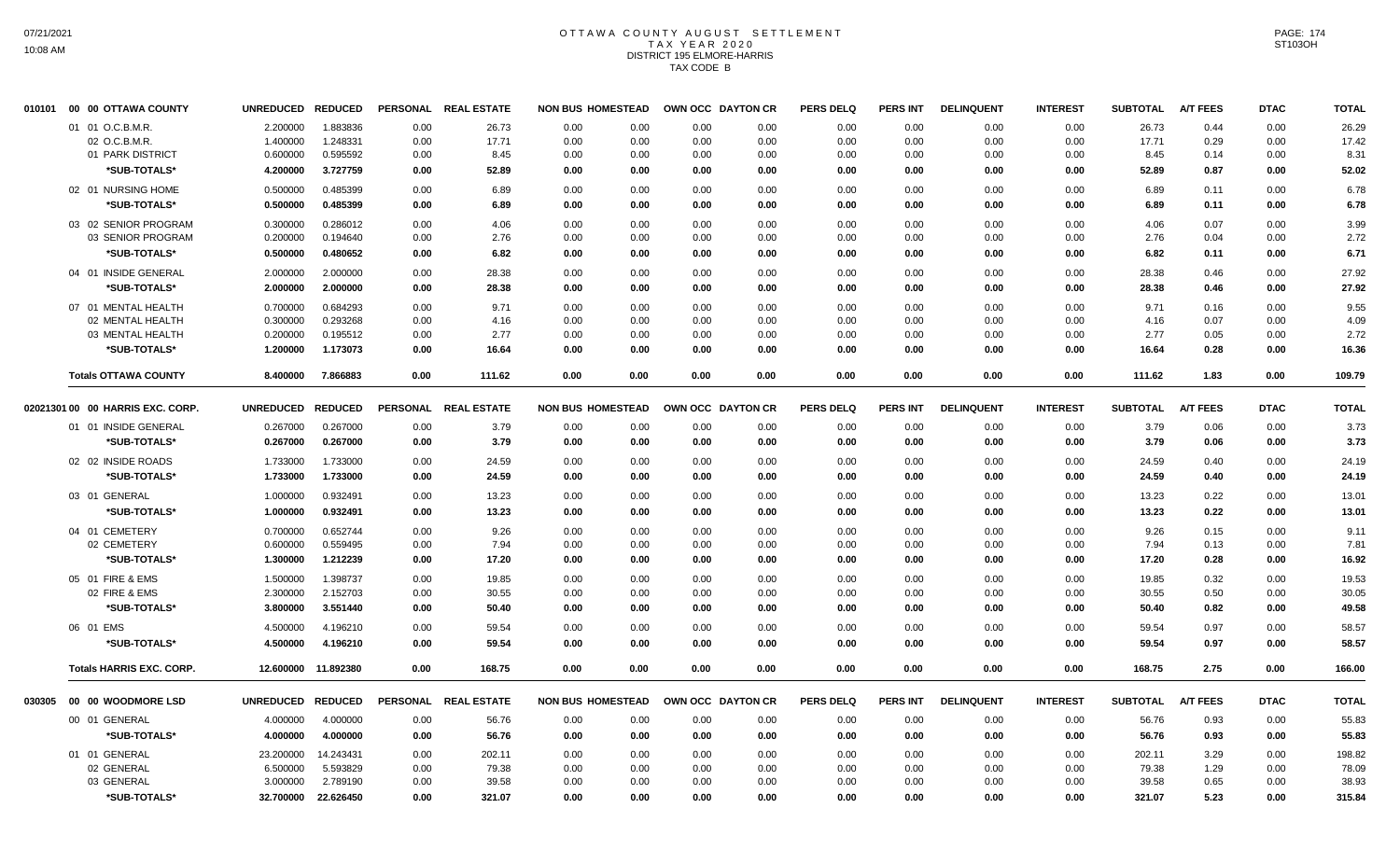# OTTAWA COUNTY AUGUST SETTLEMENT
## TAX YEAR 2020
## DISTRICT 195 ELMORE-HARRIS
## TAX CODE B

| 010101 00 00 OTTAWA COUNTY | UNREDUCED | REDUCED | PERSONAL | REAL ESTATE | NON BUS | HOMESTEAD | OWN OCC | DAYTON CR | PERS DELQ | PERS INT | DELINQUENT | INTEREST | SUBTOTAL | A/T FEES | DTAC | TOTAL |
|---|---|---|---|---|---|---|---|---|---|---|---|---|---|---|---|---|
| 01 01 O.C.B.M.R. | 2.200000 | 1.883836 | 0.00 | 26.73 | 0.00 | 0.00 | 0.00 | 0.00 | 0.00 | 0.00 | 0.00 | 0.00 | 26.73 | 0.44 | 0.00 | 26.29 |
| 02 O.C.B.M.R. | 1.400000 | 1.248331 | 0.00 | 17.71 | 0.00 | 0.00 | 0.00 | 0.00 | 0.00 | 0.00 | 0.00 | 0.00 | 17.71 | 0.29 | 0.00 | 17.42 |
| 01 PARK DISTRICT | 0.600000 | 0.595592 | 0.00 | 8.45 | 0.00 | 0.00 | 0.00 | 0.00 | 0.00 | 0.00 | 0.00 | 0.00 | 8.45 | 0.14 | 0.00 | 8.31 |
| **\*SUB-TOTALS\*** | **4.200000** | **3.727759** | **0.00** | **52.89** | **0.00** | **0.00** | **0.00** | **0.00** | **0.00** | **0.00** | **0.00** | **0.00** | **52.89** | **0.87** | **0.00** | **52.02** |
| 02 01 NURSING HOME | 0.500000 | 0.485399 | 0.00 | 6.89 | 0.00 | 0.00 | 0.00 | 0.00 | 0.00 | 0.00 | 0.00 | 0.00 | 6.89 | 0.11 | 0.00 | 6.78 |
| **\*SUB-TOTALS\*** | **0.500000** | **0.485399** | **0.00** | **6.89** | **0.00** | **0.00** | **0.00** | **0.00** | **0.00** | **0.00** | **0.00** | **0.00** | **6.89** | **0.11** | **0.00** | **6.78** |
| 03 02 SENIOR PROGRAM | 0.300000 | 0.286012 | 0.00 | 4.06 | 0.00 | 0.00 | 0.00 | 0.00 | 0.00 | 0.00 | 0.00 | 0.00 | 4.06 | 0.07 | 0.00 | 3.99 |
| 03 SENIOR PROGRAM | 0.200000 | 0.194640 | 0.00 | 2.76 | 0.00 | 0.00 | 0.00 | 0.00 | 0.00 | 0.00 | 0.00 | 0.00 | 2.76 | 0.04 | 0.00 | 2.72 |
| **\*SUB-TOTALS\*** | **0.500000** | **0.480652** | **0.00** | **6.82** | **0.00** | **0.00** | **0.00** | **0.00** | **0.00** | **0.00** | **0.00** | **0.00** | **6.82** | **0.11** | **0.00** | **6.71** |
| 04 01 INSIDE GENERAL | 2.000000 | 2.000000 | 0.00 | 28.38 | 0.00 | 0.00 | 0.00 | 0.00 | 0.00 | 0.00 | 0.00 | 0.00 | 28.38 | 0.46 | 0.00 | 27.92 |
| **\*SUB-TOTALS\*** | **2.000000** | **2.000000** | **0.00** | **28.38** | **0.00** | **0.00** | **0.00** | **0.00** | **0.00** | **0.00** | **0.00** | **0.00** | **28.38** | **0.46** | **0.00** | **27.92** |
| 07 01 MENTAL HEALTH | 0.700000 | 0.684293 | 0.00 | 9.71 | 0.00 | 0.00 | 0.00 | 0.00 | 0.00 | 0.00 | 0.00 | 0.00 | 9.71 | 0.16 | 0.00 | 9.55 |
| 02 MENTAL HEALTH | 0.300000 | 0.293268 | 0.00 | 4.16 | 0.00 | 0.00 | 0.00 | 0.00 | 0.00 | 0.00 | 0.00 | 0.00 | 4.16 | 0.07 | 0.00 | 4.09 |
| 03 MENTAL HEALTH | 0.200000 | 0.195512 | 0.00 | 2.77 | 0.00 | 0.00 | 0.00 | 0.00 | 0.00 | 0.00 | 0.00 | 0.00 | 2.77 | 0.05 | 0.00 | 2.72 |
| **\*SUB-TOTALS\*** | **1.200000** | **1.173073** | **0.00** | **16.64** | **0.00** | **0.00** | **0.00** | **0.00** | **0.00** | **0.00** | **0.00** | **0.00** | **16.64** | **0.28** | **0.00** | **16.36** |
| **Totals OTTAWA COUNTY** | **8.400000** | **7.866883** | **0.00** | **111.62** | **0.00** | **0.00** | **0.00** | **0.00** | **0.00** | **0.00** | **0.00** | **0.00** | **111.62** | **1.83** | **0.00** | **109.79** |

| 02021301 00 00 HARRIS EXC. CORP. | UNREDUCED | REDUCED | PERSONAL | REAL ESTATE | NON BUS | HOMESTEAD | OWN OCC | DAYTON CR | PERS DELQ | PERS INT | DELINQUENT | INTEREST | SUBTOTAL | A/T FEES | DTAC | TOTAL |
|---|---|---|---|---|---|---|---|---|---|---|---|---|---|---|---|---|
| 01 01 INSIDE GENERAL | 0.267000 | 0.267000 | 0.00 | 3.79 | 0.00 | 0.00 | 0.00 | 0.00 | 0.00 | 0.00 | 0.00 | 0.00 | 3.79 | 0.06 | 0.00 | 3.73 |
| **\*SUB-TOTALS\*** | **0.267000** | **0.267000** | **0.00** | **3.79** | **0.00** | **0.00** | **0.00** | **0.00** | **0.00** | **0.00** | **0.00** | **0.00** | **3.79** | **0.06** | **0.00** | **3.73** |
| 02 02 INSIDE ROADS | 1.733000 | 1.733000 | 0.00 | 24.59 | 0.00 | 0.00 | 0.00 | 0.00 | 0.00 | 0.00 | 0.00 | 0.00 | 24.59 | 0.40 | 0.00 | 24.19 |
| **\*SUB-TOTALS\*** | **1.733000** | **1.733000** | **0.00** | **24.59** | **0.00** | **0.00** | **0.00** | **0.00** | **0.00** | **0.00** | **0.00** | **0.00** | **24.59** | **0.40** | **0.00** | **24.19** |
| 03 01 GENERAL | 1.000000 | 0.932491 | 0.00 | 13.23 | 0.00 | 0.00 | 0.00 | 0.00 | 0.00 | 0.00 | 0.00 | 0.00 | 13.23 | 0.22 | 0.00 | 13.01 |
| **\*SUB-TOTALS\*** | **1.000000** | **0.932491** | **0.00** | **13.23** | **0.00** | **0.00** | **0.00** | **0.00** | **0.00** | **0.00** | **0.00** | **0.00** | **13.23** | **0.22** | **0.00** | **13.01** |
| 04 01 CEMETERY | 0.700000 | 0.652744 | 0.00 | 9.26 | 0.00 | 0.00 | 0.00 | 0.00 | 0.00 | 0.00 | 0.00 | 0.00 | 9.26 | 0.15 | 0.00 | 9.11 |
| 02 CEMETERY | 0.600000 | 0.559495 | 0.00 | 7.94 | 0.00 | 0.00 | 0.00 | 0.00 | 0.00 | 0.00 | 0.00 | 0.00 | 7.94 | 0.13 | 0.00 | 7.81 |
| **\*SUB-TOTALS\*** | **1.300000** | **1.212239** | **0.00** | **17.20** | **0.00** | **0.00** | **0.00** | **0.00** | **0.00** | **0.00** | **0.00** | **0.00** | **17.20** | **0.28** | **0.00** | **16.92** |
| 05 01 FIRE & EMS | 1.500000 | 1.398737 | 0.00 | 19.85 | 0.00 | 0.00 | 0.00 | 0.00 | 0.00 | 0.00 | 0.00 | 0.00 | 19.85 | 0.32 | 0.00 | 19.53 |
| 02 FIRE & EMS | 2.300000 | 2.152703 | 0.00 | 30.55 | 0.00 | 0.00 | 0.00 | 0.00 | 0.00 | 0.00 | 0.00 | 0.00 | 30.55 | 0.50 | 0.00 | 30.05 |
| **\*SUB-TOTALS\*** | **3.800000** | **3.551440** | **0.00** | **50.40** | **0.00** | **0.00** | **0.00** | **0.00** | **0.00** | **0.00** | **0.00** | **0.00** | **50.40** | **0.82** | **0.00** | **49.58** |
| 06 01 EMS | 4.500000 | 4.196210 | 0.00 | 59.54 | 0.00 | 0.00 | 0.00 | 0.00 | 0.00 | 0.00 | 0.00 | 0.00 | 59.54 | 0.97 | 0.00 | 58.57 |
| **\*SUB-TOTALS\*** | **4.500000** | **4.196210** | **0.00** | **59.54** | **0.00** | **0.00** | **0.00** | **0.00** | **0.00** | **0.00** | **0.00** | **0.00** | **59.54** | **0.97** | **0.00** | **58.57** |
| **Totals HARRIS EXC. CORP.** | **12.600000** | **11.892380** | **0.00** | **168.75** | **0.00** | **0.00** | **0.00** | **0.00** | **0.00** | **0.00** | **0.00** | **0.00** | **168.75** | **2.75** | **0.00** | **166.00** |

| 030305 00 00 WOODMORE LSD | UNREDUCED | REDUCED | PERSONAL | REAL ESTATE | NON BUS | HOMESTEAD | OWN OCC | DAYTON CR | PERS DELQ | PERS INT | DELINQUENT | INTEREST | SUBTOTAL | A/T FEES | DTAC | TOTAL |
|---|---|---|---|---|---|---|---|---|---|---|---|---|---|---|---|---|
| 00 01 GENERAL | 4.000000 | 4.000000 | 0.00 | 56.76 | 0.00 | 0.00 | 0.00 | 0.00 | 0.00 | 0.00 | 0.00 | 0.00 | 56.76 | 0.93 | 0.00 | 55.83 |
| **\*SUB-TOTALS\*** | **4.000000** | **4.000000** | **0.00** | **56.76** | **0.00** | **0.00** | **0.00** | **0.00** | **0.00** | **0.00** | **0.00** | **0.00** | **56.76** | **0.93** | **0.00** | **55.83** |
| 01 01 GENERAL | 23.200000 | 14.243431 | 0.00 | 202.11 | 0.00 | 0.00 | 0.00 | 0.00 | 0.00 | 0.00 | 0.00 | 0.00 | 202.11 | 3.29 | 0.00 | 198.82 |
| 02 GENERAL | 6.500000 | 5.593829 | 0.00 | 79.38 | 0.00 | 0.00 | 0.00 | 0.00 | 0.00 | 0.00 | 0.00 | 0.00 | 79.38 | 1.29 | 0.00 | 78.09 |
| 03 GENERAL | 3.000000 | 2.789190 | 0.00 | 39.58 | 0.00 | 0.00 | 0.00 | 0.00 | 0.00 | 0.00 | 0.00 | 0.00 | 39.58 | 0.65 | 0.00 | 38.93 |
| **\*SUB-TOTALS\*** | **32.700000** | **22.626450** | **0.00** | **321.07** | **0.00** | **0.00** | **0.00** | **0.00** | **0.00** | **0.00** | **0.00** | **0.00** | **321.07** | **5.23** | **0.00** | **315.84** |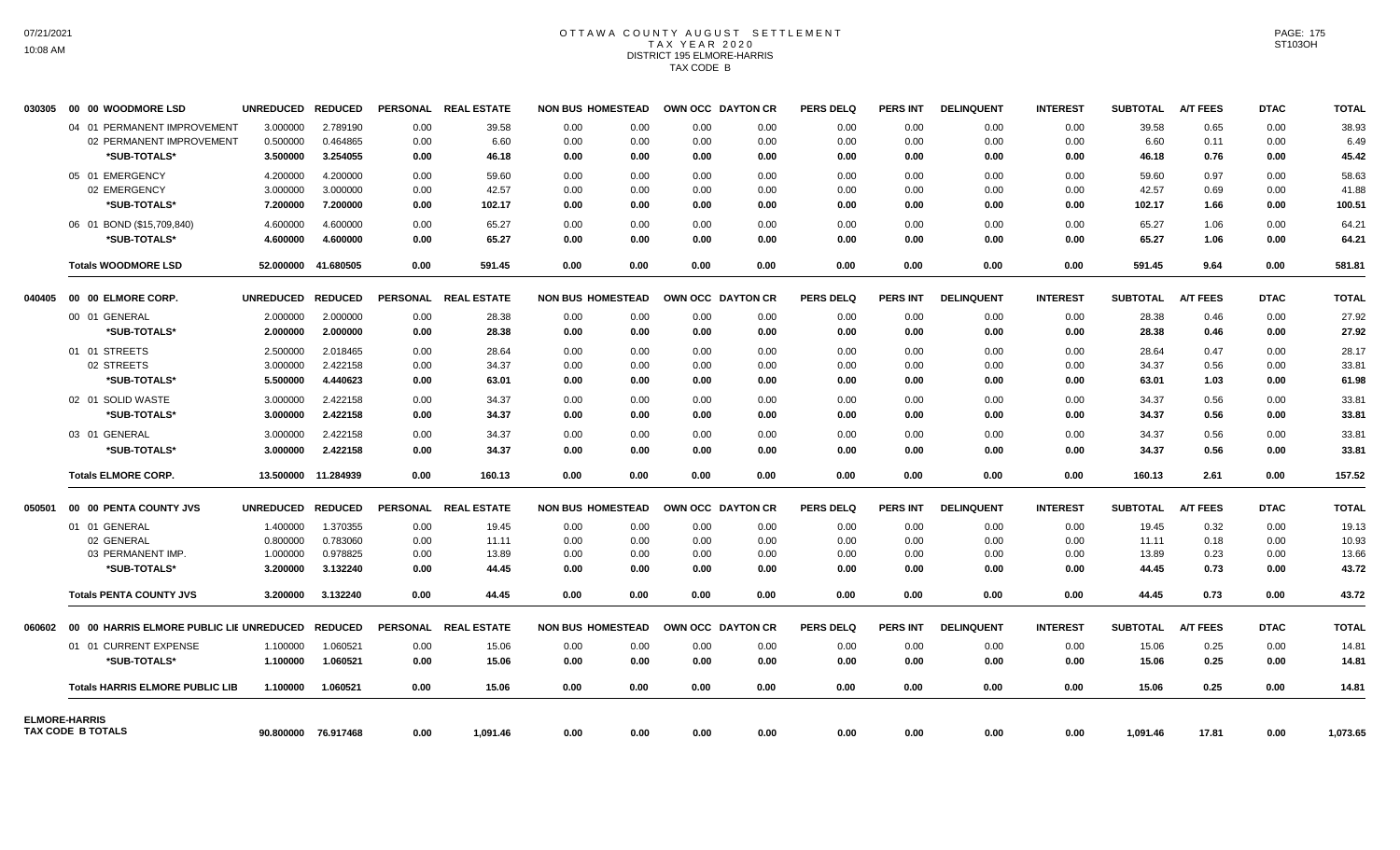# OTTAWA COUNTY AUGUST SETTLEMENT
## TAX YEAR 2020
## DISTRICT 195 ELMORE-HARRIS
## TAX CODE B

| | | UNREDUCED | REDUCED | PERSONAL | REAL ESTATE | NON BUS | HOMESTEAD | OWN OCC | DAYTON CR | PERS DELQ | PERS INT | DELINQUENT | INTEREST | SUBTOTAL | A/T FEES | DTAC | TOTAL |
|---|---|---|---|---|---|---|---|---|---|---|---|---|---|---|---|---|---|
| 030305 | 00 00 WOODMORE LSD | UNREDUCED | REDUCED | PERSONAL | REAL ESTATE | NON BUS | HOMESTEAD | OWN OCC | DAYTON CR | PERS DELQ | PERS INT | DELINQUENT | INTEREST | SUBTOTAL | A/T FEES | DTAC | TOTAL |
| | 04 01 PERMANENT IMPROVEMENT | 3.000000 | 2.789190 | 0.00 | 39.58 | 0.00 | 0.00 | 0.00 | 0.00 | 0.00 | 0.00 | 0.00 | 0.00 | 39.58 | 0.65 | 0.00 | 38.93 |
| | 02 PERMANENT IMPROVEMENT | 0.500000 | 0.464865 | 0.00 | 6.60 | 0.00 | 0.00 | 0.00 | 0.00 | 0.00 | 0.00 | 0.00 | 0.00 | 6.60 | 0.11 | 0.00 | 6.49 |
| | *SUB-TOTALS* | 3.500000 | 3.254055 | 0.00 | 46.18 | 0.00 | 0.00 | 0.00 | 0.00 | 0.00 | 0.00 | 0.00 | 0.00 | 46.18 | 0.76 | 0.00 | 45.42 |
| | 05 01 EMERGENCY | 4.200000 | 4.200000 | 0.00 | 59.60 | 0.00 | 0.00 | 0.00 | 0.00 | 0.00 | 0.00 | 0.00 | 0.00 | 59.60 | 0.97 | 0.00 | 58.63 |
| | 02 EMERGENCY | 3.000000 | 3.000000 | 0.00 | 42.57 | 0.00 | 0.00 | 0.00 | 0.00 | 0.00 | 0.00 | 0.00 | 0.00 | 42.57 | 0.69 | 0.00 | 41.88 |
| | *SUB-TOTALS* | 7.200000 | 7.200000 | 0.00 | 102.17 | 0.00 | 0.00 | 0.00 | 0.00 | 0.00 | 0.00 | 0.00 | 0.00 | 102.17 | 1.66 | 0.00 | 100.51 |
| | 06 01 BOND ($15,709,840) | 4.600000 | 4.600000 | 0.00 | 65.27 | 0.00 | 0.00 | 0.00 | 0.00 | 0.00 | 0.00 | 0.00 | 0.00 | 65.27 | 1.06 | 0.00 | 64.21 |
| | *SUB-TOTALS* | 4.600000 | 4.600000 | 0.00 | 65.27 | 0.00 | 0.00 | 0.00 | 0.00 | 0.00 | 0.00 | 0.00 | 0.00 | 65.27 | 1.06 | 0.00 | 64.21 |
| | **Totals WOODMORE LSD** | 52.000000 | 41.680505 | 0.00 | 591.45 | 0.00 | 0.00 | 0.00 | 0.00 | 0.00 | 0.00 | 0.00 | 0.00 | 591.45 | 9.64 | 0.00 | 581.81 |
| 040405 | 00 00 ELMORE CORP. | UNREDUCED | REDUCED | PERSONAL | REAL ESTATE | NON BUS | HOMESTEAD | OWN OCC | DAYTON CR | PERS DELQ | PERS INT | DELINQUENT | INTEREST | SUBTOTAL | A/T FEES | DTAC | TOTAL |
| | 00 01 GENERAL | 2.000000 | 2.000000 | 0.00 | 28.38 | 0.00 | 0.00 | 0.00 | 0.00 | 0.00 | 0.00 | 0.00 | 0.00 | 28.38 | 0.46 | 0.00 | 27.92 |
| | *SUB-TOTALS* | 2.000000 | 2.000000 | 0.00 | 28.38 | 0.00 | 0.00 | 0.00 | 0.00 | 0.00 | 0.00 | 0.00 | 0.00 | 28.38 | 0.46 | 0.00 | 27.92 |
| | 01 01 STREETS | 2.500000 | 2.018465 | 0.00 | 28.64 | 0.00 | 0.00 | 0.00 | 0.00 | 0.00 | 0.00 | 0.00 | 0.00 | 28.64 | 0.47 | 0.00 | 28.17 |
| | 02 STREETS | 3.000000 | 2.422158 | 0.00 | 34.37 | 0.00 | 0.00 | 0.00 | 0.00 | 0.00 | 0.00 | 0.00 | 0.00 | 34.37 | 0.56 | 0.00 | 33.81 |
| | *SUB-TOTALS* | 5.500000 | 4.440623 | 0.00 | 63.01 | 0.00 | 0.00 | 0.00 | 0.00 | 0.00 | 0.00 | 0.00 | 0.00 | 63.01 | 1.03 | 0.00 | 61.98 |
| | 02 01 SOLID WASTE | 3.000000 | 2.422158 | 0.00 | 34.37 | 0.00 | 0.00 | 0.00 | 0.00 | 0.00 | 0.00 | 0.00 | 0.00 | 34.37 | 0.56 | 0.00 | 33.81 |
| | *SUB-TOTALS* | 3.000000 | 2.422158 | 0.00 | 34.37 | 0.00 | 0.00 | 0.00 | 0.00 | 0.00 | 0.00 | 0.00 | 0.00 | 34.37 | 0.56 | 0.00 | 33.81 |
| | 03 01 GENERAL | 3.000000 | 2.422158 | 0.00 | 34.37 | 0.00 | 0.00 | 0.00 | 0.00 | 0.00 | 0.00 | 0.00 | 0.00 | 34.37 | 0.56 | 0.00 | 33.81 |
| | *SUB-TOTALS* | 3.000000 | 2.422158 | 0.00 | 34.37 | 0.00 | 0.00 | 0.00 | 0.00 | 0.00 | 0.00 | 0.00 | 0.00 | 34.37 | 0.56 | 0.00 | 33.81 |
| | **Totals ELMORE CORP.** | 13.500000 | 11.284939 | 0.00 | 160.13 | 0.00 | 0.00 | 0.00 | 0.00 | 0.00 | 0.00 | 0.00 | 0.00 | 160.13 | 2.61 | 0.00 | 157.52 |
| 050501 | 00 00 PENTA COUNTY JVS | UNREDUCED | REDUCED | PERSONAL | REAL ESTATE | NON BUS | HOMESTEAD | OWN OCC | DAYTON CR | PERS DELQ | PERS INT | DELINQUENT | INTEREST | SUBTOTAL | A/T FEES | DTAC | TOTAL |
| | 01 01 GENERAL | 1.400000 | 1.370355 | 0.00 | 19.45 | 0.00 | 0.00 | 0.00 | 0.00 | 0.00 | 0.00 | 0.00 | 0.00 | 19.45 | 0.32 | 0.00 | 19.13 |
| | 02 GENERAL | 0.800000 | 0.783060 | 0.00 | 11.11 | 0.00 | 0.00 | 0.00 | 0.00 | 0.00 | 0.00 | 0.00 | 0.00 | 11.11 | 0.18 | 0.00 | 10.93 |
| | 03 PERMANENT IMP. | 1.000000 | 0.978825 | 0.00 | 13.89 | 0.00 | 0.00 | 0.00 | 0.00 | 0.00 | 0.00 | 0.00 | 0.00 | 13.89 | 0.23 | 0.00 | 13.66 |
| | *SUB-TOTALS* | 3.200000 | 3.132240 | 0.00 | 44.45 | 0.00 | 0.00 | 0.00 | 0.00 | 0.00 | 0.00 | 0.00 | 0.00 | 44.45 | 0.73 | 0.00 | 43.72 |
| | **Totals PENTA COUNTY JVS** | 3.200000 | 3.132240 | 0.00 | 44.45 | 0.00 | 0.00 | 0.00 | 0.00 | 0.00 | 0.00 | 0.00 | 0.00 | 44.45 | 0.73 | 0.00 | 43.72 |
| 060602 | 00 00 HARRIS ELMORE PUBLIC LIE | UNREDUCED | REDUCED | PERSONAL | REAL ESTATE | NON BUS | HOMESTEAD | OWN OCC | DAYTON CR | PERS DELQ | PERS INT | DELINQUENT | INTEREST | SUBTOTAL | A/T FEES | DTAC | TOTAL |
| | 01 01 CURRENT EXPENSE | 1.100000 | 1.060521 | 0.00 | 15.06 | 0.00 | 0.00 | 0.00 | 0.00 | 0.00 | 0.00 | 0.00 | 0.00 | 15.06 | 0.25 | 0.00 | 14.81 |
| | *SUB-TOTALS* | 1.100000 | 1.060521 | 0.00 | 15.06 | 0.00 | 0.00 | 0.00 | 0.00 | 0.00 | 0.00 | 0.00 | 0.00 | 15.06 | 0.25 | 0.00 | 14.81 |
| | **Totals HARRIS ELMORE PUBLIC LIB** | 1.100000 | 1.060521 | 0.00 | 15.06 | 0.00 | 0.00 | 0.00 | 0.00 | 0.00 | 0.00 | 0.00 | 0.00 | 15.06 | 0.25 | 0.00 | 14.81 |
| **ELMORE-HARRIS TAX CODE B TOTALS** | | 90.800000 | 76.917468 | 0.00 | 1,091.46 | 0.00 | 0.00 | 0.00 | 0.00 | 0.00 | 0.00 | 0.00 | 0.00 | 1,091.46 | 17.81 | 0.00 | 1,073.65 |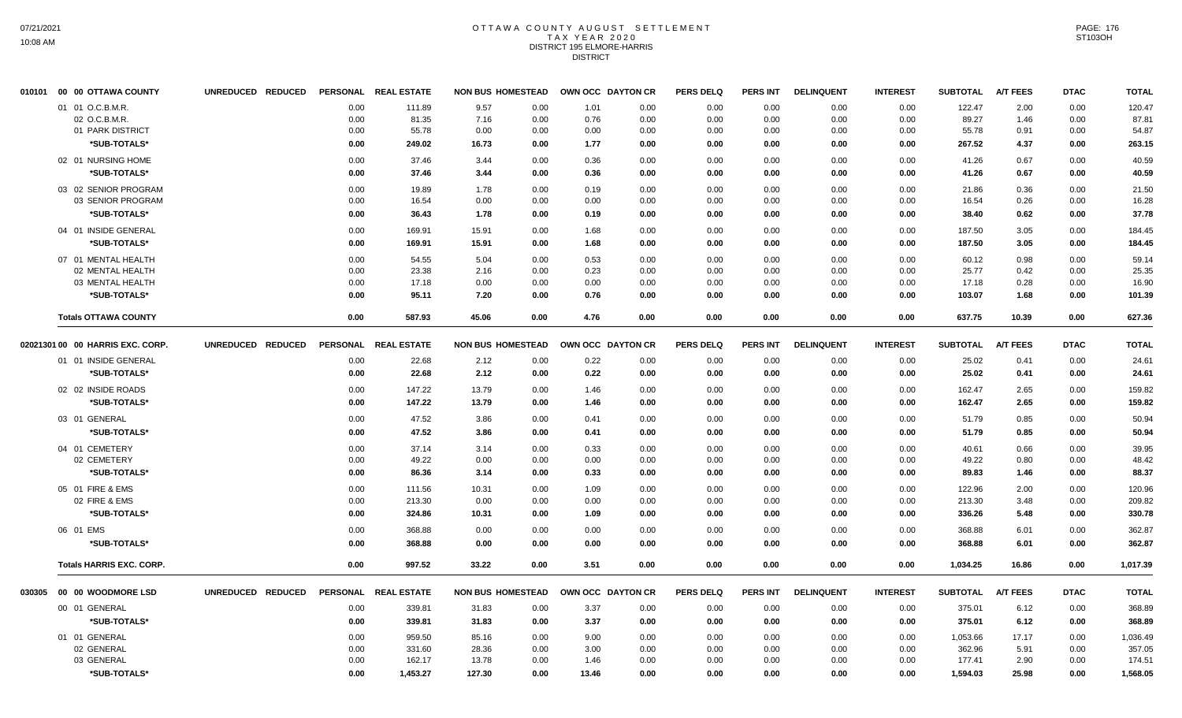# OTTAWA COUNTY AUGUST SETTLEMENT
## TAX YEAR 2020
### DISTRICT 195 ELMORE-HARRIS
### DISTRICT

| 010101 00 00 OTTAWA COUNTY | UNREDUCED | REDUCED | PERSONAL | REAL ESTATE | NON BUS | HOMESTEAD | OWN OCC | DAYTON CR | PERS DELQ | PERS INT | DELINQUENT | INTEREST | SUBTOTAL | A/T FEES | DTAC | TOTAL |
|---|---|---|---|---|---|---|---|---|---|---|---|---|---|---|---|---|
| 01 01 O.C.B.M.R. | | | 0.00 | 111.89 | 9.57 | 0.00 | 1.01 | 0.00 | 0.00 | 0.00 | 0.00 | 0.00 | 122.47 | 2.00 | 0.00 | 120.47 |
| 02 O.C.B.M.R. | | | 0.00 | 81.35 | 7.16 | 0.00 | 0.76 | 0.00 | 0.00 | 0.00 | 0.00 | 0.00 | 89.27 | 1.46 | 0.00 | 87.81 |
| 01 PARK DISTRICT | | | 0.00 | 55.78 | 0.00 | 0.00 | 0.00 | 0.00 | 0.00 | 0.00 | 0.00 | 0.00 | 55.78 | 0.91 | 0.00 | 54.87 |
| *SUB-TOTALS* | | | 0.00 | 249.02 | 16.73 | 0.00 | 1.77 | 0.00 | 0.00 | 0.00 | 0.00 | 0.00 | 267.52 | 4.37 | 0.00 | 263.15 |
| 02 01 NURSING HOME | | | 0.00 | 37.46 | 3.44 | 0.00 | 0.36 | 0.00 | 0.00 | 0.00 | 0.00 | 0.00 | 41.26 | 0.67 | 0.00 | 40.59 |
| *SUB-TOTALS* | | | 0.00 | 37.46 | 3.44 | 0.00 | 0.36 | 0.00 | 0.00 | 0.00 | 0.00 | 0.00 | 41.26 | 0.67 | 0.00 | 40.59 |
| 03 02 SENIOR PROGRAM | | | 0.00 | 19.89 | 1.78 | 0.00 | 0.19 | 0.00 | 0.00 | 0.00 | 0.00 | 0.00 | 21.86 | 0.36 | 0.00 | 21.50 |
| 03 SENIOR PROGRAM | | | 0.00 | 16.54 | 0.00 | 0.00 | 0.00 | 0.00 | 0.00 | 0.00 | 0.00 | 0.00 | 16.54 | 0.26 | 0.00 | 16.28 |
| *SUB-TOTALS* | | | 0.00 | 36.43 | 1.78 | 0.00 | 0.19 | 0.00 | 0.00 | 0.00 | 0.00 | 0.00 | 38.40 | 0.62 | 0.00 | 37.78 |
| 04 01 INSIDE GENERAL | | | 0.00 | 169.91 | 15.91 | 0.00 | 1.68 | 0.00 | 0.00 | 0.00 | 0.00 | 0.00 | 187.50 | 3.05 | 0.00 | 184.45 |
| *SUB-TOTALS* | | | 0.00 | 169.91 | 15.91 | 0.00 | 1.68 | 0.00 | 0.00 | 0.00 | 0.00 | 0.00 | 187.50 | 3.05 | 0.00 | 184.45 |
| 07 01 MENTAL HEALTH | | | 0.00 | 54.55 | 5.04 | 0.00 | 0.53 | 0.00 | 0.00 | 0.00 | 0.00 | 0.00 | 60.12 | 0.98 | 0.00 | 59.14 |
| 02 MENTAL HEALTH | | | 0.00 | 23.38 | 2.16 | 0.00 | 0.23 | 0.00 | 0.00 | 0.00 | 0.00 | 0.00 | 25.77 | 0.42 | 0.00 | 25.35 |
| 03 MENTAL HEALTH | | | 0.00 | 17.18 | 0.00 | 0.00 | 0.00 | 0.00 | 0.00 | 0.00 | 0.00 | 0.00 | 17.18 | 0.28 | 0.00 | 16.90 |
| *SUB-TOTALS* | | | 0.00 | 95.11 | 7.20 | 0.00 | 0.76 | 0.00 | 0.00 | 0.00 | 0.00 | 0.00 | 103.07 | 1.68 | 0.00 | 101.39 |
| **Totals OTTAWA COUNTY** | | | 0.00 | 587.93 | 45.06 | 0.00 | 4.76 | 0.00 | 0.00 | 0.00 | 0.00 | 0.00 | 637.75 | 10.39 | 0.00 | 627.36 |

| 02021301 00 00 HARRIS EXC. CORP. | UNREDUCED | REDUCED | PERSONAL | REAL ESTATE | NON BUS | HOMESTEAD | OWN OCC | DAYTON CR | PERS DELQ | PERS INT | DELINQUENT | INTEREST | SUBTOTAL | A/T FEES | DTAC | TOTAL |
|---|---|---|---|---|---|---|---|---|---|---|---|---|---|---|---|---|
| 01 01 INSIDE GENERAL | | | 0.00 | 22.68 | 2.12 | 0.00 | 0.22 | 0.00 | 0.00 | 0.00 | 0.00 | 0.00 | 25.02 | 0.41 | 0.00 | 24.61 |
| *SUB-TOTALS* | | | 0.00 | 22.68 | 2.12 | 0.00 | 0.22 | 0.00 | 0.00 | 0.00 | 0.00 | 0.00 | 25.02 | 0.41 | 0.00 | 24.61 |
| 02 02 INSIDE ROADS | | | 0.00 | 147.22 | 13.79 | 0.00 | 1.46 | 0.00 | 0.00 | 0.00 | 0.00 | 0.00 | 162.47 | 2.65 | 0.00 | 159.82 |
| *SUB-TOTALS* | | | 0.00 | 147.22 | 13.79 | 0.00 | 1.46 | 0.00 | 0.00 | 0.00 | 0.00 | 0.00 | 162.47 | 2.65 | 0.00 | 159.82 |
| 03 01 GENERAL | | | 0.00 | 47.52 | 3.86 | 0.00 | 0.41 | 0.00 | 0.00 | 0.00 | 0.00 | 0.00 | 51.79 | 0.85 | 0.00 | 50.94 |
| *SUB-TOTALS* | | | 0.00 | 47.52 | 3.86 | 0.00 | 0.41 | 0.00 | 0.00 | 0.00 | 0.00 | 0.00 | 51.79 | 0.85 | 0.00 | 50.94 |
| 04 01 CEMETERY | | | 0.00 | 37.14 | 3.14 | 0.00 | 0.33 | 0.00 | 0.00 | 0.00 | 0.00 | 0.00 | 40.61 | 0.66 | 0.00 | 39.95 |
| 02 CEMETERY | | | 0.00 | 49.22 | 0.00 | 0.00 | 0.00 | 0.00 | 0.00 | 0.00 | 0.00 | 0.00 | 49.22 | 0.80 | 0.00 | 48.42 |
| *SUB-TOTALS* | | | 0.00 | 86.36 | 3.14 | 0.00 | 0.33 | 0.00 | 0.00 | 0.00 | 0.00 | 0.00 | 89.83 | 1.46 | 0.00 | 88.37 |
| 05 01 FIRE & EMS | | | 0.00 | 111.56 | 10.31 | 0.00 | 1.09 | 0.00 | 0.00 | 0.00 | 0.00 | 0.00 | 122.96 | 2.00 | 0.00 | 120.96 |
| 02 FIRE & EMS | | | 0.00 | 213.30 | 0.00 | 0.00 | 0.00 | 0.00 | 0.00 | 0.00 | 0.00 | 0.00 | 213.30 | 3.48 | 0.00 | 209.82 |
| *SUB-TOTALS* | | | 0.00 | 324.86 | 10.31 | 0.00 | 1.09 | 0.00 | 0.00 | 0.00 | 0.00 | 0.00 | 336.26 | 5.48 | 0.00 | 330.78 |
| 06 01 EMS | | | 0.00 | 368.88 | 0.00 | 0.00 | 0.00 | 0.00 | 0.00 | 0.00 | 0.00 | 0.00 | 368.88 | 6.01 | 0.00 | 362.87 |
| *SUB-TOTALS* | | | 0.00 | 368.88 | 0.00 | 0.00 | 0.00 | 0.00 | 0.00 | 0.00 | 0.00 | 0.00 | 368.88 | 6.01 | 0.00 | 362.87 |
| **Totals HARRIS EXC. CORP.** | | | 0.00 | 997.52 | 33.22 | 0.00 | 3.51 | 0.00 | 0.00 | 0.00 | 0.00 | 0.00 | 1,034.25 | 16.86 | 0.00 | 1,017.39 |

| 030305 00 00 WOODMORE LSD | UNREDUCED | REDUCED | PERSONAL | REAL ESTATE | NON BUS | HOMESTEAD | OWN OCC | DAYTON CR | PERS DELQ | PERS INT | DELINQUENT | INTEREST | SUBTOTAL | A/T FEES | DTAC | TOTAL |
|---|---|---|---|---|---|---|---|---|---|---|---|---|---|---|---|---|
| 00 01 GENERAL | | | 0.00 | 339.81 | 31.83 | 0.00 | 3.37 | 0.00 | 0.00 | 0.00 | 0.00 | 0.00 | 375.01 | 6.12 | 0.00 | 368.89 |
| *SUB-TOTALS* | | | 0.00 | 339.81 | 31.83 | 0.00 | 3.37 | 0.00 | 0.00 | 0.00 | 0.00 | 0.00 | 375.01 | 6.12 | 0.00 | 368.89 |
| 01 01 GENERAL | | | 0.00 | 959.50 | 85.16 | 0.00 | 9.00 | 0.00 | 0.00 | 0.00 | 0.00 | 0.00 | 1,053.66 | 17.17 | 0.00 | 1,036.49 |
| 02 GENERAL | | | 0.00 | 331.60 | 28.36 | 0.00 | 3.00 | 0.00 | 0.00 | 0.00 | 0.00 | 0.00 | 362.96 | 5.91 | 0.00 | 357.05 |
| 03 GENERAL | | | 0.00 | 162.17 | 13.78 | 0.00 | 1.46 | 0.00 | 0.00 | 0.00 | 0.00 | 0.00 | 177.41 | 2.90 | 0.00 | 174.51 |
| *SUB-TOTALS* | | | 0.00 | 1,453.27 | 127.30 | 0.00 | 13.46 | 0.00 | 0.00 | 0.00 | 0.00 | 0.00 | 1,594.03 | 25.98 | 0.00 | 1,568.05 |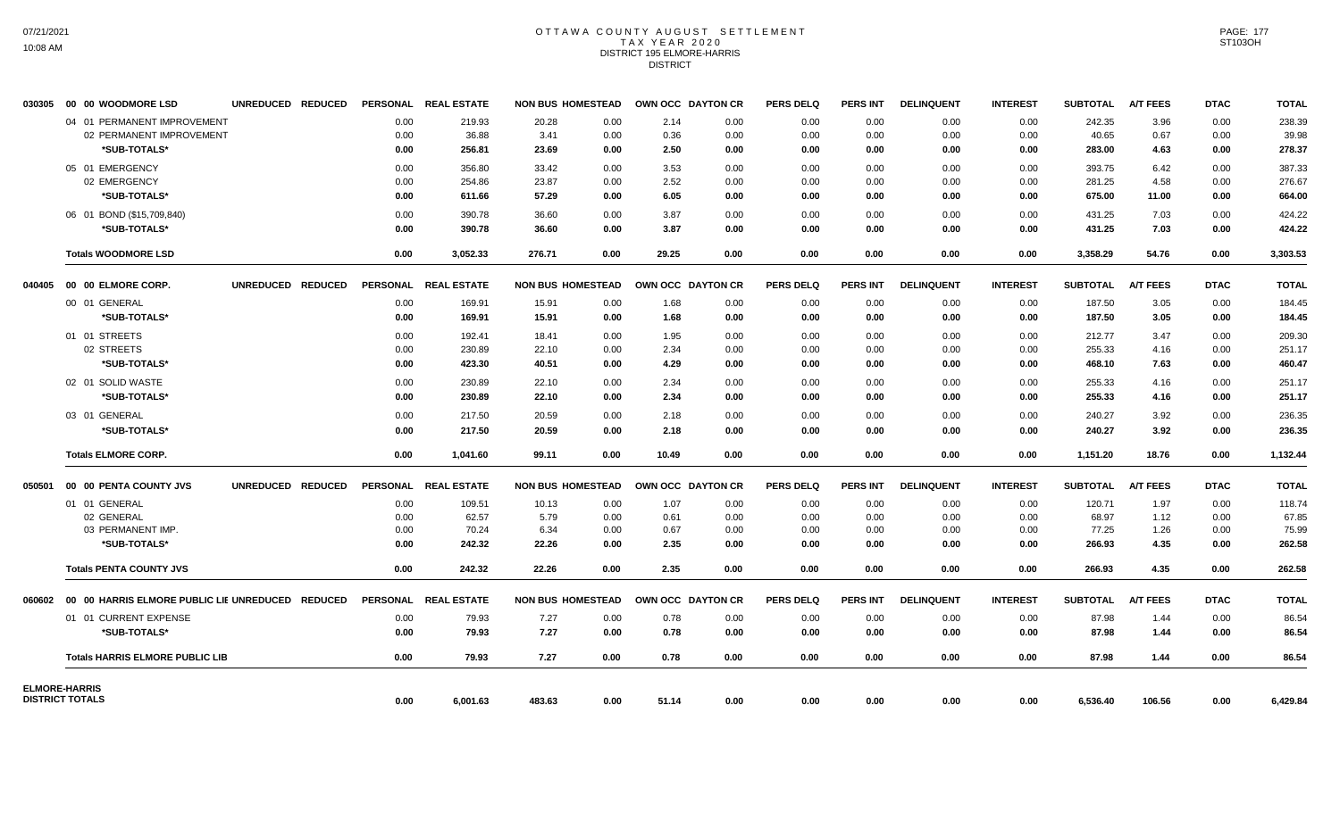# OTTAWA COUNTY AUGUST SETTLEMENT
## TAX YEAR 2020
## DISTRICT 195 ELMORE-HARRIS
## DISTRICT

| | | PERSONAL | REAL ESTATE | NON BUS | HOMESTEAD | OWN OCC | DAYTON CR | PERS DELQ | PERS INT | DELINQUENT | INTEREST | SUBTOTAL | A/T FEES | DTAC | TOTAL |
|---|---|---|---|---|---|---|---|---|---|---|---|---|---|---|---|
| 030305 | 00 00 WOODMORE LSD UNREDUCED REDUCED | | | | | | | | | | | | | | |
| | 04 01 PERMANENT IMPROVEMENT | 0.00 | 219.93 | 20.28 | 0.00 | 2.14 | 0.00 | 0.00 | 0.00 | 0.00 | 0.00 | 242.35 | 3.96 | 0.00 | 238.39 |
| | 02 PERMANENT IMPROVEMENT | 0.00 | 36.88 | 3.41 | 0.00 | 0.36 | 0.00 | 0.00 | 0.00 | 0.00 | 0.00 | 40.65 | 0.67 | 0.00 | 39.98 |
| | *SUB-TOTALS* | 0.00 | 256.81 | 23.69 | 0.00 | 2.50 | 0.00 | 0.00 | 0.00 | 0.00 | 0.00 | 283.00 | 4.63 | 0.00 | 278.37 |
| | 05 01 EMERGENCY | 0.00 | 356.80 | 33.42 | 0.00 | 3.53 | 0.00 | 0.00 | 0.00 | 0.00 | 0.00 | 393.75 | 6.42 | 0.00 | 387.33 |
| | 02 EMERGENCY | 0.00 | 254.86 | 23.87 | 0.00 | 2.52 | 0.00 | 0.00 | 0.00 | 0.00 | 0.00 | 281.25 | 4.58 | 0.00 | 276.67 |
| | *SUB-TOTALS* | 0.00 | 611.66 | 57.29 | 0.00 | 6.05 | 0.00 | 0.00 | 0.00 | 0.00 | 0.00 | 675.00 | 11.00 | 0.00 | 664.00 |
| | 06 01 BOND ($15,709,840) | 0.00 | 390.78 | 36.60 | 0.00 | 3.87 | 0.00 | 0.00 | 0.00 | 0.00 | 0.00 | 431.25 | 7.03 | 0.00 | 424.22 |
| | *SUB-TOTALS* | 0.00 | 390.78 | 36.60 | 0.00 | 3.87 | 0.00 | 0.00 | 0.00 | 0.00 | 0.00 | 431.25 | 7.03 | 0.00 | 424.22 |
| | **Totals WOODMORE LSD** | 0.00 | 3,052.33 | 276.71 | 0.00 | 29.25 | 0.00 | 0.00 | 0.00 | 0.00 | 0.00 | 3,358.29 | 54.76 | 0.00 | 3,303.53 |
| 040405 | 00 00 ELMORE CORP. UNREDUCED REDUCED | PERSONAL | REAL ESTATE | NON BUS | HOMESTEAD | OWN OCC | DAYTON CR | PERS DELQ | PERS INT | DELINQUENT | INTEREST | SUBTOTAL | A/T FEES | DTAC | TOTAL |
| | 00 01 GENERAL | 0.00 | 169.91 | 15.91 | 0.00 | 1.68 | 0.00 | 0.00 | 0.00 | 0.00 | 0.00 | 187.50 | 3.05 | 0.00 | 184.45 |
| | *SUB-TOTALS* | 0.00 | 169.91 | 15.91 | 0.00 | 1.68 | 0.00 | 0.00 | 0.00 | 0.00 | 0.00 | 187.50 | 3.05 | 0.00 | 184.45 |
| | 01 01 STREETS | 0.00 | 192.41 | 18.41 | 0.00 | 1.95 | 0.00 | 0.00 | 0.00 | 0.00 | 0.00 | 212.77 | 3.47 | 0.00 | 209.30 |
| | 02 STREETS | 0.00 | 230.89 | 22.10 | 0.00 | 2.34 | 0.00 | 0.00 | 0.00 | 0.00 | 0.00 | 255.33 | 4.16 | 0.00 | 251.17 |
| | *SUB-TOTALS* | 0.00 | 423.30 | 40.51 | 0.00 | 4.29 | 0.00 | 0.00 | 0.00 | 0.00 | 0.00 | 468.10 | 7.63 | 0.00 | 460.47 |
| | 02 01 SOLID WASTE | 0.00 | 230.89 | 22.10 | 0.00 | 2.34 | 0.00 | 0.00 | 0.00 | 0.00 | 0.00 | 255.33 | 4.16 | 0.00 | 251.17 |
| | *SUB-TOTALS* | 0.00 | 230.89 | 22.10 | 0.00 | 2.34 | 0.00 | 0.00 | 0.00 | 0.00 | 0.00 | 255.33 | 4.16 | 0.00 | 251.17 |
| | 03 01 GENERAL | 0.00 | 217.50 | 20.59 | 0.00 | 2.18 | 0.00 | 0.00 | 0.00 | 0.00 | 0.00 | 240.27 | 3.92 | 0.00 | 236.35 |
| | *SUB-TOTALS* | 0.00 | 217.50 | 20.59 | 0.00 | 2.18 | 0.00 | 0.00 | 0.00 | 0.00 | 0.00 | 240.27 | 3.92 | 0.00 | 236.35 |
| | **Totals ELMORE CORP.** | 0.00 | 1,041.60 | 99.11 | 0.00 | 10.49 | 0.00 | 0.00 | 0.00 | 0.00 | 0.00 | 1,151.20 | 18.76 | 0.00 | 1,132.44 |
| 050501 | 00 00 PENTA COUNTY JVS UNREDUCED REDUCED | PERSONAL | REAL ESTATE | NON BUS | HOMESTEAD | OWN OCC | DAYTON CR | PERS DELQ | PERS INT | DELINQUENT | INTEREST | SUBTOTAL | A/T FEES | DTAC | TOTAL |
| | 01 01 GENERAL | 0.00 | 109.51 | 10.13 | 0.00 | 1.07 | 0.00 | 0.00 | 0.00 | 0.00 | 0.00 | 120.71 | 1.97 | 0.00 | 118.74 |
| | 02 GENERAL | 0.00 | 62.57 | 5.79 | 0.00 | 0.61 | 0.00 | 0.00 | 0.00 | 0.00 | 0.00 | 68.97 | 1.12 | 0.00 | 67.85 |
| | 03 PERMANENT IMP. | 0.00 | 70.24 | 6.34 | 0.00 | 0.67 | 0.00 | 0.00 | 0.00 | 0.00 | 0.00 | 77.25 | 1.26 | 0.00 | 75.99 |
| | *SUB-TOTALS* | 0.00 | 242.32 | 22.26 | 0.00 | 2.35 | 0.00 | 0.00 | 0.00 | 0.00 | 0.00 | 266.93 | 4.35 | 0.00 | 262.58 |
| | **Totals PENTA COUNTY JVS** | 0.00 | 242.32 | 22.26 | 0.00 | 2.35 | 0.00 | 0.00 | 0.00 | 0.00 | 0.00 | 266.93 | 4.35 | 0.00 | 262.58 |
| 060602 | 00 00 HARRIS ELMORE PUBLIC LIE UNREDUCED REDUCED | PERSONAL | REAL ESTATE | NON BUS | HOMESTEAD | OWN OCC | DAYTON CR | PERS DELQ | PERS INT | DELINQUENT | INTEREST | SUBTOTAL | A/T FEES | DTAC | TOTAL |
| | 01 01 CURRENT EXPENSE | 0.00 | 79.93 | 7.27 | 0.00 | 0.78 | 0.00 | 0.00 | 0.00 | 0.00 | 0.00 | 87.98 | 1.44 | 0.00 | 86.54 |
| | *SUB-TOTALS* | 0.00 | 79.93 | 7.27 | 0.00 | 0.78 | 0.00 | 0.00 | 0.00 | 0.00 | 0.00 | 87.98 | 1.44 | 0.00 | 86.54 |
| | **Totals HARRIS ELMORE PUBLIC LIB** | 0.00 | 79.93 | 7.27 | 0.00 | 0.78 | 0.00 | 0.00 | 0.00 | 0.00 | 0.00 | 87.98 | 1.44 | 0.00 | 86.54 |
| **ELMORE-HARRIS DISTRICT TOTALS** | | 0.00 | 6,001.63 | 483.63 | 0.00 | 51.14 | 0.00 | 0.00 | 0.00 | 0.00 | 0.00 | 6,536.40 | 106.56 | 0.00 | 6,429.84 |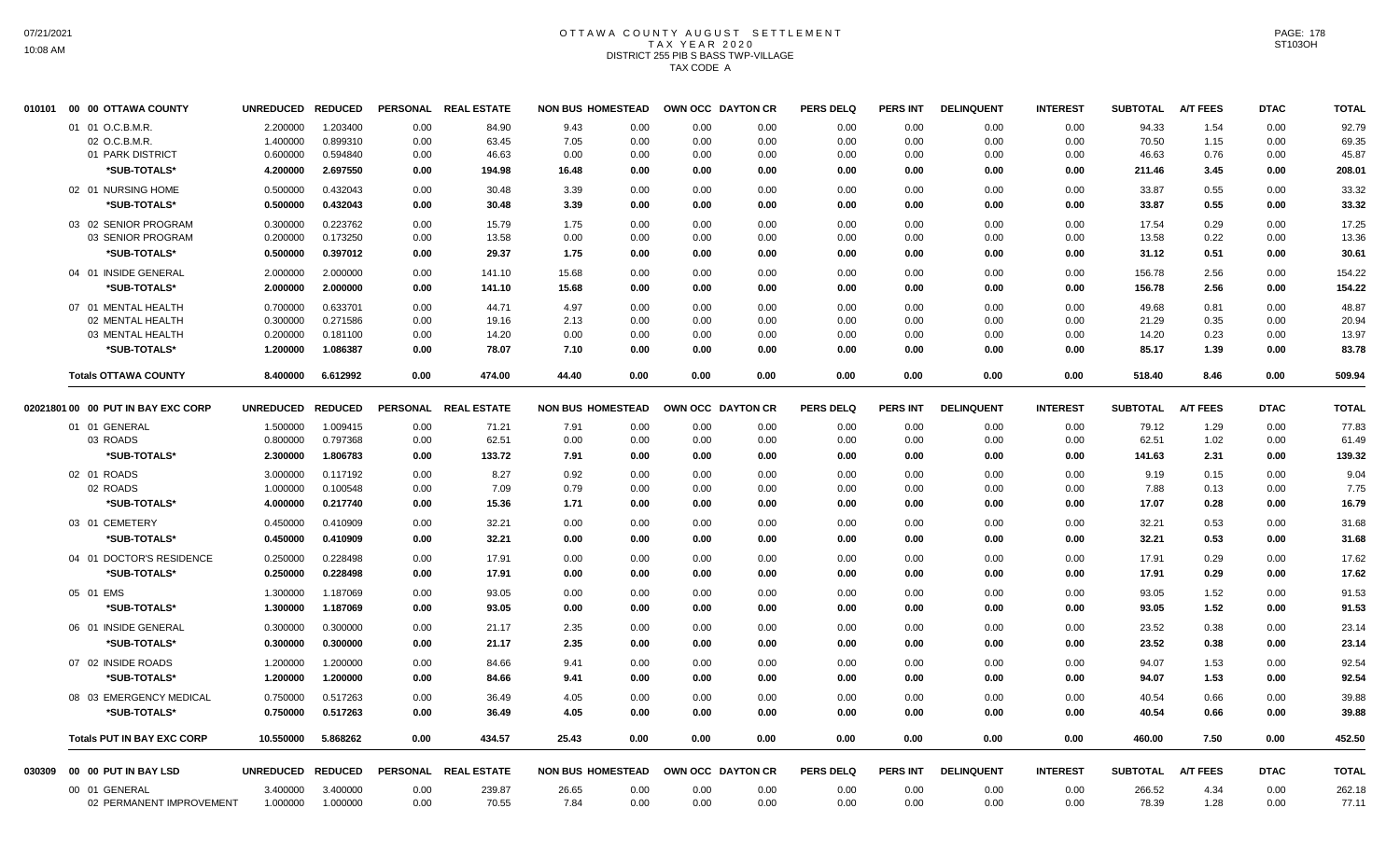# OTTAWA COUNTY AUGUST SETTLEMENT
## TAX YEAR 2020
### DISTRICT 255 PIB S BASS TWP-VILLAGE
### TAX CODE A

| 010101 00 00 OTTAWA COUNTY | UNREDUCED | REDUCED | PERSONAL | REAL ESTATE | NON BUS | HOMESTEAD | OWN OCC | DAYTON CR | PERS DELQ | PERS INT | DELINQUENT | INTEREST | SUBTOTAL | A/T FEES | DTAC | TOTAL |
|---|---|---|---|---|---|---|---|---|---|---|---|---|---|---|---|---|
| 01 01 O.C.B.M.R. | 2.200000 | 1.203400 | 0.00 | 84.90 | 9.43 | 0.00 | 0.00 | 0.00 | 0.00 | 0.00 | 0.00 | 0.00 | 94.33 | 1.54 | 0.00 | 92.79 |
| 02 O.C.B.M.R. | 1.400000 | 0.899310 | 0.00 | 63.45 | 7.05 | 0.00 | 0.00 | 0.00 | 0.00 | 0.00 | 0.00 | 0.00 | 70.50 | 1.15 | 0.00 | 69.35 |
| 01 PARK DISTRICT | 0.600000 | 0.594840 | 0.00 | 46.63 | 0.00 | 0.00 | 0.00 | 0.00 | 0.00 | 0.00 | 0.00 | 0.00 | 46.63 | 0.76 | 0.00 | 45.87 |
| *SUB-TOTALS* | 4.200000 | 2.697550 | 0.00 | 194.98 | 16.48 | 0.00 | 0.00 | 0.00 | 0.00 | 0.00 | 0.00 | 0.00 | 211.46 | 3.45 | 0.00 | 208.01 |
| 02 01 NURSING HOME | 0.500000 | 0.432043 | 0.00 | 30.48 | 3.39 | 0.00 | 0.00 | 0.00 | 0.00 | 0.00 | 0.00 | 0.00 | 33.87 | 0.55 | 0.00 | 33.32 |
| *SUB-TOTALS* | 0.500000 | 0.432043 | 0.00 | 30.48 | 3.39 | 0.00 | 0.00 | 0.00 | 0.00 | 0.00 | 0.00 | 0.00 | 33.87 | 0.55 | 0.00 | 33.32 |
| 03 02 SENIOR PROGRAM | 0.300000 | 0.223762 | 0.00 | 15.79 | 1.75 | 0.00 | 0.00 | 0.00 | 0.00 | 0.00 | 0.00 | 0.00 | 17.54 | 0.29 | 0.00 | 17.25 |
| 03 SENIOR PROGRAM | 0.200000 | 0.173250 | 0.00 | 13.58 | 0.00 | 0.00 | 0.00 | 0.00 | 0.00 | 0.00 | 0.00 | 0.00 | 13.58 | 0.22 | 0.00 | 13.36 |
| *SUB-TOTALS* | 0.500000 | 0.397012 | 0.00 | 29.37 | 1.75 | 0.00 | 0.00 | 0.00 | 0.00 | 0.00 | 0.00 | 0.00 | 31.12 | 0.51 | 0.00 | 30.61 |
| 04 01 INSIDE GENERAL | 2.000000 | 2.000000 | 0.00 | 141.10 | 15.68 | 0.00 | 0.00 | 0.00 | 0.00 | 0.00 | 0.00 | 0.00 | 156.78 | 2.56 | 0.00 | 154.22 |
| *SUB-TOTALS* | 2.000000 | 2.000000 | 0.00 | 141.10 | 15.68 | 0.00 | 0.00 | 0.00 | 0.00 | 0.00 | 0.00 | 0.00 | 156.78 | 2.56 | 0.00 | 154.22 |
| 07 01 MENTAL HEALTH | 0.700000 | 0.633701 | 0.00 | 44.71 | 4.97 | 0.00 | 0.00 | 0.00 | 0.00 | 0.00 | 0.00 | 0.00 | 49.68 | 0.81 | 0.00 | 48.87 |
| 02 MENTAL HEALTH | 0.300000 | 0.271586 | 0.00 | 19.16 | 2.13 | 0.00 | 0.00 | 0.00 | 0.00 | 0.00 | 0.00 | 0.00 | 21.29 | 0.35 | 0.00 | 20.94 |
| 03 MENTAL HEALTH | 0.200000 | 0.181100 | 0.00 | 14.20 | 0.00 | 0.00 | 0.00 | 0.00 | 0.00 | 0.00 | 0.00 | 0.00 | 14.20 | 0.23 | 0.00 | 13.97 |
| *SUB-TOTALS* | 1.200000 | 1.086387 | 0.00 | 78.07 | 7.10 | 0.00 | 0.00 | 0.00 | 0.00 | 0.00 | 0.00 | 0.00 | 85.17 | 1.39 | 0.00 | 83.78 |
| **Totals OTTAWA COUNTY** | 8.400000 | 6.612992 | 0.00 | 474.00 | 44.40 | 0.00 | 0.00 | 0.00 | 0.00 | 0.00 | 0.00 | 0.00 | 518.40 | 8.46 | 0.00 | 509.94 |

| 02021801 00 00 PUT IN BAY EXC CORP | UNREDUCED | REDUCED | PERSONAL | REAL ESTATE | NON BUS | HOMESTEAD | OWN OCC | DAYTON CR | PERS DELQ | PERS INT | DELINQUENT | INTEREST | SUBTOTAL | A/T FEES | DTAC | TOTAL |
|---|---|---|---|---|---|---|---|---|---|---|---|---|---|---|---|---|
| 01 01 GENERAL | 1.500000 | 1.009415 | 0.00 | 71.21 | 7.91 | 0.00 | 0.00 | 0.00 | 0.00 | 0.00 | 0.00 | 0.00 | 79.12 | 1.29 | 0.00 | 77.83 |
| 03 ROADS | 0.800000 | 0.797368 | 0.00 | 62.51 | 0.00 | 0.00 | 0.00 | 0.00 | 0.00 | 0.00 | 0.00 | 0.00 | 62.51 | 1.02 | 0.00 | 61.49 |
| *SUB-TOTALS* | 2.300000 | 1.806783 | 0.00 | 133.72 | 7.91 | 0.00 | 0.00 | 0.00 | 0.00 | 0.00 | 0.00 | 0.00 | 141.63 | 2.31 | 0.00 | 139.32 |
| 02 01 ROADS | 3.000000 | 0.117192 | 0.00 | 8.27 | 0.92 | 0.00 | 0.00 | 0.00 | 0.00 | 0.00 | 0.00 | 0.00 | 9.19 | 0.15 | 0.00 | 9.04 |
| 02 ROADS | 1.000000 | 0.100548 | 0.00 | 7.09 | 0.79 | 0.00 | 0.00 | 0.00 | 0.00 | 0.00 | 0.00 | 0.00 | 7.88 | 0.13 | 0.00 | 7.75 |
| *SUB-TOTALS* | 4.000000 | 0.217740 | 0.00 | 15.36 | 1.71 | 0.00 | 0.00 | 0.00 | 0.00 | 0.00 | 0.00 | 0.00 | 17.07 | 0.28 | 0.00 | 16.79 |
| 03 01 CEMETERY | 0.450000 | 0.410909 | 0.00 | 32.21 | 0.00 | 0.00 | 0.00 | 0.00 | 0.00 | 0.00 | 0.00 | 0.00 | 32.21 | 0.53 | 0.00 | 31.68 |
| *SUB-TOTALS* | 0.450000 | 0.410909 | 0.00 | 32.21 | 0.00 | 0.00 | 0.00 | 0.00 | 0.00 | 0.00 | 0.00 | 0.00 | 32.21 | 0.53 | 0.00 | 31.68 |
| 04 01 DOCTOR'S RESIDENCE | 0.250000 | 0.228498 | 0.00 | 17.91 | 0.00 | 0.00 | 0.00 | 0.00 | 0.00 | 0.00 | 0.00 | 0.00 | 17.91 | 0.29 | 0.00 | 17.62 |
| *SUB-TOTALS* | 0.250000 | 0.228498 | 0.00 | 17.91 | 0.00 | 0.00 | 0.00 | 0.00 | 0.00 | 0.00 | 0.00 | 0.00 | 17.91 | 0.29 | 0.00 | 17.62 |
| 05 01 EMS | 1.300000 | 1.187069 | 0.00 | 93.05 | 0.00 | 0.00 | 0.00 | 0.00 | 0.00 | 0.00 | 0.00 | 0.00 | 93.05 | 1.52 | 0.00 | 91.53 |
| *SUB-TOTALS* | 1.300000 | 1.187069 | 0.00 | 93.05 | 0.00 | 0.00 | 0.00 | 0.00 | 0.00 | 0.00 | 0.00 | 0.00 | 93.05 | 1.52 | 0.00 | 91.53 |
| 06 01 INSIDE GENERAL | 0.300000 | 0.300000 | 0.00 | 21.17 | 2.35 | 0.00 | 0.00 | 0.00 | 0.00 | 0.00 | 0.00 | 0.00 | 23.52 | 0.38 | 0.00 | 23.14 |
| *SUB-TOTALS* | 0.300000 | 0.300000 | 0.00 | 21.17 | 2.35 | 0.00 | 0.00 | 0.00 | 0.00 | 0.00 | 0.00 | 0.00 | 23.52 | 0.38 | 0.00 | 23.14 |
| 07 02 INSIDE ROADS | 1.200000 | 1.200000 | 0.00 | 84.66 | 9.41 | 0.00 | 0.00 | 0.00 | 0.00 | 0.00 | 0.00 | 0.00 | 94.07 | 1.53 | 0.00 | 92.54 |
| *SUB-TOTALS* | 1.200000 | 1.200000 | 0.00 | 84.66 | 9.41 | 0.00 | 0.00 | 0.00 | 0.00 | 0.00 | 0.00 | 0.00 | 94.07 | 1.53 | 0.00 | 92.54 |
| 08 03 EMERGENCY MEDICAL | 0.750000 | 0.517263 | 0.00 | 36.49 | 4.05 | 0.00 | 0.00 | 0.00 | 0.00 | 0.00 | 0.00 | 0.00 | 40.54 | 0.66 | 0.00 | 39.88 |
| *SUB-TOTALS* | 0.750000 | 0.517263 | 0.00 | 36.49 | 4.05 | 0.00 | 0.00 | 0.00 | 0.00 | 0.00 | 0.00 | 0.00 | 40.54 | 0.66 | 0.00 | 39.88 |
| **Totals PUT IN BAY EXC CORP** | 10.550000 | 5.868262 | 0.00 | 434.57 | 25.43 | 0.00 | 0.00 | 0.00 | 0.00 | 0.00 | 0.00 | 0.00 | 460.00 | 7.50 | 0.00 | 452.50 |

| 030309 00 00 PUT IN BAY LSD | UNREDUCED | REDUCED | PERSONAL | REAL ESTATE | NON BUS | HOMESTEAD | OWN OCC | DAYTON CR | PERS DELQ | PERS INT | DELINQUENT | INTEREST | SUBTOTAL | A/T FEES | DTAC | TOTAL |
|---|---|---|---|---|---|---|---|---|---|---|---|---|---|---|---|---|
| 00 01 GENERAL | 3.400000 | 3.400000 | 0.00 | 239.87 | 26.65 | 0.00 | 0.00 | 0.00 | 0.00 | 0.00 | 0.00 | 0.00 | 266.52 | 4.34 | 0.00 | 262.18 |
| 02 PERMANENT IMPROVEMENT | 1.000000 | 1.000000 | 0.00 | 70.55 | 7.84 | 0.00 | 0.00 | 0.00 | 0.00 | 0.00 | 0.00 | 0.00 | 78.39 | 1.28 | 0.00 | 77.11 |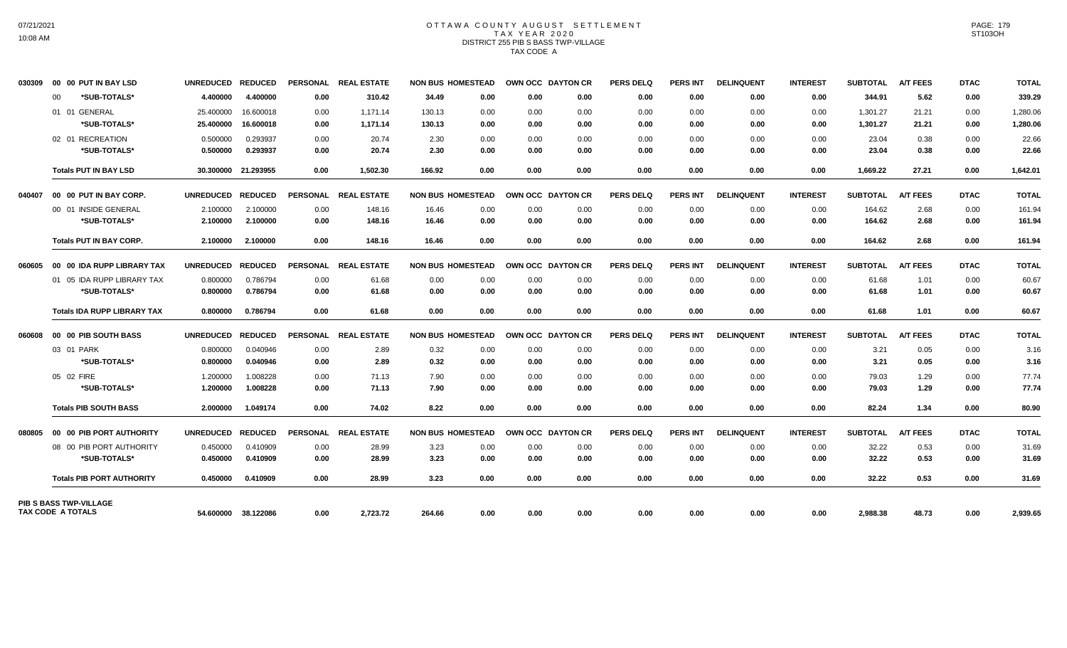# OTTAWA COUNTY AUGUST SETTLEMENT
## TAX YEAR 2020
### DISTRICT 255 PIB S BASS TWP-VILLAGE
### TAX CODE A

| | | UNREDUCED | REDUCED | PERSONAL | REAL ESTATE | NON BUS | HOMESTEAD | OWN OCC | DAYTON CR | PERS DELQ | PERS INT | DELINQUENT | INTEREST | SUBTOTAL | A/T FEES | DTAC | TOTAL |
|---|---|---|---|---|---|---|---|---|---|---|---|---|---|---|---|---|---|
| 030309 | 00 00 PUT IN BAY LSD | | | | | | | | | | | | | | | | |
| | 00 *SUB-TOTALS* | 4.400000 | 4.400000 | 0.00 | 310.42 | 34.49 | 0.00 | 0.00 | 0.00 | 0.00 | 0.00 | 0.00 | 0.00 | 344.91 | 5.62 | 0.00 | 339.29 |
| | 01 01 GENERAL | 25.400000 | 16.600018 | 0.00 | 1,171.14 | 130.13 | 0.00 | 0.00 | 0.00 | 0.00 | 0.00 | 0.00 | 0.00 | 1,301.27 | 21.21 | 0.00 | 1,280.06 |
| | *SUB-TOTALS* | 25.400000 | 16.600018 | 0.00 | 1,171.14 | 130.13 | 0.00 | 0.00 | 0.00 | 0.00 | 0.00 | 0.00 | 0.00 | 1,301.27 | 21.21 | 0.00 | 1,280.06 |
| | 02 01 RECREATION | 0.500000 | 0.293937 | 0.00 | 20.74 | 2.30 | 0.00 | 0.00 | 0.00 | 0.00 | 0.00 | 0.00 | 0.00 | 23.04 | 0.38 | 0.00 | 22.66 |
| | *SUB-TOTALS* | 0.500000 | 0.293937 | 0.00 | 20.74 | 2.30 | 0.00 | 0.00 | 0.00 | 0.00 | 0.00 | 0.00 | 0.00 | 23.04 | 0.38 | 0.00 | 22.66 |
| | **Totals PUT IN BAY LSD** | 30.300000 | 21.293955 | 0.00 | 1,502.30 | 166.92 | 0.00 | 0.00 | 0.00 | 0.00 | 0.00 | 0.00 | 0.00 | 1,669.22 | 27.21 | 0.00 | 1,642.01 |
| 040407 | 00 00 PUT IN BAY CORP. | | | | | | | | | | | | | | | | |
| | 00 01 INSIDE GENERAL | 2.100000 | 2.100000 | 0.00 | 148.16 | 16.46 | 0.00 | 0.00 | 0.00 | 0.00 | 0.00 | 0.00 | 0.00 | 164.62 | 2.68 | 0.00 | 161.94 |
| | *SUB-TOTALS* | 2.100000 | 2.100000 | 0.00 | 148.16 | 16.46 | 0.00 | 0.00 | 0.00 | 0.00 | 0.00 | 0.00 | 0.00 | 164.62 | 2.68 | 0.00 | 161.94 |
| | **Totals PUT IN BAY CORP.** | 2.100000 | 2.100000 | 0.00 | 148.16 | 16.46 | 0.00 | 0.00 | 0.00 | 0.00 | 0.00 | 0.00 | 0.00 | 164.62 | 2.68 | 0.00 | 161.94 |
| 060605 | 00 00 IDA RUPP LIBRARY TAX | | | | | | | | | | | | | | | | |
| | 01 05 IDA RUPP LIBRARY TAX | 0.800000 | 0.786794 | 0.00 | 61.68 | 0.00 | 0.00 | 0.00 | 0.00 | 0.00 | 0.00 | 0.00 | 0.00 | 61.68 | 1.01 | 0.00 | 60.67 |
| | *SUB-TOTALS* | 0.800000 | 0.786794 | 0.00 | 61.68 | 0.00 | 0.00 | 0.00 | 0.00 | 0.00 | 0.00 | 0.00 | 0.00 | 61.68 | 1.01 | 0.00 | 60.67 |
| | **Totals IDA RUPP LIBRARY TAX** | 0.800000 | 0.786794 | 0.00 | 61.68 | 0.00 | 0.00 | 0.00 | 0.00 | 0.00 | 0.00 | 0.00 | 0.00 | 61.68 | 1.01 | 0.00 | 60.67 |
| 060608 | 00 00 PIB SOUTH BASS | | | | | | | | | | | | | | | | |
| | 03 01 PARK | 0.800000 | 0.040946 | 0.00 | 2.89 | 0.32 | 0.00 | 0.00 | 0.00 | 0.00 | 0.00 | 0.00 | 0.00 | 3.21 | 0.05 | 0.00 | 3.16 |
| | *SUB-TOTALS* | 0.800000 | 0.040946 | 0.00 | 2.89 | 0.32 | 0.00 | 0.00 | 0.00 | 0.00 | 0.00 | 0.00 | 0.00 | 3.21 | 0.05 | 0.00 | 3.16 |
| | 05 02 FIRE | 1.200000 | 1.008228 | 0.00 | 71.13 | 7.90 | 0.00 | 0.00 | 0.00 | 0.00 | 0.00 | 0.00 | 0.00 | 79.03 | 1.29 | 0.00 | 77.74 |
| | *SUB-TOTALS* | 1.200000 | 1.008228 | 0.00 | 71.13 | 7.90 | 0.00 | 0.00 | 0.00 | 0.00 | 0.00 | 0.00 | 0.00 | 79.03 | 1.29 | 0.00 | 77.74 |
| | **Totals PIB SOUTH BASS** | 2.000000 | 1.049174 | 0.00 | 74.02 | 8.22 | 0.00 | 0.00 | 0.00 | 0.00 | 0.00 | 0.00 | 0.00 | 82.24 | 1.34 | 0.00 | 80.90 |
| 080805 | 00 00 PIB PORT AUTHORITY | | | | | | | | | | | | | | | | |
| | 08 00 PIB PORT AUTHORITY | 0.450000 | 0.410909 | 0.00 | 28.99 | 3.23 | 0.00 | 0.00 | 0.00 | 0.00 | 0.00 | 0.00 | 0.00 | 32.22 | 0.53 | 0.00 | 31.69 |
| | *SUB-TOTALS* | 0.450000 | 0.410909 | 0.00 | 28.99 | 3.23 | 0.00 | 0.00 | 0.00 | 0.00 | 0.00 | 0.00 | 0.00 | 32.22 | 0.53 | 0.00 | 31.69 |
| | **Totals PIB PORT AUTHORITY** | 0.450000 | 0.410909 | 0.00 | 28.99 | 3.23 | 0.00 | 0.00 | 0.00 | 0.00 | 0.00 | 0.00 | 0.00 | 32.22 | 0.53 | 0.00 | 31.69 |
| **PIB S BASS TWP-VILLAGE TAX CODE A TOTALS** | | 54.600000 | 38.122086 | 0.00 | 2,723.72 | 264.66 | 0.00 | 0.00 | 0.00 | 0.00 | 0.00 | 0.00 | 0.00 | 2,988.38 | 48.73 | 0.00 | 2,939.65 |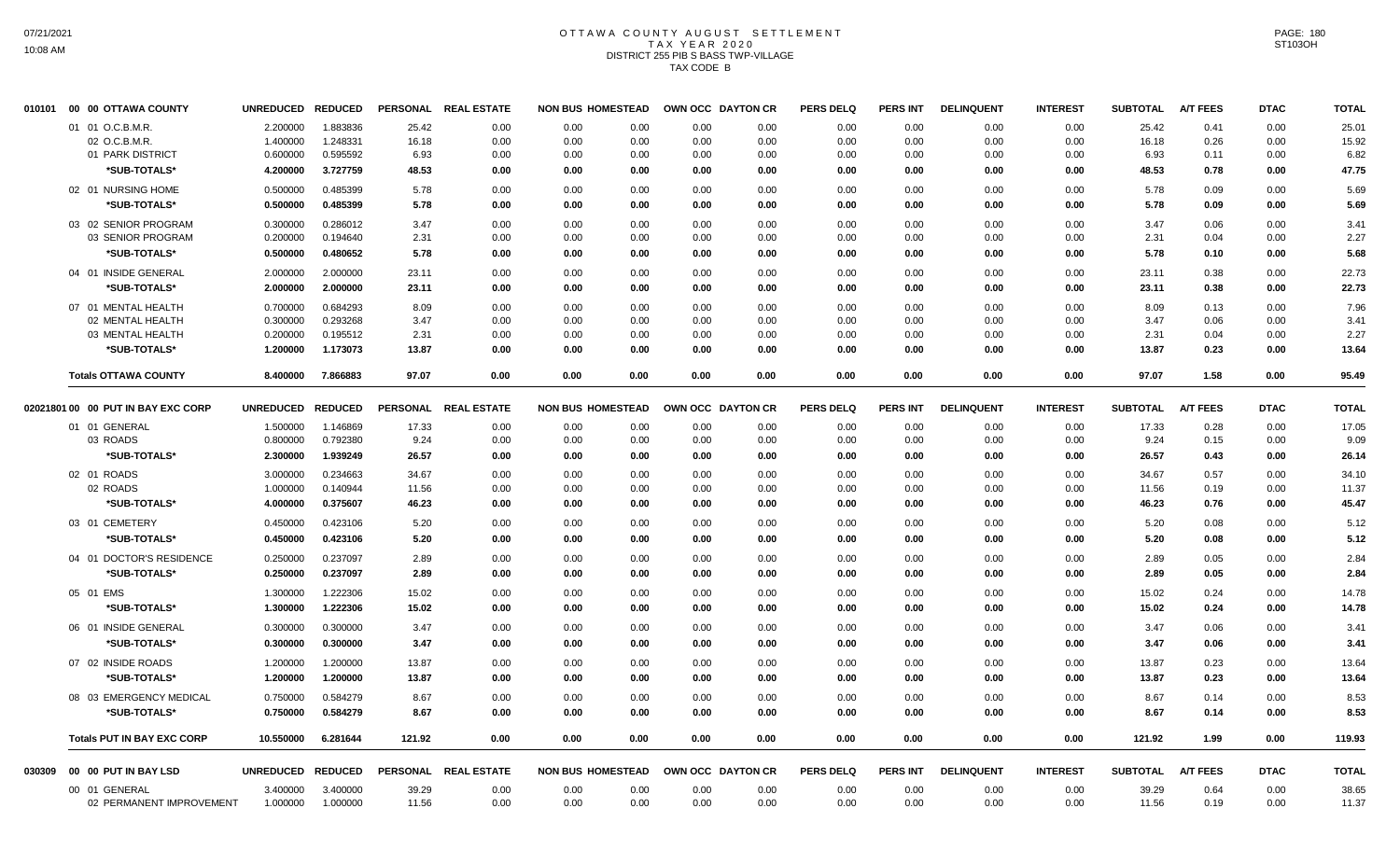# OTTAWA COUNTY AUGUST SETTLEMENT
## TAX YEAR 2020
### DISTRICT 255 PIB S BASS TWP-VILLAGE
### TAX CODE B

| 010101 00 00 OTTAWA COUNTY | UNREDUCED | REDUCED | PERSONAL | REAL ESTATE | NON BUS | HOMESTEAD | OWN OCC | DAYTON CR | PERS DELQ | PERS INT | DELINQUENT | INTEREST | SUBTOTAL | A/T FEES | DTAC | TOTAL |
|---|---|---|---|---|---|---|---|---|---|---|---|---|---|---|---|---|
| 01 01 O.C.B.M.R. | 2.200000 | 1.883836 | 25.42 | 0.00 | 0.00 | 0.00 | 0.00 | 0.00 | 0.00 | 0.00 | 0.00 | 0.00 | 25.42 | 0.41 | 0.00 | 25.01 |
| 02 O.C.B.M.R. | 1.400000 | 1.248331 | 16.18 | 0.00 | 0.00 | 0.00 | 0.00 | 0.00 | 0.00 | 0.00 | 0.00 | 0.00 | 16.18 | 0.26 | 0.00 | 15.92 |
| 01 PARK DISTRICT | 0.600000 | 0.595592 | 6.93 | 0.00 | 0.00 | 0.00 | 0.00 | 0.00 | 0.00 | 0.00 | 0.00 | 0.00 | 6.93 | 0.11 | 0.00 | 6.82 |
| *SUB-TOTALS* | 4.200000 | 3.727759 | 48.53 | 0.00 | 0.00 | 0.00 | 0.00 | 0.00 | 0.00 | 0.00 | 0.00 | 0.00 | 48.53 | 0.78 | 0.00 | 47.75 |
| 02 01 NURSING HOME | 0.500000 | 0.485399 | 5.78 | 0.00 | 0.00 | 0.00 | 0.00 | 0.00 | 0.00 | 0.00 | 0.00 | 0.00 | 5.78 | 0.09 | 0.00 | 5.69 |
| *SUB-TOTALS* | 0.500000 | 0.485399 | 5.78 | 0.00 | 0.00 | 0.00 | 0.00 | 0.00 | 0.00 | 0.00 | 0.00 | 0.00 | 5.78 | 0.09 | 0.00 | 5.69 |
| 03 02 SENIOR PROGRAM | 0.300000 | 0.286012 | 3.47 | 0.00 | 0.00 | 0.00 | 0.00 | 0.00 | 0.00 | 0.00 | 0.00 | 0.00 | 3.47 | 0.06 | 0.00 | 3.41 |
| 03 SENIOR PROGRAM | 0.200000 | 0.194640 | 2.31 | 0.00 | 0.00 | 0.00 | 0.00 | 0.00 | 0.00 | 0.00 | 0.00 | 0.00 | 2.31 | 0.04 | 0.00 | 2.27 |
| *SUB-TOTALS* | 0.500000 | 0.480652 | 5.78 | 0.00 | 0.00 | 0.00 | 0.00 | 0.00 | 0.00 | 0.00 | 0.00 | 0.00 | 5.78 | 0.10 | 0.00 | 5.68 |
| 04 01 INSIDE GENERAL | 2.000000 | 2.000000 | 23.11 | 0.00 | 0.00 | 0.00 | 0.00 | 0.00 | 0.00 | 0.00 | 0.00 | 0.00 | 23.11 | 0.38 | 0.00 | 22.73 |
| *SUB-TOTALS* | 2.000000 | 2.000000 | 23.11 | 0.00 | 0.00 | 0.00 | 0.00 | 0.00 | 0.00 | 0.00 | 0.00 | 0.00 | 23.11 | 0.38 | 0.00 | 22.73 |
| 07 01 MENTAL HEALTH | 0.700000 | 0.684293 | 8.09 | 0.00 | 0.00 | 0.00 | 0.00 | 0.00 | 0.00 | 0.00 | 0.00 | 0.00 | 8.09 | 0.13 | 0.00 | 7.96 |
| 02 MENTAL HEALTH | 0.300000 | 0.293268 | 3.47 | 0.00 | 0.00 | 0.00 | 0.00 | 0.00 | 0.00 | 0.00 | 0.00 | 0.00 | 3.47 | 0.06 | 0.00 | 3.41 |
| 03 MENTAL HEALTH | 0.200000 | 0.195512 | 2.31 | 0.00 | 0.00 | 0.00 | 0.00 | 0.00 | 0.00 | 0.00 | 0.00 | 0.00 | 2.31 | 0.04 | 0.00 | 2.27 |
| *SUB-TOTALS* | 1.200000 | 1.173073 | 13.87 | 0.00 | 0.00 | 0.00 | 0.00 | 0.00 | 0.00 | 0.00 | 0.00 | 0.00 | 13.87 | 0.23 | 0.00 | 13.64 |
| **Totals OTTAWA COUNTY** | 8.400000 | 7.866883 | 97.07 | 0.00 | 0.00 | 0.00 | 0.00 | 0.00 | 0.00 | 0.00 | 0.00 | 0.00 | 97.07 | 1.58 | 0.00 | 95.49 |

| 02021801 00 00 PUT IN BAY EXC CORP | UNREDUCED | REDUCED | PERSONAL | REAL ESTATE | NON BUS | HOMESTEAD | OWN OCC | DAYTON CR | PERS DELQ | PERS INT | DELINQUENT | INTEREST | SUBTOTAL | A/T FEES | DTAC | TOTAL |
|---|---|---|---|---|---|---|---|---|---|---|---|---|---|---|---|---|
| 01 01 GENERAL | 1.500000 | 1.146869 | 17.33 | 0.00 | 0.00 | 0.00 | 0.00 | 0.00 | 0.00 | 0.00 | 0.00 | 0.00 | 17.33 | 0.28 | 0.00 | 17.05 |
| 03 ROADS | 0.800000 | 0.792380 | 9.24 | 0.00 | 0.00 | 0.00 | 0.00 | 0.00 | 0.00 | 0.00 | 0.00 | 0.00 | 9.24 | 0.15 | 0.00 | 9.09 |
| *SUB-TOTALS* | 2.300000 | 1.939249 | 26.57 | 0.00 | 0.00 | 0.00 | 0.00 | 0.00 | 0.00 | 0.00 | 0.00 | 0.00 | 26.57 | 0.43 | 0.00 | 26.14 |
| 02 01 ROADS | 3.000000 | 0.234663 | 34.67 | 0.00 | 0.00 | 0.00 | 0.00 | 0.00 | 0.00 | 0.00 | 0.00 | 0.00 | 34.67 | 0.57 | 0.00 | 34.10 |
| 02 ROADS | 1.000000 | 0.140944 | 11.56 | 0.00 | 0.00 | 0.00 | 0.00 | 0.00 | 0.00 | 0.00 | 0.00 | 0.00 | 11.56 | 0.19 | 0.00 | 11.37 |
| *SUB-TOTALS* | 4.000000 | 0.375607 | 46.23 | 0.00 | 0.00 | 0.00 | 0.00 | 0.00 | 0.00 | 0.00 | 0.00 | 0.00 | 46.23 | 0.76 | 0.00 | 45.47 |
| 03 01 CEMETERY | 0.450000 | 0.423106 | 5.20 | 0.00 | 0.00 | 0.00 | 0.00 | 0.00 | 0.00 | 0.00 | 0.00 | 0.00 | 5.20 | 0.08 | 0.00 | 5.12 |
| *SUB-TOTALS* | 0.450000 | 0.423106 | 5.20 | 0.00 | 0.00 | 0.00 | 0.00 | 0.00 | 0.00 | 0.00 | 0.00 | 0.00 | 5.20 | 0.08 | 0.00 | 5.12 |
| 04 01 DOCTOR'S RESIDENCE | 0.250000 | 0.237097 | 2.89 | 0.00 | 0.00 | 0.00 | 0.00 | 0.00 | 0.00 | 0.00 | 0.00 | 0.00 | 2.89 | 0.05 | 0.00 | 2.84 |
| *SUB-TOTALS* | 0.250000 | 0.237097 | 2.89 | 0.00 | 0.00 | 0.00 | 0.00 | 0.00 | 0.00 | 0.00 | 0.00 | 0.00 | 2.89 | 0.05 | 0.00 | 2.84 |
| 05 01 EMS | 1.300000 | 1.222306 | 15.02 | 0.00 | 0.00 | 0.00 | 0.00 | 0.00 | 0.00 | 0.00 | 0.00 | 0.00 | 15.02 | 0.24 | 0.00 | 14.78 |
| *SUB-TOTALS* | 1.300000 | 1.222306 | 15.02 | 0.00 | 0.00 | 0.00 | 0.00 | 0.00 | 0.00 | 0.00 | 0.00 | 0.00 | 15.02 | 0.24 | 0.00 | 14.78 |
| 06 01 INSIDE GENERAL | 0.300000 | 0.300000 | 3.47 | 0.00 | 0.00 | 0.00 | 0.00 | 0.00 | 0.00 | 0.00 | 0.00 | 0.00 | 3.47 | 0.06 | 0.00 | 3.41 |
| *SUB-TOTALS* | 0.300000 | 0.300000 | 3.47 | 0.00 | 0.00 | 0.00 | 0.00 | 0.00 | 0.00 | 0.00 | 0.00 | 0.00 | 3.47 | 0.06 | 0.00 | 3.41 |
| 07 02 INSIDE ROADS | 1.200000 | 1.200000 | 13.87 | 0.00 | 0.00 | 0.00 | 0.00 | 0.00 | 0.00 | 0.00 | 0.00 | 0.00 | 13.87 | 0.23 | 0.00 | 13.64 |
| *SUB-TOTALS* | 1.200000 | 1.200000 | 13.87 | 0.00 | 0.00 | 0.00 | 0.00 | 0.00 | 0.00 | 0.00 | 0.00 | 0.00 | 13.87 | 0.23 | 0.00 | 13.64 |
| 08 03 EMERGENCY MEDICAL | 0.750000 | 0.584279 | 8.67 | 0.00 | 0.00 | 0.00 | 0.00 | 0.00 | 0.00 | 0.00 | 0.00 | 0.00 | 8.67 | 0.14 | 0.00 | 8.53 |
| *SUB-TOTALS* | 0.750000 | 0.584279 | 8.67 | 0.00 | 0.00 | 0.00 | 0.00 | 0.00 | 0.00 | 0.00 | 0.00 | 0.00 | 8.67 | 0.14 | 0.00 | 8.53 |
| **Totals PUT IN BAY EXC CORP** | 10.550000 | 6.281644 | 121.92 | 0.00 | 0.00 | 0.00 | 0.00 | 0.00 | 0.00 | 0.00 | 0.00 | 0.00 | 121.92 | 1.99 | 0.00 | 119.93 |

| 030309 00 00 PUT IN BAY LSD | UNREDUCED | REDUCED | PERSONAL | REAL ESTATE | NON BUS | HOMESTEAD | OWN OCC | DAYTON CR | PERS DELQ | PERS INT | DELINQUENT | INTEREST | SUBTOTAL | A/T FEES | DTAC | TOTAL |
|---|---|---|---|---|---|---|---|---|---|---|---|---|---|---|---|---|
| 00 01 GENERAL | 3.400000 | 3.400000 | 39.29 | 0.00 | 0.00 | 0.00 | 0.00 | 0.00 | 0.00 | 0.00 | 0.00 | 0.00 | 39.29 | 0.64 | 0.00 | 38.65 |
| 02 PERMANENT IMPROVEMENT | 1.000000 | 1.000000 | 11.56 | 0.00 | 0.00 | 0.00 | 0.00 | 0.00 | 0.00 | 0.00 | 0.00 | 0.00 | 11.56 | 0.19 | 0.00 | 11.37 |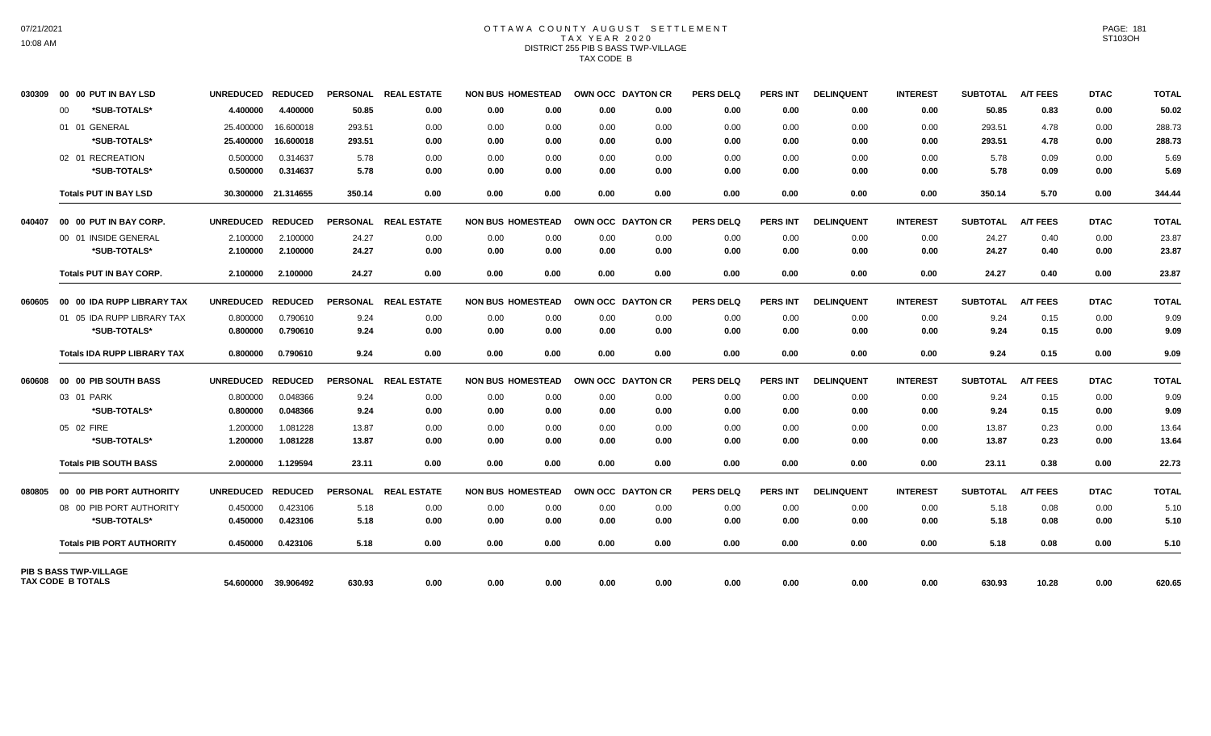# OTTAWA COUNTY AUGUST SETTLEMENT
## TAX YEAR 2020
### DISTRICT 255 PIB S BASS TWP-VILLAGE
### TAX CODE B

| | | UNREDUCED | REDUCED | PERSONAL | REAL ESTATE | NON BUS | HOMESTEAD | OWN OCC | DAYTON CR | PERS DELQ | PERS INT | DELINQUENT | INTEREST | SUBTOTAL | A/T FEES | DTAC | TOTAL |
|---|---|---|---|---|---|---|---|---|---|---|---|---|---|---|---|---|---|
| 030309 | 00 00 PUT IN BAY LSD | UNREDUCED | REDUCED | PERSONAL | REAL ESTATE | NON BUS | HOMESTEAD | OWN OCC | DAYTON CR | PERS DELQ | PERS INT | DELINQUENT | INTEREST | SUBTOTAL | A/T FEES | DTAC | TOTAL |
| | 00 *SUB-TOTALS* | 4.400000 | 4.400000 | 50.85 | 0.00 | 0.00 | 0.00 | 0.00 | 0.00 | 0.00 | 0.00 | 0.00 | 0.00 | 50.85 | 0.83 | 0.00 | 50.02 |
| | 01 01 GENERAL | 25.400000 | 16.600018 | 293.51 | 0.00 | 0.00 | 0.00 | 0.00 | 0.00 | 0.00 | 0.00 | 0.00 | 0.00 | 293.51 | 4.78 | 0.00 | 288.73 |
| | *SUB-TOTALS* | 25.400000 | 16.600018 | 293.51 | 0.00 | 0.00 | 0.00 | 0.00 | 0.00 | 0.00 | 0.00 | 0.00 | 0.00 | 293.51 | 4.78 | 0.00 | 288.73 |
| | 02 01 RECREATION | 0.500000 | 0.314637 | 5.78 | 0.00 | 0.00 | 0.00 | 0.00 | 0.00 | 0.00 | 0.00 | 0.00 | 0.00 | 5.78 | 0.09 | 0.00 | 5.69 |
| | *SUB-TOTALS* | 0.500000 | 0.314637 | 5.78 | 0.00 | 0.00 | 0.00 | 0.00 | 0.00 | 0.00 | 0.00 | 0.00 | 0.00 | 5.78 | 0.09 | 0.00 | 5.69 |
| | **Totals PUT IN BAY LSD** | 30.300000 | 21.314655 | 350.14 | 0.00 | 0.00 | 0.00 | 0.00 | 0.00 | 0.00 | 0.00 | 0.00 | 0.00 | 350.14 | 5.70 | 0.00 | 344.44 |
| 040407 | 00 00 PUT IN BAY CORP. | UNREDUCED | REDUCED | PERSONAL | REAL ESTATE | NON BUS | HOMESTEAD | OWN OCC | DAYTON CR | PERS DELQ | PERS INT | DELINQUENT | INTEREST | SUBTOTAL | A/T FEES | DTAC | TOTAL |
| | 00 01 INSIDE GENERAL | 2.100000 | 2.100000 | 24.27 | 0.00 | 0.00 | 0.00 | 0.00 | 0.00 | 0.00 | 0.00 | 0.00 | 0.00 | 24.27 | 0.40 | 0.00 | 23.87 |
| | *SUB-TOTALS* | 2.100000 | 2.100000 | 24.27 | 0.00 | 0.00 | 0.00 | 0.00 | 0.00 | 0.00 | 0.00 | 0.00 | 0.00 | 24.27 | 0.40 | 0.00 | 23.87 |
| | **Totals PUT IN BAY CORP.** | 2.100000 | 2.100000 | 24.27 | 0.00 | 0.00 | 0.00 | 0.00 | 0.00 | 0.00 | 0.00 | 0.00 | 0.00 | 24.27 | 0.40 | 0.00 | 23.87 |
| 060605 | 00 00 IDA RUPP LIBRARY TAX | UNREDUCED | REDUCED | PERSONAL | REAL ESTATE | NON BUS | HOMESTEAD | OWN OCC | DAYTON CR | PERS DELQ | PERS INT | DELINQUENT | INTEREST | SUBTOTAL | A/T FEES | DTAC | TOTAL |
| | 01 05 IDA RUPP LIBRARY TAX | 0.800000 | 0.790610 | 9.24 | 0.00 | 0.00 | 0.00 | 0.00 | 0.00 | 0.00 | 0.00 | 0.00 | 0.00 | 9.24 | 0.15 | 0.00 | 9.09 |
| | *SUB-TOTALS* | 0.800000 | 0.790610 | 9.24 | 0.00 | 0.00 | 0.00 | 0.00 | 0.00 | 0.00 | 0.00 | 0.00 | 0.00 | 9.24 | 0.15 | 0.00 | 9.09 |
| | **Totals IDA RUPP LIBRARY TAX** | 0.800000 | 0.790610 | 9.24 | 0.00 | 0.00 | 0.00 | 0.00 | 0.00 | 0.00 | 0.00 | 0.00 | 0.00 | 9.24 | 0.15 | 0.00 | 9.09 |
| 060608 | 00 00 PIB SOUTH BASS | UNREDUCED | REDUCED | PERSONAL | REAL ESTATE | NON BUS | HOMESTEAD | OWN OCC | DAYTON CR | PERS DELQ | PERS INT | DELINQUENT | INTEREST | SUBTOTAL | A/T FEES | DTAC | TOTAL |
| | 03 01 PARK | 0.800000 | 0.048366 | 9.24 | 0.00 | 0.00 | 0.00 | 0.00 | 0.00 | 0.00 | 0.00 | 0.00 | 0.00 | 9.24 | 0.15 | 0.00 | 9.09 |
| | *SUB-TOTALS* | 0.800000 | 0.048366 | 9.24 | 0.00 | 0.00 | 0.00 | 0.00 | 0.00 | 0.00 | 0.00 | 0.00 | 0.00 | 9.24 | 0.15 | 0.00 | 9.09 |
| | 05 02 FIRE | 1.200000 | 1.081228 | 13.87 | 0.00 | 0.00 | 0.00 | 0.00 | 0.00 | 0.00 | 0.00 | 0.00 | 0.00 | 13.87 | 0.23 | 0.00 | 13.64 |
| | *SUB-TOTALS* | 1.200000 | 1.081228 | 13.87 | 0.00 | 0.00 | 0.00 | 0.00 | 0.00 | 0.00 | 0.00 | 0.00 | 0.00 | 13.87 | 0.23 | 0.00 | 13.64 |
| | **Totals PIB SOUTH BASS** | 2.000000 | 1.129594 | 23.11 | 0.00 | 0.00 | 0.00 | 0.00 | 0.00 | 0.00 | 0.00 | 0.00 | 0.00 | 23.11 | 0.38 | 0.00 | 22.73 |
| 080805 | 00 00 PIB PORT AUTHORITY | UNREDUCED | REDUCED | PERSONAL | REAL ESTATE | NON BUS | HOMESTEAD | OWN OCC | DAYTON CR | PERS DELQ | PERS INT | DELINQUENT | INTEREST | SUBTOTAL | A/T FEES | DTAC | TOTAL |
| | 08 00 PIB PORT AUTHORITY | 0.450000 | 0.423106 | 5.18 | 0.00 | 0.00 | 0.00 | 0.00 | 0.00 | 0.00 | 0.00 | 0.00 | 0.00 | 5.18 | 0.08 | 0.00 | 5.10 |
| | *SUB-TOTALS* | 0.450000 | 0.423106 | 5.18 | 0.00 | 0.00 | 0.00 | 0.00 | 0.00 | 0.00 | 0.00 | 0.00 | 0.00 | 5.18 | 0.08 | 0.00 | 5.10 |
| | **Totals PIB PORT AUTHORITY** | 0.450000 | 0.423106 | 5.18 | 0.00 | 0.00 | 0.00 | 0.00 | 0.00 | 0.00 | 0.00 | 0.00 | 0.00 | 5.18 | 0.08 | 0.00 | 5.10 |
| | **PIB S BASS TWP-VILLAGE TAX CODE B TOTALS** | 54.600000 | 39.906492 | 630.93 | 0.00 | 0.00 | 0.00 | 0.00 | 0.00 | 0.00 | 0.00 | 0.00 | 0.00 | 630.93 | 10.28 | 0.00 | 620.65 |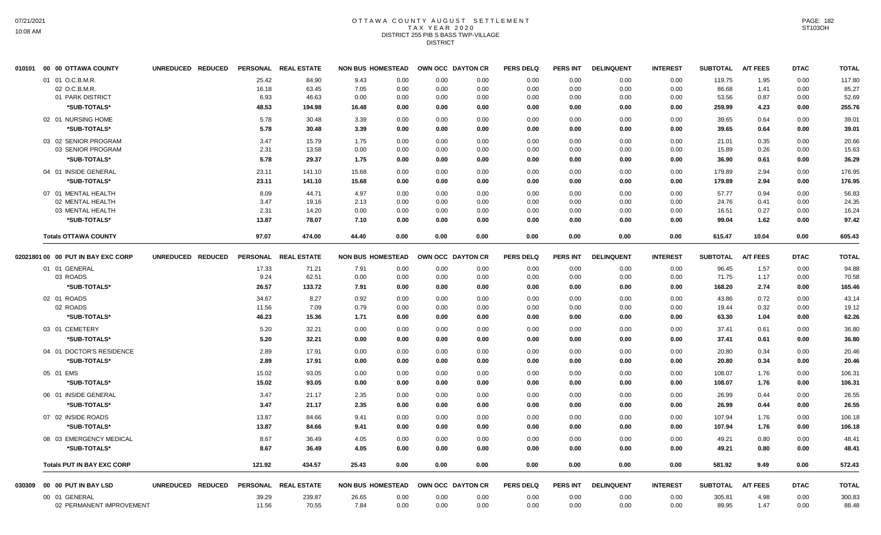# OTTAWA COUNTY AUGUST SETTLEMENT
## TAX YEAR 2020
## DISTRICT 255 PIB S BASS TWP-VILLAGE
## DISTRICT

| 010101 00 00 OTTAWA COUNTY | UNREDUCED | REDUCED | PERSONAL | REAL ESTATE | NON BUS | HOMESTEAD | OWN OCC | DAYTON CR | PERS DELQ | PERS INT | DELINQUENT | INTEREST | SUBTOTAL | A/T FEES | DTAC | TOTAL |
|---|---|---|---|---|---|---|---|---|---|---|---|---|---|---|---|---|
| 01 01 O.C.B.M.R. | | | 25.42 | 84.90 | 9.43 | 0.00 | 0.00 | 0.00 | 0.00 | 0.00 | 0.00 | 0.00 | 119.75 | 1.95 | 0.00 | 117.80 |
| 02 O.C.B.M.R. | | | 16.18 | 63.45 | 7.05 | 0.00 | 0.00 | 0.00 | 0.00 | 0.00 | 0.00 | 0.00 | 86.68 | 1.41 | 0.00 | 85.27 |
| 01 PARK DISTRICT | | | 6.93 | 46.63 | 0.00 | 0.00 | 0.00 | 0.00 | 0.00 | 0.00 | 0.00 | 0.00 | 53.56 | 0.87 | 0.00 | 52.69 |
| *SUB-TOTALS* | | | 48.53 | 194.98 | 16.48 | 0.00 | 0.00 | 0.00 | 0.00 | 0.00 | 0.00 | 0.00 | 259.99 | 4.23 | 0.00 | 255.76 |
| 02 01 NURSING HOME | | | 5.78 | 30.48 | 3.39 | 0.00 | 0.00 | 0.00 | 0.00 | 0.00 | 0.00 | 0.00 | 39.65 | 0.64 | 0.00 | 39.01 |
| *SUB-TOTALS* | | | 5.78 | 30.48 | 3.39 | 0.00 | 0.00 | 0.00 | 0.00 | 0.00 | 0.00 | 0.00 | 39.65 | 0.64 | 0.00 | 39.01 |
| 03 02 SENIOR PROGRAM | | | 3.47 | 15.79 | 1.75 | 0.00 | 0.00 | 0.00 | 0.00 | 0.00 | 0.00 | 0.00 | 21.01 | 0.35 | 0.00 | 20.66 |
| 03 SENIOR PROGRAM | | | 2.31 | 13.58 | 0.00 | 0.00 | 0.00 | 0.00 | 0.00 | 0.00 | 0.00 | 0.00 | 15.89 | 0.26 | 0.00 | 15.63 |
| *SUB-TOTALS* | | | 5.78 | 29.37 | 1.75 | 0.00 | 0.00 | 0.00 | 0.00 | 0.00 | 0.00 | 0.00 | 36.90 | 0.61 | 0.00 | 36.29 |
| 04 01 INSIDE GENERAL | | | 23.11 | 141.10 | 15.68 | 0.00 | 0.00 | 0.00 | 0.00 | 0.00 | 0.00 | 0.00 | 179.89 | 2.94 | 0.00 | 176.95 |
| *SUB-TOTALS* | | | 23.11 | 141.10 | 15.68 | 0.00 | 0.00 | 0.00 | 0.00 | 0.00 | 0.00 | 0.00 | 179.89 | 2.94 | 0.00 | 176.95 |
| 07 01 MENTAL HEALTH | | | 8.09 | 44.71 | 4.97 | 0.00 | 0.00 | 0.00 | 0.00 | 0.00 | 0.00 | 0.00 | 57.77 | 0.94 | 0.00 | 56.83 |
| 02 MENTAL HEALTH | | | 3.47 | 19.16 | 2.13 | 0.00 | 0.00 | 0.00 | 0.00 | 0.00 | 0.00 | 0.00 | 24.76 | 0.41 | 0.00 | 24.35 |
| 03 MENTAL HEALTH | | | 2.31 | 14.20 | 0.00 | 0.00 | 0.00 | 0.00 | 0.00 | 0.00 | 0.00 | 0.00 | 16.51 | 0.27 | 0.00 | 16.24 |
| *SUB-TOTALS* | | | 13.87 | 78.07 | 7.10 | 0.00 | 0.00 | 0.00 | 0.00 | 0.00 | 0.00 | 0.00 | 99.04 | 1.62 | 0.00 | 97.42 |
| **Totals OTTAWA COUNTY** | | | 97.07 | 474.00 | 44.40 | 0.00 | 0.00 | 0.00 | 0.00 | 0.00 | 0.00 | 0.00 | 615.47 | 10.04 | 0.00 | 605.43 |

| 02021801 00 00 PUT IN BAY EXC CORP | UNREDUCED | REDUCED | PERSONAL | REAL ESTATE | NON BUS | HOMESTEAD | OWN OCC | DAYTON CR | PERS DELQ | PERS INT | DELINQUENT | INTEREST | SUBTOTAL | A/T FEES | DTAC | TOTAL |
|---|---|---|---|---|---|---|---|---|---|---|---|---|---|---|---|---|
| 01 01 GENERAL | | | 17.33 | 71.21 | 7.91 | 0.00 | 0.00 | 0.00 | 0.00 | 0.00 | 0.00 | 0.00 | 96.45 | 1.57 | 0.00 | 94.88 |
| 03 ROADS | | | 9.24 | 62.51 | 0.00 | 0.00 | 0.00 | 0.00 | 0.00 | 0.00 | 0.00 | 0.00 | 71.75 | 1.17 | 0.00 | 70.58 |
| *SUB-TOTALS* | | | 26.57 | 133.72 | 7.91 | 0.00 | 0.00 | 0.00 | 0.00 | 0.00 | 0.00 | 0.00 | 168.20 | 2.74 | 0.00 | 165.46 |
| 02 01 ROADS | | | 34.67 | 8.27 | 0.92 | 0.00 | 0.00 | 0.00 | 0.00 | 0.00 | 0.00 | 0.00 | 43.86 | 0.72 | 0.00 | 43.14 |
| 02 ROADS | | | 11.56 | 7.09 | 0.79 | 0.00 | 0.00 | 0.00 | 0.00 | 0.00 | 0.00 | 0.00 | 19.44 | 0.32 | 0.00 | 19.12 |
| *SUB-TOTALS* | | | 46.23 | 15.36 | 1.71 | 0.00 | 0.00 | 0.00 | 0.00 | 0.00 | 0.00 | 0.00 | 63.30 | 1.04 | 0.00 | 62.26 |
| 03 01 CEMETERY | | | 5.20 | 32.21 | 0.00 | 0.00 | 0.00 | 0.00 | 0.00 | 0.00 | 0.00 | 0.00 | 37.41 | 0.61 | 0.00 | 36.80 |
| *SUB-TOTALS* | | | 5.20 | 32.21 | 0.00 | 0.00 | 0.00 | 0.00 | 0.00 | 0.00 | 0.00 | 0.00 | 37.41 | 0.61 | 0.00 | 36.80 |
| 04 01 DOCTOR'S RESIDENCE | | | 2.89 | 17.91 | 0.00 | 0.00 | 0.00 | 0.00 | 0.00 | 0.00 | 0.00 | 0.00 | 20.80 | 0.34 | 0.00 | 20.46 |
| *SUB-TOTALS* | | | 2.89 | 17.91 | 0.00 | 0.00 | 0.00 | 0.00 | 0.00 | 0.00 | 0.00 | 0.00 | 20.80 | 0.34 | 0.00 | 20.46 |
| 05 01 EMS | | | 15.02 | 93.05 | 0.00 | 0.00 | 0.00 | 0.00 | 0.00 | 0.00 | 0.00 | 0.00 | 108.07 | 1.76 | 0.00 | 106.31 |
| *SUB-TOTALS* | | | 15.02 | 93.05 | 0.00 | 0.00 | 0.00 | 0.00 | 0.00 | 0.00 | 0.00 | 0.00 | 108.07 | 1.76 | 0.00 | 106.31 |
| 06 01 INSIDE GENERAL | | | 3.47 | 21.17 | 2.35 | 0.00 | 0.00 | 0.00 | 0.00 | 0.00 | 0.00 | 0.00 | 26.99 | 0.44 | 0.00 | 26.55 |
| *SUB-TOTALS* | | | 3.47 | 21.17 | 2.35 | 0.00 | 0.00 | 0.00 | 0.00 | 0.00 | 0.00 | 0.00 | 26.99 | 0.44 | 0.00 | 26.55 |
| 07 02 INSIDE ROADS | | | 13.87 | 84.66 | 9.41 | 0.00 | 0.00 | 0.00 | 0.00 | 0.00 | 0.00 | 0.00 | 107.94 | 1.76 | 0.00 | 106.18 |
| *SUB-TOTALS* | | | 13.87 | 84.66 | 9.41 | 0.00 | 0.00 | 0.00 | 0.00 | 0.00 | 0.00 | 0.00 | 107.94 | 1.76 | 0.00 | 106.18 |
| 08 03 EMERGENCY MEDICAL | | | 8.67 | 36.49 | 4.05 | 0.00 | 0.00 | 0.00 | 0.00 | 0.00 | 0.00 | 0.00 | 49.21 | 0.80 | 0.00 | 48.41 |
| *SUB-TOTALS* | | | 8.67 | 36.49 | 4.05 | 0.00 | 0.00 | 0.00 | 0.00 | 0.00 | 0.00 | 0.00 | 49.21 | 0.80 | 0.00 | 48.41 |
| **Totals PUT IN BAY EXC CORP** | | | 121.92 | 434.57 | 25.43 | 0.00 | 0.00 | 0.00 | 0.00 | 0.00 | 0.00 | 0.00 | 581.92 | 9.49 | 0.00 | 572.43 |

| 030309 00 00 PUT IN BAY LSD | UNREDUCED | REDUCED | PERSONAL | REAL ESTATE | NON BUS | HOMESTEAD | OWN OCC | DAYTON CR | PERS DELQ | PERS INT | DELINQUENT | INTEREST | SUBTOTAL | A/T FEES | DTAC | TOTAL |
|---|---|---|---|---|---|---|---|---|---|---|---|---|---|---|---|---|
| 00 01 GENERAL | | | 39.29 | 239.87 | 26.65 | 0.00 | 0.00 | 0.00 | 0.00 | 0.00 | 0.00 | 0.00 | 305.81 | 4.98 | 0.00 | 300.83 |
| 02 PERMANENT IMPROVEMENT | | | 11.56 | 70.55 | 7.84 | 0.00 | 0.00 | 0.00 | 0.00 | 0.00 | 0.00 | 0.00 | 89.95 | 1.47 | 0.00 | 88.48 |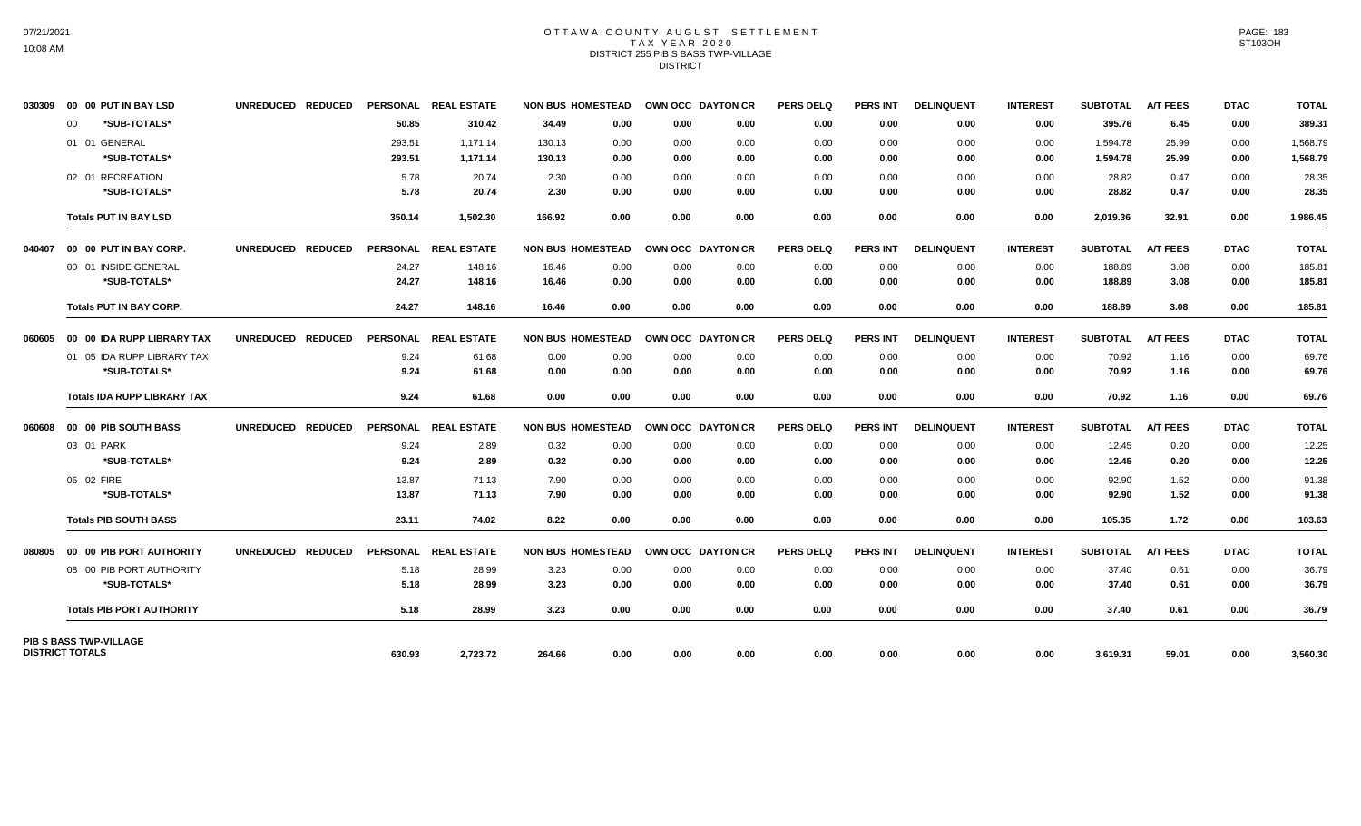# OTTAWA COUNTY AUGUST SETTLEMENT
## TAX YEAR 2020
### DISTRICT 255 PIB S BASS TWP-VILLAGE
### DISTRICT

| | | UNREDUCED | REDUCED | PERSONAL | REAL ESTATE | NON BUS | HOMESTEAD | OWN OCC | DAYTON CR | PERS DELQ | PERS INT | DELINQUENT | INTEREST | SUBTOTAL | A/T FEES | DTAC | TOTAL |
|---|---|---|---|---|---|---|---|---|---|---|---|---|---|---|---|---|---|
| 030309 | 00 00 PUT IN BAY LSD | UNREDUCED | REDUCED | PERSONAL | REAL ESTATE | NON BUS | HOMESTEAD | OWN OCC | DAYTON CR | PERS DELQ | PERS INT | DELINQUENT | INTEREST | SUBTOTAL | A/T FEES | DTAC | TOTAL |
| | 00 *SUB-TOTALS* | | | 50.85 | 310.42 | 34.49 | 0.00 | 0.00 | 0.00 | 0.00 | 0.00 | 0.00 | 0.00 | 395.76 | 6.45 | 0.00 | 389.31 |
| | 01 01 GENERAL | | | 293.51 | 1,171.14 | 130.13 | 0.00 | 0.00 | 0.00 | 0.00 | 0.00 | 0.00 | 0.00 | 1,594.78 | 25.99 | 0.00 | 1,568.79 |
| | *SUB-TOTALS* | | | 293.51 | 1,171.14 | 130.13 | 0.00 | 0.00 | 0.00 | 0.00 | 0.00 | 0.00 | 0.00 | 1,594.78 | 25.99 | 0.00 | 1,568.79 |
| | 02 01 RECREATION | | | 5.78 | 20.74 | 2.30 | 0.00 | 0.00 | 0.00 | 0.00 | 0.00 | 0.00 | 0.00 | 28.82 | 0.47 | 0.00 | 28.35 |
| | *SUB-TOTALS* | | | 5.78 | 20.74 | 2.30 | 0.00 | 0.00 | 0.00 | 0.00 | 0.00 | 0.00 | 0.00 | 28.82 | 0.47 | 0.00 | 28.35 |
| | **Totals PUT IN BAY LSD** | | | 350.14 | 1,502.30 | 166.92 | 0.00 | 0.00 | 0.00 | 0.00 | 0.00 | 0.00 | 0.00 | 2,019.36 | 32.91 | 0.00 | 1,986.45 |
| 040407 | 00 00 PUT IN BAY CORP. | UNREDUCED | REDUCED | PERSONAL | REAL ESTATE | NON BUS | HOMESTEAD | OWN OCC | DAYTON CR | PERS DELQ | PERS INT | DELINQUENT | INTEREST | SUBTOTAL | A/T FEES | DTAC | TOTAL |
| | 00 01 INSIDE GENERAL | | | 24.27 | 148.16 | 16.46 | 0.00 | 0.00 | 0.00 | 0.00 | 0.00 | 0.00 | 0.00 | 188.89 | 3.08 | 0.00 | 185.81 |
| | *SUB-TOTALS* | | | 24.27 | 148.16 | 16.46 | 0.00 | 0.00 | 0.00 | 0.00 | 0.00 | 0.00 | 0.00 | 188.89 | 3.08 | 0.00 | 185.81 |
| | **Totals PUT IN BAY CORP.** | | | 24.27 | 148.16 | 16.46 | 0.00 | 0.00 | 0.00 | 0.00 | 0.00 | 0.00 | 0.00 | 188.89 | 3.08 | 0.00 | 185.81 |
| 060605 | 00 00 IDA RUPP LIBRARY TAX | UNREDUCED | REDUCED | PERSONAL | REAL ESTATE | NON BUS | HOMESTEAD | OWN OCC | DAYTON CR | PERS DELQ | PERS INT | DELINQUENT | INTEREST | SUBTOTAL | A/T FEES | DTAC | TOTAL |
| | 01 05 IDA RUPP LIBRARY TAX | | | 9.24 | 61.68 | 0.00 | 0.00 | 0.00 | 0.00 | 0.00 | 0.00 | 0.00 | 0.00 | 70.92 | 1.16 | 0.00 | 69.76 |
| | *SUB-TOTALS* | | | 9.24 | 61.68 | 0.00 | 0.00 | 0.00 | 0.00 | 0.00 | 0.00 | 0.00 | 0.00 | 70.92 | 1.16 | 0.00 | 69.76 |
| | **Totals IDA RUPP LIBRARY TAX** | | | 9.24 | 61.68 | 0.00 | 0.00 | 0.00 | 0.00 | 0.00 | 0.00 | 0.00 | 0.00 | 70.92 | 1.16 | 0.00 | 69.76 |
| 060608 | 00 00 PIB SOUTH BASS | UNREDUCED | REDUCED | PERSONAL | REAL ESTATE | NON BUS | HOMESTEAD | OWN OCC | DAYTON CR | PERS DELQ | PERS INT | DELINQUENT | INTEREST | SUBTOTAL | A/T FEES | DTAC | TOTAL |
| | 03 01 PARK | | | 9.24 | 2.89 | 0.32 | 0.00 | 0.00 | 0.00 | 0.00 | 0.00 | 0.00 | 0.00 | 12.45 | 0.20 | 0.00 | 12.25 |
| | *SUB-TOTALS* | | | 9.24 | 2.89 | 0.32 | 0.00 | 0.00 | 0.00 | 0.00 | 0.00 | 0.00 | 0.00 | 12.45 | 0.20 | 0.00 | 12.25 |
| | 05 02 FIRE | | | 13.87 | 71.13 | 7.90 | 0.00 | 0.00 | 0.00 | 0.00 | 0.00 | 0.00 | 0.00 | 92.90 | 1.52 | 0.00 | 91.38 |
| | *SUB-TOTALS* | | | 13.87 | 71.13 | 7.90 | 0.00 | 0.00 | 0.00 | 0.00 | 0.00 | 0.00 | 0.00 | 92.90 | 1.52 | 0.00 | 91.38 |
| | **Totals PIB SOUTH BASS** | | | 23.11 | 74.02 | 8.22 | 0.00 | 0.00 | 0.00 | 0.00 | 0.00 | 0.00 | 0.00 | 105.35 | 1.72 | 0.00 | 103.63 |
| 080805 | 00 00 PIB PORT AUTHORITY | UNREDUCED | REDUCED | PERSONAL | REAL ESTATE | NON BUS | HOMESTEAD | OWN OCC | DAYTON CR | PERS DELQ | PERS INT | DELINQUENT | INTEREST | SUBTOTAL | A/T FEES | DTAC | TOTAL |
| | 08 00 PIB PORT AUTHORITY | | | 5.18 | 28.99 | 3.23 | 0.00 | 0.00 | 0.00 | 0.00 | 0.00 | 0.00 | 0.00 | 37.40 | 0.61 | 0.00 | 36.79 |
| | *SUB-TOTALS* | | | 5.18 | 28.99 | 3.23 | 0.00 | 0.00 | 0.00 | 0.00 | 0.00 | 0.00 | 0.00 | 37.40 | 0.61 | 0.00 | 36.79 |
| | **Totals PIB PORT AUTHORITY** | | | 5.18 | 28.99 | 3.23 | 0.00 | 0.00 | 0.00 | 0.00 | 0.00 | 0.00 | 0.00 | 37.40 | 0.61 | 0.00 | 36.79 |
| **PIB S BASS TWP-VILLAGE DISTRICT TOTALS** | | | | 630.93 | 2,723.72 | 264.66 | 0.00 | 0.00 | 0.00 | 0.00 | 0.00 | 0.00 | 0.00 | 3,619.31 | 59.01 | 0.00 | 3,560.30 |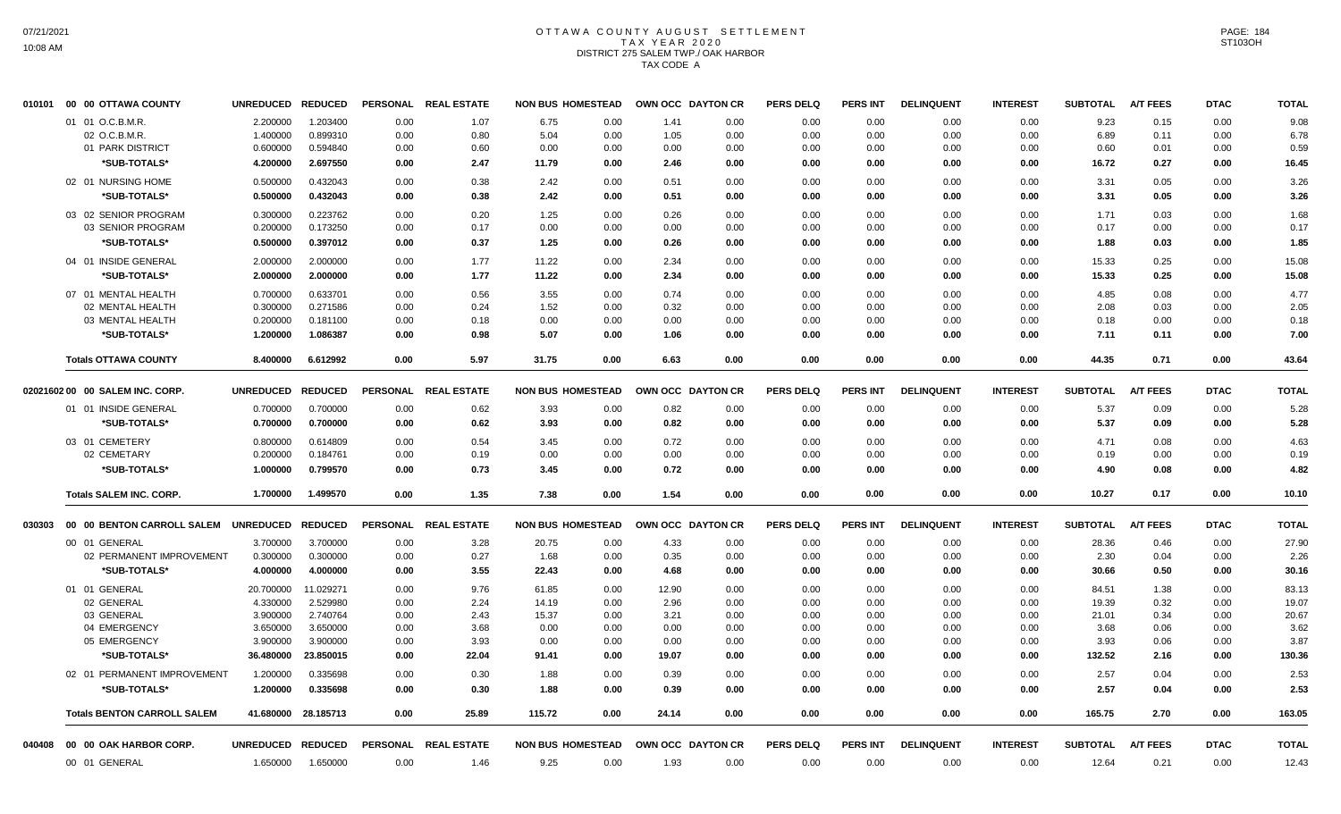# OTTAWA COUNTY AUGUST SETTLEMENT
## TAX YEAR 2020
## DISTRICT 275 SALEM TWP./ OAK HARBOR
## TAX CODE A

| Code | Description | UNREDUCED | REDUCED | PERSONAL | REAL ESTATE | NON BUS | HOMESTEAD | OWN OCC | DAYTON CR | PERS DELQ | PERS INT | DELINQUENT | INTEREST | SUBTOTAL | A/T FEES | DTAC | TOTAL |
|---|---|---|---|---|---|---|---|---|---|---|---|---|---|---|---|---|---|
| 010101 | 00 00 OTTAWA COUNTY | UNREDUCED | REDUCED | PERSONAL | REAL ESTATE | NON BUS | HOMESTEAD | OWN OCC | DAYTON CR | PERS DELQ | PERS INT | DELINQUENT | INTEREST | SUBTOTAL | A/T FEES | DTAC | TOTAL |
| | 01 01 O.C.B.M.R. | 2.200000 | 1.203400 | 0.00 | 1.07 | 6.75 | 0.00 | 1.41 | 0.00 | 0.00 | 0.00 | 0.00 | 0.00 | 9.23 | 0.15 | 0.00 | 9.08 |
| | 02 O.C.B.M.R. | 1.400000 | 0.899310 | 0.00 | 0.80 | 5.04 | 0.00 | 1.05 | 0.00 | 0.00 | 0.00 | 0.00 | 0.00 | 6.89 | 0.11 | 0.00 | 6.78 |
| | 01 PARK DISTRICT | 0.600000 | 0.594840 | 0.00 | 0.60 | 0.00 | 0.00 | 0.00 | 0.00 | 0.00 | 0.00 | 0.00 | 0.00 | 0.60 | 0.01 | 0.00 | 0.59 |
| | *SUB-TOTALS* | 4.200000 | 2.697550 | 0.00 | 2.47 | 11.79 | 0.00 | 2.46 | 0.00 | 0.00 | 0.00 | 0.00 | 0.00 | 16.72 | 0.27 | 0.00 | 16.45 |
| | 02 01 NURSING HOME | 0.500000 | 0.432043 | 0.00 | 0.38 | 2.42 | 0.00 | 0.51 | 0.00 | 0.00 | 0.00 | 0.00 | 0.00 | 3.31 | 0.05 | 0.00 | 3.26 |
| | *SUB-TOTALS* | 0.500000 | 0.432043 | 0.00 | 0.38 | 2.42 | 0.00 | 0.51 | 0.00 | 0.00 | 0.00 | 0.00 | 0.00 | 3.31 | 0.05 | 0.00 | 3.26 |
| | 03 02 SENIOR PROGRAM | 0.300000 | 0.223762 | 0.00 | 0.20 | 1.25 | 0.00 | 0.26 | 0.00 | 0.00 | 0.00 | 0.00 | 0.00 | 1.71 | 0.03 | 0.00 | 1.68 |
| | 03 SENIOR PROGRAM | 0.200000 | 0.173250 | 0.00 | 0.17 | 0.00 | 0.00 | 0.00 | 0.00 | 0.00 | 0.00 | 0.00 | 0.00 | 0.17 | 0.00 | 0.00 | 0.17 |
| | *SUB-TOTALS* | 0.500000 | 0.397012 | 0.00 | 0.37 | 1.25 | 0.00 | 0.26 | 0.00 | 0.00 | 0.00 | 0.00 | 0.00 | 1.88 | 0.03 | 0.00 | 1.85 |
| | 04 01 INSIDE GENERAL | 2.000000 | 2.000000 | 0.00 | 1.77 | 11.22 | 0.00 | 2.34 | 0.00 | 0.00 | 0.00 | 0.00 | 0.00 | 15.33 | 0.25 | 0.00 | 15.08 |
| | *SUB-TOTALS* | 2.000000 | 2.000000 | 0.00 | 1.77 | 11.22 | 0.00 | 2.34 | 0.00 | 0.00 | 0.00 | 0.00 | 0.00 | 15.33 | 0.25 | 0.00 | 15.08 |
| | 07 01 MENTAL HEALTH | 0.700000 | 0.633701 | 0.00 | 0.56 | 3.55 | 0.00 | 0.74 | 0.00 | 0.00 | 0.00 | 0.00 | 0.00 | 4.85 | 0.08 | 0.00 | 4.77 |
| | 02 MENTAL HEALTH | 0.300000 | 0.271586 | 0.00 | 0.24 | 1.52 | 0.00 | 0.32 | 0.00 | 0.00 | 0.00 | 0.00 | 0.00 | 2.08 | 0.03 | 0.00 | 2.05 |
| | 03 MENTAL HEALTH | 0.200000 | 0.181100 | 0.00 | 0.18 | 0.00 | 0.00 | 0.00 | 0.00 | 0.00 | 0.00 | 0.00 | 0.00 | 0.18 | 0.00 | 0.00 | 0.18 |
| | *SUB-TOTALS* | 1.200000 | 1.086387 | 0.00 | 0.98 | 5.07 | 0.00 | 1.06 | 0.00 | 0.00 | 0.00 | 0.00 | 0.00 | 7.11 | 0.11 | 0.00 | 7.00 |
| | **Totals OTTAWA COUNTY** | 8.400000 | 6.612992 | 0.00 | 5.97 | 31.75 | 0.00 | 6.63 | 0.00 | 0.00 | 0.00 | 0.00 | 0.00 | 44.35 | 0.71 | 0.00 | 43.64 |
| 02021602 | 00 00 SALEM INC. CORP. | UNREDUCED | REDUCED | PERSONAL | REAL ESTATE | NON BUS | HOMESTEAD | OWN OCC | DAYTON CR | PERS DELQ | PERS INT | DELINQUENT | INTEREST | SUBTOTAL | A/T FEES | DTAC | TOTAL |
| | 01 01 INSIDE GENERAL | 0.700000 | 0.700000 | 0.00 | 0.62 | 3.93 | 0.00 | 0.82 | 0.00 | 0.00 | 0.00 | 0.00 | 0.00 | 5.37 | 0.09 | 0.00 | 5.28 |
| | *SUB-TOTALS* | 0.700000 | 0.700000 | 0.00 | 0.62 | 3.93 | 0.00 | 0.82 | 0.00 | 0.00 | 0.00 | 0.00 | 0.00 | 5.37 | 0.09 | 0.00 | 5.28 |
| | 03 01 CEMETERY | 0.800000 | 0.614809 | 0.00 | 0.54 | 3.45 | 0.00 | 0.72 | 0.00 | 0.00 | 0.00 | 0.00 | 0.00 | 4.71 | 0.08 | 0.00 | 4.63 |
| | 02 CEMETARY | 0.200000 | 0.184761 | 0.00 | 0.19 | 0.00 | 0.00 | 0.00 | 0.00 | 0.00 | 0.00 | 0.00 | 0.00 | 0.19 | 0.00 | 0.00 | 0.19 |
| | *SUB-TOTALS* | 1.000000 | 0.799570 | 0.00 | 0.73 | 3.45 | 0.00 | 0.72 | 0.00 | 0.00 | 0.00 | 0.00 | 0.00 | 4.90 | 0.08 | 0.00 | 4.82 |
| | **Totals SALEM INC. CORP.** | 1.700000 | 1.499570 | 0.00 | 1.35 | 7.38 | 0.00 | 1.54 | 0.00 | 0.00 | 0.00 | 0.00 | 0.00 | 10.27 | 0.17 | 0.00 | 10.10 |
| 030303 | 00 00 BENTON CARROLL SALEM | UNREDUCED | REDUCED | PERSONAL | REAL ESTATE | NON BUS | HOMESTEAD | OWN OCC | DAYTON CR | PERS DELQ | PERS INT | DELINQUENT | INTEREST | SUBTOTAL | A/T FEES | DTAC | TOTAL |
| | 00 01 GENERAL | 3.700000 | 3.700000 | 0.00 | 3.28 | 20.75 | 0.00 | 4.33 | 0.00 | 0.00 | 0.00 | 0.00 | 0.00 | 28.36 | 0.46 | 0.00 | 27.90 |
| | 02 PERMANENT IMPROVEMENT | 0.300000 | 0.300000 | 0.00 | 0.27 | 1.68 | 0.00 | 0.35 | 0.00 | 0.00 | 0.00 | 0.00 | 0.00 | 2.30 | 0.04 | 0.00 | 2.26 |
| | *SUB-TOTALS* | 4.000000 | 4.000000 | 0.00 | 3.55 | 22.43 | 0.00 | 4.68 | 0.00 | 0.00 | 0.00 | 0.00 | 0.00 | 30.66 | 0.50 | 0.00 | 30.16 |
| | 01 01 GENERAL | 20.700000 | 11.029271 | 0.00 | 9.76 | 61.85 | 0.00 | 12.90 | 0.00 | 0.00 | 0.00 | 0.00 | 0.00 | 84.51 | 1.38 | 0.00 | 83.13 |
| | 02 GENERAL | 4.330000 | 2.529980 | 0.00 | 2.24 | 14.19 | 0.00 | 2.96 | 0.00 | 0.00 | 0.00 | 0.00 | 0.00 | 19.39 | 0.32 | 0.00 | 19.07 |
| | 03 GENERAL | 3.900000 | 2.740764 | 0.00 | 2.43 | 15.37 | 0.00 | 3.21 | 0.00 | 0.00 | 0.00 | 0.00 | 0.00 | 21.01 | 0.34 | 0.00 | 20.67 |
| | 04 EMERGENCY | 3.650000 | 3.650000 | 0.00 | 3.68 | 0.00 | 0.00 | 0.00 | 0.00 | 0.00 | 0.00 | 0.00 | 0.00 | 3.68 | 0.06 | 0.00 | 3.62 |
| | 05 EMERGENCY | 3.900000 | 3.900000 | 0.00 | 3.93 | 0.00 | 0.00 | 0.00 | 0.00 | 0.00 | 0.00 | 0.00 | 0.00 | 3.93 | 0.06 | 0.00 | 3.87 |
| | *SUB-TOTALS* | 36.480000 | 23.850015 | 0.00 | 22.04 | 91.41 | 0.00 | 19.07 | 0.00 | 0.00 | 0.00 | 0.00 | 0.00 | 132.52 | 2.16 | 0.00 | 130.36 |
| | 02 01 PERMANENT IMPROVEMENT | 1.200000 | 0.335698 | 0.00 | 0.30 | 1.88 | 0.00 | 0.39 | 0.00 | 0.00 | 0.00 | 0.00 | 0.00 | 2.57 | 0.04 | 0.00 | 2.53 |
| | *SUB-TOTALS* | 1.200000 | 0.335698 | 0.00 | 0.30 | 1.88 | 0.00 | 0.39 | 0.00 | 0.00 | 0.00 | 0.00 | 0.00 | 2.57 | 0.04 | 0.00 | 2.53 |
| | **Totals BENTON CARROLL SALEM** | 41.680000 | 28.185713 | 0.00 | 25.89 | 115.72 | 0.00 | 24.14 | 0.00 | 0.00 | 0.00 | 0.00 | 0.00 | 165.75 | 2.70 | 0.00 | 163.05 |
| 040408 | 00 00 OAK HARBOR CORP. | UNREDUCED | REDUCED | PERSONAL | REAL ESTATE | NON BUS | HOMESTEAD | OWN OCC | DAYTON CR | PERS DELQ | PERS INT | DELINQUENT | INTEREST | SUBTOTAL | A/T FEES | DTAC | TOTAL |
| | 00 01 GENERAL | 1.650000 | 1.650000 | 0.00 | 1.46 | 9.25 | 0.00 | 1.93 | 0.00 | 0.00 | 0.00 | 0.00 | 0.00 | 12.64 | 0.21 | 0.00 | 12.43 |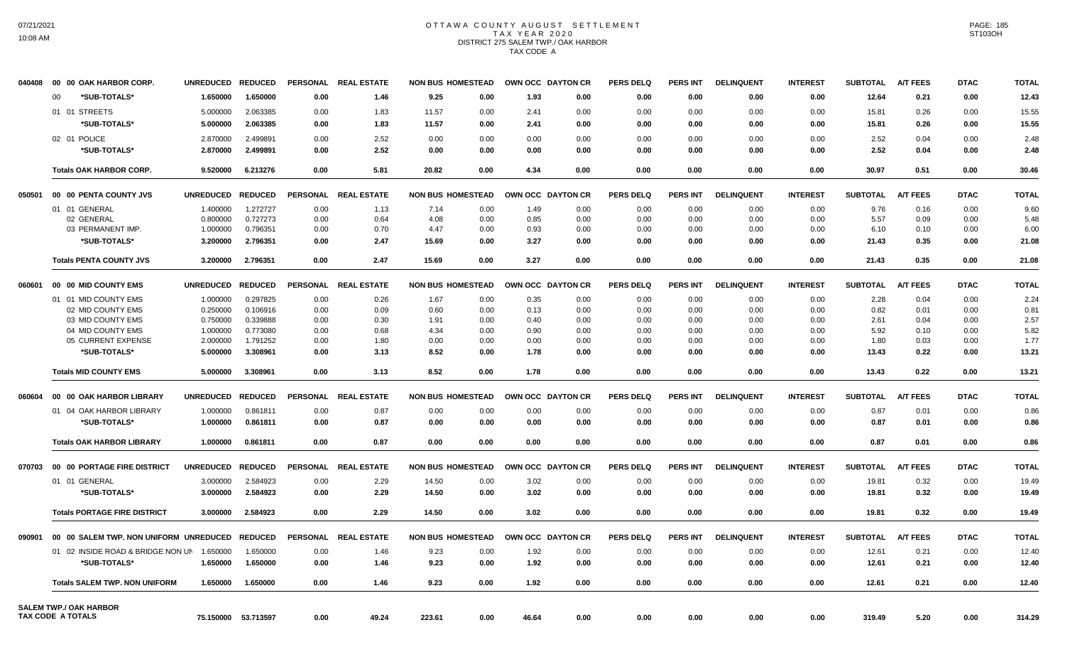# OTTAWA COUNTY AUGUST SETTLEMENT
## TAX YEAR 2020
## DISTRICT 275 SALEM TWP./ OAK HARBOR
## TAX CODE A

| | | UNREDUCED | REDUCED | PERSONAL | REAL ESTATE | NON BUS | HOMESTEAD | OWN OCC | DAYTON CR | PERS DELQ | PERS INT | DELINQUENT | INTEREST | SUBTOTAL | A/T FEES | DTAC | TOTAL |
|---|---|---|---|---|---|---|---|---|---|---|---|---|---|---|---|---|---|
| 040408 | 00 00 OAK HARBOR CORP. | UNREDUCED | REDUCED | PERSONAL | REAL ESTATE | NON BUS | HOMESTEAD | OWN OCC | DAYTON CR | PERS DELQ | PERS INT | DELINQUENT | INTEREST | SUBTOTAL | A/T FEES | DTAC | TOTAL |
| | 00 *SUB-TOTALS* | 1.650000 | 1.650000 | 0.00 | 1.46 | 9.25 | 0.00 | 1.93 | 0.00 | 0.00 | 0.00 | 0.00 | 0.00 | 12.64 | 0.21 | 0.00 | 12.43 |
| | 01 01 STREETS | 5.000000 | 2.063385 | 0.00 | 1.83 | 11.57 | 0.00 | 2.41 | 0.00 | 0.00 | 0.00 | 0.00 | 0.00 | 15.81 | 0.26 | 0.00 | 15.55 |
| | *SUB-TOTALS* | 5.000000 | 2.063385 | 0.00 | 1.83 | 11.57 | 0.00 | 2.41 | 0.00 | 0.00 | 0.00 | 0.00 | 0.00 | 15.81 | 0.26 | 0.00 | 15.55 |
| | 02 01 POLICE | 2.870000 | 2.499891 | 0.00 | 2.52 | 0.00 | 0.00 | 0.00 | 0.00 | 0.00 | 0.00 | 0.00 | 0.00 | 2.52 | 0.04 | 0.00 | 2.48 |
| | *SUB-TOTALS* | 2.870000 | 2.499891 | 0.00 | 2.52 | 0.00 | 0.00 | 0.00 | 0.00 | 0.00 | 0.00 | 0.00 | 0.00 | 2.52 | 0.04 | 0.00 | 2.48 |
| | **Totals OAK HARBOR CORP.** | 9.520000 | 6.213276 | 0.00 | 5.81 | 20.82 | 0.00 | 4.34 | 0.00 | 0.00 | 0.00 | 0.00 | 0.00 | 30.97 | 0.51 | 0.00 | 30.46 |
| 050501 | 00 00 PENTA COUNTY JVS | UNREDUCED | REDUCED | PERSONAL | REAL ESTATE | NON BUS | HOMESTEAD | OWN OCC | DAYTON CR | PERS DELQ | PERS INT | DELINQUENT | INTEREST | SUBTOTAL | A/T FEES | DTAC | TOTAL |
| | 01 01 GENERAL | 1.400000 | 1.272727 | 0.00 | 1.13 | 7.14 | 0.00 | 1.49 | 0.00 | 0.00 | 0.00 | 0.00 | 0.00 | 9.76 | 0.16 | 0.00 | 9.60 |
| | 02 GENERAL | 0.800000 | 0.727273 | 0.00 | 0.64 | 4.08 | 0.00 | 0.85 | 0.00 | 0.00 | 0.00 | 0.00 | 0.00 | 5.57 | 0.09 | 0.00 | 5.48 |
| | 03 PERMANENT IMP. | 1.000000 | 0.796351 | 0.00 | 0.70 | 4.47 | 0.00 | 0.93 | 0.00 | 0.00 | 0.00 | 0.00 | 0.00 | 6.10 | 0.10 | 0.00 | 6.00 |
| | *SUB-TOTALS* | 3.200000 | 2.796351 | 0.00 | 2.47 | 15.69 | 0.00 | 3.27 | 0.00 | 0.00 | 0.00 | 0.00 | 0.00 | 21.43 | 0.35 | 0.00 | 21.08 |
| | **Totals PENTA COUNTY JVS** | 3.200000 | 2.796351 | 0.00 | 2.47 | 15.69 | 0.00 | 3.27 | 0.00 | 0.00 | 0.00 | 0.00 | 0.00 | 21.43 | 0.35 | 0.00 | 21.08 |
| 060601 | 00 00 MID COUNTY EMS | UNREDUCED | REDUCED | PERSONAL | REAL ESTATE | NON BUS | HOMESTEAD | OWN OCC | DAYTON CR | PERS DELQ | PERS INT | DELINQUENT | INTEREST | SUBTOTAL | A/T FEES | DTAC | TOTAL |
| | 01 01 MID COUNTY EMS | 1.000000 | 0.297825 | 0.00 | 0.26 | 1.67 | 0.00 | 0.35 | 0.00 | 0.00 | 0.00 | 0.00 | 0.00 | 2.28 | 0.04 | 0.00 | 2.24 |
| | 02 MID COUNTY EMS | 0.250000 | 0.106916 | 0.00 | 0.09 | 0.60 | 0.00 | 0.13 | 0.00 | 0.00 | 0.00 | 0.00 | 0.00 | 0.82 | 0.01 | 0.00 | 0.81 |
| | 03 MID COUNTY EMS | 0.750000 | 0.339888 | 0.00 | 0.30 | 1.91 | 0.00 | 0.40 | 0.00 | 0.00 | 0.00 | 0.00 | 0.00 | 2.61 | 0.04 | 0.00 | 2.57 |
| | 04 MID COUNTY EMS | 1.000000 | 0.773080 | 0.00 | 0.68 | 4.34 | 0.00 | 0.90 | 0.00 | 0.00 | 0.00 | 0.00 | 0.00 | 5.92 | 0.10 | 0.00 | 5.82 |
| | 05 CURRENT EXPENSE | 2.000000 | 1.791252 | 0.00 | 1.80 | 0.00 | 0.00 | 0.00 | 0.00 | 0.00 | 0.00 | 0.00 | 0.00 | 1.80 | 0.03 | 0.00 | 1.77 |
| | *SUB-TOTALS* | 5.000000 | 3.308961 | 0.00 | 3.13 | 8.52 | 0.00 | 1.78 | 0.00 | 0.00 | 0.00 | 0.00 | 0.00 | 13.43 | 0.22 | 0.00 | 13.21 |
| | **Totals MID COUNTY EMS** | 5.000000 | 3.308961 | 0.00 | 3.13 | 8.52 | 0.00 | 1.78 | 0.00 | 0.00 | 0.00 | 0.00 | 0.00 | 13.43 | 0.22 | 0.00 | 13.21 |
| 060604 | 00 00 OAK HARBOR LIBRARY | UNREDUCED | REDUCED | PERSONAL | REAL ESTATE | NON BUS | HOMESTEAD | OWN OCC | DAYTON CR | PERS DELQ | PERS INT | DELINQUENT | INTEREST | SUBTOTAL | A/T FEES | DTAC | TOTAL |
| | 01 04 OAK HARBOR LIBRARY | 1.000000 | 0.861811 | 0.00 | 0.87 | 0.00 | 0.00 | 0.00 | 0.00 | 0.00 | 0.00 | 0.00 | 0.00 | 0.87 | 0.01 | 0.00 | 0.86 |
| | *SUB-TOTALS* | 1.000000 | 0.861811 | 0.00 | 0.87 | 0.00 | 0.00 | 0.00 | 0.00 | 0.00 | 0.00 | 0.00 | 0.00 | 0.87 | 0.01 | 0.00 | 0.86 |
| | **Totals OAK HARBOR LIBRARY** | 1.000000 | 0.861811 | 0.00 | 0.87 | 0.00 | 0.00 | 0.00 | 0.00 | 0.00 | 0.00 | 0.00 | 0.00 | 0.87 | 0.01 | 0.00 | 0.86 |
| 070703 | 00 00 PORTAGE FIRE DISTRICT | UNREDUCED | REDUCED | PERSONAL | REAL ESTATE | NON BUS | HOMESTEAD | OWN OCC | DAYTON CR | PERS DELQ | PERS INT | DELINQUENT | INTEREST | SUBTOTAL | A/T FEES | DTAC | TOTAL |
| | 01 01 GENERAL | 3.000000 | 2.584923 | 0.00 | 2.29 | 14.50 | 0.00 | 3.02 | 0.00 | 0.00 | 0.00 | 0.00 | 0.00 | 19.81 | 0.32 | 0.00 | 19.49 |
| | *SUB-TOTALS* | 3.000000 | 2.584923 | 0.00 | 2.29 | 14.50 | 0.00 | 3.02 | 0.00 | 0.00 | 0.00 | 0.00 | 0.00 | 19.81 | 0.32 | 0.00 | 19.49 |
| | **Totals PORTAGE FIRE DISTRICT** | 3.000000 | 2.584923 | 0.00 | 2.29 | 14.50 | 0.00 | 3.02 | 0.00 | 0.00 | 0.00 | 0.00 | 0.00 | 19.81 | 0.32 | 0.00 | 19.49 |
| 090901 | 00 00 SALEM TWP. NON UNIFORM | UNREDUCED | REDUCED | PERSONAL | REAL ESTATE | NON BUS | HOMESTEAD | OWN OCC | DAYTON CR | PERS DELQ | PERS INT | DELINQUENT | INTEREST | SUBTOTAL | A/T FEES | DTAC | TOTAL |
| | 01 02 INSIDE ROAD & BRIDGE NON UN | 1.650000 | 1.650000 | 0.00 | 1.46 | 9.23 | 0.00 | 1.92 | 0.00 | 0.00 | 0.00 | 0.00 | 0.00 | 12.61 | 0.21 | 0.00 | 12.40 |
| | *SUB-TOTALS* | 1.650000 | 1.650000 | 0.00 | 1.46 | 9.23 | 0.00 | 1.92 | 0.00 | 0.00 | 0.00 | 0.00 | 0.00 | 12.61 | 0.21 | 0.00 | 12.40 |
| | **Totals SALEM TWP. NON UNIFORM** | 1.650000 | 1.650000 | 0.00 | 1.46 | 9.23 | 0.00 | 1.92 | 0.00 | 0.00 | 0.00 | 0.00 | 0.00 | 12.61 | 0.21 | 0.00 | 12.40 |
| | **SALEM TWP./ OAK HARBOR TAX CODE A TOTALS** | 75.150000 | 53.713597 | 0.00 | 49.24 | 223.61 | 0.00 | 46.64 | 0.00 | 0.00 | 0.00 | 0.00 | 0.00 | 319.49 | 5.20 | 0.00 | 314.29 |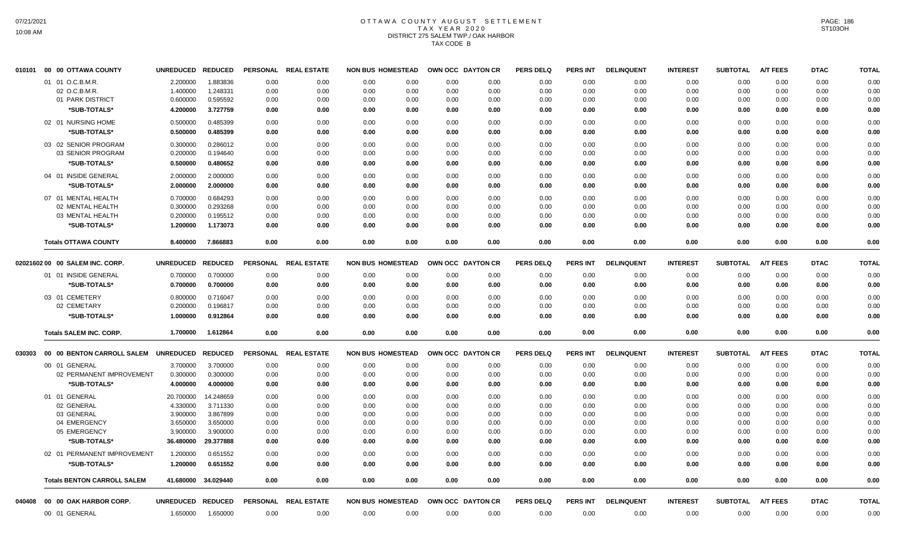# OTTAWA COUNTY AUGUST SETTLEMENT
## TAX YEAR 2020
## DISTRICT 275 SALEM TWP./ OAK HARBOR
## TAX CODE B

| 010101 | 00 00 OTTAWA COUNTY | UNREDUCED | REDUCED | PERSONAL | REAL ESTATE | NON BUS | HOMESTEAD | OWN OCC | DAYTON CR | PERS DELQ | PERS INT | DELINQUENT | INTEREST | SUBTOTAL | A/T FEES | DTAC | TOTAL |
|---|---|---|---|---|---|---|---|---|---|---|---|---|---|---|---|---|---|
| | 01 01 O.C.B.M.R. | 2.200000 | 1.883836 | 0.00 | 0.00 | 0.00 | 0.00 | 0.00 | 0.00 | 0.00 | 0.00 | 0.00 | 0.00 | 0.00 | 0.00 | 0.00 | 0.00 |
| | 02 O.C.B.M.R. | 1.400000 | 1.248331 | 0.00 | 0.00 | 0.00 | 0.00 | 0.00 | 0.00 | 0.00 | 0.00 | 0.00 | 0.00 | 0.00 | 0.00 | 0.00 | 0.00 |
| | 01 PARK DISTRICT | 0.600000 | 0.595592 | 0.00 | 0.00 | 0.00 | 0.00 | 0.00 | 0.00 | 0.00 | 0.00 | 0.00 | 0.00 | 0.00 | 0.00 | 0.00 | 0.00 |
| | **\*SUB-TOTALS\*** | **4.200000** | **3.727759** | **0.00** | **0.00** | **0.00** | **0.00** | **0.00** | **0.00** | **0.00** | **0.00** | **0.00** | **0.00** | **0.00** | **0.00** | **0.00** | **0.00** |
| | 02 01 NURSING HOME | 0.500000 | 0.485399 | 0.00 | 0.00 | 0.00 | 0.00 | 0.00 | 0.00 | 0.00 | 0.00 | 0.00 | 0.00 | 0.00 | 0.00 | 0.00 | 0.00 |
| | **\*SUB-TOTALS\*** | **0.500000** | **0.485399** | **0.00** | **0.00** | **0.00** | **0.00** | **0.00** | **0.00** | **0.00** | **0.00** | **0.00** | **0.00** | **0.00** | **0.00** | **0.00** | **0.00** |
| | 03 02 SENIOR PROGRAM | 0.300000 | 0.286012 | 0.00 | 0.00 | 0.00 | 0.00 | 0.00 | 0.00 | 0.00 | 0.00 | 0.00 | 0.00 | 0.00 | 0.00 | 0.00 | 0.00 |
| | 03 SENIOR PROGRAM | 0.200000 | 0.194640 | 0.00 | 0.00 | 0.00 | 0.00 | 0.00 | 0.00 | 0.00 | 0.00 | 0.00 | 0.00 | 0.00 | 0.00 | 0.00 | 0.00 |
| | **\*SUB-TOTALS\*** | **0.500000** | **0.480652** | **0.00** | **0.00** | **0.00** | **0.00** | **0.00** | **0.00** | **0.00** | **0.00** | **0.00** | **0.00** | **0.00** | **0.00** | **0.00** | **0.00** |
| | 04 01 INSIDE GENERAL | 2.000000 | 2.000000 | 0.00 | 0.00 | 0.00 | 0.00 | 0.00 | 0.00 | 0.00 | 0.00 | 0.00 | 0.00 | 0.00 | 0.00 | 0.00 | 0.00 |
| | **\*SUB-TOTALS\*** | **2.000000** | **2.000000** | **0.00** | **0.00** | **0.00** | **0.00** | **0.00** | **0.00** | **0.00** | **0.00** | **0.00** | **0.00** | **0.00** | **0.00** | **0.00** | **0.00** |
| | 07 01 MENTAL HEALTH | 0.700000 | 0.684293 | 0.00 | 0.00 | 0.00 | 0.00 | 0.00 | 0.00 | 0.00 | 0.00 | 0.00 | 0.00 | 0.00 | 0.00 | 0.00 | 0.00 |
| | 02 MENTAL HEALTH | 0.300000 | 0.293268 | 0.00 | 0.00 | 0.00 | 0.00 | 0.00 | 0.00 | 0.00 | 0.00 | 0.00 | 0.00 | 0.00 | 0.00 | 0.00 | 0.00 |
| | 03 MENTAL HEALTH | 0.200000 | 0.195512 | 0.00 | 0.00 | 0.00 | 0.00 | 0.00 | 0.00 | 0.00 | 0.00 | 0.00 | 0.00 | 0.00 | 0.00 | 0.00 | 0.00 |
| | **\*SUB-TOTALS\*** | **1.200000** | **1.173073** | **0.00** | **0.00** | **0.00** | **0.00** | **0.00** | **0.00** | **0.00** | **0.00** | **0.00** | **0.00** | **0.00** | **0.00** | **0.00** | **0.00** |
| | **Totals OTTAWA COUNTY** | **8.400000** | **7.866883** | **0.00** | **0.00** | **0.00** | **0.00** | **0.00** | **0.00** | **0.00** | **0.00** | **0.00** | **0.00** | **0.00** | **0.00** | **0.00** | **0.00** |

| 02021602 | 00 00 SALEM INC. CORP. | UNREDUCED | REDUCED | PERSONAL | REAL ESTATE | NON BUS | HOMESTEAD | OWN OCC | DAYTON CR | PERS DELQ | PERS INT | DELINQUENT | INTEREST | SUBTOTAL | A/T FEES | DTAC | TOTAL |
|---|---|---|---|---|---|---|---|---|---|---|---|---|---|---|---|---|---|
| | 01 01 INSIDE GENERAL | 0.700000 | 0.700000 | 0.00 | 0.00 | 0.00 | 0.00 | 0.00 | 0.00 | 0.00 | 0.00 | 0.00 | 0.00 | 0.00 | 0.00 | 0.00 | 0.00 |
| | **\*SUB-TOTALS\*** | **0.700000** | **0.700000** | **0.00** | **0.00** | **0.00** | **0.00** | **0.00** | **0.00** | **0.00** | **0.00** | **0.00** | **0.00** | **0.00** | **0.00** | **0.00** | **0.00** |
| | 03 01 CEMETERY | 0.800000 | 0.716047 | 0.00 | 0.00 | 0.00 | 0.00 | 0.00 | 0.00 | 0.00 | 0.00 | 0.00 | 0.00 | 0.00 | 0.00 | 0.00 | 0.00 |
| | 02 CEMETARY | 0.200000 | 0.196817 | 0.00 | 0.00 | 0.00 | 0.00 | 0.00 | 0.00 | 0.00 | 0.00 | 0.00 | 0.00 | 0.00 | 0.00 | 0.00 | 0.00 |
| | **\*SUB-TOTALS\*** | **1.000000** | **0.912864** | **0.00** | **0.00** | **0.00** | **0.00** | **0.00** | **0.00** | **0.00** | **0.00** | **0.00** | **0.00** | **0.00** | **0.00** | **0.00** | **0.00** |
| | **Totals SALEM INC. CORP.** | **1.700000** | **1.612864** | **0.00** | **0.00** | **0.00** | **0.00** | **0.00** | **0.00** | **0.00** | **0.00** | **0.00** | **0.00** | **0.00** | **0.00** | **0.00** | **0.00** |

| 030303 | 00 00 BENTON CARROLL SALEM | UNREDUCED | REDUCED | PERSONAL | REAL ESTATE | NON BUS | HOMESTEAD | OWN OCC | DAYTON CR | PERS DELQ | PERS INT | DELINQUENT | INTEREST | SUBTOTAL | A/T FEES | DTAC | TOTAL |
|---|---|---|---|---|---|---|---|---|---|---|---|---|---|---|---|---|---|
| | 00 01 GENERAL | 3.700000 | 3.700000 | 0.00 | 0.00 | 0.00 | 0.00 | 0.00 | 0.00 | 0.00 | 0.00 | 0.00 | 0.00 | 0.00 | 0.00 | 0.00 | 0.00 |
| | 02 PERMANENT IMPROVEMENT | 0.300000 | 0.300000 | 0.00 | 0.00 | 0.00 | 0.00 | 0.00 | 0.00 | 0.00 | 0.00 | 0.00 | 0.00 | 0.00 | 0.00 | 0.00 | 0.00 |
| | **\*SUB-TOTALS\*** | **4.000000** | **4.000000** | **0.00** | **0.00** | **0.00** | **0.00** | **0.00** | **0.00** | **0.00** | **0.00** | **0.00** | **0.00** | **0.00** | **0.00** | **0.00** | **0.00** |
| | 01 01 GENERAL | 20.700000 | 14.248659 | 0.00 | 0.00 | 0.00 | 0.00 | 0.00 | 0.00 | 0.00 | 0.00 | 0.00 | 0.00 | 0.00 | 0.00 | 0.00 | 0.00 |
| | 02 GENERAL | 4.330000 | 3.711330 | 0.00 | 0.00 | 0.00 | 0.00 | 0.00 | 0.00 | 0.00 | 0.00 | 0.00 | 0.00 | 0.00 | 0.00 | 0.00 | 0.00 |
| | 03 GENERAL | 3.900000 | 3.867899 | 0.00 | 0.00 | 0.00 | 0.00 | 0.00 | 0.00 | 0.00 | 0.00 | 0.00 | 0.00 | 0.00 | 0.00 | 0.00 | 0.00 |
| | 04 EMERGENCY | 3.650000 | 3.650000 | 0.00 | 0.00 | 0.00 | 0.00 | 0.00 | 0.00 | 0.00 | 0.00 | 0.00 | 0.00 | 0.00 | 0.00 | 0.00 | 0.00 |
| | 05 EMERGENCY | 3.900000 | 3.900000 | 0.00 | 0.00 | 0.00 | 0.00 | 0.00 | 0.00 | 0.00 | 0.00 | 0.00 | 0.00 | 0.00 | 0.00 | 0.00 | 0.00 |
| | **\*SUB-TOTALS\*** | **36.480000** | **29.377888** | **0.00** | **0.00** | **0.00** | **0.00** | **0.00** | **0.00** | **0.00** | **0.00** | **0.00** | **0.00** | **0.00** | **0.00** | **0.00** | **0.00** |
| | 02 01 PERMANENT IMPROVEMENT | 1.200000 | 0.651552 | 0.00 | 0.00 | 0.00 | 0.00 | 0.00 | 0.00 | 0.00 | 0.00 | 0.00 | 0.00 | 0.00 | 0.00 | 0.00 | 0.00 |
| | **\*SUB-TOTALS\*** | **1.200000** | **0.651552** | **0.00** | **0.00** | **0.00** | **0.00** | **0.00** | **0.00** | **0.00** | **0.00** | **0.00** | **0.00** | **0.00** | **0.00** | **0.00** | **0.00** |
| | **Totals BENTON CARROLL SALEM** | **41.680000** | **34.029440** | **0.00** | **0.00** | **0.00** | **0.00** | **0.00** | **0.00** | **0.00** | **0.00** | **0.00** | **0.00** | **0.00** | **0.00** | **0.00** | **0.00** |

| 040408 | 00 00 OAK HARBOR CORP. | UNREDUCED | REDUCED | PERSONAL | REAL ESTATE | NON BUS | HOMESTEAD | OWN OCC | DAYTON CR | PERS DELQ | PERS INT | DELINQUENT | INTEREST | SUBTOTAL | A/T FEES | DTAC | TOTAL |
|---|---|---|---|---|---|---|---|---|---|---|---|---|---|---|---|---|---|
| | 00 01 GENERAL | 1.650000 | 1.650000 | 0.00 | 0.00 | 0.00 | 0.00 | 0.00 | 0.00 | 0.00 | 0.00 | 0.00 | 0.00 | 0.00 | 0.00 | 0.00 | 0.00 |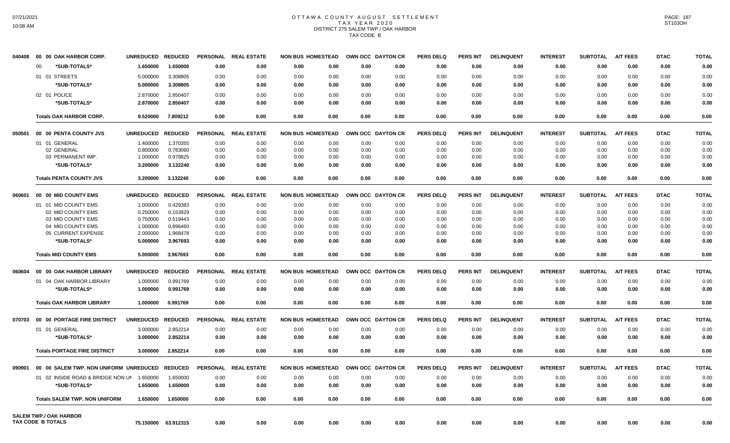# OTTAWA COUNTY AUGUST SETTLEMENT
## TAX YEAR 2020
## DISTRICT 275 SALEM TWP./ OAK HARBOR
## TAX CODE B

| | | UNREDUCED | REDUCED | PERSONAL | REAL ESTATE | NON BUS | HOMESTEAD | OWN OCC | DAYTON CR | PERS DELQ | PERS INT | DELINQUENT | INTEREST | SUBTOTAL | A/T FEES | DTAC | TOTAL |
|---|---|---|---|---|---|---|---|---|---|---|---|---|---|---|---|---|---|
| 040408 | 00 00 OAK HARBOR CORP. | | | | | | | | | | | | | | | | |
| | 00 *SUB-TOTALS* | 1.650000 | 1.650000 | 0.00 | 0.00 | 0.00 | 0.00 | 0.00 | 0.00 | 0.00 | 0.00 | 0.00 | 0.00 | 0.00 | 0.00 | 0.00 | 0.00 |
| | 01 01 STREETS | 5.000000 | 3.308805 | 0.00 | 0.00 | 0.00 | 0.00 | 0.00 | 0.00 | 0.00 | 0.00 | 0.00 | 0.00 | 0.00 | 0.00 | 0.00 | 0.00 |
| | *SUB-TOTALS* | 5.000000 | 3.308805 | 0.00 | 0.00 | 0.00 | 0.00 | 0.00 | 0.00 | 0.00 | 0.00 | 0.00 | 0.00 | 0.00 | 0.00 | 0.00 | 0.00 |
| | 02 01 POLICE | 2.870000 | 2.850407 | 0.00 | 0.00 | 0.00 | 0.00 | 0.00 | 0.00 | 0.00 | 0.00 | 0.00 | 0.00 | 0.00 | 0.00 | 0.00 | 0.00 |
| | *SUB-TOTALS* | 2.870000 | 2.850407 | 0.00 | 0.00 | 0.00 | 0.00 | 0.00 | 0.00 | 0.00 | 0.00 | 0.00 | 0.00 | 0.00 | 0.00 | 0.00 | 0.00 |
| | **Totals OAK HARBOR CORP.** | 9.520000 | 7.809212 | 0.00 | 0.00 | 0.00 | 0.00 | 0.00 | 0.00 | 0.00 | 0.00 | 0.00 | 0.00 | 0.00 | 0.00 | 0.00 | 0.00 |
| 050501 | 00 00 PENTA COUNTY JVS | | | | | | | | | | | | | | | | |
| | 01 01 GENERAL | 1.400000 | 1.370355 | 0.00 | 0.00 | 0.00 | 0.00 | 0.00 | 0.00 | 0.00 | 0.00 | 0.00 | 0.00 | 0.00 | 0.00 | 0.00 | 0.00 |
| | 02 GENERAL | 0.800000 | 0.783060 | 0.00 | 0.00 | 0.00 | 0.00 | 0.00 | 0.00 | 0.00 | 0.00 | 0.00 | 0.00 | 0.00 | 0.00 | 0.00 | 0.00 |
| | 03 PERMANENT IMP. | 1.000000 | 0.978825 | 0.00 | 0.00 | 0.00 | 0.00 | 0.00 | 0.00 | 0.00 | 0.00 | 0.00 | 0.00 | 0.00 | 0.00 | 0.00 | 0.00 |
| | *SUB-TOTALS* | 3.200000 | 3.132240 | 0.00 | 0.00 | 0.00 | 0.00 | 0.00 | 0.00 | 0.00 | 0.00 | 0.00 | 0.00 | 0.00 | 0.00 | 0.00 | 0.00 |
| | **Totals PENTA COUNTY JVS** | 3.200000 | 3.132240 | 0.00 | 0.00 | 0.00 | 0.00 | 0.00 | 0.00 | 0.00 | 0.00 | 0.00 | 0.00 | 0.00 | 0.00 | 0.00 | 0.00 |
| 060601 | 00 00 MID COUNTY EMS | | | | | | | | | | | | | | | | |
| | 01 01 MID COUNTY EMS | 1.000000 | 0.429383 | 0.00 | 0.00 | 0.00 | 0.00 | 0.00 | 0.00 | 0.00 | 0.00 | 0.00 | 0.00 | 0.00 | 0.00 | 0.00 | 0.00 |
| | 02 MID COUNTY EMS | 0.250000 | 0.153929 | 0.00 | 0.00 | 0.00 | 0.00 | 0.00 | 0.00 | 0.00 | 0.00 | 0.00 | 0.00 | 0.00 | 0.00 | 0.00 | 0.00 |
| | 03 MID COUNTY EMS | 0.750000 | 0.519443 | 0.00 | 0.00 | 0.00 | 0.00 | 0.00 | 0.00 | 0.00 | 0.00 | 0.00 | 0.00 | 0.00 | 0.00 | 0.00 | 0.00 |
| | 04 MID COUNTY EMS | 1.000000 | 0.896460 | 0.00 | 0.00 | 0.00 | 0.00 | 0.00 | 0.00 | 0.00 | 0.00 | 0.00 | 0.00 | 0.00 | 0.00 | 0.00 | 0.00 |
| | 05 CURRENT EXPENSE | 2.000000 | 1.968478 | 0.00 | 0.00 | 0.00 | 0.00 | 0.00 | 0.00 | 0.00 | 0.00 | 0.00 | 0.00 | 0.00 | 0.00 | 0.00 | 0.00 |
| | *SUB-TOTALS* | 5.000000 | 3.967693 | 0.00 | 0.00 | 0.00 | 0.00 | 0.00 | 0.00 | 0.00 | 0.00 | 0.00 | 0.00 | 0.00 | 0.00 | 0.00 | 0.00 |
| | **Totals MID COUNTY EMS** | 5.000000 | 3.967693 | 0.00 | 0.00 | 0.00 | 0.00 | 0.00 | 0.00 | 0.00 | 0.00 | 0.00 | 0.00 | 0.00 | 0.00 | 0.00 | 0.00 |
| 060604 | 00 00 OAK HARBOR LIBRARY | | | | | | | | | | | | | | | | |
| | 01 04 OAK HARBOR LIBRARY | 1.000000 | 0.991769 | 0.00 | 0.00 | 0.00 | 0.00 | 0.00 | 0.00 | 0.00 | 0.00 | 0.00 | 0.00 | 0.00 | 0.00 | 0.00 | 0.00 |
| | *SUB-TOTALS* | 1.000000 | 0.991769 | 0.00 | 0.00 | 0.00 | 0.00 | 0.00 | 0.00 | 0.00 | 0.00 | 0.00 | 0.00 | 0.00 | 0.00 | 0.00 | 0.00 |
| | **Totals OAK HARBOR LIBRARY** | 1.000000 | 0.991769 | 0.00 | 0.00 | 0.00 | 0.00 | 0.00 | 0.00 | 0.00 | 0.00 | 0.00 | 0.00 | 0.00 | 0.00 | 0.00 | 0.00 |
| 070703 | 00 00 PORTAGE FIRE DISTRICT | | | | | | | | | | | | | | | | |
| | 01 01 GENERAL | 3.000000 | 2.852214 | 0.00 | 0.00 | 0.00 | 0.00 | 0.00 | 0.00 | 0.00 | 0.00 | 0.00 | 0.00 | 0.00 | 0.00 | 0.00 | 0.00 |
| | *SUB-TOTALS* | 3.000000 | 2.852214 | 0.00 | 0.00 | 0.00 | 0.00 | 0.00 | 0.00 | 0.00 | 0.00 | 0.00 | 0.00 | 0.00 | 0.00 | 0.00 | 0.00 |
| | **Totals PORTAGE FIRE DISTRICT** | 3.000000 | 2.852214 | 0.00 | 0.00 | 0.00 | 0.00 | 0.00 | 0.00 | 0.00 | 0.00 | 0.00 | 0.00 | 0.00 | 0.00 | 0.00 | 0.00 |
| 090901 | 00 00 SALEM TWP. NON UNIFORM | | | | | | | | | | | | | | | | |
| | 01 02 INSIDE ROAD & BRIDGE NON UN | 1.650000 | 1.650000 | 0.00 | 0.00 | 0.00 | 0.00 | 0.00 | 0.00 | 0.00 | 0.00 | 0.00 | 0.00 | 0.00 | 0.00 | 0.00 | 0.00 |
| | *SUB-TOTALS* | 1.650000 | 1.650000 | 0.00 | 0.00 | 0.00 | 0.00 | 0.00 | 0.00 | 0.00 | 0.00 | 0.00 | 0.00 | 0.00 | 0.00 | 0.00 | 0.00 |
| | **Totals SALEM TWP. NON UNIFORM** | 1.650000 | 1.650000 | 0.00 | 0.00 | 0.00 | 0.00 | 0.00 | 0.00 | 0.00 | 0.00 | 0.00 | 0.00 | 0.00 | 0.00 | 0.00 | 0.00 |
| | **SALEM TWP./ OAK HARBOR TAX CODE B TOTALS** | 75.150000 | 63.912315 | 0.00 | 0.00 | 0.00 | 0.00 | 0.00 | 0.00 | 0.00 | 0.00 | 0.00 | 0.00 | 0.00 | 0.00 | 0.00 | 0.00 |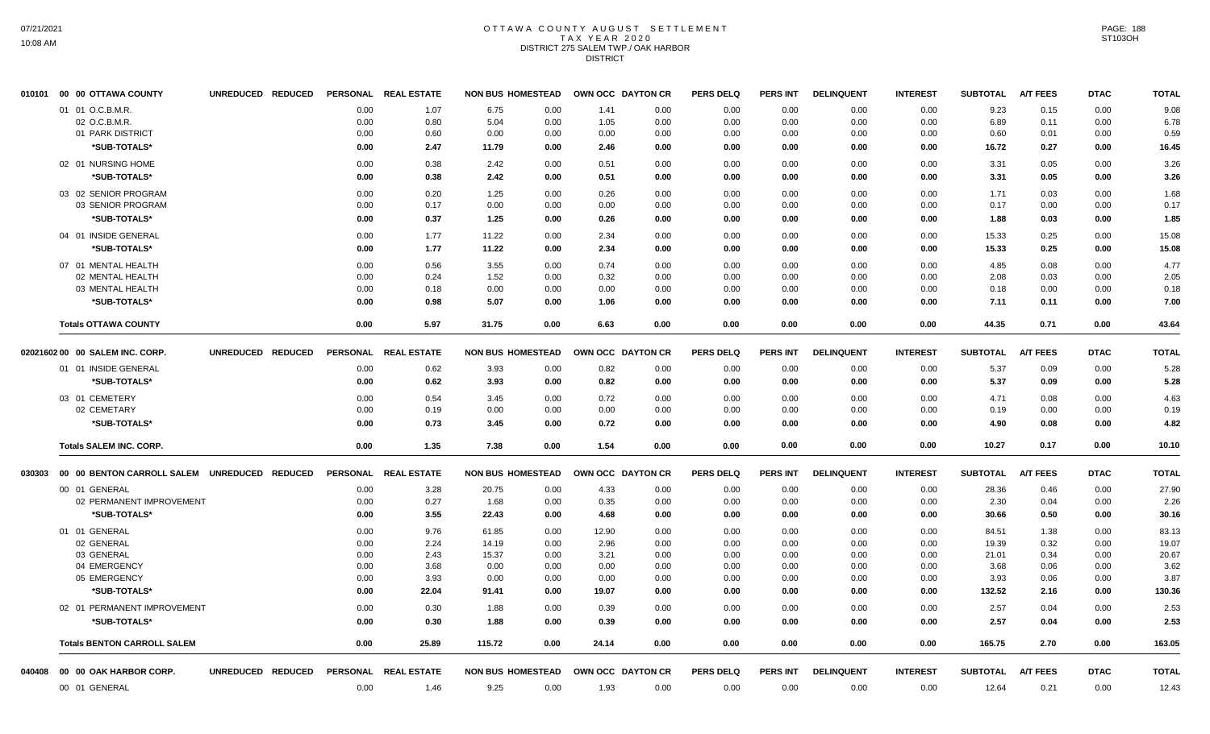# OTTAWA COUNTY AUGUST SETTLEMENT
## TAX YEAR 2020
### DISTRICT 275 SALEM TWP./ OAK HARBOR
### DISTRICT

| 010101 00 00 OTTAWA COUNTY | UNREDUCED | REDUCED | PERSONAL | REAL ESTATE | NON BUS | HOMESTEAD | OWN OCC | DAYTON CR | PERS DELQ | PERS INT | DELINQUENT | INTEREST | SUBTOTAL | A/T FEES | DTAC | TOTAL |
|---|---|---|---|---|---|---|---|---|---|---|---|---|---|---|---|---|
| 01 01 O.C.B.M.R. | | | 0.00 | 1.07 | 6.75 | 0.00 | 1.41 | 0.00 | 0.00 | 0.00 | 0.00 | 0.00 | 9.23 | 0.15 | 0.00 | 9.08 |
| 02 O.C.B.M.R. | | | 0.00 | 0.80 | 5.04 | 0.00 | 1.05 | 0.00 | 0.00 | 0.00 | 0.00 | 0.00 | 6.89 | 0.11 | 0.00 | 6.78 |
| 01 PARK DISTRICT | | | 0.00 | 0.60 | 0.00 | 0.00 | 0.00 | 0.00 | 0.00 | 0.00 | 0.00 | 0.00 | 0.60 | 0.01 | 0.00 | 0.59 |
| *SUB-TOTALS* | | | 0.00 | 2.47 | 11.79 | 0.00 | 2.46 | 0.00 | 0.00 | 0.00 | 0.00 | 0.00 | 16.72 | 0.27 | 0.00 | 16.45 |
| 02 01 NURSING HOME | | | 0.00 | 0.38 | 2.42 | 0.00 | 0.51 | 0.00 | 0.00 | 0.00 | 0.00 | 0.00 | 3.31 | 0.05 | 0.00 | 3.26 |
| *SUB-TOTALS* | | | 0.00 | 0.38 | 2.42 | 0.00 | 0.51 | 0.00 | 0.00 | 0.00 | 0.00 | 0.00 | 3.31 | 0.05 | 0.00 | 3.26 |
| 03 02 SENIOR PROGRAM | | | 0.00 | 0.20 | 1.25 | 0.00 | 0.26 | 0.00 | 0.00 | 0.00 | 0.00 | 0.00 | 1.71 | 0.03 | 0.00 | 1.68 |
| 03 SENIOR PROGRAM | | | 0.00 | 0.17 | 0.00 | 0.00 | 0.00 | 0.00 | 0.00 | 0.00 | 0.00 | 0.00 | 0.17 | 0.00 | 0.00 | 0.17 |
| *SUB-TOTALS* | | | 0.00 | 0.37 | 1.25 | 0.00 | 0.26 | 0.00 | 0.00 | 0.00 | 0.00 | 0.00 | 1.88 | 0.03 | 0.00 | 1.85 |
| 04 01 INSIDE GENERAL | | | 0.00 | 1.77 | 11.22 | 0.00 | 2.34 | 0.00 | 0.00 | 0.00 | 0.00 | 0.00 | 15.33 | 0.25 | 0.00 | 15.08 |
| *SUB-TOTALS* | | | 0.00 | 1.77 | 11.22 | 0.00 | 2.34 | 0.00 | 0.00 | 0.00 | 0.00 | 0.00 | 15.33 | 0.25 | 0.00 | 15.08 |
| 07 01 MENTAL HEALTH | | | 0.00 | 0.56 | 3.55 | 0.00 | 0.74 | 0.00 | 0.00 | 0.00 | 0.00 | 0.00 | 4.85 | 0.08 | 0.00 | 4.77 |
| 02 MENTAL HEALTH | | | 0.00 | 0.24 | 1.52 | 0.00 | 0.32 | 0.00 | 0.00 | 0.00 | 0.00 | 0.00 | 2.08 | 0.03 | 0.00 | 2.05 |
| 03 MENTAL HEALTH | | | 0.00 | 0.18 | 0.00 | 0.00 | 0.00 | 0.00 | 0.00 | 0.00 | 0.00 | 0.00 | 0.18 | 0.00 | 0.00 | 0.18 |
| *SUB-TOTALS* | | | 0.00 | 0.98 | 5.07 | 0.00 | 1.06 | 0.00 | 0.00 | 0.00 | 0.00 | 0.00 | 7.11 | 0.11 | 0.00 | 7.00 |
| **Totals OTTAWA COUNTY** | | | 0.00 | 5.97 | 31.75 | 0.00 | 6.63 | 0.00 | 0.00 | 0.00 | 0.00 | 0.00 | 44.35 | 0.71 | 0.00 | 43.64 |

| 02021602 00 00 SALEM INC. CORP. | UNREDUCED | REDUCED | PERSONAL | REAL ESTATE | NON BUS | HOMESTEAD | OWN OCC | DAYTON CR | PERS DELQ | PERS INT | DELINQUENT | INTEREST | SUBTOTAL | A/T FEES | DTAC | TOTAL |
|---|---|---|---|---|---|---|---|---|---|---|---|---|---|---|---|---|
| 01 01 INSIDE GENERAL | | | 0.00 | 0.62 | 3.93 | 0.00 | 0.82 | 0.00 | 0.00 | 0.00 | 0.00 | 0.00 | 5.37 | 0.09 | 0.00 | 5.28 |
| *SUB-TOTALS* | | | 0.00 | 0.62 | 3.93 | 0.00 | 0.82 | 0.00 | 0.00 | 0.00 | 0.00 | 0.00 | 5.37 | 0.09 | 0.00 | 5.28 |
| 03 01 CEMETERY | | | 0.00 | 0.54 | 3.45 | 0.00 | 0.72 | 0.00 | 0.00 | 0.00 | 0.00 | 0.00 | 4.71 | 0.08 | 0.00 | 4.63 |
| 02 CEMETARY | | | 0.00 | 0.19 | 0.00 | 0.00 | 0.00 | 0.00 | 0.00 | 0.00 | 0.00 | 0.00 | 0.19 | 0.00 | 0.00 | 0.19 |
| *SUB-TOTALS* | | | 0.00 | 0.73 | 3.45 | 0.00 | 0.72 | 0.00 | 0.00 | 0.00 | 0.00 | 0.00 | 4.90 | 0.08 | 0.00 | 4.82 |
| **Totals SALEM INC. CORP.** | | | 0.00 | 1.35 | 7.38 | 0.00 | 1.54 | 0.00 | 0.00 | 0.00 | 0.00 | 0.00 | 10.27 | 0.17 | 0.00 | 10.10 |

| 030303 00 00 BENTON CARROLL SALEM | UNREDUCED | REDUCED | PERSONAL | REAL ESTATE | NON BUS | HOMESTEAD | OWN OCC | DAYTON CR | PERS DELQ | PERS INT | DELINQUENT | INTEREST | SUBTOTAL | A/T FEES | DTAC | TOTAL |
|---|---|---|---|---|---|---|---|---|---|---|---|---|---|---|---|---|
| 00 01 GENERAL | | | 0.00 | 3.28 | 20.75 | 0.00 | 4.33 | 0.00 | 0.00 | 0.00 | 0.00 | 0.00 | 28.36 | 0.46 | 0.00 | 27.90 |
| 02 PERMANENT IMPROVEMENT | | | 0.00 | 0.27 | 1.68 | 0.00 | 0.35 | 0.00 | 0.00 | 0.00 | 0.00 | 0.00 | 2.30 | 0.04 | 0.00 | 2.26 |
| *SUB-TOTALS* | | | 0.00 | 3.55 | 22.43 | 0.00 | 4.68 | 0.00 | 0.00 | 0.00 | 0.00 | 0.00 | 30.66 | 0.50 | 0.00 | 30.16 |
| 01 01 GENERAL | | | 0.00 | 9.76 | 61.85 | 0.00 | 12.90 | 0.00 | 0.00 | 0.00 | 0.00 | 0.00 | 84.51 | 1.38 | 0.00 | 83.13 |
| 02 GENERAL | | | 0.00 | 2.24 | 14.19 | 0.00 | 2.96 | 0.00 | 0.00 | 0.00 | 0.00 | 0.00 | 19.39 | 0.32 | 0.00 | 19.07 |
| 03 GENERAL | | | 0.00 | 2.43 | 15.37 | 0.00 | 3.21 | 0.00 | 0.00 | 0.00 | 0.00 | 0.00 | 21.01 | 0.34 | 0.00 | 20.67 |
| 04 EMERGENCY | | | 0.00 | 3.68 | 0.00 | 0.00 | 0.00 | 0.00 | 0.00 | 0.00 | 0.00 | 0.00 | 3.68 | 0.06 | 0.00 | 3.62 |
| 05 EMERGENCY | | | 0.00 | 3.93 | 0.00 | 0.00 | 0.00 | 0.00 | 0.00 | 0.00 | 0.00 | 0.00 | 3.93 | 0.06 | 0.00 | 3.87 |
| *SUB-TOTALS* | | | 0.00 | 22.04 | 91.41 | 0.00 | 19.07 | 0.00 | 0.00 | 0.00 | 0.00 | 0.00 | 132.52 | 2.16 | 0.00 | 130.36 |
| 02 01 PERMANENT IMPROVEMENT | | | 0.00 | 0.30 | 1.88 | 0.00 | 0.39 | 0.00 | 0.00 | 0.00 | 0.00 | 0.00 | 2.57 | 0.04 | 0.00 | 2.53 |
| *SUB-TOTALS* | | | 0.00 | 0.30 | 1.88 | 0.00 | 0.39 | 0.00 | 0.00 | 0.00 | 0.00 | 0.00 | 2.57 | 0.04 | 0.00 | 2.53 |
| **Totals BENTON CARROLL SALEM** | | | 0.00 | 25.89 | 115.72 | 0.00 | 24.14 | 0.00 | 0.00 | 0.00 | 0.00 | 0.00 | 165.75 | 2.70 | 0.00 | 163.05 |

| 040408 00 00 OAK HARBOR CORP. | UNREDUCED | REDUCED | PERSONAL | REAL ESTATE | NON BUS | HOMESTEAD | OWN OCC | DAYTON CR | PERS DELQ | PERS INT | DELINQUENT | INTEREST | SUBTOTAL | A/T FEES | DTAC | TOTAL |
|---|---|---|---|---|---|---|---|---|---|---|---|---|---|---|---|---|
| 00 01 GENERAL | | | 0.00 | 1.46 | 9.25 | 0.00 | 1.93 | 0.00 | 0.00 | 0.00 | 0.00 | 0.00 | 12.64 | 0.21 | 0.00 | 12.43 |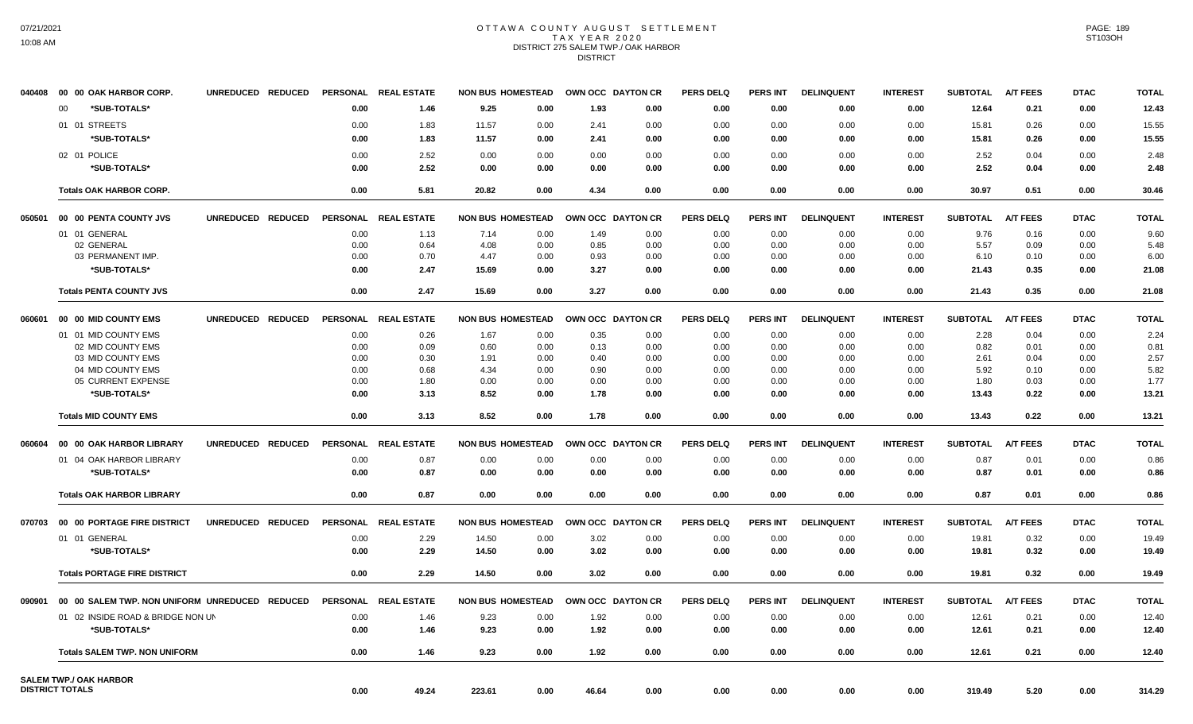# OTTAWA COUNTY AUGUST SETTLEMENT
## TAX YEAR 2020
## DISTRICT 275 SALEM TWP./ OAK HARBOR
## DISTRICT

| | | UNREDUCED | REDUCED | PERSONAL | REAL ESTATE | NON BUS | HOMESTEAD | OWN OCC | DAYTON CR | PERS DELQ | PERS INT | DELINQUENT | INTEREST | SUBTOTAL | A/T FEES | DTAC | TOTAL |
|---|---|---|---|---|---|---|---|---|---|---|---|---|---|---|---|---|---|
| 040408 | 00 00 OAK HARBOR CORP. | | | | | | | | | | | | | | | | |
| | 00 *SUB-TOTALS* | | | 0.00 | 1.46 | 9.25 | 0.00 | 1.93 | 0.00 | 0.00 | 0.00 | 0.00 | 0.00 | 12.64 | 0.21 | 0.00 | 12.43 |
| | 01 01 STREETS | | | 0.00 | 1.83 | 11.57 | 0.00 | 2.41 | 0.00 | 0.00 | 0.00 | 0.00 | 0.00 | 15.81 | 0.26 | 0.00 | 15.55 |
| | *SUB-TOTALS* | | | 0.00 | 1.83 | 11.57 | 0.00 | 2.41 | 0.00 | 0.00 | 0.00 | 0.00 | 0.00 | 15.81 | 0.26 | 0.00 | 15.55 |
| | 02 01 POLICE | | | 0.00 | 2.52 | 0.00 | 0.00 | 0.00 | 0.00 | 0.00 | 0.00 | 0.00 | 0.00 | 2.52 | 0.04 | 0.00 | 2.48 |
| | *SUB-TOTALS* | | | 0.00 | 2.52 | 0.00 | 0.00 | 0.00 | 0.00 | 0.00 | 0.00 | 0.00 | 0.00 | 2.52 | 0.04 | 0.00 | 2.48 |
| | **Totals OAK HARBOR CORP.** | | | 0.00 | 5.81 | 20.82 | 0.00 | 4.34 | 0.00 | 0.00 | 0.00 | 0.00 | 0.00 | 30.97 | 0.51 | 0.00 | 30.46 |
| 050501 | 00 00 PENTA COUNTY JVS | UNREDUCED | REDUCED | PERSONAL | REAL ESTATE | NON BUS | HOMESTEAD | OWN OCC | DAYTON CR | PERS DELQ | PERS INT | DELINQUENT | INTEREST | SUBTOTAL | A/T FEES | DTAC | TOTAL |
| | 01 01 GENERAL | | | 0.00 | 1.13 | 7.14 | 0.00 | 1.49 | 0.00 | 0.00 | 0.00 | 0.00 | 0.00 | 9.76 | 0.16 | 0.00 | 9.60 |
| | 02 GENERAL | | | 0.00 | 0.64 | 4.08 | 0.00 | 0.85 | 0.00 | 0.00 | 0.00 | 0.00 | 0.00 | 5.57 | 0.09 | 0.00 | 5.48 |
| | 03 PERMANENT IMP. | | | 0.00 | 0.70 | 4.47 | 0.00 | 0.93 | 0.00 | 0.00 | 0.00 | 0.00 | 0.00 | 6.10 | 0.10 | 0.00 | 6.00 |
| | *SUB-TOTALS* | | | 0.00 | 2.47 | 15.69 | 0.00 | 3.27 | 0.00 | 0.00 | 0.00 | 0.00 | 0.00 | 21.43 | 0.35 | 0.00 | 21.08 |
| | **Totals PENTA COUNTY JVS** | | | 0.00 | 2.47 | 15.69 | 0.00 | 3.27 | 0.00 | 0.00 | 0.00 | 0.00 | 0.00 | 21.43 | 0.35 | 0.00 | 21.08 |
| 060601 | 00 00 MID COUNTY EMS | UNREDUCED | REDUCED | PERSONAL | REAL ESTATE | NON BUS | HOMESTEAD | OWN OCC | DAYTON CR | PERS DELQ | PERS INT | DELINQUENT | INTEREST | SUBTOTAL | A/T FEES | DTAC | TOTAL |
| | 01 01 MID COUNTY EMS | | | 0.00 | 0.26 | 1.67 | 0.00 | 0.35 | 0.00 | 0.00 | 0.00 | 0.00 | 0.00 | 2.28 | 0.04 | 0.00 | 2.24 |
| | 02 MID COUNTY EMS | | | 0.00 | 0.09 | 0.60 | 0.00 | 0.13 | 0.00 | 0.00 | 0.00 | 0.00 | 0.00 | 0.82 | 0.01 | 0.00 | 0.81 |
| | 03 MID COUNTY EMS | | | 0.00 | 0.30 | 1.91 | 0.00 | 0.40 | 0.00 | 0.00 | 0.00 | 0.00 | 0.00 | 2.61 | 0.04 | 0.00 | 2.57 |
| | 04 MID COUNTY EMS | | | 0.00 | 0.68 | 4.34 | 0.00 | 0.90 | 0.00 | 0.00 | 0.00 | 0.00 | 0.00 | 5.92 | 0.10 | 0.00 | 5.82 |
| | 05 CURRENT EXPENSE | | | 0.00 | 1.80 | 0.00 | 0.00 | 0.00 | 0.00 | 0.00 | 0.00 | 0.00 | 0.00 | 1.80 | 0.03 | 0.00 | 1.77 |
| | *SUB-TOTALS* | | | 0.00 | 3.13 | 8.52 | 0.00 | 1.78 | 0.00 | 0.00 | 0.00 | 0.00 | 0.00 | 13.43 | 0.22 | 0.00 | 13.21 |
| | **Totals MID COUNTY EMS** | | | 0.00 | 3.13 | 8.52 | 0.00 | 1.78 | 0.00 | 0.00 | 0.00 | 0.00 | 0.00 | 13.43 | 0.22 | 0.00 | 13.21 |
| 060604 | 00 00 OAK HARBOR LIBRARY | UNREDUCED | REDUCED | PERSONAL | REAL ESTATE | NON BUS | HOMESTEAD | OWN OCC | DAYTON CR | PERS DELQ | PERS INT | DELINQUENT | INTEREST | SUBTOTAL | A/T FEES | DTAC | TOTAL |
| | 01 04 OAK HARBOR LIBRARY | | | 0.00 | 0.87 | 0.00 | 0.00 | 0.00 | 0.00 | 0.00 | 0.00 | 0.00 | 0.00 | 0.87 | 0.01 | 0.00 | 0.86 |
| | *SUB-TOTALS* | | | 0.00 | 0.87 | 0.00 | 0.00 | 0.00 | 0.00 | 0.00 | 0.00 | 0.00 | 0.00 | 0.87 | 0.01 | 0.00 | 0.86 |
| | **Totals OAK HARBOR LIBRARY** | | | 0.00 | 0.87 | 0.00 | 0.00 | 0.00 | 0.00 | 0.00 | 0.00 | 0.00 | 0.00 | 0.87 | 0.01 | 0.00 | 0.86 |
| 070703 | 00 00 PORTAGE FIRE DISTRICT | UNREDUCED | REDUCED | PERSONAL | REAL ESTATE | NON BUS | HOMESTEAD | OWN OCC | DAYTON CR | PERS DELQ | PERS INT | DELINQUENT | INTEREST | SUBTOTAL | A/T FEES | DTAC | TOTAL |
| | 01 01 GENERAL | | | 0.00 | 2.29 | 14.50 | 0.00 | 3.02 | 0.00 | 0.00 | 0.00 | 0.00 | 0.00 | 19.81 | 0.32 | 0.00 | 19.49 |
| | *SUB-TOTALS* | | | 0.00 | 2.29 | 14.50 | 0.00 | 3.02 | 0.00 | 0.00 | 0.00 | 0.00 | 0.00 | 19.81 | 0.32 | 0.00 | 19.49 |
| | **Totals PORTAGE FIRE DISTRICT** | | | 0.00 | 2.29 | 14.50 | 0.00 | 3.02 | 0.00 | 0.00 | 0.00 | 0.00 | 0.00 | 19.81 | 0.32 | 0.00 | 19.49 |
| 090901 | 00 00 SALEM TWP. NON UNIFORM | UNREDUCED | REDUCED | PERSONAL | REAL ESTATE | NON BUS | HOMESTEAD | OWN OCC | DAYTON CR | PERS DELQ | PERS INT | DELINQUENT | INTEREST | SUBTOTAL | A/T FEES | DTAC | TOTAL |
| | 01 02 INSIDE ROAD & BRIDGE NON UN | | | 0.00 | 1.46 | 9.23 | 0.00 | 1.92 | 0.00 | 0.00 | 0.00 | 0.00 | 0.00 | 12.61 | 0.21 | 0.00 | 12.40 |
| | *SUB-TOTALS* | | | 0.00 | 1.46 | 9.23 | 0.00 | 1.92 | 0.00 | 0.00 | 0.00 | 0.00 | 0.00 | 12.61 | 0.21 | 0.00 | 12.40 |
| | **Totals SALEM TWP. NON UNIFORM** | | | 0.00 | 1.46 | 9.23 | 0.00 | 1.92 | 0.00 | 0.00 | 0.00 | 0.00 | 0.00 | 12.61 | 0.21 | 0.00 | 12.40 |
| | **SALEM TWP./ OAK HARBOR DISTRICT TOTALS** | | | 0.00 | 49.24 | 223.61 | 0.00 | 46.64 | 0.00 | 0.00 | 0.00 | 0.00 | 0.00 | 319.49 | 5.20 | 0.00 | 314.29 |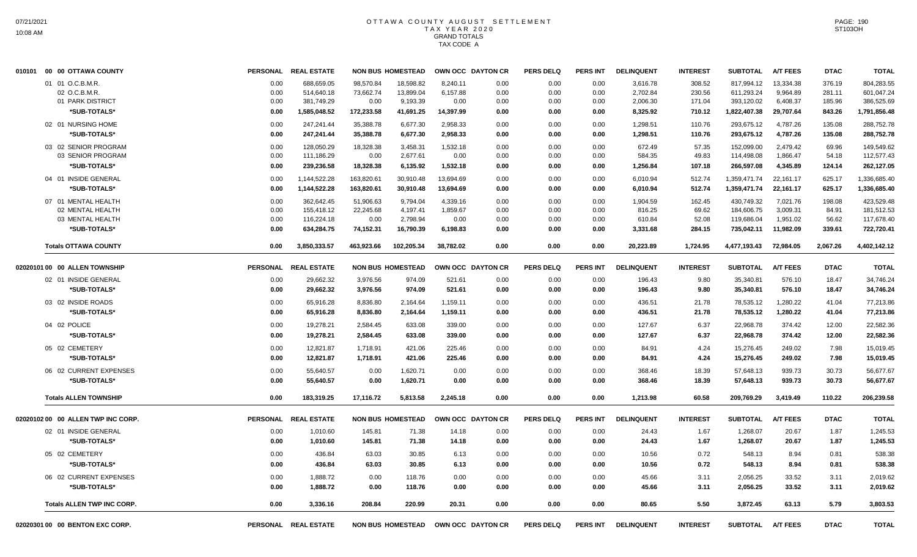# OTTAWA COUNTY AUGUST SETTLEMENT
## TAX YEAR 2020
### GRAND TOTALS
### TAX CODE A

| 010101 00 00 OTTAWA COUNTY | PERSONAL | REAL ESTATE | NON BUS | HOMESTEAD | OWN OCC | DAYTON CR | PERS DELQ | PERS INT | DELINQUENT | INTEREST | SUBTOTAL | A/T FEES | DTAC | TOTAL |
|---|---|---|---|---|---|---|---|---|---|---|---|---|---|---|
| 01 01 O.C.B.M.R. | 0.00 | 688,659.05 | 98,570.84 | 18,598.82 | 8,240.11 | 0.00 | 0.00 | 0.00 | 3,616.78 | 308.52 | 817,994.12 | 13,334.38 | 376.19 | 804,283.55 |
| 02 O.C.B.M.R. | 0.00 | 514,640.18 | 73,662.74 | 13,899.04 | 6,157.88 | 0.00 | 0.00 | 0.00 | 2,702.84 | 230.56 | 611,293.24 | 9,964.89 | 281.11 | 601,047.24 |
| 01 PARK DISTRICT | 0.00 | 381,749.29 | 0.00 | 9,193.39 | 0.00 | 0.00 | 0.00 | 0.00 | 2,006.30 | 171.04 | 393,120.02 | 6,408.37 | 185.96 | 386,525.69 |
| *SUB-TOTALS* | 0.00 | 1,585,048.52 | 172,233.58 | 41,691.25 | 14,397.99 | 0.00 | 0.00 | 0.00 | 8,325.92 | 710.12 | 1,822,407.38 | 29,707.64 | 843.26 | 1,791,856.48 |
| 02 01 NURSING HOME | 0.00 | 247,241.44 | 35,388.78 | 6,677.30 | 2,958.33 | 0.00 | 0.00 | 0.00 | 1,298.51 | 110.76 | 293,675.12 | 4,787.26 | 135.08 | 288,752.78 |
| *SUB-TOTALS* | 0.00 | 247,241.44 | 35,388.78 | 6,677.30 | 2,958.33 | 0.00 | 0.00 | 0.00 | 1,298.51 | 110.76 | 293,675.12 | 4,787.26 | 135.08 | 288,752.78 |
| 03 02 SENIOR PROGRAM | 0.00 | 128,050.29 | 18,328.38 | 3,458.31 | 1,532.18 | 0.00 | 0.00 | 0.00 | 672.49 | 57.35 | 152,099.00 | 2,479.42 | 69.96 | 149,549.62 |
| 03 SENIOR PROGRAM | 0.00 | 111,186.29 | 0.00 | 2,677.61 | 0.00 | 0.00 | 0.00 | 0.00 | 584.35 | 49.83 | 114,498.08 | 1,866.47 | 54.18 | 112,577.43 |
| *SUB-TOTALS* | 0.00 | 239,236.58 | 18,328.38 | 6,135.92 | 1,532.18 | 0.00 | 0.00 | 0.00 | 1,256.84 | 107.18 | 266,597.08 | 4,345.89 | 124.14 | 262,127.05 |
| 04 01 INSIDE GENERAL | 0.00 | 1,144,522.28 | 163,820.61 | 30,910.48 | 13,694.69 | 0.00 | 0.00 | 0.00 | 6,010.94 | 512.74 | 1,359,471.74 | 22,161.17 | 625.17 | 1,336,685.40 |
| *SUB-TOTALS* | 0.00 | 1,144,522.28 | 163,820.61 | 30,910.48 | 13,694.69 | 0.00 | 0.00 | 0.00 | 6,010.94 | 512.74 | 1,359,471.74 | 22,161.17 | 625.17 | 1,336,685.40 |
| 07 01 MENTAL HEALTH | 0.00 | 362,642.45 | 51,906.63 | 9,794.04 | 4,339.16 | 0.00 | 0.00 | 0.00 | 1,904.59 | 162.45 | 430,749.32 | 7,021.76 | 198.08 | 423,529.48 |
| 02 MENTAL HEALTH | 0.00 | 155,418.12 | 22,245.68 | 4,197.41 | 1,859.67 | 0.00 | 0.00 | 0.00 | 816.25 | 69.62 | 184,606.75 | 3,009.31 | 84.91 | 181,512.53 |
| 03 MENTAL HEALTH | 0.00 | 116,224.18 | 0.00 | 2,798.94 | 0.00 | 0.00 | 0.00 | 0.00 | 610.84 | 52.08 | 119,686.04 | 1,951.02 | 56.62 | 117,678.40 |
| *SUB-TOTALS* | 0.00 | 634,284.75 | 74,152.31 | 16,790.39 | 6,198.83 | 0.00 | 0.00 | 0.00 | 3,331.68 | 284.15 | 735,042.11 | 11,982.09 | 339.61 | 722,720.41 |
| **Totals OTTAWA COUNTY** | 0.00 | 3,850,333.57 | 463,923.66 | 102,205.34 | 38,782.02 | 0.00 | 0.00 | 0.00 | 20,223.89 | 1,724.95 | 4,477,193.43 | 72,984.05 | 2,067.26 | 4,402,142.12 |

| 02020101 00 00 ALLEN TOWNSHIP | PERSONAL | REAL ESTATE | NON BUS | HOMESTEAD | OWN OCC | DAYTON CR | PERS DELQ | PERS INT | DELINQUENT | INTEREST | SUBTOTAL | A/T FEES | DTAC | TOTAL |
|---|---|---|---|---|---|---|---|---|---|---|---|---|---|---|
| 02 01 INSIDE GENERAL | 0.00 | 29,662.32 | 3,976.56 | 974.09 | 521.61 | 0.00 | 0.00 | 0.00 | 196.43 | 9.80 | 35,340.81 | 576.10 | 18.47 | 34,746.24 |
| *SUB-TOTALS* | 0.00 | 29,662.32 | 3,976.56 | 974.09 | 521.61 | 0.00 | 0.00 | 0.00 | 196.43 | 9.80 | 35,340.81 | 576.10 | 18.47 | 34,746.24 |
| 03 02 INSIDE ROADS | 0.00 | 65,916.28 | 8,836.80 | 2,164.64 | 1,159.11 | 0.00 | 0.00 | 0.00 | 436.51 | 21.78 | 78,535.12 | 1,280.22 | 41.04 | 77,213.86 |
| *SUB-TOTALS* | 0.00 | 65,916.28 | 8,836.80 | 2,164.64 | 1,159.11 | 0.00 | 0.00 | 0.00 | 436.51 | 21.78 | 78,535.12 | 1,280.22 | 41.04 | 77,213.86 |
| 04 02 POLICE | 0.00 | 19,278.21 | 2,584.45 | 633.08 | 339.00 | 0.00 | 0.00 | 0.00 | 127.67 | 6.37 | 22,968.78 | 374.42 | 12.00 | 22,582.36 |
| *SUB-TOTALS* | 0.00 | 19,278.21 | 2,584.45 | 633.08 | 339.00 | 0.00 | 0.00 | 0.00 | 127.67 | 6.37 | 22,968.78 | 374.42 | 12.00 | 22,582.36 |
| 05 02 CEMETERY | 0.00 | 12,821.87 | 1,718.91 | 421.06 | 225.46 | 0.00 | 0.00 | 0.00 | 84.91 | 4.24 | 15,276.45 | 249.02 | 7.98 | 15,019.45 |
| *SUB-TOTALS* | 0.00 | 12,821.87 | 1,718.91 | 421.06 | 225.46 | 0.00 | 0.00 | 0.00 | 84.91 | 4.24 | 15,276.45 | 249.02 | 7.98 | 15,019.45 |
| 06 02 CURRENT EXPENSES | 0.00 | 55,640.57 | 0.00 | 1,620.71 | 0.00 | 0.00 | 0.00 | 0.00 | 368.46 | 18.39 | 57,648.13 | 939.73 | 30.73 | 56,677.67 |
| *SUB-TOTALS* | 0.00 | 55,640.57 | 0.00 | 1,620.71 | 0.00 | 0.00 | 0.00 | 0.00 | 368.46 | 18.39 | 57,648.13 | 939.73 | 30.73 | 56,677.67 |
| **Totals ALLEN TOWNSHIP** | 0.00 | 183,319.25 | 17,116.72 | 5,813.58 | 2,245.18 | 0.00 | 0.00 | 0.00 | 1,213.98 | 60.58 | 209,769.29 | 3,419.49 | 110.22 | 206,239.58 |

| 02020102 00 00 ALLEN TWP INC CORP. | PERSONAL | REAL ESTATE | NON BUS | HOMESTEAD | OWN OCC | DAYTON CR | PERS DELQ | PERS INT | DELINQUENT | INTEREST | SUBTOTAL | A/T FEES | DTAC | TOTAL |
|---|---|---|---|---|---|---|---|---|---|---|---|---|---|---|
| 02 01 INSIDE GENERAL | 0.00 | 1,010.60 | 145.81 | 71.38 | 14.18 | 0.00 | 0.00 | 0.00 | 24.43 | 1.67 | 1,268.07 | 20.67 | 1.87 | 1,245.53 |
| *SUB-TOTALS* | 0.00 | 1,010.60 | 145.81 | 71.38 | 14.18 | 0.00 | 0.00 | 0.00 | 24.43 | 1.67 | 1,268.07 | 20.67 | 1.87 | 1,245.53 |
| 05 02 CEMETERY | 0.00 | 436.84 | 63.03 | 30.85 | 6.13 | 0.00 | 0.00 | 0.00 | 10.56 | 0.72 | 548.13 | 8.94 | 0.81 | 538.38 |
| *SUB-TOTALS* | 0.00 | 436.84 | 63.03 | 30.85 | 6.13 | 0.00 | 0.00 | 0.00 | 10.56 | 0.72 | 548.13 | 8.94 | 0.81 | 538.38 |
| 06 02 CURRENT EXPENSES | 0.00 | 1,888.72 | 0.00 | 118.76 | 0.00 | 0.00 | 0.00 | 0.00 | 45.66 | 3.11 | 2,056.25 | 33.52 | 3.11 | 2,019.62 |
| *SUB-TOTALS* | 0.00 | 1,888.72 | 0.00 | 118.76 | 0.00 | 0.00 | 0.00 | 0.00 | 45.66 | 3.11 | 2,056.25 | 33.52 | 3.11 | 2,019.62 |
| **Totals ALLEN TWP INC CORP.** | 0.00 | 3,336.16 | 208.84 | 220.99 | 20.31 | 0.00 | 0.00 | 0.00 | 80.65 | 5.50 | 3,872.45 | 63.13 | 5.79 | 3,803.53 |

| 02020301 00 00 BENTON EXC CORP. | PERSONAL | REAL ESTATE | NON BUS | HOMESTEAD | OWN OCC | DAYTON CR | PERS DELQ | PERS INT | DELINQUENT | INTEREST | SUBTOTAL | A/T FEES | DTAC | TOTAL |
|---|---|---|---|---|---|---|---|---|---|---|---|---|---|---|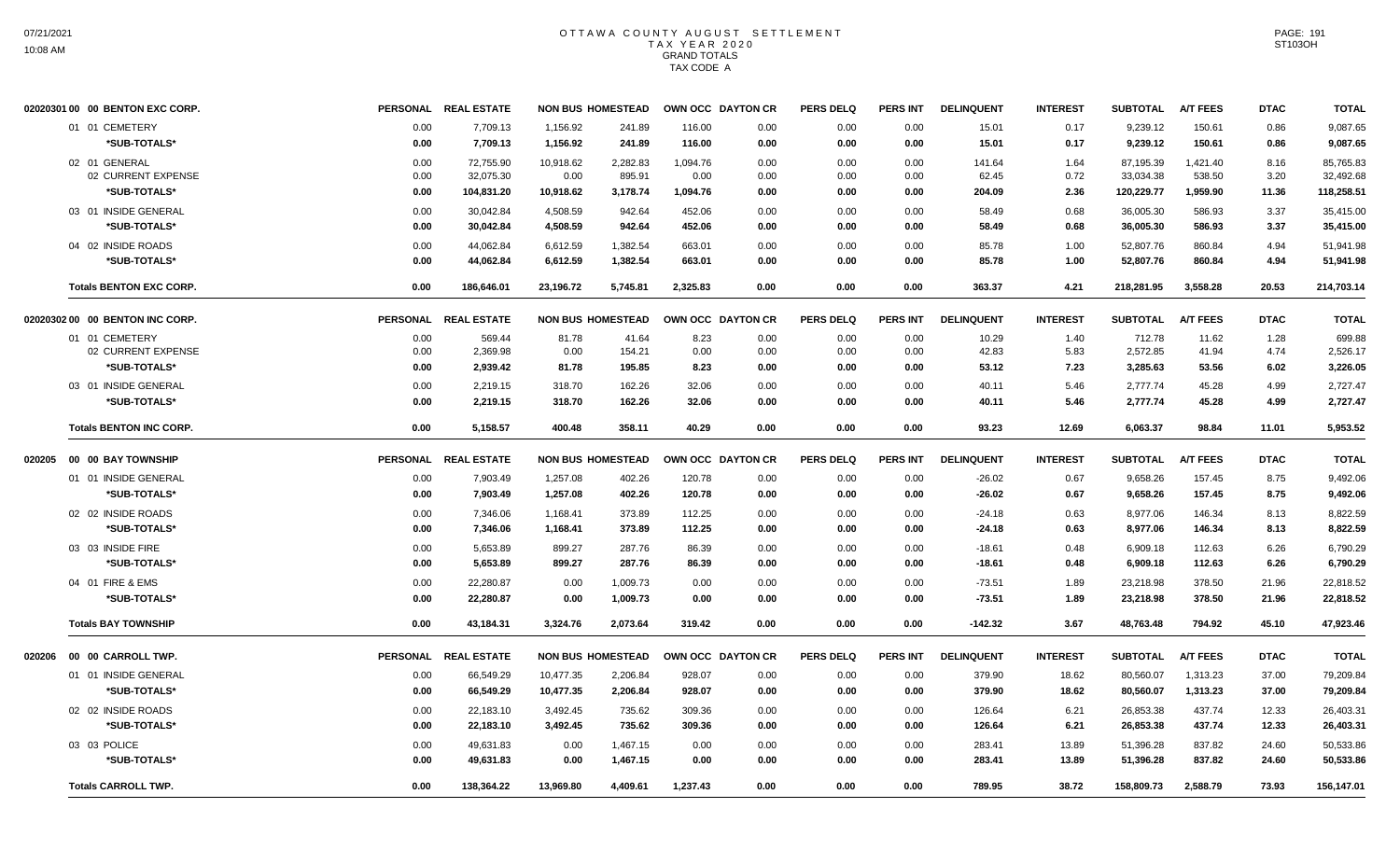# OTTAWA COUNTY AUGUST SETTLEMENT
## TAX YEAR 2020
### GRAND TOTALS
### TAX CODE A

| 02020301 00 00 BENTON EXC CORP. | PERSONAL | REAL ESTATE | NON BUS | HOMESTEAD | OWN OCC | DAYTON CR | PERS DELQ | PERS INT | DELINQUENT | INTEREST | SUBTOTAL | A/T FEES | DTAC | TOTAL |
|---|---|---|---|---|---|---|---|---|---|---|---|---|---|---|
| 01 01 CEMETERY | 0.00 | 7,709.13 | 1,156.92 | 241.89 | 116.00 | 0.00 | 0.00 | 0.00 | 15.01 | 0.17 | 9,239.12 | 150.61 | 0.86 | 9,087.65 |
| *SUB-TOTALS* | 0.00 | 7,709.13 | 1,156.92 | 241.89 | 116.00 | 0.00 | 0.00 | 0.00 | 15.01 | 0.17 | 9,239.12 | 150.61 | 0.86 | 9,087.65 |
| 02 01 GENERAL | 0.00 | 72,755.90 | 10,918.62 | 2,282.83 | 1,094.76 | 0.00 | 0.00 | 0.00 | 141.64 | 1.64 | 87,195.39 | 1,421.40 | 8.16 | 85,765.83 |
| 02 CURRENT EXPENSE | 0.00 | 32,075.30 | 0.00 | 895.91 | 0.00 | 0.00 | 0.00 | 0.00 | 62.45 | 0.72 | 33,034.38 | 538.50 | 3.20 | 32,492.68 |
| *SUB-TOTALS* | 0.00 | 104,831.20 | 10,918.62 | 3,178.74 | 1,094.76 | 0.00 | 0.00 | 0.00 | 204.09 | 2.36 | 120,229.77 | 1,959.90 | 11.36 | 118,258.51 |
| 03 01 INSIDE GENERAL | 0.00 | 30,042.84 | 4,508.59 | 942.64 | 452.06 | 0.00 | 0.00 | 0.00 | 58.49 | 0.68 | 36,005.30 | 586.93 | 3.37 | 35,415.00 |
| *SUB-TOTALS* | 0.00 | 30,042.84 | 4,508.59 | 942.64 | 452.06 | 0.00 | 0.00 | 0.00 | 58.49 | 0.68 | 36,005.30 | 586.93 | 3.37 | 35,415.00 |
| 04 02 INSIDE ROADS | 0.00 | 44,062.84 | 6,612.59 | 1,382.54 | 663.01 | 0.00 | 0.00 | 0.00 | 85.78 | 1.00 | 52,807.76 | 860.84 | 4.94 | 51,941.98 |
| *SUB-TOTALS* | 0.00 | 44,062.84 | 6,612.59 | 1,382.54 | 663.01 | 0.00 | 0.00 | 0.00 | 85.78 | 1.00 | 52,807.76 | 860.84 | 4.94 | 51,941.98 |
| **Totals BENTON EXC CORP.** | 0.00 | 186,646.01 | 23,196.72 | 5,745.81 | 2,325.83 | 0.00 | 0.00 | 0.00 | 363.37 | 4.21 | 218,281.95 | 3,558.28 | 20.53 | 214,703.14 |

| 02020302 00 00 BENTON INC CORP. | PERSONAL | REAL ESTATE | NON BUS | HOMESTEAD | OWN OCC | DAYTON CR | PERS DELQ | PERS INT | DELINQUENT | INTEREST | SUBTOTAL | A/T FEES | DTAC | TOTAL |
|---|---|---|---|---|---|---|---|---|---|---|---|---|---|---|
| 01 01 CEMETERY | 0.00 | 569.44 | 81.78 | 41.64 | 8.23 | 0.00 | 0.00 | 0.00 | 10.29 | 1.40 | 712.78 | 11.62 | 1.28 | 699.88 |
| 02 CURRENT EXPENSE | 0.00 | 2,369.98 | 0.00 | 154.21 | 0.00 | 0.00 | 0.00 | 0.00 | 42.83 | 5.83 | 2,572.85 | 41.94 | 4.74 | 2,526.17 |
| *SUB-TOTALS* | 0.00 | 2,939.42 | 81.78 | 195.85 | 8.23 | 0.00 | 0.00 | 0.00 | 53.12 | 7.23 | 3,285.63 | 53.56 | 6.02 | 3,226.05 |
| 03 01 INSIDE GENERAL | 0.00 | 2,219.15 | 318.70 | 162.26 | 32.06 | 0.00 | 0.00 | 0.00 | 40.11 | 5.46 | 2,777.74 | 45.28 | 4.99 | 2,727.47 |
| *SUB-TOTALS* | 0.00 | 2,219.15 | 318.70 | 162.26 | 32.06 | 0.00 | 0.00 | 0.00 | 40.11 | 5.46 | 2,777.74 | 45.28 | 4.99 | 2,727.47 |
| **Totals BENTON INC CORP.** | 0.00 | 5,158.57 | 400.48 | 358.11 | 40.29 | 0.00 | 0.00 | 0.00 | 93.23 | 12.69 | 6,063.37 | 98.84 | 11.01 | 5,953.52 |

| 020205 00 00 BAY TOWNSHIP | PERSONAL | REAL ESTATE | NON BUS | HOMESTEAD | OWN OCC | DAYTON CR | PERS DELQ | PERS INT | DELINQUENT | INTEREST | SUBTOTAL | A/T FEES | DTAC | TOTAL |
|---|---|---|---|---|---|---|---|---|---|---|---|---|---|---|
| 01 01 INSIDE GENERAL | 0.00 | 7,903.49 | 1,257.08 | 402.26 | 120.78 | 0.00 | 0.00 | 0.00 | -26.02 | 0.67 | 9,658.26 | 157.45 | 8.75 | 9,492.06 |
| *SUB-TOTALS* | 0.00 | 7,903.49 | 1,257.08 | 402.26 | 120.78 | 0.00 | 0.00 | 0.00 | -26.02 | 0.67 | 9,658.26 | 157.45 | 8.75 | 9,492.06 |
| 02 02 INSIDE ROADS | 0.00 | 7,346.06 | 1,168.41 | 373.89 | 112.25 | 0.00 | 0.00 | 0.00 | -24.18 | 0.63 | 8,977.06 | 146.34 | 8.13 | 8,822.59 |
| *SUB-TOTALS* | 0.00 | 7,346.06 | 1,168.41 | 373.89 | 112.25 | 0.00 | 0.00 | 0.00 | -24.18 | 0.63 | 8,977.06 | 146.34 | 8.13 | 8,822.59 |
| 03 03 INSIDE FIRE | 0.00 | 5,653.89 | 899.27 | 287.76 | 86.39 | 0.00 | 0.00 | 0.00 | -18.61 | 0.48 | 6,909.18 | 112.63 | 6.26 | 6,790.29 |
| *SUB-TOTALS* | 0.00 | 5,653.89 | 899.27 | 287.76 | 86.39 | 0.00 | 0.00 | 0.00 | -18.61 | 0.48 | 6,909.18 | 112.63 | 6.26 | 6,790.29 |
| 04 01 FIRE & EMS | 0.00 | 22,280.87 | 0.00 | 1,009.73 | 0.00 | 0.00 | 0.00 | 0.00 | -73.51 | 1.89 | 23,218.98 | 378.50 | 21.96 | 22,818.52 |
| *SUB-TOTALS* | 0.00 | 22,280.87 | 0.00 | 1,009.73 | 0.00 | 0.00 | 0.00 | 0.00 | -73.51 | 1.89 | 23,218.98 | 378.50 | 21.96 | 22,818.52 |
| **Totals BAY TOWNSHIP** | 0.00 | 43,184.31 | 3,324.76 | 2,073.64 | 319.42 | 0.00 | 0.00 | 0.00 | -142.32 | 3.67 | 48,763.48 | 794.92 | 45.10 | 47,923.46 |

| 020206 00 00 CARROLL TWP. | PERSONAL | REAL ESTATE | NON BUS | HOMESTEAD | OWN OCC | DAYTON CR | PERS DELQ | PERS INT | DELINQUENT | INTEREST | SUBTOTAL | A/T FEES | DTAC | TOTAL |
|---|---|---|---|---|---|---|---|---|---|---|---|---|---|---|
| 01 01 INSIDE GENERAL | 0.00 | 66,549.29 | 10,477.35 | 2,206.84 | 928.07 | 0.00 | 0.00 | 0.00 | 379.90 | 18.62 | 80,560.07 | 1,313.23 | 37.00 | 79,209.84 |
| *SUB-TOTALS* | 0.00 | 66,549.29 | 10,477.35 | 2,206.84 | 928.07 | 0.00 | 0.00 | 0.00 | 379.90 | 18.62 | 80,560.07 | 1,313.23 | 37.00 | 79,209.84 |
| 02 02 INSIDE ROADS | 0.00 | 22,183.10 | 3,492.45 | 735.62 | 309.36 | 0.00 | 0.00 | 0.00 | 126.64 | 6.21 | 26,853.38 | 437.74 | 12.33 | 26,403.31 |
| *SUB-TOTALS* | 0.00 | 22,183.10 | 3,492.45 | 735.62 | 309.36 | 0.00 | 0.00 | 0.00 | 126.64 | 6.21 | 26,853.38 | 437.74 | 12.33 | 26,403.31 |
| 03 03 POLICE | 0.00 | 49,631.83 | 0.00 | 1,467.15 | 0.00 | 0.00 | 0.00 | 0.00 | 283.41 | 13.89 | 51,396.28 | 837.82 | 24.60 | 50,533.86 |
| *SUB-TOTALS* | 0.00 | 49,631.83 | 0.00 | 1,467.15 | 0.00 | 0.00 | 0.00 | 0.00 | 283.41 | 13.89 | 51,396.28 | 837.82 | 24.60 | 50,533.86 |
| **Totals CARROLL TWP.** | 0.00 | 138,364.22 | 13,969.80 | 4,409.61 | 1,237.43 | 0.00 | 0.00 | 0.00 | 789.95 | 38.72 | 158,809.73 | 2,588.79 | 73.93 | 156,147.01 |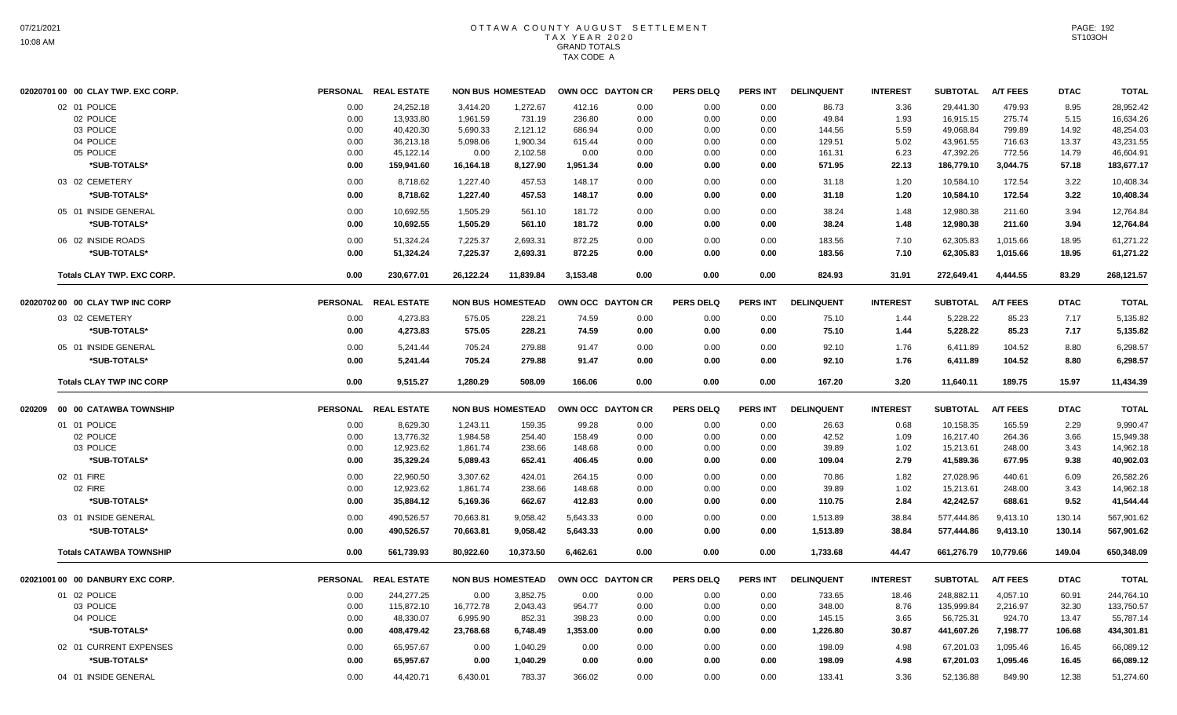# OTTAWA COUNTY AUGUST SETTLEMENT
## TAX YEAR 2020
### GRAND TOTALS
### TAX CODE A

| 02020701 00 00 CLAY TWP. EXC CORP. | PERSONAL | REAL ESTATE | NON BUS | HOMESTEAD | OWN OCC | DAYTON CR | PERS DELQ | PERS INT | DELINQUENT | INTEREST | SUBTOTAL | A/T FEES | DTAC | TOTAL |
|---|---|---|---|---|---|---|---|---|---|---|---|---|---|---|
| 02 01 POLICE | 0.00 | 24,252.18 | 3,414.20 | 1,272.67 | 412.16 | 0.00 | 0.00 | 0.00 | 86.73 | 3.36 | 29,441.30 | 479.93 | 8.95 | 28,952.42 |
| 02 POLICE | 0.00 | 13,933.80 | 1,961.59 | 731.19 | 236.80 | 0.00 | 0.00 | 0.00 | 49.84 | 1.93 | 16,915.15 | 275.74 | 5.15 | 16,634.26 |
| 03 POLICE | 0.00 | 40,420.30 | 5,690.33 | 2,121.12 | 686.94 | 0.00 | 0.00 | 0.00 | 144.56 | 5.59 | 49,068.84 | 799.89 | 14.92 | 48,254.03 |
| 04 POLICE | 0.00 | 36,213.18 | 5,098.06 | 1,900.34 | 615.44 | 0.00 | 0.00 | 0.00 | 129.51 | 5.02 | 43,961.55 | 716.63 | 13.37 | 43,231.55 |
| 05 POLICE | 0.00 | 45,122.14 | 0.00 | 2,102.58 | 0.00 | 0.00 | 0.00 | 0.00 | 161.31 | 6.23 | 47,392.26 | 772.56 | 14.79 | 46,604.91 |
| ***SUB-TOTALS*** | **0.00** | **159,941.60** | **16,164.18** | **8,127.90** | **1,951.34** | **0.00** | **0.00** | **0.00** | **571.95** | **22.13** | **186,779.10** | **3,044.75** | **57.18** | **183,677.17** |
| 03 02 CEMETERY | 0.00 | 8,718.62 | 1,227.40 | 457.53 | 148.17 | 0.00 | 0.00 | 0.00 | 31.18 | 1.20 | 10,584.10 | 172.54 | 3.22 | 10,408.34 |
| ***SUB-TOTALS*** | **0.00** | **8,718.62** | **1,227.40** | **457.53** | **148.17** | **0.00** | **0.00** | **0.00** | **31.18** | **1.20** | **10,584.10** | **172.54** | **3.22** | **10,408.34** |
| 05 01 INSIDE GENERAL | 0.00 | 10,692.55 | 1,505.29 | 561.10 | 181.72 | 0.00 | 0.00 | 0.00 | 38.24 | 1.48 | 12,980.38 | 211.60 | 3.94 | 12,764.84 |
| ***SUB-TOTALS*** | **0.00** | **10,692.55** | **1,505.29** | **561.10** | **181.72** | **0.00** | **0.00** | **0.00** | **38.24** | **1.48** | **12,980.38** | **211.60** | **3.94** | **12,764.84** |
| 06 02 INSIDE ROADS | 0.00 | 51,324.24 | 7,225.37 | 2,693.31 | 872.25 | 0.00 | 0.00 | 0.00 | 183.56 | 7.10 | 62,305.83 | 1,015.66 | 18.95 | 61,271.22 |
| ***SUB-TOTALS*** | **0.00** | **51,324.24** | **7,225.37** | **2,693.31** | **872.25** | **0.00** | **0.00** | **0.00** | **183.56** | **7.10** | **62,305.83** | **1,015.66** | **18.95** | **61,271.22** |
| **Totals CLAY TWP. EXC CORP.** | **0.00** | **230,677.01** | **26,122.24** | **11,839.84** | **3,153.48** | **0.00** | **0.00** | **0.00** | **824.93** | **31.91** | **272,649.41** | **4,444.55** | **83.29** | **268,121.57** |

| 02020702 00 00 CLAY TWP INC CORP | PERSONAL | REAL ESTATE | NON BUS | HOMESTEAD | OWN OCC | DAYTON CR | PERS DELQ | PERS INT | DELINQUENT | INTEREST | SUBTOTAL | A/T FEES | DTAC | TOTAL |
|---|---|---|---|---|---|---|---|---|---|---|---|---|---|---|
| 03 02 CEMETERY | 0.00 | 4,273.83 | 575.05 | 228.21 | 74.59 | 0.00 | 0.00 | 0.00 | 75.10 | 1.44 | 5,228.22 | 85.23 | 7.17 | 5,135.82 |
| ***SUB-TOTALS*** | **0.00** | **4,273.83** | **575.05** | **228.21** | **74.59** | **0.00** | **0.00** | **0.00** | **75.10** | **1.44** | **5,228.22** | **85.23** | **7.17** | **5,135.82** |
| 05 01 INSIDE GENERAL | 0.00 | 5,241.44 | 705.24 | 279.88 | 91.47 | 0.00 | 0.00 | 0.00 | 92.10 | 1.76 | 6,411.89 | 104.52 | 8.80 | 6,298.57 |
| ***SUB-TOTALS*** | **0.00** | **5,241.44** | **705.24** | **279.88** | **91.47** | **0.00** | **0.00** | **0.00** | **92.10** | **1.76** | **6,411.89** | **104.52** | **8.80** | **6,298.57** |
| **Totals CLAY TWP INC CORP** | **0.00** | **9,515.27** | **1,280.29** | **508.09** | **166.06** | **0.00** | **0.00** | **0.00** | **167.20** | **3.20** | **11,640.11** | **189.75** | **15.97** | **11,434.39** |

| 020209 00 00 CATAWBA TOWNSHIP | PERSONAL | REAL ESTATE | NON BUS | HOMESTEAD | OWN OCC | DAYTON CR | PERS DELQ | PERS INT | DELINQUENT | INTEREST | SUBTOTAL | A/T FEES | DTAC | TOTAL |
|---|---|---|---|---|---|---|---|---|---|---|---|---|---|---|
| 01 01 POLICE | 0.00 | 8,629.30 | 1,243.11 | 159.35 | 99.28 | 0.00 | 0.00 | 0.00 | 26.63 | 0.68 | 10,158.35 | 165.59 | 2.29 | 9,990.47 |
| 02 POLICE | 0.00 | 13,776.32 | 1,984.58 | 254.40 | 158.49 | 0.00 | 0.00 | 0.00 | 42.52 | 1.09 | 16,217.40 | 264.36 | 3.66 | 15,949.38 |
| 03 POLICE | 0.00 | 12,923.62 | 1,861.74 | 238.66 | 148.68 | 0.00 | 0.00 | 0.00 | 39.89 | 1.02 | 15,213.61 | 248.00 | 3.43 | 14,962.18 |
| ***SUB-TOTALS*** | **0.00** | **35,329.24** | **5,089.43** | **652.41** | **406.45** | **0.00** | **0.00** | **0.00** | **109.04** | **2.79** | **41,589.36** | **677.95** | **9.38** | **40,902.03** |
| 02 01 FIRE | 0.00 | 22,960.50 | 3,307.62 | 424.01 | 264.15 | 0.00 | 0.00 | 0.00 | 70.86 | 1.82 | 27,028.96 | 440.61 | 6.09 | 26,582.26 |
| 02 FIRE | 0.00 | 12,923.62 | 1,861.74 | 238.66 | 148.68 | 0.00 | 0.00 | 0.00 | 39.89 | 1.02 | 15,213.61 | 248.00 | 3.43 | 14,962.18 |
| ***SUB-TOTALS*** | **0.00** | **35,884.12** | **5,169.36** | **662.67** | **412.83** | **0.00** | **0.00** | **0.00** | **110.75** | **2.84** | **42,242.57** | **688.61** | **9.52** | **41,544.44** |
| 03 01 INSIDE GENERAL | 0.00 | 490,526.57 | 70,663.81 | 9,058.42 | 5,643.33 | 0.00 | 0.00 | 0.00 | 1,513.89 | 38.84 | 577,444.86 | 9,413.10 | 130.14 | 567,901.62 |
| ***SUB-TOTALS*** | **0.00** | **490,526.57** | **70,663.81** | **9,058.42** | **5,643.33** | **0.00** | **0.00** | **0.00** | **1,513.89** | **38.84** | **577,444.86** | **9,413.10** | **130.14** | **567,901.62** |
| **Totals CATAWBA TOWNSHIP** | **0.00** | **561,739.93** | **80,922.60** | **10,373.50** | **6,462.61** | **0.00** | **0.00** | **0.00** | **1,733.68** | **44.47** | **661,276.79** | **10,779.66** | **149.04** | **650,348.09** |

| 02021001 00 00 DANBURY EXC CORP. | PERSONAL | REAL ESTATE | NON BUS | HOMESTEAD | OWN OCC | DAYTON CR | PERS DELQ | PERS INT | DELINQUENT | INTEREST | SUBTOTAL | A/T FEES | DTAC | TOTAL |
|---|---|---|---|---|---|---|---|---|---|---|---|---|---|---|
| 01 02 POLICE | 0.00 | 244,277.25 | 0.00 | 3,852.75 | 0.00 | 0.00 | 0.00 | 0.00 | 733.65 | 18.46 | 248,882.11 | 4,057.10 | 60.91 | 244,764.10 |
| 03 POLICE | 0.00 | 115,872.10 | 16,772.78 | 2,043.43 | 954.77 | 0.00 | 0.00 | 0.00 | 348.00 | 8.76 | 135,999.84 | 2,216.97 | 32.30 | 133,750.57 |
| 04 POLICE | 0.00 | 48,330.07 | 6,995.90 | 852.31 | 398.23 | 0.00 | 0.00 | 0.00 | 145.15 | 3.65 | 56,725.31 | 924.70 | 13.47 | 55,787.14 |
| ***SUB-TOTALS*** | **0.00** | **408,479.42** | **23,768.68** | **6,748.49** | **1,353.00** | **0.00** | **0.00** | **0.00** | **1,226.80** | **30.87** | **441,607.26** | **7,198.77** | **106.68** | **434,301.81** |
| 02 01 CURRENT EXPENSES | 0.00 | 65,957.67 | 0.00 | 1,040.29 | 0.00 | 0.00 | 0.00 | 0.00 | 198.09 | 4.98 | 67,201.03 | 1,095.46 | 16.45 | 66,089.12 |
| ***SUB-TOTALS*** | **0.00** | **65,957.67** | **0.00** | **1,040.29** | **0.00** | **0.00** | **0.00** | **0.00** | **198.09** | **4.98** | **67,201.03** | **1,095.46** | **16.45** | **66,089.12** |
| 04 01 INSIDE GENERAL | 0.00 | 44,420.71 | 6,430.01 | 783.37 | 366.02 | 0.00 | 0.00 | 0.00 | 133.41 | 3.36 | 52,136.88 | 849.90 | 12.38 | 51,274.60 |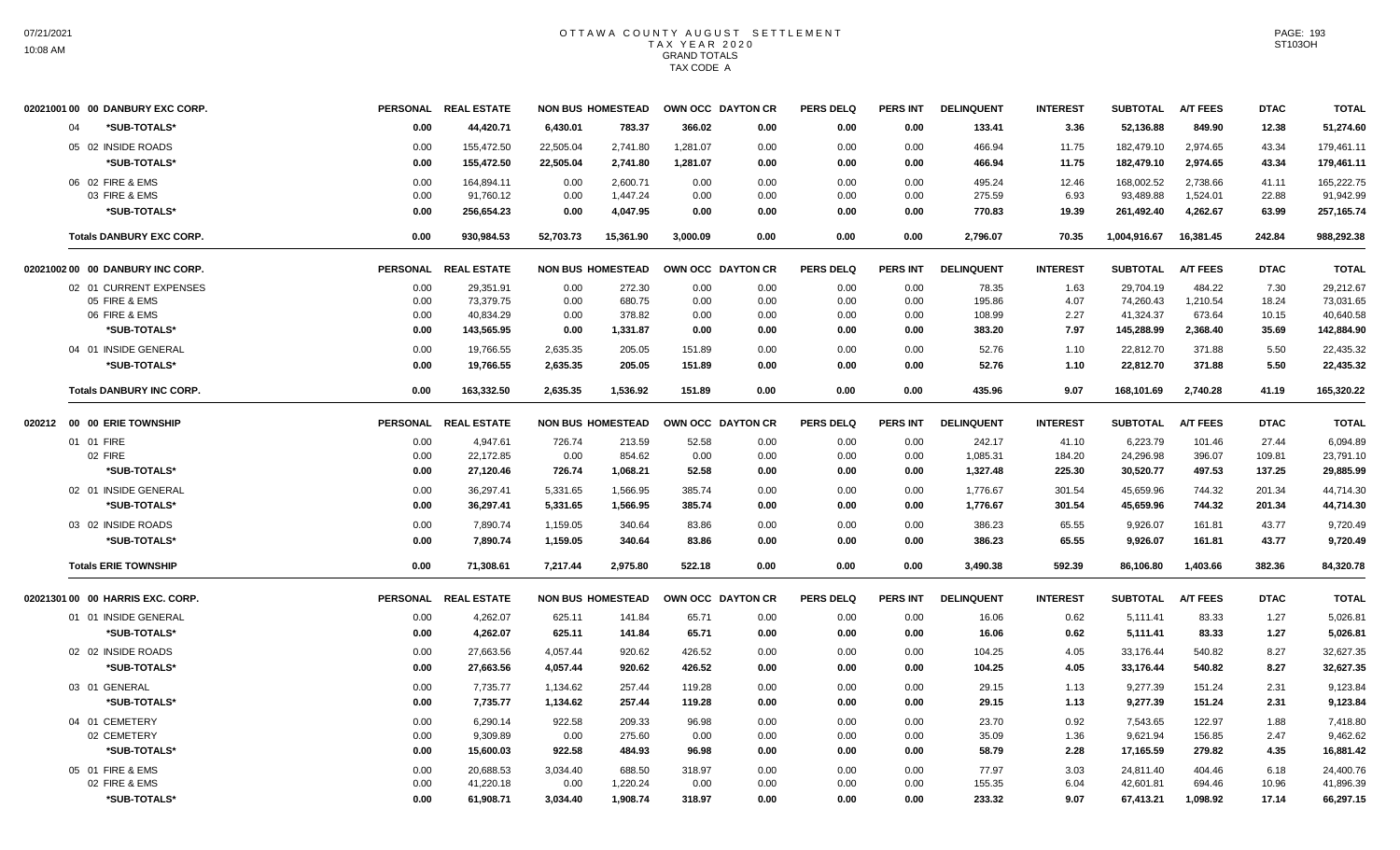# OTTAWA COUNTY AUGUST SETTLEMENT
## TAX YEAR 2020
### GRAND TOTALS
### TAX CODE A

| 02021001 00 00 DANBURY EXC CORP. | PERSONAL | REAL ESTATE | NON BUS | HOMESTEAD | OWN OCC | DAYTON CR | PERS DELQ | PERS INT | DELINQUENT | INTEREST | SUBTOTAL | A/T FEES | DTAC | TOTAL |
|---|---|---|---|---|---|---|---|---|---|---|---|---|---|---|
| 04 *SUB-TOTALS* | 0.00 | 44,420.71 | 6,430.01 | 783.37 | 366.02 | 0.00 | 0.00 | 0.00 | 133.41 | 3.36 | 52,136.88 | 849.90 | 12.38 | 51,274.60 |
| 05 02 INSIDE ROADS | 0.00 | 155,472.50 | 22,505.04 | 2,741.80 | 1,281.07 | 0.00 | 0.00 | 0.00 | 466.94 | 11.75 | 182,479.10 | 2,974.65 | 43.34 | 179,461.11 |
| *SUB-TOTALS* | 0.00 | 155,472.50 | 22,505.04 | 2,741.80 | 1,281.07 | 0.00 | 0.00 | 0.00 | 466.94 | 11.75 | 182,479.10 | 2,974.65 | 43.34 | 179,461.11 |
| 06 02 FIRE & EMS | 0.00 | 164,894.11 | 0.00 | 2,600.71 | 0.00 | 0.00 | 0.00 | 0.00 | 495.24 | 12.46 | 168,002.52 | 2,738.66 | 41.11 | 165,222.75 |
| 03 FIRE & EMS | 0.00 | 91,760.12 | 0.00 | 1,447.24 | 0.00 | 0.00 | 0.00 | 0.00 | 275.59 | 6.93 | 93,489.88 | 1,524.01 | 22.88 | 91,942.99 |
| *SUB-TOTALS* | 0.00 | 256,654.23 | 0.00 | 4,047.95 | 0.00 | 0.00 | 0.00 | 0.00 | 770.83 | 19.39 | 261,492.40 | 4,262.67 | 63.99 | 257,165.74 |
| **Totals DANBURY EXC CORP.** | 0.00 | 930,984.53 | 52,703.73 | 15,361.90 | 3,000.09 | 0.00 | 0.00 | 0.00 | 2,796.07 | 70.35 | 1,004,916.67 | 16,381.45 | 242.84 | 988,292.38 |

| 02021002 00 00 DANBURY INC CORP. | PERSONAL | REAL ESTATE | NON BUS | HOMESTEAD | OWN OCC | DAYTON CR | PERS DELQ | PERS INT | DELINQUENT | INTEREST | SUBTOTAL | A/T FEES | DTAC | TOTAL |
|---|---|---|---|---|---|---|---|---|---|---|---|---|---|---|
| 02 01 CURRENT EXPENSES | 0.00 | 29,351.91 | 0.00 | 272.30 | 0.00 | 0.00 | 0.00 | 0.00 | 78.35 | 1.63 | 29,704.19 | 484.22 | 7.30 | 29,212.67 |
| 05 FIRE & EMS | 0.00 | 73,379.75 | 0.00 | 680.75 | 0.00 | 0.00 | 0.00 | 0.00 | 195.86 | 4.07 | 74,260.43 | 1,210.54 | 18.24 | 73,031.65 |
| 06 FIRE & EMS | 0.00 | 40,834.29 | 0.00 | 378.82 | 0.00 | 0.00 | 0.00 | 0.00 | 108.99 | 2.27 | 41,324.37 | 673.64 | 10.15 | 40,640.58 |
| *SUB-TOTALS* | 0.00 | 143,565.95 | 0.00 | 1,331.87 | 0.00 | 0.00 | 0.00 | 0.00 | 383.20 | 7.97 | 145,288.99 | 2,368.40 | 35.69 | 142,884.90 |
| 04 01 INSIDE GENERAL | 0.00 | 19,766.55 | 2,635.35 | 205.05 | 151.89 | 0.00 | 0.00 | 0.00 | 52.76 | 1.10 | 22,812.70 | 371.88 | 5.50 | 22,435.32 |
| *SUB-TOTALS* | 0.00 | 19,766.55 | 2,635.35 | 205.05 | 151.89 | 0.00 | 0.00 | 0.00 | 52.76 | 1.10 | 22,812.70 | 371.88 | 5.50 | 22,435.32 |
| **Totals DANBURY INC CORP.** | 0.00 | 163,332.50 | 2,635.35 | 1,536.92 | 151.89 | 0.00 | 0.00 | 0.00 | 435.96 | 9.07 | 168,101.69 | 2,740.28 | 41.19 | 165,320.22 |

| 020212 00 00 ERIE TOWNSHIP | PERSONAL | REAL ESTATE | NON BUS | HOMESTEAD | OWN OCC | DAYTON CR | PERS DELQ | PERS INT | DELINQUENT | INTEREST | SUBTOTAL | A/T FEES | DTAC | TOTAL |
|---|---|---|---|---|---|---|---|---|---|---|---|---|---|---|
| 01 01 FIRE | 0.00 | 4,947.61 | 726.74 | 213.59 | 52.58 | 0.00 | 0.00 | 0.00 | 242.17 | 41.10 | 6,223.79 | 101.46 | 27.44 | 6,094.89 |
| 02 FIRE | 0.00 | 22,172.85 | 0.00 | 854.62 | 0.00 | 0.00 | 0.00 | 0.00 | 1,085.31 | 184.20 | 24,296.98 | 396.07 | 109.81 | 23,791.10 |
| *SUB-TOTALS* | 0.00 | 27,120.46 | 726.74 | 1,068.21 | 52.58 | 0.00 | 0.00 | 0.00 | 1,327.48 | 225.30 | 30,520.77 | 497.53 | 137.25 | 29,885.99 |
| 02 01 INSIDE GENERAL | 0.00 | 36,297.41 | 5,331.65 | 1,566.95 | 385.74 | 0.00 | 0.00 | 0.00 | 1,776.67 | 301.54 | 45,659.96 | 744.32 | 201.34 | 44,714.30 |
| *SUB-TOTALS* | 0.00 | 36,297.41 | 5,331.65 | 1,566.95 | 385.74 | 0.00 | 0.00 | 0.00 | 1,776.67 | 301.54 | 45,659.96 | 744.32 | 201.34 | 44,714.30 |
| 03 02 INSIDE ROADS | 0.00 | 7,890.74 | 1,159.05 | 340.64 | 83.86 | 0.00 | 0.00 | 0.00 | 386.23 | 65.55 | 9,926.07 | 161.81 | 43.77 | 9,720.49 |
| *SUB-TOTALS* | 0.00 | 7,890.74 | 1,159.05 | 340.64 | 83.86 | 0.00 | 0.00 | 0.00 | 386.23 | 65.55 | 9,926.07 | 161.81 | 43.77 | 9,720.49 |
| **Totals ERIE TOWNSHIP** | 0.00 | 71,308.61 | 7,217.44 | 2,975.80 | 522.18 | 0.00 | 0.00 | 0.00 | 3,490.38 | 592.39 | 86,106.80 | 1,403.66 | 382.36 | 84,320.78 |

| 02021301 00 00 HARRIS EXC. CORP. | PERSONAL | REAL ESTATE | NON BUS | HOMESTEAD | OWN OCC | DAYTON CR | PERS DELQ | PERS INT | DELINQUENT | INTEREST | SUBTOTAL | A/T FEES | DTAC | TOTAL |
|---|---|---|---|---|---|---|---|---|---|---|---|---|---|---|
| 01 01 INSIDE GENERAL | 0.00 | 4,262.07 | 625.11 | 141.84 | 65.71 | 0.00 | 0.00 | 0.00 | 16.06 | 0.62 | 5,111.41 | 83.33 | 1.27 | 5,026.81 |
| *SUB-TOTALS* | 0.00 | 4,262.07 | 625.11 | 141.84 | 65.71 | 0.00 | 0.00 | 0.00 | 16.06 | 0.62 | 5,111.41 | 83.33 | 1.27 | 5,026.81 |
| 02 02 INSIDE ROADS | 0.00 | 27,663.56 | 4,057.44 | 920.62 | 426.52 | 0.00 | 0.00 | 0.00 | 104.25 | 4.05 | 33,176.44 | 540.82 | 8.27 | 32,627.35 |
| *SUB-TOTALS* | 0.00 | 27,663.56 | 4,057.44 | 920.62 | 426.52 | 0.00 | 0.00 | 0.00 | 104.25 | 4.05 | 33,176.44 | 540.82 | 8.27 | 32,627.35 |
| 03 01 GENERAL | 0.00 | 7,735.77 | 1,134.62 | 257.44 | 119.28 | 0.00 | 0.00 | 0.00 | 29.15 | 1.13 | 9,277.39 | 151.24 | 2.31 | 9,123.84 |
| *SUB-TOTALS* | 0.00 | 7,735.77 | 1,134.62 | 257.44 | 119.28 | 0.00 | 0.00 | 0.00 | 29.15 | 1.13 | 9,277.39 | 151.24 | 2.31 | 9,123.84 |
| 04 01 CEMETERY | 0.00 | 6,290.14 | 922.58 | 209.33 | 96.98 | 0.00 | 0.00 | 0.00 | 23.70 | 0.92 | 7,543.65 | 122.97 | 1.88 | 7,418.80 |
| 02 CEMETERY | 0.00 | 9,309.89 | 0.00 | 275.60 | 0.00 | 0.00 | 0.00 | 0.00 | 35.09 | 1.36 | 9,621.94 | 156.85 | 2.47 | 9,462.62 |
| *SUB-TOTALS* | 0.00 | 15,600.03 | 922.58 | 484.93 | 96.98 | 0.00 | 0.00 | 0.00 | 58.79 | 2.28 | 17,165.59 | 279.82 | 4.35 | 16,881.42 |
| 05 01 FIRE & EMS | 0.00 | 20,688.53 | 3,034.40 | 688.50 | 318.97 | 0.00 | 0.00 | 0.00 | 77.97 | 3.03 | 24,811.40 | 404.46 | 6.18 | 24,400.76 |
| 02 FIRE & EMS | 0.00 | 41,220.18 | 0.00 | 1,220.24 | 0.00 | 0.00 | 0.00 | 0.00 | 155.35 | 6.04 | 42,601.81 | 694.46 | 10.96 | 41,896.39 |
| *SUB-TOTALS* | 0.00 | 61,908.71 | 3,034.40 | 1,908.74 | 318.97 | 0.00 | 0.00 | 0.00 | 233.32 | 9.07 | 67,413.21 | 1,098.92 | 17.14 | 66,297.15 |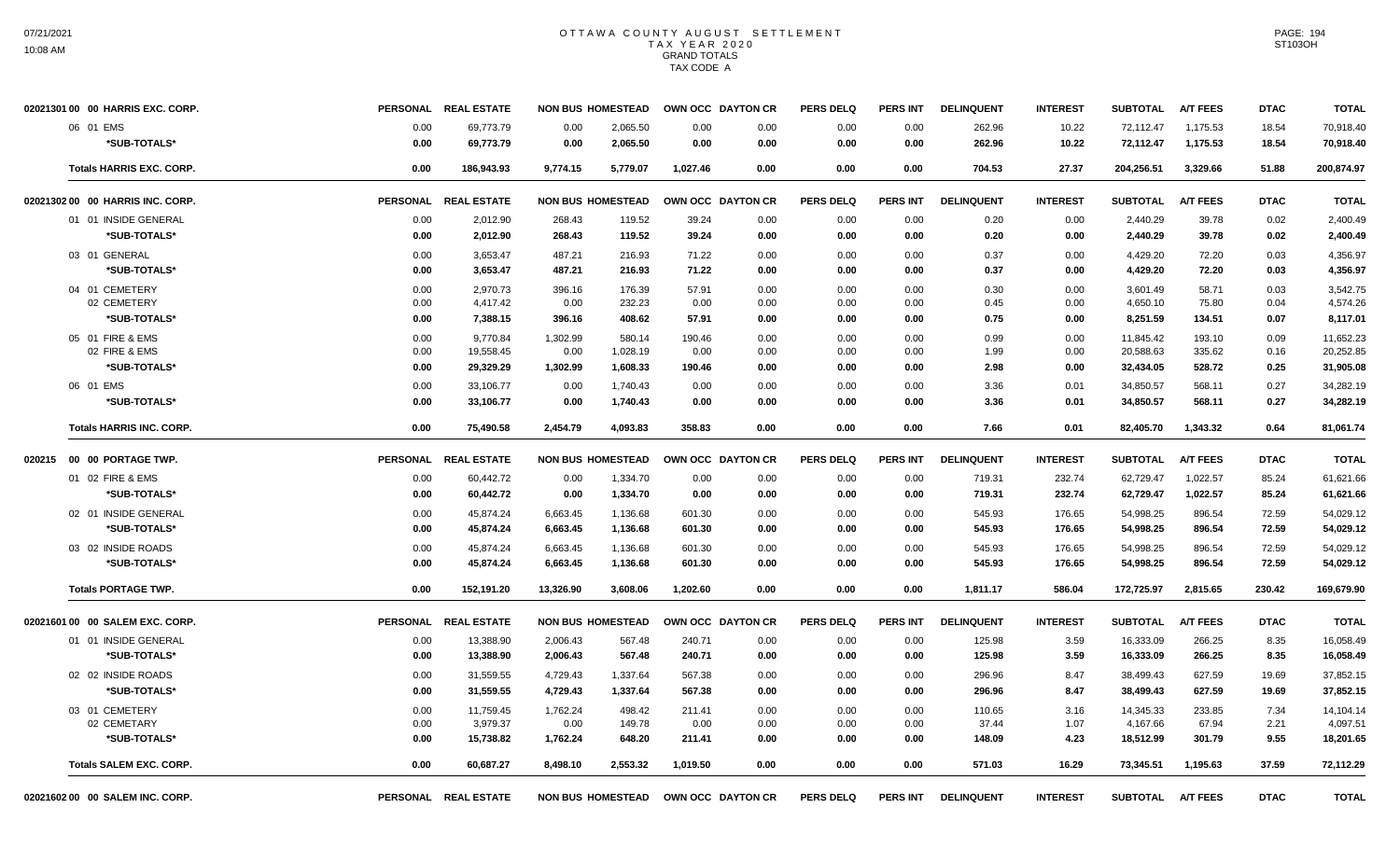# OTTAWA COUNTY AUGUST SETTLEMENT
## TAX YEAR 2020
### GRAND TOTALS
### TAX CODE A

| | PERSONAL | REAL ESTATE | NON BUS | HOMESTEAD | OWN OCC | DAYTON CR | PERS DELQ | PERS INT | DELINQUENT | INTEREST | SUBTOTAL | A/T FEES | DTAC | TOTAL |
|---|---|---|---|---|---|---|---|---|---|---|---|---|---|---|
| **02021301 00 00 HARRIS EXC. CORP.** | | | | | | | | | | | | | | |
| 06 01 EMS | 0.00 | 69,773.79 | 0.00 | 2,065.50 | 0.00 | 0.00 | 0.00 | 0.00 | 262.96 | 10.22 | 72,112.47 | 1,175.53 | 18.54 | 70,918.40 |
| *SUB-TOTALS* | 0.00 | 69,773.79 | 0.00 | 2,065.50 | 0.00 | 0.00 | 0.00 | 0.00 | 262.96 | 10.22 | 72,112.47 | 1,175.53 | 18.54 | 70,918.40 |
| Totals HARRIS EXC. CORP. | 0.00 | 186,943.93 | 9,774.15 | 5,779.07 | 1,027.46 | 0.00 | 0.00 | 0.00 | 704.53 | 27.37 | 204,256.51 | 3,329.66 | 51.88 | 200,874.97 |
| **02021302 00 00 HARRIS INC. CORP.** | PERSONAL | REAL ESTATE | NON BUS | HOMESTEAD | OWN OCC | DAYTON CR | PERS DELQ | PERS INT | DELINQUENT | INTEREST | SUBTOTAL | A/T FEES | DTAC | TOTAL |
| 01 01 INSIDE GENERAL | 0.00 | 2,012.90 | 268.43 | 119.52 | 39.24 | 0.00 | 0.00 | 0.00 | 0.20 | 0.00 | 2,440.29 | 39.78 | 0.02 | 2,400.49 |
| *SUB-TOTALS* | 0.00 | 2,012.90 | 268.43 | 119.52 | 39.24 | 0.00 | 0.00 | 0.00 | 0.20 | 0.00 | 2,440.29 | 39.78 | 0.02 | 2,400.49 |
| 03 01 GENERAL | 0.00 | 3,653.47 | 487.21 | 216.93 | 71.22 | 0.00 | 0.00 | 0.00 | 0.37 | 0.00 | 4,429.20 | 72.20 | 0.03 | 4,356.97 |
| *SUB-TOTALS* | 0.00 | 3,653.47 | 487.21 | 216.93 | 71.22 | 0.00 | 0.00 | 0.00 | 0.37 | 0.00 | 4,429.20 | 72.20 | 0.03 | 4,356.97 |
| 04 01 CEMETERY | 0.00 | 2,970.73 | 396.16 | 176.39 | 57.91 | 0.00 | 0.00 | 0.00 | 0.30 | 0.00 | 3,601.49 | 58.71 | 0.03 | 3,542.75 |
| 02 CEMETERY | 0.00 | 4,417.42 | 0.00 | 232.23 | 0.00 | 0.00 | 0.00 | 0.00 | 0.45 | 0.00 | 4,650.10 | 75.80 | 0.04 | 4,574.26 |
| *SUB-TOTALS* | 0.00 | 7,388.15 | 396.16 | 408.62 | 57.91 | 0.00 | 0.00 | 0.00 | 0.75 | 0.00 | 8,251.59 | 134.51 | 0.07 | 8,117.01 |
| 05 01 FIRE & EMS | 0.00 | 9,770.84 | 1,302.99 | 580.14 | 190.46 | 0.00 | 0.00 | 0.00 | 0.99 | 0.00 | 11,845.42 | 193.10 | 0.09 | 11,652.23 |
| 02 FIRE & EMS | 0.00 | 19,558.45 | 0.00 | 1,028.19 | 0.00 | 0.00 | 0.00 | 0.00 | 1.99 | 0.00 | 20,588.63 | 335.62 | 0.16 | 20,252.85 |
| *SUB-TOTALS* | 0.00 | 29,329.29 | 1,302.99 | 1,608.33 | 190.46 | 0.00 | 0.00 | 0.00 | 2.98 | 0.00 | 32,434.05 | 528.72 | 0.25 | 31,905.08 |
| 06 01 EMS | 0.00 | 33,106.77 | 0.00 | 1,740.43 | 0.00 | 0.00 | 0.00 | 0.00 | 3.36 | 0.01 | 34,850.57 | 568.11 | 0.27 | 34,282.19 |
| *SUB-TOTALS* | 0.00 | 33,106.77 | 0.00 | 1,740.43 | 0.00 | 0.00 | 0.00 | 0.00 | 3.36 | 0.01 | 34,850.57 | 568.11 | 0.27 | 34,282.19 |
| Totals HARRIS INC. CORP. | 0.00 | 75,490.58 | 2,454.79 | 4,093.83 | 358.83 | 0.00 | 0.00 | 0.00 | 7.66 | 0.01 | 82,405.70 | 1,343.32 | 0.64 | 81,061.74 |
| **020215 00 00 PORTAGE TWP.** | PERSONAL | REAL ESTATE | NON BUS | HOMESTEAD | OWN OCC | DAYTON CR | PERS DELQ | PERS INT | DELINQUENT | INTEREST | SUBTOTAL | A/T FEES | DTAC | TOTAL |
| 01 02 FIRE & EMS | 0.00 | 60,442.72 | 0.00 | 1,334.70 | 0.00 | 0.00 | 0.00 | 0.00 | 719.31 | 232.74 | 62,729.47 | 1,022.57 | 85.24 | 61,621.66 |
| *SUB-TOTALS* | 0.00 | 60,442.72 | 0.00 | 1,334.70 | 0.00 | 0.00 | 0.00 | 0.00 | 719.31 | 232.74 | 62,729.47 | 1,022.57 | 85.24 | 61,621.66 |
| 02 01 INSIDE GENERAL | 0.00 | 45,874.24 | 6,663.45 | 1,136.68 | 601.30 | 0.00 | 0.00 | 0.00 | 545.93 | 176.65 | 54,998.25 | 896.54 | 72.59 | 54,029.12 |
| *SUB-TOTALS* | 0.00 | 45,874.24 | 6,663.45 | 1,136.68 | 601.30 | 0.00 | 0.00 | 0.00 | 545.93 | 176.65 | 54,998.25 | 896.54 | 72.59 | 54,029.12 |
| 03 02 INSIDE ROADS | 0.00 | 45,874.24 | 6,663.45 | 1,136.68 | 601.30 | 0.00 | 0.00 | 0.00 | 545.93 | 176.65 | 54,998.25 | 896.54 | 72.59 | 54,029.12 |
| *SUB-TOTALS* | 0.00 | 45,874.24 | 6,663.45 | 1,136.68 | 601.30 | 0.00 | 0.00 | 0.00 | 545.93 | 176.65 | 54,998.25 | 896.54 | 72.59 | 54,029.12 |
| Totals PORTAGE TWP. | 0.00 | 152,191.20 | 13,326.90 | 3,608.06 | 1,202.60 | 0.00 | 0.00 | 0.00 | 1,811.17 | 586.04 | 172,725.97 | 2,815.65 | 230.42 | 169,679.90 |
| **02021601 00 00 SALEM EXC. CORP.** | PERSONAL | REAL ESTATE | NON BUS | HOMESTEAD | OWN OCC | DAYTON CR | PERS DELQ | PERS INT | DELINQUENT | INTEREST | SUBTOTAL | A/T FEES | DTAC | TOTAL |
| 01 01 INSIDE GENERAL | 0.00 | 13,388.90 | 2,006.43 | 567.48 | 240.71 | 0.00 | 0.00 | 0.00 | 125.98 | 3.59 | 16,333.09 | 266.25 | 8.35 | 16,058.49 |
| *SUB-TOTALS* | 0.00 | 13,388.90 | 2,006.43 | 567.48 | 240.71 | 0.00 | 0.00 | 0.00 | 125.98 | 3.59 | 16,333.09 | 266.25 | 8.35 | 16,058.49 |
| 02 02 INSIDE ROADS | 0.00 | 31,559.55 | 4,729.43 | 1,337.64 | 567.38 | 0.00 | 0.00 | 0.00 | 296.96 | 8.47 | 38,499.43 | 627.59 | 19.69 | 37,852.15 |
| *SUB-TOTALS* | 0.00 | 31,559.55 | 4,729.43 | 1,337.64 | 567.38 | 0.00 | 0.00 | 0.00 | 296.96 | 8.47 | 38,499.43 | 627.59 | 19.69 | 37,852.15 |
| 03 01 CEMETERY | 0.00 | 11,759.45 | 1,762.24 | 498.42 | 211.41 | 0.00 | 0.00 | 0.00 | 110.65 | 3.16 | 14,345.33 | 233.85 | 7.34 | 14,104.14 |
| 02 CEMETARY | 0.00 | 3,979.37 | 0.00 | 149.78 | 0.00 | 0.00 | 0.00 | 0.00 | 37.44 | 1.07 | 4,167.66 | 67.94 | 2.21 | 4,097.51 |
| *SUB-TOTALS* | 0.00 | 15,738.82 | 1,762.24 | 648.20 | 211.41 | 0.00 | 0.00 | 0.00 | 148.09 | 4.23 | 18,512.99 | 301.79 | 9.55 | 18,201.65 |
| Totals SALEM EXC. CORP. | 0.00 | 60,687.27 | 8,498.10 | 2,553.32 | 1,019.50 | 0.00 | 0.00 | 0.00 | 571.03 | 16.29 | 73,345.51 | 1,195.63 | 37.59 | 72,112.29 |
| **02021602 00 00 SALEM INC. CORP.** | PERSONAL | REAL ESTATE | NON BUS | HOMESTEAD | OWN OCC | DAYTON CR | PERS DELQ | PERS INT | DELINQUENT | INTEREST | SUBTOTAL | A/T FEES | DTAC | TOTAL |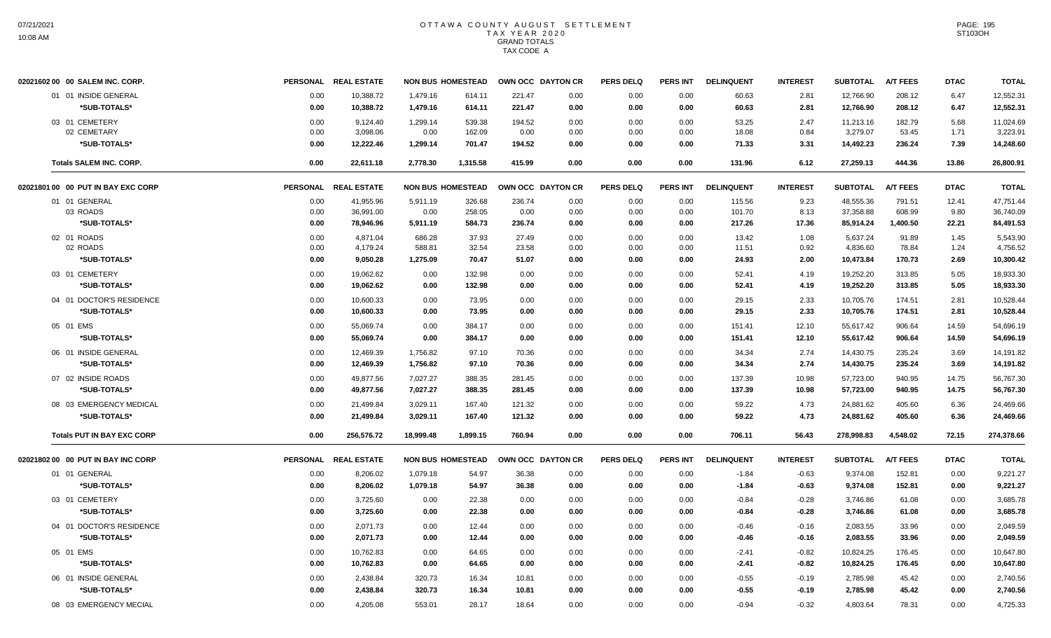# OTTAWA COUNTY AUGUST SETTLEMENT
## TAX YEAR 2020
### GRAND TOTALS
### TAX CODE A

| 02021602 00 00 SALEM INC. CORP. | PERSONAL | REAL ESTATE | NON BUS | HOMESTEAD | OWN OCC | DAYTON CR | PERS DELQ | PERS INT | DELINQUENT | INTEREST | SUBTOTAL | A/T FEES | DTAC | TOTAL |
|---|---|---|---|---|---|---|---|---|---|---|---|---|---|---|
| 01 01 INSIDE GENERAL | 0.00 | 10,388.72 | 1,479.16 | 614.11 | 221.47 | 0.00 | 0.00 | 0.00 | 60.63 | 2.81 | 12,766.90 | 208.12 | 6.47 | 12,552.31 |
| *SUB-TOTALS* | 0.00 | 10,388.72 | 1,479.16 | 614.11 | 221.47 | 0.00 | 0.00 | 0.00 | 60.63 | 2.81 | 12,766.90 | 208.12 | 6.47 | 12,552.31 |
| 03 01 CEMETERY | 0.00 | 9,124.40 | 1,299.14 | 539.38 | 194.52 | 0.00 | 0.00 | 0.00 | 53.25 | 2.47 | 11,213.16 | 182.79 | 5.68 | 11,024.69 |
| 02 CEMETARY | 0.00 | 3,098.06 | 0.00 | 162.09 | 0.00 | 0.00 | 0.00 | 0.00 | 18.08 | 0.84 | 3,279.07 | 53.45 | 1.71 | 3,223.91 |
| *SUB-TOTALS* | 0.00 | 12,222.46 | 1,299.14 | 701.47 | 194.52 | 0.00 | 0.00 | 0.00 | 71.33 | 3.31 | 14,492.23 | 236.24 | 7.39 | 14,248.60 |
| Totals SALEM INC. CORP. | 0.00 | 22,611.18 | 2,778.30 | 1,315.58 | 415.99 | 0.00 | 0.00 | 0.00 | 131.96 | 6.12 | 27,259.13 | 444.36 | 13.86 | 26,800.91 |

| 02021801 00 00 PUT IN BAY EXC CORP | PERSONAL | REAL ESTATE | NON BUS | HOMESTEAD | OWN OCC | DAYTON CR | PERS DELQ | PERS INT | DELINQUENT | INTEREST | SUBTOTAL | A/T FEES | DTAC | TOTAL |
|---|---|---|---|---|---|---|---|---|---|---|---|---|---|---|
| 01 01 GENERAL | 0.00 | 41,955.96 | 5,911.19 | 326.68 | 236.74 | 0.00 | 0.00 | 0.00 | 115.56 | 9.23 | 48,555.36 | 791.51 | 12.41 | 47,751.44 |
| 03 ROADS | 0.00 | 36,991.00 | 0.00 | 258.05 | 0.00 | 0.00 | 0.00 | 0.00 | 101.70 | 8.13 | 37,358.88 | 608.99 | 9.80 | 36,740.09 |
| *SUB-TOTALS* | 0.00 | 78,946.96 | 5,911.19 | 584.73 | 236.74 | 0.00 | 0.00 | 0.00 | 217.26 | 17.36 | 85,914.24 | 1,400.50 | 22.21 | 84,491.53 |
| 02 01 ROADS | 0.00 | 4,871.04 | 686.28 | 37.93 | 27.49 | 0.00 | 0.00 | 0.00 | 13.42 | 1.08 | 5,637.24 | 91.89 | 1.45 | 5,543.90 |
| 02 ROADS | 0.00 | 4,179.24 | 588.81 | 32.54 | 23.58 | 0.00 | 0.00 | 0.00 | 11.51 | 0.92 | 4,836.60 | 78.84 | 1.24 | 4,756.52 |
| *SUB-TOTALS* | 0.00 | 9,050.28 | 1,275.09 | 70.47 | 51.07 | 0.00 | 0.00 | 0.00 | 24.93 | 2.00 | 10,473.84 | 170.73 | 2.69 | 10,300.42 |
| 03 01 CEMETERY | 0.00 | 19,062.62 | 0.00 | 132.98 | 0.00 | 0.00 | 0.00 | 0.00 | 52.41 | 4.19 | 19,252.20 | 313.85 | 5.05 | 18,933.30 |
| *SUB-TOTALS* | 0.00 | 19,062.62 | 0.00 | 132.98 | 0.00 | 0.00 | 0.00 | 0.00 | 52.41 | 4.19 | 19,252.20 | 313.85 | 5.05 | 18,933.30 |
| 04 01 DOCTOR'S RESIDENCE | 0.00 | 10,600.33 | 0.00 | 73.95 | 0.00 | 0.00 | 0.00 | 0.00 | 29.15 | 2.33 | 10,705.76 | 174.51 | 2.81 | 10,528.44 |
| *SUB-TOTALS* | 0.00 | 10,600.33 | 0.00 | 73.95 | 0.00 | 0.00 | 0.00 | 0.00 | 29.15 | 2.33 | 10,705.76 | 174.51 | 2.81 | 10,528.44 |
| 05 01 EMS | 0.00 | 55,069.74 | 0.00 | 384.17 | 0.00 | 0.00 | 0.00 | 0.00 | 151.41 | 12.10 | 55,617.42 | 906.64 | 14.59 | 54,696.19 |
| *SUB-TOTALS* | 0.00 | 55,069.74 | 0.00 | 384.17 | 0.00 | 0.00 | 0.00 | 0.00 | 151.41 | 12.10 | 55,617.42 | 906.64 | 14.59 | 54,696.19 |
| 06 01 INSIDE GENERAL | 0.00 | 12,469.39 | 1,756.82 | 97.10 | 70.36 | 0.00 | 0.00 | 0.00 | 34.34 | 2.74 | 14,430.75 | 235.24 | 3.69 | 14,191.82 |
| *SUB-TOTALS* | 0.00 | 12,469.39 | 1,756.82 | 97.10 | 70.36 | 0.00 | 0.00 | 0.00 | 34.34 | 2.74 | 14,430.75 | 235.24 | 3.69 | 14,191.82 |
| 07 02 INSIDE ROADS | 0.00 | 49,877.56 | 7,027.27 | 388.35 | 281.45 | 0.00 | 0.00 | 0.00 | 137.39 | 10.98 | 57,723.00 | 940.95 | 14.75 | 56,767.30 |
| *SUB-TOTALS* | 0.00 | 49,877.56 | 7,027.27 | 388.35 | 281.45 | 0.00 | 0.00 | 0.00 | 137.39 | 10.98 | 57,723.00 | 940.95 | 14.75 | 56,767.30 |
| 08 03 EMERGENCY MEDICAL | 0.00 | 21,499.84 | 3,029.11 | 167.40 | 121.32 | 0.00 | 0.00 | 0.00 | 59.22 | 4.73 | 24,881.62 | 405.60 | 6.36 | 24,469.66 |
| *SUB-TOTALS* | 0.00 | 21,499.84 | 3,029.11 | 167.40 | 121.32 | 0.00 | 0.00 | 0.00 | 59.22 | 4.73 | 24,881.62 | 405.60 | 6.36 | 24,469.66 |
| Totals PUT IN BAY EXC CORP | 0.00 | 256,576.72 | 18,999.48 | 1,899.15 | 760.94 | 0.00 | 0.00 | 0.00 | 706.11 | 56.43 | 278,998.83 | 4,548.02 | 72.15 | 274,378.66 |

| 02021802 00 00 PUT IN BAY INC CORP | PERSONAL | REAL ESTATE | NON BUS | HOMESTEAD | OWN OCC | DAYTON CR | PERS DELQ | PERS INT | DELINQUENT | INTEREST | SUBTOTAL | A/T FEES | DTAC | TOTAL |
|---|---|---|---|---|---|---|---|---|---|---|---|---|---|---|
| 01 01 GENERAL | 0.00 | 8,206.02 | 1,079.18 | 54.97 | 36.38 | 0.00 | 0.00 | 0.00 | -1.84 | -0.63 | 9,374.08 | 152.81 | 0.00 | 9,221.27 |
| *SUB-TOTALS* | 0.00 | 8,206.02 | 1,079.18 | 54.97 | 36.38 | 0.00 | 0.00 | 0.00 | -1.84 | -0.63 | 9,374.08 | 152.81 | 0.00 | 9,221.27 |
| 03 01 CEMETERY | 0.00 | 3,725.60 | 0.00 | 22.38 | 0.00 | 0.00 | 0.00 | 0.00 | -0.84 | -0.28 | 3,746.86 | 61.08 | 0.00 | 3,685.78 |
| *SUB-TOTALS* | 0.00 | 3,725.60 | 0.00 | 22.38 | 0.00 | 0.00 | 0.00 | 0.00 | -0.84 | -0.28 | 3,746.86 | 61.08 | 0.00 | 3,685.78 |
| 04 01 DOCTOR'S RESIDENCE | 0.00 | 2,071.73 | 0.00 | 12.44 | 0.00 | 0.00 | 0.00 | 0.00 | -0.46 | -0.16 | 2,083.55 | 33.96 | 0.00 | 2,049.59 |
| *SUB-TOTALS* | 0.00 | 2,071.73 | 0.00 | 12.44 | 0.00 | 0.00 | 0.00 | 0.00 | -0.46 | -0.16 | 2,083.55 | 33.96 | 0.00 | 2,049.59 |
| 05 01 EMS | 0.00 | 10,762.83 | 0.00 | 64.65 | 0.00 | 0.00 | 0.00 | 0.00 | -2.41 | -0.82 | 10,824.25 | 176.45 | 0.00 | 10,647.80 |
| *SUB-TOTALS* | 0.00 | 10,762.83 | 0.00 | 64.65 | 0.00 | 0.00 | 0.00 | 0.00 | -2.41 | -0.82 | 10,824.25 | 176.45 | 0.00 | 10,647.80 |
| 06 01 INSIDE GENERAL | 0.00 | 2,438.84 | 320.73 | 16.34 | 10.81 | 0.00 | 0.00 | 0.00 | -0.55 | -0.19 | 2,785.98 | 45.42 | 0.00 | 2,740.56 |
| *SUB-TOTALS* | 0.00 | 2,438.84 | 320.73 | 16.34 | 10.81 | 0.00 | 0.00 | 0.00 | -0.55 | -0.19 | 2,785.98 | 45.42 | 0.00 | 2,740.56 |
| 08 03 EMERGENCY MECIAL | 0.00 | 4,205.08 | 553.01 | 28.17 | 18.64 | 0.00 | 0.00 | 0.00 | -0.94 | -0.32 | 4,803.64 | 78.31 | 0.00 | 4,725.33 |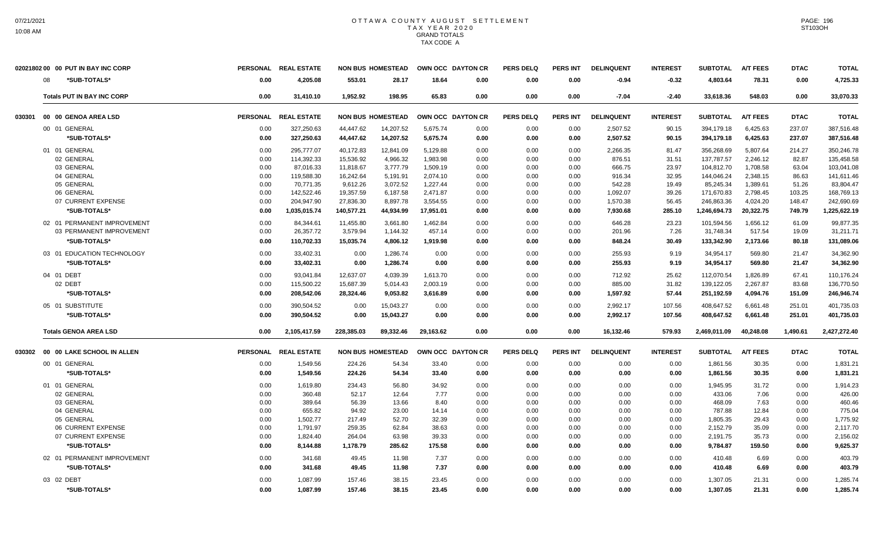# OTTAWA COUNTY AUGUST SETTLEMENT
## TAX YEAR 2020
### GRAND TOTALS
### TAX CODE A

| | PERSONAL | REAL ESTATE | NON BUS | HOMESTEAD | OWN OCC | DAYTON CR | PERS DELQ | PERS INT | DELINQUENT | INTEREST | SUBTOTAL | A/T FEES | DTAC | TOTAL |
|---|---|---|---|---|---|---|---|---|---|---|---|---|---|---|
| **02021802 00 00 PUT IN BAY INC CORP** | | | | | | | | | | | | | | |
| 08 *SUB-TOTALS* | 0.00 | 4,205.08 | 553.01 | 28.17 | 18.64 | 0.00 | 0.00 | 0.00 | -0.94 | -0.32 | 4,803.64 | 78.31 | 0.00 | 4,725.33 |
| **Totals PUT IN BAY INC CORP** | 0.00 | 31,410.10 | 1,952.92 | 198.95 | 65.83 | 0.00 | 0.00 | 0.00 | -7.04 | -2.40 | 33,618.36 | 548.03 | 0.00 | 33,070.33 |

| 030301 00 00 GENOA AREA LSD | PERSONAL | REAL ESTATE | NON BUS | HOMESTEAD | OWN OCC | DAYTON CR | PERS DELQ | PERS INT | DELINQUENT | INTEREST | SUBTOTAL | A/T FEES | DTAC | TOTAL |
|---|---|---|---|---|---|---|---|---|---|---|---|---|---|---|
| 00 01 GENERAL | 0.00 | 327,250.63 | 44,447.62 | 14,207.52 | 5,675.74 | 0.00 | 0.00 | 0.00 | 2,507.52 | 90.15 | 394,179.18 | 6,425.63 | 237.07 | 387,516.48 |
| *SUB-TOTALS* | 0.00 | 327,250.63 | 44,447.62 | 14,207.52 | 5,675.74 | 0.00 | 0.00 | 0.00 | 2,507.52 | 90.15 | 394,179.18 | 6,425.63 | 237.07 | 387,516.48 |
| 01 01 GENERAL | 0.00 | 295,777.07 | 40,172.83 | 12,841.09 | 5,129.88 | 0.00 | 0.00 | 0.00 | 2,266.35 | 81.47 | 356,268.69 | 5,807.64 | 214.27 | 350,246.78 |
| 02 GENERAL | 0.00 | 114,392.33 | 15,536.92 | 4,966.32 | 1,983.98 | 0.00 | 0.00 | 0.00 | 876.51 | 31.51 | 137,787.57 | 2,246.12 | 82.87 | 135,458.58 |
| 03 GENERAL | 0.00 | 87,016.33 | 11,818.67 | 3,777.79 | 1,509.19 | 0.00 | 0.00 | 0.00 | 666.75 | 23.97 | 104,812.70 | 1,708.58 | 63.04 | 103,041.08 |
| 04 GENERAL | 0.00 | 119,588.30 | 16,242.64 | 5,191.91 | 2,074.10 | 0.00 | 0.00 | 0.00 | 916.34 | 32.95 | 144,046.24 | 2,348.15 | 86.63 | 141,611.46 |
| 05 GENERAL | 0.00 | 70,771.35 | 9,612.26 | 3,072.52 | 1,227.44 | 0.00 | 0.00 | 0.00 | 542.28 | 19.49 | 85,245.34 | 1,389.61 | 51.26 | 83,804.47 |
| 06 GENERAL | 0.00 | 142,522.46 | 19,357.59 | 6,187.58 | 2,471.87 | 0.00 | 0.00 | 0.00 | 1,092.07 | 39.26 | 171,670.83 | 2,798.45 | 103.25 | 168,769.13 |
| 07 CURRENT EXPENSE | 0.00 | 204,947.90 | 27,836.30 | 8,897.78 | 3,554.55 | 0.00 | 0.00 | 0.00 | 1,570.38 | 56.45 | 246,863.36 | 4,024.20 | 148.47 | 242,690.69 |
| *SUB-TOTALS* | 0.00 | 1,035,015.74 | 140,577.21 | 44,934.99 | 17,951.01 | 0.00 | 0.00 | 0.00 | 7,930.68 | 285.10 | 1,246,694.73 | 20,322.75 | 749.79 | 1,225,622.19 |
| 02 01 PERMANENT IMPROVEMENT | 0.00 | 84,344.61 | 11,455.80 | 3,661.80 | 1,462.84 | 0.00 | 0.00 | 0.00 | 646.28 | 23.23 | 101,594.56 | 1,656.12 | 61.09 | 99,877.35 |
| 03 PERMANENT IMPROVEMENT | 0.00 | 26,357.72 | 3,579.94 | 1,144.32 | 457.14 | 0.00 | 0.00 | 0.00 | 201.96 | 7.26 | 31,748.34 | 517.54 | 19.09 | 31,211.71 |
| *SUB-TOTALS* | 0.00 | 110,702.33 | 15,035.74 | 4,806.12 | 1,919.98 | 0.00 | 0.00 | 0.00 | 848.24 | 30.49 | 133,342.90 | 2,173.66 | 80.18 | 131,089.06 |
| 03 01 EDUCATION TECHNOLOGY | 0.00 | 33,402.31 | 0.00 | 1,286.74 | 0.00 | 0.00 | 0.00 | 0.00 | 255.93 | 9.19 | 34,954.17 | 569.80 | 21.47 | 34,362.90 |
| *SUB-TOTALS* | 0.00 | 33,402.31 | 0.00 | 1,286.74 | 0.00 | 0.00 | 0.00 | 0.00 | 255.93 | 9.19 | 34,954.17 | 569.80 | 21.47 | 34,362.90 |
| 04 01 DEBT | 0.00 | 93,041.84 | 12,637.07 | 4,039.39 | 1,613.70 | 0.00 | 0.00 | 0.00 | 712.92 | 25.62 | 112,070.54 | 1,826.89 | 67.41 | 110,176.24 |
| 02 DEBT | 0.00 | 115,500.22 | 15,687.39 | 5,014.43 | 2,003.19 | 0.00 | 0.00 | 0.00 | 885.00 | 31.82 | 139,122.05 | 2,267.87 | 83.68 | 136,770.50 |
| *SUB-TOTALS* | 0.00 | 208,542.06 | 28,324.46 | 9,053.82 | 3,616.89 | 0.00 | 0.00 | 0.00 | 1,597.92 | 57.44 | 251,192.59 | 4,094.76 | 151.09 | 246,946.74 |
| 05 01 SUBSTITUTE | 0.00 | 390,504.52 | 0.00 | 15,043.27 | 0.00 | 0.00 | 0.00 | 0.00 | 2,992.17 | 107.56 | 408,647.52 | 6,661.48 | 251.01 | 401,735.03 |
| *SUB-TOTALS* | 0.00 | 390,504.52 | 0.00 | 15,043.27 | 0.00 | 0.00 | 0.00 | 0.00 | 2,992.17 | 107.56 | 408,647.52 | 6,661.48 | 251.01 | 401,735.03 |
| **Totals GENOA AREA LSD** | 0.00 | 2,105,417.59 | 228,385.03 | 89,332.46 | 29,163.62 | 0.00 | 0.00 | 0.00 | 16,132.46 | 579.93 | 2,469,011.09 | 40,248.08 | 1,490.61 | 2,427,272.40 |

| 030302 00 00 LAKE SCHOOL IN ALLEN | PERSONAL | REAL ESTATE | NON BUS | HOMESTEAD | OWN OCC | DAYTON CR | PERS DELQ | PERS INT | DELINQUENT | INTEREST | SUBTOTAL | A/T FEES | DTAC | TOTAL |
|---|---|---|---|---|---|---|---|---|---|---|---|---|---|---|
| 00 01 GENERAL | 0.00 | 1,549.56 | 224.26 | 54.34 | 33.40 | 0.00 | 0.00 | 0.00 | 0.00 | 0.00 | 1,861.56 | 30.35 | 0.00 | 1,831.21 |
| *SUB-TOTALS* | 0.00 | 1,549.56 | 224.26 | 54.34 | 33.40 | 0.00 | 0.00 | 0.00 | 0.00 | 0.00 | 1,861.56 | 30.35 | 0.00 | 1,831.21 |
| 01 01 GENERAL | 0.00 | 1,619.80 | 234.43 | 56.80 | 34.92 | 0.00 | 0.00 | 0.00 | 0.00 | 0.00 | 1,945.95 | 31.72 | 0.00 | 1,914.23 |
| 02 GENERAL | 0.00 | 360.48 | 52.17 | 12.64 | 7.77 | 0.00 | 0.00 | 0.00 | 0.00 | 0.00 | 433.06 | 7.06 | 0.00 | 426.00 |
| 03 GENERAL | 0.00 | 389.64 | 56.39 | 13.66 | 8.40 | 0.00 | 0.00 | 0.00 | 0.00 | 0.00 | 468.09 | 7.63 | 0.00 | 460.46 |
| 04 GENERAL | 0.00 | 655.82 | 94.92 | 23.00 | 14.14 | 0.00 | 0.00 | 0.00 | 0.00 | 0.00 | 787.88 | 12.84 | 0.00 | 775.04 |
| 05 GENERAL | 0.00 | 1,502.77 | 217.49 | 52.70 | 32.39 | 0.00 | 0.00 | 0.00 | 0.00 | 0.00 | 1,805.35 | 29.43 | 0.00 | 1,775.92 |
| 06 CURRENT EXPENSE | 0.00 | 1,791.97 | 259.35 | 62.84 | 38.63 | 0.00 | 0.00 | 0.00 | 0.00 | 0.00 | 2,152.79 | 35.09 | 0.00 | 2,117.70 |
| 07 CURRENT EXPENSE | 0.00 | 1,824.40 | 264.04 | 63.98 | 39.33 | 0.00 | 0.00 | 0.00 | 0.00 | 0.00 | 2,191.75 | 35.73 | 0.00 | 2,156.02 |
| *SUB-TOTALS* | 0.00 | 8,144.88 | 1,178.79 | 285.62 | 175.58 | 0.00 | 0.00 | 0.00 | 0.00 | 0.00 | 9,784.87 | 159.50 | 0.00 | 9,625.37 |
| 02 01 PERMANENT IMPROVEMENT | 0.00 | 341.68 | 49.45 | 11.98 | 7.37 | 0.00 | 0.00 | 0.00 | 0.00 | 0.00 | 410.48 | 6.69 | 0.00 | 403.79 |
| *SUB-TOTALS* | 0.00 | 341.68 | 49.45 | 11.98 | 7.37 | 0.00 | 0.00 | 0.00 | 0.00 | 0.00 | 410.48 | 6.69 | 0.00 | 403.79 |
| 03 02 DEBT | 0.00 | 1,087.99 | 157.46 | 38.15 | 23.45 | 0.00 | 0.00 | 0.00 | 0.00 | 0.00 | 1,307.05 | 21.31 | 0.00 | 1,285.74 |
| *SUB-TOTALS* | 0.00 | 1,087.99 | 157.46 | 38.15 | 23.45 | 0.00 | 0.00 | 0.00 | 0.00 | 0.00 | 1,307.05 | 21.31 | 0.00 | 1,285.74 |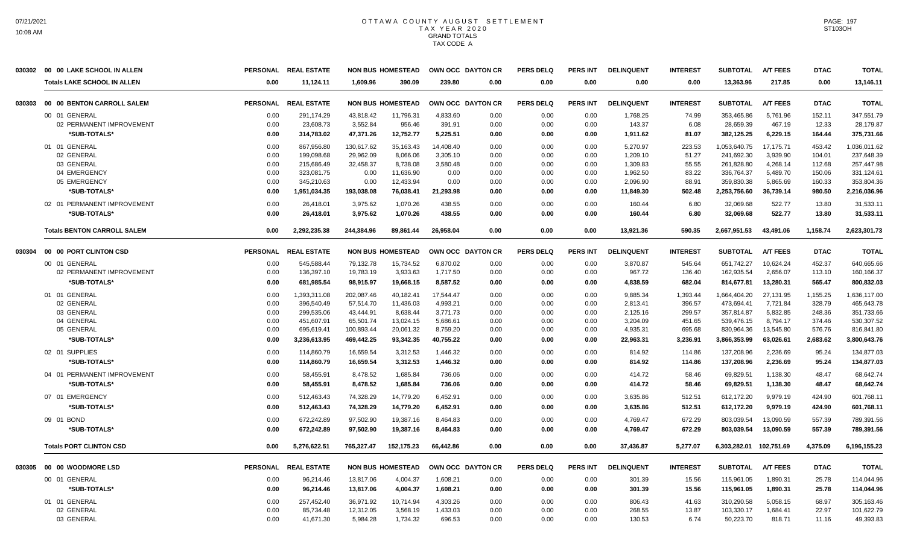# OTTAWA COUNTY AUGUST SETTLEMENT
## TAX YEAR 2020
## GRAND TOTALS
## TAX CODE A

| | | PERSONAL | REAL ESTATE | NON BUS | HOMESTEAD | OWN OCC | DAYTON CR | PERS DELQ | PERS INT | DELINQUENT | INTEREST | SUBTOTAL | A/T FEES | DTAC | TOTAL |
|---|---|---|---|---|---|---|---|---|---|---|---|---|---|---|---|
| 030302 | 00 00 LAKE SCHOOL IN ALLEN | PERSONAL | REAL ESTATE | NON BUS | HOMESTEAD | OWN OCC | DAYTON CR | PERS DELQ | PERS INT | DELINQUENT | INTEREST | SUBTOTAL | A/T FEES | DTAC | TOTAL |
| | **Totals LAKE SCHOOL IN ALLEN** | **0.00** | **11,124.11** | **1,609.96** | **390.09** | **239.80** | **0.00** | **0.00** | **0.00** | **0.00** | **0.00** | **13,363.96** | **217.85** | **0.00** | **13,146.11** |
| 030303 | 00 00 BENTON CARROLL SALEM | PERSONAL | REAL ESTATE | NON BUS | HOMESTEAD | OWN OCC | DAYTON CR | PERS DELQ | PERS INT | DELINQUENT | INTEREST | SUBTOTAL | A/T FEES | DTAC | TOTAL |
| | 00 01 GENERAL | 0.00 | 291,174.29 | 43,818.42 | 11,796.31 | 4,833.60 | 0.00 | 0.00 | 0.00 | 1,768.25 | 74.99 | 353,465.86 | 5,761.96 | 152.11 | 347,551.79 |
| | 02 PERMANENT IMPROVEMENT | 0.00 | 23,608.73 | 3,552.84 | 956.46 | 391.91 | 0.00 | 0.00 | 0.00 | 143.37 | 6.08 | 28,659.39 | 467.19 | 12.33 | 28,179.87 |
| | ***SUB-TOTALS*** | **0.00** | **314,783.02** | **47,371.26** | **12,752.77** | **5,225.51** | **0.00** | **0.00** | **0.00** | **1,911.62** | **81.07** | **382,125.25** | **6,229.15** | **164.44** | **375,731.66** |
| | 01 01 GENERAL | 0.00 | 867,956.80 | 130,617.62 | 35,163.43 | 14,408.40 | 0.00 | 0.00 | 0.00 | 5,270.97 | 223.53 | 1,053,640.75 | 17,175.71 | 453.42 | 1,036,011.62 |
| | 02 GENERAL | 0.00 | 199,098.68 | 29,962.09 | 8,066.06 | 3,305.10 | 0.00 | 0.00 | 0.00 | 1,209.10 | 51.27 | 241,692.30 | 3,939.90 | 104.01 | 237,648.39 |
| | 03 GENERAL | 0.00 | 215,686.49 | 32,458.37 | 8,738.08 | 3,580.48 | 0.00 | 0.00 | 0.00 | 1,309.83 | 55.55 | 261,828.80 | 4,268.14 | 112.68 | 257,447.98 |
| | 04 EMERGENCY | 0.00 | 323,081.75 | 0.00 | 11,636.90 | 0.00 | 0.00 | 0.00 | 0.00 | 1,962.50 | 83.22 | 336,764.37 | 5,489.70 | 150.06 | 331,124.61 |
| | 05 EMERGENCY | 0.00 | 345,210.63 | 0.00 | 12,433.94 | 0.00 | 0.00 | 0.00 | 0.00 | 2,096.90 | 88.91 | 359,830.38 | 5,865.69 | 160.33 | 353,804.36 |
| | ***SUB-TOTALS*** | **0.00** | **1,951,034.35** | **193,038.08** | **76,038.41** | **21,293.98** | **0.00** | **0.00** | **0.00** | **11,849.30** | **502.48** | **2,253,756.60** | **36,739.14** | **980.50** | **2,216,036.96** |
| | 02 01 PERMANENT IMPROVEMENT | 0.00 | 26,418.01 | 3,975.62 | 1,070.26 | 438.55 | 0.00 | 0.00 | 0.00 | 160.44 | 6.80 | 32,069.68 | 522.77 | 13.80 | 31,533.11 |
| | ***SUB-TOTALS*** | **0.00** | **26,418.01** | **3,975.62** | **1,070.26** | **438.55** | **0.00** | **0.00** | **0.00** | **160.44** | **6.80** | **32,069.68** | **522.77** | **13.80** | **31,533.11** |
| | **Totals BENTON CARROLL SALEM** | **0.00** | **2,292,235.38** | **244,384.96** | **89,861.44** | **26,958.04** | **0.00** | **0.00** | **0.00** | **13,921.36** | **590.35** | **2,667,951.53** | **43,491.06** | **1,158.74** | **2,623,301.73** |
| 030304 | 00 00 PORT CLINTON CSD | PERSONAL | REAL ESTATE | NON BUS | HOMESTEAD | OWN OCC | DAYTON CR | PERS DELQ | PERS INT | DELINQUENT | INTEREST | SUBTOTAL | A/T FEES | DTAC | TOTAL |
| | 00 01 GENERAL | 0.00 | 545,588.44 | 79,132.78 | 15,734.52 | 6,870.02 | 0.00 | 0.00 | 0.00 | 3,870.87 | 545.64 | 651,742.27 | 10,624.24 | 452.37 | 640,665.66 |
| | 02 PERMANENT IMPROVEMENT | 0.00 | 136,397.10 | 19,783.19 | 3,933.63 | 1,717.50 | 0.00 | 0.00 | 0.00 | 967.72 | 136.40 | 162,935.54 | 2,656.07 | 113.10 | 160,166.37 |
| | ***SUB-TOTALS*** | **0.00** | **681,985.54** | **98,915.97** | **19,668.15** | **8,587.52** | **0.00** | **0.00** | **0.00** | **4,838.59** | **682.04** | **814,677.81** | **13,280.31** | **565.47** | **800,832.03** |
| | 01 01 GENERAL | 0.00 | 1,393,311.08 | 202,087.46 | 40,182.41 | 17,544.47 | 0.00 | 0.00 | 0.00 | 9,885.34 | 1,393.44 | 1,664,404.20 | 27,131.95 | 1,155.25 | 1,636,117.00 |
| | 02 GENERAL | 0.00 | 396,540.49 | 57,514.70 | 11,436.03 | 4,993.21 | 0.00 | 0.00 | 0.00 | 2,813.41 | 396.57 | 473,694.41 | 7,721.84 | 328.79 | 465,643.78 |
| | 03 GENERAL | 0.00 | 299,535.06 | 43,444.91 | 8,638.44 | 3,771.73 | 0.00 | 0.00 | 0.00 | 2,125.16 | 299.57 | 357,814.87 | 5,832.85 | 248.36 | 351,733.66 |
| | 04 GENERAL | 0.00 | 451,607.91 | 65,501.74 | 13,024.15 | 5,686.61 | 0.00 | 0.00 | 0.00 | 3,204.09 | 451.65 | 539,476.15 | 8,794.17 | 374.46 | 530,307.52 |
| | 05 GENERAL | 0.00 | 695,619.41 | 100,893.44 | 20,061.32 | 8,759.20 | 0.00 | 0.00 | 0.00 | 4,935.31 | 695.68 | 830,964.36 | 13,545.80 | 576.76 | 816,841.80 |
| | ***SUB-TOTALS*** | **0.00** | **3,236,613.95** | **469,442.25** | **93,342.35** | **40,755.22** | **0.00** | **0.00** | **0.00** | **22,963.31** | **3,236.91** | **3,866,353.99** | **63,026.61** | **2,683.62** | **3,800,643.76** |
| | 02 01 SUPPLIES | 0.00 | 114,860.79 | 16,659.54 | 3,312.53 | 1,446.32 | 0.00 | 0.00 | 0.00 | 814.92 | 114.86 | 137,208.96 | 2,236.69 | 95.24 | 134,877.03 |
| | ***SUB-TOTALS*** | **0.00** | **114,860.79** | **16,659.54** | **3,312.53** | **1,446.32** | **0.00** | **0.00** | **0.00** | **814.92** | **114.86** | **137,208.96** | **2,236.69** | **95.24** | **134,877.03** |
| | 04 01 PERMANENT IMPROVEMENT | 0.00 | 58,455.91 | 8,478.52 | 1,685.84 | 736.06 | 0.00 | 0.00 | 0.00 | 414.72 | 58.46 | 69,829.51 | 1,138.30 | 48.47 | 68,642.74 |
| | ***SUB-TOTALS*** | **0.00** | **58,455.91** | **8,478.52** | **1,685.84** | **736.06** | **0.00** | **0.00** | **0.00** | **414.72** | **58.46** | **69,829.51** | **1,138.30** | **48.47** | **68,642.74** |
| | 07 01 EMERGENCY | 0.00 | 512,463.43 | 74,328.29 | 14,779.20 | 6,452.91 | 0.00 | 0.00 | 0.00 | 3,635.86 | 512.51 | 612,172.20 | 9,979.19 | 424.90 | 601,768.11 |
| | ***SUB-TOTALS*** | **0.00** | **512,463.43** | **74,328.29** | **14,779.20** | **6,452.91** | **0.00** | **0.00** | **0.00** | **3,635.86** | **512.51** | **612,172.20** | **9,979.19** | **424.90** | **601,768.11** |
| | 09 01 BOND | 0.00 | 672,242.89 | 97,502.90 | 19,387.16 | 8,464.83 | 0.00 | 0.00 | 0.00 | 4,769.47 | 672.29 | 803,039.54 | 13,090.59 | 557.39 | 789,391.56 |
| | ***SUB-TOTALS*** | **0.00** | **672,242.89** | **97,502.90** | **19,387.16** | **8,464.83** | **0.00** | **0.00** | **0.00** | **4,769.47** | **672.29** | **803,039.54** | **13,090.59** | **557.39** | **789,391.56** |
| | **Totals PORT CLINTON CSD** | **0.00** | **5,276,622.51** | **765,327.47** | **152,175.23** | **66,442.86** | **0.00** | **0.00** | **0.00** | **37,436.87** | **5,277.07** | **6,303,282.01** | **102,751.69** | **4,375.09** | **6,196,155.23** |
| 030305 | 00 00 WOODMORE LSD | PERSONAL | REAL ESTATE | NON BUS | HOMESTEAD | OWN OCC | DAYTON CR | PERS DELQ | PERS INT | DELINQUENT | INTEREST | SUBTOTAL | A/T FEES | DTAC | TOTAL |
| | 00 01 GENERAL | 0.00 | 96,214.46 | 13,817.06 | 4,004.37 | 1,608.21 | 0.00 | 0.00 | 0.00 | 301.39 | 15.56 | 115,961.05 | 1,890.31 | 25.78 | 114,044.96 |
| | ***SUB-TOTALS*** | **0.00** | **96,214.46** | **13,817.06** | **4,004.37** | **1,608.21** | **0.00** | **0.00** | **0.00** | **301.39** | **15.56** | **115,961.05** | **1,890.31** | **25.78** | **114,044.96** |
| | 01 01 GENERAL | 0.00 | 257,452.40 | 36,971.92 | 10,714.94 | 4,303.26 | 0.00 | 0.00 | 0.00 | 806.43 | 41.63 | 310,290.58 | 5,058.15 | 68.97 | 305,163.46 |
| | 02 GENERAL | 0.00 | 85,734.48 | 12,312.05 | 3,568.19 | 1,433.03 | 0.00 | 0.00 | 0.00 | 268.55 | 13.87 | 103,330.17 | 1,684.41 | 22.97 | 101,622.79 |
| | 03 GENERAL | 0.00 | 41,671.30 | 5,984.28 | 1,734.32 | 696.53 | 0.00 | 0.00 | 0.00 | 130.53 | 6.74 | 50,223.70 | 818.71 | 11.16 | 49,393.83 |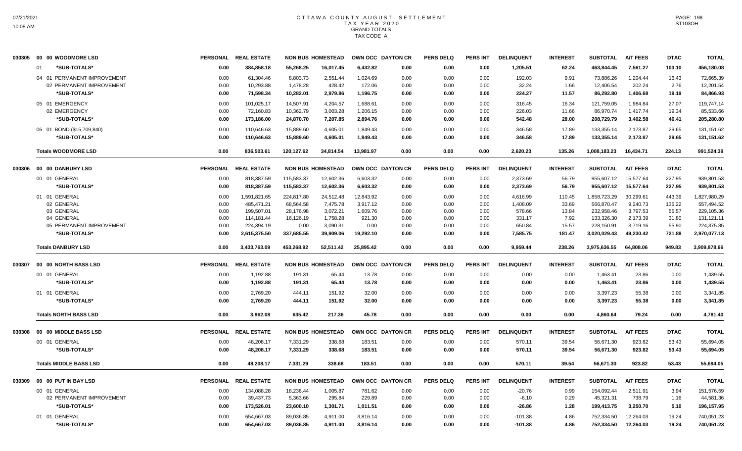# OTTAWA COUNTY AUGUST SETTLEMENT
## TAX YEAR 2020
## GRAND TOTALS
## TAX CODE A

| Code | Description | PERSONAL | REAL ESTATE | NON BUS | HOMESTEAD | OWN OCC | DAYTON CR | PERS DELQ | PERS INT | DELINQUENT | INTEREST | SUBTOTAL | A/T FEES | DTAC | TOTAL |
|---|---|---|---|---|---|---|---|---|---|---|---|---|---|---|---|
| 030305 | 00 00 WOODMORE LSD | | | | | | | | | | | | | | |
| | 01 *SUB-TOTALS* | 0.00 | 384,858.18 | 55,268.25 | 16,017.45 | 6,432.82 | 0.00 | 0.00 | 0.00 | 1,205.51 | 62.24 | 463,844.45 | 7,561.27 | 103.10 | 456,180.08 |
| | 04 01 PERMANENT IMPROVEMENT | 0.00 | 61,304.46 | 8,803.73 | 2,551.44 | 1,024.69 | 0.00 | 0.00 | 0.00 | 192.03 | 9.91 | 73,886.26 | 1,204.44 | 16.43 | 72,665.39 |
| | 02 PERMANENT IMPROVEMENT | 0.00 | 10,293.88 | 1,478.28 | 428.42 | 172.06 | 0.00 | 0.00 | 0.00 | 32.24 | 1.66 | 12,406.54 | 202.24 | 2.76 | 12,201.54 |
| | *SUB-TOTALS* | 0.00 | 71,598.34 | 10,282.01 | 2,979.86 | 1,196.75 | 0.00 | 0.00 | 0.00 | 224.27 | 11.57 | 86,292.80 | 1,406.68 | 19.19 | 84,866.93 |
| | 05 01 EMERGENCY | 0.00 | 101,025.17 | 14,507.91 | 4,204.57 | 1,688.61 | 0.00 | 0.00 | 0.00 | 316.45 | 16.34 | 121,759.05 | 1,984.84 | 27.07 | 119,747.14 |
| | 02 EMERGENCY | 0.00 | 72,160.83 | 10,362.79 | 3,003.28 | 1,206.15 | 0.00 | 0.00 | 0.00 | 226.03 | 11.66 | 86,970.74 | 1,417.74 | 19.34 | 85,533.66 |
| | *SUB-TOTALS* | 0.00 | 173,186.00 | 24,870.70 | 7,207.85 | 2,894.76 | 0.00 | 0.00 | 0.00 | 542.48 | 28.00 | 208,729.79 | 3,402.58 | 46.41 | 205,280.80 |
| | 06 01 BOND ($15,709,840) | 0.00 | 110,646.63 | 15,889.60 | 4,605.01 | 1,849.43 | 0.00 | 0.00 | 0.00 | 346.58 | 17.89 | 133,355.14 | 2,173.87 | 29.65 | 131,151.62 |
| | *SUB-TOTALS* | 0.00 | 110,646.63 | 15,889.60 | 4,605.01 | 1,849.43 | 0.00 | 0.00 | 0.00 | 346.58 | 17.89 | 133,355.14 | 2,173.87 | 29.65 | 131,151.62 |
| | **Totals WOODMORE LSD** | 0.00 | 836,503.61 | 120,127.62 | 34,814.54 | 13,981.97 | 0.00 | 0.00 | 0.00 | 2,620.23 | 135.26 | 1,008,183.23 | 16,434.71 | 224.13 | 991,524.39 |
| 030306 | 00 00 DANBURY LSD | | | | | | | | | | | | | | |
| | 00 01 GENERAL | 0.00 | 818,387.59 | 115,583.37 | 12,602.36 | 6,603.32 | 0.00 | 0.00 | 0.00 | 2,373.69 | 56.79 | 955,607.12 | 15,577.64 | 227.95 | 939,801.53 |
| | *SUB-TOTALS* | 0.00 | 818,387.59 | 115,583.37 | 12,602.36 | 6,603.32 | 0.00 | 0.00 | 0.00 | 2,373.69 | 56.79 | 955,607.12 | 15,577.64 | 227.95 | 939,801.53 |
| | 01 01 GENERAL | 0.00 | 1,591,821.65 | 224,817.80 | 24,512.48 | 12,843.92 | 0.00 | 0.00 | 0.00 | 4,616.99 | 110.45 | 1,858,723.29 | 30,299.61 | 443.39 | 1,827,980.29 |
| | 02 GENERAL | 0.00 | 485,471.21 | 68,564.58 | 7,475.78 | 3,917.12 | 0.00 | 0.00 | 0.00 | 1,408.09 | 33.69 | 566,870.47 | 9,240.73 | 135.22 | 557,494.52 |
| | 03 GENERAL | 0.00 | 199,507.01 | 28,176.98 | 3,072.21 | 1,609.76 | 0.00 | 0.00 | 0.00 | 578.66 | 13.84 | 232,958.46 | 3,797.53 | 55.57 | 229,105.36 |
| | 04 GENERAL | 0.00 | 114,181.44 | 16,126.19 | 1,758.28 | 921.30 | 0.00 | 0.00 | 0.00 | 331.17 | 7.92 | 133,326.30 | 2,173.39 | 31.80 | 131,121.11 |
| | 05 PERMANENT IMPROVEMENT | 0.00 | 224,394.19 | 0.00 | 3,090.31 | 0.00 | 0.00 | 0.00 | 0.00 | 650.84 | 15.57 | 228,150.91 | 3,719.16 | 55.90 | 224,375.85 |
| | *SUB-TOTALS* | 0.00 | 2,615,375.50 | 337,685.55 | 39,909.06 | 19,292.10 | 0.00 | 0.00 | 0.00 | 7,585.75 | 181.47 | 3,020,029.43 | 49,230.42 | 721.88 | 2,970,077.13 |
| | **Totals DANBURY LSD** | 0.00 | 3,433,763.09 | 453,268.92 | 52,511.42 | 25,895.42 | 0.00 | 0.00 | 0.00 | 9,959.44 | 238.26 | 3,975,636.55 | 64,808.06 | 949.83 | 3,909,878.66 |
| 030307 | 00 00 NORTH BASS LSD | | | | | | | | | | | | | | |
| | 00 01 GENERAL | 0.00 | 1,192.88 | 191.31 | 65.44 | 13.78 | 0.00 | 0.00 | 0.00 | 0.00 | 0.00 | 1,463.41 | 23.86 | 0.00 | 1,439.55 |
| | *SUB-TOTALS* | 0.00 | 1,192.88 | 191.31 | 65.44 | 13.78 | 0.00 | 0.00 | 0.00 | 0.00 | 0.00 | 1,463.41 | 23.86 | 0.00 | 1,439.55 |
| | 01 01 GENERAL | 0.00 | 2,769.20 | 444.11 | 151.92 | 32.00 | 0.00 | 0.00 | 0.00 | 0.00 | 0.00 | 3,397.23 | 55.38 | 0.00 | 3,341.85 |
| | *SUB-TOTALS* | 0.00 | 2,769.20 | 444.11 | 151.92 | 32.00 | 0.00 | 0.00 | 0.00 | 0.00 | 0.00 | 3,397.23 | 55.38 | 0.00 | 3,341.85 |
| | **Totals NORTH BASS LSD** | 0.00 | 3,962.08 | 635.42 | 217.36 | 45.78 | 0.00 | 0.00 | 0.00 | 0.00 | 0.00 | 4,860.64 | 79.24 | 0.00 | 4,781.40 |
| 030308 | 00 00 MIDDLE BASS LSD | | | | | | | | | | | | | | |
| | 00 01 GENERAL | 0.00 | 48,208.17 | 7,331.29 | 338.68 | 183.51 | 0.00 | 0.00 | 0.00 | 570.11 | 39.54 | 56,671.30 | 923.82 | 53.43 | 55,694.05 |
| | *SUB-TOTALS* | 0.00 | 48,208.17 | 7,331.29 | 338.68 | 183.51 | 0.00 | 0.00 | 0.00 | 570.11 | 39.54 | 56,671.30 | 923.82 | 53.43 | 55,694.05 |
| | **Totals MIDDLE BASS LSD** | 0.00 | 48,208.17 | 7,331.29 | 338.68 | 183.51 | 0.00 | 0.00 | 0.00 | 570.11 | 39.54 | 56,671.30 | 923.82 | 53.43 | 55,694.05 |
| 030309 | 00 00 PUT IN BAY LSD | | | | | | | | | | | | | | |
| | 00 01 GENERAL | 0.00 | 134,088.28 | 18,236.44 | 1,005.87 | 781.62 | 0.00 | 0.00 | 0.00 | -20.76 | 0.99 | 154,092.44 | 2,511.91 | 3.94 | 151,576.59 |
| | 02 PERMANENT IMPROVEMENT | 0.00 | 39,437.73 | 5,363.66 | 295.84 | 229.89 | 0.00 | 0.00 | 0.00 | -6.10 | 0.29 | 45,321.31 | 738.79 | 1.16 | 44,581.36 |
| | *SUB-TOTALS* | 0.00 | 173,526.01 | 23,600.10 | 1,301.71 | 1,011.51 | 0.00 | 0.00 | 0.00 | -26.86 | 1.28 | 199,413.75 | 3,250.70 | 5.10 | 196,157.95 |
| | 01 01 GENERAL | 0.00 | 654,667.03 | 89,036.85 | 4,911.00 | 3,816.14 | 0.00 | 0.00 | 0.00 | -101.38 | 4.86 | 752,334.50 | 12,264.03 | 19.24 | 740,051.23 |
| | *SUB-TOTALS* | 0.00 | 654,667.03 | 89,036.85 | 4,911.00 | 3,816.14 | 0.00 | 0.00 | 0.00 | -101.38 | 4.86 | 752,334.50 | 12,264.03 | 19.24 | 740,051.23 |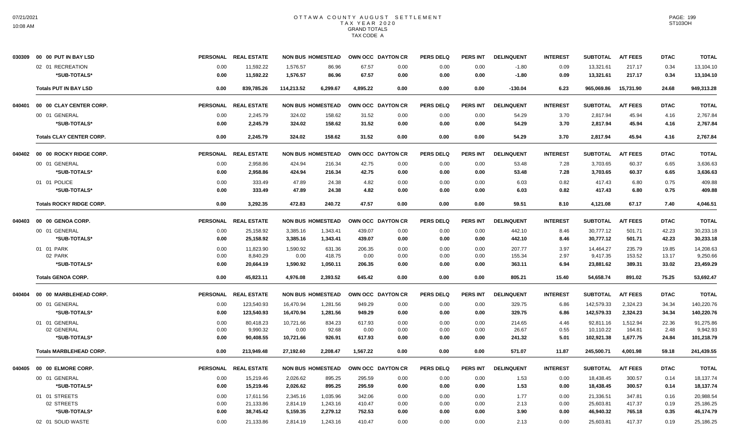## OTTAWA COUNTY AUGUST SETTLEMENT
### TAX YEAR 2020
### GRAND TOTALS
### TAX CODE A

07/21/2021
10:08 AM

ST103OH

| Code | Description | PERSONAL | REAL ESTATE | NON BUS | HOMESTEAD | OWN OCC | DAYTON CR | PERS DELQ | PERS INT | DELINQUENT | INTEREST | SUBTOTAL | A/T FEES | DTAC | TOTAL |
|---|---|---|---|---|---|---|---|---|---|---|---|---|---|---|---|
| 030309 | 00 00 PUT IN BAY LSD | PERSONAL | REAL ESTATE | NON BUS | HOMESTEAD | OWN OCC | DAYTON CR | PERS DELQ | PERS INT | DELINQUENT | INTEREST | SUBTOTAL | A/T FEES | DTAC | TOTAL |
| | 02 01 RECREATION | 0.00 | 11,592.22 | 1,576.57 | 86.96 | 67.57 | 0.00 | 0.00 | 0.00 | -1.80 | 0.09 | 13,321.61 | 217.17 | 0.34 | 13,104.10 |
| | *SUB-TOTALS* | 0.00 | 11,592.22 | 1,576.57 | 86.96 | 67.57 | 0.00 | 0.00 | 0.00 | -1.80 | 0.09 | 13,321.61 | 217.17 | 0.34 | 13,104.10 |
| | Totals PUT IN BAY LSD | 0.00 | 839,785.26 | 114,213.52 | 6,299.67 | 4,895.22 | 0.00 | 0.00 | 0.00 | -130.04 | 6.23 | 965,069.86 | 15,731.90 | 24.68 | 949,313.28 |
| 040401 | 00 00 CLAY CENTER CORP. | PERSONAL | REAL ESTATE | NON BUS | HOMESTEAD | OWN OCC | DAYTON CR | PERS DELQ | PERS INT | DELINQUENT | INTEREST | SUBTOTAL | A/T FEES | DTAC | TOTAL |
| | 00 01 GENERAL | 0.00 | 2,245.79 | 324.02 | 158.62 | 31.52 | 0.00 | 0.00 | 0.00 | 54.29 | 3.70 | 2,817.94 | 45.94 | 4.16 | 2,767.84 |
| | *SUB-TOTALS* | 0.00 | 2,245.79 | 324.02 | 158.62 | 31.52 | 0.00 | 0.00 | 0.00 | 54.29 | 3.70 | 2,817.94 | 45.94 | 4.16 | 2,767.84 |
| | Totals CLAY CENTER CORP. | 0.00 | 2,245.79 | 324.02 | 158.62 | 31.52 | 0.00 | 0.00 | 0.00 | 54.29 | 3.70 | 2,817.94 | 45.94 | 4.16 | 2,767.84 |
| 040402 | 00 00 ROCKY RIDGE CORP. | PERSONAL | REAL ESTATE | NON BUS | HOMESTEAD | OWN OCC | DAYTON CR | PERS DELQ | PERS INT | DELINQUENT | INTEREST | SUBTOTAL | A/T FEES | DTAC | TOTAL |
| | 00 01 GENERAL | 0.00 | 2,958.86 | 424.94 | 216.34 | 42.75 | 0.00 | 0.00 | 0.00 | 53.48 | 7.28 | 3,703.65 | 60.37 | 6.65 | 3,636.63 |
| | *SUB-TOTALS* | 0.00 | 2,958.86 | 424.94 | 216.34 | 42.75 | 0.00 | 0.00 | 0.00 | 53.48 | 7.28 | 3,703.65 | 60.37 | 6.65 | 3,636.63 |
| | 01 01 POLICE | 0.00 | 333.49 | 47.89 | 24.38 | 4.82 | 0.00 | 0.00 | 0.00 | 6.03 | 0.82 | 417.43 | 6.80 | 0.75 | 409.88 |
| | *SUB-TOTALS* | 0.00 | 333.49 | 47.89 | 24.38 | 4.82 | 0.00 | 0.00 | 0.00 | 6.03 | 0.82 | 417.43 | 6.80 | 0.75 | 409.88 |
| | Totals ROCKY RIDGE CORP. | 0.00 | 3,292.35 | 472.83 | 240.72 | 47.57 | 0.00 | 0.00 | 0.00 | 59.51 | 8.10 | 4,121.08 | 67.17 | 7.40 | 4,046.51 |
| 040403 | 00 00 GENOA CORP. | PERSONAL | REAL ESTATE | NON BUS | HOMESTEAD | OWN OCC | DAYTON CR | PERS DELQ | PERS INT | DELINQUENT | INTEREST | SUBTOTAL | A/T FEES | DTAC | TOTAL |
| | 00 01 GENERAL | 0.00 | 25,158.92 | 3,385.16 | 1,343.41 | 439.07 | 0.00 | 0.00 | 0.00 | 442.10 | 8.46 | 30,777.12 | 501.71 | 42.23 | 30,233.18 |
| | *SUB-TOTALS* | 0.00 | 25,158.92 | 3,385.16 | 1,343.41 | 439.07 | 0.00 | 0.00 | 0.00 | 442.10 | 8.46 | 30,777.12 | 501.71 | 42.23 | 30,233.18 |
| | 01 01 PARK | 0.00 | 11,823.90 | 1,590.92 | 631.36 | 206.35 | 0.00 | 0.00 | 0.00 | 207.77 | 3.97 | 14,464.27 | 235.79 | 19.85 | 14,208.63 |
| | 02 PARK | 0.00 | 8,840.29 | 0.00 | 418.75 | 0.00 | 0.00 | 0.00 | 0.00 | 155.34 | 2.97 | 9,417.35 | 153.52 | 13.17 | 9,250.66 |
| | *SUB-TOTALS* | 0.00 | 20,664.19 | 1,590.92 | 1,050.11 | 206.35 | 0.00 | 0.00 | 0.00 | 363.11 | 6.94 | 23,881.62 | 389.31 | 33.02 | 23,459.29 |
| | Totals GENOA CORP. | 0.00 | 45,823.11 | 4,976.08 | 2,393.52 | 645.42 | 0.00 | 0.00 | 0.00 | 805.21 | 15.40 | 54,658.74 | 891.02 | 75.25 | 53,692.47 |
| 040404 | 00 00 MARBLEHEAD CORP. | PERSONAL | REAL ESTATE | NON BUS | HOMESTEAD | OWN OCC | DAYTON CR | PERS DELQ | PERS INT | DELINQUENT | INTEREST | SUBTOTAL | A/T FEES | DTAC | TOTAL |
| | 00 01 GENERAL | 0.00 | 123,540.93 | 16,470.94 | 1,281.56 | 949.29 | 0.00 | 0.00 | 0.00 | 329.75 | 6.86 | 142,579.33 | 2,324.23 | 34.34 | 140,220.76 |
| | *SUB-TOTALS* | 0.00 | 123,540.93 | 16,470.94 | 1,281.56 | 949.29 | 0.00 | 0.00 | 0.00 | 329.75 | 6.86 | 142,579.33 | 2,324.23 | 34.34 | 140,220.76 |
| | 01 01 GENERAL | 0.00 | 80,418.23 | 10,721.66 | 834.23 | 617.93 | 0.00 | 0.00 | 0.00 | 214.65 | 4.46 | 92,811.16 | 1,512.94 | 22.36 | 91,275.86 |
| | 02 GENERAL | 0.00 | 9,990.32 | 0.00 | 92.68 | 0.00 | 0.00 | 0.00 | 0.00 | 26.67 | 0.55 | 10,110.22 | 164.81 | 2.48 | 9,942.93 |
| | *SUB-TOTALS* | 0.00 | 90,408.55 | 10,721.66 | 926.91 | 617.93 | 0.00 | 0.00 | 0.00 | 241.32 | 5.01 | 102,921.38 | 1,677.75 | 24.84 | 101,218.79 |
| | Totals MARBLEHEAD CORP. | 0.00 | 213,949.48 | 27,192.60 | 2,208.47 | 1,567.22 | 0.00 | 0.00 | 0.00 | 571.07 | 11.87 | 245,500.71 | 4,001.98 | 59.18 | 241,439.55 |
| 040405 | 00 00 ELMORE CORP. | PERSONAL | REAL ESTATE | NON BUS | HOMESTEAD | OWN OCC | DAYTON CR | PERS DELQ | PERS INT | DELINQUENT | INTEREST | SUBTOTAL | A/T FEES | DTAC | TOTAL |
| | 00 01 GENERAL | 0.00 | 15,219.46 | 2,026.62 | 895.25 | 295.59 | 0.00 | 0.00 | 0.00 | 1.53 | 0.00 | 18,438.45 | 300.57 | 0.14 | 18,137.74 |
| | *SUB-TOTALS* | 0.00 | 15,219.46 | 2,026.62 | 895.25 | 295.59 | 0.00 | 0.00 | 0.00 | 1.53 | 0.00 | 18,438.45 | 300.57 | 0.14 | 18,137.74 |
| | 01 01 STREETS | 0.00 | 17,611.56 | 2,345.16 | 1,035.96 | 342.06 | 0.00 | 0.00 | 0.00 | 1.77 | 0.00 | 21,336.51 | 347.81 | 0.16 | 20,988.54 |
| | 02 STREETS | 0.00 | 21,133.86 | 2,814.19 | 1,243.16 | 410.47 | 0.00 | 0.00 | 0.00 | 2.13 | 0.00 | 25,603.81 | 417.37 | 0.19 | 25,186.25 |
| | *SUB-TOTALS* | 0.00 | 38,745.42 | 5,159.35 | 2,279.12 | 752.53 | 0.00 | 0.00 | 0.00 | 3.90 | 0.00 | 46,940.32 | 765.18 | 0.35 | 46,174.79 |
| | 02 01 SOLID WASTE | 0.00 | 21,133.86 | 2,814.19 | 1,243.16 | 410.47 | 0.00 | 0.00 | 0.00 | 2.13 | 0.00 | 25,603.81 | 417.37 | 0.19 | 25,186.25 |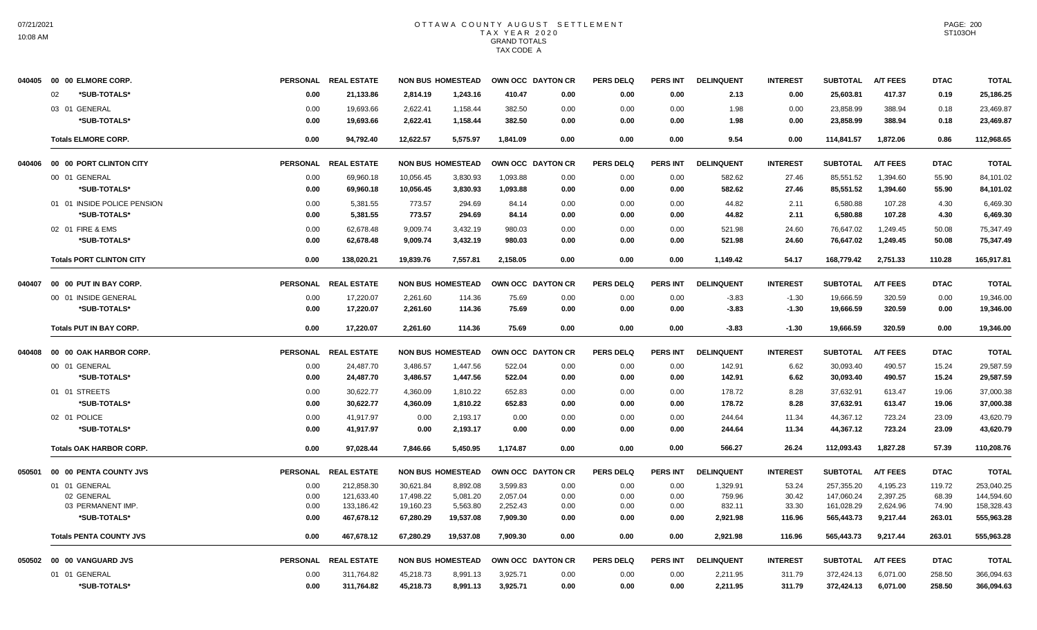# OTTAWA COUNTY AUGUST SETTLEMENT
## TAX YEAR 2020
### GRAND TOTALS
### TAX CODE A

| Code | Description | PERSONAL | REAL ESTATE | NON BUS | HOMESTEAD | OWN OCC | DAYTON CR | PERS DELQ | PERS INT | DELINQUENT | INTEREST | SUBTOTAL | A/T FEES | DTAC | TOTAL |
|---|---|---|---|---|---|---|---|---|---|---|---|---|---|---|---|
| 040405 | 00 00 ELMORE CORP. | PERSONAL | REAL ESTATE | NON BUS | HOMESTEAD | OWN OCC | DAYTON CR | PERS DELQ | PERS INT | DELINQUENT | INTEREST | SUBTOTAL | A/T FEES | DTAC | TOTAL |
| | 02 *SUB-TOTALS* | 0.00 | 21,133.86 | 2,814.19 | 1,243.16 | 410.47 | 0.00 | 0.00 | 0.00 | 2.13 | 0.00 | 25,603.81 | 417.37 | 0.19 | 25,186.25 |
| | 03 01 GENERAL | 0.00 | 19,693.66 | 2,622.41 | 1,158.44 | 382.50 | 0.00 | 0.00 | 0.00 | 1.98 | 0.00 | 23,858.99 | 388.94 | 0.18 | 23,469.87 |
| | *SUB-TOTALS* | 0.00 | 19,693.66 | 2,622.41 | 1,158.44 | 382.50 | 0.00 | 0.00 | 0.00 | 1.98 | 0.00 | 23,858.99 | 388.94 | 0.18 | 23,469.87 |
| | Totals ELMORE CORP. | 0.00 | 94,792.40 | 12,622.57 | 5,575.97 | 1,841.09 | 0.00 | 0.00 | 0.00 | 9.54 | 0.00 | 114,841.57 | 1,872.06 | 0.86 | 112,968.65 |
| 040406 | 00 00 PORT CLINTON CITY | PERSONAL | REAL ESTATE | NON BUS | HOMESTEAD | OWN OCC | DAYTON CR | PERS DELQ | PERS INT | DELINQUENT | INTEREST | SUBTOTAL | A/T FEES | DTAC | TOTAL |
| | 00 01 GENERAL | 0.00 | 69,960.18 | 10,056.45 | 3,830.93 | 1,093.88 | 0.00 | 0.00 | 0.00 | 582.62 | 27.46 | 85,551.52 | 1,394.60 | 55.90 | 84,101.02 |
| | *SUB-TOTALS* | 0.00 | 69,960.18 | 10,056.45 | 3,830.93 | 1,093.88 | 0.00 | 0.00 | 0.00 | 582.62 | 27.46 | 85,551.52 | 1,394.60 | 55.90 | 84,101.02 |
| | 01 01 INSIDE POLICE PENSION | 0.00 | 5,381.55 | 773.57 | 294.69 | 84.14 | 0.00 | 0.00 | 0.00 | 44.82 | 2.11 | 6,580.88 | 107.28 | 4.30 | 6,469.30 |
| | *SUB-TOTALS* | 0.00 | 5,381.55 | 773.57 | 294.69 | 84.14 | 0.00 | 0.00 | 0.00 | 44.82 | 2.11 | 6,580.88 | 107.28 | 4.30 | 6,469.30 |
| | 02 01 FIRE & EMS | 0.00 | 62,678.48 | 9,009.74 | 3,432.19 | 980.03 | 0.00 | 0.00 | 0.00 | 521.98 | 24.60 | 76,647.02 | 1,249.45 | 50.08 | 75,347.49 |
| | *SUB-TOTALS* | 0.00 | 62,678.48 | 9,009.74 | 3,432.19 | 980.03 | 0.00 | 0.00 | 0.00 | 521.98 | 24.60 | 76,647.02 | 1,249.45 | 50.08 | 75,347.49 |
| | Totals PORT CLINTON CITY | 0.00 | 138,020.21 | 19,839.76 | 7,557.81 | 2,158.05 | 0.00 | 0.00 | 0.00 | 1,149.42 | 54.17 | 168,779.42 | 2,751.33 | 110.28 | 165,917.81 |
| 040407 | 00 00 PUT IN BAY CORP. | PERSONAL | REAL ESTATE | NON BUS | HOMESTEAD | OWN OCC | DAYTON CR | PERS DELQ | PERS INT | DELINQUENT | INTEREST | SUBTOTAL | A/T FEES | DTAC | TOTAL |
| | 00 01 INSIDE GENERAL | 0.00 | 17,220.07 | 2,261.60 | 114.36 | 75.69 | 0.00 | 0.00 | 0.00 | -3.83 | -1.30 | 19,666.59 | 320.59 | 0.00 | 19,346.00 |
| | *SUB-TOTALS* | 0.00 | 17,220.07 | 2,261.60 | 114.36 | 75.69 | 0.00 | 0.00 | 0.00 | -3.83 | -1.30 | 19,666.59 | 320.59 | 0.00 | 19,346.00 |
| | Totals PUT IN BAY CORP. | 0.00 | 17,220.07 | 2,261.60 | 114.36 | 75.69 | 0.00 | 0.00 | 0.00 | -3.83 | -1.30 | 19,666.59 | 320.59 | 0.00 | 19,346.00 |
| 040408 | 00 00 OAK HARBOR CORP. | PERSONAL | REAL ESTATE | NON BUS | HOMESTEAD | OWN OCC | DAYTON CR | PERS DELQ | PERS INT | DELINQUENT | INTEREST | SUBTOTAL | A/T FEES | DTAC | TOTAL |
| | 00 01 GENERAL | 0.00 | 24,487.70 | 3,486.57 | 1,447.56 | 522.04 | 0.00 | 0.00 | 0.00 | 142.91 | 6.62 | 30,093.40 | 490.57 | 15.24 | 29,587.59 |
| | *SUB-TOTALS* | 0.00 | 24,487.70 | 3,486.57 | 1,447.56 | 522.04 | 0.00 | 0.00 | 0.00 | 142.91 | 6.62 | 30,093.40 | 490.57 | 15.24 | 29,587.59 |
| | 01 01 STREETS | 0.00 | 30,622.77 | 4,360.09 | 1,810.22 | 652.83 | 0.00 | 0.00 | 0.00 | 178.72 | 8.28 | 37,632.91 | 613.47 | 19.06 | 37,000.38 |
| | *SUB-TOTALS* | 0.00 | 30,622.77 | 4,360.09 | 1,810.22 | 652.83 | 0.00 | 0.00 | 0.00 | 178.72 | 8.28 | 37,632.91 | 613.47 | 19.06 | 37,000.38 |
| | 02 01 POLICE | 0.00 | 41,917.97 | 0.00 | 2,193.17 | 0.00 | 0.00 | 0.00 | 0.00 | 244.64 | 11.34 | 44,367.12 | 723.24 | 23.09 | 43,620.79 |
| | *SUB-TOTALS* | 0.00 | 41,917.97 | 0.00 | 2,193.17 | 0.00 | 0.00 | 0.00 | 0.00 | 244.64 | 11.34 | 44,367.12 | 723.24 | 23.09 | 43,620.79 |
| | Totals OAK HARBOR CORP. | 0.00 | 97,028.44 | 7,846.66 | 5,450.95 | 1,174.87 | 0.00 | 0.00 | 0.00 | 566.27 | 26.24 | 112,093.43 | 1,827.28 | 57.39 | 110,208.76 |
| 050501 | 00 00 PENTA COUNTY JVS | PERSONAL | REAL ESTATE | NON BUS | HOMESTEAD | OWN OCC | DAYTON CR | PERS DELQ | PERS INT | DELINQUENT | INTEREST | SUBTOTAL | A/T FEES | DTAC | TOTAL |
| | 01 01 GENERAL | 0.00 | 212,858.30 | 30,621.84 | 8,892.08 | 3,599.83 | 0.00 | 0.00 | 0.00 | 1,329.91 | 53.24 | 257,355.20 | 4,195.23 | 119.72 | 253,040.25 |
| | 02 GENERAL | 0.00 | 121,633.40 | 17,498.22 | 5,081.20 | 2,057.04 | 0.00 | 0.00 | 0.00 | 759.96 | 30.42 | 147,060.24 | 2,397.25 | 68.39 | 144,594.60 |
| | 03 PERMANENT IMP. | 0.00 | 133,186.42 | 19,160.23 | 5,563.80 | 2,252.43 | 0.00 | 0.00 | 0.00 | 832.11 | 33.30 | 161,028.29 | 2,624.96 | 74.90 | 158,328.43 |
| | *SUB-TOTALS* | 0.00 | 467,678.12 | 67,280.29 | 19,537.08 | 7,909.30 | 0.00 | 0.00 | 0.00 | 2,921.98 | 116.96 | 565,443.73 | 9,217.44 | 263.01 | 555,963.28 |
| | Totals PENTA COUNTY JVS | 0.00 | 467,678.12 | 67,280.29 | 19,537.08 | 7,909.30 | 0.00 | 0.00 | 0.00 | 2,921.98 | 116.96 | 565,443.73 | 9,217.44 | 263.01 | 555,963.28 |
| 050502 | 00 00 VANGUARD JVS | PERSONAL | REAL ESTATE | NON BUS | HOMESTEAD | OWN OCC | DAYTON CR | PERS DELQ | PERS INT | DELINQUENT | INTEREST | SUBTOTAL | A/T FEES | DTAC | TOTAL |
| | 01 01 GENERAL | 0.00 | 311,764.82 | 45,218.73 | 8,991.13 | 3,925.71 | 0.00 | 0.00 | 0.00 | 2,211.95 | 311.79 | 372,424.13 | 6,071.00 | 258.50 | 366,094.63 |
| | *SUB-TOTALS* | 0.00 | 311,764.82 | 45,218.73 | 8,991.13 | 3,925.71 | 0.00 | 0.00 | 0.00 | 2,211.95 | 311.79 | 372,424.13 | 6,071.00 | 258.50 | 366,094.63 |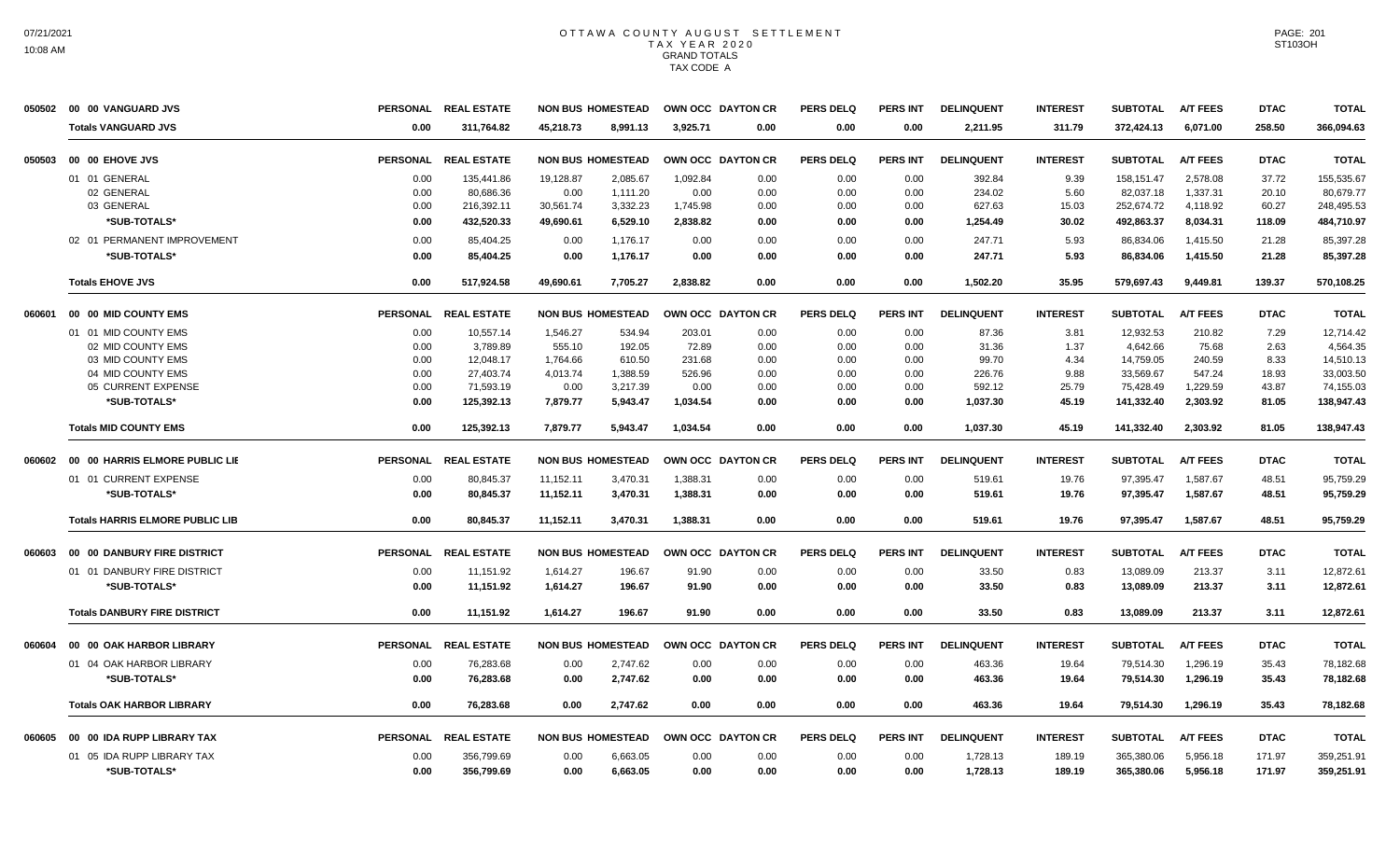# OTTAWA COUNTY AUGUST SETTLEMENT
## TAX YEAR 2020
### GRAND TOTALS
### TAX CODE A

| | | PERSONAL | REAL ESTATE | NON BUS | HOMESTEAD | OWN OCC | DAYTON CR | PERS DELQ | PERS INT | DELINQUENT | INTEREST | SUBTOTAL | A/T FEES | DTAC | TOTAL |
|---|---|---|---|---|---|---|---|---|---|---|---|---|---|---|---|
| 050502 | 00 00 VANGUARD JVS | | | | | | | | | | | | | | |
| | **Totals VANGUARD JVS** | **0.00** | **311,764.82** | **45,218.73** | **8,991.13** | **3,925.71** | **0.00** | **0.00** | **0.00** | **2,211.95** | **311.79** | **372,424.13** | **6,071.00** | **258.50** | **366,094.63** |
| 050503 | 00 00 EHOVE JVS | PERSONAL | REAL ESTATE | NON BUS | HOMESTEAD | OWN OCC | DAYTON CR | PERS DELQ | PERS INT | DELINQUENT | INTEREST | SUBTOTAL | A/T FEES | DTAC | TOTAL |
| | 01 01 GENERAL | 0.00 | 135,441.86 | 19,128.87 | 2,085.67 | 1,092.84 | 0.00 | 0.00 | 0.00 | 392.84 | 9.39 | 158,151.47 | 2,578.08 | 37.72 | 155,535.67 |
| | 02 GENERAL | 0.00 | 80,686.36 | 0.00 | 1,111.20 | 0.00 | 0.00 | 0.00 | 0.00 | 234.02 | 5.60 | 82,037.18 | 1,337.31 | 20.10 | 80,679.77 |
| | 03 GENERAL | 0.00 | 216,392.11 | 30,561.74 | 3,332.23 | 1,745.98 | 0.00 | 0.00 | 0.00 | 627.63 | 15.03 | 252,674.72 | 4,118.92 | 60.27 | 248,495.53 |
| | *SUB-TOTALS* | **0.00** | **432,520.33** | **49,690.61** | **6,529.10** | **2,838.82** | **0.00** | **0.00** | **0.00** | **1,254.49** | **30.02** | **492,863.37** | **8,034.31** | **118.09** | **484,710.97** |
| | 02 01 PERMANENT IMPROVEMENT | 0.00 | 85,404.25 | 0.00 | 1,176.17 | 0.00 | 0.00 | 0.00 | 0.00 | 247.71 | 5.93 | 86,834.06 | 1,415.50 | 21.28 | 85,397.28 |
| | *SUB-TOTALS* | **0.00** | **85,404.25** | **0.00** | **1,176.17** | **0.00** | **0.00** | **0.00** | **0.00** | **247.71** | **5.93** | **86,834.06** | **1,415.50** | **21.28** | **85,397.28** |
| | **Totals EHOVE JVS** | **0.00** | **517,924.58** | **49,690.61** | **7,705.27** | **2,838.82** | **0.00** | **0.00** | **0.00** | **1,502.20** | **35.95** | **579,697.43** | **9,449.81** | **139.37** | **570,108.25** |
| 060601 | 00 00 MID COUNTY EMS | PERSONAL | REAL ESTATE | NON BUS | HOMESTEAD | OWN OCC | DAYTON CR | PERS DELQ | PERS INT | DELINQUENT | INTEREST | SUBTOTAL | A/T FEES | DTAC | TOTAL |
| | 01 01 MID COUNTY EMS | 0.00 | 10,557.14 | 1,546.27 | 534.94 | 203.01 | 0.00 | 0.00 | 0.00 | 87.36 | 3.81 | 12,932.53 | 210.82 | 7.29 | 12,714.42 |
| | 02 MID COUNTY EMS | 0.00 | 3,789.89 | 555.10 | 192.05 | 72.89 | 0.00 | 0.00 | 0.00 | 31.36 | 1.37 | 4,642.66 | 75.68 | 2.63 | 4,564.35 |
| | 03 MID COUNTY EMS | 0.00 | 12,048.17 | 1,764.66 | 610.50 | 231.68 | 0.00 | 0.00 | 0.00 | 99.70 | 4.34 | 14,759.05 | 240.59 | 8.33 | 14,510.13 |
| | 04 MID COUNTY EMS | 0.00 | 27,403.74 | 4,013.74 | 1,388.59 | 526.96 | 0.00 | 0.00 | 0.00 | 226.76 | 9.88 | 33,569.67 | 547.24 | 18.93 | 33,003.50 |
| | 05 CURRENT EXPENSE | 0.00 | 71,593.19 | 0.00 | 3,217.39 | 0.00 | 0.00 | 0.00 | 0.00 | 592.12 | 25.79 | 75,428.49 | 1,229.59 | 43.87 | 74,155.03 |
| | *SUB-TOTALS* | **0.00** | **125,392.13** | **7,879.77** | **5,943.47** | **1,034.54** | **0.00** | **0.00** | **0.00** | **1,037.30** | **45.19** | **141,332.40** | **2,303.92** | **81.05** | **138,947.43** |
| | **Totals MID COUNTY EMS** | **0.00** | **125,392.13** | **7,879.77** | **5,943.47** | **1,034.54** | **0.00** | **0.00** | **0.00** | **1,037.30** | **45.19** | **141,332.40** | **2,303.92** | **81.05** | **138,947.43** |
| 060602 | 00 00 HARRIS ELMORE PUBLIC LIE | PERSONAL | REAL ESTATE | NON BUS | HOMESTEAD | OWN OCC | DAYTON CR | PERS DELQ | PERS INT | DELINQUENT | INTEREST | SUBTOTAL | A/T FEES | DTAC | TOTAL |
| | 01 01 CURRENT EXPENSE | 0.00 | 80,845.37 | 11,152.11 | 3,470.31 | 1,388.31 | 0.00 | 0.00 | 0.00 | 519.61 | 19.76 | 97,395.47 | 1,587.67 | 48.51 | 95,759.29 |
| | *SUB-TOTALS* | **0.00** | **80,845.37** | **11,152.11** | **3,470.31** | **1,388.31** | **0.00** | **0.00** | **0.00** | **519.61** | **19.76** | **97,395.47** | **1,587.67** | **48.51** | **95,759.29** |
| | **Totals HARRIS ELMORE PUBLIC LIB** | **0.00** | **80,845.37** | **11,152.11** | **3,470.31** | **1,388.31** | **0.00** | **0.00** | **0.00** | **519.61** | **19.76** | **97,395.47** | **1,587.67** | **48.51** | **95,759.29** |
| 060603 | 00 00 DANBURY FIRE DISTRICT | PERSONAL | REAL ESTATE | NON BUS | HOMESTEAD | OWN OCC | DAYTON CR | PERS DELQ | PERS INT | DELINQUENT | INTEREST | SUBTOTAL | A/T FEES | DTAC | TOTAL |
| | 01 01 DANBURY FIRE DISTRICT | 0.00 | 11,151.92 | 1,614.27 | 196.67 | 91.90 | 0.00 | 0.00 | 0.00 | 33.50 | 0.83 | 13,089.09 | 213.37 | 3.11 | 12,872.61 |
| | *SUB-TOTALS* | **0.00** | **11,151.92** | **1,614.27** | **196.67** | **91.90** | **0.00** | **0.00** | **0.00** | **33.50** | **0.83** | **13,089.09** | **213.37** | **3.11** | **12,872.61** |
| | **Totals DANBURY FIRE DISTRICT** | **0.00** | **11,151.92** | **1,614.27** | **196.67** | **91.90** | **0.00** | **0.00** | **0.00** | **33.50** | **0.83** | **13,089.09** | **213.37** | **3.11** | **12,872.61** |
| 060604 | 00 00 OAK HARBOR LIBRARY | PERSONAL | REAL ESTATE | NON BUS | HOMESTEAD | OWN OCC | DAYTON CR | PERS DELQ | PERS INT | DELINQUENT | INTEREST | SUBTOTAL | A/T FEES | DTAC | TOTAL |
| | 01 04 OAK HARBOR LIBRARY | 0.00 | 76,283.68 | 0.00 | 2,747.62 | 0.00 | 0.00 | 0.00 | 0.00 | 463.36 | 19.64 | 79,514.30 | 1,296.19 | 35.43 | 78,182.68 |
| | *SUB-TOTALS* | **0.00** | **76,283.68** | **0.00** | **2,747.62** | **0.00** | **0.00** | **0.00** | **0.00** | **463.36** | **19.64** | **79,514.30** | **1,296.19** | **35.43** | **78,182.68** |
| | **Totals OAK HARBOR LIBRARY** | **0.00** | **76,283.68** | **0.00** | **2,747.62** | **0.00** | **0.00** | **0.00** | **0.00** | **463.36** | **19.64** | **79,514.30** | **1,296.19** | **35.43** | **78,182.68** |
| 060605 | 00 00 IDA RUPP LIBRARY TAX | PERSONAL | REAL ESTATE | NON BUS | HOMESTEAD | OWN OCC | DAYTON CR | PERS DELQ | PERS INT | DELINQUENT | INTEREST | SUBTOTAL | A/T FEES | DTAC | TOTAL |
| | 01 05 IDA RUPP LIBRARY TAX | 0.00 | 356,799.69 | 0.00 | 6,663.05 | 0.00 | 0.00 | 0.00 | 0.00 | 1,728.13 | 189.19 | 365,380.06 | 5,956.18 | 171.97 | 359,251.91 |
| | *SUB-TOTALS* | **0.00** | **356,799.69** | **0.00** | **6,663.05** | **0.00** | **0.00** | **0.00** | **0.00** | **1,728.13** | **189.19** | **365,380.06** | **5,956.18** | **171.97** | **359,251.91** |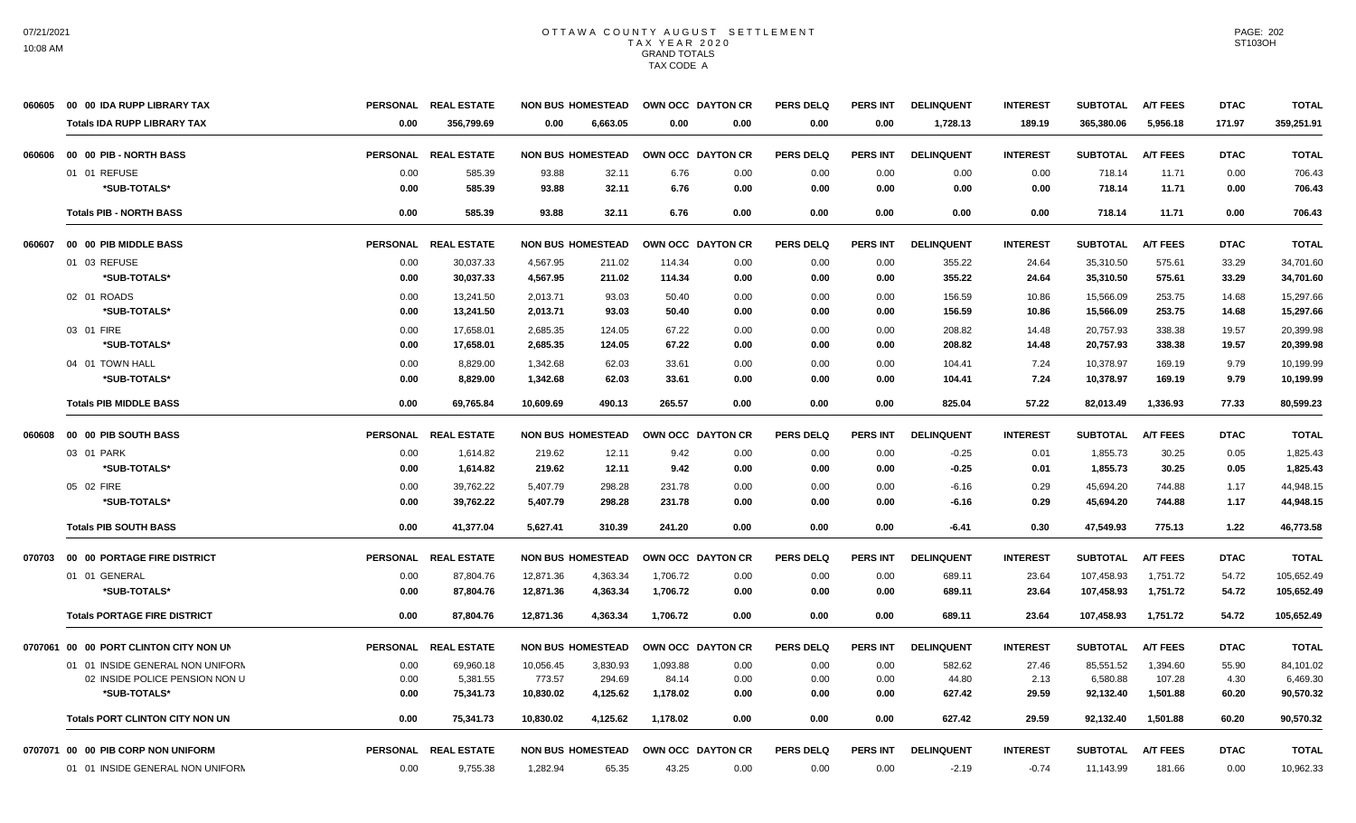# OTTAWA COUNTY AUGUST SETTLEMENT
## TAX YEAR 2020
### GRAND TOTALS
### TAX CODE A

| | | PERSONAL | REAL ESTATE | NON BUS | HOMESTEAD | OWN OCC | DAYTON CR | PERS DELQ | PERS INT | DELINQUENT | INTEREST | SUBTOTAL | A/T FEES | DTAC | TOTAL |
|---|---|---|---|---|---|---|---|---|---|---|---|---|---|---|---|
| 060605 | 00 00 IDA RUPP LIBRARY TAX | | | | | | | | | | | | | | |
| | **Totals IDA RUPP LIBRARY TAX** | **0.00** | **356,799.69** | **0.00** | **6,663.05** | **0.00** | **0.00** | **0.00** | **0.00** | **1,728.13** | **189.19** | **365,380.06** | **5,956.18** | **171.97** | **359,251.91** |
| 060606 | 00 00 PIB - NORTH BASS | PERSONAL | REAL ESTATE | NON BUS | HOMESTEAD | OWN OCC | DAYTON CR | PERS DELQ | PERS INT | DELINQUENT | INTEREST | SUBTOTAL | A/T FEES | DTAC | TOTAL |
| | 01 01 REFUSE | 0.00 | 585.39 | 93.88 | 32.11 | 6.76 | 0.00 | 0.00 | 0.00 | 0.00 | 0.00 | 718.14 | 11.71 | 0.00 | 706.43 |
| | **\*SUB-TOTALS\*** | **0.00** | **585.39** | **93.88** | **32.11** | **6.76** | **0.00** | **0.00** | **0.00** | **0.00** | **0.00** | **718.14** | **11.71** | **0.00** | **706.43** |
| | **Totals PIB - NORTH BASS** | **0.00** | **585.39** | **93.88** | **32.11** | **6.76** | **0.00** | **0.00** | **0.00** | **0.00** | **0.00** | **718.14** | **11.71** | **0.00** | **706.43** |
| 060607 | 00 00 PIB MIDDLE BASS | PERSONAL | REAL ESTATE | NON BUS | HOMESTEAD | OWN OCC | DAYTON CR | PERS DELQ | PERS INT | DELINQUENT | INTEREST | SUBTOTAL | A/T FEES | DTAC | TOTAL |
| | 01 03 REFUSE | 0.00 | 30,037.33 | 4,567.95 | 211.02 | 114.34 | 0.00 | 0.00 | 0.00 | 355.22 | 24.64 | 35,310.50 | 575.61 | 33.29 | 34,701.60 |
| | **\*SUB-TOTALS\*** | **0.00** | **30,037.33** | **4,567.95** | **211.02** | **114.34** | **0.00** | **0.00** | **0.00** | **355.22** | **24.64** | **35,310.50** | **575.61** | **33.29** | **34,701.60** |
| | 02 01 ROADS | 0.00 | 13,241.50 | 2,013.71 | 93.03 | 50.40 | 0.00 | 0.00 | 0.00 | 156.59 | 10.86 | 15,566.09 | 253.75 | 14.68 | 15,297.66 |
| | **\*SUB-TOTALS\*** | **0.00** | **13,241.50** | **2,013.71** | **93.03** | **50.40** | **0.00** | **0.00** | **0.00** | **156.59** | **10.86** | **15,566.09** | **253.75** | **14.68** | **15,297.66** |
| | 03 01 FIRE | 0.00 | 17,658.01 | 2,685.35 | 124.05 | 67.22 | 0.00 | 0.00 | 0.00 | 208.82 | 14.48 | 20,757.93 | 338.38 | 19.57 | 20,399.98 |
| | **\*SUB-TOTALS\*** | **0.00** | **17,658.01** | **2,685.35** | **124.05** | **67.22** | **0.00** | **0.00** | **0.00** | **208.82** | **14.48** | **20,757.93** | **338.38** | **19.57** | **20,399.98** |
| | 04 01 TOWN HALL | 0.00 | 8,829.00 | 1,342.68 | 62.03 | 33.61 | 0.00 | 0.00 | 0.00 | 104.41 | 7.24 | 10,378.97 | 169.19 | 9.79 | 10,199.99 |
| | **\*SUB-TOTALS\*** | **0.00** | **8,829.00** | **1,342.68** | **62.03** | **33.61** | **0.00** | **0.00** | **0.00** | **104.41** | **7.24** | **10,378.97** | **169.19** | **9.79** | **10,199.99** |
| | **Totals PIB MIDDLE BASS** | **0.00** | **69,765.84** | **10,609.69** | **490.13** | **265.57** | **0.00** | **0.00** | **0.00** | **825.04** | **57.22** | **82,013.49** | **1,336.93** | **77.33** | **80,599.23** |
| 060608 | 00 00 PIB SOUTH BASS | PERSONAL | REAL ESTATE | NON BUS | HOMESTEAD | OWN OCC | DAYTON CR | PERS DELQ | PERS INT | DELINQUENT | INTEREST | SUBTOTAL | A/T FEES | DTAC | TOTAL |
| | 03 01 PARK | 0.00 | 1,614.82 | 219.62 | 12.11 | 9.42 | 0.00 | 0.00 | 0.00 | -0.25 | 0.01 | 1,855.73 | 30.25 | 0.05 | 1,825.43 |
| | **\*SUB-TOTALS\*** | **0.00** | **1,614.82** | **219.62** | **12.11** | **9.42** | **0.00** | **0.00** | **0.00** | **-0.25** | **0.01** | **1,855.73** | **30.25** | **0.05** | **1,825.43** |
| | 05 02 FIRE | 0.00 | 39,762.22 | 5,407.79 | 298.28 | 231.78 | 0.00 | 0.00 | 0.00 | -6.16 | 0.29 | 45,694.20 | 744.88 | 1.17 | 44,948.15 |
| | **\*SUB-TOTALS\*** | **0.00** | **39,762.22** | **5,407.79** | **298.28** | **231.78** | **0.00** | **0.00** | **0.00** | **-6.16** | **0.29** | **45,694.20** | **744.88** | **1.17** | **44,948.15** |
| | **Totals PIB SOUTH BASS** | **0.00** | **41,377.04** | **5,627.41** | **310.39** | **241.20** | **0.00** | **0.00** | **0.00** | **-6.41** | **0.30** | **47,549.93** | **775.13** | **1.22** | **46,773.58** |
| 070703 | 00 00 PORTAGE FIRE DISTRICT | PERSONAL | REAL ESTATE | NON BUS | HOMESTEAD | OWN OCC | DAYTON CR | PERS DELQ | PERS INT | DELINQUENT | INTEREST | SUBTOTAL | A/T FEES | DTAC | TOTAL |
| | 01 01 GENERAL | 0.00 | 87,804.76 | 12,871.36 | 4,363.34 | 1,706.72 | 0.00 | 0.00 | 0.00 | 689.11 | 23.64 | 107,458.93 | 1,751.72 | 54.72 | 105,652.49 |
| | **\*SUB-TOTALS\*** | **0.00** | **87,804.76** | **12,871.36** | **4,363.34** | **1,706.72** | **0.00** | **0.00** | **0.00** | **689.11** | **23.64** | **107,458.93** | **1,751.72** | **54.72** | **105,652.49** |
| | **Totals PORTAGE FIRE DISTRICT** | **0.00** | **87,804.76** | **12,871.36** | **4,363.34** | **1,706.72** | **0.00** | **0.00** | **0.00** | **689.11** | **23.64** | **107,458.93** | **1,751.72** | **54.72** | **105,652.49** |
| 0707061 | 00 00 PORT CLINTON CITY NON UN | PERSONAL | REAL ESTATE | NON BUS | HOMESTEAD | OWN OCC | DAYTON CR | PERS DELQ | PERS INT | DELINQUENT | INTEREST | SUBTOTAL | A/T FEES | DTAC | TOTAL |
| | 01 01 INSIDE GENERAL NON UNIFORM | 0.00 | 69,960.18 | 10,056.45 | 3,830.93 | 1,093.88 | 0.00 | 0.00 | 0.00 | 582.62 | 27.46 | 85,551.52 | 1,394.60 | 55.90 | 84,101.02 |
| | 02 INSIDE POLICE PENSION NON U | 0.00 | 5,381.55 | 773.57 | 294.69 | 84.14 | 0.00 | 0.00 | 0.00 | 44.80 | 2.13 | 6,580.88 | 107.28 | 4.30 | 6,469.30 |
| | **\*SUB-TOTALS\*** | **0.00** | **75,341.73** | **10,830.02** | **4,125.62** | **1,178.02** | **0.00** | **0.00** | **0.00** | **627.42** | **29.59** | **92,132.40** | **1,501.88** | **60.20** | **90,570.32** |
| | **Totals PORT CLINTON CITY NON UN** | **0.00** | **75,341.73** | **10,830.02** | **4,125.62** | **1,178.02** | **0.00** | **0.00** | **0.00** | **627.42** | **29.59** | **92,132.40** | **1,501.88** | **60.20** | **90,570.32** |
| 0707071 | 00 00 PIB CORP NON UNIFORM | PERSONAL | REAL ESTATE | NON BUS | HOMESTEAD | OWN OCC | DAYTON CR | PERS DELQ | PERS INT | DELINQUENT | INTEREST | SUBTOTAL | A/T FEES | DTAC | TOTAL |
| | 01 01 INSIDE GENERAL NON UNIFORM | 0.00 | 9,755.38 | 1,282.94 | 65.35 | 43.25 | 0.00 | 0.00 | 0.00 | -2.19 | -0.74 | 11,143.99 | 181.66 | 0.00 | 10,962.33 |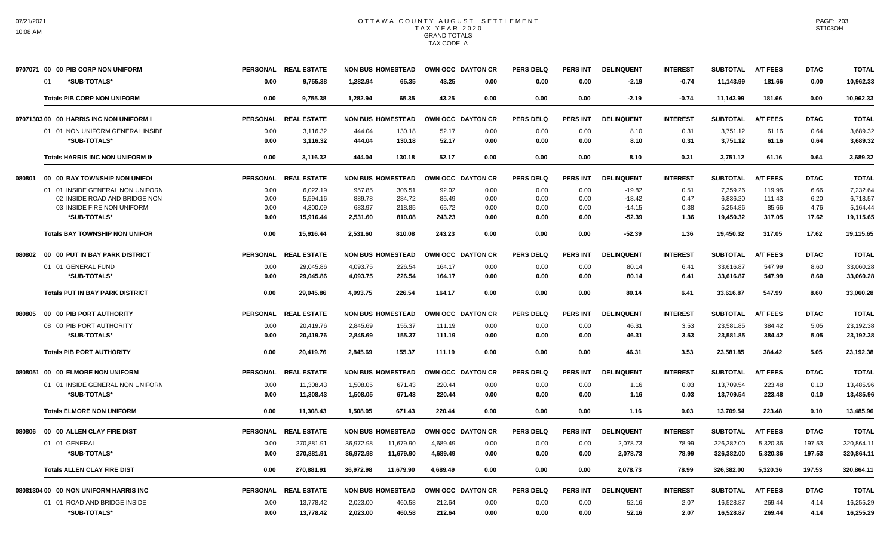# OTTAWA COUNTY AUGUST SETTLEMENT
## TAX YEAR 2020
## GRAND TOTALS
## TAX CODE A

| | PERSONAL | REAL ESTATE | NON BUS | HOMESTEAD | OWN OCC | DAYTON CR | PERS DELQ | PERS INT | DELINQUENT | INTEREST | SUBTOTAL | A/T FEES | DTAC | TOTAL |
|---|---|---|---|---|---|---|---|---|---|---|---|---|---|---|
| **0707071 00 00 PIB CORP NON UNIFORM** | | | | | | | | | | | | | | |
| 01 *SUB-TOTALS* | 0.00 | 9,755.38 | 1,282.94 | 65.35 | 43.25 | 0.00 | 0.00 | 0.00 | -2.19 | -0.74 | 11,143.99 | 181.66 | 0.00 | 10,962.33 |
| **Totals PIB CORP NON UNIFORM** | 0.00 | 9,755.38 | 1,282.94 | 65.35 | 43.25 | 0.00 | 0.00 | 0.00 | -2.19 | -0.74 | 11,143.99 | 181.66 | 0.00 | 10,962.33 |
| **07071303 00 00 HARRIS INC NON UNIFORM I** | | | | | | | | | | | | | | |
| 01 01 NON UNIFORM GENERAL INSIDE | 0.00 | 3,116.32 | 444.04 | 130.18 | 52.17 | 0.00 | 0.00 | 0.00 | 8.10 | 0.31 | 3,751.12 | 61.16 | 0.64 | 3,689.32 |
| *SUB-TOTALS* | 0.00 | 3,116.32 | 444.04 | 130.18 | 52.17 | 0.00 | 0.00 | 0.00 | 8.10 | 0.31 | 3,751.12 | 61.16 | 0.64 | 3,689.32 |
| **Totals HARRIS INC NON UNIFORM IN** | 0.00 | 3,116.32 | 444.04 | 130.18 | 52.17 | 0.00 | 0.00 | 0.00 | 8.10 | 0.31 | 3,751.12 | 61.16 | 0.64 | 3,689.32 |
| **080801 00 00 BAY TOWNSHIP NON UNIFOI** | | | | | | | | | | | | | | |
| 01 01 INSIDE GENERAL NON UNIFORM | 0.00 | 6,022.19 | 957.85 | 306.51 | 92.02 | 0.00 | 0.00 | 0.00 | -19.82 | 0.51 | 7,359.26 | 119.96 | 6.66 | 7,232.64 |
| 02 INSIDE ROAD AND BRIDGE NON | 0.00 | 5,594.16 | 889.78 | 284.72 | 85.49 | 0.00 | 0.00 | 0.00 | -18.42 | 0.47 | 6,836.20 | 111.43 | 6.20 | 6,718.57 |
| 03 INSIDE FIRE NON UNIFORM | 0.00 | 4,300.09 | 683.97 | 218.85 | 65.72 | 0.00 | 0.00 | 0.00 | -14.15 | 0.38 | 5,254.86 | 85.66 | 4.76 | 5,164.44 |
| *SUB-TOTALS* | 0.00 | 15,916.44 | 2,531.60 | 810.08 | 243.23 | 0.00 | 0.00 | 0.00 | -52.39 | 1.36 | 19,450.32 | 317.05 | 17.62 | 19,115.65 |
| **Totals BAY TOWNSHIP NON UNIFOR** | 0.00 | 15,916.44 | 2,531.60 | 810.08 | 243.23 | 0.00 | 0.00 | 0.00 | -52.39 | 1.36 | 19,450.32 | 317.05 | 17.62 | 19,115.65 |
| **080802 00 00 PUT IN BAY PARK DISTRICT** | | | | | | | | | | | | | | |
| 01 01 GENERAL FUND | 0.00 | 29,045.86 | 4,093.75 | 226.54 | 164.17 | 0.00 | 0.00 | 0.00 | 80.14 | 6.41 | 33,616.87 | 547.99 | 8.60 | 33,060.28 |
| *SUB-TOTALS* | 0.00 | 29,045.86 | 4,093.75 | 226.54 | 164.17 | 0.00 | 0.00 | 0.00 | 80.14 | 6.41 | 33,616.87 | 547.99 | 8.60 | 33,060.28 |
| **Totals PUT IN BAY PARK DISTRICT** | 0.00 | 29,045.86 | 4,093.75 | 226.54 | 164.17 | 0.00 | 0.00 | 0.00 | 80.14 | 6.41 | 33,616.87 | 547.99 | 8.60 | 33,060.28 |
| **080805 00 00 PIB PORT AUTHORITY** | | | | | | | | | | | | | | |
| 08 00 PIB PORT AUTHORITY | 0.00 | 20,419.76 | 2,845.69 | 155.37 | 111.19 | 0.00 | 0.00 | 0.00 | 46.31 | 3.53 | 23,581.85 | 384.42 | 5.05 | 23,192.38 |
| *SUB-TOTALS* | 0.00 | 20,419.76 | 2,845.69 | 155.37 | 111.19 | 0.00 | 0.00 | 0.00 | 46.31 | 3.53 | 23,581.85 | 384.42 | 5.05 | 23,192.38 |
| **Totals PIB PORT AUTHORITY** | 0.00 | 20,419.76 | 2,845.69 | 155.37 | 111.19 | 0.00 | 0.00 | 0.00 | 46.31 | 3.53 | 23,581.85 | 384.42 | 5.05 | 23,192.38 |
| **0808051 00 00 ELMORE NON UNIFORM** | | | | | | | | | | | | | | |
| 01 01 INSIDE GENERAL NON UNIFORM | 0.00 | 11,308.43 | 1,508.05 | 671.43 | 220.44 | 0.00 | 0.00 | 0.00 | 1.16 | 0.03 | 13,709.54 | 223.48 | 0.10 | 13,485.96 |
| *SUB-TOTALS* | 0.00 | 11,308.43 | 1,508.05 | 671.43 | 220.44 | 0.00 | 0.00 | 0.00 | 1.16 | 0.03 | 13,709.54 | 223.48 | 0.10 | 13,485.96 |
| **Totals ELMORE NON UNIFORM** | 0.00 | 11,308.43 | 1,508.05 | 671.43 | 220.44 | 0.00 | 0.00 | 0.00 | 1.16 | 0.03 | 13,709.54 | 223.48 | 0.10 | 13,485.96 |
| **080806 00 00 ALLEN CLAY FIRE DIST** | | | | | | | | | | | | | | |
| 01 01 GENERAL | 0.00 | 270,881.91 | 36,972.98 | 11,679.90 | 4,689.49 | 0.00 | 0.00 | 0.00 | 2,078.73 | 78.99 | 326,382.00 | 5,320.36 | 197.53 | 320,864.11 |
| *SUB-TOTALS* | 0.00 | 270,881.91 | 36,972.98 | 11,679.90 | 4,689.49 | 0.00 | 0.00 | 0.00 | 2,078.73 | 78.99 | 326,382.00 | 5,320.36 | 197.53 | 320,864.11 |
| **Totals ALLEN CLAY FIRE DIST** | 0.00 | 270,881.91 | 36,972.98 | 11,679.90 | 4,689.49 | 0.00 | 0.00 | 0.00 | 2,078.73 | 78.99 | 326,382.00 | 5,320.36 | 197.53 | 320,864.11 |
| **08081304 00 00 NON UNIFORM HARRIS INC** | | | | | | | | | | | | | | |
| 01 01 ROAD AND BRIDGE INSIDE | 0.00 | 13,778.42 | 2,023.00 | 460.58 | 212.64 | 0.00 | 0.00 | 0.00 | 52.16 | 2.07 | 16,528.87 | 269.44 | 4.14 | 16,255.29 |
| *SUB-TOTALS* | 0.00 | 13,778.42 | 2,023.00 | 460.58 | 212.64 | 0.00 | 0.00 | 0.00 | 52.16 | 2.07 | 16,528.87 | 269.44 | 4.14 | 16,255.29 |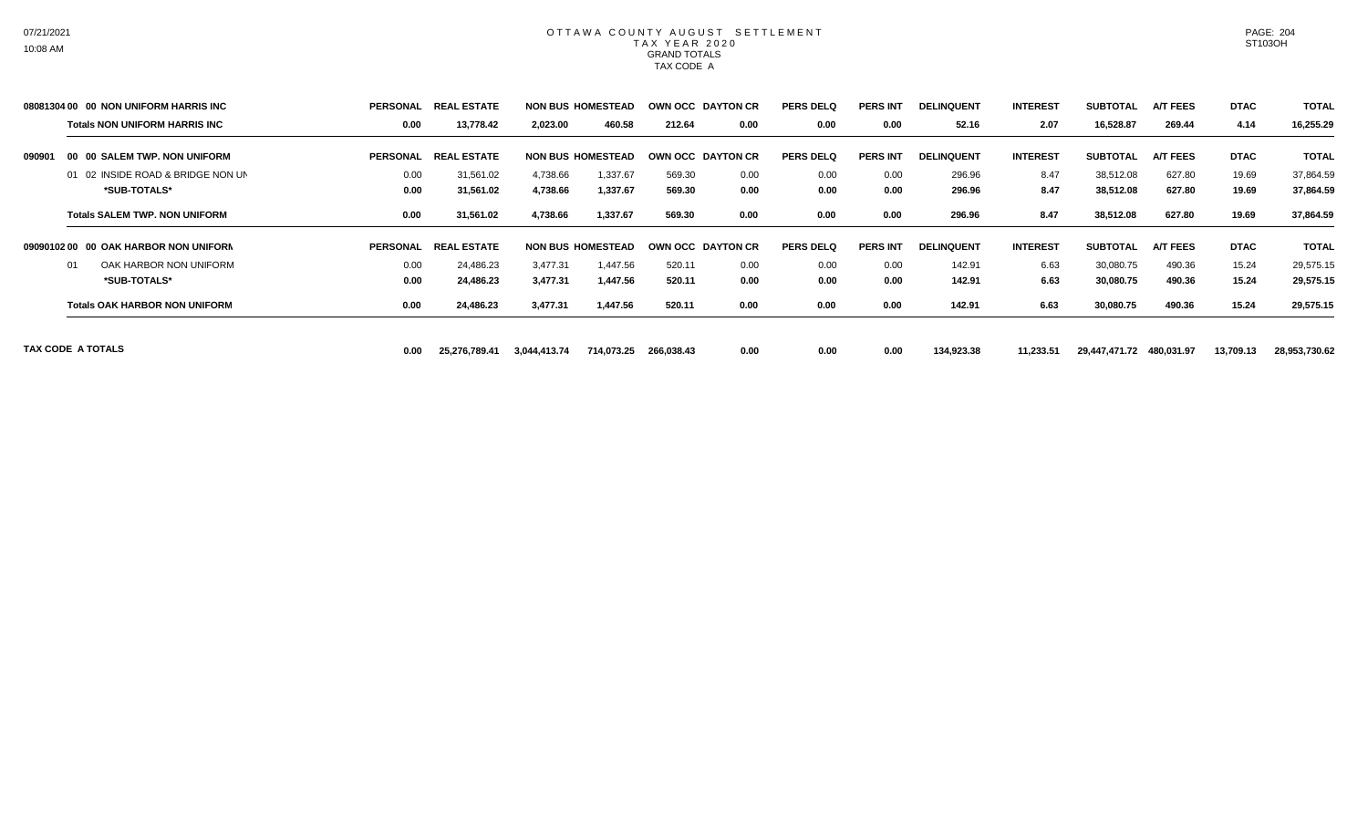# OTTAWA COUNTY AUGUST SETTLEMENT
## TAX YEAR 2020
### GRAND TOTALS
### TAX CODE A

| | PERSONAL | REAL ESTATE | NON BUS | HOMESTEAD | OWN OCC | DAYTON CR | PERS DELQ | PERS INT | DELINQUENT | INTEREST | SUBTOTAL | A/T FEES | DTAC | TOTAL |
|---|---|---|---|---|---|---|---|---|---|---|---|---|---|---|
| **08081304 00 00 NON UNIFORM HARRIS INC** | | | | | | | | | | | | | | |
| **Totals NON UNIFORM HARRIS INC** | **0.00** | **13,778.42** | **2,023.00** | **460.58** | **212.64** | **0.00** | **0.00** | **0.00** | **52.16** | **2.07** | **16,528.87** | **269.44** | **4.14** | **16,255.29** |
| **090901 00 00 SALEM TWP. NON UNIFORM** | **PERSONAL** | **REAL ESTATE** | **NON BUS** | **HOMESTEAD** | **OWN OCC** | **DAYTON CR** | **PERS DELQ** | **PERS INT** | **DELINQUENT** | **INTEREST** | **SUBTOTAL** | **A/T FEES** | **DTAC** | **TOTAL** |
| 01 02 INSIDE ROAD & BRIDGE NON UN | 0.00 | 31,561.02 | 4,738.66 | 1,337.67 | 569.30 | 0.00 | 0.00 | 0.00 | 296.96 | 8.47 | 38,512.08 | 627.80 | 19.69 | 37,864.59 |
| ***SUB-TOTALS*** | **0.00** | **31,561.02** | **4,738.66** | **1,337.67** | **569.30** | **0.00** | **0.00** | **0.00** | **296.96** | **8.47** | **38,512.08** | **627.80** | **19.69** | **37,864.59** |
| **Totals SALEM TWP. NON UNIFORM** | **0.00** | **31,561.02** | **4,738.66** | **1,337.67** | **569.30** | **0.00** | **0.00** | **0.00** | **296.96** | **8.47** | **38,512.08** | **627.80** | **19.69** | **37,864.59** |
| **09090102 00 00 OAK HARBOR NON UNIFORM** | **PERSONAL** | **REAL ESTATE** | **NON BUS** | **HOMESTEAD** | **OWN OCC** | **DAYTON CR** | **PERS DELQ** | **PERS INT** | **DELINQUENT** | **INTEREST** | **SUBTOTAL** | **A/T FEES** | **DTAC** | **TOTAL** |
| 01 OAK HARBOR NON UNIFORM | 0.00 | 24,486.23 | 3,477.31 | 1,447.56 | 520.11 | 0.00 | 0.00 | 0.00 | 142.91 | 6.63 | 30,080.75 | 490.36 | 15.24 | 29,575.15 |
| ***SUB-TOTALS*** | **0.00** | **24,486.23** | **3,477.31** | **1,447.56** | **520.11** | **0.00** | **0.00** | **0.00** | **142.91** | **6.63** | **30,080.75** | **490.36** | **15.24** | **29,575.15** |
| **Totals OAK HARBOR NON UNIFORM** | **0.00** | **24,486.23** | **3,477.31** | **1,447.56** | **520.11** | **0.00** | **0.00** | **0.00** | **142.91** | **6.63** | **30,080.75** | **490.36** | **15.24** | **29,575.15** |
| **TAX CODE A TOTALS** | 0.00 | 25,276,789.41 | 3,044,413.74 | 714,073.25 | 266,038.43 | 0.00 | 0.00 | 0.00 | 134,923.38 | 11,233.51 | 29,447,471.72 | 480,031.97 | 13,709.13 | 28,953,730.62 |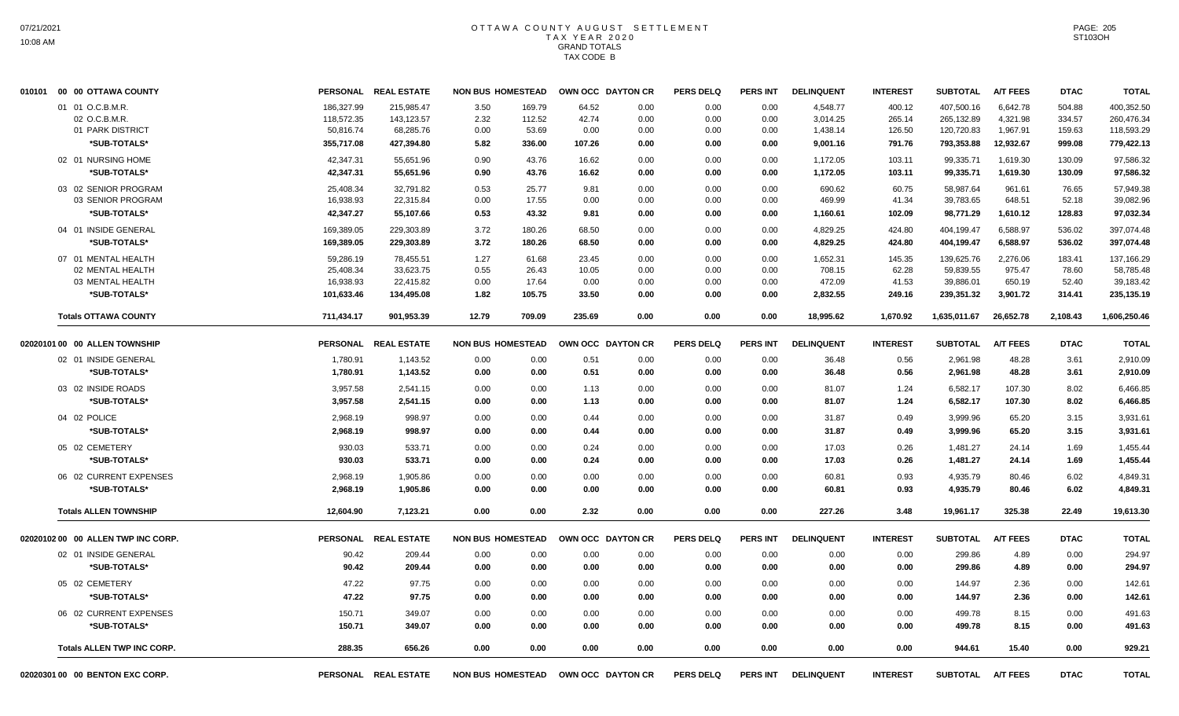# OTTAWA COUNTY AUGUST SETTLEMENT
## TAX YEAR 2020
### GRAND TOTALS
### TAX CODE B

| 010101 00 00 OTTAWA COUNTY | PERSONAL | REAL ESTATE | NON BUS | HOMESTEAD | OWN OCC | DAYTON CR | PERS DELQ | PERS INT | DELINQUENT | INTEREST | SUBTOTAL | A/T FEES | DTAC | TOTAL |
|---|---|---|---|---|---|---|---|---|---|---|---|---|---|---|
| 01 01 O.C.B.M.R. | 186,327.99 | 215,985.47 | 3.50 | 169.79 | 64.52 | 0.00 | 0.00 | 0.00 | 4,548.77 | 400.12 | 407,500.16 | 6,642.78 | 504.88 | 400,352.50 |
| 02 O.C.B.M.R. | 118,572.35 | 143,123.57 | 2.32 | 112.52 | 42.74 | 0.00 | 0.00 | 0.00 | 3,014.25 | 265.14 | 265,132.89 | 4,321.98 | 334.57 | 260,476.34 |
| 01 PARK DISTRICT | 50,816.74 | 68,285.76 | 0.00 | 53.69 | 0.00 | 0.00 | 0.00 | 0.00 | 1,438.14 | 126.50 | 120,720.83 | 1,967.91 | 159.63 | 118,593.29 |
| *SUB-TOTALS* | 355,717.08 | 427,394.80 | 5.82 | 336.00 | 107.26 | 0.00 | 0.00 | 0.00 | 9,001.16 | 791.76 | 793,353.88 | 12,932.67 | 999.08 | 779,422.13 |
| 02 01 NURSING HOME | 42,347.31 | 55,651.96 | 0.90 | 43.76 | 16.62 | 0.00 | 0.00 | 0.00 | 1,172.05 | 103.11 | 99,335.71 | 1,619.30 | 130.09 | 97,586.32 |
| *SUB-TOTALS* | 42,347.31 | 55,651.96 | 0.90 | 43.76 | 16.62 | 0.00 | 0.00 | 0.00 | 1,172.05 | 103.11 | 99,335.71 | 1,619.30 | 130.09 | 97,586.32 |
| 03 02 SENIOR PROGRAM | 25,408.34 | 32,791.82 | 0.53 | 25.77 | 9.81 | 0.00 | 0.00 | 0.00 | 690.62 | 60.75 | 58,987.64 | 961.61 | 76.65 | 57,949.38 |
| 03 SENIOR PROGRAM | 16,938.93 | 22,315.84 | 0.00 | 17.55 | 0.00 | 0.00 | 0.00 | 0.00 | 469.99 | 41.34 | 39,783.65 | 648.51 | 52.18 | 39,082.96 |
| *SUB-TOTALS* | 42,347.27 | 55,107.66 | 0.53 | 43.32 | 9.81 | 0.00 | 0.00 | 0.00 | 1,160.61 | 102.09 | 98,771.29 | 1,610.12 | 128.83 | 97,032.34 |
| 04 01 INSIDE GENERAL | 169,389.05 | 229,303.89 | 3.72 | 180.26 | 68.50 | 0.00 | 0.00 | 0.00 | 4,829.25 | 424.80 | 404,199.47 | 6,588.97 | 536.02 | 397,074.48 |
| *SUB-TOTALS* | 169,389.05 | 229,303.89 | 3.72 | 180.26 | 68.50 | 0.00 | 0.00 | 0.00 | 4,829.25 | 424.80 | 404,199.47 | 6,588.97 | 536.02 | 397,074.48 |
| 07 01 MENTAL HEALTH | 59,286.19 | 78,455.51 | 1.27 | 61.68 | 23.45 | 0.00 | 0.00 | 0.00 | 1,652.31 | 145.35 | 139,625.76 | 2,276.06 | 183.41 | 137,166.29 |
| 02 MENTAL HEALTH | 25,408.34 | 33,623.75 | 0.55 | 26.43 | 10.05 | 0.00 | 0.00 | 0.00 | 708.15 | 62.28 | 59,839.55 | 975.47 | 78.60 | 58,785.48 |
| 03 MENTAL HEALTH | 16,938.93 | 22,415.82 | 0.00 | 17.64 | 0.00 | 0.00 | 0.00 | 0.00 | 472.09 | 41.53 | 39,886.01 | 650.19 | 52.40 | 39,183.42 |
| *SUB-TOTALS* | 101,633.46 | 134,495.08 | 1.82 | 105.75 | 33.50 | 0.00 | 0.00 | 0.00 | 2,832.55 | 249.16 | 239,351.32 | 3,901.72 | 314.41 | 235,135.19 |
| **Totals OTTAWA COUNTY** | 711,434.17 | 901,953.39 | 12.79 | 709.09 | 235.69 | 0.00 | 0.00 | 0.00 | 18,995.62 | 1,670.92 | 1,635,011.67 | 26,652.78 | 2,108.43 | 1,606,250.46 |

| 02020101 00 00 ALLEN TOWNSHIP | PERSONAL | REAL ESTATE | NON BUS | HOMESTEAD | OWN OCC | DAYTON CR | PERS DELQ | PERS INT | DELINQUENT | INTEREST | SUBTOTAL | A/T FEES | DTAC | TOTAL |
|---|---|---|---|---|---|---|---|---|---|---|---|---|---|---|
| 02 01 INSIDE GENERAL | 1,780.91 | 1,143.52 | 0.00 | 0.00 | 0.51 | 0.00 | 0.00 | 0.00 | 36.48 | 0.56 | 2,961.98 | 48.28 | 3.61 | 2,910.09 |
| *SUB-TOTALS* | 1,780.91 | 1,143.52 | 0.00 | 0.00 | 0.51 | 0.00 | 0.00 | 0.00 | 36.48 | 0.56 | 2,961.98 | 48.28 | 3.61 | 2,910.09 |
| 03 02 INSIDE ROADS | 3,957.58 | 2,541.15 | 0.00 | 0.00 | 1.13 | 0.00 | 0.00 | 0.00 | 81.07 | 1.24 | 6,582.17 | 107.30 | 8.02 | 6,466.85 |
| *SUB-TOTALS* | 3,957.58 | 2,541.15 | 0.00 | 0.00 | 1.13 | 0.00 | 0.00 | 0.00 | 81.07 | 1.24 | 6,582.17 | 107.30 | 8.02 | 6,466.85 |
| 04 02 POLICE | 2,968.19 | 998.97 | 0.00 | 0.00 | 0.44 | 0.00 | 0.00 | 0.00 | 31.87 | 0.49 | 3,999.96 | 65.20 | 3.15 | 3,931.61 |
| *SUB-TOTALS* | 2,968.19 | 998.97 | 0.00 | 0.00 | 0.44 | 0.00 | 0.00 | 0.00 | 31.87 | 0.49 | 3,999.96 | 65.20 | 3.15 | 3,931.61 |
| 05 02 CEMETERY | 930.03 | 533.71 | 0.00 | 0.00 | 0.24 | 0.00 | 0.00 | 0.00 | 17.03 | 0.26 | 1,481.27 | 24.14 | 1.69 | 1,455.44 |
| *SUB-TOTALS* | 930.03 | 533.71 | 0.00 | 0.00 | 0.24 | 0.00 | 0.00 | 0.00 | 17.03 | 0.26 | 1,481.27 | 24.14 | 1.69 | 1,455.44 |
| 06 02 CURRENT EXPENSES | 2,968.19 | 1,905.86 | 0.00 | 0.00 | 0.00 | 0.00 | 0.00 | 0.00 | 60.81 | 0.93 | 4,935.79 | 80.46 | 6.02 | 4,849.31 |
| *SUB-TOTALS* | 2,968.19 | 1,905.86 | 0.00 | 0.00 | 0.00 | 0.00 | 0.00 | 0.00 | 60.81 | 0.93 | 4,935.79 | 80.46 | 6.02 | 4,849.31 |
| **Totals ALLEN TOWNSHIP** | 12,604.90 | 7,123.21 | 0.00 | 0.00 | 2.32 | 0.00 | 0.00 | 0.00 | 227.26 | 3.48 | 19,961.17 | 325.38 | 22.49 | 19,613.30 |

| 02020102 00 00 ALLEN TWP INC CORP. | PERSONAL | REAL ESTATE | NON BUS | HOMESTEAD | OWN OCC | DAYTON CR | PERS DELQ | PERS INT | DELINQUENT | INTEREST | SUBTOTAL | A/T FEES | DTAC | TOTAL |
|---|---|---|---|---|---|---|---|---|---|---|---|---|---|---|
| 02 01 INSIDE GENERAL | 90.42 | 209.44 | 0.00 | 0.00 | 0.00 | 0.00 | 0.00 | 0.00 | 0.00 | 0.00 | 299.86 | 4.89 | 0.00 | 294.97 |
| *SUB-TOTALS* | 90.42 | 209.44 | 0.00 | 0.00 | 0.00 | 0.00 | 0.00 | 0.00 | 0.00 | 0.00 | 299.86 | 4.89 | 0.00 | 294.97 |
| 05 02 CEMETERY | 47.22 | 97.75 | 0.00 | 0.00 | 0.00 | 0.00 | 0.00 | 0.00 | 0.00 | 0.00 | 144.97 | 2.36 | 0.00 | 142.61 |
| *SUB-TOTALS* | 47.22 | 97.75 | 0.00 | 0.00 | 0.00 | 0.00 | 0.00 | 0.00 | 0.00 | 0.00 | 144.97 | 2.36 | 0.00 | 142.61 |
| 06 02 CURRENT EXPENSES | 150.71 | 349.07 | 0.00 | 0.00 | 0.00 | 0.00 | 0.00 | 0.00 | 0.00 | 0.00 | 499.78 | 8.15 | 0.00 | 491.63 |
| *SUB-TOTALS* | 150.71 | 349.07 | 0.00 | 0.00 | 0.00 | 0.00 | 0.00 | 0.00 | 0.00 | 0.00 | 499.78 | 8.15 | 0.00 | 491.63 |
| **Totals ALLEN TWP INC CORP.** | 288.35 | 656.26 | 0.00 | 0.00 | 0.00 | 0.00 | 0.00 | 0.00 | 0.00 | 0.00 | 944.61 | 15.40 | 0.00 | 929.21 |

| 02020301 00 00 BENTON EXC CORP. | PERSONAL | REAL ESTATE | NON BUS | HOMESTEAD | OWN OCC | DAYTON CR | PERS DELQ | PERS INT | DELINQUENT | INTEREST | SUBTOTAL | A/T FEES | DTAC | TOTAL |
|---|---|---|---|---|---|---|---|---|---|---|---|---|---|---|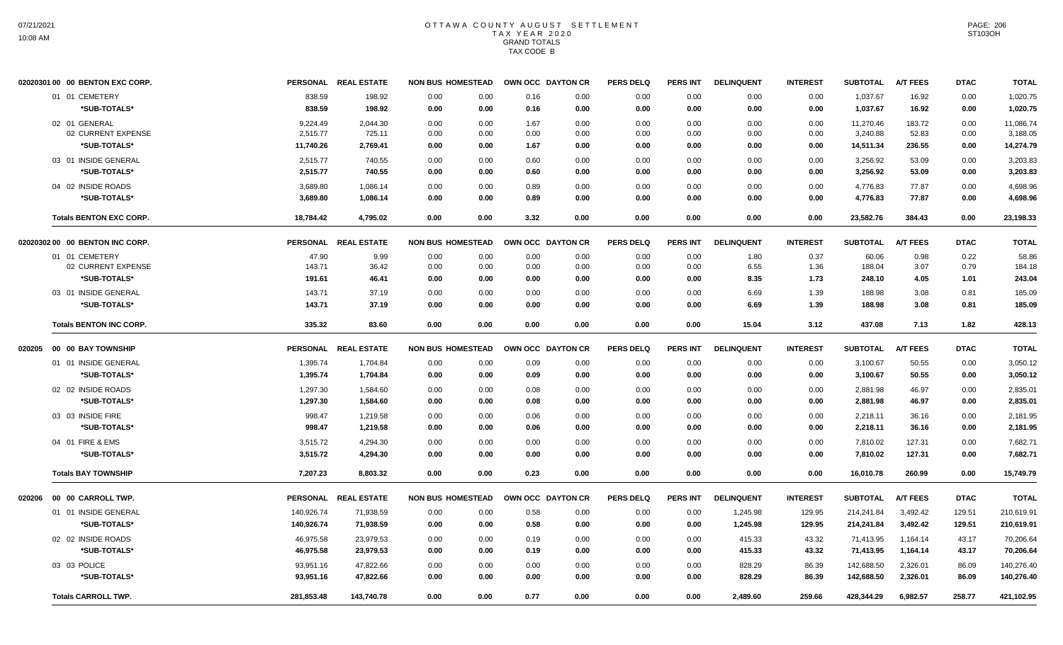# OTTAWA COUNTY AUGUST SETTLEMENT
## TAX YEAR 2020
### GRAND TOTALS
### TAX CODE B

| | PERSONAL | REAL ESTATE | NON BUS | HOMESTEAD | OWN OCC | DAYTON CR | PERS DELQ | PERS INT | DELINQUENT | INTEREST | SUBTOTAL | A/T FEES | DTAC | TOTAL |
|---|---|---|---|---|---|---|---|---|---|---|---|---|---|---|
| **02020301 00 00 BENTON EXC CORP.** | | | | | | | | | | | | | | |
| 01 01 CEMETERY | 838.59 | 198.92 | 0.00 | 0.00 | 0.16 | 0.00 | 0.00 | 0.00 | 0.00 | 0.00 | 1,037.67 | 16.92 | 0.00 | 1,020.75 |
| *SUB-TOTALS* | 838.59 | 198.92 | 0.00 | 0.00 | 0.16 | 0.00 | 0.00 | 0.00 | 0.00 | 0.00 | 1,037.67 | 16.92 | 0.00 | 1,020.75 |
| 02 01 GENERAL | 9,224.49 | 2,044.30 | 0.00 | 0.00 | 1.67 | 0.00 | 0.00 | 0.00 | 0.00 | 0.00 | 11,270.46 | 183.72 | 0.00 | 11,086.74 |
| 02 CURRENT EXPENSE | 2,515.77 | 725.11 | 0.00 | 0.00 | 0.00 | 0.00 | 0.00 | 0.00 | 0.00 | 0.00 | 3,240.88 | 52.83 | 0.00 | 3,188.05 |
| *SUB-TOTALS* | 11,740.26 | 2,769.41 | 0.00 | 0.00 | 1.67 | 0.00 | 0.00 | 0.00 | 0.00 | 0.00 | 14,511.34 | 236.55 | 0.00 | 14,274.79 |
| 03 01 INSIDE GENERAL | 2,515.77 | 740.55 | 0.00 | 0.00 | 0.60 | 0.00 | 0.00 | 0.00 | 0.00 | 0.00 | 3,256.92 | 53.09 | 0.00 | 3,203.83 |
| *SUB-TOTALS* | 2,515.77 | 740.55 | 0.00 | 0.00 | 0.60 | 0.00 | 0.00 | 0.00 | 0.00 | 0.00 | 3,256.92 | 53.09 | 0.00 | 3,203.83 |
| 04 02 INSIDE ROADS | 3,689.80 | 1,086.14 | 0.00 | 0.00 | 0.89 | 0.00 | 0.00 | 0.00 | 0.00 | 0.00 | 4,776.83 | 77.87 | 0.00 | 4,698.96 |
| *SUB-TOTALS* | 3,689.80 | 1,086.14 | 0.00 | 0.00 | 0.89 | 0.00 | 0.00 | 0.00 | 0.00 | 0.00 | 4,776.83 | 77.87 | 0.00 | 4,698.96 |
| **Totals BENTON EXC CORP.** | 18,784.42 | 4,795.02 | 0.00 | 0.00 | 3.32 | 0.00 | 0.00 | 0.00 | 0.00 | 0.00 | 23,582.76 | 384.43 | 0.00 | 23,198.33 |
| **02020302 00 00 BENTON INC CORP.** | | | | | | | | | | | | | | |
| 01 01 CEMETERY | 47.90 | 9.99 | 0.00 | 0.00 | 0.00 | 0.00 | 0.00 | 0.00 | 1.80 | 0.37 | 60.06 | 0.98 | 0.22 | 58.86 |
| 02 CURRENT EXPENSE | 143.71 | 36.42 | 0.00 | 0.00 | 0.00 | 0.00 | 0.00 | 0.00 | 6.55 | 1.36 | 188.04 | 3.07 | 0.79 | 184.18 |
| *SUB-TOTALS* | 191.61 | 46.41 | 0.00 | 0.00 | 0.00 | 0.00 | 0.00 | 0.00 | 8.35 | 1.73 | 248.10 | 4.05 | 1.01 | 243.04 |
| 03 01 INSIDE GENERAL | 143.71 | 37.19 | 0.00 | 0.00 | 0.00 | 0.00 | 0.00 | 0.00 | 6.69 | 1.39 | 188.98 | 3.08 | 0.81 | 185.09 |
| *SUB-TOTALS* | 143.71 | 37.19 | 0.00 | 0.00 | 0.00 | 0.00 | 0.00 | 0.00 | 6.69 | 1.39 | 188.98 | 3.08 | 0.81 | 185.09 |
| **Totals BENTON INC CORP.** | 335.32 | 83.60 | 0.00 | 0.00 | 0.00 | 0.00 | 0.00 | 0.00 | 15.04 | 3.12 | 437.08 | 7.13 | 1.82 | 428.13 |
| **020205 00 00 BAY TOWNSHIP** | | | | | | | | | | | | | | |
| 01 01 INSIDE GENERAL | 1,395.74 | 1,704.84 | 0.00 | 0.00 | 0.09 | 0.00 | 0.00 | 0.00 | 0.00 | 0.00 | 3,100.67 | 50.55 | 0.00 | 3,050.12 |
| *SUB-TOTALS* | 1,395.74 | 1,704.84 | 0.00 | 0.00 | 0.09 | 0.00 | 0.00 | 0.00 | 0.00 | 0.00 | 3,100.67 | 50.55 | 0.00 | 3,050.12 |
| 02 02 INSIDE ROADS | 1,297.30 | 1,584.60 | 0.00 | 0.00 | 0.08 | 0.00 | 0.00 | 0.00 | 0.00 | 0.00 | 2,881.98 | 46.97 | 0.00 | 2,835.01 |
| *SUB-TOTALS* | 1,297.30 | 1,584.60 | 0.00 | 0.00 | 0.08 | 0.00 | 0.00 | 0.00 | 0.00 | 0.00 | 2,881.98 | 46.97 | 0.00 | 2,835.01 |
| 03 03 INSIDE FIRE | 998.47 | 1,219.58 | 0.00 | 0.00 | 0.06 | 0.00 | 0.00 | 0.00 | 0.00 | 0.00 | 2,218.11 | 36.16 | 0.00 | 2,181.95 |
| *SUB-TOTALS* | 998.47 | 1,219.58 | 0.00 | 0.00 | 0.06 | 0.00 | 0.00 | 0.00 | 0.00 | 0.00 | 2,218.11 | 36.16 | 0.00 | 2,181.95 |
| 04 01 FIRE & EMS | 3,515.72 | 4,294.30 | 0.00 | 0.00 | 0.00 | 0.00 | 0.00 | 0.00 | 0.00 | 0.00 | 7,810.02 | 127.31 | 0.00 | 7,682.71 |
| *SUB-TOTALS* | 3,515.72 | 4,294.30 | 0.00 | 0.00 | 0.00 | 0.00 | 0.00 | 0.00 | 0.00 | 0.00 | 7,810.02 | 127.31 | 0.00 | 7,682.71 |
| **Totals BAY TOWNSHIP** | 7,207.23 | 8,803.32 | 0.00 | 0.00 | 0.23 | 0.00 | 0.00 | 0.00 | 0.00 | 0.00 | 16,010.78 | 260.99 | 0.00 | 15,749.79 |
| **020206 00 00 CARROLL TWP.** | | | | | | | | | | | | | | |
| 01 01 INSIDE GENERAL | 140,926.74 | 71,938.59 | 0.00 | 0.00 | 0.58 | 0.00 | 0.00 | 0.00 | 1,245.98 | 129.95 | 214,241.84 | 3,492.42 | 129.51 | 210,619.91 |
| *SUB-TOTALS* | 140,926.74 | 71,938.59 | 0.00 | 0.00 | 0.58 | 0.00 | 0.00 | 0.00 | 1,245.98 | 129.95 | 214,241.84 | 3,492.42 | 129.51 | 210,619.91 |
| 02 02 INSIDE ROADS | 46,975.58 | 23,979.53 | 0.00 | 0.00 | 0.19 | 0.00 | 0.00 | 0.00 | 415.33 | 43.32 | 71,413.95 | 1,164.14 | 43.17 | 70,206.64 |
| *SUB-TOTALS* | 46,975.58 | 23,979.53 | 0.00 | 0.00 | 0.19 | 0.00 | 0.00 | 0.00 | 415.33 | 43.32 | 71,413.95 | 1,164.14 | 43.17 | 70,206.64 |
| 03 03 POLICE | 93,951.16 | 47,822.66 | 0.00 | 0.00 | 0.00 | 0.00 | 0.00 | 0.00 | 828.29 | 86.39 | 142,688.50 | 2,326.01 | 86.09 | 140,276.40 |
| *SUB-TOTALS* | 93,951.16 | 47,822.66 | 0.00 | 0.00 | 0.00 | 0.00 | 0.00 | 0.00 | 828.29 | 86.39 | 142,688.50 | 2,326.01 | 86.09 | 140,276.40 |
| **Totals CARROLL TWP.** | 281,853.48 | 143,740.78 | 0.00 | 0.00 | 0.77 | 0.00 | 0.00 | 0.00 | 2,489.60 | 259.66 | 428,344.29 | 6,982.57 | 258.77 | 421,102.95 |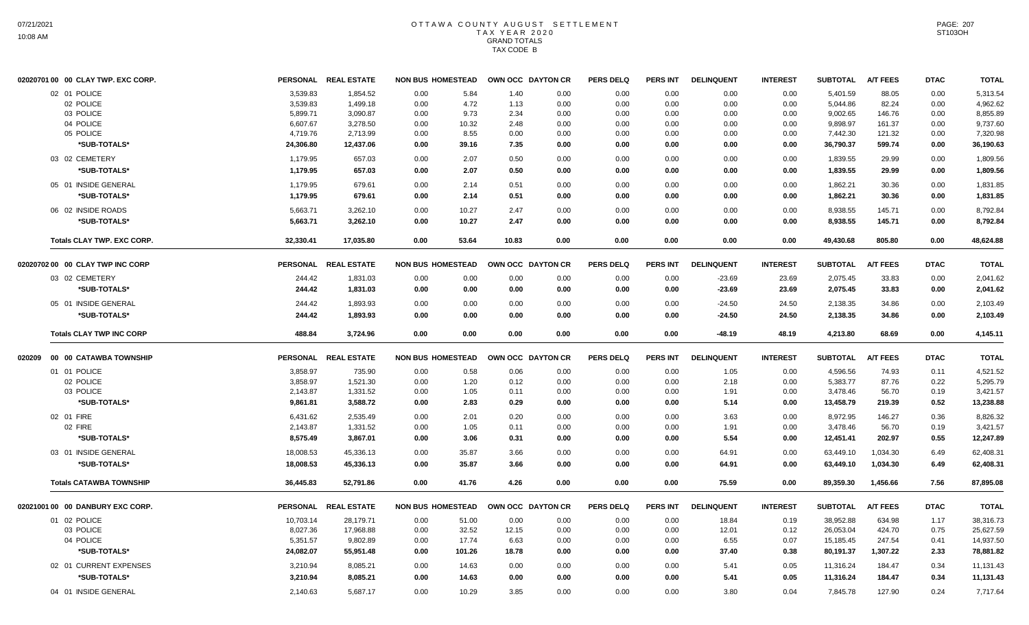# OTTAWA COUNTY AUGUST SETTLEMENT
## TAX YEAR 2020
### GRAND TOTALS
### TAX CODE B

| 02020701 00 00 CLAY TWP. EXC CORP. | PERSONAL | REAL ESTATE | NON BUS | HOMESTEAD | OWN OCC | DAYTON CR | PERS DELQ | PERS INT | DELINQUENT | INTEREST | SUBTOTAL | A/T FEES | DTAC | TOTAL |
|---|---|---|---|---|---|---|---|---|---|---|---|---|---|---|
| 02 01 POLICE | 3,539.83 | 1,854.52 | 0.00 | 5.84 | 1.40 | 0.00 | 0.00 | 0.00 | 0.00 | 0.00 | 5,401.59 | 88.05 | 0.00 | 5,313.54 |
| 02 POLICE | 3,539.83 | 1,499.18 | 0.00 | 4.72 | 1.13 | 0.00 | 0.00 | 0.00 | 0.00 | 0.00 | 5,044.86 | 82.24 | 0.00 | 4,962.62 |
| 03 POLICE | 5,899.71 | 3,090.87 | 0.00 | 9.73 | 2.34 | 0.00 | 0.00 | 0.00 | 0.00 | 0.00 | 9,002.65 | 146.76 | 0.00 | 8,855.89 |
| 04 POLICE | 6,607.67 | 3,278.50 | 0.00 | 10.32 | 2.48 | 0.00 | 0.00 | 0.00 | 0.00 | 0.00 | 9,898.97 | 161.37 | 0.00 | 9,737.60 |
| 05 POLICE | 4,719.76 | 2,713.99 | 0.00 | 8.55 | 0.00 | 0.00 | 0.00 | 0.00 | 0.00 | 0.00 | 7,442.30 | 121.32 | 0.00 | 7,320.98 |
| ***SUB-TOTALS*** | **24,306.80** | **12,437.06** | **0.00** | **39.16** | **7.35** | **0.00** | **0.00** | **0.00** | **0.00** | **0.00** | **36,790.37** | **599.74** | **0.00** | **36,190.63** |
| 03 02 CEMETERY | 1,179.95 | 657.03 | 0.00 | 2.07 | 0.50 | 0.00 | 0.00 | 0.00 | 0.00 | 0.00 | 1,839.55 | 29.99 | 0.00 | 1,809.56 |
| ***SUB-TOTALS*** | **1,179.95** | **657.03** | **0.00** | **2.07** | **0.50** | **0.00** | **0.00** | **0.00** | **0.00** | **0.00** | **1,839.55** | **29.99** | **0.00** | **1,809.56** |
| 05 01 INSIDE GENERAL | 1,179.95 | 679.61 | 0.00 | 2.14 | 0.51 | 0.00 | 0.00 | 0.00 | 0.00 | 0.00 | 1,862.21 | 30.36 | 0.00 | 1,831.85 |
| ***SUB-TOTALS*** | **1,179.95** | **679.61** | **0.00** | **2.14** | **0.51** | **0.00** | **0.00** | **0.00** | **0.00** | **0.00** | **1,862.21** | **30.36** | **0.00** | **1,831.85** |
| 06 02 INSIDE ROADS | 5,663.71 | 3,262.10 | 0.00 | 10.27 | 2.47 | 0.00 | 0.00 | 0.00 | 0.00 | 0.00 | 8,938.55 | 145.71 | 0.00 | 8,792.84 |
| ***SUB-TOTALS*** | **5,663.71** | **3,262.10** | **0.00** | **10.27** | **2.47** | **0.00** | **0.00** | **0.00** | **0.00** | **0.00** | **8,938.55** | **145.71** | **0.00** | **8,792.84** |
| **Totals CLAY TWP. EXC CORP.** | **32,330.41** | **17,035.80** | **0.00** | **53.64** | **10.83** | **0.00** | **0.00** | **0.00** | **0.00** | **0.00** | **49,430.68** | **805.80** | **0.00** | **48,624.88** |

| 02020702 00 00 CLAY TWP INC CORP | PERSONAL | REAL ESTATE | NON BUS | HOMESTEAD | OWN OCC | DAYTON CR | PERS DELQ | PERS INT | DELINQUENT | INTEREST | SUBTOTAL | A/T FEES | DTAC | TOTAL |
|---|---|---|---|---|---|---|---|---|---|---|---|---|---|---|
| 03 02 CEMETERY | 244.42 | 1,831.03 | 0.00 | 0.00 | 0.00 | 0.00 | 0.00 | 0.00 | -23.69 | 23.69 | 2,075.45 | 33.83 | 0.00 | 2,041.62 |
| ***SUB-TOTALS*** | **244.42** | **1,831.03** | **0.00** | **0.00** | **0.00** | **0.00** | **0.00** | **0.00** | **-23.69** | **23.69** | **2,075.45** | **33.83** | **0.00** | **2,041.62** |
| 05 01 INSIDE GENERAL | 244.42 | 1,893.93 | 0.00 | 0.00 | 0.00 | 0.00 | 0.00 | 0.00 | -24.50 | 24.50 | 2,138.35 | 34.86 | 0.00 | 2,103.49 |
| ***SUB-TOTALS*** | **244.42** | **1,893.93** | **0.00** | **0.00** | **0.00** | **0.00** | **0.00** | **0.00** | **-24.50** | **24.50** | **2,138.35** | **34.86** | **0.00** | **2,103.49** |
| **Totals CLAY TWP INC CORP** | **488.84** | **3,724.96** | **0.00** | **0.00** | **0.00** | **0.00** | **0.00** | **0.00** | **-48.19** | **48.19** | **4,213.80** | **68.69** | **0.00** | **4,145.11** |

| 020209 00 00 CATAWBA TOWNSHIP | PERSONAL | REAL ESTATE | NON BUS | HOMESTEAD | OWN OCC | DAYTON CR | PERS DELQ | PERS INT | DELINQUENT | INTEREST | SUBTOTAL | A/T FEES | DTAC | TOTAL |
|---|---|---|---|---|---|---|---|---|---|---|---|---|---|---|
| 01 01 POLICE | 3,858.97 | 735.90 | 0.00 | 0.58 | 0.06 | 0.00 | 0.00 | 0.00 | 1.05 | 0.00 | 4,596.56 | 74.93 | 0.11 | 4,521.52 |
| 02 POLICE | 3,858.97 | 1,521.30 | 0.00 | 1.20 | 0.12 | 0.00 | 0.00 | 0.00 | 2.18 | 0.00 | 5,383.77 | 87.76 | 0.22 | 5,295.79 |
| 03 POLICE | 2,143.87 | 1,331.52 | 0.00 | 1.05 | 0.11 | 0.00 | 0.00 | 0.00 | 1.91 | 0.00 | 3,478.46 | 56.70 | 0.19 | 3,421.57 |
| ***SUB-TOTALS*** | **9,861.81** | **3,588.72** | **0.00** | **2.83** | **0.29** | **0.00** | **0.00** | **0.00** | **5.14** | **0.00** | **13,458.79** | **219.39** | **0.52** | **13,238.88** |
| 02 01 FIRE | 6,431.62 | 2,535.49 | 0.00 | 2.01 | 0.20 | 0.00 | 0.00 | 0.00 | 3.63 | 0.00 | 8,972.95 | 146.27 | 0.36 | 8,826.32 |
| 02 FIRE | 2,143.87 | 1,331.52 | 0.00 | 1.05 | 0.11 | 0.00 | 0.00 | 0.00 | 1.91 | 0.00 | 3,478.46 | 56.70 | 0.19 | 3,421.57 |
| ***SUB-TOTALS*** | **8,575.49** | **3,867.01** | **0.00** | **3.06** | **0.31** | **0.00** | **0.00** | **0.00** | **5.54** | **0.00** | **12,451.41** | **202.97** | **0.55** | **12,247.89** |
| 03 01 INSIDE GENERAL | 18,008.53 | 45,336.13 | 0.00 | 35.87 | 3.66 | 0.00 | 0.00 | 0.00 | 64.91 | 0.00 | 63,449.10 | 1,034.30 | 6.49 | 62,408.31 |
| ***SUB-TOTALS*** | **18,008.53** | **45,336.13** | **0.00** | **35.87** | **3.66** | **0.00** | **0.00** | **0.00** | **64.91** | **0.00** | **63,449.10** | **1,034.30** | **6.49** | **62,408.31** |
| **Totals CATAWBA TOWNSHIP** | **36,445.83** | **52,791.86** | **0.00** | **41.76** | **4.26** | **0.00** | **0.00** | **0.00** | **75.59** | **0.00** | **89,359.30** | **1,456.66** | **7.56** | **87,895.08** |

| 02021001 00 00 DANBURY EXC CORP. | PERSONAL | REAL ESTATE | NON BUS | HOMESTEAD | OWN OCC | DAYTON CR | PERS DELQ | PERS INT | DELINQUENT | INTEREST | SUBTOTAL | A/T FEES | DTAC | TOTAL |
|---|---|---|---|---|---|---|---|---|---|---|---|---|---|---|
| 01 02 POLICE | 10,703.14 | 28,179.71 | 0.00 | 51.00 | 0.00 | 0.00 | 0.00 | 0.00 | 18.84 | 0.19 | 38,952.88 | 634.98 | 1.17 | 38,316.73 |
| 03 POLICE | 8,027.36 | 17,968.88 | 0.00 | 32.52 | 12.15 | 0.00 | 0.00 | 0.00 | 12.01 | 0.12 | 26,053.04 | 424.70 | 0.75 | 25,627.59 |
| 04 POLICE | 5,351.57 | 9,802.89 | 0.00 | 17.74 | 6.63 | 0.00 | 0.00 | 0.00 | 6.55 | 0.07 | 15,185.45 | 247.54 | 0.41 | 14,937.50 |
| ***SUB-TOTALS*** | **24,082.07** | **55,951.48** | **0.00** | **101.26** | **18.78** | **0.00** | **0.00** | **0.00** | **37.40** | **0.38** | **80,191.37** | **1,307.22** | **2.33** | **78,881.82** |
| 02 01 CURRENT EXPENSES | 3,210.94 | 8,085.21 | 0.00 | 14.63 | 0.00 | 0.00 | 0.00 | 0.00 | 5.41 | 0.05 | 11,316.24 | 184.47 | 0.34 | 11,131.43 |
| ***SUB-TOTALS*** | **3,210.94** | **8,085.21** | **0.00** | **14.63** | **0.00** | **0.00** | **0.00** | **0.00** | **5.41** | **0.05** | **11,316.24** | **184.47** | **0.34** | **11,131.43** |
| 04 01 INSIDE GENERAL | 2,140.63 | 5,687.17 | 0.00 | 10.29 | 3.85 | 0.00 | 0.00 | 0.00 | 3.80 | 0.04 | 7,845.78 | 127.90 | 0.24 | 7,717.64 |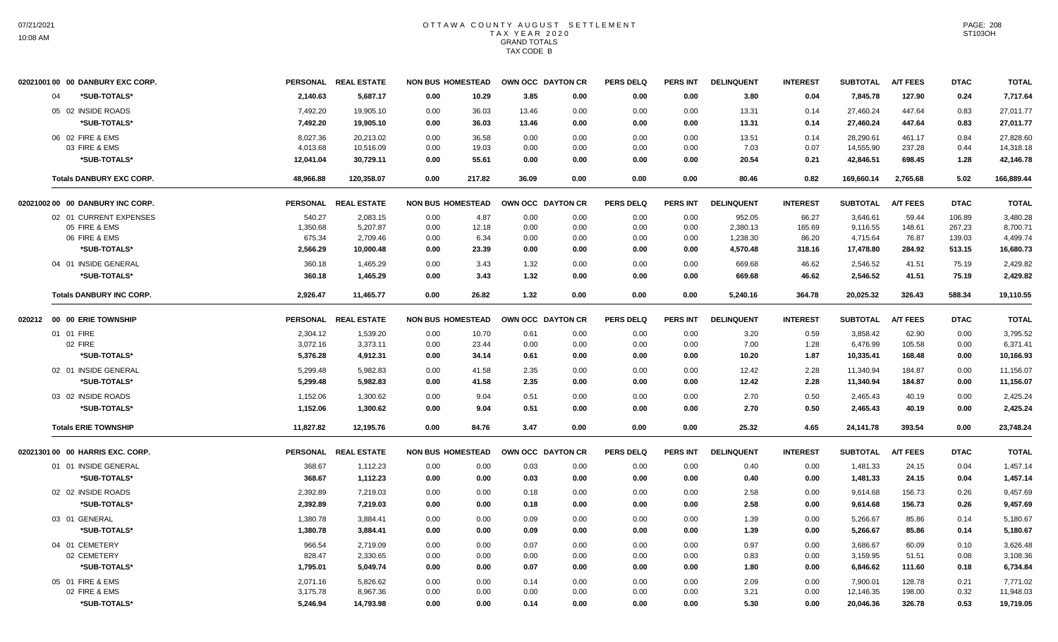# OTTAWA COUNTY AUGUST SETTLEMENT
## TAX YEAR 2020
### GRAND TOTALS
### TAX CODE B

| | PERSONAL | REAL ESTATE | NON BUS | HOMESTEAD | OWN OCC | DAYTON CR | PERS DELQ | PERS INT | DELINQUENT | INTEREST | SUBTOTAL | A/T FEES | DTAC | TOTAL |
|---|---|---|---|---|---|---|---|---|---|---|---|---|---|---|
| **02021001 00 00 DANBURY EXC CORP.** | | | | | | | | | | | | | | |
| 04 *SUB-TOTALS* | 2,140.63 | 5,687.17 | 0.00 | 10.29 | 3.85 | 0.00 | 0.00 | 0.00 | 3.80 | 0.04 | 7,845.78 | 127.90 | 0.24 | 7,717.64 |
| 05 02 INSIDE ROADS | 7,492.20 | 19,905.10 | 0.00 | 36.03 | 13.46 | 0.00 | 0.00 | 0.00 | 13.31 | 0.14 | 27,460.24 | 447.64 | 0.83 | 27,011.77 |
| *SUB-TOTALS* | 7,492.20 | 19,905.10 | 0.00 | 36.03 | 13.46 | 0.00 | 0.00 | 0.00 | 13.31 | 0.14 | 27,460.24 | 447.64 | 0.83 | 27,011.77 |
| 06 02 FIRE & EMS | 8,027.36 | 20,213.02 | 0.00 | 36.58 | 0.00 | 0.00 | 0.00 | 0.00 | 13.51 | 0.14 | 28,290.61 | 461.17 | 0.84 | 27,828.60 |
| 03 FIRE & EMS | 4,013.68 | 10,516.09 | 0.00 | 19.03 | 0.00 | 0.00 | 0.00 | 0.00 | 7.03 | 0.07 | 14,555.90 | 237.28 | 0.44 | 14,318.18 |
| *SUB-TOTALS* | 12,041.04 | 30,729.11 | 0.00 | 55.61 | 0.00 | 0.00 | 0.00 | 0.00 | 20.54 | 0.21 | 42,846.51 | 698.45 | 1.28 | 42,146.78 |
| **Totals DANBURY EXC CORP.** | 48,966.88 | 120,358.07 | 0.00 | 217.82 | 36.09 | 0.00 | 0.00 | 0.00 | 80.46 | 0.82 | 169,660.14 | 2,765.68 | 5.02 | 166,889.44 |
| **02021002 00 00 DANBURY INC CORP.** | | | | | | | | | | | | | | |
| 02 01 CURRENT EXPENSES | 540.27 | 2,083.15 | 0.00 | 4.87 | 0.00 | 0.00 | 0.00 | 0.00 | 952.05 | 66.27 | 3,646.61 | 59.44 | 106.89 | 3,480.28 |
| 05 FIRE & EMS | 1,350.68 | 5,207.87 | 0.00 | 12.18 | 0.00 | 0.00 | 0.00 | 0.00 | 2,380.13 | 165.69 | 9,116.55 | 148.61 | 267.23 | 8,700.71 |
| 06 FIRE & EMS | 675.34 | 2,709.46 | 0.00 | 6.34 | 0.00 | 0.00 | 0.00 | 0.00 | 1,238.30 | 86.20 | 4,715.64 | 76.87 | 139.03 | 4,499.74 |
| *SUB-TOTALS* | 2,566.29 | 10,000.48 | 0.00 | 23.39 | 0.00 | 0.00 | 0.00 | 0.00 | 4,570.48 | 318.16 | 17,478.80 | 284.92 | 513.15 | 16,680.73 |
| 04 01 INSIDE GENERAL | 360.18 | 1,465.29 | 0.00 | 3.43 | 1.32 | 0.00 | 0.00 | 0.00 | 669.68 | 46.62 | 2,546.52 | 41.51 | 75.19 | 2,429.82 |
| *SUB-TOTALS* | 360.18 | 1,465.29 | 0.00 | 3.43 | 1.32 | 0.00 | 0.00 | 0.00 | 669.68 | 46.62 | 2,546.52 | 41.51 | 75.19 | 2,429.82 |
| **Totals DANBURY INC CORP.** | 2,926.47 | 11,465.77 | 0.00 | 26.82 | 1.32 | 0.00 | 0.00 | 0.00 | 5,240.16 | 364.78 | 20,025.32 | 326.43 | 588.34 | 19,110.55 |
| **020212 00 00 ERIE TOWNSHIP** | | | | | | | | | | | | | | |
| 01 01 FIRE | 2,304.12 | 1,539.20 | 0.00 | 10.70 | 0.61 | 0.00 | 0.00 | 0.00 | 3.20 | 0.59 | 3,858.42 | 62.90 | 0.00 | 3,795.52 |
| 02 FIRE | 3,072.16 | 3,373.11 | 0.00 | 23.44 | 0.00 | 0.00 | 0.00 | 0.00 | 7.00 | 1.28 | 6,476.99 | 105.58 | 0.00 | 6,371.41 |
| *SUB-TOTALS* | 5,376.28 | 4,912.31 | 0.00 | 34.14 | 0.61 | 0.00 | 0.00 | 0.00 | 10.20 | 1.87 | 10,335.41 | 168.48 | 0.00 | 10,166.93 |
| 02 01 INSIDE GENERAL | 5,299.48 | 5,982.83 | 0.00 | 41.58 | 2.35 | 0.00 | 0.00 | 0.00 | 12.42 | 2.28 | 11,340.94 | 184.87 | 0.00 | 11,156.07 |
| *SUB-TOTALS* | 5,299.48 | 5,982.83 | 0.00 | 41.58 | 2.35 | 0.00 | 0.00 | 0.00 | 12.42 | 2.28 | 11,340.94 | 184.87 | 0.00 | 11,156.07 |
| 03 02 INSIDE ROADS | 1,152.06 | 1,300.62 | 0.00 | 9.04 | 0.51 | 0.00 | 0.00 | 0.00 | 2.70 | 0.50 | 2,465.43 | 40.19 | 0.00 | 2,425.24 |
| *SUB-TOTALS* | 1,152.06 | 1,300.62 | 0.00 | 9.04 | 0.51 | 0.00 | 0.00 | 0.00 | 2.70 | 0.50 | 2,465.43 | 40.19 | 0.00 | 2,425.24 |
| **Totals ERIE TOWNSHIP** | 11,827.82 | 12,195.76 | 0.00 | 84.76 | 3.47 | 0.00 | 0.00 | 0.00 | 25.32 | 4.65 | 24,141.78 | 393.54 | 0.00 | 23,748.24 |
| **02021301 00 00 HARRIS EXC. CORP.** | | | | | | | | | | | | | | |
| 01 01 INSIDE GENERAL | 368.67 | 1,112.23 | 0.00 | 0.00 | 0.03 | 0.00 | 0.00 | 0.00 | 0.40 | 0.00 | 1,481.33 | 24.15 | 0.04 | 1,457.14 |
| *SUB-TOTALS* | 368.67 | 1,112.23 | 0.00 | 0.00 | 0.03 | 0.00 | 0.00 | 0.00 | 0.40 | 0.00 | 1,481.33 | 24.15 | 0.04 | 1,457.14 |
| 02 02 INSIDE ROADS | 2,392.89 | 7,219.03 | 0.00 | 0.00 | 0.18 | 0.00 | 0.00 | 0.00 | 2.58 | 0.00 | 9,614.68 | 156.73 | 0.26 | 9,457.69 |
| *SUB-TOTALS* | 2,392.89 | 7,219.03 | 0.00 | 0.00 | 0.18 | 0.00 | 0.00 | 0.00 | 2.58 | 0.00 | 9,614.68 | 156.73 | 0.26 | 9,457.69 |
| 03 01 GENERAL | 1,380.78 | 3,884.41 | 0.00 | 0.00 | 0.09 | 0.00 | 0.00 | 0.00 | 1.39 | 0.00 | 5,266.67 | 85.86 | 0.14 | 5,180.67 |
| *SUB-TOTALS* | 1,380.78 | 3,884.41 | 0.00 | 0.00 | 0.09 | 0.00 | 0.00 | 0.00 | 1.39 | 0.00 | 5,266.67 | 85.86 | 0.14 | 5,180.67 |
| 04 01 CEMETERY | 966.54 | 2,719.09 | 0.00 | 0.00 | 0.07 | 0.00 | 0.00 | 0.00 | 0.97 | 0.00 | 3,686.67 | 60.09 | 0.10 | 3,626.48 |
| 02 CEMETERY | 828.47 | 2,330.65 | 0.00 | 0.00 | 0.00 | 0.00 | 0.00 | 0.00 | 0.83 | 0.00 | 3,159.95 | 51.51 | 0.08 | 3,108.36 |
| *SUB-TOTALS* | 1,795.01 | 5,049.74 | 0.00 | 0.00 | 0.07 | 0.00 | 0.00 | 0.00 | 1.80 | 0.00 | 6,846.62 | 111.60 | 0.18 | 6,734.84 |
| 05 01 FIRE & EMS | 2,071.16 | 5,826.62 | 0.00 | 0.00 | 0.14 | 0.00 | 0.00 | 0.00 | 2.09 | 0.00 | 7,900.01 | 128.78 | 0.21 | 7,771.02 |
| 02 FIRE & EMS | 3,175.78 | 8,967.36 | 0.00 | 0.00 | 0.00 | 0.00 | 0.00 | 0.00 | 3.21 | 0.00 | 12,146.35 | 198.00 | 0.32 | 11,948.03 |
| *SUB-TOTALS* | 5,246.94 | 14,793.98 | 0.00 | 0.00 | 0.14 | 0.00 | 0.00 | 0.00 | 5.30 | 0.00 | 20,046.36 | 326.78 | 0.53 | 19,719.05 |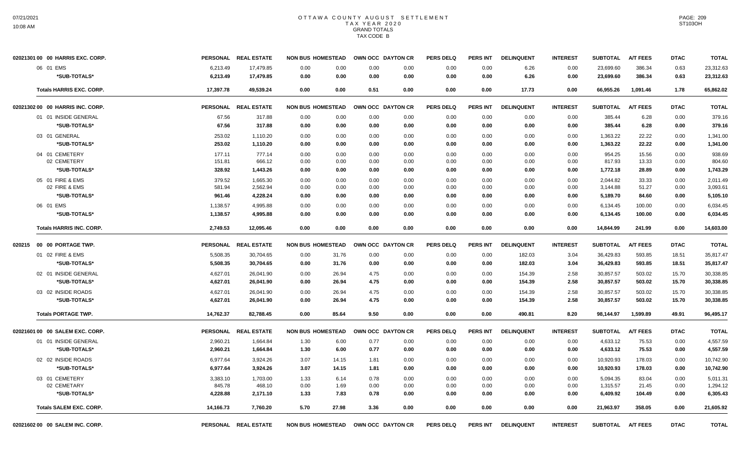# OTTAWA COUNTY AUGUST SETTLEMENT
## TAX YEAR 2020
### GRAND TOTALS
### TAX CODE B

| | PERSONAL | REAL ESTATE | NON BUS | HOMESTEAD | OWN OCC | DAYTON CR | PERS DELQ | PERS INT | DELINQUENT | INTEREST | SUBTOTAL | A/T FEES | DTAC | TOTAL |
|---|---|---|---|---|---|---|---|---|---|---|---|---|---|---|
| **02021301 00 00 HARRIS EXC. CORP.** | | | | | | | | | | | | | | |
| 06 01 EMS | 6,213.49 | 17,479.85 | 0.00 | 0.00 | 0.00 | 0.00 | 0.00 | 0.00 | 6.26 | 0.00 | 23,699.60 | 386.34 | 0.63 | 23,312.63 |
| *SUB-TOTALS* | 6,213.49 | 17,479.85 | 0.00 | 0.00 | 0.00 | 0.00 | 0.00 | 0.00 | 6.26 | 0.00 | 23,699.60 | 386.34 | 0.63 | 23,312.63 |
| **Totals HARRIS EXC. CORP.** | 17,397.78 | 49,539.24 | 0.00 | 0.00 | 0.51 | 0.00 | 0.00 | 0.00 | 17.73 | 0.00 | 66,955.26 | 1,091.46 | 1.78 | 65,862.02 |
| **02021302 00 00 HARRIS INC. CORP.** | | | | | | | | | | | | | | |
| 01 01 INSIDE GENERAL | 67.56 | 317.88 | 0.00 | 0.00 | 0.00 | 0.00 | 0.00 | 0.00 | 0.00 | 0.00 | 385.44 | 6.28 | 0.00 | 379.16 |
| *SUB-TOTALS* | 67.56 | 317.88 | 0.00 | 0.00 | 0.00 | 0.00 | 0.00 | 0.00 | 0.00 | 0.00 | 385.44 | 6.28 | 0.00 | 379.16 |
| 03 01 GENERAL | 253.02 | 1,110.20 | 0.00 | 0.00 | 0.00 | 0.00 | 0.00 | 0.00 | 0.00 | 0.00 | 1,363.22 | 22.22 | 0.00 | 1,341.00 |
| *SUB-TOTALS* | 253.02 | 1,110.20 | 0.00 | 0.00 | 0.00 | 0.00 | 0.00 | 0.00 | 0.00 | 0.00 | 1,363.22 | 22.22 | 0.00 | 1,341.00 |
| 04 01 CEMETERY | 177.11 | 777.14 | 0.00 | 0.00 | 0.00 | 0.00 | 0.00 | 0.00 | 0.00 | 0.00 | 954.25 | 15.56 | 0.00 | 938.69 |
| 02 CEMETERY | 151.81 | 666.12 | 0.00 | 0.00 | 0.00 | 0.00 | 0.00 | 0.00 | 0.00 | 0.00 | 817.93 | 13.33 | 0.00 | 804.60 |
| *SUB-TOTALS* | 328.92 | 1,443.26 | 0.00 | 0.00 | 0.00 | 0.00 | 0.00 | 0.00 | 0.00 | 0.00 | 1,772.18 | 28.89 | 0.00 | 1,743.29 |
| 05 01 FIRE & EMS | 379.52 | 1,665.30 | 0.00 | 0.00 | 0.00 | 0.00 | 0.00 | 0.00 | 0.00 | 0.00 | 2,044.82 | 33.33 | 0.00 | 2,011.49 |
| 02 FIRE & EMS | 581.94 | 2,562.94 | 0.00 | 0.00 | 0.00 | 0.00 | 0.00 | 0.00 | 0.00 | 0.00 | 3,144.88 | 51.27 | 0.00 | 3,093.61 |
| *SUB-TOTALS* | 961.46 | 4,228.24 | 0.00 | 0.00 | 0.00 | 0.00 | 0.00 | 0.00 | 0.00 | 0.00 | 5,189.70 | 84.60 | 0.00 | 5,105.10 |
| 06 01 EMS | 1,138.57 | 4,995.88 | 0.00 | 0.00 | 0.00 | 0.00 | 0.00 | 0.00 | 0.00 | 0.00 | 6,134.45 | 100.00 | 0.00 | 6,034.45 |
| *SUB-TOTALS* | 1,138.57 | 4,995.88 | 0.00 | 0.00 | 0.00 | 0.00 | 0.00 | 0.00 | 0.00 | 0.00 | 6,134.45 | 100.00 | 0.00 | 6,034.45 |
| **Totals HARRIS INC. CORP.** | 2,749.53 | 12,095.46 | 0.00 | 0.00 | 0.00 | 0.00 | 0.00 | 0.00 | 0.00 | 0.00 | 14,844.99 | 241.99 | 0.00 | 14,603.00 |
| **020215 00 00 PORTAGE TWP.** | | | | | | | | | | | | | | |
| 01 02 FIRE & EMS | 5,508.35 | 30,704.65 | 0.00 | 31.76 | 0.00 | 0.00 | 0.00 | 0.00 | 182.03 | 3.04 | 36,429.83 | 593.85 | 18.51 | 35,817.47 |
| *SUB-TOTALS* | 5,508.35 | 30,704.65 | 0.00 | 31.76 | 0.00 | 0.00 | 0.00 | 0.00 | 182.03 | 3.04 | 36,429.83 | 593.85 | 18.51 | 35,817.47 |
| 02 01 INSIDE GENERAL | 4,627.01 | 26,041.90 | 0.00 | 26.94 | 4.75 | 0.00 | 0.00 | 0.00 | 154.39 | 2.58 | 30,857.57 | 503.02 | 15.70 | 30,338.85 |
| *SUB-TOTALS* | 4,627.01 | 26,041.90 | 0.00 | 26.94 | 4.75 | 0.00 | 0.00 | 0.00 | 154.39 | 2.58 | 30,857.57 | 503.02 | 15.70 | 30,338.85 |
| 03 02 INSIDE ROADS | 4,627.01 | 26,041.90 | 0.00 | 26.94 | 4.75 | 0.00 | 0.00 | 0.00 | 154.39 | 2.58 | 30,857.57 | 503.02 | 15.70 | 30,338.85 |
| *SUB-TOTALS* | 4,627.01 | 26,041.90 | 0.00 | 26.94 | 4.75 | 0.00 | 0.00 | 0.00 | 154.39 | 2.58 | 30,857.57 | 503.02 | 15.70 | 30,338.85 |
| **Totals PORTAGE TWP.** | 14,762.37 | 82,788.45 | 0.00 | 85.64 | 9.50 | 0.00 | 0.00 | 0.00 | 490.81 | 8.20 | 98,144.97 | 1,599.89 | 49.91 | 96,495.17 |
| **02021601 00 00 SALEM EXC. CORP.** | | | | | | | | | | | | | | |
| 01 01 INSIDE GENERAL | 2,960.21 | 1,664.84 | 1.30 | 6.00 | 0.77 | 0.00 | 0.00 | 0.00 | 0.00 | 0.00 | 4,633.12 | 75.53 | 0.00 | 4,557.59 |
| *SUB-TOTALS* | 2,960.21 | 1,664.84 | 1.30 | 6.00 | 0.77 | 0.00 | 0.00 | 0.00 | 0.00 | 0.00 | 4,633.12 | 75.53 | 0.00 | 4,557.59 |
| 02 02 INSIDE ROADS | 6,977.64 | 3,924.26 | 3.07 | 14.15 | 1.81 | 0.00 | 0.00 | 0.00 | 0.00 | 0.00 | 10,920.93 | 178.03 | 0.00 | 10,742.90 |
| *SUB-TOTALS* | 6,977.64 | 3,924.26 | 3.07 | 14.15 | 1.81 | 0.00 | 0.00 | 0.00 | 0.00 | 0.00 | 10,920.93 | 178.03 | 0.00 | 10,742.90 |
| 03 01 CEMETERY | 3,383.10 | 1,703.00 | 1.33 | 6.14 | 0.78 | 0.00 | 0.00 | 0.00 | 0.00 | 0.00 | 5,094.35 | 83.04 | 0.00 | 5,011.31 |
| 02 CEMETARY | 845.78 | 468.10 | 0.00 | 1.69 | 0.00 | 0.00 | 0.00 | 0.00 | 0.00 | 0.00 | 1,315.57 | 21.45 | 0.00 | 1,294.12 |
| *SUB-TOTALS* | 4,228.88 | 2,171.10 | 1.33 | 7.83 | 0.78 | 0.00 | 0.00 | 0.00 | 0.00 | 0.00 | 6,409.92 | 104.49 | 0.00 | 6,305.43 |
| **Totals SALEM EXC. CORP.** | 14,166.73 | 7,760.20 | 5.70 | 27.98 | 3.36 | 0.00 | 0.00 | 0.00 | 0.00 | 0.00 | 21,963.97 | 358.05 | 0.00 | 21,605.92 |
| **02021602 00 00 SALEM INC. CORP.** | PERSONAL | REAL ESTATE | NON BUS | HOMESTEAD | OWN OCC | DAYTON CR | PERS DELQ | PERS INT | DELINQUENT | INTEREST | SUBTOTAL | A/T FEES | DTAC | TOTAL |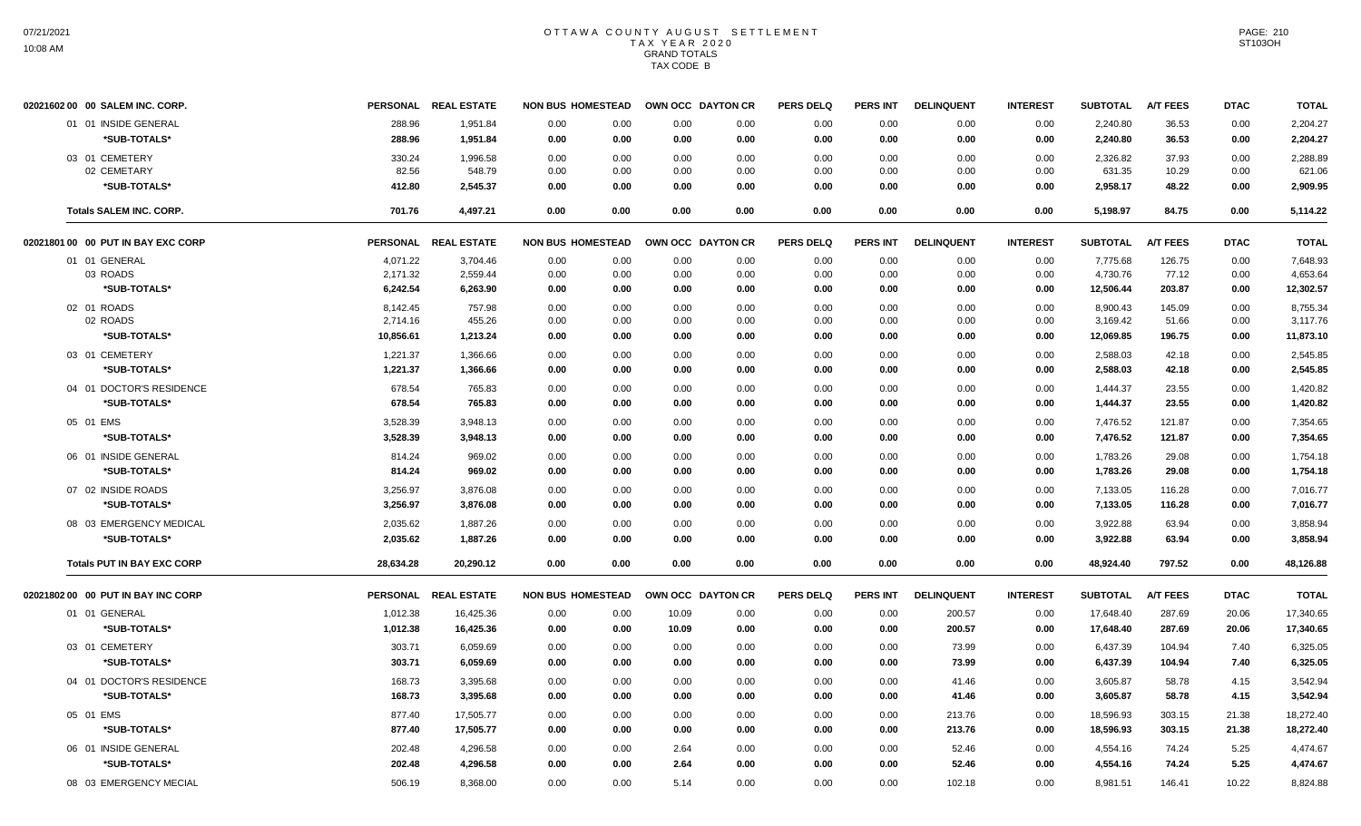# OTTAWA COUNTY AUGUST SETTLEMENT
## TAX YEAR 2020
### GRAND TOTALS
### TAX CODE B

| 02021602 00 00 SALEM INC. CORP. | PERSONAL | REAL ESTATE | NON BUS | HOMESTEAD | OWN OCC | DAYTON CR | PERS DELQ | PERS INT | DELINQUENT | INTEREST | SUBTOTAL | A/T FEES | DTAC | TOTAL |
|---|---|---|---|---|---|---|---|---|---|---|---|---|---|---|
| 01 01 INSIDE GENERAL | 288.96 | 1,951.84 | 0.00 | 0.00 | 0.00 | 0.00 | 0.00 | 0.00 | 0.00 | 0.00 | 2,240.80 | 36.53 | 0.00 | 2,204.27 |
| *SUB-TOTALS* | 288.96 | 1,951.84 | 0.00 | 0.00 | 0.00 | 0.00 | 0.00 | 0.00 | 0.00 | 0.00 | 2,240.80 | 36.53 | 0.00 | 2,204.27 |
| 03 01 CEMETERY | 330.24 | 1,996.58 | 0.00 | 0.00 | 0.00 | 0.00 | 0.00 | 0.00 | 0.00 | 0.00 | 2,326.82 | 37.93 | 0.00 | 2,288.89 |
| 02 CEMETARY | 82.56 | 548.79 | 0.00 | 0.00 | 0.00 | 0.00 | 0.00 | 0.00 | 0.00 | 0.00 | 631.35 | 10.29 | 0.00 | 621.06 |
| *SUB-TOTALS* | 412.80 | 2,545.37 | 0.00 | 0.00 | 0.00 | 0.00 | 0.00 | 0.00 | 0.00 | 0.00 | 2,958.17 | 48.22 | 0.00 | 2,909.95 |
| **Totals SALEM INC. CORP.** | 701.76 | 4,497.21 | 0.00 | 0.00 | 0.00 | 0.00 | 0.00 | 0.00 | 0.00 | 0.00 | 5,198.97 | 84.75 | 0.00 | 5,114.22 |

| 02021801 00 00 PUT IN BAY EXC CORP | PERSONAL | REAL ESTATE | NON BUS | HOMESTEAD | OWN OCC | DAYTON CR | PERS DELQ | PERS INT | DELINQUENT | INTEREST | SUBTOTAL | A/T FEES | DTAC | TOTAL |
|---|---|---|---|---|---|---|---|---|---|---|---|---|---|---|
| 01 01 GENERAL | 4,071.22 | 3,704.46 | 0.00 | 0.00 | 0.00 | 0.00 | 0.00 | 0.00 | 0.00 | 0.00 | 7,775.68 | 126.75 | 0.00 | 7,648.93 |
| 03 ROADS | 2,171.32 | 2,559.44 | 0.00 | 0.00 | 0.00 | 0.00 | 0.00 | 0.00 | 0.00 | 0.00 | 4,730.76 | 77.12 | 0.00 | 4,653.64 |
| *SUB-TOTALS* | 6,242.54 | 6,263.90 | 0.00 | 0.00 | 0.00 | 0.00 | 0.00 | 0.00 | 0.00 | 0.00 | 12,506.44 | 203.87 | 0.00 | 12,302.57 |
| 02 01 ROADS | 8,142.45 | 757.98 | 0.00 | 0.00 | 0.00 | 0.00 | 0.00 | 0.00 | 0.00 | 0.00 | 8,900.43 | 145.09 | 0.00 | 8,755.34 |
| 02 ROADS | 2,714.16 | 455.26 | 0.00 | 0.00 | 0.00 | 0.00 | 0.00 | 0.00 | 0.00 | 0.00 | 3,169.42 | 51.66 | 0.00 | 3,117.76 |
| *SUB-TOTALS* | 10,856.61 | 1,213.24 | 0.00 | 0.00 | 0.00 | 0.00 | 0.00 | 0.00 | 0.00 | 0.00 | 12,069.85 | 196.75 | 0.00 | 11,873.10 |
| 03 01 CEMETERY | 1,221.37 | 1,366.66 | 0.00 | 0.00 | 0.00 | 0.00 | 0.00 | 0.00 | 0.00 | 0.00 | 2,588.03 | 42.18 | 0.00 | 2,545.85 |
| *SUB-TOTALS* | 1,221.37 | 1,366.66 | 0.00 | 0.00 | 0.00 | 0.00 | 0.00 | 0.00 | 0.00 | 0.00 | 2,588.03 | 42.18 | 0.00 | 2,545.85 |
| 04 01 DOCTOR'S RESIDENCE | 678.54 | 765.83 | 0.00 | 0.00 | 0.00 | 0.00 | 0.00 | 0.00 | 0.00 | 0.00 | 1,444.37 | 23.55 | 0.00 | 1,420.82 |
| *SUB-TOTALS* | 678.54 | 765.83 | 0.00 | 0.00 | 0.00 | 0.00 | 0.00 | 0.00 | 0.00 | 0.00 | 1,444.37 | 23.55 | 0.00 | 1,420.82 |
| 05 01 EMS | 3,528.39 | 3,948.13 | 0.00 | 0.00 | 0.00 | 0.00 | 0.00 | 0.00 | 0.00 | 0.00 | 7,476.52 | 121.87 | 0.00 | 7,354.65 |
| *SUB-TOTALS* | 3,528.39 | 3,948.13 | 0.00 | 0.00 | 0.00 | 0.00 | 0.00 | 0.00 | 0.00 | 0.00 | 7,476.52 | 121.87 | 0.00 | 7,354.65 |
| 06 01 INSIDE GENERAL | 814.24 | 969.02 | 0.00 | 0.00 | 0.00 | 0.00 | 0.00 | 0.00 | 0.00 | 0.00 | 1,783.26 | 29.08 | 0.00 | 1,754.18 |
| *SUB-TOTALS* | 814.24 | 969.02 | 0.00 | 0.00 | 0.00 | 0.00 | 0.00 | 0.00 | 0.00 | 0.00 | 1,783.26 | 29.08 | 0.00 | 1,754.18 |
| 07 02 INSIDE ROADS | 3,256.97 | 3,876.08 | 0.00 | 0.00 | 0.00 | 0.00 | 0.00 | 0.00 | 0.00 | 0.00 | 7,133.05 | 116.28 | 0.00 | 7,016.77 |
| *SUB-TOTALS* | 3,256.97 | 3,876.08 | 0.00 | 0.00 | 0.00 | 0.00 | 0.00 | 0.00 | 0.00 | 0.00 | 7,133.05 | 116.28 | 0.00 | 7,016.77 |
| 08 03 EMERGENCY MEDICAL | 2,035.62 | 1,887.26 | 0.00 | 0.00 | 0.00 | 0.00 | 0.00 | 0.00 | 0.00 | 0.00 | 3,922.88 | 63.94 | 0.00 | 3,858.94 |
| *SUB-TOTALS* | 2,035.62 | 1,887.26 | 0.00 | 0.00 | 0.00 | 0.00 | 0.00 | 0.00 | 0.00 | 0.00 | 3,922.88 | 63.94 | 0.00 | 3,858.94 |
| **Totals PUT IN BAY EXC CORP** | 28,634.28 | 20,290.12 | 0.00 | 0.00 | 0.00 | 0.00 | 0.00 | 0.00 | 0.00 | 0.00 | 48,924.40 | 797.52 | 0.00 | 48,126.88 |

| 02021802 00 00 PUT IN BAY INC CORP | PERSONAL | REAL ESTATE | NON BUS | HOMESTEAD | OWN OCC | DAYTON CR | PERS DELQ | PERS INT | DELINQUENT | INTEREST | SUBTOTAL | A/T FEES | DTAC | TOTAL |
|---|---|---|---|---|---|---|---|---|---|---|---|---|---|---|
| 01 01 GENERAL | 1,012.38 | 16,425.36 | 0.00 | 0.00 | 10.09 | 0.00 | 0.00 | 0.00 | 200.57 | 0.00 | 17,648.40 | 287.69 | 20.06 | 17,340.65 |
| *SUB-TOTALS* | 1,012.38 | 16,425.36 | 0.00 | 0.00 | 10.09 | 0.00 | 0.00 | 0.00 | 200.57 | 0.00 | 17,648.40 | 287.69 | 20.06 | 17,340.65 |
| 03 01 CEMETERY | 303.71 | 6,059.69 | 0.00 | 0.00 | 0.00 | 0.00 | 0.00 | 0.00 | 73.99 | 0.00 | 6,437.39 | 104.94 | 7.40 | 6,325.05 |
| *SUB-TOTALS* | 303.71 | 6,059.69 | 0.00 | 0.00 | 0.00 | 0.00 | 0.00 | 0.00 | 73.99 | 0.00 | 6,437.39 | 104.94 | 7.40 | 6,325.05 |
| 04 01 DOCTOR'S RESIDENCE | 168.73 | 3,395.68 | 0.00 | 0.00 | 0.00 | 0.00 | 0.00 | 0.00 | 41.46 | 0.00 | 3,605.87 | 58.78 | 4.15 | 3,542.94 |
| *SUB-TOTALS* | 168.73 | 3,395.68 | 0.00 | 0.00 | 0.00 | 0.00 | 0.00 | 0.00 | 41.46 | 0.00 | 3,605.87 | 58.78 | 4.15 | 3,542.94 |
| 05 01 EMS | 877.40 | 17,505.77 | 0.00 | 0.00 | 0.00 | 0.00 | 0.00 | 0.00 | 213.76 | 0.00 | 18,596.93 | 303.15 | 21.38 | 18,272.40 |
| *SUB-TOTALS* | 877.40 | 17,505.77 | 0.00 | 0.00 | 0.00 | 0.00 | 0.00 | 0.00 | 213.76 | 0.00 | 18,596.93 | 303.15 | 21.38 | 18,272.40 |
| 06 01 INSIDE GENERAL | 202.48 | 4,296.58 | 0.00 | 0.00 | 2.64 | 0.00 | 0.00 | 0.00 | 52.46 | 0.00 | 4,554.16 | 74.24 | 5.25 | 4,474.67 |
| *SUB-TOTALS* | 202.48 | 4,296.58 | 0.00 | 0.00 | 2.64 | 0.00 | 0.00 | 0.00 | 52.46 | 0.00 | 4,554.16 | 74.24 | 5.25 | 4,474.67 |
| 08 03 EMERGENCY MECIAL | 506.19 | 8,368.00 | 0.00 | 0.00 | 5.14 | 0.00 | 0.00 | 0.00 | 102.18 | 0.00 | 8,981.51 | 146.41 | 10.22 | 8,824.88 |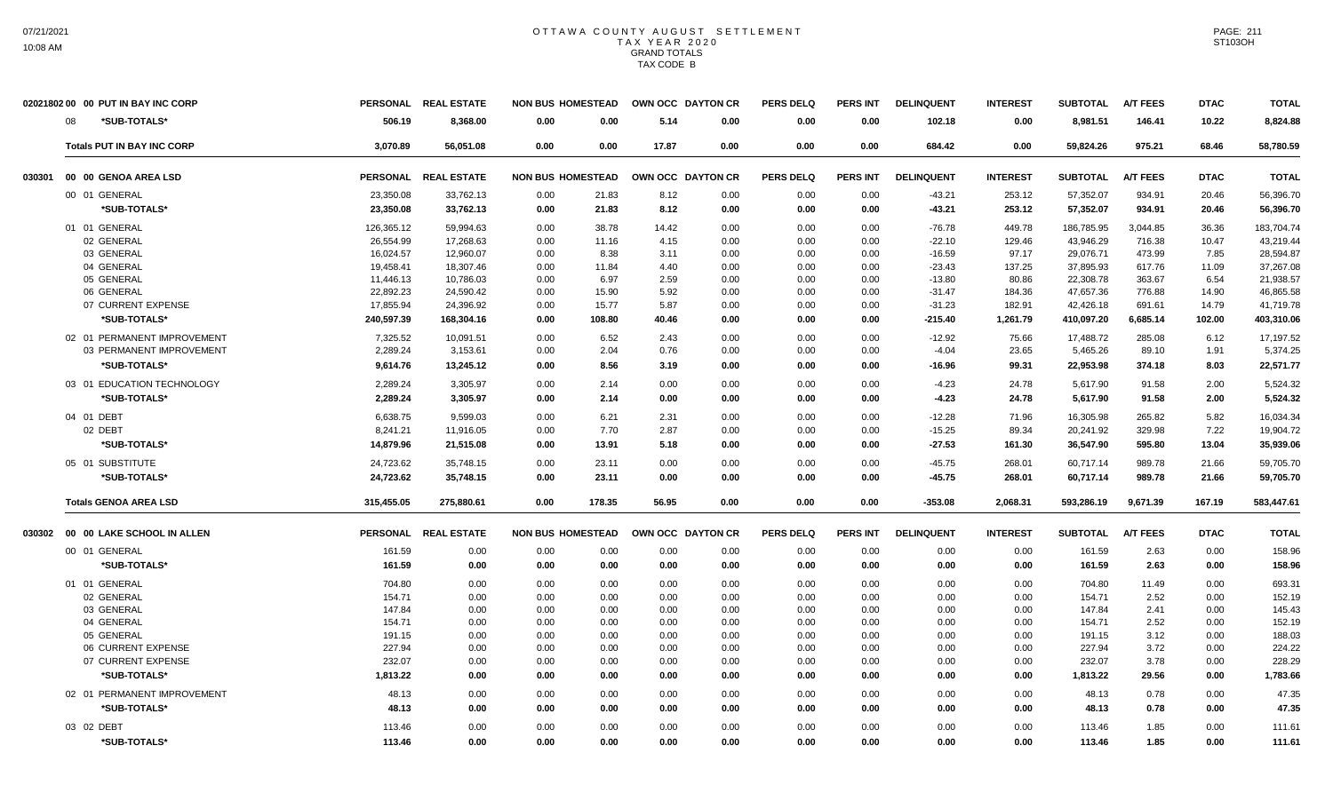# OTTAWA COUNTY AUGUST SETTLEMENT
## TAX YEAR 2020
## GRAND TOTALS
## TAX CODE B

| | PERSONAL | REAL ESTATE | NON BUS | HOMESTEAD | OWN OCC | DAYTON CR | PERS DELQ | PERS INT | DELINQUENT | INTEREST | SUBTOTAL | A/T FEES | DTAC | TOTAL |
|---|---|---|---|---|---|---|---|---|---|---|---|---|---|---|
| **02021802 00 00 PUT IN BAY INC CORP** | | | | | | | | | | | | | | |
| 08 *SUB-TOTALS* | 506.19 | 8,368.00 | 0.00 | 0.00 | 5.14 | 0.00 | 0.00 | 0.00 | 102.18 | 0.00 | 8,981.51 | 146.41 | 10.22 | 8,824.88 |
| **Totals PUT IN BAY INC CORP** | 3,070.89 | 56,051.08 | 0.00 | 0.00 | 17.87 | 0.00 | 0.00 | 0.00 | 684.42 | 0.00 | 59,824.26 | 975.21 | 68.46 | 58,780.59 |

| 030301 00 00 GENOA AREA LSD | PERSONAL | REAL ESTATE | NON BUS | HOMESTEAD | OWN OCC | DAYTON CR | PERS DELQ | PERS INT | DELINQUENT | INTEREST | SUBTOTAL | A/T FEES | DTAC | TOTAL |
|---|---|---|---|---|---|---|---|---|---|---|---|---|---|---|
| 00 01 GENERAL | 23,350.08 | 33,762.13 | 0.00 | 21.83 | 8.12 | 0.00 | 0.00 | 0.00 | -43.21 | 253.12 | 57,352.07 | 934.91 | 20.46 | 56,396.70 |
| *SUB-TOTALS* | 23,350.08 | 33,762.13 | 0.00 | 21.83 | 8.12 | 0.00 | 0.00 | 0.00 | -43.21 | 253.12 | 57,352.07 | 934.91 | 20.46 | 56,396.70 |
| 01 01 GENERAL | 126,365.12 | 59,994.63 | 0.00 | 38.78 | 14.42 | 0.00 | 0.00 | 0.00 | -76.78 | 449.78 | 186,785.95 | 3,044.85 | 36.36 | 183,704.74 |
| 02 GENERAL | 26,554.99 | 17,268.63 | 0.00 | 11.16 | 4.15 | 0.00 | 0.00 | 0.00 | -22.10 | 129.46 | 43,946.29 | 716.38 | 10.47 | 43,219.44 |
| 03 GENERAL | 16,024.57 | 12,960.07 | 0.00 | 8.38 | 3.11 | 0.00 | 0.00 | 0.00 | -16.59 | 97.17 | 29,076.71 | 473.99 | 7.85 | 28,594.87 |
| 04 GENERAL | 19,458.41 | 18,307.46 | 0.00 | 11.84 | 4.40 | 0.00 | 0.00 | 0.00 | -23.43 | 137.25 | 37,895.93 | 617.76 | 11.09 | 37,267.08 |
| 05 GENERAL | 11,446.13 | 10,786.03 | 0.00 | 6.97 | 2.59 | 0.00 | 0.00 | 0.00 | -13.80 | 80.86 | 22,308.78 | 363.67 | 6.54 | 21,938.57 |
| 06 GENERAL | 22,892.23 | 24,590.42 | 0.00 | 15.90 | 5.92 | 0.00 | 0.00 | 0.00 | -31.47 | 184.36 | 47,657.36 | 776.88 | 14.90 | 46,865.58 |
| 07 CURRENT EXPENSE | 17,855.94 | 24,396.92 | 0.00 | 15.77 | 5.87 | 0.00 | 0.00 | 0.00 | -31.23 | 182.91 | 42,426.18 | 691.61 | 14.79 | 41,719.78 |
| *SUB-TOTALS* | 240,597.39 | 168,304.16 | 0.00 | 108.80 | 40.46 | 0.00 | 0.00 | 0.00 | -215.40 | 1,261.79 | 410,097.20 | 6,685.14 | 102.00 | 403,310.06 |
| 02 01 PERMANENT IMPROVEMENT | 7,325.52 | 10,091.51 | 0.00 | 6.52 | 2.43 | 0.00 | 0.00 | 0.00 | -12.92 | 75.66 | 17,488.72 | 285.08 | 6.12 | 17,197.52 |
| 03 PERMANENT IMPROVEMENT | 2,289.24 | 3,153.61 | 0.00 | 2.04 | 0.76 | 0.00 | 0.00 | 0.00 | -4.04 | 23.65 | 5,465.26 | 89.10 | 1.91 | 5,374.25 |
| *SUB-TOTALS* | 9,614.76 | 13,245.12 | 0.00 | 8.56 | 3.19 | 0.00 | 0.00 | 0.00 | -16.96 | 99.31 | 22,953.98 | 374.18 | 8.03 | 22,571.77 |
| 03 01 EDUCATION TECHNOLOGY | 2,289.24 | 3,305.97 | 0.00 | 2.14 | 0.00 | 0.00 | 0.00 | 0.00 | -4.23 | 24.78 | 5,617.90 | 91.58 | 2.00 | 5,524.32 |
| *SUB-TOTALS* | 2,289.24 | 3,305.97 | 0.00 | 2.14 | 0.00 | 0.00 | 0.00 | 0.00 | -4.23 | 24.78 | 5,617.90 | 91.58 | 2.00 | 5,524.32 |
| 04 01 DEBT | 6,638.75 | 9,599.03 | 0.00 | 6.21 | 2.31 | 0.00 | 0.00 | 0.00 | -12.28 | 71.96 | 16,305.98 | 265.82 | 5.82 | 16,034.34 |
| 02 DEBT | 8,241.21 | 11,916.05 | 0.00 | 7.70 | 2.87 | 0.00 | 0.00 | 0.00 | -15.25 | 89.34 | 20,241.92 | 329.98 | 7.22 | 19,904.72 |
| *SUB-TOTALS* | 14,879.96 | 21,515.08 | 0.00 | 13.91 | 5.18 | 0.00 | 0.00 | 0.00 | -27.53 | 161.30 | 36,547.90 | 595.80 | 13.04 | 35,939.06 |
| 05 01 SUBSTITUTE | 24,723.62 | 35,748.15 | 0.00 | 23.11 | 0.00 | 0.00 | 0.00 | 0.00 | -45.75 | 268.01 | 60,717.14 | 989.78 | 21.66 | 59,705.70 |
| *SUB-TOTALS* | 24,723.62 | 35,748.15 | 0.00 | 23.11 | 0.00 | 0.00 | 0.00 | 0.00 | -45.75 | 268.01 | 60,717.14 | 989.78 | 21.66 | 59,705.70 |
| **Totals GENOA AREA LSD** | 315,455.05 | 275,880.61 | 0.00 | 178.35 | 56.95 | 0.00 | 0.00 | 0.00 | -353.08 | 2,068.31 | 593,286.19 | 9,671.39 | 167.19 | 583,447.61 |

| 030302 00 00 LAKE SCHOOL IN ALLEN | PERSONAL | REAL ESTATE | NON BUS | HOMESTEAD | OWN OCC | DAYTON CR | PERS DELQ | PERS INT | DELINQUENT | INTEREST | SUBTOTAL | A/T FEES | DTAC | TOTAL |
|---|---|---|---|---|---|---|---|---|---|---|---|---|---|---|
| 00 01 GENERAL | 161.59 | 0.00 | 0.00 | 0.00 | 0.00 | 0.00 | 0.00 | 0.00 | 0.00 | 0.00 | 161.59 | 2.63 | 0.00 | 158.96 |
| *SUB-TOTALS* | 161.59 | 0.00 | 0.00 | 0.00 | 0.00 | 0.00 | 0.00 | 0.00 | 0.00 | 0.00 | 161.59 | 2.63 | 0.00 | 158.96 |
| 01 01 GENERAL | 704.80 | 0.00 | 0.00 | 0.00 | 0.00 | 0.00 | 0.00 | 0.00 | 0.00 | 0.00 | 704.80 | 11.49 | 0.00 | 693.31 |
| 02 GENERAL | 154.71 | 0.00 | 0.00 | 0.00 | 0.00 | 0.00 | 0.00 | 0.00 | 0.00 | 0.00 | 154.71 | 2.52 | 0.00 | 152.19 |
| 03 GENERAL | 147.84 | 0.00 | 0.00 | 0.00 | 0.00 | 0.00 | 0.00 | 0.00 | 0.00 | 0.00 | 147.84 | 2.41 | 0.00 | 145.43 |
| 04 GENERAL | 154.71 | 0.00 | 0.00 | 0.00 | 0.00 | 0.00 | 0.00 | 0.00 | 0.00 | 0.00 | 154.71 | 2.52 | 0.00 | 152.19 |
| 05 GENERAL | 191.15 | 0.00 | 0.00 | 0.00 | 0.00 | 0.00 | 0.00 | 0.00 | 0.00 | 0.00 | 191.15 | 3.12 | 0.00 | 188.03 |
| 06 CURRENT EXPENSE | 227.94 | 0.00 | 0.00 | 0.00 | 0.00 | 0.00 | 0.00 | 0.00 | 0.00 | 0.00 | 227.94 | 3.72 | 0.00 | 224.22 |
| 07 CURRENT EXPENSE | 232.07 | 0.00 | 0.00 | 0.00 | 0.00 | 0.00 | 0.00 | 0.00 | 0.00 | 0.00 | 232.07 | 3.78 | 0.00 | 228.29 |
| *SUB-TOTALS* | 1,813.22 | 0.00 | 0.00 | 0.00 | 0.00 | 0.00 | 0.00 | 0.00 | 0.00 | 0.00 | 1,813.22 | 29.56 | 0.00 | 1,783.66 |
| 02 01 PERMANENT IMPROVEMENT | 48.13 | 0.00 | 0.00 | 0.00 | 0.00 | 0.00 | 0.00 | 0.00 | 0.00 | 0.00 | 48.13 | 0.78 | 0.00 | 47.35 |
| *SUB-TOTALS* | 48.13 | 0.00 | 0.00 | 0.00 | 0.00 | 0.00 | 0.00 | 0.00 | 0.00 | 0.00 | 48.13 | 0.78 | 0.00 | 47.35 |
| 03 02 DEBT | 113.46 | 0.00 | 0.00 | 0.00 | 0.00 | 0.00 | 0.00 | 0.00 | 0.00 | 0.00 | 113.46 | 1.85 | 0.00 | 111.61 |
| *SUB-TOTALS* | 113.46 | 0.00 | 0.00 | 0.00 | 0.00 | 0.00 | 0.00 | 0.00 | 0.00 | 0.00 | 113.46 | 1.85 | 0.00 | 111.61 |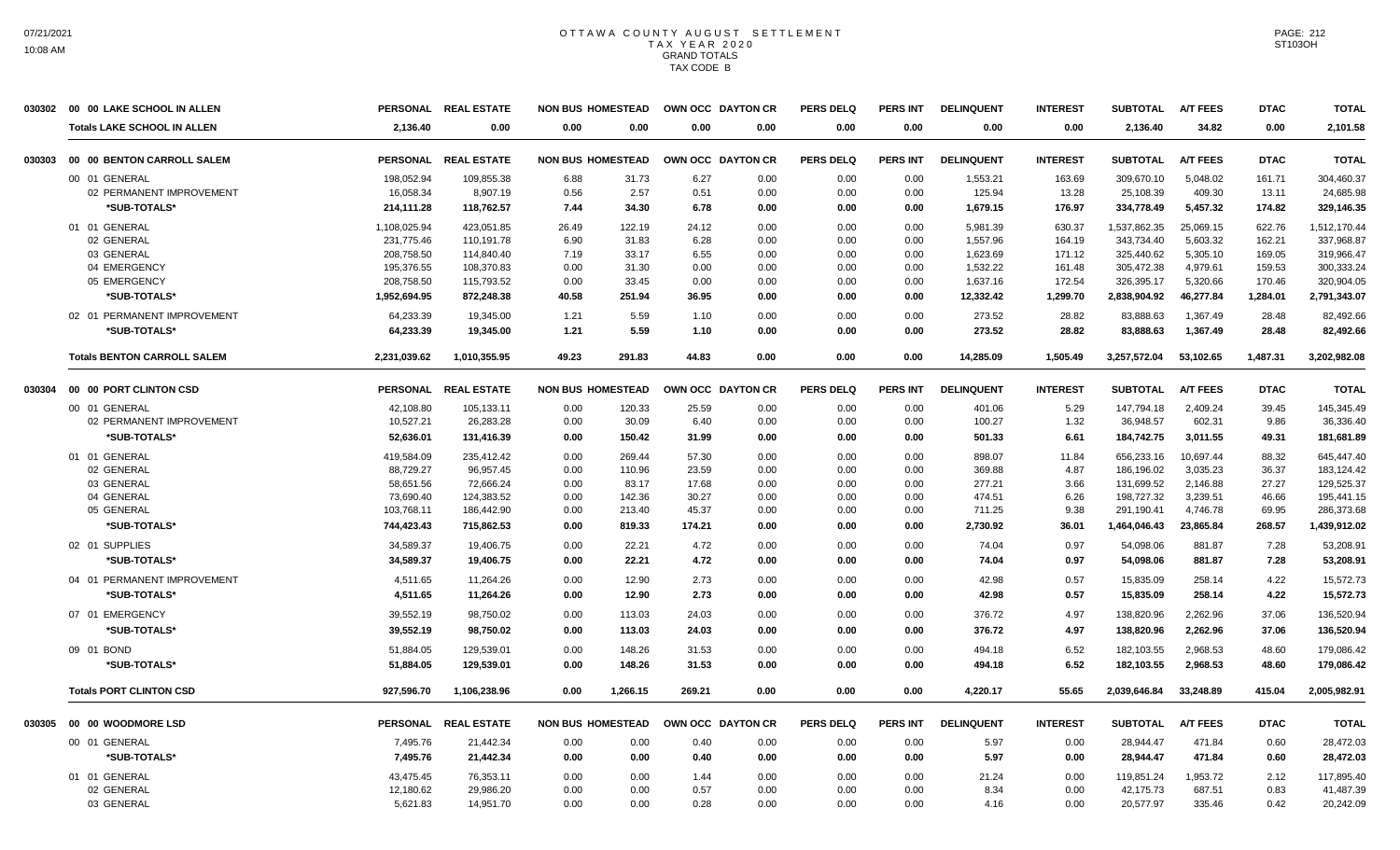# OTTAWA COUNTY AUGUST SETTLEMENT
## TAX YEAR 2020
### GRAND TOTALS
### TAX CODE B

| | | PERSONAL | REAL ESTATE | NON BUS | HOMESTEAD | OWN OCC | DAYTON CR | PERS DELQ | PERS INT | DELINQUENT | INTEREST | SUBTOTAL | A/T FEES | DTAC | TOTAL |
|---|---|---|---|---|---|---|---|---|---|---|---|---|---|---|---|
| 030302 | 00 00 LAKE SCHOOL IN ALLEN | PERSONAL | REAL ESTATE | NON BUS | HOMESTEAD | OWN OCC | DAYTON CR | PERS DELQ | PERS INT | DELINQUENT | INTEREST | SUBTOTAL | A/T FEES | DTAC | TOTAL |
| | **Totals LAKE SCHOOL IN ALLEN** | **2,136.40** | **0.00** | **0.00** | **0.00** | **0.00** | **0.00** | **0.00** | **0.00** | **0.00** | **0.00** | **2,136.40** | **34.82** | **0.00** | **2,101.58** |
| 030303 | 00 00 BENTON CARROLL SALEM | PERSONAL | REAL ESTATE | NON BUS | HOMESTEAD | OWN OCC | DAYTON CR | PERS DELQ | PERS INT | DELINQUENT | INTEREST | SUBTOTAL | A/T FEES | DTAC | TOTAL |
| | 00 01 GENERAL | 198,052.94 | 109,855.38 | 6.88 | 31.73 | 6.27 | 0.00 | 0.00 | 0.00 | 1,553.21 | 163.69 | 309,670.10 | 5,048.02 | 161.71 | 304,460.37 |
| | 02 PERMANENT IMPROVEMENT | 16,058.34 | 8,907.19 | 0.56 | 2.57 | 0.51 | 0.00 | 0.00 | 0.00 | 125.94 | 13.28 | 25,108.39 | 409.30 | 13.11 | 24,685.98 |
| | *SUB-TOTALS* | 214,111.28 | 118,762.57 | 7.44 | 34.30 | 6.78 | 0.00 | 0.00 | 0.00 | 1,679.15 | 176.97 | 334,778.49 | 5,457.32 | 174.82 | 329,146.35 |
| | 01 01 GENERAL | 1,108,025.94 | 423,051.85 | 26.49 | 122.19 | 24.12 | 0.00 | 0.00 | 0.00 | 5,981.39 | 630.37 | 1,537,862.35 | 25,069.15 | 622.76 | 1,512,170.44 |
| | 02 GENERAL | 231,775.46 | 110,191.78 | 6.90 | 31.83 | 6.28 | 0.00 | 0.00 | 0.00 | 1,557.96 | 164.19 | 343,734.40 | 5,603.32 | 162.21 | 337,968.87 |
| | 03 GENERAL | 208,758.50 | 114,840.40 | 7.19 | 33.17 | 6.55 | 0.00 | 0.00 | 0.00 | 1,623.69 | 171.12 | 325,440.62 | 5,305.10 | 169.05 | 319,966.47 |
| | 04 EMERGENCY | 195,376.55 | 108,370.83 | 0.00 | 31.30 | 0.00 | 0.00 | 0.00 | 0.00 | 1,532.22 | 161.48 | 305,472.38 | 4,979.61 | 159.53 | 300,333.24 |
| | 05 EMERGENCY | 208,758.50 | 115,793.52 | 0.00 | 33.45 | 0.00 | 0.00 | 0.00 | 0.00 | 1,637.16 | 172.54 | 326,395.17 | 5,320.66 | 170.46 | 320,904.05 |
| | *SUB-TOTALS* | 1,952,694.95 | 872,248.38 | 40.58 | 251.94 | 36.95 | 0.00 | 0.00 | 0.00 | 12,332.42 | 1,299.70 | 2,838,904.92 | 46,277.84 | 1,284.01 | 2,791,343.07 |
| | 02 01 PERMANENT IMPROVEMENT | 64,233.39 | 19,345.00 | 1.21 | 5.59 | 1.10 | 0.00 | 0.00 | 0.00 | 273.52 | 28.82 | 83,888.63 | 1,367.49 | 28.48 | 82,492.66 |
| | *SUB-TOTALS* | 64,233.39 | 19,345.00 | 1.21 | 5.59 | 1.10 | 0.00 | 0.00 | 0.00 | 273.52 | 28.82 | 83,888.63 | 1,367.49 | 28.48 | 82,492.66 |
| | **Totals BENTON CARROLL SALEM** | **2,231,039.62** | **1,010,355.95** | **49.23** | **291.83** | **44.83** | **0.00** | **0.00** | **0.00** | **14,285.09** | **1,505.49** | **3,257,572.04** | **53,102.65** | **1,487.31** | **3,202,982.08** |
| 030304 | 00 00 PORT CLINTON CSD | PERSONAL | REAL ESTATE | NON BUS | HOMESTEAD | OWN OCC | DAYTON CR | PERS DELQ | PERS INT | DELINQUENT | INTEREST | SUBTOTAL | A/T FEES | DTAC | TOTAL |
| | 00 01 GENERAL | 42,108.80 | 105,133.11 | 0.00 | 120.33 | 25.59 | 0.00 | 0.00 | 0.00 | 401.06 | 5.29 | 147,794.18 | 2,409.24 | 39.45 | 145,345.49 |
| | 02 PERMANENT IMPROVEMENT | 10,527.21 | 26,283.28 | 0.00 | 30.09 | 6.40 | 0.00 | 0.00 | 0.00 | 100.27 | 1.32 | 36,948.57 | 602.31 | 9.86 | 36,336.40 |
| | *SUB-TOTALS* | 52,636.01 | 131,416.39 | 0.00 | 150.42 | 31.99 | 0.00 | 0.00 | 0.00 | 501.33 | 6.61 | 184,742.75 | 3,011.55 | 49.31 | 181,681.89 |
| | 01 01 GENERAL | 419,584.09 | 235,412.42 | 0.00 | 269.44 | 57.30 | 0.00 | 0.00 | 0.00 | 898.07 | 11.84 | 656,233.16 | 10,697.44 | 88.32 | 645,447.40 |
| | 02 GENERAL | 88,729.27 | 96,957.45 | 0.00 | 110.96 | 23.59 | 0.00 | 0.00 | 0.00 | 369.88 | 4.87 | 186,196.02 | 3,035.23 | 36.37 | 183,124.42 |
| | 03 GENERAL | 58,651.56 | 72,666.24 | 0.00 | 83.17 | 17.68 | 0.00 | 0.00 | 0.00 | 277.21 | 3.66 | 131,699.52 | 2,146.88 | 27.27 | 129,525.37 |
| | 04 GENERAL | 73,690.40 | 124,383.52 | 0.00 | 142.36 | 30.27 | 0.00 | 0.00 | 0.00 | 474.51 | 6.26 | 198,727.32 | 3,239.51 | 46.66 | 195,441.15 |
| | 05 GENERAL | 103,768.11 | 186,442.90 | 0.00 | 213.40 | 45.37 | 0.00 | 0.00 | 0.00 | 711.25 | 9.38 | 291,190.41 | 4,746.78 | 69.95 | 286,373.68 |
| | *SUB-TOTALS* | 744,423.43 | 715,862.53 | 0.00 | 819.33 | 174.21 | 0.00 | 0.00 | 0.00 | 2,730.92 | 36.01 | 1,464,046.43 | 23,865.84 | 268.57 | 1,439,912.02 |
| | 02 01 SUPPLIES | 34,589.37 | 19,406.75 | 0.00 | 22.21 | 4.72 | 0.00 | 0.00 | 0.00 | 74.04 | 0.97 | 54,098.06 | 881.87 | 7.28 | 53,208.91 |
| | *SUB-TOTALS* | 34,589.37 | 19,406.75 | 0.00 | 22.21 | 4.72 | 0.00 | 0.00 | 0.00 | 74.04 | 0.97 | 54,098.06 | 881.87 | 7.28 | 53,208.91 |
| | 04 01 PERMANENT IMPROVEMENT | 4,511.65 | 11,264.26 | 0.00 | 12.90 | 2.73 | 0.00 | 0.00 | 0.00 | 42.98 | 0.57 | 15,835.09 | 258.14 | 4.22 | 15,572.73 |
| | *SUB-TOTALS* | 4,511.65 | 11,264.26 | 0.00 | 12.90 | 2.73 | 0.00 | 0.00 | 0.00 | 42.98 | 0.57 | 15,835.09 | 258.14 | 4.22 | 15,572.73 |
| | 07 01 EMERGENCY | 39,552.19 | 98,750.02 | 0.00 | 113.03 | 24.03 | 0.00 | 0.00 | 0.00 | 376.72 | 4.97 | 138,820.96 | 2,262.96 | 37.06 | 136,520.94 |
| | *SUB-TOTALS* | 39,552.19 | 98,750.02 | 0.00 | 113.03 | 24.03 | 0.00 | 0.00 | 0.00 | 376.72 | 4.97 | 138,820.96 | 2,262.96 | 37.06 | 136,520.94 |
| | 09 01 BOND | 51,884.05 | 129,539.01 | 0.00 | 148.26 | 31.53 | 0.00 | 0.00 | 0.00 | 494.18 | 6.52 | 182,103.55 | 2,968.53 | 48.60 | 179,086.42 |
| | *SUB-TOTALS* | 51,884.05 | 129,539.01 | 0.00 | 148.26 | 31.53 | 0.00 | 0.00 | 0.00 | 494.18 | 6.52 | 182,103.55 | 2,968.53 | 48.60 | 179,086.42 |
| | **Totals PORT CLINTON CSD** | **927,596.70** | **1,106,238.96** | **0.00** | **1,266.15** | **269.21** | **0.00** | **0.00** | **0.00** | **4,220.17** | **55.65** | **2,039,646.84** | **33,248.89** | **415.04** | **2,005,982.91** |
| 030305 | 00 00 WOODMORE LSD | PERSONAL | REAL ESTATE | NON BUS | HOMESTEAD | OWN OCC | DAYTON CR | PERS DELQ | PERS INT | DELINQUENT | INTEREST | SUBTOTAL | A/T FEES | DTAC | TOTAL |
| | 00 01 GENERAL | 7,495.76 | 21,442.34 | 0.00 | 0.00 | 0.40 | 0.00 | 0.00 | 0.00 | 5.97 | 0.00 | 28,944.47 | 471.84 | 0.60 | 28,472.03 |
| | *SUB-TOTALS* | 7,495.76 | 21,442.34 | 0.00 | 0.00 | 0.40 | 0.00 | 0.00 | 0.00 | 5.97 | 0.00 | 28,944.47 | 471.84 | 0.60 | 28,472.03 |
| | 01 01 GENERAL | 43,475.45 | 76,353.11 | 0.00 | 0.00 | 1.44 | 0.00 | 0.00 | 0.00 | 21.24 | 0.00 | 119,851.24 | 1,953.72 | 2.12 | 117,895.40 |
| | 02 GENERAL | 12,180.62 | 29,986.20 | 0.00 | 0.00 | 0.57 | 0.00 | 0.00 | 0.00 | 8.34 | 0.00 | 42,175.73 | 687.51 | 0.83 | 41,487.39 |
| | 03 GENERAL | 5,621.83 | 14,951.70 | 0.00 | 0.00 | 0.28 | 0.00 | 0.00 | 0.00 | 4.16 | 0.00 | 20,577.97 | 335.46 | 0.42 | 20,242.09 |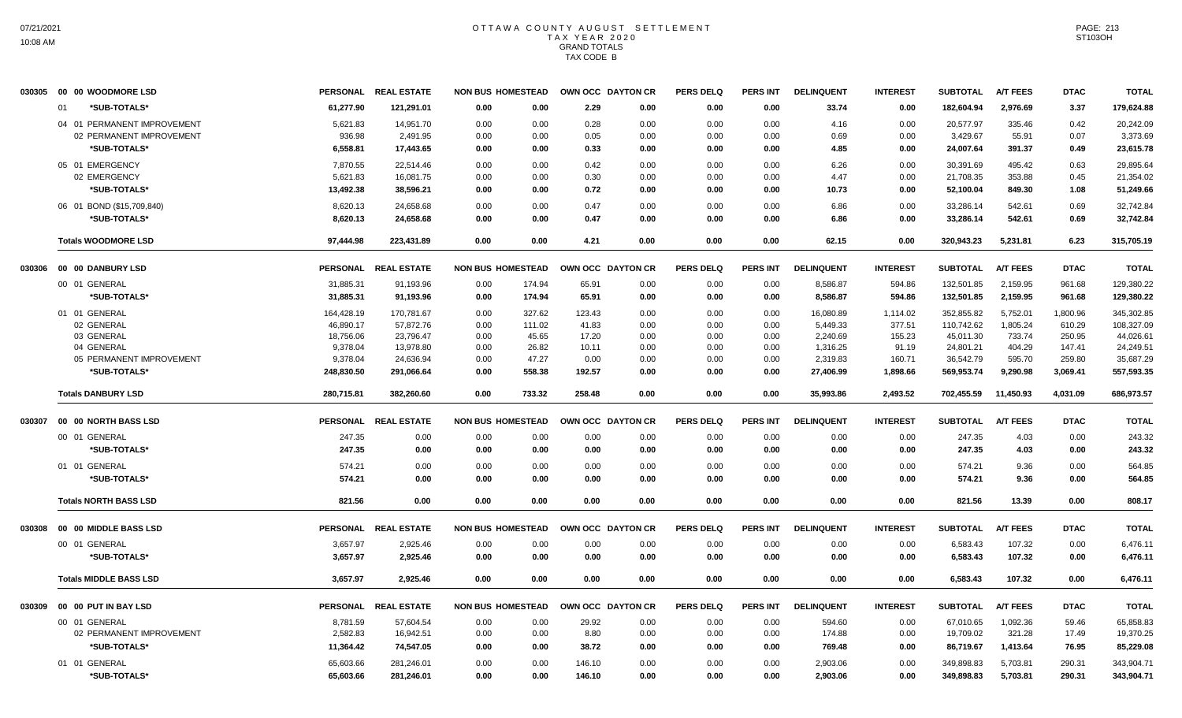# OTTAWA COUNTY AUGUST SETTLEMENT
## TAX YEAR 2020
### GRAND TOTALS
### TAX CODE B

| | | PERSONAL | REAL ESTATE | NON BUS | HOMESTEAD | OWN OCC | DAYTON CR | PERS DELQ | PERS INT | DELINQUENT | INTEREST | SUBTOTAL | A/T FEES | DTAC | TOTAL |
|---|---|---|---|---|---|---|---|---|---|---|---|---|---|---|---|
| 030305 | 00 00 WOODMORE LSD | | | | | | | | | | | | | | |
| | 01 *SUB-TOTALS* | 61,277.90 | 121,291.01 | 0.00 | 0.00 | 2.29 | 0.00 | 0.00 | 0.00 | 33.74 | 0.00 | 182,604.94 | 2,976.69 | 3.37 | 179,624.88 |
| | 04 01 PERMANENT IMPROVEMENT | 5,621.83 | 14,951.70 | 0.00 | 0.00 | 0.28 | 0.00 | 0.00 | 0.00 | 4.16 | 0.00 | 20,577.97 | 335.46 | 0.42 | 20,242.09 |
| | 02 PERMANENT IMPROVEMENT | 936.98 | 2,491.95 | 0.00 | 0.00 | 0.05 | 0.00 | 0.00 | 0.00 | 0.69 | 0.00 | 3,429.67 | 55.91 | 0.07 | 3,373.69 |
| | *SUB-TOTALS* | 6,558.81 | 17,443.65 | 0.00 | 0.00 | 0.33 | 0.00 | 0.00 | 0.00 | 4.85 | 0.00 | 24,007.64 | 391.37 | 0.49 | 23,615.78 |
| | 05 01 EMERGENCY | 7,870.55 | 22,514.46 | 0.00 | 0.00 | 0.42 | 0.00 | 0.00 | 0.00 | 6.26 | 0.00 | 30,391.69 | 495.42 | 0.63 | 29,895.64 |
| | 02 EMERGENCY | 5,621.83 | 16,081.75 | 0.00 | 0.00 | 0.30 | 0.00 | 0.00 | 0.00 | 4.47 | 0.00 | 21,708.35 | 353.88 | 0.45 | 21,354.02 |
| | *SUB-TOTALS* | 13,492.38 | 38,596.21 | 0.00 | 0.00 | 0.72 | 0.00 | 0.00 | 0.00 | 10.73 | 0.00 | 52,100.04 | 849.30 | 1.08 | 51,249.66 |
| | 06 01 BOND ($15,709,840) | 8,620.13 | 24,658.68 | 0.00 | 0.00 | 0.47 | 0.00 | 0.00 | 0.00 | 6.86 | 0.00 | 33,286.14 | 542.61 | 0.69 | 32,742.84 |
| | *SUB-TOTALS* | 8,620.13 | 24,658.68 | 0.00 | 0.00 | 0.47 | 0.00 | 0.00 | 0.00 | 6.86 | 0.00 | 33,286.14 | 542.61 | 0.69 | 32,742.84 |
| | **Totals WOODMORE LSD** | 97,444.98 | 223,431.89 | 0.00 | 0.00 | 4.21 | 0.00 | 0.00 | 0.00 | 62.15 | 0.00 | 320,943.23 | 5,231.81 | 6.23 | 315,705.19 |
| 030306 | 00 00 DANBURY LSD | PERSONAL | REAL ESTATE | NON BUS | HOMESTEAD | OWN OCC | DAYTON CR | PERS DELQ | PERS INT | DELINQUENT | INTEREST | SUBTOTAL | A/T FEES | DTAC | TOTAL |
| | 00 01 GENERAL | 31,885.31 | 91,193.96 | 0.00 | 174.94 | 65.91 | 0.00 | 0.00 | 0.00 | 8,586.87 | 594.86 | 132,501.85 | 2,159.95 | 961.68 | 129,380.22 |
| | *SUB-TOTALS* | 31,885.31 | 91,193.96 | 0.00 | 174.94 | 65.91 | 0.00 | 0.00 | 0.00 | 8,586.87 | 594.86 | 132,501.85 | 2,159.95 | 961.68 | 129,380.22 |
| | 01 01 GENERAL | 164,428.19 | 170,781.67 | 0.00 | 327.62 | 123.43 | 0.00 | 0.00 | 0.00 | 16,080.89 | 1,114.02 | 352,855.82 | 5,752.01 | 1,800.96 | 345,302.85 |
| | 02 GENERAL | 46,890.17 | 57,872.76 | 0.00 | 111.02 | 41.83 | 0.00 | 0.00 | 0.00 | 5,449.33 | 377.51 | 110,742.62 | 1,805.24 | 610.29 | 108,327.09 |
| | 03 GENERAL | 18,756.06 | 23,796.47 | 0.00 | 45.65 | 17.20 | 0.00 | 0.00 | 0.00 | 2,240.69 | 155.23 | 45,011.30 | 733.74 | 250.95 | 44,026.61 |
| | 04 GENERAL | 9,378.04 | 13,978.80 | 0.00 | 26.82 | 10.11 | 0.00 | 0.00 | 0.00 | 1,316.25 | 91.19 | 24,801.21 | 404.29 | 147.41 | 24,249.51 |
| | 05 PERMANENT IMPROVEMENT | 9,378.04 | 24,636.94 | 0.00 | 47.27 | 0.00 | 0.00 | 0.00 | 0.00 | 2,319.83 | 160.71 | 36,542.79 | 595.70 | 259.80 | 35,687.29 |
| | *SUB-TOTALS* | 248,830.50 | 291,066.64 | 0.00 | 558.38 | 192.57 | 0.00 | 0.00 | 0.00 | 27,406.99 | 1,898.66 | 569,953.74 | 9,290.98 | 3,069.41 | 557,593.35 |
| | **Totals DANBURY LSD** | 280,715.81 | 382,260.60 | 0.00 | 733.32 | 258.48 | 0.00 | 0.00 | 0.00 | 35,993.86 | 2,493.52 | 702,455.59 | 11,450.93 | 4,031.09 | 686,973.57 |
| 030307 | 00 00 NORTH BASS LSD | PERSONAL | REAL ESTATE | NON BUS | HOMESTEAD | OWN OCC | DAYTON CR | PERS DELQ | PERS INT | DELINQUENT | INTEREST | SUBTOTAL | A/T FEES | DTAC | TOTAL |
| | 00 01 GENERAL | 247.35 | 0.00 | 0.00 | 0.00 | 0.00 | 0.00 | 0.00 | 0.00 | 0.00 | 0.00 | 247.35 | 4.03 | 0.00 | 243.32 |
| | *SUB-TOTALS* | 247.35 | 0.00 | 0.00 | 0.00 | 0.00 | 0.00 | 0.00 | 0.00 | 0.00 | 0.00 | 247.35 | 4.03 | 0.00 | 243.32 |
| | 01 01 GENERAL | 574.21 | 0.00 | 0.00 | 0.00 | 0.00 | 0.00 | 0.00 | 0.00 | 0.00 | 0.00 | 574.21 | 9.36 | 0.00 | 564.85 |
| | *SUB-TOTALS* | 574.21 | 0.00 | 0.00 | 0.00 | 0.00 | 0.00 | 0.00 | 0.00 | 0.00 | 0.00 | 574.21 | 9.36 | 0.00 | 564.85 |
| | **Totals NORTH BASS LSD** | 821.56 | 0.00 | 0.00 | 0.00 | 0.00 | 0.00 | 0.00 | 0.00 | 0.00 | 0.00 | 821.56 | 13.39 | 0.00 | 808.17 |
| 030308 | 00 00 MIDDLE BASS LSD | PERSONAL | REAL ESTATE | NON BUS | HOMESTEAD | OWN OCC | DAYTON CR | PERS DELQ | PERS INT | DELINQUENT | INTEREST | SUBTOTAL | A/T FEES | DTAC | TOTAL |
| | 00 01 GENERAL | 3,657.97 | 2,925.46 | 0.00 | 0.00 | 0.00 | 0.00 | 0.00 | 0.00 | 0.00 | 0.00 | 6,583.43 | 107.32 | 0.00 | 6,476.11 |
| | *SUB-TOTALS* | 3,657.97 | 2,925.46 | 0.00 | 0.00 | 0.00 | 0.00 | 0.00 | 0.00 | 0.00 | 0.00 | 6,583.43 | 107.32 | 0.00 | 6,476.11 |
| | **Totals MIDDLE BASS LSD** | 3,657.97 | 2,925.46 | 0.00 | 0.00 | 0.00 | 0.00 | 0.00 | 0.00 | 0.00 | 0.00 | 6,583.43 | 107.32 | 0.00 | 6,476.11 |
| 030309 | 00 00 PUT IN BAY LSD | PERSONAL | REAL ESTATE | NON BUS | HOMESTEAD | OWN OCC | DAYTON CR | PERS DELQ | PERS INT | DELINQUENT | INTEREST | SUBTOTAL | A/T FEES | DTAC | TOTAL |
| | 00 01 GENERAL | 8,781.59 | 57,604.54 | 0.00 | 0.00 | 29.92 | 0.00 | 0.00 | 0.00 | 594.60 | 0.00 | 67,010.65 | 1,092.36 | 59.46 | 65,858.83 |
| | 02 PERMANENT IMPROVEMENT | 2,582.83 | 16,942.51 | 0.00 | 0.00 | 8.80 | 0.00 | 0.00 | 0.00 | 174.88 | 0.00 | 19,709.02 | 321.28 | 17.49 | 19,370.25 |
| | *SUB-TOTALS* | 11,364.42 | 74,547.05 | 0.00 | 0.00 | 38.72 | 0.00 | 0.00 | 0.00 | 769.48 | 0.00 | 86,719.67 | 1,413.64 | 76.95 | 85,229.08 |
| | 01 01 GENERAL | 65,603.66 | 281,246.01 | 0.00 | 0.00 | 146.10 | 0.00 | 0.00 | 0.00 | 2,903.06 | 0.00 | 349,898.83 | 5,703.81 | 290.31 | 343,904.71 |
| | *SUB-TOTALS* | 65,603.66 | 281,246.01 | 0.00 | 0.00 | 146.10 | 0.00 | 0.00 | 0.00 | 2,903.06 | 0.00 | 349,898.83 | 5,703.81 | 290.31 | 343,904.71 |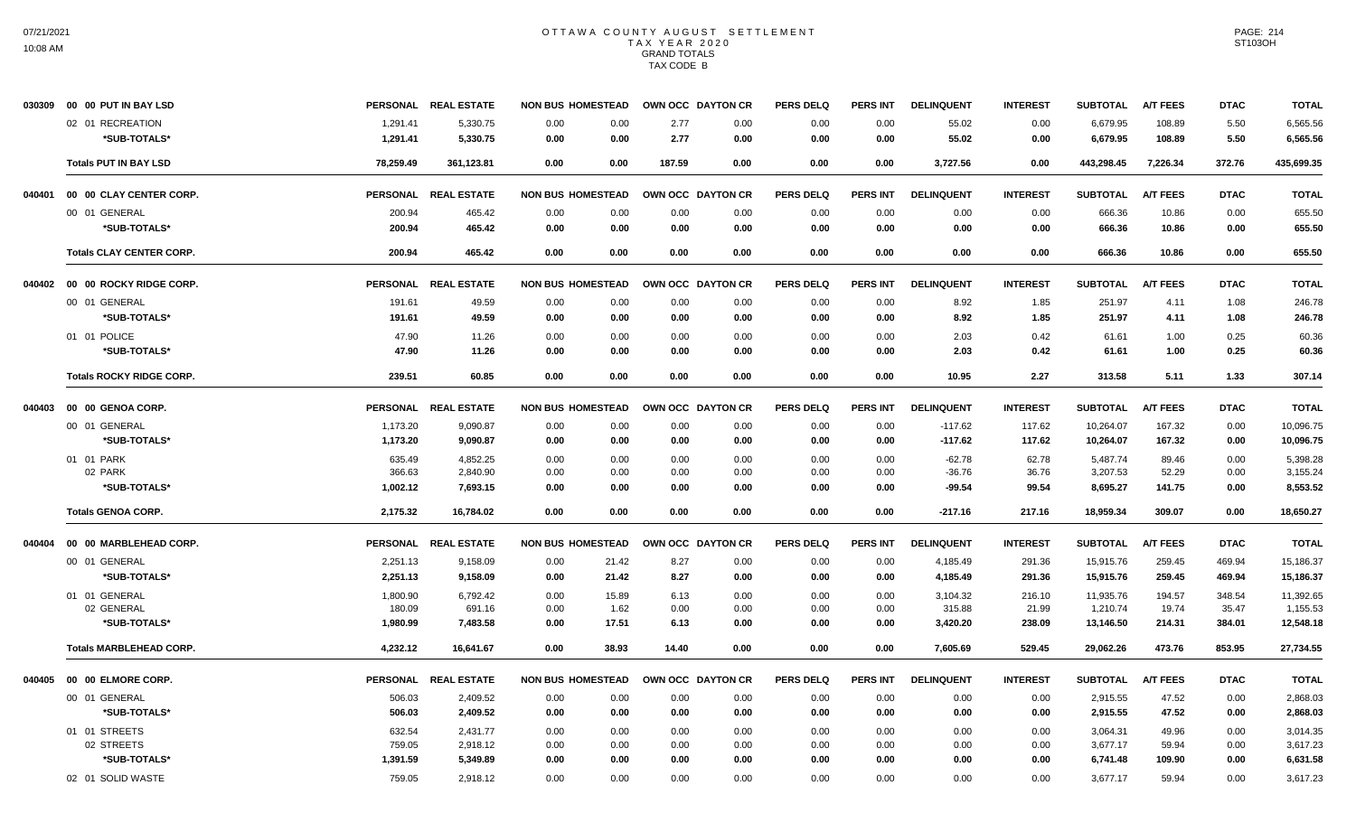# OTTAWA COUNTY AUGUST SETTLEMENT
## TAX YEAR 2020
### GRAND TOTALS
### TAX CODE B

07/21/2021
10:08 AM

ST103OH

| Code | District / Fund | PERSONAL | REAL ESTATE | NON BUS | HOMESTEAD | OWN OCC | DAYTON CR | PERS DELQ | PERS INT | DELINQUENT | INTEREST | SUBTOTAL | A/T FEES | DTAC | TOTAL |
|---|---|---|---|---|---|---|---|---|---|---|---|---|---|---|---|
| 030309 | 00 00 PUT IN BAY LSD | | | | | | | | | | | | | | |
| | 02 01 RECREATION | 1,291.41 | 5,330.75 | 0.00 | 0.00 | 2.77 | 0.00 | 0.00 | 0.00 | 55.02 | 0.00 | 6,679.95 | 108.89 | 5.50 | 6,565.56 |
| | *SUB-TOTALS* | 1,291.41 | 5,330.75 | 0.00 | 0.00 | 2.77 | 0.00 | 0.00 | 0.00 | 55.02 | 0.00 | 6,679.95 | 108.89 | 5.50 | 6,565.56 |
| | **Totals PUT IN BAY LSD** | 78,259.49 | 361,123.81 | 0.00 | 0.00 | 187.59 | 0.00 | 0.00 | 0.00 | 3,727.56 | 0.00 | 443,298.45 | 7,226.34 | 372.76 | 435,699.35 |
| 040401 | 00 00 CLAY CENTER CORP. | | | | | | | | | | | | | | |
| | 00 01 GENERAL | 200.94 | 465.42 | 0.00 | 0.00 | 0.00 | 0.00 | 0.00 | 0.00 | 0.00 | 0.00 | 666.36 | 10.86 | 0.00 | 655.50 |
| | *SUB-TOTALS* | 200.94 | 465.42 | 0.00 | 0.00 | 0.00 | 0.00 | 0.00 | 0.00 | 0.00 | 0.00 | 666.36 | 10.86 | 0.00 | 655.50 |
| | **Totals CLAY CENTER CORP.** | 200.94 | 465.42 | 0.00 | 0.00 | 0.00 | 0.00 | 0.00 | 0.00 | 0.00 | 0.00 | 666.36 | 10.86 | 0.00 | 655.50 |
| 040402 | 00 00 ROCKY RIDGE CORP. | | | | | | | | | | | | | | |
| | 00 01 GENERAL | 191.61 | 49.59 | 0.00 | 0.00 | 0.00 | 0.00 | 0.00 | 0.00 | 8.92 | 1.85 | 251.97 | 4.11 | 1.08 | 246.78 |
| | *SUB-TOTALS* | 191.61 | 49.59 | 0.00 | 0.00 | 0.00 | 0.00 | 0.00 | 0.00 | 8.92 | 1.85 | 251.97 | 4.11 | 1.08 | 246.78 |
| | 01 01 POLICE | 47.90 | 11.26 | 0.00 | 0.00 | 0.00 | 0.00 | 0.00 | 0.00 | 2.03 | 0.42 | 61.61 | 1.00 | 0.25 | 60.36 |
| | *SUB-TOTALS* | 47.90 | 11.26 | 0.00 | 0.00 | 0.00 | 0.00 | 0.00 | 0.00 | 2.03 | 0.42 | 61.61 | 1.00 | 0.25 | 60.36 |
| | **Totals ROCKY RIDGE CORP.** | 239.51 | 60.85 | 0.00 | 0.00 | 0.00 | 0.00 | 0.00 | 0.00 | 10.95 | 2.27 | 313.58 | 5.11 | 1.33 | 307.14 |
| 040403 | 00 00 GENOA CORP. | | | | | | | | | | | | | | |
| | 00 01 GENERAL | 1,173.20 | 9,090.87 | 0.00 | 0.00 | 0.00 | 0.00 | 0.00 | 0.00 | -117.62 | 117.62 | 10,264.07 | 167.32 | 0.00 | 10,096.75 |
| | *SUB-TOTALS* | 1,173.20 | 9,090.87 | 0.00 | 0.00 | 0.00 | 0.00 | 0.00 | 0.00 | -117.62 | 117.62 | 10,264.07 | 167.32 | 0.00 | 10,096.75 |
| | 01 01 PARK | 635.49 | 4,852.25 | 0.00 | 0.00 | 0.00 | 0.00 | 0.00 | 0.00 | -62.78 | 62.78 | 5,487.74 | 89.46 | 0.00 | 5,398.28 |
| | 02 PARK | 366.63 | 2,840.90 | 0.00 | 0.00 | 0.00 | 0.00 | 0.00 | 0.00 | -36.76 | 36.76 | 3,207.53 | 52.29 | 0.00 | 3,155.24 |
| | *SUB-TOTALS* | 1,002.12 | 7,693.15 | 0.00 | 0.00 | 0.00 | 0.00 | 0.00 | 0.00 | -99.54 | 99.54 | 8,695.27 | 141.75 | 0.00 | 8,553.52 |
| | **Totals GENOA CORP.** | 2,175.32 | 16,784.02 | 0.00 | 0.00 | 0.00 | 0.00 | 0.00 | 0.00 | -217.16 | 217.16 | 18,959.34 | 309.07 | 0.00 | 18,650.27 |
| 040404 | 00 00 MARBLEHEAD CORP. | | | | | | | | | | | | | | |
| | 00 01 GENERAL | 2,251.13 | 9,158.09 | 0.00 | 21.42 | 8.27 | 0.00 | 0.00 | 0.00 | 4,185.49 | 291.36 | 15,915.76 | 259.45 | 469.94 | 15,186.37 |
| | *SUB-TOTALS* | 2,251.13 | 9,158.09 | 0.00 | 21.42 | 8.27 | 0.00 | 0.00 | 0.00 | 4,185.49 | 291.36 | 15,915.76 | 259.45 | 469.94 | 15,186.37 |
| | 01 01 GENERAL | 1,800.90 | 6,792.42 | 0.00 | 15.89 | 6.13 | 0.00 | 0.00 | 0.00 | 3,104.32 | 216.10 | 11,935.76 | 194.57 | 348.54 | 11,392.65 |
| | 02 GENERAL | 180.09 | 691.16 | 0.00 | 1.62 | 0.00 | 0.00 | 0.00 | 0.00 | 315.88 | 21.99 | 1,210.74 | 19.74 | 35.47 | 1,155.53 |
| | *SUB-TOTALS* | 1,980.99 | 7,483.58 | 0.00 | 17.51 | 6.13 | 0.00 | 0.00 | 0.00 | 3,420.20 | 238.09 | 13,146.50 | 214.31 | 384.01 | 12,548.18 |
| | **Totals MARBLEHEAD CORP.** | 4,232.12 | 16,641.67 | 0.00 | 38.93 | 14.40 | 0.00 | 0.00 | 0.00 | 7,605.69 | 529.45 | 29,062.26 | 473.76 | 853.95 | 27,734.55 |
| 040405 | 00 00 ELMORE CORP. | | | | | | | | | | | | | | |
| | 00 01 GENERAL | 506.03 | 2,409.52 | 0.00 | 0.00 | 0.00 | 0.00 | 0.00 | 0.00 | 0.00 | 0.00 | 2,915.55 | 47.52 | 0.00 | 2,868.03 |
| | *SUB-TOTALS* | 506.03 | 2,409.52 | 0.00 | 0.00 | 0.00 | 0.00 | 0.00 | 0.00 | 0.00 | 0.00 | 2,915.55 | 47.52 | 0.00 | 2,868.03 |
| | 01 01 STREETS | 632.54 | 2,431.77 | 0.00 | 0.00 | 0.00 | 0.00 | 0.00 | 0.00 | 0.00 | 0.00 | 3,064.31 | 49.96 | 0.00 | 3,014.35 |
| | 02 STREETS | 759.05 | 2,918.12 | 0.00 | 0.00 | 0.00 | 0.00 | 0.00 | 0.00 | 0.00 | 0.00 | 3,677.17 | 59.94 | 0.00 | 3,617.23 |
| | *SUB-TOTALS* | 1,391.59 | 5,349.89 | 0.00 | 0.00 | 0.00 | 0.00 | 0.00 | 0.00 | 0.00 | 0.00 | 6,741.48 | 109.90 | 0.00 | 6,631.58 |
| | 02 01 SOLID WASTE | 759.05 | 2,918.12 | 0.00 | 0.00 | 0.00 | 0.00 | 0.00 | 0.00 | 0.00 | 0.00 | 3,677.17 | 59.94 | 0.00 | 3,617.23 |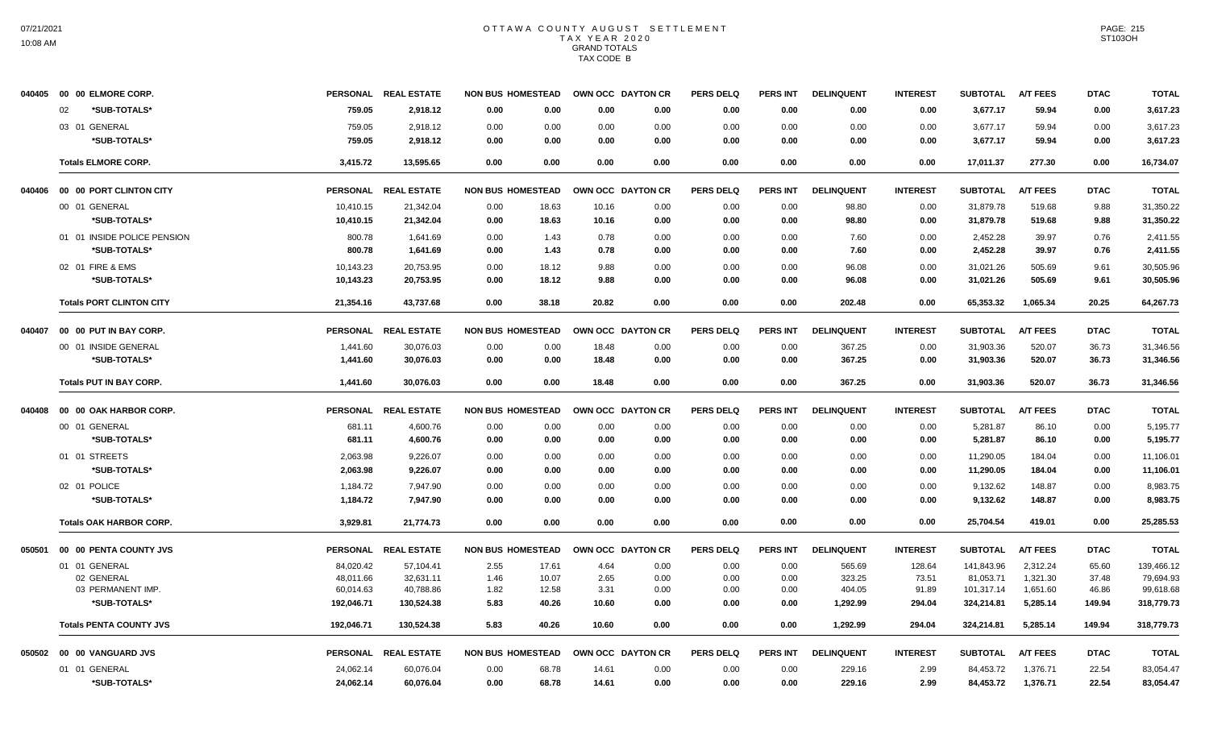# OTTAWA COUNTY AUGUST SETTLEMENT
## TAX YEAR 2020
### GRAND TOTALS
### TAX CODE B

| | | PERSONAL | REAL ESTATE | NON BUS | HOMESTEAD | OWN OCC | DAYTON CR | PERS DELQ | PERS INT | DELINQUENT | INTEREST | SUBTOTAL | A/T FEES | DTAC | TOTAL |
|---|---|---|---|---|---|---|---|---|---|---|---|---|---|---|---|
| 040405 | 00 00 ELMORE CORP. | | | | | | | | | | | | | | |
| | 02 *SUB-TOTALS* | 759.05 | 2,918.12 | 0.00 | 0.00 | 0.00 | 0.00 | 0.00 | 0.00 | 0.00 | 0.00 | 3,677.17 | 59.94 | 0.00 | 3,617.23 |
| | 03 01 GENERAL | 759.05 | 2,918.12 | 0.00 | 0.00 | 0.00 | 0.00 | 0.00 | 0.00 | 0.00 | 0.00 | 3,677.17 | 59.94 | 0.00 | 3,617.23 |
| | *SUB-TOTALS* | 759.05 | 2,918.12 | 0.00 | 0.00 | 0.00 | 0.00 | 0.00 | 0.00 | 0.00 | 0.00 | 3,677.17 | 59.94 | 0.00 | 3,617.23 |
| | Totals ELMORE CORP. | 3,415.72 | 13,595.65 | 0.00 | 0.00 | 0.00 | 0.00 | 0.00 | 0.00 | 0.00 | 0.00 | 17,011.37 | 277.30 | 0.00 | 16,734.07 |
| 040406 | 00 00 PORT CLINTON CITY | PERSONAL | REAL ESTATE | NON BUS | HOMESTEAD | OWN OCC | DAYTON CR | PERS DELQ | PERS INT | DELINQUENT | INTEREST | SUBTOTAL | A/T FEES | DTAC | TOTAL |
| | 00 01 GENERAL | 10,410.15 | 21,342.04 | 0.00 | 18.63 | 10.16 | 0.00 | 0.00 | 0.00 | 98.80 | 0.00 | 31,879.78 | 519.68 | 9.88 | 31,350.22 |
| | *SUB-TOTALS* | 10,410.15 | 21,342.04 | 0.00 | 18.63 | 10.16 | 0.00 | 0.00 | 0.00 | 98.80 | 0.00 | 31,879.78 | 519.68 | 9.88 | 31,350.22 |
| | 01 01 INSIDE POLICE PENSION | 800.78 | 1,641.69 | 0.00 | 1.43 | 0.78 | 0.00 | 0.00 | 0.00 | 7.60 | 0.00 | 2,452.28 | 39.97 | 0.76 | 2,411.55 |
| | *SUB-TOTALS* | 800.78 | 1,641.69 | 0.00 | 1.43 | 0.78 | 0.00 | 0.00 | 0.00 | 7.60 | 0.00 | 2,452.28 | 39.97 | 0.76 | 2,411.55 |
| | 02 01 FIRE & EMS | 10,143.23 | 20,753.95 | 0.00 | 18.12 | 9.88 | 0.00 | 0.00 | 0.00 | 96.08 | 0.00 | 31,021.26 | 505.69 | 9.61 | 30,505.96 |
| | *SUB-TOTALS* | 10,143.23 | 20,753.95 | 0.00 | 18.12 | 9.88 | 0.00 | 0.00 | 0.00 | 96.08 | 0.00 | 31,021.26 | 505.69 | 9.61 | 30,505.96 |
| | Totals PORT CLINTON CITY | 21,354.16 | 43,737.68 | 0.00 | 38.18 | 20.82 | 0.00 | 0.00 | 0.00 | 202.48 | 0.00 | 65,353.32 | 1,065.34 | 20.25 | 64,267.73 |
| 040407 | 00 00 PUT IN BAY CORP. | PERSONAL | REAL ESTATE | NON BUS | HOMESTEAD | OWN OCC | DAYTON CR | PERS DELQ | PERS INT | DELINQUENT | INTEREST | SUBTOTAL | A/T FEES | DTAC | TOTAL |
| | 00 01 INSIDE GENERAL | 1,441.60 | 30,076.03 | 0.00 | 0.00 | 18.48 | 0.00 | 0.00 | 0.00 | 367.25 | 0.00 | 31,903.36 | 520.07 | 36.73 | 31,346.56 |
| | *SUB-TOTALS* | 1,441.60 | 30,076.03 | 0.00 | 0.00 | 18.48 | 0.00 | 0.00 | 0.00 | 367.25 | 0.00 | 31,903.36 | 520.07 | 36.73 | 31,346.56 |
| | Totals PUT IN BAY CORP. | 1,441.60 | 30,076.03 | 0.00 | 0.00 | 18.48 | 0.00 | 0.00 | 0.00 | 367.25 | 0.00 | 31,903.36 | 520.07 | 36.73 | 31,346.56 |
| 040408 | 00 00 OAK HARBOR CORP. | PERSONAL | REAL ESTATE | NON BUS | HOMESTEAD | OWN OCC | DAYTON CR | PERS DELQ | PERS INT | DELINQUENT | INTEREST | SUBTOTAL | A/T FEES | DTAC | TOTAL |
| | 00 01 GENERAL | 681.11 | 4,600.76 | 0.00 | 0.00 | 0.00 | 0.00 | 0.00 | 0.00 | 0.00 | 0.00 | 5,281.87 | 86.10 | 0.00 | 5,195.77 |
| | *SUB-TOTALS* | 681.11 | 4,600.76 | 0.00 | 0.00 | 0.00 | 0.00 | 0.00 | 0.00 | 0.00 | 0.00 | 5,281.87 | 86.10 | 0.00 | 5,195.77 |
| | 01 01 STREETS | 2,063.98 | 9,226.07 | 0.00 | 0.00 | 0.00 | 0.00 | 0.00 | 0.00 | 0.00 | 0.00 | 11,290.05 | 184.04 | 0.00 | 11,106.01 |
| | *SUB-TOTALS* | 2,063.98 | 9,226.07 | 0.00 | 0.00 | 0.00 | 0.00 | 0.00 | 0.00 | 0.00 | 0.00 | 11,290.05 | 184.04 | 0.00 | 11,106.01 |
| | 02 01 POLICE | 1,184.72 | 7,947.90 | 0.00 | 0.00 | 0.00 | 0.00 | 0.00 | 0.00 | 0.00 | 0.00 | 9,132.62 | 148.87 | 0.00 | 8,983.75 |
| | *SUB-TOTALS* | 1,184.72 | 7,947.90 | 0.00 | 0.00 | 0.00 | 0.00 | 0.00 | 0.00 | 0.00 | 0.00 | 9,132.62 | 148.87 | 0.00 | 8,983.75 |
| | Totals OAK HARBOR CORP. | 3,929.81 | 21,774.73 | 0.00 | 0.00 | 0.00 | 0.00 | 0.00 | 0.00 | 0.00 | 0.00 | 25,704.54 | 419.01 | 0.00 | 25,285.53 |
| 050501 | 00 00 PENTA COUNTY JVS | PERSONAL | REAL ESTATE | NON BUS | HOMESTEAD | OWN OCC | DAYTON CR | PERS DELQ | PERS INT | DELINQUENT | INTEREST | SUBTOTAL | A/T FEES | DTAC | TOTAL |
| | 01 01 GENERAL | 84,020.42 | 57,104.41 | 2.55 | 17.61 | 4.64 | 0.00 | 0.00 | 0.00 | 565.69 | 128.64 | 141,843.96 | 2,312.24 | 65.60 | 139,466.12 |
| | 02 GENERAL | 48,011.66 | 32,631.11 | 1.46 | 10.07 | 2.65 | 0.00 | 0.00 | 0.00 | 323.25 | 73.51 | 81,053.71 | 1,321.30 | 37.48 | 79,694.93 |
| | 03 PERMANENT IMP. | 60,014.63 | 40,788.86 | 1.82 | 12.58 | 3.31 | 0.00 | 0.00 | 0.00 | 404.05 | 91.89 | 101,317.14 | 1,651.60 | 46.86 | 99,618.68 |
| | *SUB-TOTALS* | 192,046.71 | 130,524.38 | 5.83 | 40.26 | 10.60 | 0.00 | 0.00 | 0.00 | 1,292.99 | 294.04 | 324,214.81 | 5,285.14 | 149.94 | 318,779.73 |
| | Totals PENTA COUNTY JVS | 192,046.71 | 130,524.38 | 5.83 | 40.26 | 10.60 | 0.00 | 0.00 | 0.00 | 1,292.99 | 294.04 | 324,214.81 | 5,285.14 | 149.94 | 318,779.73 |
| 050502 | 00 00 VANGUARD JVS | PERSONAL | REAL ESTATE | NON BUS | HOMESTEAD | OWN OCC | DAYTON CR | PERS DELQ | PERS INT | DELINQUENT | INTEREST | SUBTOTAL | A/T FEES | DTAC | TOTAL |
| | 01 01 GENERAL | 24,062.14 | 60,076.04 | 0.00 | 68.78 | 14.61 | 0.00 | 0.00 | 0.00 | 229.16 | 2.99 | 84,453.72 | 1,376.71 | 22.54 | 83,054.47 |
| | *SUB-TOTALS* | 24,062.14 | 60,076.04 | 0.00 | 68.78 | 14.61 | 0.00 | 0.00 | 0.00 | 229.16 | 2.99 | 84,453.72 | 1,376.71 | 22.54 | 83,054.47 |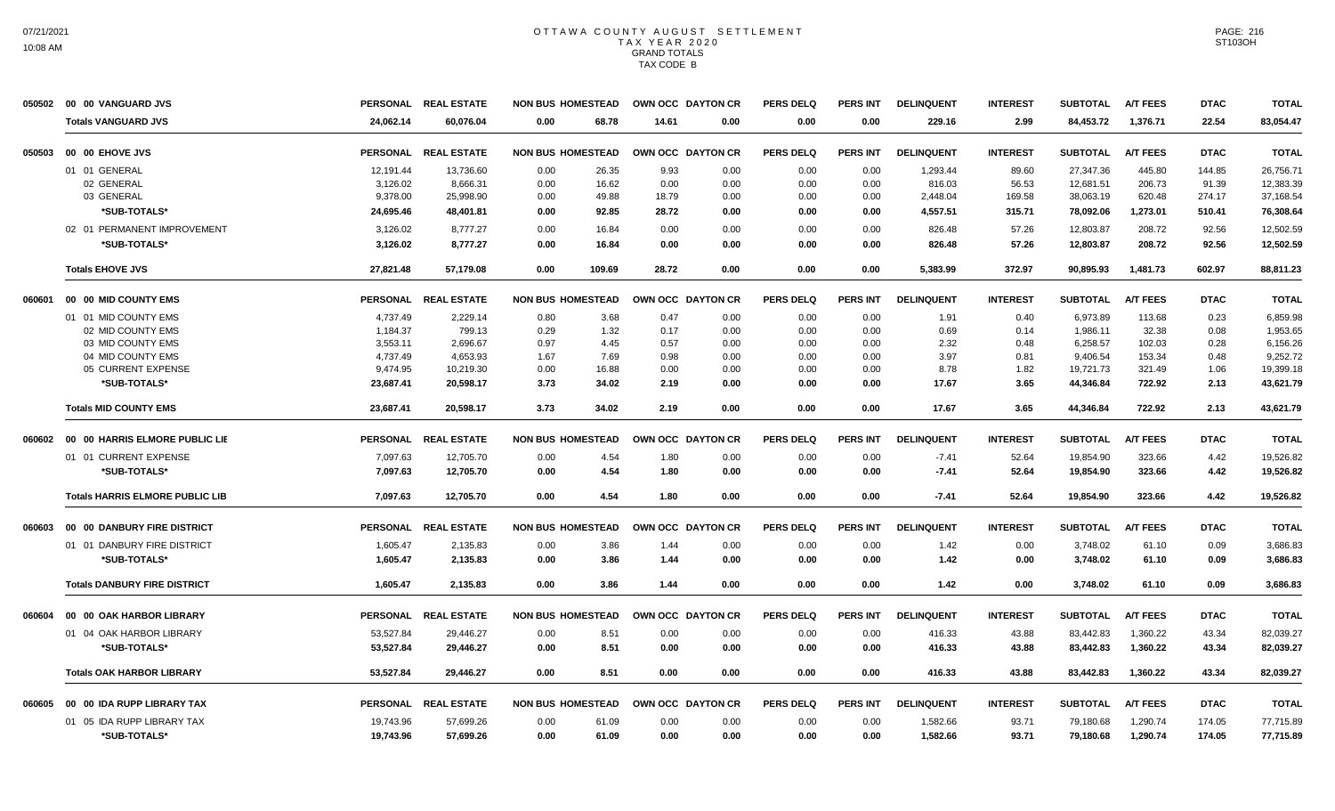# OTTAWA COUNTY AUGUST SETTLEMENT
## TAX YEAR 2020
## GRAND TOTALS
## TAX CODE B

| | | PERSONAL | REAL ESTATE | NON BUS | HOMESTEAD | OWN OCC | DAYTON CR | PERS DELQ | PERS INT | DELINQUENT | INTEREST | SUBTOTAL | A/T FEES | DTAC | TOTAL |
|---|---|---|---|---|---|---|---|---|---|---|---|---|---|---|---|
| 050502 | 00 00 VANGUARD JVS | PERSONAL | REAL ESTATE | NON BUS | HOMESTEAD | OWN OCC | DAYTON CR | PERS DELQ | PERS INT | DELINQUENT | INTEREST | SUBTOTAL | A/T FEES | DTAC | TOTAL |
| | **Totals VANGUARD JVS** | **24,062.14** | **60,076.04** | **0.00** | **68.78** | **14.61** | **0.00** | **0.00** | **0.00** | **229.16** | **2.99** | **84,453.72** | **1,376.71** | **22.54** | **83,054.47** |
| 050503 | 00 00 EHOVE JVS | PERSONAL | REAL ESTATE | NON BUS | HOMESTEAD | OWN OCC | DAYTON CR | PERS DELQ | PERS INT | DELINQUENT | INTEREST | SUBTOTAL | A/T FEES | DTAC | TOTAL |
| | 01 01 GENERAL | 12,191.44 | 13,736.60 | 0.00 | 26.35 | 9.93 | 0.00 | 0.00 | 0.00 | 1,293.44 | 89.60 | 27,347.36 | 445.80 | 144.85 | 26,756.71 |
| | 02 GENERAL | 3,126.02 | 8,666.31 | 0.00 | 16.62 | 0.00 | 0.00 | 0.00 | 0.00 | 816.03 | 56.53 | 12,681.51 | 206.73 | 91.39 | 12,383.39 |
| | 03 GENERAL | 9,378.00 | 25,998.90 | 0.00 | 49.88 | 18.79 | 0.00 | 0.00 | 0.00 | 2,448.04 | 169.58 | 38,063.19 | 620.48 | 274.17 | 37,168.54 |
| | **\*SUB-TOTALS\*** | **24,695.46** | **48,401.81** | **0.00** | **92.85** | **28.72** | **0.00** | **0.00** | **0.00** | **4,557.51** | **315.71** | **78,092.06** | **1,273.01** | **510.41** | **76,308.64** |
| | 02 01 PERMANENT IMPROVEMENT | 3,126.02 | 8,777.27 | 0.00 | 16.84 | 0.00 | 0.00 | 0.00 | 0.00 | 826.48 | 57.26 | 12,803.87 | 208.72 | 92.56 | 12,502.59 |
| | **\*SUB-TOTALS\*** | **3,126.02** | **8,777.27** | **0.00** | **16.84** | **0.00** | **0.00** | **0.00** | **0.00** | **826.48** | **57.26** | **12,803.87** | **208.72** | **92.56** | **12,502.59** |
| | **Totals EHOVE JVS** | **27,821.48** | **57,179.08** | **0.00** | **109.69** | **28.72** | **0.00** | **0.00** | **0.00** | **5,383.99** | **372.97** | **90,895.93** | **1,481.73** | **602.97** | **88,811.23** |
| 060601 | 00 00 MID COUNTY EMS | PERSONAL | REAL ESTATE | NON BUS | HOMESTEAD | OWN OCC | DAYTON CR | PERS DELQ | PERS INT | DELINQUENT | INTEREST | SUBTOTAL | A/T FEES | DTAC | TOTAL |
| | 01 01 MID COUNTY EMS | 4,737.49 | 2,229.14 | 0.80 | 3.68 | 0.47 | 0.00 | 0.00 | 0.00 | 1.91 | 0.40 | 6,973.89 | 113.68 | 0.23 | 6,859.98 |
| | 02 MID COUNTY EMS | 1,184.37 | 799.13 | 0.29 | 1.32 | 0.17 | 0.00 | 0.00 | 0.00 | 0.69 | 0.14 | 1,986.11 | 32.38 | 0.08 | 1,953.65 |
| | 03 MID COUNTY EMS | 3,553.11 | 2,696.67 | 0.97 | 4.45 | 0.57 | 0.00 | 0.00 | 0.00 | 2.32 | 0.48 | 6,258.57 | 102.03 | 0.28 | 6,156.26 |
| | 04 MID COUNTY EMS | 4,737.49 | 4,653.93 | 1.67 | 7.69 | 0.98 | 0.00 | 0.00 | 0.00 | 3.97 | 0.81 | 9,406.54 | 153.34 | 0.48 | 9,252.72 |
| | 05 CURRENT EXPENSE | 9,474.95 | 10,219.30 | 0.00 | 16.88 | 0.00 | 0.00 | 0.00 | 0.00 | 8.78 | 1.82 | 19,721.73 | 321.49 | 1.06 | 19,399.18 |
| | **\*SUB-TOTALS\*** | **23,687.41** | **20,598.17** | **3.73** | **34.02** | **2.19** | **0.00** | **0.00** | **0.00** | **17.67** | **3.65** | **44,346.84** | **722.92** | **2.13** | **43,621.79** |
| | **Totals MID COUNTY EMS** | **23,687.41** | **20,598.17** | **3.73** | **34.02** | **2.19** | **0.00** | **0.00** | **0.00** | **17.67** | **3.65** | **44,346.84** | **722.92** | **2.13** | **43,621.79** |
| 060602 | 00 00 HARRIS ELMORE PUBLIC LIB | PERSONAL | REAL ESTATE | NON BUS | HOMESTEAD | OWN OCC | DAYTON CR | PERS DELQ | PERS INT | DELINQUENT | INTEREST | SUBTOTAL | A/T FEES | DTAC | TOTAL |
| | 01 01 CURRENT EXPENSE | 7,097.63 | 12,705.70 | 0.00 | 4.54 | 1.80 | 0.00 | 0.00 | 0.00 | -7.41 | 52.64 | 19,854.90 | 323.66 | 4.42 | 19,526.82 |
| | **\*SUB-TOTALS\*** | **7,097.63** | **12,705.70** | **0.00** | **4.54** | **1.80** | **0.00** | **0.00** | **0.00** | **-7.41** | **52.64** | **19,854.90** | **323.66** | **4.42** | **19,526.82** |
| | **Totals HARRIS ELMORE PUBLIC LIB** | **7,097.63** | **12,705.70** | **0.00** | **4.54** | **1.80** | **0.00** | **0.00** | **0.00** | **-7.41** | **52.64** | **19,854.90** | **323.66** | **4.42** | **19,526.82** |
| 060603 | 00 00 DANBURY FIRE DISTRICT | PERSONAL | REAL ESTATE | NON BUS | HOMESTEAD | OWN OCC | DAYTON CR | PERS DELQ | PERS INT | DELINQUENT | INTEREST | SUBTOTAL | A/T FEES | DTAC | TOTAL |
| | 01 01 DANBURY FIRE DISTRICT | 1,605.47 | 2,135.83 | 0.00 | 3.86 | 1.44 | 0.00 | 0.00 | 0.00 | 1.42 | 0.00 | 3,748.02 | 61.10 | 0.09 | 3,686.83 |
| | **\*SUB-TOTALS\*** | **1,605.47** | **2,135.83** | **0.00** | **3.86** | **1.44** | **0.00** | **0.00** | **0.00** | **1.42** | **0.00** | **3,748.02** | **61.10** | **0.09** | **3,686.83** |
| | **Totals DANBURY FIRE DISTRICT** | **1,605.47** | **2,135.83** | **0.00** | **3.86** | **1.44** | **0.00** | **0.00** | **0.00** | **1.42** | **0.00** | **3,748.02** | **61.10** | **0.09** | **3,686.83** |
| 060604 | 00 00 OAK HARBOR LIBRARY | PERSONAL | REAL ESTATE | NON BUS | HOMESTEAD | OWN OCC | DAYTON CR | PERS DELQ | PERS INT | DELINQUENT | INTEREST | SUBTOTAL | A/T FEES | DTAC | TOTAL |
| | 01 04 OAK HARBOR LIBRARY | 53,527.84 | 29,446.27 | 0.00 | 8.51 | 0.00 | 0.00 | 0.00 | 0.00 | 416.33 | 43.88 | 83,442.83 | 1,360.22 | 43.34 | 82,039.27 |
| | **\*SUB-TOTALS\*** | **53,527.84** | **29,446.27** | **0.00** | **8.51** | **0.00** | **0.00** | **0.00** | **0.00** | **416.33** | **43.88** | **83,442.83** | **1,360.22** | **43.34** | **82,039.27** |
| | **Totals OAK HARBOR LIBRARY** | **53,527.84** | **29,446.27** | **0.00** | **8.51** | **0.00** | **0.00** | **0.00** | **0.00** | **416.33** | **43.88** | **83,442.83** | **1,360.22** | **43.34** | **82,039.27** |
| 060605 | 00 00 IDA RUPP LIBRARY TAX | PERSONAL | REAL ESTATE | NON BUS | HOMESTEAD | OWN OCC | DAYTON CR | PERS DELQ | PERS INT | DELINQUENT | INTEREST | SUBTOTAL | A/T FEES | DTAC | TOTAL |
| | 01 05 IDA RUPP LIBRARY TAX | 19,743.96 | 57,699.26 | 0.00 | 61.09 | 0.00 | 0.00 | 0.00 | 0.00 | 1,582.66 | 93.71 | 79,180.68 | 1,290.74 | 174.05 | 77,715.89 |
| | **\*SUB-TOTALS\*** | **19,743.96** | **57,699.26** | **0.00** | **61.09** | **0.00** | **0.00** | **0.00** | **0.00** | **1,582.66** | **93.71** | **79,180.68** | **1,290.74** | **174.05** | **77,715.89** |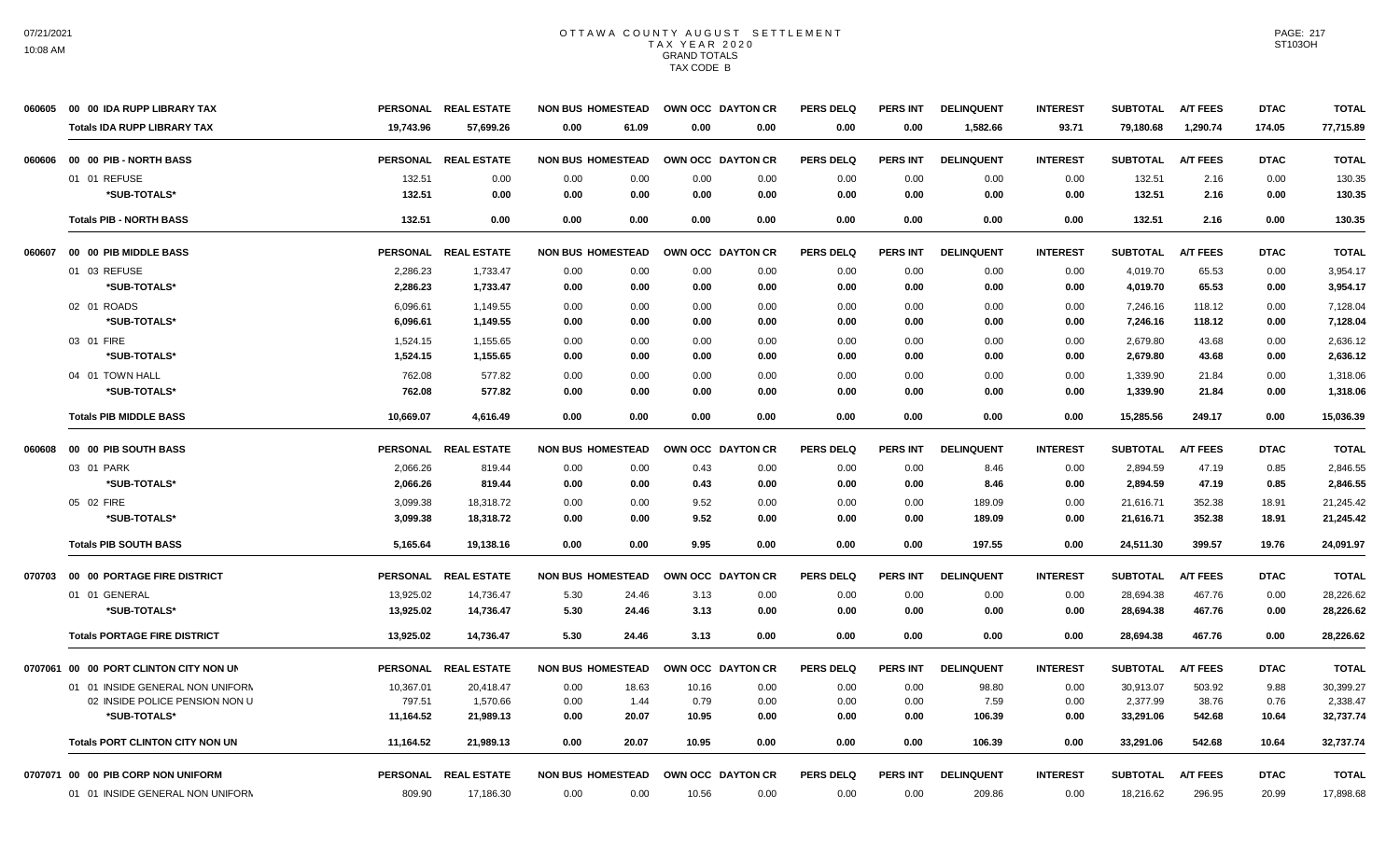# OTTAWA COUNTY AUGUST SETTLEMENT
## TAX YEAR 2020
### GRAND TOTALS
### TAX CODE B

| | | PERSONAL | REAL ESTATE | NON BUS | HOMESTEAD | OWN OCC | DAYTON CR | PERS DELQ | PERS INT | DELINQUENT | INTEREST | SUBTOTAL | A/T FEES | DTAC | TOTAL |
|---|---|---|---|---|---|---|---|---|---|---|---|---|---|---|---|
| 060605 | 00 00 IDA RUPP LIBRARY TAX | PERSONAL | REAL ESTATE | NON BUS | HOMESTEAD | OWN OCC | DAYTON CR | PERS DELQ | PERS INT | DELINQUENT | INTEREST | SUBTOTAL | A/T FEES | DTAC | TOTAL |
| | **Totals IDA RUPP LIBRARY TAX** | **19,743.96** | **57,699.26** | **0.00** | **61.09** | **0.00** | **0.00** | **0.00** | **0.00** | **1,582.66** | **93.71** | **79,180.68** | **1,290.74** | **174.05** | **77,715.89** |
| 060606 | 00 00 PIB - NORTH BASS | PERSONAL | REAL ESTATE | NON BUS | HOMESTEAD | OWN OCC | DAYTON CR | PERS DELQ | PERS INT | DELINQUENT | INTEREST | SUBTOTAL | A/T FEES | DTAC | TOTAL |
| | 01 01 REFUSE | 132.51 | 0.00 | 0.00 | 0.00 | 0.00 | 0.00 | 0.00 | 0.00 | 0.00 | 0.00 | 132.51 | 2.16 | 0.00 | 130.35 |
| | **\*SUB-TOTALS\*** | **132.51** | **0.00** | **0.00** | **0.00** | **0.00** | **0.00** | **0.00** | **0.00** | **0.00** | **0.00** | **132.51** | **2.16** | **0.00** | **130.35** |
| | **Totals PIB - NORTH BASS** | **132.51** | **0.00** | **0.00** | **0.00** | **0.00** | **0.00** | **0.00** | **0.00** | **0.00** | **0.00** | **132.51** | **2.16** | **0.00** | **130.35** |
| 060607 | 00 00 PIB MIDDLE BASS | PERSONAL | REAL ESTATE | NON BUS | HOMESTEAD | OWN OCC | DAYTON CR | PERS DELQ | PERS INT | DELINQUENT | INTEREST | SUBTOTAL | A/T FEES | DTAC | TOTAL |
| | 01 03 REFUSE | 2,286.23 | 1,733.47 | 0.00 | 0.00 | 0.00 | 0.00 | 0.00 | 0.00 | 0.00 | 0.00 | 4,019.70 | 65.53 | 0.00 | 3,954.17 |
| | **\*SUB-TOTALS\*** | **2,286.23** | **1,733.47** | **0.00** | **0.00** | **0.00** | **0.00** | **0.00** | **0.00** | **0.00** | **0.00** | **4,019.70** | **65.53** | **0.00** | **3,954.17** |
| | 02 01 ROADS | 6,096.61 | 1,149.55 | 0.00 | 0.00 | 0.00 | 0.00 | 0.00 | 0.00 | 0.00 | 0.00 | 7,246.16 | 118.12 | 0.00 | 7,128.04 |
| | **\*SUB-TOTALS\*** | **6,096.61** | **1,149.55** | **0.00** | **0.00** | **0.00** | **0.00** | **0.00** | **0.00** | **0.00** | **0.00** | **7,246.16** | **118.12** | **0.00** | **7,128.04** |
| | 03 01 FIRE | 1,524.15 | 1,155.65 | 0.00 | 0.00 | 0.00 | 0.00 | 0.00 | 0.00 | 0.00 | 0.00 | 2,679.80 | 43.68 | 0.00 | 2,636.12 |
| | **\*SUB-TOTALS\*** | **1,524.15** | **1,155.65** | **0.00** | **0.00** | **0.00** | **0.00** | **0.00** | **0.00** | **0.00** | **0.00** | **2,679.80** | **43.68** | **0.00** | **2,636.12** |
| | 04 01 TOWN HALL | 762.08 | 577.82 | 0.00 | 0.00 | 0.00 | 0.00 | 0.00 | 0.00 | 0.00 | 0.00 | 1,339.90 | 21.84 | 0.00 | 1,318.06 |
| | **\*SUB-TOTALS\*** | **762.08** | **577.82** | **0.00** | **0.00** | **0.00** | **0.00** | **0.00** | **0.00** | **0.00** | **0.00** | **1,339.90** | **21.84** | **0.00** | **1,318.06** |
| | **Totals PIB MIDDLE BASS** | **10,669.07** | **4,616.49** | **0.00** | **0.00** | **0.00** | **0.00** | **0.00** | **0.00** | **0.00** | **0.00** | **15,285.56** | **249.17** | **0.00** | **15,036.39** |
| 060608 | 00 00 PIB SOUTH BASS | PERSONAL | REAL ESTATE | NON BUS | HOMESTEAD | OWN OCC | DAYTON CR | PERS DELQ | PERS INT | DELINQUENT | INTEREST | SUBTOTAL | A/T FEES | DTAC | TOTAL |
| | 03 01 PARK | 2,066.26 | 819.44 | 0.00 | 0.00 | 0.43 | 0.00 | 0.00 | 0.00 | 8.46 | 0.00 | 2,894.59 | 47.19 | 0.85 | 2,846.55 |
| | **\*SUB-TOTALS\*** | **2,066.26** | **819.44** | **0.00** | **0.00** | **0.43** | **0.00** | **0.00** | **0.00** | **8.46** | **0.00** | **2,894.59** | **47.19** | **0.85** | **2,846.55** |
| | 05 02 FIRE | 3,099.38 | 18,318.72 | 0.00 | 0.00 | 9.52 | 0.00 | 0.00 | 0.00 | 189.09 | 0.00 | 21,616.71 | 352.38 | 18.91 | 21,245.42 |
| | **\*SUB-TOTALS\*** | **3,099.38** | **18,318.72** | **0.00** | **0.00** | **9.52** | **0.00** | **0.00** | **0.00** | **189.09** | **0.00** | **21,616.71** | **352.38** | **18.91** | **21,245.42** |
| | **Totals PIB SOUTH BASS** | **5,165.64** | **19,138.16** | **0.00** | **0.00** | **9.95** | **0.00** | **0.00** | **0.00** | **197.55** | **0.00** | **24,511.30** | **399.57** | **19.76** | **24,091.97** |
| 070703 | 00 00 PORTAGE FIRE DISTRICT | PERSONAL | REAL ESTATE | NON BUS | HOMESTEAD | OWN OCC | DAYTON CR | PERS DELQ | PERS INT | DELINQUENT | INTEREST | SUBTOTAL | A/T FEES | DTAC | TOTAL |
| | 01 01 GENERAL | 13,925.02 | 14,736.47 | 5.30 | 24.46 | 3.13 | 0.00 | 0.00 | 0.00 | 0.00 | 0.00 | 28,694.38 | 467.76 | 0.00 | 28,226.62 |
| | **\*SUB-TOTALS\*** | **13,925.02** | **14,736.47** | **5.30** | **24.46** | **3.13** | **0.00** | **0.00** | **0.00** | **0.00** | **0.00** | **28,694.38** | **467.76** | **0.00** | **28,226.62** |
| | **Totals PORTAGE FIRE DISTRICT** | **13,925.02** | **14,736.47** | **5.30** | **24.46** | **3.13** | **0.00** | **0.00** | **0.00** | **0.00** | **0.00** | **28,694.38** | **467.76** | **0.00** | **28,226.62** |
| 0707061 | 00 00 PORT CLINTON CITY NON UN | PERSONAL | REAL ESTATE | NON BUS | HOMESTEAD | OWN OCC | DAYTON CR | PERS DELQ | PERS INT | DELINQUENT | INTEREST | SUBTOTAL | A/T FEES | DTAC | TOTAL |
| | 01 01 INSIDE GENERAL NON UNIFORN | 10,367.01 | 20,418.47 | 0.00 | 18.63 | 10.16 | 0.00 | 0.00 | 0.00 | 98.80 | 0.00 | 30,913.07 | 503.92 | 9.88 | 30,399.27 |
| | 02 INSIDE POLICE PENSION NON U | 797.51 | 1,570.66 | 0.00 | 1.44 | 0.79 | 0.00 | 0.00 | 0.00 | 7.59 | 0.00 | 2,377.99 | 38.76 | 0.76 | 2,338.47 |
| | **\*SUB-TOTALS\*** | **11,164.52** | **21,989.13** | **0.00** | **20.07** | **10.95** | **0.00** | **0.00** | **0.00** | **106.39** | **0.00** | **33,291.06** | **542.68** | **10.64** | **32,737.74** |
| | **Totals PORT CLINTON CITY NON UN** | **11,164.52** | **21,989.13** | **0.00** | **20.07** | **10.95** | **0.00** | **0.00** | **0.00** | **106.39** | **0.00** | **33,291.06** | **542.68** | **10.64** | **32,737.74** |
| 0707071 | 00 00 PIB CORP NON UNIFORM | PERSONAL | REAL ESTATE | NON BUS | HOMESTEAD | OWN OCC | DAYTON CR | PERS DELQ | PERS INT | DELINQUENT | INTEREST | SUBTOTAL | A/T FEES | DTAC | TOTAL |
| | 01 01 INSIDE GENERAL NON UNIFORN | 809.90 | 17,186.30 | 0.00 | 0.00 | 10.56 | 0.00 | 0.00 | 0.00 | 209.86 | 0.00 | 18,216.62 | 296.95 | 20.99 | 17,898.68 |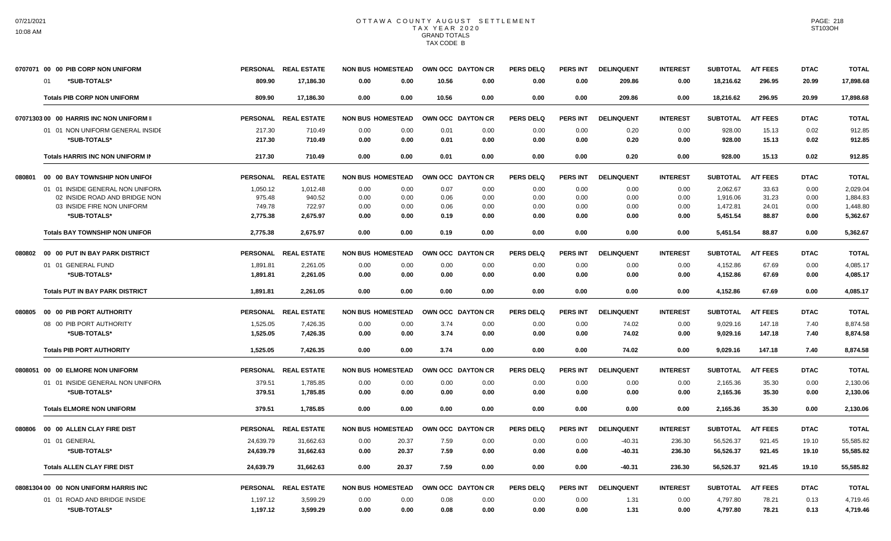# OTTAWA COUNTY AUGUST SETTLEMENT
## TAX YEAR 2020
### GRAND TOTALS
### TAX CODE B

| | PERSONAL | REAL ESTATE | NON BUS | HOMESTEAD | OWN OCC | DAYTON CR | PERS DELQ | PERS INT | DELINQUENT | INTEREST | SUBTOTAL | A/T FEES | DTAC | TOTAL |
|---|---|---|---|---|---|---|---|---|---|---|---|---|---|---|
| **0707071 00 00 PIB CORP NON UNIFORM** | | | | | | | | | | | | | | |
| 01 *SUB-TOTALS* | 809.90 | 17,186.30 | 0.00 | 0.00 | 10.56 | 0.00 | 0.00 | 0.00 | 209.86 | 0.00 | 18,216.62 | 296.95 | 20.99 | 17,898.68 |
| **Totals PIB CORP NON UNIFORM** | 809.90 | 17,186.30 | 0.00 | 0.00 | 10.56 | 0.00 | 0.00 | 0.00 | 209.86 | 0.00 | 18,216.62 | 296.95 | 20.99 | 17,898.68 |
| **07071303 00 00 HARRIS INC NON UNIFORM I** | | | | | | | | | | | | | | |
| 01 01 NON UNIFORM GENERAL INSIDE | 217.30 | 710.49 | 0.00 | 0.00 | 0.01 | 0.00 | 0.00 | 0.00 | 0.20 | 0.00 | 928.00 | 15.13 | 0.02 | 912.85 |
| *SUB-TOTALS* | 217.30 | 710.49 | 0.00 | 0.00 | 0.01 | 0.00 | 0.00 | 0.00 | 0.20 | 0.00 | 928.00 | 15.13 | 0.02 | 912.85 |
| **Totals HARRIS INC NON UNIFORM IN** | 217.30 | 710.49 | 0.00 | 0.00 | 0.01 | 0.00 | 0.00 | 0.00 | 0.20 | 0.00 | 928.00 | 15.13 | 0.02 | 912.85 |
| **080801 00 00 BAY TOWNSHIP NON UNIFOI** | | | | | | | | | | | | | | |
| 01 01 INSIDE GENERAL NON UNIFORM | 1,050.12 | 1,012.48 | 0.00 | 0.00 | 0.07 | 0.00 | 0.00 | 0.00 | 0.00 | 0.00 | 2,062.67 | 33.63 | 0.00 | 2,029.04 |
| 02 INSIDE ROAD AND BRIDGE NON | 975.48 | 940.52 | 0.00 | 0.00 | 0.06 | 0.00 | 0.00 | 0.00 | 0.00 | 0.00 | 1,916.06 | 31.23 | 0.00 | 1,884.83 |
| 03 INSIDE FIRE NON UNIFORM | 749.78 | 722.97 | 0.00 | 0.00 | 0.06 | 0.00 | 0.00 | 0.00 | 0.00 | 0.00 | 1,472.81 | 24.01 | 0.00 | 1,448.80 |
| *SUB-TOTALS* | 2,775.38 | 2,675.97 | 0.00 | 0.00 | 0.19 | 0.00 | 0.00 | 0.00 | 0.00 | 0.00 | 5,451.54 | 88.87 | 0.00 | 5,362.67 |
| **Totals BAY TOWNSHIP NON UNIFOR** | 2,775.38 | 2,675.97 | 0.00 | 0.00 | 0.19 | 0.00 | 0.00 | 0.00 | 0.00 | 0.00 | 5,451.54 | 88.87 | 0.00 | 5,362.67 |
| **080802 00 00 PUT IN BAY PARK DISTRICT** | | | | | | | | | | | | | | |
| 01 01 GENERAL FUND | 1,891.81 | 2,261.05 | 0.00 | 0.00 | 0.00 | 0.00 | 0.00 | 0.00 | 0.00 | 0.00 | 4,152.86 | 67.69 | 0.00 | 4,085.17 |
| *SUB-TOTALS* | 1,891.81 | 2,261.05 | 0.00 | 0.00 | 0.00 | 0.00 | 0.00 | 0.00 | 0.00 | 0.00 | 4,152.86 | 67.69 | 0.00 | 4,085.17 |
| **Totals PUT IN BAY PARK DISTRICT** | 1,891.81 | 2,261.05 | 0.00 | 0.00 | 0.00 | 0.00 | 0.00 | 0.00 | 0.00 | 0.00 | 4,152.86 | 67.69 | 0.00 | 4,085.17 |
| **080805 00 00 PIB PORT AUTHORITY** | | | | | | | | | | | | | | |
| 08 00 PIB PORT AUTHORITY | 1,525.05 | 7,426.35 | 0.00 | 0.00 | 3.74 | 0.00 | 0.00 | 0.00 | 74.02 | 0.00 | 9,029.16 | 147.18 | 7.40 | 8,874.58 |
| *SUB-TOTALS* | 1,525.05 | 7,426.35 | 0.00 | 0.00 | 3.74 | 0.00 | 0.00 | 0.00 | 74.02 | 0.00 | 9,029.16 | 147.18 | 7.40 | 8,874.58 |
| **Totals PIB PORT AUTHORITY** | 1,525.05 | 7,426.35 | 0.00 | 0.00 | 3.74 | 0.00 | 0.00 | 0.00 | 74.02 | 0.00 | 9,029.16 | 147.18 | 7.40 | 8,874.58 |
| **0808051 00 00 ELMORE NON UNIFORM** | | | | | | | | | | | | | | |
| 01 01 INSIDE GENERAL NON UNIFORM | 379.51 | 1,785.85 | 0.00 | 0.00 | 0.00 | 0.00 | 0.00 | 0.00 | 0.00 | 0.00 | 2,165.36 | 35.30 | 0.00 | 2,130.06 |
| *SUB-TOTALS* | 379.51 | 1,785.85 | 0.00 | 0.00 | 0.00 | 0.00 | 0.00 | 0.00 | 0.00 | 0.00 | 2,165.36 | 35.30 | 0.00 | 2,130.06 |
| **Totals ELMORE NON UNIFORM** | 379.51 | 1,785.85 | 0.00 | 0.00 | 0.00 | 0.00 | 0.00 | 0.00 | 0.00 | 0.00 | 2,165.36 | 35.30 | 0.00 | 2,130.06 |
| **080806 00 00 ALLEN CLAY FIRE DIST** | | | | | | | | | | | | | | |
| 01 01 GENERAL | 24,639.79 | 31,662.63 | 0.00 | 20.37 | 7.59 | 0.00 | 0.00 | 0.00 | -40.31 | 236.30 | 56,526.37 | 921.45 | 19.10 | 55,585.82 |
| *SUB-TOTALS* | 24,639.79 | 31,662.63 | 0.00 | 20.37 | 7.59 | 0.00 | 0.00 | 0.00 | -40.31 | 236.30 | 56,526.37 | 921.45 | 19.10 | 55,585.82 |
| **Totals ALLEN CLAY FIRE DIST** | 24,639.79 | 31,662.63 | 0.00 | 20.37 | 7.59 | 0.00 | 0.00 | 0.00 | -40.31 | 236.30 | 56,526.37 | 921.45 | 19.10 | 55,585.82 |
| **08081304 00 00 NON UNIFORM HARRIS INC** | | | | | | | | | | | | | | |
| 01 01 ROAD AND BRIDGE INSIDE | 1,197.12 | 3,599.29 | 0.00 | 0.00 | 0.08 | 0.00 | 0.00 | 0.00 | 1.31 | 0.00 | 4,797.80 | 78.21 | 0.13 | 4,719.46 |
| *SUB-TOTALS* | 1,197.12 | 3,599.29 | 0.00 | 0.00 | 0.08 | 0.00 | 0.00 | 0.00 | 1.31 | 0.00 | 4,797.80 | 78.21 | 0.13 | 4,719.46 |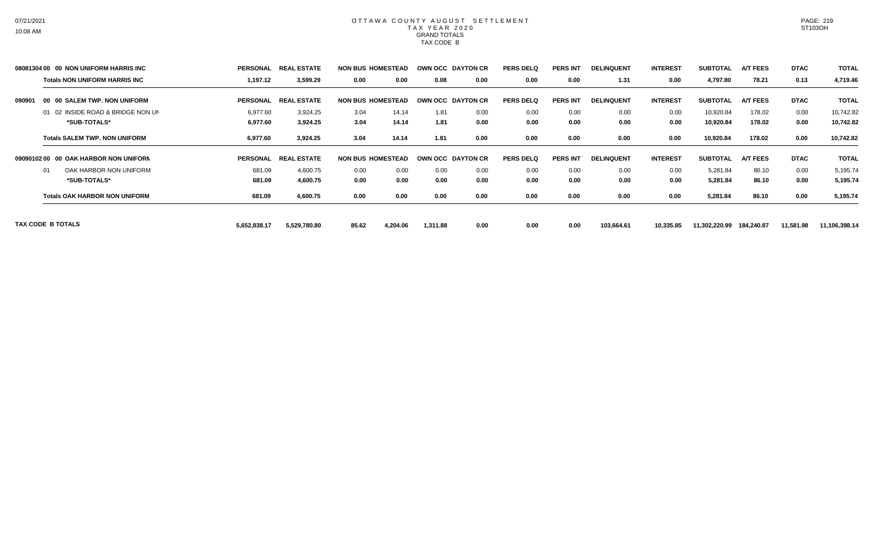# OTTAWA COUNTY AUGUST SETTLEMENT
## TAX YEAR 2020
### GRAND TOTALS
### TAX CODE B

| | PERSONAL | REAL ESTATE | NON BUS | HOMESTEAD | OWN OCC | DAYTON CR | PERS DELQ | PERS INT | DELINQUENT | INTEREST | SUBTOTAL | A/T FEES | DTAC | TOTAL |
|---|---|---|---|---|---|---|---|---|---|---|---|---|---|---|
| **08081304 00 00 NON UNIFORM HARRIS INC** | | | | | | | | | | | | | | |
| **Totals NON UNIFORM HARRIS INC** | **1,197.12** | **3,599.29** | **0.00** | **0.00** | **0.08** | **0.00** | **0.00** | **0.00** | **1.31** | **0.00** | **4,797.80** | **78.21** | **0.13** | **4,719.46** |
| **090901 00 00 SALEM TWP. NON UNIFORM** | **PERSONAL** | **REAL ESTATE** | **NON BUS** | **HOMESTEAD** | **OWN OCC** | **DAYTON CR** | **PERS DELQ** | **PERS INT** | **DELINQUENT** | **INTEREST** | **SUBTOTAL** | **A/T FEES** | **DTAC** | **TOTAL** |
| 01 02 INSIDE ROAD & BRIDGE NON UN | 6,977.60 | 3,924.25 | 3.04 | 14.14 | 1.81 | 0.00 | 0.00 | 0.00 | 0.00 | 0.00 | 10,920.84 | 178.02 | 0.00 | 10,742.82 |
| ***SUB-TOTALS*** | **6,977.60** | **3,924.25** | **3.04** | **14.14** | **1.81** | **0.00** | **0.00** | **0.00** | **0.00** | **0.00** | **10,920.84** | **178.02** | **0.00** | **10,742.82** |
| **Totals SALEM TWP. NON UNIFORM** | **6,977.60** | **3,924.25** | **3.04** | **14.14** | **1.81** | **0.00** | **0.00** | **0.00** | **0.00** | **0.00** | **10,920.84** | **178.02** | **0.00** | **10,742.82** |
| **09090102 00 00 OAK HARBOR NON UNIFORM** | **PERSONAL** | **REAL ESTATE** | **NON BUS** | **HOMESTEAD** | **OWN OCC** | **DAYTON CR** | **PERS DELQ** | **PERS INT** | **DELINQUENT** | **INTEREST** | **SUBTOTAL** | **A/T FEES** | **DTAC** | **TOTAL** |
| 01 OAK HARBOR NON UNIFORM | 681.09 | 4,600.75 | 0.00 | 0.00 | 0.00 | 0.00 | 0.00 | 0.00 | 0.00 | 0.00 | 5,281.84 | 86.10 | 0.00 | 5,195.74 |
| ***SUB-TOTALS*** | **681.09** | **4,600.75** | **0.00** | **0.00** | **0.00** | **0.00** | **0.00** | **0.00** | **0.00** | **0.00** | **5,281.84** | **86.10** | **0.00** | **5,195.74** |
| **Totals OAK HARBOR NON UNIFORM** | **681.09** | **4,600.75** | **0.00** | **0.00** | **0.00** | **0.00** | **0.00** | **0.00** | **0.00** | **0.00** | **5,281.84** | **86.10** | **0.00** | **5,195.74** |
| **TAX CODE B TOTALS** | **5,652,838.17** | **5,529,780.80** | **85.62** | **4,204.06** | **1,311.88** | **0.00** | **0.00** | **0.00** | **103,664.61** | **10,335.85** | **11,302,220.99** | **184,240.87** | **11,581.98** | **11,106,398.14** |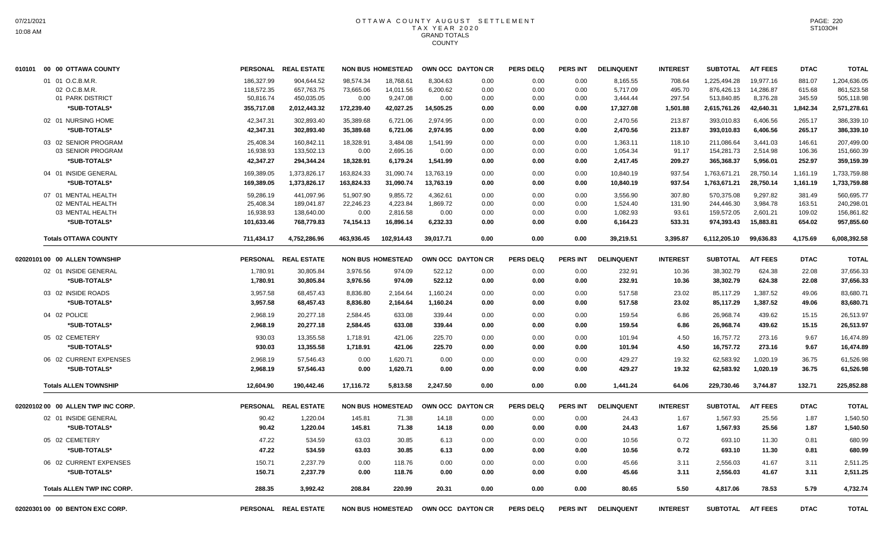# OTTAWA COUNTY AUGUST SETTLEMENT
## TAX YEAR 2020
## GRAND TOTALS
## COUNTY

| 010101 00 00 OTTAWA COUNTY | PERSONAL | REAL ESTATE | NON BUS | HOMESTEAD | OWN OCC | DAYTON CR | PERS DELQ | PERS INT | DELINQUENT | INTEREST | SUBTOTAL | A/T FEES | DTAC | TOTAL |
|---|---|---|---|---|---|---|---|---|---|---|---|---|---|---|
| 01 01 O.C.B.M.R. | 186,327.99 | 904,644.52 | 98,574.34 | 18,768.61 | 8,304.63 | 0.00 | 0.00 | 0.00 | 8,165.55 | 708.64 | 1,225,494.28 | 19,977.16 | 881.07 | 1,204,636.05 |
| 02 O.C.B.M.R. | 118,572.35 | 657,763.75 | 73,665.06 | 14,011.56 | 6,200.62 | 0.00 | 0.00 | 0.00 | 5,717.09 | 495.70 | 876,426.13 | 14,286.87 | 615.68 | 861,523.58 |
| 01 PARK DISTRICT | 50,816.74 | 450,035.05 | 0.00 | 9,247.08 | 0.00 | 0.00 | 0.00 | 0.00 | 3,444.44 | 297.54 | 513,840.85 | 8,376.28 | 345.59 | 505,118.98 |
| *SUB-TOTALS* | 355,717.08 | 2,012,443.32 | 172,239.40 | 42,027.25 | 14,505.25 | 0.00 | 0.00 | 0.00 | 17,327.08 | 1,501.88 | 2,615,761.26 | 42,640.31 | 1,842.34 | 2,571,278.61 |
| 02 01 NURSING HOME | 42,347.31 | 302,893.40 | 35,389.68 | 6,721.06 | 2,974.95 | 0.00 | 0.00 | 0.00 | 2,470.56 | 213.87 | 393,010.83 | 6,406.56 | 265.17 | 386,339.10 |
| *SUB-TOTALS* | 42,347.31 | 302,893.40 | 35,389.68 | 6,721.06 | 2,974.95 | 0.00 | 0.00 | 0.00 | 2,470.56 | 213.87 | 393,010.83 | 6,406.56 | 265.17 | 386,339.10 |
| 03 02 SENIOR PROGRAM | 25,408.34 | 160,842.11 | 18,328.91 | 3,484.08 | 1,541.99 | 0.00 | 0.00 | 0.00 | 1,363.11 | 118.10 | 211,086.64 | 3,441.03 | 146.61 | 207,499.00 |
| 03 SENIOR PROGRAM | 16,938.93 | 133,502.13 | 0.00 | 2,695.16 | 0.00 | 0.00 | 0.00 | 0.00 | 1,054.34 | 91.17 | 154,281.73 | 2,514.98 | 106.36 | 151,660.39 |
| *SUB-TOTALS* | 42,347.27 | 294,344.24 | 18,328.91 | 6,179.24 | 1,541.99 | 0.00 | 0.00 | 0.00 | 2,417.45 | 209.27 | 365,368.37 | 5,956.01 | 252.97 | 359,159.39 |
| 04 01 INSIDE GENERAL | 169,389.05 | 1,373,826.17 | 163,824.33 | 31,090.74 | 13,763.19 | 0.00 | 0.00 | 0.00 | 10,840.19 | 937.54 | 1,763,671.21 | 28,750.14 | 1,161.19 | 1,733,759.88 |
| *SUB-TOTALS* | 169,389.05 | 1,373,826.17 | 163,824.33 | 31,090.74 | 13,763.19 | 0.00 | 0.00 | 0.00 | 10,840.19 | 937.54 | 1,763,671.21 | 28,750.14 | 1,161.19 | 1,733,759.88 |
| 07 01 MENTAL HEALTH | 59,286.19 | 441,097.96 | 51,907.90 | 9,855.72 | 4,362.61 | 0.00 | 0.00 | 0.00 | 3,556.90 | 307.80 | 570,375.08 | 9,297.82 | 381.49 | 560,695.77 |
| 02 MENTAL HEALTH | 25,408.34 | 189,041.87 | 22,246.23 | 4,223.84 | 1,869.72 | 0.00 | 0.00 | 0.00 | 1,524.40 | 131.90 | 244,446.30 | 3,984.78 | 163.51 | 240,298.01 |
| 03 MENTAL HEALTH | 16,938.93 | 138,640.00 | 0.00 | 2,816.58 | 0.00 | 0.00 | 0.00 | 0.00 | 1,082.93 | 93.61 | 159,572.05 | 2,601.21 | 109.02 | 156,861.82 |
| *SUB-TOTALS* | 101,633.46 | 768,779.83 | 74,154.13 | 16,896.14 | 6,232.33 | 0.00 | 0.00 | 0.00 | 6,164.23 | 533.31 | 974,393.43 | 15,883.81 | 654.02 | 957,855.60 |
| **Totals OTTAWA COUNTY** | 711,434.17 | 4,752,286.96 | 463,936.45 | 102,914.43 | 39,017.71 | 0.00 | 0.00 | 0.00 | 39,219.51 | 3,395.87 | 6,112,205.10 | 99,636.83 | 4,175.69 | 6,008,392.58 |

| 02020101 00 00 ALLEN TOWNSHIP | PERSONAL | REAL ESTATE | NON BUS | HOMESTEAD | OWN OCC | DAYTON CR | PERS DELQ | PERS INT | DELINQUENT | INTEREST | SUBTOTAL | A/T FEES | DTAC | TOTAL |
|---|---|---|---|---|---|---|---|---|---|---|---|---|---|---|
| 02 01 INSIDE GENERAL | 1,780.91 | 30,805.84 | 3,976.56 | 974.09 | 522.12 | 0.00 | 0.00 | 0.00 | 232.91 | 10.36 | 38,302.79 | 624.38 | 22.08 | 37,656.33 |
| *SUB-TOTALS* | 1,780.91 | 30,805.84 | 3,976.56 | 974.09 | 522.12 | 0.00 | 0.00 | 0.00 | 232.91 | 10.36 | 38,302.79 | 624.38 | 22.08 | 37,656.33 |
| 03 02 INSIDE ROADS | 3,957.58 | 68,457.43 | 8,836.80 | 2,164.64 | 1,160.24 | 0.00 | 0.00 | 0.00 | 517.58 | 23.02 | 85,117.29 | 1,387.52 | 49.06 | 83,680.71 |
| *SUB-TOTALS* | 3,957.58 | 68,457.43 | 8,836.80 | 2,164.64 | 1,160.24 | 0.00 | 0.00 | 0.00 | 517.58 | 23.02 | 85,117.29 | 1,387.52 | 49.06 | 83,680.71 |
| 04 02 POLICE | 2,968.19 | 20,277.18 | 2,584.45 | 633.08 | 339.44 | 0.00 | 0.00 | 0.00 | 159.54 | 6.86 | 26,968.74 | 439.62 | 15.15 | 26,513.97 |
| *SUB-TOTALS* | 2,968.19 | 20,277.18 | 2,584.45 | 633.08 | 339.44 | 0.00 | 0.00 | 0.00 | 159.54 | 6.86 | 26,968.74 | 439.62 | 15.15 | 26,513.97 |
| 05 02 CEMETERY | 930.03 | 13,355.58 | 1,718.91 | 421.06 | 225.70 | 0.00 | 0.00 | 0.00 | 101.94 | 4.50 | 16,757.72 | 273.16 | 9.67 | 16,474.89 |
| *SUB-TOTALS* | 930.03 | 13,355.58 | 1,718.91 | 421.06 | 225.70 | 0.00 | 0.00 | 0.00 | 101.94 | 4.50 | 16,757.72 | 273.16 | 9.67 | 16,474.89 |
| 06 02 CURRENT EXPENSES | 2,968.19 | 57,546.43 | 0.00 | 1,620.71 | 0.00 | 0.00 | 0.00 | 0.00 | 429.27 | 19.32 | 62,583.92 | 1,020.19 | 36.75 | 61,526.98 |
| *SUB-TOTALS* | 2,968.19 | 57,546.43 | 0.00 | 1,620.71 | 0.00 | 0.00 | 0.00 | 0.00 | 429.27 | 19.32 | 62,583.92 | 1,020.19 | 36.75 | 61,526.98 |
| **Totals ALLEN TOWNSHIP** | 12,604.90 | 190,442.46 | 17,116.72 | 5,813.58 | 2,247.50 | 0.00 | 0.00 | 0.00 | 1,441.24 | 64.06 | 229,730.46 | 3,744.87 | 132.71 | 225,852.88 |

| 02020102 00 00 ALLEN TWP INC CORP. | PERSONAL | REAL ESTATE | NON BUS | HOMESTEAD | OWN OCC | DAYTON CR | PERS DELQ | PERS INT | DELINQUENT | INTEREST | SUBTOTAL | A/T FEES | DTAC | TOTAL |
|---|---|---|---|---|---|---|---|---|---|---|---|---|---|---|
| 02 01 INSIDE GENERAL | 90.42 | 1,220.04 | 145.81 | 71.38 | 14.18 | 0.00 | 0.00 | 0.00 | 24.43 | 1.67 | 1,567.93 | 25.56 | 1.87 | 1,540.50 |
| *SUB-TOTALS* | 90.42 | 1,220.04 | 145.81 | 71.38 | 14.18 | 0.00 | 0.00 | 0.00 | 24.43 | 1.67 | 1,567.93 | 25.56 | 1.87 | 1,540.50 |
| 05 02 CEMETERY | 47.22 | 534.59 | 63.03 | 30.85 | 6.13 | 0.00 | 0.00 | 0.00 | 10.56 | 0.72 | 693.10 | 11.30 | 0.81 | 680.99 |
| *SUB-TOTALS* | 47.22 | 534.59 | 63.03 | 30.85 | 6.13 | 0.00 | 0.00 | 0.00 | 10.56 | 0.72 | 693.10 | 11.30 | 0.81 | 680.99 |
| 06 02 CURRENT EXPENSES | 150.71 | 2,237.79 | 0.00 | 118.76 | 0.00 | 0.00 | 0.00 | 0.00 | 45.66 | 3.11 | 2,556.03 | 41.67 | 3.11 | 2,511.25 |
| *SUB-TOTALS* | 150.71 | 2,237.79 | 0.00 | 118.76 | 0.00 | 0.00 | 0.00 | 0.00 | 45.66 | 3.11 | 2,556.03 | 41.67 | 3.11 | 2,511.25 |
| **Totals ALLEN TWP INC CORP.** | 288.35 | 3,992.42 | 208.84 | 220.99 | 20.31 | 0.00 | 0.00 | 0.00 | 80.65 | 5.50 | 4,817.06 | 78.53 | 5.79 | 4,732.74 |

| 02020301 00 00 BENTON EXC CORP. | PERSONAL | REAL ESTATE | NON BUS | HOMESTEAD | OWN OCC | DAYTON CR | PERS DELQ | PERS INT | DELINQUENT | INTEREST | SUBTOTAL | A/T FEES | DTAC | TOTAL |
|---|---|---|---|---|---|---|---|---|---|---|---|---|---|---|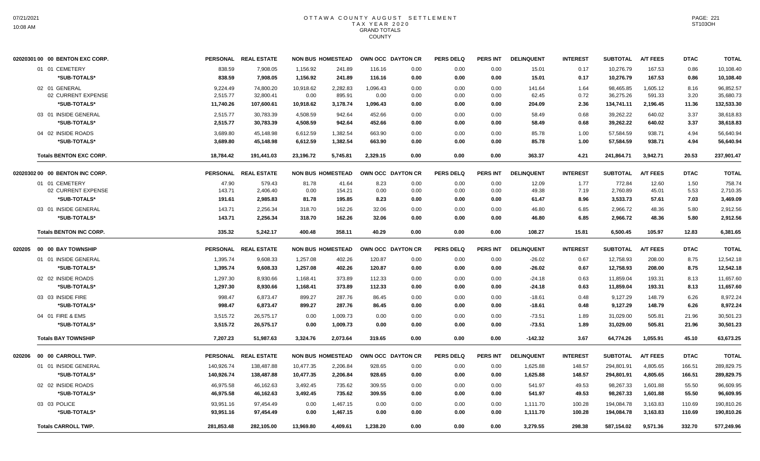# OTTAWA COUNTY AUGUST SETTLEMENT
## TAX YEAR 2020
### GRAND TOTALS
### COUNTY

| 02020301 00 00 BENTON EXC CORP. | PERSONAL | REAL ESTATE | NON BUS | HOMESTEAD | OWN OCC | DAYTON CR | PERS DELQ | PERS INT | DELINQUENT | INTEREST | SUBTOTAL | A/T FEES | DTAC | TOTAL |
|---|---|---|---|---|---|---|---|---|---|---|---|---|---|---|
| 01 01 CEMETERY | 838.59 | 7,908.05 | 1,156.92 | 241.89 | 116.16 | 0.00 | 0.00 | 0.00 | 15.01 | 0.17 | 10,276.79 | 167.53 | 0.86 | 10,108.40 |
| *SUB-TOTALS* | 838.59 | 7,908.05 | 1,156.92 | 241.89 | 116.16 | 0.00 | 0.00 | 0.00 | 15.01 | 0.17 | 10,276.79 | 167.53 | 0.86 | 10,108.40 |
| 02 01 GENERAL | 9,224.49 | 74,800.20 | 10,918.62 | 2,282.83 | 1,096.43 | 0.00 | 0.00 | 0.00 | 141.64 | 1.64 | 98,465.85 | 1,605.12 | 8.16 | 96,852.57 |
| 02 CURRENT EXPENSE | 2,515.77 | 32,800.41 | 0.00 | 895.91 | 0.00 | 0.00 | 0.00 | 0.00 | 62.45 | 0.72 | 36,275.26 | 591.33 | 3.20 | 35,680.73 |
| *SUB-TOTALS* | 11,740.26 | 107,600.61 | 10,918.62 | 3,178.74 | 1,096.43 | 0.00 | 0.00 | 0.00 | 204.09 | 2.36 | 134,741.11 | 2,196.45 | 11.36 | 132,533.30 |
| 03 01 INSIDE GENERAL | 2,515.77 | 30,783.39 | 4,508.59 | 942.64 | 452.66 | 0.00 | 0.00 | 0.00 | 58.49 | 0.68 | 39,262.22 | 640.02 | 3.37 | 38,618.83 |
| *SUB-TOTALS* | 2,515.77 | 30,783.39 | 4,508.59 | 942.64 | 452.66 | 0.00 | 0.00 | 0.00 | 58.49 | 0.68 | 39,262.22 | 640.02 | 3.37 | 38,618.83 |
| 04 02 INSIDE ROADS | 3,689.80 | 45,148.98 | 6,612.59 | 1,382.54 | 663.90 | 0.00 | 0.00 | 0.00 | 85.78 | 1.00 | 57,584.59 | 938.71 | 4.94 | 56,640.94 |
| *SUB-TOTALS* | 3,689.80 | 45,148.98 | 6,612.59 | 1,382.54 | 663.90 | 0.00 | 0.00 | 0.00 | 85.78 | 1.00 | 57,584.59 | 938.71 | 4.94 | 56,640.94 |
| **Totals BENTON EXC CORP.** | 18,784.42 | 191,441.03 | 23,196.72 | 5,745.81 | 2,329.15 | 0.00 | 0.00 | 0.00 | 363.37 | 4.21 | 241,864.71 | 3,942.71 | 20.53 | 237,901.47 |

| 02020302 00 00 BENTON INC CORP. | PERSONAL | REAL ESTATE | NON BUS | HOMESTEAD | OWN OCC | DAYTON CR | PERS DELQ | PERS INT | DELINQUENT | INTEREST | SUBTOTAL | A/T FEES | DTAC | TOTAL |
|---|---|---|---|---|---|---|---|---|---|---|---|---|---|---|
| 01 01 CEMETERY | 47.90 | 579.43 | 81.78 | 41.64 | 8.23 | 0.00 | 0.00 | 0.00 | 12.09 | 1.77 | 772.84 | 12.60 | 1.50 | 758.74 |
| 02 CURRENT EXPENSE | 143.71 | 2,406.40 | 0.00 | 154.21 | 0.00 | 0.00 | 0.00 | 0.00 | 49.38 | 7.19 | 2,760.89 | 45.01 | 5.53 | 2,710.35 |
| *SUB-TOTALS* | 191.61 | 2,985.83 | 81.78 | 195.85 | 8.23 | 0.00 | 0.00 | 0.00 | 61.47 | 8.96 | 3,533.73 | 57.61 | 7.03 | 3,469.09 |
| 03 01 INSIDE GENERAL | 143.71 | 2,256.34 | 318.70 | 162.26 | 32.06 | 0.00 | 0.00 | 0.00 | 46.80 | 6.85 | 2,966.72 | 48.36 | 5.80 | 2,912.56 |
| *SUB-TOTALS* | 143.71 | 2,256.34 | 318.70 | 162.26 | 32.06 | 0.00 | 0.00 | 0.00 | 46.80 | 6.85 | 2,966.72 | 48.36 | 5.80 | 2,912.56 |
| **Totals BENTON INC CORP.** | 335.32 | 5,242.17 | 400.48 | 358.11 | 40.29 | 0.00 | 0.00 | 0.00 | 108.27 | 15.81 | 6,500.45 | 105.97 | 12.83 | 6,381.65 |

| 020205 00 00 BAY TOWNSHIP | PERSONAL | REAL ESTATE | NON BUS | HOMESTEAD | OWN OCC | DAYTON CR | PERS DELQ | PERS INT | DELINQUENT | INTEREST | SUBTOTAL | A/T FEES | DTAC | TOTAL |
|---|---|---|---|---|---|---|---|---|---|---|---|---|---|---|
| 01 01 INSIDE GENERAL | 1,395.74 | 9,608.33 | 1,257.08 | 402.26 | 120.87 | 0.00 | 0.00 | 0.00 | -26.02 | 0.67 | 12,758.93 | 208.00 | 8.75 | 12,542.18 |
| *SUB-TOTALS* | 1,395.74 | 9,608.33 | 1,257.08 | 402.26 | 120.87 | 0.00 | 0.00 | 0.00 | -26.02 | 0.67 | 12,758.93 | 208.00 | 8.75 | 12,542.18 |
| 02 02 INSIDE ROADS | 1,297.30 | 8,930.66 | 1,168.41 | 373.89 | 112.33 | 0.00 | 0.00 | 0.00 | -24.18 | 0.63 | 11,859.04 | 193.31 | 8.13 | 11,657.60 |
| *SUB-TOTALS* | 1,297.30 | 8,930.66 | 1,168.41 | 373.89 | 112.33 | 0.00 | 0.00 | 0.00 | -24.18 | 0.63 | 11,859.04 | 193.31 | 8.13 | 11,657.60 |
| 03 03 INSIDE FIRE | 998.47 | 6,873.47 | 899.27 | 287.76 | 86.45 | 0.00 | 0.00 | 0.00 | -18.61 | 0.48 | 9,127.29 | 148.79 | 6.26 | 8,972.24 |
| *SUB-TOTALS* | 998.47 | 6,873.47 | 899.27 | 287.76 | 86.45 | 0.00 | 0.00 | 0.00 | -18.61 | 0.48 | 9,127.29 | 148.79 | 6.26 | 8,972.24 |
| 04 01 FIRE & EMS | 3,515.72 | 26,575.17 | 0.00 | 1,009.73 | 0.00 | 0.00 | 0.00 | 0.00 | -73.51 | 1.89 | 31,029.00 | 505.81 | 21.96 | 30,501.23 |
| *SUB-TOTALS* | 3,515.72 | 26,575.17 | 0.00 | 1,009.73 | 0.00 | 0.00 | 0.00 | 0.00 | -73.51 | 1.89 | 31,029.00 | 505.81 | 21.96 | 30,501.23 |
| **Totals BAY TOWNSHIP** | 7,207.23 | 51,987.63 | 3,324.76 | 2,073.64 | 319.65 | 0.00 | 0.00 | 0.00 | -142.32 | 3.67 | 64,774.26 | 1,055.91 | 45.10 | 63,673.25 |

| 020206 00 00 CARROLL TWP. | PERSONAL | REAL ESTATE | NON BUS | HOMESTEAD | OWN OCC | DAYTON CR | PERS DELQ | PERS INT | DELINQUENT | INTEREST | SUBTOTAL | A/T FEES | DTAC | TOTAL |
|---|---|---|---|---|---|---|---|---|---|---|---|---|---|---|
| 01 01 INSIDE GENERAL | 140,926.74 | 138,487.88 | 10,477.35 | 2,206.84 | 928.65 | 0.00 | 0.00 | 0.00 | 1,625.88 | 148.57 | 294,801.91 | 4,805.65 | 166.51 | 289,829.75 |
| *SUB-TOTALS* | 140,926.74 | 138,487.88 | 10,477.35 | 2,206.84 | 928.65 | 0.00 | 0.00 | 0.00 | 1,625.88 | 148.57 | 294,801.91 | 4,805.65 | 166.51 | 289,829.75 |
| 02 02 INSIDE ROADS | 46,975.58 | 46,162.63 | 3,492.45 | 735.62 | 309.55 | 0.00 | 0.00 | 0.00 | 541.97 | 49.53 | 98,267.33 | 1,601.88 | 55.50 | 96,609.95 |
| *SUB-TOTALS* | 46,975.58 | 46,162.63 | 3,492.45 | 735.62 | 309.55 | 0.00 | 0.00 | 0.00 | 541.97 | 49.53 | 98,267.33 | 1,601.88 | 55.50 | 96,609.95 |
| 03 03 POLICE | 93,951.16 | 97,454.49 | 0.00 | 1,467.15 | 0.00 | 0.00 | 0.00 | 0.00 | 1,111.70 | 100.28 | 194,084.78 | 3,163.83 | 110.69 | 190,810.26 |
| *SUB-TOTALS* | 93,951.16 | 97,454.49 | 0.00 | 1,467.15 | 0.00 | 0.00 | 0.00 | 0.00 | 1,111.70 | 100.28 | 194,084.78 | 3,163.83 | 110.69 | 190,810.26 |
| **Totals CARROLL TWP.** | 281,853.48 | 282,105.00 | 13,969.80 | 4,409.61 | 1,238.20 | 0.00 | 0.00 | 0.00 | 3,279.55 | 298.38 | 587,154.02 | 9,571.36 | 332.70 | 577,249.96 |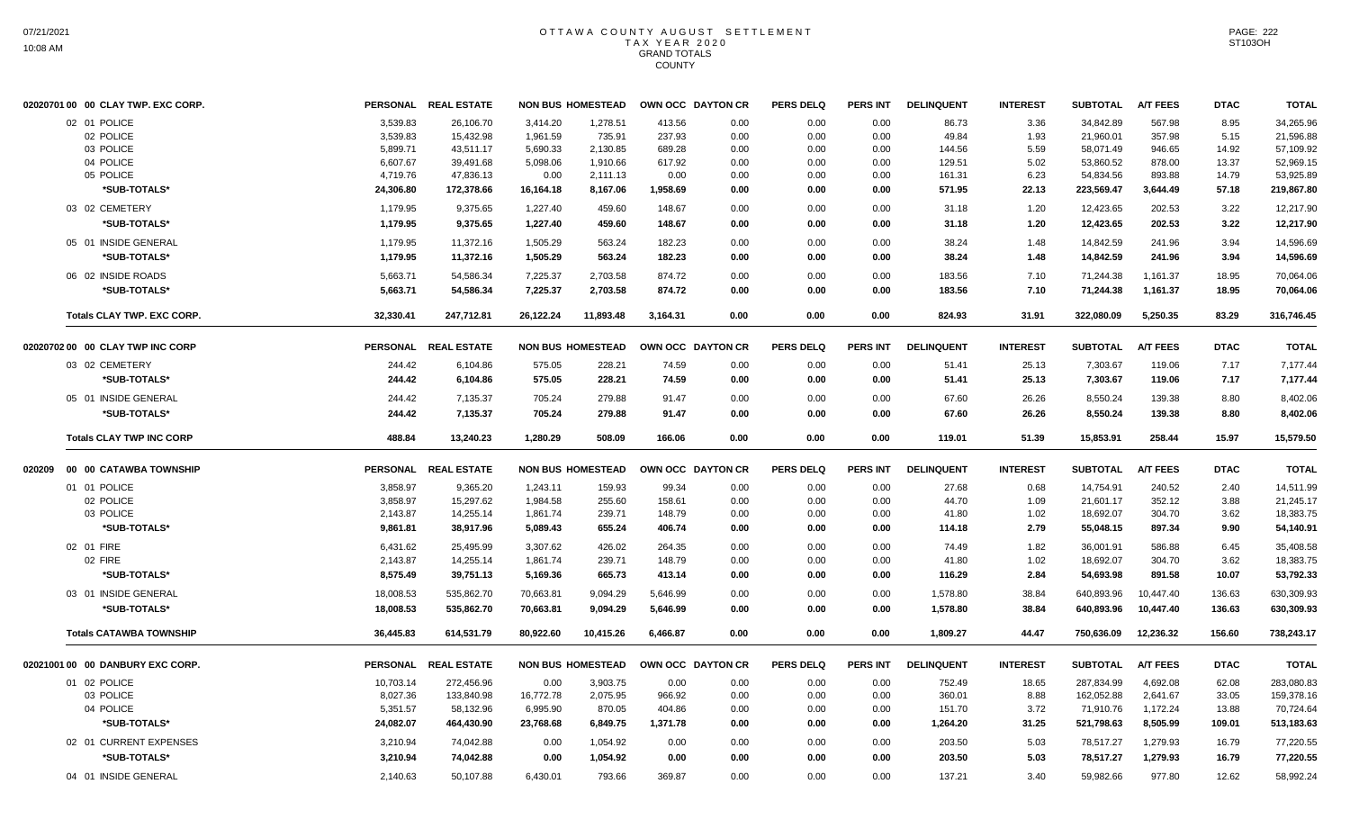# OTTAWA COUNTY AUGUST SETTLEMENT
## TAX YEAR 2020
## GRAND TOTALS
## COUNTY

| 02020701 00 00 CLAY TWP. EXC CORP. | PERSONAL | REAL ESTATE | NON BUS | HOMESTEAD | OWN OCC | DAYTON CR | PERS DELQ | PERS INT | DELINQUENT | INTEREST | SUBTOTAL | A/T FEES | DTAC | TOTAL |
|---|---|---|---|---|---|---|---|---|---|---|---|---|---|---|
| 02 01 POLICE | 3,539.83 | 26,106.70 | 3,414.20 | 1,278.51 | 413.56 | 0.00 | 0.00 | 0.00 | 86.73 | 3.36 | 34,842.89 | 567.98 | 8.95 | 34,265.96 |
| 02 POLICE | 3,539.83 | 15,432.98 | 1,961.59 | 735.91 | 237.93 | 0.00 | 0.00 | 0.00 | 49.84 | 1.93 | 21,960.01 | 357.98 | 5.15 | 21,596.88 |
| 03 POLICE | 5,899.71 | 43,511.17 | 5,690.33 | 2,130.85 | 689.28 | 0.00 | 0.00 | 0.00 | 144.56 | 5.59 | 58,071.49 | 946.65 | 14.92 | 57,109.92 |
| 04 POLICE | 6,607.67 | 39,491.68 | 5,098.06 | 1,910.66 | 617.92 | 0.00 | 0.00 | 0.00 | 129.51 | 5.02 | 53,860.52 | 878.00 | 13.37 | 52,969.15 |
| 05 POLICE | 4,719.76 | 47,836.13 | 0.00 | 2,111.13 | 0.00 | 0.00 | 0.00 | 0.00 | 161.31 | 6.23 | 54,834.56 | 893.88 | 14.79 | 53,925.89 |
| **\*SUB-TOTALS\*** | **24,306.80** | **172,378.66** | **16,164.18** | **8,167.06** | **1,958.69** | **0.00** | **0.00** | **0.00** | **571.95** | **22.13** | **223,569.47** | **3,644.49** | **57.18** | **219,867.80** |
| 03 02 CEMETERY | 1,179.95 | 9,375.65 | 1,227.40 | 459.60 | 148.67 | 0.00 | 0.00 | 0.00 | 31.18 | 1.20 | 12,423.65 | 202.53 | 3.22 | 12,217.90 |
| **\*SUB-TOTALS\*** | **1,179.95** | **9,375.65** | **1,227.40** | **459.60** | **148.67** | **0.00** | **0.00** | **0.00** | **31.18** | **1.20** | **12,423.65** | **202.53** | **3.22** | **12,217.90** |
| 05 01 INSIDE GENERAL | 1,179.95 | 11,372.16 | 1,505.29 | 563.24 | 182.23 | 0.00 | 0.00 | 0.00 | 38.24 | 1.48 | 14,842.59 | 241.96 | 3.94 | 14,596.69 |
| **\*SUB-TOTALS\*** | **1,179.95** | **11,372.16** | **1,505.29** | **563.24** | **182.23** | **0.00** | **0.00** | **0.00** | **38.24** | **1.48** | **14,842.59** | **241.96** | **3.94** | **14,596.69** |
| 06 02 INSIDE ROADS | 5,663.71 | 54,586.34 | 7,225.37 | 2,703.58 | 874.72 | 0.00 | 0.00 | 0.00 | 183.56 | 7.10 | 71,244.38 | 1,161.37 | 18.95 | 70,064.06 |
| **\*SUB-TOTALS\*** | **5,663.71** | **54,586.34** | **7,225.37** | **2,703.58** | **874.72** | **0.00** | **0.00** | **0.00** | **183.56** | **7.10** | **71,244.38** | **1,161.37** | **18.95** | **70,064.06** |
| **Totals CLAY TWP. EXC CORP.** | **32,330.41** | **247,712.81** | **26,122.24** | **11,893.48** | **3,164.31** | **0.00** | **0.00** | **0.00** | **824.93** | **31.91** | **322,080.09** | **5,250.35** | **83.29** | **316,746.45** |

| 02020702 00 00 CLAY TWP INC CORP | PERSONAL | REAL ESTATE | NON BUS | HOMESTEAD | OWN OCC | DAYTON CR | PERS DELQ | PERS INT | DELINQUENT | INTEREST | SUBTOTAL | A/T FEES | DTAC | TOTAL |
|---|---|---|---|---|---|---|---|---|---|---|---|---|---|---|
| 03 02 CEMETERY | 244.42 | 6,104.86 | 575.05 | 228.21 | 74.59 | 0.00 | 0.00 | 0.00 | 51.41 | 25.13 | 7,303.67 | 119.06 | 7.17 | 7,177.44 |
| **\*SUB-TOTALS\*** | **244.42** | **6,104.86** | **575.05** | **228.21** | **74.59** | **0.00** | **0.00** | **0.00** | **51.41** | **25.13** | **7,303.67** | **119.06** | **7.17** | **7,177.44** |
| 05 01 INSIDE GENERAL | 244.42 | 7,135.37 | 705.24 | 279.88 | 91.47 | 0.00 | 0.00 | 0.00 | 67.60 | 26.26 | 8,550.24 | 139.38 | 8.80 | 8,402.06 |
| **\*SUB-TOTALS\*** | **244.42** | **7,135.37** | **705.24** | **279.88** | **91.47** | **0.00** | **0.00** | **0.00** | **67.60** | **26.26** | **8,550.24** | **139.38** | **8.80** | **8,402.06** |
| **Totals CLAY TWP INC CORP** | **488.84** | **13,240.23** | **1,280.29** | **508.09** | **166.06** | **0.00** | **0.00** | **0.00** | **119.01** | **51.39** | **15,853.91** | **258.44** | **15.97** | **15,579.50** |

| 020209 00 00 CATAWBA TOWNSHIP | PERSONAL | REAL ESTATE | NON BUS | HOMESTEAD | OWN OCC | DAYTON CR | PERS DELQ | PERS INT | DELINQUENT | INTEREST | SUBTOTAL | A/T FEES | DTAC | TOTAL |
|---|---|---|---|---|---|---|---|---|---|---|---|---|---|---|
| 01 01 POLICE | 3,858.97 | 9,365.20 | 1,243.11 | 159.93 | 99.34 | 0.00 | 0.00 | 0.00 | 27.68 | 0.68 | 14,754.91 | 240.52 | 2.40 | 14,511.99 |
| 02 POLICE | 3,858.97 | 15,297.62 | 1,984.58 | 255.60 | 158.61 | 0.00 | 0.00 | 0.00 | 44.70 | 1.09 | 21,601.17 | 352.12 | 3.88 | 21,245.17 |
| 03 POLICE | 2,143.87 | 14,255.14 | 1,861.74 | 239.71 | 148.79 | 0.00 | 0.00 | 0.00 | 41.80 | 1.02 | 18,692.07 | 304.70 | 3.62 | 18,383.75 |
| **\*SUB-TOTALS\*** | **9,861.81** | **38,917.96** | **5,089.43** | **655.24** | **406.74** | **0.00** | **0.00** | **0.00** | **114.18** | **2.79** | **55,048.15** | **897.34** | **9.90** | **54,140.91** |
| 02 01 FIRE | 6,431.62 | 25,495.99 | 3,307.62 | 426.02 | 264.35 | 0.00 | 0.00 | 0.00 | 74.49 | 1.82 | 36,001.91 | 586.88 | 6.45 | 35,408.58 |
| 02 FIRE | 2,143.87 | 14,255.14 | 1,861.74 | 239.71 | 148.79 | 0.00 | 0.00 | 0.00 | 41.80 | 1.02 | 18,692.07 | 304.70 | 3.62 | 18,383.75 |
| **\*SUB-TOTALS\*** | **8,575.49** | **39,751.13** | **5,169.36** | **665.73** | **413.14** | **0.00** | **0.00** | **0.00** | **116.29** | **2.84** | **54,693.98** | **891.58** | **10.07** | **53,792.33** |
| 03 01 INSIDE GENERAL | 18,008.53 | 535,862.70 | 70,663.81 | 9,094.29 | 5,646.99 | 0.00 | 0.00 | 0.00 | 1,578.80 | 38.84 | 640,893.96 | 10,447.40 | 136.63 | 630,309.93 |
| **\*SUB-TOTALS\*** | **18,008.53** | **535,862.70** | **70,663.81** | **9,094.29** | **5,646.99** | **0.00** | **0.00** | **0.00** | **1,578.80** | **38.84** | **640,893.96** | **10,447.40** | **136.63** | **630,309.93** |
| **Totals CATAWBA TOWNSHIP** | **36,445.83** | **614,531.79** | **80,922.60** | **10,415.26** | **6,466.87** | **0.00** | **0.00** | **0.00** | **1,809.27** | **44.47** | **750,636.09** | **12,236.32** | **156.60** | **738,243.17** |

| 02021001 00 00 DANBURY EXC CORP. | PERSONAL | REAL ESTATE | NON BUS | HOMESTEAD | OWN OCC | DAYTON CR | PERS DELQ | PERS INT | DELINQUENT | INTEREST | SUBTOTAL | A/T FEES | DTAC | TOTAL |
|---|---|---|---|---|---|---|---|---|---|---|---|---|---|---|
| 01 02 POLICE | 10,703.14 | 272,456.96 | 0.00 | 3,903.75 | 0.00 | 0.00 | 0.00 | 0.00 | 752.49 | 18.65 | 287,834.99 | 4,692.08 | 62.08 | 283,080.83 |
| 03 POLICE | 8,027.36 | 133,840.98 | 16,772.78 | 2,075.95 | 966.92 | 0.00 | 0.00 | 0.00 | 360.01 | 8.88 | 162,052.88 | 2,641.67 | 33.05 | 159,378.16 |
| 04 POLICE | 5,351.57 | 58,132.96 | 6,995.90 | 870.05 | 404.86 | 0.00 | 0.00 | 0.00 | 151.70 | 3.72 | 71,910.76 | 1,172.24 | 13.88 | 70,724.64 |
| **\*SUB-TOTALS\*** | **24,082.07** | **464,430.90** | **23,768.68** | **6,849.75** | **1,371.78** | **0.00** | **0.00** | **0.00** | **1,264.20** | **31.25** | **521,798.63** | **8,505.99** | **109.01** | **513,183.63** |
| 02 01 CURRENT EXPENSES | 3,210.94 | 74,042.88 | 0.00 | 1,054.92 | 0.00 | 0.00 | 0.00 | 0.00 | 203.50 | 5.03 | 78,517.27 | 1,279.93 | 16.79 | 77,220.55 |
| **\*SUB-TOTALS\*** | **3,210.94** | **74,042.88** | **0.00** | **1,054.92** | **0.00** | **0.00** | **0.00** | **0.00** | **203.50** | **5.03** | **78,517.27** | **1,279.93** | **16.79** | **77,220.55** |
| 04 01 INSIDE GENERAL | 2,140.63 | 50,107.88 | 6,430.01 | 793.66 | 369.87 | 0.00 | 0.00 | 0.00 | 137.21 | 3.40 | 59,982.66 | 977.80 | 12.62 | 58,992.24 |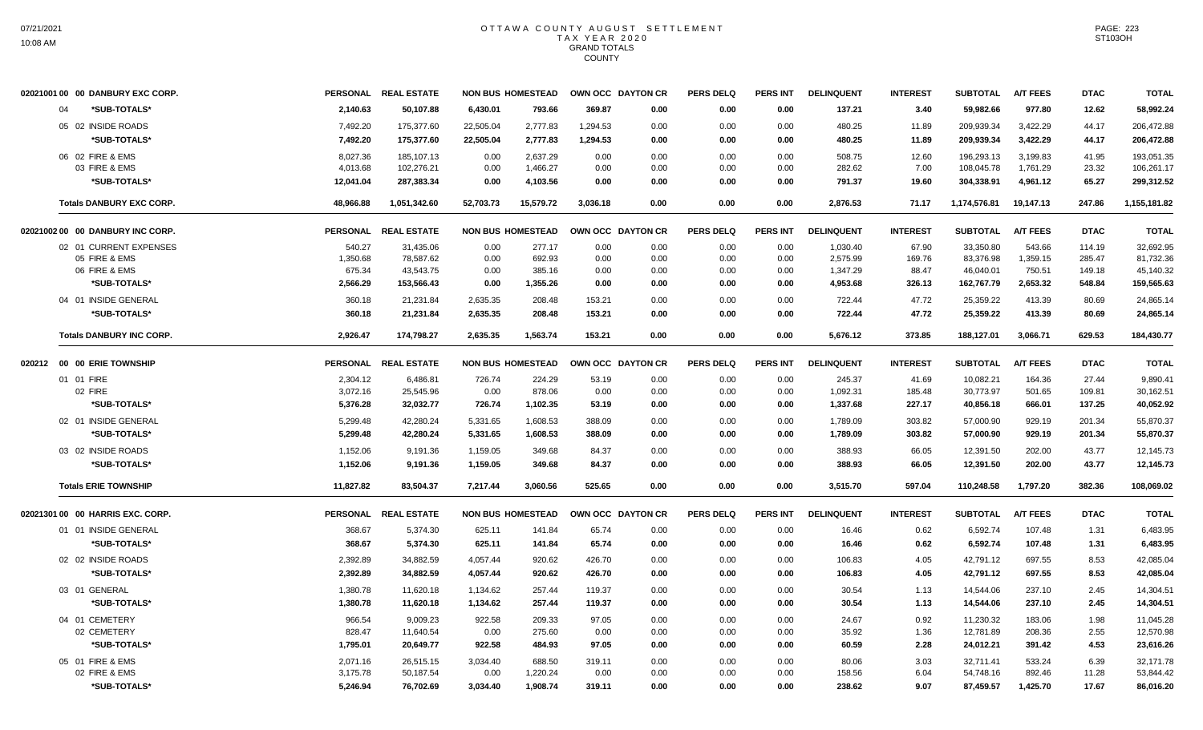# OTTAWA COUNTY AUGUST SETTLEMENT
## TAX YEAR 2020
### GRAND TOTALS
### COUNTY

| 02021001 00 00 DANBURY EXC CORP. | PERSONAL | REAL ESTATE | NON BUS | HOMESTEAD | OWN OCC | DAYTON CR | PERS DELQ | PERS INT | DELINQUENT | INTEREST | SUBTOTAL | A/T FEES | DTAC | TOTAL |
|---|---|---|---|---|---|---|---|---|---|---|---|---|---|---|
| 04 *SUB-TOTALS* | 2,140.63 | 50,107.88 | 6,430.01 | 793.66 | 369.87 | 0.00 | 0.00 | 0.00 | 137.21 | 3.40 | 59,982.66 | 977.80 | 12.62 | 58,992.24 |
| 05 02 INSIDE ROADS | 7,492.20 | 175,377.60 | 22,505.04 | 2,777.83 | 1,294.53 | 0.00 | 0.00 | 0.00 | 480.25 | 11.89 | 209,939.34 | 3,422.29 | 44.17 | 206,472.88 |
| *SUB-TOTALS* | 7,492.20 | 175,377.60 | 22,505.04 | 2,777.83 | 1,294.53 | 0.00 | 0.00 | 0.00 | 480.25 | 11.89 | 209,939.34 | 3,422.29 | 44.17 | 206,472.88 |
| 06 02 FIRE & EMS | 8,027.36 | 185,107.13 | 0.00 | 2,637.29 | 0.00 | 0.00 | 0.00 | 0.00 | 508.75 | 12.60 | 196,293.13 | 3,199.83 | 41.95 | 193,051.35 |
| 03 FIRE & EMS | 4,013.68 | 102,276.21 | 0.00 | 1,466.27 | 0.00 | 0.00 | 0.00 | 0.00 | 282.62 | 7.00 | 108,045.78 | 1,761.29 | 23.32 | 106,261.17 |
| *SUB-TOTALS* | 12,041.04 | 287,383.34 | 0.00 | 4,103.56 | 0.00 | 0.00 | 0.00 | 0.00 | 791.37 | 19.60 | 304,338.91 | 4,961.12 | 65.27 | 299,312.52 |
| **Totals DANBURY EXC CORP.** | 48,966.88 | 1,051,342.60 | 52,703.73 | 15,579.72 | 3,036.18 | 0.00 | 0.00 | 0.00 | 2,876.53 | 71.17 | 1,174,576.81 | 19,147.13 | 247.86 | 1,155,181.82 |

| 02021002 00 00 DANBURY INC CORP. | PERSONAL | REAL ESTATE | NON BUS | HOMESTEAD | OWN OCC | DAYTON CR | PERS DELQ | PERS INT | DELINQUENT | INTEREST | SUBTOTAL | A/T FEES | DTAC | TOTAL |
|---|---|---|---|---|---|---|---|---|---|---|---|---|---|---|
| 02 01 CURRENT EXPENSES | 540.27 | 31,435.06 | 0.00 | 277.17 | 0.00 | 0.00 | 0.00 | 0.00 | 1,030.40 | 67.90 | 33,350.80 | 543.66 | 114.19 | 32,692.95 |
| 05 FIRE & EMS | 1,350.68 | 78,587.62 | 0.00 | 692.93 | 0.00 | 0.00 | 0.00 | 0.00 | 2,575.99 | 169.76 | 83,376.98 | 1,359.15 | 285.47 | 81,732.36 |
| 06 FIRE & EMS | 675.34 | 43,543.75 | 0.00 | 385.16 | 0.00 | 0.00 | 0.00 | 0.00 | 1,347.29 | 88.47 | 46,040.01 | 750.51 | 149.18 | 45,140.32 |
| *SUB-TOTALS* | 2,566.29 | 153,566.43 | 0.00 | 1,355.26 | 0.00 | 0.00 | 0.00 | 0.00 | 4,953.68 | 326.13 | 162,767.79 | 2,653.32 | 548.84 | 159,565.63 |
| 04 01 INSIDE GENERAL | 360.18 | 21,231.84 | 2,635.35 | 208.48 | 153.21 | 0.00 | 0.00 | 0.00 | 722.44 | 47.72 | 25,359.22 | 413.39 | 80.69 | 24,865.14 |
| *SUB-TOTALS* | 360.18 | 21,231.84 | 2,635.35 | 208.48 | 153.21 | 0.00 | 0.00 | 0.00 | 722.44 | 47.72 | 25,359.22 | 413.39 | 80.69 | 24,865.14 |
| **Totals DANBURY INC CORP.** | 2,926.47 | 174,798.27 | 2,635.35 | 1,563.74 | 153.21 | 0.00 | 0.00 | 0.00 | 5,676.12 | 373.85 | 188,127.01 | 3,066.71 | 629.53 | 184,430.77 |

| 020212 00 00 ERIE TOWNSHIP | PERSONAL | REAL ESTATE | NON BUS | HOMESTEAD | OWN OCC | DAYTON CR | PERS DELQ | PERS INT | DELINQUENT | INTEREST | SUBTOTAL | A/T FEES | DTAC | TOTAL |
|---|---|---|---|---|---|---|---|---|---|---|---|---|---|---|
| 01 01 FIRE | 2,304.12 | 6,486.81 | 726.74 | 224.29 | 53.19 | 0.00 | 0.00 | 0.00 | 245.37 | 41.69 | 10,082.21 | 164.36 | 27.44 | 9,890.41 |
| 02 FIRE | 3,072.16 | 25,545.96 | 0.00 | 878.06 | 0.00 | 0.00 | 0.00 | 0.00 | 1,092.31 | 185.48 | 30,773.97 | 501.65 | 109.81 | 30,162.51 |
| *SUB-TOTALS* | 5,376.28 | 32,032.77 | 726.74 | 1,102.35 | 53.19 | 0.00 | 0.00 | 0.00 | 1,337.68 | 227.17 | 40,856.18 | 666.01 | 137.25 | 40,052.92 |
| 02 01 INSIDE GENERAL | 5,299.48 | 42,280.24 | 5,331.65 | 1,608.53 | 388.09 | 0.00 | 0.00 | 0.00 | 1,789.09 | 303.82 | 57,000.90 | 929.19 | 201.34 | 55,870.37 |
| *SUB-TOTALS* | 5,299.48 | 42,280.24 | 5,331.65 | 1,608.53 | 388.09 | 0.00 | 0.00 | 0.00 | 1,789.09 | 303.82 | 57,000.90 | 929.19 | 201.34 | 55,870.37 |
| 03 02 INSIDE ROADS | 1,152.06 | 9,191.36 | 1,159.05 | 349.68 | 84.37 | 0.00 | 0.00 | 0.00 | 388.93 | 66.05 | 12,391.50 | 202.00 | 43.77 | 12,145.73 |
| *SUB-TOTALS* | 1,152.06 | 9,191.36 | 1,159.05 | 349.68 | 84.37 | 0.00 | 0.00 | 0.00 | 388.93 | 66.05 | 12,391.50 | 202.00 | 43.77 | 12,145.73 |
| **Totals ERIE TOWNSHIP** | 11,827.82 | 83,504.37 | 7,217.44 | 3,060.56 | 525.65 | 0.00 | 0.00 | 0.00 | 3,515.70 | 597.04 | 110,248.58 | 1,797.20 | 382.36 | 108,069.02 |

| 02021301 00 00 HARRIS EXC. CORP. | PERSONAL | REAL ESTATE | NON BUS | HOMESTEAD | OWN OCC | DAYTON CR | PERS DELQ | PERS INT | DELINQUENT | INTEREST | SUBTOTAL | A/T FEES | DTAC | TOTAL |
|---|---|---|---|---|---|---|---|---|---|---|---|---|---|---|
| 01 01 INSIDE GENERAL | 368.67 | 5,374.30 | 625.11 | 141.84 | 65.74 | 0.00 | 0.00 | 0.00 | 16.46 | 0.62 | 6,592.74 | 107.48 | 1.31 | 6,483.95 |
| *SUB-TOTALS* | 368.67 | 5,374.30 | 625.11 | 141.84 | 65.74 | 0.00 | 0.00 | 0.00 | 16.46 | 0.62 | 6,592.74 | 107.48 | 1.31 | 6,483.95 |
| 02 02 INSIDE ROADS | 2,392.89 | 34,882.59 | 4,057.44 | 920.62 | 426.70 | 0.00 | 0.00 | 0.00 | 106.83 | 4.05 | 42,791.12 | 697.55 | 8.53 | 42,085.04 |
| *SUB-TOTALS* | 2,392.89 | 34,882.59 | 4,057.44 | 920.62 | 426.70 | 0.00 | 0.00 | 0.00 | 106.83 | 4.05 | 42,791.12 | 697.55 | 8.53 | 42,085.04 |
| 03 01 GENERAL | 1,380.78 | 11,620.18 | 1,134.62 | 257.44 | 119.37 | 0.00 | 0.00 | 0.00 | 30.54 | 1.13 | 14,544.06 | 237.10 | 2.45 | 14,304.51 |
| *SUB-TOTALS* | 1,380.78 | 11,620.18 | 1,134.62 | 257.44 | 119.37 | 0.00 | 0.00 | 0.00 | 30.54 | 1.13 | 14,544.06 | 237.10 | 2.45 | 14,304.51 |
| 04 01 CEMETERY | 966.54 | 9,009.23 | 922.58 | 209.33 | 97.05 | 0.00 | 0.00 | 0.00 | 24.67 | 0.92 | 11,230.32 | 183.06 | 1.98 | 11,045.28 |
| 02 CEMETERY | 828.47 | 11,640.54 | 0.00 | 275.60 | 0.00 | 0.00 | 0.00 | 0.00 | 35.92 | 1.36 | 12,781.89 | 208.36 | 2.55 | 12,570.98 |
| *SUB-TOTALS* | 1,795.01 | 20,649.77 | 922.58 | 484.93 | 97.05 | 0.00 | 0.00 | 0.00 | 60.59 | 2.28 | 24,012.21 | 391.42 | 4.53 | 23,616.26 |
| 05 01 FIRE & EMS | 2,071.16 | 26,515.15 | 3,034.40 | 688.50 | 319.11 | 0.00 | 0.00 | 0.00 | 80.06 | 3.03 | 32,711.41 | 533.24 | 6.39 | 32,171.78 |
| 02 FIRE & EMS | 3,175.78 | 50,187.54 | 0.00 | 1,220.24 | 0.00 | 0.00 | 0.00 | 0.00 | 158.56 | 6.04 | 54,748.16 | 892.46 | 11.28 | 53,844.42 |
| *SUB-TOTALS* | 5,246.94 | 76,702.69 | 3,034.40 | 1,908.74 | 319.11 | 0.00 | 0.00 | 0.00 | 238.62 | 9.07 | 87,459.57 | 1,425.70 | 17.67 | 86,016.20 |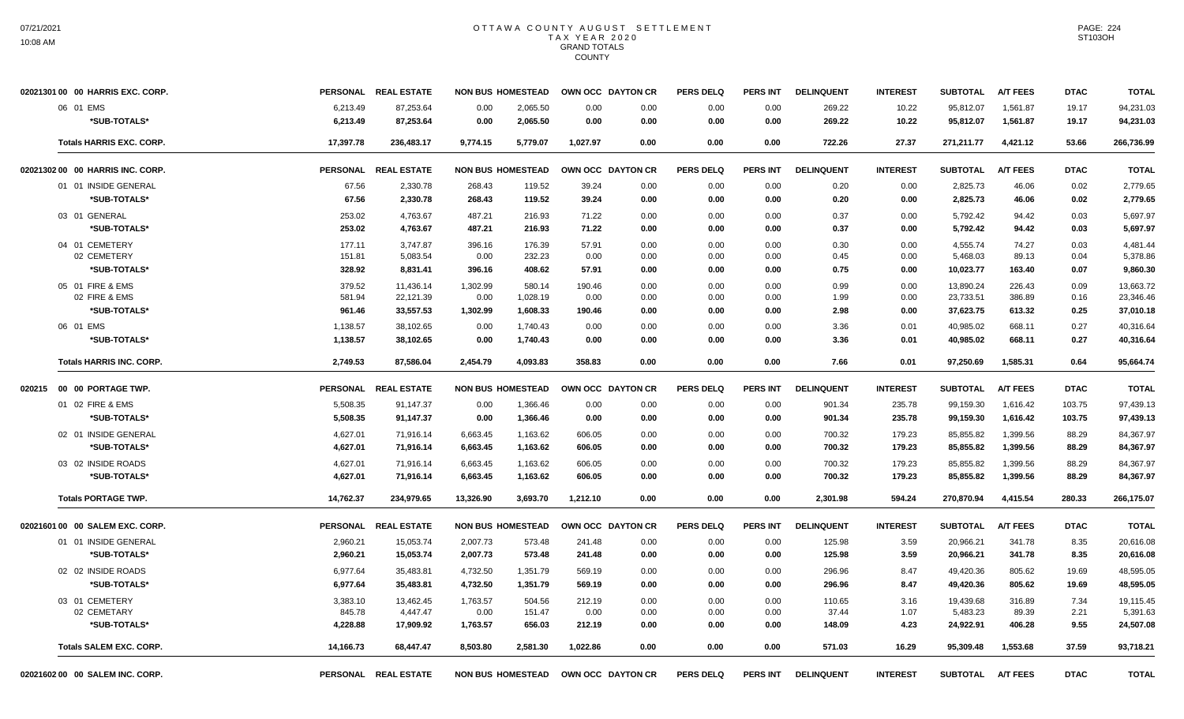# OTTAWA COUNTY AUGUST SETTLEMENT
## TAX YEAR 2020
### GRAND TOTALS
### COUNTY

| 02021301 00 00 HARRIS EXC. CORP. | PERSONAL | REAL ESTATE | NON BUS | HOMESTEAD | OWN OCC | DAYTON CR | PERS DELQ | PERS INT | DELINQUENT | INTEREST | SUBTOTAL | A/T FEES | DTAC | TOTAL |
|---|---|---|---|---|---|---|---|---|---|---|---|---|---|---|
| 06 01 EMS | 6,213.49 | 87,253.64 | 0.00 | 2,065.50 | 0.00 | 0.00 | 0.00 | 0.00 | 269.22 | 10.22 | 95,812.07 | 1,561.87 | 19.17 | 94,231.03 |
| *SUB-TOTALS* | 6,213.49 | 87,253.64 | 0.00 | 2,065.50 | 0.00 | 0.00 | 0.00 | 0.00 | 269.22 | 10.22 | 95,812.07 | 1,561.87 | 19.17 | 94,231.03 |
| **Totals HARRIS EXC. CORP.** | 17,397.78 | 236,483.17 | 9,774.15 | 5,779.07 | 1,027.97 | 0.00 | 0.00 | 0.00 | 722.26 | 27.37 | 271,211.77 | 4,421.12 | 53.66 | 266,736.99 |

| 02021302 00 00 HARRIS INC. CORP. | PERSONAL | REAL ESTATE | NON BUS | HOMESTEAD | OWN OCC | DAYTON CR | PERS DELQ | PERS INT | DELINQUENT | INTEREST | SUBTOTAL | A/T FEES | DTAC | TOTAL |
|---|---|---|---|---|---|---|---|---|---|---|---|---|---|---|
| 01 01 INSIDE GENERAL | 67.56 | 2,330.78 | 268.43 | 119.52 | 39.24 | 0.00 | 0.00 | 0.00 | 0.20 | 0.00 | 2,825.73 | 46.06 | 0.02 | 2,779.65 |
| *SUB-TOTALS* | 67.56 | 2,330.78 | 268.43 | 119.52 | 39.24 | 0.00 | 0.00 | 0.00 | 0.20 | 0.00 | 2,825.73 | 46.06 | 0.02 | 2,779.65 |
| 03 01 GENERAL | 253.02 | 4,763.67 | 487.21 | 216.93 | 71.22 | 0.00 | 0.00 | 0.00 | 0.37 | 0.00 | 5,792.42 | 94.42 | 0.03 | 5,697.97 |
| *SUB-TOTALS* | 253.02 | 4,763.67 | 487.21 | 216.93 | 71.22 | 0.00 | 0.00 | 0.00 | 0.37 | 0.00 | 5,792.42 | 94.42 | 0.03 | 5,697.97 |
| 04 01 CEMETERY | 177.11 | 3,747.87 | 396.16 | 176.39 | 57.91 | 0.00 | 0.00 | 0.00 | 0.30 | 0.00 | 4,555.74 | 74.27 | 0.03 | 4,481.44 |
| 02 CEMETERY | 151.81 | 5,083.54 | 0.00 | 232.23 | 0.00 | 0.00 | 0.00 | 0.00 | 0.45 | 0.00 | 5,468.03 | 89.13 | 0.04 | 5,378.86 |
| *SUB-TOTALS* | 328.92 | 8,831.41 | 396.16 | 408.62 | 57.91 | 0.00 | 0.00 | 0.00 | 0.75 | 0.00 | 10,023.77 | 163.40 | 0.07 | 9,860.30 |
| 05 01 FIRE & EMS | 379.52 | 11,436.14 | 1,302.99 | 580.14 | 190.46 | 0.00 | 0.00 | 0.00 | 0.99 | 0.00 | 13,890.24 | 226.43 | 0.09 | 13,663.72 |
| 02 FIRE & EMS | 581.94 | 22,121.39 | 0.00 | 1,028.19 | 0.00 | 0.00 | 0.00 | 0.00 | 1.99 | 0.00 | 23,733.51 | 386.89 | 0.16 | 23,346.46 |
| *SUB-TOTALS* | 961.46 | 33,557.53 | 1,302.99 | 1,608.33 | 190.46 | 0.00 | 0.00 | 0.00 | 2.98 | 0.00 | 37,623.75 | 613.32 | 0.25 | 37,010.18 |
| 06 01 EMS | 1,138.57 | 38,102.65 | 0.00 | 1,740.43 | 0.00 | 0.00 | 0.00 | 0.00 | 3.36 | 0.01 | 40,985.02 | 668.11 | 0.27 | 40,316.64 |
| *SUB-TOTALS* | 1,138.57 | 38,102.65 | 0.00 | 1,740.43 | 0.00 | 0.00 | 0.00 | 0.00 | 3.36 | 0.01 | 40,985.02 | 668.11 | 0.27 | 40,316.64 |
| **Totals HARRIS INC. CORP.** | 2,749.53 | 87,586.04 | 2,454.79 | 4,093.83 | 358.83 | 0.00 | 0.00 | 0.00 | 7.66 | 0.01 | 97,250.69 | 1,585.31 | 0.64 | 95,664.74 |

| 020215 00 00 PORTAGE TWP. | PERSONAL | REAL ESTATE | NON BUS | HOMESTEAD | OWN OCC | DAYTON CR | PERS DELQ | PERS INT | DELINQUENT | INTEREST | SUBTOTAL | A/T FEES | DTAC | TOTAL |
|---|---|---|---|---|---|---|---|---|---|---|---|---|---|---|
| 01 02 FIRE & EMS | 5,508.35 | 91,147.37 | 0.00 | 1,366.46 | 0.00 | 0.00 | 0.00 | 0.00 | 901.34 | 235.78 | 99,159.30 | 1,616.42 | 103.75 | 97,439.13 |
| *SUB-TOTALS* | 5,508.35 | 91,147.37 | 0.00 | 1,366.46 | 0.00 | 0.00 | 0.00 | 0.00 | 901.34 | 235.78 | 99,159.30 | 1,616.42 | 103.75 | 97,439.13 |
| 02 01 INSIDE GENERAL | 4,627.01 | 71,916.14 | 6,663.45 | 1,163.62 | 606.05 | 0.00 | 0.00 | 0.00 | 700.32 | 179.23 | 85,855.82 | 1,399.56 | 88.29 | 84,367.97 |
| *SUB-TOTALS* | 4,627.01 | 71,916.14 | 6,663.45 | 1,163.62 | 606.05 | 0.00 | 0.00 | 0.00 | 700.32 | 179.23 | 85,855.82 | 1,399.56 | 88.29 | 84,367.97 |
| 03 02 INSIDE ROADS | 4,627.01 | 71,916.14 | 6,663.45 | 1,163.62 | 606.05 | 0.00 | 0.00 | 0.00 | 700.32 | 179.23 | 85,855.82 | 1,399.56 | 88.29 | 84,367.97 |
| *SUB-TOTALS* | 4,627.01 | 71,916.14 | 6,663.45 | 1,163.62 | 606.05 | 0.00 | 0.00 | 0.00 | 700.32 | 179.23 | 85,855.82 | 1,399.56 | 88.29 | 84,367.97 |
| **Totals PORTAGE TWP.** | 14,762.37 | 234,979.65 | 13,326.90 | 3,693.70 | 1,212.10 | 0.00 | 0.00 | 0.00 | 2,301.98 | 594.24 | 270,870.94 | 4,415.54 | 280.33 | 266,175.07 |

| 02021601 00 00 SALEM EXC. CORP. | PERSONAL | REAL ESTATE | NON BUS | HOMESTEAD | OWN OCC | DAYTON CR | PERS DELQ | PERS INT | DELINQUENT | INTEREST | SUBTOTAL | A/T FEES | DTAC | TOTAL |
|---|---|---|---|---|---|---|---|---|---|---|---|---|---|---|
| 01 01 INSIDE GENERAL | 2,960.21 | 15,053.74 | 2,007.73 | 573.48 | 241.48 | 0.00 | 0.00 | 0.00 | 125.98 | 3.59 | 20,966.21 | 341.78 | 8.35 | 20,616.08 |
| *SUB-TOTALS* | 2,960.21 | 15,053.74 | 2,007.73 | 573.48 | 241.48 | 0.00 | 0.00 | 0.00 | 125.98 | 3.59 | 20,966.21 | 341.78 | 8.35 | 20,616.08 |
| 02 02 INSIDE ROADS | 6,977.64 | 35,483.81 | 4,732.50 | 1,351.79 | 569.19 | 0.00 | 0.00 | 0.00 | 296.96 | 8.47 | 49,420.36 | 805.62 | 19.69 | 48,595.05 |
| *SUB-TOTALS* | 6,977.64 | 35,483.81 | 4,732.50 | 1,351.79 | 569.19 | 0.00 | 0.00 | 0.00 | 296.96 | 8.47 | 49,420.36 | 805.62 | 19.69 | 48,595.05 |
| 03 01 CEMETERY | 3,383.10 | 13,462.45 | 1,763.57 | 504.56 | 212.19 | 0.00 | 0.00 | 0.00 | 110.65 | 3.16 | 19,439.68 | 316.89 | 7.34 | 19,115.45 |
| 02 CEMETARY | 845.78 | 4,447.47 | 0.00 | 151.47 | 0.00 | 0.00 | 0.00 | 0.00 | 37.44 | 1.07 | 5,483.23 | 89.39 | 2.21 | 5,391.63 |
| *SUB-TOTALS* | 4,228.88 | 17,909.92 | 1,763.57 | 656.03 | 212.19 | 0.00 | 0.00 | 0.00 | 148.09 | 4.23 | 24,922.91 | 406.28 | 9.55 | 24,507.08 |
| **Totals SALEM EXC. CORP.** | 14,166.73 | 68,447.47 | 8,503.80 | 2,581.30 | 1,022.86 | 0.00 | 0.00 | 0.00 | 571.03 | 16.29 | 95,309.48 | 1,553.68 | 37.59 | 93,718.21 |

| 02021602 00 00 SALEM INC. CORP. | PERSONAL | REAL ESTATE | NON BUS | HOMESTEAD | OWN OCC | DAYTON CR | PERS DELQ | PERS INT | DELINQUENT | INTEREST | SUBTOTAL | A/T FEES | DTAC | TOTAL |
|---|---|---|---|---|---|---|---|---|---|---|---|---|---|---|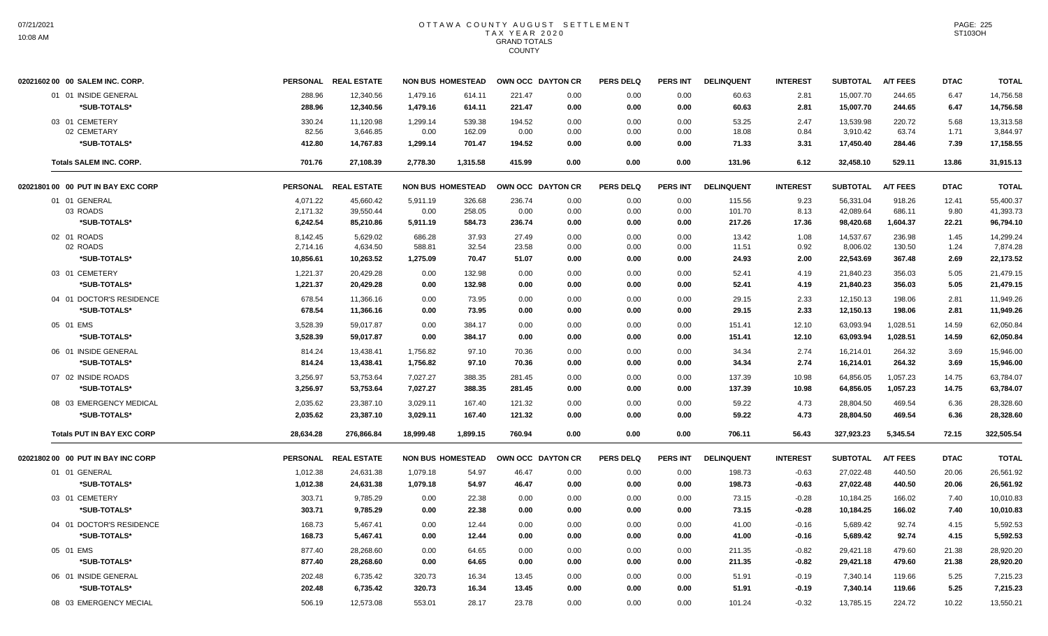# OTTAWA COUNTY AUGUST SETTLEMENT
## TAX YEAR 2020
### GRAND TOTALS
### COUNTY

| 02021602 00 00 SALEM INC. CORP. | PERSONAL | REAL ESTATE | NON BUS | HOMESTEAD | OWN OCC | DAYTON CR | PERS DELQ | PERS INT | DELINQUENT | INTEREST | SUBTOTAL | A/T FEES | DTAC | TOTAL |
|---|---|---|---|---|---|---|---|---|---|---|---|---|---|---|
| 01 01 INSIDE GENERAL | 288.96 | 12,340.56 | 1,479.16 | 614.11 | 221.47 | 0.00 | 0.00 | 0.00 | 60.63 | 2.81 | 15,007.70 | 244.65 | 6.47 | 14,756.58 |
| *SUB-TOTALS* | 288.96 | 12,340.56 | 1,479.16 | 614.11 | 221.47 | 0.00 | 0.00 | 0.00 | 60.63 | 2.81 | 15,007.70 | 244.65 | 6.47 | 14,756.58 |
| 03 01 CEMETERY | 330.24 | 11,120.98 | 1,299.14 | 539.38 | 194.52 | 0.00 | 0.00 | 0.00 | 53.25 | 2.47 | 13,539.98 | 220.72 | 5.68 | 13,313.58 |
| 02 CEMETARY | 82.56 | 3,646.85 | 0.00 | 162.09 | 0.00 | 0.00 | 0.00 | 0.00 | 18.08 | 0.84 | 3,910.42 | 63.74 | 1.71 | 3,844.97 |
| *SUB-TOTALS* | 412.80 | 14,767.83 | 1,299.14 | 701.47 | 194.52 | 0.00 | 0.00 | 0.00 | 71.33 | 3.31 | 17,450.40 | 284.46 | 7.39 | 17,158.55 |
| **Totals SALEM INC. CORP.** | 701.76 | 27,108.39 | 2,778.30 | 1,315.58 | 415.99 | 0.00 | 0.00 | 0.00 | 131.96 | 6.12 | 32,458.10 | 529.11 | 13.86 | 31,915.13 |

| 02021801 00 00 PUT IN BAY EXC CORP | PERSONAL | REAL ESTATE | NON BUS | HOMESTEAD | OWN OCC | DAYTON CR | PERS DELQ | PERS INT | DELINQUENT | INTEREST | SUBTOTAL | A/T FEES | DTAC | TOTAL |
|---|---|---|---|---|---|---|---|---|---|---|---|---|---|---|
| 01 01 GENERAL | 4,071.22 | 45,660.42 | 5,911.19 | 326.68 | 236.74 | 0.00 | 0.00 | 0.00 | 115.56 | 9.23 | 56,331.04 | 918.26 | 12.41 | 55,400.37 |
| 03 ROADS | 2,171.32 | 39,550.44 | 0.00 | 258.05 | 0.00 | 0.00 | 0.00 | 0.00 | 101.70 | 8.13 | 42,089.64 | 686.11 | 9.80 | 41,393.73 |
| *SUB-TOTALS* | 6,242.54 | 85,210.86 | 5,911.19 | 584.73 | 236.74 | 0.00 | 0.00 | 0.00 | 217.26 | 17.36 | 98,420.68 | 1,604.37 | 22.21 | 96,794.10 |
| 02 01 ROADS | 8,142.45 | 5,629.02 | 686.28 | 37.93 | 27.49 | 0.00 | 0.00 | 0.00 | 13.42 | 1.08 | 14,537.67 | 236.98 | 1.45 | 14,299.24 |
| 02 ROADS | 2,714.16 | 4,634.50 | 588.81 | 32.54 | 23.58 | 0.00 | 0.00 | 0.00 | 11.51 | 0.92 | 8,006.02 | 130.50 | 1.24 | 7,874.28 |
| *SUB-TOTALS* | 10,856.61 | 10,263.52 | 1,275.09 | 70.47 | 51.07 | 0.00 | 0.00 | 0.00 | 24.93 | 2.00 | 22,543.69 | 367.48 | 2.69 | 22,173.52 |
| 03 01 CEMETERY | 1,221.37 | 20,429.28 | 0.00 | 132.98 | 0.00 | 0.00 | 0.00 | 0.00 | 52.41 | 4.19 | 21,840.23 | 356.03 | 5.05 | 21,479.15 |
| *SUB-TOTALS* | 1,221.37 | 20,429.28 | 0.00 | 132.98 | 0.00 | 0.00 | 0.00 | 0.00 | 52.41 | 4.19 | 21,840.23 | 356.03 | 5.05 | 21,479.15 |
| 04 01 DOCTOR'S RESIDENCE | 678.54 | 11,366.16 | 0.00 | 73.95 | 0.00 | 0.00 | 0.00 | 0.00 | 29.15 | 2.33 | 12,150.13 | 198.06 | 2.81 | 11,949.26 |
| *SUB-TOTALS* | 678.54 | 11,366.16 | 0.00 | 73.95 | 0.00 | 0.00 | 0.00 | 0.00 | 29.15 | 2.33 | 12,150.13 | 198.06 | 2.81 | 11,949.26 |
| 05 01 EMS | 3,528.39 | 59,017.87 | 0.00 | 384.17 | 0.00 | 0.00 | 0.00 | 0.00 | 151.41 | 12.10 | 63,093.94 | 1,028.51 | 14.59 | 62,050.84 |
| *SUB-TOTALS* | 3,528.39 | 59,017.87 | 0.00 | 384.17 | 0.00 | 0.00 | 0.00 | 0.00 | 151.41 | 12.10 | 63,093.94 | 1,028.51 | 14.59 | 62,050.84 |
| 06 01 INSIDE GENERAL | 814.24 | 13,438.41 | 1,756.82 | 97.10 | 70.36 | 0.00 | 0.00 | 0.00 | 34.34 | 2.74 | 16,214.01 | 264.32 | 3.69 | 15,946.00 |
| *SUB-TOTALS* | 814.24 | 13,438.41 | 1,756.82 | 97.10 | 70.36 | 0.00 | 0.00 | 0.00 | 34.34 | 2.74 | 16,214.01 | 264.32 | 3.69 | 15,946.00 |
| 07 02 INSIDE ROADS | 3,256.97 | 53,753.64 | 7,027.27 | 388.35 | 281.45 | 0.00 | 0.00 | 0.00 | 137.39 | 10.98 | 64,856.05 | 1,057.23 | 14.75 | 63,784.07 |
| *SUB-TOTALS* | 3,256.97 | 53,753.64 | 7,027.27 | 388.35 | 281.45 | 0.00 | 0.00 | 0.00 | 137.39 | 10.98 | 64,856.05 | 1,057.23 | 14.75 | 63,784.07 |
| 08 03 EMERGENCY MEDICAL | 2,035.62 | 23,387.10 | 3,029.11 | 167.40 | 121.32 | 0.00 | 0.00 | 0.00 | 59.22 | 4.73 | 28,804.50 | 469.54 | 6.36 | 28,328.60 |
| *SUB-TOTALS* | 2,035.62 | 23,387.10 | 3,029.11 | 167.40 | 121.32 | 0.00 | 0.00 | 0.00 | 59.22 | 4.73 | 28,804.50 | 469.54 | 6.36 | 28,328.60 |
| **Totals PUT IN BAY EXC CORP** | 28,634.28 | 276,866.84 | 18,999.48 | 1,899.15 | 760.94 | 0.00 | 0.00 | 0.00 | 706.11 | 56.43 | 327,923.23 | 5,345.54 | 72.15 | 322,505.54 |

| 02021802 00 00 PUT IN BAY INC CORP | PERSONAL | REAL ESTATE | NON BUS | HOMESTEAD | OWN OCC | DAYTON CR | PERS DELQ | PERS INT | DELINQUENT | INTEREST | SUBTOTAL | A/T FEES | DTAC | TOTAL |
|---|---|---|---|---|---|---|---|---|---|---|---|---|---|---|
| 01 01 GENERAL | 1,012.38 | 24,631.38 | 1,079.18 | 54.97 | 46.47 | 0.00 | 0.00 | 0.00 | 198.73 | -0.63 | 27,022.48 | 440.50 | 20.06 | 26,561.92 |
| *SUB-TOTALS* | 1,012.38 | 24,631.38 | 1,079.18 | 54.97 | 46.47 | 0.00 | 0.00 | 0.00 | 198.73 | -0.63 | 27,022.48 | 440.50 | 20.06 | 26,561.92 |
| 03 01 CEMETERY | 303.71 | 9,785.29 | 0.00 | 22.38 | 0.00 | 0.00 | 0.00 | 0.00 | 73.15 | -0.28 | 10,184.25 | 166.02 | 7.40 | 10,010.83 |
| *SUB-TOTALS* | 303.71 | 9,785.29 | 0.00 | 22.38 | 0.00 | 0.00 | 0.00 | 0.00 | 73.15 | -0.28 | 10,184.25 | 166.02 | 7.40 | 10,010.83 |
| 04 01 DOCTOR'S RESIDENCE | 168.73 | 5,467.41 | 0.00 | 12.44 | 0.00 | 0.00 | 0.00 | 0.00 | 41.00 | -0.16 | 5,689.42 | 92.74 | 4.15 | 5,592.53 |
| *SUB-TOTALS* | 168.73 | 5,467.41 | 0.00 | 12.44 | 0.00 | 0.00 | 0.00 | 0.00 | 41.00 | -0.16 | 5,689.42 | 92.74 | 4.15 | 5,592.53 |
| 05 01 EMS | 877.40 | 28,268.60 | 0.00 | 64.65 | 0.00 | 0.00 | 0.00 | 0.00 | 211.35 | -0.82 | 29,421.18 | 479.60 | 21.38 | 28,920.20 |
| *SUB-TOTALS* | 877.40 | 28,268.60 | 0.00 | 64.65 | 0.00 | 0.00 | 0.00 | 0.00 | 211.35 | -0.82 | 29,421.18 | 479.60 | 21.38 | 28,920.20 |
| 06 01 INSIDE GENERAL | 202.48 | 6,735.42 | 320.73 | 16.34 | 13.45 | 0.00 | 0.00 | 0.00 | 51.91 | -0.19 | 7,340.14 | 119.66 | 5.25 | 7,215.23 |
| *SUB-TOTALS* | 202.48 | 6,735.42 | 320.73 | 16.34 | 13.45 | 0.00 | 0.00 | 0.00 | 51.91 | -0.19 | 7,340.14 | 119.66 | 5.25 | 7,215.23 |
| 08 03 EMERGENCY MECIAL | 506.19 | 12,573.08 | 553.01 | 28.17 | 23.78 | 0.00 | 0.00 | 0.00 | 101.24 | -0.32 | 13,785.15 | 224.72 | 10.22 | 13,550.21 |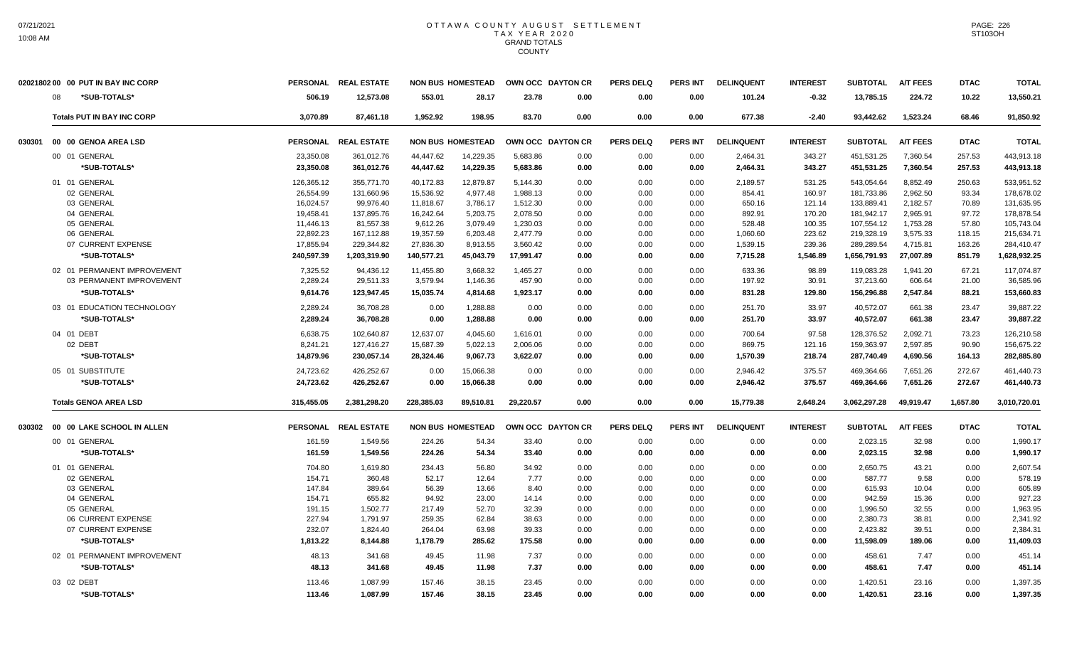# OTTAWA COUNTY AUGUST SETTLEMENT
## TAX YEAR 2020
## GRAND TOTALS
## COUNTY

| | PERSONAL | REAL ESTATE | NON BUS | HOMESTEAD | OWN OCC | DAYTON CR | PERS DELQ | PERS INT | DELINQUENT | INTEREST | SUBTOTAL | A/T FEES | DTAC | TOTAL |
|---|---|---|---|---|---|---|---|---|---|---|---|---|---|---|
| **02021802 00 00 PUT IN BAY INC CORP** | | | | | | | | | | | | | | |
| 08 *SUB-TOTALS* | 506.19 | 12,573.08 | 553.01 | 28.17 | 23.78 | 0.00 | 0.00 | 0.00 | 101.24 | -0.32 | 13,785.15 | 224.72 | 10.22 | 13,550.21 |
| **Totals PUT IN BAY INC CORP** | 3,070.89 | 87,461.18 | 1,952.92 | 198.95 | 83.70 | 0.00 | 0.00 | 0.00 | 677.38 | -2.40 | 93,442.62 | 1,523.24 | 68.46 | 91,850.92 |
| **030301 00 00 GENOA AREA LSD** | PERSONAL | REAL ESTATE | NON BUS | HOMESTEAD | OWN OCC | DAYTON CR | PERS DELQ | PERS INT | DELINQUENT | INTEREST | SUBTOTAL | A/T FEES | DTAC | TOTAL |
| 00 01 GENERAL | 23,350.08 | 361,012.76 | 44,447.62 | 14,229.35 | 5,683.86 | 0.00 | 0.00 | 0.00 | 2,464.31 | 343.27 | 451,531.25 | 7,360.54 | 257.53 | 443,913.18 |
| *SUB-TOTALS* | 23,350.08 | 361,012.76 | 44,447.62 | 14,229.35 | 5,683.86 | 0.00 | 0.00 | 0.00 | 2,464.31 | 343.27 | 451,531.25 | 7,360.54 | 257.53 | 443,913.18 |
| 01 01 GENERAL | 126,365.12 | 355,771.70 | 40,172.83 | 12,879.87 | 5,144.30 | 0.00 | 0.00 | 0.00 | 2,189.57 | 531.25 | 543,054.64 | 8,852.49 | 250.63 | 533,951.52 |
| 02 GENERAL | 26,554.99 | 131,660.96 | 15,536.92 | 4,977.48 | 1,988.13 | 0.00 | 0.00 | 0.00 | 854.41 | 160.97 | 181,733.86 | 2,962.50 | 93.34 | 178,678.02 |
| 03 GENERAL | 16,024.57 | 99,976.40 | 11,818.67 | 3,786.17 | 1,512.30 | 0.00 | 0.00 | 0.00 | 650.16 | 121.14 | 133,889.41 | 2,182.57 | 70.89 | 131,635.95 |
| 04 GENERAL | 19,458.41 | 137,895.76 | 16,242.64 | 5,203.75 | 2,078.50 | 0.00 | 0.00 | 0.00 | 892.91 | 170.20 | 181,942.17 | 2,965.91 | 97.72 | 178,878.54 |
| 05 GENERAL | 11,446.13 | 81,557.38 | 9,612.26 | 3,079.49 | 1,230.03 | 0.00 | 0.00 | 0.00 | 528.48 | 100.35 | 107,554.12 | 1,753.28 | 57.80 | 105,743.04 |
| 06 GENERAL | 22,892.23 | 167,112.88 | 19,357.59 | 6,203.48 | 2,477.79 | 0.00 | 0.00 | 0.00 | 1,060.60 | 223.62 | 219,328.19 | 3,575.33 | 118.15 | 215,634.71 |
| 07 CURRENT EXPENSE | 17,855.94 | 229,344.82 | 27,836.30 | 8,913.55 | 3,560.42 | 0.00 | 0.00 | 0.00 | 1,539.15 | 239.36 | 289,289.54 | 4,715.81 | 163.26 | 284,410.47 |
| *SUB-TOTALS* | 240,597.39 | 1,203,319.90 | 140,577.21 | 45,043.79 | 17,991.47 | 0.00 | 0.00 | 0.00 | 7,715.28 | 1,546.89 | 1,656,791.93 | 27,007.89 | 851.79 | 1,628,932.25 |
| 02 01 PERMANENT IMPROVEMENT | 7,325.52 | 94,436.12 | 11,455.80 | 3,668.32 | 1,465.27 | 0.00 | 0.00 | 0.00 | 633.36 | 98.89 | 119,083.28 | 1,941.20 | 67.21 | 117,074.87 |
| 03 PERMANENT IMPROVEMENT | 2,289.24 | 29,511.33 | 3,579.94 | 1,146.36 | 457.90 | 0.00 | 0.00 | 0.00 | 197.92 | 30.91 | 37,213.60 | 606.64 | 21.00 | 36,585.96 |
| *SUB-TOTALS* | 9,614.76 | 123,947.45 | 15,035.74 | 4,814.68 | 1,923.17 | 0.00 | 0.00 | 0.00 | 831.28 | 129.80 | 156,296.88 | 2,547.84 | 88.21 | 153,660.83 |
| 03 01 EDUCATION TECHNOLOGY | 2,289.24 | 36,708.28 | 0.00 | 1,288.88 | 0.00 | 0.00 | 0.00 | 0.00 | 251.70 | 33.97 | 40,572.07 | 661.38 | 23.47 | 39,887.22 |
| *SUB-TOTALS* | 2,289.24 | 36,708.28 | 0.00 | 1,288.88 | 0.00 | 0.00 | 0.00 | 0.00 | 251.70 | 33.97 | 40,572.07 | 661.38 | 23.47 | 39,887.22 |
| 04 01 DEBT | 6,638.75 | 102,640.87 | 12,637.07 | 4,045.60 | 1,616.01 | 0.00 | 0.00 | 0.00 | 700.64 | 97.58 | 128,376.52 | 2,092.71 | 73.23 | 126,210.58 |
| 02 DEBT | 8,241.21 | 127,416.27 | 15,687.39 | 5,022.13 | 2,006.06 | 0.00 | 0.00 | 0.00 | 869.75 | 121.16 | 159,363.97 | 2,597.85 | 90.90 | 156,675.22 |
| *SUB-TOTALS* | 14,879.96 | 230,057.14 | 28,324.46 | 9,067.73 | 3,622.07 | 0.00 | 0.00 | 0.00 | 1,570.39 | 218.74 | 287,740.49 | 4,690.56 | 164.13 | 282,885.80 |
| 05 01 SUBSTITUTE | 24,723.62 | 426,252.67 | 0.00 | 15,066.38 | 0.00 | 0.00 | 0.00 | 0.00 | 2,946.42 | 375.57 | 469,364.66 | 7,651.26 | 272.67 | 461,440.73 |
| *SUB-TOTALS* | 24,723.62 | 426,252.67 | 0.00 | 15,066.38 | 0.00 | 0.00 | 0.00 | 0.00 | 2,946.42 | 375.57 | 469,364.66 | 7,651.26 | 272.67 | 461,440.73 |
| **Totals GENOA AREA LSD** | 315,455.05 | 2,381,298.20 | 228,385.03 | 89,510.81 | 29,220.57 | 0.00 | 0.00 | 0.00 | 15,779.38 | 2,648.24 | 3,062,297.28 | 49,919.47 | 1,657.80 | 3,010,720.01 |
| **030302 00 00 LAKE SCHOOL IN ALLEN** | PERSONAL | REAL ESTATE | NON BUS | HOMESTEAD | OWN OCC | DAYTON CR | PERS DELQ | PERS INT | DELINQUENT | INTEREST | SUBTOTAL | A/T FEES | DTAC | TOTAL |
| 00 01 GENERAL | 161.59 | 1,549.56 | 224.26 | 54.34 | 33.40 | 0.00 | 0.00 | 0.00 | 0.00 | 0.00 | 2,023.15 | 32.98 | 0.00 | 1,990.17 |
| *SUB-TOTALS* | 161.59 | 1,549.56 | 224.26 | 54.34 | 33.40 | 0.00 | 0.00 | 0.00 | 0.00 | 0.00 | 2,023.15 | 32.98 | 0.00 | 1,990.17 |
| 01 01 GENERAL | 704.80 | 1,619.80 | 234.43 | 56.80 | 34.92 | 0.00 | 0.00 | 0.00 | 0.00 | 0.00 | 2,650.75 | 43.21 | 0.00 | 2,607.54 |
| 02 GENERAL | 154.71 | 360.48 | 52.17 | 12.64 | 7.77 | 0.00 | 0.00 | 0.00 | 0.00 | 0.00 | 587.77 | 9.58 | 0.00 | 578.19 |
| 03 GENERAL | 147.84 | 389.64 | 56.39 | 13.66 | 8.40 | 0.00 | 0.00 | 0.00 | 0.00 | 0.00 | 615.93 | 10.04 | 0.00 | 605.89 |
| 04 GENERAL | 154.71 | 655.82 | 94.92 | 23.00 | 14.14 | 0.00 | 0.00 | 0.00 | 0.00 | 0.00 | 942.59 | 15.36 | 0.00 | 927.23 |
| 05 GENERAL | 191.15 | 1,502.77 | 217.49 | 52.70 | 32.39 | 0.00 | 0.00 | 0.00 | 0.00 | 0.00 | 1,996.50 | 32.55 | 0.00 | 1,963.95 |
| 06 CURRENT EXPENSE | 227.94 | 1,791.97 | 259.35 | 62.84 | 38.63 | 0.00 | 0.00 | 0.00 | 0.00 | 0.00 | 2,380.73 | 38.81 | 0.00 | 2,341.92 |
| 07 CURRENT EXPENSE | 232.07 | 1,824.40 | 264.04 | 63.98 | 39.33 | 0.00 | 0.00 | 0.00 | 0.00 | 0.00 | 2,423.82 | 39.51 | 0.00 | 2,384.31 |
| *SUB-TOTALS* | 1,813.22 | 8,144.88 | 1,178.79 | 285.62 | 175.58 | 0.00 | 0.00 | 0.00 | 0.00 | 0.00 | 11,598.09 | 189.06 | 0.00 | 11,409.03 |
| 02 01 PERMANENT IMPROVEMENT | 48.13 | 341.68 | 49.45 | 11.98 | 7.37 | 0.00 | 0.00 | 0.00 | 0.00 | 0.00 | 458.61 | 7.47 | 0.00 | 451.14 |
| *SUB-TOTALS* | 48.13 | 341.68 | 49.45 | 11.98 | 7.37 | 0.00 | 0.00 | 0.00 | 0.00 | 0.00 | 458.61 | 7.47 | 0.00 | 451.14 |
| 03 02 DEBT | 113.46 | 1,087.99 | 157.46 | 38.15 | 23.45 | 0.00 | 0.00 | 0.00 | 0.00 | 0.00 | 1,420.51 | 23.16 | 0.00 | 1,397.35 |
| *SUB-TOTALS* | 113.46 | 1,087.99 | 157.46 | 38.15 | 23.45 | 0.00 | 0.00 | 0.00 | 0.00 | 0.00 | 1,420.51 | 23.16 | 0.00 | 1,397.35 |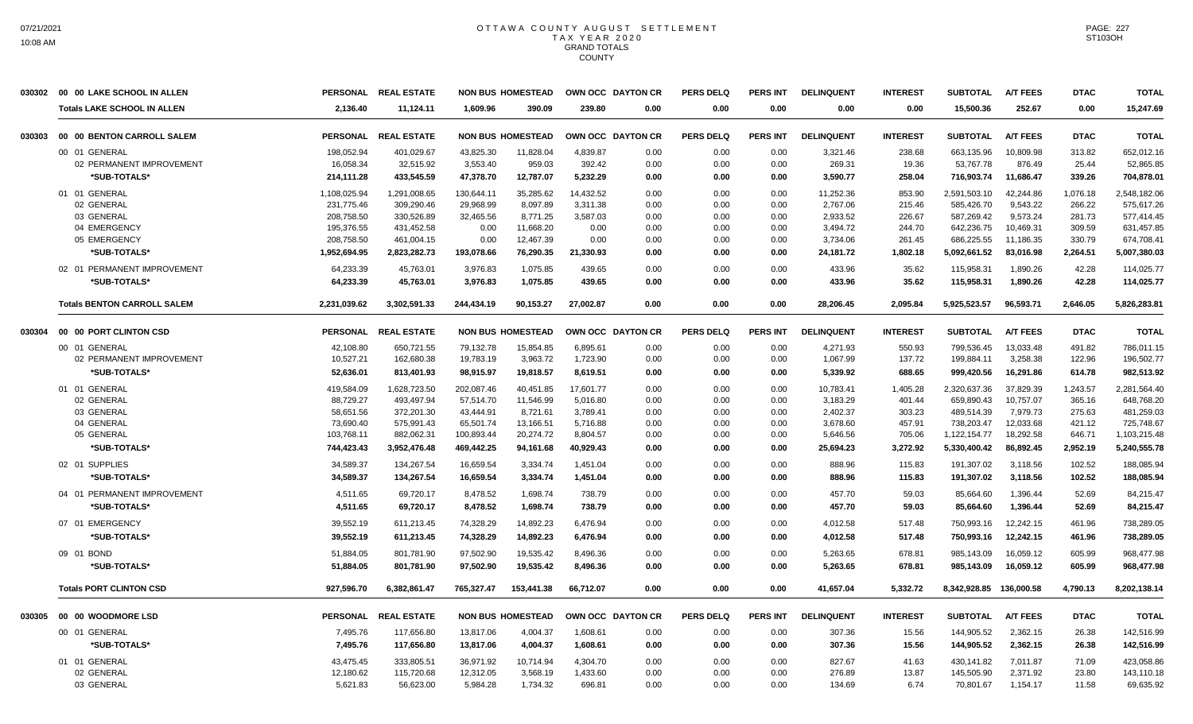# OTTAWA COUNTY AUGUST SETTLEMENT
## TAX YEAR 2020
## GRAND TOTALS
## COUNTY

07/21/2021
10:08 AM

PAGE: 227
ST103OH

| | | PERSONAL | REAL ESTATE | NON BUS | HOMESTEAD | OWN OCC | DAYTON CR | PERS DELQ | PERS INT | DELINQUENT | INTEREST | SUBTOTAL | A/T FEES | DTAC | TOTAL |
|---|---|---|---|---|---|---|---|---|---|---|---|---|---|---|---|
| 030302 | 00 00 LAKE SCHOOL IN ALLEN | PERSONAL | REAL ESTATE | NON BUS | HOMESTEAD | OWN OCC | DAYTON CR | PERS DELQ | PERS INT | DELINQUENT | INTEREST | SUBTOTAL | A/T FEES | DTAC | TOTAL |
| | **Totals LAKE SCHOOL IN ALLEN** | **2,136.40** | **11,124.11** | **1,609.96** | **390.09** | **239.80** | **0.00** | **0.00** | **0.00** | **0.00** | **0.00** | **15,500.36** | **252.67** | **0.00** | **15,247.69** |
| 030303 | **00 00 BENTON CARROLL SALEM** | **PERSONAL** | **REAL ESTATE** | **NON BUS** | **HOMESTEAD** | **OWN OCC** | **DAYTON CR** | **PERS DELQ** | **PERS INT** | **DELINQUENT** | **INTEREST** | **SUBTOTAL** | **A/T FEES** | **DTAC** | **TOTAL** |
| | 00 01 GENERAL | 198,052.94 | 401,029.67 | 43,825.30 | 11,828.04 | 4,839.87 | 0.00 | 0.00 | 0.00 | 3,321.46 | 238.68 | 663,135.96 | 10,809.98 | 313.82 | 652,012.16 |
| | 02 PERMANENT IMPROVEMENT | 16,058.34 | 32,515.92 | 3,553.40 | 959.03 | 392.42 | 0.00 | 0.00 | 0.00 | 269.31 | 19.36 | 53,767.78 | 876.49 | 25.44 | 52,865.85 |
| | *SUB-TOTALS* | 214,111.28 | 433,545.59 | 47,378.70 | 12,787.07 | 5,232.29 | 0.00 | 0.00 | 0.00 | 3,590.77 | 258.04 | 716,903.74 | 11,686.47 | 339.26 | 704,878.01 |
| | 01 01 GENERAL | 1,108,025.94 | 1,291,008.65 | 130,644.11 | 35,285.62 | 14,432.52 | 0.00 | 0.00 | 0.00 | 11,252.36 | 853.90 | 2,591,503.10 | 42,244.86 | 1,076.18 | 2,548,182.06 |
| | 02 GENERAL | 231,775.46 | 309,290.46 | 29,968.99 | 8,097.89 | 3,311.38 | 0.00 | 0.00 | 0.00 | 2,767.06 | 215.46 | 585,426.70 | 9,543.22 | 266.22 | 575,617.26 |
| | 03 GENERAL | 208,758.50 | 330,526.89 | 32,465.56 | 8,771.25 | 3,587.03 | 0.00 | 0.00 | 0.00 | 2,933.52 | 226.67 | 587,269.42 | 9,573.24 | 281.73 | 577,414.45 |
| | 04 EMERGENCY | 195,376.55 | 431,452.58 | 0.00 | 11,668.20 | 0.00 | 0.00 | 0.00 | 0.00 | 3,494.72 | 244.70 | 642,236.75 | 10,469.31 | 309.59 | 631,457.85 |
| | 05 EMERGENCY | 208,758.50 | 461,004.15 | 0.00 | 12,467.39 | 0.00 | 0.00 | 0.00 | 0.00 | 3,734.06 | 261.45 | 686,225.55 | 11,186.35 | 330.79 | 674,708.41 |
| | *SUB-TOTALS* | 1,952,694.95 | 2,823,282.73 | 193,078.66 | 76,290.35 | 21,330.93 | 0.00 | 0.00 | 0.00 | 24,181.72 | 1,802.18 | 5,092,661.52 | 83,016.98 | 2,264.51 | 5,007,380.03 |
| | 02 01 PERMANENT IMPROVEMENT | 64,233.39 | 45,763.01 | 3,976.83 | 1,075.85 | 439.65 | 0.00 | 0.00 | 0.00 | 433.96 | 35.62 | 115,958.31 | 1,890.26 | 42.28 | 114,025.77 |
| | *SUB-TOTALS* | 64,233.39 | 45,763.01 | 3,976.83 | 1,075.85 | 439.65 | 0.00 | 0.00 | 0.00 | 433.96 | 35.62 | 115,958.31 | 1,890.26 | 42.28 | 114,025.77 |
| | **Totals BENTON CARROLL SALEM** | **2,231,039.62** | **3,302,591.33** | **244,434.19** | **90,153.27** | **27,002.87** | **0.00** | **0.00** | **0.00** | **28,206.45** | **2,095.84** | **5,925,523.57** | **96,593.71** | **2,646.05** | **5,826,283.81** |
| 030304 | **00 00 PORT CLINTON CSD** | **PERSONAL** | **REAL ESTATE** | **NON BUS** | **HOMESTEAD** | **OWN OCC** | **DAYTON CR** | **PERS DELQ** | **PERS INT** | **DELINQUENT** | **INTEREST** | **SUBTOTAL** | **A/T FEES** | **DTAC** | **TOTAL** |
| | 00 01 GENERAL | 42,108.80 | 650,721.55 | 79,132.78 | 15,854.85 | 6,895.61 | 0.00 | 0.00 | 0.00 | 4,271.93 | 550.93 | 799,536.45 | 13,033.48 | 491.82 | 786,011.15 |
| | 02 PERMANENT IMPROVEMENT | 10,527.21 | 162,680.38 | 19,783.19 | 3,963.72 | 1,723.90 | 0.00 | 0.00 | 0.00 | 1,067.99 | 137.72 | 199,884.11 | 3,258.38 | 122.96 | 196,502.77 |
| | *SUB-TOTALS* | 52,636.01 | 813,401.93 | 98,915.97 | 19,818.57 | 8,619.51 | 0.00 | 0.00 | 0.00 | 5,339.92 | 688.65 | 999,420.56 | 16,291.86 | 614.78 | 982,513.92 |
| | 01 01 GENERAL | 419,584.09 | 1,628,723.50 | 202,087.46 | 40,451.85 | 17,601.77 | 0.00 | 0.00 | 0.00 | 10,783.41 | 1,405.28 | 2,320,637.36 | 37,829.39 | 1,243.57 | 2,281,564.40 |
| | 02 GENERAL | 88,729.27 | 493,497.94 | 57,514.70 | 11,546.99 | 5,016.80 | 0.00 | 0.00 | 0.00 | 3,183.29 | 401.44 | 659,890.43 | 10,757.07 | 365.16 | 648,768.20 |
| | 03 GENERAL | 58,651.56 | 372,201.30 | 43,444.91 | 8,721.61 | 3,789.41 | 0.00 | 0.00 | 0.00 | 2,402.37 | 303.23 | 489,514.39 | 7,979.73 | 275.63 | 481,259.03 |
| | 04 GENERAL | 73,690.40 | 575,991.43 | 65,501.74 | 13,166.51 | 5,716.88 | 0.00 | 0.00 | 0.00 | 3,678.60 | 457.91 | 738,203.47 | 12,033.68 | 421.12 | 725,748.67 |
| | 05 GENERAL | 103,768.11 | 882,062.31 | 100,893.44 | 20,274.72 | 8,804.57 | 0.00 | 0.00 | 0.00 | 5,646.56 | 705.06 | 1,122,154.77 | 18,292.58 | 646.71 | 1,103,215.48 |
| | *SUB-TOTALS* | 744,423.43 | 3,952,476.48 | 469,442.25 | 94,161.68 | 40,929.43 | 0.00 | 0.00 | 0.00 | 25,694.23 | 3,272.92 | 5,330,400.42 | 86,892.45 | 2,952.19 | 5,240,555.78 |
| | 02 01 SUPPLIES | 34,589.37 | 134,267.54 | 16,659.54 | 3,334.74 | 1,451.04 | 0.00 | 0.00 | 0.00 | 888.96 | 115.83 | 191,307.02 | 3,118.56 | 102.52 | 188,085.94 |
| | *SUB-TOTALS* | 34,589.37 | 134,267.54 | 16,659.54 | 3,334.74 | 1,451.04 | 0.00 | 0.00 | 0.00 | 888.96 | 115.83 | 191,307.02 | 3,118.56 | 102.52 | 188,085.94 |
| | 04 01 PERMANENT IMPROVEMENT | 4,511.65 | 69,720.17 | 8,478.52 | 1,698.74 | 738.79 | 0.00 | 0.00 | 0.00 | 457.70 | 59.03 | 85,664.60 | 1,396.44 | 52.69 | 84,215.47 |
| | *SUB-TOTALS* | 4,511.65 | 69,720.17 | 8,478.52 | 1,698.74 | 738.79 | 0.00 | 0.00 | 0.00 | 457.70 | 59.03 | 85,664.60 | 1,396.44 | 52.69 | 84,215.47 |
| | 07 01 EMERGENCY | 39,552.19 | 611,213.45 | 74,328.29 | 14,892.23 | 6,476.94 | 0.00 | 0.00 | 0.00 | 4,012.58 | 517.48 | 750,993.16 | 12,242.15 | 461.96 | 738,289.05 |
| | *SUB-TOTALS* | 39,552.19 | 611,213.45 | 74,328.29 | 14,892.23 | 6,476.94 | 0.00 | 0.00 | 0.00 | 4,012.58 | 517.48 | 750,993.16 | 12,242.15 | 461.96 | 738,289.05 |
| | 09 01 BOND | 51,884.05 | 801,781.90 | 97,502.90 | 19,535.42 | 8,496.36 | 0.00 | 0.00 | 0.00 | 5,263.65 | 678.81 | 985,143.09 | 16,059.12 | 605.99 | 968,477.98 |
| | *SUB-TOTALS* | 51,884.05 | 801,781.90 | 97,502.90 | 19,535.42 | 8,496.36 | 0.00 | 0.00 | 0.00 | 5,263.65 | 678.81 | 985,143.09 | 16,059.12 | 605.99 | 968,477.98 |
| | **Totals PORT CLINTON CSD** | **927,596.70** | **6,382,861.47** | **765,327.47** | **153,441.38** | **66,712.07** | **0.00** | **0.00** | **0.00** | **41,657.04** | **5,332.72** | **8,342,928.85** | **136,000.58** | **4,790.13** | **8,202,138.14** |
| 030305 | **00 00 WOODMORE LSD** | **PERSONAL** | **REAL ESTATE** | **NON BUS** | **HOMESTEAD** | **OWN OCC** | **DAYTON CR** | **PERS DELQ** | **PERS INT** | **DELINQUENT** | **INTEREST** | **SUBTOTAL** | **A/T FEES** | **DTAC** | **TOTAL** |
| | 00 01 GENERAL | 7,495.76 | 117,656.80 | 13,817.06 | 4,004.37 | 1,608.61 | 0.00 | 0.00 | 0.00 | 307.36 | 15.56 | 144,905.52 | 2,362.15 | 26.38 | 142,516.99 |
| | *SUB-TOTALS* | 7,495.76 | 117,656.80 | 13,817.06 | 4,004.37 | 1,608.61 | 0.00 | 0.00 | 0.00 | 307.36 | 15.56 | 144,905.52 | 2,362.15 | 26.38 | 142,516.99 |
| | 01 01 GENERAL | 43,475.45 | 333,805.51 | 36,971.92 | 10,714.94 | 4,304.70 | 0.00 | 0.00 | 0.00 | 827.67 | 41.63 | 430,141.82 | 7,011.87 | 71.09 | 423,058.86 |
| | 02 GENERAL | 12,180.62 | 115,720.68 | 12,312.05 | 3,568.19 | 1,433.60 | 0.00 | 0.00 | 0.00 | 276.89 | 13.87 | 145,505.90 | 2,371.92 | 23.80 | 143,110.18 |
| | 03 GENERAL | 5,621.83 | 56,623.00 | 5,984.28 | 1,734.32 | 696.81 | 0.00 | 0.00 | 0.00 | 134.69 | 6.74 | 70,801.67 | 1,154.17 | 11.58 | 69,635.92 |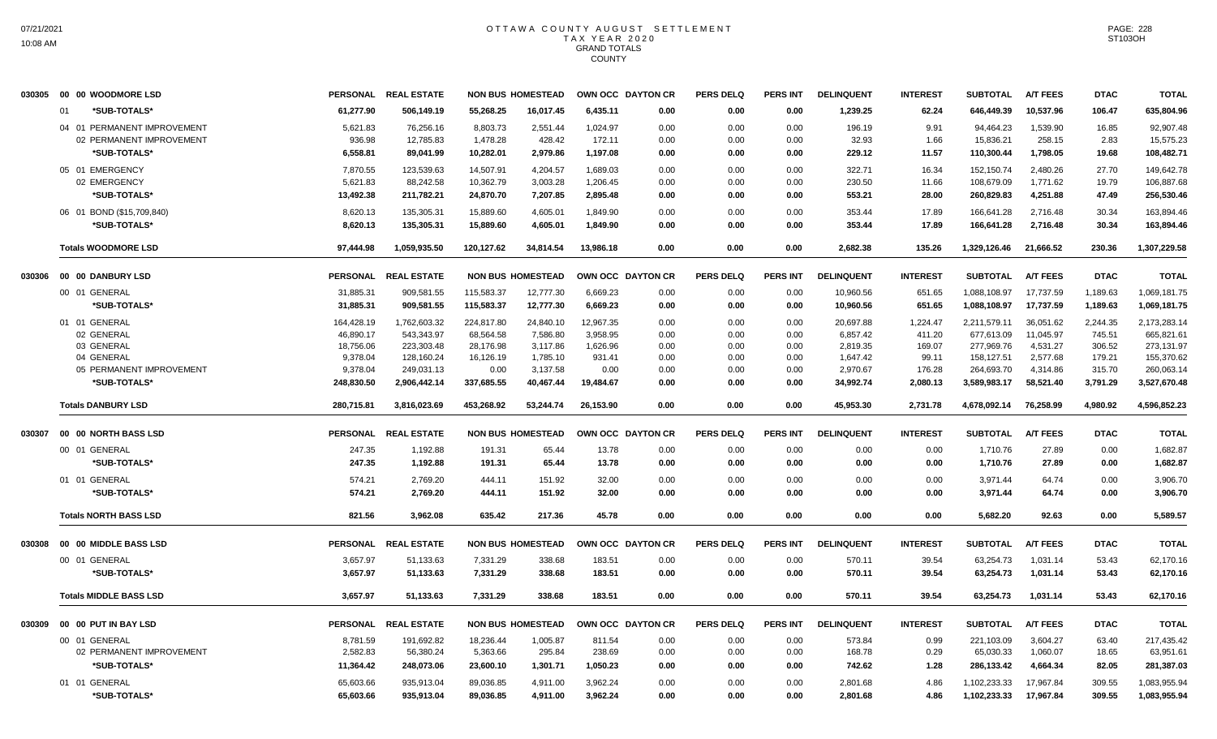# OTTAWA COUNTY AUGUST SETTLEMENT
## TAX YEAR 2020
## GRAND TOTALS
## COUNTY

| | | PERSONAL | REAL ESTATE | NON BUS | HOMESTEAD | OWN OCC | DAYTON CR | PERS DELQ | PERS INT | DELINQUENT | INTEREST | SUBTOTAL | A/T FEES | DTAC | TOTAL |
|---|---|---|---|---|---|---|---|---|---|---|---|---|---|---|---|
| 030305 | 00 00 WOODMORE LSD | PERSONAL | REAL ESTATE | NON BUS | HOMESTEAD | OWN OCC | DAYTON CR | PERS DELQ | PERS INT | DELINQUENT | INTEREST | SUBTOTAL | A/T FEES | DTAC | TOTAL |
| | 01 *SUB-TOTALS* | 61,277.90 | 506,149.19 | 55,268.25 | 16,017.45 | 6,435.11 | 0.00 | 0.00 | 0.00 | 1,239.25 | 62.24 | 646,449.39 | 10,537.96 | 106.47 | 635,804.96 |
| | 04 01 PERMANENT IMPROVEMENT | 5,621.83 | 76,256.16 | 8,803.73 | 2,551.44 | 1,024.97 | 0.00 | 0.00 | 0.00 | 196.19 | 9.91 | 94,464.23 | 1,539.90 | 16.85 | 92,907.48 |
| | 02 PERMANENT IMPROVEMENT | 936.98 | 12,785.83 | 1,478.28 | 428.42 | 172.11 | 0.00 | 0.00 | 0.00 | 32.93 | 1.66 | 15,836.21 | 258.15 | 2.83 | 15,575.23 |
| | *SUB-TOTALS* | 6,558.81 | 89,041.99 | 10,282.01 | 2,979.86 | 1,197.08 | 0.00 | 0.00 | 0.00 | 229.12 | 11.57 | 110,300.44 | 1,798.05 | 19.68 | 108,482.71 |
| | 05 01 EMERGENCY | 7,870.55 | 123,539.63 | 14,507.91 | 4,204.57 | 1,689.03 | 0.00 | 0.00 | 0.00 | 322.71 | 16.34 | 152,150.74 | 2,480.26 | 27.70 | 149,642.78 |
| | 02 EMERGENCY | 5,621.83 | 88,242.58 | 10,362.79 | 3,003.28 | 1,206.45 | 0.00 | 0.00 | 0.00 | 230.50 | 11.66 | 108,679.09 | 1,771.62 | 19.79 | 106,887.68 |
| | *SUB-TOTALS* | 13,492.38 | 211,782.21 | 24,870.70 | 7,207.85 | 2,895.48 | 0.00 | 0.00 | 0.00 | 553.21 | 28.00 | 260,829.83 | 4,251.88 | 47.49 | 256,530.46 |
| | 06 01 BOND ($15,709,840) | 8,620.13 | 135,305.31 | 15,889.60 | 4,605.01 | 1,849.90 | 0.00 | 0.00 | 0.00 | 353.44 | 17.89 | 166,641.28 | 2,716.48 | 30.34 | 163,894.46 |
| | *SUB-TOTALS* | 8,620.13 | 135,305.31 | 15,889.60 | 4,605.01 | 1,849.90 | 0.00 | 0.00 | 0.00 | 353.44 | 17.89 | 166,641.28 | 2,716.48 | 30.34 | 163,894.46 |
| | Totals WOODMORE LSD | 97,444.98 | 1,059,935.50 | 120,127.62 | 34,814.54 | 13,986.18 | 0.00 | 0.00 | 0.00 | 2,682.38 | 135.26 | 1,329,126.46 | 21,666.52 | 230.36 | 1,307,229.58 |
| 030306 | 00 00 DANBURY LSD | PERSONAL | REAL ESTATE | NON BUS | HOMESTEAD | OWN OCC | DAYTON CR | PERS DELQ | PERS INT | DELINQUENT | INTEREST | SUBTOTAL | A/T FEES | DTAC | TOTAL |
| | 00 01 GENERAL | 31,885.31 | 909,581.55 | 115,583.37 | 12,777.30 | 6,669.23 | 0.00 | 0.00 | 0.00 | 10,960.56 | 651.65 | 1,088,108.97 | 17,737.59 | 1,189.63 | 1,069,181.75 |
| | *SUB-TOTALS* | 31,885.31 | 909,581.55 | 115,583.37 | 12,777.30 | 6,669.23 | 0.00 | 0.00 | 0.00 | 10,960.56 | 651.65 | 1,088,108.97 | 17,737.59 | 1,189.63 | 1,069,181.75 |
| | 01 01 GENERAL | 164,428.19 | 1,762,603.32 | 224,817.80 | 24,840.10 | 12,967.35 | 0.00 | 0.00 | 0.00 | 20,697.88 | 1,224.47 | 2,211,579.11 | 36,051.62 | 2,244.35 | 2,173,283.14 |
| | 02 GENERAL | 46,890.17 | 543,343.97 | 68,564.58 | 7,586.80 | 3,958.95 | 0.00 | 0.00 | 0.00 | 6,857.42 | 411.20 | 677,613.09 | 11,045.97 | 745.51 | 665,821.61 |
| | 03 GENERAL | 18,756.06 | 223,303.48 | 28,176.98 | 3,117.86 | 1,626.96 | 0.00 | 0.00 | 0.00 | 2,819.35 | 169.07 | 277,969.76 | 4,531.27 | 306.52 | 273,131.97 |
| | 04 GENERAL | 9,378.04 | 128,160.24 | 16,126.19 | 1,785.10 | 931.41 | 0.00 | 0.00 | 0.00 | 1,647.42 | 99.11 | 158,127.51 | 2,577.68 | 179.21 | 155,370.62 |
| | 05 PERMANENT IMPROVEMENT | 9,378.04 | 249,031.13 | 0.00 | 3,137.58 | 0.00 | 0.00 | 0.00 | 0.00 | 2,970.67 | 176.28 | 264,693.70 | 4,314.86 | 315.70 | 260,063.14 |
| | *SUB-TOTALS* | 248,830.50 | 2,906,442.14 | 337,685.55 | 40,467.44 | 19,484.67 | 0.00 | 0.00 | 0.00 | 34,992.74 | 2,080.13 | 3,589,983.17 | 58,521.40 | 3,791.29 | 3,527,670.48 |
| | Totals DANBURY LSD | 280,715.81 | 3,816,023.69 | 453,268.92 | 53,244.74 | 26,153.90 | 0.00 | 0.00 | 0.00 | 45,953.30 | 2,731.78 | 4,678,092.14 | 76,258.99 | 4,980.92 | 4,596,852.23 |
| 030307 | 00 00 NORTH BASS LSD | PERSONAL | REAL ESTATE | NON BUS | HOMESTEAD | OWN OCC | DAYTON CR | PERS DELQ | PERS INT | DELINQUENT | INTEREST | SUBTOTAL | A/T FEES | DTAC | TOTAL |
| | 00 01 GENERAL | 247.35 | 1,192.88 | 191.31 | 65.44 | 13.78 | 0.00 | 0.00 | 0.00 | 0.00 | 0.00 | 1,710.76 | 27.89 | 0.00 | 1,682.87 |
| | *SUB-TOTALS* | 247.35 | 1,192.88 | 191.31 | 65.44 | 13.78 | 0.00 | 0.00 | 0.00 | 0.00 | 0.00 | 1,710.76 | 27.89 | 0.00 | 1,682.87 |
| | 01 01 GENERAL | 574.21 | 2,769.20 | 444.11 | 151.92 | 32.00 | 0.00 | 0.00 | 0.00 | 0.00 | 0.00 | 3,971.44 | 64.74 | 0.00 | 3,906.70 |
| | *SUB-TOTALS* | 574.21 | 2,769.20 | 444.11 | 151.92 | 32.00 | 0.00 | 0.00 | 0.00 | 0.00 | 0.00 | 3,971.44 | 64.74 | 0.00 | 3,906.70 |
| | Totals NORTH BASS LSD | 821.56 | 3,962.08 | 635.42 | 217.36 | 45.78 | 0.00 | 0.00 | 0.00 | 0.00 | 0.00 | 5,682.20 | 92.63 | 0.00 | 5,589.57 |
| 030308 | 00 00 MIDDLE BASS LSD | PERSONAL | REAL ESTATE | NON BUS | HOMESTEAD | OWN OCC | DAYTON CR | PERS DELQ | PERS INT | DELINQUENT | INTEREST | SUBTOTAL | A/T FEES | DTAC | TOTAL |
| | 00 01 GENERAL | 3,657.97 | 51,133.63 | 7,331.29 | 338.68 | 183.51 | 0.00 | 0.00 | 0.00 | 570.11 | 39.54 | 63,254.73 | 1,031.14 | 53.43 | 62,170.16 |
| | *SUB-TOTALS* | 3,657.97 | 51,133.63 | 7,331.29 | 338.68 | 183.51 | 0.00 | 0.00 | 0.00 | 570.11 | 39.54 | 63,254.73 | 1,031.14 | 53.43 | 62,170.16 |
| | Totals MIDDLE BASS LSD | 3,657.97 | 51,133.63 | 7,331.29 | 338.68 | 183.51 | 0.00 | 0.00 | 0.00 | 570.11 | 39.54 | 63,254.73 | 1,031.14 | 53.43 | 62,170.16 |
| 030309 | 00 00 PUT IN BAY LSD | PERSONAL | REAL ESTATE | NON BUS | HOMESTEAD | OWN OCC | DAYTON CR | PERS DELQ | PERS INT | DELINQUENT | INTEREST | SUBTOTAL | A/T FEES | DTAC | TOTAL |
| | 00 01 GENERAL | 8,781.59 | 191,692.82 | 18,236.44 | 1,005.87 | 811.54 | 0.00 | 0.00 | 0.00 | 573.84 | 0.99 | 221,103.09 | 3,604.27 | 63.40 | 217,435.42 |
| | 02 PERMANENT IMPROVEMENT | 2,582.83 | 56,380.24 | 5,363.66 | 295.84 | 238.69 | 0.00 | 0.00 | 0.00 | 168.78 | 0.29 | 65,030.33 | 1,060.07 | 18.65 | 63,951.61 |
| | *SUB-TOTALS* | 11,364.42 | 248,073.06 | 23,600.10 | 1,301.71 | 1,050.23 | 0.00 | 0.00 | 0.00 | 742.62 | 1.28 | 286,133.42 | 4,664.34 | 82.05 | 281,387.03 |
| | 01 01 GENERAL | 65,603.66 | 935,913.04 | 89,036.85 | 4,911.00 | 3,962.24 | 0.00 | 0.00 | 0.00 | 2,801.68 | 4.86 | 1,102,233.33 | 17,967.84 | 309.55 | 1,083,955.94 |
| | *SUB-TOTALS* | 65,603.66 | 935,913.04 | 89,036.85 | 4,911.00 | 3,962.24 | 0.00 | 0.00 | 0.00 | 2,801.68 | 4.86 | 1,102,233.33 | 17,967.84 | 309.55 | 1,083,955.94 |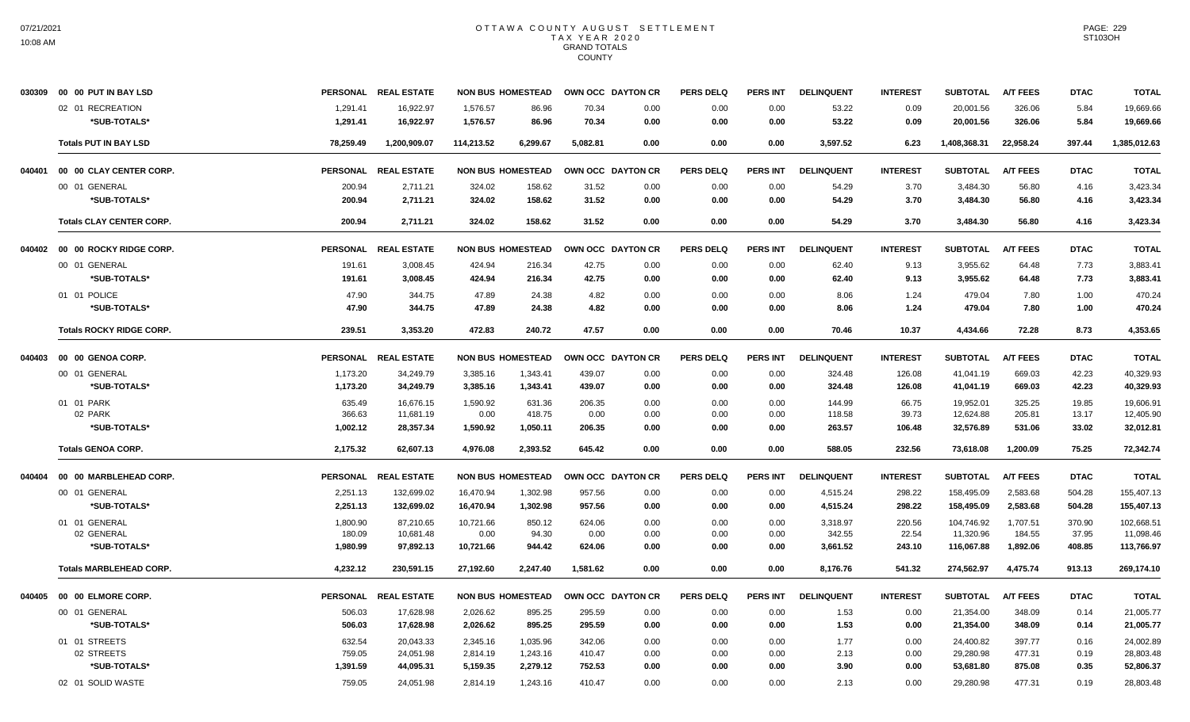# OTTAWA COUNTY AUGUST SETTLEMENT
## TAX YEAR 2020
### GRAND TOTALS
### COUNTY

| | | PERSONAL | REAL ESTATE | NON BUS | HOMESTEAD | OWN OCC | DAYTON CR | PERS DELQ | PERS INT | DELINQUENT | INTEREST | SUBTOTAL | A/T FEES | DTAC | TOTAL |
|---|---|---|---|---|---|---|---|---|---|---|---|---|---|---|---|
| 030309 | 00 00 PUT IN BAY LSD | | | | | | | | | | | | | | |
| | 02 01 RECREATION | 1,291.41 | 16,922.97 | 1,576.57 | 86.96 | 70.34 | 0.00 | 0.00 | 0.00 | 53.22 | 0.09 | 20,001.56 | 326.06 | 5.84 | 19,669.66 |
| | *SUB-TOTALS* | 1,291.41 | 16,922.97 | 1,576.57 | 86.96 | 70.34 | 0.00 | 0.00 | 0.00 | 53.22 | 0.09 | 20,001.56 | 326.06 | 5.84 | 19,669.66 |
| | **Totals PUT IN BAY LSD** | 78,259.49 | 1,200,909.07 | 114,213.52 | 6,299.67 | 5,082.81 | 0.00 | 0.00 | 0.00 | 3,597.52 | 6.23 | 1,408,368.31 | 22,958.24 | 397.44 | 1,385,012.63 |
| 040401 | 00 00 CLAY CENTER CORP. | PERSONAL | REAL ESTATE | NON BUS | HOMESTEAD | OWN OCC | DAYTON CR | PERS DELQ | PERS INT | DELINQUENT | INTEREST | SUBTOTAL | A/T FEES | DTAC | TOTAL |
| | 00 01 GENERAL | 200.94 | 2,711.21 | 324.02 | 158.62 | 31.52 | 0.00 | 0.00 | 0.00 | 54.29 | 3.70 | 3,484.30 | 56.80 | 4.16 | 3,423.34 |
| | *SUB-TOTALS* | 200.94 | 2,711.21 | 324.02 | 158.62 | 31.52 | 0.00 | 0.00 | 0.00 | 54.29 | 3.70 | 3,484.30 | 56.80 | 4.16 | 3,423.34 |
| | **Totals CLAY CENTER CORP.** | 200.94 | 2,711.21 | 324.02 | 158.62 | 31.52 | 0.00 | 0.00 | 0.00 | 54.29 | 3.70 | 3,484.30 | 56.80 | 4.16 | 3,423.34 |
| 040402 | 00 00 ROCKY RIDGE CORP. | PERSONAL | REAL ESTATE | NON BUS | HOMESTEAD | OWN OCC | DAYTON CR | PERS DELQ | PERS INT | DELINQUENT | INTEREST | SUBTOTAL | A/T FEES | DTAC | TOTAL |
| | 00 01 GENERAL | 191.61 | 3,008.45 | 424.94 | 216.34 | 42.75 | 0.00 | 0.00 | 0.00 | 62.40 | 9.13 | 3,955.62 | 64.48 | 7.73 | 3,883.41 |
| | *SUB-TOTALS* | 191.61 | 3,008.45 | 424.94 | 216.34 | 42.75 | 0.00 | 0.00 | 0.00 | 62.40 | 9.13 | 3,955.62 | 64.48 | 7.73 | 3,883.41 |
| | 01 01 POLICE | 47.90 | 344.75 | 47.89 | 24.38 | 4.82 | 0.00 | 0.00 | 0.00 | 8.06 | 1.24 | 479.04 | 7.80 | 1.00 | 470.24 |
| | *SUB-TOTALS* | 47.90 | 344.75 | 47.89 | 24.38 | 4.82 | 0.00 | 0.00 | 0.00 | 8.06 | 1.24 | 479.04 | 7.80 | 1.00 | 470.24 |
| | **Totals ROCKY RIDGE CORP.** | 239.51 | 3,353.20 | 472.83 | 240.72 | 47.57 | 0.00 | 0.00 | 0.00 | 70.46 | 10.37 | 4,434.66 | 72.28 | 8.73 | 4,353.65 |
| 040403 | 00 00 GENOA CORP. | PERSONAL | REAL ESTATE | NON BUS | HOMESTEAD | OWN OCC | DAYTON CR | PERS DELQ | PERS INT | DELINQUENT | INTEREST | SUBTOTAL | A/T FEES | DTAC | TOTAL |
| | 00 01 GENERAL | 1,173.20 | 34,249.79 | 3,385.16 | 1,343.41 | 439.07 | 0.00 | 0.00 | 0.00 | 324.48 | 126.08 | 41,041.19 | 669.03 | 42.23 | 40,329.93 |
| | *SUB-TOTALS* | 1,173.20 | 34,249.79 | 3,385.16 | 1,343.41 | 439.07 | 0.00 | 0.00 | 0.00 | 324.48 | 126.08 | 41,041.19 | 669.03 | 42.23 | 40,329.93 |
| | 01 01 PARK | 635.49 | 16,676.15 | 1,590.92 | 631.36 | 206.35 | 0.00 | 0.00 | 0.00 | 144.99 | 66.75 | 19,952.01 | 325.25 | 19.85 | 19,606.91 |
| | 02 PARK | 366.63 | 11,681.19 | 0.00 | 418.75 | 0.00 | 0.00 | 0.00 | 0.00 | 118.58 | 39.73 | 12,624.88 | 205.81 | 13.17 | 12,405.90 |
| | *SUB-TOTALS* | 1,002.12 | 28,357.34 | 1,590.92 | 1,050.11 | 206.35 | 0.00 | 0.00 | 0.00 | 263.57 | 106.48 | 32,576.89 | 531.06 | 33.02 | 32,012.81 |
| | **Totals GENOA CORP.** | 2,175.32 | 62,607.13 | 4,976.08 | 2,393.52 | 645.42 | 0.00 | 0.00 | 0.00 | 588.05 | 232.56 | 73,618.08 | 1,200.09 | 75.25 | 72,342.74 |
| 040404 | 00 00 MARBLEHEAD CORP. | PERSONAL | REAL ESTATE | NON BUS | HOMESTEAD | OWN OCC | DAYTON CR | PERS DELQ | PERS INT | DELINQUENT | INTEREST | SUBTOTAL | A/T FEES | DTAC | TOTAL |
| | 00 01 GENERAL | 2,251.13 | 132,699.02 | 16,470.94 | 1,302.98 | 957.56 | 0.00 | 0.00 | 0.00 | 4,515.24 | 298.22 | 158,495.09 | 2,583.68 | 504.28 | 155,407.13 |
| | *SUB-TOTALS* | 2,251.13 | 132,699.02 | 16,470.94 | 1,302.98 | 957.56 | 0.00 | 0.00 | 0.00 | 4,515.24 | 298.22 | 158,495.09 | 2,583.68 | 504.28 | 155,407.13 |
| | 01 01 GENERAL | 1,800.90 | 87,210.65 | 10,721.66 | 850.12 | 624.06 | 0.00 | 0.00 | 0.00 | 3,318.97 | 220.56 | 104,746.92 | 1,707.51 | 370.90 | 102,668.51 |
| | 02 GENERAL | 180.09 | 10,681.48 | 0.00 | 94.30 | 0.00 | 0.00 | 0.00 | 0.00 | 342.55 | 22.54 | 11,320.96 | 184.55 | 37.95 | 11,098.46 |
| | *SUB-TOTALS* | 1,980.99 | 97,892.13 | 10,721.66 | 944.42 | 624.06 | 0.00 | 0.00 | 0.00 | 3,661.52 | 243.10 | 116,067.88 | 1,892.06 | 408.85 | 113,766.97 |
| | **Totals MARBLEHEAD CORP.** | 4,232.12 | 230,591.15 | 27,192.60 | 2,247.40 | 1,581.62 | 0.00 | 0.00 | 0.00 | 8,176.76 | 541.32 | 274,562.97 | 4,475.74 | 913.13 | 269,174.10 |
| 040405 | 00 00 ELMORE CORP. | PERSONAL | REAL ESTATE | NON BUS | HOMESTEAD | OWN OCC | DAYTON CR | PERS DELQ | PERS INT | DELINQUENT | INTEREST | SUBTOTAL | A/T FEES | DTAC | TOTAL |
| | 00 01 GENERAL | 506.03 | 17,628.98 | 2,026.62 | 895.25 | 295.59 | 0.00 | 0.00 | 0.00 | 1.53 | 0.00 | 21,354.00 | 348.09 | 0.14 | 21,005.77 |
| | *SUB-TOTALS* | 506.03 | 17,628.98 | 2,026.62 | 895.25 | 295.59 | 0.00 | 0.00 | 0.00 | 1.53 | 0.00 | 21,354.00 | 348.09 | 0.14 | 21,005.77 |
| | 01 01 STREETS | 632.54 | 20,043.33 | 2,345.16 | 1,035.96 | 342.06 | 0.00 | 0.00 | 0.00 | 1.77 | 0.00 | 24,400.82 | 397.77 | 0.16 | 24,002.89 |
| | 02 STREETS | 759.05 | 24,051.98 | 2,814.19 | 1,243.16 | 410.47 | 0.00 | 0.00 | 0.00 | 2.13 | 0.00 | 29,280.98 | 477.31 | 0.19 | 28,803.48 |
| | *SUB-TOTALS* | 1,391.59 | 44,095.31 | 5,159.35 | 2,279.12 | 752.53 | 0.00 | 0.00 | 0.00 | 3.90 | 0.00 | 53,681.80 | 875.08 | 0.35 | 52,806.37 |
| | 02 01 SOLID WASTE | 759.05 | 24,051.98 | 2,814.19 | 1,243.16 | 410.47 | 0.00 | 0.00 | 0.00 | 2.13 | 0.00 | 29,280.98 | 477.31 | 0.19 | 28,803.48 |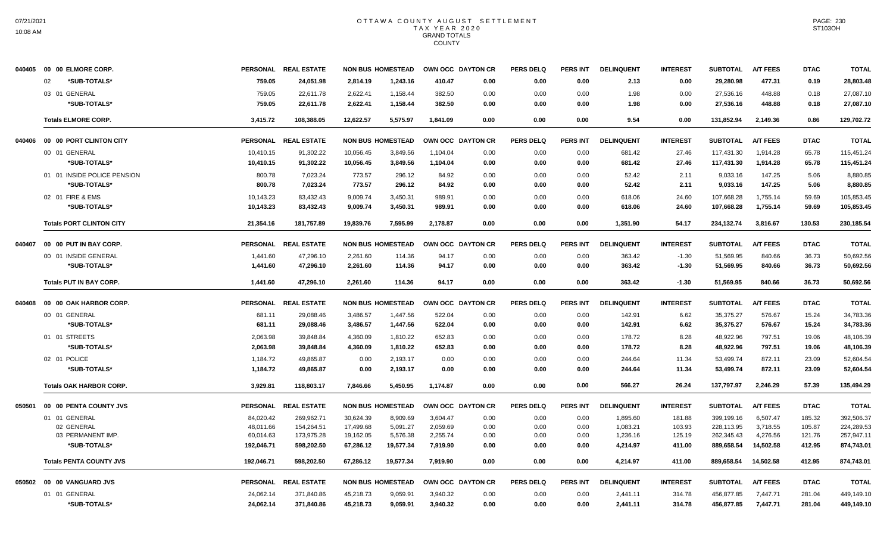# OTTAWA COUNTY AUGUST SETTLEMENT
## TAX YEAR 2020
## GRAND TOTALS
## COUNTY

| | | PERSONAL | REAL ESTATE | NON BUS | HOMESTEAD | OWN OCC | DAYTON CR | PERS DELQ | PERS INT | DELINQUENT | INTEREST | SUBTOTAL | A/T FEES | DTAC | TOTAL |
|---|---|---|---|---|---|---|---|---|---|---|---|---|---|---|---|
| 040405 | 00 00 ELMORE CORP. | | | | | | | | | | | | | | |
| | 02 *SUB-TOTALS* | 759.05 | 24,051.98 | 2,814.19 | 1,243.16 | 410.47 | 0.00 | 0.00 | 0.00 | 2.13 | 0.00 | 29,280.98 | 477.31 | 0.19 | 28,803.48 |
| | 03 01 GENERAL | 759.05 | 22,611.78 | 2,622.41 | 1,158.44 | 382.50 | 0.00 | 0.00 | 0.00 | 1.98 | 0.00 | 27,536.16 | 448.88 | 0.18 | 27,087.10 |
| | *SUB-TOTALS* | 759.05 | 22,611.78 | 2,622.41 | 1,158.44 | 382.50 | 0.00 | 0.00 | 0.00 | 1.98 | 0.00 | 27,536.16 | 448.88 | 0.18 | 27,087.10 |
| | **Totals ELMORE CORP.** | 3,415.72 | 108,388.05 | 12,622.57 | 5,575.97 | 1,841.09 | 0.00 | 0.00 | 0.00 | 9.54 | 0.00 | 131,852.94 | 2,149.36 | 0.86 | 129,702.72 |
| 040406 | 00 00 PORT CLINTON CITY | PERSONAL | REAL ESTATE | NON BUS | HOMESTEAD | OWN OCC | DAYTON CR | PERS DELQ | PERS INT | DELINQUENT | INTEREST | SUBTOTAL | A/T FEES | DTAC | TOTAL |
| | 00 01 GENERAL | 10,410.15 | 91,302.22 | 10,056.45 | 3,849.56 | 1,104.04 | 0.00 | 0.00 | 0.00 | 681.42 | 27.46 | 117,431.30 | 1,914.28 | 65.78 | 115,451.24 |
| | *SUB-TOTALS* | 10,410.15 | 91,302.22 | 10,056.45 | 3,849.56 | 1,104.04 | 0.00 | 0.00 | 0.00 | 681.42 | 27.46 | 117,431.30 | 1,914.28 | 65.78 | 115,451.24 |
| | 01 01 INSIDE POLICE PENSION | 800.78 | 7,023.24 | 773.57 | 296.12 | 84.92 | 0.00 | 0.00 | 0.00 | 52.42 | 2.11 | 9,033.16 | 147.25 | 5.06 | 8,880.85 |
| | *SUB-TOTALS* | 800.78 | 7,023.24 | 773.57 | 296.12 | 84.92 | 0.00 | 0.00 | 0.00 | 52.42 | 2.11 | 9,033.16 | 147.25 | 5.06 | 8,880.85 |
| | 02 01 FIRE & EMS | 10,143.23 | 83,432.43 | 9,009.74 | 3,450.31 | 989.91 | 0.00 | 0.00 | 0.00 | 618.06 | 24.60 | 107,668.28 | 1,755.14 | 59.69 | 105,853.45 |
| | *SUB-TOTALS* | 10,143.23 | 83,432.43 | 9,009.74 | 3,450.31 | 989.91 | 0.00 | 0.00 | 0.00 | 618.06 | 24.60 | 107,668.28 | 1,755.14 | 59.69 | 105,853.45 |
| | **Totals PORT CLINTON CITY** | 21,354.16 | 181,757.89 | 19,839.76 | 7,595.99 | 2,178.87 | 0.00 | 0.00 | 0.00 | 1,351.90 | 54.17 | 234,132.74 | 3,816.67 | 130.53 | 230,185.54 |
| 040407 | 00 00 PUT IN BAY CORP. | PERSONAL | REAL ESTATE | NON BUS | HOMESTEAD | OWN OCC | DAYTON CR | PERS DELQ | PERS INT | DELINQUENT | INTEREST | SUBTOTAL | A/T FEES | DTAC | TOTAL |
| | 00 01 INSIDE GENERAL | 1,441.60 | 47,296.10 | 2,261.60 | 114.36 | 94.17 | 0.00 | 0.00 | 0.00 | 363.42 | -1.30 | 51,569.95 | 840.66 | 36.73 | 50,692.56 |
| | *SUB-TOTALS* | 1,441.60 | 47,296.10 | 2,261.60 | 114.36 | 94.17 | 0.00 | 0.00 | 0.00 | 363.42 | -1.30 | 51,569.95 | 840.66 | 36.73 | 50,692.56 |
| | **Totals PUT IN BAY CORP.** | 1,441.60 | 47,296.10 | 2,261.60 | 114.36 | 94.17 | 0.00 | 0.00 | 0.00 | 363.42 | -1.30 | 51,569.95 | 840.66 | 36.73 | 50,692.56 |
| 040408 | 00 00 OAK HARBOR CORP. | PERSONAL | REAL ESTATE | NON BUS | HOMESTEAD | OWN OCC | DAYTON CR | PERS DELQ | PERS INT | DELINQUENT | INTEREST | SUBTOTAL | A/T FEES | DTAC | TOTAL |
| | 00 01 GENERAL | 681.11 | 29,088.46 | 3,486.57 | 1,447.56 | 522.04 | 0.00 | 0.00 | 0.00 | 142.91 | 6.62 | 35,375.27 | 576.67 | 15.24 | 34,783.36 |
| | *SUB-TOTALS* | 681.11 | 29,088.46 | 3,486.57 | 1,447.56 | 522.04 | 0.00 | 0.00 | 0.00 | 142.91 | 6.62 | 35,375.27 | 576.67 | 15.24 | 34,783.36 |
| | 01 01 STREETS | 2,063.98 | 39,848.84 | 4,360.09 | 1,810.22 | 652.83 | 0.00 | 0.00 | 0.00 | 178.72 | 8.28 | 48,922.96 | 797.51 | 19.06 | 48,106.39 |
| | *SUB-TOTALS* | 2,063.98 | 39,848.84 | 4,360.09 | 1,810.22 | 652.83 | 0.00 | 0.00 | 0.00 | 178.72 | 8.28 | 48,922.96 | 797.51 | 19.06 | 48,106.39 |
| | 02 01 POLICE | 1,184.72 | 49,865.87 | 0.00 | 2,193.17 | 0.00 | 0.00 | 0.00 | 0.00 | 244.64 | 11.34 | 53,499.74 | 872.11 | 23.09 | 52,604.54 |
| | *SUB-TOTALS* | 1,184.72 | 49,865.87 | 0.00 | 2,193.17 | 0.00 | 0.00 | 0.00 | 0.00 | 244.64 | 11.34 | 53,499.74 | 872.11 | 23.09 | 52,604.54 |
| | **Totals OAK HARBOR CORP.** | 3,929.81 | 118,803.17 | 7,846.66 | 5,450.95 | 1,174.87 | 0.00 | 0.00 | 0.00 | 566.27 | 26.24 | 137,797.97 | 2,246.29 | 57.39 | 135,494.29 |
| 050501 | 00 00 PENTA COUNTY JVS | PERSONAL | REAL ESTATE | NON BUS | HOMESTEAD | OWN OCC | DAYTON CR | PERS DELQ | PERS INT | DELINQUENT | INTEREST | SUBTOTAL | A/T FEES | DTAC | TOTAL |
| | 01 01 GENERAL | 84,020.42 | 269,962.71 | 30,624.39 | 8,909.69 | 3,604.47 | 0.00 | 0.00 | 0.00 | 1,895.60 | 181.88 | 399,199.16 | 6,507.47 | 185.32 | 392,506.37 |
| | 02 GENERAL | 48,011.66 | 154,264.51 | 17,499.68 | 5,091.27 | 2,059.69 | 0.00 | 0.00 | 0.00 | 1,083.21 | 103.93 | 228,113.95 | 3,718.55 | 105.87 | 224,289.53 |
| | 03 PERMANENT IMP. | 60,014.63 | 173,975.28 | 19,162.05 | 5,576.38 | 2,255.74 | 0.00 | 0.00 | 0.00 | 1,236.16 | 125.19 | 262,345.43 | 4,276.56 | 121.76 | 257,947.11 |
| | *SUB-TOTALS* | 192,046.71 | 598,202.50 | 67,286.12 | 19,577.34 | 7,919.90 | 0.00 | 0.00 | 0.00 | 4,214.97 | 411.00 | 889,658.54 | 14,502.58 | 412.95 | 874,743.01 |
| | **Totals PENTA COUNTY JVS** | 192,046.71 | 598,202.50 | 67,286.12 | 19,577.34 | 7,919.90 | 0.00 | 0.00 | 0.00 | 4,214.97 | 411.00 | 889,658.54 | 14,502.58 | 412.95 | 874,743.01 |
| 050502 | 00 00 VANGUARD JVS | PERSONAL | REAL ESTATE | NON BUS | HOMESTEAD | OWN OCC | DAYTON CR | PERS DELQ | PERS INT | DELINQUENT | INTEREST | SUBTOTAL | A/T FEES | DTAC | TOTAL |
| | 01 01 GENERAL | 24,062.14 | 371,840.86 | 45,218.73 | 9,059.91 | 3,940.32 | 0.00 | 0.00 | 0.00 | 2,441.11 | 314.78 | 456,877.85 | 7,447.71 | 281.04 | 449,149.10 |
| | *SUB-TOTALS* | 24,062.14 | 371,840.86 | 45,218.73 | 9,059.91 | 3,940.32 | 0.00 | 0.00 | 0.00 | 2,441.11 | 314.78 | 456,877.85 | 7,447.71 | 281.04 | 449,149.10 |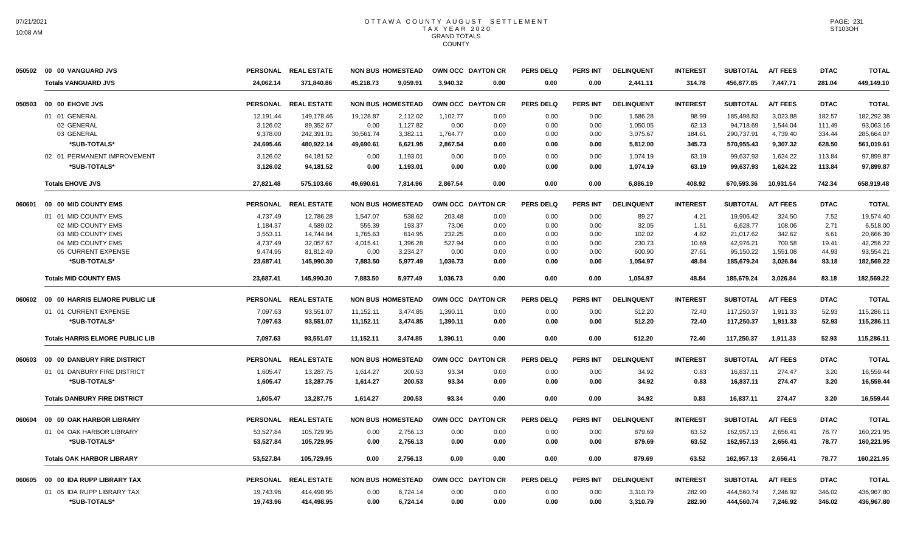# OTTAWA COUNTY AUGUST SETTLEMENT
## TAX YEAR 2020
## GRAND TOTALS
## COUNTY

07/21/2021
10:08 AM

PAGE: 231
ST103OH

| | | PERSONAL | REAL ESTATE | NON BUS | HOMESTEAD | OWN OCC | DAYTON CR | PERS DELQ | PERS INT | DELINQUENT | INTEREST | SUBTOTAL | A/T FEES | DTAC | TOTAL |
|---|---|---|---|---|---|---|---|---|---|---|---|---|---|---|---|
| 050502 | 00 00 VANGUARD JVS | PERSONAL | REAL ESTATE | NON BUS | HOMESTEAD | OWN OCC | DAYTON CR | PERS DELQ | PERS INT | DELINQUENT | INTEREST | SUBTOTAL | A/T FEES | DTAC | TOTAL |
| | **Totals VANGUARD JVS** | 24,062.14 | 371,840.86 | 45,218.73 | 9,059.91 | 3,940.32 | 0.00 | 0.00 | 0.00 | 2,441.11 | 314.78 | 456,877.85 | 7,447.71 | 281.04 | 449,149.10 |
| 050503 | 00 00 EHOVE JVS | PERSONAL | REAL ESTATE | NON BUS | HOMESTEAD | OWN OCC | DAYTON CR | PERS DELQ | PERS INT | DELINQUENT | INTEREST | SUBTOTAL | A/T FEES | DTAC | TOTAL |
| | 01 01 GENERAL | 12,191.44 | 149,178.46 | 19,128.87 | 2,112.02 | 1,102.77 | 0.00 | 0.00 | 0.00 | 1,686.28 | 98.99 | 185,498.83 | 3,023.88 | 182.57 | 182,292.38 |
| | 02 GENERAL | 3,126.02 | 89,352.67 | 0.00 | 1,127.82 | 0.00 | 0.00 | 0.00 | 0.00 | 1,050.05 | 62.13 | 94,718.69 | 1,544.04 | 111.49 | 93,063.16 |
| | 03 GENERAL | 9,378.00 | 242,391.01 | 30,561.74 | 3,382.11 | 1,764.77 | 0.00 | 0.00 | 0.00 | 3,075.67 | 184.61 | 290,737.91 | 4,739.40 | 334.44 | 285,664.07 |
| | *SUB-TOTALS* | 24,695.46 | 480,922.14 | 49,690.61 | 6,621.95 | 2,867.54 | 0.00 | 0.00 | 0.00 | 5,812.00 | 345.73 | 570,955.43 | 9,307.32 | 628.50 | 561,019.61 |
| | 02 01 PERMANENT IMPROVEMENT | 3,126.02 | 94,181.52 | 0.00 | 1,193.01 | 0.00 | 0.00 | 0.00 | 0.00 | 1,074.19 | 63.19 | 99,637.93 | 1,624.22 | 113.84 | 97,899.87 |
| | *SUB-TOTALS* | 3,126.02 | 94,181.52 | 0.00 | 1,193.01 | 0.00 | 0.00 | 0.00 | 0.00 | 1,074.19 | 63.19 | 99,637.93 | 1,624.22 | 113.84 | 97,899.87 |
| | **Totals EHOVE JVS** | 27,821.48 | 575,103.66 | 49,690.61 | 7,814.96 | 2,867.54 | 0.00 | 0.00 | 0.00 | 6,886.19 | 408.92 | 670,593.36 | 10,931.54 | 742.34 | 658,919.48 |
| 060601 | 00 00 MID COUNTY EMS | PERSONAL | REAL ESTATE | NON BUS | HOMESTEAD | OWN OCC | DAYTON CR | PERS DELQ | PERS INT | DELINQUENT | INTEREST | SUBTOTAL | A/T FEES | DTAC | TOTAL |
| | 01 01 MID COUNTY EMS | 4,737.49 | 12,786.28 | 1,547.07 | 538.62 | 203.48 | 0.00 | 0.00 | 0.00 | 89.27 | 4.21 | 19,906.42 | 324.50 | 7.52 | 19,574.40 |
| | 02 MID COUNTY EMS | 1,184.37 | 4,589.02 | 555.39 | 193.37 | 73.06 | 0.00 | 0.00 | 0.00 | 32.05 | 1.51 | 6,628.77 | 108.06 | 2.71 | 6,518.00 |
| | 03 MID COUNTY EMS | 3,553.11 | 14,744.84 | 1,765.63 | 614.95 | 232.25 | 0.00 | 0.00 | 0.00 | 102.02 | 4.82 | 21,017.62 | 342.62 | 8.61 | 20,666.39 |
| | 04 MID COUNTY EMS | 4,737.49 | 32,057.67 | 4,015.41 | 1,396.28 | 527.94 | 0.00 | 0.00 | 0.00 | 230.73 | 10.69 | 42,976.21 | 700.58 | 19.41 | 42,256.22 |
| | 05 CURRENT EXPENSE | 9,474.95 | 81,812.49 | 0.00 | 3,234.27 | 0.00 | 0.00 | 0.00 | 0.00 | 600.90 | 27.61 | 95,150.22 | 1,551.08 | 44.93 | 93,554.21 |
| | *SUB-TOTALS* | 23,687.41 | 145,990.30 | 7,883.50 | 5,977.49 | 1,036.73 | 0.00 | 0.00 | 0.00 | 1,054.97 | 48.84 | 185,679.24 | 3,026.84 | 83.18 | 182,569.22 |
| | **Totals MID COUNTY EMS** | 23,687.41 | 145,990.30 | 7,883.50 | 5,977.49 | 1,036.73 | 0.00 | 0.00 | 0.00 | 1,054.97 | 48.84 | 185,679.24 | 3,026.84 | 83.18 | 182,569.22 |
| 060602 | 00 00 HARRIS ELMORE PUBLIC LIE | PERSONAL | REAL ESTATE | NON BUS | HOMESTEAD | OWN OCC | DAYTON CR | PERS DELQ | PERS INT | DELINQUENT | INTEREST | SUBTOTAL | A/T FEES | DTAC | TOTAL |
| | 01 01 CURRENT EXPENSE | 7,097.63 | 93,551.07 | 11,152.11 | 3,474.85 | 1,390.11 | 0.00 | 0.00 | 0.00 | 512.20 | 72.40 | 117,250.37 | 1,911.33 | 52.93 | 115,286.11 |
| | *SUB-TOTALS* | 7,097.63 | 93,551.07 | 11,152.11 | 3,474.85 | 1,390.11 | 0.00 | 0.00 | 0.00 | 512.20 | 72.40 | 117,250.37 | 1,911.33 | 52.93 | 115,286.11 |
| | **Totals HARRIS ELMORE PUBLIC LIB** | 7,097.63 | 93,551.07 | 11,152.11 | 3,474.85 | 1,390.11 | 0.00 | 0.00 | 0.00 | 512.20 | 72.40 | 117,250.37 | 1,911.33 | 52.93 | 115,286.11 |
| 060603 | 00 00 DANBURY FIRE DISTRICT | PERSONAL | REAL ESTATE | NON BUS | HOMESTEAD | OWN OCC | DAYTON CR | PERS DELQ | PERS INT | DELINQUENT | INTEREST | SUBTOTAL | A/T FEES | DTAC | TOTAL |
| | 01 01 DANBURY FIRE DISTRICT | 1,605.47 | 13,287.75 | 1,614.27 | 200.53 | 93.34 | 0.00 | 0.00 | 0.00 | 34.92 | 0.83 | 16,837.11 | 274.47 | 3.20 | 16,559.44 |
| | *SUB-TOTALS* | 1,605.47 | 13,287.75 | 1,614.27 | 200.53 | 93.34 | 0.00 | 0.00 | 0.00 | 34.92 | 0.83 | 16,837.11 | 274.47 | 3.20 | 16,559.44 |
| | **Totals DANBURY FIRE DISTRICT** | 1,605.47 | 13,287.75 | 1,614.27 | 200.53 | 93.34 | 0.00 | 0.00 | 0.00 | 34.92 | 0.83 | 16,837.11 | 274.47 | 3.20 | 16,559.44 |
| 060604 | 00 00 OAK HARBOR LIBRARY | PERSONAL | REAL ESTATE | NON BUS | HOMESTEAD | OWN OCC | DAYTON CR | PERS DELQ | PERS INT | DELINQUENT | INTEREST | SUBTOTAL | A/T FEES | DTAC | TOTAL |
| | 01 04 OAK HARBOR LIBRARY | 53,527.84 | 105,729.95 | 0.00 | 2,756.13 | 0.00 | 0.00 | 0.00 | 0.00 | 879.69 | 63.52 | 162,957.13 | 2,656.41 | 78.77 | 160,221.95 |
| | *SUB-TOTALS* | 53,527.84 | 105,729.95 | 0.00 | 2,756.13 | 0.00 | 0.00 | 0.00 | 0.00 | 879.69 | 63.52 | 162,957.13 | 2,656.41 | 78.77 | 160,221.95 |
| | **Totals OAK HARBOR LIBRARY** | 53,527.84 | 105,729.95 | 0.00 | 2,756.13 | 0.00 | 0.00 | 0.00 | 0.00 | 879.69 | 63.52 | 162,957.13 | 2,656.41 | 78.77 | 160,221.95 |
| 060605 | 00 00 IDA RUPP LIBRARY TAX | PERSONAL | REAL ESTATE | NON BUS | HOMESTEAD | OWN OCC | DAYTON CR | PERS DELQ | PERS INT | DELINQUENT | INTEREST | SUBTOTAL | A/T FEES | DTAC | TOTAL |
| | 01 05 IDA RUPP LIBRARY TAX | 19,743.96 | 414,498.95 | 0.00 | 6,724.14 | 0.00 | 0.00 | 0.00 | 0.00 | 3,310.79 | 282.90 | 444,560.74 | 7,246.92 | 346.02 | 436,967.80 |
| | *SUB-TOTALS* | 19,743.96 | 414,498.95 | 0.00 | 6,724.14 | 0.00 | 0.00 | 0.00 | 0.00 | 3,310.79 | 282.90 | 444,560.74 | 7,246.92 | 346.02 | 436,967.80 |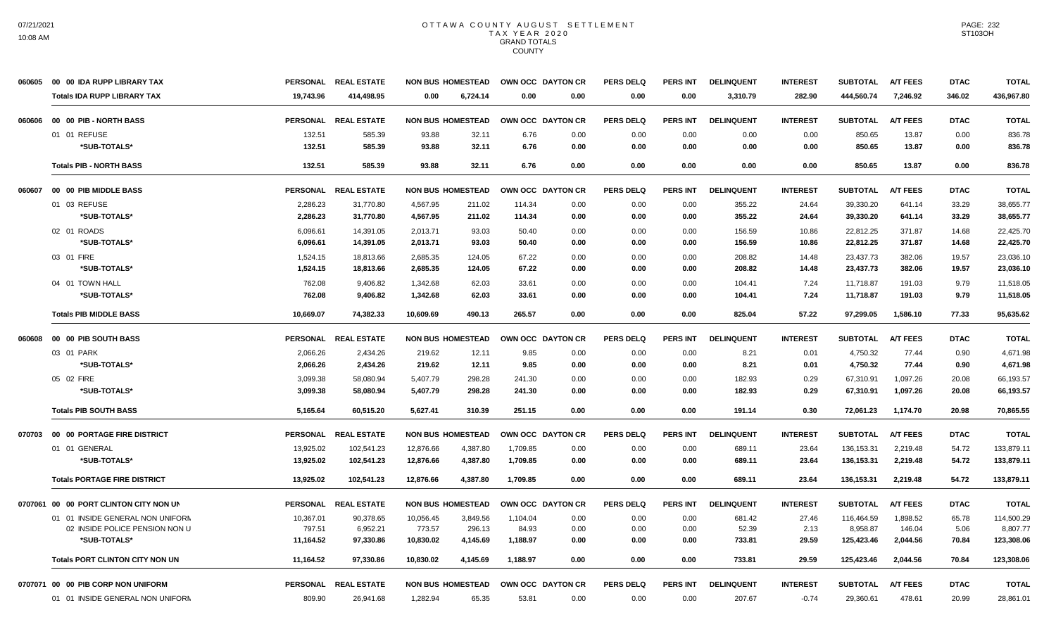# OTTAWA COUNTY AUGUST SETTLEMENT
## TAX YEAR 2020
## GRAND TOTALS
## COUNTY

| | | PERSONAL | REAL ESTATE | NON BUS | HOMESTEAD | OWN OCC | DAYTON CR | PERS DELQ | PERS INT | DELINQUENT | INTEREST | SUBTOTAL | A/T FEES | DTAC | TOTAL |
|---|---|---|---|---|---|---|---|---|---|---|---|---|---|---|---|
| 060605 | 00 00 IDA RUPP LIBRARY TAX | PERSONAL | REAL ESTATE | NON BUS | HOMESTEAD | OWN OCC | DAYTON CR | PERS DELQ | PERS INT | DELINQUENT | INTEREST | SUBTOTAL | A/T FEES | DTAC | TOTAL |
| | **Totals IDA RUPP LIBRARY TAX** | **19,743.96** | **414,498.95** | **0.00** | **6,724.14** | **0.00** | **0.00** | **0.00** | **0.00** | **3,310.79** | **282.90** | **444,560.74** | **7,246.92** | **346.02** | **436,967.80** |
| 060606 | 00 00 PIB - NORTH BASS | PERSONAL | REAL ESTATE | NON BUS | HOMESTEAD | OWN OCC | DAYTON CR | PERS DELQ | PERS INT | DELINQUENT | INTEREST | SUBTOTAL | A/T FEES | DTAC | TOTAL |
| | 01 01 REFUSE | 132.51 | 585.39 | 93.88 | 32.11 | 6.76 | 0.00 | 0.00 | 0.00 | 0.00 | 0.00 | 850.65 | 13.87 | 0.00 | 836.78 |
| | **\*SUB-TOTALS\*** | **132.51** | **585.39** | **93.88** | **32.11** | **6.76** | **0.00** | **0.00** | **0.00** | **0.00** | **0.00** | **850.65** | **13.87** | **0.00** | **836.78** |
| | **Totals PIB - NORTH BASS** | **132.51** | **585.39** | **93.88** | **32.11** | **6.76** | **0.00** | **0.00** | **0.00** | **0.00** | **0.00** | **850.65** | **13.87** | **0.00** | **836.78** |
| 060607 | 00 00 PIB MIDDLE BASS | PERSONAL | REAL ESTATE | NON BUS | HOMESTEAD | OWN OCC | DAYTON CR | PERS DELQ | PERS INT | DELINQUENT | INTEREST | SUBTOTAL | A/T FEES | DTAC | TOTAL |
| | 01 03 REFUSE | 2,286.23 | 31,770.80 | 4,567.95 | 211.02 | 114.34 | 0.00 | 0.00 | 0.00 | 355.22 | 24.64 | 39,330.20 | 641.14 | 33.29 | 38,655.77 |
| | **\*SUB-TOTALS\*** | **2,286.23** | **31,770.80** | **4,567.95** | **211.02** | **114.34** | **0.00** | **0.00** | **0.00** | **355.22** | **24.64** | **39,330.20** | **641.14** | **33.29** | **38,655.77** |
| | 02 01 ROADS | 6,096.61 | 14,391.05 | 2,013.71 | 93.03 | 50.40 | 0.00 | 0.00 | 0.00 | 156.59 | 10.86 | 22,812.25 | 371.87 | 14.68 | 22,425.70 |
| | **\*SUB-TOTALS\*** | **6,096.61** | **14,391.05** | **2,013.71** | **93.03** | **50.40** | **0.00** | **0.00** | **0.00** | **156.59** | **10.86** | **22,812.25** | **371.87** | **14.68** | **22,425.70** |
| | 03 01 FIRE | 1,524.15 | 18,813.66 | 2,685.35 | 124.05 | 67.22 | 0.00 | 0.00 | 0.00 | 208.82 | 14.48 | 23,437.73 | 382.06 | 19.57 | 23,036.10 |
| | **\*SUB-TOTALS\*** | **1,524.15** | **18,813.66** | **2,685.35** | **124.05** | **67.22** | **0.00** | **0.00** | **0.00** | **208.82** | **14.48** | **23,437.73** | **382.06** | **19.57** | **23,036.10** |
| | 04 01 TOWN HALL | 762.08 | 9,406.82 | 1,342.68 | 62.03 | 33.61 | 0.00 | 0.00 | 0.00 | 104.41 | 7.24 | 11,718.87 | 191.03 | 9.79 | 11,518.05 |
| | **\*SUB-TOTALS\*** | **762.08** | **9,406.82** | **1,342.68** | **62.03** | **33.61** | **0.00** | **0.00** | **0.00** | **104.41** | **7.24** | **11,718.87** | **191.03** | **9.79** | **11,518.05** |
| | **Totals PIB MIDDLE BASS** | **10,669.07** | **74,382.33** | **10,609.69** | **490.13** | **265.57** | **0.00** | **0.00** | **0.00** | **825.04** | **57.22** | **97,299.05** | **1,586.10** | **77.33** | **95,635.62** |
| 060608 | 00 00 PIB SOUTH BASS | PERSONAL | REAL ESTATE | NON BUS | HOMESTEAD | OWN OCC | DAYTON CR | PERS DELQ | PERS INT | DELINQUENT | INTEREST | SUBTOTAL | A/T FEES | DTAC | TOTAL |
| | 03 01 PARK | 2,066.26 | 2,434.26 | 219.62 | 12.11 | 9.85 | 0.00 | 0.00 | 0.00 | 8.21 | 0.01 | 4,750.32 | 77.44 | 0.90 | 4,671.98 |
| | **\*SUB-TOTALS\*** | **2,066.26** | **2,434.26** | **219.62** | **12.11** | **9.85** | **0.00** | **0.00** | **0.00** | **8.21** | **0.01** | **4,750.32** | **77.44** | **0.90** | **4,671.98** |
| | 05 02 FIRE | 3,099.38 | 58,080.94 | 5,407.79 | 298.28 | 241.30 | 0.00 | 0.00 | 0.00 | 182.93 | 0.29 | 67,310.91 | 1,097.26 | 20.08 | 66,193.57 |
| | **\*SUB-TOTALS\*** | **3,099.38** | **58,080.94** | **5,407.79** | **298.28** | **241.30** | **0.00** | **0.00** | **0.00** | **182.93** | **0.29** | **67,310.91** | **1,097.26** | **20.08** | **66,193.57** |
| | **Totals PIB SOUTH BASS** | **5,165.64** | **60,515.20** | **5,627.41** | **310.39** | **251.15** | **0.00** | **0.00** | **0.00** | **191.14** | **0.30** | **72,061.23** | **1,174.70** | **20.98** | **70,865.55** |
| 070703 | 00 00 PORTAGE FIRE DISTRICT | PERSONAL | REAL ESTATE | NON BUS | HOMESTEAD | OWN OCC | DAYTON CR | PERS DELQ | PERS INT | DELINQUENT | INTEREST | SUBTOTAL | A/T FEES | DTAC | TOTAL |
| | 01 01 GENERAL | 13,925.02 | 102,541.23 | 12,876.66 | 4,387.80 | 1,709.85 | 0.00 | 0.00 | 0.00 | 689.11 | 23.64 | 136,153.31 | 2,219.48 | 54.72 | 133,879.11 |
| | **\*SUB-TOTALS\*** | **13,925.02** | **102,541.23** | **12,876.66** | **4,387.80** | **1,709.85** | **0.00** | **0.00** | **0.00** | **689.11** | **23.64** | **136,153.31** | **2,219.48** | **54.72** | **133,879.11** |
| | **Totals PORTAGE FIRE DISTRICT** | **13,925.02** | **102,541.23** | **12,876.66** | **4,387.80** | **1,709.85** | **0.00** | **0.00** | **0.00** | **689.11** | **23.64** | **136,153.31** | **2,219.48** | **54.72** | **133,879.11** |
| 0707061 | 00 00 PORT CLINTON CITY NON UN | PERSONAL | REAL ESTATE | NON BUS | HOMESTEAD | OWN OCC | DAYTON CR | PERS DELQ | PERS INT | DELINQUENT | INTEREST | SUBTOTAL | A/T FEES | DTAC | TOTAL |
| | 01 01 INSIDE GENERAL NON UNIFORM | 10,367.01 | 90,378.65 | 10,056.45 | 3,849.56 | 1,104.04 | 0.00 | 0.00 | 0.00 | 681.42 | 27.46 | 116,464.59 | 1,898.52 | 65.78 | 114,500.29 |
| | 02 INSIDE POLICE PENSION NON U | 797.51 | 6,952.21 | 773.57 | 296.13 | 84.93 | 0.00 | 0.00 | 0.00 | 52.39 | 2.13 | 8,958.87 | 146.04 | 5.06 | 8,807.77 |
| | **\*SUB-TOTALS\*** | **11,164.52** | **97,330.86** | **10,830.02** | **4,145.69** | **1,188.97** | **0.00** | **0.00** | **0.00** | **733.81** | **29.59** | **125,423.46** | **2,044.56** | **70.84** | **123,308.06** |
| | **Totals PORT CLINTON CITY NON UN** | **11,164.52** | **97,330.86** | **10,830.02** | **4,145.69** | **1,188.97** | **0.00** | **0.00** | **0.00** | **733.81** | **29.59** | **125,423.46** | **2,044.56** | **70.84** | **123,308.06** |
| 0707071 | 00 00 PIB CORP NON UNIFORM | PERSONAL | REAL ESTATE | NON BUS | HOMESTEAD | OWN OCC | DAYTON CR | PERS DELQ | PERS INT | DELINQUENT | INTEREST | SUBTOTAL | A/T FEES | DTAC | TOTAL |
| | 01 01 INSIDE GENERAL NON UNIFORM | 809.90 | 26,941.68 | 1,282.94 | 65.35 | 53.81 | 0.00 | 0.00 | 0.00 | 207.67 | -0.74 | 29,360.61 | 478.61 | 20.99 | 28,861.01 |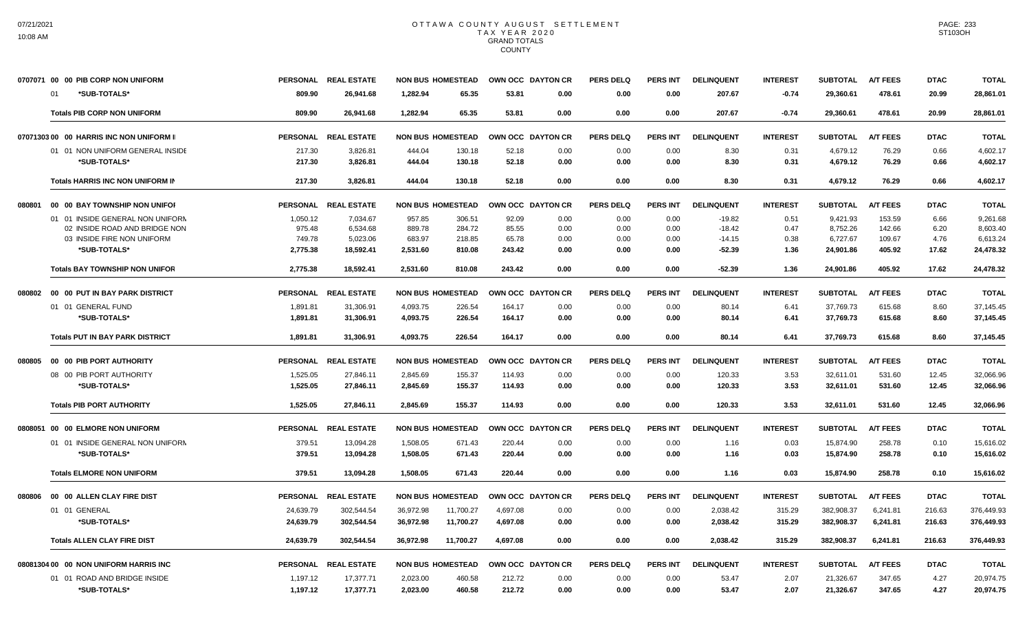# OTTAWA COUNTY AUGUST SETTLEMENT
## TAX YEAR 2020
## GRAND TOTALS
## COUNTY

| 0707071 00 00 PIB CORP NON UNIFORM | PERSONAL | REAL ESTATE | NON BUS | HOMESTEAD | OWN OCC | DAYTON CR | PERS DELQ | PERS INT | DELINQUENT | INTEREST | SUBTOTAL | A/T FEES | DTAC | TOTAL |
|---|---|---|---|---|---|---|---|---|---|---|---|---|---|---|
| 01 *SUB-TOTALS* | 809.90 | 26,941.68 | 1,282.94 | 65.35 | 53.81 | 0.00 | 0.00 | 0.00 | 207.67 | -0.74 | 29,360.61 | 478.61 | 20.99 | 28,861.01 |
| **Totals PIB CORP NON UNIFORM** | 809.90 | 26,941.68 | 1,282.94 | 65.35 | 53.81 | 0.00 | 0.00 | 0.00 | 207.67 | -0.74 | 29,360.61 | 478.61 | 20.99 | 28,861.01 |

| 07071303 00 00 HARRIS INC NON UNIFORM I | PERSONAL | REAL ESTATE | NON BUS | HOMESTEAD | OWN OCC | DAYTON CR | PERS DELQ | PERS INT | DELINQUENT | INTEREST | SUBTOTAL | A/T FEES | DTAC | TOTAL |
|---|---|---|---|---|---|---|---|---|---|---|---|---|---|---|
| 01 01 NON UNIFORM GENERAL INSIDE | 217.30 | 3,826.81 | 444.04 | 130.18 | 52.18 | 0.00 | 0.00 | 0.00 | 8.30 | 0.31 | 4,679.12 | 76.29 | 0.66 | 4,602.17 |
| *SUB-TOTALS* | 217.30 | 3,826.81 | 444.04 | 130.18 | 52.18 | 0.00 | 0.00 | 0.00 | 8.30 | 0.31 | 4,679.12 | 76.29 | 0.66 | 4,602.17 |
| **Totals HARRIS INC NON UNIFORM IN** | 217.30 | 3,826.81 | 444.04 | 130.18 | 52.18 | 0.00 | 0.00 | 0.00 | 8.30 | 0.31 | 4,679.12 | 76.29 | 0.66 | 4,602.17 |

| 080801 00 00 BAY TOWNSHIP NON UNIFOI | PERSONAL | REAL ESTATE | NON BUS | HOMESTEAD | OWN OCC | DAYTON CR | PERS DELQ | PERS INT | DELINQUENT | INTEREST | SUBTOTAL | A/T FEES | DTAC | TOTAL |
|---|---|---|---|---|---|---|---|---|---|---|---|---|---|---|
| 01 01 INSIDE GENERAL NON UNIFORM | 1,050.12 | 7,034.67 | 957.85 | 306.51 | 92.09 | 0.00 | 0.00 | 0.00 | -19.82 | 0.51 | 9,421.93 | 153.59 | 6.66 | 9,261.68 |
| 02 INSIDE ROAD AND BRIDGE NON | 975.48 | 6,534.68 | 889.78 | 284.72 | 85.55 | 0.00 | 0.00 | 0.00 | -18.42 | 0.47 | 8,752.26 | 142.66 | 6.20 | 8,603.40 |
| 03 INSIDE FIRE NON UNIFORM | 749.78 | 5,023.06 | 683.97 | 218.85 | 65.78 | 0.00 | 0.00 | 0.00 | -14.15 | 0.38 | 6,727.67 | 109.67 | 4.76 | 6,613.24 |
| *SUB-TOTALS* | 2,775.38 | 18,592.41 | 2,531.60 | 810.08 | 243.42 | 0.00 | 0.00 | 0.00 | -52.39 | 1.36 | 24,901.86 | 405.92 | 17.62 | 24,478.32 |
| **Totals BAY TOWNSHIP NON UNIFOR** | 2,775.38 | 18,592.41 | 2,531.60 | 810.08 | 243.42 | 0.00 | 0.00 | 0.00 | -52.39 | 1.36 | 24,901.86 | 405.92 | 17.62 | 24,478.32 |

| 080802 00 00 PUT IN BAY PARK DISTRICT | PERSONAL | REAL ESTATE | NON BUS | HOMESTEAD | OWN OCC | DAYTON CR | PERS DELQ | PERS INT | DELINQUENT | INTEREST | SUBTOTAL | A/T FEES | DTAC | TOTAL |
|---|---|---|---|---|---|---|---|---|---|---|---|---|---|---|
| 01 01 GENERAL FUND | 1,891.81 | 31,306.91 | 4,093.75 | 226.54 | 164.17 | 0.00 | 0.00 | 0.00 | 80.14 | 6.41 | 37,769.73 | 615.68 | 8.60 | 37,145.45 |
| *SUB-TOTALS* | 1,891.81 | 31,306.91 | 4,093.75 | 226.54 | 164.17 | 0.00 | 0.00 | 0.00 | 80.14 | 6.41 | 37,769.73 | 615.68 | 8.60 | 37,145.45 |
| **Totals PUT IN BAY PARK DISTRICT** | 1,891.81 | 31,306.91 | 4,093.75 | 226.54 | 164.17 | 0.00 | 0.00 | 0.00 | 80.14 | 6.41 | 37,769.73 | 615.68 | 8.60 | 37,145.45 |

| 080805 00 00 PIB PORT AUTHORITY | PERSONAL | REAL ESTATE | NON BUS | HOMESTEAD | OWN OCC | DAYTON CR | PERS DELQ | PERS INT | DELINQUENT | INTEREST | SUBTOTAL | A/T FEES | DTAC | TOTAL |
|---|---|---|---|---|---|---|---|---|---|---|---|---|---|---|
| 08 00 PIB PORT AUTHORITY | 1,525.05 | 27,846.11 | 2,845.69 | 155.37 | 114.93 | 0.00 | 0.00 | 0.00 | 120.33 | 3.53 | 32,611.01 | 531.60 | 12.45 | 32,066.96 |
| *SUB-TOTALS* | 1,525.05 | 27,846.11 | 2,845.69 | 155.37 | 114.93 | 0.00 | 0.00 | 0.00 | 120.33 | 3.53 | 32,611.01 | 531.60 | 12.45 | 32,066.96 |
| **Totals PIB PORT AUTHORITY** | 1,525.05 | 27,846.11 | 2,845.69 | 155.37 | 114.93 | 0.00 | 0.00 | 0.00 | 120.33 | 3.53 | 32,611.01 | 531.60 | 12.45 | 32,066.96 |

| 0808051 00 00 ELMORE NON UNIFORM | PERSONAL | REAL ESTATE | NON BUS | HOMESTEAD | OWN OCC | DAYTON CR | PERS DELQ | PERS INT | DELINQUENT | INTEREST | SUBTOTAL | A/T FEES | DTAC | TOTAL |
|---|---|---|---|---|---|---|---|---|---|---|---|---|---|---|
| 01 01 INSIDE GENERAL NON UNIFORM | 379.51 | 13,094.28 | 1,508.05 | 671.43 | 220.44 | 0.00 | 0.00 | 0.00 | 1.16 | 0.03 | 15,874.90 | 258.78 | 0.10 | 15,616.02 |
| *SUB-TOTALS* | 379.51 | 13,094.28 | 1,508.05 | 671.43 | 220.44 | 0.00 | 0.00 | 0.00 | 1.16 | 0.03 | 15,874.90 | 258.78 | 0.10 | 15,616.02 |
| **Totals ELMORE NON UNIFORM** | 379.51 | 13,094.28 | 1,508.05 | 671.43 | 220.44 | 0.00 | 0.00 | 0.00 | 1.16 | 0.03 | 15,874.90 | 258.78 | 0.10 | 15,616.02 |

| 080806 00 00 ALLEN CLAY FIRE DIST | PERSONAL | REAL ESTATE | NON BUS | HOMESTEAD | OWN OCC | DAYTON CR | PERS DELQ | PERS INT | DELINQUENT | INTEREST | SUBTOTAL | A/T FEES | DTAC | TOTAL |
|---|---|---|---|---|---|---|---|---|---|---|---|---|---|---|
| 01 01 GENERAL | 24,639.79 | 302,544.54 | 36,972.98 | 11,700.27 | 4,697.08 | 0.00 | 0.00 | 0.00 | 2,038.42 | 315.29 | 382,908.37 | 6,241.81 | 216.63 | 376,449.93 |
| *SUB-TOTALS* | 24,639.79 | 302,544.54 | 36,972.98 | 11,700.27 | 4,697.08 | 0.00 | 0.00 | 0.00 | 2,038.42 | 315.29 | 382,908.37 | 6,241.81 | 216.63 | 376,449.93 |
| **Totals ALLEN CLAY FIRE DIST** | 24,639.79 | 302,544.54 | 36,972.98 | 11,700.27 | 4,697.08 | 0.00 | 0.00 | 0.00 | 2,038.42 | 315.29 | 382,908.37 | 6,241.81 | 216.63 | 376,449.93 |

| 08081304 00 00 NON UNIFORM HARRIS INC | PERSONAL | REAL ESTATE | NON BUS | HOMESTEAD | OWN OCC | DAYTON CR | PERS DELQ | PERS INT | DELINQUENT | INTEREST | SUBTOTAL | A/T FEES | DTAC | TOTAL |
|---|---|---|---|---|---|---|---|---|---|---|---|---|---|---|
| 01 01 ROAD AND BRIDGE INSIDE | 1,197.12 | 17,377.71 | 2,023.00 | 460.58 | 212.72 | 0.00 | 0.00 | 0.00 | 53.47 | 2.07 | 21,326.67 | 347.65 | 4.27 | 20,974.75 |
| *SUB-TOTALS* | 1,197.12 | 17,377.71 | 2,023.00 | 460.58 | 212.72 | 0.00 | 0.00 | 0.00 | 53.47 | 2.07 | 21,326.67 | 347.65 | 4.27 | 20,974.75 |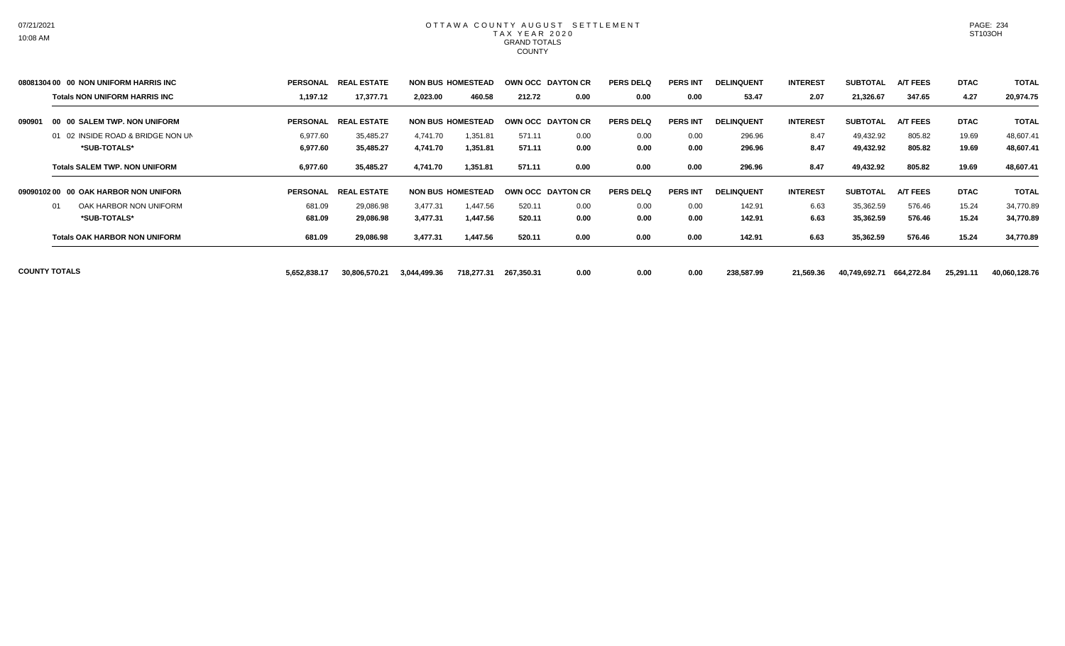OTTAWA COUNTY AUGUST SETTLEMENT
TAX YEAR 2020
GRAND TOTALS
COUNTY

| | PERSONAL | REAL ESTATE | NON BUS | HOMESTEAD | OWN OCC | DAYTON CR | PERS DELQ | PERS INT | DELINQUENT | INTEREST | SUBTOTAL | A/T FEES | DTAC | TOTAL |
|---|---|---|---|---|---|---|---|---|---|---|---|---|---|---|
| **08081304 00 00 NON UNIFORM HARRIS INC** | | | | | | | | | | | | | | |
| **Totals NON UNIFORM HARRIS INC** | **1,197.12** | **17,377.71** | **2,023.00** | **460.58** | **212.72** | **0.00** | **0.00** | **0.00** | **53.47** | **2.07** | **21,326.67** | **347.65** | **4.27** | **20,974.75** |
| **090901 00 00 SALEM TWP. NON UNIFORM** | **PERSONAL** | **REAL ESTATE** | **NON BUS** | **HOMESTEAD** | **OWN OCC** | **DAYTON CR** | **PERS DELQ** | **PERS INT** | **DELINQUENT** | **INTEREST** | **SUBTOTAL** | **A/T FEES** | **DTAC** | **TOTAL** |
| 01 02 INSIDE ROAD & BRIDGE NON UN | 6,977.60 | 35,485.27 | 4,741.70 | 1,351.81 | 571.11 | 0.00 | 0.00 | 0.00 | 296.96 | 8.47 | 49,432.92 | 805.82 | 19.69 | 48,607.41 |
| ***SUB-TOTALS*** | **6,977.60** | **35,485.27** | **4,741.70** | **1,351.81** | **571.11** | **0.00** | **0.00** | **0.00** | **296.96** | **8.47** | **49,432.92** | **805.82** | **19.69** | **48,607.41** |
| **Totals SALEM TWP. NON UNIFORM** | **6,977.60** | **35,485.27** | **4,741.70** | **1,351.81** | **571.11** | **0.00** | **0.00** | **0.00** | **296.96** | **8.47** | **49,432.92** | **805.82** | **19.69** | **48,607.41** |
| **09090102 00 00 OAK HARBOR NON UNIFORM** | **PERSONAL** | **REAL ESTATE** | **NON BUS** | **HOMESTEAD** | **OWN OCC** | **DAYTON CR** | **PERS DELQ** | **PERS INT** | **DELINQUENT** | **INTEREST** | **SUBTOTAL** | **A/T FEES** | **DTAC** | **TOTAL** |
| 01 OAK HARBOR NON UNIFORM | 681.09 | 29,086.98 | 3,477.31 | 1,447.56 | 520.11 | 0.00 | 0.00 | 0.00 | 142.91 | 6.63 | 35,362.59 | 576.46 | 15.24 | 34,770.89 |
| ***SUB-TOTALS*** | **681.09** | **29,086.98** | **3,477.31** | **1,447.56** | **520.11** | **0.00** | **0.00** | **0.00** | **142.91** | **6.63** | **35,362.59** | **576.46** | **15.24** | **34,770.89** |
| **Totals OAK HARBOR NON UNIFORM** | **681.09** | **29,086.98** | **3,477.31** | **1,447.56** | **520.11** | **0.00** | **0.00** | **0.00** | **142.91** | **6.63** | **35,362.59** | **576.46** | **15.24** | **34,770.89** |
| **COUNTY TOTALS** | **5,652,838.17** | **30,806,570.21** | **3,044,499.36** | **718,277.31** | **267,350.31** | **0.00** | **0.00** | **0.00** | **238,587.99** | **21,569.36** | **40,749,692.71** | **664,272.84** | **25,291.11** | **40,060,128.76** |